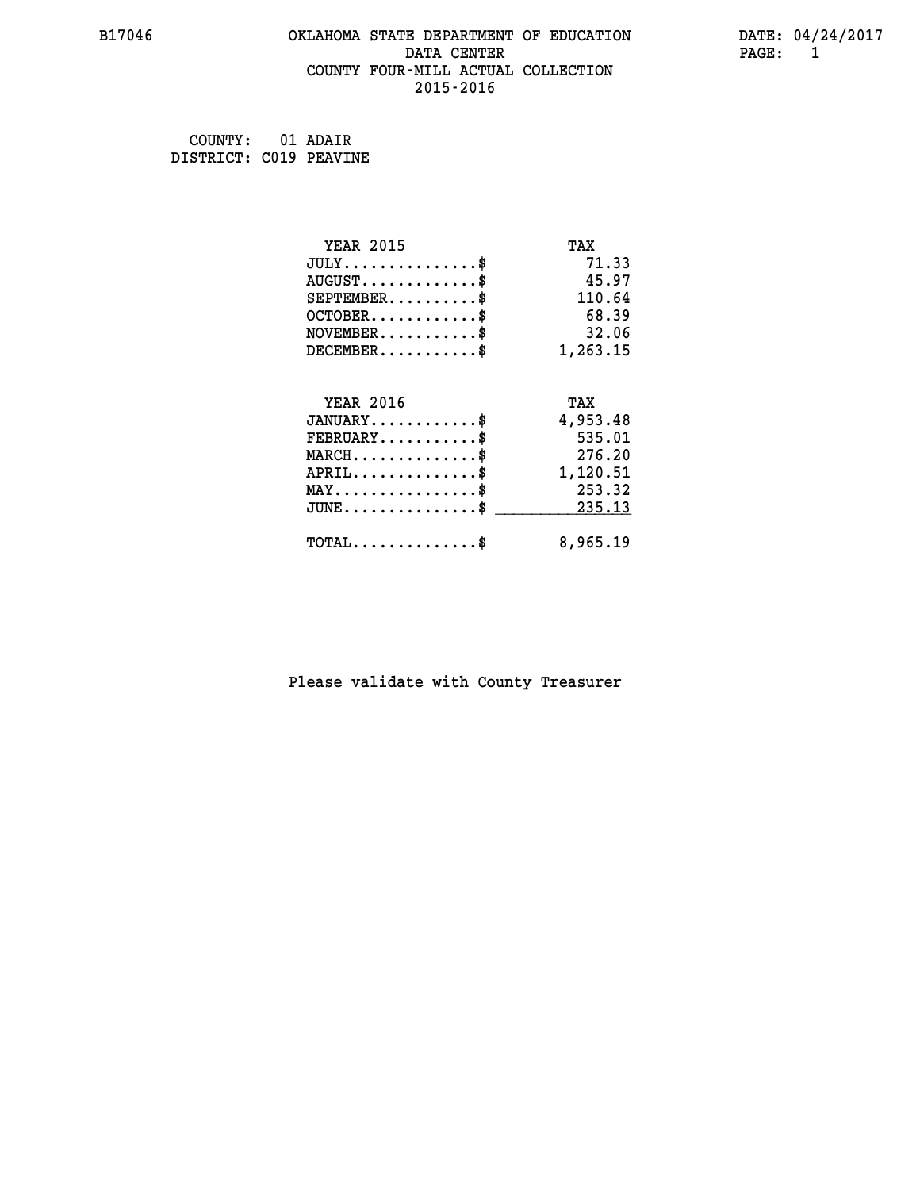B17046 OKLAHOMA STATE DEPARTMENT OF EDUCATION DATE: 04/24/2017
DATA CENTER PAGE: 1
COUNTY FOUR-MILL ACTUAL COLLECTION
2015-2016

COUNTY: 01 ADAIR
DISTRICT: C019 PEAVINE

| YEAR 2015 | TAX |
|---|---|
| JULY..............$ | 71.33 |
| AUGUST............$ | 45.97 |
| SEPTEMBER.........$ | 110.64 |
| OCTOBER...........$ | 68.39 |
| NOVEMBER..........$ | 32.06 |
| DECEMBER..........$ | 1,263.15 |

| YEAR 2016 | TAX |
|---|---|
| JANUARY...........$ | 4,953.48 |
| FEBRUARY..........$ | 535.01 |
| MARCH.............$ | 276.20 |
| APRIL.............$ | 1,120.51 |
| MAY...............$ | 253.32 |
| JUNE..............$ | 235.13 |
| TOTAL.............$ | 8,965.19 |

Please validate with County Treasurer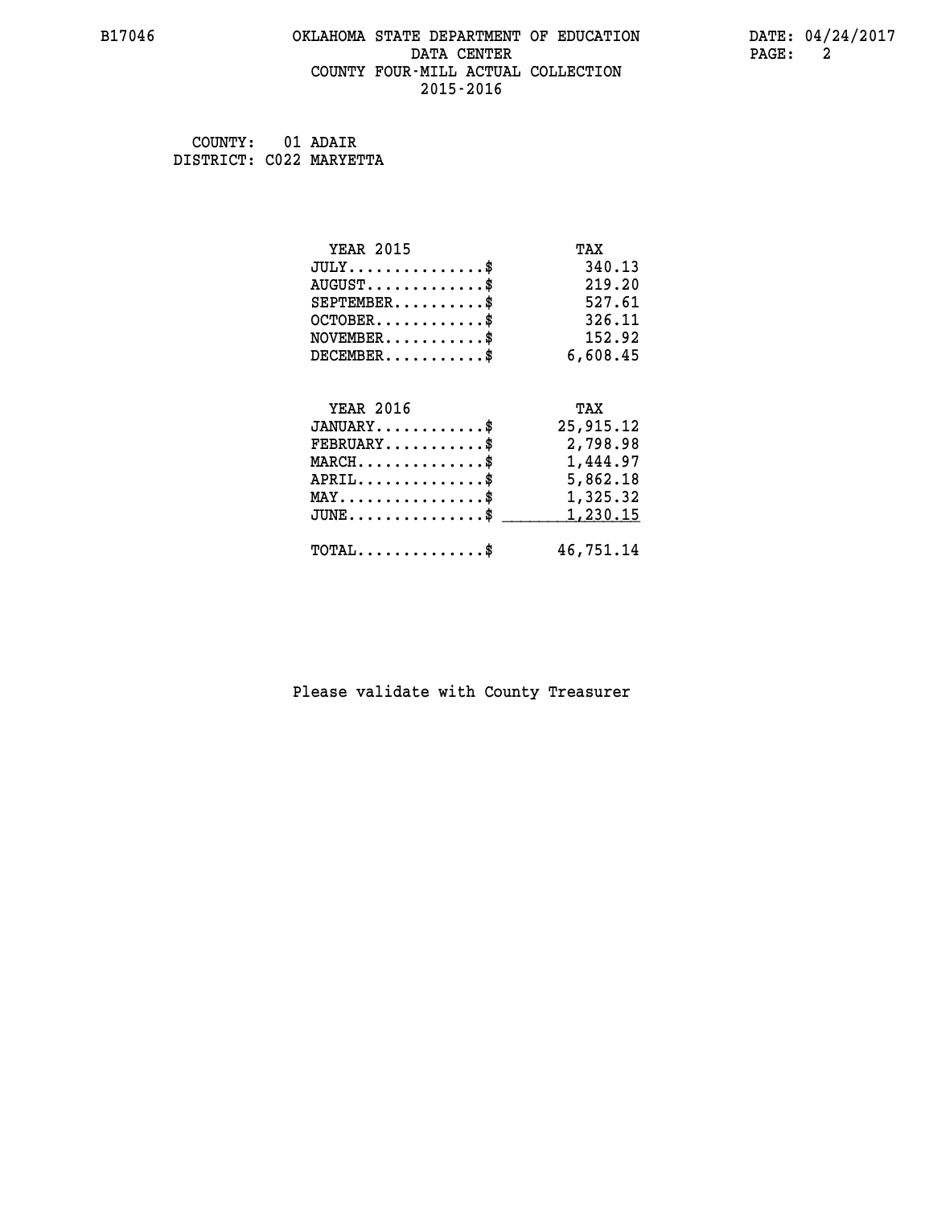B17046 OKLAHOMA STATE DEPARTMENT OF EDUCATION DATE: 04/24/2017

DATA CENTER

COUNTY FOUR-MILL ACTUAL COLLECTION

2015-2016

COUNTY: 01 ADAIR
DISTRICT: C022 MARYETTA

| YEAR 2015 | TAX |
| --- | --- |
| JULY..............$ | 340.13 |
| AUGUST............$ | 219.20 |
| SEPTEMBER.........$ | 527.61 |
| OCTOBER...........$ | 326.11 |
| NOVEMBER..........$ | 152.92 |
| DECEMBER..........$ | 6,608.45 |

| YEAR 2016 | TAX |
| --- | --- |
| JANUARY...........$ | 25,915.12 |
| FEBRUARY..........$ | 2,798.98 |
| MARCH.............$ | 1,444.97 |
| APRIL.............$ | 5,862.18 |
| MAY...............$ | 1,325.32 |
| JUNE..............$ | 1,230.15 |
| TOTAL.............$ | 46,751.14 |

Please validate with County Treasurer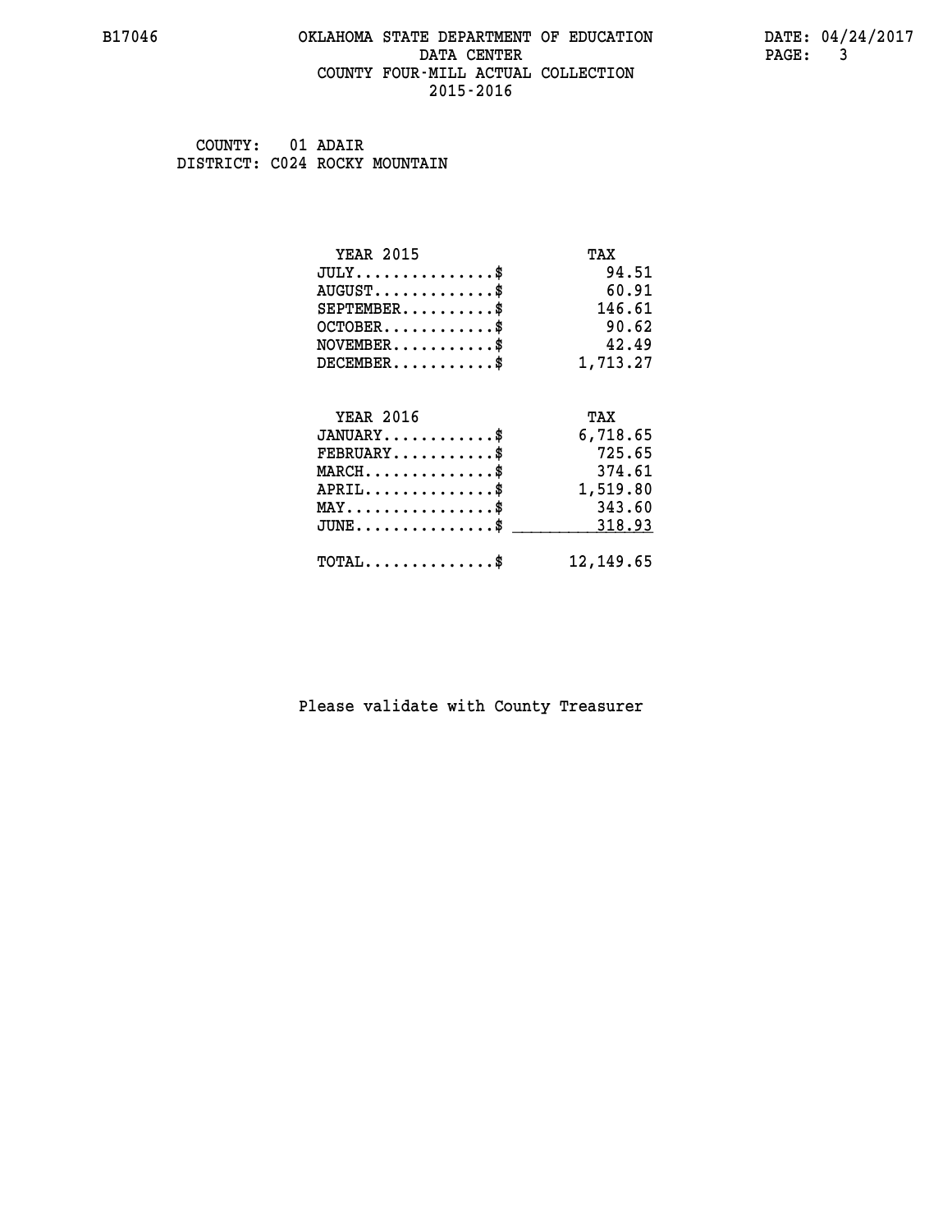B17046 OKLAHOMA STATE DEPARTMENT OF EDUCATION DATE: 04/24/2017

DATA CENTER

COUNTY FOUR-MILL ACTUAL COLLECTION

2015-2016

COUNTY: 01 ADAIR
DISTRICT: C024 ROCKY MOUNTAIN

| YEAR 2015 | TAX |
|---|---|
| JULY...............$ | 94.51 |
| AUGUST.............$ | 60.91 |
| SEPTEMBER..........$ | 146.61 |
| OCTOBER............$ | 90.62 |
| NOVEMBER...........$ | 42.49 |
| DECEMBER...........$ | 1,713.27 |

| YEAR 2016 | TAX |
|---|---|
| JANUARY............$ | 6,718.65 |
| FEBRUARY...........$ | 725.65 |
| MARCH..............$ | 374.61 |
| APRIL..............$ | 1,519.80 |
| MAY................$ | 343.60 |
| JUNE...............$ | 318.93 |
| TOTAL..............$ | 12,149.65 |

Please validate with County Treasurer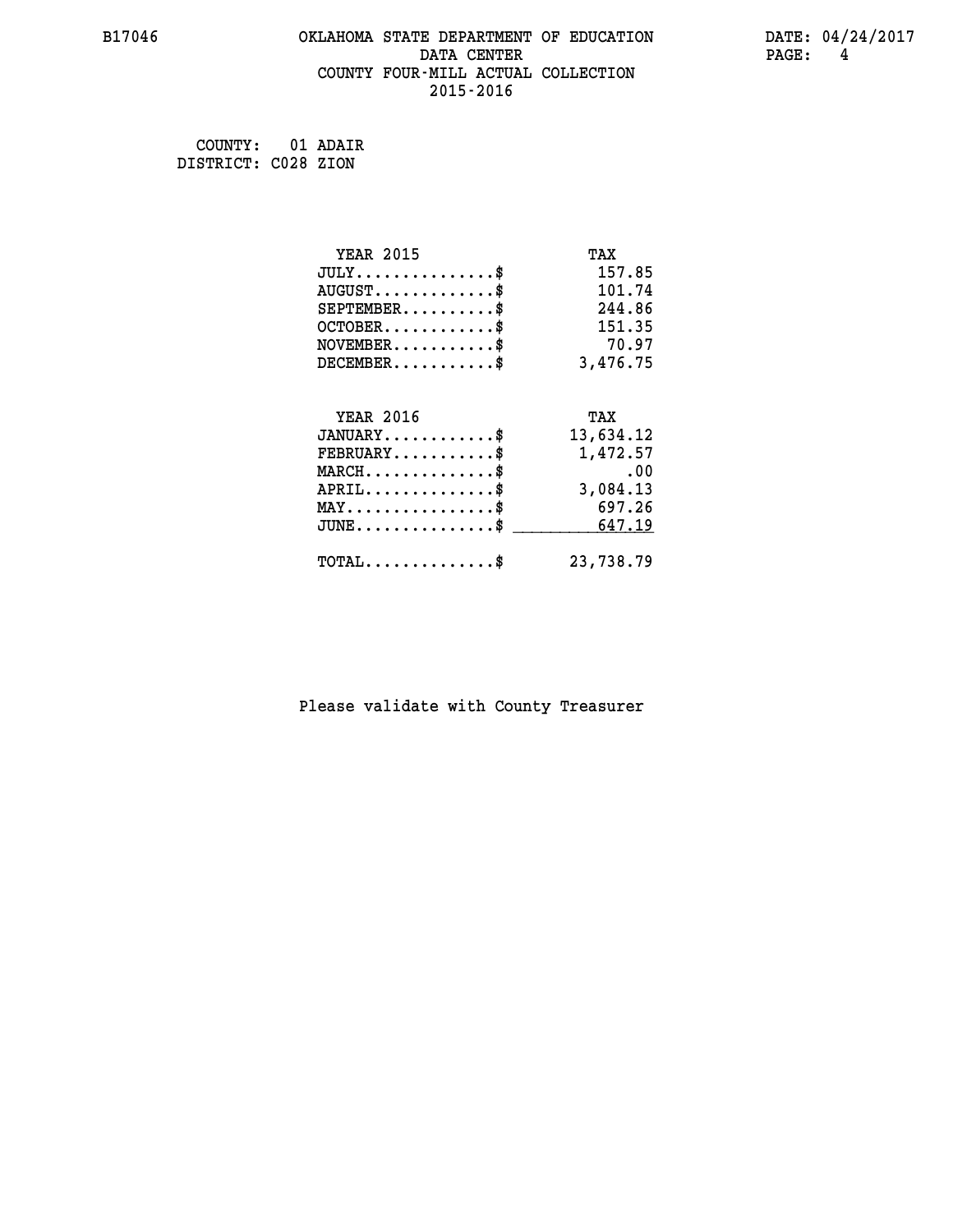B17046 OKLAHOMA STATE DEPARTMENT OF EDUCATION DATE: 04/24/2017

DATA CENTER

COUNTY FOUR-MILL ACTUAL COLLECTION

2015-2016

COUNTY: 01 ADAIR
DISTRICT: C028 ZION

| YEAR 2015 | TAX |
|---|---|
| JULY..............$ | 157.85 |
| AUGUST............$ | 101.74 |
| SEPTEMBER.........$ | 244.86 |
| OCTOBER...........$ | 151.35 |
| NOVEMBER..........$ | 70.97 |
| DECEMBER..........$ | 3,476.75 |

| YEAR 2016 | TAX |
|---|---|
| JANUARY...........$ | 13,634.12 |
| FEBRUARY..........$ | 1,472.57 |
| MARCH.............$ | .00 |
| APRIL.............$ | 3,084.13 |
| MAY...............$ | 697.26 |
| JUNE..............$ | 647.19 |
| TOTAL.............$ | 23,738.79 |

Please validate with County Treasurer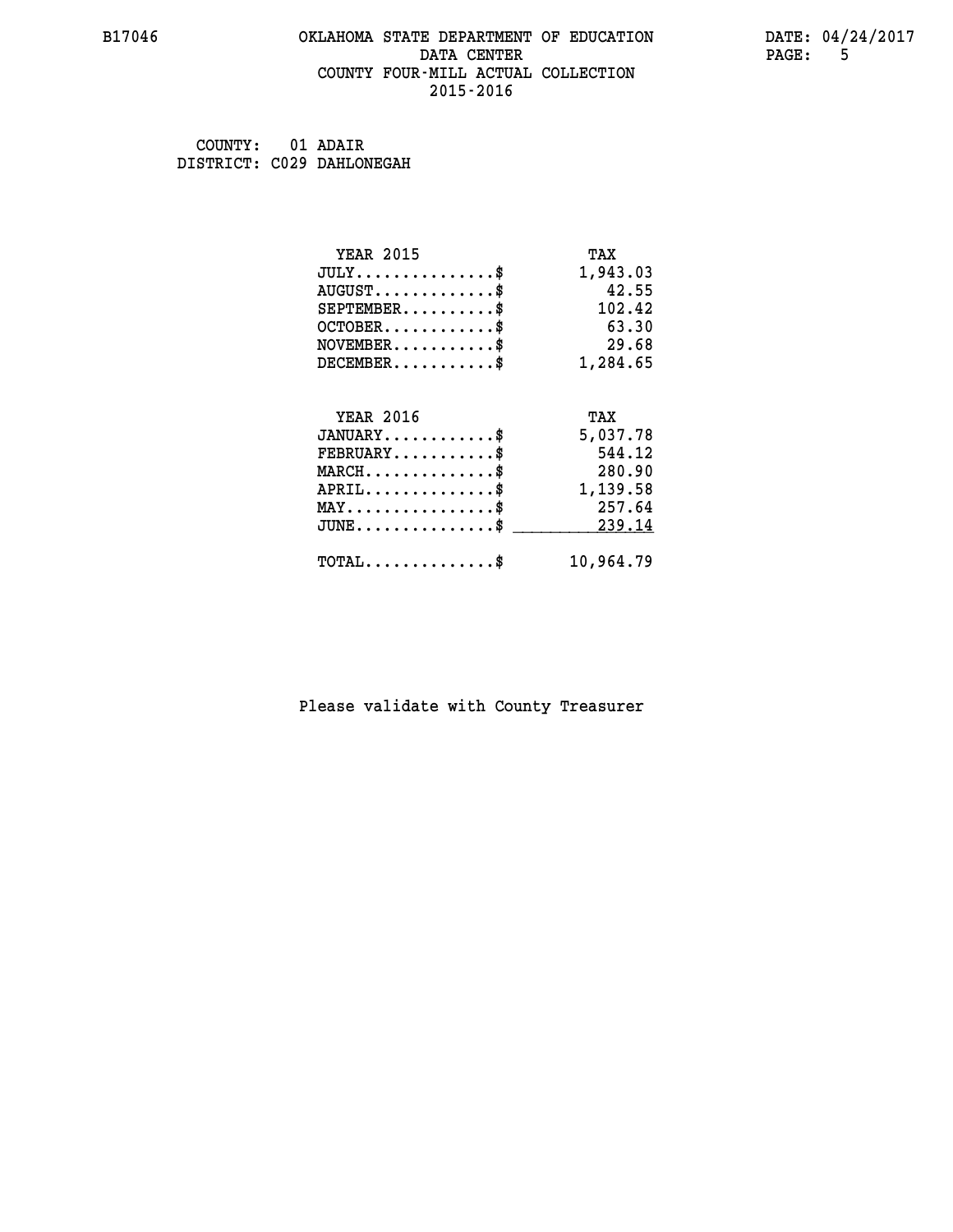B17046 OKLAHOMA STATE DEPARTMENT OF EDUCATION DATA CENTER COUNTY FOUR-MILL ACTUAL COLLECTION 2015-2016

DATE: 04/24/2017

COUNTY: 01 ADAIR
DISTRICT: C029 DAHLONEGAH

| YEAR 2015 | TAX |
|---|---|
| JULY...............$ | 1,943.03 |
| AUGUST.............$ | 42.55 |
| SEPTEMBER..........$ | 102.42 |
| OCTOBER............$ | 63.30 |
| NOVEMBER...........$ | 29.68 |
| DECEMBER...........$ | 1,284.65 |

| YEAR 2016 | TAX |
|---|---|
| JANUARY............$ | 5,037.78 |
| FEBRUARY...........$ | 544.12 |
| MARCH..............$ | 280.90 |
| APRIL..............$ | 1,139.58 |
| MAY................$ | 257.64 |
| JUNE...............$ | 239.14 |
| TOTAL..............$ | 10,964.79 |

Please validate with County Treasurer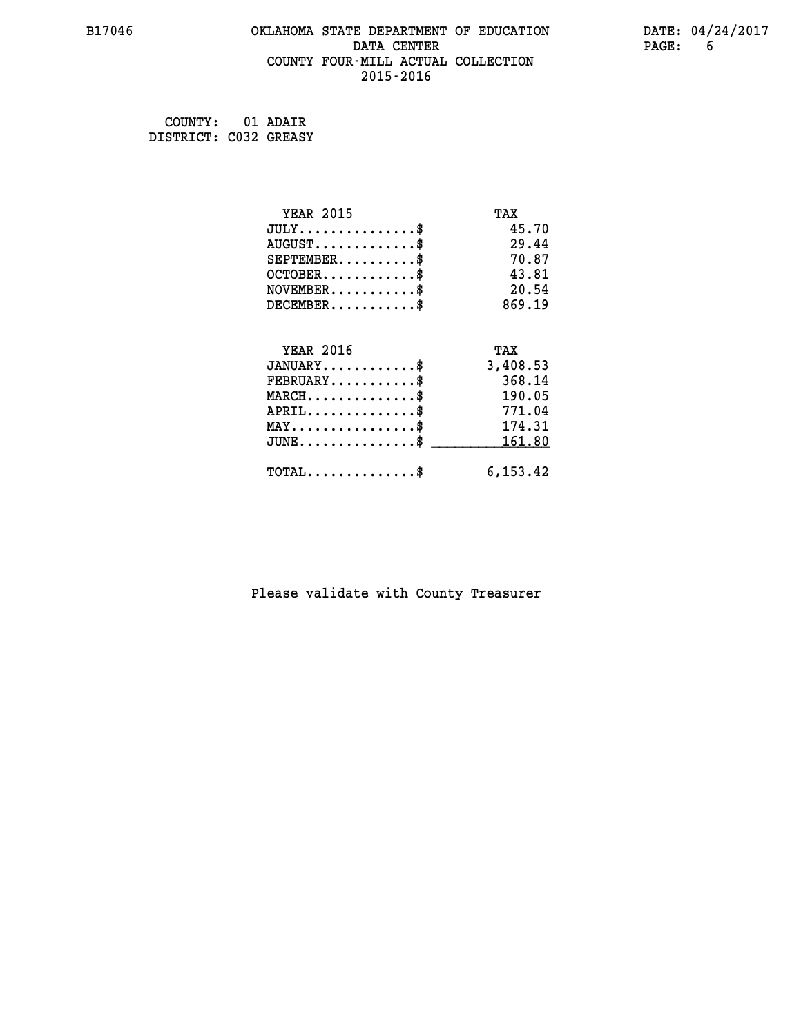B17046 OKLAHOMA STATE DEPARTMENT OF EDUCATION DATA CENTER COUNTY FOUR-MILL ACTUAL COLLECTION 2015-2016

DATE: 04/24/2017

COUNTY: 01 ADAIR
DISTRICT: C032 GREASY

| YEAR 2015 | TAX |
|---|---|
| JULY...............$ | 45.70 |
| AUGUST.............$ | 29.44 |
| SEPTEMBER..........$ | 70.87 |
| OCTOBER............$ | 43.81 |
| NOVEMBER...........$ | 20.54 |
| DECEMBER...........$ | 869.19 |

| YEAR 2016 | TAX |
|---|---|
| JANUARY............$ | 3,408.53 |
| FEBRUARY...........$ | 368.14 |
| MARCH..............$ | 190.05 |
| APRIL..............$ | 771.04 |
| MAY................$ | 174.31 |
| JUNE...............$ | 161.80 |
| TOTAL..............$ | 6,153.42 |

Please validate with County Treasurer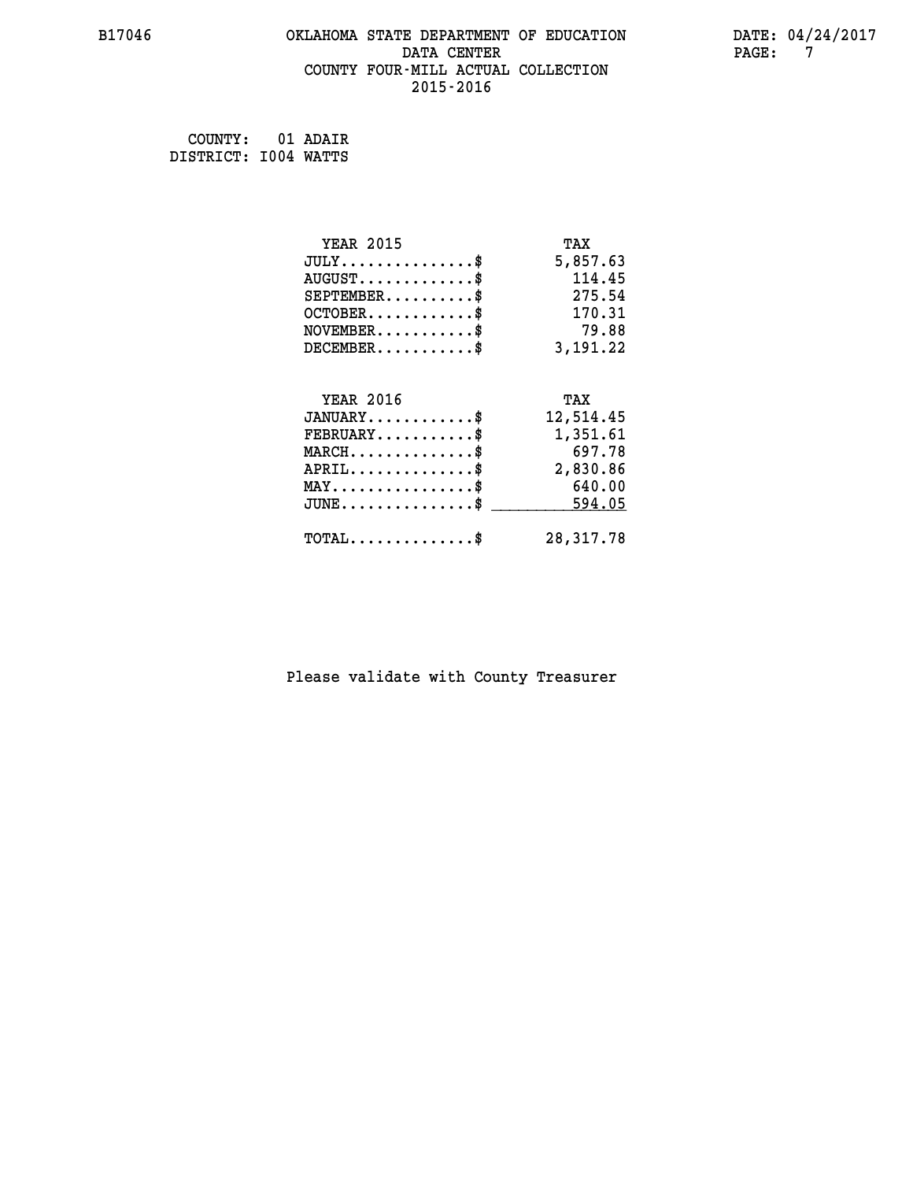B17046 OKLAHOMA STATE DEPARTMENT OF EDUCATION DATA CENTER COUNTY FOUR-MILL ACTUAL COLLECTION 2015-2016

DATE: 04/24/2017

COUNTY: 01 ADAIR
DISTRICT: I004 WATTS

| YEAR 2015 | TAX |
|---|---|
| JULY...............$ | 5,857.63 |
| AUGUST.............$ | 114.45 |
| SEPTEMBER..........$ | 275.54 |
| OCTOBER............$ | 170.31 |
| NOVEMBER...........$ | 79.88 |
| DECEMBER...........$ | 3,191.22 |

| YEAR 2016 | TAX |
|---|---|
| JANUARY............$ | 12,514.45 |
| FEBRUARY...........$ | 1,351.61 |
| MARCH..............$ | 697.78 |
| APRIL..............$ | 2,830.86 |
| MAY................$ | 640.00 |
| JUNE...............$ | 594.05 |
| TOTAL..............$ | 28,317.78 |

Please validate with County Treasurer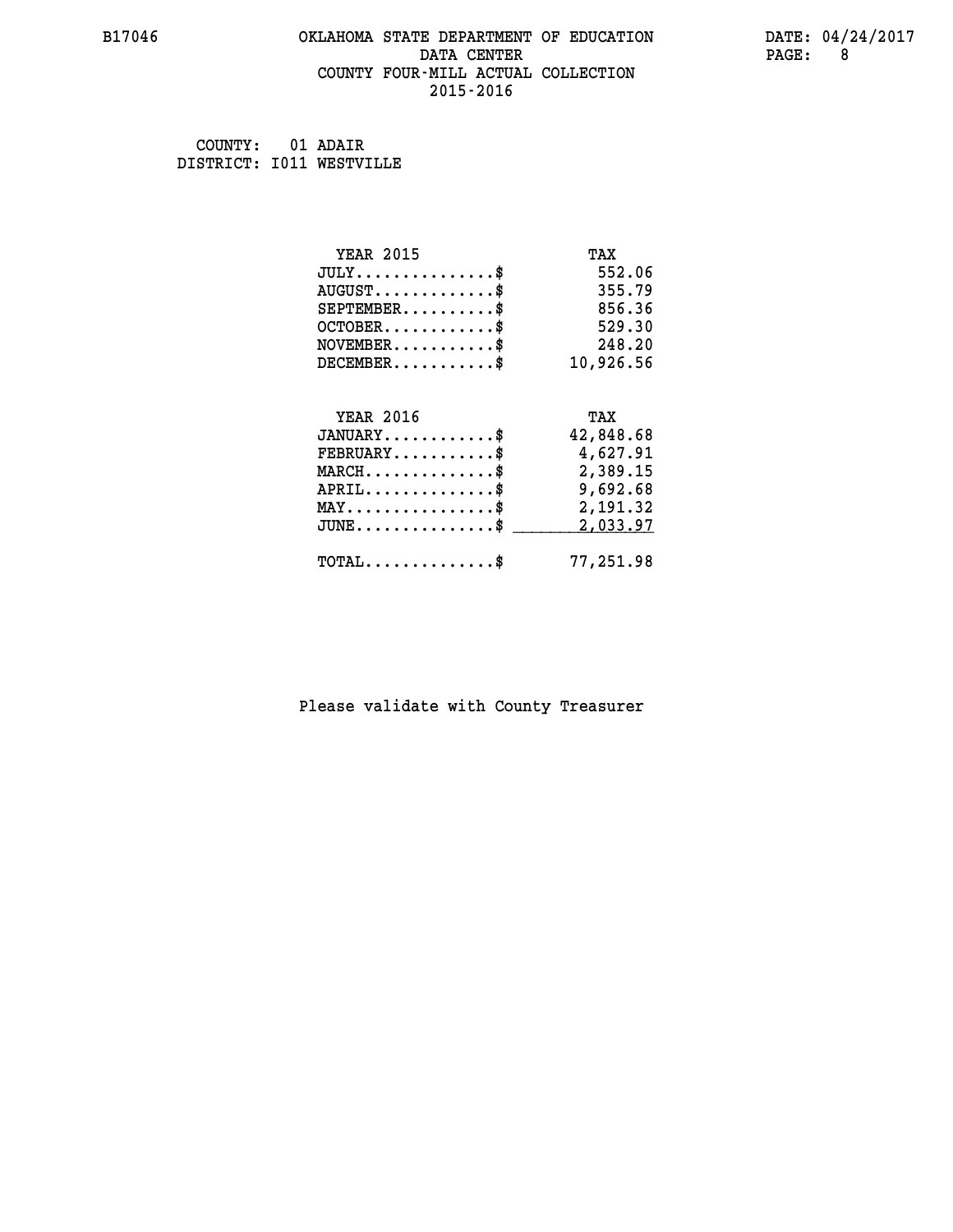B17046 OKLAHOMA STATE DEPARTMENT OF EDUCATION DATE: 04/24/2017

DATA CENTER PAGE: 8

COUNTY FOUR-MILL ACTUAL COLLECTION

2015-2016

COUNTY: 01 ADAIR
DISTRICT: I011 WESTVILLE

| YEAR 2015 | TAX |
|---|---|
| JULY..............$ | 552.06 |
| AUGUST............$ | 355.79 |
| SEPTEMBER.........$ | 856.36 |
| OCTOBER...........$ | 529.30 |
| NOVEMBER..........$ | 248.20 |
| DECEMBER..........$ | 10,926.56 |

| YEAR 2016 | TAX |
|---|---|
| JANUARY...........$ | 42,848.68 |
| FEBRUARY..........$ | 4,627.91 |
| MARCH.............$ | 2,389.15 |
| APRIL.............$ | 9,692.68 |
| MAY...............$ | 2,191.32 |
| JUNE..............$ | 2,033.97 |
| TOTAL.............$ | 77,251.98 |

Please validate with County Treasurer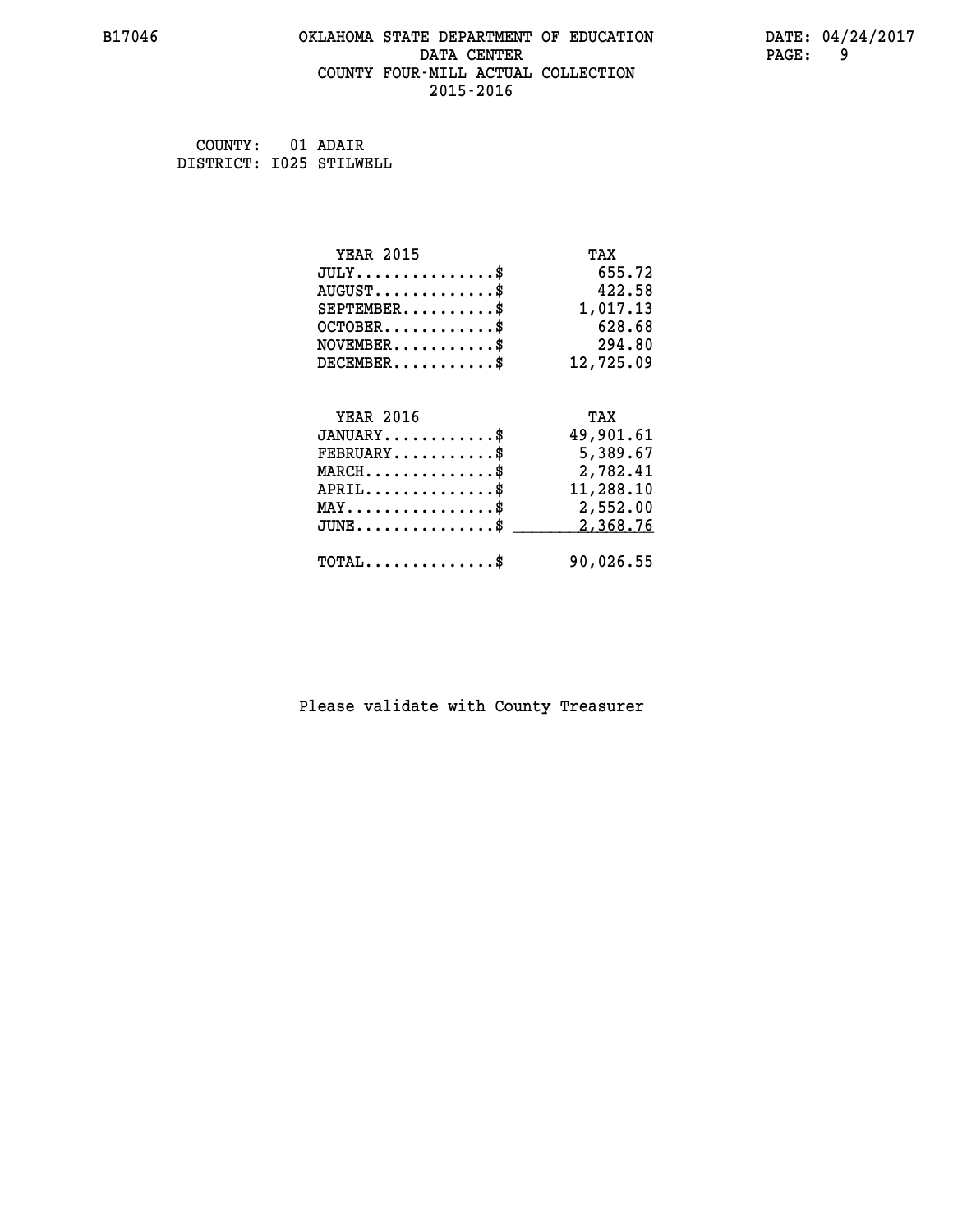B17046 OKLAHOMA STATE DEPARTMENT OF EDUCATION DATA CENTER COUNTY FOUR-MILL ACTUAL COLLECTION 2015-2016

DATE: 04/24/2017

COUNTY: 01 ADAIR
DISTRICT: I025 STILWELL

| YEAR 2015 | TAX |
|---|---|
| JULY...............$ | 655.72 |
| AUGUST.............$ | 422.58 |
| SEPTEMBER..........$ | 1,017.13 |
| OCTOBER............$ | 628.68 |
| NOVEMBER...........$ | 294.80 |
| DECEMBER...........$ | 12,725.09 |

| YEAR 2016 | TAX |
|---|---|
| JANUARY............$ | 49,901.61 |
| FEBRUARY...........$ | 5,389.67 |
| MARCH..............$ | 2,782.41 |
| APRIL..............$ | 11,288.10 |
| MAY................$ | 2,552.00 |
| JUNE...............$ | 2,368.76 |
| TOTAL..............$ | 90,026.55 |

Please validate with County Treasurer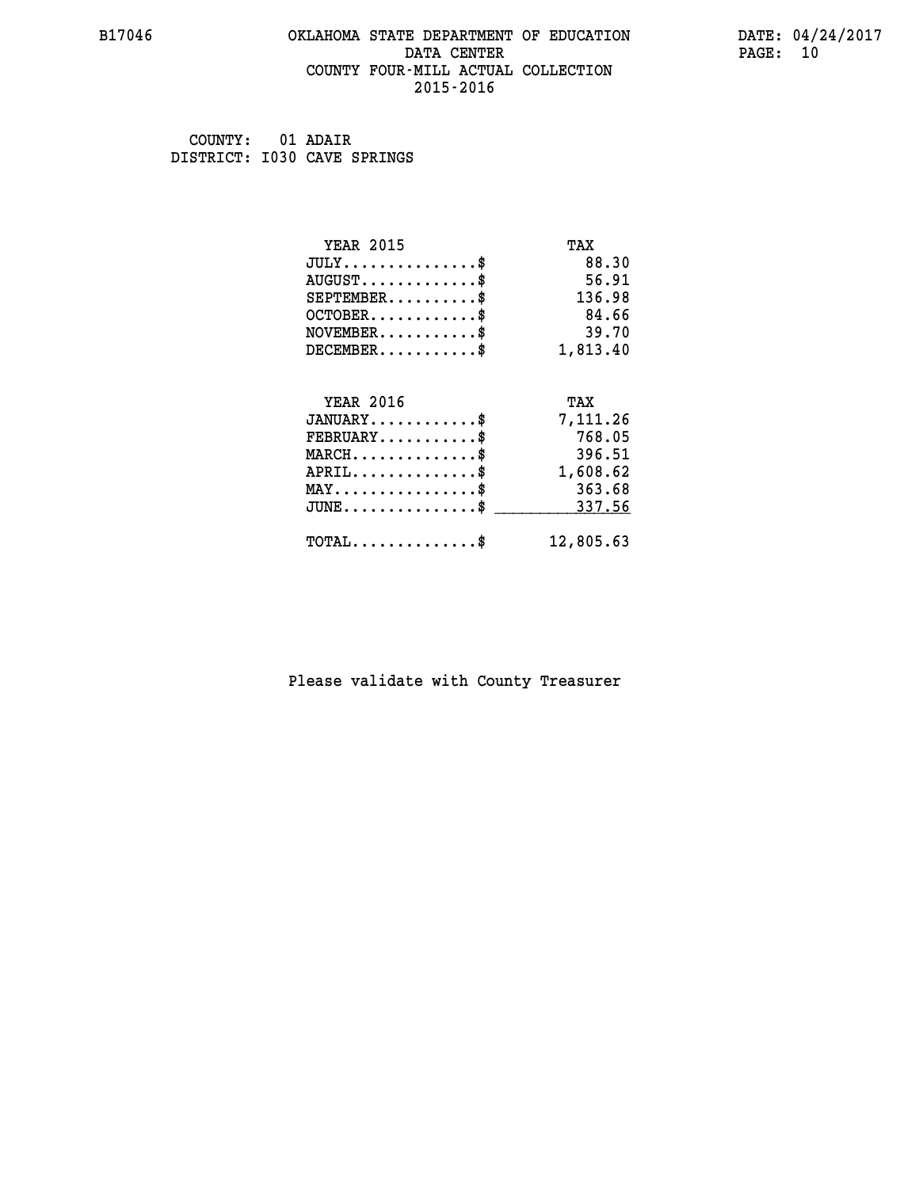B17046 OKLAHOMA STATE DEPARTMENT OF EDUCATION DATA CENTER COUNTY FOUR-MILL ACTUAL COLLECTION 2015-2016

DATE: 04/24/2017

COUNTY: 01 ADAIR
DISTRICT: I030 CAVE SPRINGS

| YEAR 2015 | TAX |
|---|---|
| JULY..............$ | 88.30 |
| AUGUST............$ | 56.91 |
| SEPTEMBER..........$ | 136.98 |
| OCTOBER...........$ | 84.66 |
| NOVEMBER..........$ | 39.70 |
| DECEMBER..........$ | 1,813.40 |

| YEAR 2016 | TAX |
|---|---|
| JANUARY...........$ | 7,111.26 |
| FEBRUARY..........$ | 768.05 |
| MARCH.............$ | 396.51 |
| APRIL.............$ | 1,608.62 |
| MAY...............$ | 363.68 |
| JUNE..............$ | 337.56 |
| TOTAL.............$ | 12,805.63 |

Please validate with County Treasurer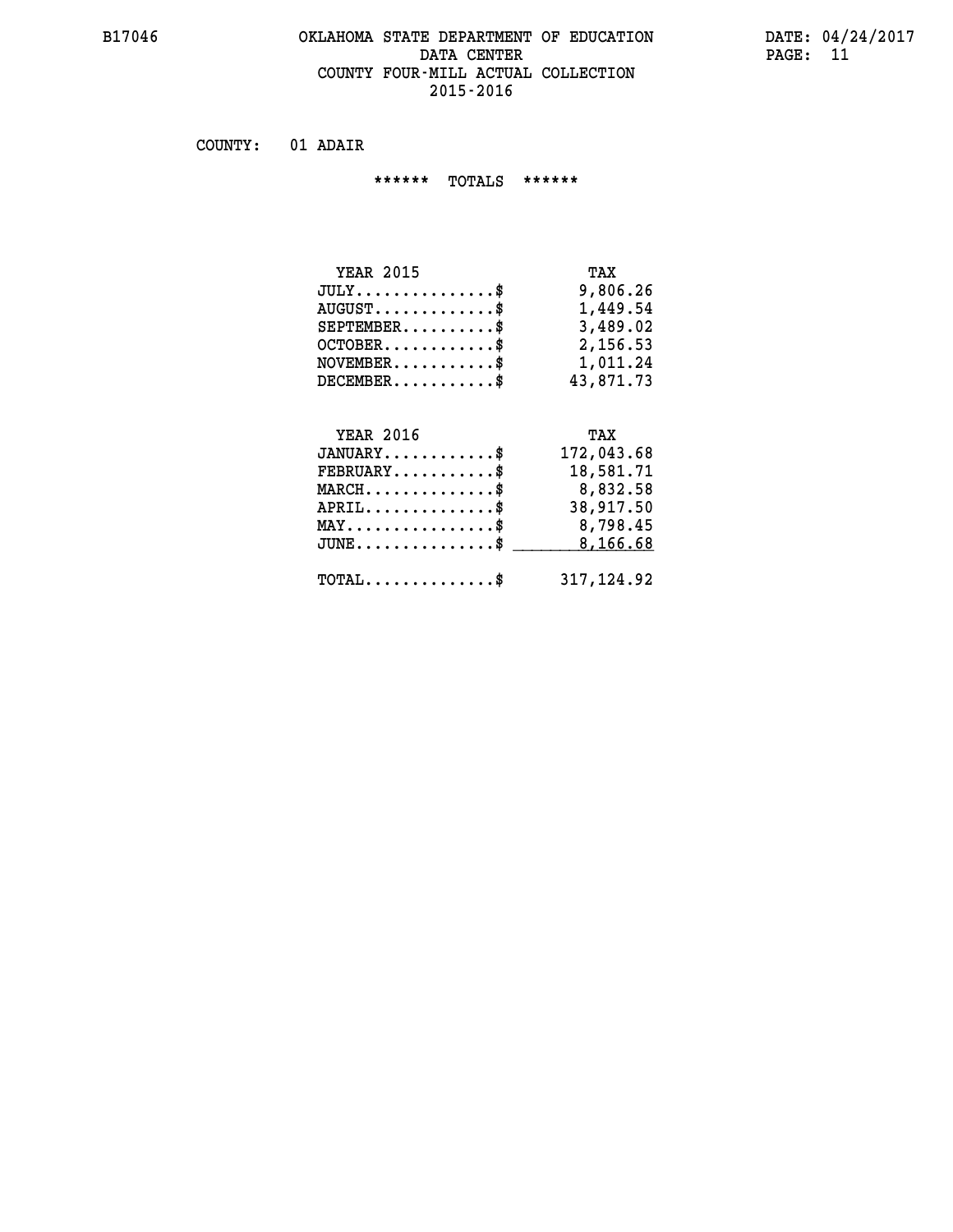# OKLAHOMA STATE DEPARTMENT OF EDUCATION
## DATA CENTER
## COUNTY FOUR-MILL ACTUAL COLLECTION
## 2015-2016

COUNTY: 01 ADAIR

****** TOTALS ******

| YEAR 2015 | TAX |
|---|---|
| JULY...............$ | 9,806.26 |
| AUGUST.............$ | 1,449.54 |
| SEPTEMBER..........$ | 3,489.02 |
| OCTOBER............$ | 2,156.53 |
| NOVEMBER...........$ | 1,011.24 |
| DECEMBER...........$ | 43,871.73 |

| YEAR 2016 | TAX |
|---|---|
| JANUARY............$ | 172,043.68 |
| FEBRUARY...........$ | 18,581.71 |
| MARCH..............$ | 8,832.58 |
| APRIL..............$ | 38,917.50 |
| MAY................$ | 8,798.45 |
| JUNE...............$ | 8,166.68 |
| TOTAL..............$ | 317,124.92 |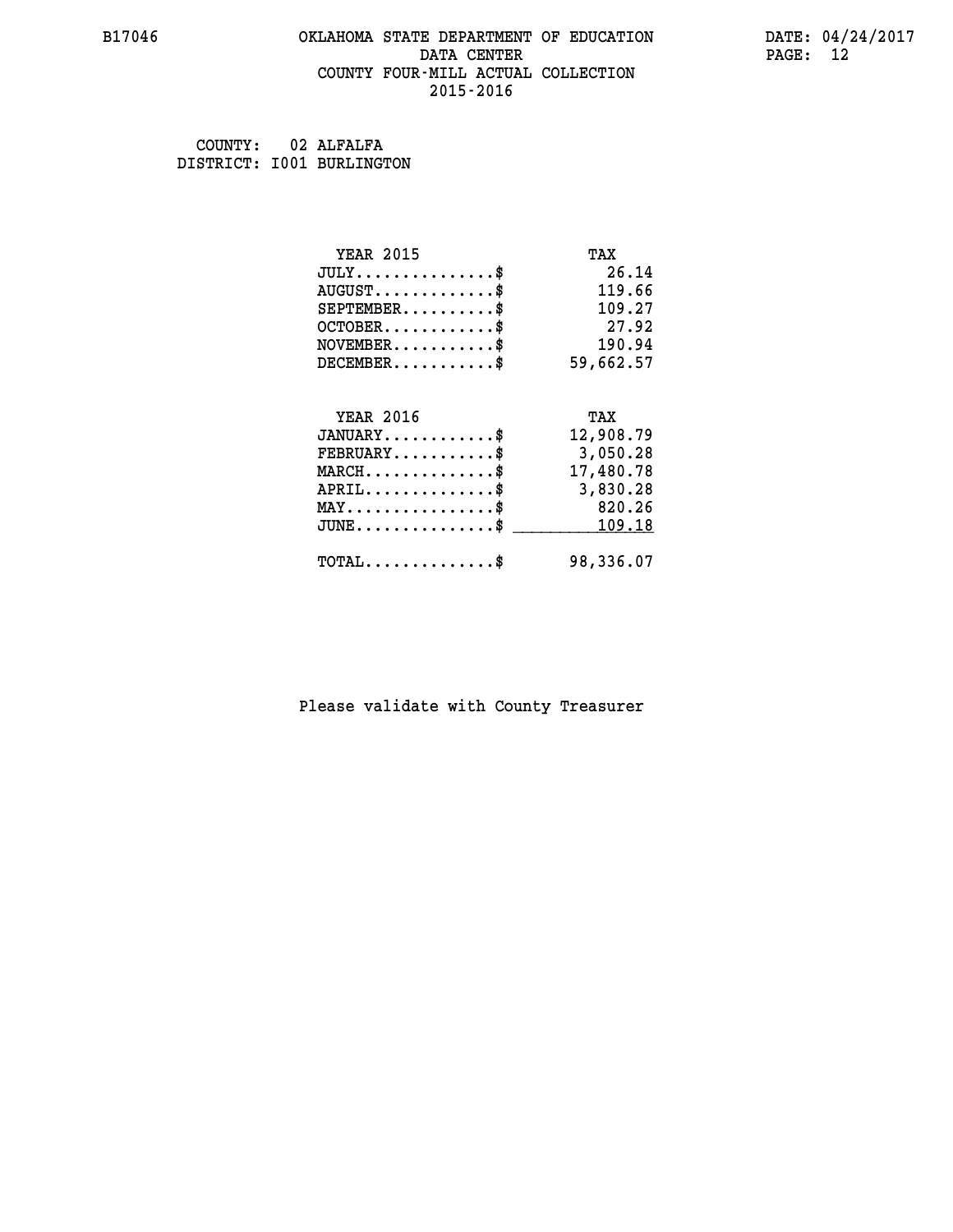B17046 OKLAHOMA STATE DEPARTMENT OF EDUCATION DATA CENTER COUNTY FOUR-MILL ACTUAL COLLECTION 2015-2016

DATE: 04/24/2017

COUNTY: 02 ALFALFA
DISTRICT: I001 BURLINGTON

| YEAR 2015 | TAX |
|---|---|
| JULY...............$ | 26.14 |
| AUGUST.............$ | 119.66 |
| SEPTEMBER..........$ | 109.27 |
| OCTOBER............$ | 27.92 |
| NOVEMBER...........$ | 190.94 |
| DECEMBER...........$ | 59,662.57 |

| YEAR 2016 | TAX |
|---|---|
| JANUARY............$ | 12,908.79 |
| FEBRUARY...........$ | 3,050.28 |
| MARCH..............$ | 17,480.78 |
| APRIL..............$ | 3,830.28 |
| MAY................$ | 820.26 |
| JUNE...............$ | 109.18 |
| TOTAL..............$ | 98,336.07 |

Please validate with County Treasurer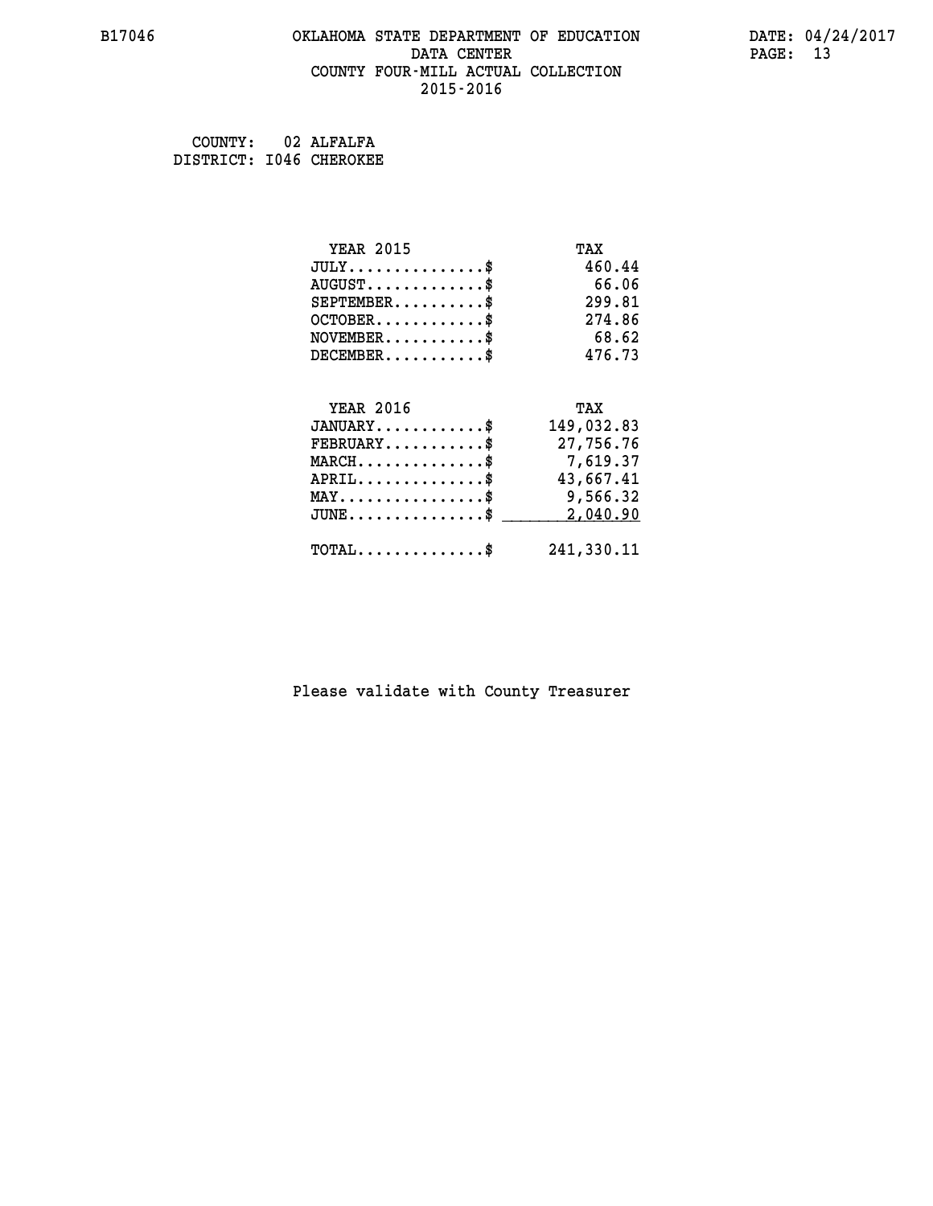# OKLAHOMA STATE DEPARTMENT OF EDUCATION
## DATA CENTER
## COUNTY FOUR-MILL ACTUAL COLLECTION
## 2015-2016

B17046

DATE: 04/24/2017

COUNTY: 02 ALFALFA
DISTRICT: I046 CHEROKEE

| YEAR 2015 | TAX |
|---|---|
| JULY..............$ | 460.44 |
| AUGUST............$ | 66.06 |
| SEPTEMBER.........$ | 299.81 |
| OCTOBER...........$ | 274.86 |
| NOVEMBER..........$ | 68.62 |
| DECEMBER..........$ | 476.73 |

| YEAR 2016 | TAX |
|---|---|
| JANUARY...........$ | 149,032.83 |
| FEBRUARY..........$ | 27,756.76 |
| MARCH.............$ | 7,619.37 |
| APRIL.............$ | 43,667.41 |
| MAY...............$ | 9,566.32 |
| JUNE..............$ | 2,040.90 |
| TOTAL.............$ | 241,330.11 |

Please validate with County Treasurer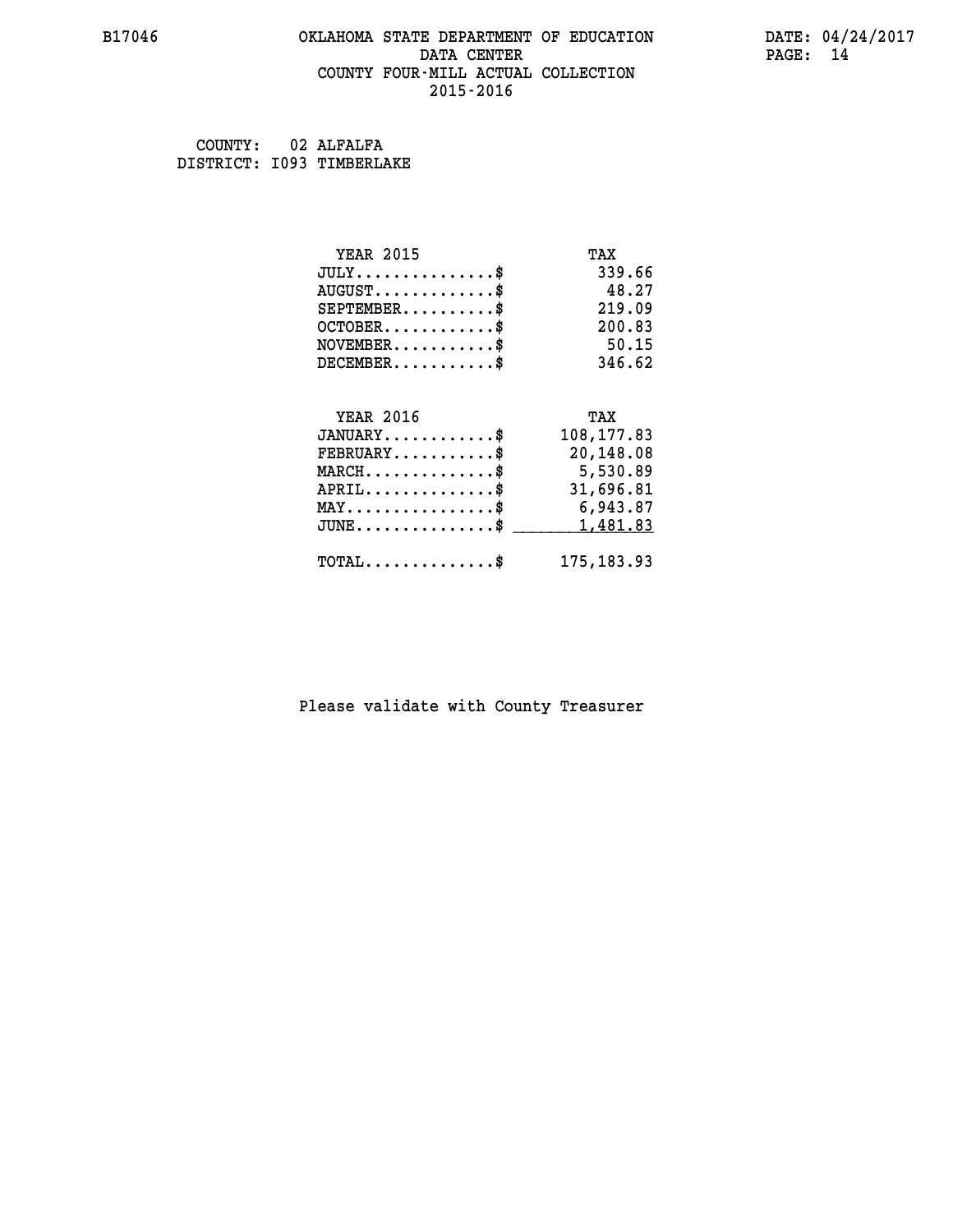# OKLAHOMA STATE DEPARTMENT OF EDUCATION
## DATA CENTER
## COUNTY FOUR-MILL ACTUAL COLLECTION
## 2015-2016

COUNTY: 02 ALFALFA
DISTRICT: I093 TIMBERLAKE

| YEAR 2015 | TAX |
|---|---|
| JULY..............$ | 339.66 |
| AUGUST............$ | 48.27 |
| SEPTEMBER.........$ | 219.09 |
| OCTOBER...........$ | 200.83 |
| NOVEMBER..........$ | 50.15 |
| DECEMBER..........$ | 346.62 |

| YEAR 2016 | TAX |
|---|---|
| JANUARY...........$ | 108,177.83 |
| FEBRUARY..........$ | 20,148.08 |
| MARCH.............$ | 5,530.89 |
| APRIL.............$ | 31,696.81 |
| MAY...............$ | 6,943.87 |
| JUNE..............$ | 1,481.83 |
| TOTAL.............$ | 175,183.93 |

Please validate with County Treasurer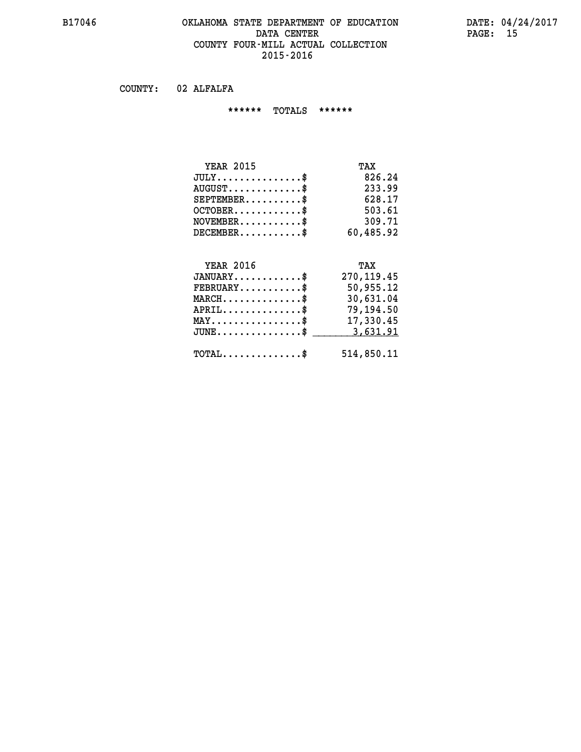# OKLAHOMA STATE DEPARTMENT OF EDUCATION
## DATA CENTER
## COUNTY FOUR-MILL ACTUAL COLLECTION
## 2015-2016

COUNTY: 02 ALFALFA

****** TOTALS ******

| YEAR 2015 | TAX |
|---|---|
| JULY...............$ | 826.24 |
| AUGUST.............$ | 233.99 |
| SEPTEMBER..........$ | 628.17 |
| OCTOBER............$ | 503.61 |
| NOVEMBER...........$ | 309.71 |
| DECEMBER...........$ | 60,485.92 |

| YEAR 2016 | TAX |
|---|---|
| JANUARY............$ | 270,119.45 |
| FEBRUARY...........$ | 50,955.12 |
| MARCH..............$ | 30,631.04 |
| APRIL..............$ | 79,194.50 |
| MAY................$ | 17,330.45 |
| JUNE...............$ | 3,631.91 |
| TOTAL..............$ | 514,850.11 |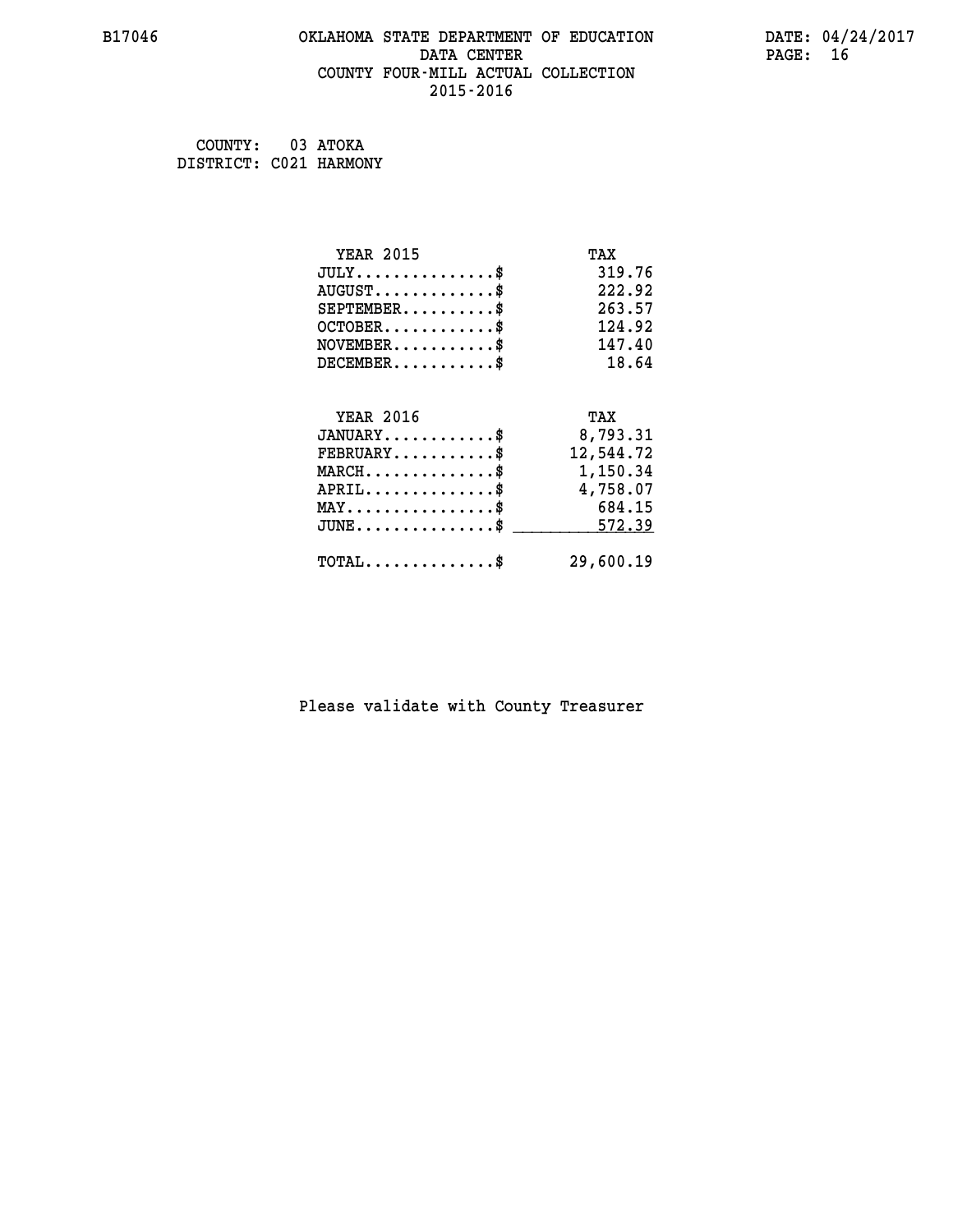B17046 OKLAHOMA STATE DEPARTMENT OF EDUCATION DATA CENTER COUNTY FOUR-MILL ACTUAL COLLECTION 2015-2016

DATE: 04/24/2017

COUNTY: 03 ATOKA
DISTRICT: C021 HARMONY

| YEAR 2015 | TAX |
|---|---|
| JULY..............$ | 319.76 |
| AUGUST............$ | 222.92 |
| SEPTEMBER.........$ | 263.57 |
| OCTOBER...........$ | 124.92 |
| NOVEMBER..........$ | 147.40 |
| DECEMBER..........$ | 18.64 |

| YEAR 2016 | TAX |
|---|---|
| JANUARY...........$ | 8,793.31 |
| FEBRUARY..........$ | 12,544.72 |
| MARCH.............$ | 1,150.34 |
| APRIL.............$ | 4,758.07 |
| MAY...............$ | 684.15 |
| JUNE..............$ | 572.39 |
| TOTAL.............$ | 29,600.19 |

Please validate with County Treasurer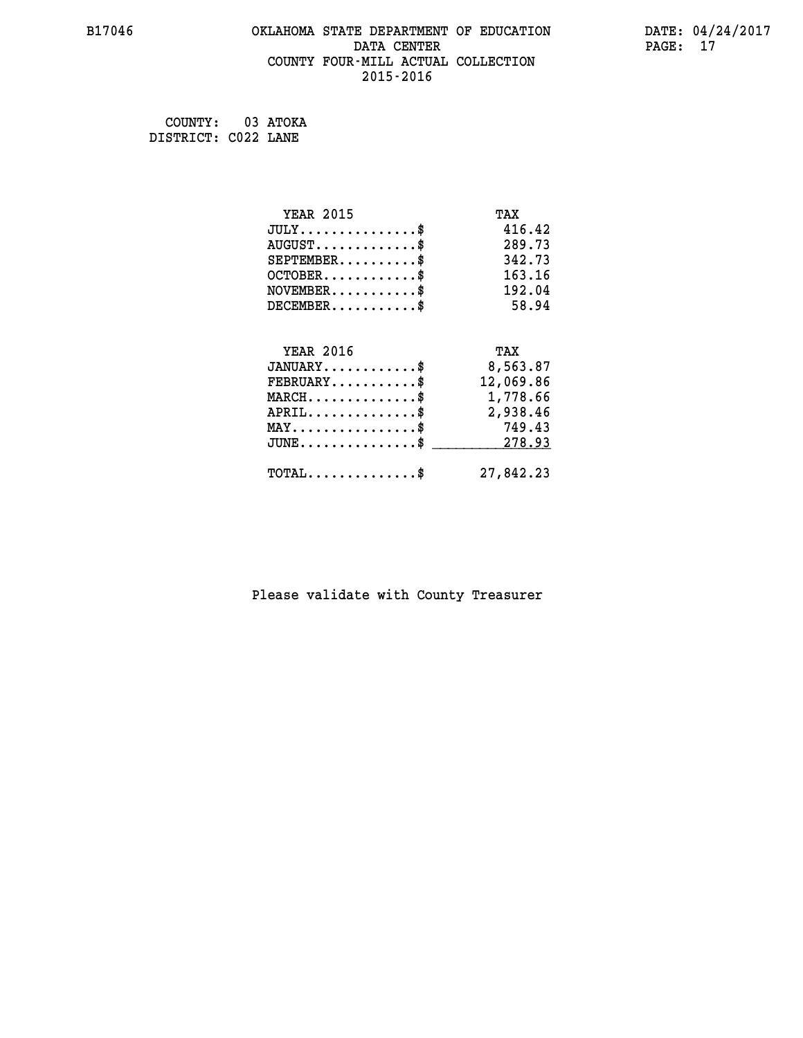B17046 OKLAHOMA STATE DEPARTMENT OF EDUCATION DATA CENTER COUNTY FOUR-MILL ACTUAL COLLECTION 2015-2016

DATE: 04/24/2017

COUNTY: 03 ATOKA
DISTRICT: C022 LANE

| YEAR 2015 | TAX |
|---|---|
| JULY...............$ | 416.42 |
| AUGUST.............$ | 289.73 |
| SEPTEMBER..........$ | 342.73 |
| OCTOBER............$ | 163.16 |
| NOVEMBER...........$ | 192.04 |
| DECEMBER...........$ | 58.94 |

| YEAR 2016 | TAX |
|---|---|
| JANUARY............$ | 8,563.87 |
| FEBRUARY...........$ | 12,069.86 |
| MARCH..............$ | 1,778.66 |
| APRIL..............$ | 2,938.46 |
| MAY................$ | 749.43 |
| JUNE...............$ | 278.93 |
| TOTAL..............$ | 27,842.23 |

Please validate with County Treasurer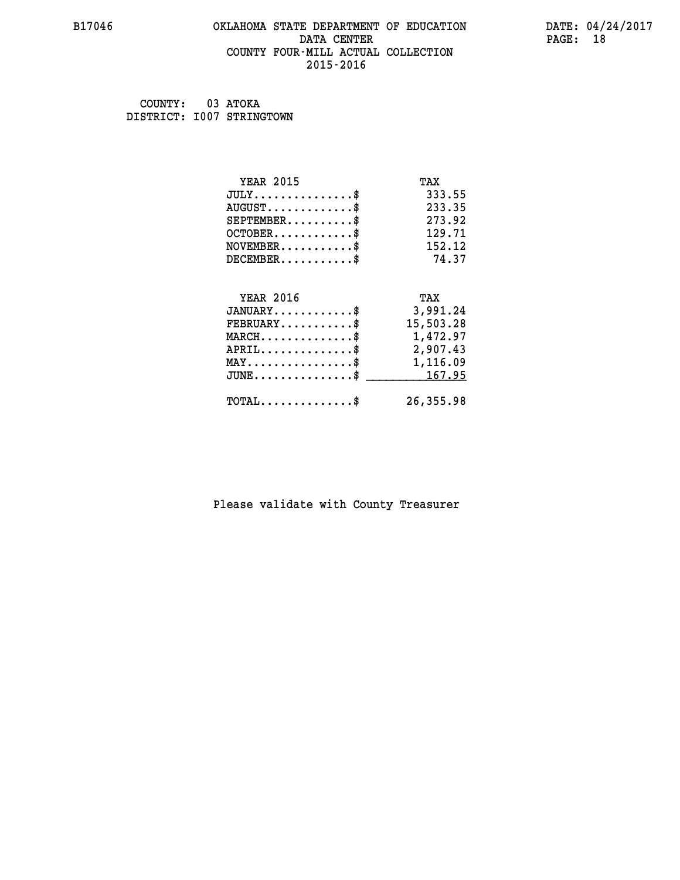B17046

# OKLAHOMA STATE DEPARTMENT OF EDUCATION
## DATA CENTER
## COUNTY FOUR-MILL ACTUAL COLLECTION
## 2015-2016

DATE: 04/24/2017

COUNTY: 03 ATOKA
DISTRICT: I007 STRINGTOWN

| YEAR 2015 | TAX |
|---|---|
| JULY...............$ | 333.55 |
| AUGUST.............$ | 233.35 |
| SEPTEMBER..........$ | 273.92 |
| OCTOBER............$ | 129.71 |
| NOVEMBER...........$ | 152.12 |
| DECEMBER...........$ | 74.37 |

| YEAR 2016 | TAX |
|---|---|
| JANUARY............$ | 3,991.24 |
| FEBRUARY...........$ | 15,503.28 |
| MARCH..............$ | 1,472.97 |
| APRIL..............$ | 2,907.43 |
| MAY................$ | 1,116.09 |
| JUNE...............$ | 167.95 |
| TOTAL..............$ | 26,355.98 |

Please validate with County Treasurer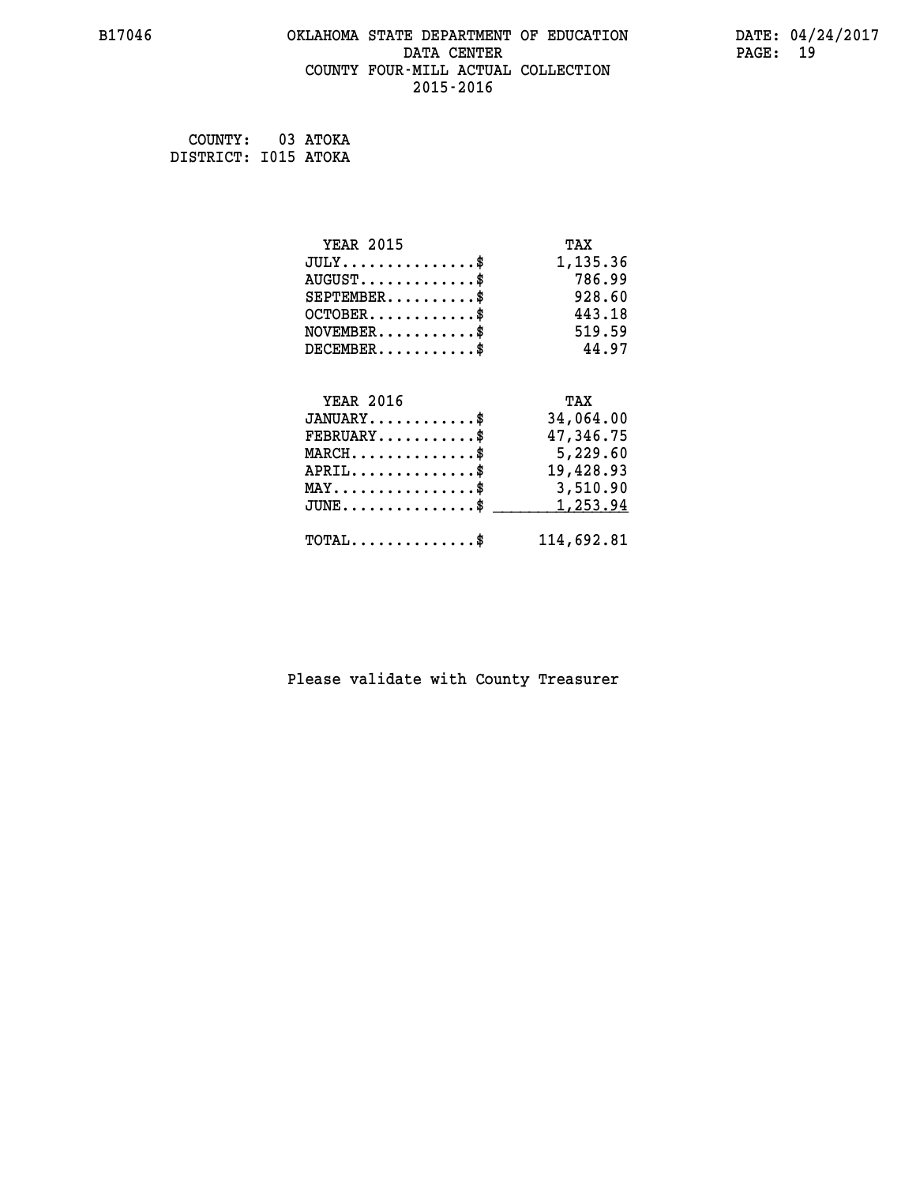# OKLAHOMA STATE DEPARTMENT OF EDUCATION
## DATA CENTER
## COUNTY FOUR-MILL ACTUAL COLLECTION
## 2015-2016

B17046

DATE: 04/24/2017

COUNTY: 03 ATOKA
DISTRICT: I015 ATOKA

| YEAR 2015 | TAX |
|---|---|
| JULY..............$ | 1,135.36 |
| AUGUST............$ | 786.99 |
| SEPTEMBER.........$ | 928.60 |
| OCTOBER...........$ | 443.18 |
| NOVEMBER..........$ | 519.59 |
| DECEMBER..........$ | 44.97 |

| YEAR 2016 | TAX |
|---|---|
| JANUARY...........$ | 34,064.00 |
| FEBRUARY..........$ | 47,346.75 |
| MARCH.............$ | 5,229.60 |
| APRIL.............$ | 19,428.93 |
| MAY...............$ | 3,510.90 |
| JUNE..............$ | 1,253.94 |
| TOTAL.............$ | 114,692.81 |

Please validate with County Treasurer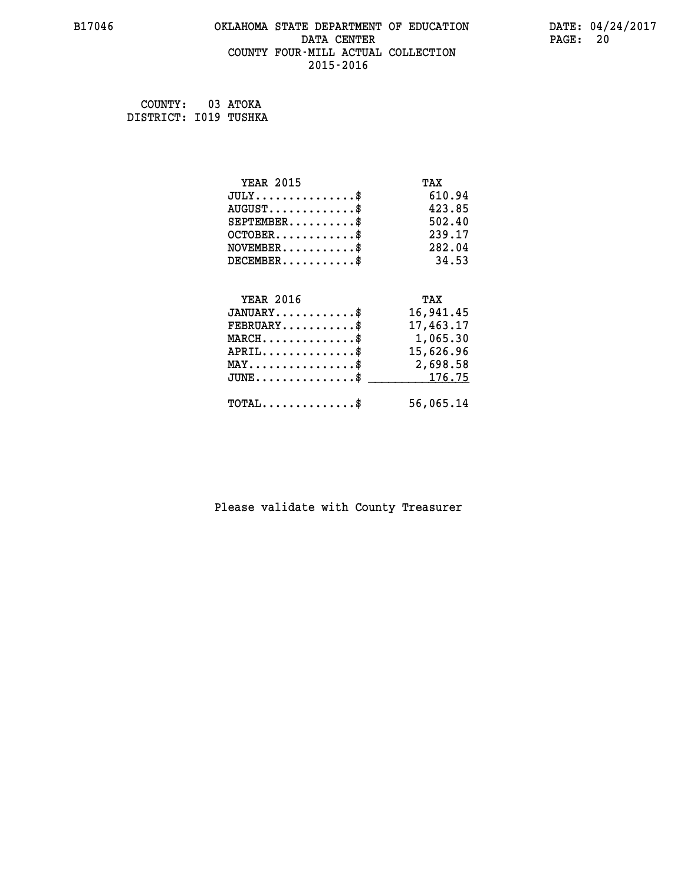B17046 OKLAHOMA STATE DEPARTMENT OF EDUCATION DATA CENTER COUNTY FOUR-MILL ACTUAL COLLECTION 2015-2016

DATE: 04/24/2017

COUNTY: 03 ATOKA
DISTRICT: I019 TUSHKA

| YEAR 2015 | TAX |
|---|---|
| JULY..............$ | 610.94 |
| AUGUST............$ | 423.85 |
| SEPTEMBER.........$ | 502.40 |
| OCTOBER...........$ | 239.17 |
| NOVEMBER..........$ | 282.04 |
| DECEMBER..........$ | 34.53 |

| YEAR 2016 | TAX |
|---|---|
| JANUARY...........$ | 16,941.45 |
| FEBRUARY..........$ | 17,463.17 |
| MARCH.............$ | 1,065.30 |
| APRIL.............$ | 15,626.96 |
| MAY...............$ | 2,698.58 |
| JUNE..............$ | 176.75 |
| TOTAL.............$ | 56,065.14 |

Please validate with County Treasurer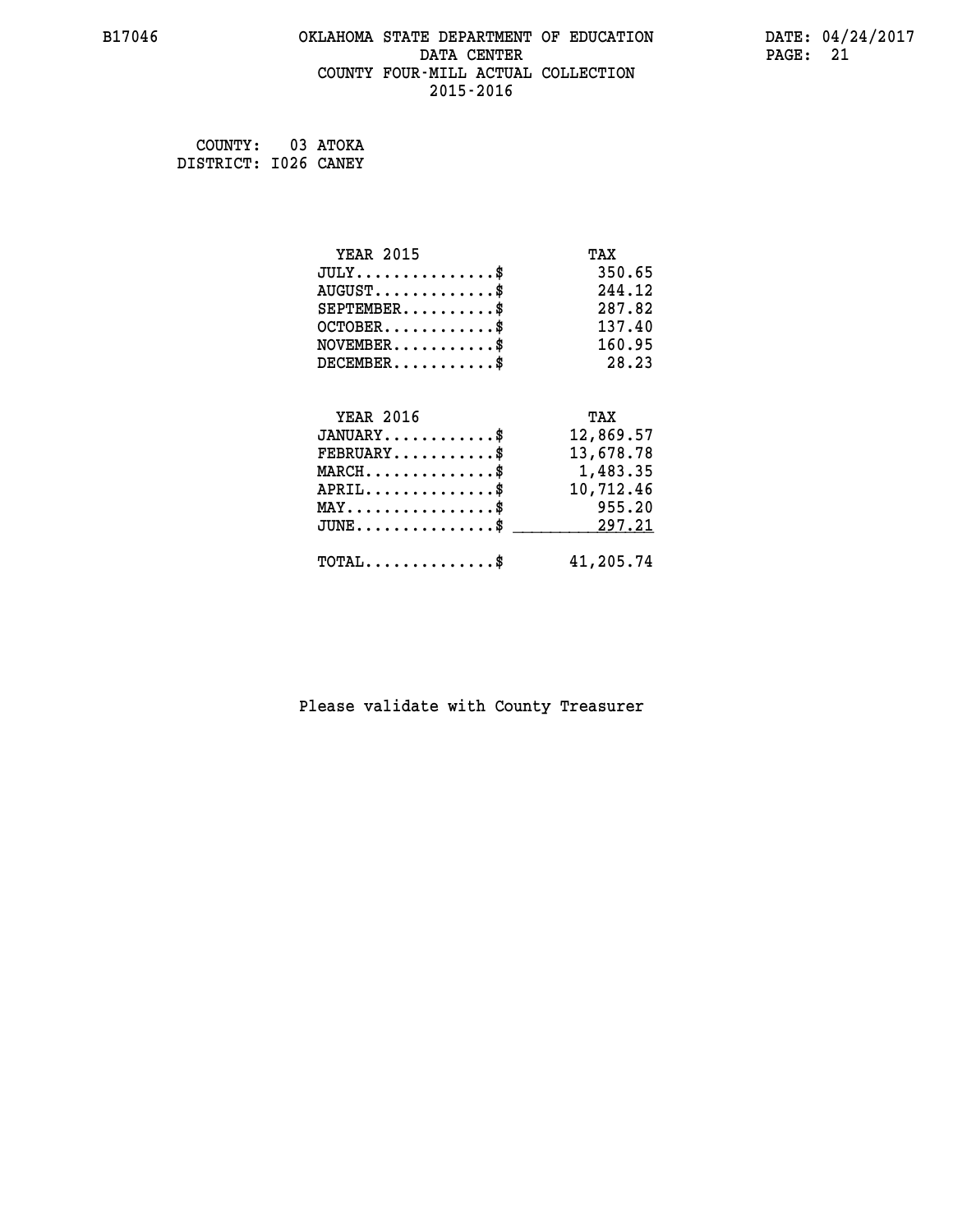B17046 OKLAHOMA STATE DEPARTMENT OF EDUCATION DATE: 04/24/2017

DATA CENTER

COUNTY FOUR-MILL ACTUAL COLLECTION

2015-2016

COUNTY: 03 ATOKA
DISTRICT: I026 CANEY

| YEAR 2015 | TAX |
|---|---|
| JULY...............$ | 350.65 |
| AUGUST.............$ | 244.12 |
| SEPTEMBER..........$ | 287.82 |
| OCTOBER............$ | 137.40 |
| NOVEMBER...........$ | 160.95 |
| DECEMBER...........$ | 28.23 |

| YEAR 2016 | TAX |
|---|---|
| JANUARY............$ | 12,869.57 |
| FEBRUARY...........$ | 13,678.78 |
| MARCH..............$ | 1,483.35 |
| APRIL..............$ | 10,712.46 |
| MAY................$ | 955.20 |
| JUNE...............$ | 297.21 |
| TOTAL..............$ | 41,205.74 |

Please validate with County Treasurer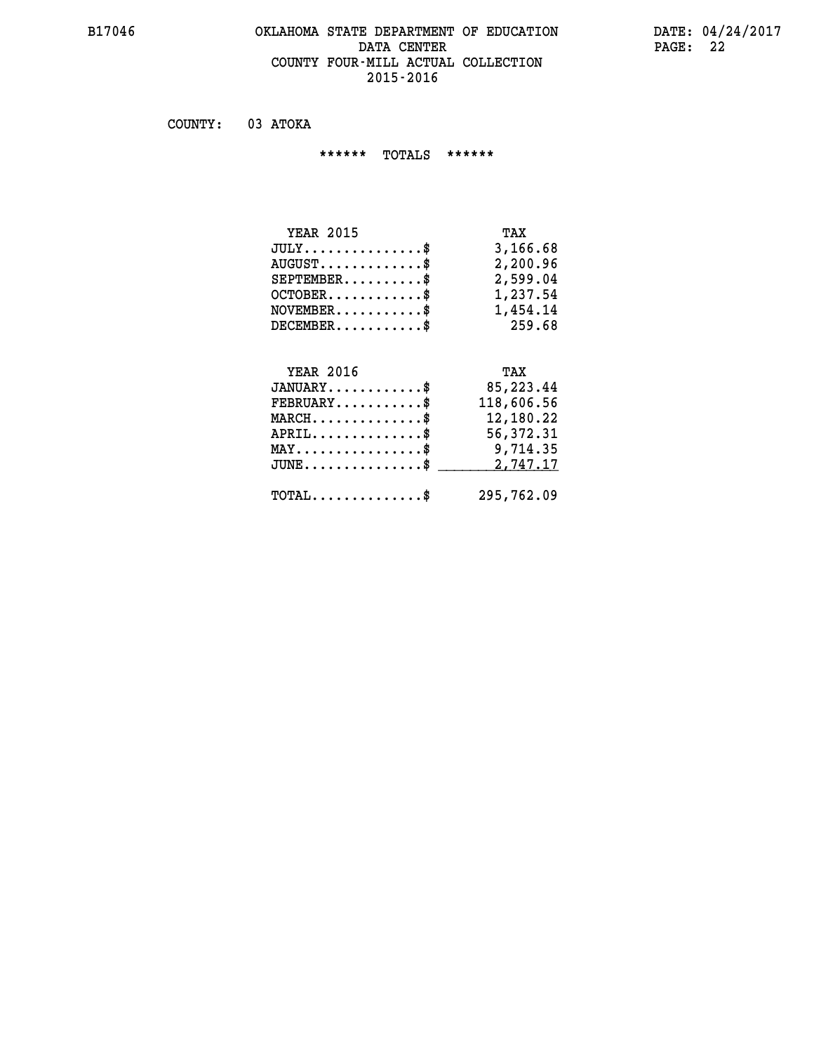# OKLAHOMA STATE DEPARTMENT OF EDUCATION
## DATA CENTER
## COUNTY FOUR-MILL ACTUAL COLLECTION
## 2015-2016

COUNTY: 03 ATOKA

****** TOTALS ******

| YEAR 2015 | TAX |
|---|---|
| JULY..............$ | 3,166.68 |
| AUGUST............$ | 2,200.96 |
| SEPTEMBER.........$ | 2,599.04 |
| OCTOBER...........$ | 1,237.54 |
| NOVEMBER..........$ | 1,454.14 |
| DECEMBER..........$ | 259.68 |

| YEAR 2016 | TAX |
|---|---|
| JANUARY...........$ | 85,223.44 |
| FEBRUARY..........$ | 118,606.56 |
| MARCH.............$ | 12,180.22 |
| APRIL.............$ | 56,372.31 |
| MAY...............$ | 9,714.35 |
| JUNE..............$ | 2,747.17 |
| TOTAL.............$ | 295,762.09 |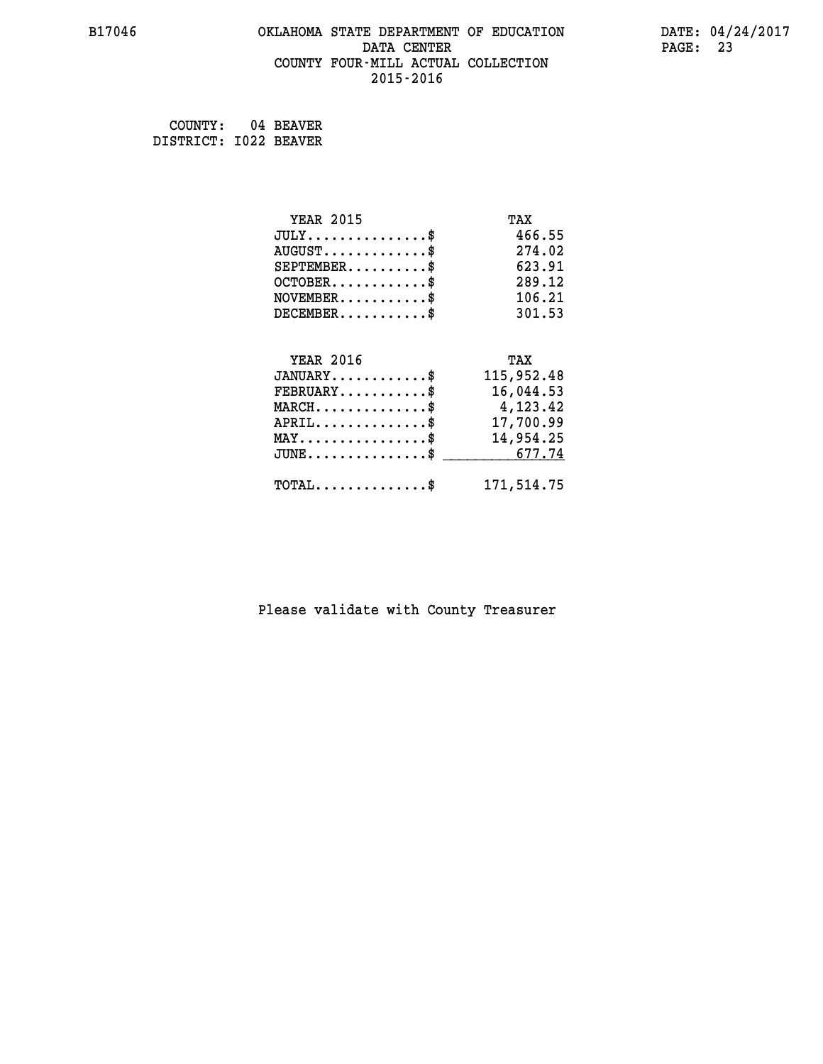B17046 OKLAHOMA STATE DEPARTMENT OF EDUCATION DATE: 04/24/2017

DATA CENTER

COUNTY FOUR-MILL ACTUAL COLLECTION

2015-2016

COUNTY: 04 BEAVER
DISTRICT: I022 BEAVER

| YEAR 2015 | TAX |
|---|---|
| JULY...............$ | 466.55 |
| AUGUST.............$ | 274.02 |
| SEPTEMBER..........$ | 623.91 |
| OCTOBER............$ | 289.12 |
| NOVEMBER...........$ | 106.21 |
| DECEMBER...........$ | 301.53 |

| YEAR 2016 | TAX |
|---|---|
| JANUARY............$ | 115,952.48 |
| FEBRUARY...........$ | 16,044.53 |
| MARCH..............$ | 4,123.42 |
| APRIL..............$ | 17,700.99 |
| MAY................$ | 14,954.25 |
| JUNE...............$ | 677.74 |
| TOTAL..............$ | 171,514.75 |

Please validate with County Treasurer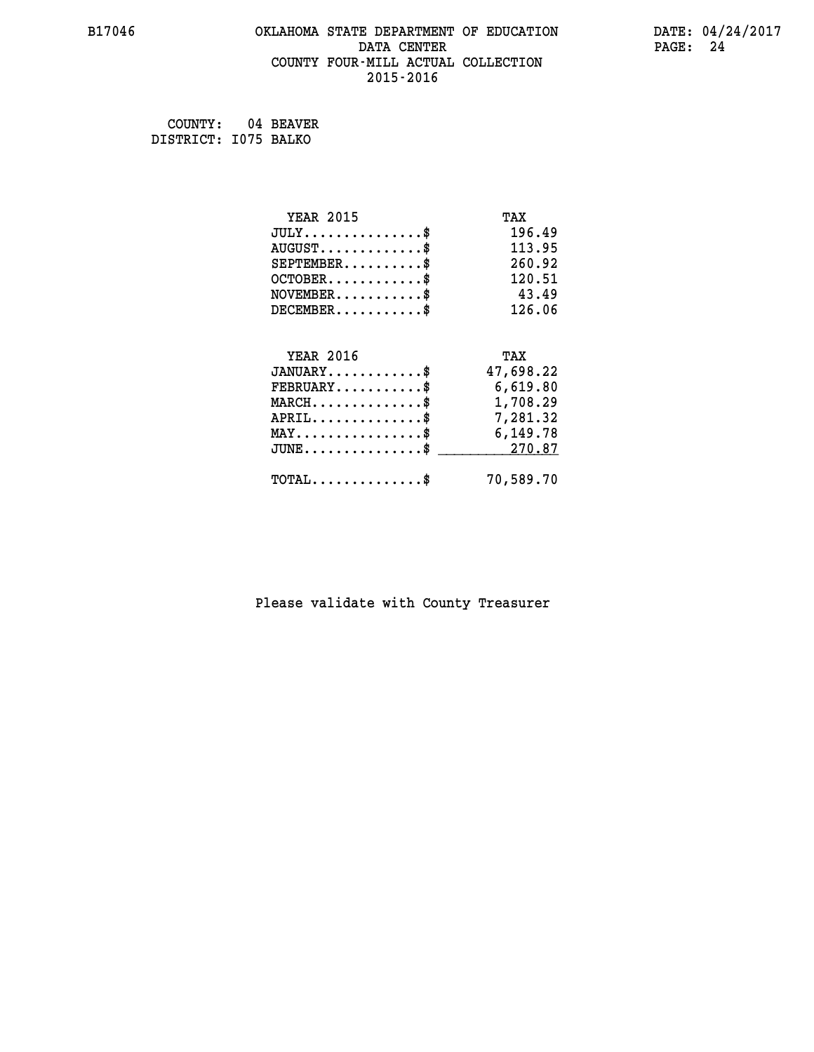B17046

# OKLAHOMA STATE DEPARTMENT OF EDUCATION
## DATA CENTER
## COUNTY FOUR-MILL ACTUAL COLLECTION
## 2015-2016

DATE: 04/24/2017

COUNTY: 04 BEAVER
DISTRICT: I075 BALKO

| YEAR 2015 | TAX |
|---|---|
| JULY..............$ | 196.49 |
| AUGUST............$ | 113.95 |
| SEPTEMBER.........$ | 260.92 |
| OCTOBER...........$ | 120.51 |
| NOVEMBER..........$ | 43.49 |
| DECEMBER..........$ | 126.06 |

| YEAR 2016 | TAX |
|---|---|
| JANUARY...........$ | 47,698.22 |
| FEBRUARY..........$ | 6,619.80 |
| MARCH.............$ | 1,708.29 |
| APRIL.............$ | 7,281.32 |
| MAY...............$ | 6,149.78 |
| JUNE..............$ | 270.87 |
| TOTAL.............$ | 70,589.70 |

Please validate with County Treasurer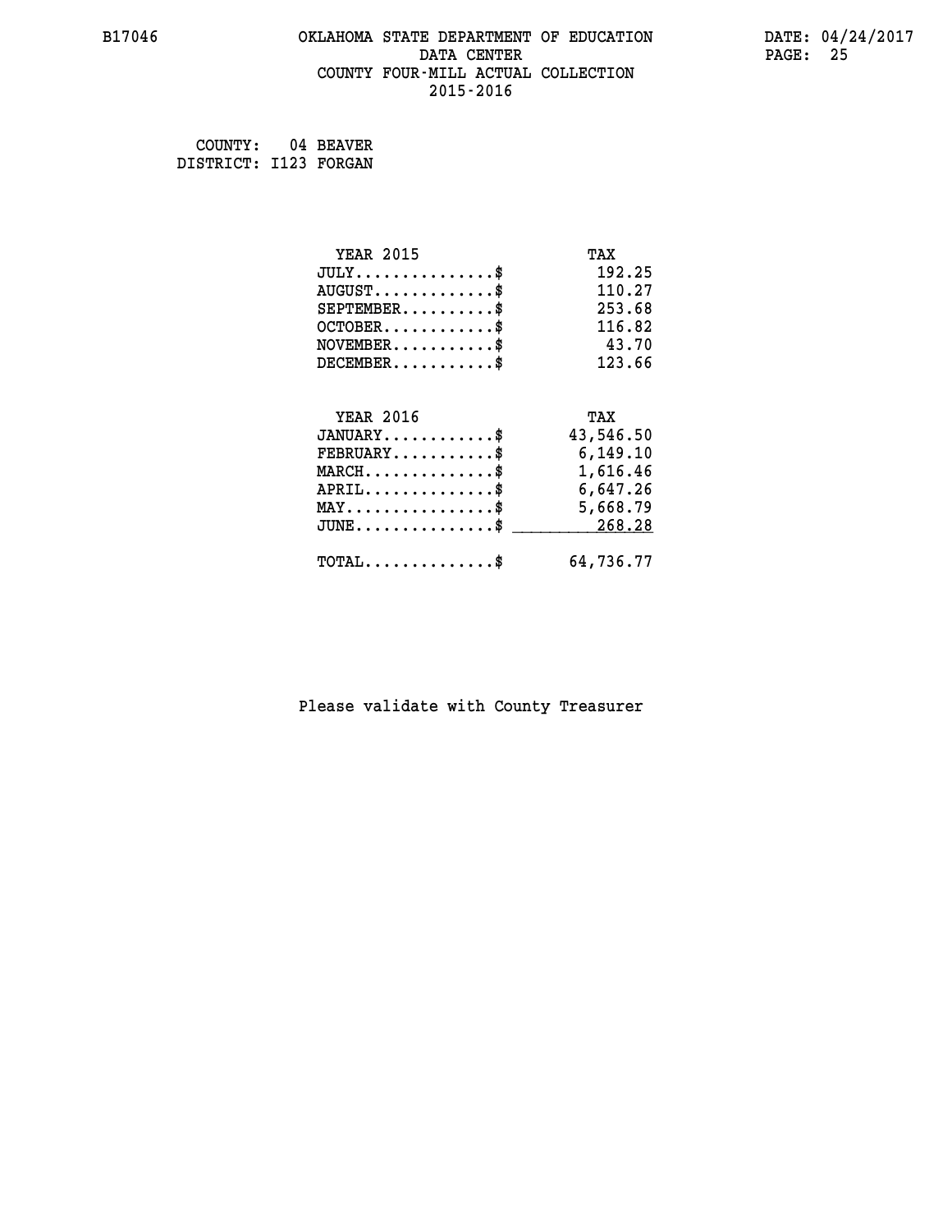B17046 OKLAHOMA STATE DEPARTMENT OF EDUCATION DATE: 04/24/2017

DATA CENTER

COUNTY FOUR-MILL ACTUAL COLLECTION

2015-2016

COUNTY: 04 BEAVER
DISTRICT: I123 FORGAN

| YEAR 2015 | TAX |
|---|---|
| JULY..............$ | 192.25 |
| AUGUST............$ | 110.27 |
| SEPTEMBER.........$ | 253.68 |
| OCTOBER...........$ | 116.82 |
| NOVEMBER..........$ | 43.70 |
| DECEMBER..........$ | 123.66 |

| YEAR 2016 | TAX |
|---|---|
| JANUARY...........$ | 43,546.50 |
| FEBRUARY..........$ | 6,149.10 |
| MARCH.............$ | 1,616.46 |
| APRIL.............$ | 6,647.26 |
| MAY...............$ | 5,668.79 |
| JUNE..............$ | 268.28 |
| TOTAL.............$ | 64,736.77 |

Please validate with County Treasurer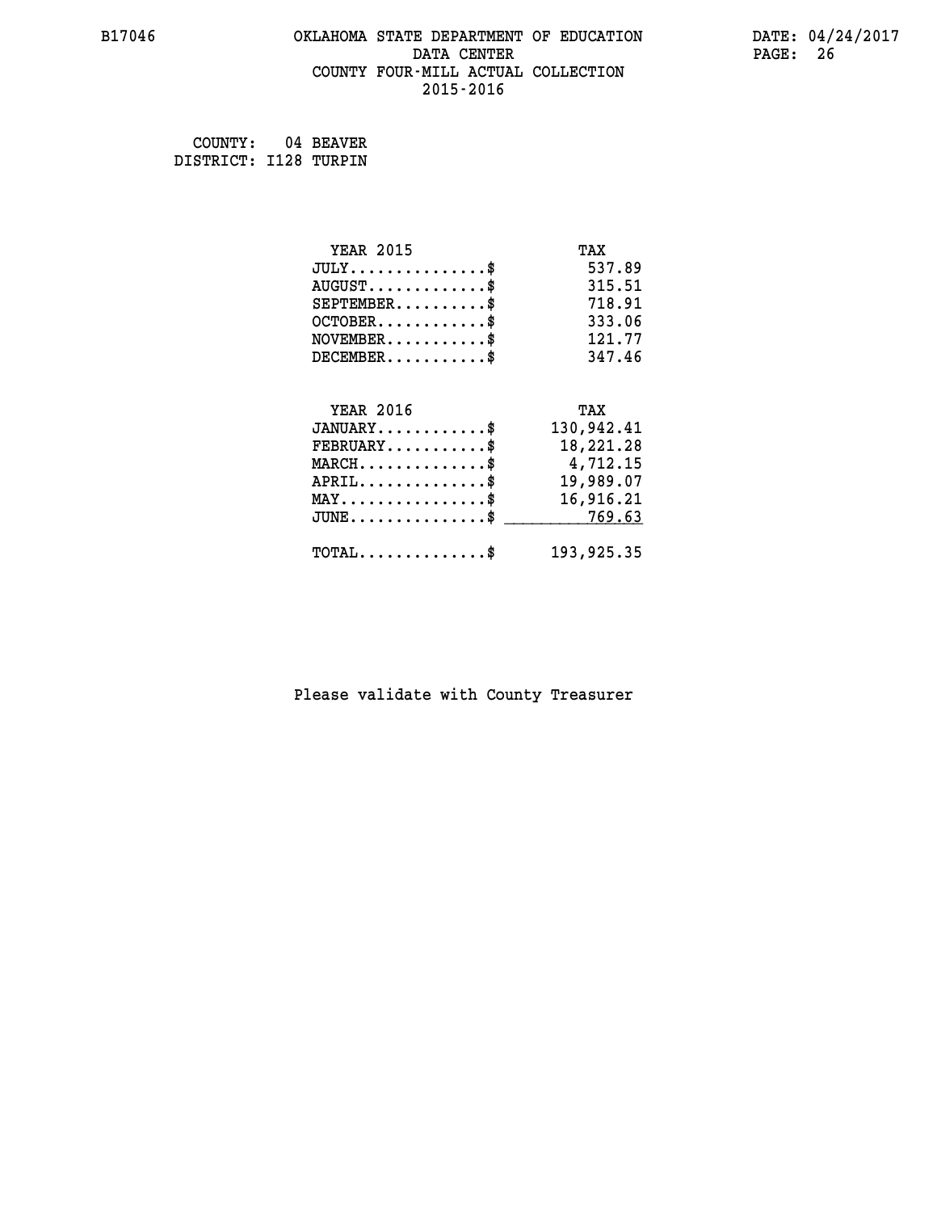B17046 OKLAHOMA STATE DEPARTMENT OF EDUCATION DATA CENTER COUNTY FOUR-MILL ACTUAL COLLECTION 2015-2016

DATE: 04/24/2017

COUNTY: 04 BEAVER
DISTRICT: I128 TURPIN

| YEAR 2015 | TAX |
|---|---|
| JULY...............$ | 537.89 |
| AUGUST.............$ | 315.51 |
| SEPTEMBER..........$ | 718.91 |
| OCTOBER............$ | 333.06 |
| NOVEMBER...........$ | 121.77 |
| DECEMBER...........$ | 347.46 |

| YEAR 2016 | TAX |
|---|---|
| JANUARY............$ | 130,942.41 |
| FEBRUARY...........$ | 18,221.28 |
| MARCH..............$ | 4,712.15 |
| APRIL..............$ | 19,989.07 |
| MAY................$ | 16,916.21 |
| JUNE...............$ | 769.63 |
| TOTAL..............$ | 193,925.35 |

Please validate with County Treasurer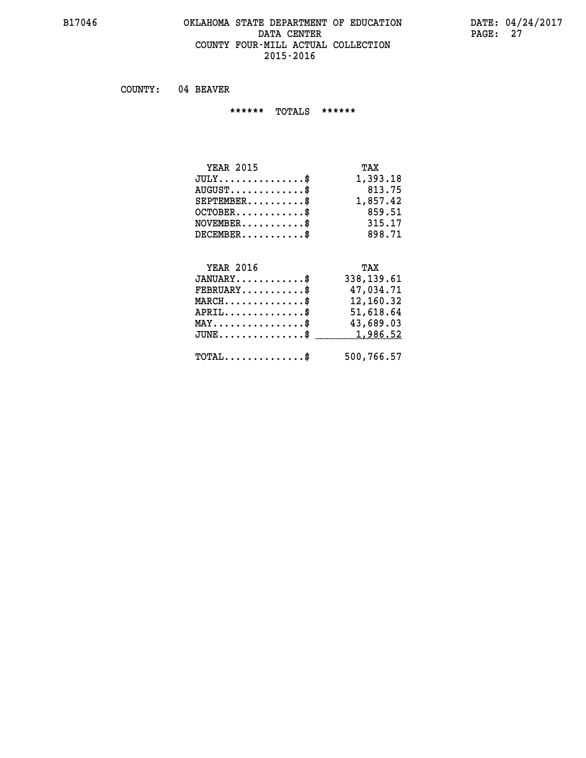# OKLAHOMA STATE DEPARTMENT OF EDUCATION
## DATA CENTER
## COUNTY FOUR-MILL ACTUAL COLLECTION
## 2015-2016

B17046

DATE: 04/24/2017

COUNTY: 04 BEAVER

****** TOTALS ******

| YEAR 2015 | TAX |
|---|---|
| JULY...............$ | 1,393.18 |
| AUGUST.............$ | 813.75 |
| SEPTEMBER..........$ | 1,857.42 |
| OCTOBER............$ | 859.51 |
| NOVEMBER...........$ | 315.17 |
| DECEMBER...........$ | 898.71 |

| YEAR 2016 | TAX |
|---|---|
| JANUARY............$ | 338,139.61 |
| FEBRUARY...........$ | 47,034.71 |
| MARCH..............$ | 12,160.32 |
| APRIL..............$ | 51,618.64 |
| MAY................$ | 43,689.03 |
| JUNE...............$ | 1,986.52 |
| TOTAL..............$ | 500,766.57 |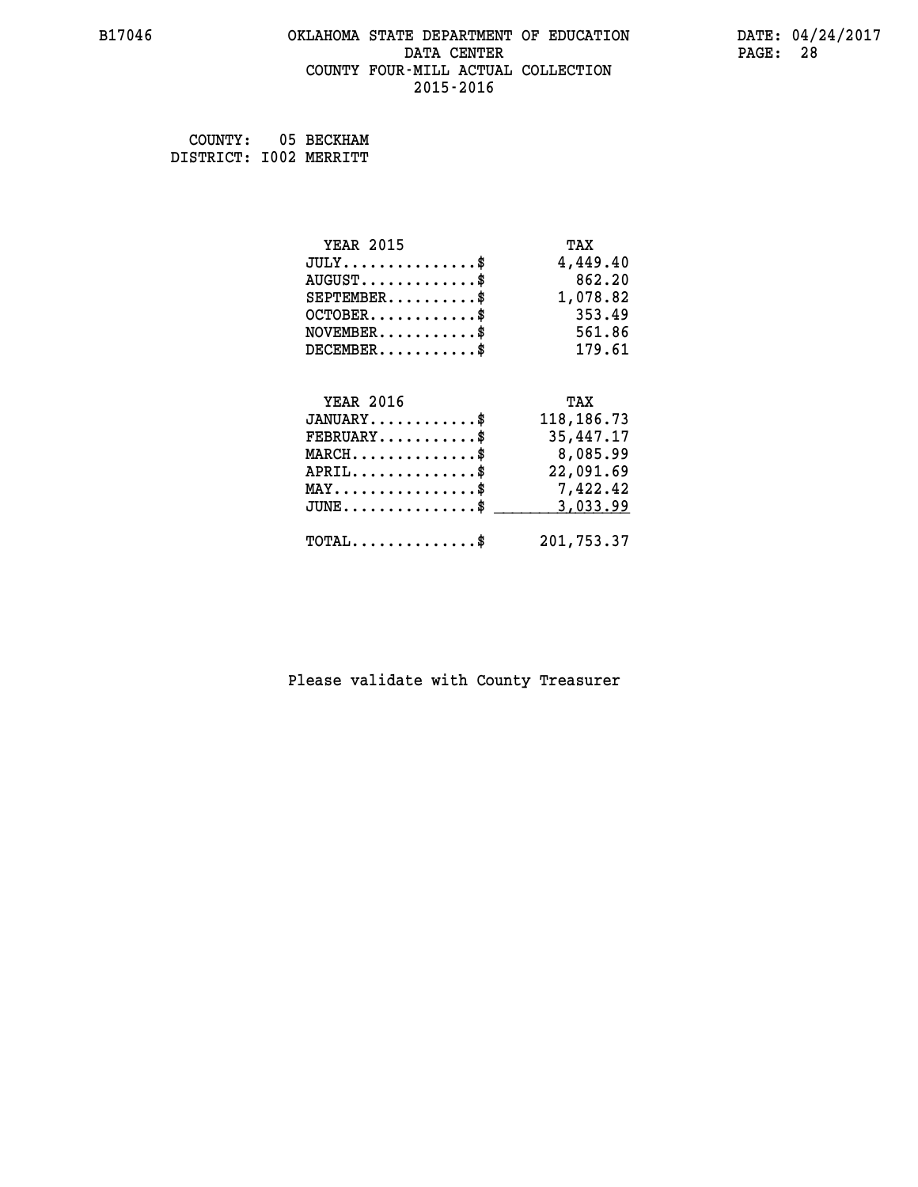B17046 OKLAHOMA STATE DEPARTMENT OF EDUCATION DATA CENTER COUNTY FOUR-MILL ACTUAL COLLECTION 2015-2016

DATE: 04/24/2017

COUNTY: 05 BECKHAM
DISTRICT: I002 MERRITT

| YEAR 2015 | TAX |
|---|---|
| JULY...............$ | 4,449.40 |
| AUGUST.............$ | 862.20 |
| SEPTEMBER..........$ | 1,078.82 |
| OCTOBER............$ | 353.49 |
| NOVEMBER...........$ | 561.86 |
| DECEMBER...........$ | 179.61 |

| YEAR 2016 | TAX |
|---|---|
| JANUARY............$ | 118,186.73 |
| FEBRUARY...........$ | 35,447.17 |
| MARCH..............$ | 8,085.99 |
| APRIL..............$ | 22,091.69 |
| MAY................$ | 7,422.42 |
| JUNE...............$ | 3,033.99 |
| TOTAL..............$ | 201,753.37 |

Please validate with County Treasurer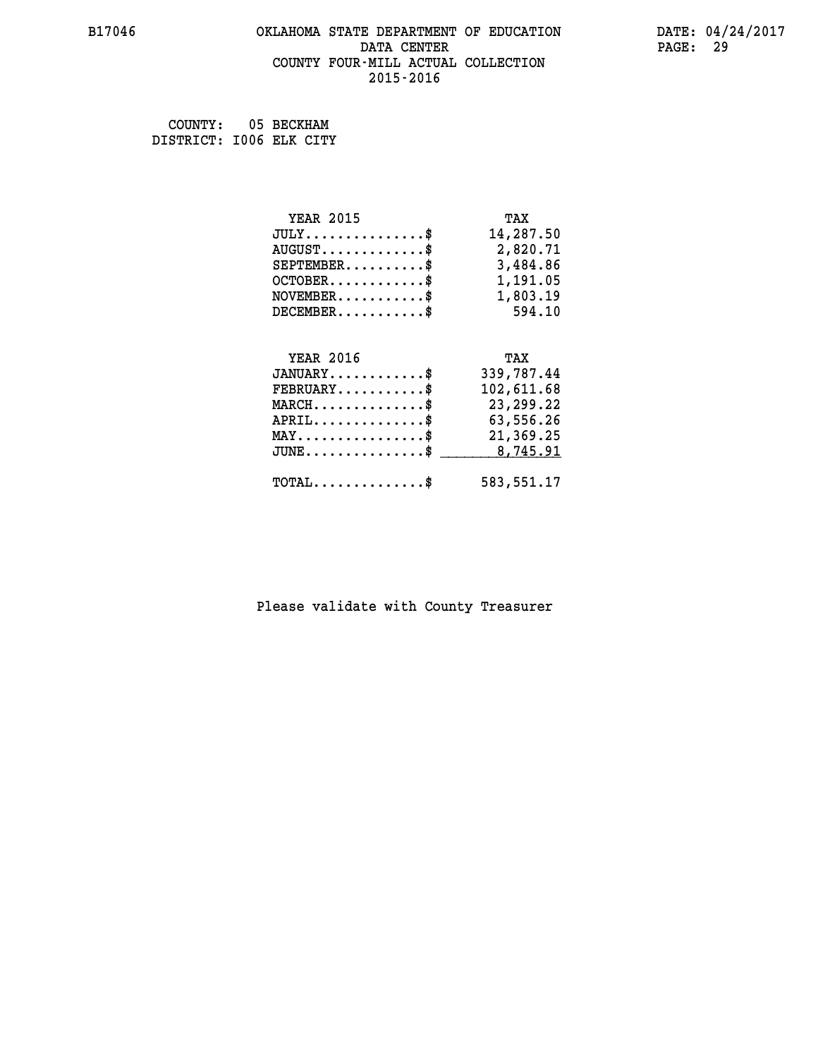B17046 OKLAHOMA STATE DEPARTMENT OF EDUCATION DATE: 04/24/2017
DATA CENTER
COUNTY FOUR-MILL ACTUAL COLLECTION
2015-2016

COUNTY: 05 BECKHAM
DISTRICT: I006 ELK CITY

| YEAR 2015 | TAX |
|---|---|
| JULY..............$ | 14,287.50 |
| AUGUST............$ | 2,820.71 |
| SEPTEMBER.........$ | 3,484.86 |
| OCTOBER...........$ | 1,191.05 |
| NOVEMBER..........$ | 1,803.19 |
| DECEMBER..........$ | 594.10 |

| YEAR 2016 | TAX |
|---|---|
| JANUARY...........$ | 339,787.44 |
| FEBRUARY..........$ | 102,611.68 |
| MARCH.............$ | 23,299.22 |
| APRIL.............$ | 63,556.26 |
| MAY...............$ | 21,369.25 |
| JUNE..............$ | 8,745.91 |
| TOTAL.............$ | 583,551.17 |

Please validate with County Treasurer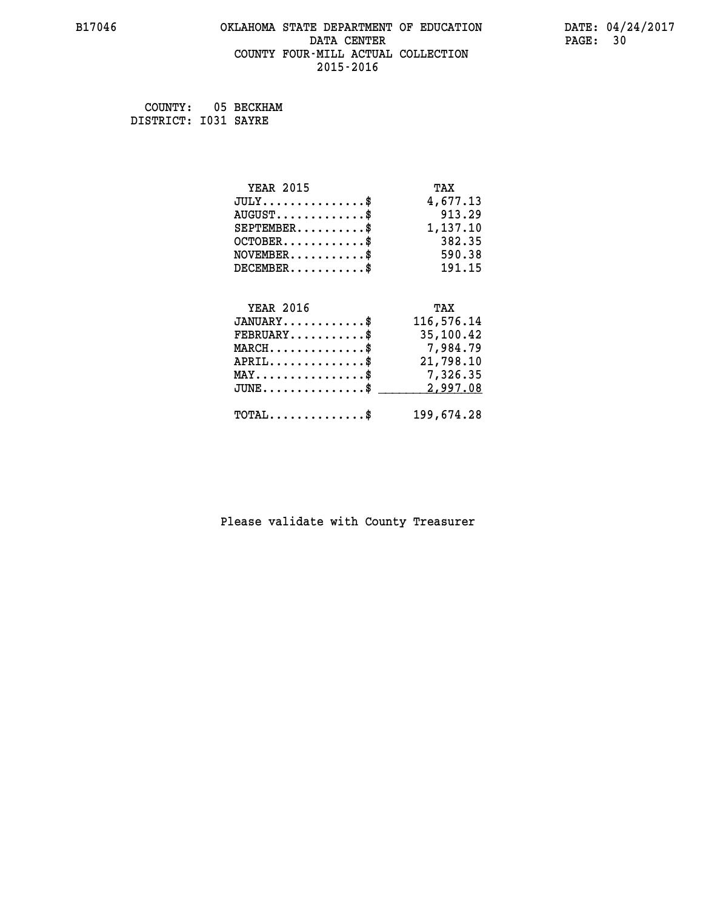B17046 OKLAHOMA STATE DEPARTMENT OF EDUCATION DATA CENTER COUNTY FOUR-MILL ACTUAL COLLECTION 2015-2016

DATE: 04/24/2017

COUNTY: 05 BECKHAM
DISTRICT: I031 SAYRE

| YEAR 2015 | TAX |
|---|---|
| JULY...............$ | 4,677.13 |
| AUGUST.............$ | 913.29 |
| SEPTEMBER..........$ | 1,137.10 |
| OCTOBER............$ | 382.35 |
| NOVEMBER...........$ | 590.38 |
| DECEMBER...........$ | 191.15 |

| YEAR 2016 | TAX |
|---|---|
| JANUARY............$ | 116,576.14 |
| FEBRUARY...........$ | 35,100.42 |
| MARCH..............$ | 7,984.79 |
| APRIL..............$ | 21,798.10 |
| MAY................$ | 7,326.35 |
| JUNE...............$ | 2,997.08 |
| TOTAL..............$ | 199,674.28 |

Please validate with County Treasurer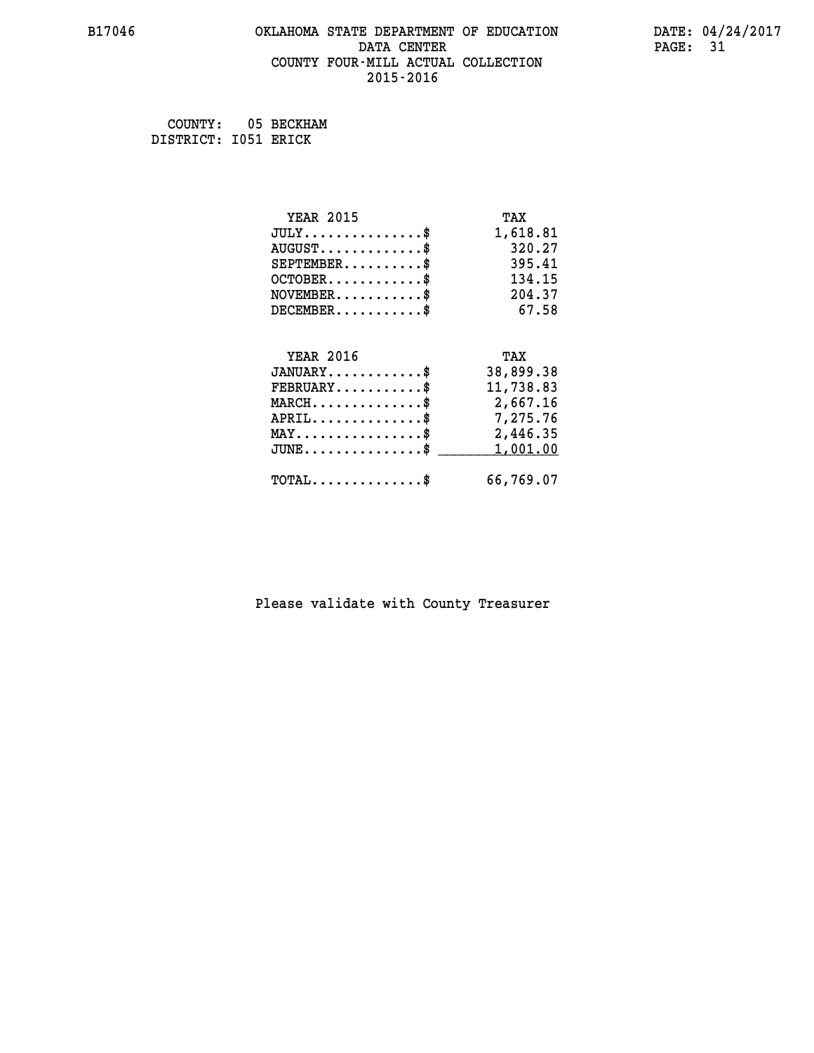COUNTY: 05 BECKHAM
DISTRICT: I051 ERICK

| YEAR 2015 | TAX |
|---|---|
| JULY..............$ | 1,618.81 |
| AUGUST............$ | 320.27 |
| SEPTEMBER.........$ | 395.41 |
| OCTOBER...........$ | 134.15 |
| NOVEMBER..........$ | 204.37 |
| DECEMBER..........$ | 67.58 |

| YEAR 2016 | TAX |
|---|---|
| JANUARY...........$ | 38,899.38 |
| FEBRUARY..........$ | 11,738.83 |
| MARCH.............$ | 2,667.16 |
| APRIL.............$ | 7,275.76 |
| MAY...............$ | 2,446.35 |
| JUNE..............$ | 1,001.00 |
| TOTAL.............$ | 66,769.07 |

Please validate with County Treasurer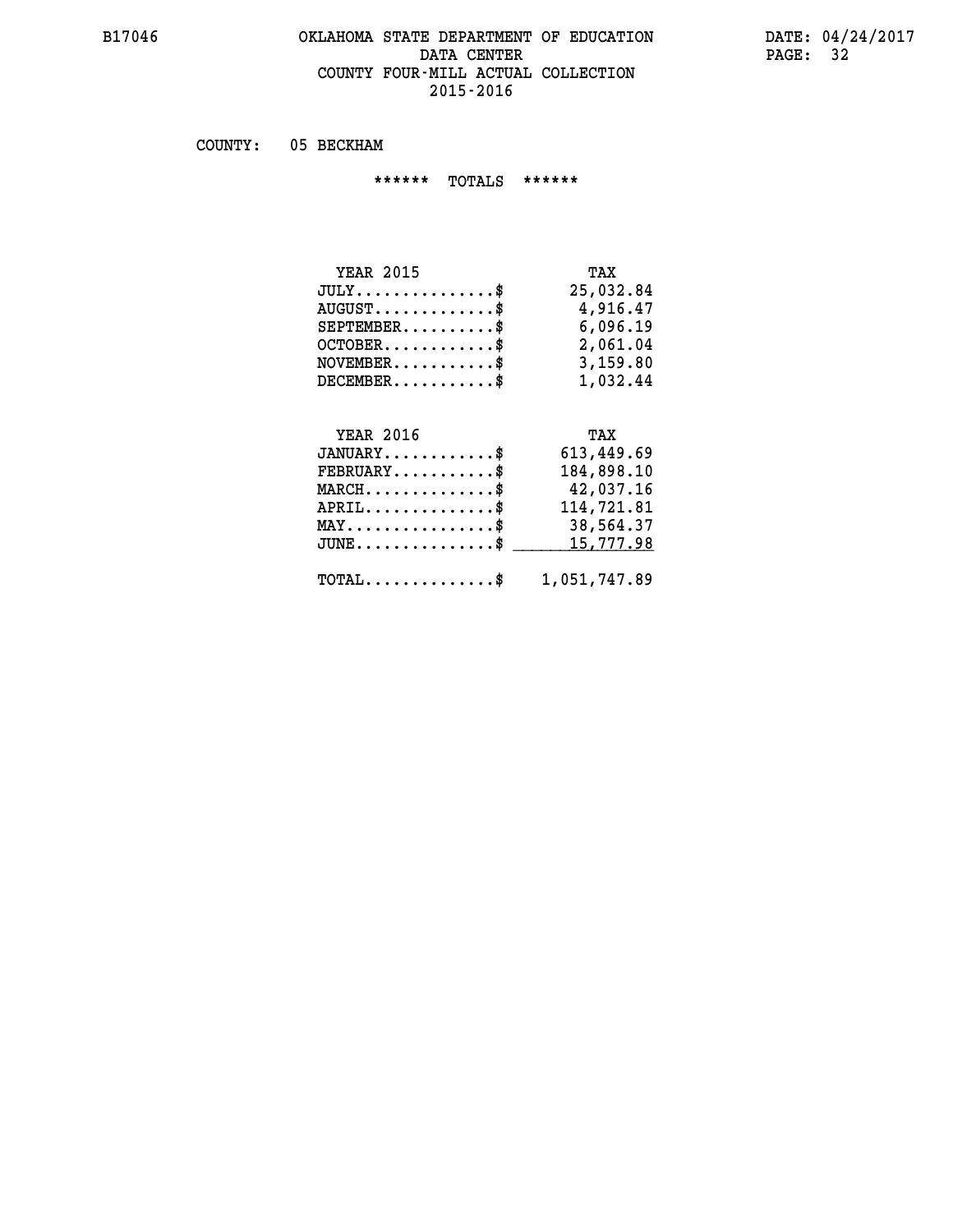# OKLAHOMA STATE DEPARTMENT OF EDUCATION
## DATA CENTER
## COUNTY FOUR-MILL ACTUAL COLLECTION
## 2015-2016

B17046 DATE: 04/24/2017

COUNTY: 05 BECKHAM

****** TOTALS ******

| YEAR 2015 | TAX |
|---|---|
| JULY...............$ | 25,032.84 |
| AUGUST.............$ | 4,916.47 |
| SEPTEMBER..........$ | 6,096.19 |
| OCTOBER............$ | 2,061.04 |
| NOVEMBER...........$ | 3,159.80 |
| DECEMBER...........$ | 1,032.44 |

| YEAR 2016 | TAX |
|---|---|
| JANUARY............$ | 613,449.69 |
| FEBRUARY...........$ | 184,898.10 |
| MARCH..............$ | 42,037.16 |
| APRIL..............$ | 114,721.81 |
| MAY................$ | 38,564.37 |
| JUNE...............$ | 15,777.98 |
| TOTAL..............$ | 1,051,747.89 |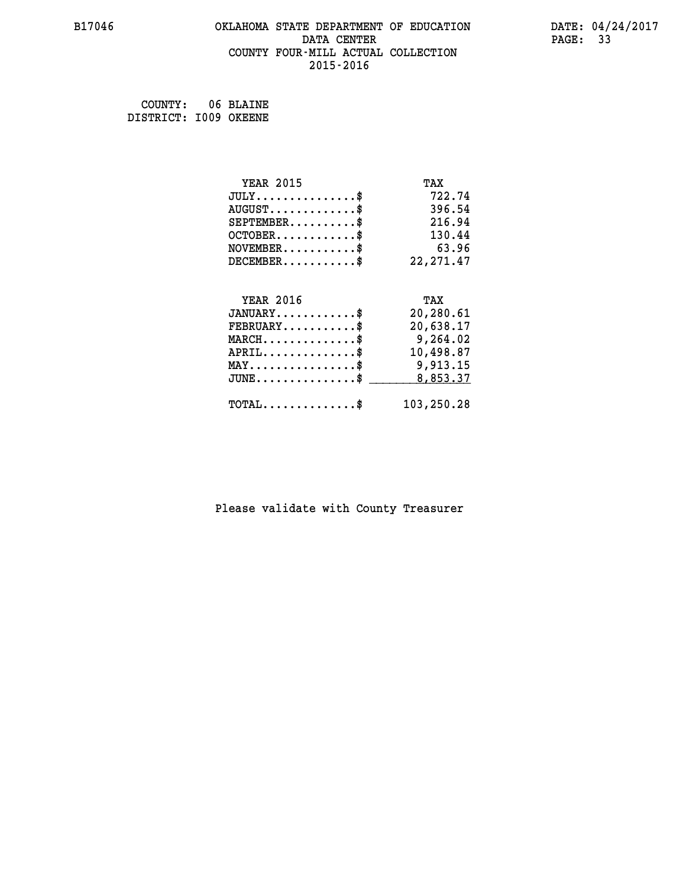B17046 OKLAHOMA STATE DEPARTMENT OF EDUCATION DATA CENTER COUNTY FOUR-MILL ACTUAL COLLECTION 2015-2016

DATE: 04/24/2017

COUNTY: 06 BLAINE
DISTRICT: I009 OKEENE

| YEAR 2015 | TAX |
|---|---|
| JULY..............$ | 722.74 |
| AUGUST............$ | 396.54 |
| SEPTEMBER.........$ | 216.94 |
| OCTOBER...........$ | 130.44 |
| NOVEMBER..........$ | 63.96 |
| DECEMBER..........$ | 22,271.47 |

| YEAR 2016 | TAX |
|---|---|
| JANUARY...........$ | 20,280.61 |
| FEBRUARY..........$ | 20,638.17 |
| MARCH.............$ | 9,264.02 |
| APRIL.............$ | 10,498.87 |
| MAY...............$ | 9,913.15 |
| JUNE..............$ | 8,853.37 |
| TOTAL.............$ | 103,250.28 |

Please validate with County Treasurer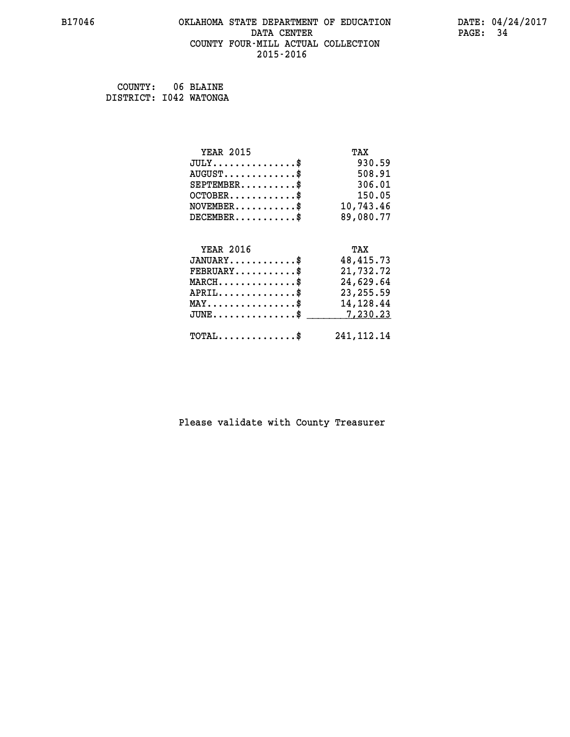B17046 OKLAHOMA STATE DEPARTMENT OF EDUCATION DATA CENTER COUNTY FOUR-MILL ACTUAL COLLECTION 2015-2016

DATE: 04/24/2017

COUNTY: 06 BLAINE
DISTRICT: I042 WATONGA

| YEAR 2015 | TAX |
|---|---|
| JULY...............$ | 930.59 |
| AUGUST.............$ | 508.91 |
| SEPTEMBER..........$ | 306.01 |
| OCTOBER............$ | 150.05 |
| NOVEMBER...........$ | 10,743.46 |
| DECEMBER...........$ | 89,080.77 |

| YEAR 2016 | TAX |
|---|---|
| JANUARY............$ | 48,415.73 |
| FEBRUARY...........$ | 21,732.72 |
| MARCH..............$ | 24,629.64 |
| APRIL..............$ | 23,255.59 |
| MAY................$ | 14,128.44 |
| JUNE...............$ | 7,230.23 |
| TOTAL..............$ | 241,112.14 |

Please validate with County Treasurer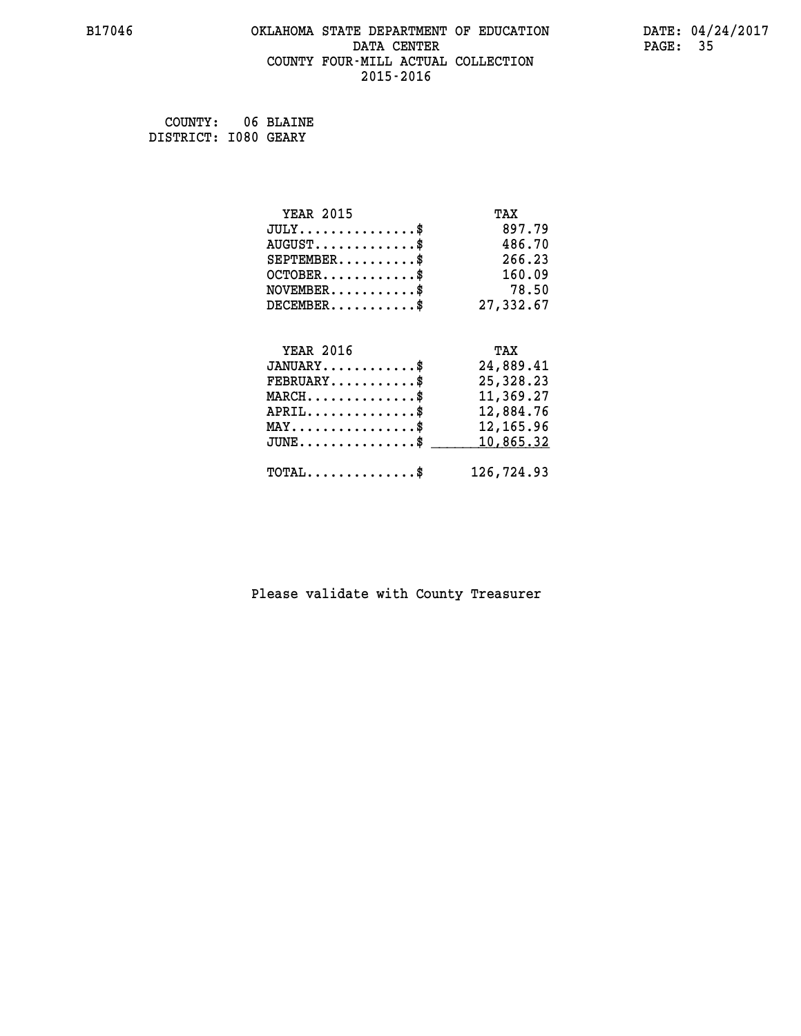B17046 OKLAHOMA STATE DEPARTMENT OF EDUCATION DATE: 04/24/2017
DATA CENTER PAGE: 35
COUNTY FOUR-MILL ACTUAL COLLECTION
2015-2016

COUNTY: 06 BLAINE
DISTRICT: I080 GEARY

| YEAR 2015 | TAX |
|---|---|
| JULY...............$ | 897.79 |
| AUGUST.............$ | 486.70 |
| SEPTEMBER..........$ | 266.23 |
| OCTOBER............$ | 160.09 |
| NOVEMBER...........$ | 78.50 |
| DECEMBER...........$ | 27,332.67 |

| YEAR 2016 | TAX |
|---|---|
| JANUARY............$ | 24,889.41 |
| FEBRUARY...........$ | 25,328.23 |
| MARCH..............$ | 11,369.27 |
| APRIL..............$ | 12,884.76 |
| MAY................$ | 12,165.96 |
| JUNE...............$ | 10,865.32 |
| TOTAL..............$ | 126,724.93 |

Please validate with County Treasurer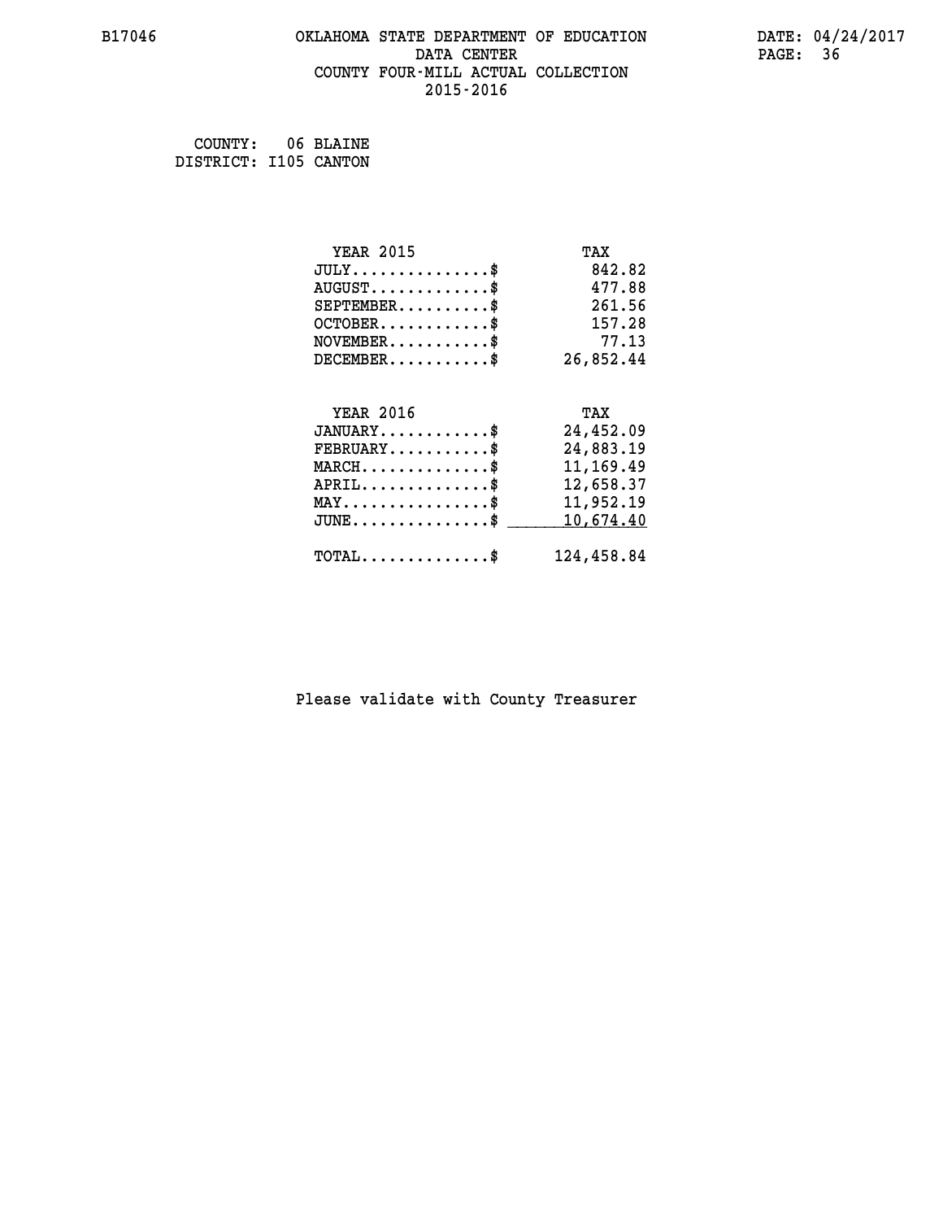B17046 OKLAHOMA STATE DEPARTMENT OF EDUCATION DATE: 04/24/2017
DATA CENTER PAGE: 36
COUNTY FOUR-MILL ACTUAL COLLECTION
2015-2016

COUNTY: 06 BLAINE
DISTRICT: I105 CANTON

| YEAR 2015 | TAX |
|---|---|
| JULY...............$ | 842.82 |
| AUGUST.............$ | 477.88 |
| SEPTEMBER..........$ | 261.56 |
| OCTOBER............$ | 157.28 |
| NOVEMBER...........$ | 77.13 |
| DECEMBER...........$ | 26,852.44 |

| YEAR 2016 | TAX |
|---|---|
| JANUARY............$ | 24,452.09 |
| FEBRUARY...........$ | 24,883.19 |
| MARCH..............$ | 11,169.49 |
| APRIL..............$ | 12,658.37 |
| MAY................$ | 11,952.19 |
| JUNE...............$ | 10,674.40 |
| TOTAL..............$ | 124,458.84 |

Please validate with County Treasurer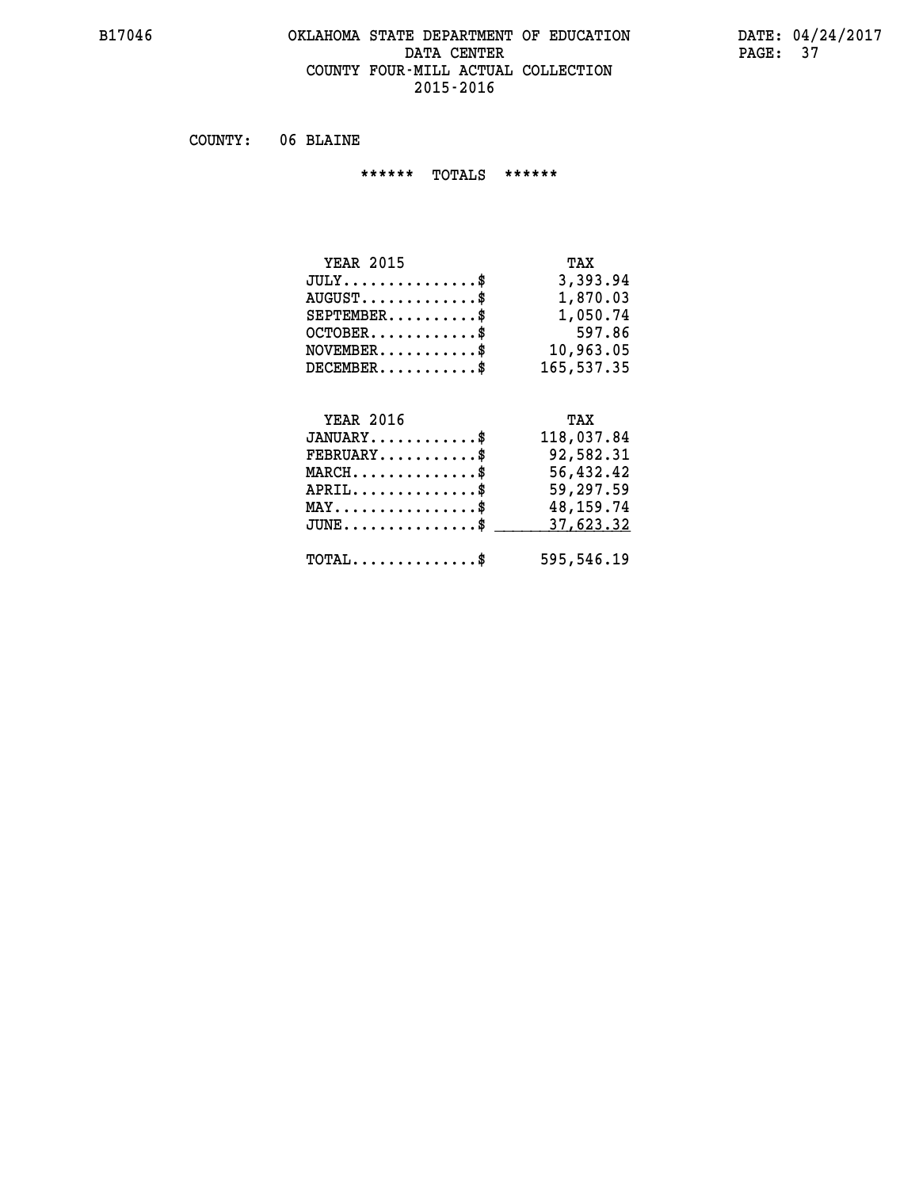# OKLAHOMA STATE DEPARTMENT OF EDUCATION
## DATA CENTER
## COUNTY FOUR-MILL ACTUAL COLLECTION
## 2015-2016

COUNTY: 06 BLAINE

****** TOTALS ******

| YEAR 2015 | TAX |
|---|---|
| JULY...............$ | 3,393.94 |
| AUGUST.............$ | 1,870.03 |
| SEPTEMBER..........$ | 1,050.74 |
| OCTOBER............$ | 597.86 |
| NOVEMBER...........$ | 10,963.05 |
| DECEMBER...........$ | 165,537.35 |

| YEAR 2016 | TAX |
|---|---|
| JANUARY............$ | 118,037.84 |
| FEBRUARY...........$ | 92,582.31 |
| MARCH..............$ | 56,432.42 |
| APRIL..............$ | 59,297.59 |
| MAY................$ | 48,159.74 |
| JUNE...............$ | 37,623.32 |
| TOTAL..............$ | 595,546.19 |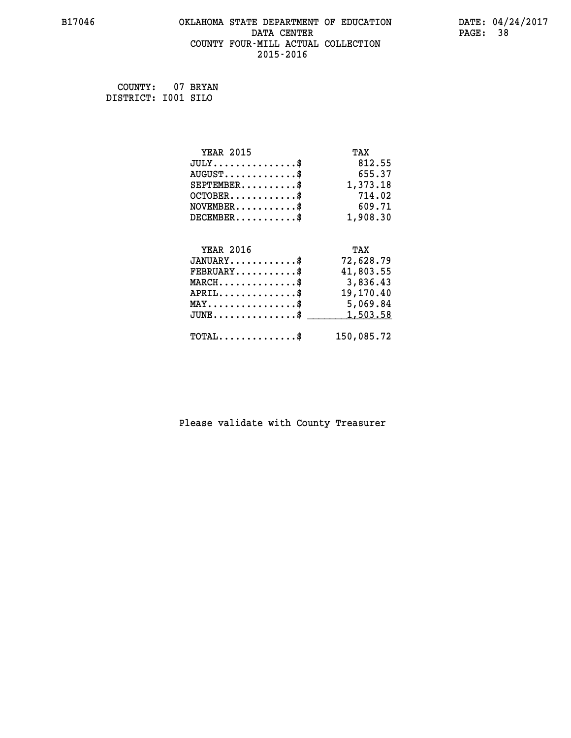B17046 OKLAHOMA STATE DEPARTMENT OF EDUCATION DATE: 04/24/2017
DATA CENTER
COUNTY FOUR-MILL ACTUAL COLLECTION
2015-2016

COUNTY: 07 BRYAN
DISTRICT: I001 SILO

| YEAR 2015 | TAX |
|---|---|
| JULY...............$ | 812.55 |
| AUGUST.............$ | 655.37 |
| SEPTEMBER..........$ | 1,373.18 |
| OCTOBER............$ | 714.02 |
| NOVEMBER...........$ | 609.71 |
| DECEMBER...........$ | 1,908.30 |

| YEAR 2016 | TAX |
|---|---|
| JANUARY............$ | 72,628.79 |
| FEBRUARY...........$ | 41,803.55 |
| MARCH..............$ | 3,836.43 |
| APRIL..............$ | 19,170.40 |
| MAY................$ | 5,069.84 |
| JUNE...............$ | 1,503.58 |
| TOTAL..............$ | 150,085.72 |

Please validate with County Treasurer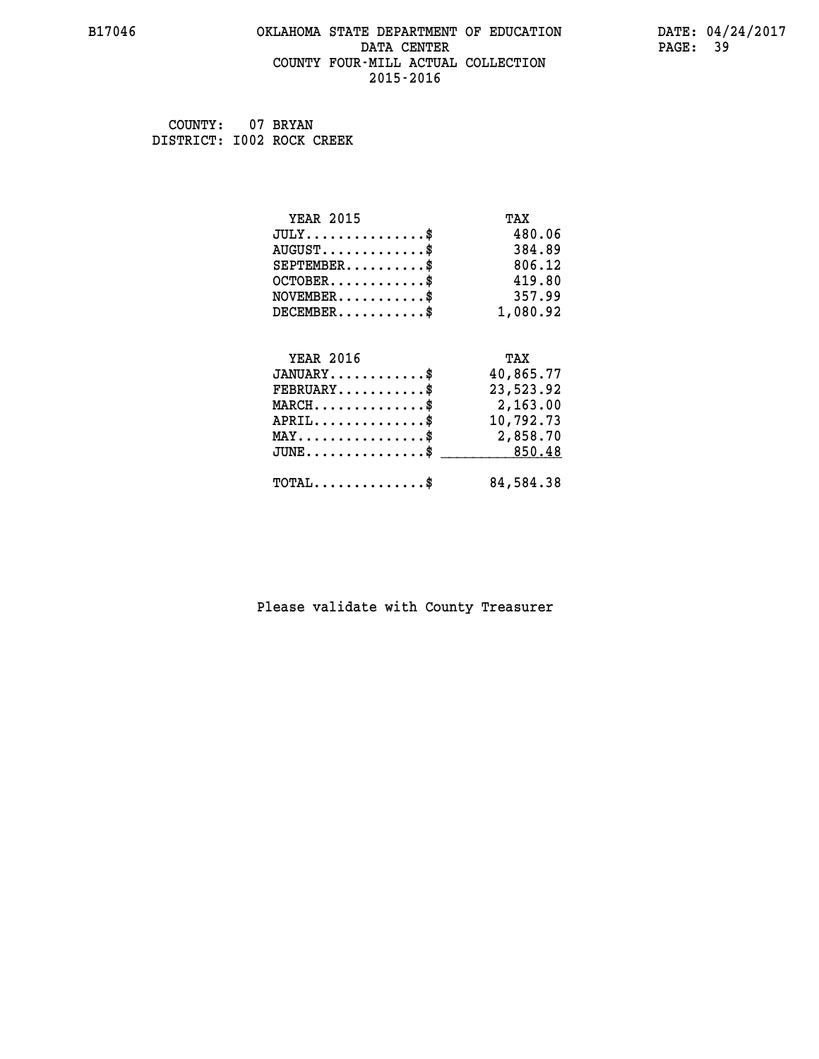B17046 OKLAHOMA STATE DEPARTMENT OF EDUCATION DATA CENTER COUNTY FOUR-MILL ACTUAL COLLECTION 2015-2016

DATE: 04/24/2017

COUNTY: 07 BRYAN
DISTRICT: I002 ROCK CREEK

| YEAR 2015 | TAX |
|---|---|
| JULY...............$ | 480.06 |
| AUGUST.............$ | 384.89 |
| SEPTEMBER..........$ | 806.12 |
| OCTOBER............$ | 419.80 |
| NOVEMBER...........$ | 357.99 |
| DECEMBER...........$ | 1,080.92 |

| YEAR 2016 | TAX |
|---|---|
| JANUARY............$ | 40,865.77 |
| FEBRUARY...........$ | 23,523.92 |
| MARCH..............$ | 2,163.00 |
| APRIL..............$ | 10,792.73 |
| MAY................$ | 2,858.70 |
| JUNE...............$ | 850.48 |
| TOTAL..............$ | 84,584.38 |

Please validate with County Treasurer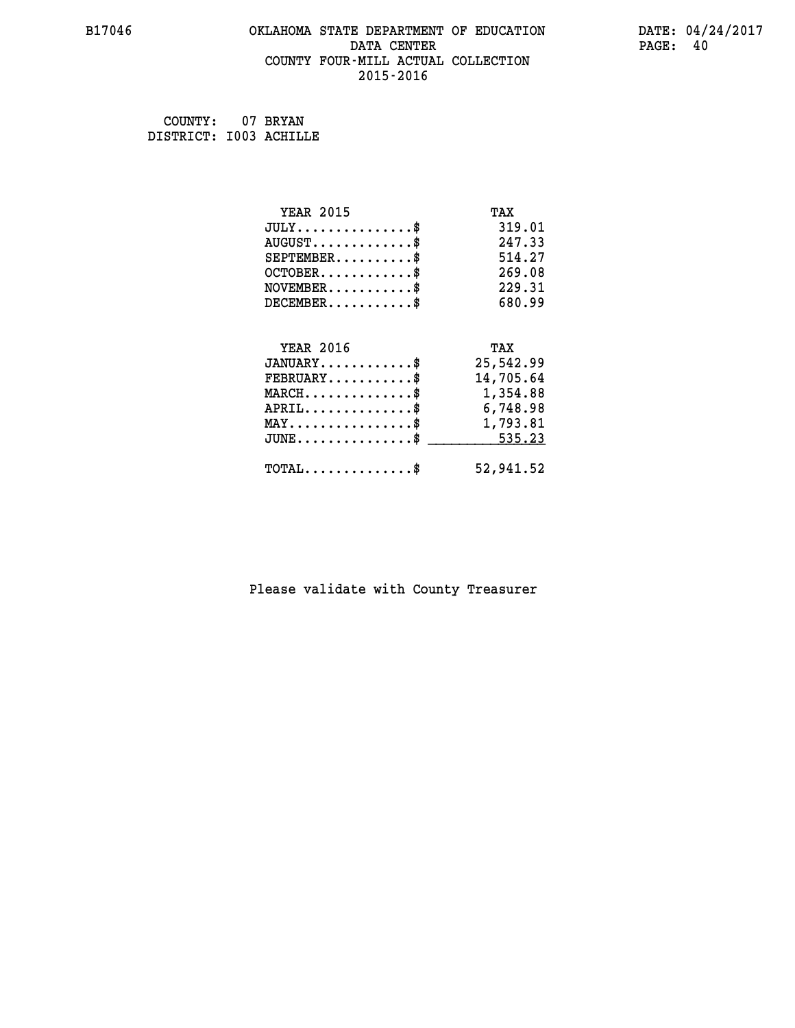B17046 OKLAHOMA STATE DEPARTMENT OF EDUCATION DATA CENTER COUNTY FOUR-MILL ACTUAL COLLECTION 2015-2016

DATE: 04/24/2017

COUNTY: 07 BRYAN
DISTRICT: I003 ACHILLE

| YEAR 2015 | TAX |
|---|---|
| JULY...............$ | 319.01 |
| AUGUST.............$ | 247.33 |
| SEPTEMBER..........$ | 514.27 |
| OCTOBER............$ | 269.08 |
| NOVEMBER...........$ | 229.31 |
| DECEMBER...........$ | 680.99 |

| YEAR 2016 | TAX |
|---|---|
| JANUARY............$ | 25,542.99 |
| FEBRUARY...........$ | 14,705.64 |
| MARCH..............$ | 1,354.88 |
| APRIL..............$ | 6,748.98 |
| MAY................$ | 1,793.81 |
| JUNE...............$ | 535.23 |
| TOTAL..............$ | 52,941.52 |

Please validate with County Treasurer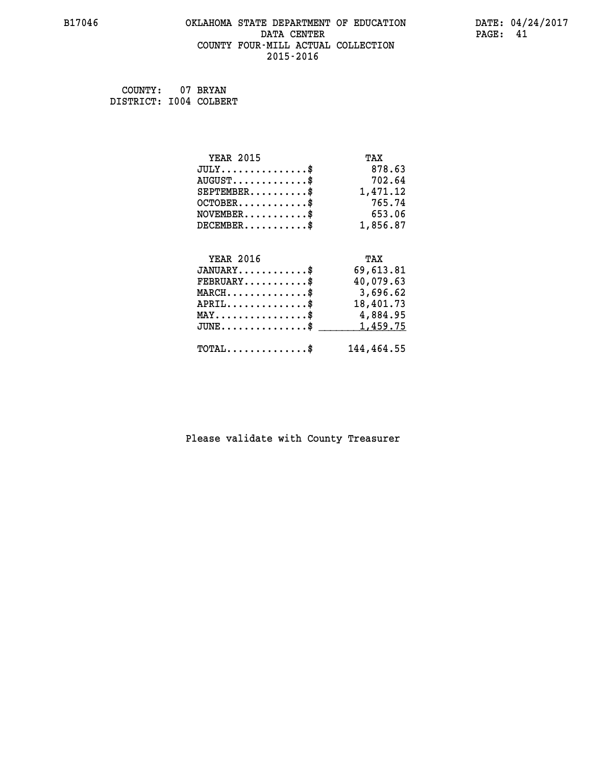B17046

# OKLAHOMA STATE DEPARTMENT OF EDUCATION
## DATA CENTER
## COUNTY FOUR-MILL ACTUAL COLLECTION
## 2015-2016

DATE: 04/24/2017

COUNTY: 07 BRYAN
DISTRICT: I004 COLBERT

| YEAR 2015 | TAX |
|---|---|
| JULY...............$ | 878.63 |
| AUGUST.............$ | 702.64 |
| SEPTEMBER..........$ | 1,471.12 |
| OCTOBER............$ | 765.74 |
| NOVEMBER...........$ | 653.06 |
| DECEMBER...........$ | 1,856.87 |

| YEAR 2016 | TAX |
|---|---|
| JANUARY............$ | 69,613.81 |
| FEBRUARY...........$ | 40,079.63 |
| MARCH..............$ | 3,696.62 |
| APRIL..............$ | 18,401.73 |
| MAY................$ | 4,884.95 |
| JUNE...............$ | 1,459.75 |
| TOTAL..............$ | 144,464.55 |

Please validate with County Treasurer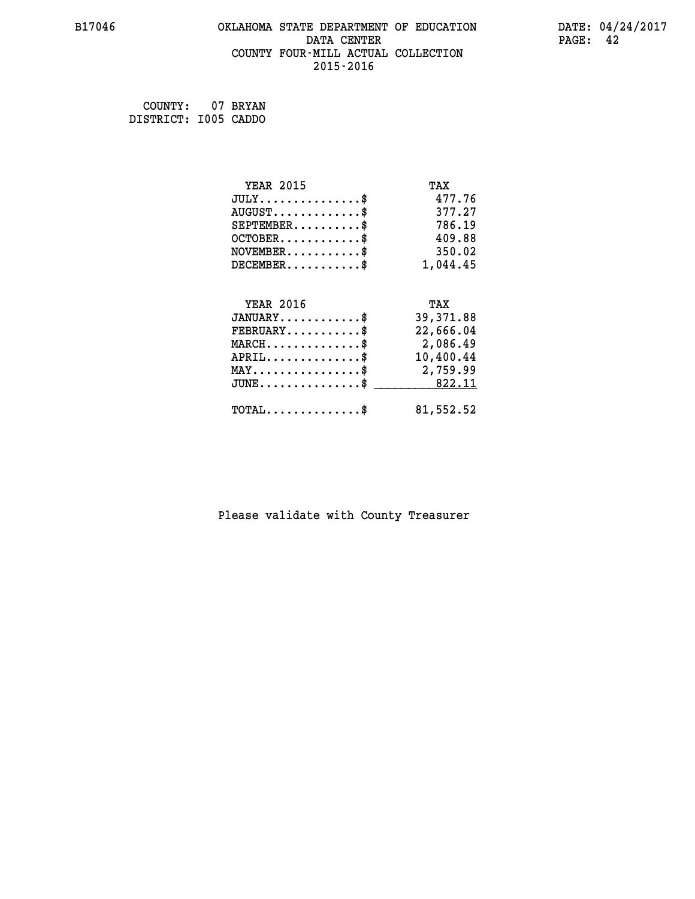B17046 OKLAHOMA STATE DEPARTMENT OF EDUCATION DATE: 04/24/2017

DATA CENTER

COUNTY FOUR-MILL ACTUAL COLLECTION

2015-2016

COUNTY: 07 BRYAN
DISTRICT: I005 CADDO

| YEAR 2015 | TAX |
|---|---|
| JULY..............$ | 477.76 |
| AUGUST............$ | 377.27 |
| SEPTEMBER..........$ | 786.19 |
| OCTOBER............$ | 409.88 |
| NOVEMBER...........$ | 350.02 |
| DECEMBER...........$ | 1,044.45 |

| YEAR 2016 | TAX |
|---|---|
| JANUARY............$ | 39,371.88 |
| FEBRUARY...........$ | 22,666.04 |
| MARCH..............$ | 2,086.49 |
| APRIL..............$ | 10,400.44 |
| MAY................$ | 2,759.99 |
| JUNE...............$ | 822.11 |
| TOTAL..............$ | 81,552.52 |

Please validate with County Treasurer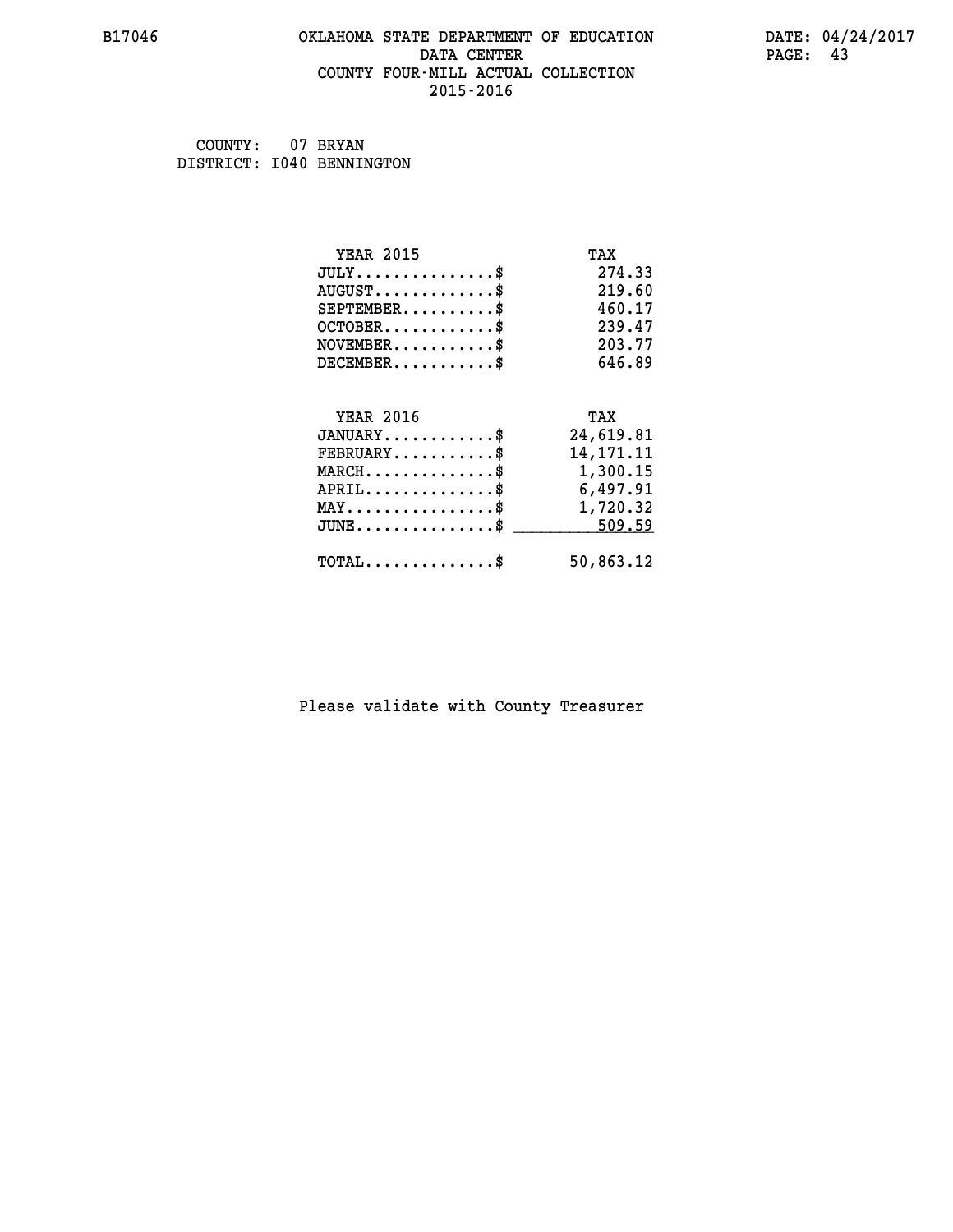B17046 OKLAHOMA STATE DEPARTMENT OF EDUCATION DATE: 04/24/2017

DATA CENTER PAGE: 43

COUNTY FOUR-MILL ACTUAL COLLECTION

2015-2016

COUNTY: 07 BRYAN

DISTRICT: I040 BENNINGTON

| YEAR 2015 | TAX |
|---|---|
| JULY...............$ | 274.33 |
| AUGUST.............$ | 219.60 |
| SEPTEMBER..........$ | 460.17 |
| OCTOBER............$ | 239.47 |
| NOVEMBER...........$ | 203.77 |
| DECEMBER...........$ | 646.89 |

| YEAR 2016 | TAX |
|---|---|
| JANUARY............$ | 24,619.81 |
| FEBRUARY...........$ | 14,171.11 |
| MARCH..............$ | 1,300.15 |
| APRIL..............$ | 6,497.91 |
| MAY................$ | 1,720.32 |
| JUNE...............$ | 509.59 |
| TOTAL..............$ | 50,863.12 |

Please validate with County Treasurer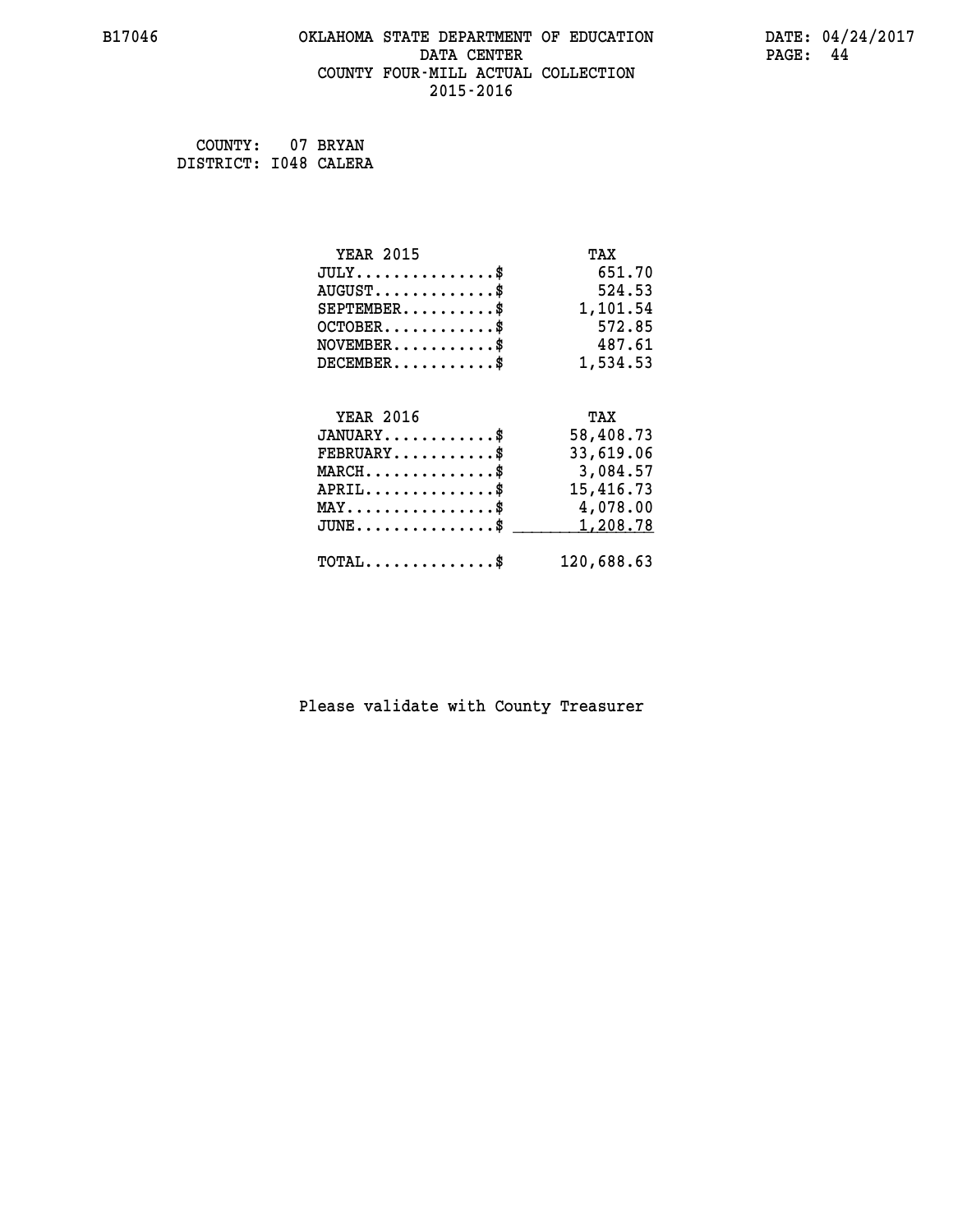B17046 OKLAHOMA STATE DEPARTMENT OF EDUCATION DATE: 04/24/2017

DATA CENTER

COUNTY FOUR-MILL ACTUAL COLLECTION

2015-2016

COUNTY: 07 BRYAN
DISTRICT: I048 CALERA

| YEAR 2015 | TAX |
|---|---|
| JULY..............$ | 651.70 |
| AUGUST............$ | 524.53 |
| SEPTEMBER..........$ | 1,101.54 |
| OCTOBER............$ | 572.85 |
| NOVEMBER...........$ | 487.61 |
| DECEMBER...........$ | 1,534.53 |

| YEAR 2016 | TAX |
|---|---|
| JANUARY............$ | 58,408.73 |
| FEBRUARY...........$ | 33,619.06 |
| MARCH..............$ | 3,084.57 |
| APRIL..............$ | 15,416.73 |
| MAY................$ | 4,078.00 |
| JUNE...............$ | 1,208.78 |
| TOTAL..............$ | 120,688.63 |

Please validate with County Treasurer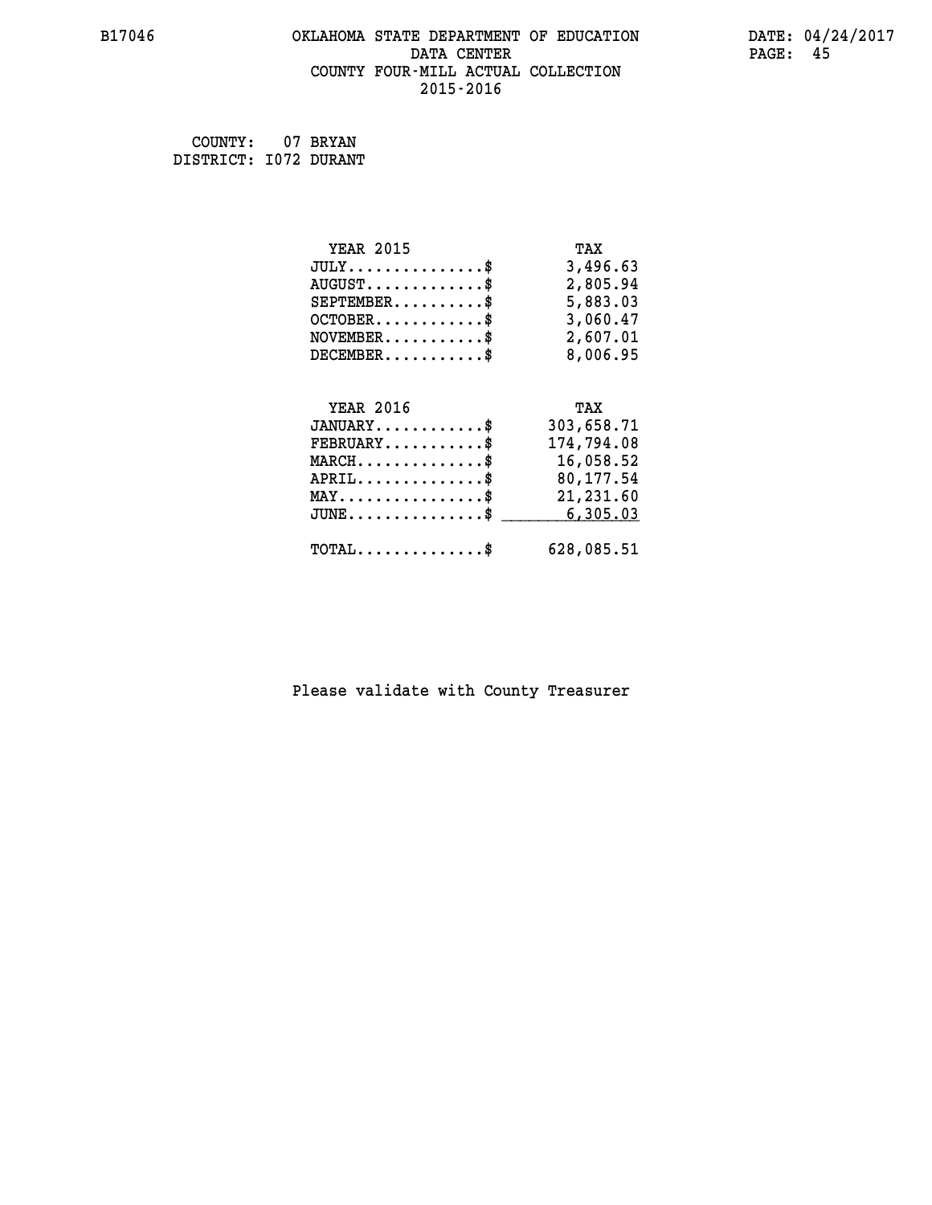B17046 OKLAHOMA STATE DEPARTMENT OF EDUCATION DATA CENTER COUNTY FOUR-MILL ACTUAL COLLECTION 2015-2016

DATE: 04/24/2017

COUNTY: 07 BRYAN
DISTRICT: I072 DURANT

| YEAR 2015 | TAX |
|---|---|
| JULY...............$ | 3,496.63 |
| AUGUST.............$ | 2,805.94 |
| SEPTEMBER..........$ | 5,883.03 |
| OCTOBER............$ | 3,060.47 |
| NOVEMBER...........$ | 2,607.01 |
| DECEMBER...........$ | 8,006.95 |

| YEAR 2016 | TAX |
|---|---|
| JANUARY............$ | 303,658.71 |
| FEBRUARY...........$ | 174,794.08 |
| MARCH..............$ | 16,058.52 |
| APRIL..............$ | 80,177.54 |
| MAY................$ | 21,231.60 |
| JUNE...............$ | 6,305.03 |
| TOTAL..............$ | 628,085.51 |

Please validate with County Treasurer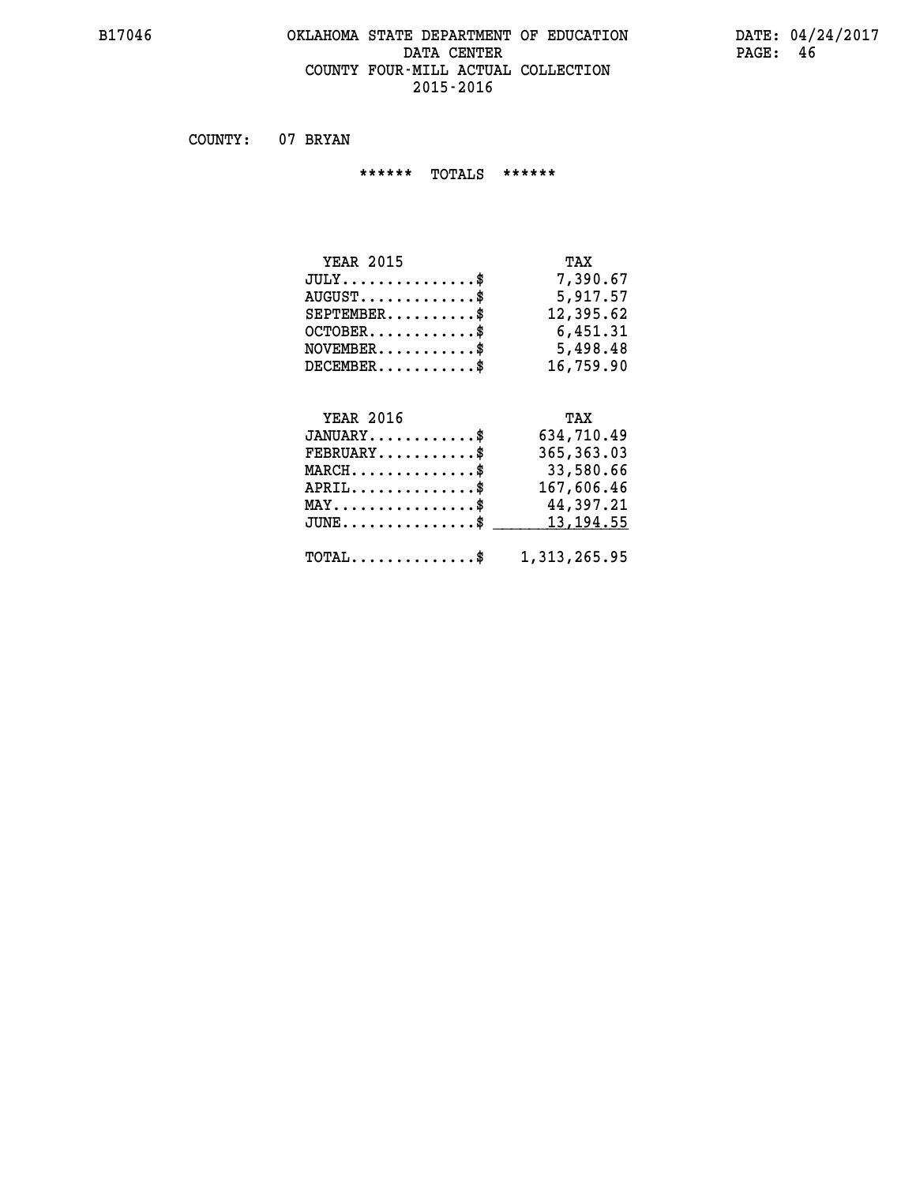# OKLAHOMA STATE DEPARTMENT OF EDUCATION
## DATA CENTER
## COUNTY FOUR-MILL ACTUAL COLLECTION
## 2015-2016

COUNTY: 07 BRYAN

****** TOTALS ******

| YEAR 2015 | TAX |
|---|---|
| JULY...............$ | 7,390.67 |
| AUGUST.............$ | 5,917.57 |
| SEPTEMBER..........$ | 12,395.62 |
| OCTOBER............$ | 6,451.31 |
| NOVEMBER...........$ | 5,498.48 |
| DECEMBER...........$ | 16,759.90 |

| YEAR 2016 | TAX |
|---|---|
| JANUARY............$ | 634,710.49 |
| FEBRUARY...........$ | 365,363.03 |
| MARCH..............$ | 33,580.66 |
| APRIL..............$ | 167,606.46 |
| MAY................$ | 44,397.21 |
| JUNE...............$ | 13,194.55 |
| TOTAL..............$ | 1,313,265.95 |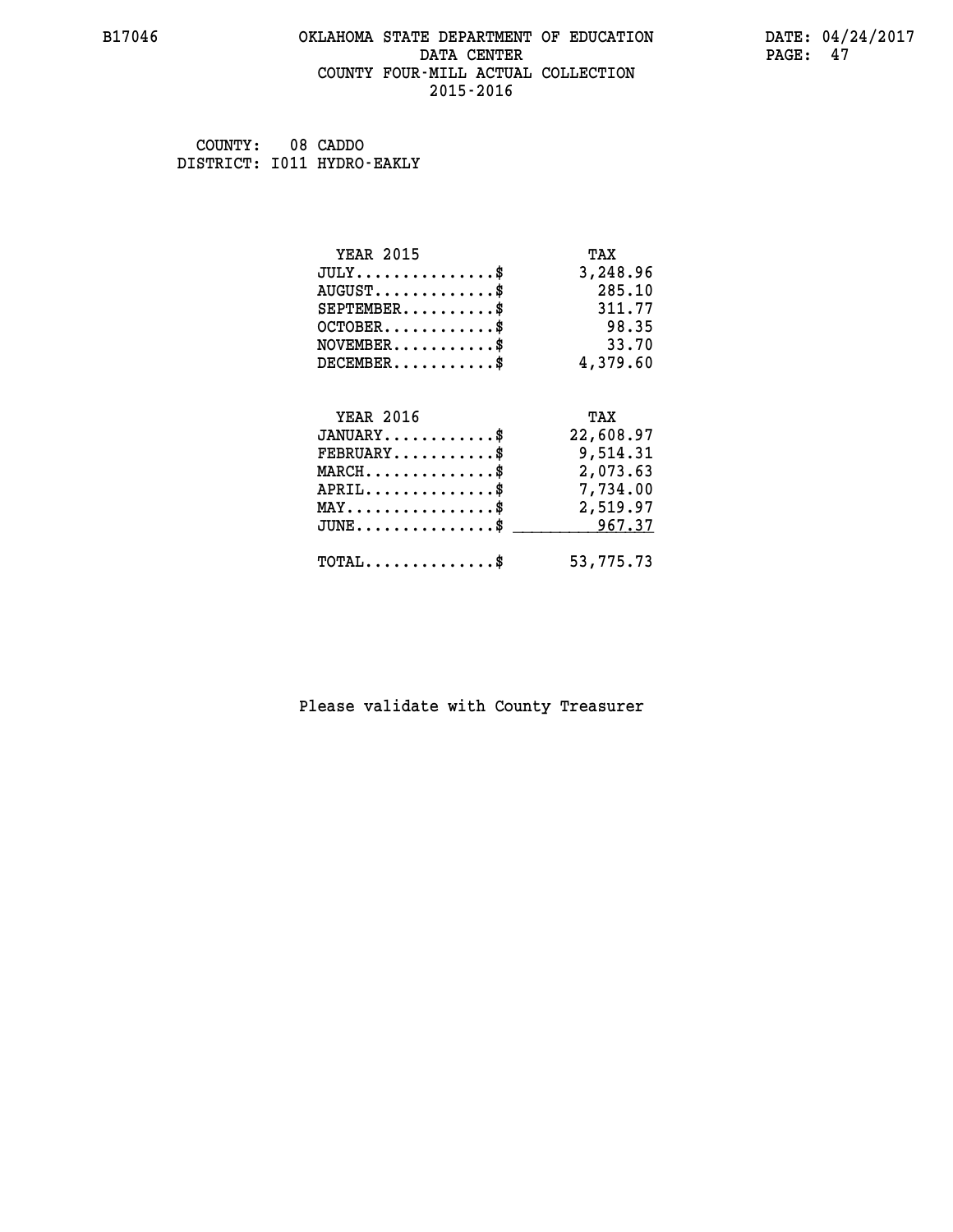B17046 OKLAHOMA STATE DEPARTMENT OF EDUCATION DATA CENTER COUNTY FOUR-MILL ACTUAL COLLECTION 2015-2016

DATE: 04/24/2017

COUNTY: 08 CADDO
DISTRICT: I011 HYDRO-EAKLY

| YEAR 2015 | TAX |
|---|---|
| JULY..............$ | 3,248.96 |
| AUGUST............$ | 285.10 |
| SEPTEMBER.........$ | 311.77 |
| OCTOBER...........$ | 98.35 |
| NOVEMBER..........$ | 33.70 |
| DECEMBER..........$ | 4,379.60 |

| YEAR 2016 | TAX |
|---|---|
| JANUARY...........$ | 22,608.97 |
| FEBRUARY..........$ | 9,514.31 |
| MARCH.............$ | 2,073.63 |
| APRIL.............$ | 7,734.00 |
| MAY...............$ | 2,519.97 |
| JUNE..............$ | 967.37 |
| TOTAL.............$ | 53,775.73 |

Please validate with County Treasurer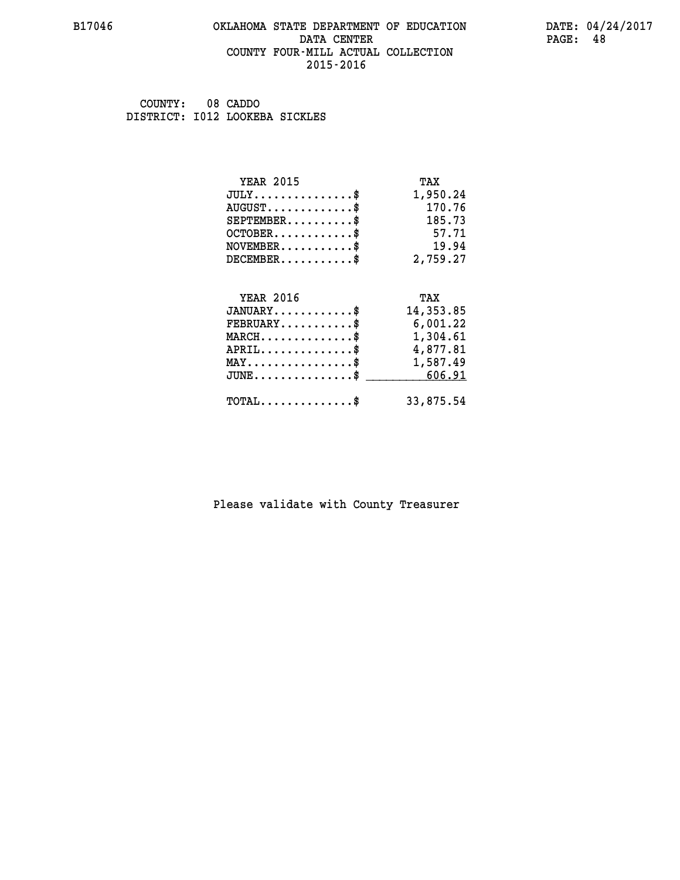B17046 OKLAHOMA STATE DEPARTMENT OF EDUCATION DATE: 04/24/2017
DATA CENTER PAGE: 48
COUNTY FOUR-MILL ACTUAL COLLECTION
2015-2016

COUNTY: 08 CADDO
DISTRICT: I012 LOOKEBA SICKLES

| YEAR 2015 | TAX |
|---|---|
| JULY...............$ | 1,950.24 |
| AUGUST.............$ | 170.76 |
| SEPTEMBER..........$ | 185.73 |
| OCTOBER............$ | 57.71 |
| NOVEMBER...........$ | 19.94 |
| DECEMBER...........$ | 2,759.27 |

| YEAR 2016 | TAX |
|---|---|
| JANUARY............$ | 14,353.85 |
| FEBRUARY...........$ | 6,001.22 |
| MARCH..............$ | 1,304.61 |
| APRIL..............$ | 4,877.81 |
| MAY................$ | 1,587.49 |
| JUNE...............$ | 606.91 |
| TOTAL..............$ | 33,875.54 |

Please validate with County Treasurer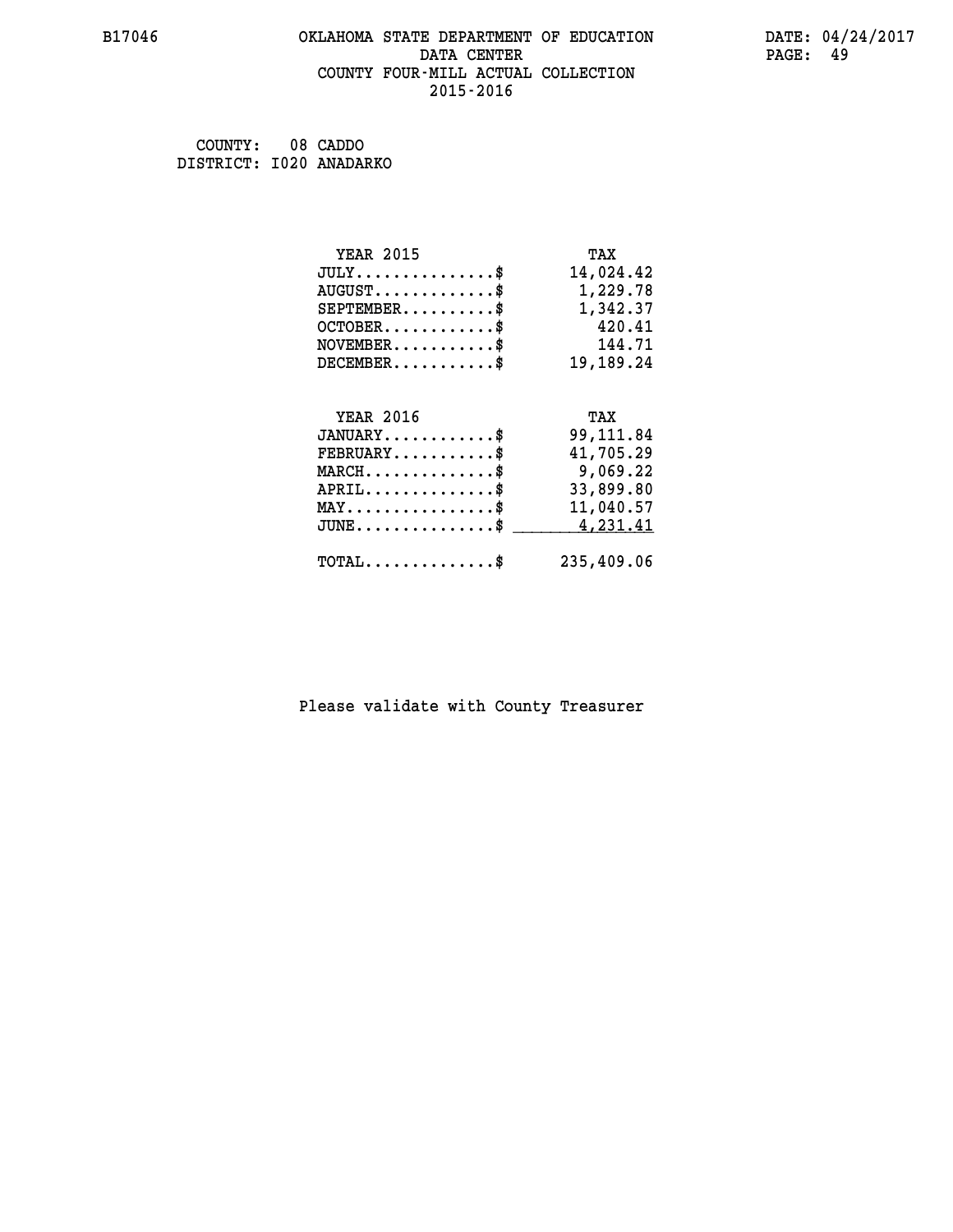# OKLAHOMA STATE DEPARTMENT OF EDUCATION
## DATA CENTER
## COUNTY FOUR-MILL ACTUAL COLLECTION
## 2015-2016

COUNTY: 08 CADDO
DISTRICT: I020 ANADARKO

| YEAR 2015 | TAX |
|---|---|
| JULY...............$ | 14,024.42 |
| AUGUST.............$ | 1,229.78 |
| SEPTEMBER..........$ | 1,342.37 |
| OCTOBER............$ | 420.41 |
| NOVEMBER...........$ | 144.71 |
| DECEMBER...........$ | 19,189.24 |

| YEAR 2016 | TAX |
|---|---|
| JANUARY............$ | 99,111.84 |
| FEBRUARY...........$ | 41,705.29 |
| MARCH..............$ | 9,069.22 |
| APRIL..............$ | 33,899.80 |
| MAY................$ | 11,040.57 |
| JUNE...............$ | 4,231.41 |
| TOTAL..............$ | 235,409.06 |

Please validate with County Treasurer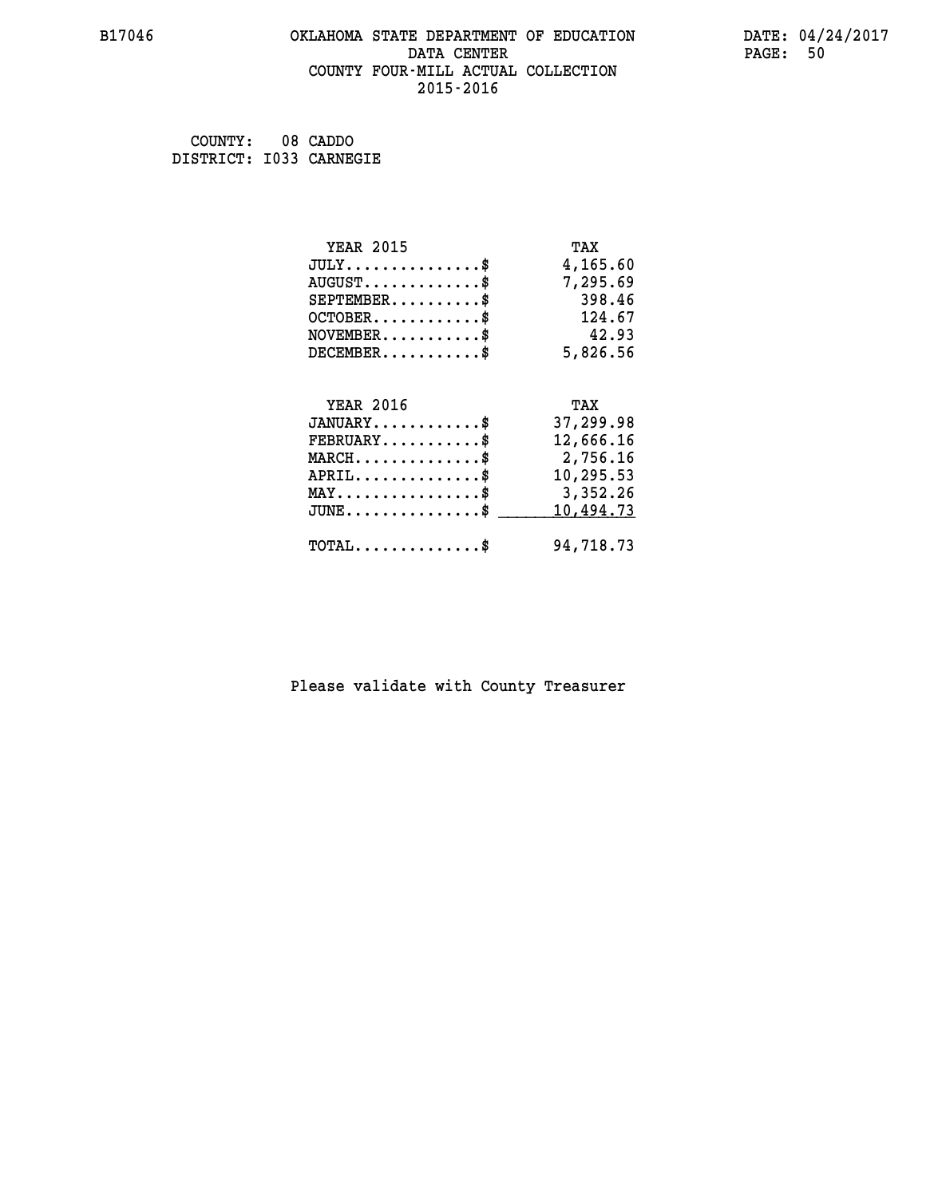B17046 OKLAHOMA STATE DEPARTMENT OF EDUCATION DATA CENTER COUNTY FOUR-MILL ACTUAL COLLECTION 2015-2016

DATE: 04/24/2017

COUNTY: 08 CADDO
DISTRICT: I033 CARNEGIE

| YEAR 2015 | TAX |
|---|---|
| JULY..............$ | 4,165.60 |
| AUGUST............$ | 7,295.69 |
| SEPTEMBER.........$ | 398.46 |
| OCTOBER...........$ | 124.67 |
| NOVEMBER..........$ | 42.93 |
| DECEMBER..........$ | 5,826.56 |

| YEAR 2016 | TAX |
|---|---|
| JANUARY...........$ | 37,299.98 |
| FEBRUARY..........$ | 12,666.16 |
| MARCH.............$ | 2,756.16 |
| APRIL.............$ | 10,295.53 |
| MAY...............$ | 3,352.26 |
| JUNE..............$ | 10,494.73 |
| TOTAL.............$ | 94,718.73 |

Please validate with County Treasurer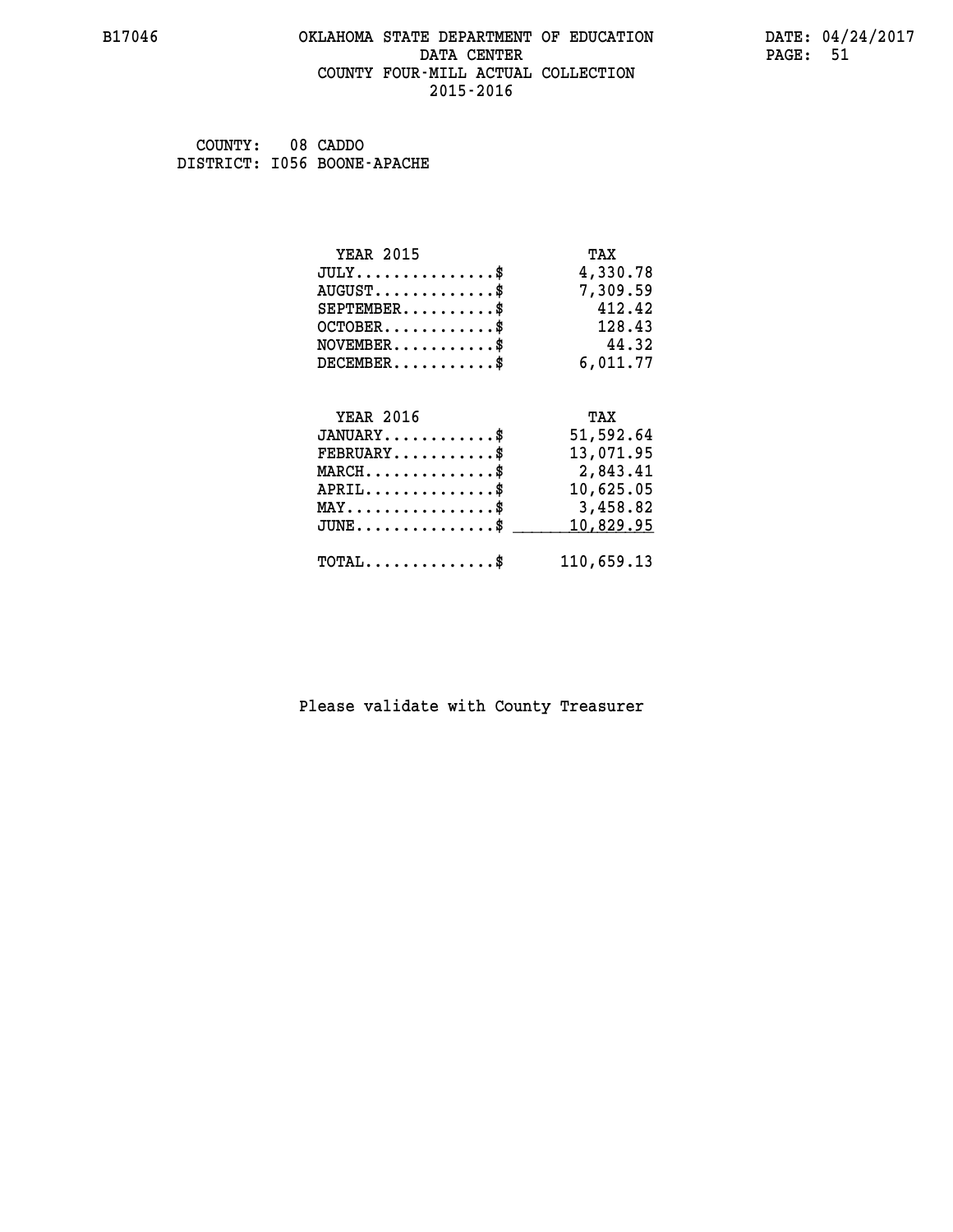B17046 OKLAHOMA STATE DEPARTMENT OF EDUCATION DATA CENTER COUNTY FOUR-MILL ACTUAL COLLECTION 2015-2016

DATE: 04/24/2017

COUNTY: 08 CADDO
DISTRICT: I056 BOONE-APACHE

| YEAR 2015 | TAX |
|---|---|
| JULY..............$ | 4,330.78 |
| AUGUST.............$ | 7,309.59 |
| SEPTEMBER..........$ | 412.42 |
| OCTOBER............$ | 128.43 |
| NOVEMBER...........$ | 44.32 |
| DECEMBER...........$ | 6,011.77 |

| YEAR 2016 | TAX |
|---|---|
| JANUARY............$ | 51,592.64 |
| FEBRUARY...........$ | 13,071.95 |
| MARCH..............$ | 2,843.41 |
| APRIL..............$ | 10,625.05 |
| MAY................$ | 3,458.82 |
| JUNE...............$ | 10,829.95 |
| TOTAL..............$ | 110,659.13 |

Please validate with County Treasurer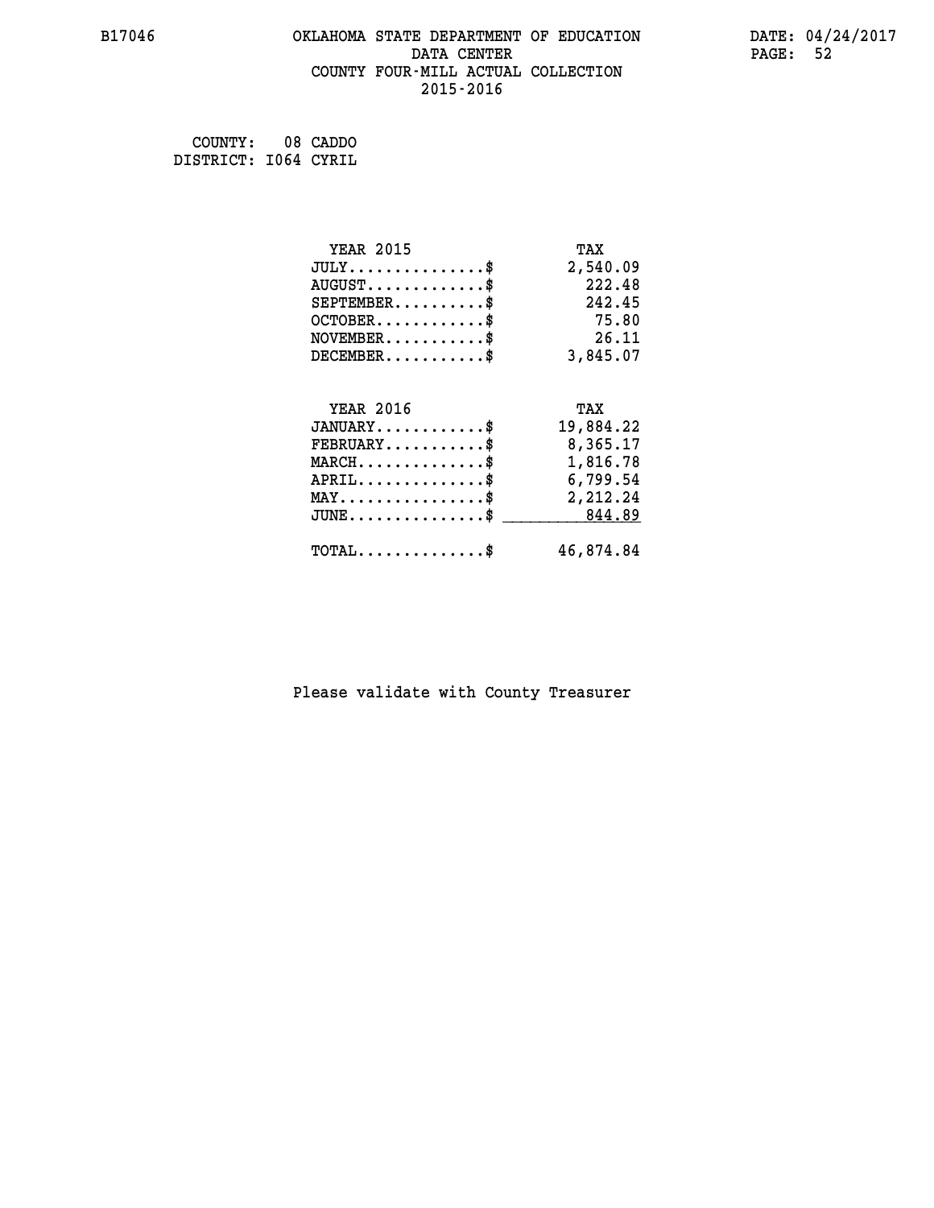B17046 OKLAHOMA STATE DEPARTMENT OF EDUCATION DATE: 04/24/2017
DATA CENTER
COUNTY FOUR-MILL ACTUAL COLLECTION
2015-2016

COUNTY: 08 CADDO
DISTRICT: I064 CYRIL

| YEAR 2015 | TAX |
|---|---|
| JULY...............$ | 2,540.09 |
| AUGUST.............$ | 222.48 |
| SEPTEMBER..........$ | 242.45 |
| OCTOBER............$ | 75.80 |
| NOVEMBER...........$ | 26.11 |
| DECEMBER...........$ | 3,845.07 |

| YEAR 2016 | TAX |
|---|---|
| JANUARY............$ | 19,884.22 |
| FEBRUARY...........$ | 8,365.17 |
| MARCH..............$ | 1,816.78 |
| APRIL..............$ | 6,799.54 |
| MAY................$ | 2,212.24 |
| JUNE...............$ | 844.89 |
| TOTAL..............$ | 46,874.84 |

Please validate with County Treasurer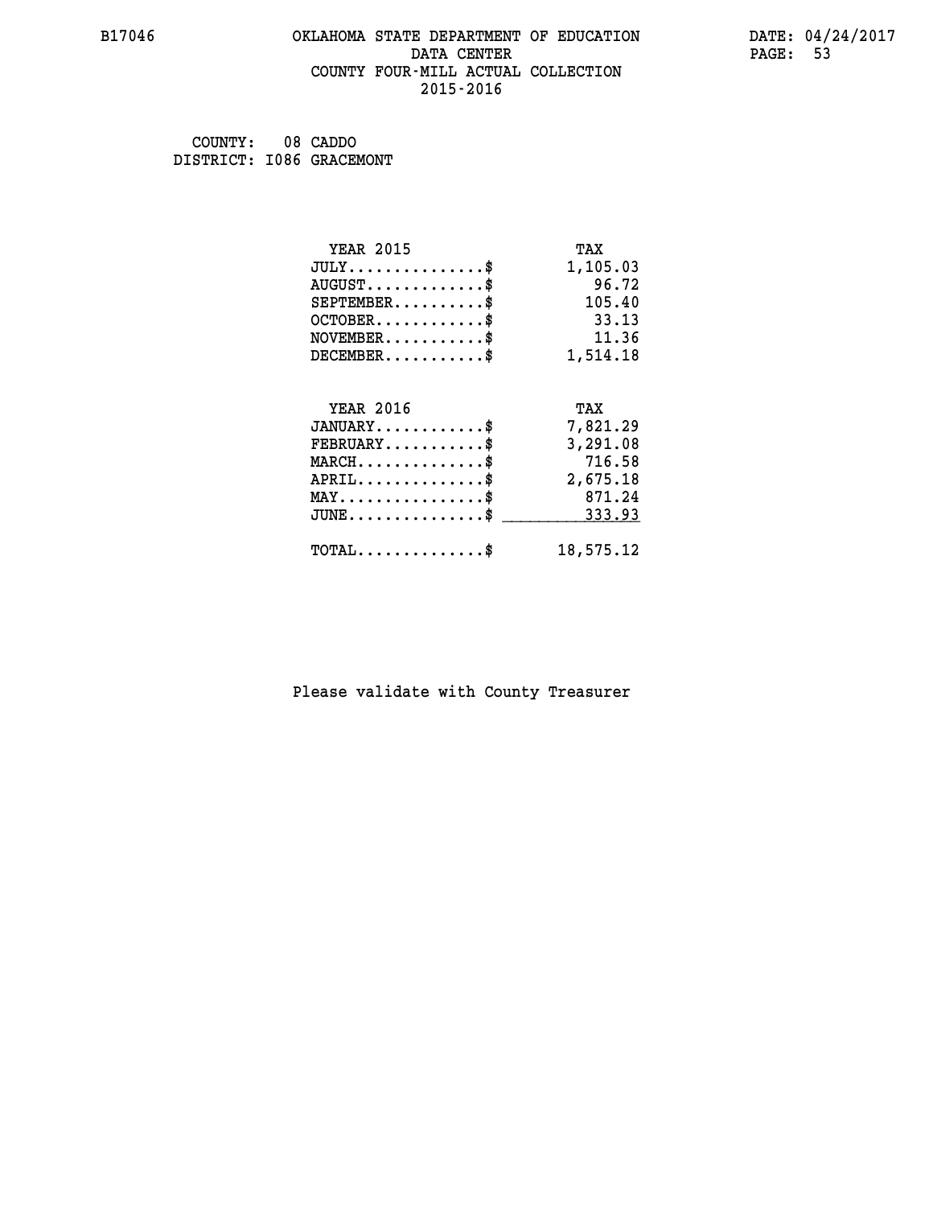B17046 OKLAHOMA STATE DEPARTMENT OF EDUCATION DATA CENTER COUNTY FOUR-MILL ACTUAL COLLECTION 2015-2016

DATE: 04/24/2017

COUNTY: 08 CADDO
DISTRICT: I086 GRACEMONT

| YEAR 2015 | TAX |
|---|---|
| JULY...............$ | 1,105.03 |
| AUGUST.............$ | 96.72 |
| SEPTEMBER..........$ | 105.40 |
| OCTOBER............$ | 33.13 |
| NOVEMBER...........$ | 11.36 |
| DECEMBER...........$ | 1,514.18 |

| YEAR 2016 | TAX |
|---|---|
| JANUARY............$ | 7,821.29 |
| FEBRUARY...........$ | 3,291.08 |
| MARCH..............$ | 716.58 |
| APRIL..............$ | 2,675.18 |
| MAY................$ | 871.24 |
| JUNE...............$ | 333.93 |
| TOTAL..............$ | 18,575.12 |

Please validate with County Treasurer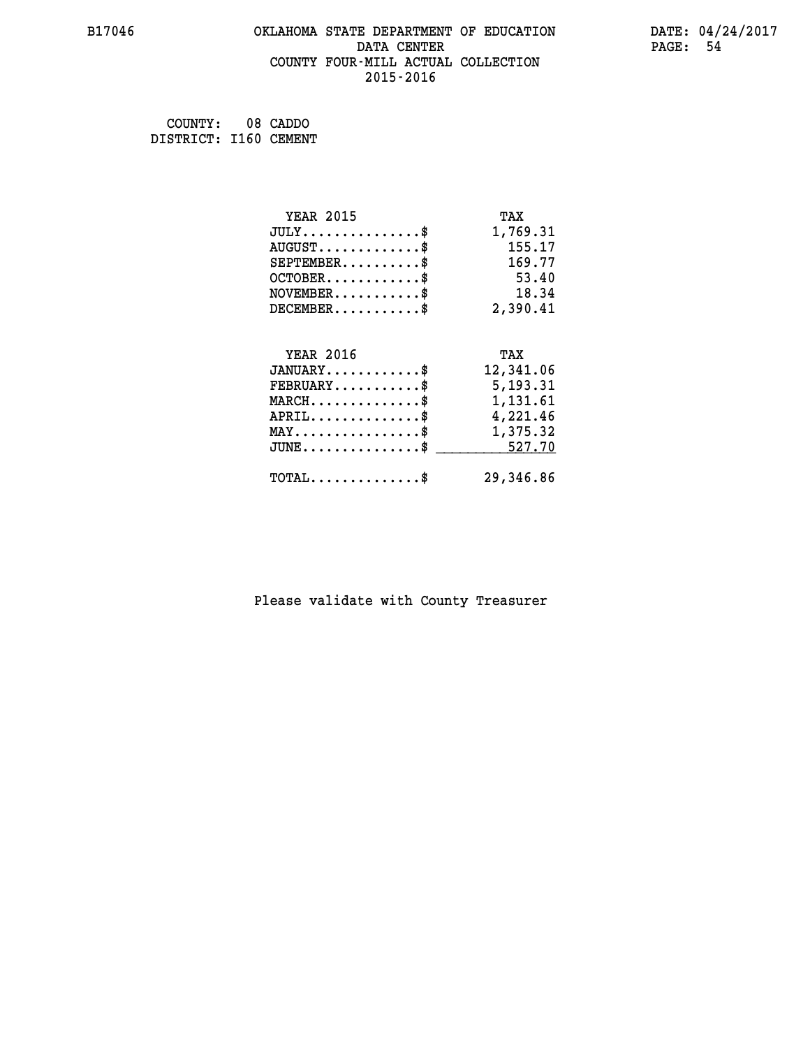B17046 OKLAHOMA STATE DEPARTMENT OF EDUCATION DATE: 04/24/2017

DATA CENTER

COUNTY FOUR-MILL ACTUAL COLLECTION

2015-2016

COUNTY: 08 CADDO
DISTRICT: I160 CEMENT

| YEAR 2015 | TAX |
|---|---|
| JULY..............$ | 1,769.31 |
| AUGUST............$ | 155.17 |
| SEPTEMBER.........$ | 169.77 |
| OCTOBER...........$ | 53.40 |
| NOVEMBER..........$ | 18.34 |
| DECEMBER..........$ | 2,390.41 |

| YEAR 2016 | TAX |
|---|---|
| JANUARY...........$ | 12,341.06 |
| FEBRUARY..........$ | 5,193.31 |
| MARCH.............$ | 1,131.61 |
| APRIL.............$ | 4,221.46 |
| MAY...............$ | 1,375.32 |
| JUNE..............$ | 527.70 |
| TOTAL.............$ | 29,346.86 |

Please validate with County Treasurer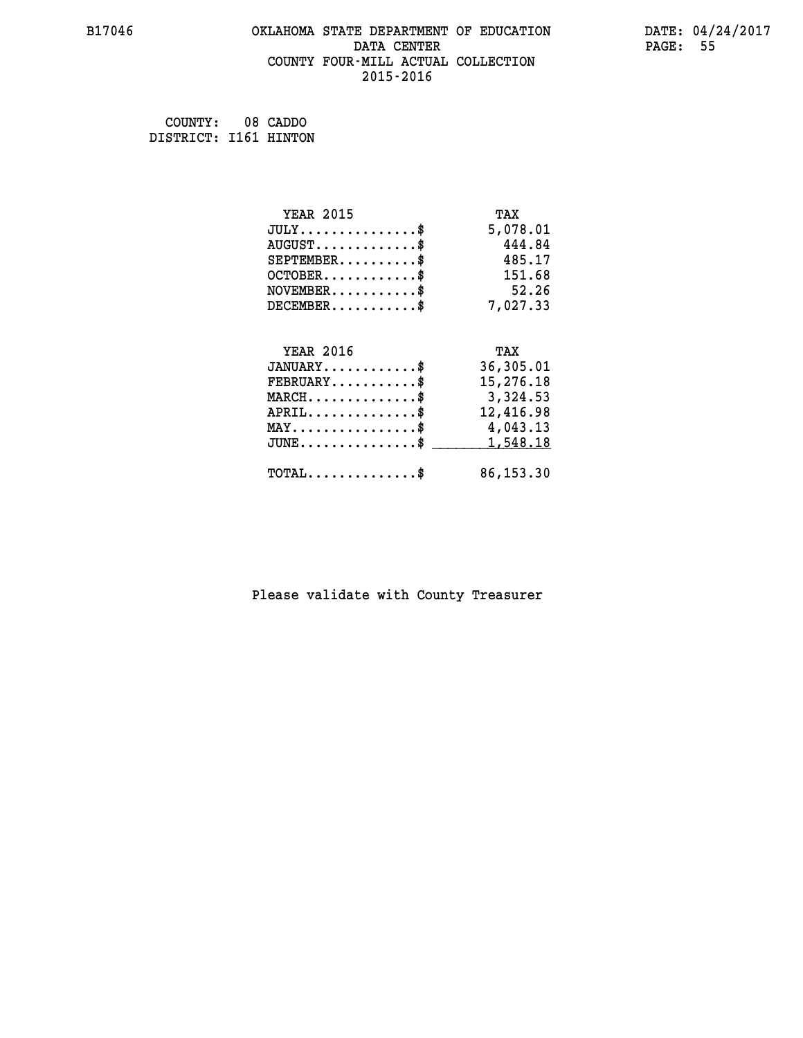B17046 OKLAHOMA STATE DEPARTMENT OF EDUCATION DATA CENTER COUNTY FOUR-MILL ACTUAL COLLECTION 2015-2016

DATE: 04/24/2017

COUNTY: 08 CADDO
DISTRICT: I161 HINTON

| YEAR 2015 | TAX |
|---|---|
| JULY...............$ | 5,078.01 |
| AUGUST.............$ | 444.84 |
| SEPTEMBER..........$ | 485.17 |
| OCTOBER............$ | 151.68 |
| NOVEMBER...........$ | 52.26 |
| DECEMBER...........$ | 7,027.33 |

| YEAR 2016 | TAX |
|---|---|
| JANUARY............$ | 36,305.01 |
| FEBRUARY...........$ | 15,276.18 |
| MARCH..............$ | 3,324.53 |
| APRIL..............$ | 12,416.98 |
| MAY................$ | 4,043.13 |
| JUNE...............$ | 1,548.18 |
| TOTAL..............$ | 86,153.30 |

Please validate with County Treasurer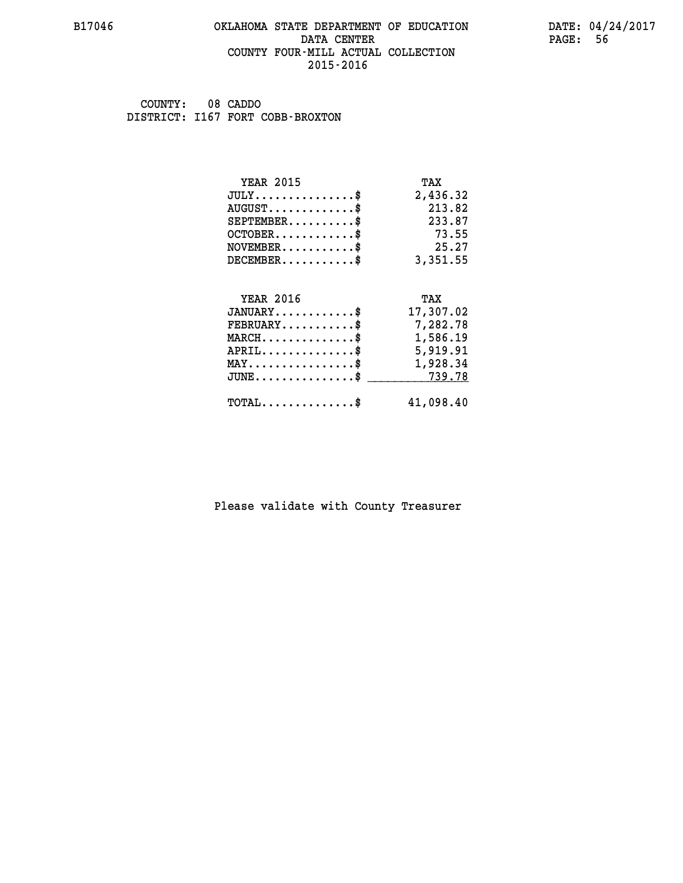B17046 OKLAHOMA STATE DEPARTMENT OF EDUCATION DATE: 04/24/2017
DATA CENTER PAGE: 56
COUNTY FOUR-MILL ACTUAL COLLECTION
2015-2016

COUNTY: 08 CADDO
DISTRICT: I167 FORT COBB-BROXTON

| YEAR 2015 | TAX |
|---|---|
| JULY...............$ | 2,436.32 |
| AUGUST.............$ | 213.82 |
| SEPTEMBER..........$ | 233.87 |
| OCTOBER............$ | 73.55 |
| NOVEMBER...........$ | 25.27 |
| DECEMBER...........$ | 3,351.55 |

| YEAR 2016 | TAX |
|---|---|
| JANUARY............$ | 17,307.02 |
| FEBRUARY...........$ | 7,282.78 |
| MARCH..............$ | 1,586.19 |
| APRIL..............$ | 5,919.91 |
| MAY................$ | 1,928.34 |
| JUNE...............$ | 739.78 |
| TOTAL..............$ | 41,098.40 |

Please validate with County Treasurer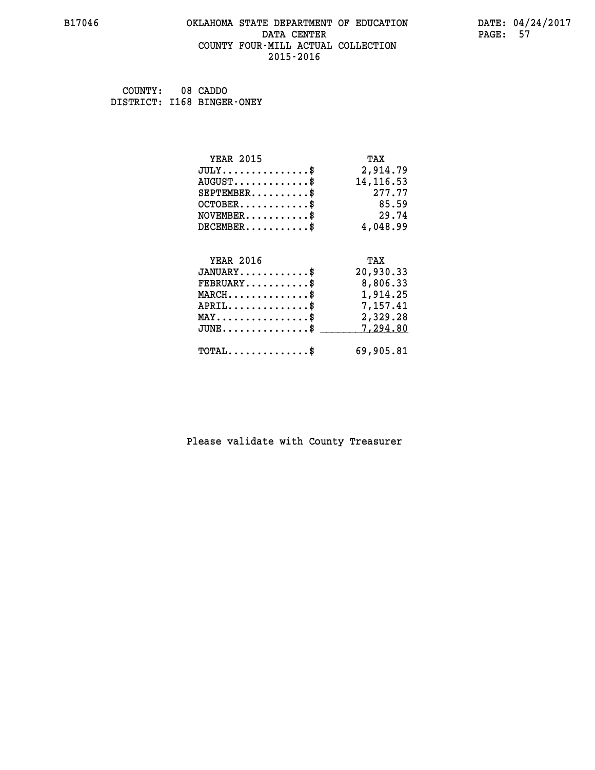B17046 OKLAHOMA STATE DEPARTMENT OF EDUCATION DATE: 04/24/2017
DATA CENTER PAGE: 57
COUNTY FOUR-MILL ACTUAL COLLECTION
2015-2016

COUNTY: 08 CADDO
DISTRICT: I168 BINGER-ONEY

| YEAR 2015 | TAX |
|---|---|
| JULY..............$ | 2,914.79 |
| AUGUST............$ | 14,116.53 |
| SEPTEMBER.........$ | 277.77 |
| OCTOBER...........$ | 85.59 |
| NOVEMBER..........$ | 29.74 |
| DECEMBER..........$ | 4,048.99 |

| YEAR 2016 | TAX |
|---|---|
| JANUARY...........$ | 20,930.33 |
| FEBRUARY..........$ | 8,806.33 |
| MARCH.............$ | 1,914.25 |
| APRIL.............$ | 7,157.41 |
| MAY...............$ | 2,329.28 |
| JUNE..............$ | 7,294.80 |
| TOTAL.............$ | 69,905.81 |

Please validate with County Treasurer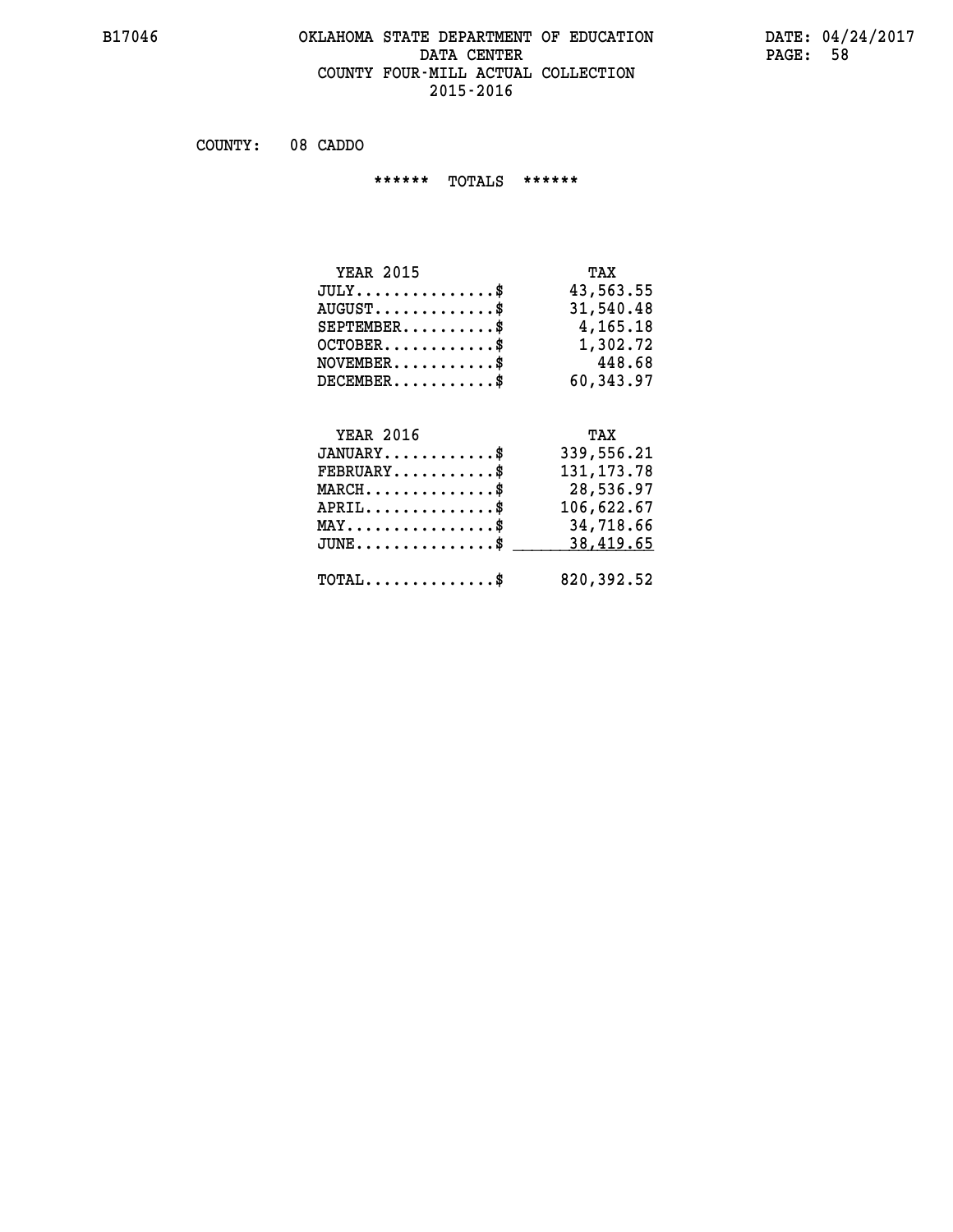B17046 OKLAHOMA STATE DEPARTMENT OF EDUCATION DATA CENTER COUNTY FOUR-MILL ACTUAL COLLECTION 2015-2016

DATE: 04/24/2017

COUNTY: 08 CADDO

****** TOTALS ******

| YEAR 2015 | TAX |
|---|---|
| JULY...............$ | 43,563.55 |
| AUGUST.............$ | 31,540.48 |
| SEPTEMBER..........$ | 4,165.18 |
| OCTOBER............$ | 1,302.72 |
| NOVEMBER...........$ | 448.68 |
| DECEMBER...........$ | 60,343.97 |

| YEAR 2016 | TAX |
|---|---|
| JANUARY............$ | 339,556.21 |
| FEBRUARY...........$ | 131,173.78 |
| MARCH..............$ | 28,536.97 |
| APRIL..............$ | 106,622.67 |
| MAY................$ | 34,718.66 |
| JUNE...............$ | 38,419.65 |
| TOTAL..............$ | 820,392.52 |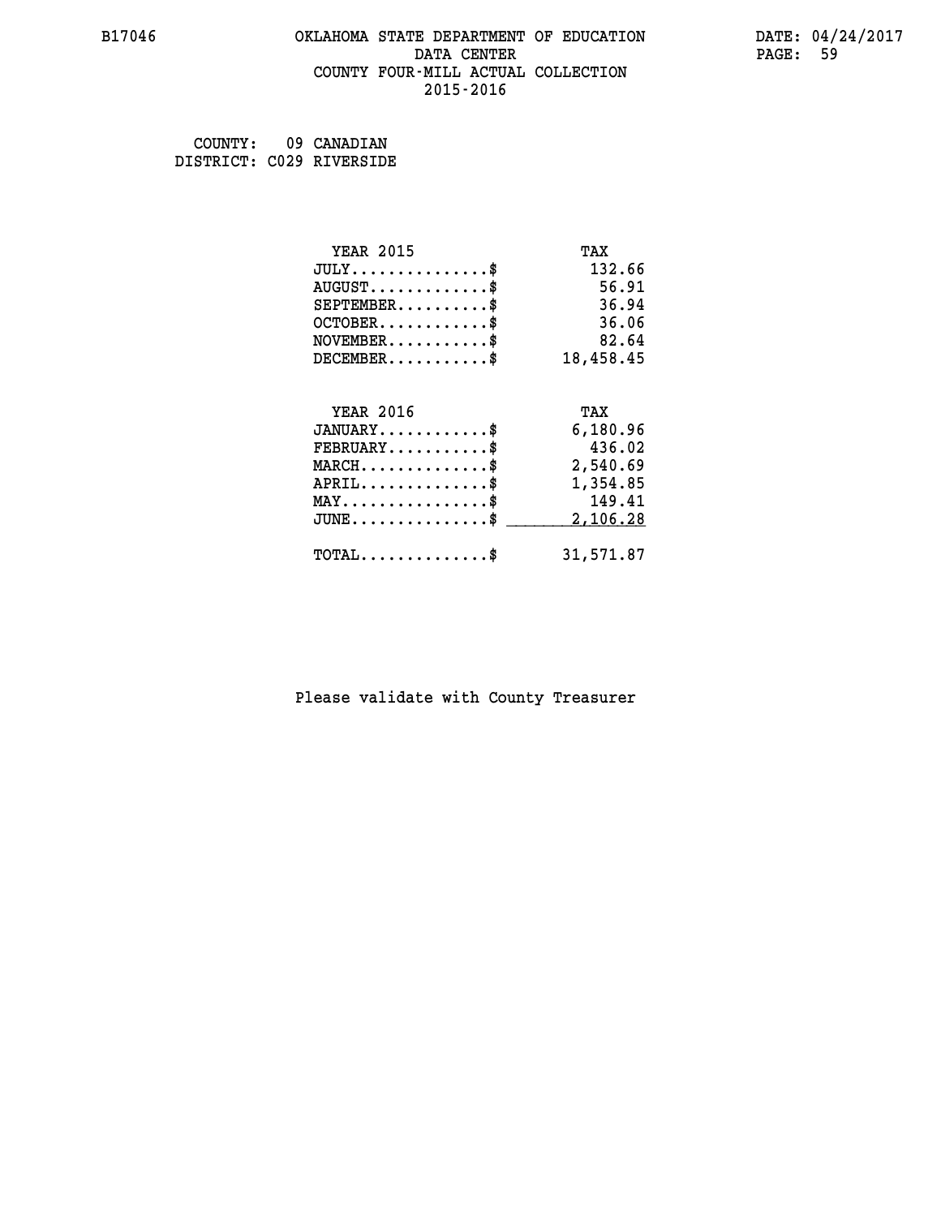B17046 OKLAHOMA STATE DEPARTMENT OF EDUCATION DATA CENTER COUNTY FOUR-MILL ACTUAL COLLECTION 2015-2016

DATE: 04/24/2017

COUNTY: 09 CANADIAN
DISTRICT: C029 RIVERSIDE

| YEAR 2015 | TAX |
|---|---|
| JULY..............$ | 132.66 |
| AUGUST............$ | 56.91 |
| SEPTEMBER.........$ | 36.94 |
| OCTOBER...........$ | 36.06 |
| NOVEMBER..........$ | 82.64 |
| DECEMBER..........$ | 18,458.45 |

| YEAR 2016 | TAX |
|---|---|
| JANUARY...........$ | 6,180.96 |
| FEBRUARY..........$ | 436.02 |
| MARCH.............$ | 2,540.69 |
| APRIL.............$ | 1,354.85 |
| MAY...............$ | 149.41 |
| JUNE..............$ | 2,106.28 |
| TOTAL.............$ | 31,571.87 |

Please validate with County Treasurer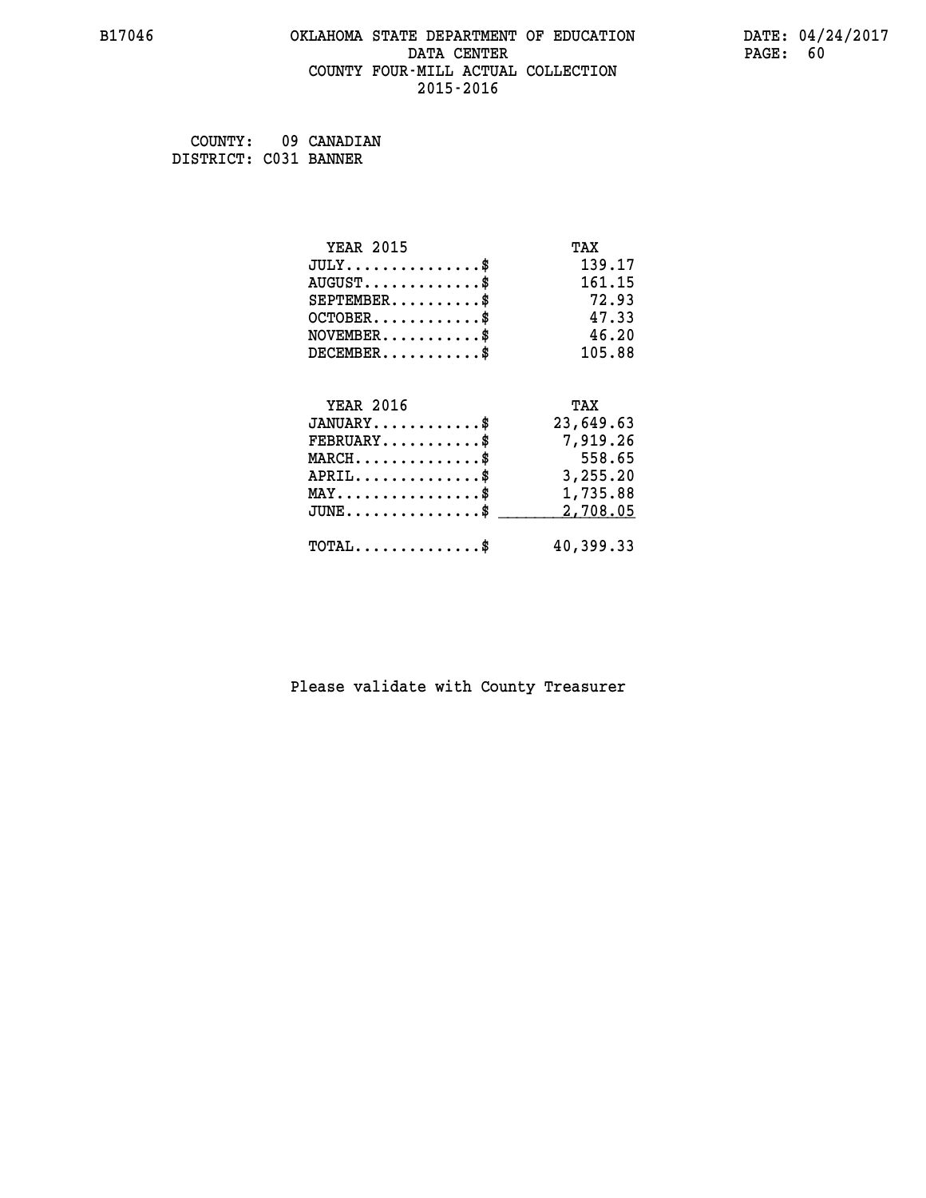B17046 OKLAHOMA STATE DEPARTMENT OF EDUCATION DATA CENTER COUNTY FOUR-MILL ACTUAL COLLECTION 2015-2016

DATE: 04/24/2017

COUNTY: 09 CANADIAN
DISTRICT: C031 BANNER

| YEAR 2015 | TAX |
|---|---|
| JULY..............$ | 139.17 |
| AUGUST............$ | 161.15 |
| SEPTEMBER..........$ | 72.93 |
| OCTOBER............$ | 47.33 |
| NOVEMBER...........$ | 46.20 |
| DECEMBER...........$ | 105.88 |

| YEAR 2016 | TAX |
|---|---|
| JANUARY............$ | 23,649.63 |
| FEBRUARY...........$ | 7,919.26 |
| MARCH..............$ | 558.65 |
| APRIL..............$ | 3,255.20 |
| MAY................$ | 1,735.88 |
| JUNE...............$ | 2,708.05 |
| TOTAL..............$ | 40,399.33 |

Please validate with County Treasurer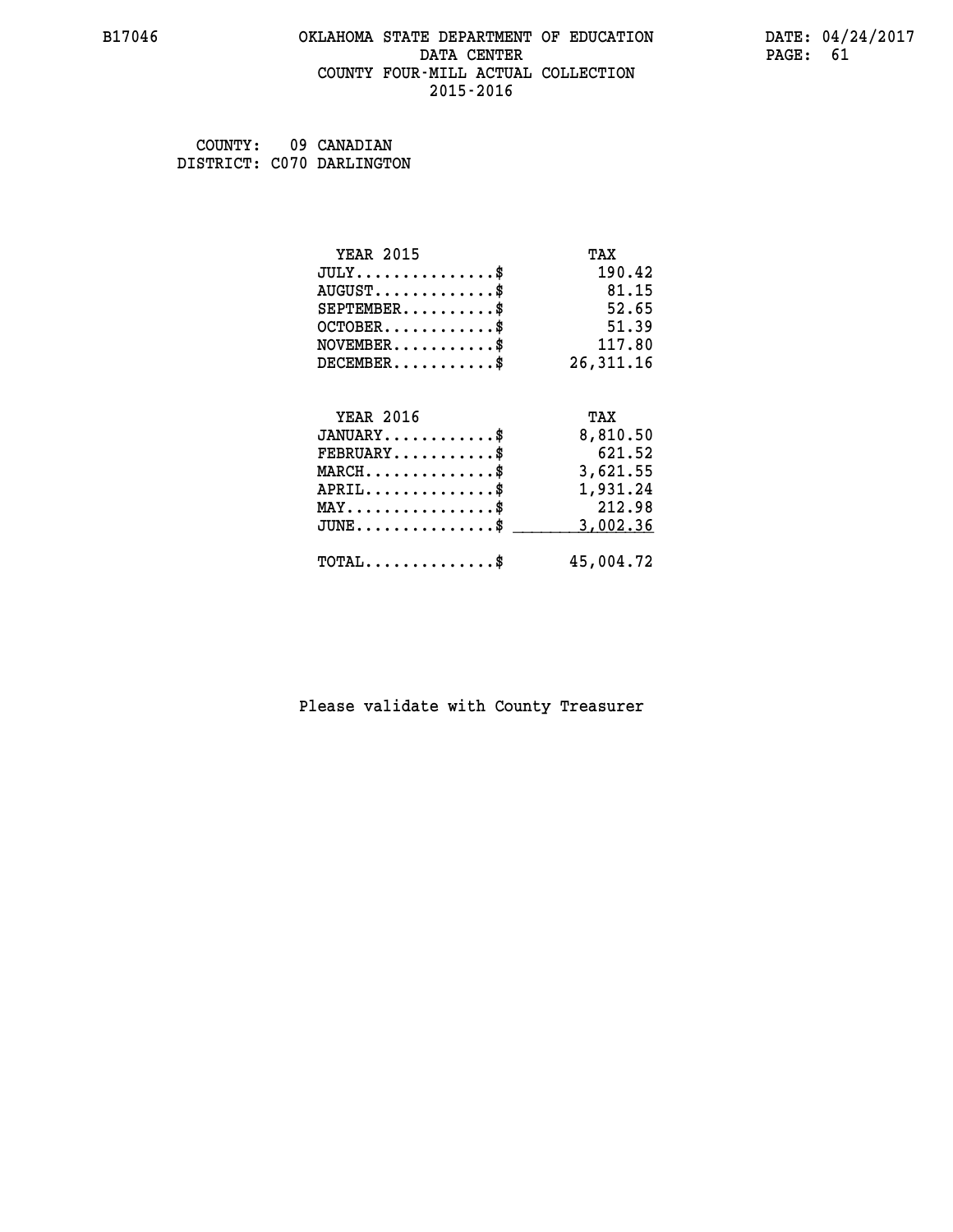B17046 OKLAHOMA STATE DEPARTMENT OF EDUCATION DATA CENTER COUNTY FOUR-MILL ACTUAL COLLECTION 2015-2016

DATE: 04/24/2017

COUNTY: 09 CANADIAN
DISTRICT: C070 DARLINGTON

| YEAR 2015 | TAX |
|---|---|
| JULY..............$ | 190.42 |
| AUGUST............$ | 81.15 |
| SEPTEMBER.........$ | 52.65 |
| OCTOBER...........$ | 51.39 |
| NOVEMBER..........$ | 117.80 |
| DECEMBER..........$ | 26,311.16 |

| YEAR 2016 | TAX |
|---|---|
| JANUARY...........$ | 8,810.50 |
| FEBRUARY..........$ | 621.52 |
| MARCH.............$ | 3,621.55 |
| APRIL.............$ | 1,931.24 |
| MAY...............$ | 212.98 |
| JUNE..............$ | 3,002.36 |
| TOTAL.............$ | 45,004.72 |

Please validate with County Treasurer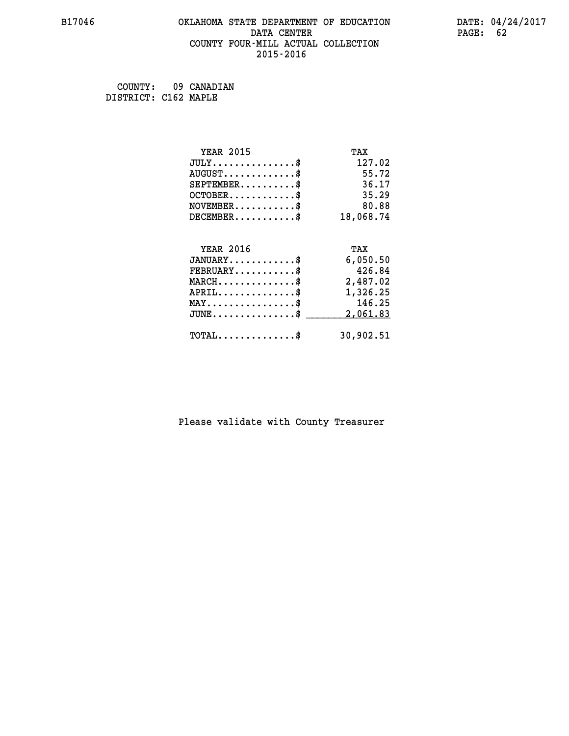# OKLAHOMA STATE DEPARTMENT OF EDUCATION
## DATA CENTER
## COUNTY FOUR-MILL ACTUAL COLLECTION
## 2015-2016

B17046

DATE: 04/24/2017

COUNTY: 09 CANADIAN
DISTRICT: C162 MAPLE

| YEAR 2015 | TAX |
|---|---|
| JULY...............$ | 127.02 |
| AUGUST.............$ | 55.72 |
| SEPTEMBER..........$ | 36.17 |
| OCTOBER............$ | 35.29 |
| NOVEMBER...........$ | 80.88 |
| DECEMBER...........$ | 18,068.74 |

| YEAR 2016 | TAX |
|---|---|
| JANUARY............$ | 6,050.50 |
| FEBRUARY...........$ | 426.84 |
| MARCH..............$ | 2,487.02 |
| APRIL..............$ | 1,326.25 |
| MAY................$ | 146.25 |
| JUNE...............$ | 2,061.83 |
| TOTAL..............$ | 30,902.51 |

Please validate with County Treasurer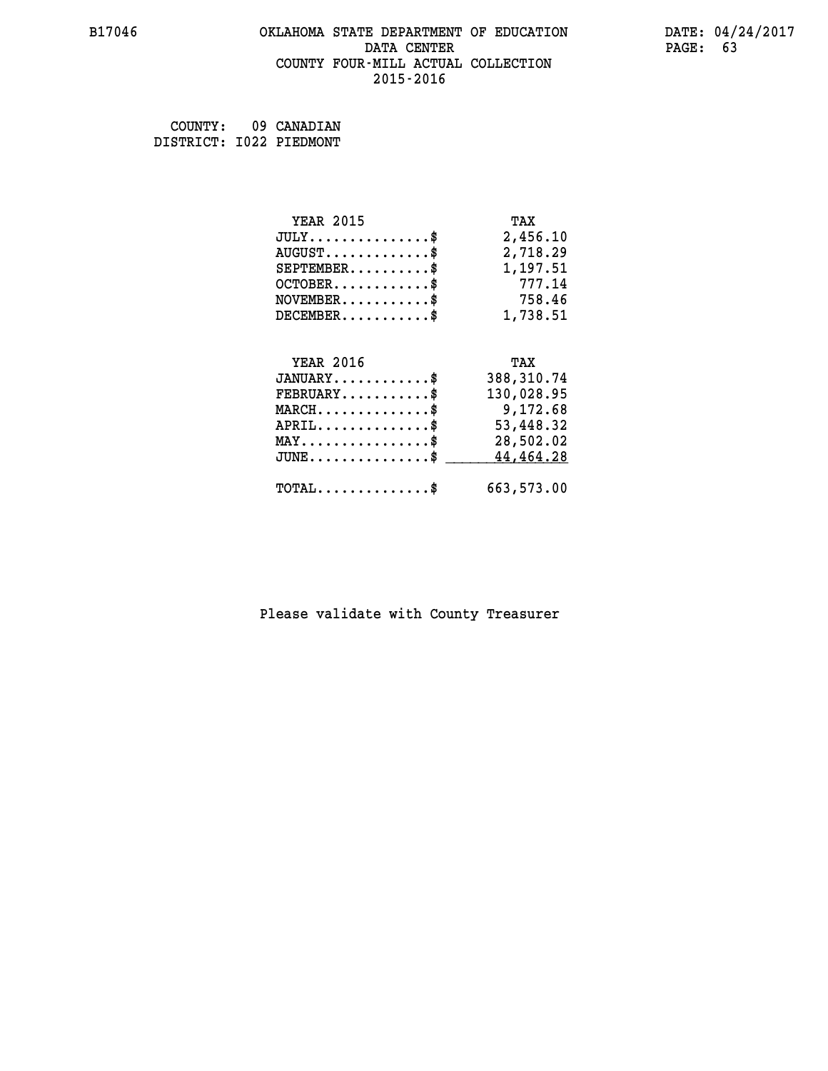B17046 OKLAHOMA STATE DEPARTMENT OF EDUCATION DATA CENTER COUNTY FOUR-MILL ACTUAL COLLECTION 2015-2016

DATE: 04/24/2017

COUNTY: 09 CANADIAN
DISTRICT: I022 PIEDMONT

| YEAR 2015 | TAX |
|---|---|
| JULY..............$ | 2,456.10 |
| AUGUST............$ | 2,718.29 |
| SEPTEMBER.........$ | 1,197.51 |
| OCTOBER...........$ | 777.14 |
| NOVEMBER..........$ | 758.46 |
| DECEMBER..........$ | 1,738.51 |

| YEAR 2016 | TAX |
|---|---|
| JANUARY...........$ | 388,310.74 |
| FEBRUARY..........$ | 130,028.95 |
| MARCH.............$ | 9,172.68 |
| APRIL.............$ | 53,448.32 |
| MAY...............$ | 28,502.02 |
| JUNE..............$ | 44,464.28 |
| TOTAL.............$ | 663,573.00 |

Please validate with County Treasurer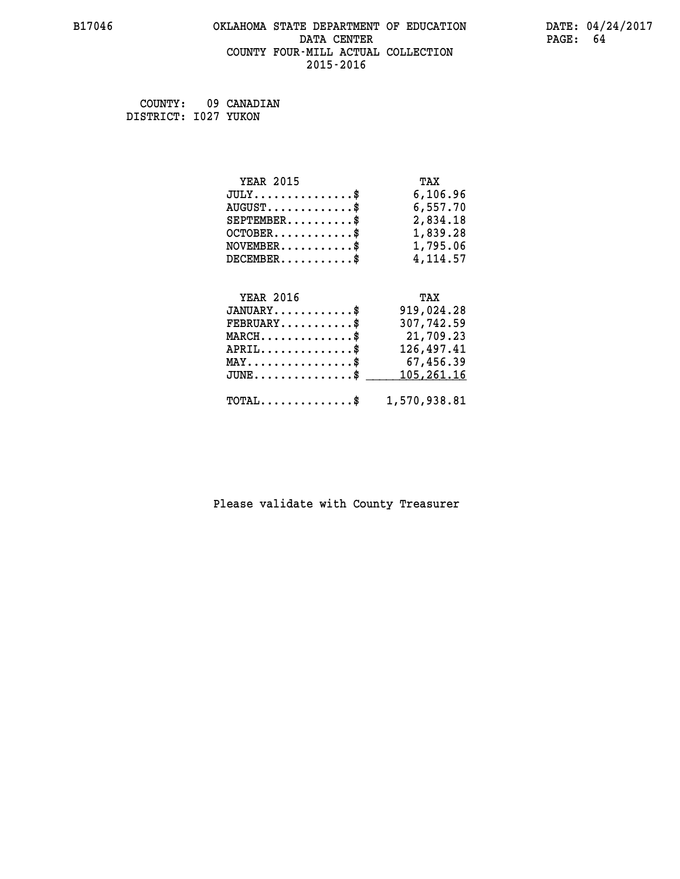B17046

# OKLAHOMA STATE DEPARTMENT OF EDUCATION
## DATA CENTER
## COUNTY FOUR-MILL ACTUAL COLLECTION
## 2015-2016

DATE: 04/24/2017

COUNTY: 09 CANADIAN
DISTRICT: I027 YUKON

| YEAR 2015 | TAX |
|---|---|
| JULY..............$ | 6,106.96 |
| AUGUST............$ | 6,557.70 |
| SEPTEMBER.........$ | 2,834.18 |
| OCTOBER...........$ | 1,839.28 |
| NOVEMBER..........$ | 1,795.06 |
| DECEMBER..........$ | 4,114.57 |

| YEAR 2016 | TAX |
|---|---|
| JANUARY...........$ | 919,024.28 |
| FEBRUARY..........$ | 307,742.59 |
| MARCH.............$ | 21,709.23 |
| APRIL.............$ | 126,497.41 |
| MAY...............$ | 67,456.39 |
| JUNE..............$ | 105,261.16 |
| TOTAL.............$ | 1,570,938.81 |

Please validate with County Treasurer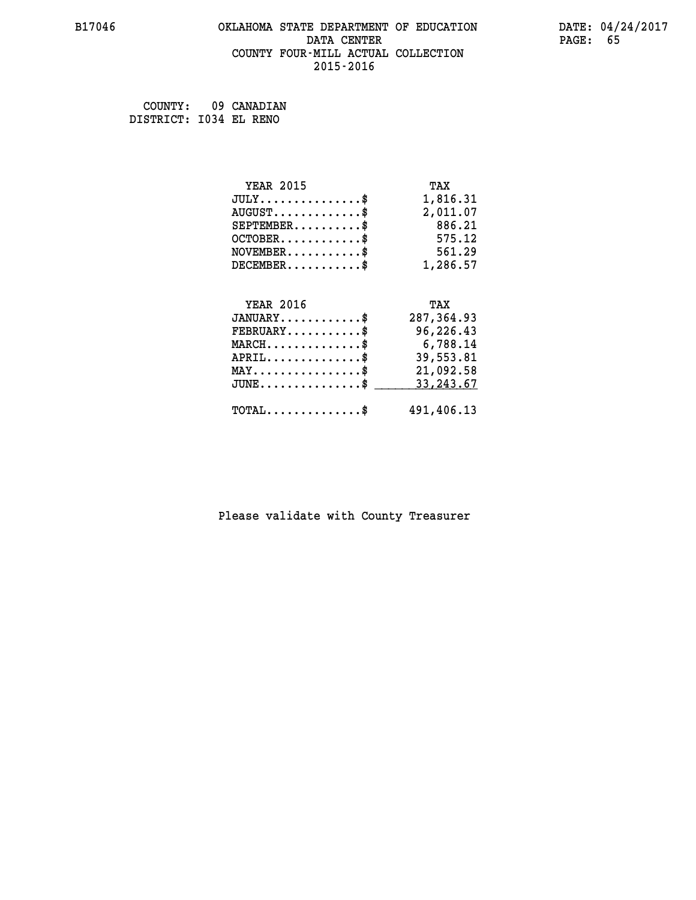B17046 OKLAHOMA STATE DEPARTMENT OF EDUCATION DATA CENTER COUNTY FOUR-MILL ACTUAL COLLECTION 2015-2016

DATE: 04/24/2017

COUNTY: 09 CANADIAN
DISTRICT: I034 EL RENO

| YEAR 2015 | TAX |
|---|---|
| JULY...............$ | 1,816.31 |
| AUGUST.............$ | 2,011.07 |
| SEPTEMBER..........$ | 886.21 |
| OCTOBER............$ | 575.12 |
| NOVEMBER...........$ | 561.29 |
| DECEMBER...........$ | 1,286.57 |

| YEAR 2016 | TAX |
|---|---|
| JANUARY............$ | 287,364.93 |
| FEBRUARY...........$ | 96,226.43 |
| MARCH..............$ | 6,788.14 |
| APRIL..............$ | 39,553.81 |
| MAY................$ | 21,092.58 |
| JUNE...............$ | 33,243.67 |
| TOTAL..............$ | 491,406.13 |

Please validate with County Treasurer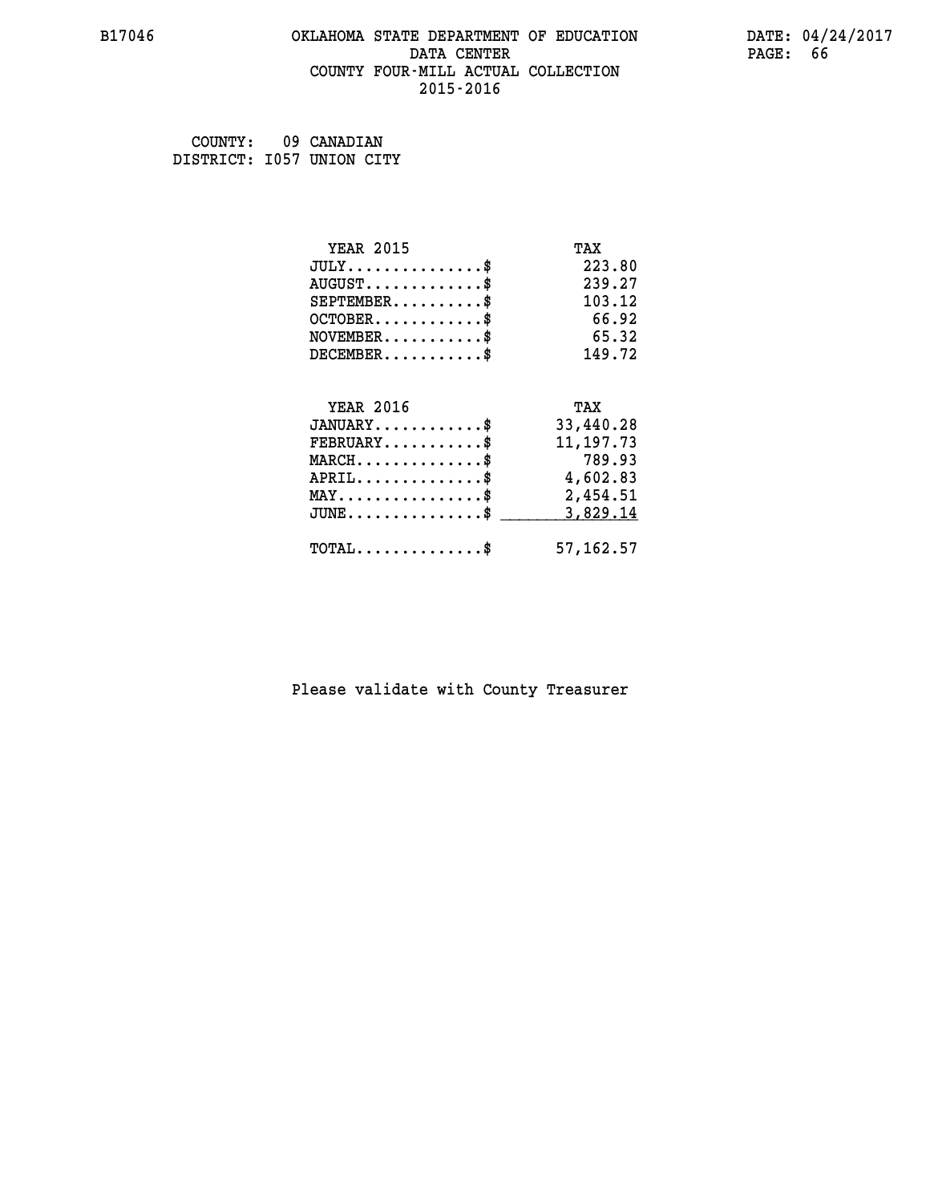B17046 OKLAHOMA STATE DEPARTMENT OF EDUCATION DATA CENTER COUNTY FOUR-MILL ACTUAL COLLECTION 2015-2016

DATE: 04/24/2017

COUNTY: 09 CANADIAN
DISTRICT: I057 UNION CITY

| YEAR 2015 | TAX |
|---|---|
| JULY...............$ | 223.80 |
| AUGUST.............$ | 239.27 |
| SEPTEMBER..........$ | 103.12 |
| OCTOBER............$ | 66.92 |
| NOVEMBER...........$ | 65.32 |
| DECEMBER...........$ | 149.72 |

| YEAR 2016 | TAX |
|---|---|
| JANUARY............$ | 33,440.28 |
| FEBRUARY...........$ | 11,197.73 |
| MARCH..............$ | 789.93 |
| APRIL..............$ | 4,602.83 |
| MAY................$ | 2,454.51 |
| JUNE...............$ | 3,829.14 |
| TOTAL..............$ | 57,162.57 |

Please validate with County Treasurer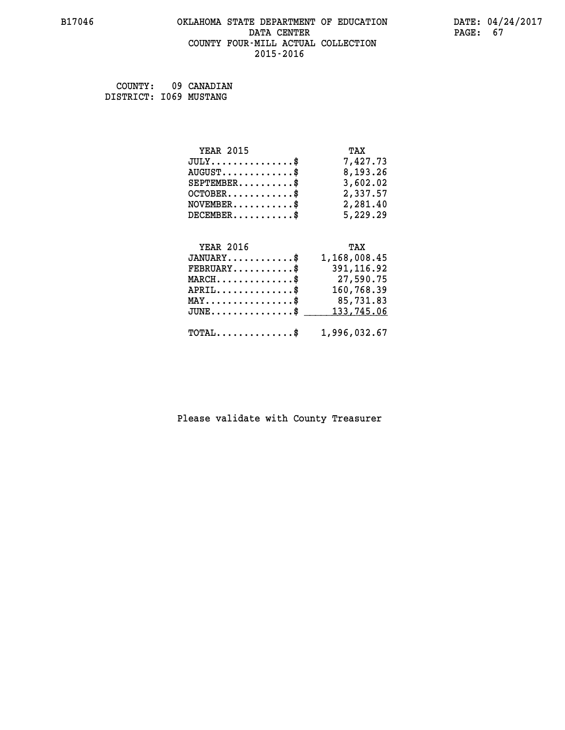# OKLAHOMA STATE DEPARTMENT OF EDUCATION
## DATA CENTER
## COUNTY FOUR-MILL ACTUAL COLLECTION
## 2015-2016

B17046

DATE: 04/24/2017

COUNTY: 09 CANADIAN
DISTRICT: I069 MUSTANG

| YEAR 2015 | TAX |
|---|---|
| JULY...............$ | 7,427.73 |
| AUGUST.............$ | 8,193.26 |
| SEPTEMBER..........$ | 3,602.02 |
| OCTOBER............$ | 2,337.57 |
| NOVEMBER...........$ | 2,281.40 |
| DECEMBER...........$ | 5,229.29 |

| YEAR 2016 | TAX |
|---|---|
| JANUARY............$ | 1,168,008.45 |
| FEBRUARY...........$ | 391,116.92 |
| MARCH..............$ | 27,590.75 |
| APRIL..............$ | 160,768.39 |
| MAY................$ | 85,731.83 |
| JUNE...............$ | 133,745.06 |
| TOTAL..............$ | 1,996,032.67 |

Please validate with County Treasurer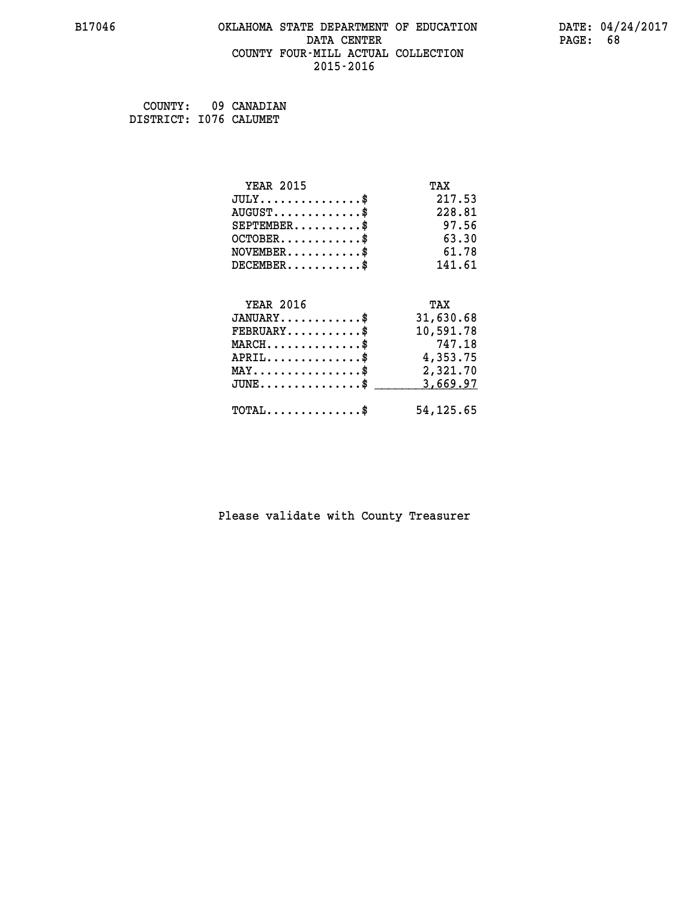B17046 OKLAHOMA STATE DEPARTMENT OF EDUCATION DATE: 04/24/2017
DATA CENTER PAGE: 68
COUNTY FOUR-MILL ACTUAL COLLECTION
2015-2016

COUNTY: 09 CANADIAN
DISTRICT: I076 CALUMET

| YEAR 2015 | TAX |
|---|---|
| JULY...............$ | 217.53 |
| AUGUST.............$ | 228.81 |
| SEPTEMBER..........$ | 97.56 |
| OCTOBER............$ | 63.30 |
| NOVEMBER...........$ | 61.78 |
| DECEMBER...........$ | 141.61 |

| YEAR 2016 | TAX |
|---|---|
| JANUARY............$ | 31,630.68 |
| FEBRUARY...........$ | 10,591.78 |
| MARCH..............$ | 747.18 |
| APRIL..............$ | 4,353.75 |
| MAY................$ | 2,321.70 |
| JUNE...............$ | 3,669.97 |
| TOTAL..............$ | 54,125.65 |

Please validate with County Treasurer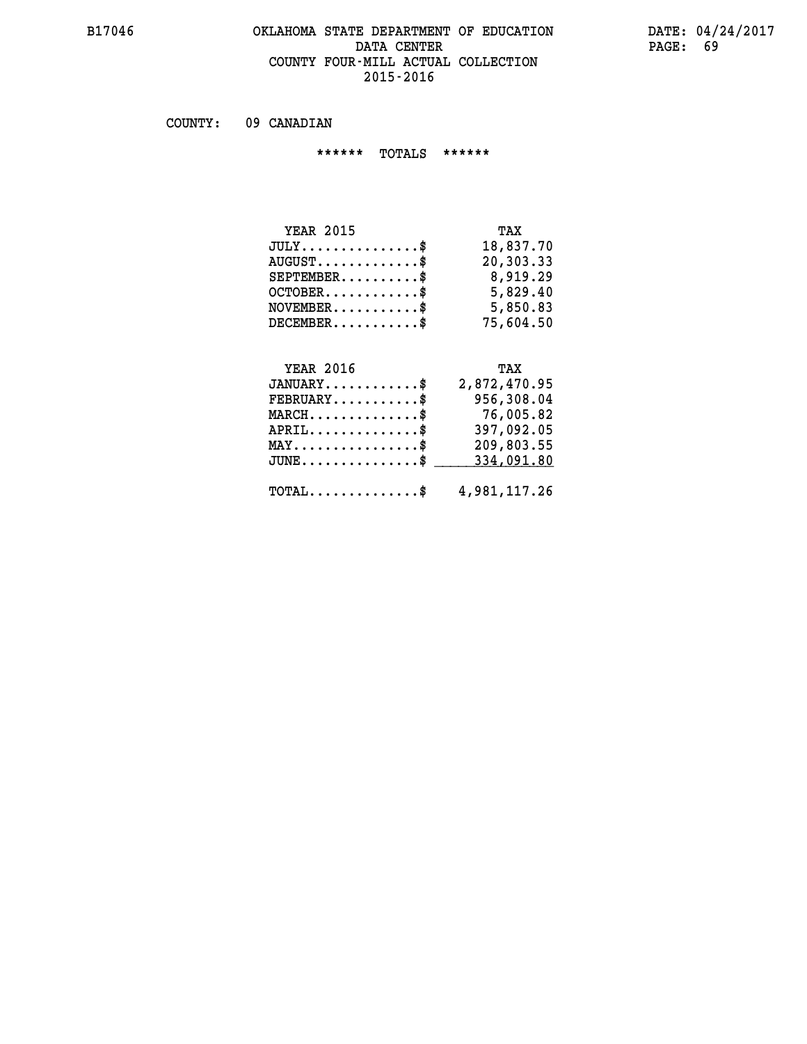# OKLAHOMA STATE DEPARTMENT OF EDUCATION
## DATA CENTER
## COUNTY FOUR-MILL ACTUAL COLLECTION
## 2015-2016

COUNTY: 09 CANADIAN

****** TOTALS ******

| YEAR 2015 | TAX |
|---|---|
| JULY...............$ | 18,837.70 |
| AUGUST.............$ | 20,303.33 |
| SEPTEMBER..........$ | 8,919.29 |
| OCTOBER............$ | 5,829.40 |
| NOVEMBER...........$ | 5,850.83 |
| DECEMBER...........$ | 75,604.50 |

| YEAR 2016 | TAX |
|---|---|
| JANUARY............$ | 2,872,470.95 |
| FEBRUARY...........$ | 956,308.04 |
| MARCH..............$ | 76,005.82 |
| APRIL..............$ | 397,092.05 |
| MAY................$ | 209,803.55 |
| JUNE...............$ | 334,091.80 |
| TOTAL..............$ | 4,981,117.26 |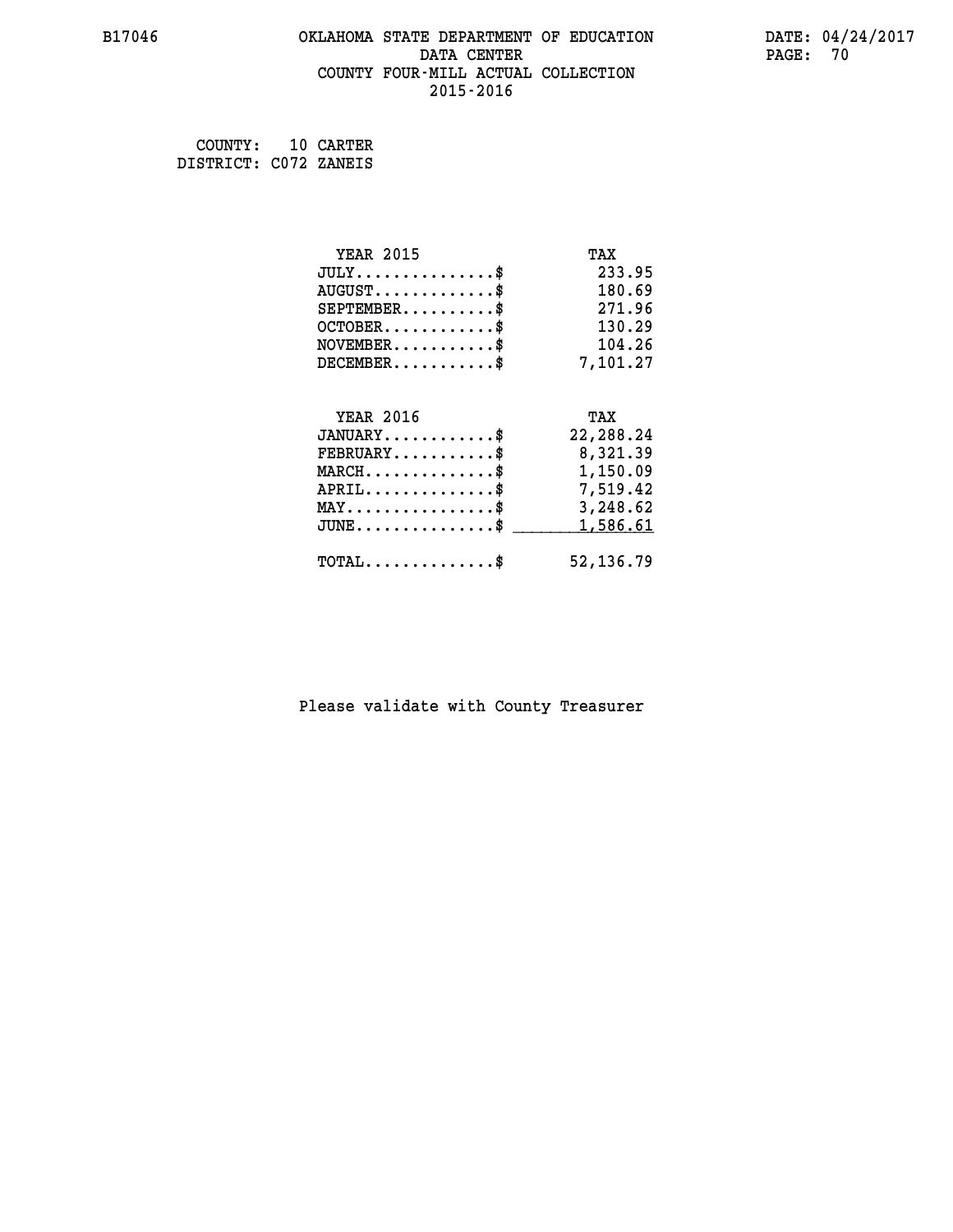B17046 OKLAHOMA STATE DEPARTMENT OF EDUCATION DATA CENTER COUNTY FOUR-MILL ACTUAL COLLECTION 2015-2016

DATE: 04/24/2017

COUNTY: 10 CARTER
DISTRICT: C072 ZANEIS

| YEAR 2015 | TAX |
|---|---|
| JULY...............$ | 233.95 |
| AUGUST.............$ | 180.69 |
| SEPTEMBER..........$ | 271.96 |
| OCTOBER............$ | 130.29 |
| NOVEMBER...........$ | 104.26 |
| DECEMBER...........$ | 7,101.27 |

| YEAR 2016 | TAX |
|---|---|
| JANUARY............$ | 22,288.24 |
| FEBRUARY...........$ | 8,321.39 |
| MARCH..............$ | 1,150.09 |
| APRIL..............$ | 7,519.42 |
| MAY................$ | 3,248.62 |
| JUNE...............$ | 1,586.61 |
| TOTAL..............$ | 52,136.79 |

Please validate with County Treasurer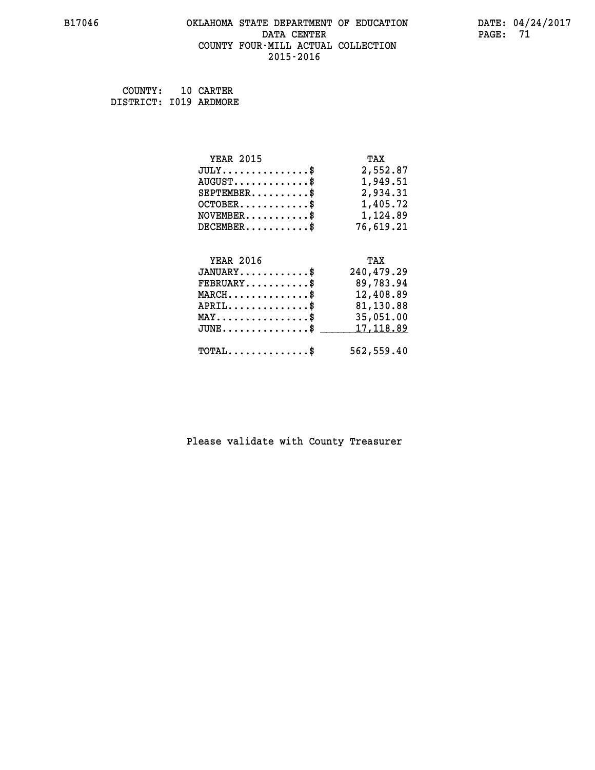B17046 OKLAHOMA STATE DEPARTMENT OF EDUCATION DATA CENTER COUNTY FOUR-MILL ACTUAL COLLECTION 2015-2016

DATE: 04/24/2017

COUNTY: 10 CARTER
DISTRICT: I019 ARDMORE

| YEAR 2015 | TAX |
|---|---|
| JULY..............$ | 2,552.87 |
| AUGUST............$ | 1,949.51 |
| SEPTEMBER.........$ | 2,934.31 |
| OCTOBER...........$ | 1,405.72 |
| NOVEMBER..........$ | 1,124.89 |
| DECEMBER..........$ | 76,619.21 |

| YEAR 2016 | TAX |
|---|---|
| JANUARY...........$ | 240,479.29 |
| FEBRUARY..........$ | 89,783.94 |
| MARCH.............$ | 12,408.89 |
| APRIL.............$ | 81,130.88 |
| MAY...............$ | 35,051.00 |
| JUNE..............$ | 17,118.89 |
| TOTAL.............$ | 562,559.40 |

Please validate with County Treasurer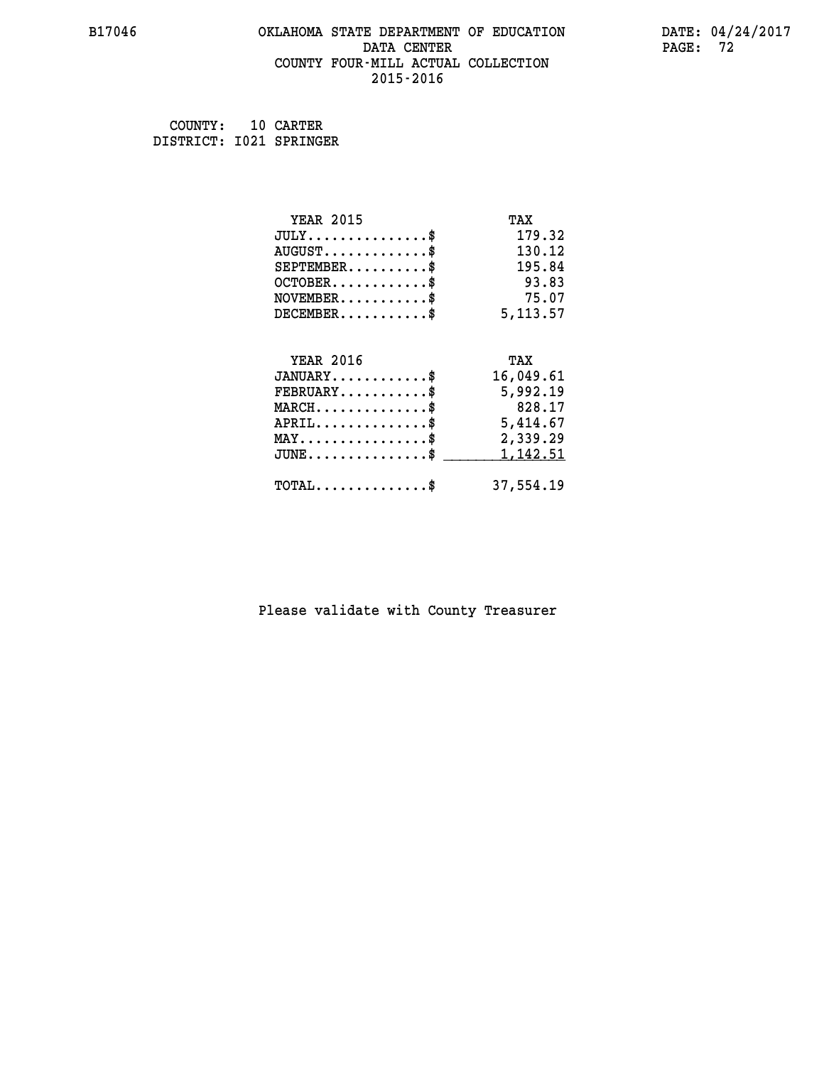COUNTY: 10 CARTER
DISTRICT: I021 SPRINGER

| YEAR 2015 | TAX |
| --- | --- |
| JULY...............$ | 179.32 |
| AUGUST.............$ | 130.12 |
| SEPTEMBER..........$ | 195.84 |
| OCTOBER............$ | 93.83 |
| NOVEMBER...........$ | 75.07 |
| DECEMBER...........$ | 5,113.57 |

| YEAR 2016 | TAX |
| --- | --- |
| JANUARY............$ | 16,049.61 |
| FEBRUARY...........$ | 5,992.19 |
| MARCH..............$ | 828.17 |
| APRIL..............$ | 5,414.67 |
| MAY................$ | 2,339.29 |
| JUNE...............$ | 1,142.51 |
| TOTAL..............$ | 37,554.19 |

Please validate with County Treasurer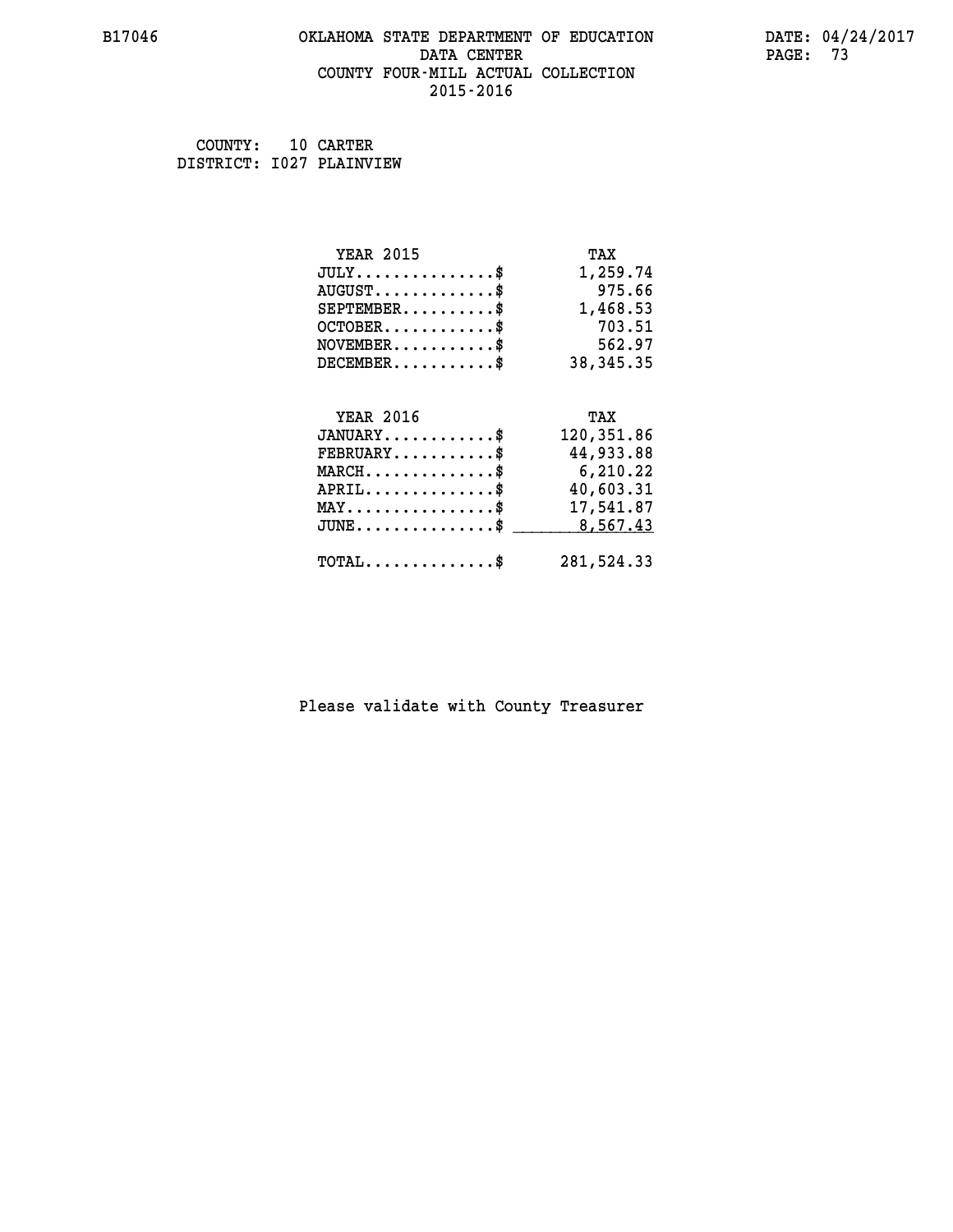B17046 OKLAHOMA STATE DEPARTMENT OF EDUCATION DATA CENTER COUNTY FOUR-MILL ACTUAL COLLECTION 2015-2016

DATE: 04/24/2017

COUNTY: 10 CARTER
DISTRICT: I027 PLAINVIEW

| YEAR 2015 | TAX |
|---|---|
| JULY..............$ | 1,259.74 |
| AUGUST............$ | 975.66 |
| SEPTEMBER.........$ | 1,468.53 |
| OCTOBER...........$ | 703.51 |
| NOVEMBER..........$ | 562.97 |
| DECEMBER..........$ | 38,345.35 |

| YEAR 2016 | TAX |
|---|---|
| JANUARY...........$ | 120,351.86 |
| FEBRUARY..........$ | 44,933.88 |
| MARCH.............$ | 6,210.22 |
| APRIL.............$ | 40,603.31 |
| MAY...............$ | 17,541.87 |
| JUNE..............$ | 8,567.43 |
| TOTAL.............$ | 281,524.33 |

Please validate with County Treasurer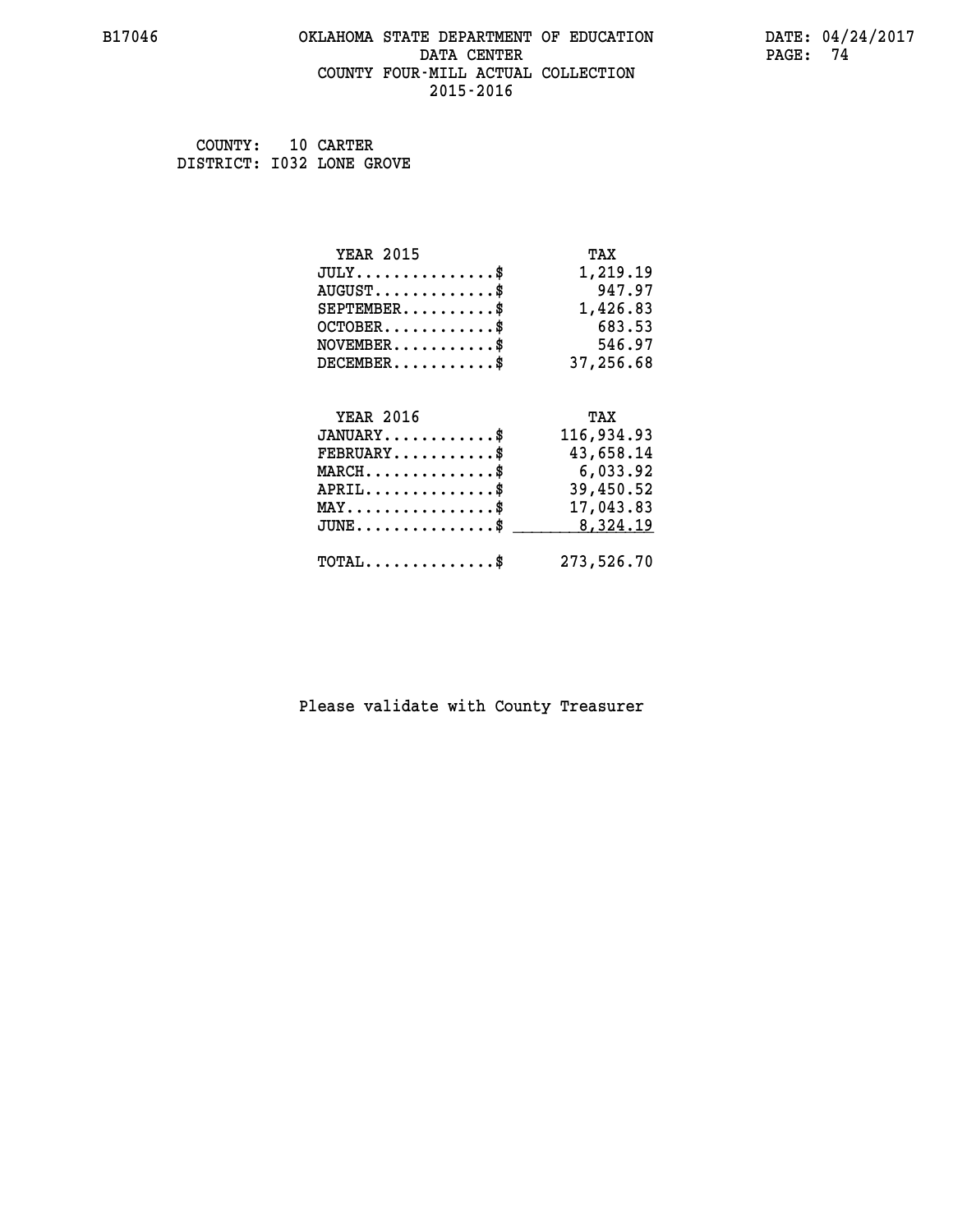B17046 OKLAHOMA STATE DEPARTMENT OF EDUCATION DATE: 04/24/2017
DATA CENTER
COUNTY FOUR-MILL ACTUAL COLLECTION
2015-2016

COUNTY: 10 CARTER
DISTRICT: I032 LONE GROVE

| YEAR 2015 | TAX |
|---|---|
| JULY..............$ | 1,219.19 |
| AUGUST............$ | 947.97 |
| SEPTEMBER..........$ | 1,426.83 |
| OCTOBER............$ | 683.53 |
| NOVEMBER...........$ | 546.97 |
| DECEMBER...........$ | 37,256.68 |

| YEAR 2016 | TAX |
|---|---|
| JANUARY............$ | 116,934.93 |
| FEBRUARY...........$ | 43,658.14 |
| MARCH..............$ | 6,033.92 |
| APRIL..............$ | 39,450.52 |
| MAY................$ | 17,043.83 |
| JUNE...............$ | 8,324.19 |
| TOTAL..............$ | 273,526.70 |

Please validate with County Treasurer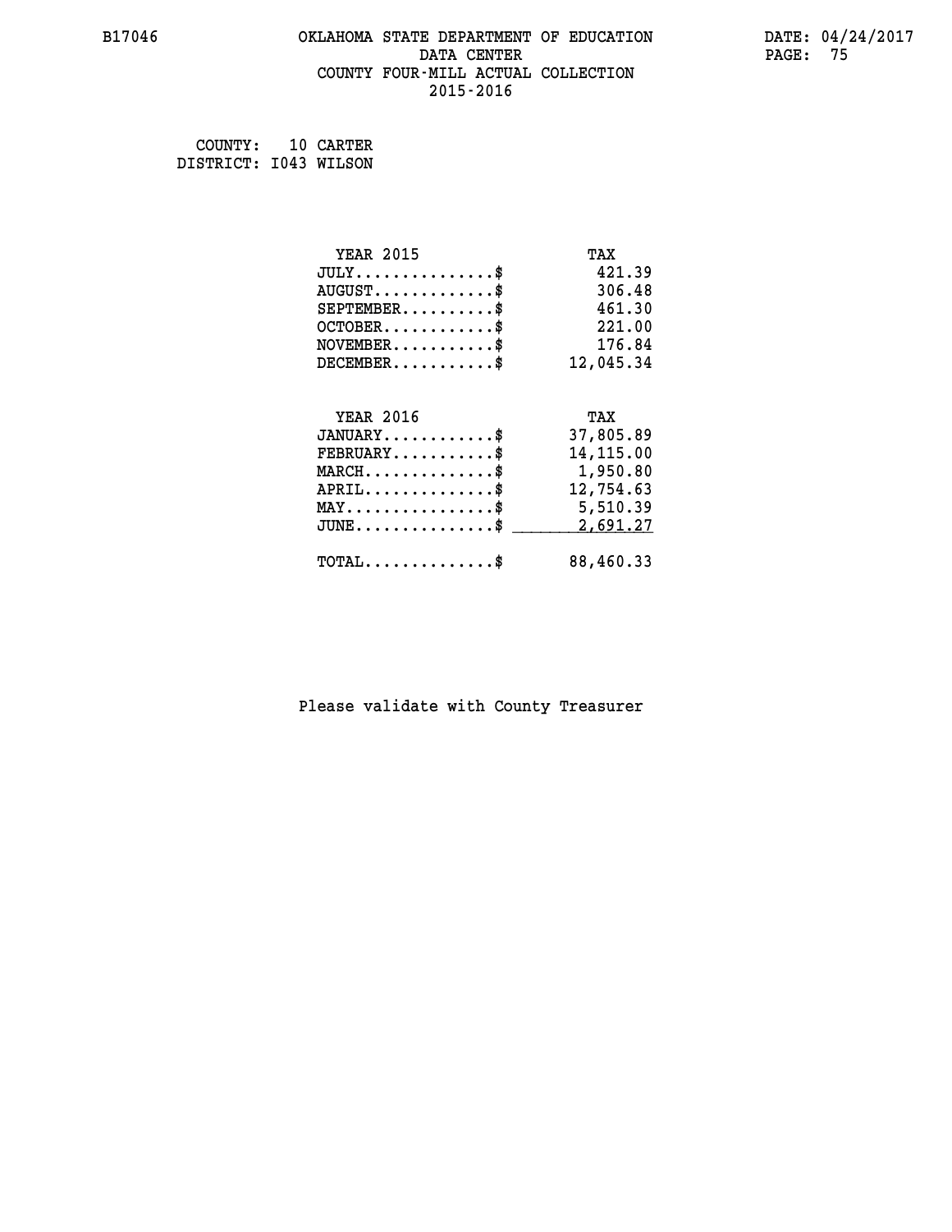B17046

# OKLAHOMA STATE DEPARTMENT OF EDUCATION
## DATA CENTER
## COUNTY FOUR-MILL ACTUAL COLLECTION
## 2015-2016

DATE: 04/24/2017

COUNTY: 10 CARTER
DISTRICT: I043 WILSON

| YEAR 2015 | TAX |
|---|---|
| JULY..............$ | 421.39 |
| AUGUST............$ | 306.48 |
| SEPTEMBER.........$ | 461.30 |
| OCTOBER...........$ | 221.00 |
| NOVEMBER..........$ | 176.84 |
| DECEMBER..........$ | 12,045.34 |

| YEAR 2016 | TAX |
|---|---|
| JANUARY...........$ | 37,805.89 |
| FEBRUARY..........$ | 14,115.00 |
| MARCH.............$ | 1,950.80 |
| APRIL.............$ | 12,754.63 |
| MAY...............$ | 5,510.39 |
| JUNE..............$ | 2,691.27 |
| TOTAL.............$ | 88,460.33 |

Please validate with County Treasurer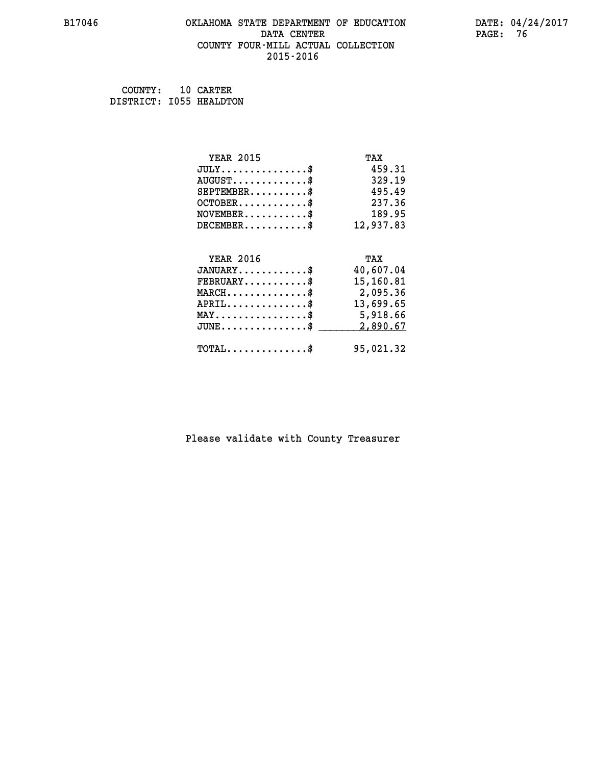B17046 OKLAHOMA STATE DEPARTMENT OF EDUCATION DATA CENTER COUNTY FOUR-MILL ACTUAL COLLECTION 2015-2016

DATE: 04/24/2017

COUNTY: 10 CARTER
DISTRICT: I055 HEALDTON

| YEAR 2015 | TAX |
|---|---|
| JULY...............$ | 459.31 |
| AUGUST.............$ | 329.19 |
| SEPTEMBER..........$ | 495.49 |
| OCTOBER............$ | 237.36 |
| NOVEMBER...........$ | 189.95 |
| DECEMBER...........$ | 12,937.83 |

| YEAR 2016 | TAX |
|---|---|
| JANUARY............$ | 40,607.04 |
| FEBRUARY...........$ | 15,160.81 |
| MARCH..............$ | 2,095.36 |
| APRIL..............$ | 13,699.65 |
| MAY................$ | 5,918.66 |
| JUNE...............$ | 2,890.67 |
| TOTAL..............$ | 95,021.32 |

Please validate with County Treasurer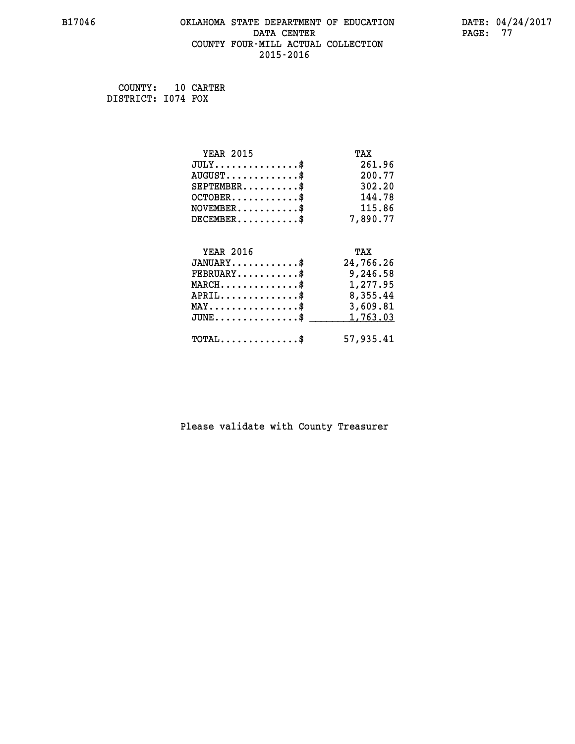B17046 OKLAHOMA STATE DEPARTMENT OF EDUCATION DATA CENTER COUNTY FOUR-MILL ACTUAL COLLECTION 2015-2016

DATE: 04/24/2017

COUNTY: 10 CARTER
DISTRICT: I074 FOX

| YEAR 2015 | TAX |
|---|---|
| JULY...............$ | 261.96 |
| AUGUST.............$ | 200.77 |
| SEPTEMBER..........$ | 302.20 |
| OCTOBER............$ | 144.78 |
| NOVEMBER...........$ | 115.86 |
| DECEMBER...........$ | 7,890.77 |

| YEAR 2016 | TAX |
|---|---|
| JANUARY............$ | 24,766.26 |
| FEBRUARY...........$ | 9,246.58 |
| MARCH..............$ | 1,277.95 |
| APRIL..............$ | 8,355.44 |
| MAY................$ | 3,609.81 |
| JUNE...............$ | 1,763.03 |
| TOTAL..............$ | 57,935.41 |

Please validate with County Treasurer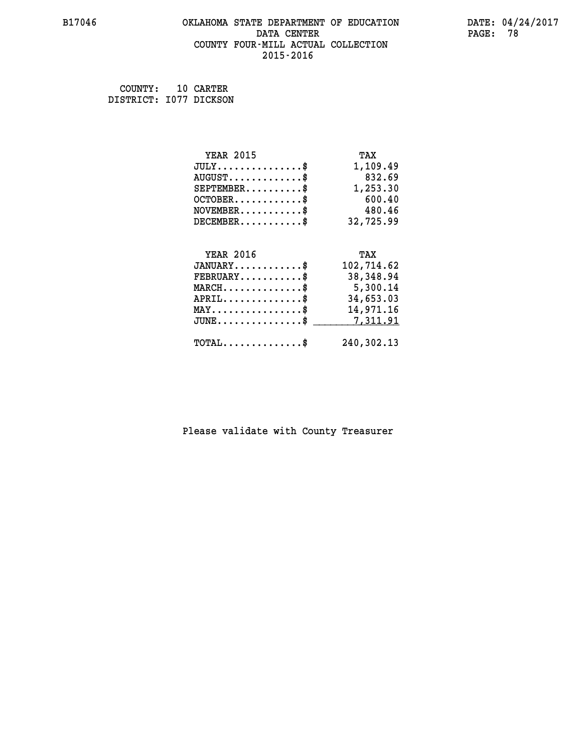# OKLAHOMA STATE DEPARTMENT OF EDUCATION
## DATA CENTER
## COUNTY FOUR-MILL ACTUAL COLLECTION
## 2015-2016

B17046

DATE: 04/24/2017

COUNTY: 10 CARTER
DISTRICT: I077 DICKSON

| YEAR 2015 | TAX |
|---|---|
| JULY..............$ | 1,109.49 |
| AUGUST............$ | 832.69 |
| SEPTEMBER.........$ | 1,253.30 |
| OCTOBER...........$ | 600.40 |
| NOVEMBER..........$ | 480.46 |
| DECEMBER..........$ | 32,725.99 |

| YEAR 2016 | TAX |
|---|---|
| JANUARY...........$ | 102,714.62 |
| FEBRUARY..........$ | 38,348.94 |
| MARCH.............$ | 5,300.14 |
| APRIL.............$ | 34,653.03 |
| MAY...............$ | 14,971.16 |
| JUNE..............$ | 7,311.91 |
| TOTAL.............$ | 240,302.13 |

Please validate with County Treasurer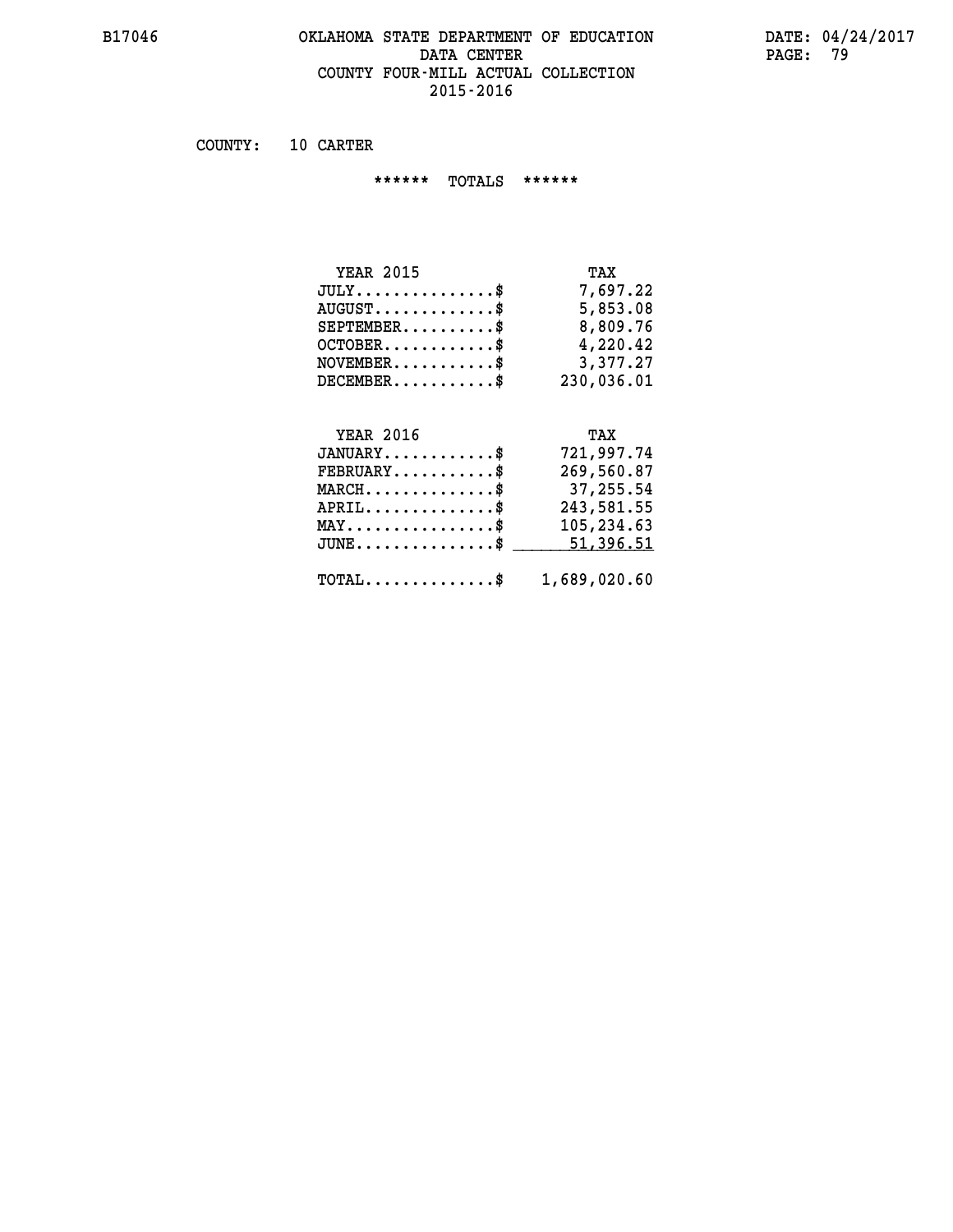# OKLAHOMA STATE DEPARTMENT OF EDUCATION
## DATA CENTER
## COUNTY FOUR-MILL ACTUAL COLLECTION
## 2015-2016

COUNTY: 10 CARTER

****** TOTALS ******

| YEAR 2015 | TAX |
|---|---|
| JULY...............$ | 7,697.22 |
| AUGUST.............$ | 5,853.08 |
| SEPTEMBER..........$ | 8,809.76 |
| OCTOBER............$ | 4,220.42 |
| NOVEMBER...........$ | 3,377.27 |
| DECEMBER...........$ | 230,036.01 |

| YEAR 2016 | TAX |
|---|---|
| JANUARY............$ | 721,997.74 |
| FEBRUARY...........$ | 269,560.87 |
| MARCH..............$ | 37,255.54 |
| APRIL..............$ | 243,581.55 |
| MAY................$ | 105,234.63 |
| JUNE...............$ | 51,396.51 |
| TOTAL..............$ | 1,689,020.60 |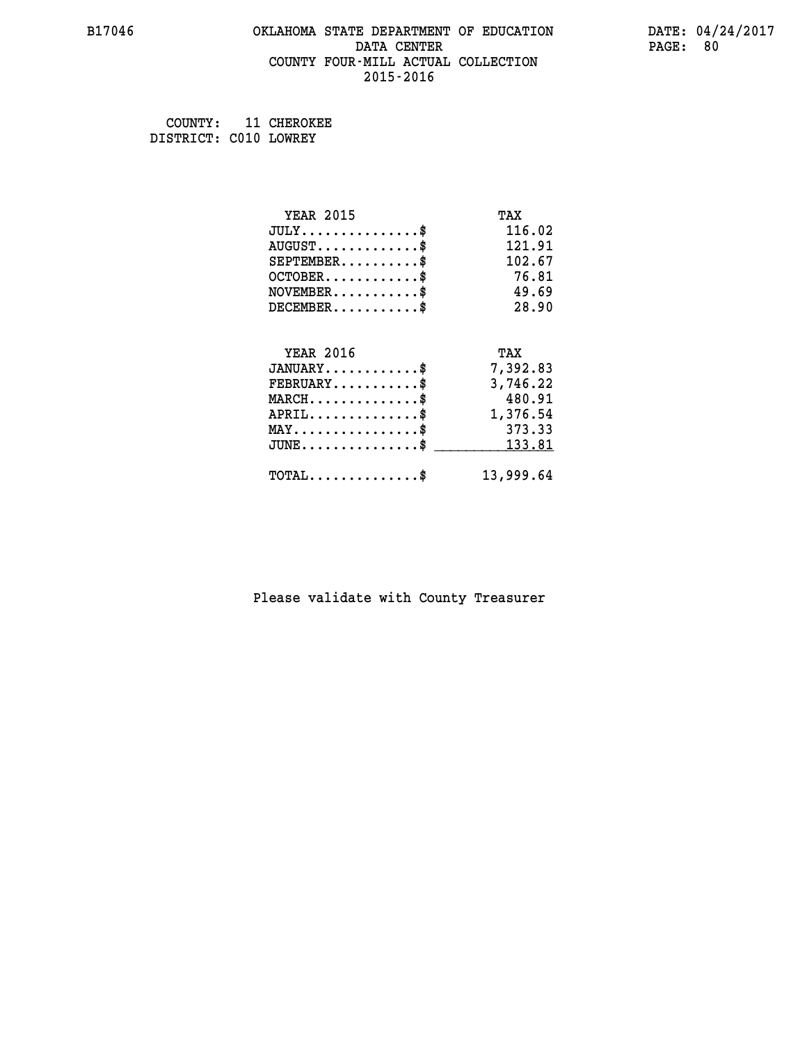B17046 OKLAHOMA STATE DEPARTMENT OF EDUCATION DATE: 04/24/2017
DATA CENTER PAGE: 80
COUNTY FOUR-MILL ACTUAL COLLECTION
2015-2016

COUNTY: 11 CHEROKEE
DISTRICT: C010 LOWREY

| YEAR 2015 | TAX |
|---|---|
| JULY...............$ | 116.02 |
| AUGUST.............$ | 121.91 |
| SEPTEMBER..........$ | 102.67 |
| OCTOBER............$ | 76.81 |
| NOVEMBER...........$ | 49.69 |
| DECEMBER...........$ | 28.90 |

| YEAR 2016 | TAX |
|---|---|
| JANUARY............$ | 7,392.83 |
| FEBRUARY...........$ | 3,746.22 |
| MARCH..............$ | 480.91 |
| APRIL..............$ | 1,376.54 |
| MAY................$ | 373.33 |
| JUNE...............$ | 133.81 |
| TOTAL..............$ | 13,999.64 |

Please validate with County Treasurer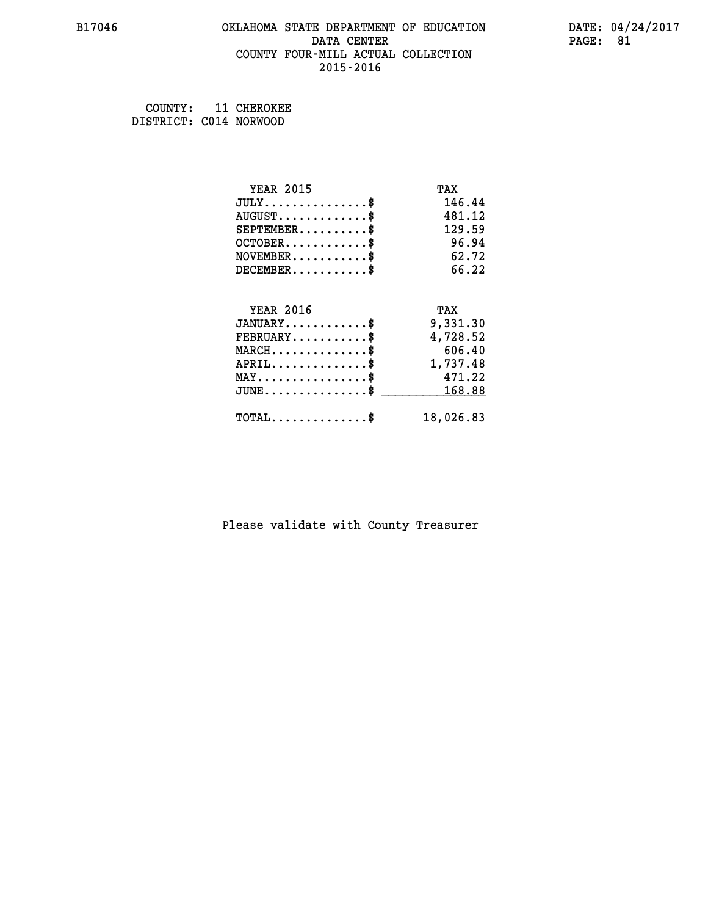B17046

# OKLAHOMA STATE DEPARTMENT OF EDUCATION
## DATA CENTER
## COUNTY FOUR-MILL ACTUAL COLLECTION
## 2015-2016

DATE: 04/24/2017

COUNTY: 11 CHEROKEE
DISTRICT: C014 NORWOOD

| YEAR 2015 | TAX |
|---|---|
| JULY..............$ | 146.44 |
| AUGUST............$ | 481.12 |
| SEPTEMBER.........$ | 129.59 |
| OCTOBER...........$ | 96.94 |
| NOVEMBER..........$ | 62.72 |
| DECEMBER..........$ | 66.22 |

| YEAR 2016 | TAX |
|---|---|
| JANUARY...........$ | 9,331.30 |
| FEBRUARY..........$ | 4,728.52 |
| MARCH.............$ | 606.40 |
| APRIL.............$ | 1,737.48 |
| MAY...............$ | 471.22 |
| JUNE..............$ | 168.88 |
| TOTAL.............$ | 18,026.83 |

Please validate with County Treasurer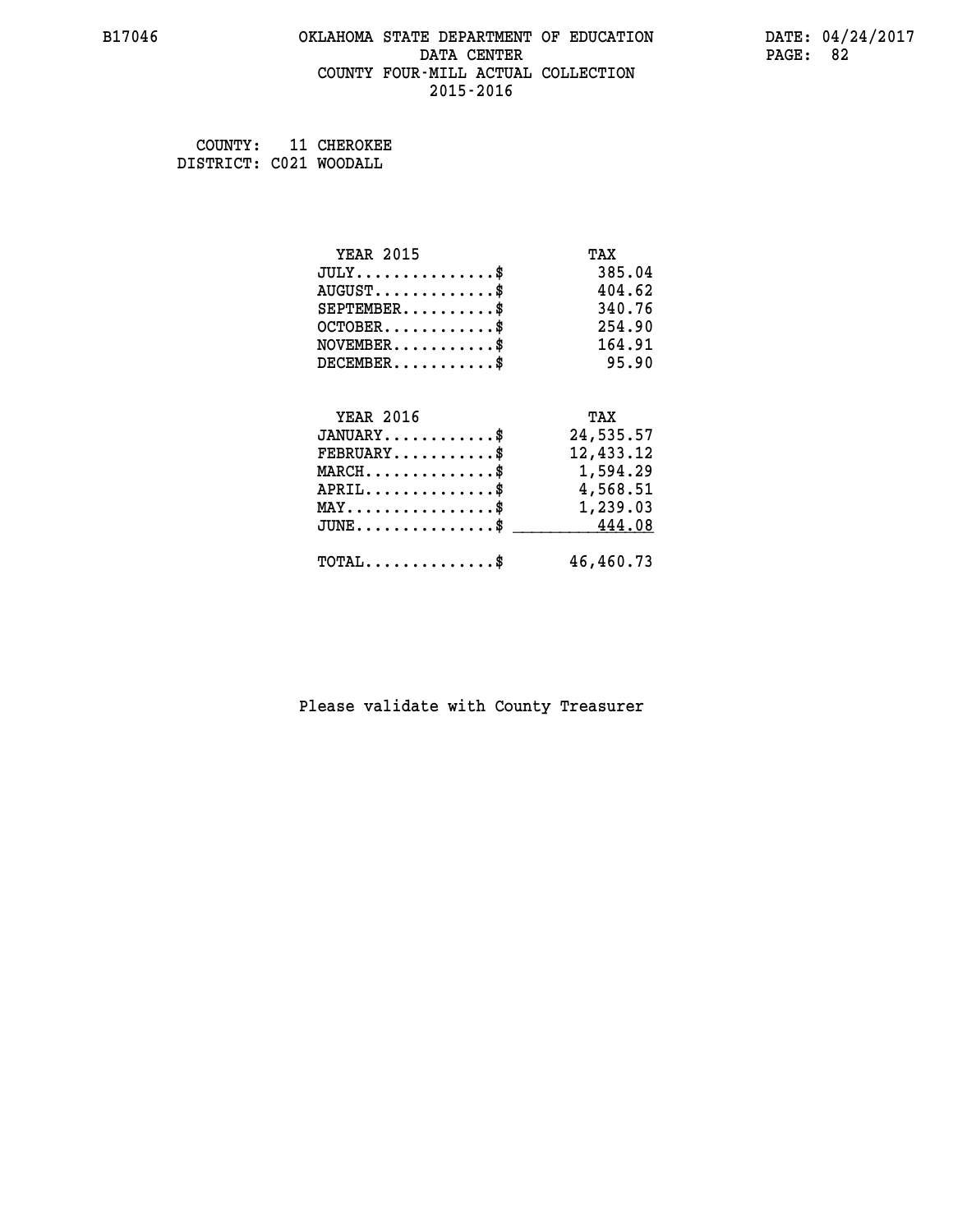B17046 OKLAHOMA STATE DEPARTMENT OF EDUCATION DATA CENTER COUNTY FOUR-MILL ACTUAL COLLECTION 2015-2016

DATE: 04/24/2017

COUNTY: 11 CHEROKEE
DISTRICT: C021 WOODALL

| YEAR 2015 | TAX |
|---|---|
| JULY...............$ | 385.04 |
| AUGUST.............$ | 404.62 |
| SEPTEMBER..........$ | 340.76 |
| OCTOBER............$ | 254.90 |
| NOVEMBER...........$ | 164.91 |
| DECEMBER...........$ | 95.90 |

| YEAR 2016 | TAX |
|---|---|
| JANUARY............$ | 24,535.57 |
| FEBRUARY...........$ | 12,433.12 |
| MARCH..............$ | 1,594.29 |
| APRIL..............$ | 4,568.51 |
| MAY................$ | 1,239.03 |
| JUNE...............$ | 444.08 |
| TOTAL..............$ | 46,460.73 |

Please validate with County Treasurer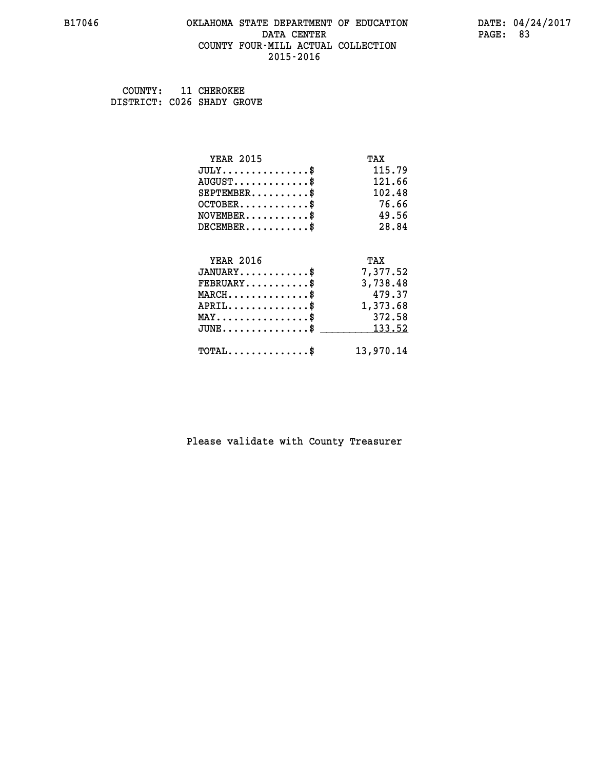B17046 OKLAHOMA STATE DEPARTMENT OF EDUCATION DATA CENTER COUNTY FOUR-MILL ACTUAL COLLECTION 2015-2016

DATE: 04/24/2017

COUNTY: 11 CHEROKEE
DISTRICT: C026 SHADY GROVE

| YEAR 2015 | TAX |
|---|---|
| JULY...............$ | 115.79 |
| AUGUST.............$ | 121.66 |
| SEPTEMBER..........$ | 102.48 |
| OCTOBER............$ | 76.66 |
| NOVEMBER...........$ | 49.56 |
| DECEMBER...........$ | 28.84 |

| YEAR 2016 | TAX |
|---|---|
| JANUARY............$ | 7,377.52 |
| FEBRUARY...........$ | 3,738.48 |
| MARCH..............$ | 479.37 |
| APRIL..............$ | 1,373.68 |
| MAY................$ | 372.58 |
| JUNE...............$ | 133.52 |
| TOTAL..............$ | 13,970.14 |

Please validate with County Treasurer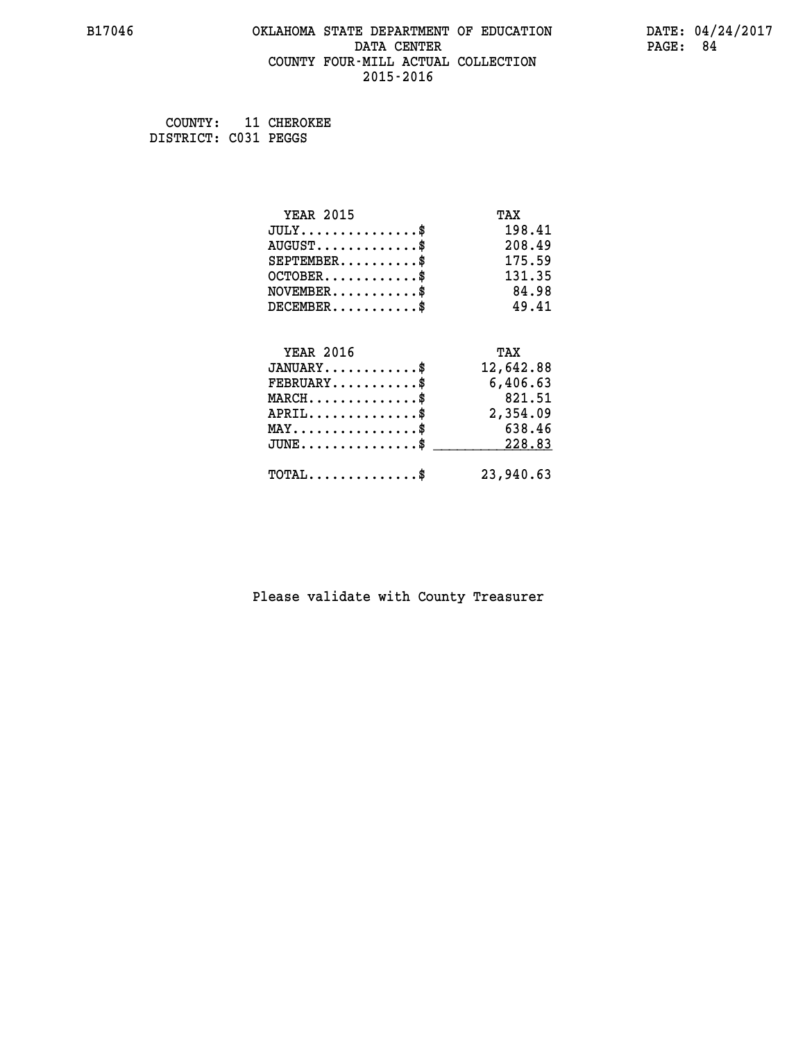B17046 OKLAHOMA STATE DEPARTMENT OF EDUCATION DATA CENTER COUNTY FOUR-MILL ACTUAL COLLECTION 2015-2016

DATE: 04/24/2017

COUNTY: 11 CHEROKEE
DISTRICT: C031 PEGGS

| YEAR 2015 | TAX |
|---|---|
| JULY...............$ | 198.41 |
| AUGUST.............$ | 208.49 |
| SEPTEMBER..........$ | 175.59 |
| OCTOBER............$ | 131.35 |
| NOVEMBER...........$ | 84.98 |
| DECEMBER...........$ | 49.41 |

| YEAR 2016 | TAX |
|---|---|
| JANUARY............$ | 12,642.88 |
| FEBRUARY...........$ | 6,406.63 |
| MARCH..............$ | 821.51 |
| APRIL..............$ | 2,354.09 |
| MAY................$ | 638.46 |
| JUNE...............$ | 228.83 |
| TOTAL..............$ | 23,940.63 |

Please validate with County Treasurer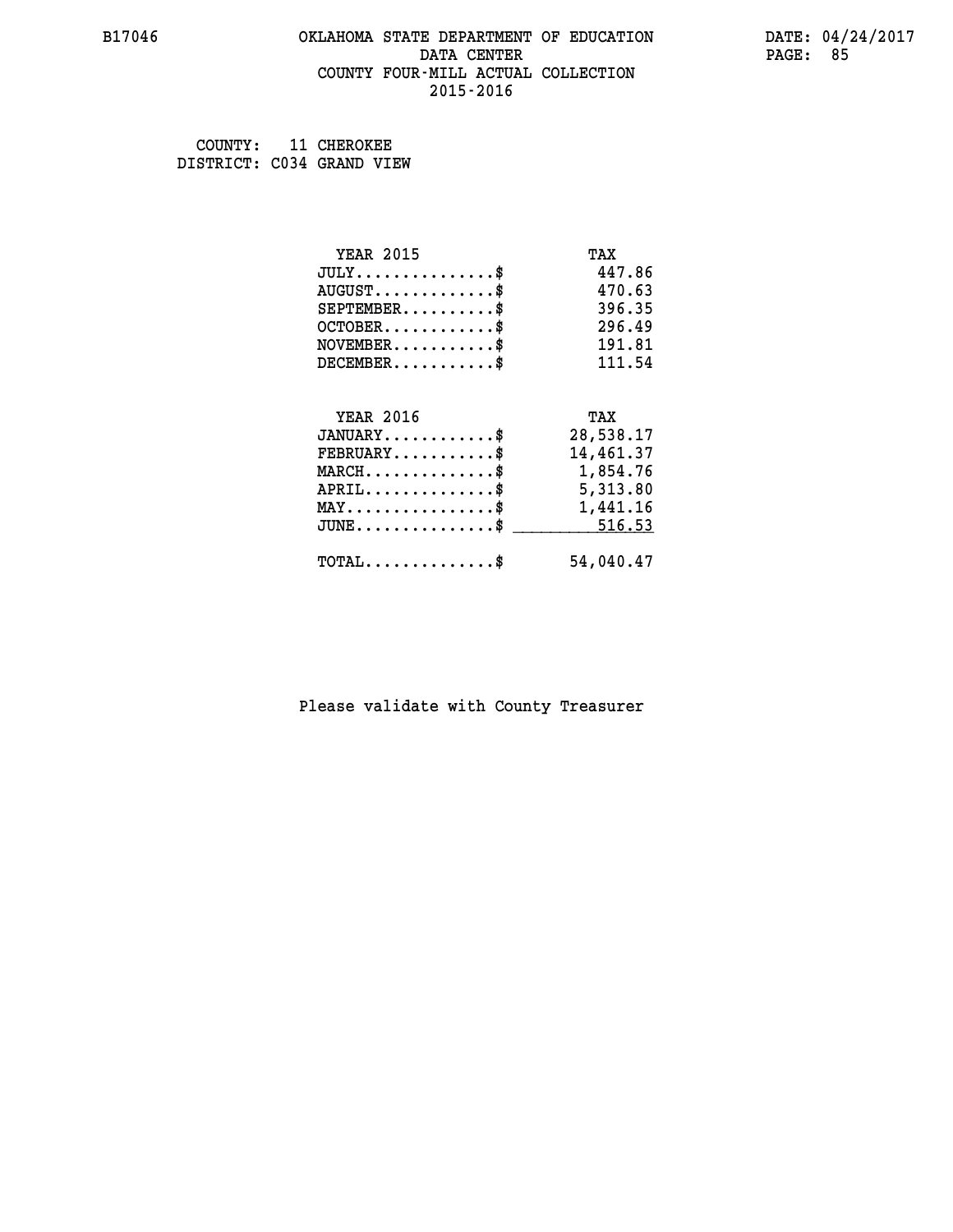B17046 OKLAHOMA STATE DEPARTMENT OF EDUCATION DATE: 04/24/2017

DATA CENTER

COUNTY FOUR-MILL ACTUAL COLLECTION

2015-2016

COUNTY: 11 CHEROKEE
DISTRICT: C034 GRAND VIEW

| YEAR 2015 | TAX |
|---|---|
| JULY...............$ | 447.86 |
| AUGUST.............$ | 470.63 |
| SEPTEMBER..........$ | 396.35 |
| OCTOBER............$ | 296.49 |
| NOVEMBER...........$ | 191.81 |
| DECEMBER...........$ | 111.54 |

| YEAR 2016 | TAX |
|---|---|
| JANUARY............$ | 28,538.17 |
| FEBRUARY...........$ | 14,461.37 |
| MARCH..............$ | 1,854.76 |
| APRIL..............$ | 5,313.80 |
| MAY................$ | 1,441.16 |
| JUNE...............$ | 516.53 |
| TOTAL..............$ | 54,040.47 |

Please validate with County Treasurer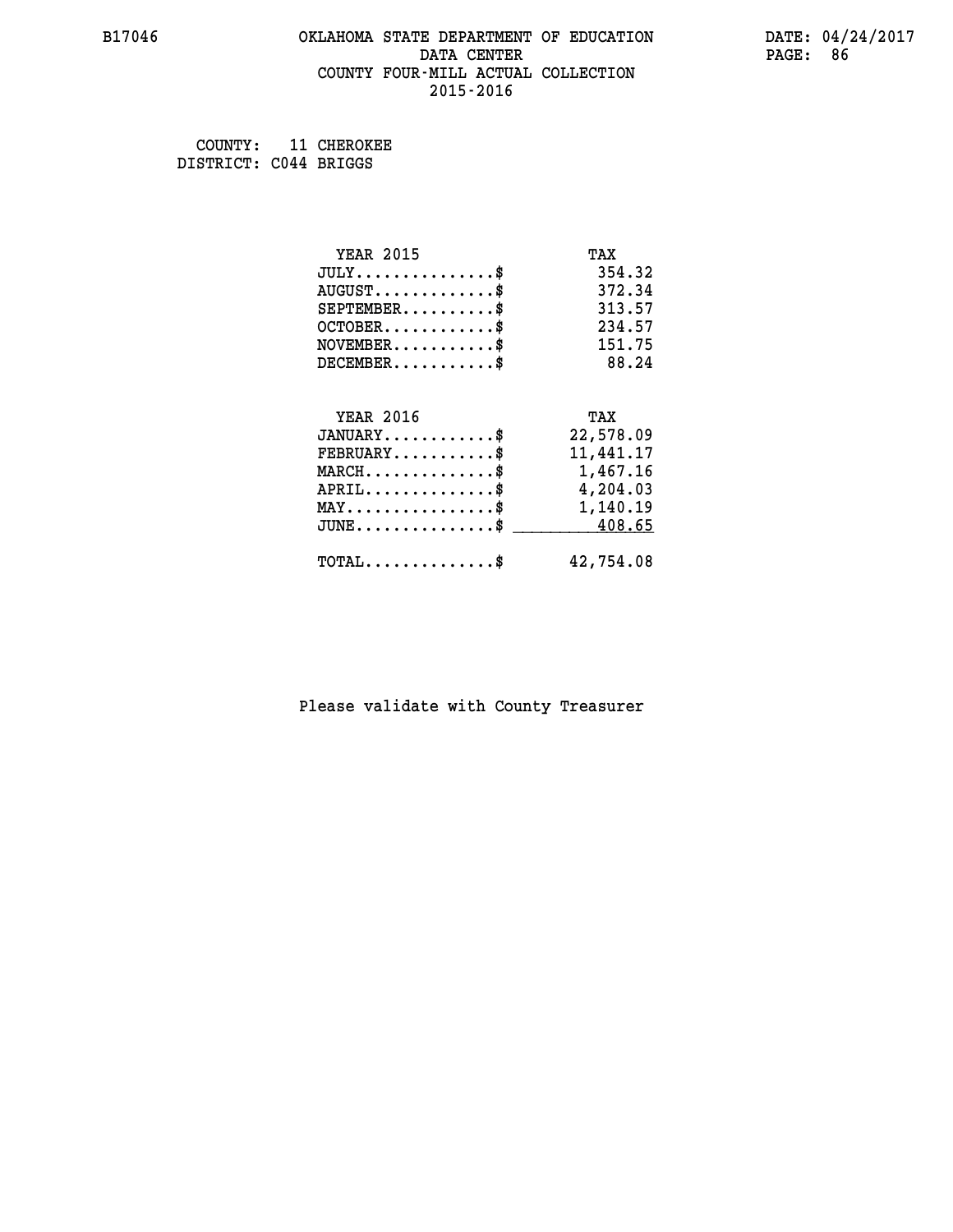B17046 OKLAHOMA STATE DEPARTMENT OF EDUCATION DATA CENTER COUNTY FOUR-MILL ACTUAL COLLECTION 2015-2016

DATE: 04/24/2017

COUNTY: 11 CHEROKEE
DISTRICT: C044 BRIGGS

| YEAR 2015 | TAX |
|---|---|
| JULY..............$ | 354.32 |
| AUGUST............$ | 372.34 |
| SEPTEMBER.........$ | 313.57 |
| OCTOBER...........$ | 234.57 |
| NOVEMBER..........$ | 151.75 |
| DECEMBER..........$ | 88.24 |

| YEAR 2016 | TAX |
|---|---|
| JANUARY...........$ | 22,578.09 |
| FEBRUARY..........$ | 11,441.17 |
| MARCH.............$ | 1,467.16 |
| APRIL.............$ | 4,204.03 |
| MAY...............$ | 1,140.19 |
| JUNE..............$ | 408.65 |
| TOTAL.............$ | 42,754.08 |

Please validate with County Treasurer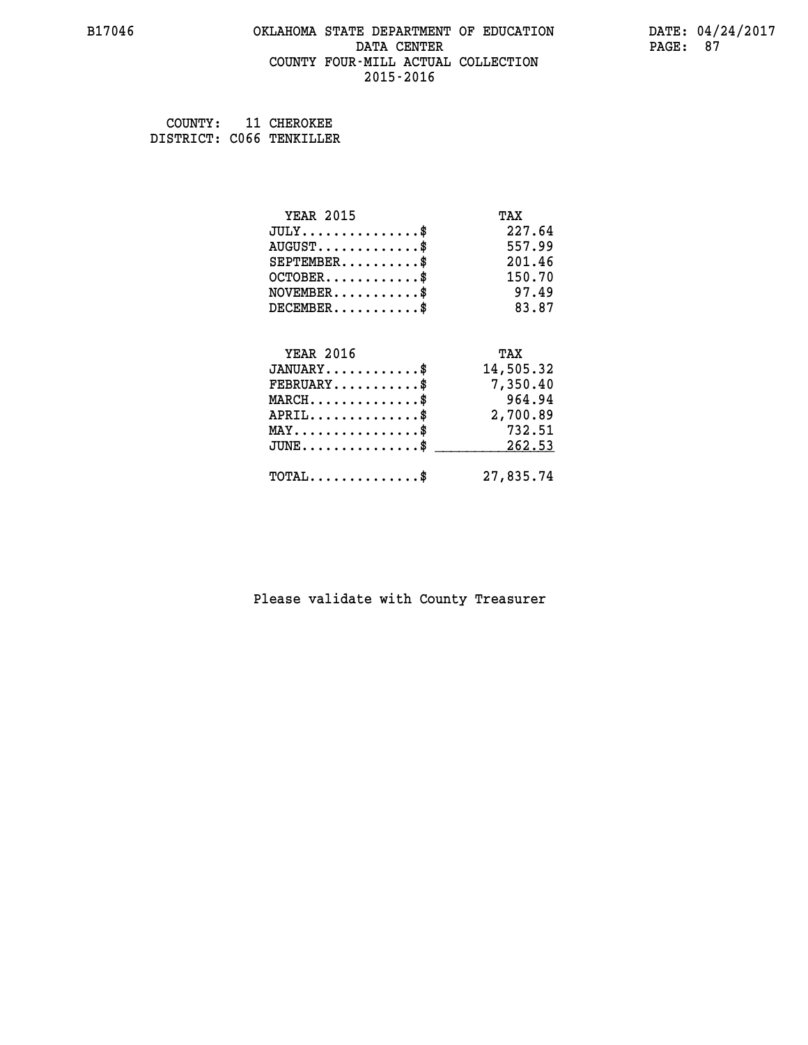B17046 OKLAHOMA STATE DEPARTMENT OF EDUCATION DATA CENTER COUNTY FOUR-MILL ACTUAL COLLECTION 2015-2016

DATE: 04/24/2017

COUNTY: 11 CHEROKEE
DISTRICT: C066 TENKILLER

| YEAR 2015 | TAX |
|---|---|
| JULY...............$ | 227.64 |
| AUGUST.............$ | 557.99 |
| SEPTEMBER..........$ | 201.46 |
| OCTOBER............$ | 150.70 |
| NOVEMBER...........$ | 97.49 |
| DECEMBER...........$ | 83.87 |

| YEAR 2016 | TAX |
|---|---|
| JANUARY............$ | 14,505.32 |
| FEBRUARY...........$ | 7,350.40 |
| MARCH..............$ | 964.94 |
| APRIL..............$ | 2,700.89 |
| MAY................$ | 732.51 |
| JUNE...............$ | 262.53 |
| TOTAL..............$ | 27,835.74 |

Please validate with County Treasurer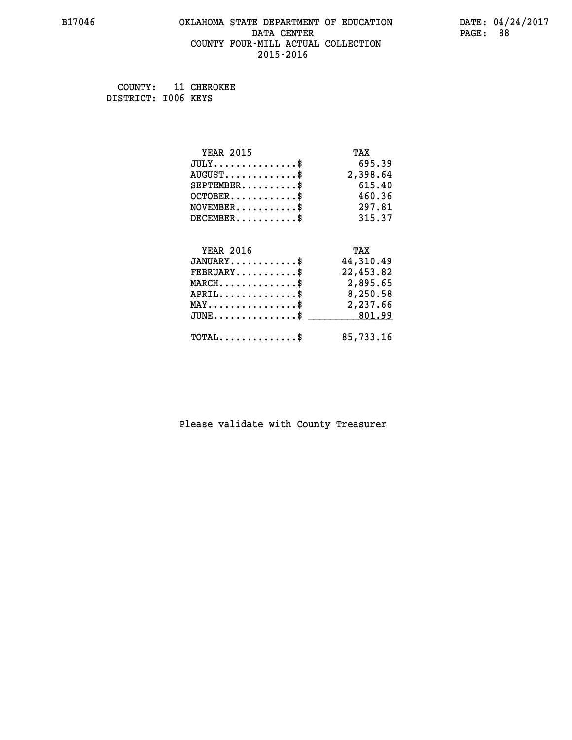B17046 OKLAHOMA STATE DEPARTMENT OF EDUCATION DATA CENTER COUNTY FOUR-MILL ACTUAL COLLECTION 2015-2016

DATE: 04/24/2017

COUNTY: 11 CHEROKEE
DISTRICT: I006 KEYS

| YEAR 2015 | TAX |
|---|---|
| JULY...............$ | 695.39 |
| AUGUST.............$ | 2,398.64 |
| SEPTEMBER..........$ | 615.40 |
| OCTOBER............$ | 460.36 |
| NOVEMBER...........$ | 297.81 |
| DECEMBER...........$ | 315.37 |

| YEAR 2016 | TAX |
|---|---|
| JANUARY............$ | 44,310.49 |
| FEBRUARY...........$ | 22,453.82 |
| MARCH..............$ | 2,895.65 |
| APRIL..............$ | 8,250.58 |
| MAY................$ | 2,237.66 |
| JUNE...............$ | 801.99 |
| TOTAL..............$ | 85,733.16 |

Please validate with County Treasurer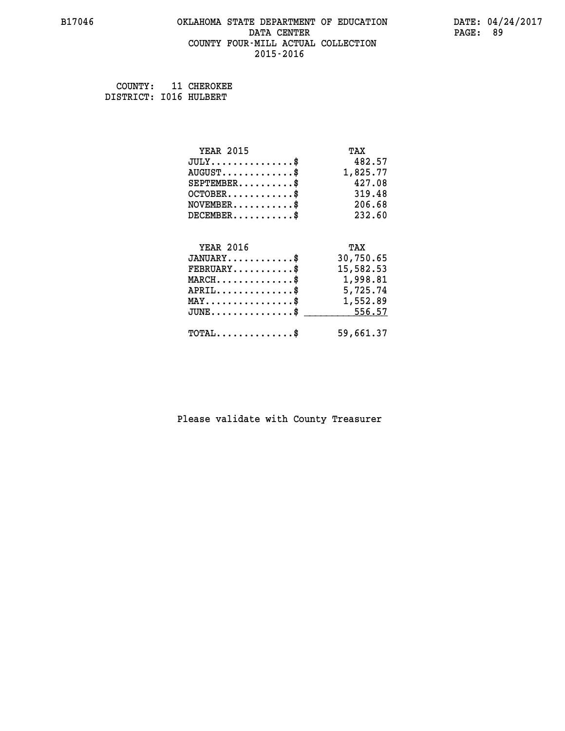B17046 OKLAHOMA STATE DEPARTMENT OF EDUCATION DATE: 04/24/2017

DATA CENTER PAGE: 89

COUNTY FOUR-MILL ACTUAL COLLECTION

2015-2016

COUNTY: 11 CHEROKEE
DISTRICT: I016 HULBERT

| YEAR 2015 | TAX |
|---|---|
| JULY...............$ | 482.57 |
| AUGUST.............$ | 1,825.77 |
| SEPTEMBER..........$ | 427.08 |
| OCTOBER............$ | 319.48 |
| NOVEMBER...........$ | 206.68 |
| DECEMBER...........$ | 232.60 |

| YEAR 2016 | TAX |
|---|---|
| JANUARY............$ | 30,750.65 |
| FEBRUARY...........$ | 15,582.53 |
| MARCH..............$ | 1,998.81 |
| APRIL..............$ | 5,725.74 |
| MAY................$ | 1,552.89 |
| JUNE...............$ | 556.57 |
| TOTAL..............$ | 59,661.37 |

Please validate with County Treasurer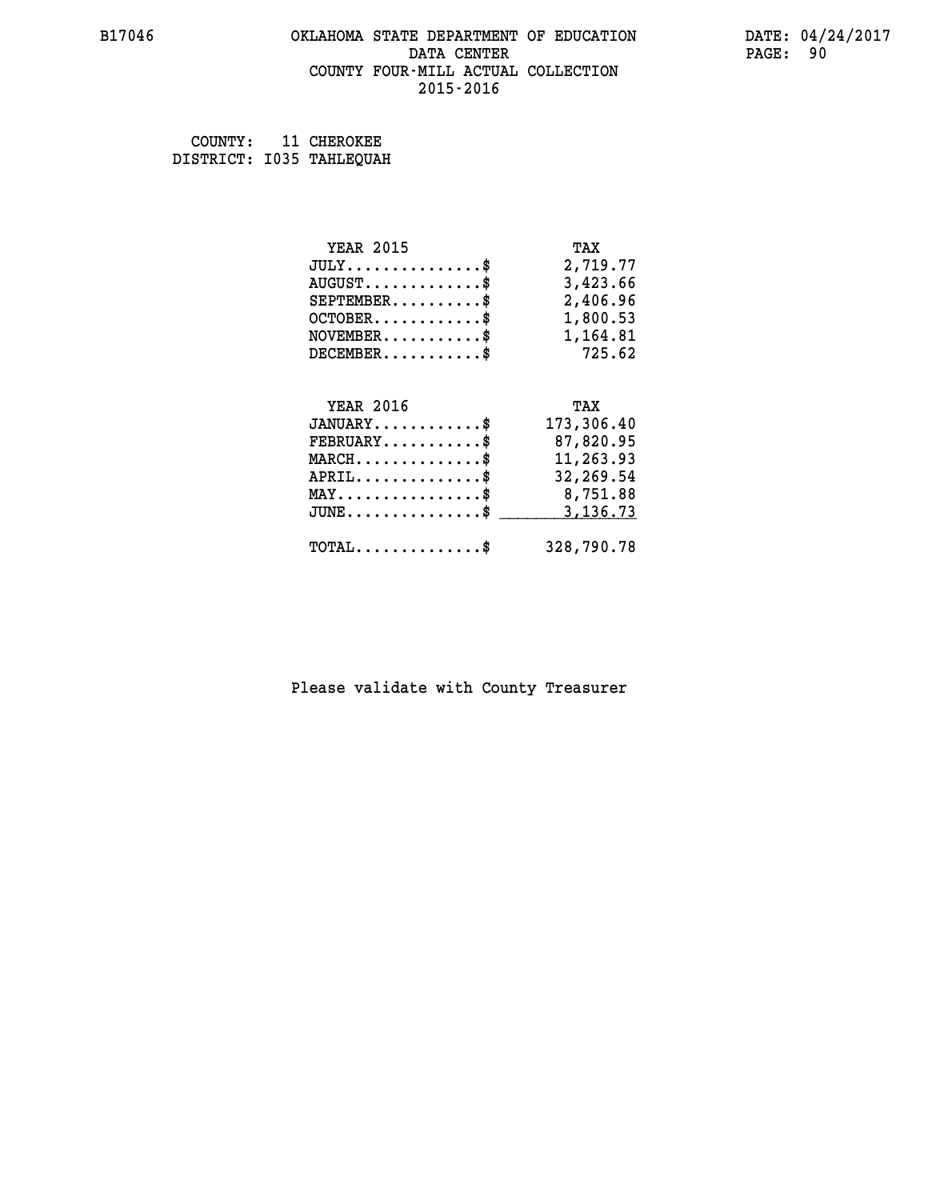B17046 OKLAHOMA STATE DEPARTMENT OF EDUCATION DATA CENTER COUNTY FOUR-MILL ACTUAL COLLECTION 2015-2016

DATE: 04/24/2017

COUNTY: 11 CHEROKEE
DISTRICT: I035 TAHLEQUAH

| YEAR 2015 | TAX |
|---|---|
| JULY...............$ | 2,719.77 |
| AUGUST.............$ | 3,423.66 |
| SEPTEMBER..........$ | 2,406.96 |
| OCTOBER............$ | 1,800.53 |
| NOVEMBER...........$ | 1,164.81 |
| DECEMBER...........$ | 725.62 |

| YEAR 2016 | TAX |
|---|---|
| JANUARY............$ | 173,306.40 |
| FEBRUARY...........$ | 87,820.95 |
| MARCH..............$ | 11,263.93 |
| APRIL..............$ | 32,269.54 |
| MAY................$ | 8,751.88 |
| JUNE...............$ | 3,136.73 |
| TOTAL..............$ | 328,790.78 |

Please validate with County Treasurer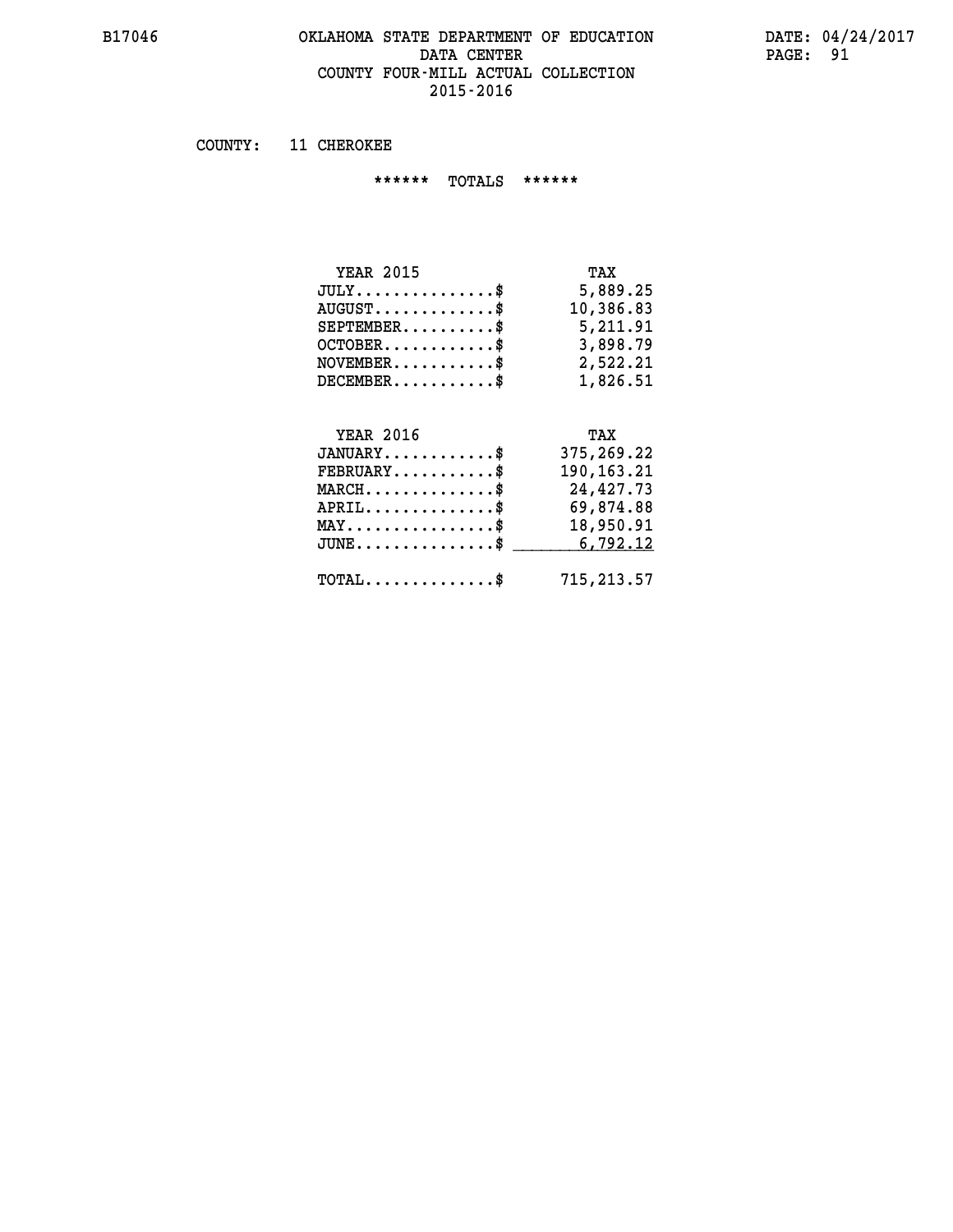# OKLAHOMA STATE DEPARTMENT OF EDUCATION
## DATA CENTER
## COUNTY FOUR-MILL ACTUAL COLLECTION
## 2015-2016

COUNTY: 11 CHEROKEE

****** TOTALS ******

| YEAR 2015 | TAX |
|---|---|
| JULY..............$ | 5,889.25 |
| AUGUST.............$ | 10,386.83 |
| SEPTEMBER..........$ | 5,211.91 |
| OCTOBER............$ | 3,898.79 |
| NOVEMBER...........$ | 2,522.21 |
| DECEMBER...........$ | 1,826.51 |

| YEAR 2016 | TAX |
|---|---|
| JANUARY............$ | 375,269.22 |
| FEBRUARY...........$ | 190,163.21 |
| MARCH..............$ | 24,427.73 |
| APRIL..............$ | 69,874.88 |
| MAY................$ | 18,950.91 |
| JUNE...............$ | 6,792.12 |
| TOTAL..............$ | 715,213.57 |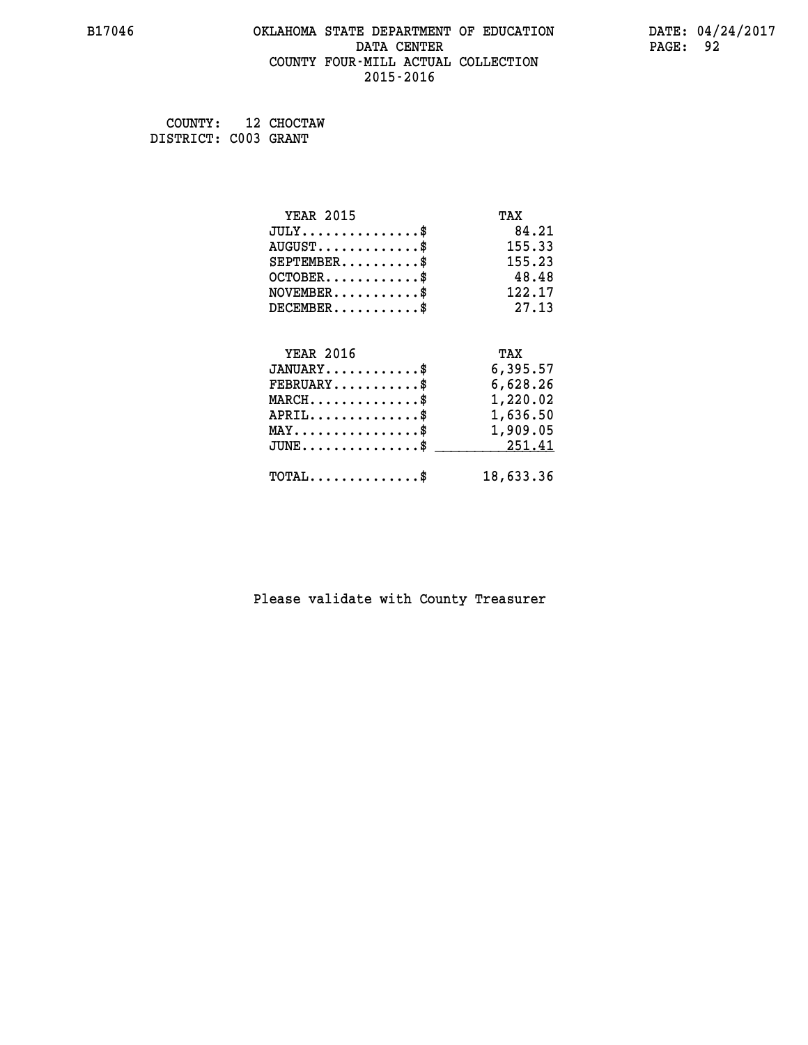COUNTY: 12 CHOCTAW
DISTRICT: C003 GRANT

| YEAR 2015 | TAX |
|---|---|
| JULY..............$ | 84.21 |
| AUGUST.............$ | 155.33 |
| SEPTEMBER..........$ | 155.23 |
| OCTOBER............$ | 48.48 |
| NOVEMBER...........$ | 122.17 |
| DECEMBER...........$ | 27.13 |

| YEAR 2016 | TAX |
|---|---|
| JANUARY............$ | 6,395.57 |
| FEBRUARY...........$ | 6,628.26 |
| MARCH..............$ | 1,220.02 |
| APRIL..............$ | 1,636.50 |
| MAY................$ | 1,909.05 |
| JUNE...............$ | 251.41 |
| TOTAL..............$ | 18,633.36 |

Please validate with County Treasurer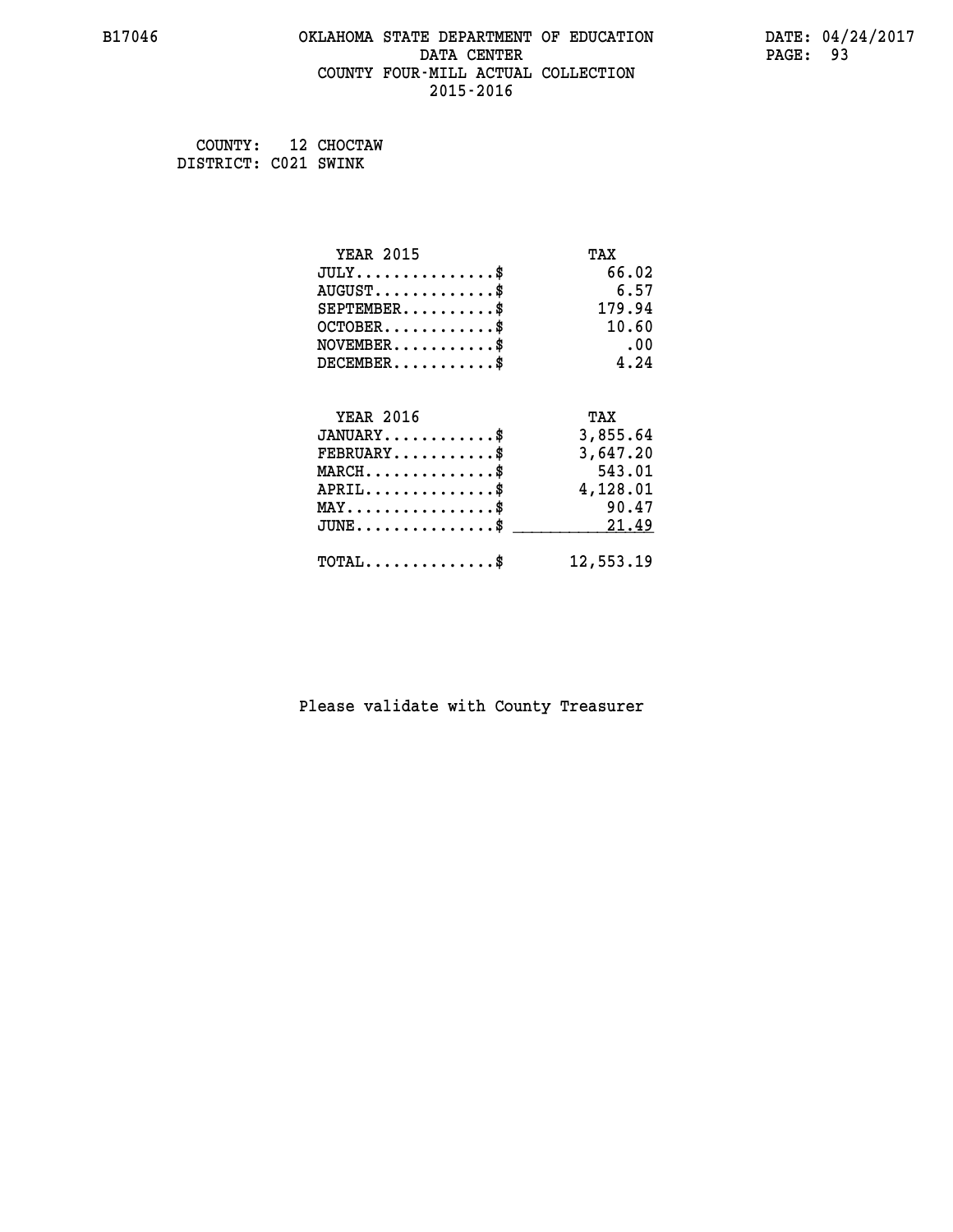B17046 OKLAHOMA STATE DEPARTMENT OF EDUCATION DATA CENTER COUNTY FOUR-MILL ACTUAL COLLECTION 2015-2016

DATE: 04/24/2017

COUNTY: 12 CHOCTAW
DISTRICT: C021 SWINK

| YEAR 2015 | TAX |
|---|---|
| JULY...............$ | 66.02 |
| AUGUST.............$ | 6.57 |
| SEPTEMBER..........$ | 179.94 |
| OCTOBER............$ | 10.60 |
| NOVEMBER...........$ | .00 |
| DECEMBER...........$ | 4.24 |

| YEAR 2016 | TAX |
|---|---|
| JANUARY............$ | 3,855.64 |
| FEBRUARY...........$ | 3,647.20 |
| MARCH..............$ | 543.01 |
| APRIL..............$ | 4,128.01 |
| MAY................$ | 90.47 |
| JUNE...............$ | 21.49 |
| TOTAL..............$ | 12,553.19 |

Please validate with County Treasurer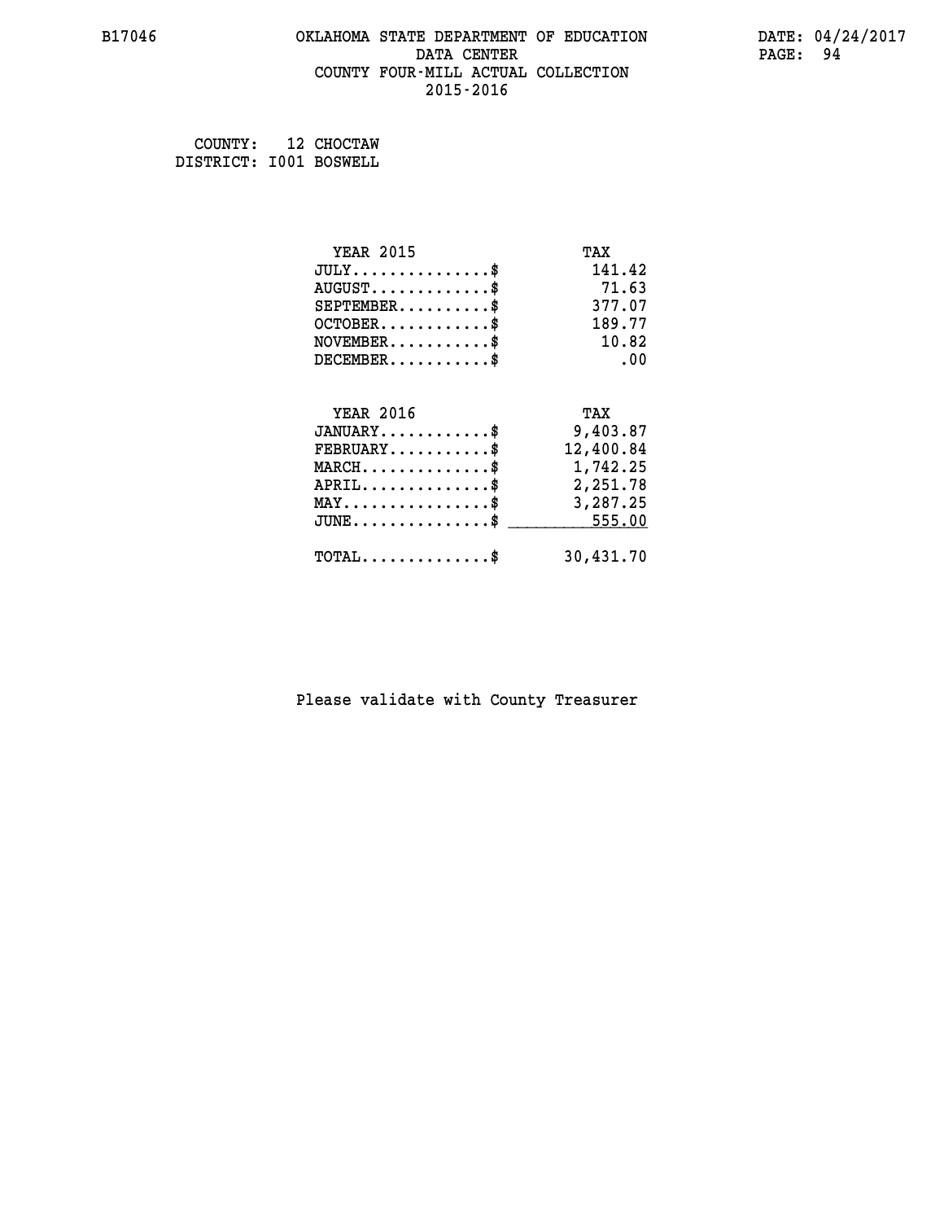B17046 OKLAHOMA STATE DEPARTMENT OF EDUCATION DATE: 04/24/2017
DATA CENTER PAGE: 94
COUNTY FOUR-MILL ACTUAL COLLECTION
2015-2016

COUNTY: 12 CHOCTAW
DISTRICT: I001 BOSWELL

| YEAR 2015 | TAX |
|---|---|
| JULY..............$ | 141.42 |
| AUGUST............$ | 71.63 |
| SEPTEMBER.........$ | 377.07 |
| OCTOBER...........$ | 189.77 |
| NOVEMBER..........$ | 10.82 |
| DECEMBER..........$ | .00 |

| YEAR 2016 | TAX |
|---|---|
| JANUARY...........$ | 9,403.87 |
| FEBRUARY..........$ | 12,400.84 |
| MARCH.............$ | 1,742.25 |
| APRIL.............$ | 2,251.78 |
| MAY...............$ | 3,287.25 |
| JUNE..............$ | 555.00 |
| TOTAL.............$ | 30,431.70 |

Please validate with County Treasurer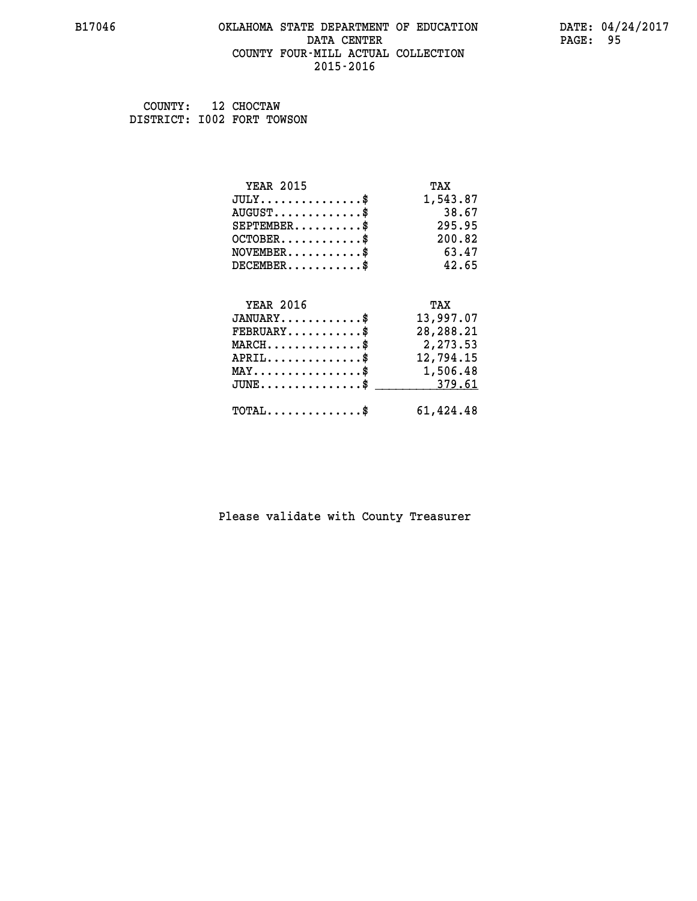B17046 OKLAHOMA STATE DEPARTMENT OF EDUCATION DATA CENTER COUNTY FOUR-MILL ACTUAL COLLECTION 2015-2016

DATE: 04/24/2017

COUNTY: 12 CHOCTAW
DISTRICT: I002 FORT TOWSON

| YEAR 2015 | TAX |
|---|---|
| JULY..............$ | 1,543.87 |
| AUGUST............$ | 38.67 |
| SEPTEMBER.........$ | 295.95 |
| OCTOBER...........$ | 200.82 |
| NOVEMBER..........$ | 63.47 |
| DECEMBER..........$ | 42.65 |

| YEAR 2016 | TAX |
|---|---|
| JANUARY...........$ | 13,997.07 |
| FEBRUARY..........$ | 28,288.21 |
| MARCH.............$ | 2,273.53 |
| APRIL.............$ | 12,794.15 |
| MAY...............$ | 1,506.48 |
| JUNE..............$ | 379.61 |
| TOTAL.............$ | 61,424.48 |

Please validate with County Treasurer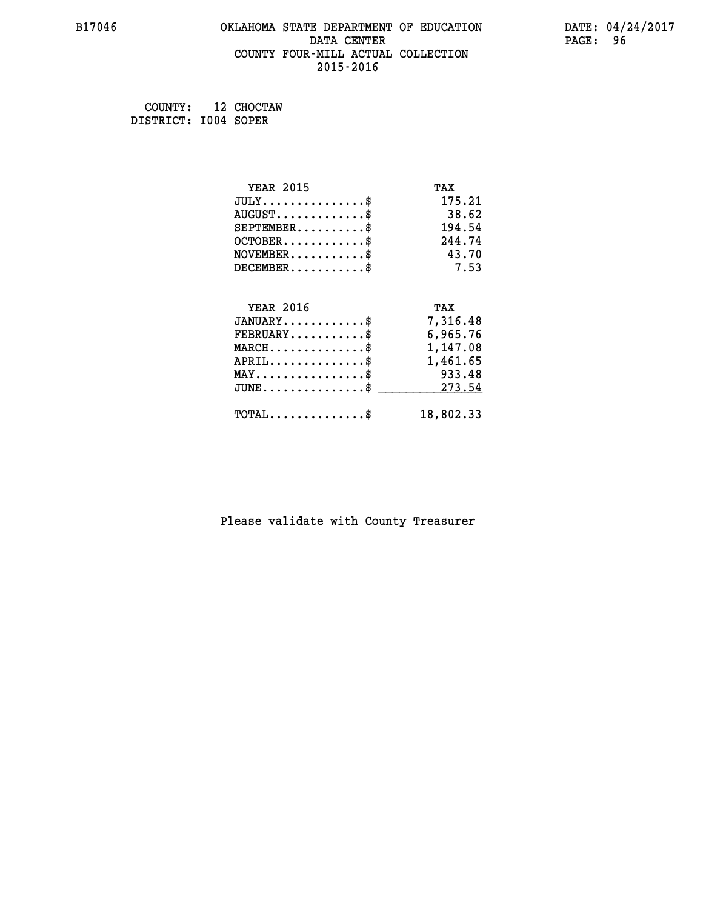B17046 OKLAHOMA STATE DEPARTMENT OF EDUCATION DATE: 04/24/2017
DATA CENTER PAGE: 96
COUNTY FOUR-MILL ACTUAL COLLECTION
2015-2016

COUNTY: 12 CHOCTAW
DISTRICT: I004 SOPER

| YEAR 2015 | TAX |
|---|---|
| JULY...............$ | 175.21 |
| AUGUST.............$ | 38.62 |
| SEPTEMBER..........$ | 194.54 |
| OCTOBER............$ | 244.74 |
| NOVEMBER...........$ | 43.70 |
| DECEMBER...........$ | 7.53 |

| YEAR 2016 | TAX |
|---|---|
| JANUARY............$ | 7,316.48 |
| FEBRUARY...........$ | 6,965.76 |
| MARCH..............$ | 1,147.08 |
| APRIL..............$ | 1,461.65 |
| MAY................$ | 933.48 |
| JUNE...............$ | 273.54 |
| TOTAL..............$ | 18,802.33 |

Please validate with County Treasurer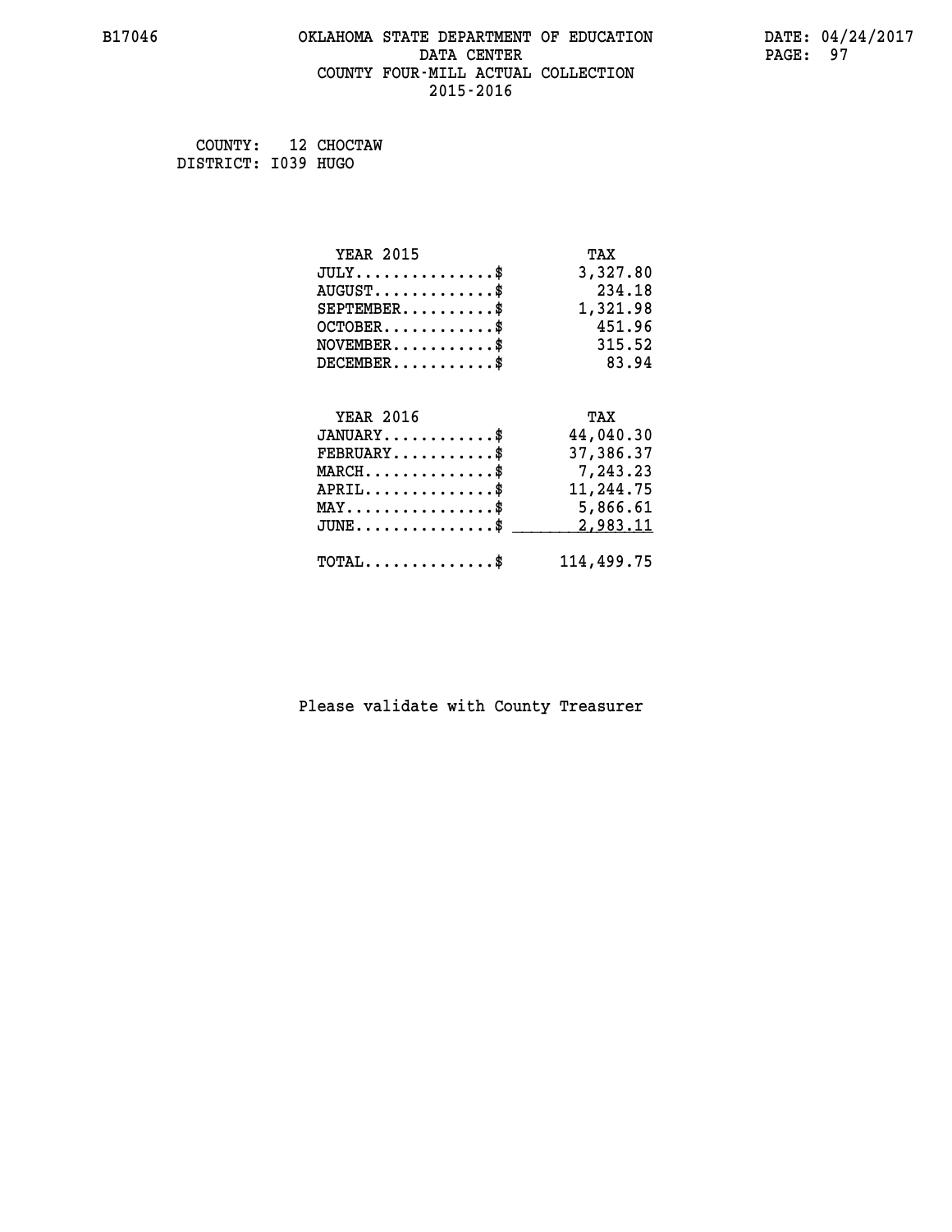B17046 OKLAHOMA STATE DEPARTMENT OF EDUCATION DATE: 04/24/2017
DATA CENTER
COUNTY FOUR-MILL ACTUAL COLLECTION
2015-2016

COUNTY: 12 CHOCTAW
DISTRICT: I039 HUGO

| YEAR 2015 | TAX |
|---|---|
| JULY...............$ | 3,327.80 |
| AUGUST.............$ | 234.18 |
| SEPTEMBER..........$ | 1,321.98 |
| OCTOBER............$ | 451.96 |
| NOVEMBER...........$ | 315.52 |
| DECEMBER...........$ | 83.94 |

| YEAR 2016 | TAX |
|---|---|
| JANUARY............$ | 44,040.30 |
| FEBRUARY...........$ | 37,386.37 |
| MARCH..............$ | 7,243.23 |
| APRIL..............$ | 11,244.75 |
| MAY................$ | 5,866.61 |
| JUNE...............$ | 2,983.11 |
| TOTAL..............$ | 114,499.75 |

Please validate with County Treasurer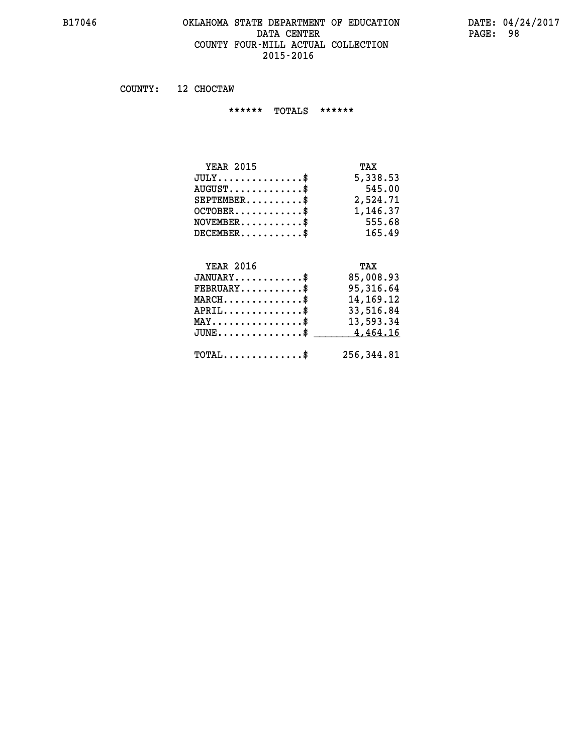B17046 OKLAHOMA STATE DEPARTMENT OF EDUCATION DATA CENTER COUNTY FOUR-MILL ACTUAL COLLECTION 2015-2016

DATE: 04/24/2017

COUNTY: 12 CHOCTAW

****** TOTALS ******

| YEAR 2015 | TAX |
|---|---|
| JULY...............$ | 5,338.53 |
| AUGUST.............$ | 545.00 |
| SEPTEMBER..........$ | 2,524.71 |
| OCTOBER............$ | 1,146.37 |
| NOVEMBER...........$ | 555.68 |
| DECEMBER...........$ | 165.49 |

| YEAR 2016 | TAX |
|---|---|
| JANUARY............$ | 85,008.93 |
| FEBRUARY...........$ | 95,316.64 |
| MARCH..............$ | 14,169.12 |
| APRIL..............$ | 33,516.84 |
| MAY................$ | 13,593.34 |
| JUNE...............$ | 4,464.16 |
| TOTAL..............$ | 256,344.81 |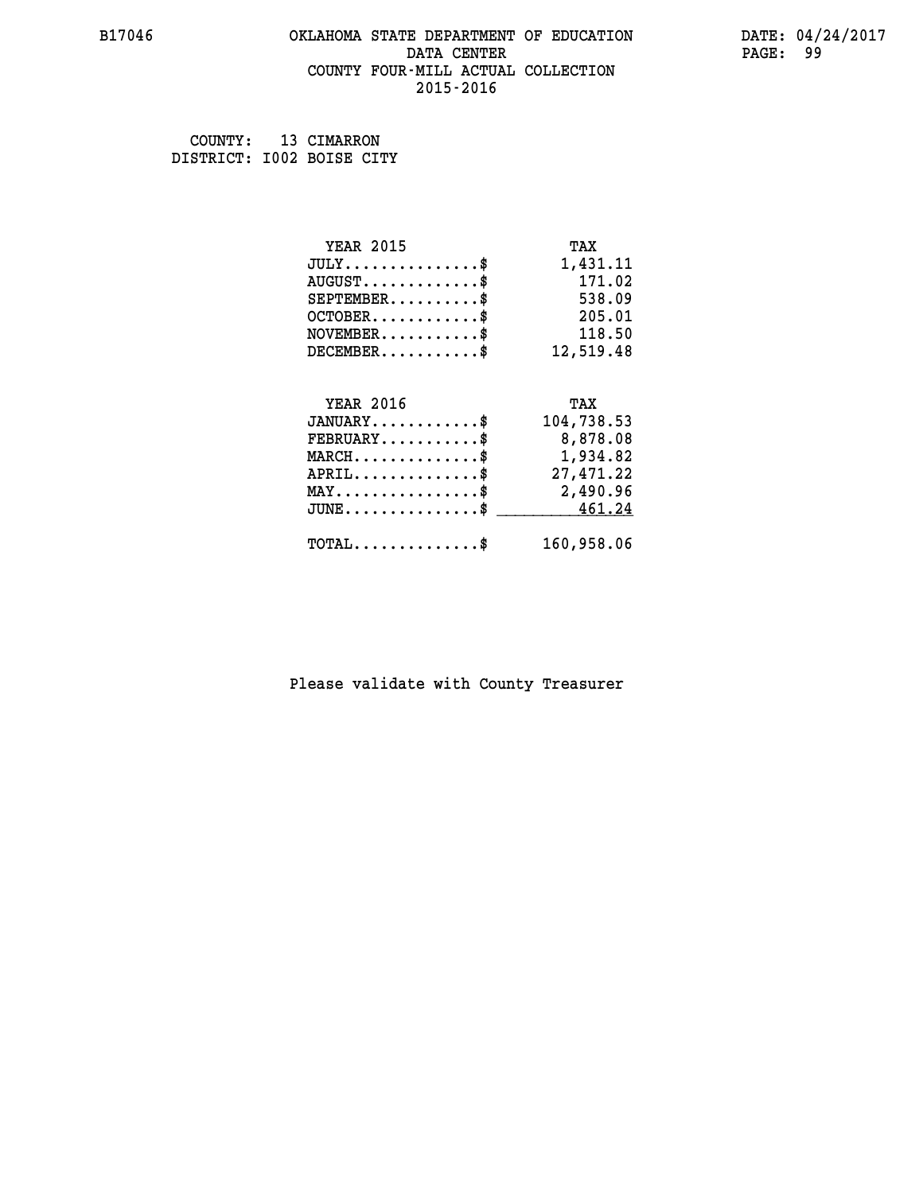B17046 OKLAHOMA STATE DEPARTMENT OF EDUCATION DATA CENTER COUNTY FOUR-MILL ACTUAL COLLECTION 2015-2016

DATE: 04/24/2017

COUNTY: 13 CIMARRON
DISTRICT: I002 BOISE CITY

| YEAR 2015 | TAX |
|---|---|
| JULY...............$ | 1,431.11 |
| AUGUST.............$ | 171.02 |
| SEPTEMBER..........$ | 538.09 |
| OCTOBER............$ | 205.01 |
| NOVEMBER...........$ | 118.50 |
| DECEMBER...........$ | 12,519.48 |

| YEAR 2016 | TAX |
|---|---|
| JANUARY............$ | 104,738.53 |
| FEBRUARY...........$ | 8,878.08 |
| MARCH..............$ | 1,934.82 |
| APRIL..............$ | 27,471.22 |
| MAY................$ | 2,490.96 |
| JUNE...............$ | 461.24 |
| TOTAL..............$ | 160,958.06 |

Please validate with County Treasurer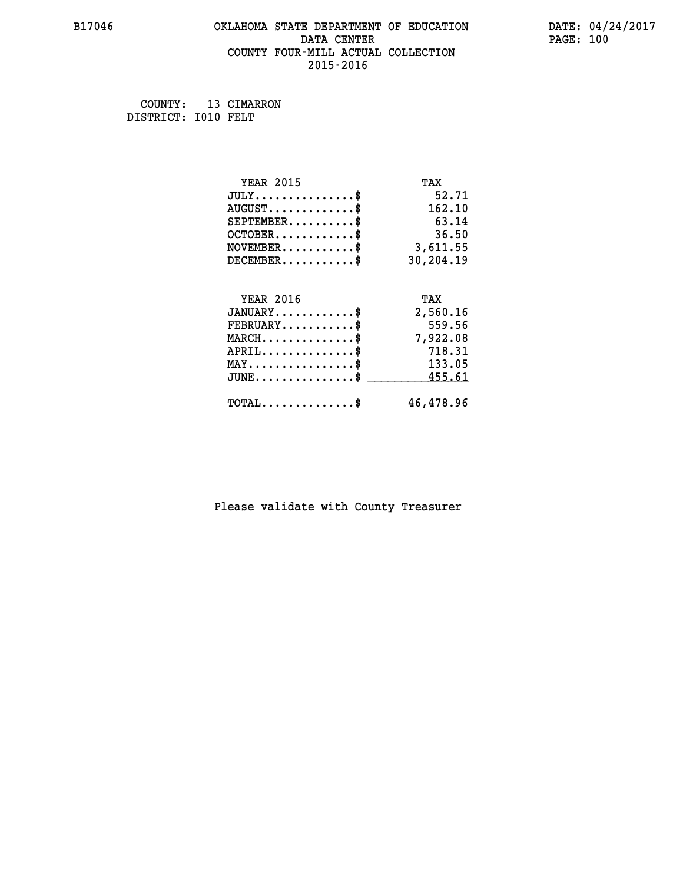B17046 OKLAHOMA STATE DEPARTMENT OF EDUCATION DATE: 04/24/2017
DATA CENTER
COUNTY FOUR-MILL ACTUAL COLLECTION
2015-2016

COUNTY: 13 CIMARRON
DISTRICT: I010 FELT

| YEAR 2015 | TAX |
|---|---|
| JULY..............$ | 52.71 |
| AUGUST............$ | 162.10 |
| SEPTEMBER.........$ | 63.14 |
| OCTOBER...........$ | 36.50 |
| NOVEMBER..........$ | 3,611.55 |
| DECEMBER..........$ | 30,204.19 |

| YEAR 2016 | TAX |
|---|---|
| JANUARY...........$ | 2,560.16 |
| FEBRUARY..........$ | 559.56 |
| MARCH.............$ | 7,922.08 |
| APRIL.............$ | 718.31 |
| MAY...............$ | 133.05 |
| JUNE..............$ | 455.61 |
| TOTAL.............$ | 46,478.96 |

Please validate with County Treasurer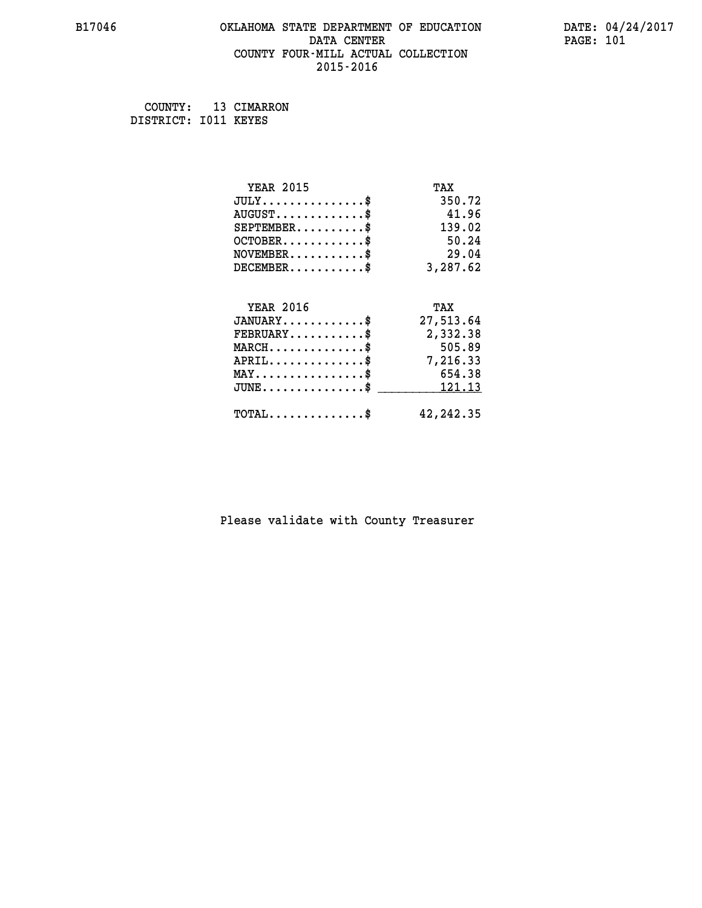B17046 OKLAHOMA STATE DEPARTMENT OF EDUCATION DATA CENTER COUNTY FOUR-MILL ACTUAL COLLECTION 2015-2016

DATE: 04/24/2017

COUNTY: 13 CIMARRON
DISTRICT: I011 KEYES

| YEAR 2015 | TAX |
|---|---|
| JULY...............$ | 350.72 |
| AUGUST.............$ | 41.96 |
| SEPTEMBER..........$ | 139.02 |
| OCTOBER............$ | 50.24 |
| NOVEMBER...........$ | 29.04 |
| DECEMBER...........$ | 3,287.62 |

| YEAR 2016 | TAX |
|---|---|
| JANUARY............$ | 27,513.64 |
| FEBRUARY...........$ | 2,332.38 |
| MARCH..............$ | 505.89 |
| APRIL..............$ | 7,216.33 |
| MAY................$ | 654.38 |
| JUNE...............$ | 121.13 |
| TOTAL..............$ | 42,242.35 |

Please validate with County Treasurer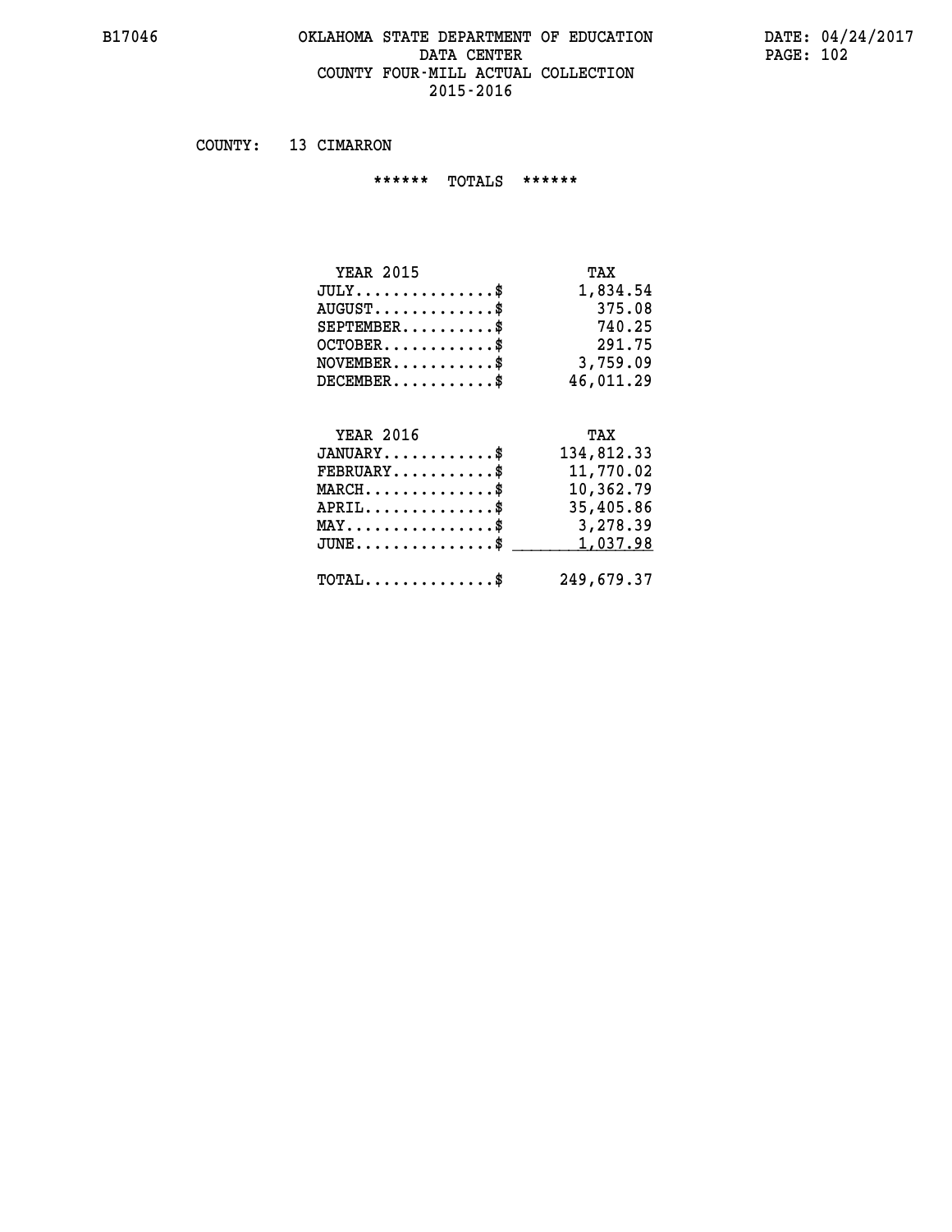COUNTY: 13 CIMARRON

****** TOTALS ******

| YEAR 2015 | TAX |
|---|---|
| JULY...............$ | 1,834.54 |
| AUGUST.............$ | 375.08 |
| SEPTEMBER..........$ | 740.25 |
| OCTOBER............$ | 291.75 |
| NOVEMBER...........$ | 3,759.09 |
| DECEMBER...........$ | 46,011.29 |

| YEAR 2016 | TAX |
|---|---|
| JANUARY............$ | 134,812.33 |
| FEBRUARY...........$ | 11,770.02 |
| MARCH..............$ | 10,362.79 |
| APRIL..............$ | 35,405.86 |
| MAY................$ | 3,278.39 |
| JUNE...............$ | 1,037.98 |
| TOTAL..............$ | 249,679.37 |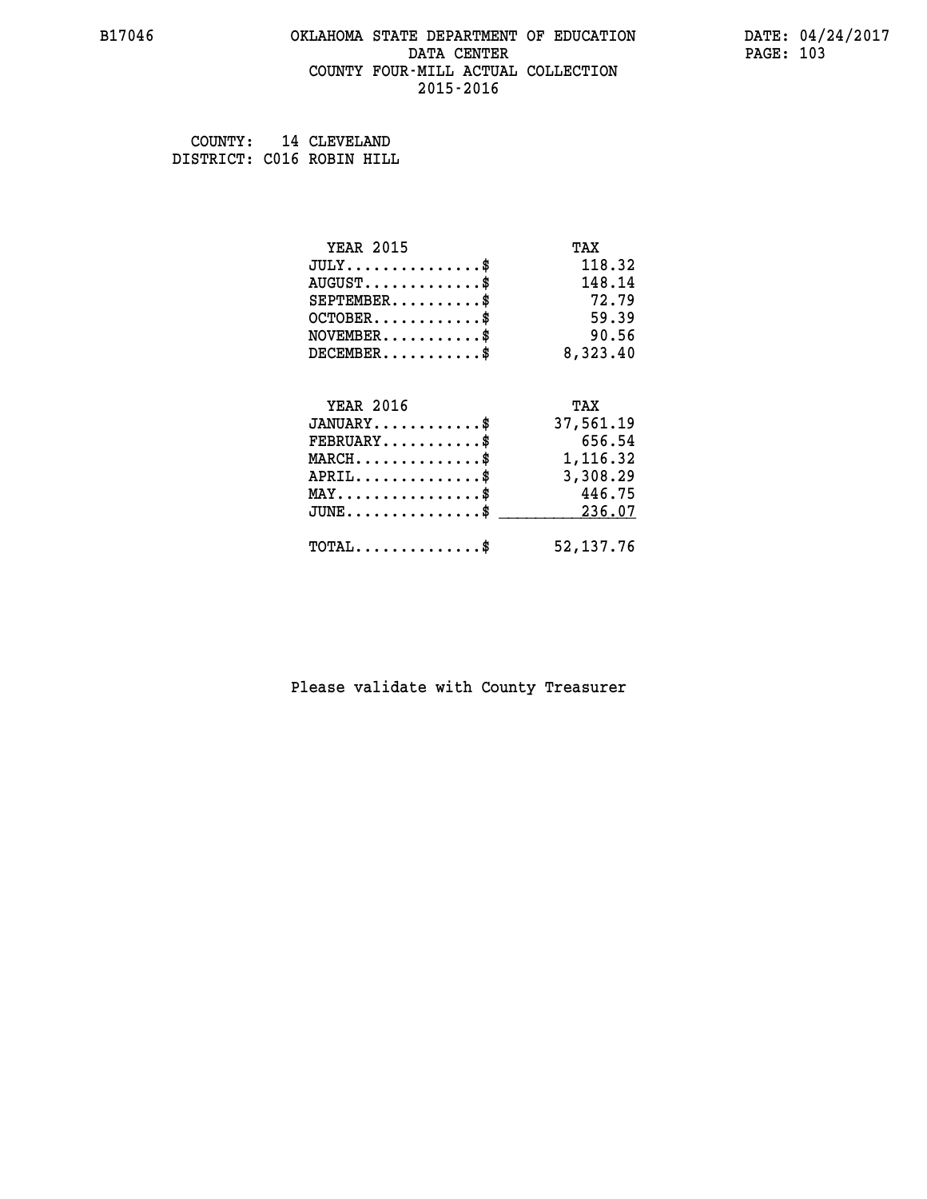B17046 OKLAHOMA STATE DEPARTMENT OF EDUCATION DATA CENTER COUNTY FOUR-MILL ACTUAL COLLECTION 2015-2016

DATE: 04/24/2017

COUNTY: 14 CLEVELAND
DISTRICT: C016 ROBIN HILL

| YEAR 2015 | TAX |
|---|---|
| JULY...............$ | 118.32 |
| AUGUST.............$ | 148.14 |
| SEPTEMBER..........$ | 72.79 |
| OCTOBER............$ | 59.39 |
| NOVEMBER...........$ | 90.56 |
| DECEMBER...........$ | 8,323.40 |

| YEAR 2016 | TAX |
|---|---|
| JANUARY............$ | 37,561.19 |
| FEBRUARY...........$ | 656.54 |
| MARCH..............$ | 1,116.32 |
| APRIL..............$ | 3,308.29 |
| MAY................$ | 446.75 |
| JUNE...............$ | 236.07 |
| TOTAL..............$ | 52,137.76 |

Please validate with County Treasurer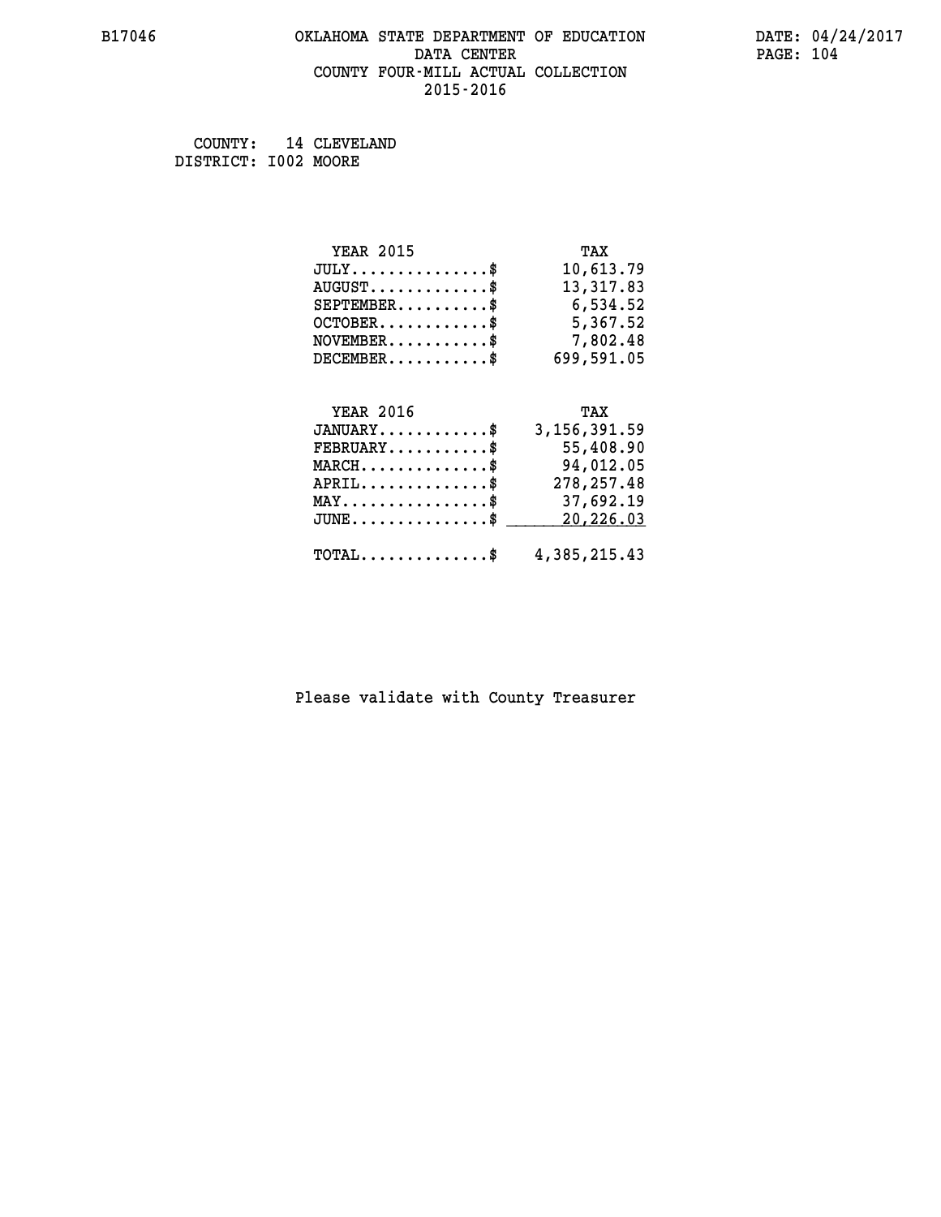B17046 OKLAHOMA STATE DEPARTMENT OF EDUCATION DATA CENTER COUNTY FOUR-MILL ACTUAL COLLECTION 2015-2016

DATE: 04/24/2017

COUNTY: 14 CLEVELAND
DISTRICT: I002 MOORE

| YEAR 2015 | TAX |
|---|---|
| JULY..............$ | 10,613.79 |
| AUGUST............$ | 13,317.83 |
| SEPTEMBER..........$ | 6,534.52 |
| OCTOBER............$ | 5,367.52 |
| NOVEMBER...........$ | 7,802.48 |
| DECEMBER...........$ | 699,591.05 |

| YEAR 2016 | TAX |
|---|---|
| JANUARY............$ | 3,156,391.59 |
| FEBRUARY...........$ | 55,408.90 |
| MARCH..............$ | 94,012.05 |
| APRIL..............$ | 278,257.48 |
| MAY................$ | 37,692.19 |
| JUNE...............$ | 20,226.03 |
| TOTAL..............$ | 4,385,215.43 |

Please validate with County Treasurer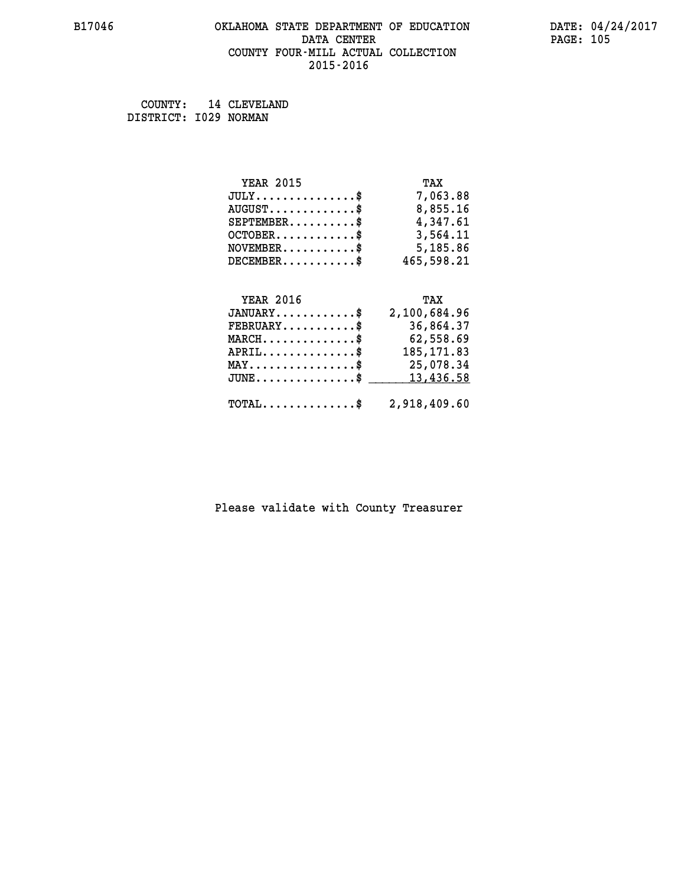# OKLAHOMA STATE DEPARTMENT OF EDUCATION
## DATA CENTER
## COUNTY FOUR-MILL ACTUAL COLLECTION
## 2015-2016

COUNTY: 14 CLEVELAND
DISTRICT: I029 NORMAN

| YEAR 2015 | TAX |
|---|---|
| JULY...............$ | 7,063.88 |
| AUGUST.............$ | 8,855.16 |
| SEPTEMBER..........$ | 4,347.61 |
| OCTOBER............$ | 3,564.11 |
| NOVEMBER...........$ | 5,185.86 |
| DECEMBER...........$ | 465,598.21 |

| YEAR 2016 | TAX |
|---|---|
| JANUARY............$ | 2,100,684.96 |
| FEBRUARY...........$ | 36,864.37 |
| MARCH..............$ | 62,558.69 |
| APRIL..............$ | 185,171.83 |
| MAY................$ | 25,078.34 |
| JUNE...............$ | 13,436.58 |
| TOTAL..............$ | 2,918,409.60 |

Please validate with County Treasurer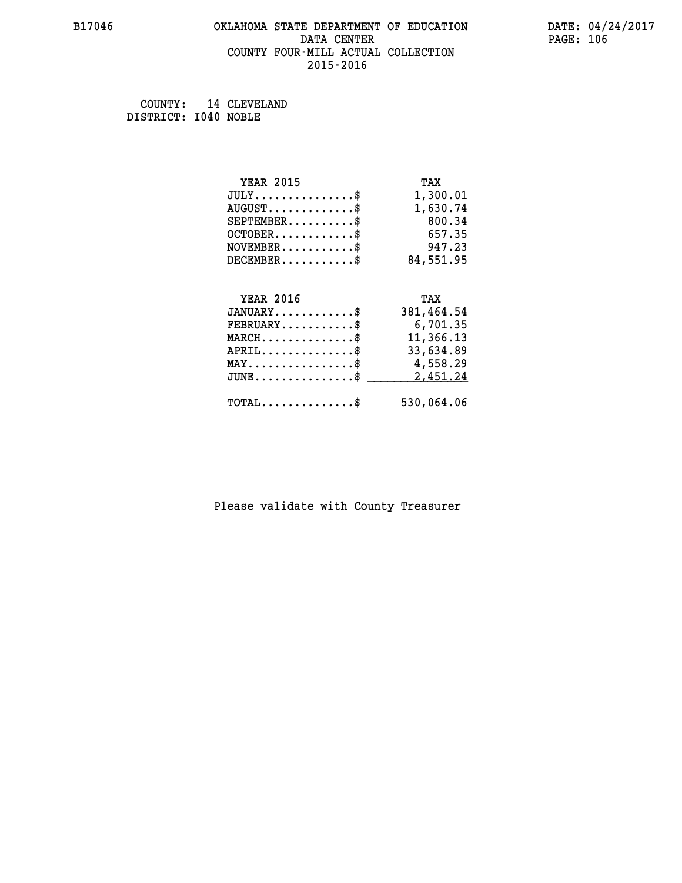B17046

# OKLAHOMA STATE DEPARTMENT OF EDUCATION
## DATA CENTER
## COUNTY FOUR-MILL ACTUAL COLLECTION
## 2015-2016

DATE: 04/24/2017

COUNTY: 14 CLEVELAND
DISTRICT: I040 NOBLE

| YEAR 2015 | TAX |
|---|---|
| JULY...............$ | 1,300.01 |
| AUGUST.............$ | 1,630.74 |
| SEPTEMBER..........$ | 800.34 |
| OCTOBER............$ | 657.35 |
| NOVEMBER...........$ | 947.23 |
| DECEMBER...........$ | 84,551.95 |

| YEAR 2016 | TAX |
|---|---|
| JANUARY............$ | 381,464.54 |
| FEBRUARY...........$ | 6,701.35 |
| MARCH..............$ | 11,366.13 |
| APRIL..............$ | 33,634.89 |
| MAY................$ | 4,558.29 |
| JUNE...............$ | 2,451.24 |
| TOTAL..............$ | 530,064.06 |

Please validate with County Treasurer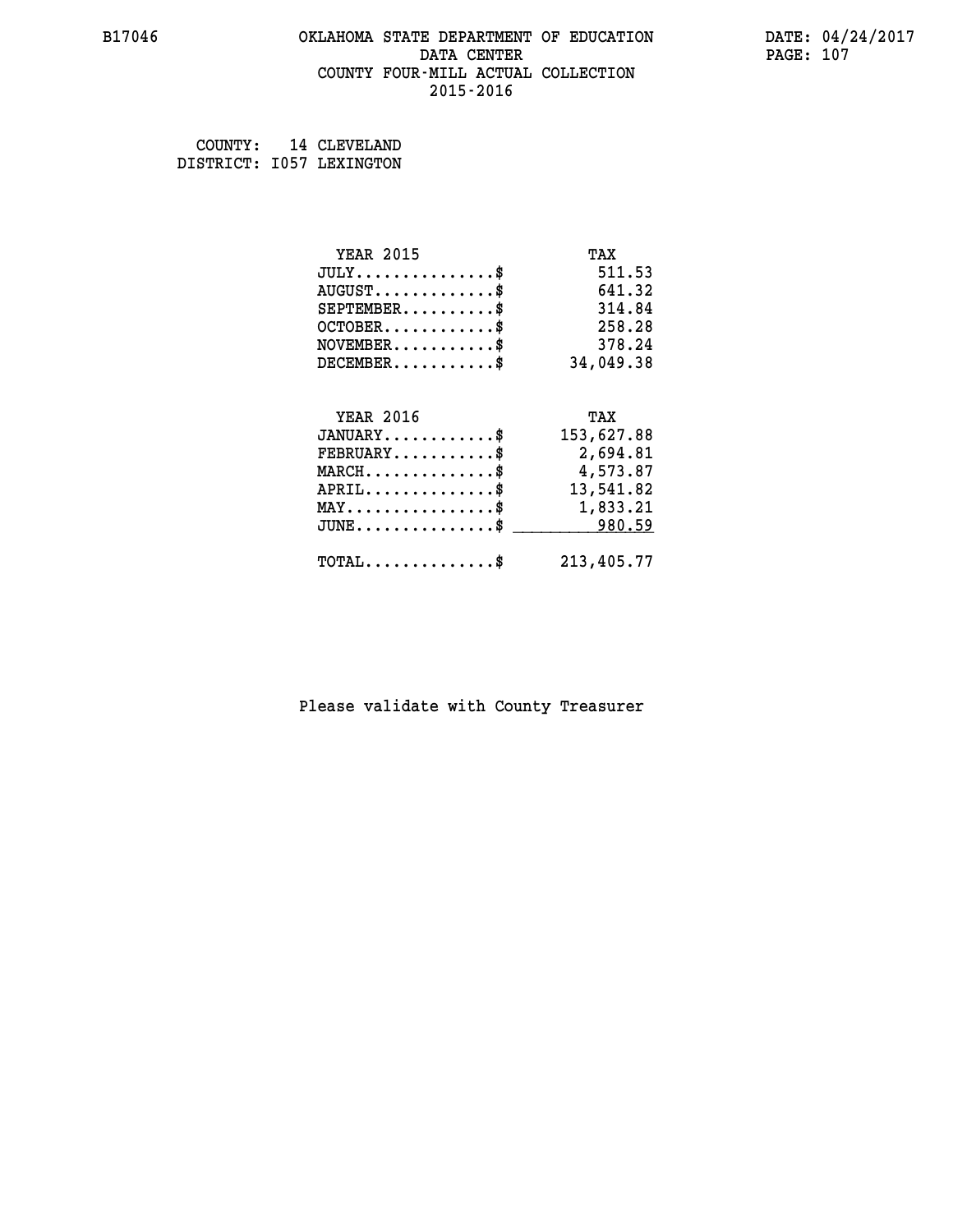B17046 OKLAHOMA STATE DEPARTMENT OF EDUCATION DATE: 04/24/2017
DATA CENTER PAGE: 107
COUNTY FOUR-MILL ACTUAL COLLECTION
2015-2016

COUNTY: 14 CLEVELAND
DISTRICT: I057 LEXINGTON

| YEAR 2015 | TAX |
|---|---|
| JULY...............$ | 511.53 |
| AUGUST.............$ | 641.32 |
| SEPTEMBER..........$ | 314.84 |
| OCTOBER............$ | 258.28 |
| NOVEMBER...........$ | 378.24 |
| DECEMBER...........$ | 34,049.38 |

| YEAR 2016 | TAX |
|---|---|
| JANUARY............$ | 153,627.88 |
| FEBRUARY...........$ | 2,694.81 |
| MARCH..............$ | 4,573.87 |
| APRIL..............$ | 13,541.82 |
| MAY................$ | 1,833.21 |
| JUNE...............$ | 980.59 |
| TOTAL..............$ | 213,405.77 |

Please validate with County Treasurer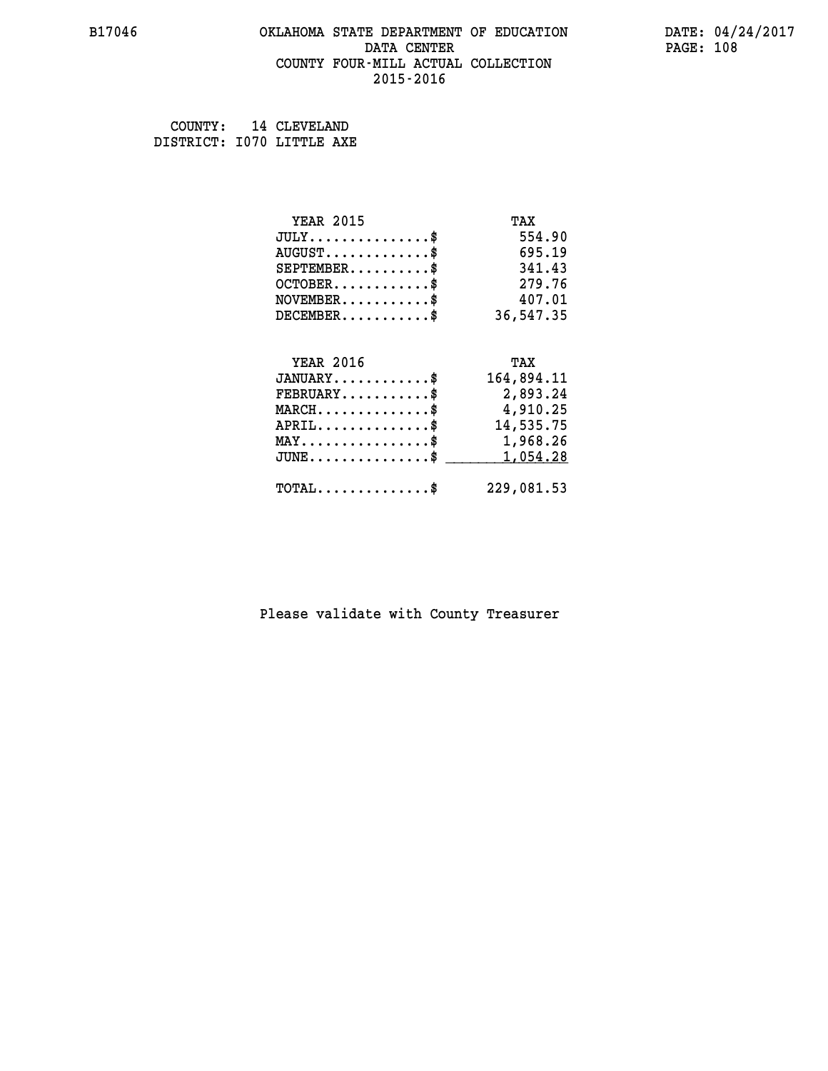B17046 OKLAHOMA STATE DEPARTMENT OF EDUCATION DATE: 04/24/2017
DATA CENTER
COUNTY FOUR-MILL ACTUAL COLLECTION
2015-2016

COUNTY: 14 CLEVELAND
DISTRICT: I070 LITTLE AXE

| YEAR 2015 | TAX |
|---|---|
| JULY...............$ | 554.90 |
| AUGUST.............$ | 695.19 |
| SEPTEMBER..........$ | 341.43 |
| OCTOBER............$ | 279.76 |
| NOVEMBER...........$ | 407.01 |
| DECEMBER...........$ | 36,547.35 |

| YEAR 2016 | TAX |
|---|---|
| JANUARY............$ | 164,894.11 |
| FEBRUARY...........$ | 2,893.24 |
| MARCH..............$ | 4,910.25 |
| APRIL..............$ | 14,535.75 |
| MAY................$ | 1,968.26 |
| JUNE...............$ | 1,054.28 |
| TOTAL..............$ | 229,081.53 |

Please validate with County Treasurer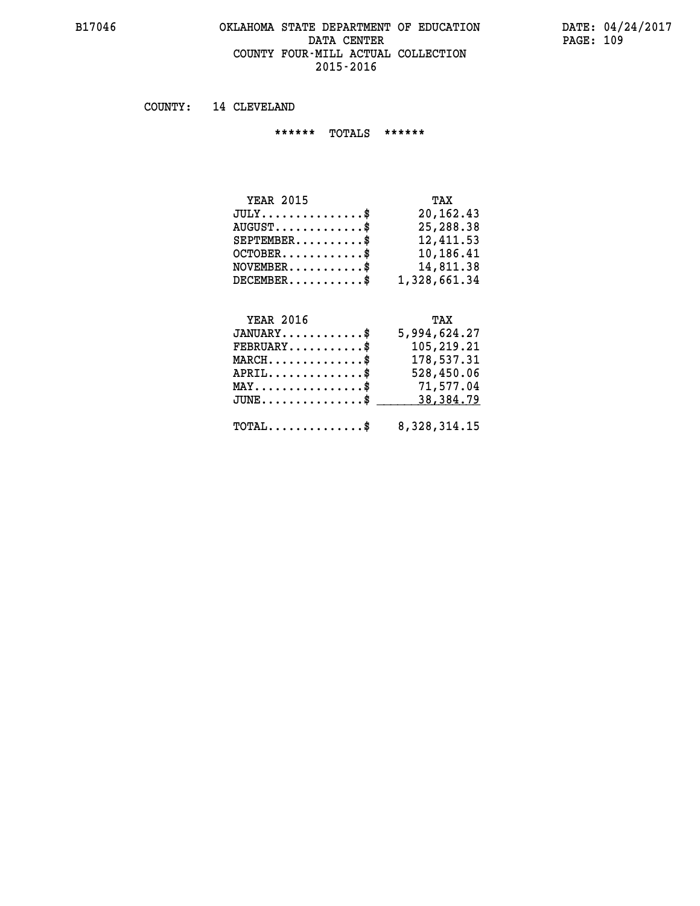B17046 OKLAHOMA STATE DEPARTMENT OF EDUCATION DATE: 04/24/2017
DATA CENTER
COUNTY FOUR-MILL ACTUAL COLLECTION
2015-2016

COUNTY: 14 CLEVELAND

****** TOTALS ******

| YEAR 2015 | TAX |
| --- | --- |
| JULY...............$ | 20,162.43 |
| AUGUST.............$ | 25,288.38 |
| SEPTEMBER..........$ | 12,411.53 |
| OCTOBER............$ | 10,186.41 |
| NOVEMBER...........$ | 14,811.38 |
| DECEMBER...........$ | 1,328,661.34 |

| YEAR 2016 | TAX |
| --- | --- |
| JANUARY............$ | 5,994,624.27 |
| FEBRUARY...........$ | 105,219.21 |
| MARCH..............$ | 178,537.31 |
| APRIL..............$ | 528,450.06 |
| MAY................$ | 71,577.04 |
| JUNE...............$ | 38,384.79 |
| TOTAL..............$ | 8,328,314.15 |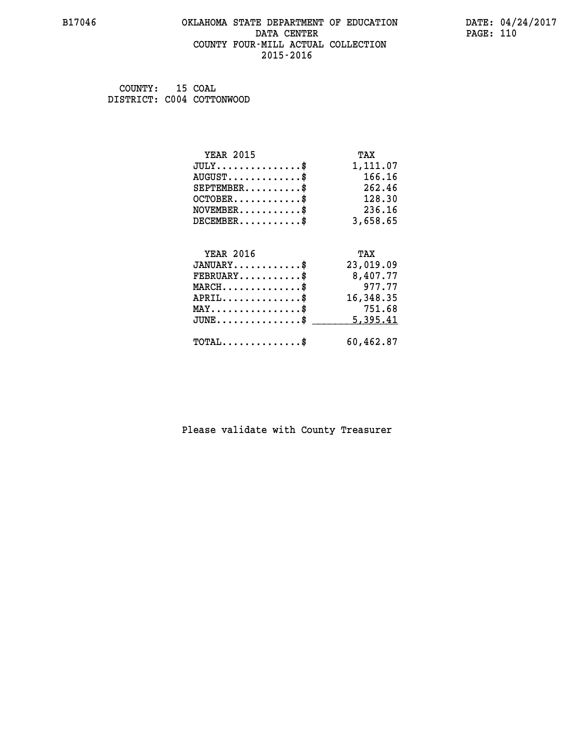B17046

# OKLAHOMA STATE DEPARTMENT OF EDUCATION
## DATA CENTER
## COUNTY FOUR-MILL ACTUAL COLLECTION
## 2015-2016

DATE: 04/24/2017

COUNTY: 15 COAL
DISTRICT: C004 COTTONWOOD

| YEAR 2015 | TAX |
|---|---|
| JULY..............$ | 1,111.07 |
| AUGUST............$ | 166.16 |
| SEPTEMBER.........$ | 262.46 |
| OCTOBER...........$ | 128.30 |
| NOVEMBER..........$ | 236.16 |
| DECEMBER..........$ | 3,658.65 |

| YEAR 2016 | TAX |
|---|---|
| JANUARY...........$ | 23,019.09 |
| FEBRUARY..........$ | 8,407.77 |
| MARCH.............$ | 977.77 |
| APRIL.............$ | 16,348.35 |
| MAY...............$ | 751.68 |
| JUNE..............$ | 5,395.41 |
| TOTAL.............$ | 60,462.87 |

Please validate with County Treasurer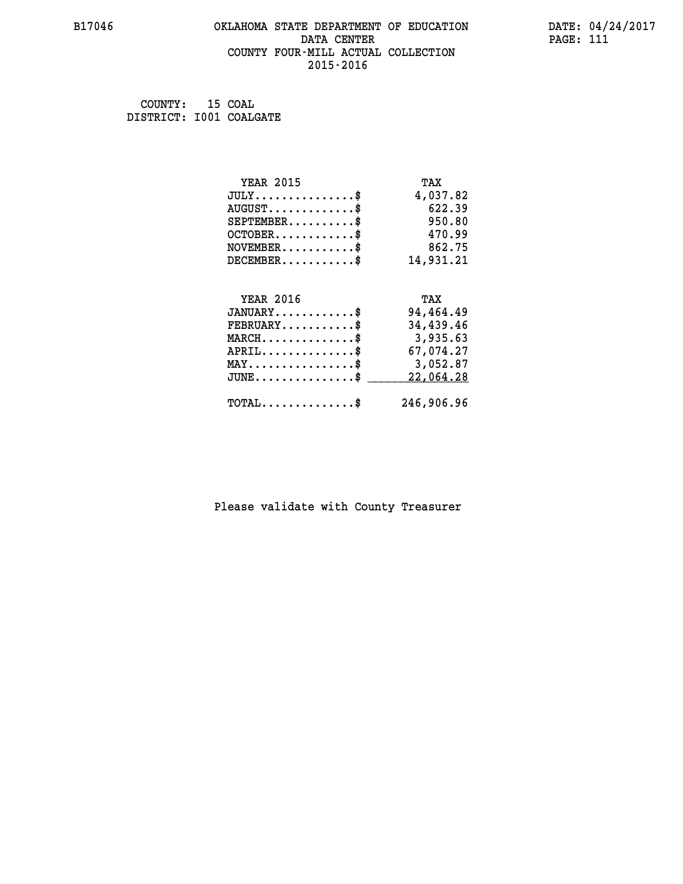B17046 OKLAHOMA STATE DEPARTMENT OF EDUCATION DATA CENTER COUNTY FOUR-MILL ACTUAL COLLECTION 2015-2016

DATE: 04/24/2017

COUNTY: 15 COAL
DISTRICT: I001 COALGATE

| YEAR 2015 | TAX |
|---|---|
| JULY...............$ | 4,037.82 |
| AUGUST.............$ | 622.39 |
| SEPTEMBER..........$ | 950.80 |
| OCTOBER............$ | 470.99 |
| NOVEMBER...........$ | 862.75 |
| DECEMBER...........$ | 14,931.21 |

| YEAR 2016 | TAX |
|---|---|
| JANUARY............$ | 94,464.49 |
| FEBRUARY...........$ | 34,439.46 |
| MARCH..............$ | 3,935.63 |
| APRIL..............$ | 67,074.27 |
| MAY................$ | 3,052.87 |
| JUNE...............$ | 22,064.28 |
| TOTAL..............$ | 246,906.96 |

Please validate with County Treasurer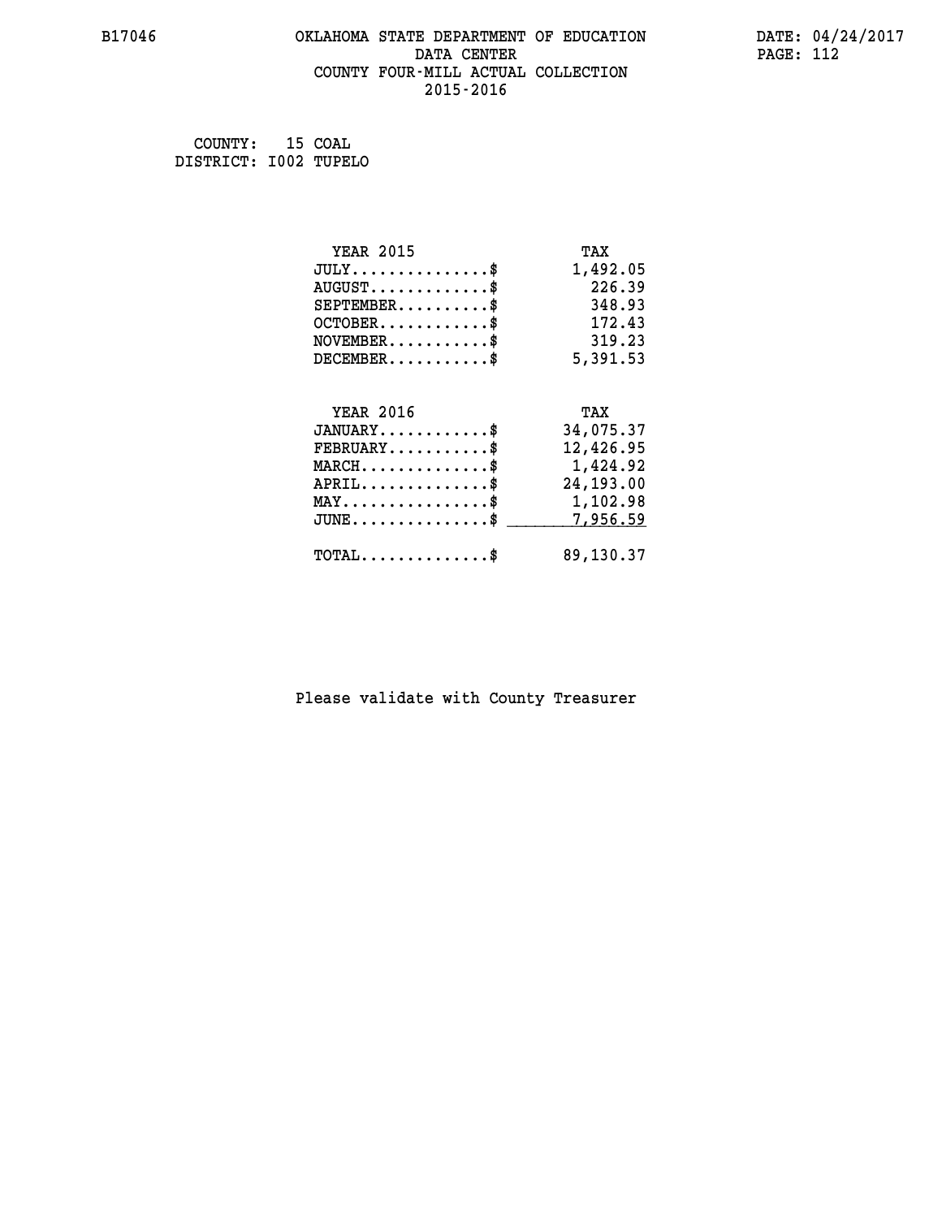B17046 OKLAHOMA STATE DEPARTMENT OF EDUCATION DATE: 04/24/2017

DATA CENTER

COUNTY FOUR-MILL ACTUAL COLLECTION

2015-2016

COUNTY: 15 COAL
DISTRICT: I002 TUPELO

| YEAR 2015 | TAX |
|---|---|
| JULY..............$ | 1,492.05 |
| AUGUST............$ | 226.39 |
| SEPTEMBER..........$ | 348.93 |
| OCTOBER............$ | 172.43 |
| NOVEMBER...........$ | 319.23 |
| DECEMBER...........$ | 5,391.53 |

| YEAR 2016 | TAX |
|---|---|
| JANUARY............$ | 34,075.37 |
| FEBRUARY...........$ | 12,426.95 |
| MARCH..............$ | 1,424.92 |
| APRIL..............$ | 24,193.00 |
| MAY................$ | 1,102.98 |
| JUNE...............$ | 7,956.59 |
| TOTAL..............$ | 89,130.37 |

Please validate with County Treasurer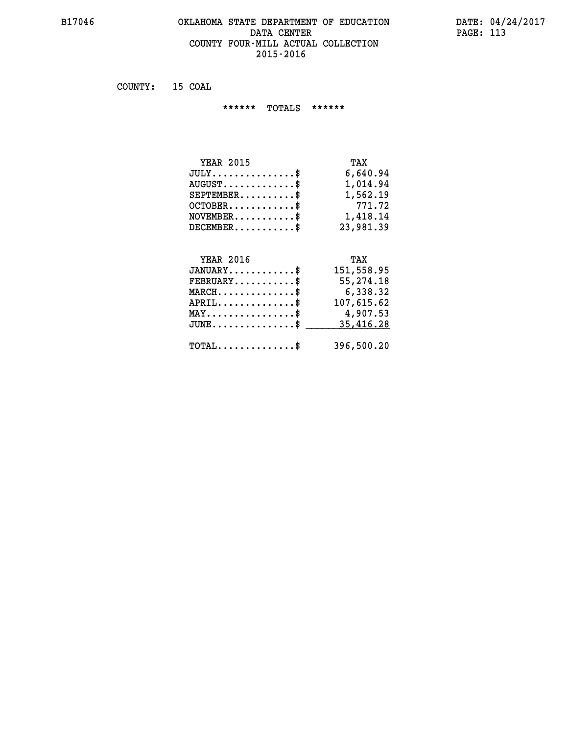B17046 OKLAHOMA STATE DEPARTMENT OF EDUCATION DATE: 04/24/2017
DATA CENTER PAGE: 113
COUNTY FOUR-MILL ACTUAL COLLECTION
2015-2016

COUNTY: 15 COAL

****** TOTALS ******

| YEAR 2015 | TAX |
|---|---|
| JULY...............$ | 6,640.94 |
| AUGUST.............$ | 1,014.94 |
| SEPTEMBER..........$ | 1,562.19 |
| OCTOBER............$ | 771.72 |
| NOVEMBER...........$ | 1,418.14 |
| DECEMBER...........$ | 23,981.39 |

| YEAR 2016 | TAX |
|---|---|
| JANUARY............$ | 151,558.95 |
| FEBRUARY...........$ | 55,274.18 |
| MARCH..............$ | 6,338.32 |
| APRIL..............$ | 107,615.62 |
| MAY................$ | 4,907.53 |
| JUNE...............$ | 35,416.28 |
| TOTAL..............$ | 396,500.20 |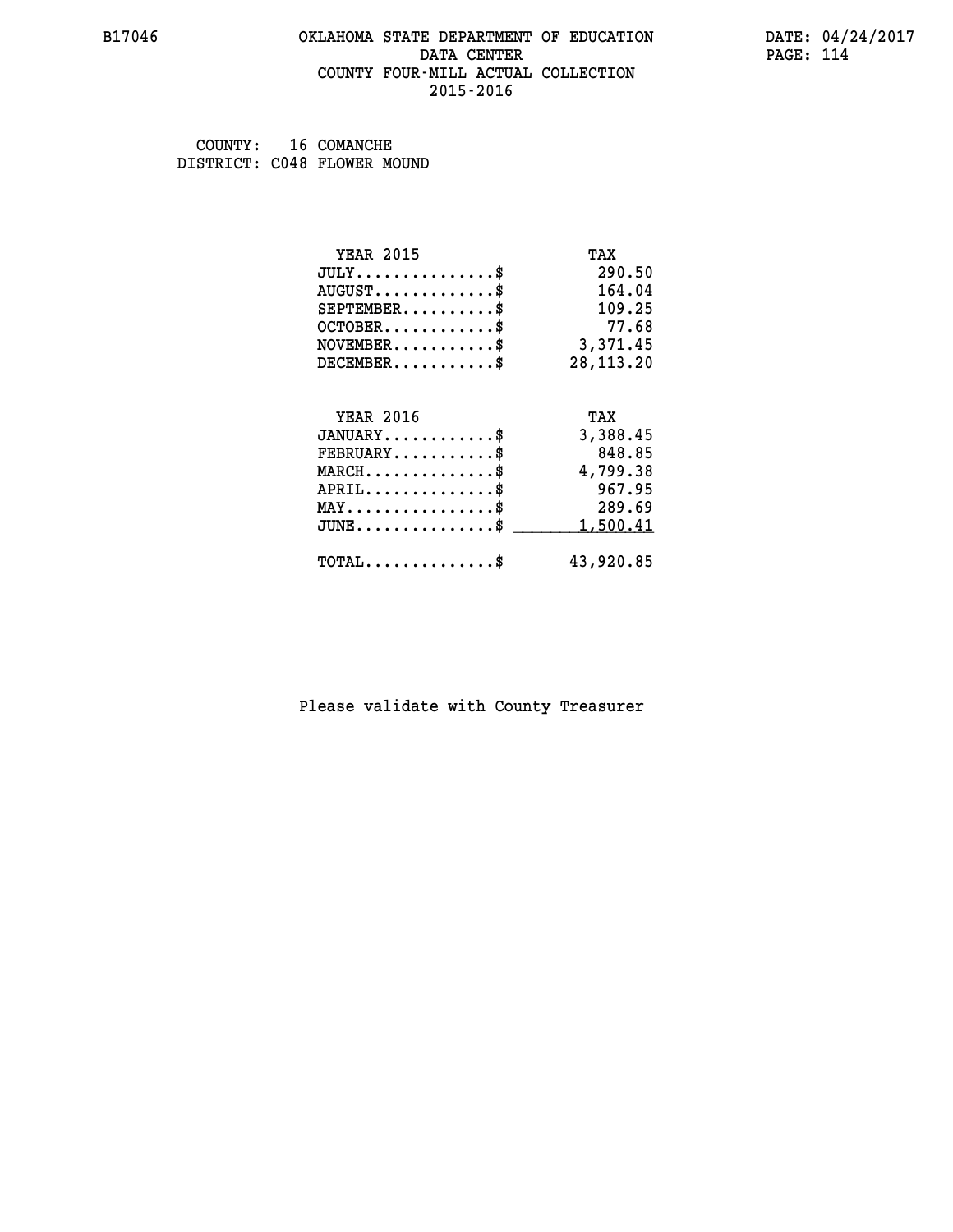B17046 OKLAHOMA STATE DEPARTMENT OF EDUCATION DATA CENTER COUNTY FOUR-MILL ACTUAL COLLECTION 2015-2016

DATE: 04/24/2017

COUNTY: 16 COMANCHE
DISTRICT: C048 FLOWER MOUND

| YEAR 2015 | TAX |
|---|---|
| JULY...............$ | 290.50 |
| AUGUST.............$ | 164.04 |
| SEPTEMBER..........$ | 109.25 |
| OCTOBER............$ | 77.68 |
| NOVEMBER...........$ | 3,371.45 |
| DECEMBER...........$ | 28,113.20 |

| YEAR 2016 | TAX |
|---|---|
| JANUARY............$ | 3,388.45 |
| FEBRUARY...........$ | 848.85 |
| MARCH..............$ | 4,799.38 |
| APRIL..............$ | 967.95 |
| MAY................$ | 289.69 |
| JUNE...............$ | 1,500.41 |
| TOTAL..............$ | 43,920.85 |

Please validate with County Treasurer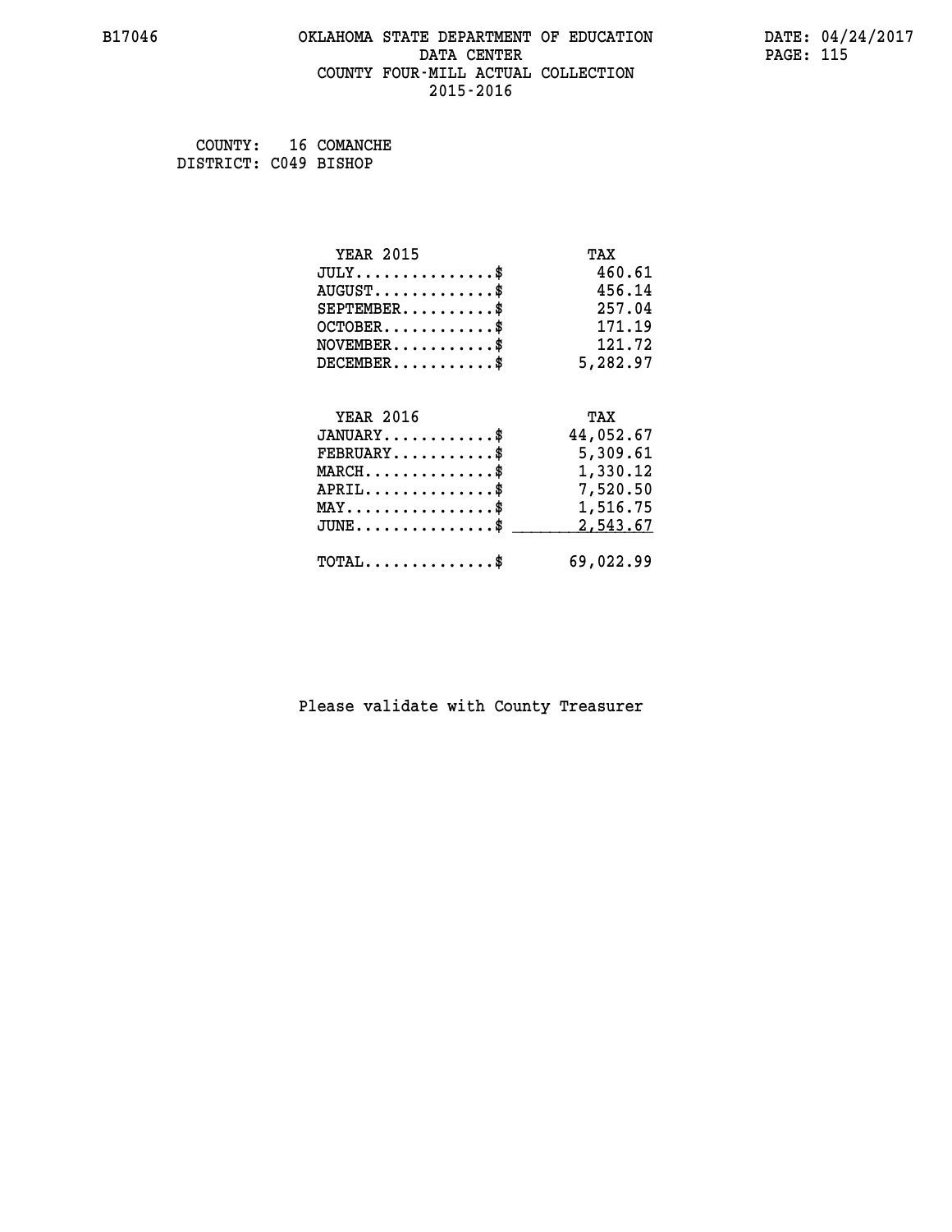B17046 OKLAHOMA STATE DEPARTMENT OF EDUCATION DATA CENTER COUNTY FOUR-MILL ACTUAL COLLECTION 2015-2016

DATE: 04/24/2017

COUNTY: 16 COMANCHE
DISTRICT: C049 BISHOP

| YEAR 2015 | TAX |
|---|---|
| JULY...............$ | 460.61 |
| AUGUST.............$ | 456.14 |
| SEPTEMBER..........$ | 257.04 |
| OCTOBER............$ | 171.19 |
| NOVEMBER...........$ | 121.72 |
| DECEMBER...........$ | 5,282.97 |

| YEAR 2016 | TAX |
|---|---|
| JANUARY............$ | 44,052.67 |
| FEBRUARY...........$ | 5,309.61 |
| MARCH..............$ | 1,330.12 |
| APRIL..............$ | 7,520.50 |
| MAY................$ | 1,516.75 |
| JUNE...............$ | 2,543.67 |
| TOTAL..............$ | 69,022.99 |

Please validate with County Treasurer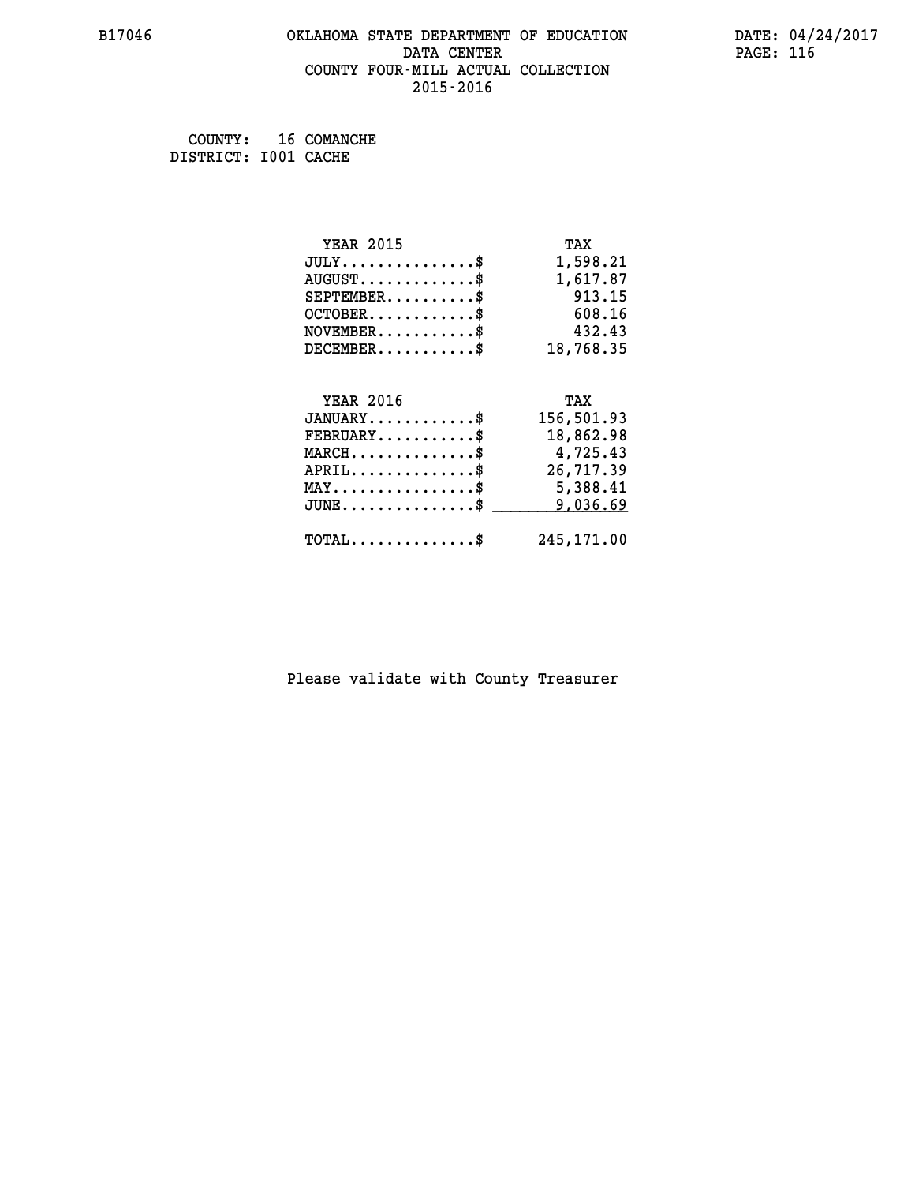COUNTY: 16 COMANCHE
DISTRICT: I001 CACHE

| YEAR 2015 | TAX |
|---|---|
| JULY...............$ | 1,598.21 |
| AUGUST.............$ | 1,617.87 |
| SEPTEMBER..........$ | 913.15 |
| OCTOBER............$ | 608.16 |
| NOVEMBER...........$ | 432.43 |
| DECEMBER...........$ | 18,768.35 |

| YEAR 2016 | TAX |
|---|---|
| JANUARY............$ | 156,501.93 |
| FEBRUARY...........$ | 18,862.98 |
| MARCH..............$ | 4,725.43 |
| APRIL..............$ | 26,717.39 |
| MAY................$ | 5,388.41 |
| JUNE...............$ | 9,036.69 |
| TOTAL..............$ | 245,171.00 |

Please validate with County Treasurer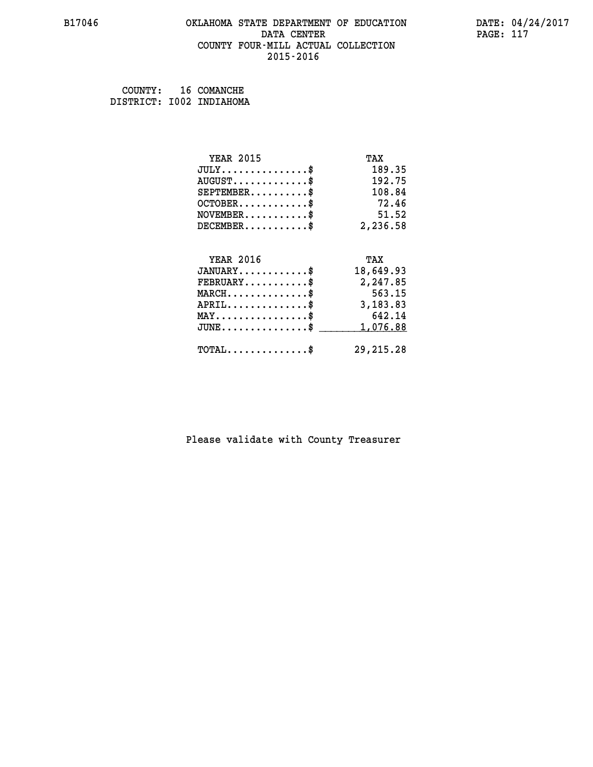B17046 OKLAHOMA STATE DEPARTMENT OF EDUCATION DATA CENTER COUNTY FOUR-MILL ACTUAL COLLECTION 2015-2016

DATE: 04/24/2017

COUNTY: 16 COMANCHE
DISTRICT: I002 INDIAHOMA

| YEAR 2015 | TAX |
|---|---|
| JULY...............$ | 189.35 |
| AUGUST.............$ | 192.75 |
| SEPTEMBER..........$ | 108.84 |
| OCTOBER............$ | 72.46 |
| NOVEMBER...........$ | 51.52 |
| DECEMBER...........$ | 2,236.58 |

| YEAR 2016 | TAX |
|---|---|
| JANUARY............$ | 18,649.93 |
| FEBRUARY...........$ | 2,247.85 |
| MARCH..............$ | 563.15 |
| APRIL..............$ | 3,183.83 |
| MAY................$ | 642.14 |
| JUNE...............$ | 1,076.88 |
| TOTAL..............$ | 29,215.28 |

Please validate with County Treasurer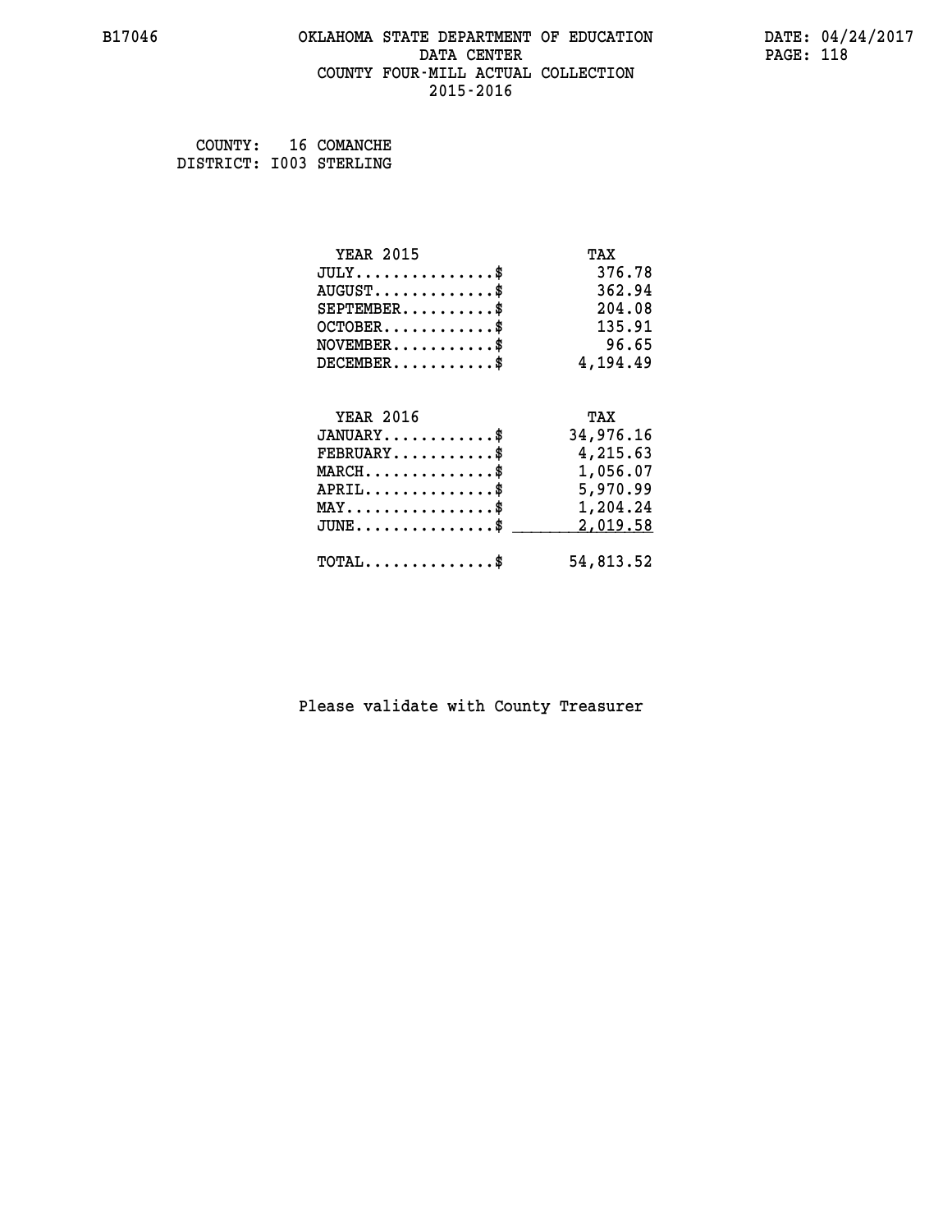# OKLAHOMA STATE DEPARTMENT OF EDUCATION
## DATA CENTER
## COUNTY FOUR-MILL ACTUAL COLLECTION
## 2015-2016

B17046

DATE: 04/24/2017

COUNTY: 16 COMANCHE
DISTRICT: I003 STERLING

| YEAR 2015 | TAX |
|---|---|
| JULY...............$ | 376.78 |
| AUGUST.............$ | 362.94 |
| SEPTEMBER..........$ | 204.08 |
| OCTOBER............$ | 135.91 |
| NOVEMBER...........$ | 96.65 |
| DECEMBER...........$ | 4,194.49 |

| YEAR 2016 | TAX |
|---|---|
| JANUARY............$ | 34,976.16 |
| FEBRUARY...........$ | 4,215.63 |
| MARCH..............$ | 1,056.07 |
| APRIL..............$ | 5,970.99 |
| MAY................$ | 1,204.24 |
| JUNE...............$ | 2,019.58 |
| TOTAL..............$ | 54,813.52 |

Please validate with County Treasurer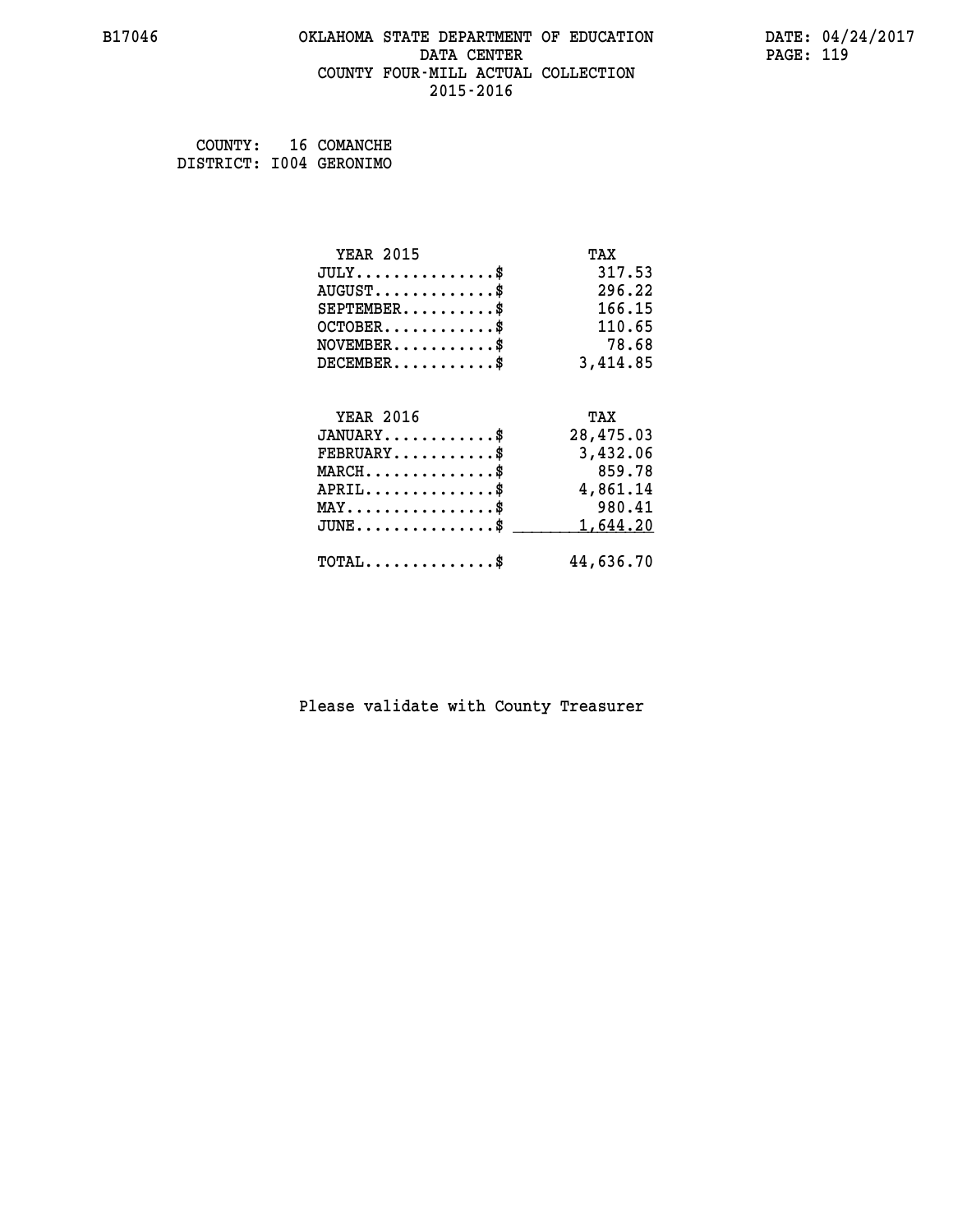B17046 OKLAHOMA STATE DEPARTMENT OF EDUCATION DATA CENTER COUNTY FOUR-MILL ACTUAL COLLECTION 2015-2016

DATE: 04/24/2017

COUNTY: 16 COMANCHE
DISTRICT: I004 GERONIMO

| YEAR 2015 | TAX |
| --- | --- |
| JULY..............$ | 317.53 |
| AUGUST............$ | 296.22 |
| SEPTEMBER.........$ | 166.15 |
| OCTOBER...........$ | 110.65 |
| NOVEMBER..........$ | 78.68 |
| DECEMBER..........$ | 3,414.85 |

| YEAR 2016 | TAX |
| --- | --- |
| JANUARY...........$ | 28,475.03 |
| FEBRUARY..........$ | 3,432.06 |
| MARCH.............$ | 859.78 |
| APRIL.............$ | 4,861.14 |
| MAY...............$ | 980.41 |
| JUNE..............$ | 1,644.20 |
| TOTAL.............$ | 44,636.70 |

Please validate with County Treasurer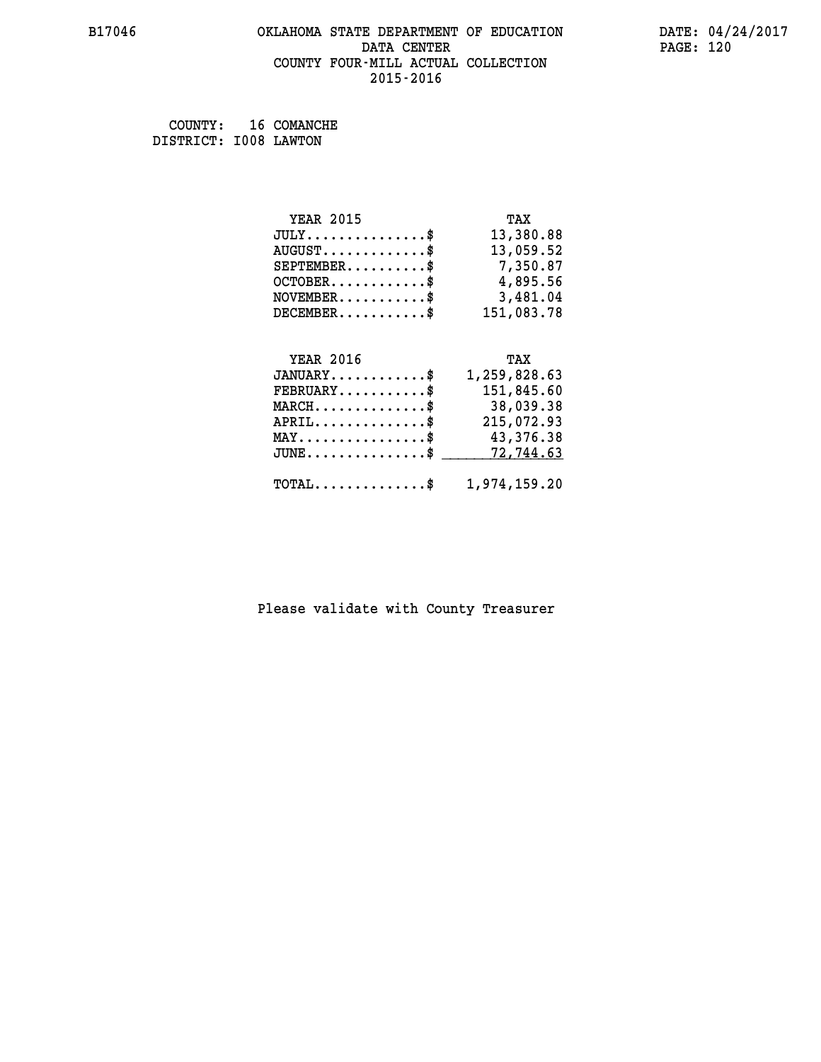B17046 OKLAHOMA STATE DEPARTMENT OF EDUCATION DATA CENTER COUNTY FOUR-MILL ACTUAL COLLECTION 2015-2016

DATE: 04/24/2017

COUNTY: 16 COMANCHE
DISTRICT: I008 LAWTON

| YEAR 2015 | TAX |
|---|---|
| JULY...............$ | 13,380.88 |
| AUGUST.............$ | 13,059.52 |
| SEPTEMBER..........$ | 7,350.87 |
| OCTOBER............$ | 4,895.56 |
| NOVEMBER...........$ | 3,481.04 |
| DECEMBER...........$ | 151,083.78 |

| YEAR 2016 | TAX |
|---|---|
| JANUARY............$ | 1,259,828.63 |
| FEBRUARY...........$ | 151,845.60 |
| MARCH..............$ | 38,039.38 |
| APRIL..............$ | 215,072.93 |
| MAY................$ | 43,376.38 |
| JUNE...............$ | 72,744.63 |
| TOTAL..............$ | 1,974,159.20 |

Please validate with County Treasurer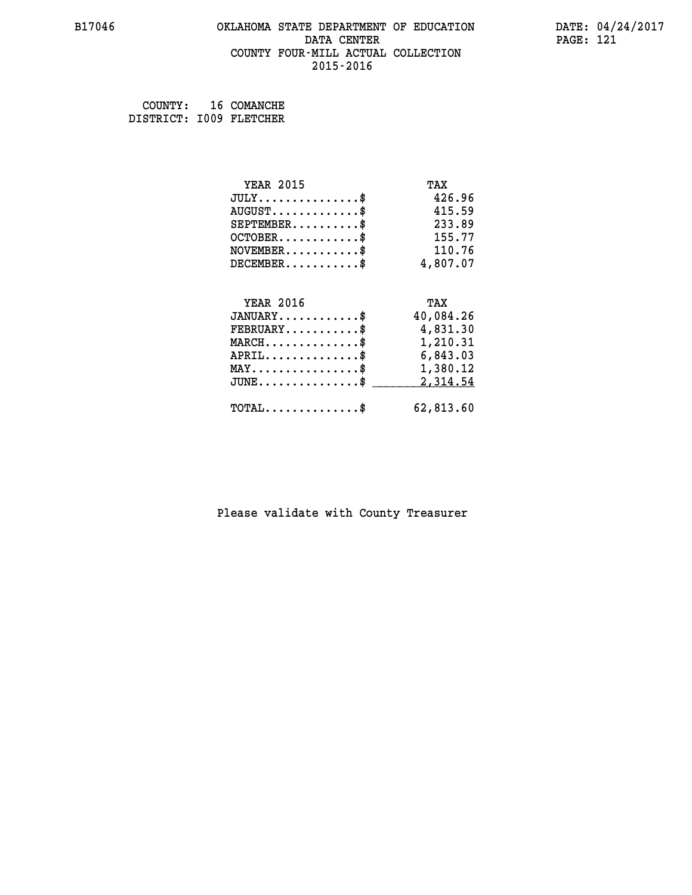B17046 OKLAHOMA STATE DEPARTMENT OF EDUCATION DATE: 04/24/2017

DATA CENTER

COUNTY FOUR-MILL ACTUAL COLLECTION

2015-2016

COUNTY: 16 COMANCHE
DISTRICT: I009 FLETCHER

| YEAR 2015 | TAX |
| --- | --- |
| JULY..............$ | 426.96 |
| AUGUST............$ | 415.59 |
| SEPTEMBER.........$ | 233.89 |
| OCTOBER...........$ | 155.77 |
| NOVEMBER..........$ | 110.76 |
| DECEMBER..........$ | 4,807.07 |

| YEAR 2016 | TAX |
| --- | --- |
| JANUARY...........$ | 40,084.26 |
| FEBRUARY..........$ | 4,831.30 |
| MARCH.............$ | 1,210.31 |
| APRIL.............$ | 6,843.03 |
| MAY...............$ | 1,380.12 |
| JUNE..............$ | 2,314.54 |
| TOTAL.............$ | 62,813.60 |

Please validate with County Treasurer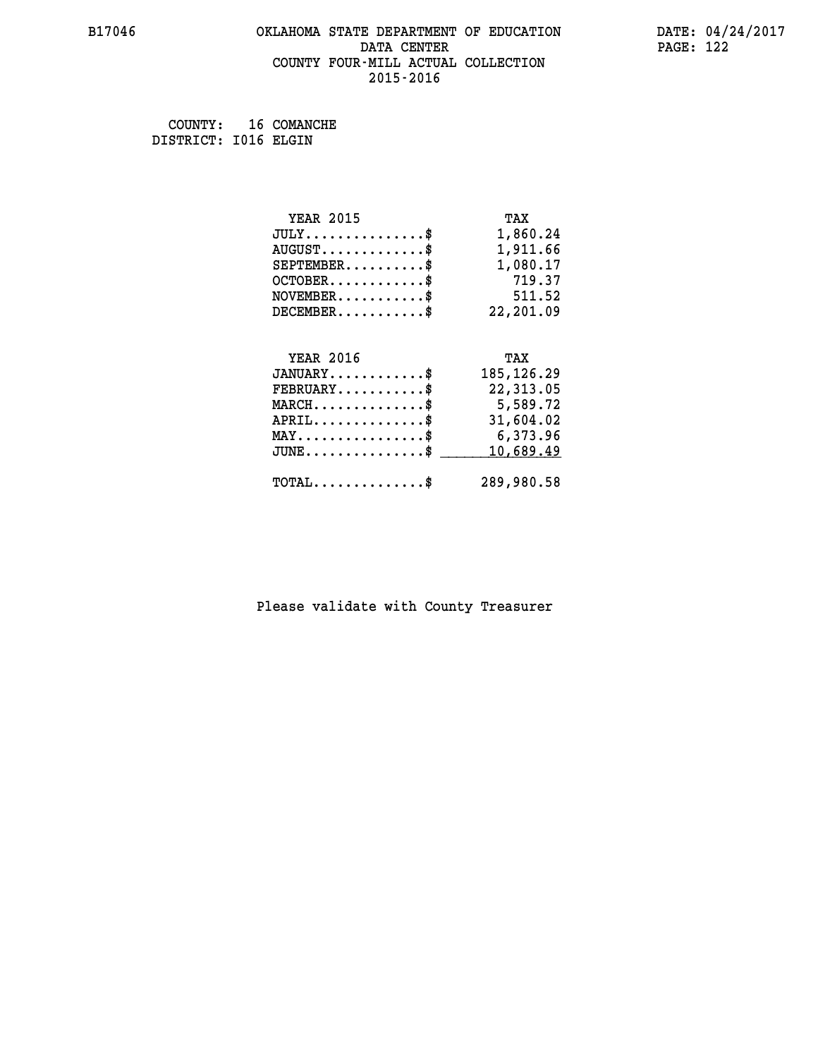B17046 OKLAHOMA STATE DEPARTMENT OF EDUCATION DATA CENTER COUNTY FOUR-MILL ACTUAL COLLECTION 2015-2016

DATE: 04/24/2017

COUNTY: 16 COMANCHE
DISTRICT: I016 ELGIN

| YEAR 2015 | TAX |
|---|---|
| JULY...............$ | 1,860.24 |
| AUGUST.............$ | 1,911.66 |
| SEPTEMBER..........$ | 1,080.17 |
| OCTOBER............$ | 719.37 |
| NOVEMBER...........$ | 511.52 |
| DECEMBER...........$ | 22,201.09 |

| YEAR 2016 | TAX |
|---|---|
| JANUARY............$ | 185,126.29 |
| FEBRUARY...........$ | 22,313.05 |
| MARCH..............$ | 5,589.72 |
| APRIL..............$ | 31,604.02 |
| MAY................$ | 6,373.96 |
| JUNE...............$ | 10,689.49 |
| TOTAL..............$ | 289,980.58 |

Please validate with County Treasurer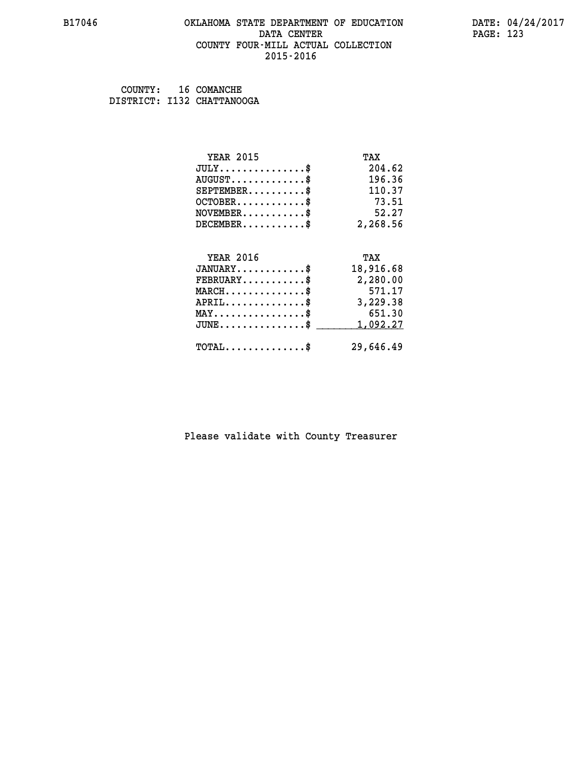# OKLAHOMA STATE DEPARTMENT OF EDUCATION
## DATA CENTER
## COUNTY FOUR-MILL ACTUAL COLLECTION
## 2015-2016

B17046 DATE: 04/24/2017

COUNTY: 16 COMANCHE
DISTRICT: I132 CHATTANOOGA

| YEAR 2015 | TAX |
|---|---|
| JULY...............$ | 204.62 |
| AUGUST.............$ | 196.36 |
| SEPTEMBER..........$ | 110.37 |
| OCTOBER............$ | 73.51 |
| NOVEMBER...........$ | 52.27 |
| DECEMBER...........$ | 2,268.56 |

| YEAR 2016 | TAX |
|---|---|
| JANUARY............$ | 18,916.68 |
| FEBRUARY...........$ | 2,280.00 |
| MARCH..............$ | 571.17 |
| APRIL..............$ | 3,229.38 |
| MAY................$ | 651.30 |
| JUNE...............$ | 1,092.27 |
| TOTAL..............$ | 29,646.49 |

Please validate with County Treasurer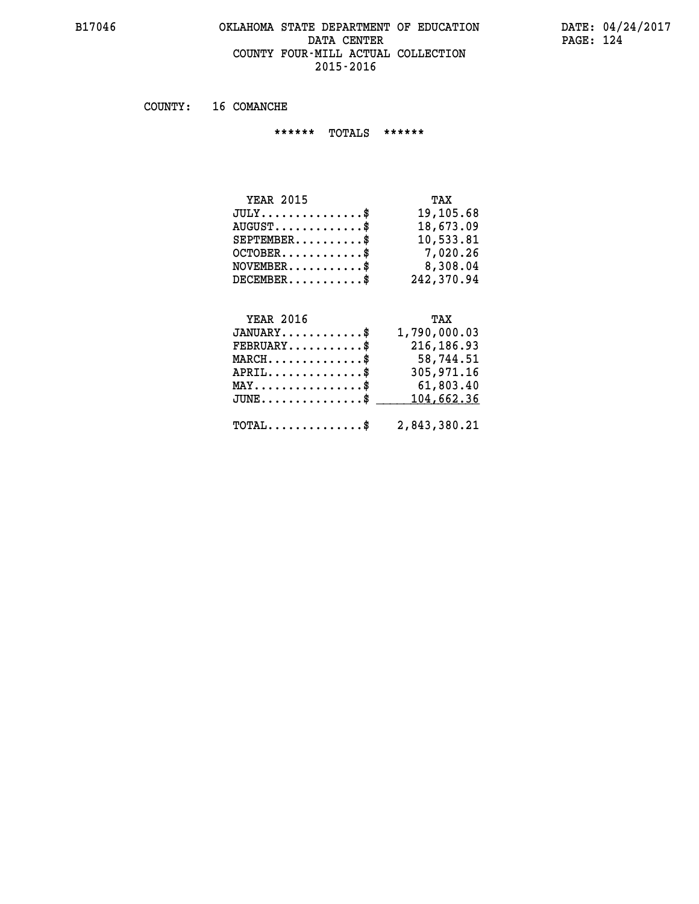COUNTY: 16 COMANCHE

****** TOTALS ******

| YEAR 2015 | TAX |
| --- | --- |
| JULY...............$ | 19,105.68 |
| AUGUST.............$ | 18,673.09 |
| SEPTEMBER..........$ | 10,533.81 |
| OCTOBER............$ | 7,020.26 |
| NOVEMBER...........$ | 8,308.04 |
| DECEMBER...........$ | 242,370.94 |

| YEAR 2016 | TAX |
| --- | --- |
| JANUARY............$ | 1,790,000.03 |
| FEBRUARY...........$ | 216,186.93 |
| MARCH..............$ | 58,744.51 |
| APRIL..............$ | 305,971.16 |
| MAY................$ | 61,803.40 |
| JUNE...............$ | 104,662.36 |
| TOTAL..............$ | 2,843,380.21 |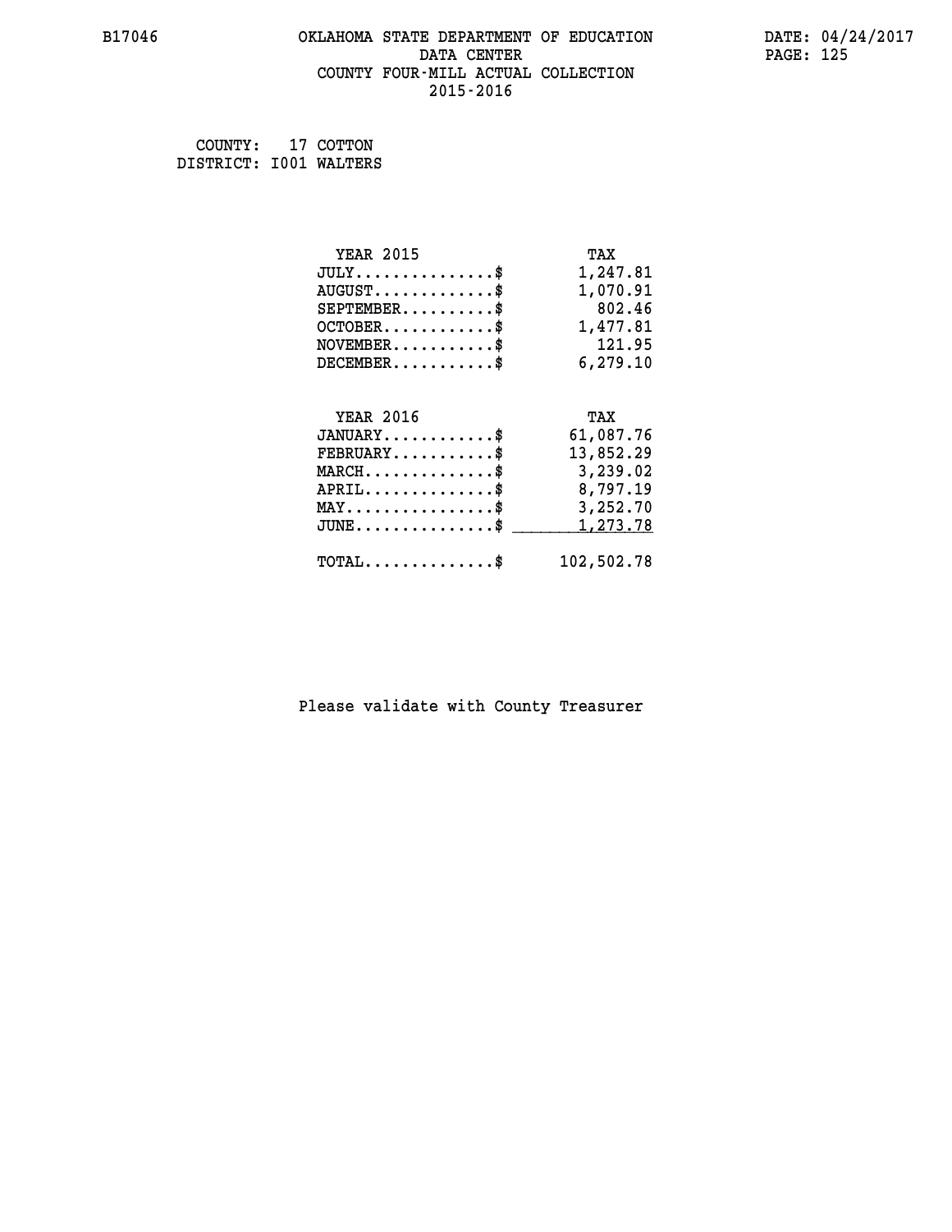B17046 OKLAHOMA STATE DEPARTMENT OF EDUCATION DATE: 04/24/2017

DATA CENTER

COUNTY FOUR-MILL ACTUAL COLLECTION

2015-2016

COUNTY: 17 COTTON
DISTRICT: I001 WALTERS

| YEAR 2015 | TAX |
|---|---|
| JULY...............$ | 1,247.81 |
| AUGUST.............$ | 1,070.91 |
| SEPTEMBER..........$ | 802.46 |
| OCTOBER............$ | 1,477.81 |
| NOVEMBER...........$ | 121.95 |
| DECEMBER...........$ | 6,279.10 |

| YEAR 2016 | TAX |
|---|---|
| JANUARY............$ | 61,087.76 |
| FEBRUARY...........$ | 13,852.29 |
| MARCH..............$ | 3,239.02 |
| APRIL..............$ | 8,797.19 |
| MAY................$ | 3,252.70 |
| JUNE...............$ | 1,273.78 |
| TOTAL..............$ | 102,502.78 |

Please validate with County Treasurer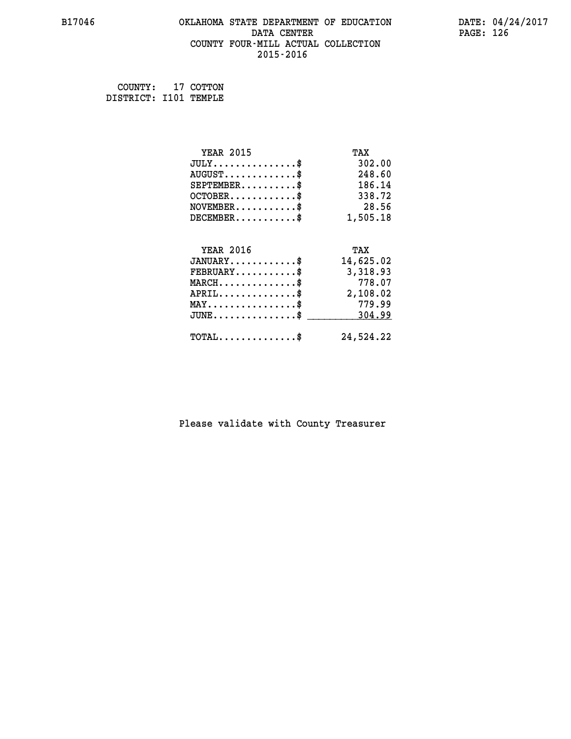B17046 OKLAHOMA STATE DEPARTMENT OF EDUCATION DATE: 04/24/2017
DATA CENTER
COUNTY FOUR-MILL ACTUAL COLLECTION
2015-2016

COUNTY: 17 COTTON
DISTRICT: I101 TEMPLE

| YEAR 2015 | TAX |
|---|---|
| JULY..............$ | 302.00 |
| AUGUST............$ | 248.60 |
| SEPTEMBER.........$ | 186.14 |
| OCTOBER...........$ | 338.72 |
| NOVEMBER..........$ | 28.56 |
| DECEMBER..........$ | 1,505.18 |

| YEAR 2016 | TAX |
|---|---|
| JANUARY...........$ | 14,625.02 |
| FEBRUARY..........$ | 3,318.93 |
| MARCH.............$ | 778.07 |
| APRIL.............$ | 2,108.02 |
| MAY...............$ | 779.99 |
| JUNE..............$ | 304.99 |
| TOTAL.............$ | 24,524.22 |

Please validate with County Treasurer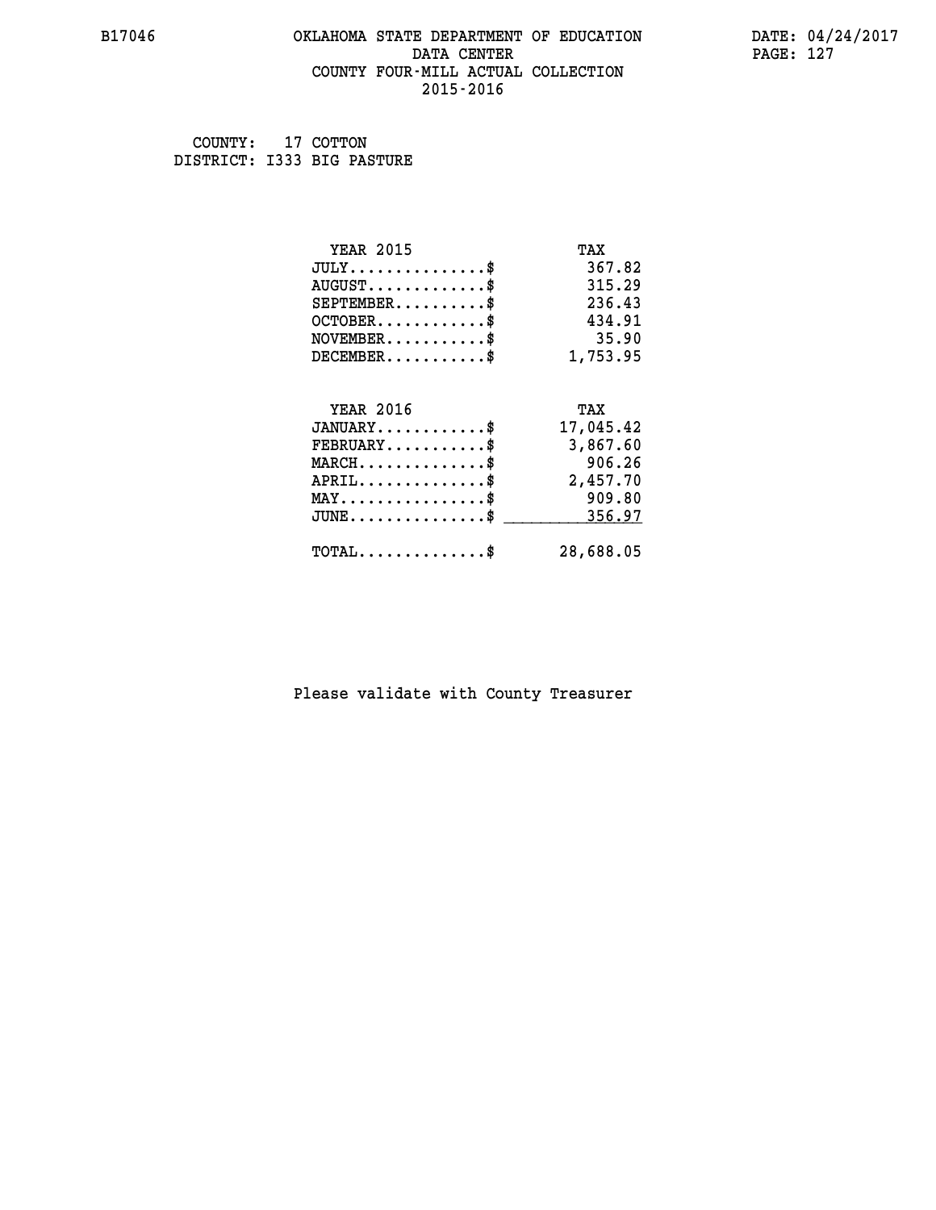B17046 OKLAHOMA STATE DEPARTMENT OF EDUCATION DATA CENTER COUNTY FOUR-MILL ACTUAL COLLECTION 2015-2016

DATE: 04/24/2017
PAGE: 127

COUNTY: 17 COTTON
DISTRICT: I333 BIG PASTURE

| YEAR 2015 | TAX |
|---|---|
| JULY...............$ | 367.82 |
| AUGUST.............$ | 315.29 |
| SEPTEMBER..........$ | 236.43 |
| OCTOBER............$ | 434.91 |
| NOVEMBER...........$ | 35.90 |
| DECEMBER...........$ | 1,753.95 |

| YEAR 2016 | TAX |
|---|---|
| JANUARY............$ | 17,045.42 |
| FEBRUARY...........$ | 3,867.60 |
| MARCH..............$ | 906.26 |
| APRIL..............$ | 2,457.70 |
| MAY................$ | 909.80 |
| JUNE...............$ | 356.97 |
| TOTAL..............$ | 28,688.05 |

Please validate with County Treasurer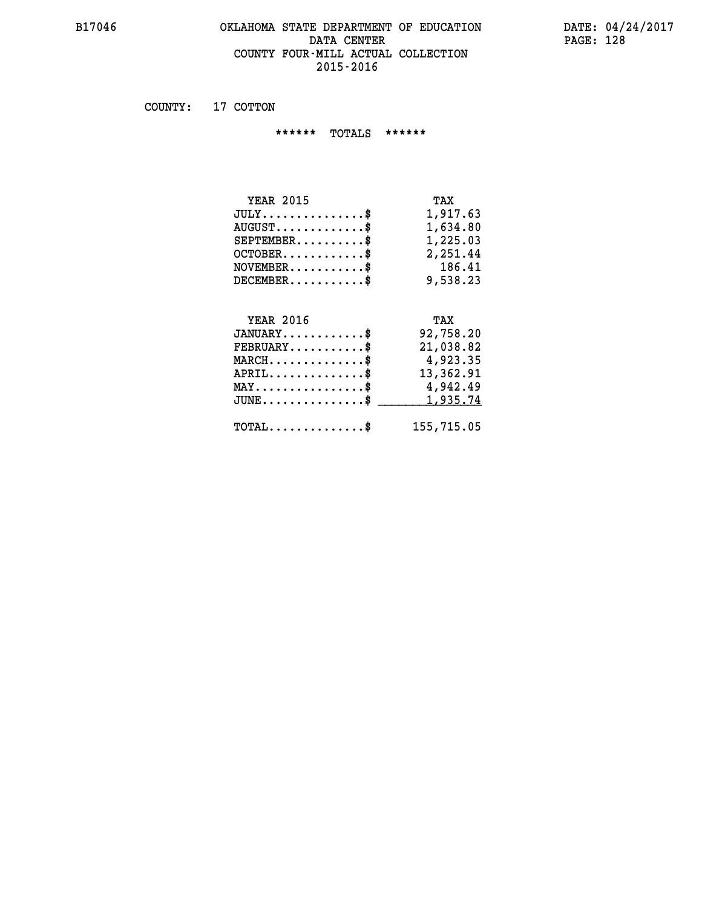# OKLAHOMA STATE DEPARTMENT OF EDUCATION
## DATA CENTER
## COUNTY FOUR-MILL ACTUAL COLLECTION
## 2015-2016

COUNTY: 17 COTTON

****** TOTALS ******

| YEAR 2015 | TAX |
|---|---|
| JULY...............$ | 1,917.63 |
| AUGUST.............$ | 1,634.80 |
| SEPTEMBER..........$ | 1,225.03 |
| OCTOBER............$ | 2,251.44 |
| NOVEMBER...........$ | 186.41 |
| DECEMBER...........$ | 9,538.23 |

| YEAR 2016 | TAX |
|---|---|
| JANUARY............$ | 92,758.20 |
| FEBRUARY...........$ | 21,038.82 |
| MARCH..............$ | 4,923.35 |
| APRIL..............$ | 13,362.91 |
| MAY................$ | 4,942.49 |
| JUNE...............$ | 1,935.74 |
| TOTAL..............$ | 155,715.05 |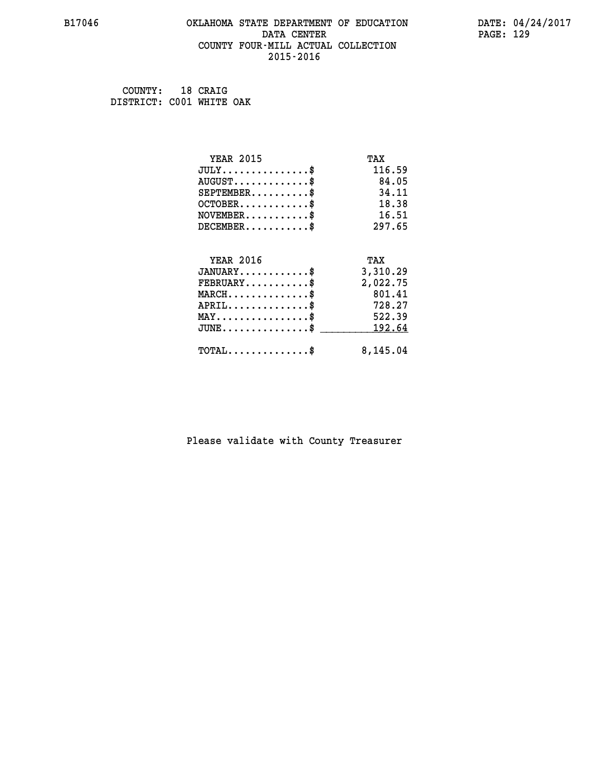COUNTY: 18 CRAIG
DISTRICT: C001 WHITE OAK

| YEAR 2015 | TAX |
|---|---|
| JULY..............$ | 116.59 |
| AUGUST............$ | 84.05 |
| SEPTEMBER.........$ | 34.11 |
| OCTOBER...........$ | 18.38 |
| NOVEMBER..........$ | 16.51 |
| DECEMBER..........$ | 297.65 |

| YEAR 2016 | TAX |
|---|---|
| JANUARY...........$ | 3,310.29 |
| FEBRUARY..........$ | 2,022.75 |
| MARCH.............$ | 801.41 |
| APRIL.............$ | 728.27 |
| MAY...............$ | 522.39 |
| JUNE..............$ | 192.64 |
| TOTAL.............$ | 8,145.04 |

Please validate with County Treasurer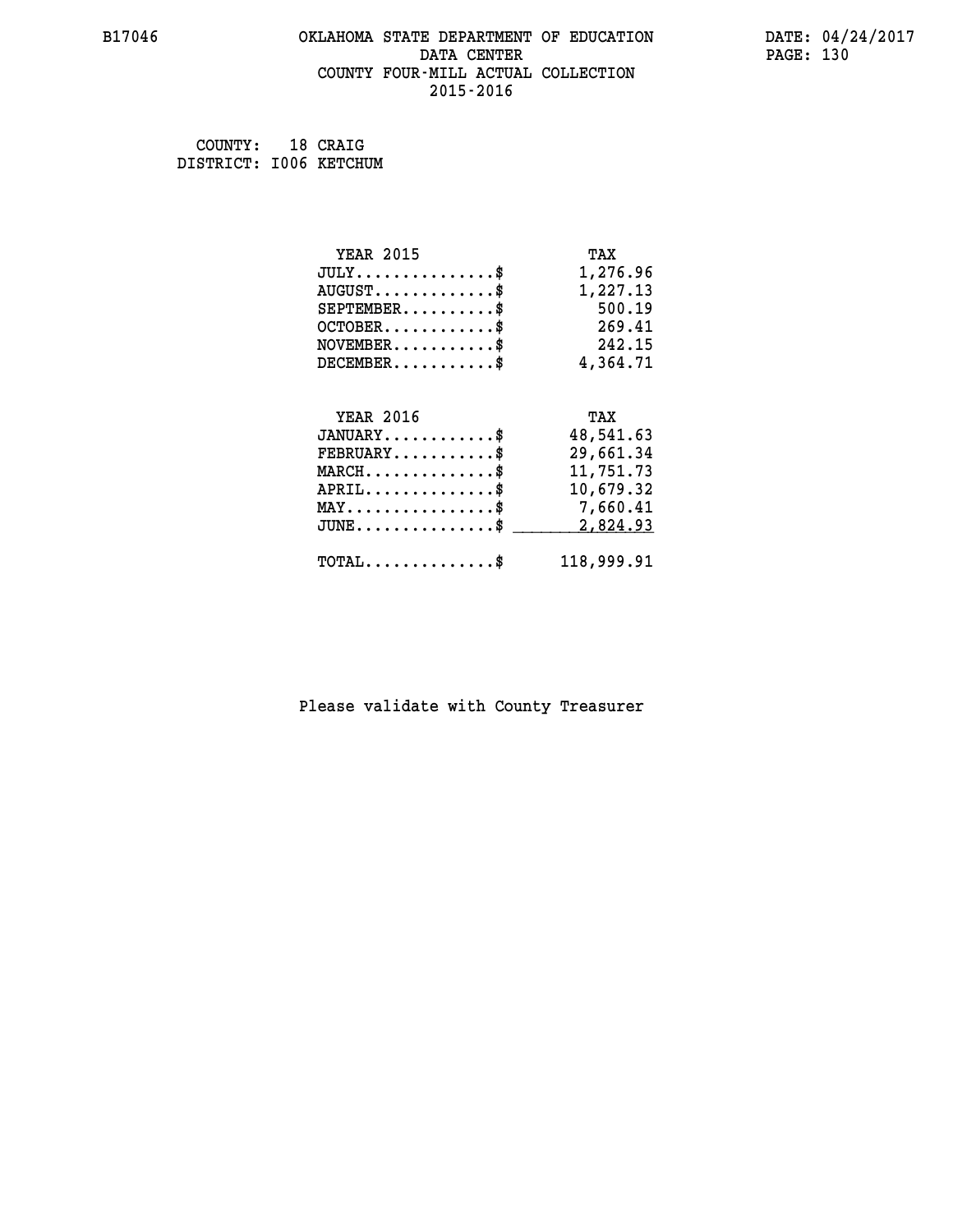B17046 OKLAHOMA STATE DEPARTMENT OF EDUCATION DATE: 04/24/2017
DATA CENTER PAGE: 130
COUNTY FOUR-MILL ACTUAL COLLECTION
2015-2016

COUNTY: 18 CRAIG
DISTRICT: I006 KETCHUM

| YEAR 2015 | TAX |
|---|---|
| JULY...............$ | 1,276.96 |
| AUGUST.............$ | 1,227.13 |
| SEPTEMBER..........$ | 500.19 |
| OCTOBER............$ | 269.41 |
| NOVEMBER...........$ | 242.15 |
| DECEMBER...........$ | 4,364.71 |

| YEAR 2016 | TAX |
|---|---|
| JANUARY............$ | 48,541.63 |
| FEBRUARY...........$ | 29,661.34 |
| MARCH..............$ | 11,751.73 |
| APRIL..............$ | 10,679.32 |
| MAY................$ | 7,660.41 |
| JUNE...............$ | 2,824.93 |
| TOTAL..............$ | 118,999.91 |

Please validate with County Treasurer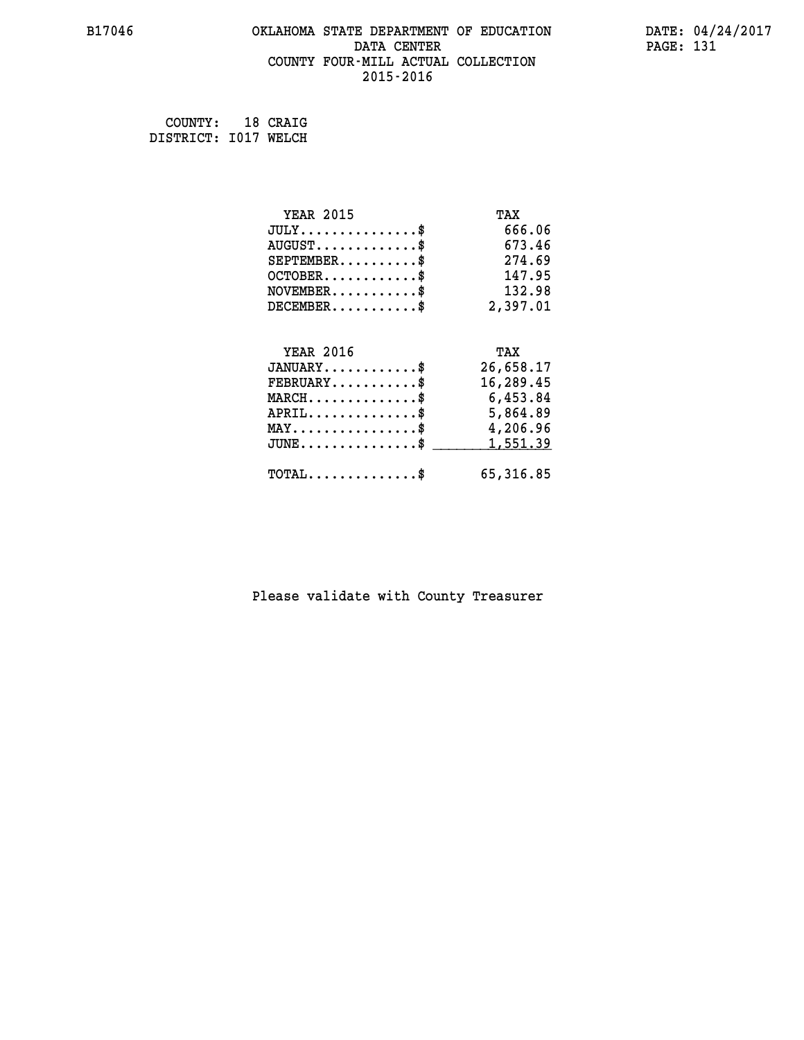B17046 OKLAHOMA STATE DEPARTMENT OF EDUCATION DATA CENTER COUNTY FOUR-MILL ACTUAL COLLECTION 2015-2016

DATE: 04/24/2017

COUNTY: 18 CRAIG
DISTRICT: I017 WELCH

| YEAR 2015 | TAX |
|---|---|
| JULY...............$ | 666.06 |
| AUGUST.............$ | 673.46 |
| SEPTEMBER..........$ | 274.69 |
| OCTOBER............$ | 147.95 |
| NOVEMBER...........$ | 132.98 |
| DECEMBER...........$ | 2,397.01 |

| YEAR 2016 | TAX |
|---|---|
| JANUARY............$ | 26,658.17 |
| FEBRUARY...........$ | 16,289.45 |
| MARCH..............$ | 6,453.84 |
| APRIL..............$ | 5,864.89 |
| MAY................$ | 4,206.96 |
| JUNE...............$ | 1,551.39 |
| TOTAL..............$ | 65,316.85 |

Please validate with County Treasurer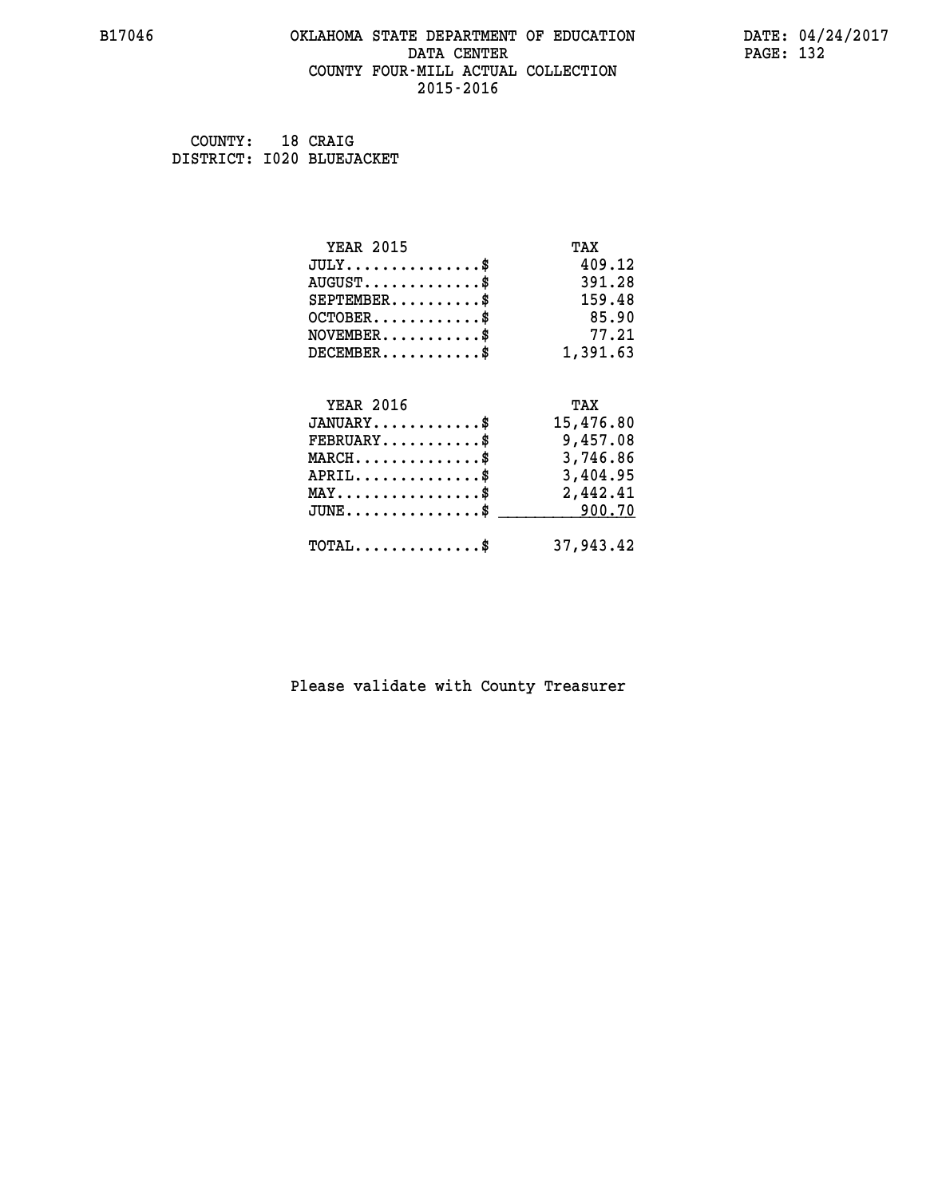B17046 OKLAHOMA STATE DEPARTMENT OF EDUCATION DATE: 04/24/2017
DATA CENTER PAGE: 132
COUNTY FOUR-MILL ACTUAL COLLECTION
2015-2016

COUNTY: 18 CRAIG
DISTRICT: I020 BLUEJACKET

| YEAR 2015 | TAX |
|---|---|
| JULY..............$ | 409.12 |
| AUGUST............$ | 391.28 |
| SEPTEMBER.........$ | 159.48 |
| OCTOBER...........$ | 85.90 |
| NOVEMBER..........$ | 77.21 |
| DECEMBER..........$ | 1,391.63 |

| YEAR 2016 | TAX |
|---|---|
| JANUARY...........$ | 15,476.80 |
| FEBRUARY..........$ | 9,457.08 |
| MARCH.............$ | 3,746.86 |
| APRIL.............$ | 3,404.95 |
| MAY...............$ | 2,442.41 |
| JUNE..............$ | 900.70 |
| TOTAL.............$ | 37,943.42 |

Please validate with County Treasurer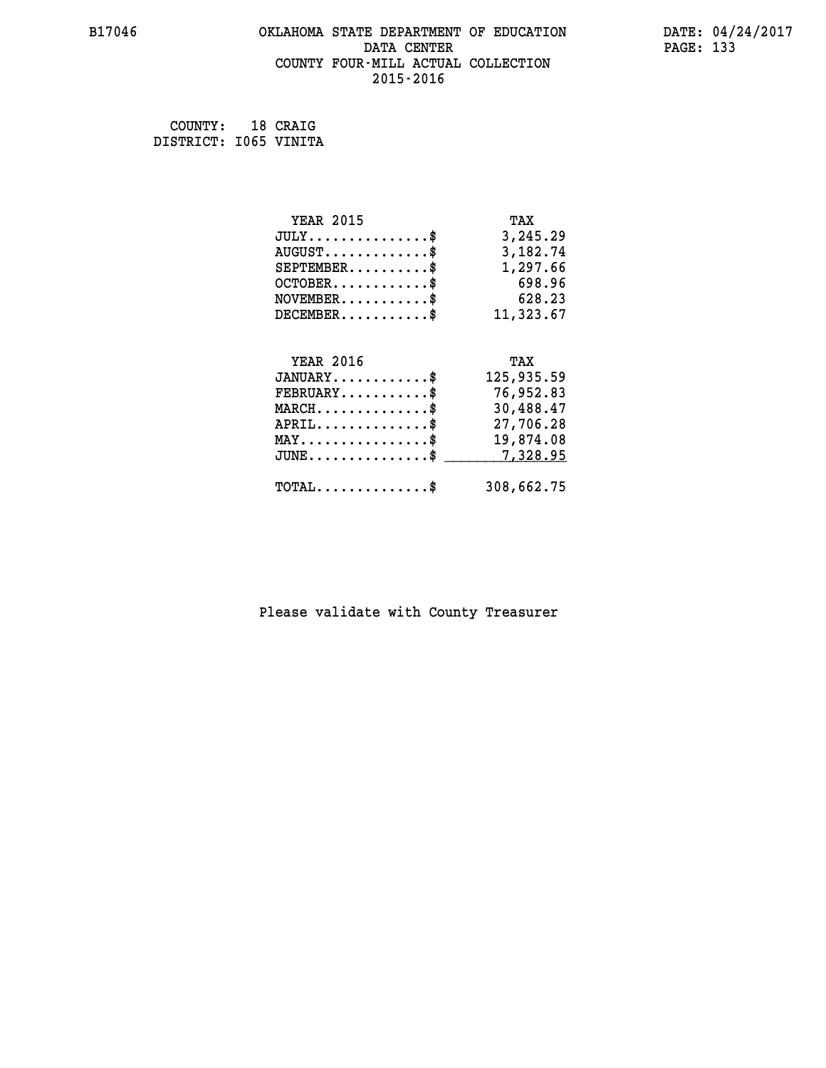B17046 OKLAHOMA STATE DEPARTMENT OF EDUCATION DATA CENTER COUNTY FOUR-MILL ACTUAL COLLECTION 2015-2016

DATE: 04/24/2017

COUNTY: 18 CRAIG
DISTRICT: I065 VINITA

| YEAR 2015 | TAX |
|---|---|
| JULY...............$ | 3,245.29 |
| AUGUST.............$ | 3,182.74 |
| SEPTEMBER..........$ | 1,297.66 |
| OCTOBER............$ | 698.96 |
| NOVEMBER...........$ | 628.23 |
| DECEMBER...........$ | 11,323.67 |

| YEAR 2016 | TAX |
|---|---|
| JANUARY............$ | 125,935.59 |
| FEBRUARY...........$ | 76,952.83 |
| MARCH..............$ | 30,488.47 |
| APRIL..............$ | 27,706.28 |
| MAY................$ | 19,874.08 |
| JUNE...............$ | 7,328.95 |
| TOTAL..............$ | 308,662.75 |

Please validate with County Treasurer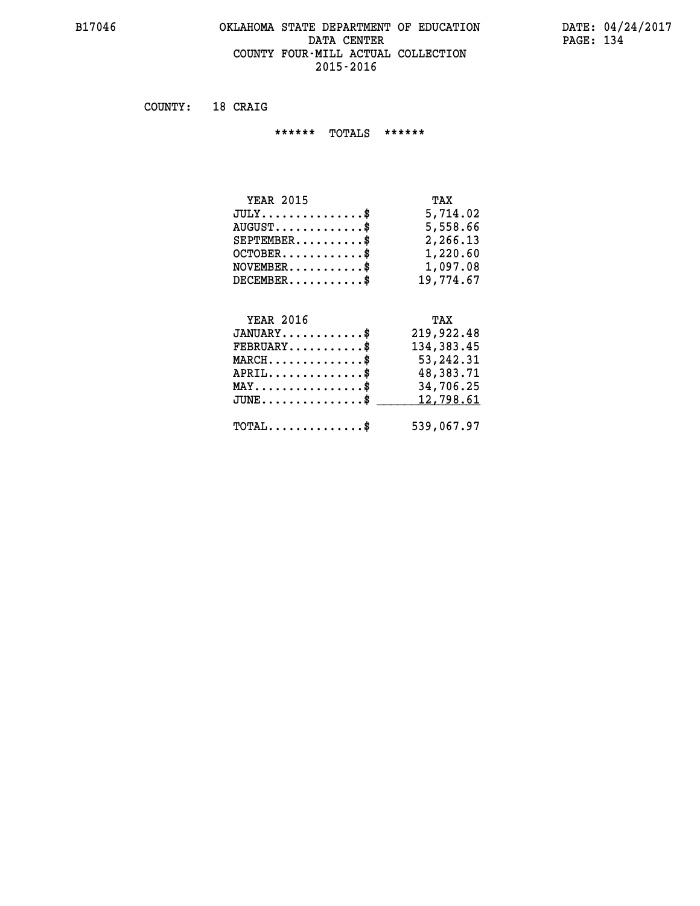B17046 OKLAHOMA STATE DEPARTMENT OF EDUCATION DATA CENTER COUNTY FOUR-MILL ACTUAL COLLECTION 2015-2016

DATE: 04/24/2017

COUNTY: 18 CRAIG

****** TOTALS ******

| YEAR 2015 | TAX |
|---|---|
| JULY...............$ | 5,714.02 |
| AUGUST.............$ | 5,558.66 |
| SEPTEMBER..........$ | 2,266.13 |
| OCTOBER............$ | 1,220.60 |
| NOVEMBER...........$ | 1,097.08 |
| DECEMBER...........$ | 19,774.67 |

| YEAR 2016 | TAX |
|---|---|
| JANUARY............$ | 219,922.48 |
| FEBRUARY...........$ | 134,383.45 |
| MARCH..............$ | 53,242.31 |
| APRIL..............$ | 48,383.71 |
| MAY................$ | 34,706.25 |
| JUNE...............$ | 12,798.61 |
| TOTAL..............$ | 539,067.97 |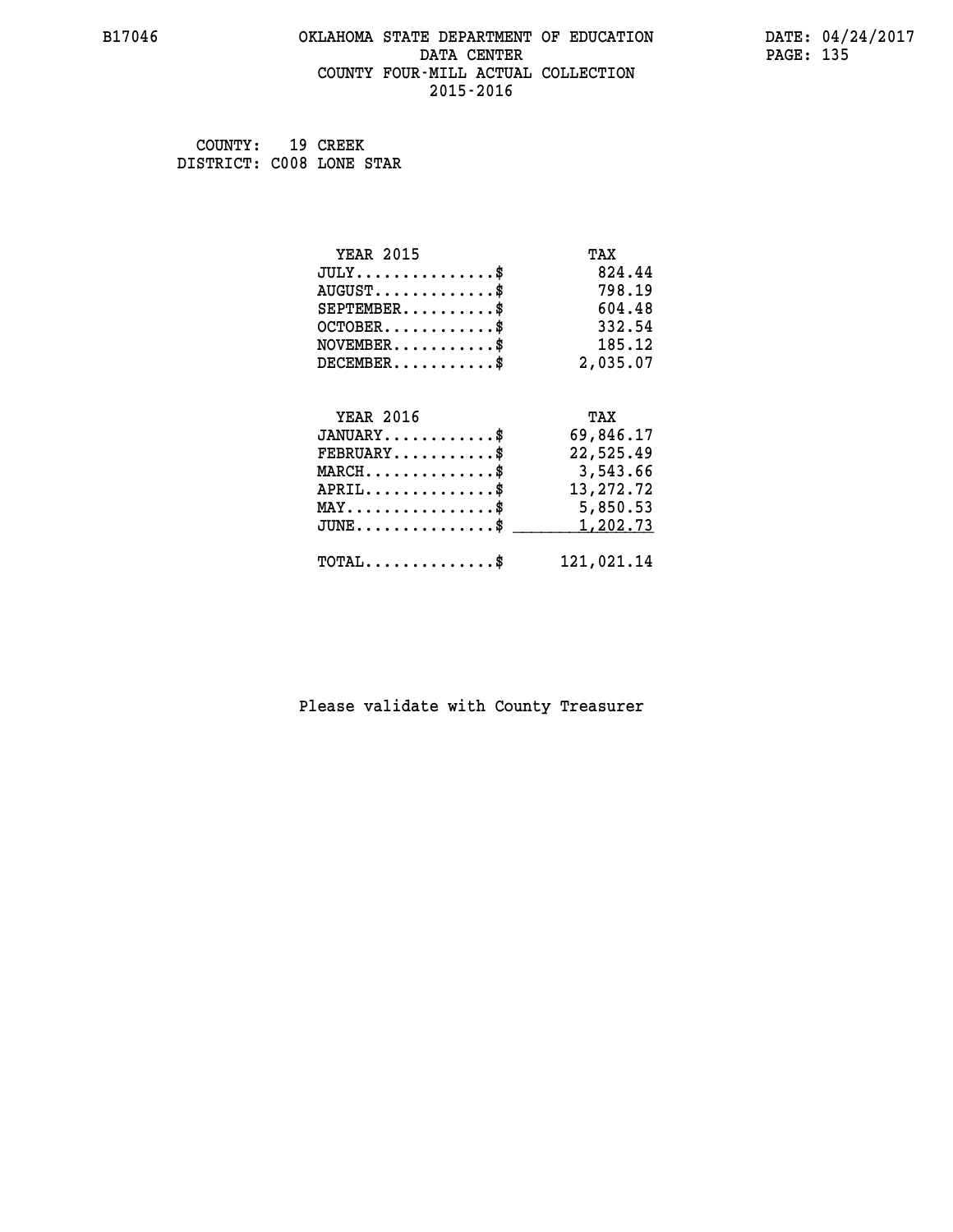OKLAHOMA STATE DEPARTMENT OF EDUCATION
DATA CENTER
COUNTY FOUR-MILL ACTUAL COLLECTION
2015-2016

COUNTY: 19 CREEK
DISTRICT: C008 LONE STAR

| YEAR 2015 | TAX |
|---|---|
| JULY...............$ | 824.44 |
| AUGUST.............$ | 798.19 |
| SEPTEMBER..........$ | 604.48 |
| OCTOBER............$ | 332.54 |
| NOVEMBER...........$ | 185.12 |
| DECEMBER...........$ | 2,035.07 |

| YEAR 2016 | TAX |
|---|---|
| JANUARY............$ | 69,846.17 |
| FEBRUARY...........$ | 22,525.49 |
| MARCH..............$ | 3,543.66 |
| APRIL..............$ | 13,272.72 |
| MAY................$ | 5,850.53 |
| JUNE...............$ | 1,202.73 |
| TOTAL..............$ | 121,021.14 |

Please validate with County Treasurer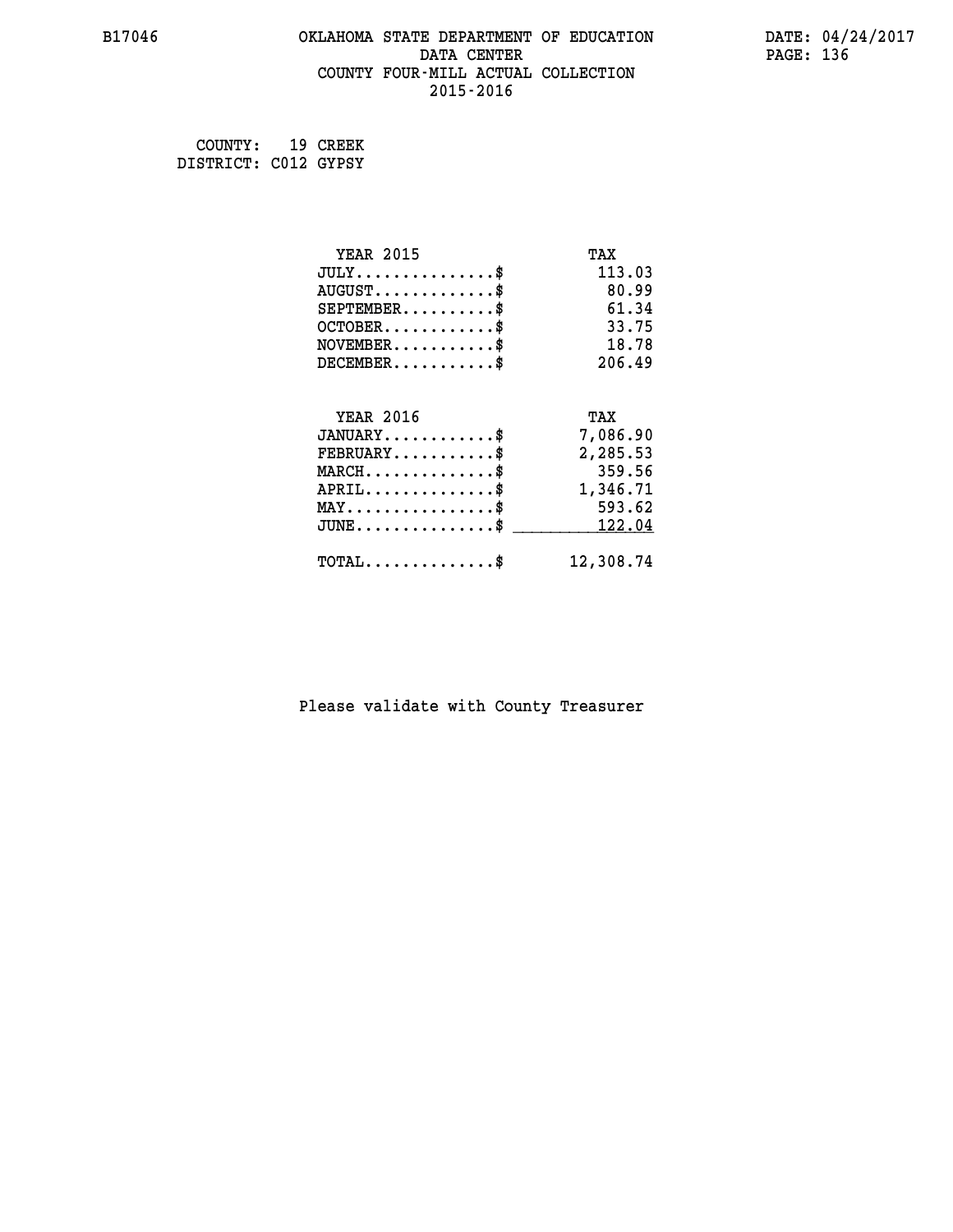B17046 OKLAHOMA STATE DEPARTMENT OF EDUCATION DATA CENTER COUNTY FOUR-MILL ACTUAL COLLECTION 2015-2016 DATE: 04/24/2017

COUNTY: 19 CREEK
DISTRICT: C012 GYPSY

| YEAR 2015 | TAX |
|---|---|
| JULY...............$ | 113.03 |
| AUGUST.............$ | 80.99 |
| SEPTEMBER..........$ | 61.34 |
| OCTOBER............$ | 33.75 |
| NOVEMBER...........$ | 18.78 |
| DECEMBER...........$ | 206.49 |

| YEAR 2016 | TAX |
|---|---|
| JANUARY............$ | 7,086.90 |
| FEBRUARY...........$ | 2,285.53 |
| MARCH..............$ | 359.56 |
| APRIL..............$ | 1,346.71 |
| MAY................$ | 593.62 |
| JUNE...............$ | 122.04 |
| TOTAL..............$ | 12,308.74 |

Please validate with County Treasurer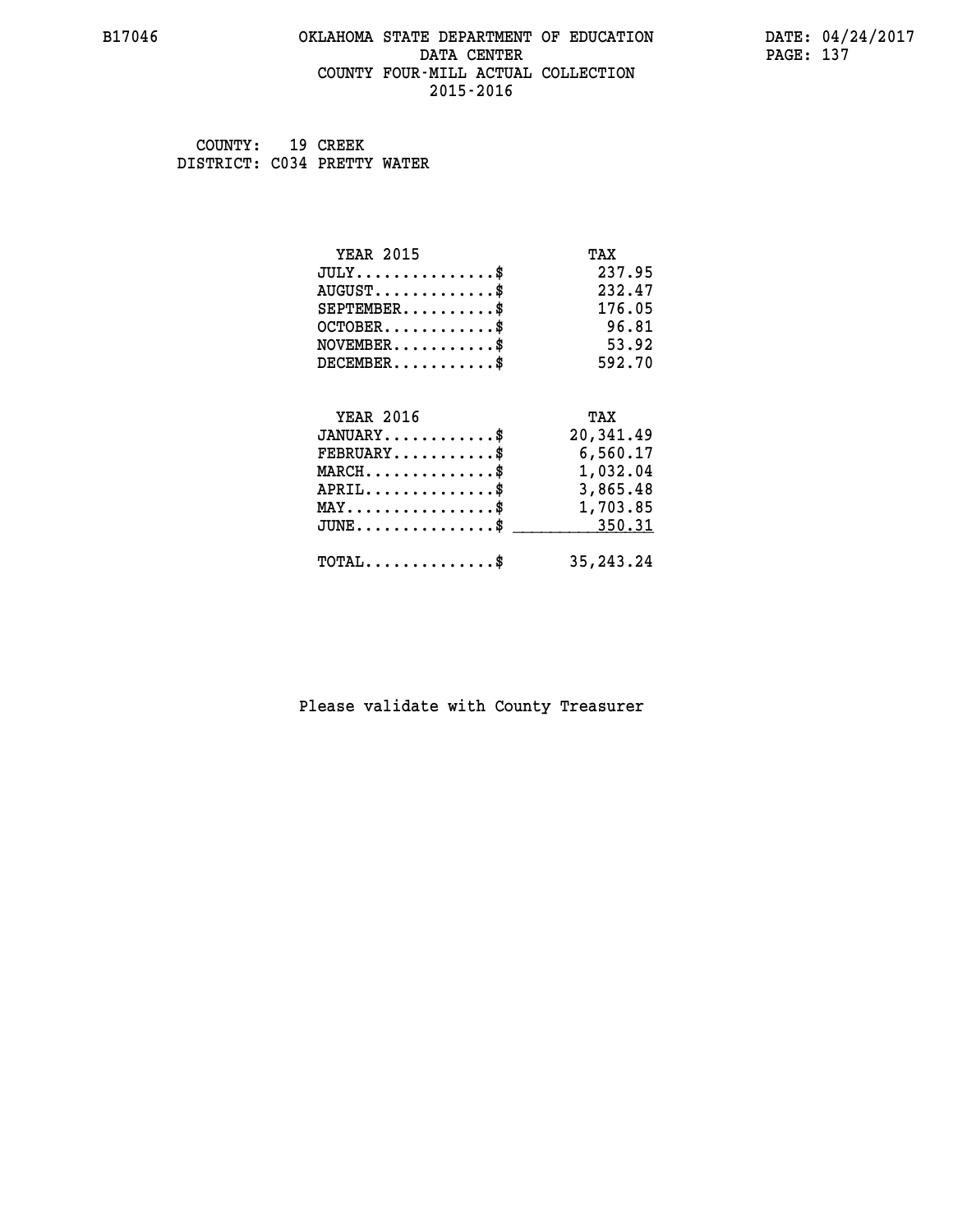B17046 OKLAHOMA STATE DEPARTMENT OF EDUCATION DATA CENTER COUNTY FOUR-MILL ACTUAL COLLECTION 2015-2016

DATE: 04/24/2017

COUNTY: 19 CREEK
DISTRICT: C034 PRETTY WATER

| YEAR 2015 | TAX |
|---|---|
| JULY...............$ | 237.95 |
| AUGUST.............$ | 232.47 |
| SEPTEMBER..........$ | 176.05 |
| OCTOBER............$ | 96.81 |
| NOVEMBER...........$ | 53.92 |
| DECEMBER...........$ | 592.70 |

| YEAR 2016 | TAX |
|---|---|
| JANUARY............$ | 20,341.49 |
| FEBRUARY...........$ | 6,560.17 |
| MARCH..............$ | 1,032.04 |
| APRIL..............$ | 3,865.48 |
| MAY................$ | 1,703.85 |
| JUNE...............$ | 350.31 |
| TOTAL..............$ | 35,243.24 |

Please validate with County Treasurer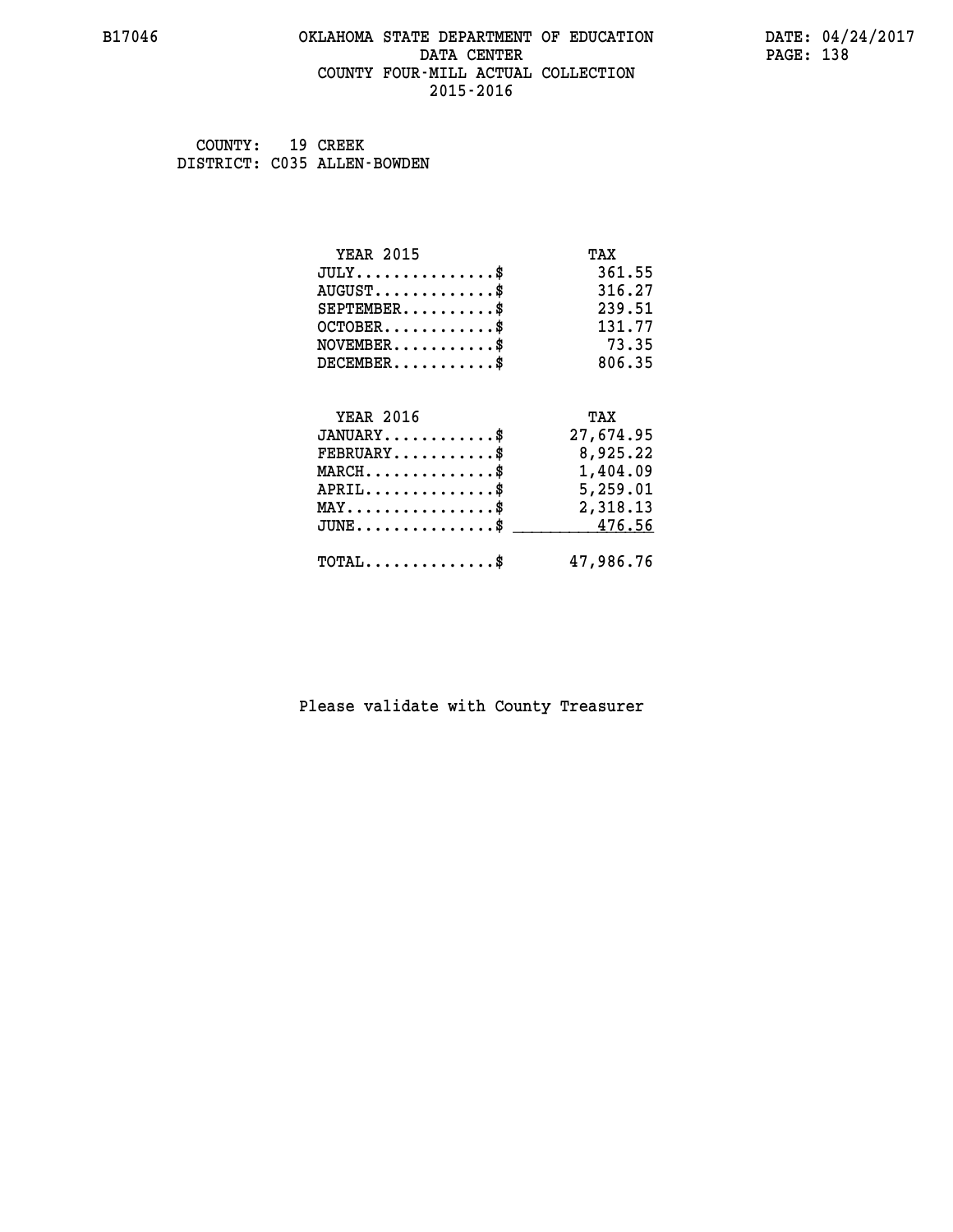B17046 OKLAHOMA STATE DEPARTMENT OF EDUCATION DATE: 04/24/2017
DATA CENTER
COUNTY FOUR-MILL ACTUAL COLLECTION
2015-2016

COUNTY: 19 CREEK
DISTRICT: C035 ALLEN-BOWDEN

| YEAR 2015 | TAX |
|---|---|
| JULY...............$ | 361.55 |
| AUGUST.............$ | 316.27 |
| SEPTEMBER..........$ | 239.51 |
| OCTOBER............$ | 131.77 |
| NOVEMBER...........$ | 73.35 |
| DECEMBER...........$ | 806.35 |

| YEAR 2016 | TAX |
|---|---|
| JANUARY............$ | 27,674.95 |
| FEBRUARY...........$ | 8,925.22 |
| MARCH..............$ | 1,404.09 |
| APRIL..............$ | 5,259.01 |
| MAY................$ | 2,318.13 |
| JUNE...............$ | 476.56 |
| TOTAL..............$ | 47,986.76 |

Please validate with County Treasurer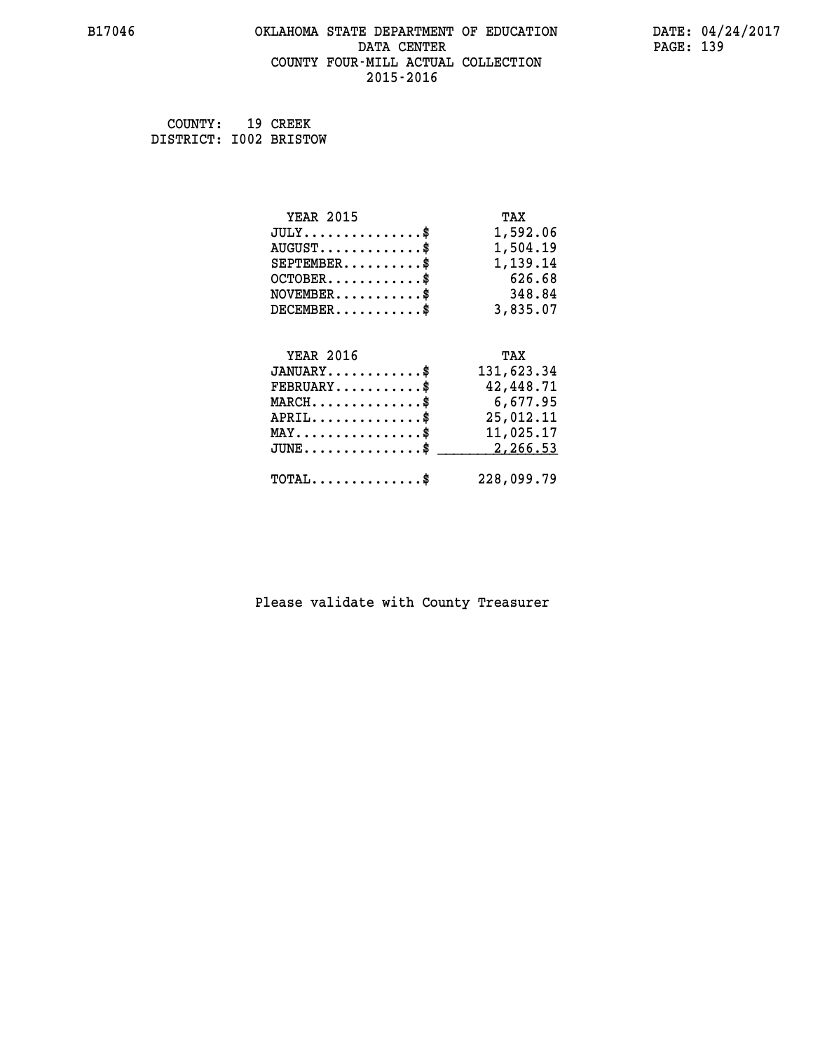B17046 OKLAHOMA STATE DEPARTMENT OF EDUCATION DATA CENTER COUNTY FOUR-MILL ACTUAL COLLECTION 2015-2016

DATE: 04/24/2017

COUNTY: 19 CREEK
DISTRICT: I002 BRISTOW

| YEAR 2015 | TAX |
|---|---|
| JULY...............$ | 1,592.06 |
| AUGUST.............$ | 1,504.19 |
| SEPTEMBER..........$ | 1,139.14 |
| OCTOBER............$ | 626.68 |
| NOVEMBER...........$ | 348.84 |
| DECEMBER...........$ | 3,835.07 |

| YEAR 2016 | TAX |
|---|---|
| JANUARY............$ | 131,623.34 |
| FEBRUARY...........$ | 42,448.71 |
| MARCH..............$ | 6,677.95 |
| APRIL..............$ | 25,012.11 |
| MAY................$ | 11,025.17 |
| JUNE...............$ | 2,266.53 |
| TOTAL..............$ | 228,099.79 |

Please validate with County Treasurer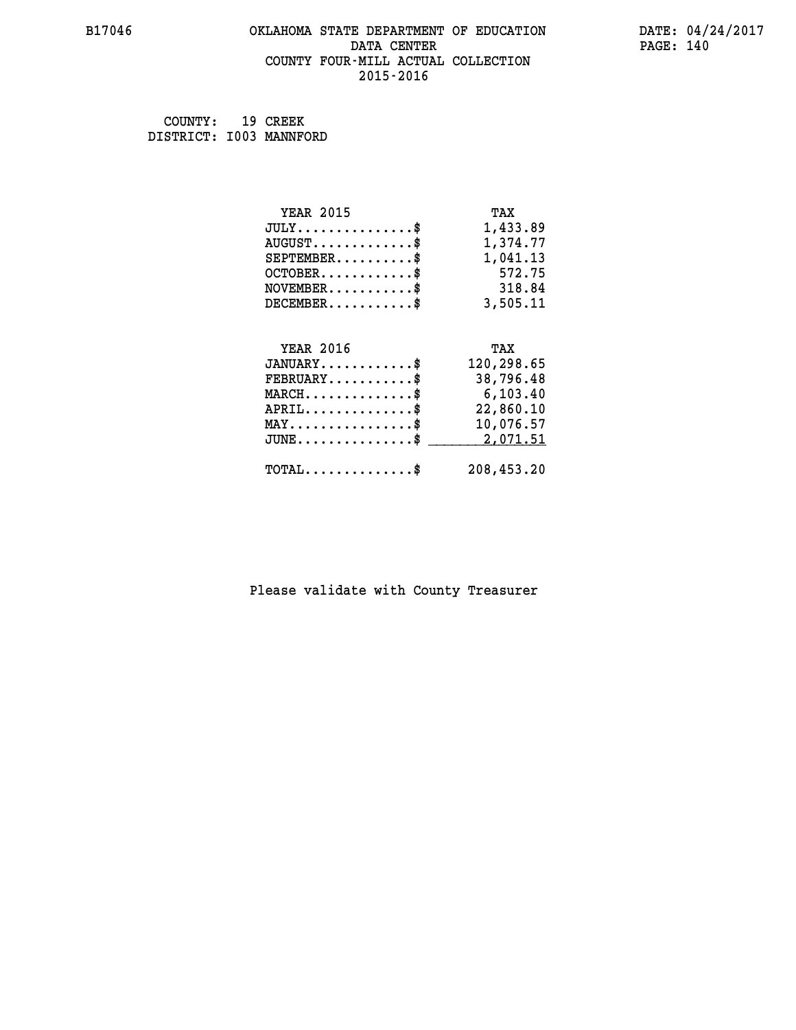B17046 OKLAHOMA STATE DEPARTMENT OF EDUCATION DATA CENTER COUNTY FOUR-MILL ACTUAL COLLECTION 2015-2016

DATE: 04/24/2017

COUNTY: 19 CREEK
DISTRICT: I003 MANNFORD

| YEAR 2015 | TAX |
|---|---|
| JULY...............$ | 1,433.89 |
| AUGUST.............$ | 1,374.77 |
| SEPTEMBER..........$ | 1,041.13 |
| OCTOBER............$ | 572.75 |
| NOVEMBER...........$ | 318.84 |
| DECEMBER...........$ | 3,505.11 |

| YEAR 2016 | TAX |
|---|---|
| JANUARY............$ | 120,298.65 |
| FEBRUARY...........$ | 38,796.48 |
| MARCH..............$ | 6,103.40 |
| APRIL..............$ | 22,860.10 |
| MAY................$ | 10,076.57 |
| JUNE...............$ | 2,071.51 |
| TOTAL..............$ | 208,453.20 |

Please validate with County Treasurer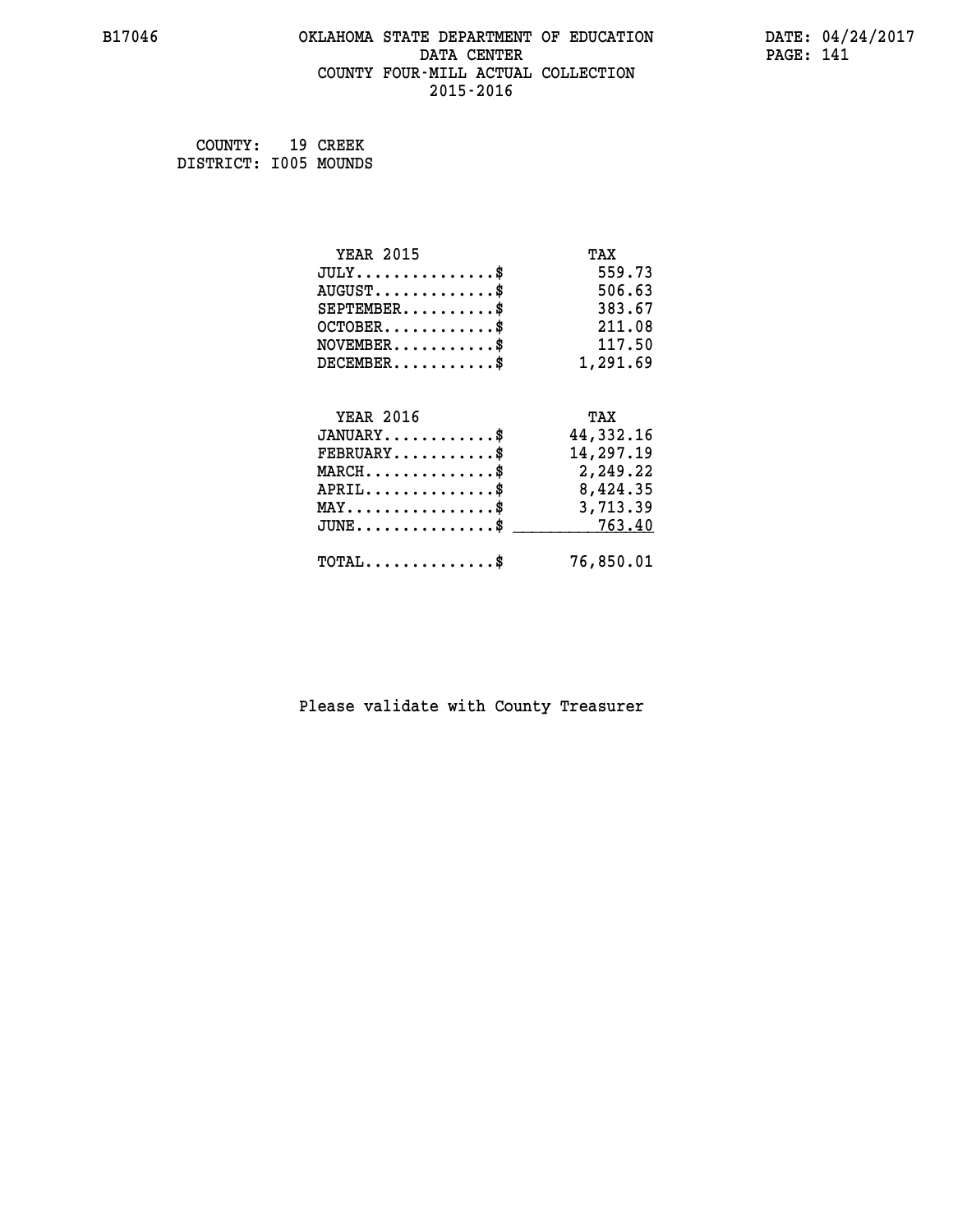B17046 OKLAHOMA STATE DEPARTMENT OF EDUCATION DATA CENTER COUNTY FOUR-MILL ACTUAL COLLECTION 2015-2016

DATE: 04/24/2017

COUNTY: 19 CREEK
DISTRICT: I005 MOUNDS

| YEAR 2015 | TAX |
|---|---|
| JULY...............$ | 559.73 |
| AUGUST.............$ | 506.63 |
| SEPTEMBER..........$ | 383.67 |
| OCTOBER............$ | 211.08 |
| NOVEMBER...........$ | 117.50 |
| DECEMBER...........$ | 1,291.69 |

| YEAR 2016 | TAX |
|---|---|
| JANUARY............$ | 44,332.16 |
| FEBRUARY...........$ | 14,297.19 |
| MARCH..............$ | 2,249.22 |
| APRIL..............$ | 8,424.35 |
| MAY................$ | 3,713.39 |
| JUNE...............$ | 763.40 |
| TOTAL..............$ | 76,850.01 |

Please validate with County Treasurer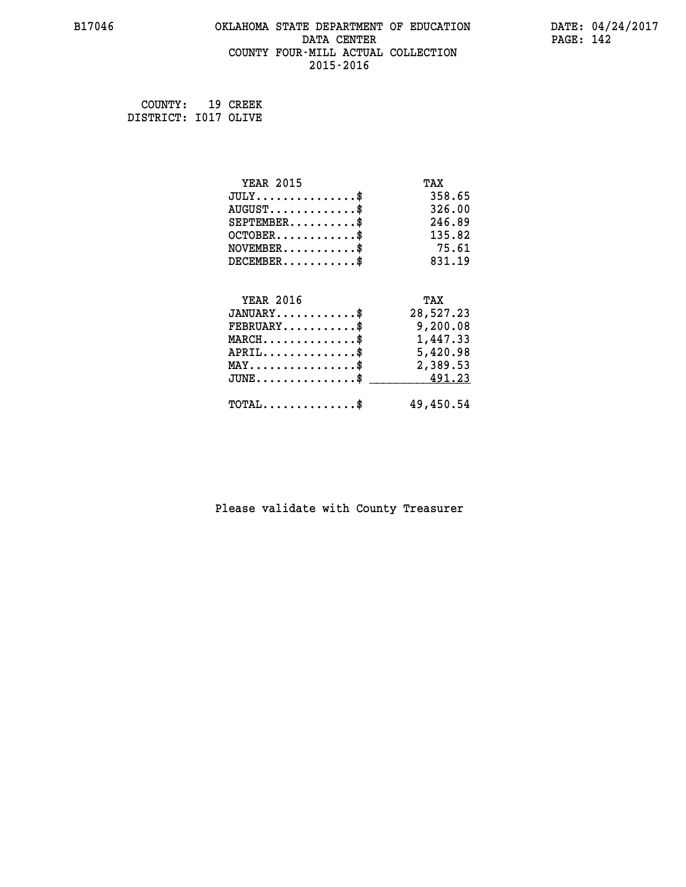B17046 OKLAHOMA STATE DEPARTMENT OF EDUCATION DATA CENTER COUNTY FOUR-MILL ACTUAL COLLECTION 2015-2016

DATE: 04/24/2017

COUNTY: 19 CREEK
DISTRICT: I017 OLIVE

| YEAR 2015 | TAX |
|---|---|
| JULY...............$ | 358.65 |
| AUGUST.............$ | 326.00 |
| SEPTEMBER..........$ | 246.89 |
| OCTOBER............$ | 135.82 |
| NOVEMBER...........$ | 75.61 |
| DECEMBER...........$ | 831.19 |

| YEAR 2016 | TAX |
|---|---|
| JANUARY............$ | 28,527.23 |
| FEBRUARY...........$ | 9,200.08 |
| MARCH..............$ | 1,447.33 |
| APRIL..............$ | 5,420.98 |
| MAY................$ | 2,389.53 |
| JUNE...............$ | 491.23 |
| TOTAL..............$ | 49,450.54 |

Please validate with County Treasurer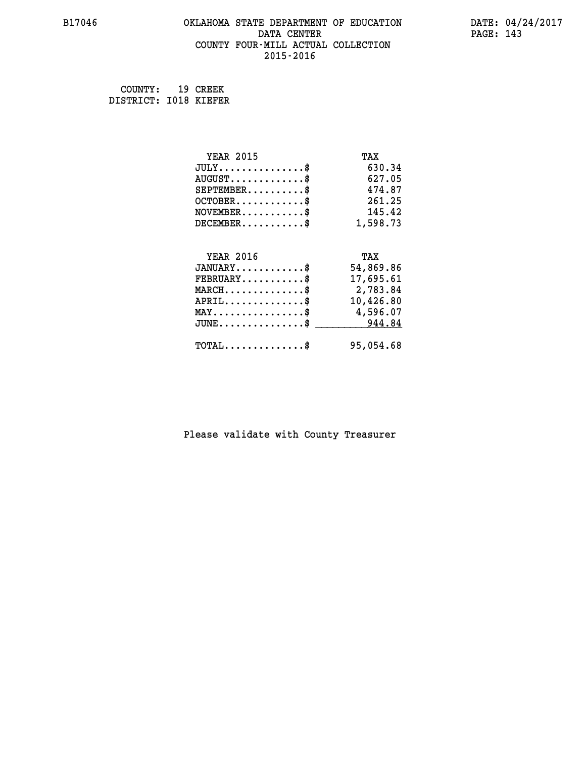B17046

# OKLAHOMA STATE DEPARTMENT OF EDUCATION
## DATA CENTER
## COUNTY FOUR-MILL ACTUAL COLLECTION
## 2015-2016

DATE: 04/24/2017

COUNTY: 19 CREEK
DISTRICT: I018 KIEFER

| YEAR 2015 | TAX |
|---|---|
| JULY...............$ | 630.34 |
| AUGUST.............$ | 627.05 |
| SEPTEMBER..........$ | 474.87 |
| OCTOBER............$ | 261.25 |
| NOVEMBER...........$ | 145.42 |
| DECEMBER...........$ | 1,598.73 |

| YEAR 2016 | TAX |
|---|---|
| JANUARY............$ | 54,869.86 |
| FEBRUARY...........$ | 17,695.61 |
| MARCH..............$ | 2,783.84 |
| APRIL..............$ | 10,426.80 |
| MAY................$ | 4,596.07 |
| JUNE...............$ | 944.84 |
| TOTAL..............$ | 95,054.68 |

Please validate with County Treasurer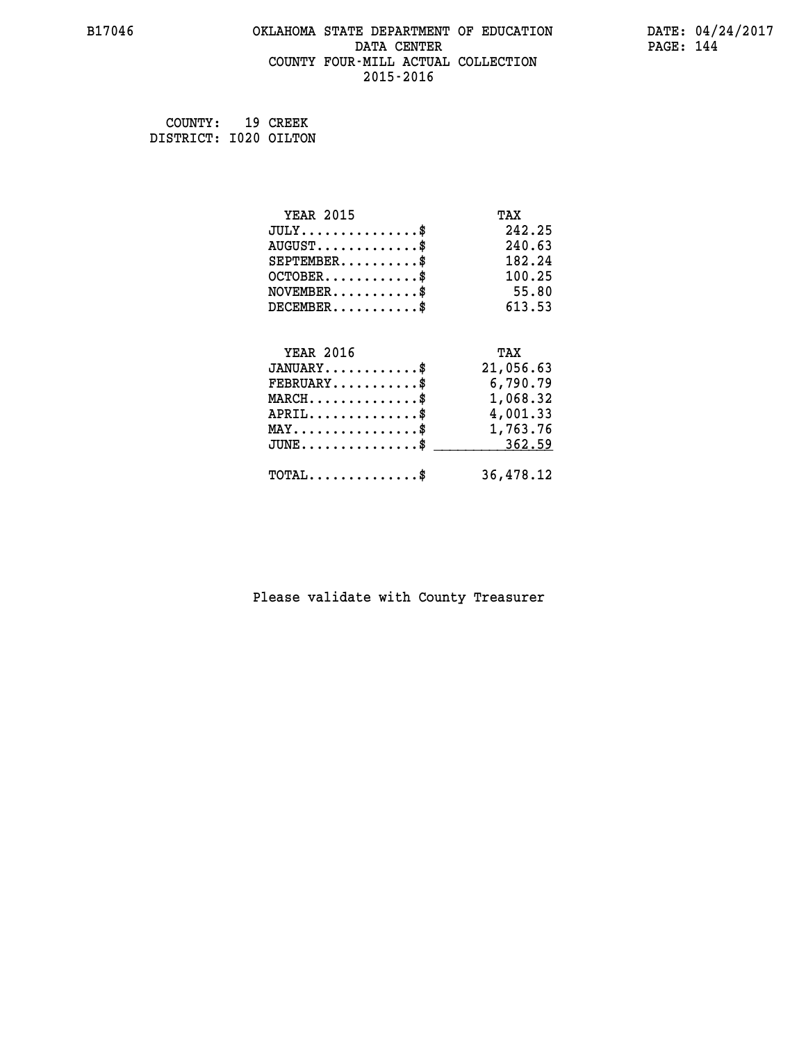B17046 OKLAHOMA STATE DEPARTMENT OF EDUCATION DATA CENTER COUNTY FOUR-MILL ACTUAL COLLECTION 2015-2016

DATE: 04/24/2017

COUNTY: 19 CREEK
DISTRICT: I020 OILTON

| YEAR 2015 | TAX |
|---|---|
| JULY..............$ | 242.25 |
| AUGUST............$ | 240.63 |
| SEPTEMBER.........$ | 182.24 |
| OCTOBER...........$ | 100.25 |
| NOVEMBER..........$ | 55.80 |
| DECEMBER..........$ | 613.53 |

| YEAR 2016 | TAX |
|---|---|
| JANUARY...........$ | 21,056.63 |
| FEBRUARY..........$ | 6,790.79 |
| MARCH.............$ | 1,068.32 |
| APRIL.............$ | 4,001.33 |
| MAY...............$ | 1,763.76 |
| JUNE..............$ | 362.59 |
| TOTAL.............$ | 36,478.12 |

Please validate with County Treasurer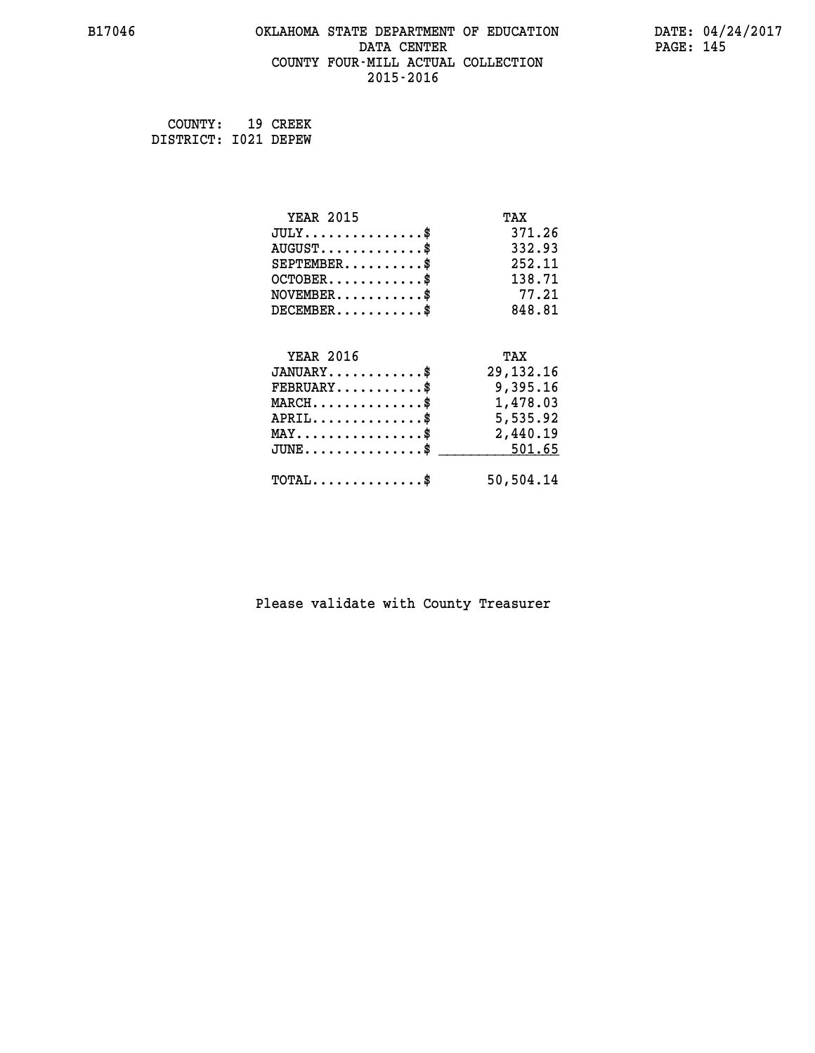B17046 OKLAHOMA STATE DEPARTMENT OF EDUCATION DATE: 04/24/2017
DATA CENTER PAGE: 145
COUNTY FOUR-MILL ACTUAL COLLECTION
2015-2016

COUNTY: 19 CREEK
DISTRICT: I021 DEPEW

| YEAR 2015 | TAX |
|---|---|
| JULY...............$ | 371.26 |
| AUGUST.............$ | 332.93 |
| SEPTEMBER..........$ | 252.11 |
| OCTOBER............$ | 138.71 |
| NOVEMBER...........$ | 77.21 |
| DECEMBER...........$ | 848.81 |

| YEAR 2016 | TAX |
|---|---|
| JANUARY............$ | 29,132.16 |
| FEBRUARY...........$ | 9,395.16 |
| MARCH..............$ | 1,478.03 |
| APRIL..............$ | 5,535.92 |
| MAY................$ | 2,440.19 |
| JUNE...............$ | 501.65 |
| TOTAL..............$ | 50,504.14 |

Please validate with County Treasurer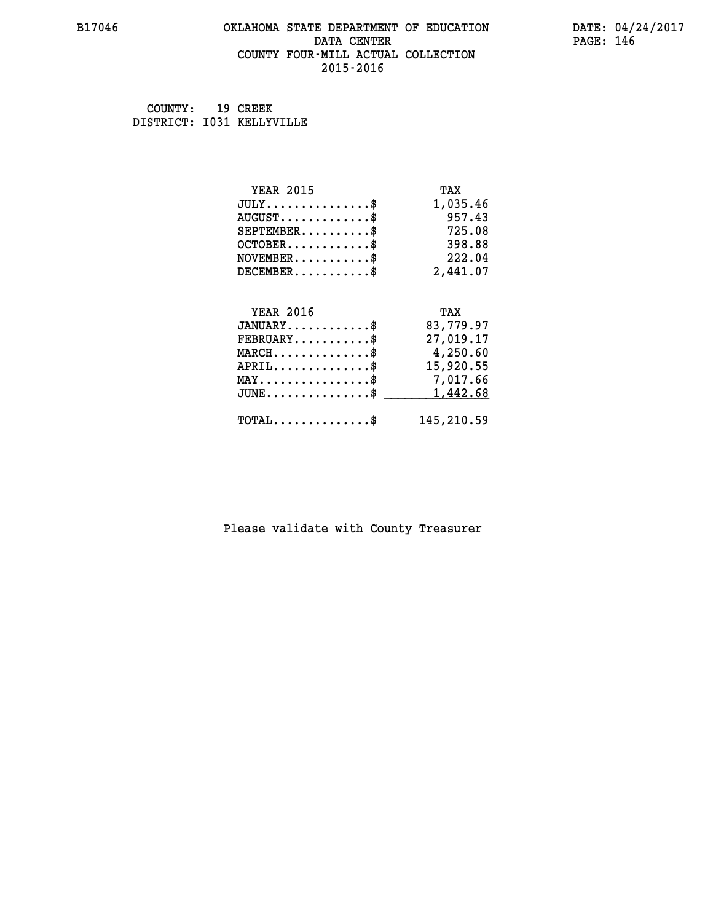B17046 OKLAHOMA STATE DEPARTMENT OF EDUCATION DATA CENTER COUNTY FOUR-MILL ACTUAL COLLECTION 2015-2016

DATE: 04/24/2017

COUNTY: 19 CREEK
DISTRICT: I031 KELLYVILLE

| YEAR 2015 | TAX |
|---|---|
| JULY..............$ | 1,035.46 |
| AUGUST............$ | 957.43 |
| SEPTEMBER.........$ | 725.08 |
| OCTOBER...........$ | 398.88 |
| NOVEMBER..........$ | 222.04 |
| DECEMBER..........$ | 2,441.07 |

| YEAR 2016 | TAX |
|---|---|
| JANUARY...........$ | 83,779.97 |
| FEBRUARY..........$ | 27,019.17 |
| MARCH.............$ | 4,250.60 |
| APRIL.............$ | 15,920.55 |
| MAY...............$ | 7,017.66 |
| JUNE..............$ | 1,442.68 |
| TOTAL.............$ | 145,210.59 |

Please validate with County Treasurer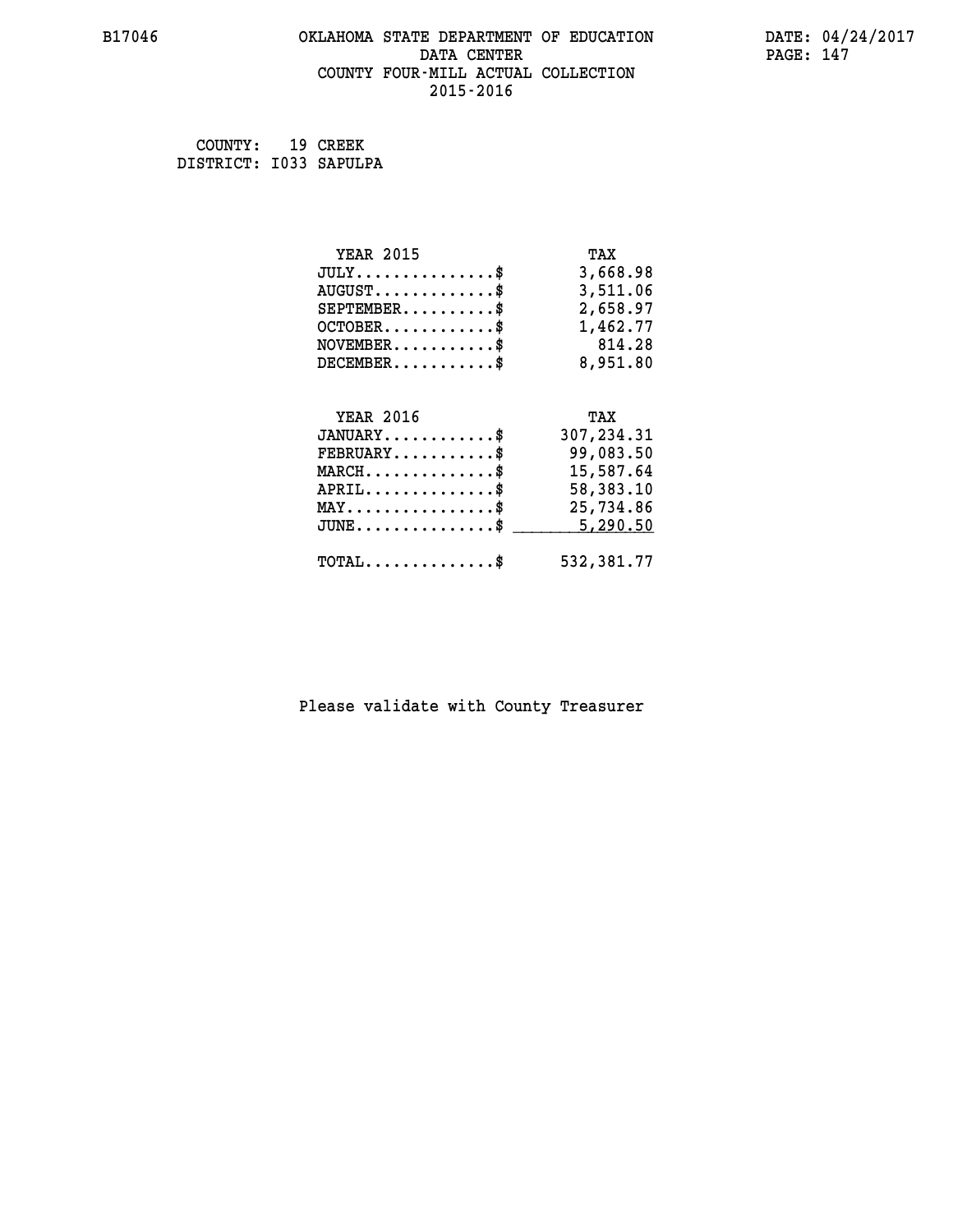B17046 OKLAHOMA STATE DEPARTMENT OF EDUCATION DATA CENTER COUNTY FOUR-MILL ACTUAL COLLECTION 2015-2016

DATE: 04/24/2017

COUNTY: 19 CREEK
DISTRICT: I033 SAPULPA

| YEAR 2015 | TAX |
|---|---|
| JULY..............$ | 3,668.98 |
| AUGUST............$ | 3,511.06 |
| SEPTEMBER.........$ | 2,658.97 |
| OCTOBER...........$ | 1,462.77 |
| NOVEMBER..........$ | 814.28 |
| DECEMBER..........$ | 8,951.80 |

| YEAR 2016 | TAX |
|---|---|
| JANUARY...........$ | 307,234.31 |
| FEBRUARY..........$ | 99,083.50 |
| MARCH.............$ | 15,587.64 |
| APRIL.............$ | 58,383.10 |
| MAY...............$ | 25,734.86 |
| JUNE..............$ | 5,290.50 |
| TOTAL.............$ | 532,381.77 |

Please validate with County Treasurer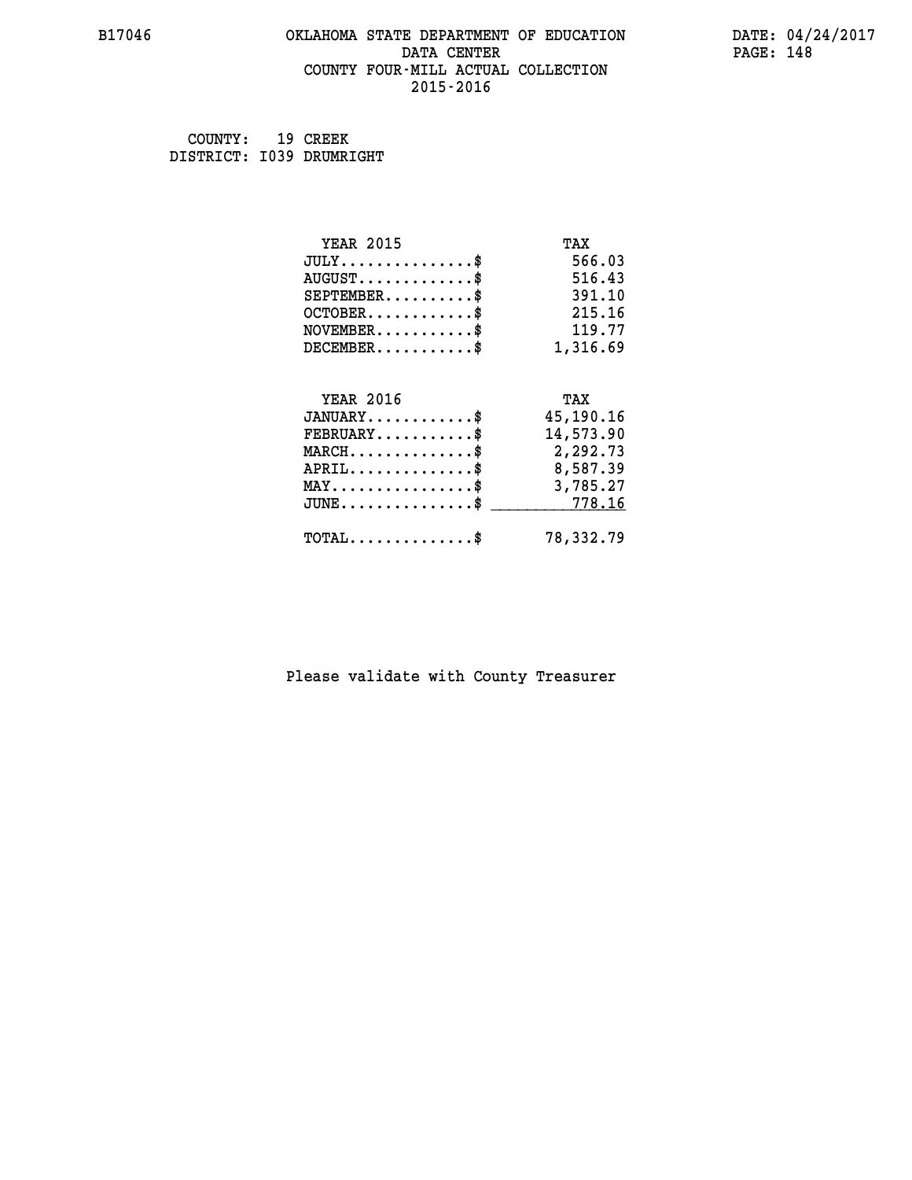B17046 OKLAHOMA STATE DEPARTMENT OF EDUCATION DATA CENTER COUNTY FOUR-MILL ACTUAL COLLECTION 2015-2016

DATE: 04/24/2017

COUNTY: 19 CREEK
DISTRICT: I039 DRUMRIGHT

| YEAR 2015 | TAX |
|---|---|
| JULY...............$ | 566.03 |
| AUGUST.............$ | 516.43 |
| SEPTEMBER..........$ | 391.10 |
| OCTOBER............$ | 215.16 |
| NOVEMBER...........$ | 119.77 |
| DECEMBER...........$ | 1,316.69 |

| YEAR 2016 | TAX |
|---|---|
| JANUARY............$ | 45,190.16 |
| FEBRUARY...........$ | 14,573.90 |
| MARCH..............$ | 2,292.73 |
| APRIL..............$ | 8,587.39 |
| MAY................$ | 3,785.27 |
| JUNE...............$ | 778.16 |
| TOTAL..............$ | 78,332.79 |

Please validate with County Treasurer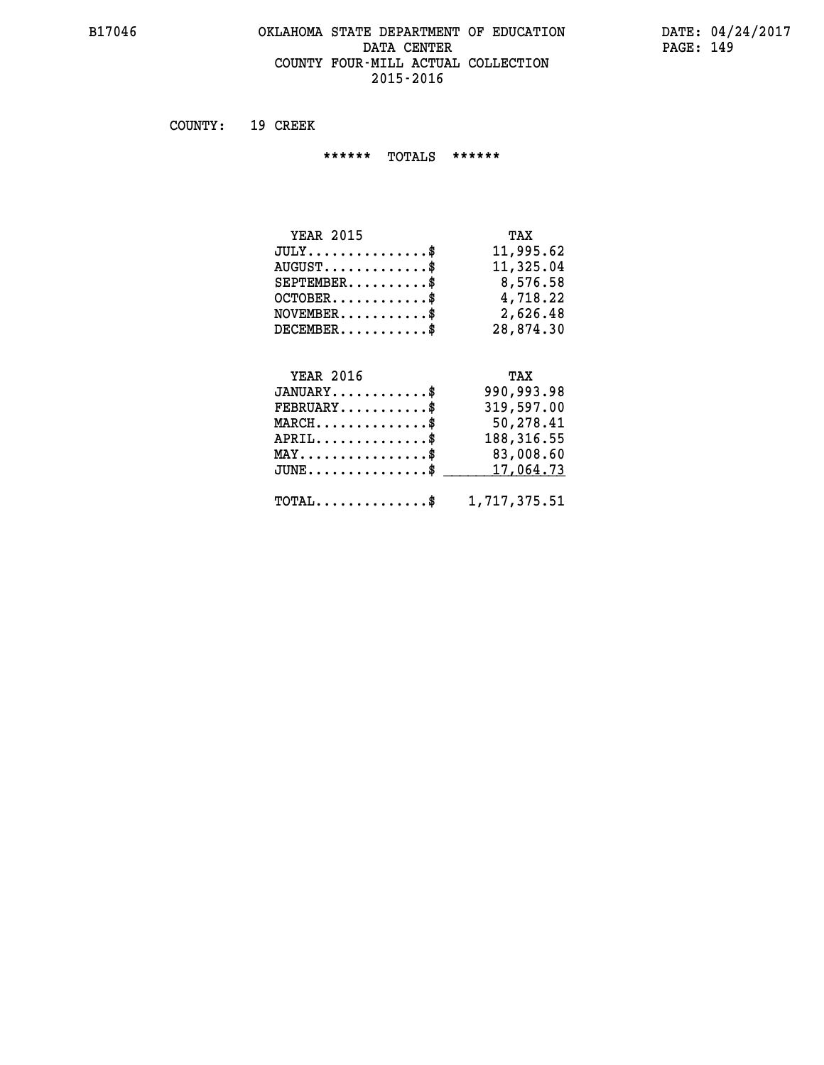# OKLAHOMA STATE DEPARTMENT OF EDUCATION
## DATA CENTER
## COUNTY FOUR-MILL ACTUAL COLLECTION
## 2015-2016

COUNTY: 19 CREEK

****** TOTALS ******

| YEAR 2015 | TAX |
|---|---|
| JULY...............$ | 11,995.62 |
| AUGUST.............$ | 11,325.04 |
| SEPTEMBER..........$ | 8,576.58 |
| OCTOBER............$ | 4,718.22 |
| NOVEMBER...........$ | 2,626.48 |
| DECEMBER...........$ | 28,874.30 |

| YEAR 2016 | TAX |
|---|---|
| JANUARY............$ | 990,993.98 |
| FEBRUARY...........$ | 319,597.00 |
| MARCH..............$ | 50,278.41 |
| APRIL..............$ | 188,316.55 |
| MAY................$ | 83,008.60 |
| JUNE...............$ | 17,064.73 |
| TOTAL..............$ | 1,717,375.51 |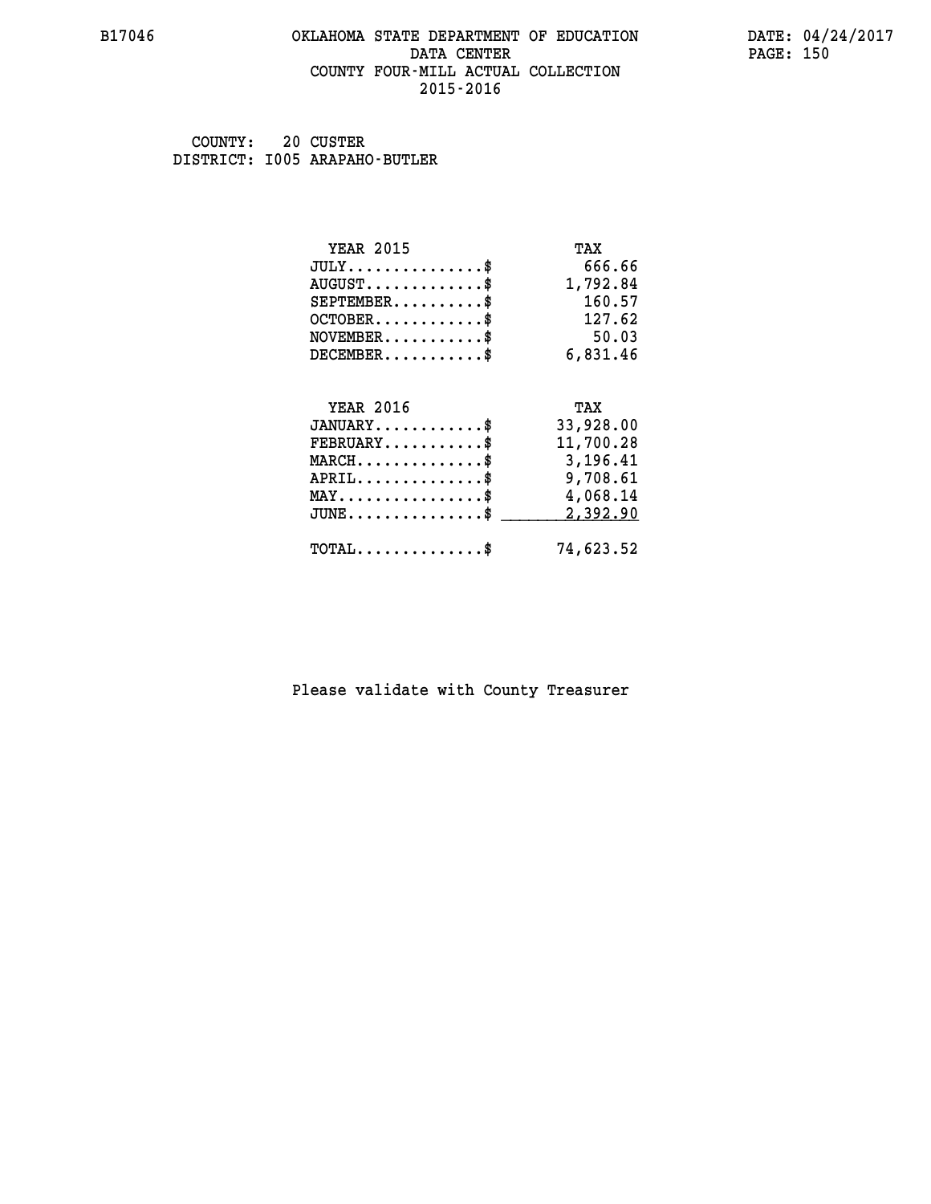B17046 OKLAHOMA STATE DEPARTMENT OF EDUCATION DATE: 04/24/2017
DATA CENTER PAGE: 150
COUNTY FOUR-MILL ACTUAL COLLECTION
2015-2016

COUNTY: 20 CUSTER
DISTRICT: I005 ARAPAHO-BUTLER

| YEAR 2015 | TAX |
|---|---|
| JULY...............$ | 666.66 |
| AUGUST.............$ | 1,792.84 |
| SEPTEMBER..........$ | 160.57 |
| OCTOBER............$ | 127.62 |
| NOVEMBER...........$ | 50.03 |
| DECEMBER...........$ | 6,831.46 |

| YEAR 2016 | TAX |
|---|---|
| JANUARY............$ | 33,928.00 |
| FEBRUARY...........$ | 11,700.28 |
| MARCH..............$ | 3,196.41 |
| APRIL..............$ | 9,708.61 |
| MAY................$ | 4,068.14 |
| JUNE...............$ | 2,392.90 |
| TOTAL..............$ | 74,623.52 |

Please validate with County Treasurer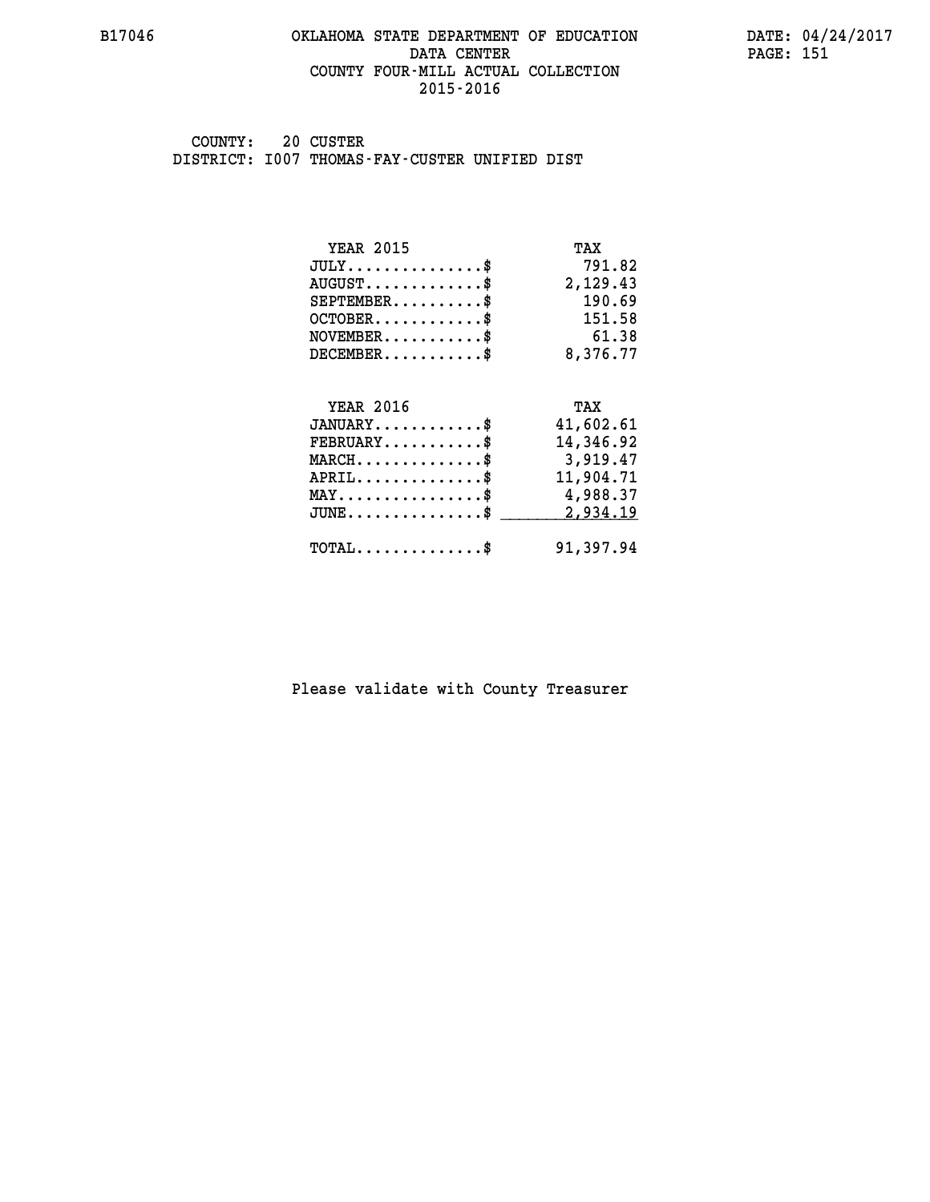B17046 OKLAHOMA STATE DEPARTMENT OF EDUCATION DATE: 04/24/2017
DATA CENTER PAGE: 151
COUNTY FOUR-MILL ACTUAL COLLECTION
2015-2016

COUNTY: 20 CUSTER
DISTRICT: I007 THOMAS-FAY-CUSTER UNIFIED DIST

| YEAR 2015 | TAX |
|---|---|
| JULY...............$ | 791.82 |
| AUGUST.............$ | 2,129.43 |
| SEPTEMBER..........$ | 190.69 |
| OCTOBER............$ | 151.58 |
| NOVEMBER...........$ | 61.38 |
| DECEMBER...........$ | 8,376.77 |

| YEAR 2016 | TAX |
|---|---|
| JANUARY............$ | 41,602.61 |
| FEBRUARY...........$ | 14,346.92 |
| MARCH..............$ | 3,919.47 |
| APRIL..............$ | 11,904.71 |
| MAY................$ | 4,988.37 |
| JUNE...............$ | 2,934.19 |
| TOTAL..............$ | 91,397.94 |

Please validate with County Treasurer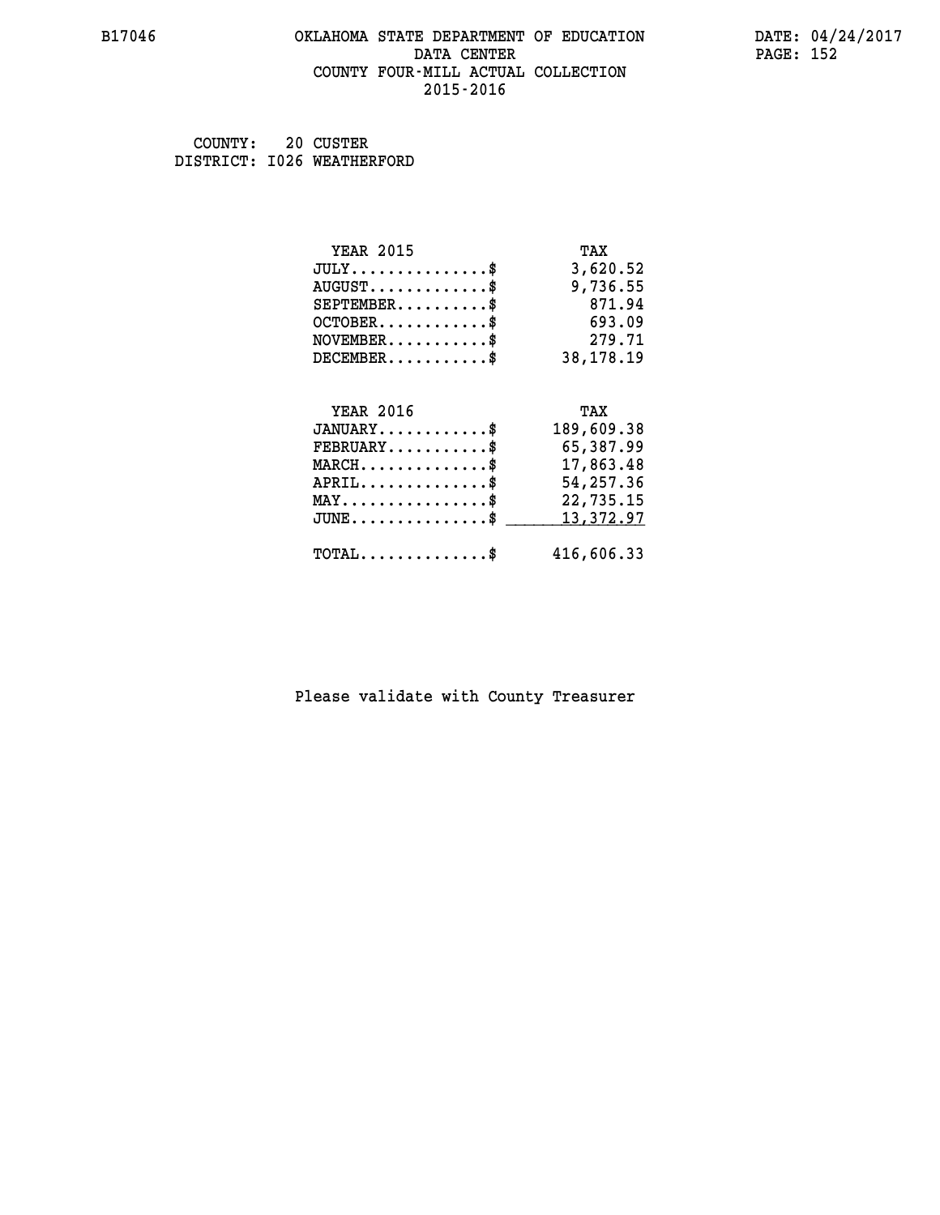B17046 OKLAHOMA STATE DEPARTMENT OF EDUCATION DATE: 04/24/2017
DATA CENTER PAGE: 152
COUNTY FOUR-MILL ACTUAL COLLECTION
2015-2016

COUNTY: 20 CUSTER
DISTRICT: I026 WEATHERFORD

| YEAR 2015 | TAX |
|---|---|
| JULY...............$ | 3,620.52 |
| AUGUST.............$ | 9,736.55 |
| SEPTEMBER..........$ | 871.94 |
| OCTOBER............$ | 693.09 |
| NOVEMBER...........$ | 279.71 |
| DECEMBER...........$ | 38,178.19 |

| YEAR 2016 | TAX |
|---|---|
| JANUARY............$ | 189,609.38 |
| FEBRUARY...........$ | 65,387.99 |
| MARCH..............$ | 17,863.48 |
| APRIL..............$ | 54,257.36 |
| MAY................$ | 22,735.15 |
| JUNE...............$ | 13,372.97 |
| TOTAL..............$ | 416,606.33 |

Please validate with County Treasurer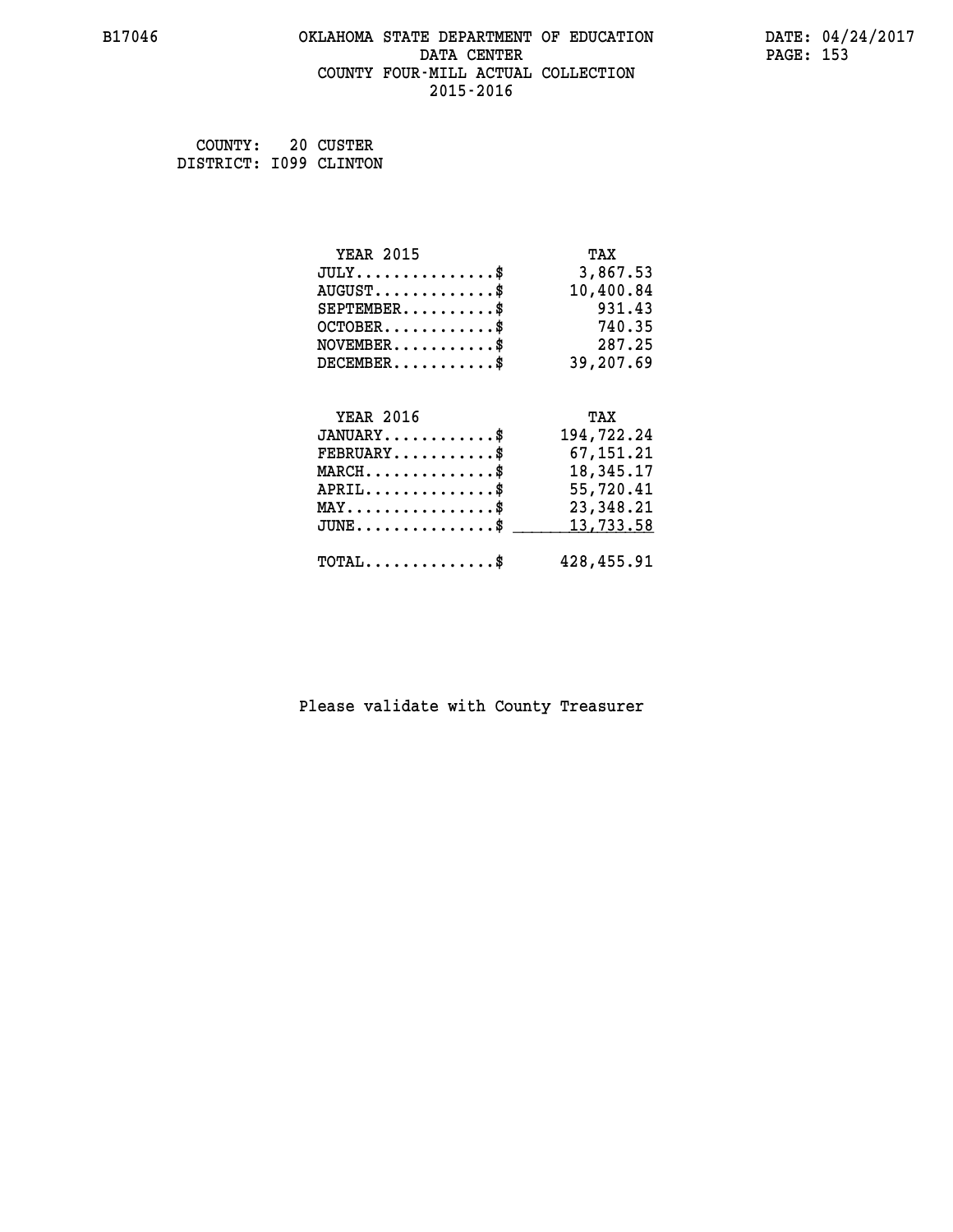B17046 OKLAHOMA STATE DEPARTMENT OF EDUCATION DATE: 04/24/2017
DATA CENTER
COUNTY FOUR-MILL ACTUAL COLLECTION
2015-2016

COUNTY: 20 CUSTER
DISTRICT: I099 CLINTON

| YEAR 2015 | TAX |
|---|---|
| JULY...............$ | 3,867.53 |
| AUGUST.............$ | 10,400.84 |
| SEPTEMBER..........$ | 931.43 |
| OCTOBER............$ | 740.35 |
| NOVEMBER...........$ | 287.25 |
| DECEMBER...........$ | 39,207.69 |

| YEAR 2016 | TAX |
|---|---|
| JANUARY............$ | 194,722.24 |
| FEBRUARY...........$ | 67,151.21 |
| MARCH..............$ | 18,345.17 |
| APRIL..............$ | 55,720.41 |
| MAY................$ | 23,348.21 |
| JUNE...............$ | 13,733.58 |
| TOTAL..............$ | 428,455.91 |

Please validate with County Treasurer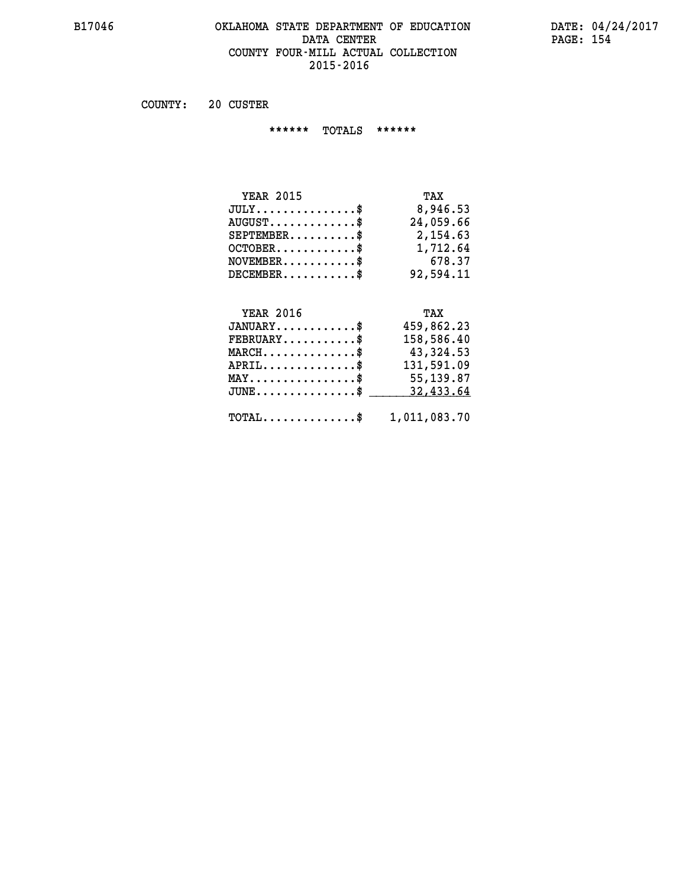COUNTY: 20 CUSTER

****** TOTALS ******

| YEAR 2015 | TAX |
|---|---|
| JULY..............$ | 8,946.53 |
| AUGUST............$ | 24,059.66 |
| SEPTEMBER.........$ | 2,154.63 |
| OCTOBER...........$ | 1,712.64 |
| NOVEMBER..........$ | 678.37 |
| DECEMBER..........$ | 92,594.11 |

| YEAR 2016 | TAX |
|---|---|
| JANUARY...........$ | 459,862.23 |
| FEBRUARY..........$ | 158,586.40 |
| MARCH.............$ | 43,324.53 |
| APRIL.............$ | 131,591.09 |
| MAY...............$ | 55,139.87 |
| JUNE..............$ | 32,433.64 |
| TOTAL.............$ | 1,011,083.70 |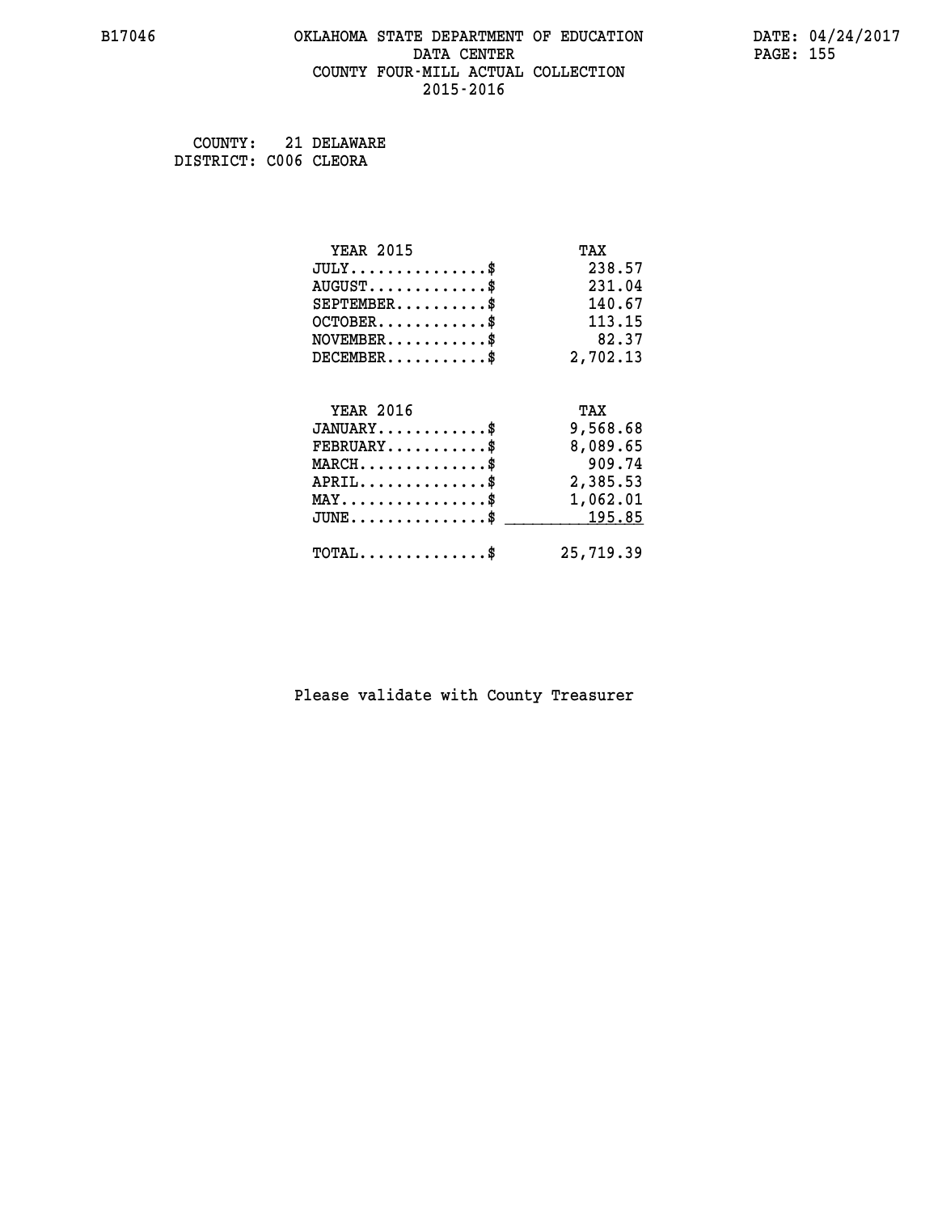B17046 OKLAHOMA STATE DEPARTMENT OF EDUCATION DATE: 04/24/2017
DATA CENTER
COUNTY FOUR-MILL ACTUAL COLLECTION
2015-2016

COUNTY: 21 DELAWARE
DISTRICT: C006 CLEORA

| YEAR 2015 | TAX |
|---|---|
| JULY...............$ | 238.57 |
| AUGUST.............$ | 231.04 |
| SEPTEMBER..........$ | 140.67 |
| OCTOBER............$ | 113.15 |
| NOVEMBER...........$ | 82.37 |
| DECEMBER...........$ | 2,702.13 |

| YEAR 2016 | TAX |
|---|---|
| JANUARY............$ | 9,568.68 |
| FEBRUARY...........$ | 8,089.65 |
| MARCH..............$ | 909.74 |
| APRIL..............$ | 2,385.53 |
| MAY................$ | 1,062.01 |
| JUNE...............$ | 195.85 |
| TOTAL..............$ | 25,719.39 |

Please validate with County Treasurer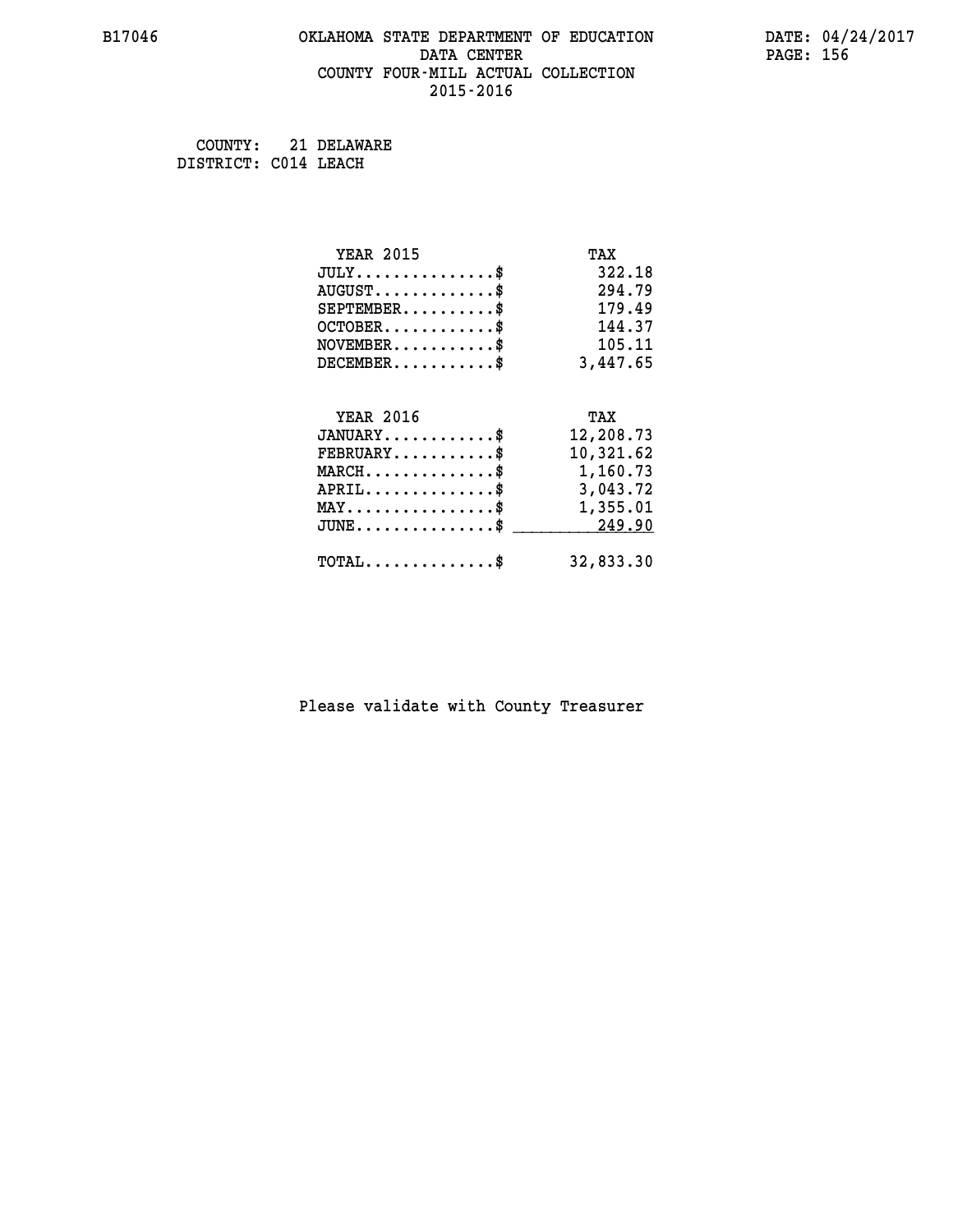B17046 OKLAHOMA STATE DEPARTMENT OF EDUCATION DATE: 04/24/2017

DATA CENTER

COUNTY FOUR-MILL ACTUAL COLLECTION

2015-2016

COUNTY: 21 DELAWARE
DISTRICT: C014 LEACH

| YEAR 2015 | TAX |
|---|---|
| JULY...............$ | 322.18 |
| AUGUST.............$ | 294.79 |
| SEPTEMBER..........$ | 179.49 |
| OCTOBER............$ | 144.37 |
| NOVEMBER...........$ | 105.11 |
| DECEMBER...........$ | 3,447.65 |

| YEAR 2016 | TAX |
|---|---|
| JANUARY............$ | 12,208.73 |
| FEBRUARY...........$ | 10,321.62 |
| MARCH..............$ | 1,160.73 |
| APRIL..............$ | 3,043.72 |
| MAY................$ | 1,355.01 |
| JUNE...............$ | 249.90 |
| TOTAL..............$ | 32,833.30 |

Please validate with County Treasurer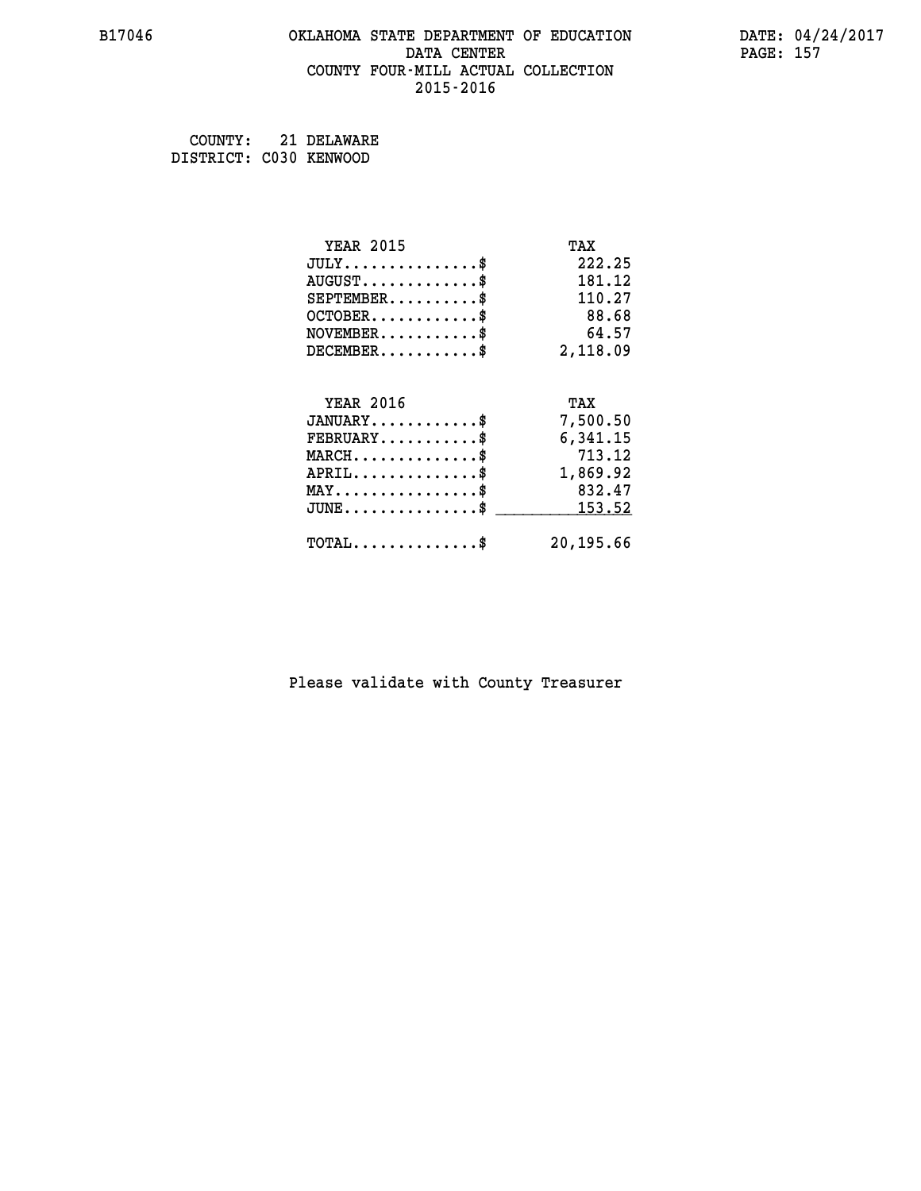B17046 OKLAHOMA STATE DEPARTMENT OF EDUCATION DATA CENTER COUNTY FOUR-MILL ACTUAL COLLECTION 2015-2016

DATE: 04/24/2017

COUNTY: 21 DELAWARE
DISTRICT: C030 KENWOOD

| YEAR 2015 | TAX |
|---|---|
| JULY...............$ | 222.25 |
| AUGUST.............$ | 181.12 |
| SEPTEMBER..........$ | 110.27 |
| OCTOBER............$ | 88.68 |
| NOVEMBER...........$ | 64.57 |
| DECEMBER...........$ | 2,118.09 |

| YEAR 2016 | TAX |
|---|---|
| JANUARY............$ | 7,500.50 |
| FEBRUARY...........$ | 6,341.15 |
| MARCH..............$ | 713.12 |
| APRIL..............$ | 1,869.92 |
| MAY................$ | 832.47 |
| JUNE...............$ | 153.52 |
| TOTAL..............$ | 20,195.66 |

Please validate with County Treasurer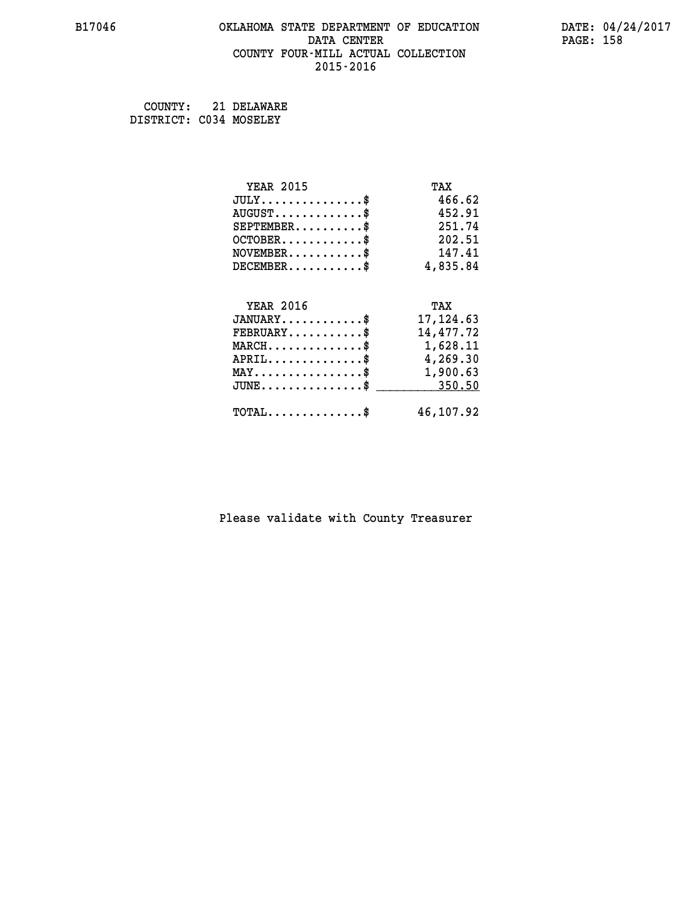B17046 OKLAHOMA STATE DEPARTMENT OF EDUCATION DATA CENTER COUNTY FOUR-MILL ACTUAL COLLECTION 2015-2016

DATE: 04/24/2017

COUNTY: 21 DELAWARE
DISTRICT: C034 MOSELEY

| YEAR 2015 | TAX |
|---|---|
| JULY...............$ | 466.62 |
| AUGUST.............$ | 452.91 |
| SEPTEMBER..........$ | 251.74 |
| OCTOBER............$ | 202.51 |
| NOVEMBER...........$ | 147.41 |
| DECEMBER...........$ | 4,835.84 |

| YEAR 2016 | TAX |
|---|---|
| JANUARY............$ | 17,124.63 |
| FEBRUARY...........$ | 14,477.72 |
| MARCH..............$ | 1,628.11 |
| APRIL..............$ | 4,269.30 |
| MAY................$ | 1,900.63 |
| JUNE...............$ | 350.50 |
| TOTAL..............$ | 46,107.92 |

Please validate with County Treasurer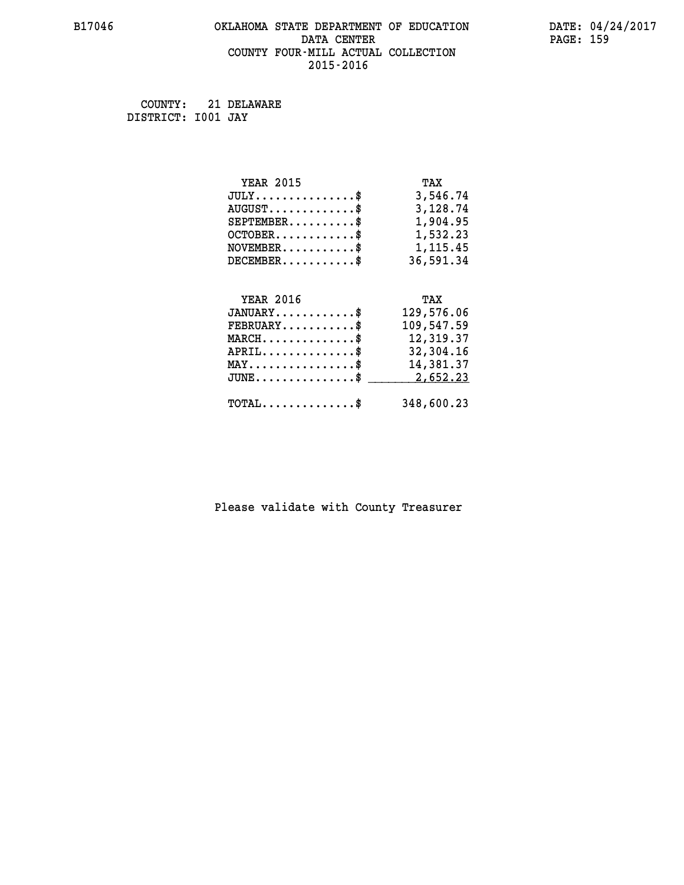B17046 OKLAHOMA STATE DEPARTMENT OF EDUCATION DATA CENTER COUNTY FOUR-MILL ACTUAL COLLECTION 2015-2016

DATE: 04/24/2017

COUNTY: 21 DELAWARE
DISTRICT: I001 JAY

| YEAR 2015 | TAX |
|---|---|
| JULY...............$ | 3,546.74 |
| AUGUST.............$ | 3,128.74 |
| SEPTEMBER..........$ | 1,904.95 |
| OCTOBER............$ | 1,532.23 |
| NOVEMBER...........$ | 1,115.45 |
| DECEMBER...........$ | 36,591.34 |

| YEAR 2016 | TAX |
|---|---|
| JANUARY............$ | 129,576.06 |
| FEBRUARY...........$ | 109,547.59 |
| MARCH..............$ | 12,319.37 |
| APRIL..............$ | 32,304.16 |
| MAY................$ | 14,381.37 |
| JUNE...............$ | 2,652.23 |
| TOTAL..............$ | 348,600.23 |

Please validate with County Treasurer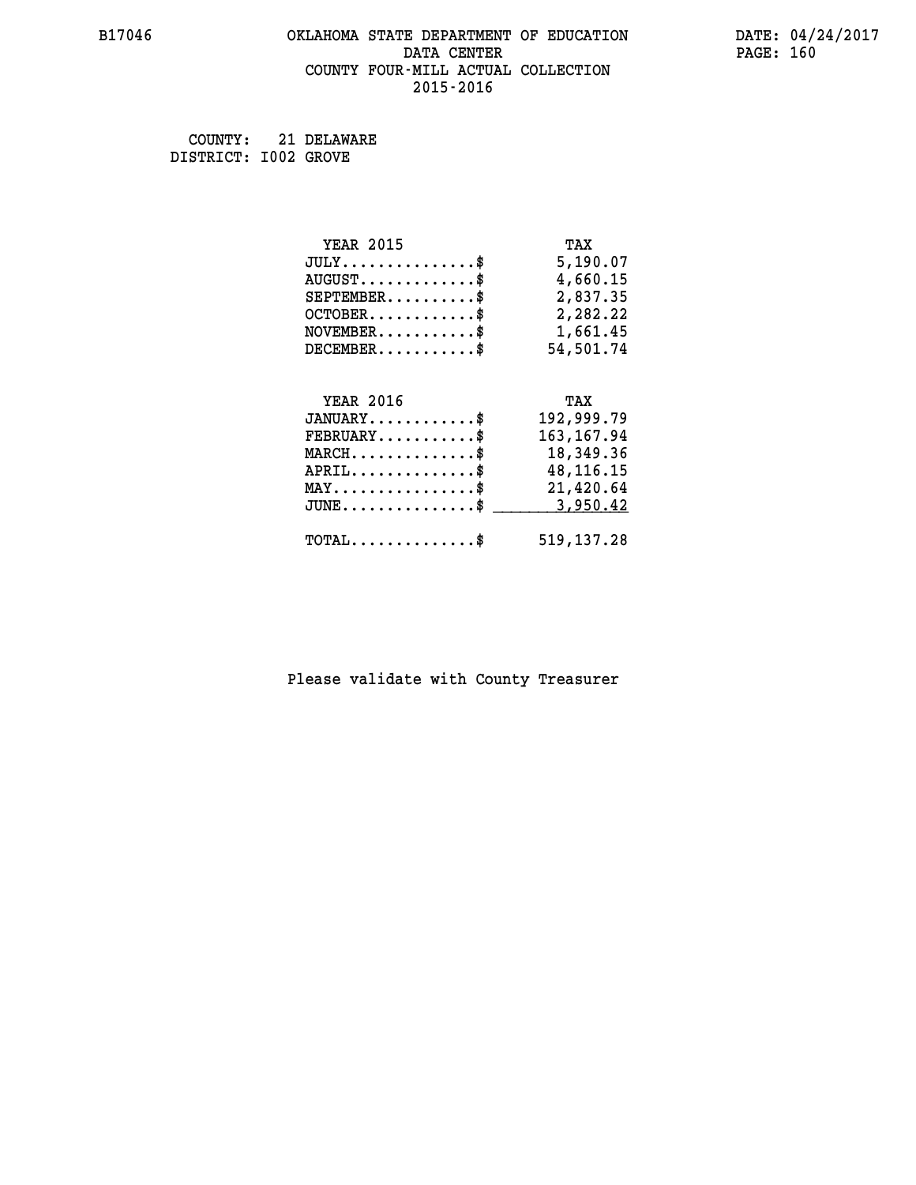B17046 OKLAHOMA STATE DEPARTMENT OF EDUCATION DATE: 04/24/2017
DATA CENTER PAGE: 160
COUNTY FOUR-MILL ACTUAL COLLECTION
2015-2016

COUNTY: 21 DELAWARE
DISTRICT: I002 GROVE

| YEAR 2015 | TAX |
|---|---|
| JULY...............$ | 5,190.07 |
| AUGUST.............$ | 4,660.15 |
| SEPTEMBER..........$ | 2,837.35 |
| OCTOBER............$ | 2,282.22 |
| NOVEMBER...........$ | 1,661.45 |
| DECEMBER...........$ | 54,501.74 |

| YEAR 2016 | TAX |
|---|---|
| JANUARY............$ | 192,999.79 |
| FEBRUARY...........$ | 163,167.94 |
| MARCH..............$ | 18,349.36 |
| APRIL..............$ | 48,116.15 |
| MAY................$ | 21,420.64 |
| JUNE...............$ | 3,950.42 |
| TOTAL..............$ | 519,137.28 |

Please validate with County Treasurer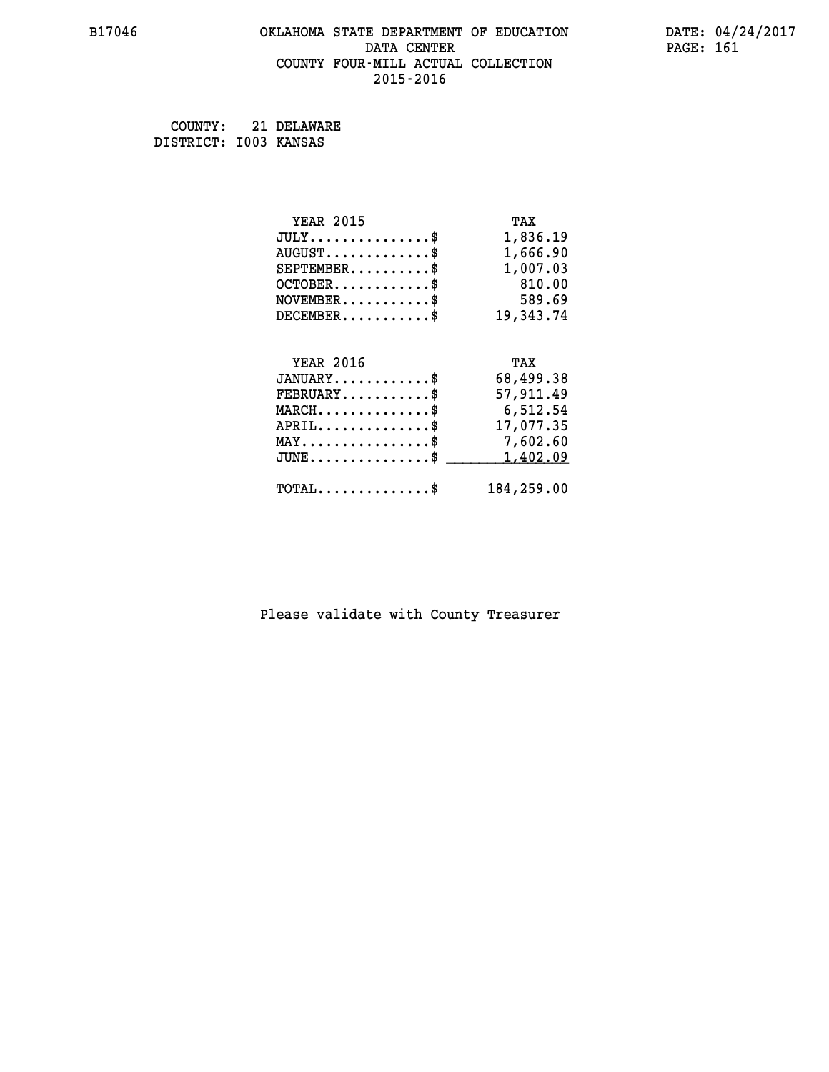B17046

# OKLAHOMA STATE DEPARTMENT OF EDUCATION
## DATA CENTER
## COUNTY FOUR-MILL ACTUAL COLLECTION
## 2015-2016

DATE: 04/24/2017

COUNTY: 21 DELAWARE
DISTRICT: I003 KANSAS

| YEAR 2015 | TAX |
|---|---|
| JULY..............$ | 1,836.19 |
| AUGUST............$ | 1,666.90 |
| SEPTEMBER.........$ | 1,007.03 |
| OCTOBER...........$ | 810.00 |
| NOVEMBER..........$ | 589.69 |
| DECEMBER..........$ | 19,343.74 |

| YEAR 2016 | TAX |
|---|---|
| JANUARY...........$ | 68,499.38 |
| FEBRUARY..........$ | 57,911.49 |
| MARCH.............$ | 6,512.54 |
| APRIL.............$ | 17,077.35 |
| MAY...............$ | 7,602.60 |
| JUNE..............$ | 1,402.09 |
| TOTAL.............$ | 184,259.00 |

Please validate with County Treasurer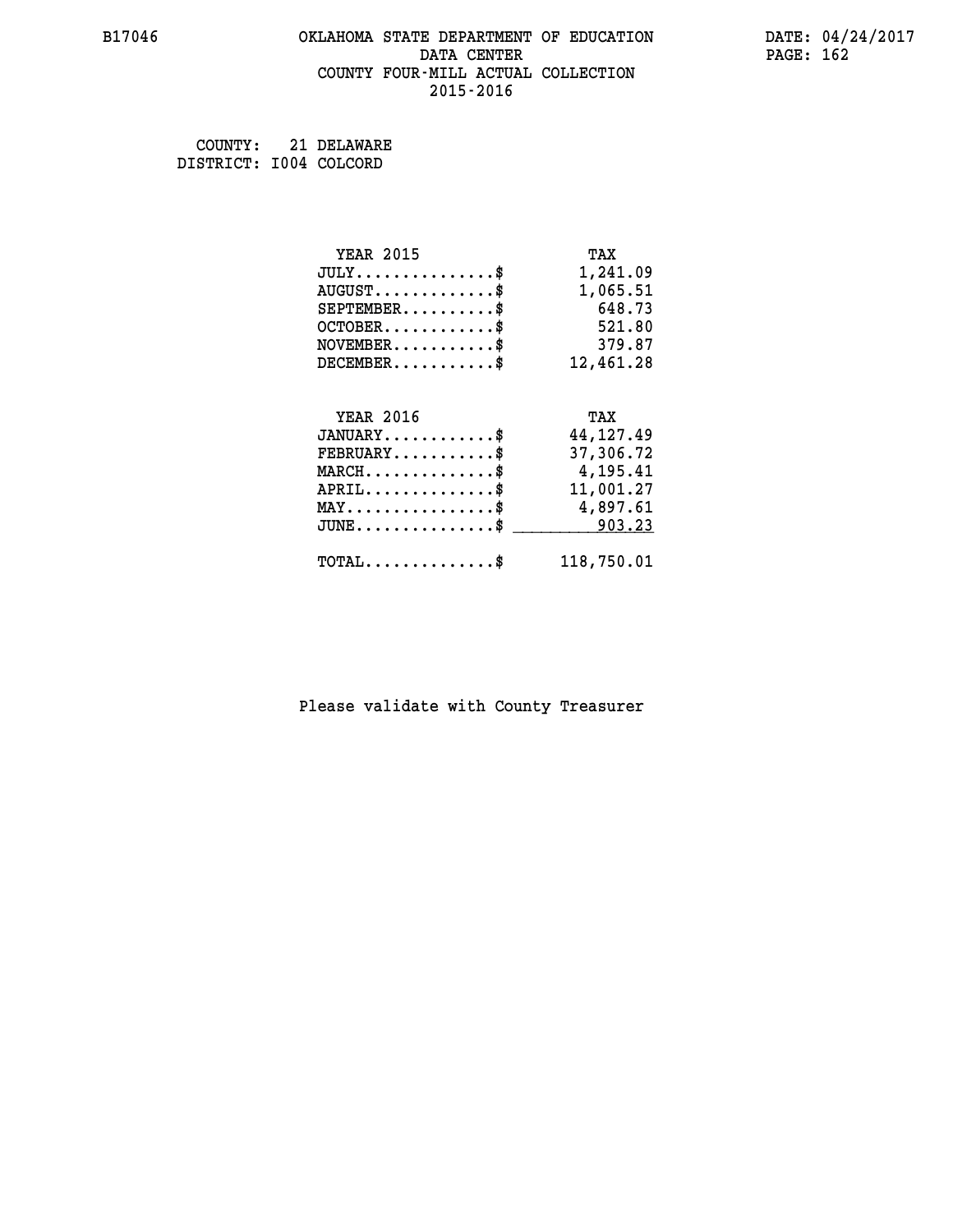B17046 OKLAHOMA STATE DEPARTMENT OF EDUCATION DATE: 04/24/2017
DATA CENTER PAGE: 162
COUNTY FOUR-MILL ACTUAL COLLECTION
2015-2016

COUNTY: 21 DELAWARE
DISTRICT: I004 COLCORD

| YEAR 2015 | TAX |
|---|---|
| JULY...............$ | 1,241.09 |
| AUGUST.............$ | 1,065.51 |
| SEPTEMBER..........$ | 648.73 |
| OCTOBER............$ | 521.80 |
| NOVEMBER...........$ | 379.87 |
| DECEMBER...........$ | 12,461.28 |

| YEAR 2016 | TAX |
|---|---|
| JANUARY............$ | 44,127.49 |
| FEBRUARY...........$ | 37,306.72 |
| MARCH..............$ | 4,195.41 |
| APRIL..............$ | 11,001.27 |
| MAY................$ | 4,897.61 |
| JUNE...............$ | 903.23 |
| TOTAL..............$ | 118,750.01 |

Please validate with County Treasurer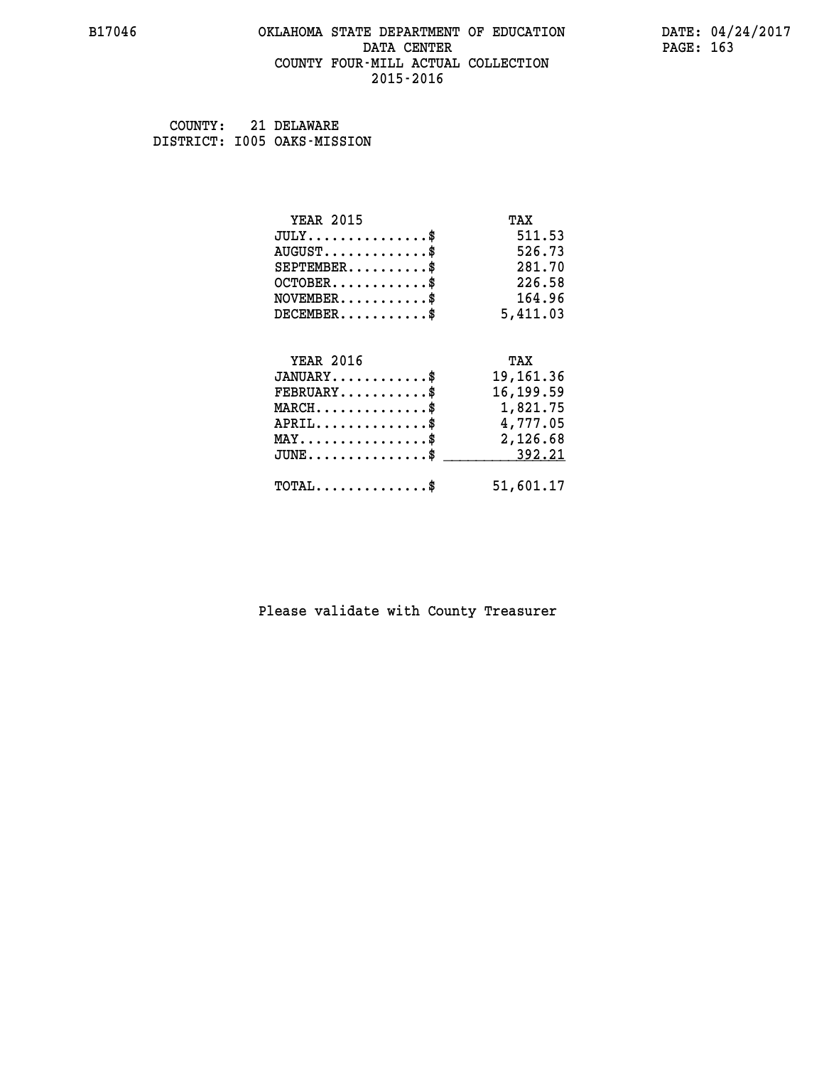B17046 OKLAHOMA STATE DEPARTMENT OF EDUCATION DATA CENTER COUNTY FOUR-MILL ACTUAL COLLECTION 2015-2016

DATE: 04/24/2017

COUNTY: 21 DELAWARE
DISTRICT: I005 OAKS-MISSION

| YEAR 2015 | TAX |
|---|---|
| JULY...............$ | 511.53 |
| AUGUST.............$ | 526.73 |
| SEPTEMBER..........$ | 281.70 |
| OCTOBER............$ | 226.58 |
| NOVEMBER...........$ | 164.96 |
| DECEMBER...........$ | 5,411.03 |

| YEAR 2016 | TAX |
|---|---|
| JANUARY............$ | 19,161.36 |
| FEBRUARY...........$ | 16,199.59 |
| MARCH..............$ | 1,821.75 |
| APRIL..............$ | 4,777.05 |
| MAY................$ | 2,126.68 |
| JUNE...............$ | 392.21 |
| TOTAL..............$ | 51,601.17 |

Please validate with County Treasurer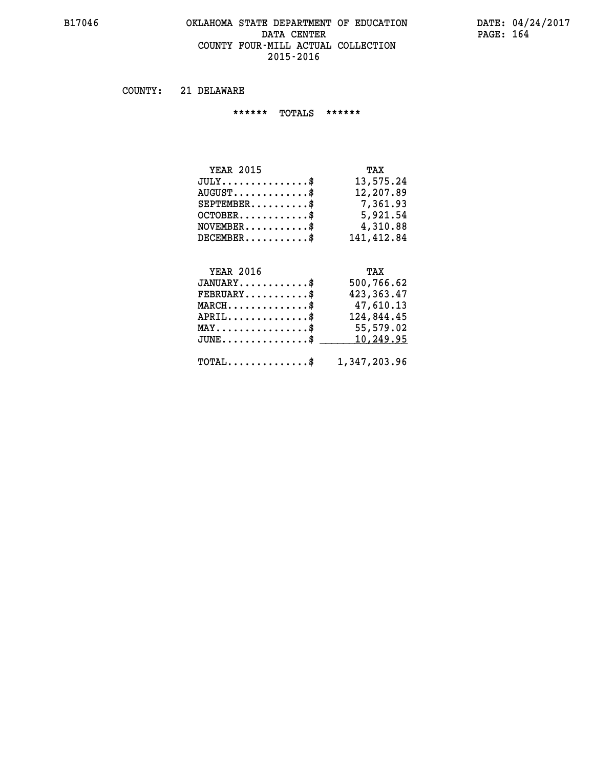# OKLAHOMA STATE DEPARTMENT OF EDUCATION
## DATA CENTER
## COUNTY FOUR-MILL ACTUAL COLLECTION
## 2015-2016

B17046

DATE: 04/24/2017

COUNTY: 21 DELAWARE

****** TOTALS ******

| YEAR 2015 | TAX |
|---|---|
| JULY...............$ | 13,575.24 |
| AUGUST.............$ | 12,207.89 |
| SEPTEMBER..........$ | 7,361.93 |
| OCTOBER............$ | 5,921.54 |
| NOVEMBER...........$ | 4,310.88 |
| DECEMBER...........$ | 141,412.84 |

| YEAR 2016 | TAX |
|---|---|
| JANUARY............$ | 500,766.62 |
| FEBRUARY...........$ | 423,363.47 |
| MARCH..............$ | 47,610.13 |
| APRIL..............$ | 124,844.45 |
| MAY................$ | 55,579.02 |
| JUNE...............$ | 10,249.95 |
| TOTAL..............$ | 1,347,203.96 |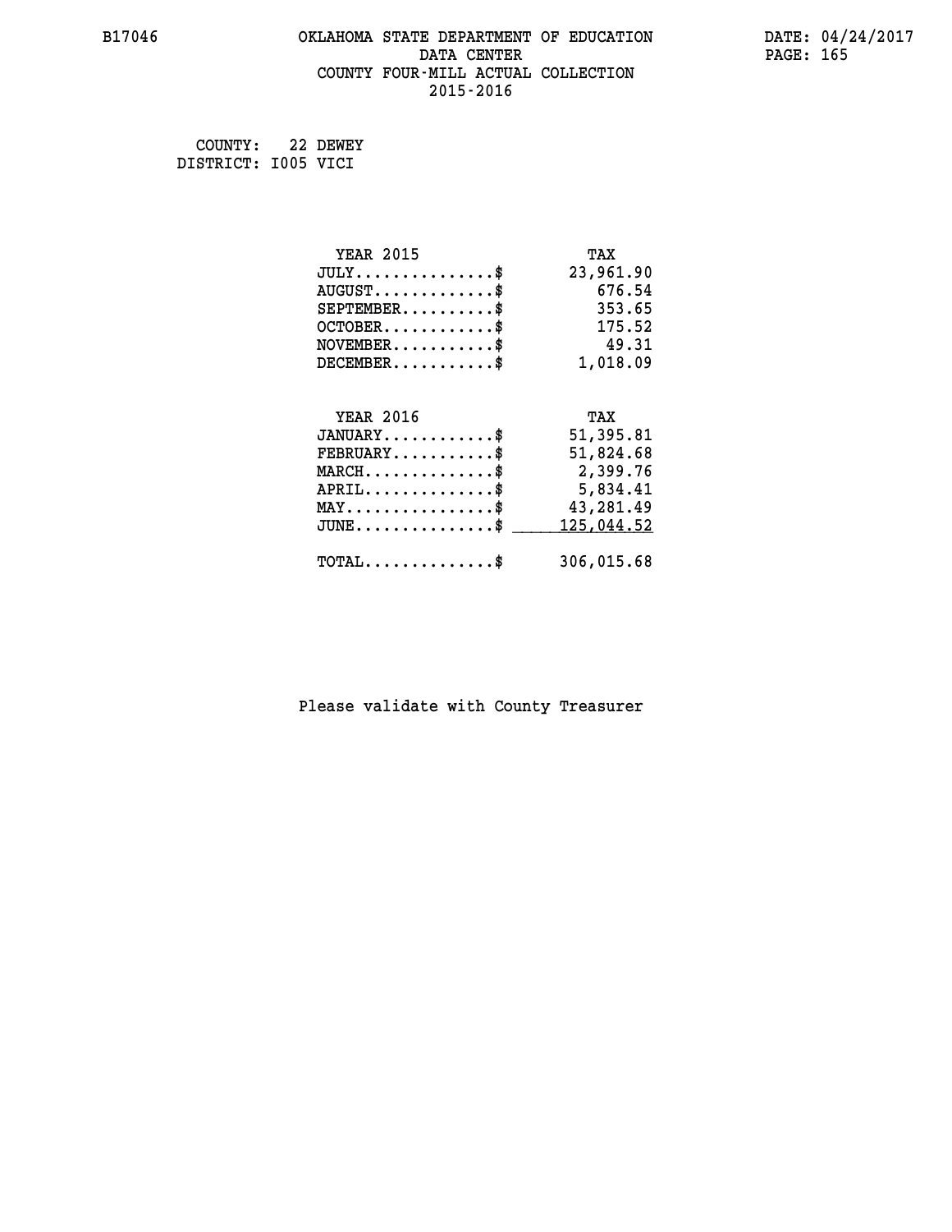B17046 OKLAHOMA STATE DEPARTMENT OF EDUCATION DATA CENTER COUNTY FOUR-MILL ACTUAL COLLECTION 2015-2016

DATE: 04/24/2017

COUNTY: 22 DEWEY
DISTRICT: I005 VICI

| YEAR 2015 | TAX |
|---|---|
| JULY...............$ | 23,961.90 |
| AUGUST.............$ | 676.54 |
| SEPTEMBER..........$ | 353.65 |
| OCTOBER............$ | 175.52 |
| NOVEMBER...........$ | 49.31 |
| DECEMBER...........$ | 1,018.09 |

| YEAR 2016 | TAX |
|---|---|
| JANUARY............$ | 51,395.81 |
| FEBRUARY...........$ | 51,824.68 |
| MARCH..............$ | 2,399.76 |
| APRIL..............$ | 5,834.41 |
| MAY................$ | 43,281.49 |
| JUNE...............$ | 125,044.52 |
| TOTAL..............$ | 306,015.68 |

Please validate with County Treasurer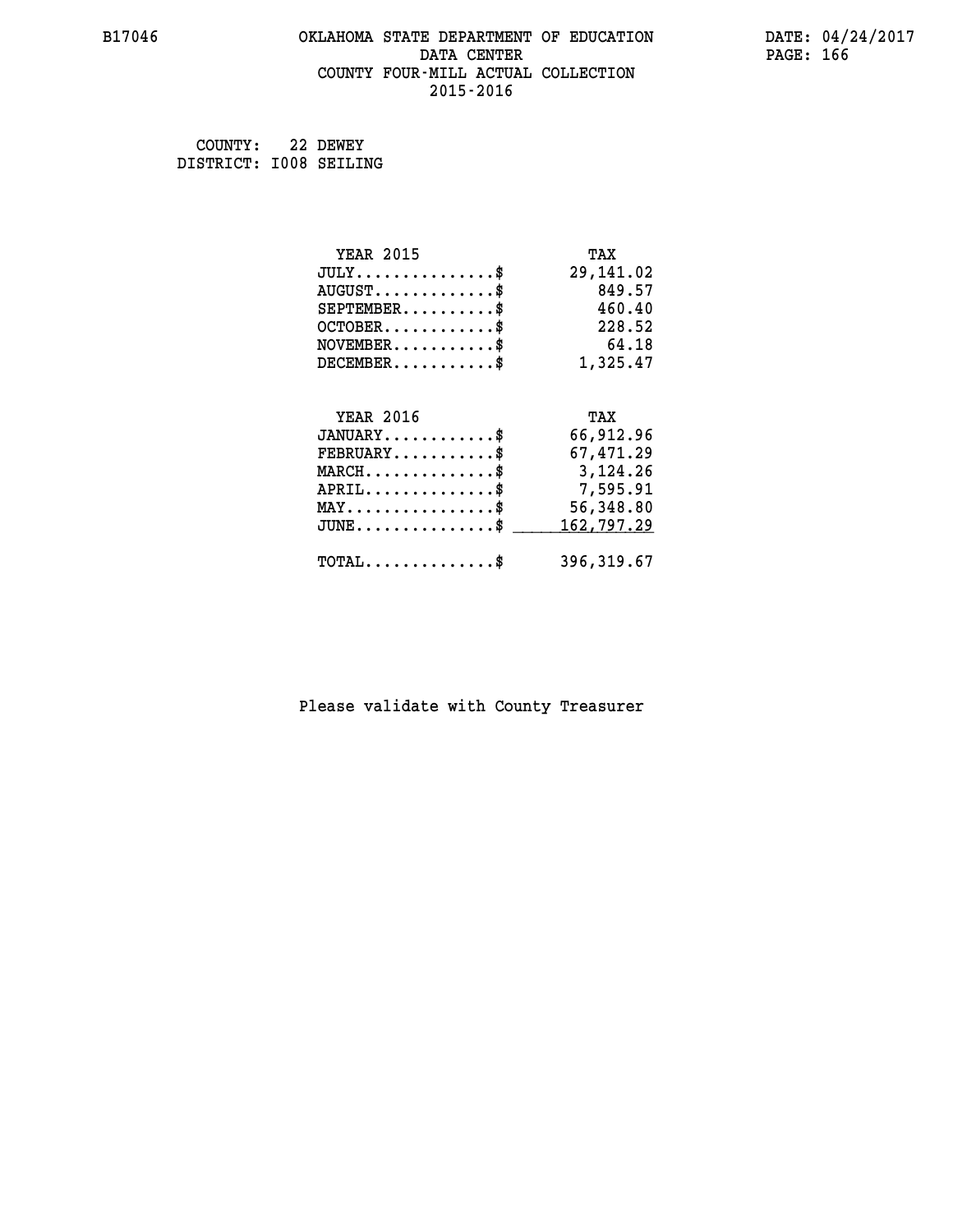B17046 OKLAHOMA STATE DEPARTMENT OF EDUCATION DATA CENTER COUNTY FOUR-MILL ACTUAL COLLECTION 2015-2016

DATE: 04/24/2017

COUNTY: 22 DEWEY
DISTRICT: I008 SEILING

| YEAR 2015 | TAX |
|---|---|
| JULY..............$ | 29,141.02 |
| AUGUST............$ | 849.57 |
| SEPTEMBER.........$ | 460.40 |
| OCTOBER...........$ | 228.52 |
| NOVEMBER..........$ | 64.18 |
| DECEMBER..........$ | 1,325.47 |

| YEAR 2016 | TAX |
|---|---|
| JANUARY...........$ | 66,912.96 |
| FEBRUARY..........$ | 67,471.29 |
| MARCH.............$ | 3,124.26 |
| APRIL.............$ | 7,595.91 |
| MAY...............$ | 56,348.80 |
| JUNE..............$ | 162,797.29 |
| TOTAL.............$ | 396,319.67 |

Please validate with County Treasurer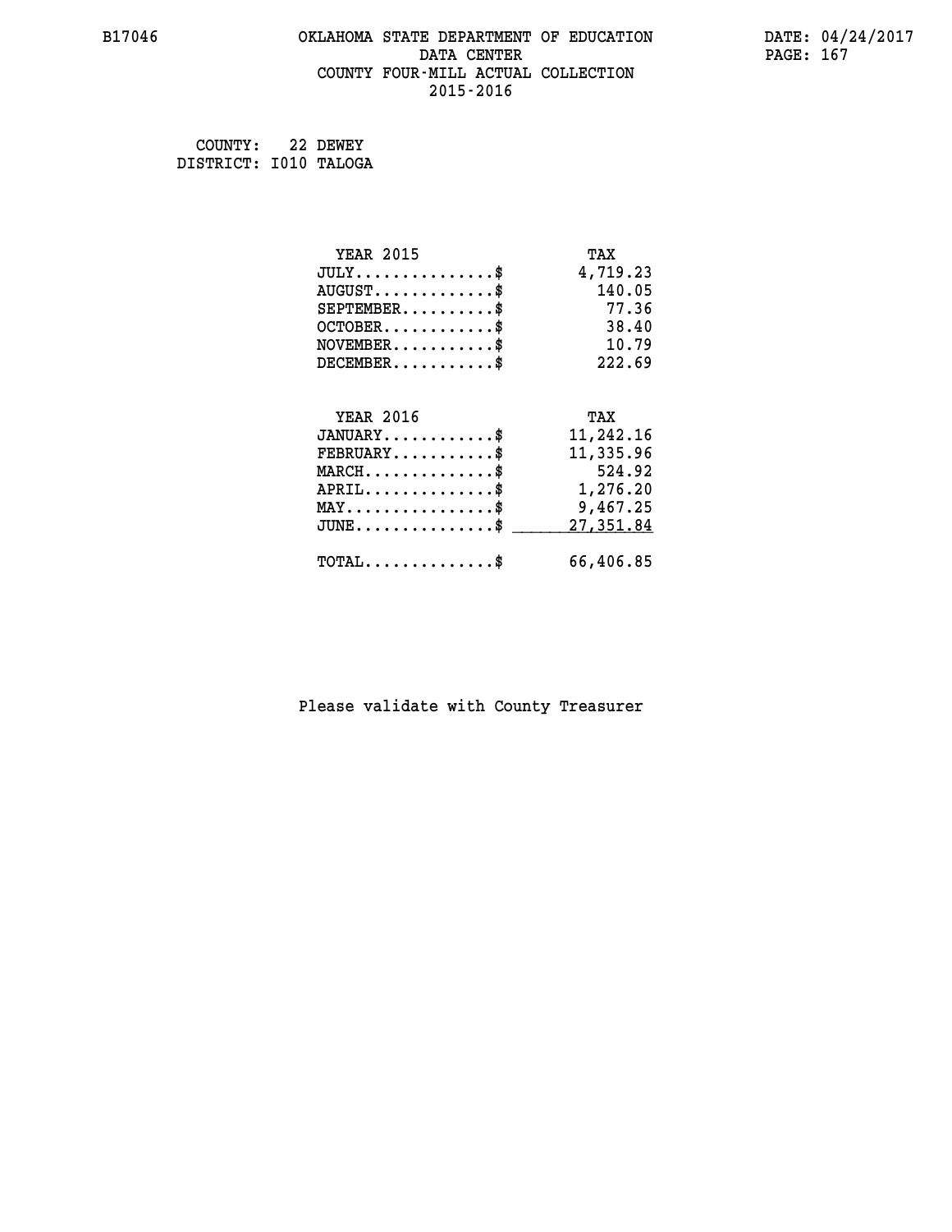B17046 OKLAHOMA STATE DEPARTMENT OF EDUCATION DATA CENTER COUNTY FOUR-MILL ACTUAL COLLECTION 2015-2016

DATE: 04/24/2017

COUNTY: 22 DEWEY
DISTRICT: I010 TALOGA

| YEAR 2015 | TAX |
|---|---|
| JULY...............$ | 4,719.23 |
| AUGUST.............$ | 140.05 |
| SEPTEMBER..........$ | 77.36 |
| OCTOBER............$ | 38.40 |
| NOVEMBER...........$ | 10.79 |
| DECEMBER...........$ | 222.69 |

| YEAR 2016 | TAX |
|---|---|
| JANUARY............$ | 11,242.16 |
| FEBRUARY...........$ | 11,335.96 |
| MARCH..............$ | 524.92 |
| APRIL..............$ | 1,276.20 |
| MAY................$ | 9,467.25 |
| JUNE...............$ | 27,351.84 |
| TOTAL..............$ | 66,406.85 |

Please validate with County Treasurer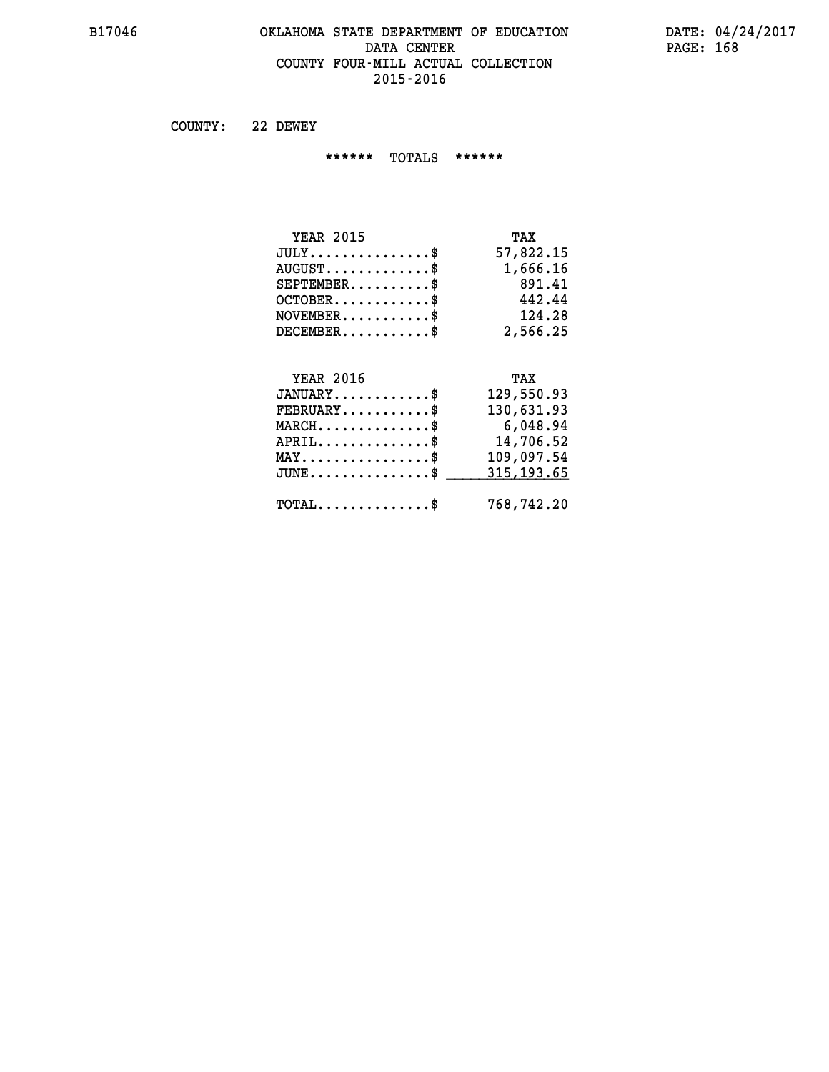B17046 OKLAHOMA STATE DEPARTMENT OF EDUCATION DATA CENTER COUNTY FOUR-MILL ACTUAL COLLECTION 2015-2016

DATE: 04/24/2017

COUNTY: 22 DEWEY

****** TOTALS ******

| YEAR 2015 | TAX |
|---|---|
| JULY...............$ | 57,822.15 |
| AUGUST.............$ | 1,666.16 |
| SEPTEMBER..........$ | 891.41 |
| OCTOBER............$ | 442.44 |
| NOVEMBER...........$ | 124.28 |
| DECEMBER...........$ | 2,566.25 |

| YEAR 2016 | TAX |
|---|---|
| JANUARY............$ | 129,550.93 |
| FEBRUARY...........$ | 130,631.93 |
| MARCH..............$ | 6,048.94 |
| APRIL..............$ | 14,706.52 |
| MAY................$ | 109,097.54 |
| JUNE...............$ | 315,193.65 |
| TOTAL..............$ | 768,742.20 |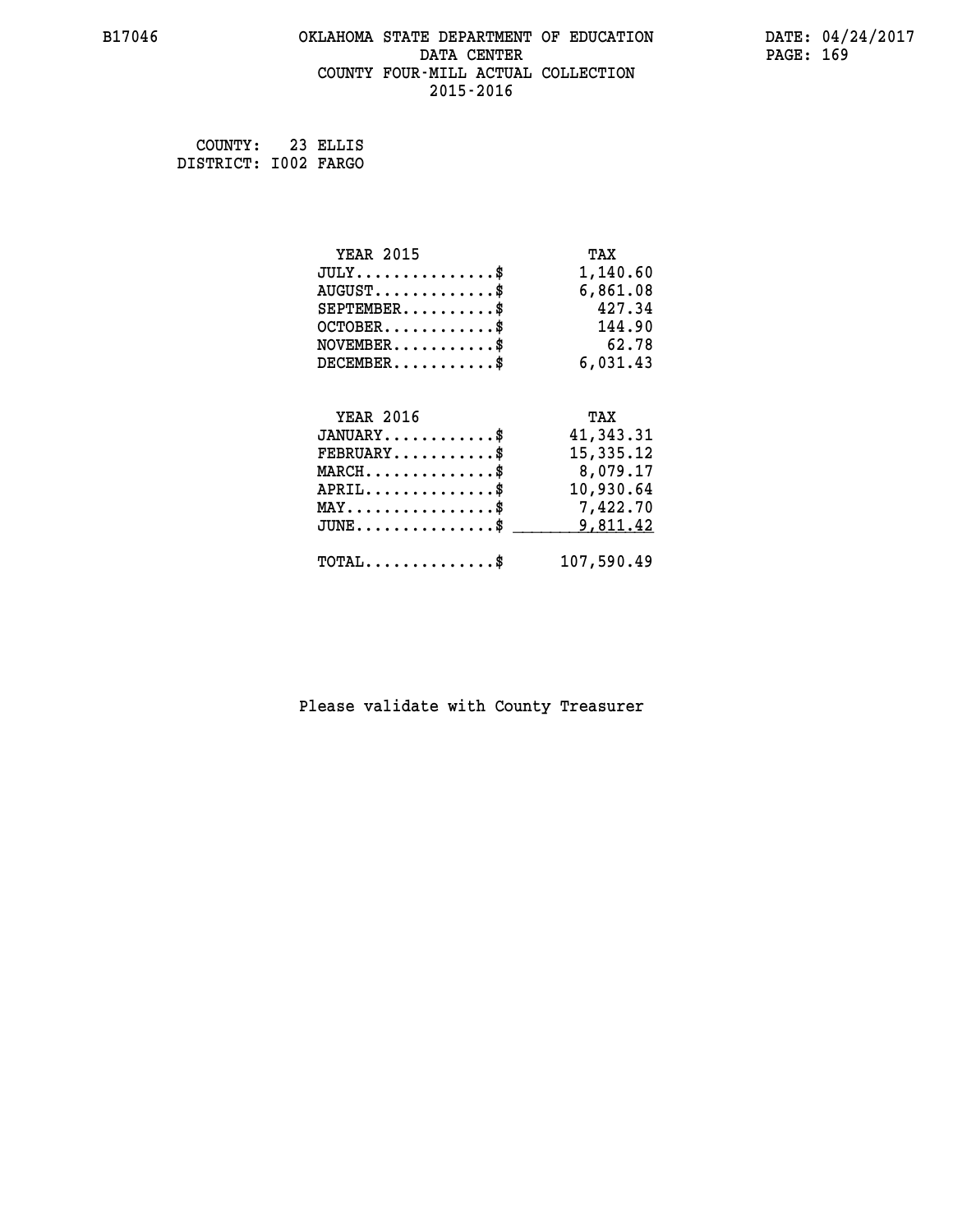B17046 OKLAHOMA STATE DEPARTMENT OF EDUCATION DATA CENTER COUNTY FOUR-MILL ACTUAL COLLECTION 2015-2016

DATE: 04/24/2017

COUNTY: 23 ELLIS
DISTRICT: I002 FARGO

| YEAR 2015 | TAX |
|---|---|
| JULY...............$ | 1,140.60 |
| AUGUST.............$ | 6,861.08 |
| SEPTEMBER..........$ | 427.34 |
| OCTOBER............$ | 144.90 |
| NOVEMBER...........$ | 62.78 |
| DECEMBER...........$ | 6,031.43 |

| YEAR 2016 | TAX |
|---|---|
| JANUARY............$ | 41,343.31 |
| FEBRUARY...........$ | 15,335.12 |
| MARCH..............$ | 8,079.17 |
| APRIL..............$ | 10,930.64 |
| MAY................$ | 7,422.70 |
| JUNE...............$ | 9,811.42 |
| TOTAL..............$ | 107,590.49 |

Please validate with County Treasurer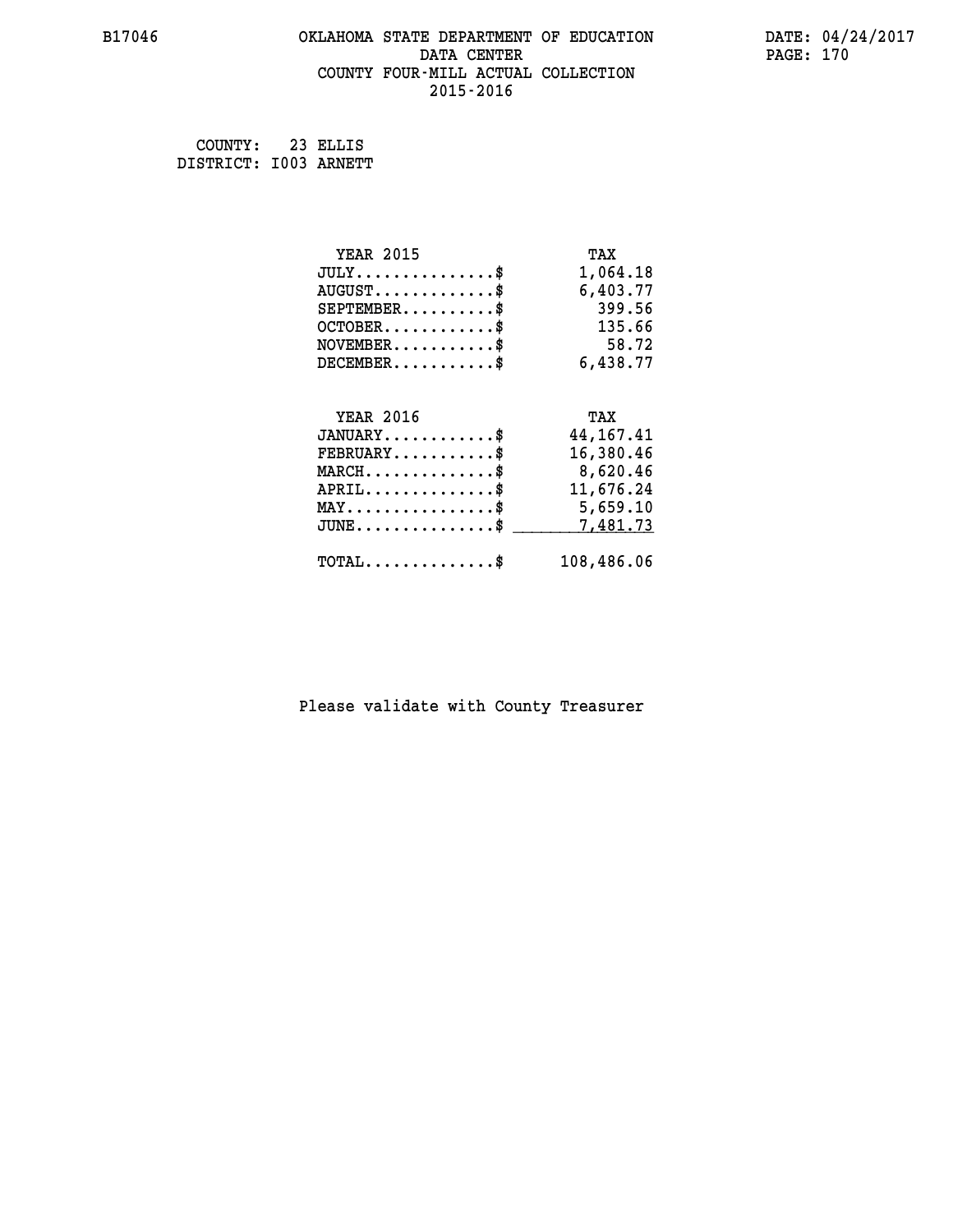B17046

# OKLAHOMA STATE DEPARTMENT OF EDUCATION
## DATA CENTER
## COUNTY FOUR-MILL ACTUAL COLLECTION
## 2015-2016

DATE: 04/24/2017

COUNTY: 23 ELLIS
DISTRICT: I003 ARNETT

| YEAR 2015 | TAX |
|---|---|
| JULY...............$ | 1,064.18 |
| AUGUST.............$ | 6,403.77 |
| SEPTEMBER..........$ | 399.56 |
| OCTOBER............$ | 135.66 |
| NOVEMBER...........$ | 58.72 |
| DECEMBER...........$ | 6,438.77 |

| YEAR 2016 | TAX |
|---|---|
| JANUARY............$ | 44,167.41 |
| FEBRUARY...........$ | 16,380.46 |
| MARCH..............$ | 8,620.46 |
| APRIL..............$ | 11,676.24 |
| MAY................$ | 5,659.10 |
| JUNE...............$ | 7,481.73 |
| TOTAL..............$ | 108,486.06 |

Please validate with County Treasurer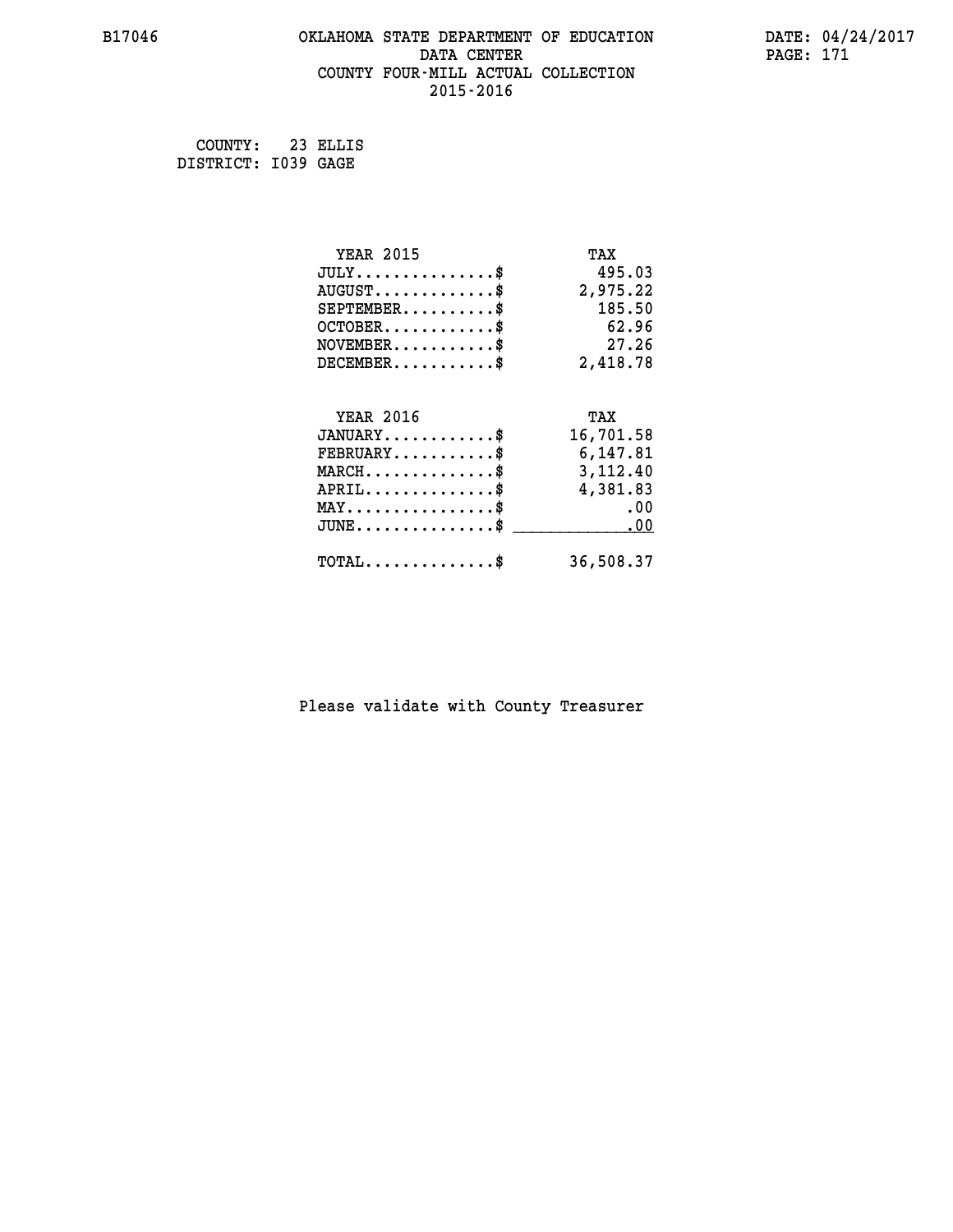B17046 OKLAHOMA STATE DEPARTMENT OF EDUCATION DATE: 04/24/2017
DATA CENTER PAGE: 171
COUNTY FOUR-MILL ACTUAL COLLECTION
2015-2016

COUNTY: 23 ELLIS
DISTRICT: I039 GAGE

| YEAR 2015 | TAX |
|---|---|
| JULY...............$ | 495.03 |
| AUGUST.............$ | 2,975.22 |
| SEPTEMBER..........$ | 185.50 |
| OCTOBER............$ | 62.96 |
| NOVEMBER...........$ | 27.26 |
| DECEMBER...........$ | 2,418.78 |

| YEAR 2016 | TAX |
|---|---|
| JANUARY............$ | 16,701.58 |
| FEBRUARY...........$ | 6,147.81 |
| MARCH..............$ | 3,112.40 |
| APRIL..............$ | 4,381.83 |
| MAY................$ | .00 |
| JUNE...............$ | .00 |
| TOTAL..............$ | 36,508.37 |

Please validate with County Treasurer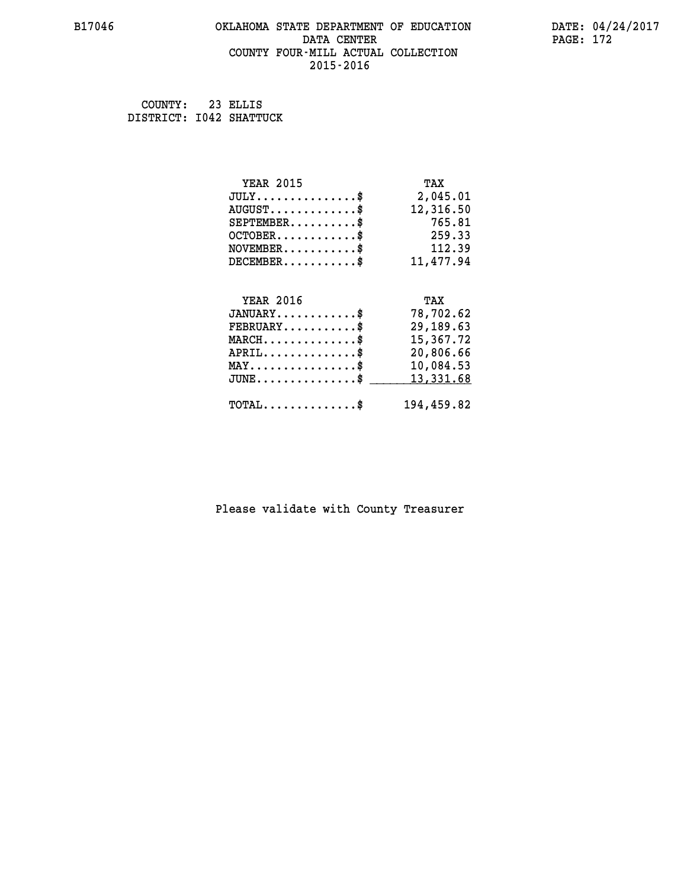B17046 OKLAHOMA STATE DEPARTMENT OF EDUCATION DATE: 04/24/2017

DATA CENTER

COUNTY FOUR-MILL ACTUAL COLLECTION

2015-2016

COUNTY: 23 ELLIS
DISTRICT: I042 SHATTUCK

| YEAR 2015 | TAX |
|---|---|
| JULY...............$ | 2,045.01 |
| AUGUST.............$ | 12,316.50 |
| SEPTEMBER..........$ | 765.81 |
| OCTOBER............$ | 259.33 |
| NOVEMBER...........$ | 112.39 |
| DECEMBER...........$ | 11,477.94 |

| YEAR 2016 | TAX |
|---|---|
| JANUARY............$ | 78,702.62 |
| FEBRUARY...........$ | 29,189.63 |
| MARCH..............$ | 15,367.72 |
| APRIL..............$ | 20,806.66 |
| MAY................$ | 10,084.53 |
| JUNE...............$ | 13,331.68 |
| TOTAL..............$ | 194,459.82 |

Please validate with County Treasurer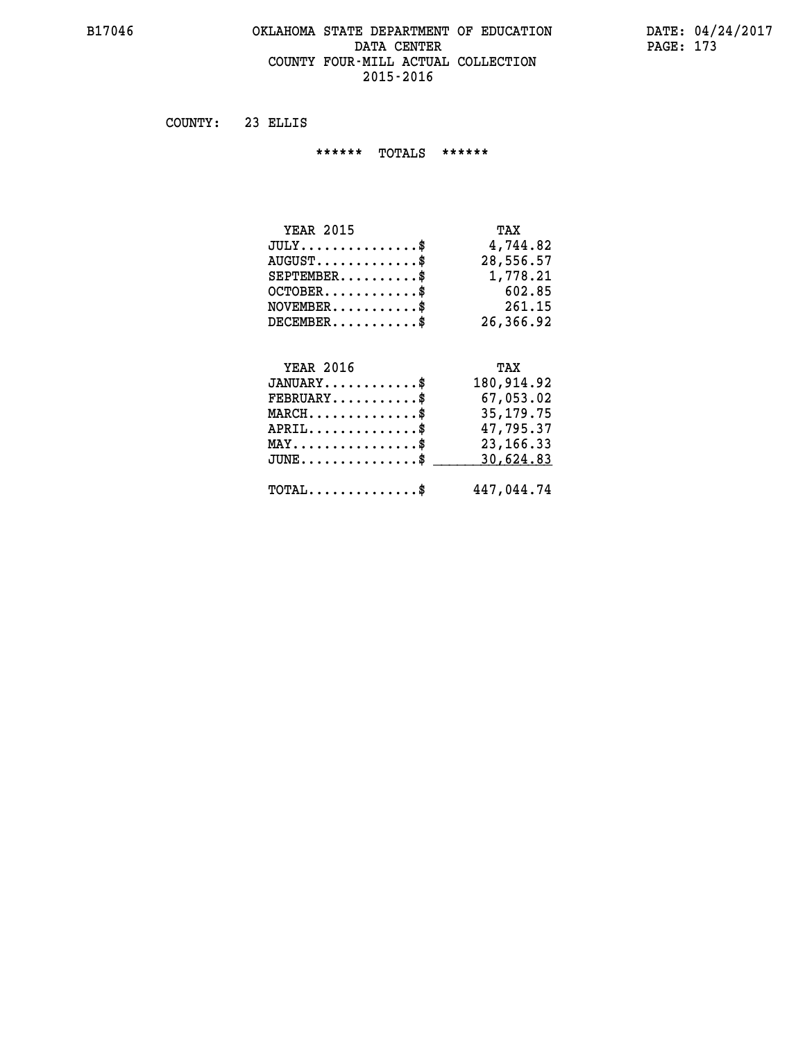B17046 OKLAHOMA STATE DEPARTMENT OF EDUCATION DATA CENTER COUNTY FOUR-MILL ACTUAL COLLECTION 2015-2016

DATE: 04/24/2017

COUNTY: 23 ELLIS

****** TOTALS ******

| YEAR 2015 | TAX |
|---|---|
| JULY...............$ | 4,744.82 |
| AUGUST.............$ | 28,556.57 |
| SEPTEMBER..........$ | 1,778.21 |
| OCTOBER............$ | 602.85 |
| NOVEMBER...........$ | 261.15 |
| DECEMBER...........$ | 26,366.92 |

| YEAR 2016 | TAX |
|---|---|
| JANUARY............$ | 180,914.92 |
| FEBRUARY...........$ | 67,053.02 |
| MARCH..............$ | 35,179.75 |
| APRIL..............$ | 47,795.37 |
| MAY................$ | 23,166.33 |
| JUNE...............$ | 30,624.83 |
| TOTAL..............$ | 447,044.74 |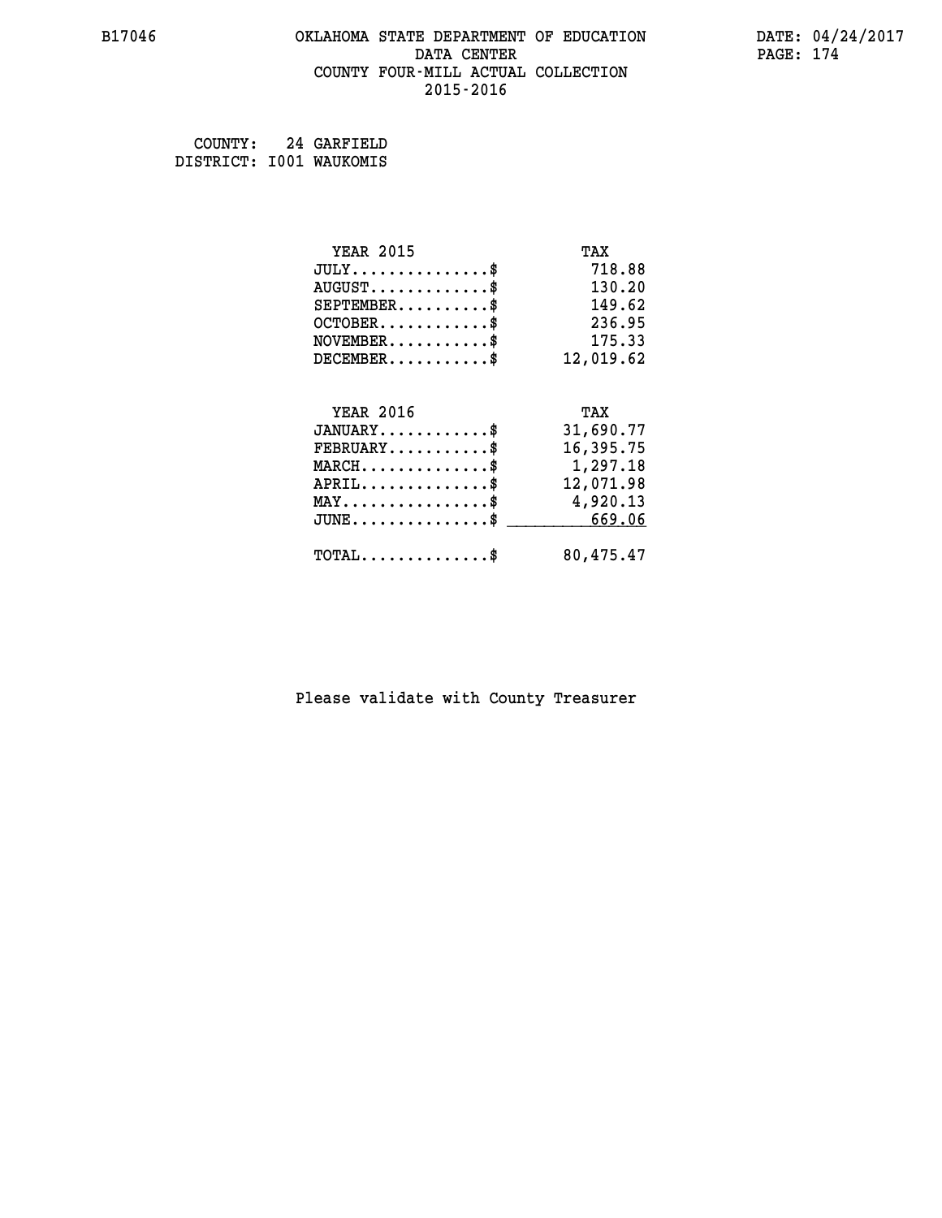B17046 OKLAHOMA STATE DEPARTMENT OF EDUCATION DATA CENTER COUNTY FOUR-MILL ACTUAL COLLECTION 2015-2016

DATE: 04/24/2017

COUNTY: 24 GARFIELD
DISTRICT: I001 WAUKOMIS

| YEAR 2015 | TAX |
|---|---|
| JULY..............$ | 718.88 |
| AUGUST............$ | 130.20 |
| SEPTEMBER.........$ | 149.62 |
| OCTOBER...........$ | 236.95 |
| NOVEMBER..........$ | 175.33 |
| DECEMBER..........$ | 12,019.62 |

| YEAR 2016 | TAX |
|---|---|
| JANUARY...........$ | 31,690.77 |
| FEBRUARY..........$ | 16,395.75 |
| MARCH.............$ | 1,297.18 |
| APRIL.............$ | 12,071.98 |
| MAY...............$ | 4,920.13 |
| JUNE..............$ | 669.06 |
| TOTAL.............$ | 80,475.47 |

Please validate with County Treasurer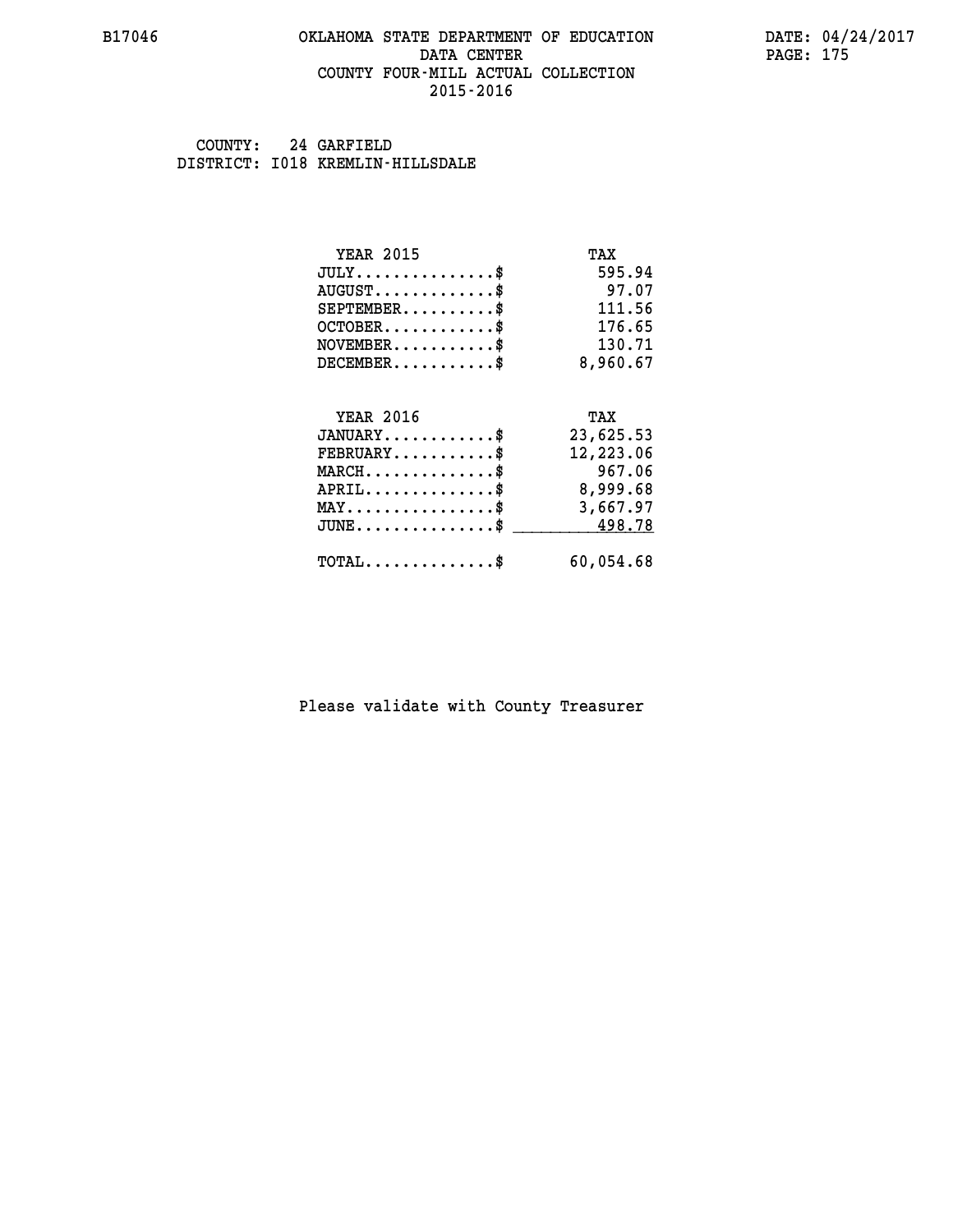B17046

# OKLAHOMA STATE DEPARTMENT OF EDUCATION
## DATA CENTER
## COUNTY FOUR-MILL ACTUAL COLLECTION
## 2015-2016

DATE: 04/24/2017

COUNTY: 24 GARFIELD
DISTRICT: I018 KREMLIN-HILLSDALE

| YEAR 2015 | TAX |
|---|---|
| JULY..............$ | 595.94 |
| AUGUST............$ | 97.07 |
| SEPTEMBER..........$ | 111.56 |
| OCTOBER...........$ | 176.65 |
| NOVEMBER..........$ | 130.71 |
| DECEMBER..........$ | 8,960.67 |

| YEAR 2016 | TAX |
|---|---|
| JANUARY...........$ | 23,625.53 |
| FEBRUARY..........$ | 12,223.06 |
| MARCH.............$ | 967.06 |
| APRIL.............$ | 8,999.68 |
| MAY...............$ | 3,667.97 |
| JUNE..............$ | 498.78 |
| TOTAL.............$ | 60,054.68 |

Please validate with County Treasurer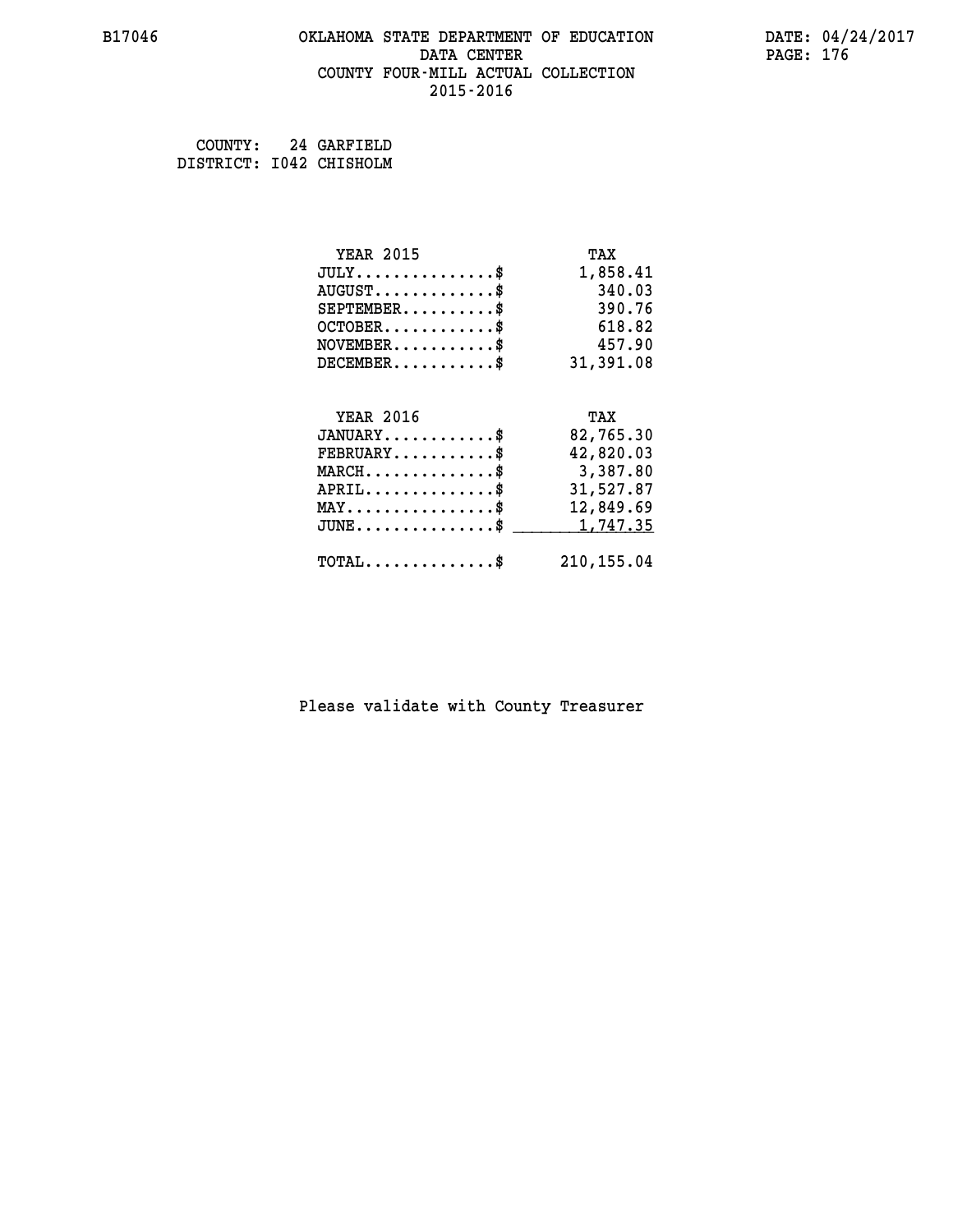B17046 OKLAHOMA STATE DEPARTMENT OF EDUCATION DATA CENTER COUNTY FOUR-MILL ACTUAL COLLECTION 2015-2016

DATE: 04/24/2017

COUNTY: 24 GARFIELD
DISTRICT: I042 CHISHOLM

| YEAR 2015 | TAX |
|---|---|
| JULY..............$ | 1,858.41 |
| AUGUST.............$ | 340.03 |
| SEPTEMBER..........$ | 390.76 |
| OCTOBER............$ | 618.82 |
| NOVEMBER...........$ | 457.90 |
| DECEMBER...........$ | 31,391.08 |

| YEAR 2016 | TAX |
|---|---|
| JANUARY............$ | 82,765.30 |
| FEBRUARY...........$ | 42,820.03 |
| MARCH..............$ | 3,387.80 |
| APRIL..............$ | 31,527.87 |
| MAY................$ | 12,849.69 |
| JUNE...............$ | 1,747.35 |
| TOTAL..............$ | 210,155.04 |

Please validate with County Treasurer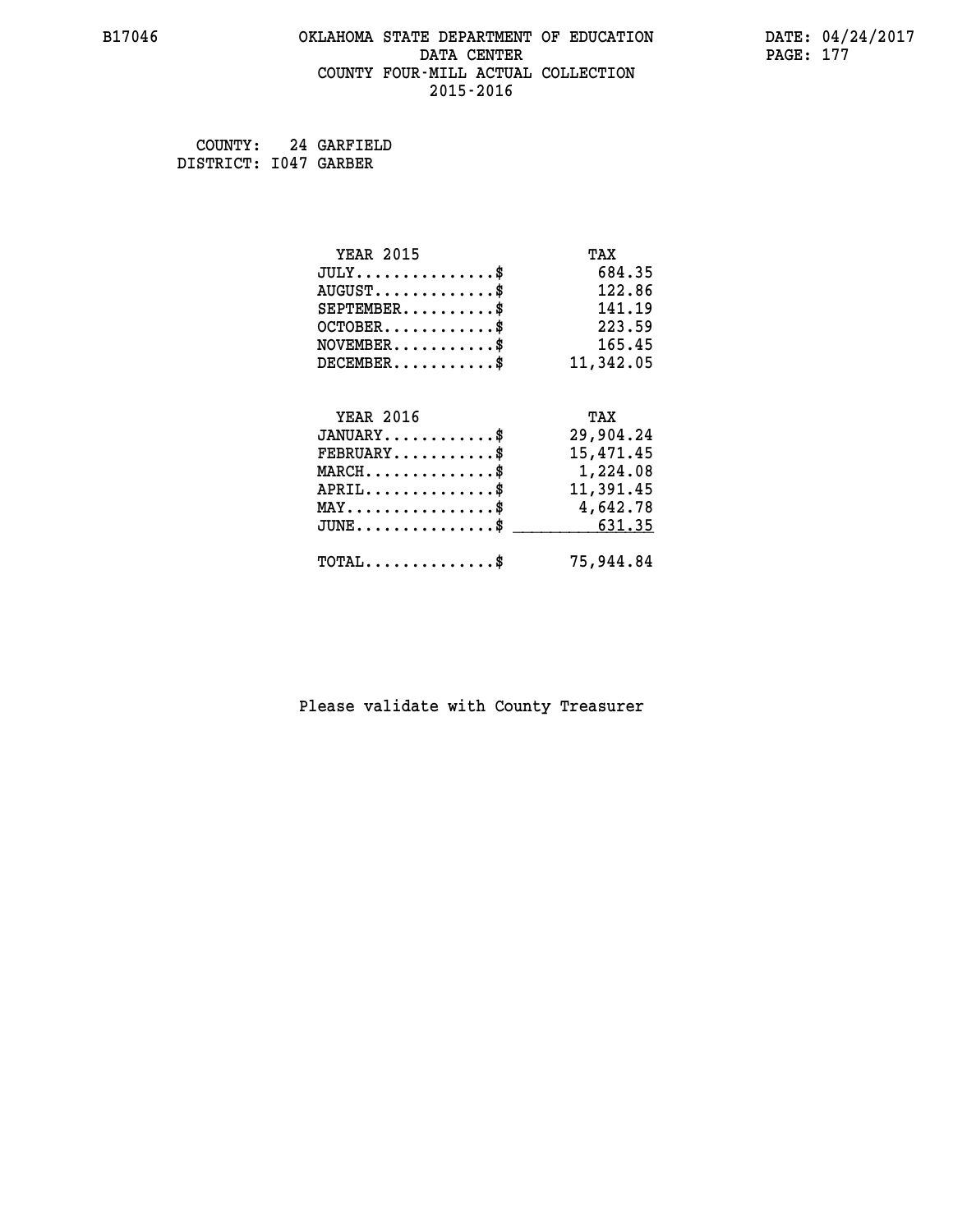COUNTY: 24 GARFIELD
DISTRICT: I047 GARBER

| YEAR 2015 | TAX |
|---|---|
| JULY...............$ | 684.35 |
| AUGUST.............$ | 122.86 |
| SEPTEMBER..........$ | 141.19 |
| OCTOBER............$ | 223.59 |
| NOVEMBER...........$ | 165.45 |
| DECEMBER...........$ | 11,342.05 |

| YEAR 2016 | TAX |
|---|---|
| JANUARY............$ | 29,904.24 |
| FEBRUARY...........$ | 15,471.45 |
| MARCH..............$ | 1,224.08 |
| APRIL..............$ | 11,391.45 |
| MAY................$ | 4,642.78 |
| JUNE...............$ | 631.35 |
| TOTAL..............$ | 75,944.84 |

Please validate with County Treasurer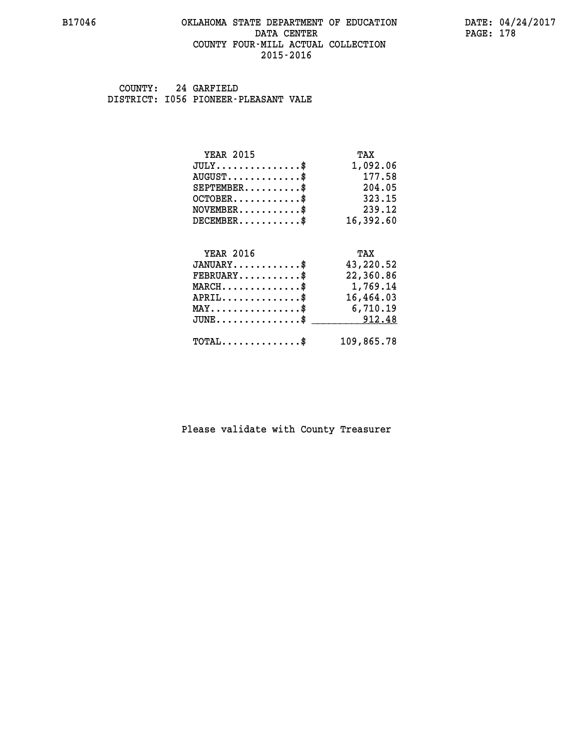B17046 OKLAHOMA STATE DEPARTMENT OF EDUCATION DATA CENTER COUNTY FOUR-MILL ACTUAL COLLECTION 2015-2016

DATE: 04/24/2017

COUNTY: 24 GARFIELD
DISTRICT: I056 PIONEER-PLEASANT VALE

| YEAR 2015 | TAX |
|---|---|
| JULY..............$ | 1,092.06 |
| AUGUST.............$ | 177.58 |
| SEPTEMBER..........$ | 204.05 |
| OCTOBER............$ | 323.15 |
| NOVEMBER...........$ | 239.12 |
| DECEMBER...........$ | 16,392.60 |

| YEAR 2016 | TAX |
|---|---|
| JANUARY............$ | 43,220.52 |
| FEBRUARY...........$ | 22,360.86 |
| MARCH..............$ | 1,769.14 |
| APRIL..............$ | 16,464.03 |
| MAY................$ | 6,710.19 |
| JUNE...............$ | 912.48 |
| TOTAL..............$ | 109,865.78 |

Please validate with County Treasurer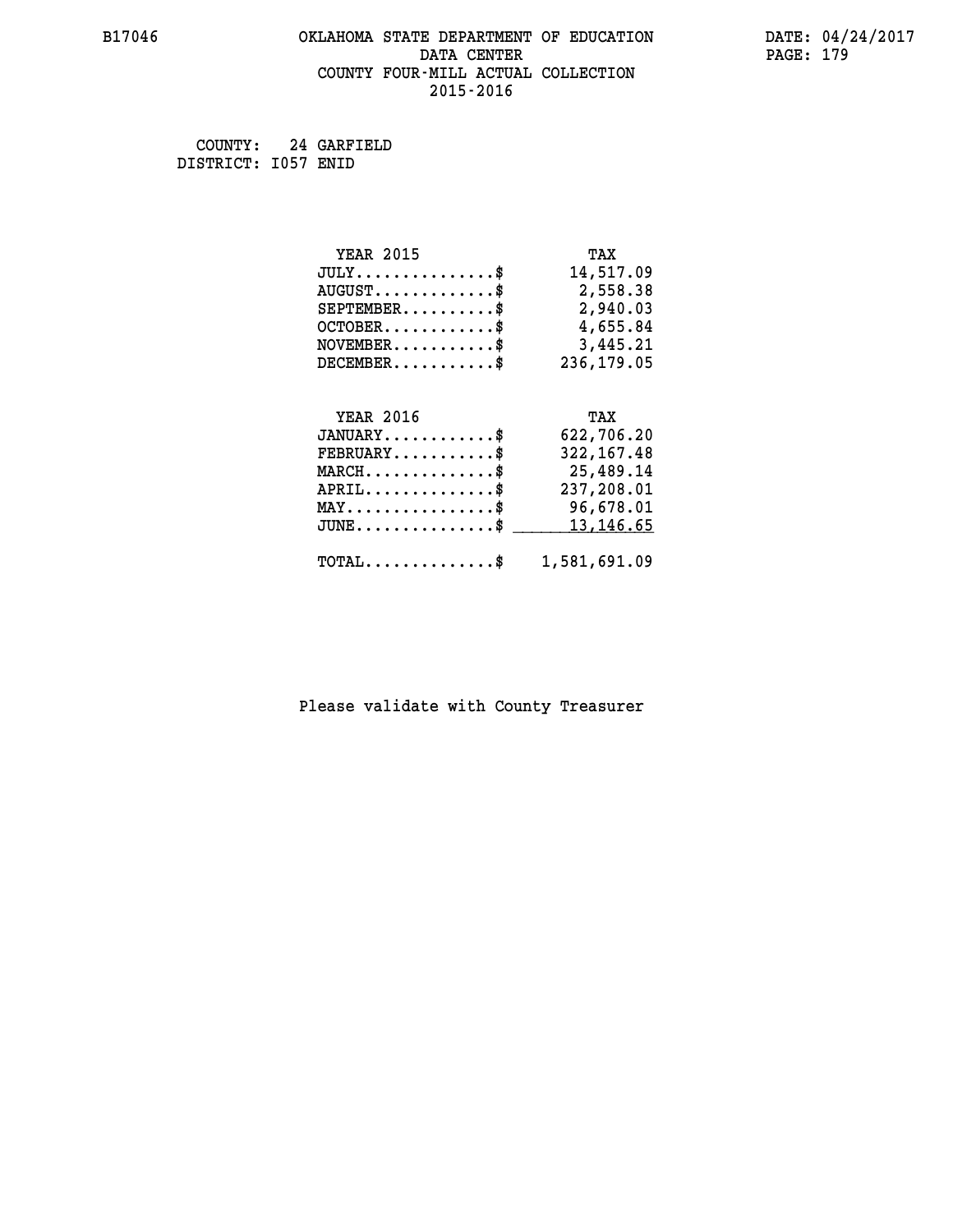B17046 OKLAHOMA STATE DEPARTMENT OF EDUCATION DATE: 04/24/2017

DATA CENTER

COUNTY FOUR-MILL ACTUAL COLLECTION

2015-2016

COUNTY: 24 GARFIELD

DISTRICT: I057 ENID

| YEAR 2015 | TAX |
|---|---|
| JULY..............$ | 14,517.09 |
| AUGUST.............$ | 2,558.38 |
| SEPTEMBER..........$ | 2,940.03 |
| OCTOBER............$ | 4,655.84 |
| NOVEMBER...........$ | 3,445.21 |
| DECEMBER...........$ | 236,179.05 |

| YEAR 2016 | TAX |
|---|---|
| JANUARY............$ | 622,706.20 |
| FEBRUARY...........$ | 322,167.48 |
| MARCH..............$ | 25,489.14 |
| APRIL..............$ | 237,208.01 |
| MAY................$ | 96,678.01 |
| JUNE...............$ | 13,146.65 |
| TOTAL..............$ | 1,581,691.09 |

Please validate with County Treasurer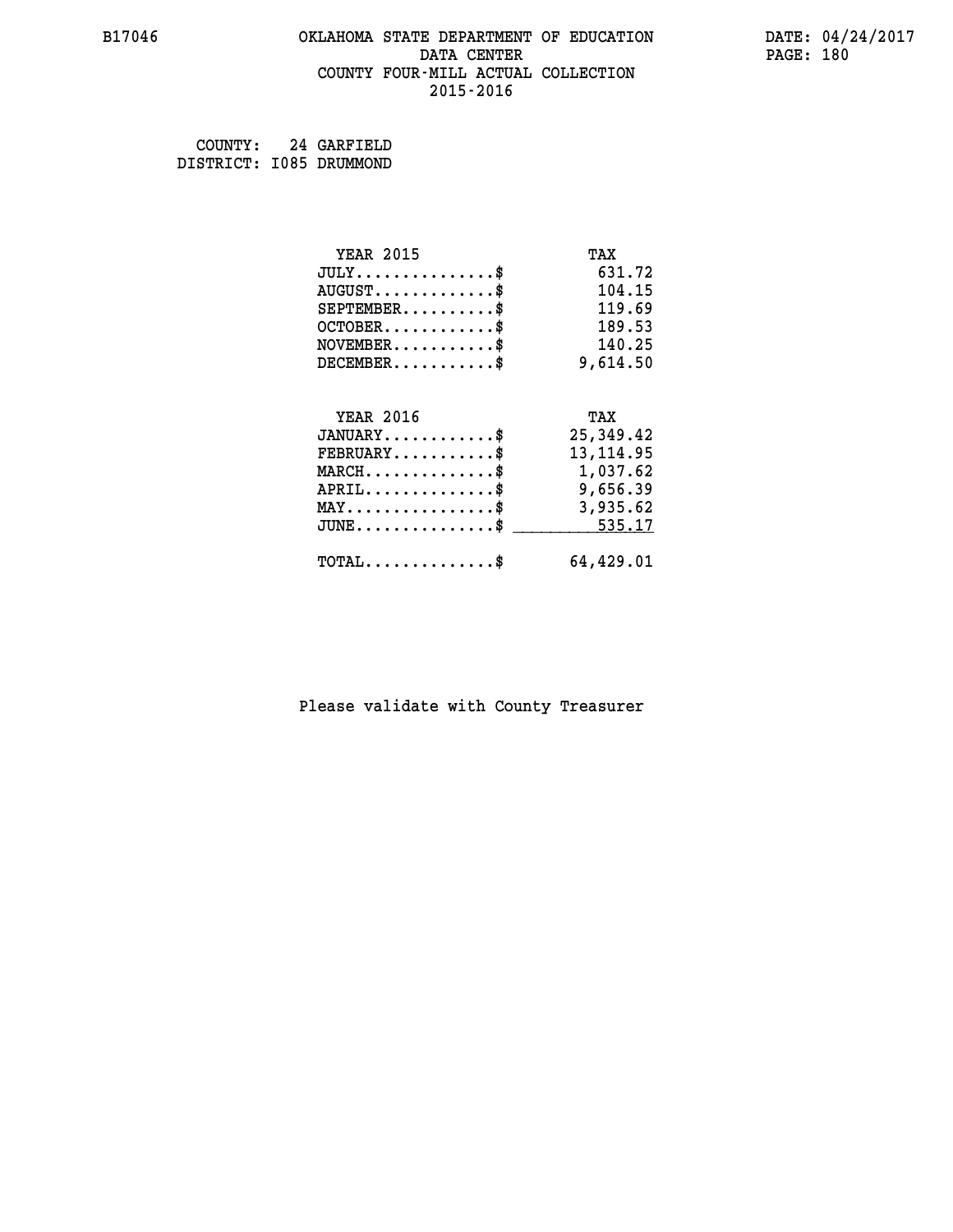B17046 OKLAHOMA STATE DEPARTMENT OF EDUCATION DATA CENTER COUNTY FOUR-MILL ACTUAL COLLECTION 2015-2016

DATE: 04/24/2017

COUNTY: 24 GARFIELD
DISTRICT: I085 DRUMMOND

| YEAR 2015 | TAX |
|---|---|
| JULY..............$ | 631.72 |
| AUGUST............$ | 104.15 |
| SEPTEMBER.........$ | 119.69 |
| OCTOBER...........$ | 189.53 |
| NOVEMBER..........$ | 140.25 |
| DECEMBER..........$ | 9,614.50 |

| YEAR 2016 | TAX |
|---|---|
| JANUARY...........$ | 25,349.42 |
| FEBRUARY..........$ | 13,114.95 |
| MARCH.............$ | 1,037.62 |
| APRIL.............$ | 9,656.39 |
| MAY...............$ | 3,935.62 |
| JUNE..............$ | 535.17 |
| TOTAL.............$ | 64,429.01 |

Please validate with County Treasurer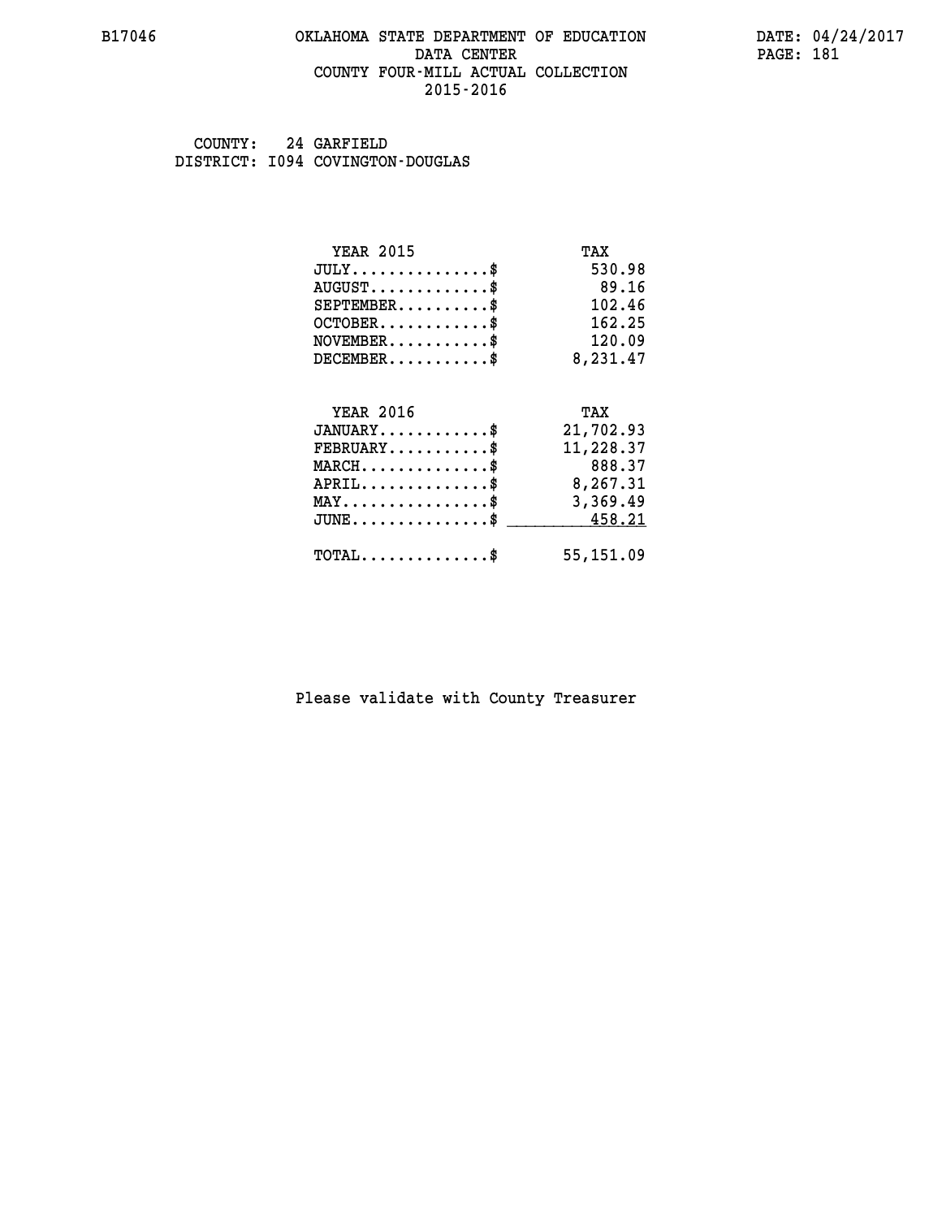B17046 OKLAHOMA STATE DEPARTMENT OF EDUCATION DATA CENTER COUNTY FOUR-MILL ACTUAL COLLECTION 2015-2016

DATE: 04/24/2017

COUNTY: 24 GARFIELD
DISTRICT: I094 COVINGTON-DOUGLAS

| YEAR 2015 | TAX |
|---|---|
| JULY...............$ | 530.98 |
| AUGUST.............$ | 89.16 |
| SEPTEMBER..........$ | 102.46 |
| OCTOBER............$ | 162.25 |
| NOVEMBER...........$ | 120.09 |
| DECEMBER...........$ | 8,231.47 |

| YEAR 2016 | TAX |
|---|---|
| JANUARY............$ | 21,702.93 |
| FEBRUARY...........$ | 11,228.37 |
| MARCH..............$ | 888.37 |
| APRIL..............$ | 8,267.31 |
| MAY................$ | 3,369.49 |
| JUNE...............$ | 458.21 |
| TOTAL..............$ | 55,151.09 |

Please validate with County Treasurer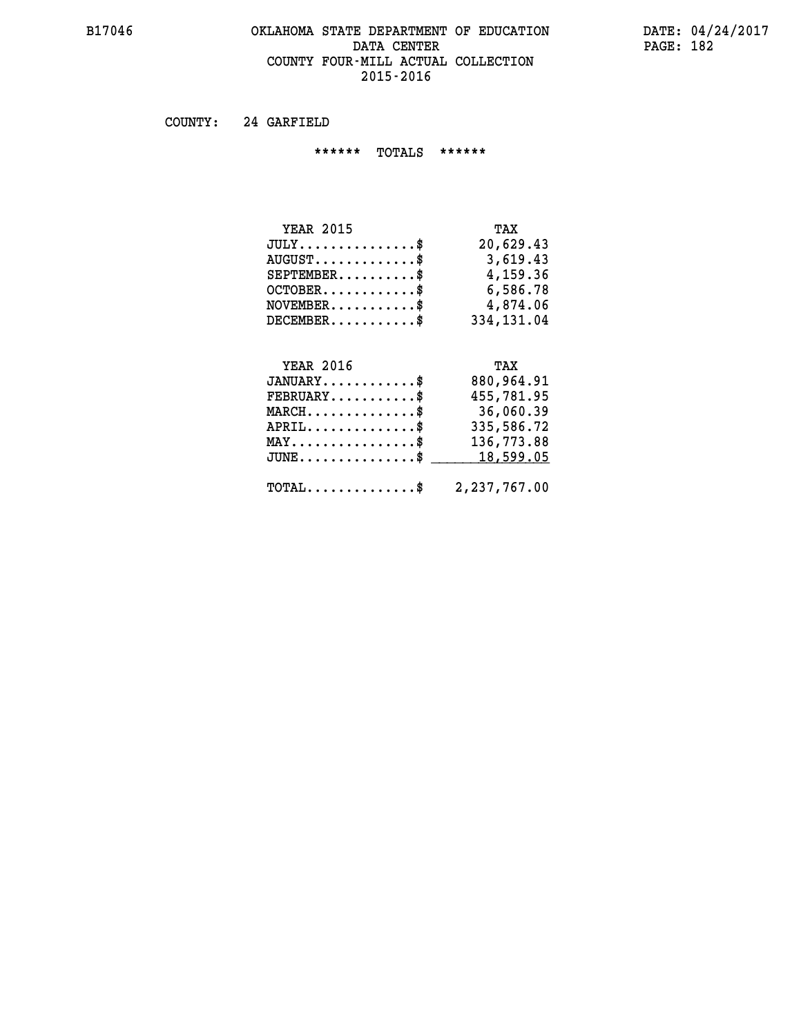B17046 OKLAHOMA STATE DEPARTMENT OF EDUCATION DATA CENTER COUNTY FOUR-MILL ACTUAL COLLECTION 2015-2016

DATE: 04/24/2017

COUNTY: 24 GARFIELD

****** TOTALS ******

| YEAR 2015 | TAX |
|---|---|
| JULY...............$ | 20,629.43 |
| AUGUST.............$ | 3,619.43 |
| SEPTEMBER..........$ | 4,159.36 |
| OCTOBER............$ | 6,586.78 |
| NOVEMBER...........$ | 4,874.06 |
| DECEMBER...........$ | 334,131.04 |

| YEAR 2016 | TAX |
|---|---|
| JANUARY............$ | 880,964.91 |
| FEBRUARY...........$ | 455,781.95 |
| MARCH..............$ | 36,060.39 |
| APRIL..............$ | 335,586.72 |
| MAY................$ | 136,773.88 |
| JUNE...............$ | 18,599.05 |
| TOTAL..............$ | 2,237,767.00 |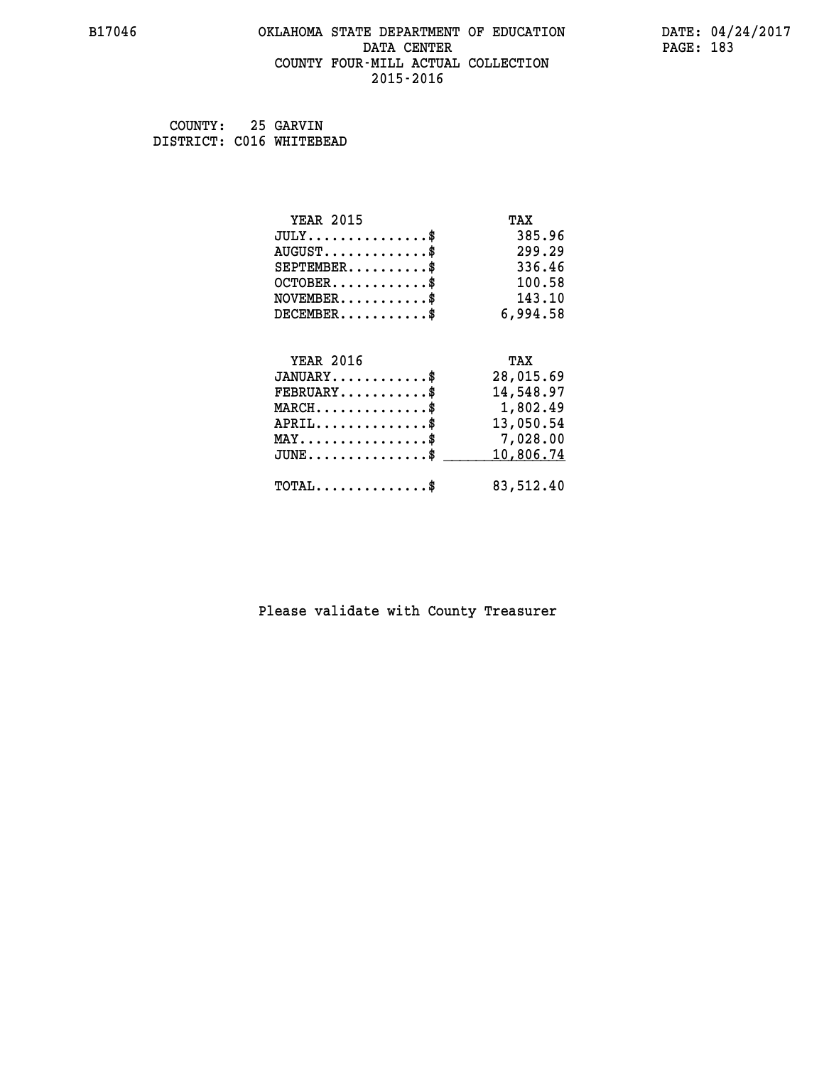B17046 OKLAHOMA STATE DEPARTMENT OF EDUCATION DATE: 04/24/2017

DATA CENTER

COUNTY FOUR-MILL ACTUAL COLLECTION

2015-2016

COUNTY: 25 GARVIN
DISTRICT: C016 WHITEBEAD

| YEAR 2015 | TAX |
|---|---|
| JULY...............$ | 385.96 |
| AUGUST.............$ | 299.29 |
| SEPTEMBER..........$ | 336.46 |
| OCTOBER............$ | 100.58 |
| NOVEMBER...........$ | 143.10 |
| DECEMBER...........$ | 6,994.58 |

| YEAR 2016 | TAX |
|---|---|
| JANUARY............$ | 28,015.69 |
| FEBRUARY...........$ | 14,548.97 |
| MARCH..............$ | 1,802.49 |
| APRIL..............$ | 13,050.54 |
| MAY................$ | 7,028.00 |
| JUNE...............$ | 10,806.74 |
| TOTAL..............$ | 83,512.40 |

Please validate with County Treasurer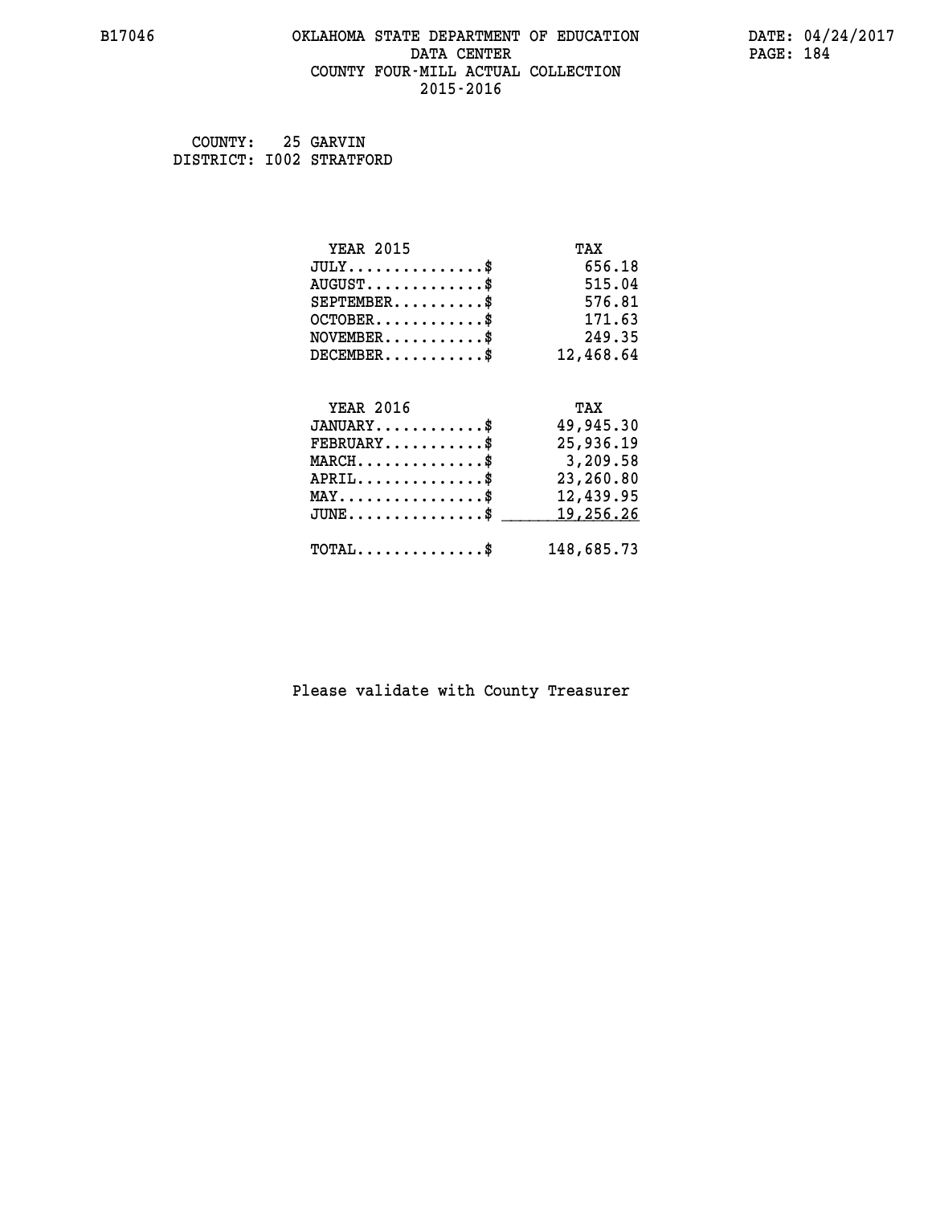B17046 OKLAHOMA STATE DEPARTMENT OF EDUCATION DATE: 04/24/2017
DATA CENTER PAGE: 184
COUNTY FOUR-MILL ACTUAL COLLECTION
2015-2016

COUNTY: 25 GARVIN
DISTRICT: I002 STRATFORD

| YEAR 2015 | TAX |
|---|---|
| JULY..............$ | 656.18 |
| AUGUST............$ | 515.04 |
| SEPTEMBER.........$ | 576.81 |
| OCTOBER...........$ | 171.63 |
| NOVEMBER..........$ | 249.35 |
| DECEMBER..........$ | 12,468.64 |

| YEAR 2016 | TAX |
|---|---|
| JANUARY...........$ | 49,945.30 |
| FEBRUARY..........$ | 25,936.19 |
| MARCH.............$ | 3,209.58 |
| APRIL.............$ | 23,260.80 |
| MAY...............$ | 12,439.95 |
| JUNE..............$ | 19,256.26 |
| TOTAL.............$ | 148,685.73 |

Please validate with County Treasurer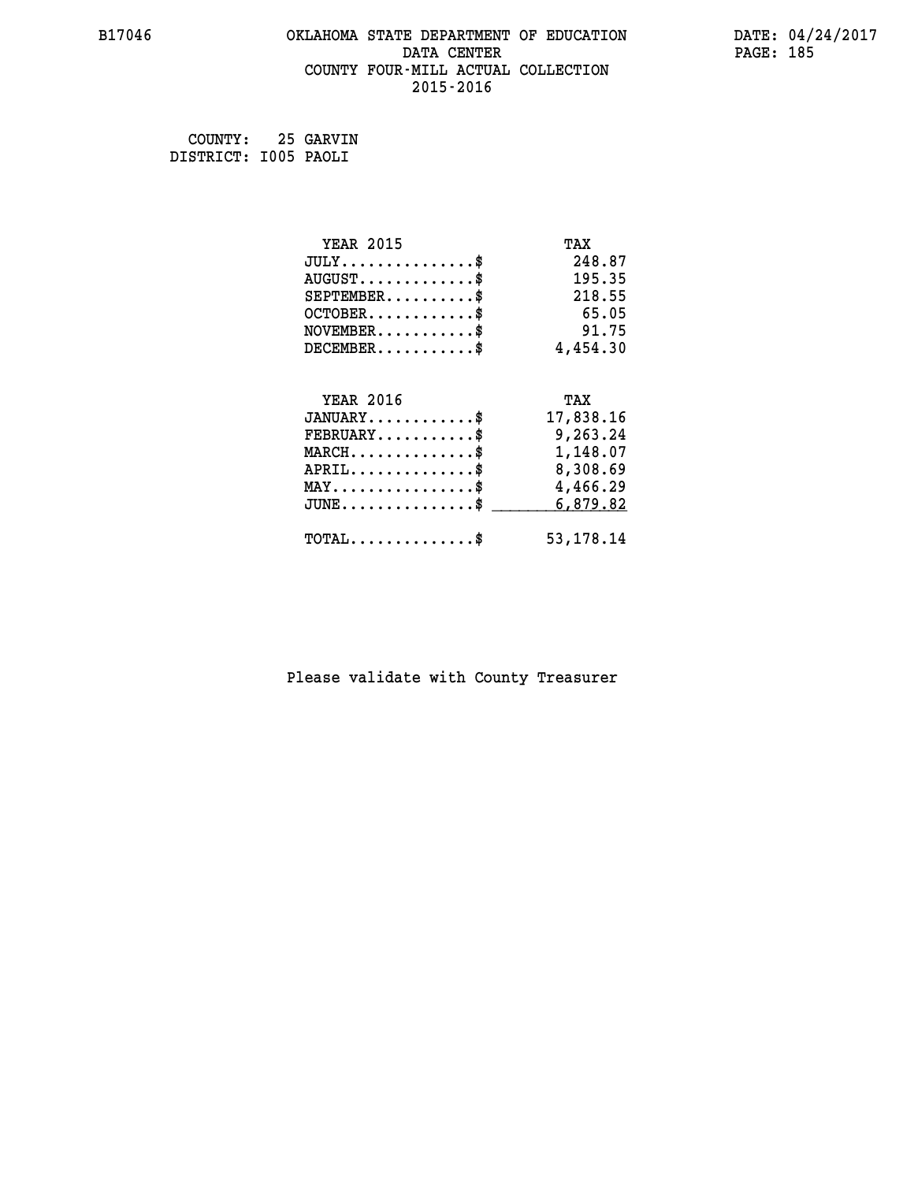B17046 OKLAHOMA STATE DEPARTMENT OF EDUCATION DATA CENTER COUNTY FOUR-MILL ACTUAL COLLECTION 2015-2016

DATE: 04/24/2017

COUNTY: 25 GARVIN
DISTRICT: I005 PAOLI

| YEAR 2015 | TAX |
|---|---|
| JULY...............$ | 248.87 |
| AUGUST.............$ | 195.35 |
| SEPTEMBER..........$ | 218.55 |
| OCTOBER............$ | 65.05 |
| NOVEMBER...........$ | 91.75 |
| DECEMBER...........$ | 4,454.30 |

| YEAR 2016 | TAX |
|---|---|
| JANUARY............$ | 17,838.16 |
| FEBRUARY...........$ | 9,263.24 |
| MARCH..............$ | 1,148.07 |
| APRIL..............$ | 8,308.69 |
| MAY................$ | 4,466.29 |
| JUNE...............$ | 6,879.82 |
| TOTAL..............$ | 53,178.14 |

Please validate with County Treasurer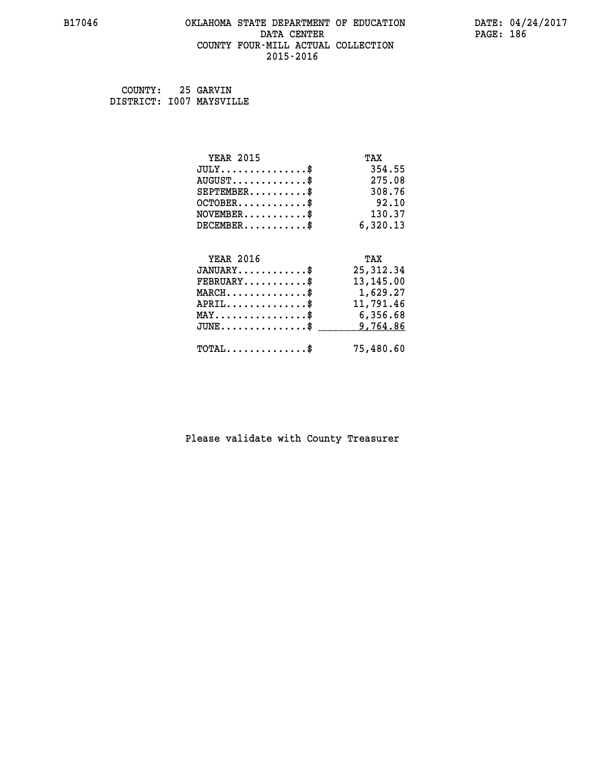B17046

# OKLAHOMA STATE DEPARTMENT OF EDUCATION
## DATA CENTER
## COUNTY FOUR-MILL ACTUAL COLLECTION
## 2015-2016

DATE: 04/24/2017

COUNTY: 25 GARVIN
DISTRICT: I007 MAYSVILLE

| YEAR 2015 | TAX |
|---|---|
| JULY...............$ | 354.55 |
| AUGUST.............$ | 275.08 |
| SEPTEMBER..........$ | 308.76 |
| OCTOBER............$ | 92.10 |
| NOVEMBER...........$ | 130.37 |
| DECEMBER...........$ | 6,320.13 |

| YEAR 2016 | TAX |
|---|---|
| JANUARY............$ | 25,312.34 |
| FEBRUARY...........$ | 13,145.00 |
| MARCH..............$ | 1,629.27 |
| APRIL..............$ | 11,791.46 |
| MAY................$ | 6,356.68 |
| JUNE...............$ | 9,764.86 |
| TOTAL..............$ | 75,480.60 |

Please validate with County Treasurer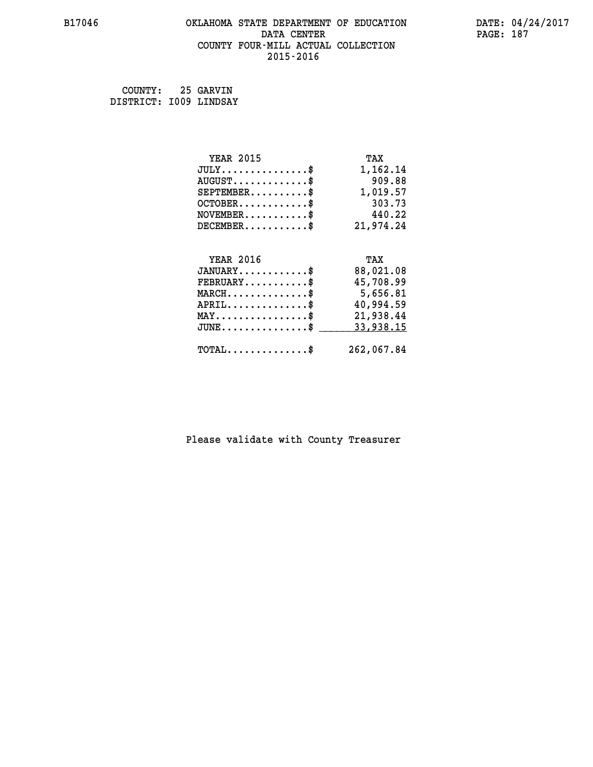B17046 OKLAHOMA STATE DEPARTMENT OF EDUCATION DATA CENTER COUNTY FOUR-MILL ACTUAL COLLECTION 2015-2016

DATE: 04/24/2017

COUNTY: 25 GARVIN
DISTRICT: I009 LINDSAY

| YEAR 2015 | TAX |
|---|---|
| JULY...............$ | 1,162.14 |
| AUGUST.............$ | 909.88 |
| SEPTEMBER..........$ | 1,019.57 |
| OCTOBER............$ | 303.73 |
| NOVEMBER...........$ | 440.22 |
| DECEMBER...........$ | 21,974.24 |

| YEAR 2016 | TAX |
|---|---|
| JANUARY............$ | 88,021.08 |
| FEBRUARY...........$ | 45,708.99 |
| MARCH..............$ | 5,656.81 |
| APRIL..............$ | 40,994.59 |
| MAY................$ | 21,938.44 |
| JUNE...............$ | 33,938.15 |
| TOTAL..............$ | 262,067.84 |

Please validate with County Treasurer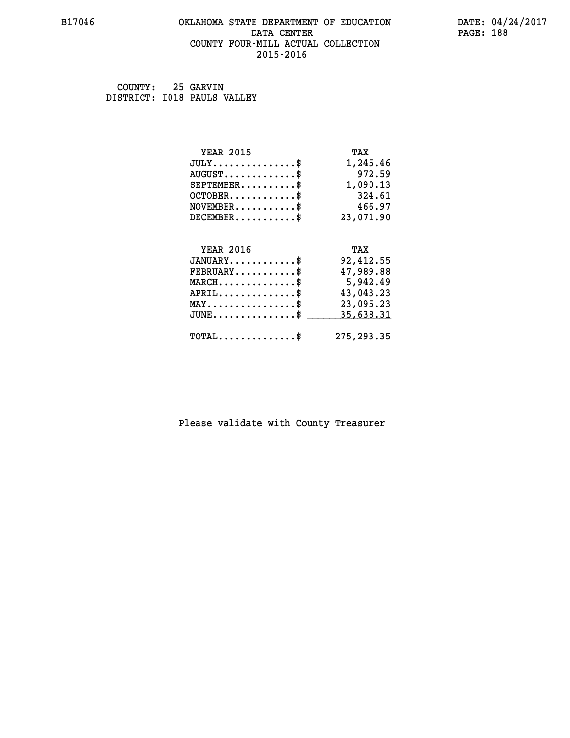B17046

# OKLAHOMA STATE DEPARTMENT OF EDUCATION
## DATA CENTER
## COUNTY FOUR-MILL ACTUAL COLLECTION
## 2015-2016

DATE: 04/24/2017

COUNTY: 25 GARVIN
DISTRICT: I018 PAULS VALLEY

| YEAR 2015 | TAX |
|---|---|
| JULY..............$ | 1,245.46 |
| AUGUST............$ | 972.59 |
| SEPTEMBER.........$ | 1,090.13 |
| OCTOBER...........$ | 324.61 |
| NOVEMBER..........$ | 466.97 |
| DECEMBER..........$ | 23,071.90 |

| YEAR 2016 | TAX |
|---|---|
| JANUARY...........$ | 92,412.55 |
| FEBRUARY..........$ | 47,989.88 |
| MARCH.............$ | 5,942.49 |
| APRIL.............$ | 43,043.23 |
| MAY...............$ | 23,095.23 |
| JUNE..............$ | 35,638.31 |
| TOTAL.............$ | 275,293.35 |

Please validate with County Treasurer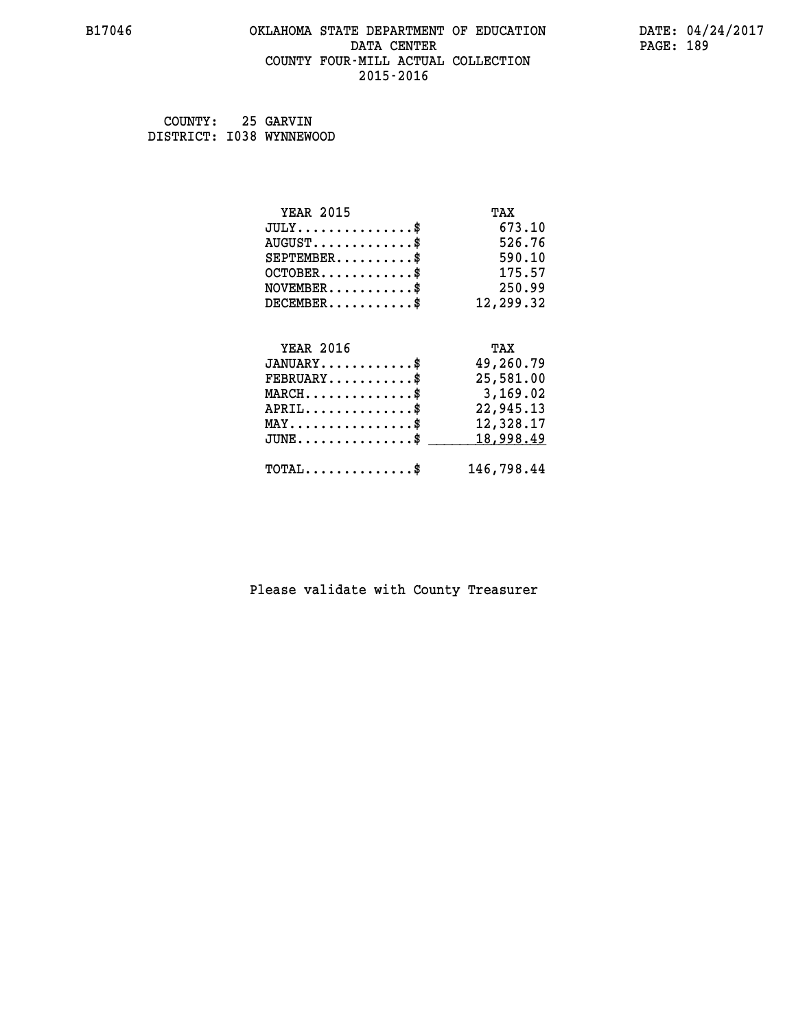B17046 OKLAHOMA STATE DEPARTMENT OF EDUCATION DATE: 04/24/2017
DATA CENTER
COUNTY FOUR-MILL ACTUAL COLLECTION
2015-2016

COUNTY: 25 GARVIN
DISTRICT: I038 WYNNEWOOD

| YEAR 2015 | TAX |
|---|---|
| JULY..............$ | 673.10 |
| AUGUST.............$ | 526.76 |
| SEPTEMBER..........$ | 590.10 |
| OCTOBER............$ | 175.57 |
| NOVEMBER...........$ | 250.99 |
| DECEMBER...........$ | 12,299.32 |

| YEAR 2016 | TAX |
|---|---|
| JANUARY............$ | 49,260.79 |
| FEBRUARY...........$ | 25,581.00 |
| MARCH..............$ | 3,169.02 |
| APRIL..............$ | 22,945.13 |
| MAY................$ | 12,328.17 |
| JUNE...............$ | 18,998.49 |
| TOTAL..............$ | 146,798.44 |

Please validate with County Treasurer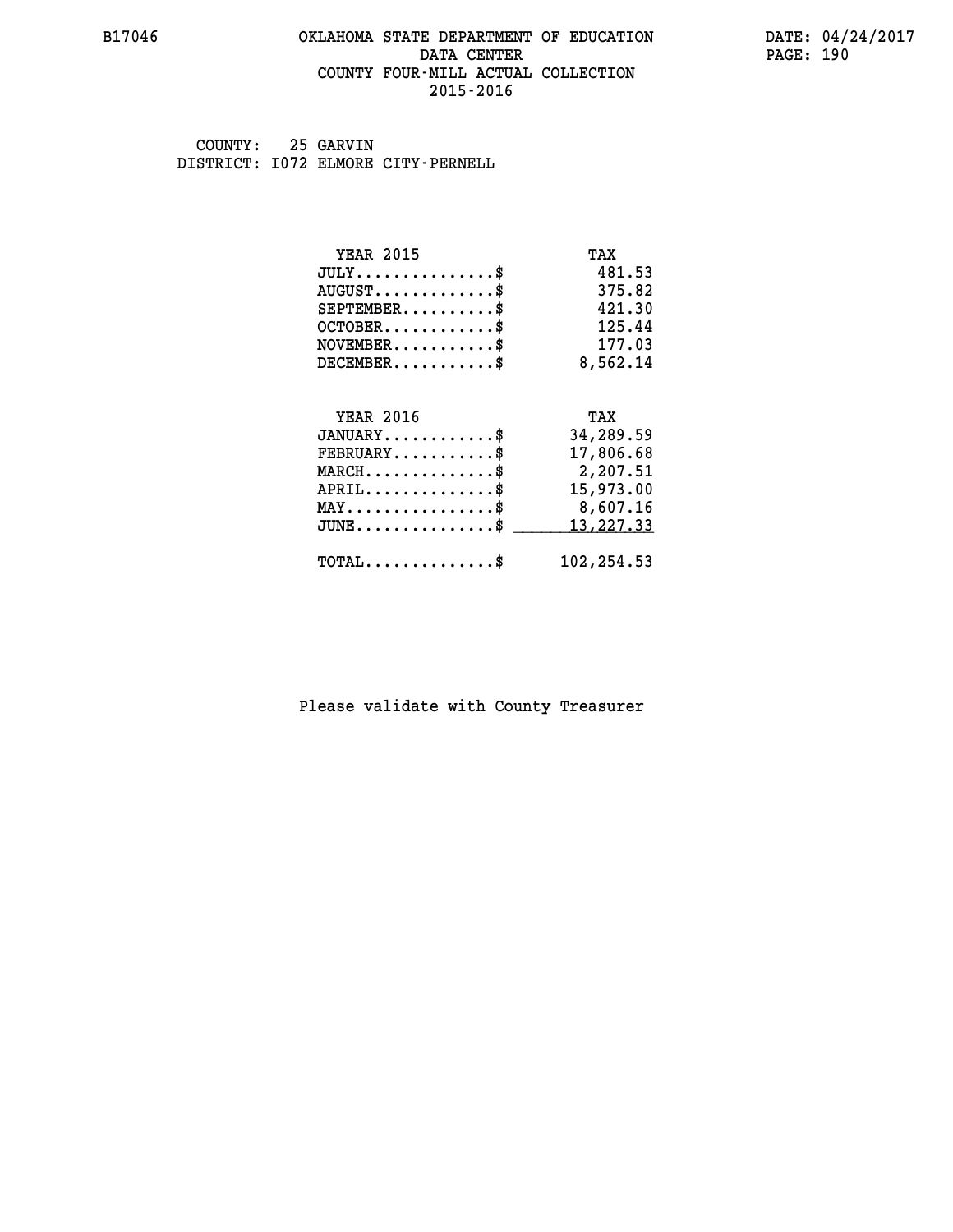B17046 OKLAHOMA STATE DEPARTMENT OF EDUCATION DATE: 04/24/2017
DATA CENTER PAGE: 190
COUNTY FOUR-MILL ACTUAL COLLECTION
2015-2016

COUNTY: 25 GARVIN
DISTRICT: I072 ELMORE CITY-PERNELL

| YEAR 2015 | TAX |
|---|---|
| JULY...............$ | 481.53 |
| AUGUST.............$ | 375.82 |
| SEPTEMBER..........$ | 421.30 |
| OCTOBER............$ | 125.44 |
| NOVEMBER...........$ | 177.03 |
| DECEMBER...........$ | 8,562.14 |

| YEAR 2016 | TAX |
|---|---|
| JANUARY............$ | 34,289.59 |
| FEBRUARY...........$ | 17,806.68 |
| MARCH..............$ | 2,207.51 |
| APRIL..............$ | 15,973.00 |
| MAY................$ | 8,607.16 |
| JUNE...............$ | 13,227.33 |
| TOTAL..............$ | 102,254.53 |

Please validate with County Treasurer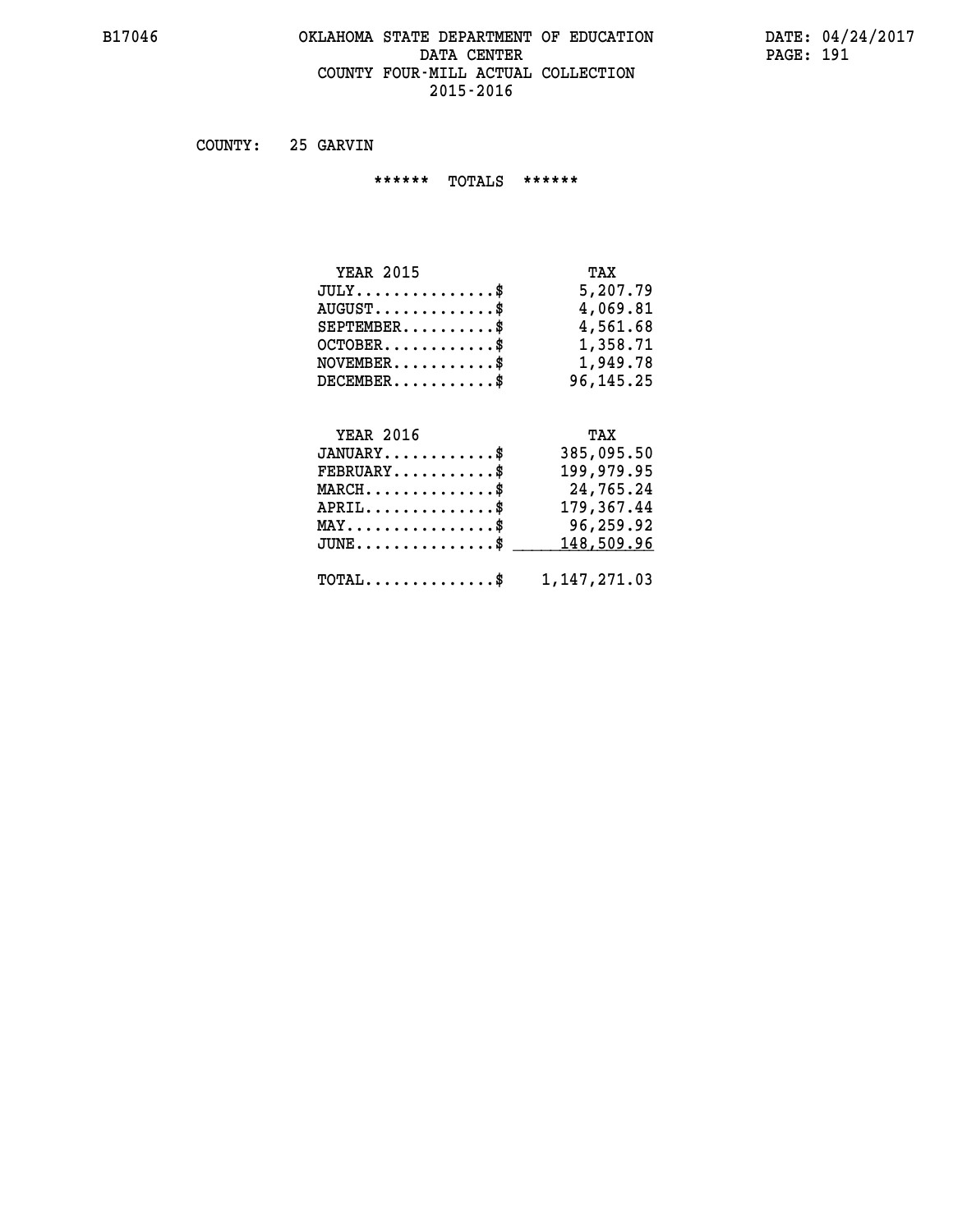COUNTY: 25 GARVIN

****** TOTALS ******

| YEAR 2015 | TAX |
|---|---|
| JULY...............$ | 5,207.79 |
| AUGUST.............$ | 4,069.81 |
| SEPTEMBER..........$ | 4,561.68 |
| OCTOBER............$ | 1,358.71 |
| NOVEMBER...........$ | 1,949.78 |
| DECEMBER...........$ | 96,145.25 |

| YEAR 2016 | TAX |
|---|---|
| JANUARY............$ | 385,095.50 |
| FEBRUARY...........$ | 199,979.95 |
| MARCH..............$ | 24,765.24 |
| APRIL..............$ | 179,367.44 |
| MAY................$ | 96,259.92 |
| JUNE...............$ | 148,509.96 |
| TOTAL..............$ | 1,147,271.03 |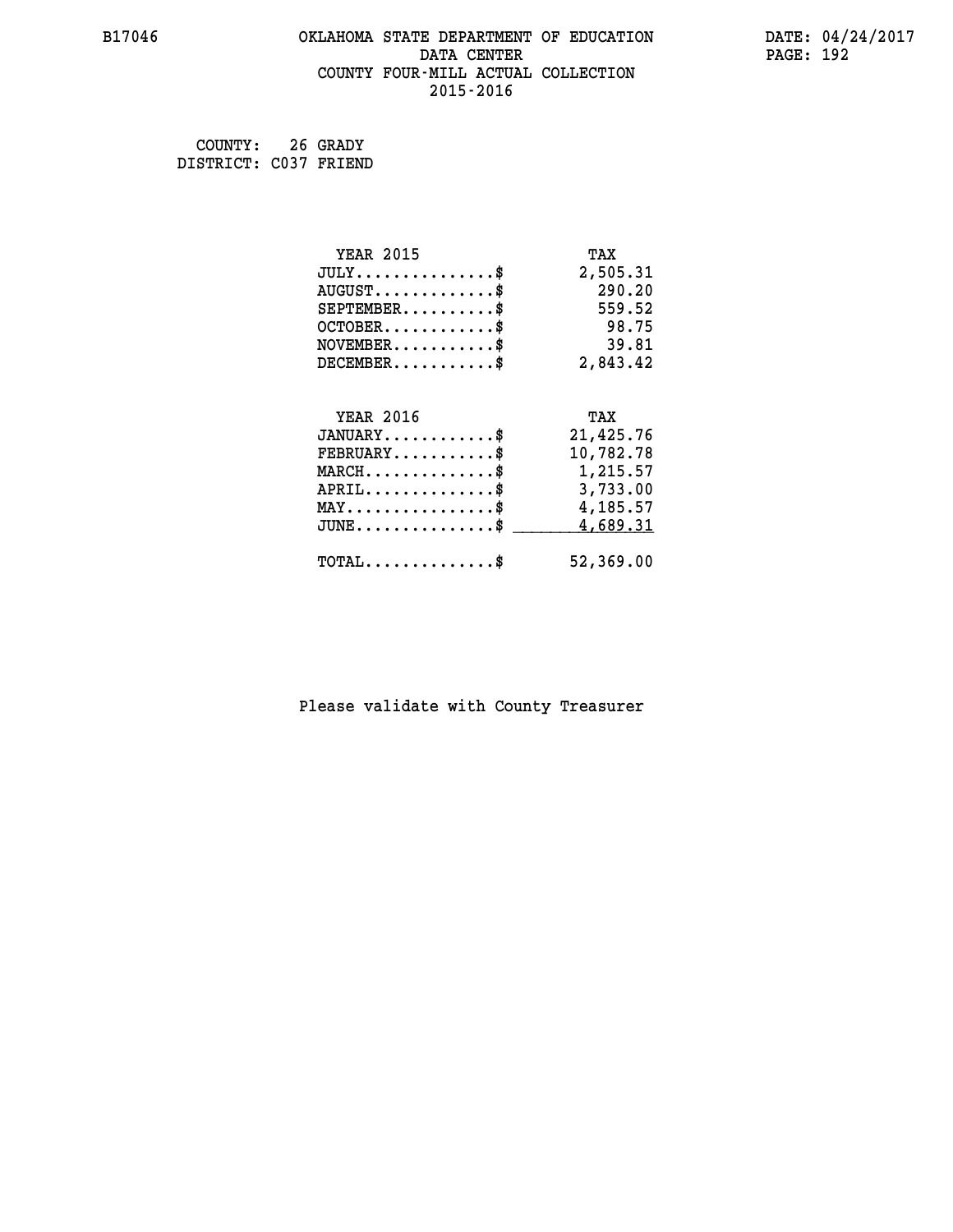B17046 OKLAHOMA STATE DEPARTMENT OF EDUCATION DATE: 04/24/2017
DATA CENTER PAGE: 192
COUNTY FOUR-MILL ACTUAL COLLECTION
2015-2016

COUNTY: 26 GRADY
DISTRICT: C037 FRIEND

| YEAR 2015 | TAX |
|---|---|
| JULY...............$ | 2,505.31 |
| AUGUST.............$ | 290.20 |
| SEPTEMBER..........$ | 559.52 |
| OCTOBER............$ | 98.75 |
| NOVEMBER...........$ | 39.81 |
| DECEMBER...........$ | 2,843.42 |

| YEAR 2016 | TAX |
|---|---|
| JANUARY............$ | 21,425.76 |
| FEBRUARY...........$ | 10,782.78 |
| MARCH..............$ | 1,215.57 |
| APRIL..............$ | 3,733.00 |
| MAY................$ | 4,185.57 |
| JUNE...............$ | 4,689.31 |
| TOTAL..............$ | 52,369.00 |

Please validate with County Treasurer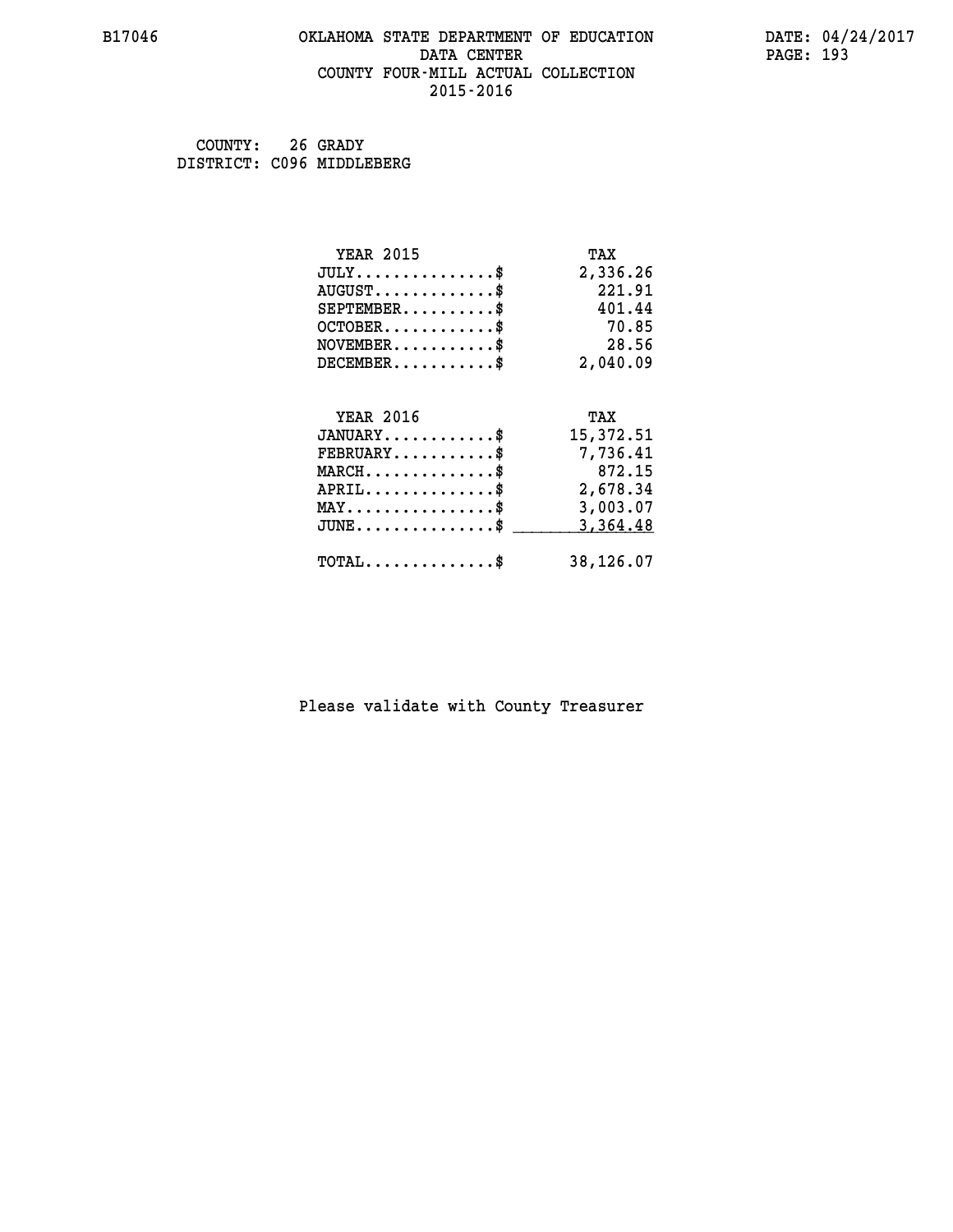OKLAHOMA STATE DEPARTMENT OF EDUCATION
DATA CENTER
COUNTY FOUR-MILL ACTUAL COLLECTION
2015-2016

COUNTY: 26 GRADY
DISTRICT: C096 MIDDLEBERG

| YEAR 2015 | TAX |
|---|---|
| JULY...............$ | 2,336.26 |
| AUGUST.............$ | 221.91 |
| SEPTEMBER..........$ | 401.44 |
| OCTOBER............$ | 70.85 |
| NOVEMBER...........$ | 28.56 |
| DECEMBER...........$ | 2,040.09 |

| YEAR 2016 | TAX |
|---|---|
| JANUARY............$ | 15,372.51 |
| FEBRUARY...........$ | 7,736.41 |
| MARCH..............$ | 872.15 |
| APRIL..............$ | 2,678.34 |
| MAY................$ | 3,003.07 |
| JUNE...............$ | 3,364.48 |
| TOTAL..............$ | 38,126.07 |

Please validate with County Treasurer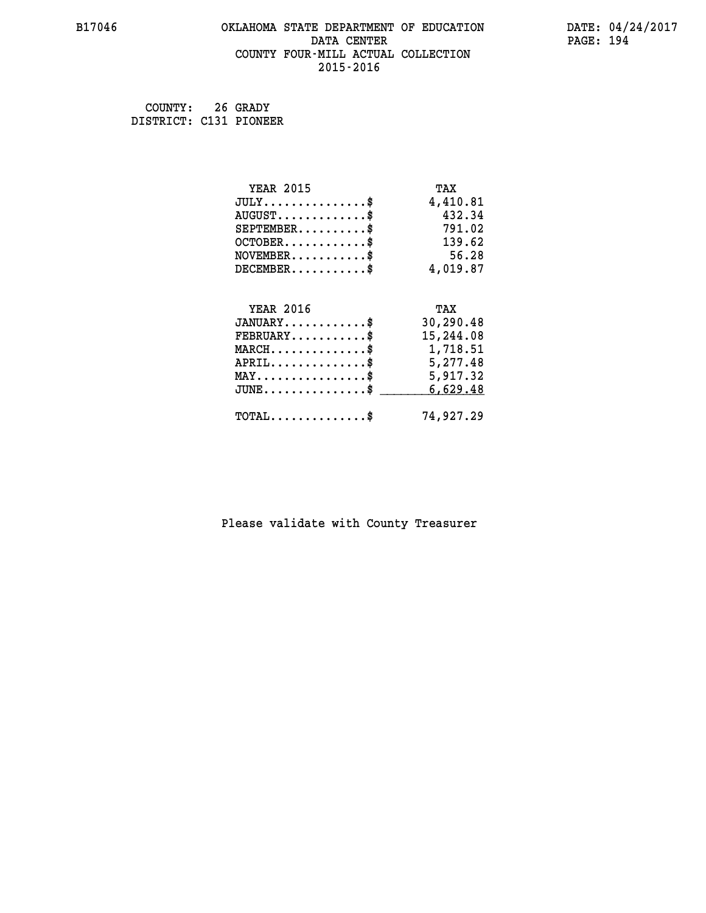B17046 OKLAHOMA STATE DEPARTMENT OF EDUCATION DATE: 04/24/2017
DATA CENTER
COUNTY FOUR-MILL ACTUAL COLLECTION
2015-2016

COUNTY: 26 GRADY
DISTRICT: C131 PIONEER

| YEAR 2015 | TAX |
|---|---|
| JULY...............$ | 4,410.81 |
| AUGUST.............$ | 432.34 |
| SEPTEMBER..........$ | 791.02 |
| OCTOBER............$ | 139.62 |
| NOVEMBER...........$ | 56.28 |
| DECEMBER...........$ | 4,019.87 |

| YEAR 2016 | TAX |
|---|---|
| JANUARY............$ | 30,290.48 |
| FEBRUARY...........$ | 15,244.08 |
| MARCH..............$ | 1,718.51 |
| APRIL..............$ | 5,277.48 |
| MAY................$ | 5,917.32 |
| JUNE...............$ | 6,629.48 |
| TOTAL..............$ | 74,927.29 |

Please validate with County Treasurer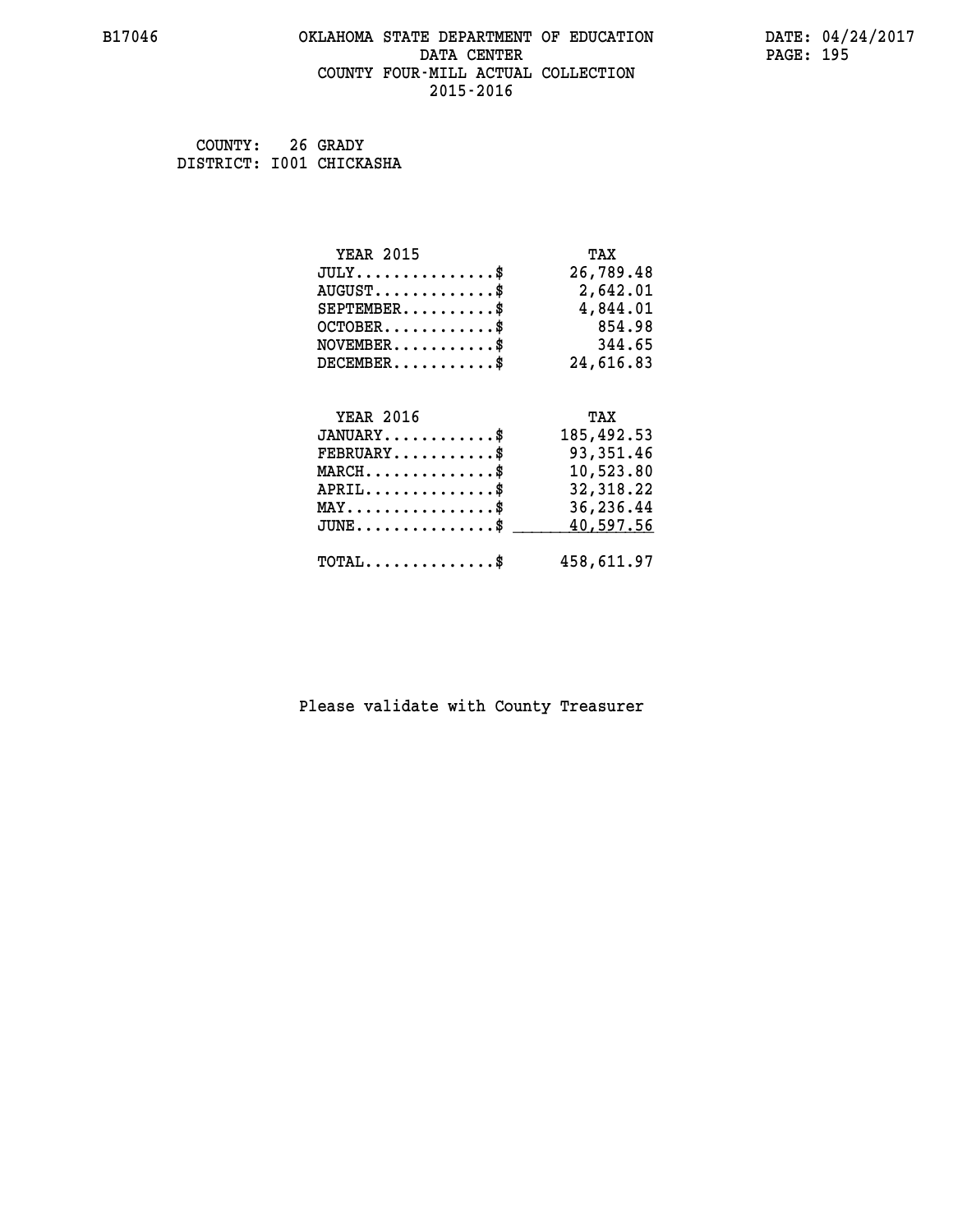B17046 OKLAHOMA STATE DEPARTMENT OF EDUCATION DATE: 04/24/2017
DATA CENTER PAGE: 195
COUNTY FOUR-MILL ACTUAL COLLECTION
2015-2016

COUNTY: 26 GRADY
DISTRICT: I001 CHICKASHA

| YEAR 2015 | TAX |
|---|---|
| JULY...............$ | 26,789.48 |
| AUGUST.............$ | 2,642.01 |
| SEPTEMBER..........$ | 4,844.01 |
| OCTOBER............$ | 854.98 |
| NOVEMBER...........$ | 344.65 |
| DECEMBER...........$ | 24,616.83 |

| YEAR 2016 | TAX |
|---|---|
| JANUARY............$ | 185,492.53 |
| FEBRUARY...........$ | 93,351.46 |
| MARCH..............$ | 10,523.80 |
| APRIL..............$ | 32,318.22 |
| MAY................$ | 36,236.44 |
| JUNE...............$ | 40,597.56 |
| TOTAL..............$ | 458,611.97 |

Please validate with County Treasurer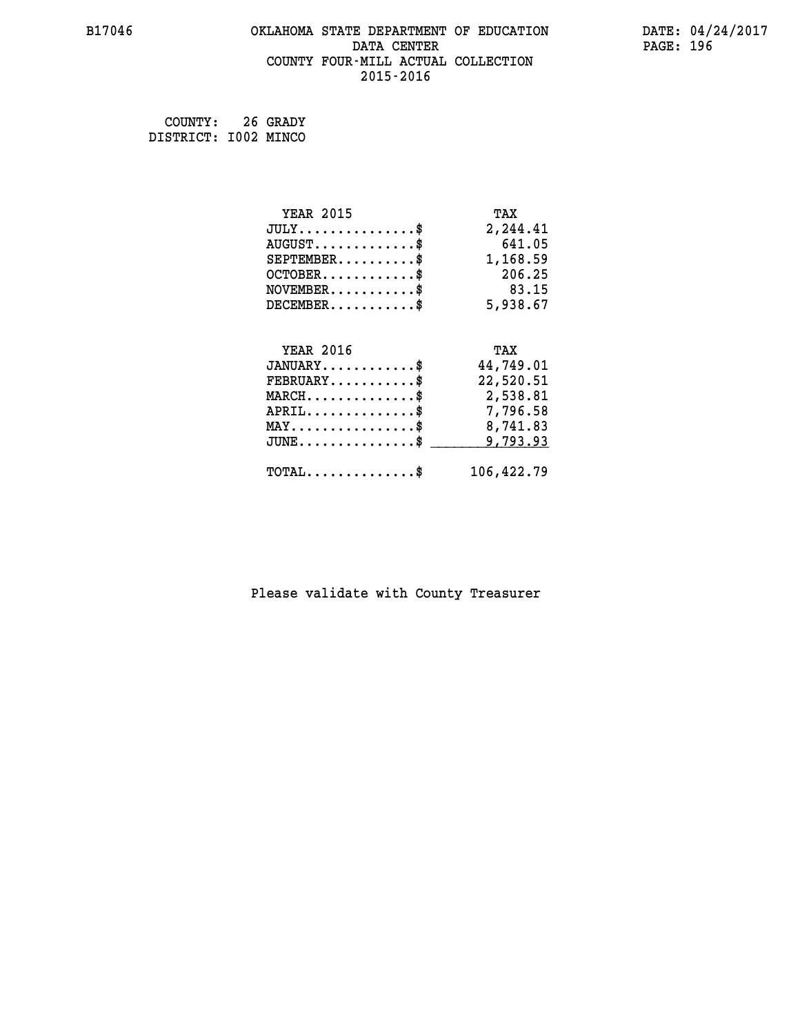B17046 OKLAHOMA STATE DEPARTMENT OF EDUCATION DATE: 04/24/2017
DATA CENTER PAGE: 196
COUNTY FOUR-MILL ACTUAL COLLECTION
2015-2016

COUNTY: 26 GRADY
DISTRICT: I002 MINCO

| YEAR 2015 | TAX |
|---|---|
| JULY...............$ | 2,244.41 |
| AUGUST.............$ | 641.05 |
| SEPTEMBER..........$ | 1,168.59 |
| OCTOBER............$ | 206.25 |
| NOVEMBER...........$ | 83.15 |
| DECEMBER...........$ | 5,938.67 |

| YEAR 2016 | TAX |
|---|---|
| JANUARY............$ | 44,749.01 |
| FEBRUARY...........$ | 22,520.51 |
| MARCH..............$ | 2,538.81 |
| APRIL..............$ | 7,796.58 |
| MAY................$ | 8,741.83 |
| JUNE...............$ | 9,793.93 |
| TOTAL..............$ | 106,422.79 |

Please validate with County Treasurer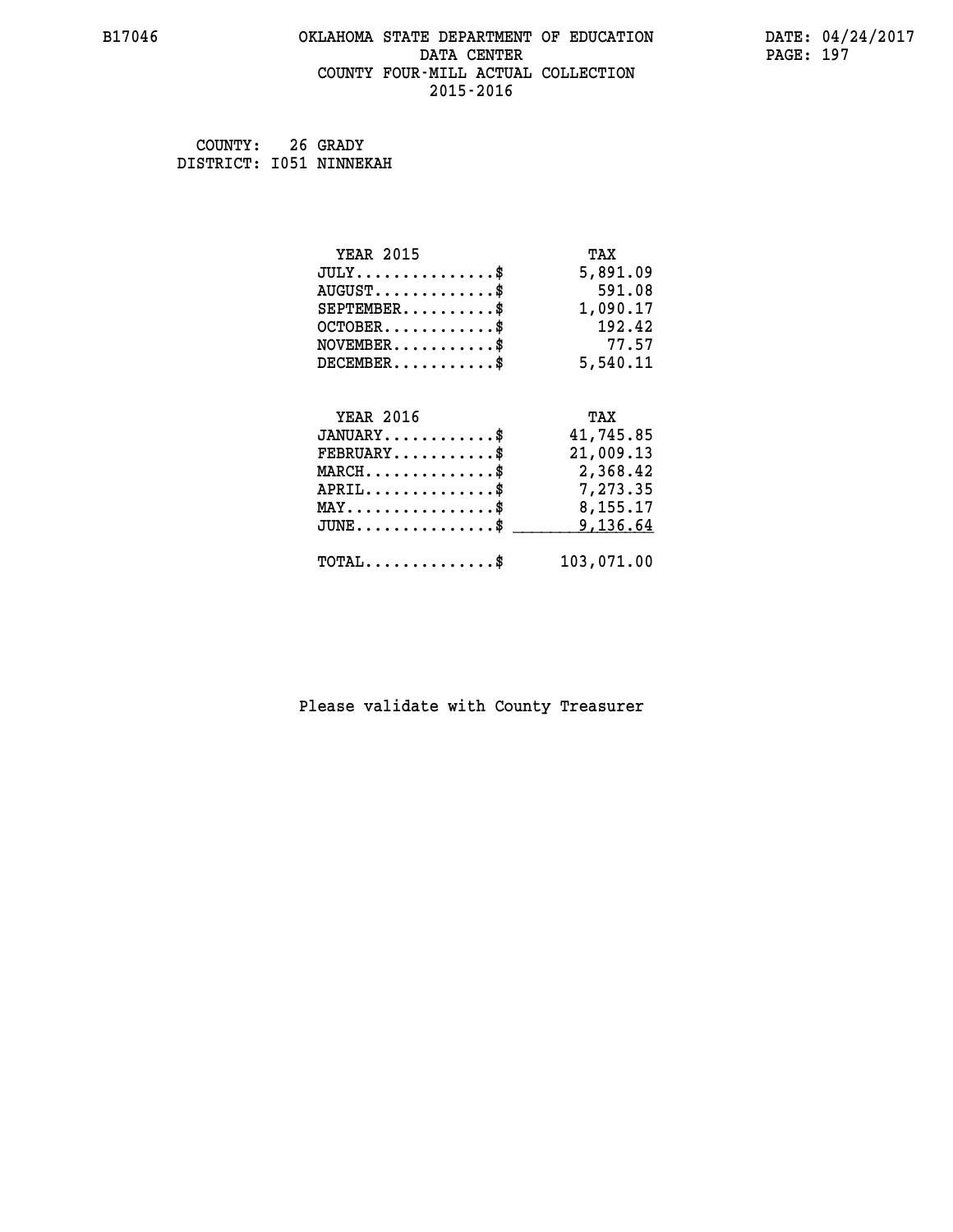B17046 OKLAHOMA STATE DEPARTMENT OF EDUCATION DATA CENTER COUNTY FOUR-MILL ACTUAL COLLECTION 2015-2016

DATE: 04/24/2017

COUNTY: 26 GRADY
DISTRICT: I051 NINNEKAH

| YEAR 2015 | TAX |
|---|---|
| JULY...............$ | 5,891.09 |
| AUGUST.............$ | 591.08 |
| SEPTEMBER..........$ | 1,090.17 |
| OCTOBER............$ | 192.42 |
| NOVEMBER...........$ | 77.57 |
| DECEMBER...........$ | 5,540.11 |

| YEAR 2016 | TAX |
|---|---|
| JANUARY............$ | 41,745.85 |
| FEBRUARY...........$ | 21,009.13 |
| MARCH..............$ | 2,368.42 |
| APRIL..............$ | 7,273.35 |
| MAY................$ | 8,155.17 |
| JUNE...............$ | 9,136.64 |
| TOTAL..............$ | 103,071.00 |

Please validate with County Treasurer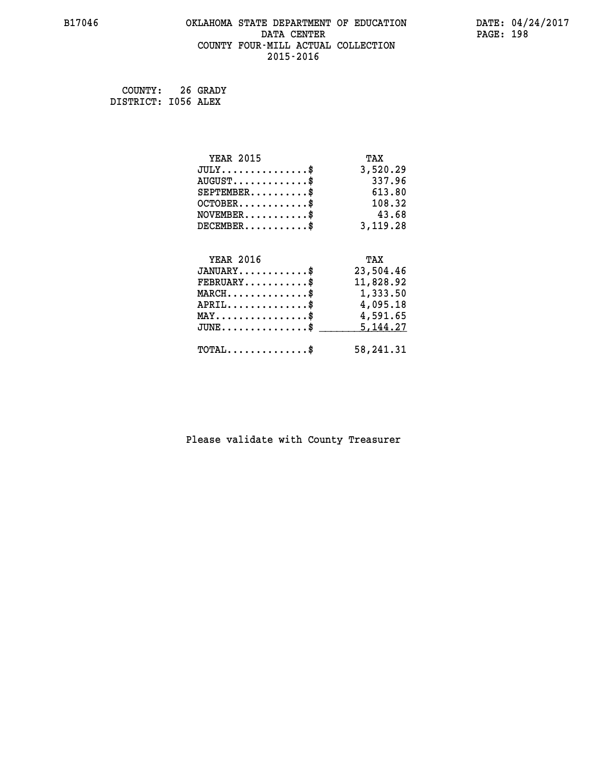B17046 OKLAHOMA STATE DEPARTMENT OF EDUCATION DATA CENTER COUNTY FOUR-MILL ACTUAL COLLECTION 2015-2016

DATE: 04/24/2017

COUNTY: 26 GRADY
DISTRICT: I056 ALEX

| YEAR 2015 | TAX |
|---|---|
| JULY...............$ | 3,520.29 |
| AUGUST.............$ | 337.96 |
| SEPTEMBER..........$ | 613.80 |
| OCTOBER............$ | 108.32 |
| NOVEMBER...........$ | 43.68 |
| DECEMBER...........$ | 3,119.28 |

| YEAR 2016 | TAX |
|---|---|
| JANUARY............$ | 23,504.46 |
| FEBRUARY...........$ | 11,828.92 |
| MARCH..............$ | 1,333.50 |
| APRIL..............$ | 4,095.18 |
| MAY................$ | 4,591.65 |
| JUNE...............$ | 5,144.27 |
| TOTAL..............$ | 58,241.31 |

Please validate with County Treasurer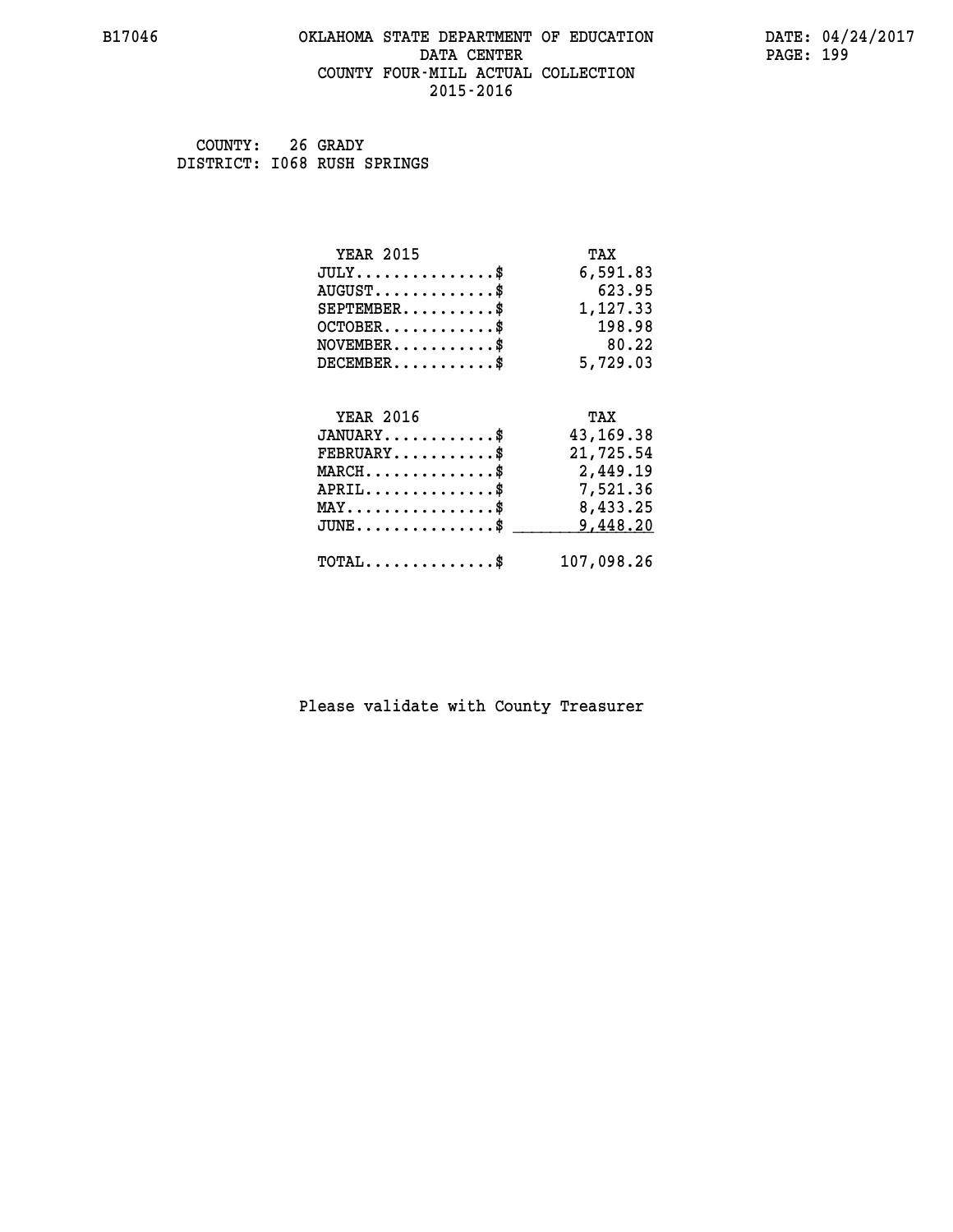B17046

# OKLAHOMA STATE DEPARTMENT OF EDUCATION
## DATA CENTER
## COUNTY FOUR-MILL ACTUAL COLLECTION
## 2015-2016

DATE: 04/24/2017

COUNTY: 26 GRADY
DISTRICT: I068 RUSH SPRINGS

| YEAR 2015 | TAX |
|---|---|
| JULY...............$ | 6,591.83 |
| AUGUST.............$ | 623.95 |
| SEPTEMBER..........$ | 1,127.33 |
| OCTOBER............$ | 198.98 |
| NOVEMBER...........$ | 80.22 |
| DECEMBER...........$ | 5,729.03 |

| YEAR 2016 | TAX |
|---|---|
| JANUARY............$ | 43,169.38 |
| FEBRUARY...........$ | 21,725.54 |
| MARCH..............$ | 2,449.19 |
| APRIL..............$ | 7,521.36 |
| MAY................$ | 8,433.25 |
| JUNE...............$ | 9,448.20 |
| TOTAL..............$ | 107,098.26 |

Please validate with County Treasurer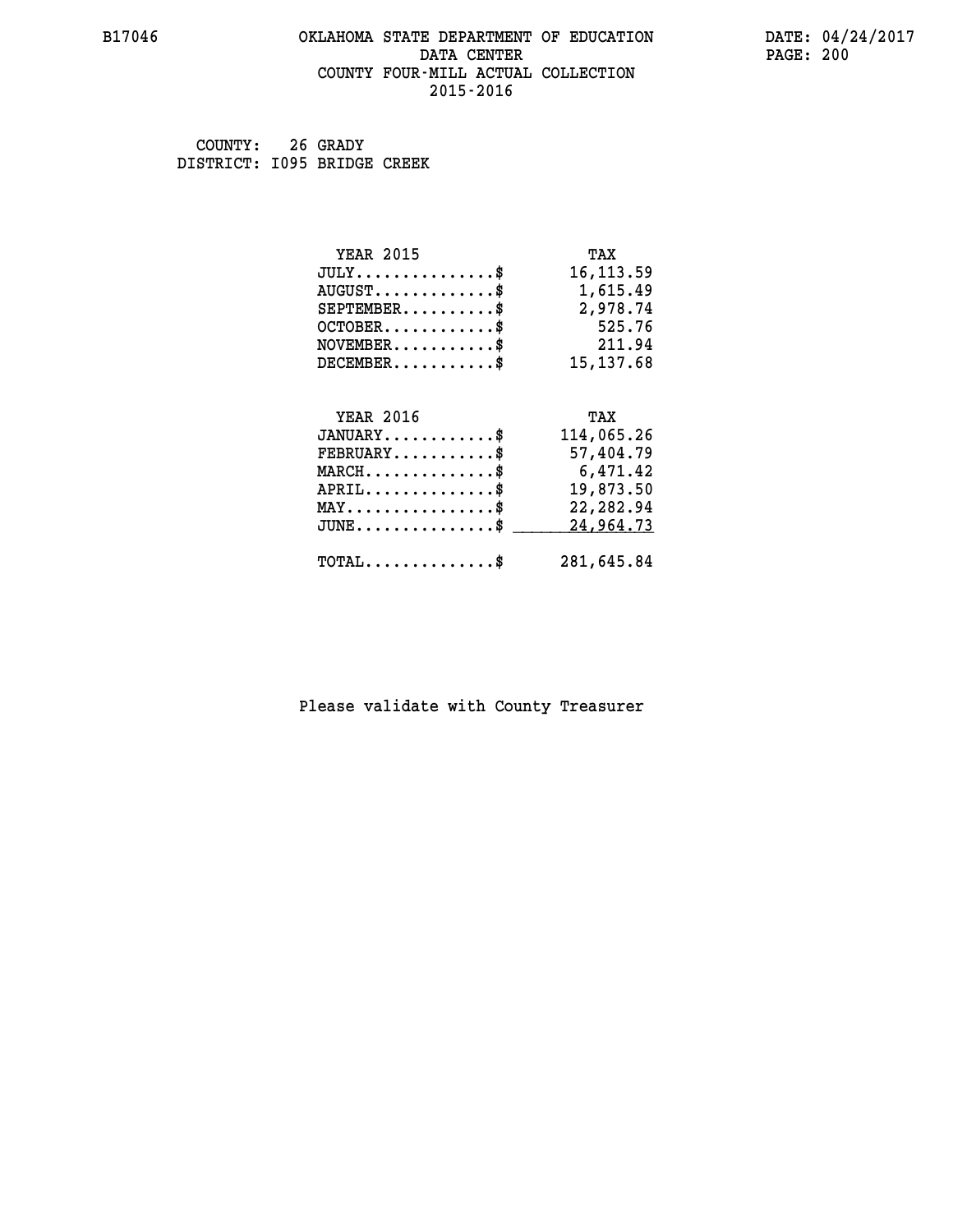B17046 OKLAHOMA STATE DEPARTMENT OF EDUCATION DATA CENTER COUNTY FOUR-MILL ACTUAL COLLECTION 2015-2016

DATE: 04/24/2017

COUNTY: 26 GRADY
DISTRICT: I095 BRIDGE CREEK

| YEAR 2015 | TAX |
|---|---|
| JULY...............$ | 16,113.59 |
| AUGUST.............$ | 1,615.49 |
| SEPTEMBER..........$ | 2,978.74 |
| OCTOBER............$ | 525.76 |
| NOVEMBER...........$ | 211.94 |
| DECEMBER...........$ | 15,137.68 |

| YEAR 2016 | TAX |
|---|---|
| JANUARY............$ | 114,065.26 |
| FEBRUARY...........$ | 57,404.79 |
| MARCH..............$ | 6,471.42 |
| APRIL..............$ | 19,873.50 |
| MAY................$ | 22,282.94 |
| JUNE...............$ | 24,964.73 |
| TOTAL..............$ | 281,645.84 |

Please validate with County Treasurer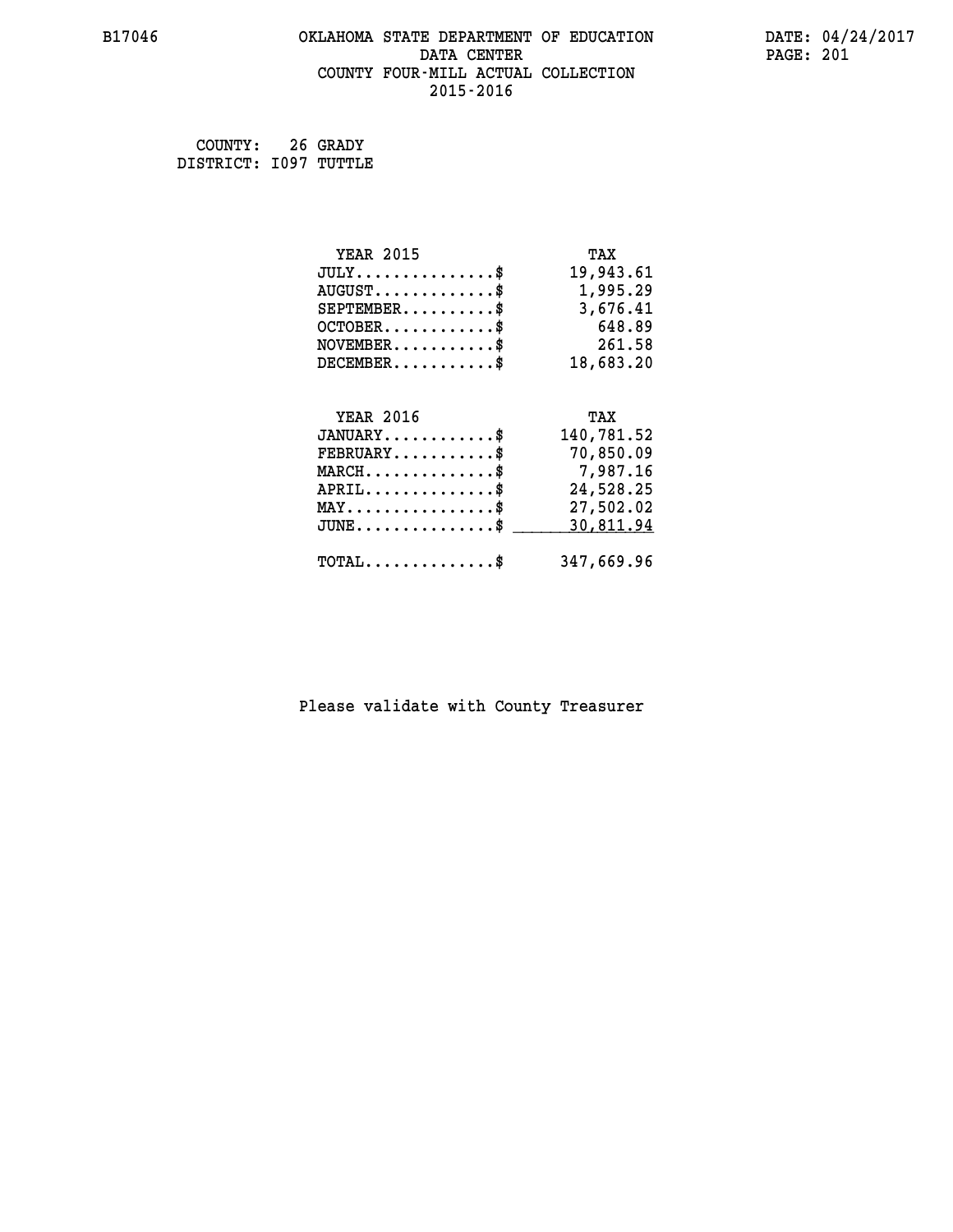B17046 OKLAHOMA STATE DEPARTMENT OF EDUCATION DATA CENTER COUNTY FOUR-MILL ACTUAL COLLECTION 2015-2016

DATE: 04/24/2017

COUNTY: 26 GRADY
DISTRICT: I097 TUTTLE

| YEAR 2015 | TAX |
|---|---|
| JULY..............$ | 19,943.61 |
| AUGUST............$ | 1,995.29 |
| SEPTEMBER.........$ | 3,676.41 |
| OCTOBER...........$ | 648.89 |
| NOVEMBER..........$ | 261.58 |
| DECEMBER..........$ | 18,683.20 |

| YEAR 2016 | TAX |
|---|---|
| JANUARY...........$ | 140,781.52 |
| FEBRUARY..........$ | 70,850.09 |
| MARCH.............$ | 7,987.16 |
| APRIL.............$ | 24,528.25 |
| MAY...............$ | 27,502.02 |
| JUNE..............$ | 30,811.94 |
| TOTAL.............$ | 347,669.96 |

Please validate with County Treasurer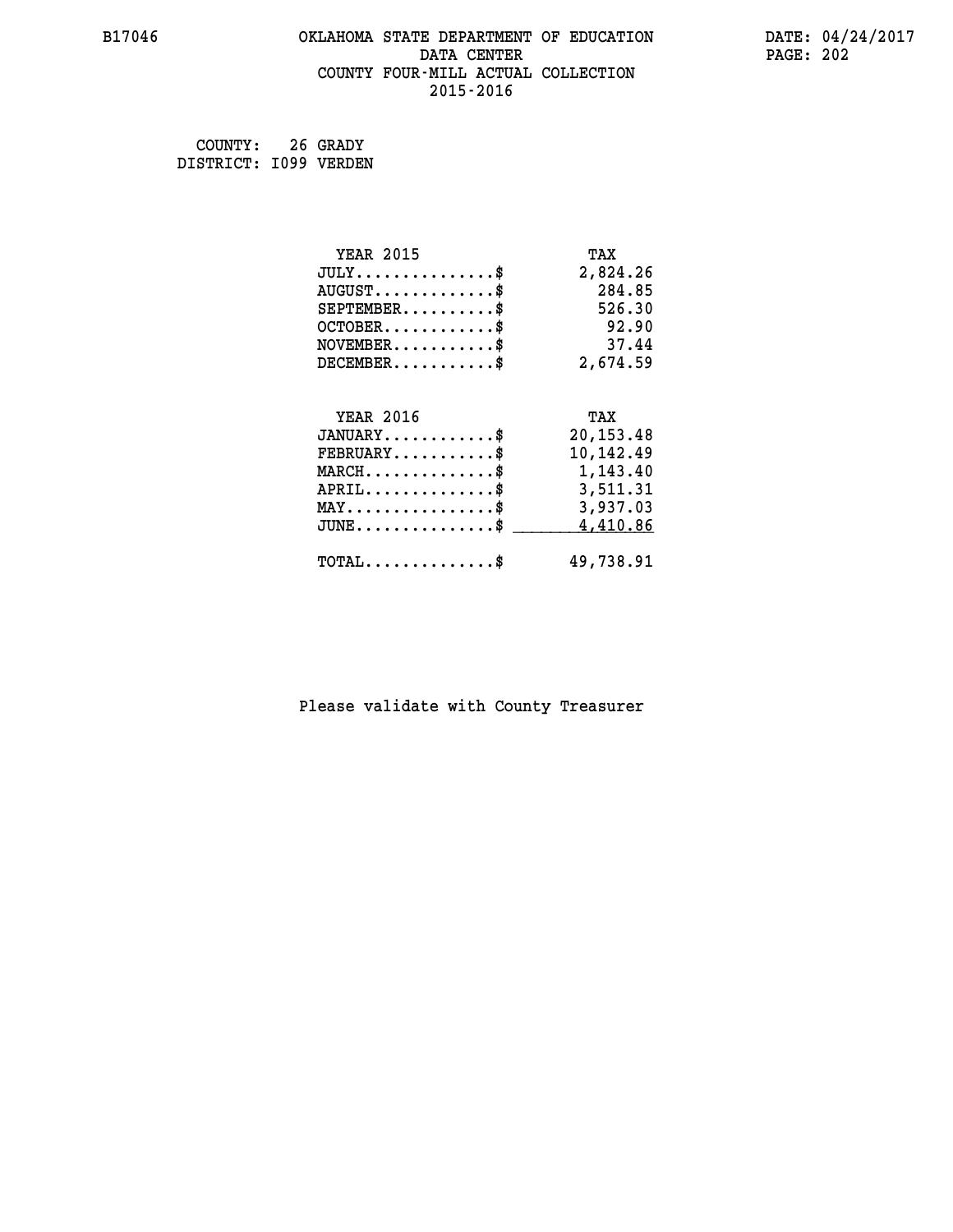B17046 OKLAHOMA STATE DEPARTMENT OF EDUCATION DATE: 04/24/2017
DATA CENTER
COUNTY FOUR-MILL ACTUAL COLLECTION
2015-2016

COUNTY: 26 GRADY
DISTRICT: I099 VERDEN

| YEAR 2015 | TAX |
|---|---|
| JULY...............$ | 2,824.26 |
| AUGUST.............$ | 284.85 |
| SEPTEMBER..........$ | 526.30 |
| OCTOBER............$ | 92.90 |
| NOVEMBER...........$ | 37.44 |
| DECEMBER...........$ | 2,674.59 |

| YEAR 2016 | TAX |
|---|---|
| JANUARY............$ | 20,153.48 |
| FEBRUARY...........$ | 10,142.49 |
| MARCH..............$ | 1,143.40 |
| APRIL..............$ | 3,511.31 |
| MAY................$ | 3,937.03 |
| JUNE...............$ | 4,410.86 |
| TOTAL..............$ | 49,738.91 |

Please validate with County Treasurer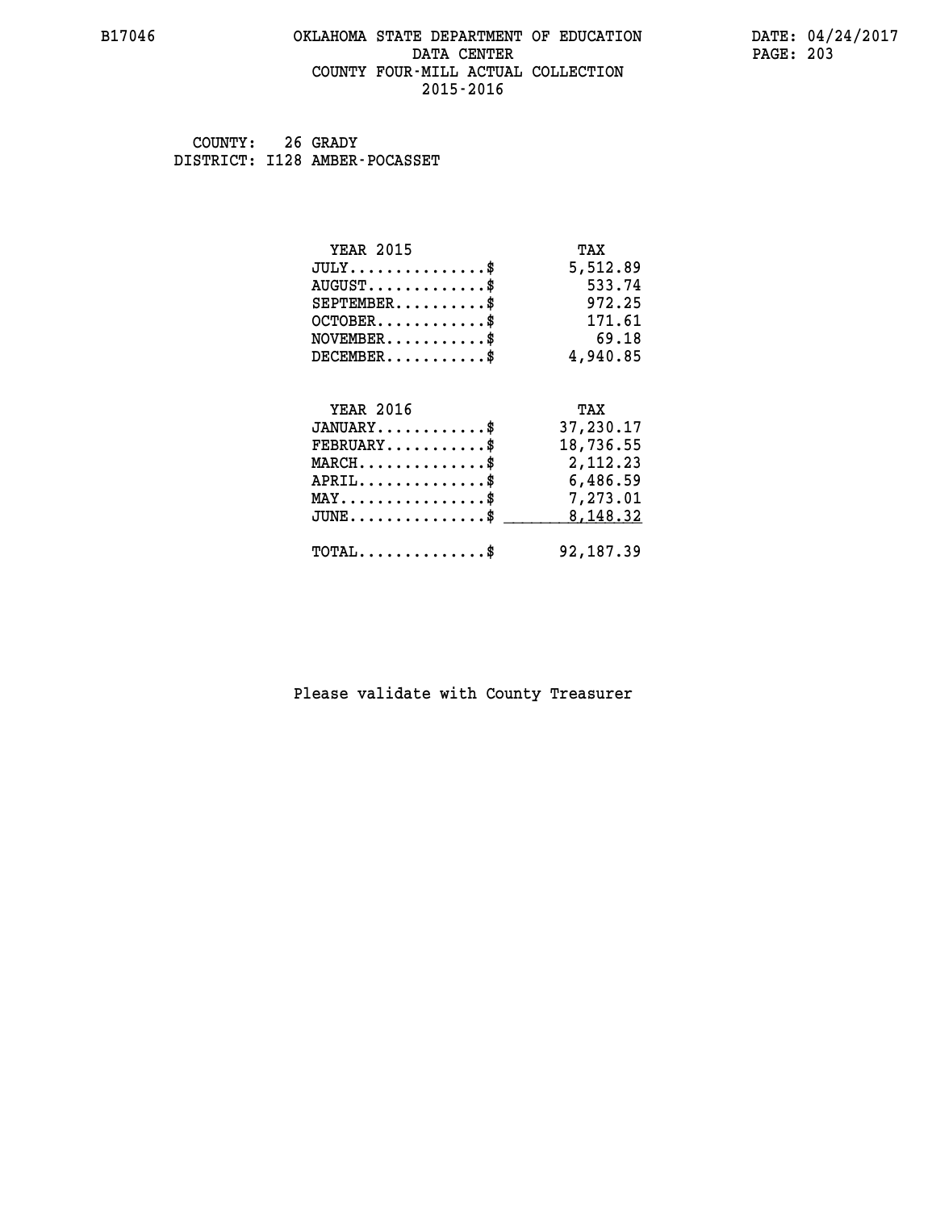B17046 OKLAHOMA STATE DEPARTMENT OF EDUCATION DATA CENTER COUNTY FOUR-MILL ACTUAL COLLECTION 2015-2016

DATE: 04/24/2017

COUNTY: 26 GRADY
DISTRICT: I128 AMBER-POCASSET

| YEAR 2015 | TAX |
|---|---|
| JULY...............$ | 5,512.89 |
| AUGUST.............$ | 533.74 |
| SEPTEMBER..........$ | 972.25 |
| OCTOBER............$ | 171.61 |
| NOVEMBER...........$ | 69.18 |
| DECEMBER...........$ | 4,940.85 |

| YEAR 2016 | TAX |
|---|---|
| JANUARY............$ | 37,230.17 |
| FEBRUARY...........$ | 18,736.55 |
| MARCH..............$ | 2,112.23 |
| APRIL..............$ | 6,486.59 |
| MAY................$ | 7,273.01 |
| JUNE...............$ | 8,148.32 |
| TOTAL..............$ | 92,187.39 |

Please validate with County Treasurer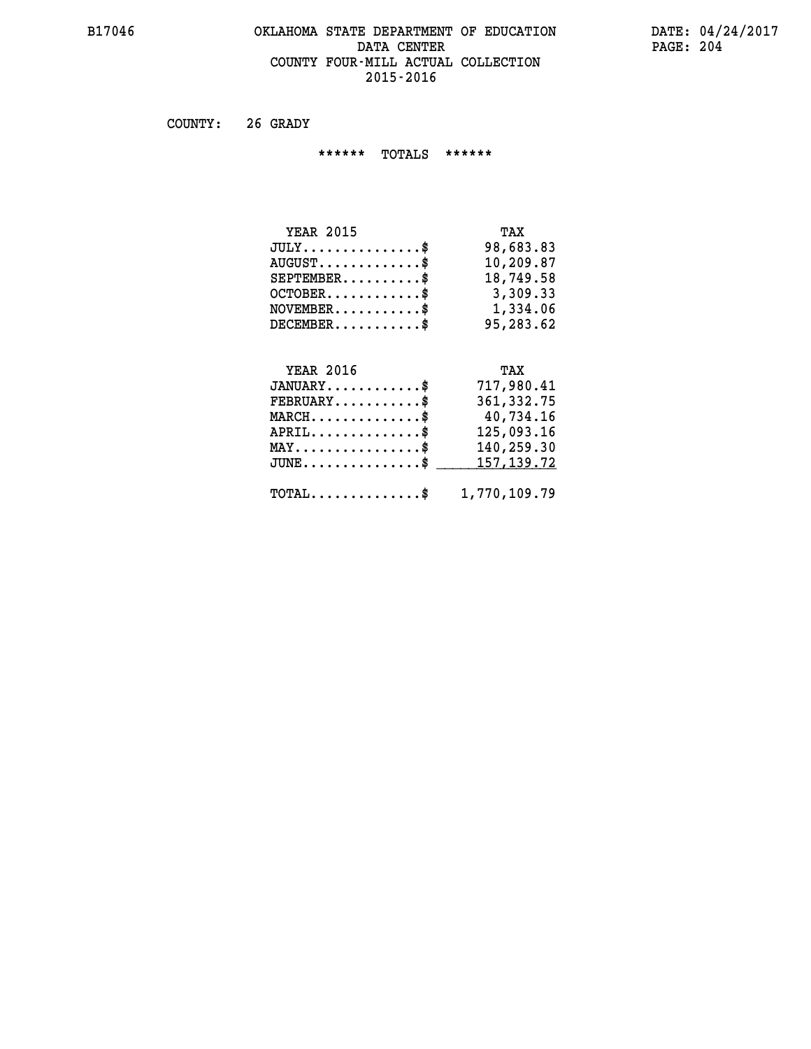# OKLAHOMA STATE DEPARTMENT OF EDUCATION
## DATA CENTER
## COUNTY FOUR-MILL ACTUAL COLLECTION
## 2015-2016

B17046 — DATE: 04/24/2017

COUNTY: 26 GRADY

****** TOTALS ******

| YEAR 2015 | TAX |
|---|---|
| JULY...............$ | 98,683.83 |
| AUGUST.............$ | 10,209.87 |
| SEPTEMBER..........$ | 18,749.58 |
| OCTOBER............$ | 3,309.33 |
| NOVEMBER...........$ | 1,334.06 |
| DECEMBER...........$ | 95,283.62 |

| YEAR 2016 | TAX |
|---|---|
| JANUARY............$ | 717,980.41 |
| FEBRUARY...........$ | 361,332.75 |
| MARCH..............$ | 40,734.16 |
| APRIL..............$ | 125,093.16 |
| MAY................$ | 140,259.30 |
| JUNE...............$ | 157,139.72 |
| TOTAL..............$ | 1,770,109.79 |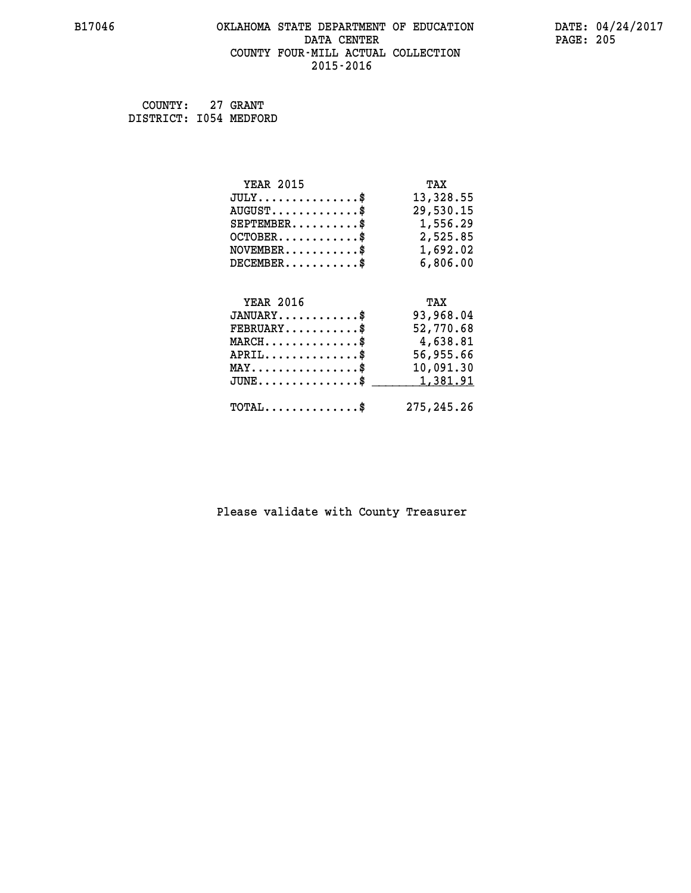B17046 OKLAHOMA STATE DEPARTMENT OF EDUCATION DATE: 04/24/2017
DATA CENTER
COUNTY FOUR-MILL ACTUAL COLLECTION
2015-2016

COUNTY: 27 GRANT
DISTRICT: I054 MEDFORD

| YEAR 2015 | TAX |
|---|---|
| JULY...............$ | 13,328.55 |
| AUGUST.............$ | 29,530.15 |
| SEPTEMBER..........$ | 1,556.29 |
| OCTOBER............$ | 2,525.85 |
| NOVEMBER...........$ | 1,692.02 |
| DECEMBER...........$ | 6,806.00 |

| YEAR 2016 | TAX |
|---|---|
| JANUARY............$ | 93,968.04 |
| FEBRUARY...........$ | 52,770.68 |
| MARCH..............$ | 4,638.81 |
| APRIL..............$ | 56,955.66 |
| MAY................$ | 10,091.30 |
| JUNE...............$ | 1,381.91 |
| TOTAL..............$ | 275,245.26 |

Please validate with County Treasurer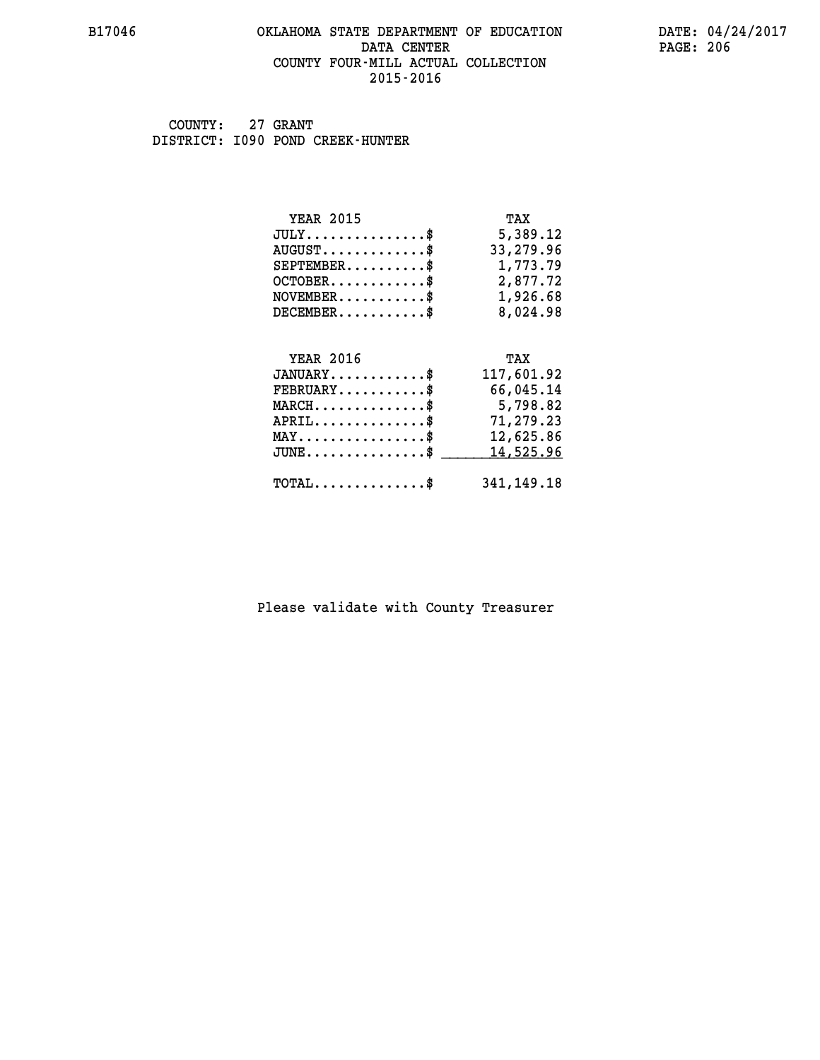B17046 OKLAHOMA STATE DEPARTMENT OF EDUCATION DATA CENTER COUNTY FOUR-MILL ACTUAL COLLECTION 2015-2016

DATE: 04/24/2017

COUNTY: 27 GRANT
DISTRICT: I090 POND CREEK-HUNTER

| YEAR 2015 | TAX |
|---|---|
| JULY...............$ | 5,389.12 |
| AUGUST.............$ | 33,279.96 |
| SEPTEMBER..........$ | 1,773.79 |
| OCTOBER............$ | 2,877.72 |
| NOVEMBER...........$ | 1,926.68 |
| DECEMBER...........$ | 8,024.98 |

| YEAR 2016 | TAX |
|---|---|
| JANUARY............$ | 117,601.92 |
| FEBRUARY...........$ | 66,045.14 |
| MARCH..............$ | 5,798.82 |
| APRIL..............$ | 71,279.23 |
| MAY................$ | 12,625.86 |
| JUNE...............$ | 14,525.96 |
| TOTAL..............$ | 341,149.18 |

Please validate with County Treasurer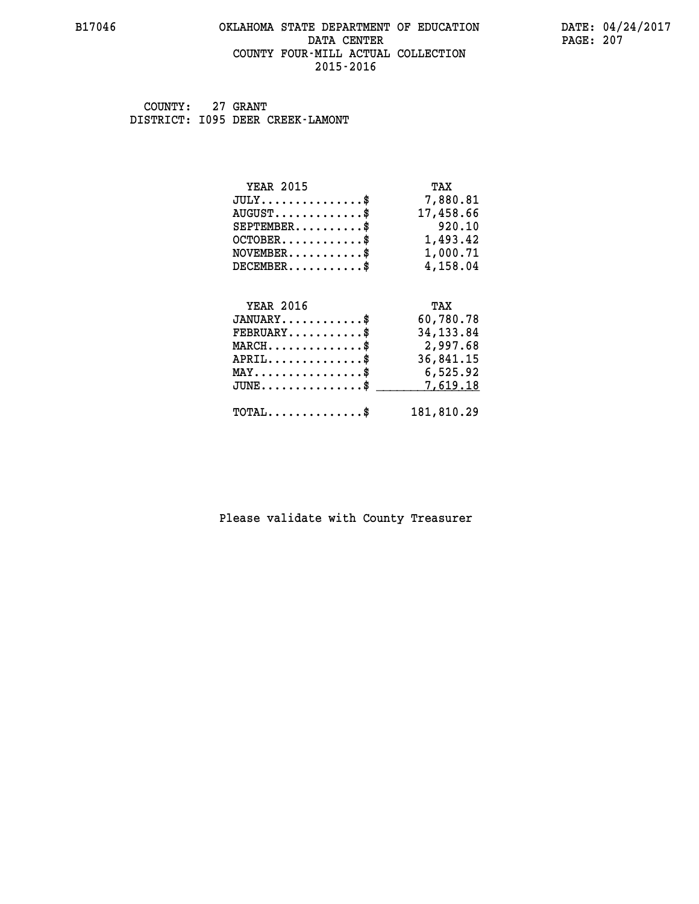B17046 OKLAHOMA STATE DEPARTMENT OF EDUCATION DATA CENTER COUNTY FOUR-MILL ACTUAL COLLECTION 2015-2016

DATE: 04/24/2017

COUNTY: 27 GRANT
DISTRICT: I095 DEER CREEK-LAMONT

| YEAR 2015 | TAX |
|---|---|
| JULY..............$ | 7,880.81 |
| AUGUST............$ | 17,458.66 |
| SEPTEMBER.........$ | 920.10 |
| OCTOBER...........$ | 1,493.42 |
| NOVEMBER..........$ | 1,000.71 |
| DECEMBER..........$ | 4,158.04 |

| YEAR 2016 | TAX |
|---|---|
| JANUARY...........$ | 60,780.78 |
| FEBRUARY..........$ | 34,133.84 |
| MARCH.............$ | 2,997.68 |
| APRIL.............$ | 36,841.15 |
| MAY...............$ | 6,525.92 |
| JUNE..............$ | 7,619.18 |
| TOTAL.............$ | 181,810.29 |

Please validate with County Treasurer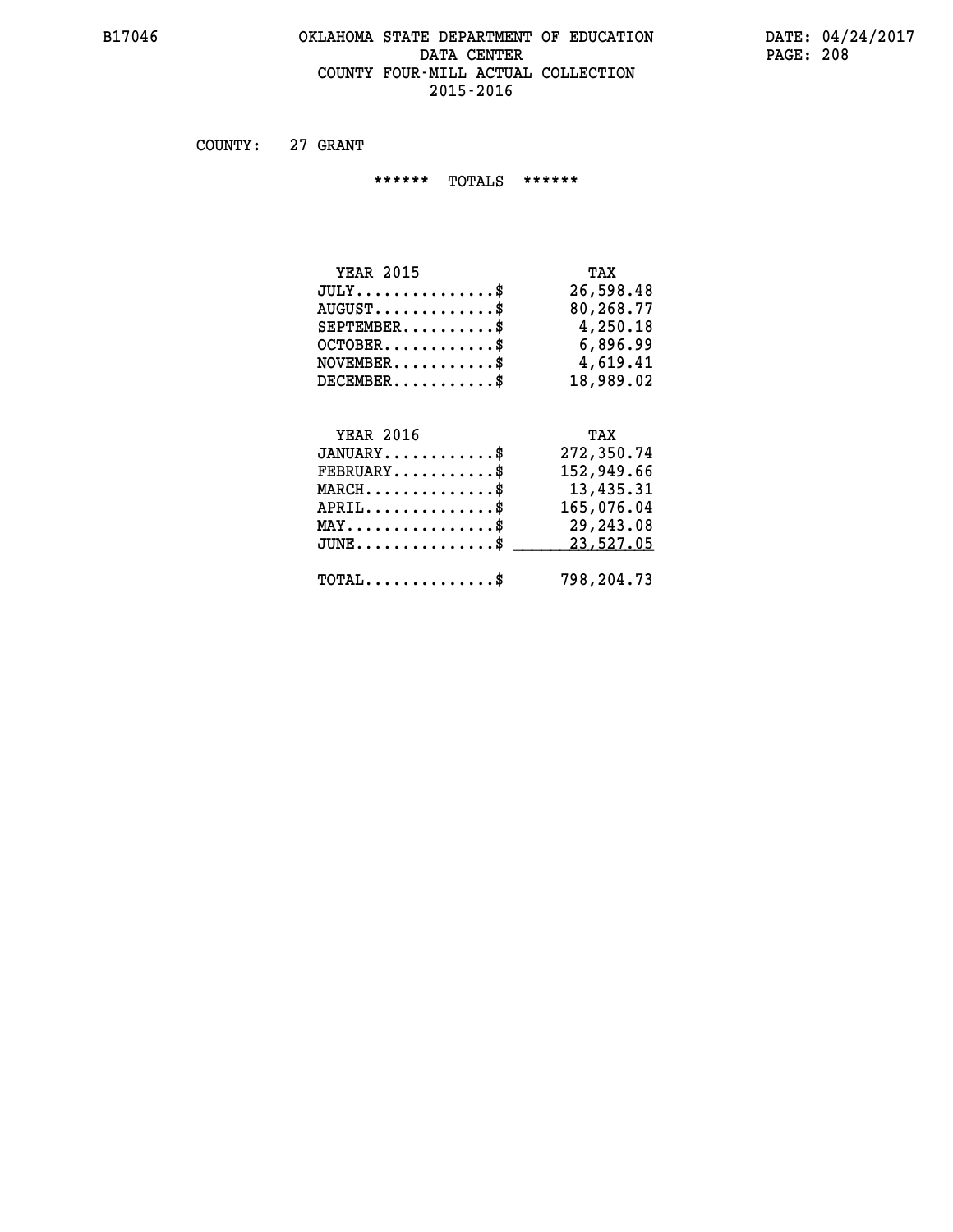B17046 OKLAHOMA STATE DEPARTMENT OF EDUCATION DATE: 04/24/2017
DATA CENTER PAGE: 208
COUNTY FOUR-MILL ACTUAL COLLECTION
2015-2016

COUNTY: 27 GRANT

****** TOTALS ******

| YEAR 2015 | TAX |
|---|---|
| JULY...............$ | 26,598.48 |
| AUGUST.............$ | 80,268.77 |
| SEPTEMBER..........$ | 4,250.18 |
| OCTOBER............$ | 6,896.99 |
| NOVEMBER...........$ | 4,619.41 |
| DECEMBER...........$ | 18,989.02 |

| YEAR 2016 | TAX |
|---|---|
| JANUARY............$ | 272,350.74 |
| FEBRUARY...........$ | 152,949.66 |
| MARCH..............$ | 13,435.31 |
| APRIL..............$ | 165,076.04 |
| MAY................$ | 29,243.08 |
| JUNE...............$ | 23,527.05 |
| TOTAL..............$ | 798,204.73 |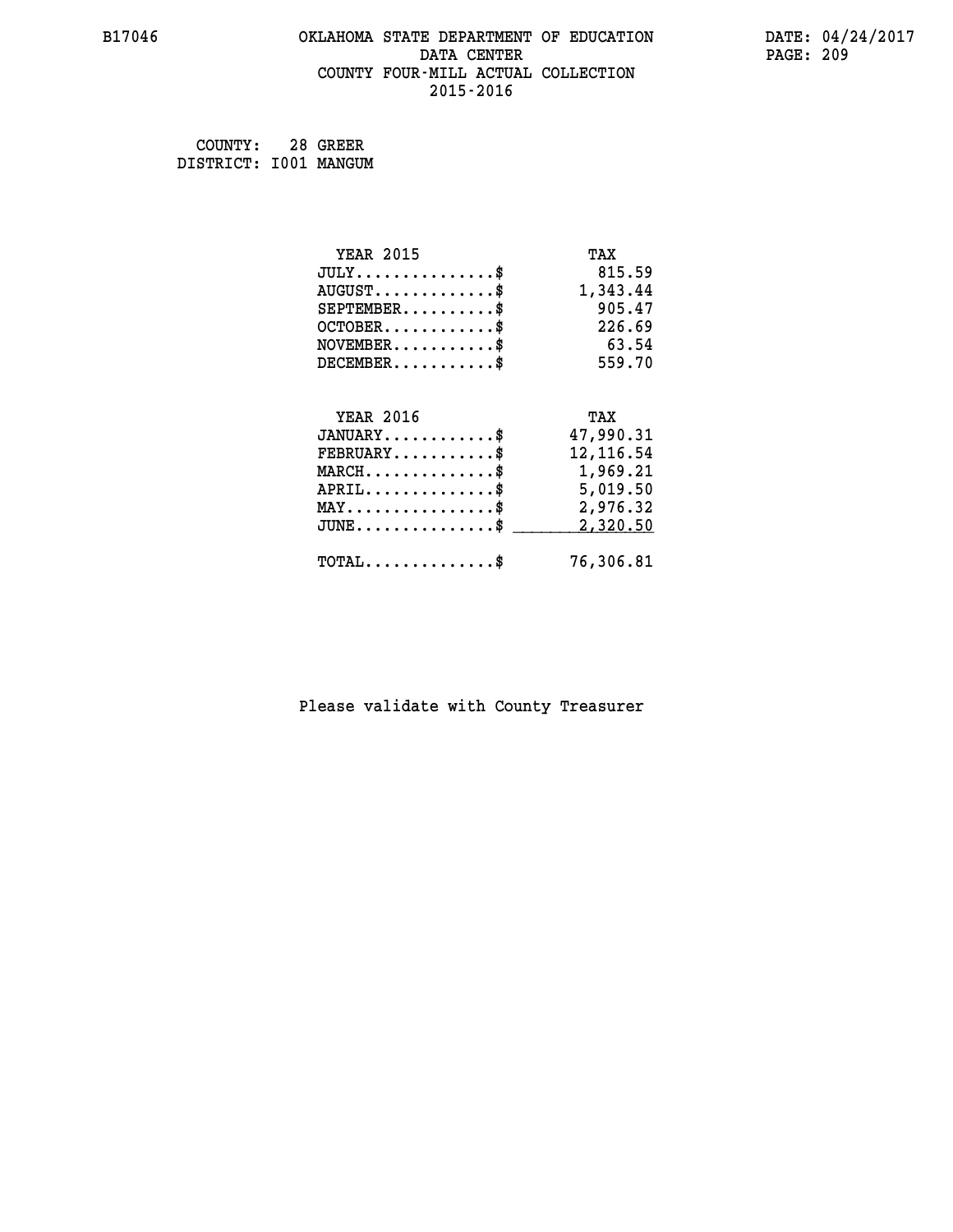B17046 OKLAHOMA STATE DEPARTMENT OF EDUCATION DATA CENTER COUNTY FOUR-MILL ACTUAL COLLECTION 2015-2016

DATE: 04/24/2017

COUNTY: 28 GREER
DISTRICT: I001 MANGUM

| YEAR 2015 | TAX |
|---|---|
| JULY...............$ | 815.59 |
| AUGUST.............$ | 1,343.44 |
| SEPTEMBER..........$ | 905.47 |
| OCTOBER............$ | 226.69 |
| NOVEMBER...........$ | 63.54 |
| DECEMBER...........$ | 559.70 |

| YEAR 2016 | TAX |
|---|---|
| JANUARY............$ | 47,990.31 |
| FEBRUARY...........$ | 12,116.54 |
| MARCH..............$ | 1,969.21 |
| APRIL..............$ | 5,019.50 |
| MAY................$ | 2,976.32 |
| JUNE...............$ | 2,320.50 |
| TOTAL..............$ | 76,306.81 |

Please validate with County Treasurer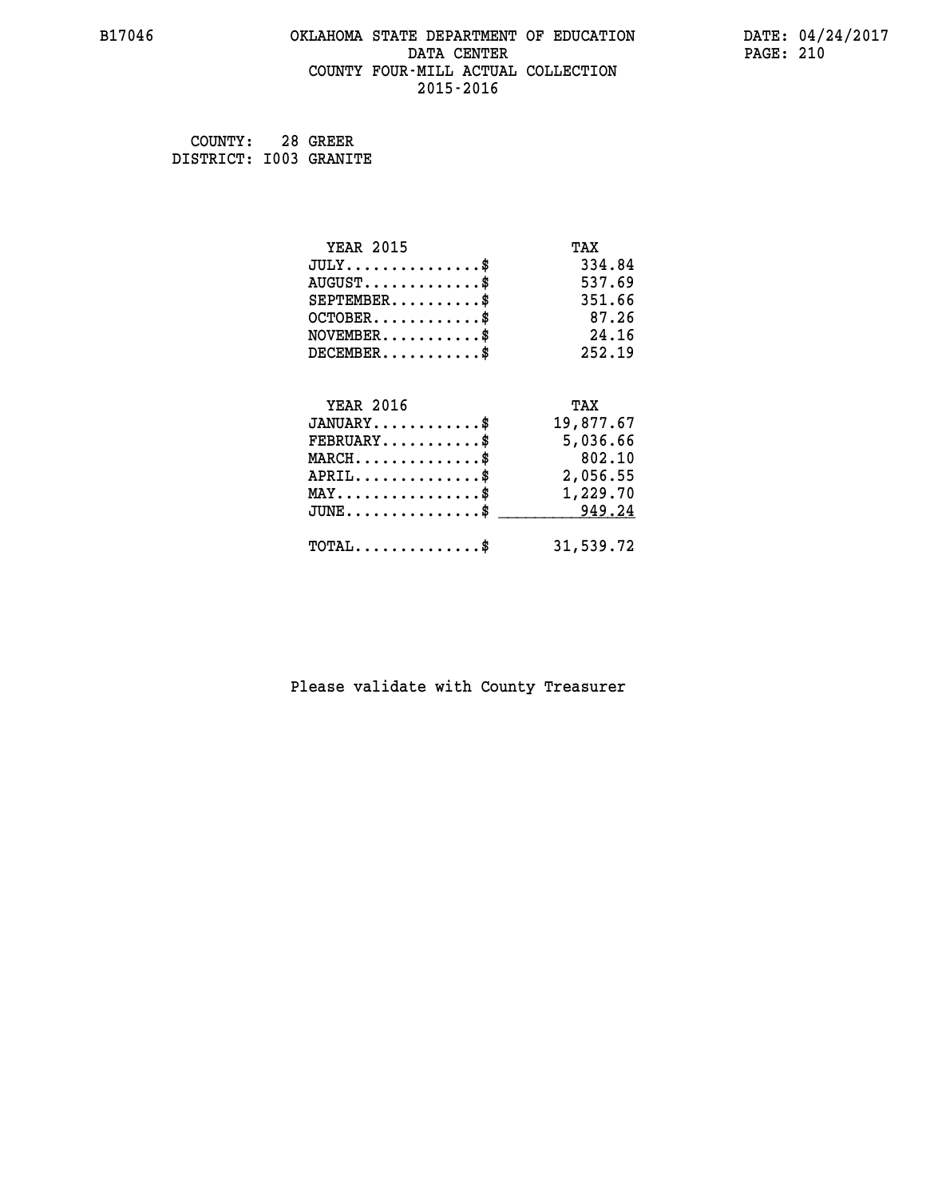B17046 OKLAHOMA STATE DEPARTMENT OF EDUCATION DATA CENTER COUNTY FOUR-MILL ACTUAL COLLECTION 2015-2016

DATE: 04/24/2017

COUNTY: 28 GREER
DISTRICT: I003 GRANITE

| YEAR 2015 | TAX |
|---|---|
| JULY...............$ | 334.84 |
| AUGUST.............$ | 537.69 |
| SEPTEMBER..........$ | 351.66 |
| OCTOBER............$ | 87.26 |
| NOVEMBER...........$ | 24.16 |
| DECEMBER...........$ | 252.19 |

| YEAR 2016 | TAX |
|---|---|
| JANUARY............$ | 19,877.67 |
| FEBRUARY...........$ | 5,036.66 |
| MARCH..............$ | 802.10 |
| APRIL..............$ | 2,056.55 |
| MAY................$ | 1,229.70 |
| JUNE...............$ | 949.24 |
| TOTAL..............$ | 31,539.72 |

Please validate with County Treasurer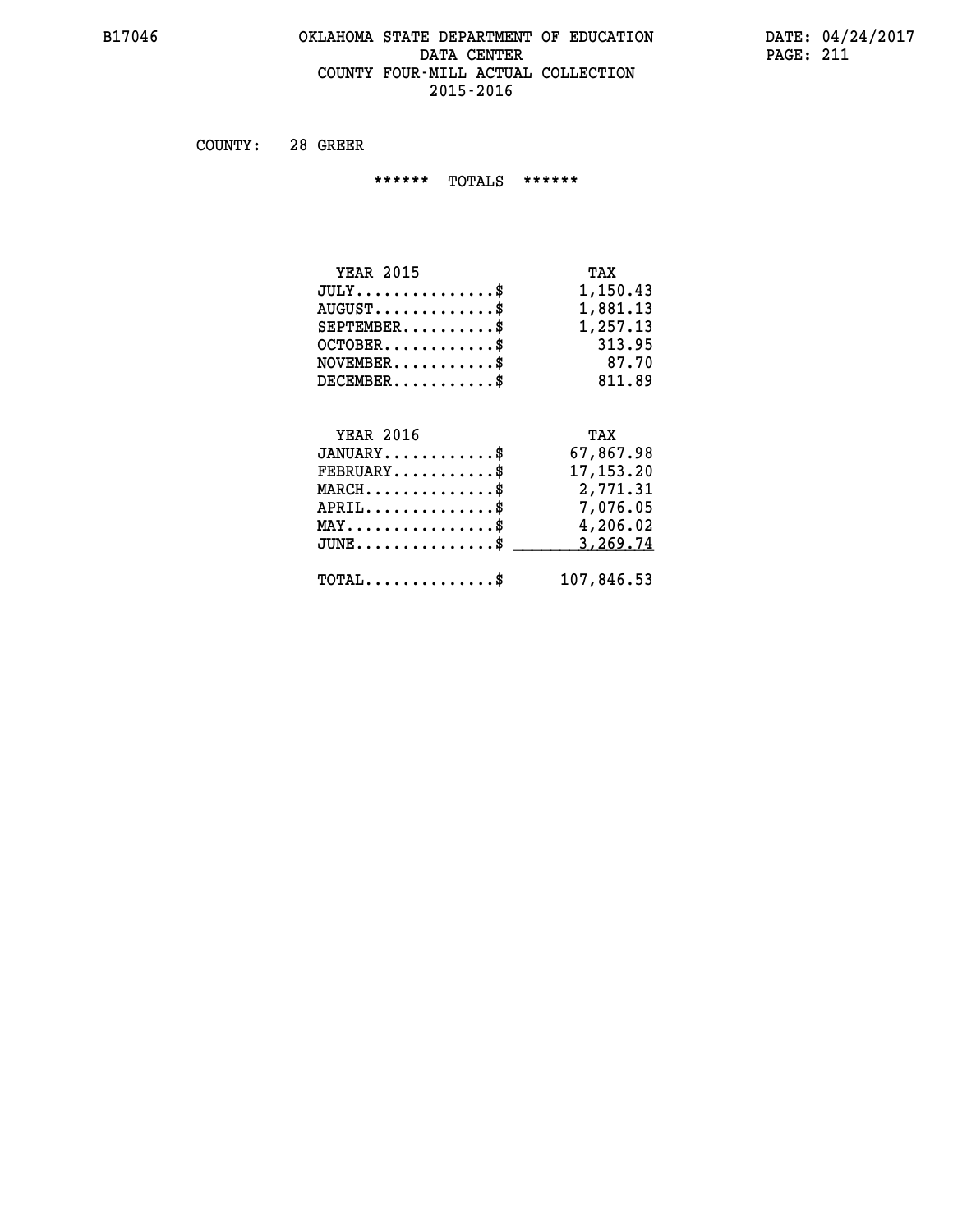B17046 OKLAHOMA STATE DEPARTMENT OF EDUCATION DATA CENTER COUNTY FOUR-MILL ACTUAL COLLECTION 2015-2016

DATE: 04/24/2017

COUNTY: 28 GREER

****** TOTALS ******

| YEAR 2015 | TAX |
|---|---|
| JULY...............$ | 1,150.43 |
| AUGUST.............$ | 1,881.13 |
| SEPTEMBER..........$ | 1,257.13 |
| OCTOBER............$ | 313.95 |
| NOVEMBER...........$ | 87.70 |
| DECEMBER...........$ | 811.89 |

| YEAR 2016 | TAX |
|---|---|
| JANUARY............$ | 67,867.98 |
| FEBRUARY...........$ | 17,153.20 |
| MARCH..............$ | 2,771.31 |
| APRIL..............$ | 7,076.05 |
| MAY................$ | 4,206.02 |
| JUNE...............$ | 3,269.74 |
| TOTAL..............$ | 107,846.53 |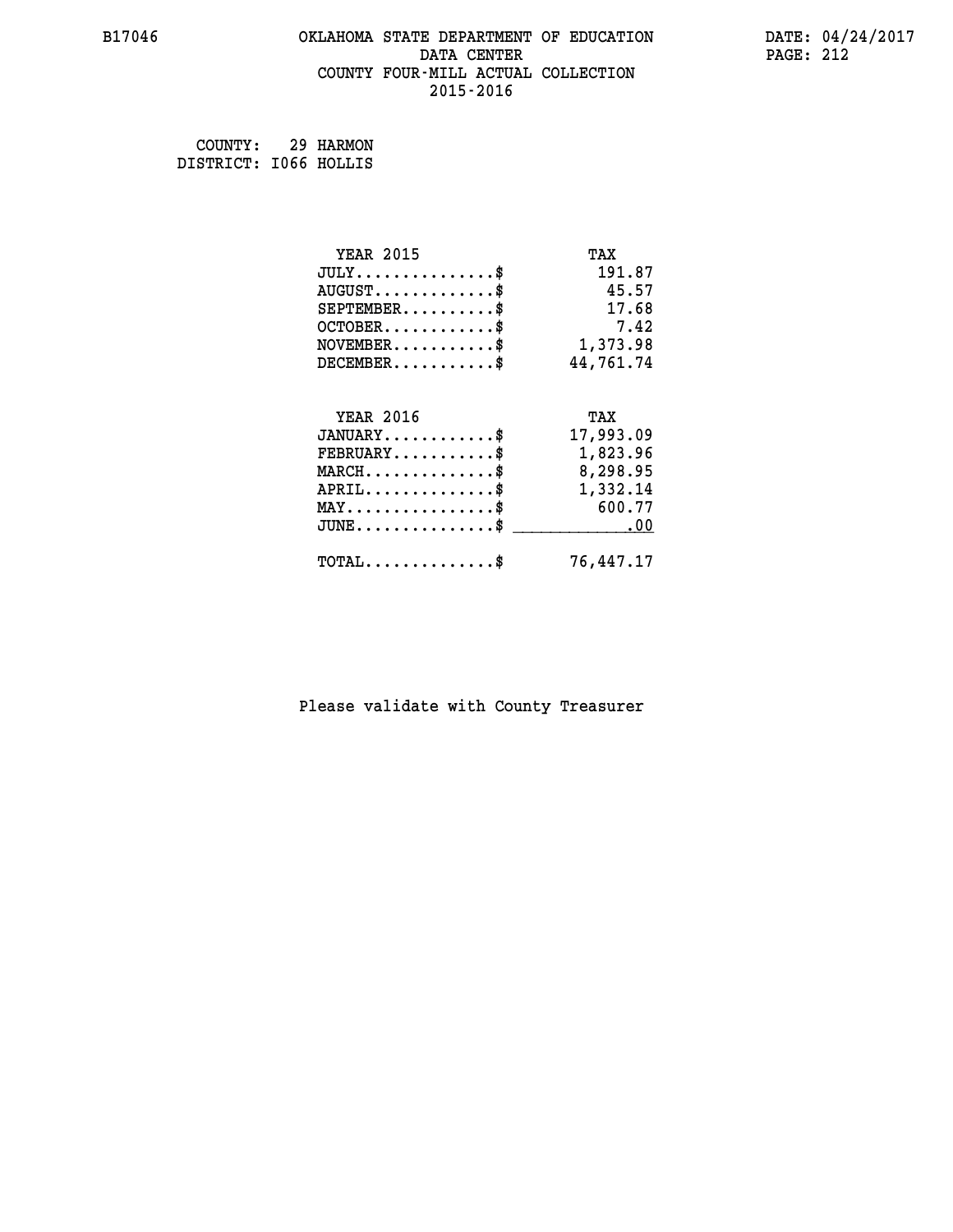B17046 OKLAHOMA STATE DEPARTMENT OF EDUCATION DATA CENTER COUNTY FOUR-MILL ACTUAL COLLECTION 2015-2016

DATE: 04/24/2017

COUNTY: 29 HARMON
DISTRICT: I066 HOLLIS

| YEAR 2015 | TAX |
|---|---|
| JULY..............$ | 191.87 |
| AUGUST............$ | 45.57 |
| SEPTEMBER.........$ | 17.68 |
| OCTOBER...........$ | 7.42 |
| NOVEMBER..........$ | 1,373.98 |
| DECEMBER..........$ | 44,761.74 |

| YEAR 2016 | TAX |
|---|---|
| JANUARY...........$ | 17,993.09 |
| FEBRUARY..........$ | 1,823.96 |
| MARCH.............$ | 8,298.95 |
| APRIL.............$ | 1,332.14 |
| MAY...............$ | 600.77 |
| JUNE..............$ | .00 |
| TOTAL.............$ | 76,447.17 |

Please validate with County Treasurer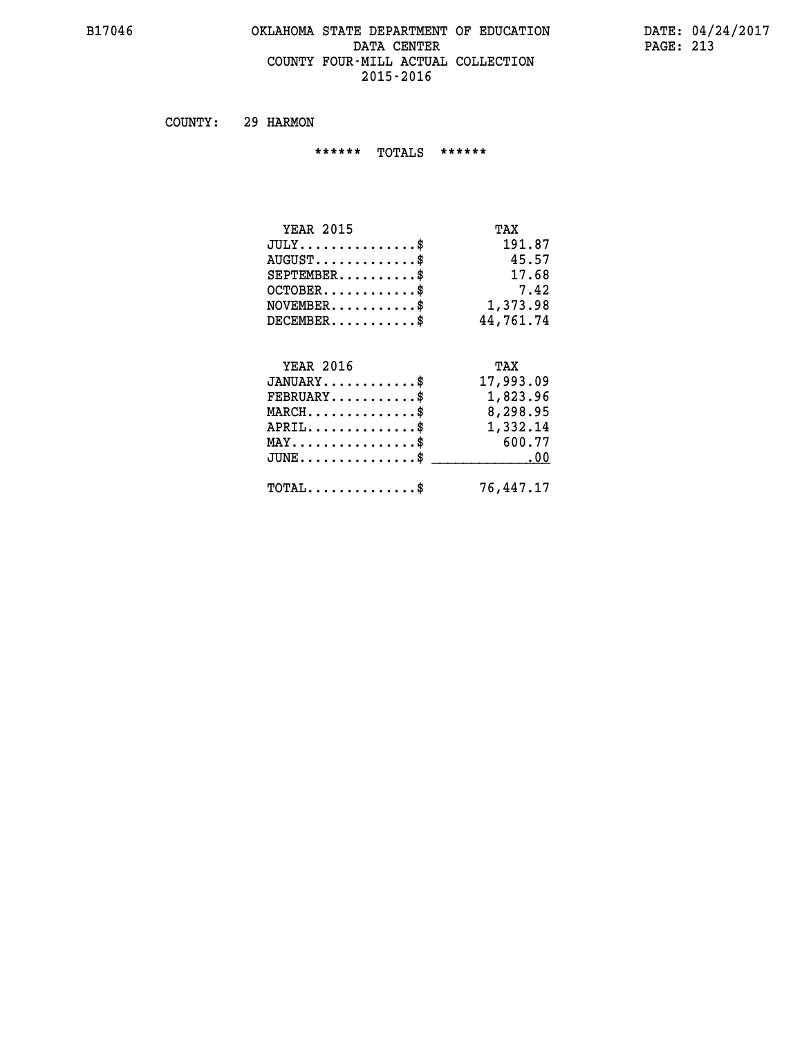# OKLAHOMA STATE DEPARTMENT OF EDUCATION
## DATA CENTER
## COUNTY FOUR-MILL ACTUAL COLLECTION
## 2015-2016

COUNTY: 29 HARMON

****** TOTALS ******

| YEAR 2015 | TAX |
|---|---|
| JULY..............$ | 191.87 |
| AUGUST............$ | 45.57 |
| SEPTEMBER.........$ | 17.68 |
| OCTOBER...........$ | 7.42 |
| NOVEMBER..........$ | 1,373.98 |
| DECEMBER..........$ | 44,761.74 |

| YEAR 2016 | TAX |
|---|---|
| JANUARY...........$ | 17,993.09 |
| FEBRUARY..........$ | 1,823.96 |
| MARCH.............$ | 8,298.95 |
| APRIL.............$ | 1,332.14 |
| MAY...............$ | 600.77 |
| JUNE..............$ | .00 |
| TOTAL.............$ | 76,447.17 |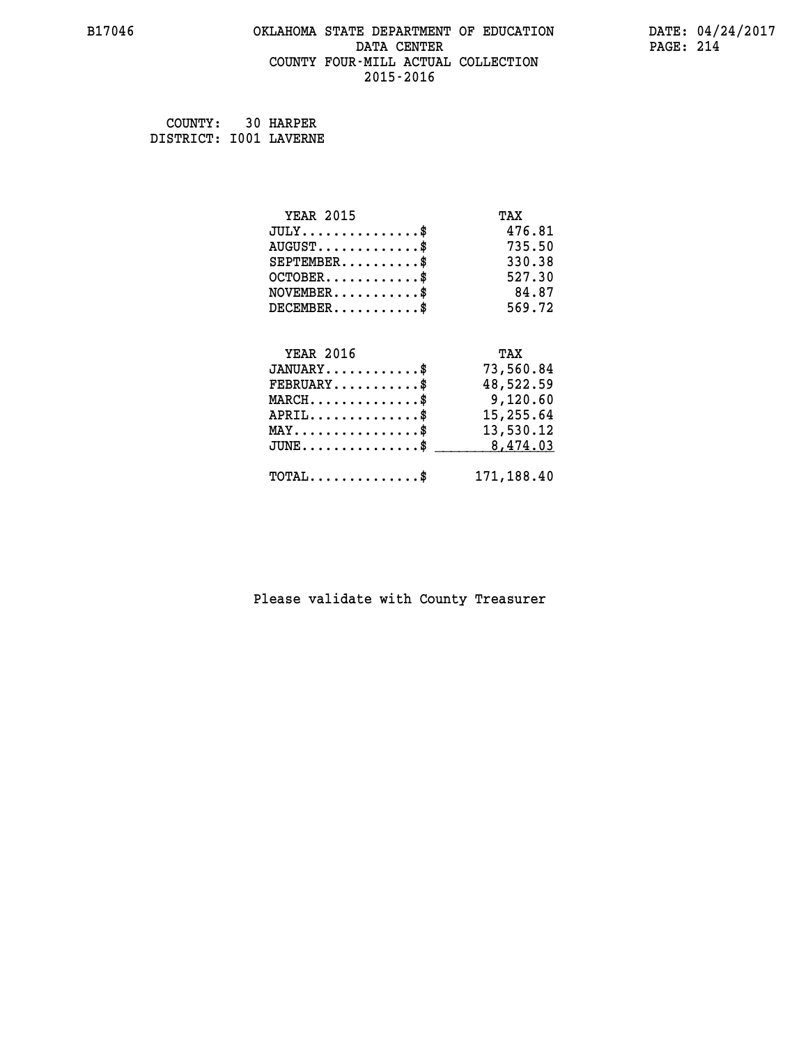B17046

# OKLAHOMA STATE DEPARTMENT OF EDUCATION
## DATA CENTER
## COUNTY FOUR-MILL ACTUAL COLLECTION
## 2015-2016

DATE: 04/24/2017

COUNTY: 30 HARPER
DISTRICT: I001 LAVERNE

| YEAR 2015 | TAX |
|---|---|
| JULY...............$ | 476.81 |
| AUGUST.............$ | 735.50 |
| SEPTEMBER..........$ | 330.38 |
| OCTOBER............$ | 527.30 |
| NOVEMBER...........$ | 84.87 |
| DECEMBER...........$ | 569.72 |

| YEAR 2016 | TAX |
|---|---|
| JANUARY............$ | 73,560.84 |
| FEBRUARY...........$ | 48,522.59 |
| MARCH..............$ | 9,120.60 |
| APRIL..............$ | 15,255.64 |
| MAY................$ | 13,530.12 |
| JUNE...............$ | 8,474.03 |
| TOTAL..............$ | 171,188.40 |

Please validate with County Treasurer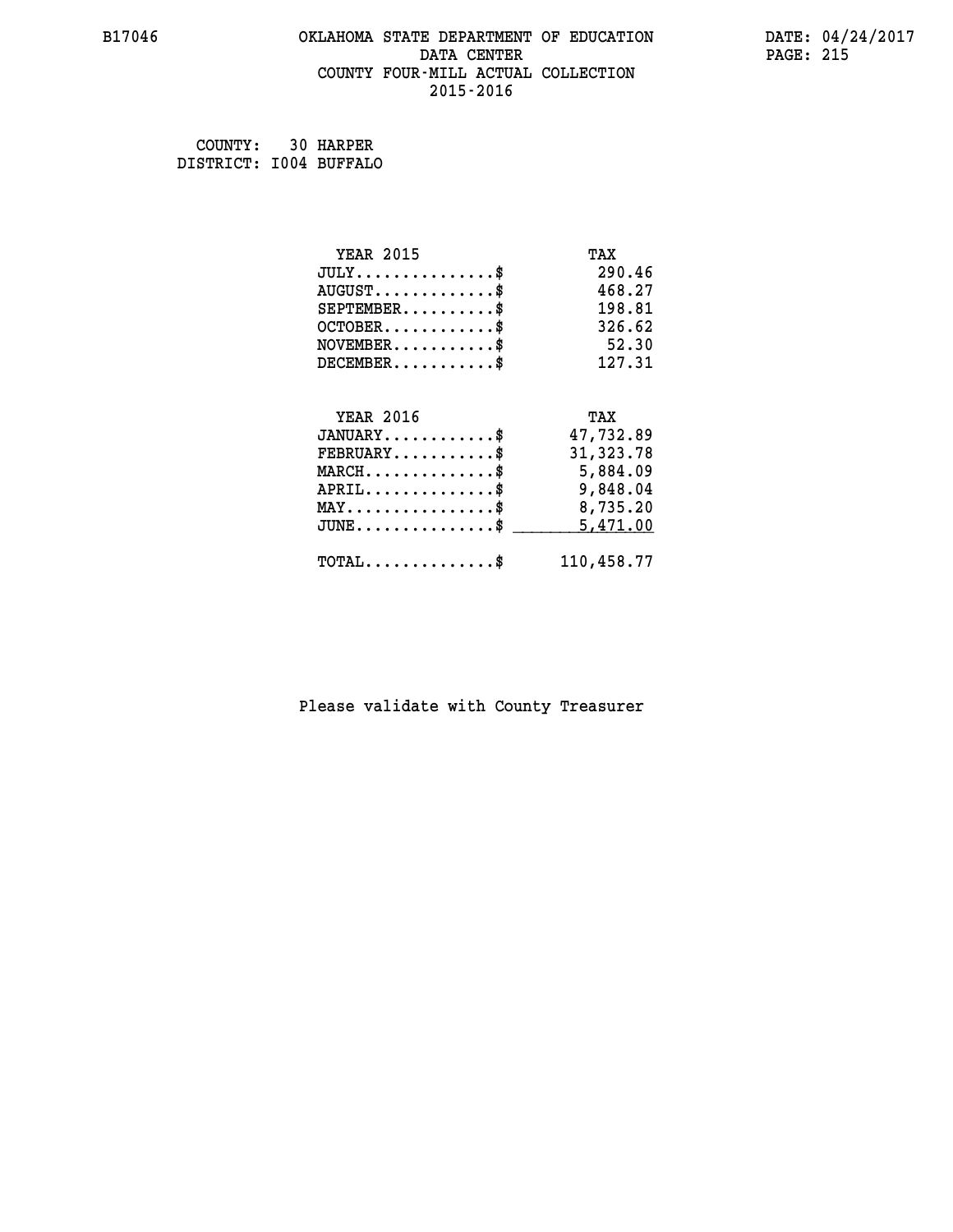B17046 OKLAHOMA STATE DEPARTMENT OF EDUCATION DATE: 04/24/2017
DATA CENTER
COUNTY FOUR-MILL ACTUAL COLLECTION
2015-2016

COUNTY: 30 HARPER
DISTRICT: I004 BUFFALO

| YEAR 2015 | TAX |
|---|---|
| JULY...............$ | 290.46 |
| AUGUST.............$ | 468.27 |
| SEPTEMBER..........$ | 198.81 |
| OCTOBER............$ | 326.62 |
| NOVEMBER...........$ | 52.30 |
| DECEMBER...........$ | 127.31 |

| YEAR 2016 | TAX |
|---|---|
| JANUARY............$ | 47,732.89 |
| FEBRUARY...........$ | 31,323.78 |
| MARCH..............$ | 5,884.09 |
| APRIL..............$ | 9,848.04 |
| MAY................$ | 8,735.20 |
| JUNE...............$ | 5,471.00 |
| TOTAL..............$ | 110,458.77 |

Please validate with County Treasurer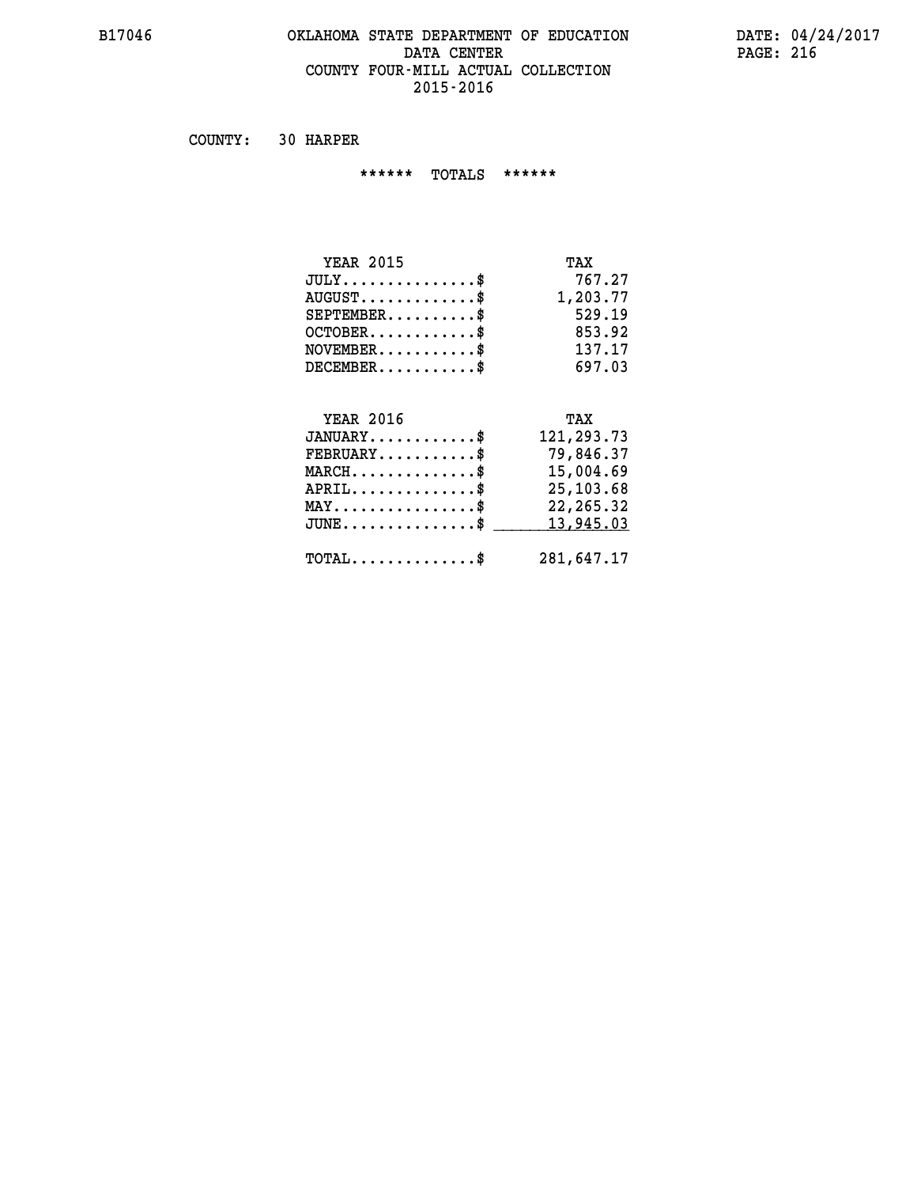# OKLAHOMA STATE DEPARTMENT OF EDUCATION
## DATA CENTER
## COUNTY FOUR-MILL ACTUAL COLLECTION
## 2015-2016

B17046

DATE: 04/24/2017

COUNTY: 30 HARPER

****** TOTALS ******

| YEAR 2015 | TAX |
|---|---|
| JULY...............$ | 767.27 |
| AUGUST.............$ | 1,203.77 |
| SEPTEMBER..........$ | 529.19 |
| OCTOBER............$ | 853.92 |
| NOVEMBER...........$ | 137.17 |
| DECEMBER...........$ | 697.03 |

| YEAR 2016 | TAX |
|---|---|
| JANUARY............$ | 121,293.73 |
| FEBRUARY...........$ | 79,846.37 |
| MARCH..............$ | 15,004.69 |
| APRIL..............$ | 25,103.68 |
| MAY................$ | 22,265.32 |
| JUNE...............$ | 13,945.03 |
| TOTAL..............$ | 281,647.17 |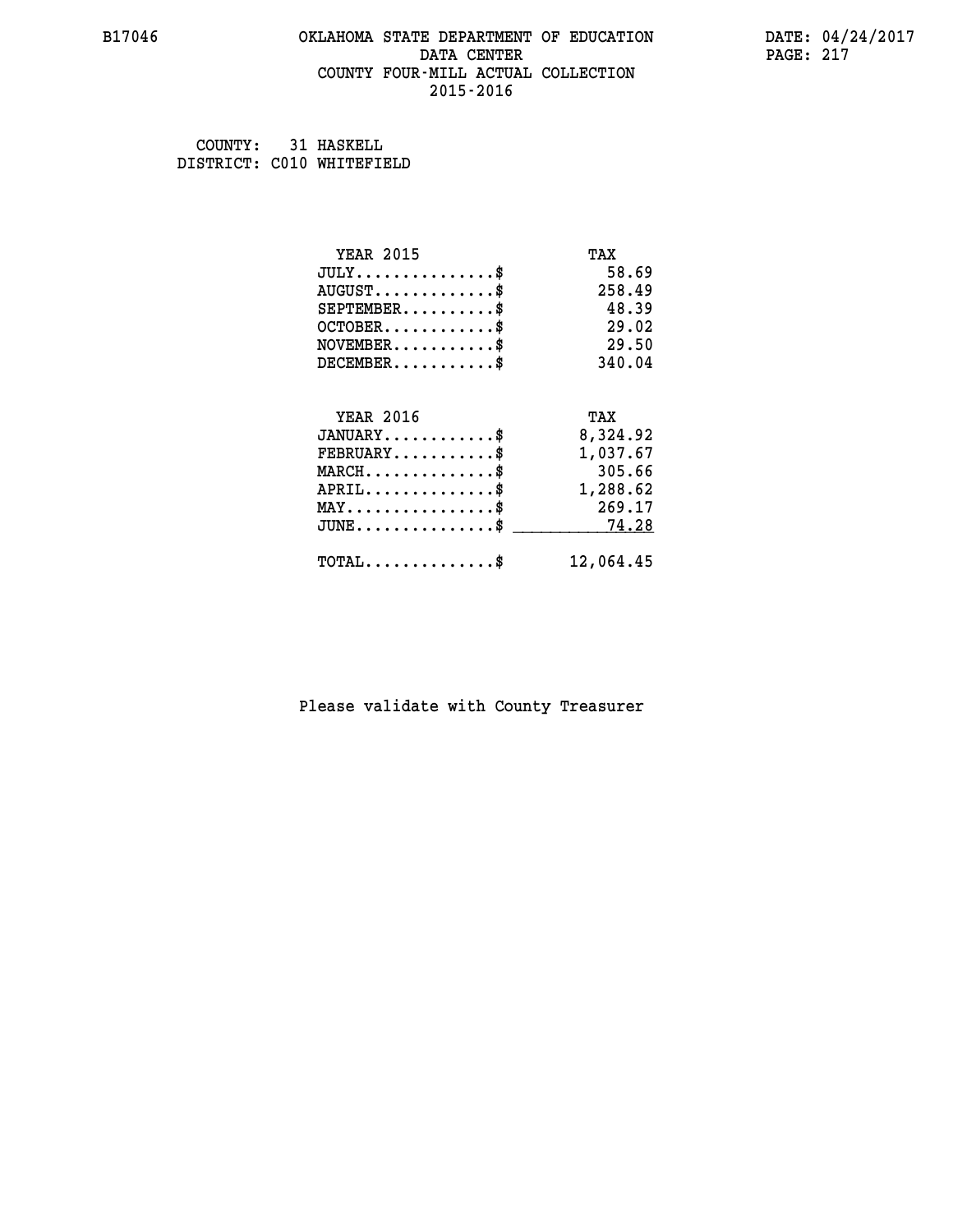B17046 OKLAHOMA STATE DEPARTMENT OF EDUCATION DATA CENTER COUNTY FOUR-MILL ACTUAL COLLECTION 2015-2016

DATE: 04/24/2017

COUNTY: 31 HASKELL
DISTRICT: C010 WHITEFIELD

| YEAR 2015 | TAX |
|---|---|
| JULY...............$ | 58.69 |
| AUGUST.............$ | 258.49 |
| SEPTEMBER..........$ | 48.39 |
| OCTOBER............$ | 29.02 |
| NOVEMBER...........$ | 29.50 |
| DECEMBER...........$ | 340.04 |

| YEAR 2016 | TAX |
|---|---|
| JANUARY............$ | 8,324.92 |
| FEBRUARY...........$ | 1,037.67 |
| MARCH..............$ | 305.66 |
| APRIL..............$ | 1,288.62 |
| MAY................$ | 269.17 |
| JUNE...............$ | 74.28 |
| TOTAL..............$ | 12,064.45 |

Please validate with County Treasurer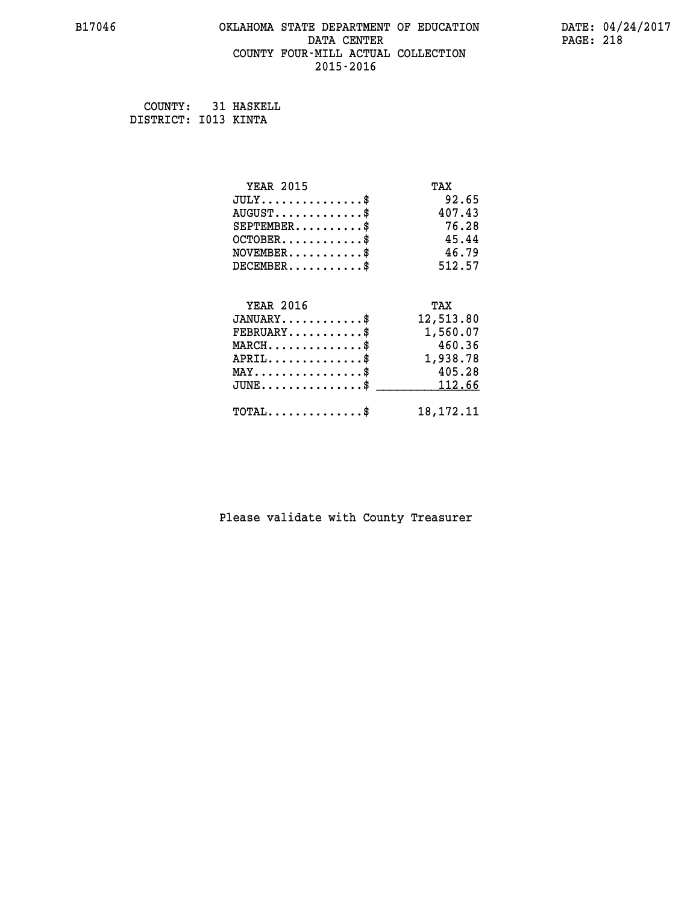# OKLAHOMA STATE DEPARTMENT OF EDUCATION
## DATA CENTER
## COUNTY FOUR-MILL ACTUAL COLLECTION
## 2015-2016

B17046

DATE: 04/24/2017

COUNTY: 31 HASKELL
DISTRICT: I013 KINTA

| YEAR 2015 | TAX |
|---|---|
| JULY...............$ | 92.65 |
| AUGUST.............$ | 407.43 |
| SEPTEMBER..........$ | 76.28 |
| OCTOBER............$ | 45.44 |
| NOVEMBER...........$ | 46.79 |
| DECEMBER...........$ | 512.57 |

| YEAR 2016 | TAX |
|---|---|
| JANUARY............$ | 12,513.80 |
| FEBRUARY...........$ | 1,560.07 |
| MARCH..............$ | 460.36 |
| APRIL..............$ | 1,938.78 |
| MAY................$ | 405.28 |
| JUNE...............$ | 112.66 |
| TOTAL..............$ | 18,172.11 |

Please validate with County Treasurer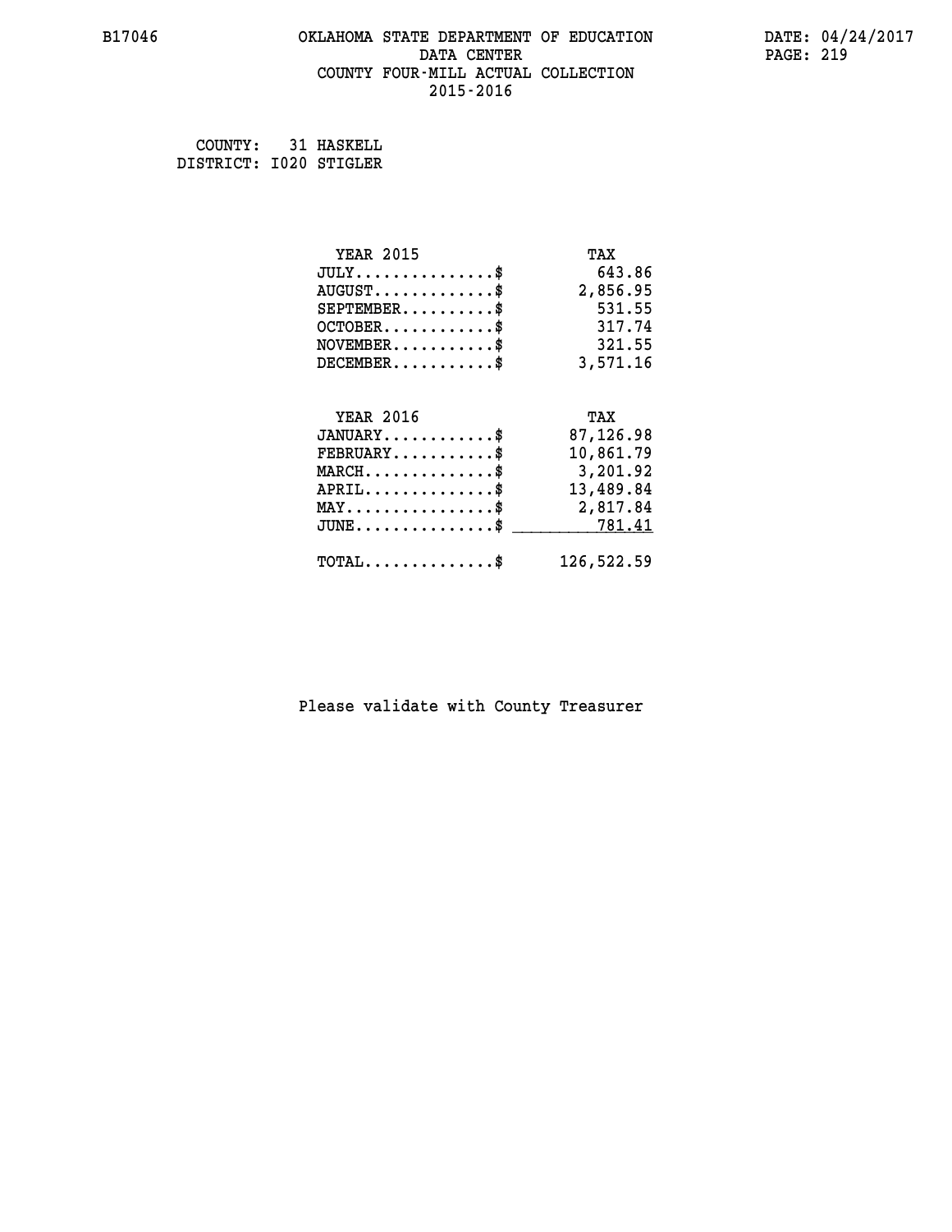B17046 OKLAHOMA STATE DEPARTMENT OF EDUCATION DATE: 04/24/2017
DATA CENTER
COUNTY FOUR-MILL ACTUAL COLLECTION
2015-2016

COUNTY: 31 HASKELL
DISTRICT: I020 STIGLER

| YEAR 2015 | TAX |
|---|---|
| JULY...............$ | 643.86 |
| AUGUST.............$ | 2,856.95 |
| SEPTEMBER..........$ | 531.55 |
| OCTOBER............$ | 317.74 |
| NOVEMBER...........$ | 321.55 |
| DECEMBER...........$ | 3,571.16 |

| YEAR 2016 | TAX |
|---|---|
| JANUARY............$ | 87,126.98 |
| FEBRUARY...........$ | 10,861.79 |
| MARCH..............$ | 3,201.92 |
| APRIL..............$ | 13,489.84 |
| MAY................$ | 2,817.84 |
| JUNE...............$ | 781.41 |
| TOTAL..............$ | 126,522.59 |

Please validate with County Treasurer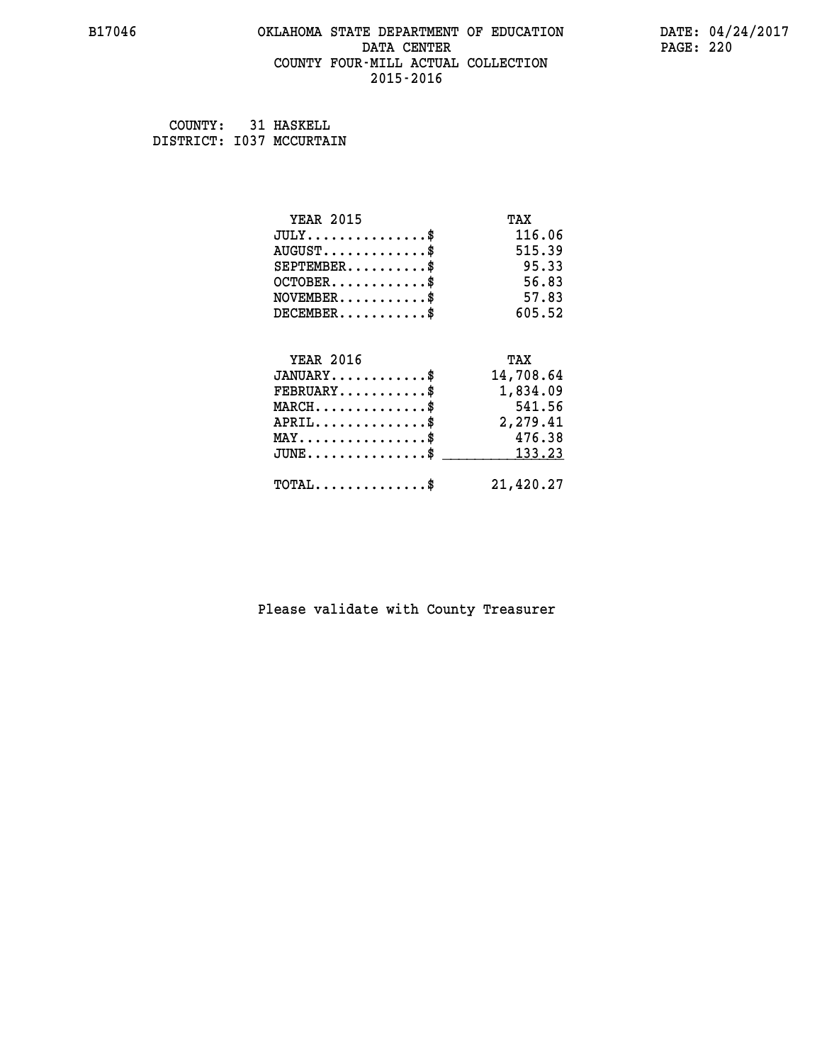B17046 OKLAHOMA STATE DEPARTMENT OF EDUCATION DATA CENTER COUNTY FOUR-MILL ACTUAL COLLECTION 2015-2016

DATE: 04/24/2017

COUNTY: 31 HASKELL
DISTRICT: I037 MCCURTAIN

| YEAR 2015 | TAX |
|---|---|
| JULY...............$ | 116.06 |
| AUGUST.............$ | 515.39 |
| SEPTEMBER..........$ | 95.33 |
| OCTOBER............$ | 56.83 |
| NOVEMBER...........$ | 57.83 |
| DECEMBER...........$ | 605.52 |

| YEAR 2016 | TAX |
|---|---|
| JANUARY............$ | 14,708.64 |
| FEBRUARY...........$ | 1,834.09 |
| MARCH..............$ | 541.56 |
| APRIL..............$ | 2,279.41 |
| MAY................$ | 476.38 |
| JUNE...............$ | 133.23 |
| TOTAL..............$ | 21,420.27 |

Please validate with County Treasurer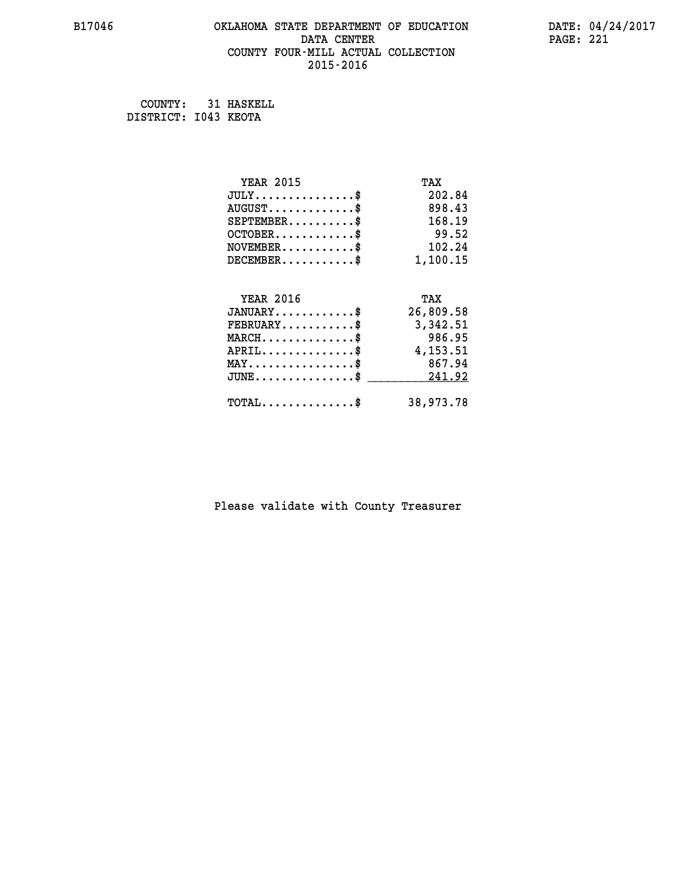B17046 OKLAHOMA STATE DEPARTMENT OF EDUCATION DATE: 04/24/2017
DATA CENTER PAGE: 221
COUNTY FOUR-MILL ACTUAL COLLECTION
2015-2016

COUNTY: 31 HASKELL
DISTRICT: I043 KEOTA

| YEAR 2015 | TAX |
|---|---|
| JULY...............$ | 202.84 |
| AUGUST.............$ | 898.43 |
| SEPTEMBER..........$ | 168.19 |
| OCTOBER............$ | 99.52 |
| NOVEMBER...........$ | 102.24 |
| DECEMBER...........$ | 1,100.15 |

| YEAR 2016 | TAX |
|---|---|
| JANUARY............$ | 26,809.58 |
| FEBRUARY...........$ | 3,342.51 |
| MARCH..............$ | 986.95 |
| APRIL..............$ | 4,153.51 |
| MAY................$ | 867.94 |
| JUNE...............$ | 241.92 |
| TOTAL..............$ | 38,973.78 |

Please validate with County Treasurer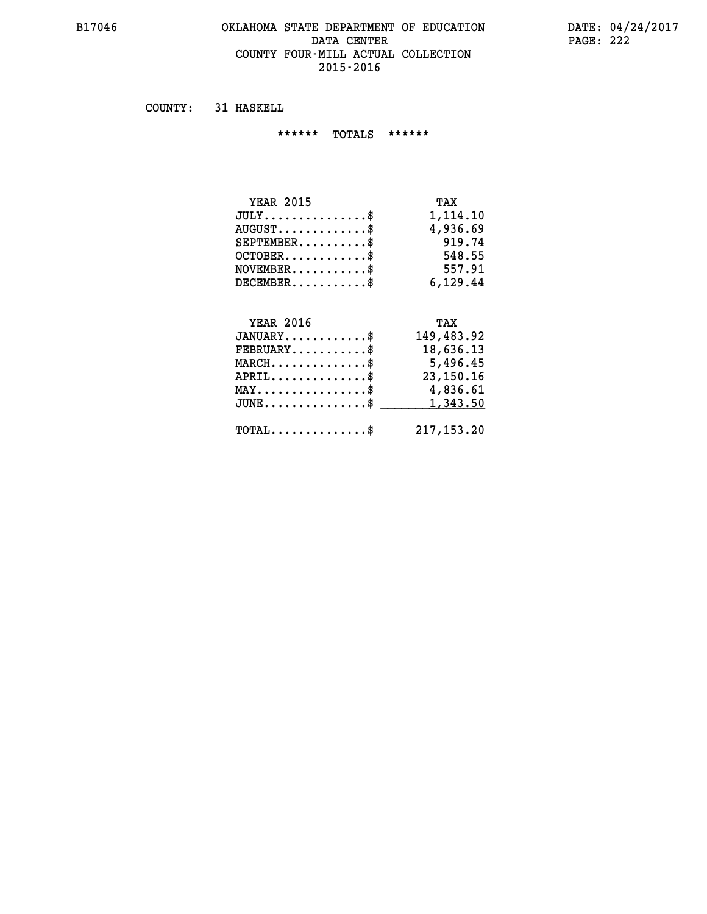# OKLAHOMA STATE DEPARTMENT OF EDUCATION
## DATA CENTER
## COUNTY FOUR-MILL ACTUAL COLLECTION
## 2015-2016

B17046

DATE: 04/24/2017

COUNTY: 31 HASKELL

****** TOTALS ******

| YEAR 2015 | TAX |
|---|---|
| JULY...............$ | 1,114.10 |
| AUGUST.............$ | 4,936.69 |
| SEPTEMBER..........$ | 919.74 |
| OCTOBER............$ | 548.55 |
| NOVEMBER...........$ | 557.91 |
| DECEMBER...........$ | 6,129.44 |

| YEAR 2016 | TAX |
|---|---|
| JANUARY............$ | 149,483.92 |
| FEBRUARY...........$ | 18,636.13 |
| MARCH..............$ | 5,496.45 |
| APRIL..............$ | 23,150.16 |
| MAY................$ | 4,836.61 |
| JUNE...............$ | 1,343.50 |
| TOTAL..............$ | 217,153.20 |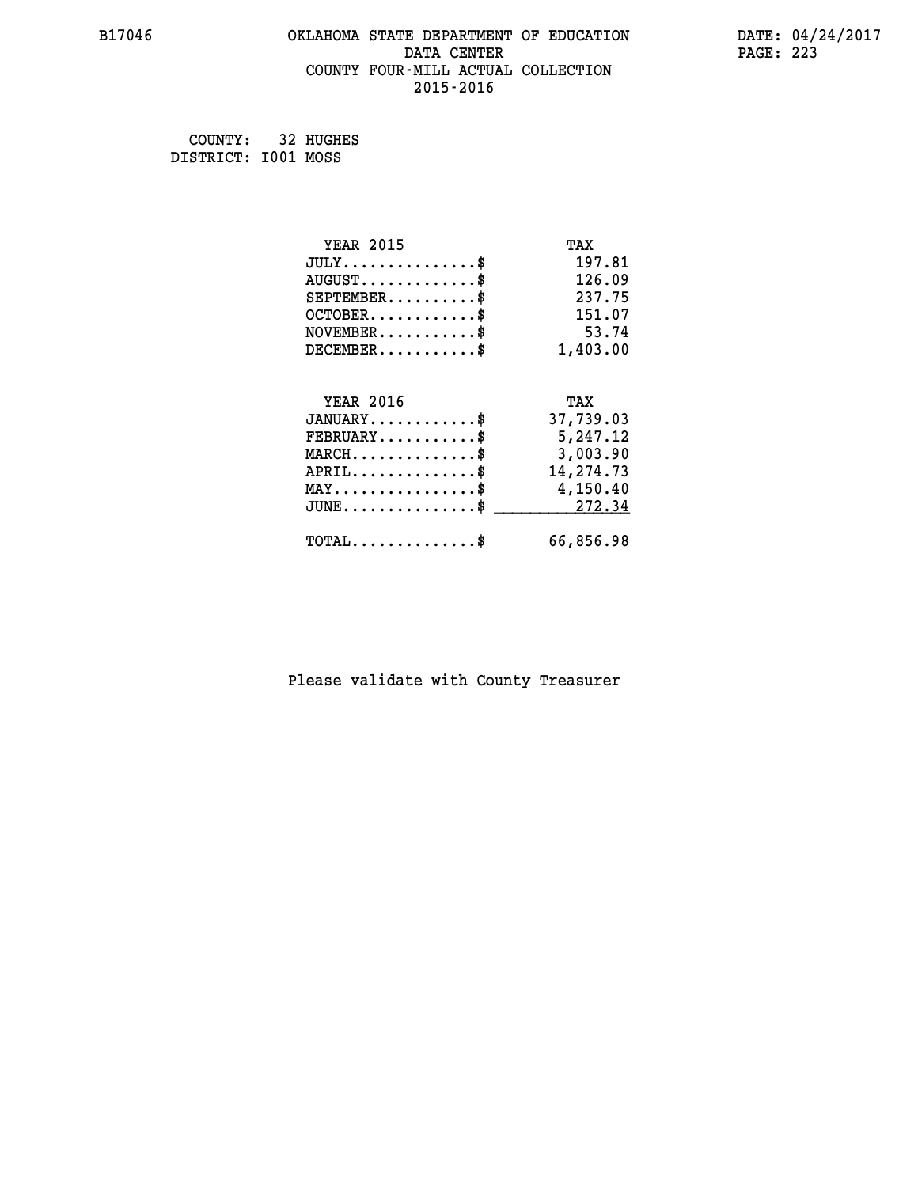B17046 OKLAHOMA STATE DEPARTMENT OF EDUCATION DATE: 04/24/2017
DATA CENTER
COUNTY FOUR-MILL ACTUAL COLLECTION
2015-2016

COUNTY: 32 HUGHES
DISTRICT: I001 MOSS

| YEAR 2015 | TAX |
|---|---|
| JULY...............$ | 197.81 |
| AUGUST.............$ | 126.09 |
| SEPTEMBER..........$ | 237.75 |
| OCTOBER............$ | 151.07 |
| NOVEMBER...........$ | 53.74 |
| DECEMBER...........$ | 1,403.00 |

| YEAR 2016 | TAX |
|---|---|
| JANUARY............$ | 37,739.03 |
| FEBRUARY...........$ | 5,247.12 |
| MARCH..............$ | 3,003.90 |
| APRIL..............$ | 14,274.73 |
| MAY................$ | 4,150.40 |
| JUNE...............$ | 272.34 |
| TOTAL..............$ | 66,856.98 |

Please validate with County Treasurer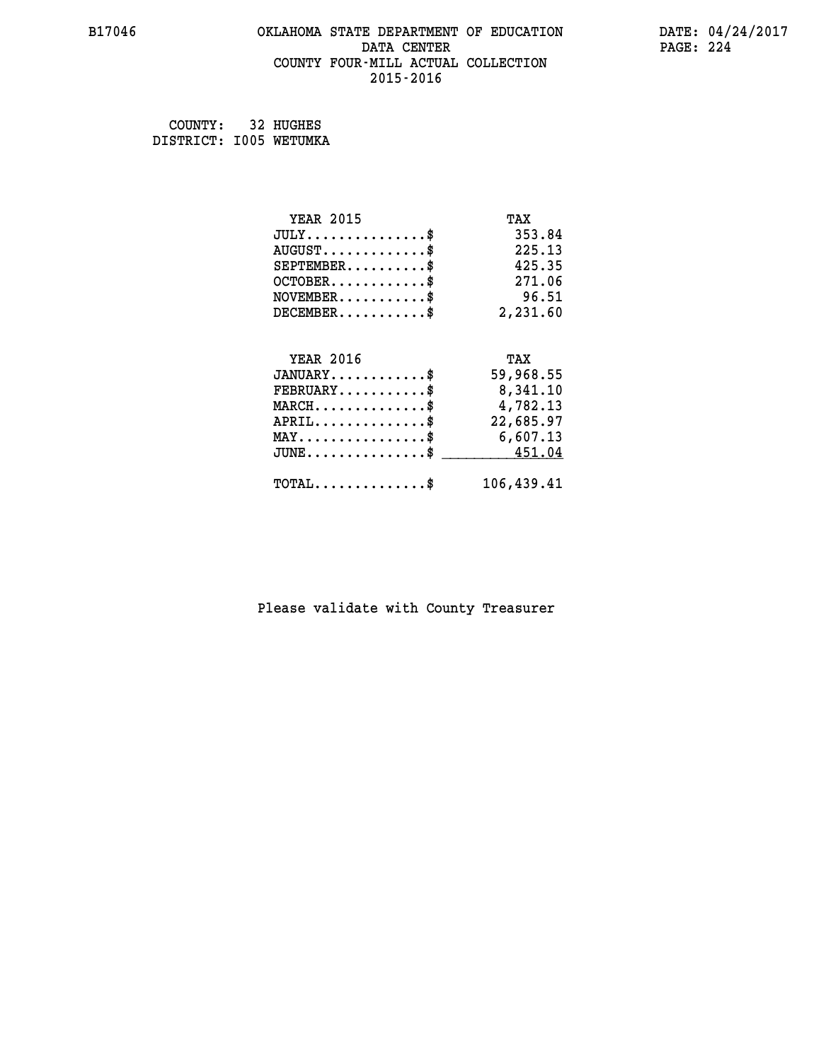B17046 OKLAHOMA STATE DEPARTMENT OF EDUCATION DATA CENTER COUNTY FOUR-MILL ACTUAL COLLECTION 2015-2016

DATE: 04/24/2017

COUNTY: 32 HUGHES
DISTRICT: I005 WETUMKA

| YEAR 2015 | TAX |
|---|---|
| JULY...............$ | 353.84 |
| AUGUST.............$ | 225.13 |
| SEPTEMBER..........$ | 425.35 |
| OCTOBER............$ | 271.06 |
| NOVEMBER...........$ | 96.51 |
| DECEMBER...........$ | 2,231.60 |

| YEAR 2016 | TAX |
|---|---|
| JANUARY............$ | 59,968.55 |
| FEBRUARY...........$ | 8,341.10 |
| MARCH..............$ | 4,782.13 |
| APRIL..............$ | 22,685.97 |
| MAY................$ | 6,607.13 |
| JUNE...............$ | 451.04 |
| TOTAL..............$ | 106,439.41 |

Please validate with County Treasurer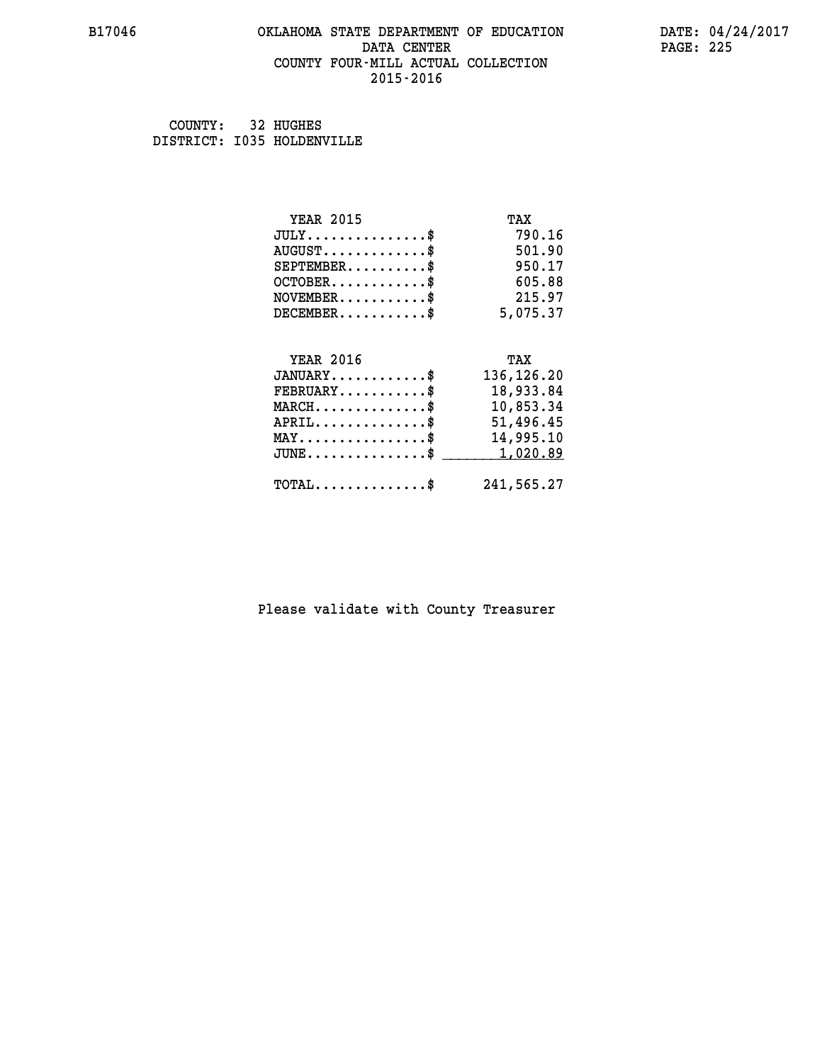B17046 OKLAHOMA STATE DEPARTMENT OF EDUCATION DATA CENTER COUNTY FOUR-MILL ACTUAL COLLECTION 2015-2016

DATE: 04/24/2017

COUNTY: 32 HUGHES
DISTRICT: I035 HOLDENVILLE

| YEAR 2015 | TAX |
|---|---|
| JULY..............$ | 790.16 |
| AUGUST............$ | 501.90 |
| SEPTEMBER.........$ | 950.17 |
| OCTOBER...........$ | 605.88 |
| NOVEMBER..........$ | 215.97 |
| DECEMBER..........$ | 5,075.37 |

| YEAR 2016 | TAX |
|---|---|
| JANUARY...........$ | 136,126.20 |
| FEBRUARY..........$ | 18,933.84 |
| MARCH.............$ | 10,853.34 |
| APRIL.............$ | 51,496.45 |
| MAY...............$ | 14,995.10 |
| JUNE..............$ | 1,020.89 |
| TOTAL.............$ | 241,565.27 |

Please validate with County Treasurer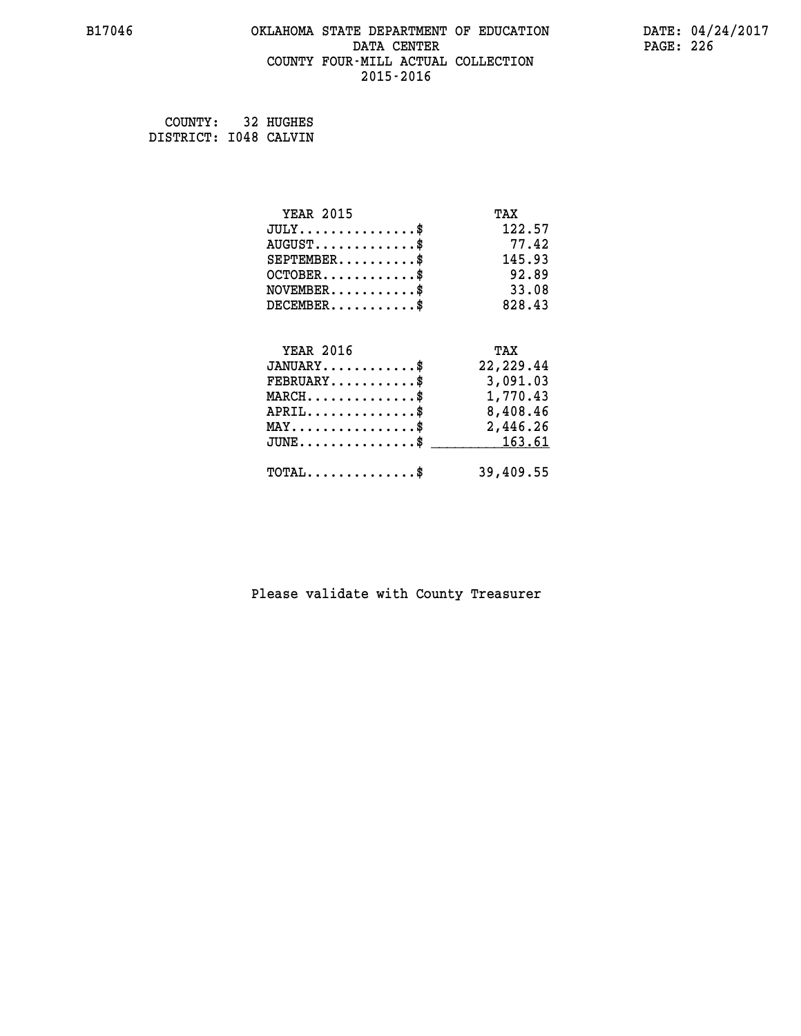B17046

# OKLAHOMA STATE DEPARTMENT OF EDUCATION
## DATA CENTER
## COUNTY FOUR-MILL ACTUAL COLLECTION
## 2015-2016

DATE: 04/24/2017

COUNTY: 32 HUGHES
DISTRICT: I048 CALVIN

| YEAR 2015 | TAX |
|---|---|
| JULY...............$ | 122.57 |
| AUGUST.............$ | 77.42 |
| SEPTEMBER..........$ | 145.93 |
| OCTOBER............$ | 92.89 |
| NOVEMBER...........$ | 33.08 |
| DECEMBER...........$ | 828.43 |

| YEAR 2016 | TAX |
|---|---|
| JANUARY............$ | 22,229.44 |
| FEBRUARY...........$ | 3,091.03 |
| MARCH..............$ | 1,770.43 |
| APRIL..............$ | 8,408.46 |
| MAY................$ | 2,446.26 |
| JUNE...............$ | 163.61 |
| TOTAL..............$ | 39,409.55 |

Please validate with County Treasurer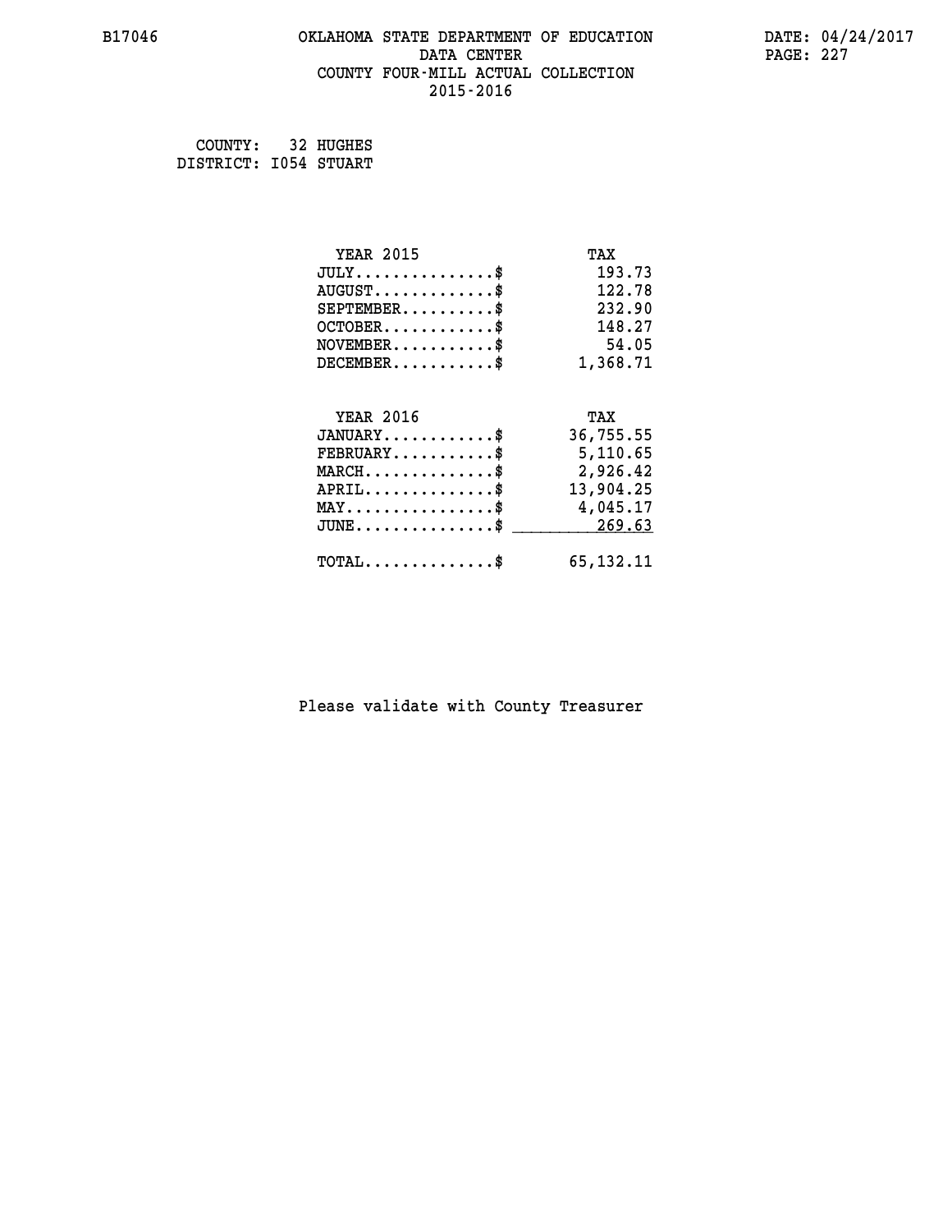B17046

# OKLAHOMA STATE DEPARTMENT OF EDUCATION
## DATA CENTER
## COUNTY FOUR-MILL ACTUAL COLLECTION
## 2015-2016

DATE: 04/24/2017

COUNTY: 32 HUGHES
DISTRICT: I054 STUART

| YEAR 2015 | TAX |
|---|---|
| JULY...............$ | 193.73 |
| AUGUST.............$ | 122.78 |
| SEPTEMBER..........$ | 232.90 |
| OCTOBER............$ | 148.27 |
| NOVEMBER...........$ | 54.05 |
| DECEMBER...........$ | 1,368.71 |

| YEAR 2016 | TAX |
|---|---|
| JANUARY............$ | 36,755.55 |
| FEBRUARY...........$ | 5,110.65 |
| MARCH..............$ | 2,926.42 |
| APRIL..............$ | 13,904.25 |
| MAY................$ | 4,045.17 |
| JUNE...............$ | 269.63 |
| TOTAL..............$ | 65,132.11 |

Please validate with County Treasurer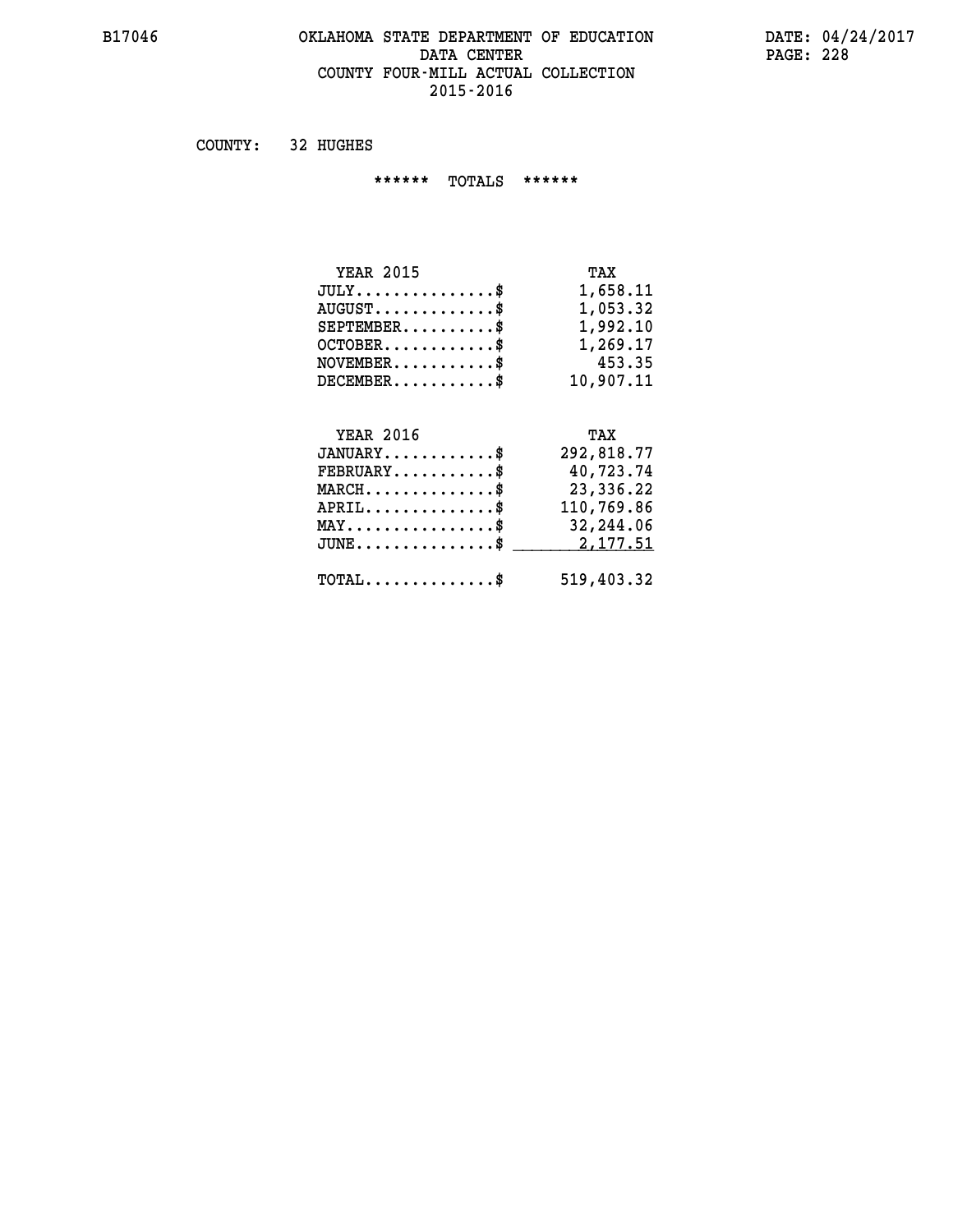B17046 OKLAHOMA STATE DEPARTMENT OF EDUCATION DATA CENTER COUNTY FOUR-MILL ACTUAL COLLECTION 2015-2016

DATE: 04/24/2017

COUNTY: 32 HUGHES

****** TOTALS ******

| YEAR 2015 | TAX |
|---|---|
| JULY...............$ | 1,658.11 |
| AUGUST.............$ | 1,053.32 |
| SEPTEMBER..........$ | 1,992.10 |
| OCTOBER............$ | 1,269.17 |
| NOVEMBER...........$ | 453.35 |
| DECEMBER...........$ | 10,907.11 |

| YEAR 2016 | TAX |
|---|---|
| JANUARY............$ | 292,818.77 |
| FEBRUARY...........$ | 40,723.74 |
| MARCH..............$ | 23,336.22 |
| APRIL..............$ | 110,769.86 |
| MAY................$ | 32,244.06 |
| JUNE...............$ | 2,177.51 |
| TOTAL..............$ | 519,403.32 |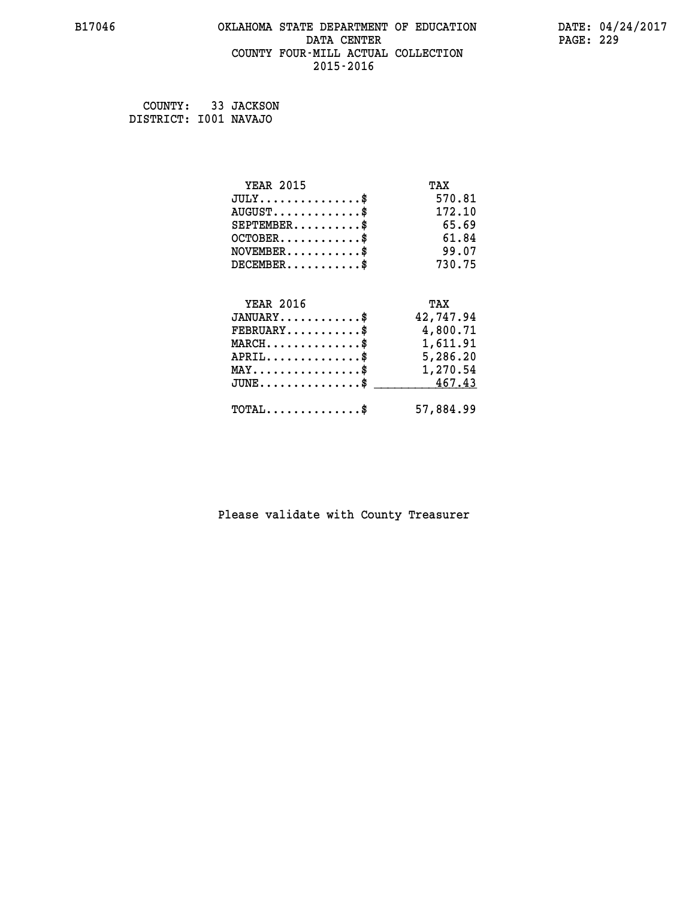B17046 OKLAHOMA STATE DEPARTMENT OF EDUCATION DATA CENTER COUNTY FOUR-MILL ACTUAL COLLECTION 2015-2016

DATE: 04/24/2017

COUNTY: 33 JACKSON
DISTRICT: I001 NAVAJO

| YEAR 2015 | TAX |
|---|---|
| JULY...............$ | 570.81 |
| AUGUST.............$ | 172.10 |
| SEPTEMBER..........$ | 65.69 |
| OCTOBER............$ | 61.84 |
| NOVEMBER...........$ | 99.07 |
| DECEMBER...........$ | 730.75 |

| YEAR 2016 | TAX |
|---|---|
| JANUARY............$ | 42,747.94 |
| FEBRUARY...........$ | 4,800.71 |
| MARCH..............$ | 1,611.91 |
| APRIL..............$ | 5,286.20 |
| MAY................$ | 1,270.54 |
| JUNE...............$ | 467.43 |
| TOTAL..............$ | 57,884.99 |

Please validate with County Treasurer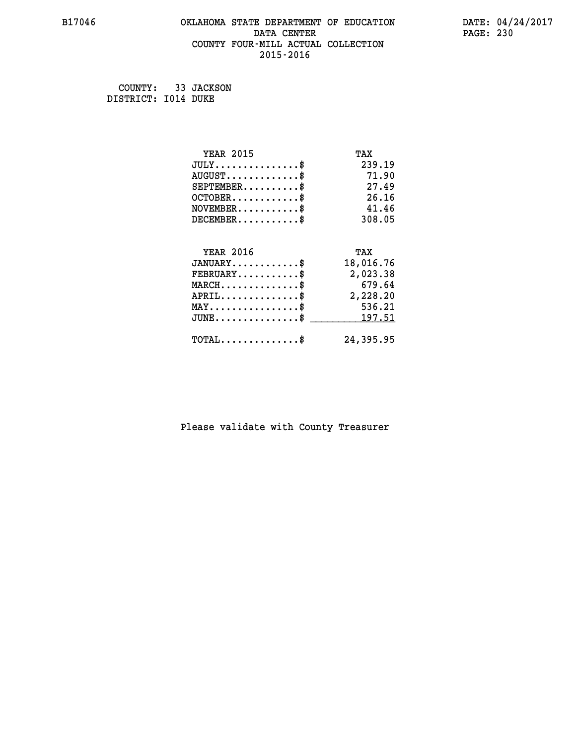B17046 OKLAHOMA STATE DEPARTMENT OF EDUCATION DATE: 04/24/2017
DATA CENTER PAGE: 230
COUNTY FOUR-MILL ACTUAL COLLECTION
2015-2016

COUNTY: 33 JACKSON
DISTRICT: I014 DUKE

| YEAR 2015 | TAX |
|---|---|
| JULY..............$ | 239.19 |
| AUGUST............$ | 71.90 |
| SEPTEMBER.........$ | 27.49 |
| OCTOBER...........$ | 26.16 |
| NOVEMBER..........$ | 41.46 |
| DECEMBER..........$ | 308.05 |

| YEAR 2016 | TAX |
|---|---|
| JANUARY...........$ | 18,016.76 |
| FEBRUARY..........$ | 2,023.38 |
| MARCH.............$ | 679.64 |
| APRIL.............$ | 2,228.20 |
| MAY...............$ | 536.21 |
| JUNE..............$ | 197.51 |
| TOTAL.............$ | 24,395.95 |

Please validate with County Treasurer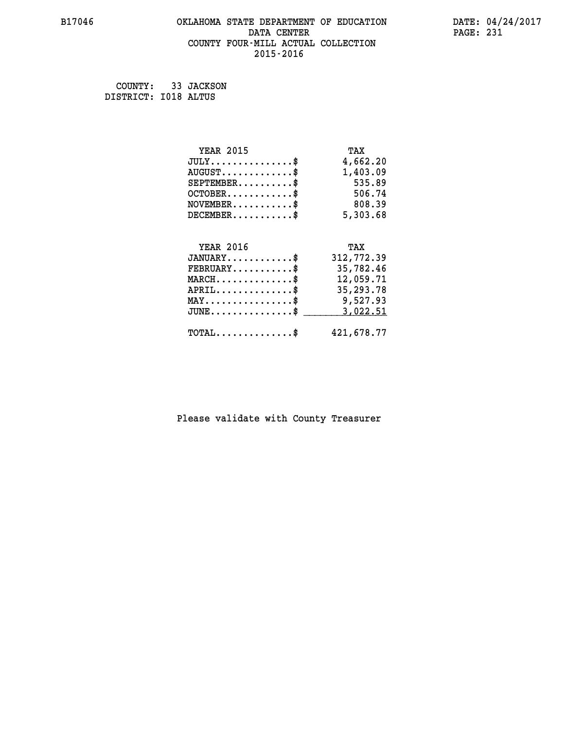B17046 OKLAHOMA STATE DEPARTMENT OF EDUCATION DATA CENTER COUNTY FOUR-MILL ACTUAL COLLECTION 2015-2016

DATE: 04/24/2017

COUNTY: 33 JACKSON
DISTRICT: I018 ALTUS

| YEAR 2015 | TAX |
|---|---|
| JULY...............$ | 4,662.20 |
| AUGUST.............$ | 1,403.09 |
| SEPTEMBER..........$ | 535.89 |
| OCTOBER............$ | 506.74 |
| NOVEMBER...........$ | 808.39 |
| DECEMBER...........$ | 5,303.68 |

| YEAR 2016 | TAX |
|---|---|
| JANUARY............$ | 312,772.39 |
| FEBRUARY...........$ | 35,782.46 |
| MARCH..............$ | 12,059.71 |
| APRIL..............$ | 35,293.78 |
| MAY................$ | 9,527.93 |
| JUNE...............$ | 3,022.51 |
| TOTAL..............$ | 421,678.77 |

Please validate with County Treasurer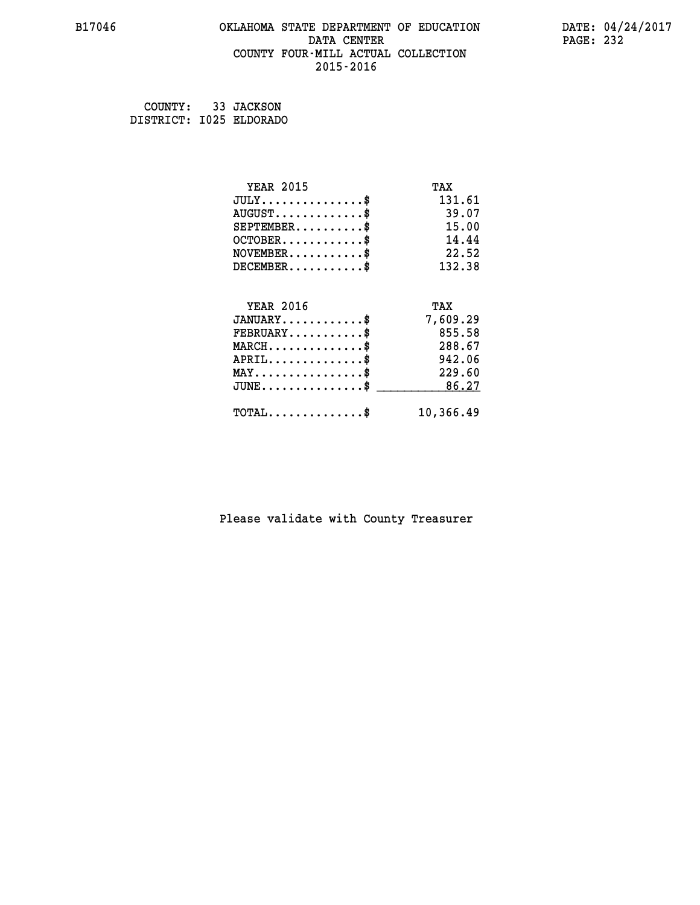B17046 OKLAHOMA STATE DEPARTMENT OF EDUCATION DATA CENTER COUNTY FOUR-MILL ACTUAL COLLECTION 2015-2016

DATE: 04/24/2017

COUNTY: 33 JACKSON
DISTRICT: I025 ELDORADO

| YEAR 2015 | TAX |
|---|---|
| JULY..............$ | 131.61 |
| AUGUST............$ | 39.07 |
| SEPTEMBER.........$ | 15.00 |
| OCTOBER...........$ | 14.44 |
| NOVEMBER..........$ | 22.52 |
| DECEMBER..........$ | 132.38 |

| YEAR 2016 | TAX |
|---|---|
| JANUARY...........$ | 7,609.29 |
| FEBRUARY..........$ | 855.58 |
| MARCH.............$ | 288.67 |
| APRIL.............$ | 942.06 |
| MAY...............$ | 229.60 |
| JUNE..............$ | 86.27 |
| TOTAL.............$ | 10,366.49 |

Please validate with County Treasurer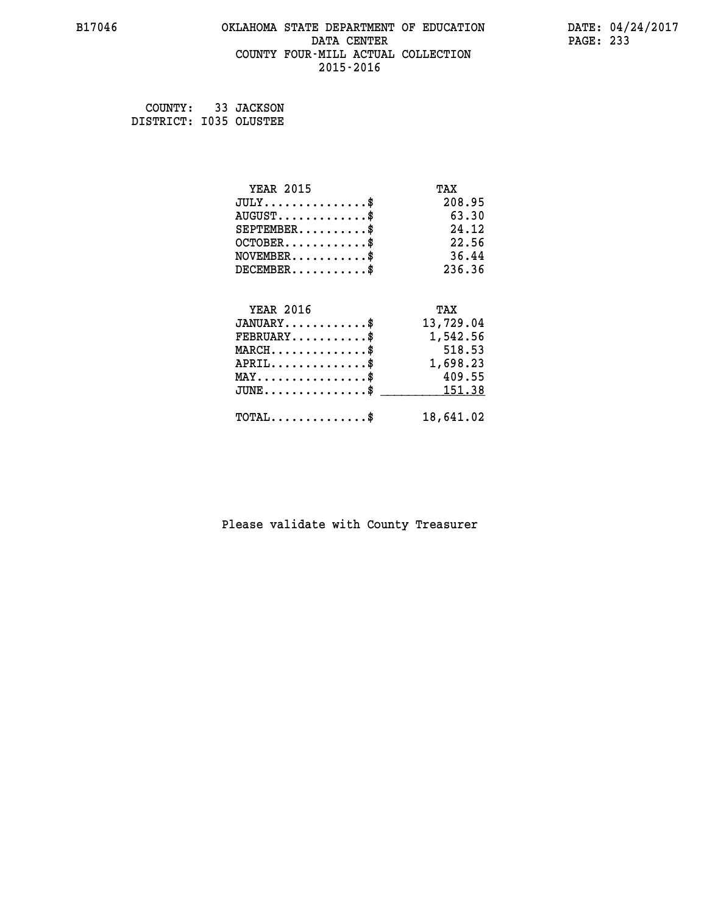B17046 OKLAHOMA STATE DEPARTMENT OF EDUCATION DATA CENTER COUNTY FOUR-MILL ACTUAL COLLECTION 2015-2016

DATE: 04/24/2017

COUNTY: 33 JACKSON
DISTRICT: I035 OLUSTEE

| YEAR 2015 | TAX |
|---|---|
| JULY..............$ | 208.95 |
| AUGUST............$ | 63.30 |
| SEPTEMBER.........$ | 24.12 |
| OCTOBER...........$ | 22.56 |
| NOVEMBER..........$ | 36.44 |
| DECEMBER..........$ | 236.36 |

| YEAR 2016 | TAX |
|---|---|
| JANUARY...........$ | 13,729.04 |
| FEBRUARY..........$ | 1,542.56 |
| MARCH.............$ | 518.53 |
| APRIL.............$ | 1,698.23 |
| MAY...............$ | 409.55 |
| JUNE..............$ | 151.38 |
| TOTAL.............$ | 18,641.02 |

Please validate with County Treasurer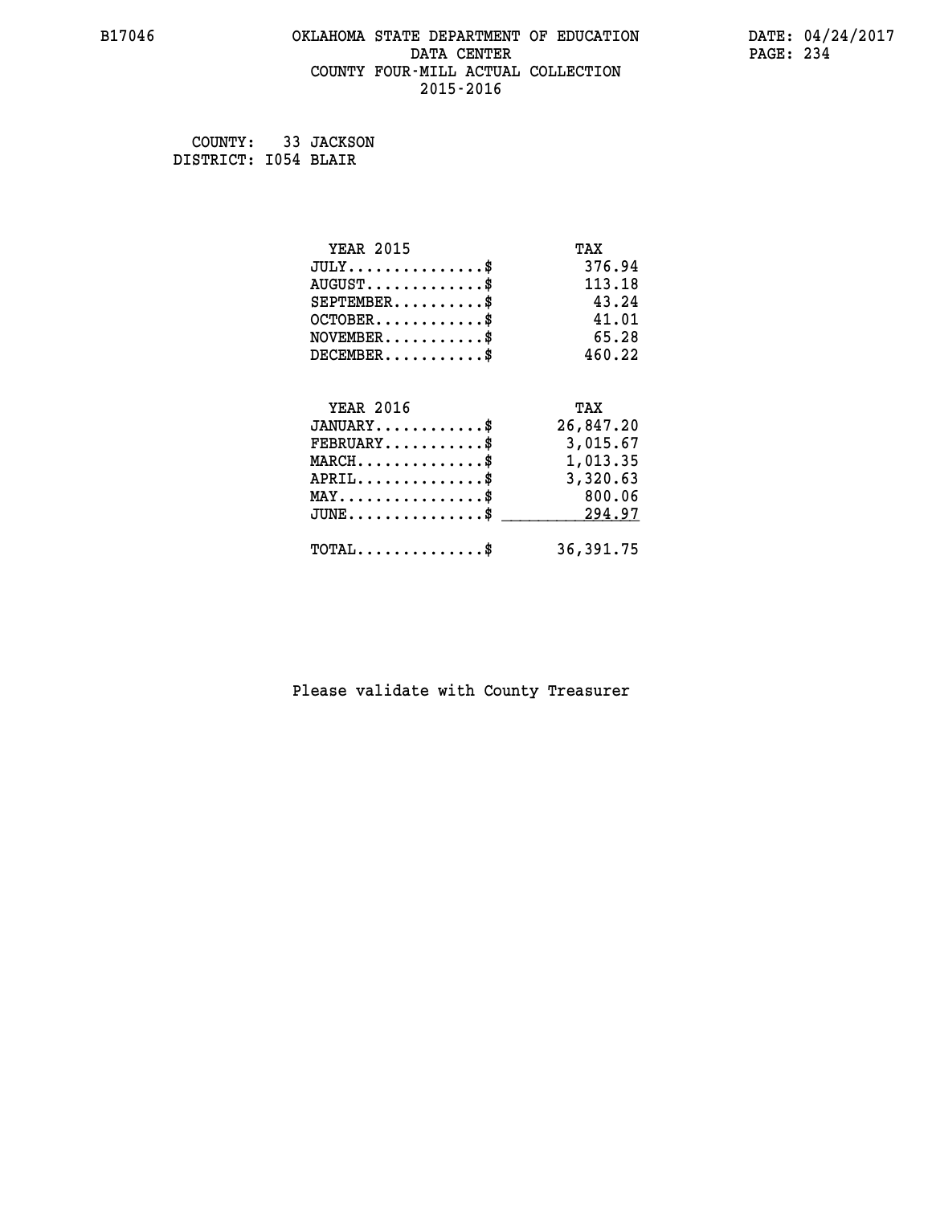# OKLAHOMA STATE DEPARTMENT OF EDUCATION
## DATA CENTER
## COUNTY FOUR-MILL ACTUAL COLLECTION
## 2015-2016

B17046

DATE: 04/24/2017

COUNTY: 33 JACKSON
DISTRICT: I054 BLAIR

| YEAR 2015 | TAX |
|---|---|
| JULY..............$ | 376.94 |
| AUGUST.............$ | 113.18 |
| SEPTEMBER..........$ | 43.24 |
| OCTOBER............$ | 41.01 |
| NOVEMBER...........$ | 65.28 |
| DECEMBER...........$ | 460.22 |

| YEAR 2016 | TAX |
|---|---|
| JANUARY............$ | 26,847.20 |
| FEBRUARY...........$ | 3,015.67 |
| MARCH..............$ | 1,013.35 |
| APRIL..............$ | 3,320.63 |
| MAY................$ | 800.06 |
| JUNE...............$ | 294.97 |
| TOTAL..............$ | 36,391.75 |

Please validate with County Treasurer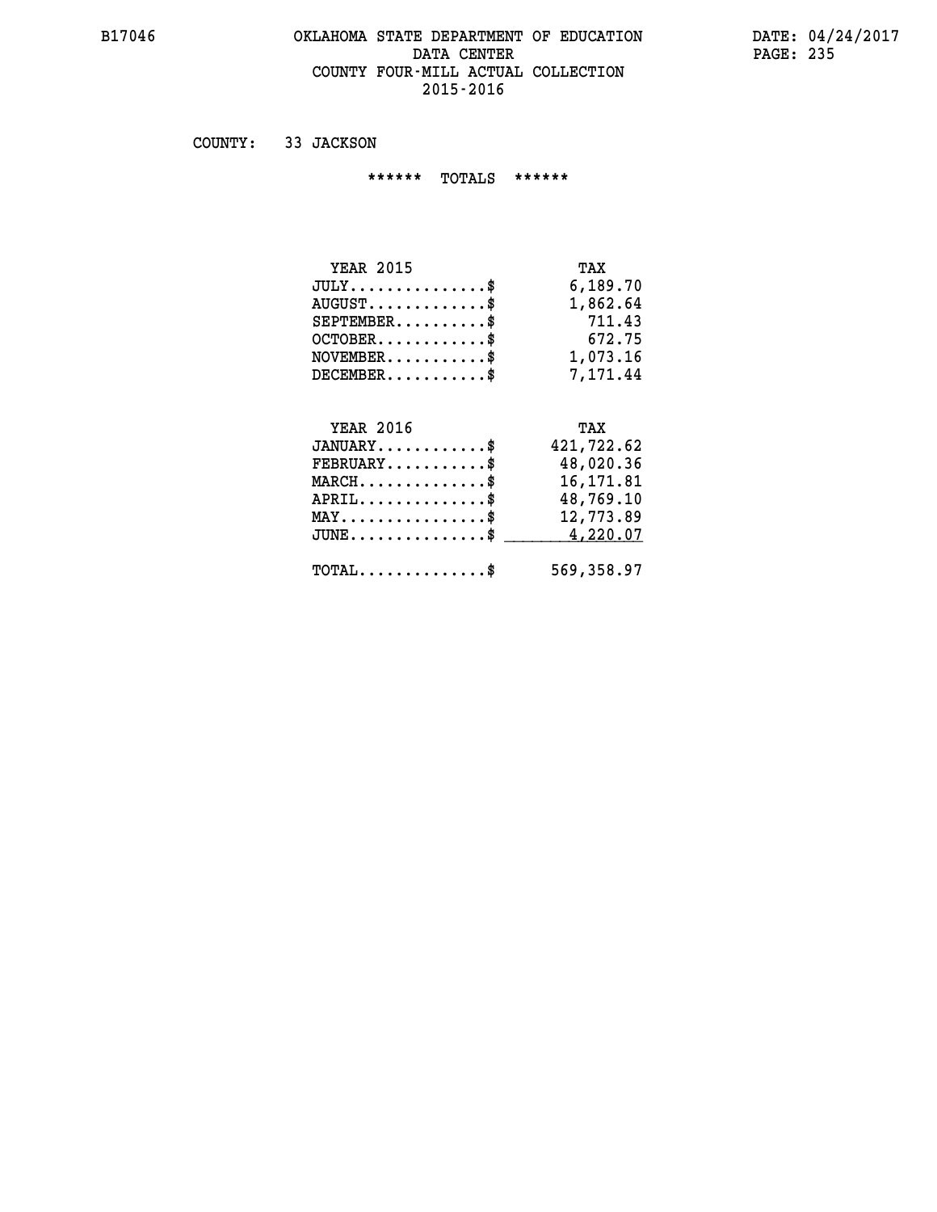B17046 OKLAHOMA STATE DEPARTMENT OF EDUCATION DATA CENTER COUNTY FOUR-MILL ACTUAL COLLECTION 2015-2016

DATE: 04/24/2017

COUNTY: 33 JACKSON

****** TOTALS ******

| YEAR 2015 | TAX |
|---|---|
| JULY...............$ | 6,189.70 |
| AUGUST.............$ | 1,862.64 |
| SEPTEMBER..........$ | 711.43 |
| OCTOBER............$ | 672.75 |
| NOVEMBER...........$ | 1,073.16 |
| DECEMBER...........$ | 7,171.44 |

| YEAR 2016 | TAX |
|---|---|
| JANUARY............$ | 421,722.62 |
| FEBRUARY...........$ | 48,020.36 |
| MARCH..............$ | 16,171.81 |
| APRIL..............$ | 48,769.10 |
| MAY................$ | 12,773.89 |
| JUNE...............$ | 4,220.07 |
| TOTAL..............$ | 569,358.97 |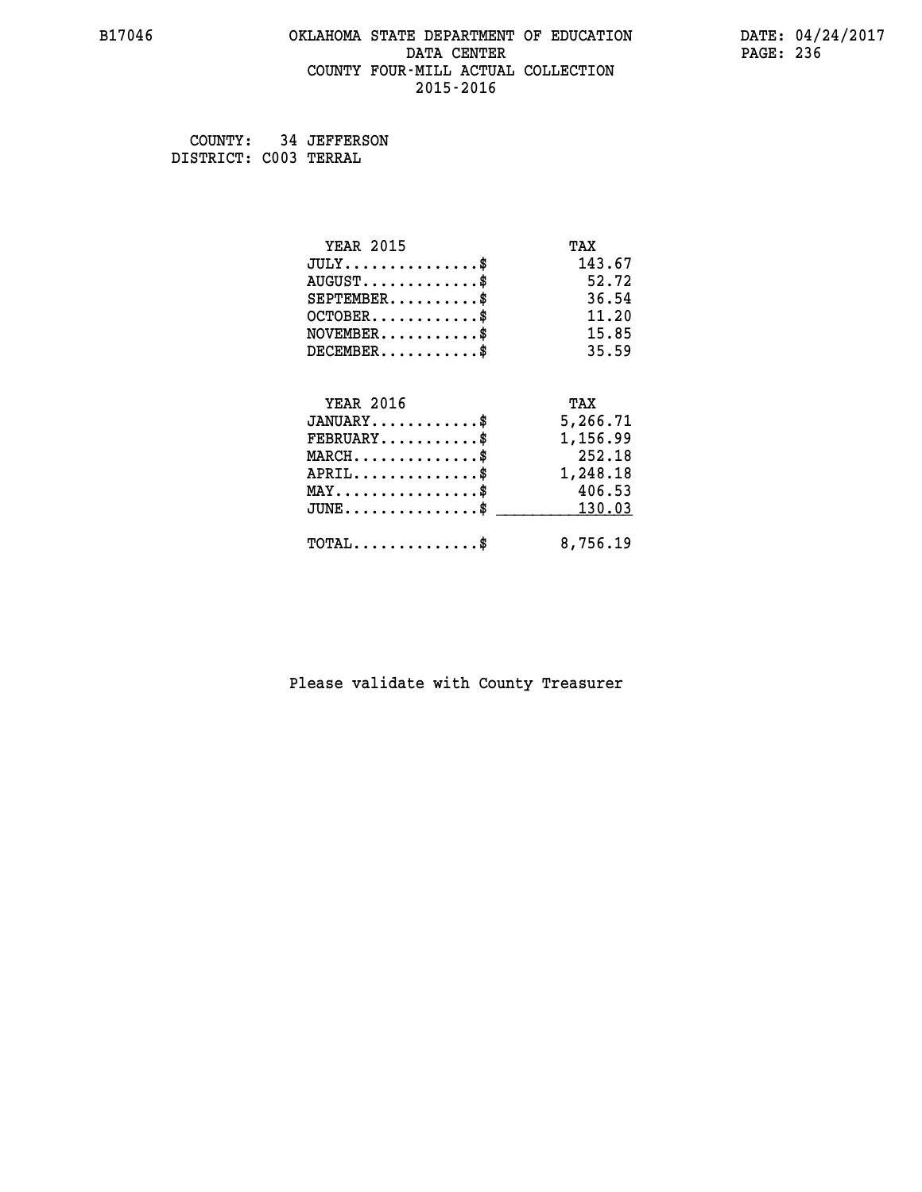B17046 OKLAHOMA STATE DEPARTMENT OF EDUCATION DATA CENTER COUNTY FOUR-MILL ACTUAL COLLECTION 2015-2016

DATE: 04/24/2017

COUNTY: 34 JEFFERSON
DISTRICT: C003 TERRAL

| YEAR 2015 | TAX |
|---|---|
| JULY...............$ | 143.67 |
| AUGUST.............$ | 52.72 |
| SEPTEMBER..........$ | 36.54 |
| OCTOBER............$ | 11.20 |
| NOVEMBER...........$ | 15.85 |
| DECEMBER...........$ | 35.59 |

| YEAR 2016 | TAX |
|---|---|
| JANUARY............$ | 5,266.71 |
| FEBRUARY...........$ | 1,156.99 |
| MARCH..............$ | 252.18 |
| APRIL..............$ | 1,248.18 |
| MAY................$ | 406.53 |
| JUNE...............$ | 130.03 |
| TOTAL..............$ | 8,756.19 |

Please validate with County Treasurer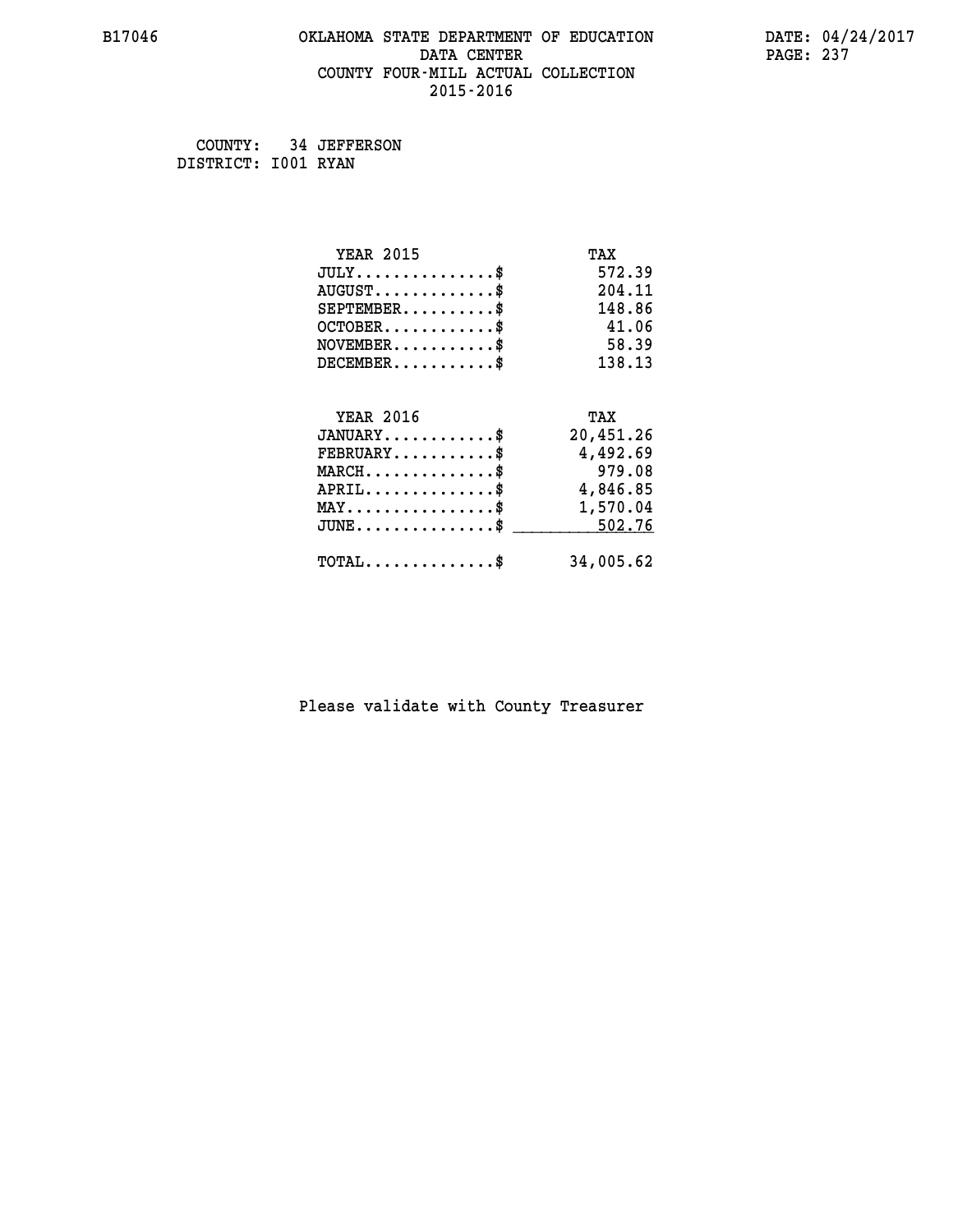B17046 OKLAHOMA STATE DEPARTMENT OF EDUCATION DATA CENTER COUNTY FOUR-MILL ACTUAL COLLECTION 2015-2016

DATE: 04/24/2017

COUNTY: 34 JEFFERSON
DISTRICT: I001 RYAN

| YEAR 2015 | TAX |
|---|---|
| JULY...............$ | 572.39 |
| AUGUST.............$ | 204.11 |
| SEPTEMBER..........$ | 148.86 |
| OCTOBER............$ | 41.06 |
| NOVEMBER...........$ | 58.39 |
| DECEMBER...........$ | 138.13 |

| YEAR 2016 | TAX |
|---|---|
| JANUARY............$ | 20,451.26 |
| FEBRUARY...........$ | 4,492.69 |
| MARCH..............$ | 979.08 |
| APRIL..............$ | 4,846.85 |
| MAY................$ | 1,570.04 |
| JUNE...............$ | 502.76 |
| TOTAL..............$ | 34,005.62 |

Please validate with County Treasurer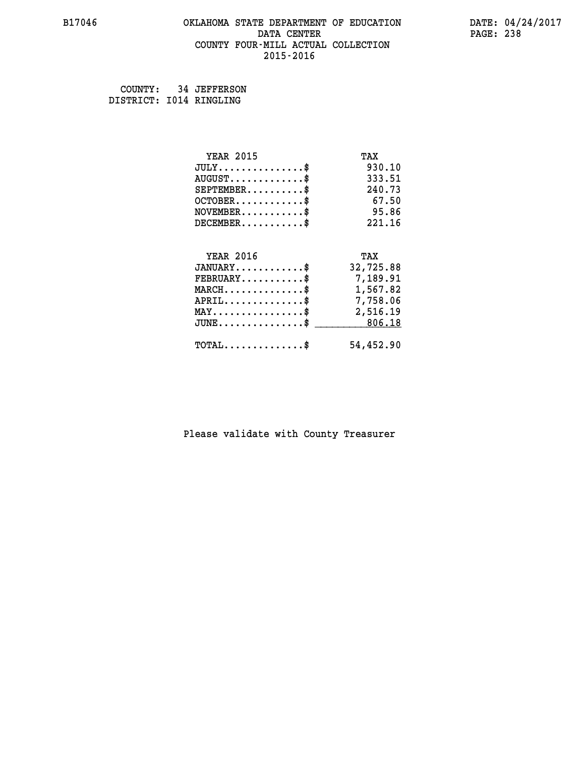B17046

# OKLAHOMA STATE DEPARTMENT OF EDUCATION
## DATA CENTER
## COUNTY FOUR-MILL ACTUAL COLLECTION
## 2015-2016

DATE: 04/24/2017

COUNTY: 34 JEFFERSON
DISTRICT: I014 RINGLING

| YEAR 2015 | TAX |
|---|---|
| JULY...............$ | 930.10 |
| AUGUST.............$ | 333.51 |
| SEPTEMBER..........$ | 240.73 |
| OCTOBER............$ | 67.50 |
| NOVEMBER...........$ | 95.86 |
| DECEMBER...........$ | 221.16 |

| YEAR 2016 | TAX |
|---|---|
| JANUARY............$ | 32,725.88 |
| FEBRUARY...........$ | 7,189.91 |
| MARCH..............$ | 1,567.82 |
| APRIL..............$ | 7,758.06 |
| MAY................$ | 2,516.19 |
| JUNE...............$ | 806.18 |
| TOTAL..............$ | 54,452.90 |

Please validate with County Treasurer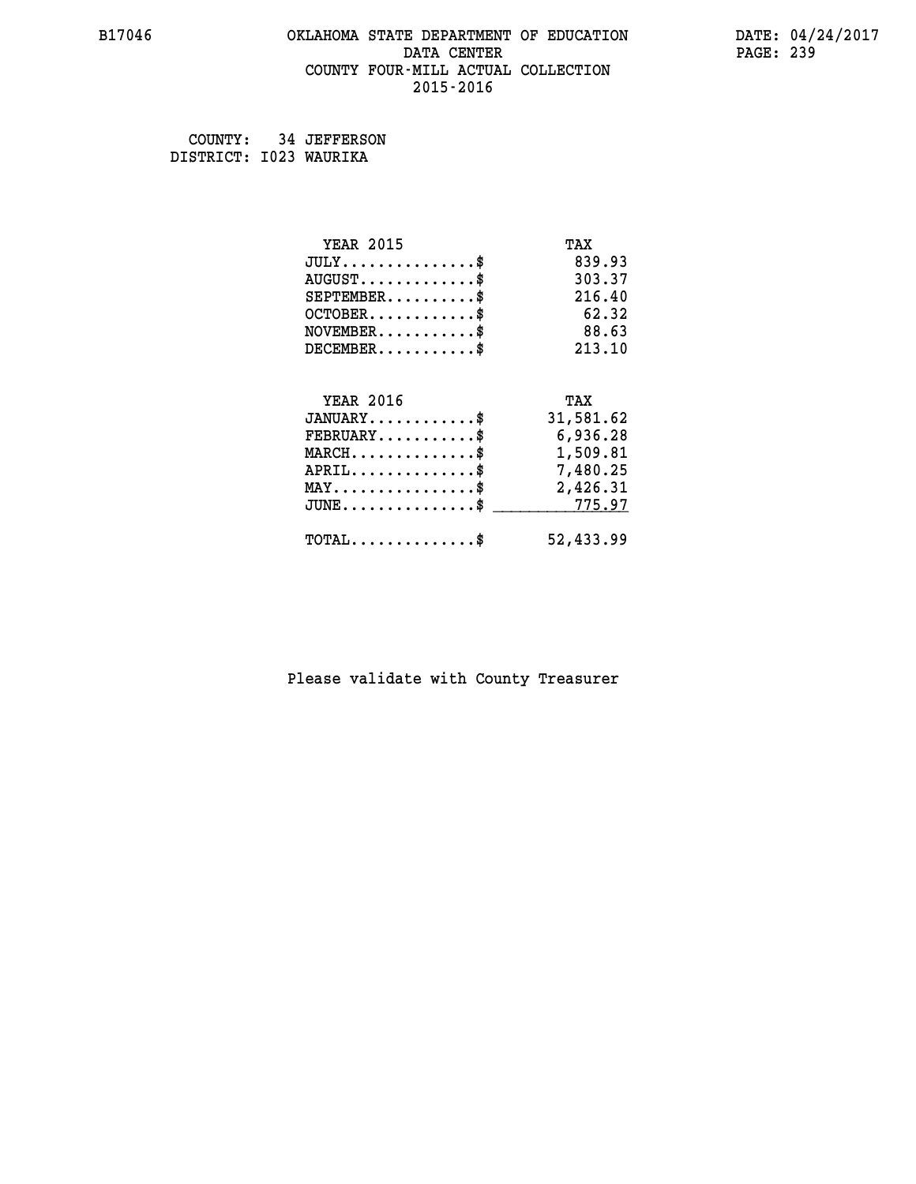B17046 OKLAHOMA STATE DEPARTMENT OF EDUCATION DATA CENTER COUNTY FOUR-MILL ACTUAL COLLECTION 2015-2016

DATE: 04/24/2017

COUNTY: 34 JEFFERSON
DISTRICT: I023 WAURIKA

| YEAR 2015 | TAX |
|---|---|
| JULY...............$ | 839.93 |
| AUGUST.............$ | 303.37 |
| SEPTEMBER..........$ | 216.40 |
| OCTOBER............$ | 62.32 |
| NOVEMBER...........$ | 88.63 |
| DECEMBER...........$ | 213.10 |

| YEAR 2016 | TAX |
|---|---|
| JANUARY............$ | 31,581.62 |
| FEBRUARY...........$ | 6,936.28 |
| MARCH..............$ | 1,509.81 |
| APRIL..............$ | 7,480.25 |
| MAY................$ | 2,426.31 |
| JUNE...............$ | 775.97 |
| TOTAL..............$ | 52,433.99 |

Please validate with County Treasurer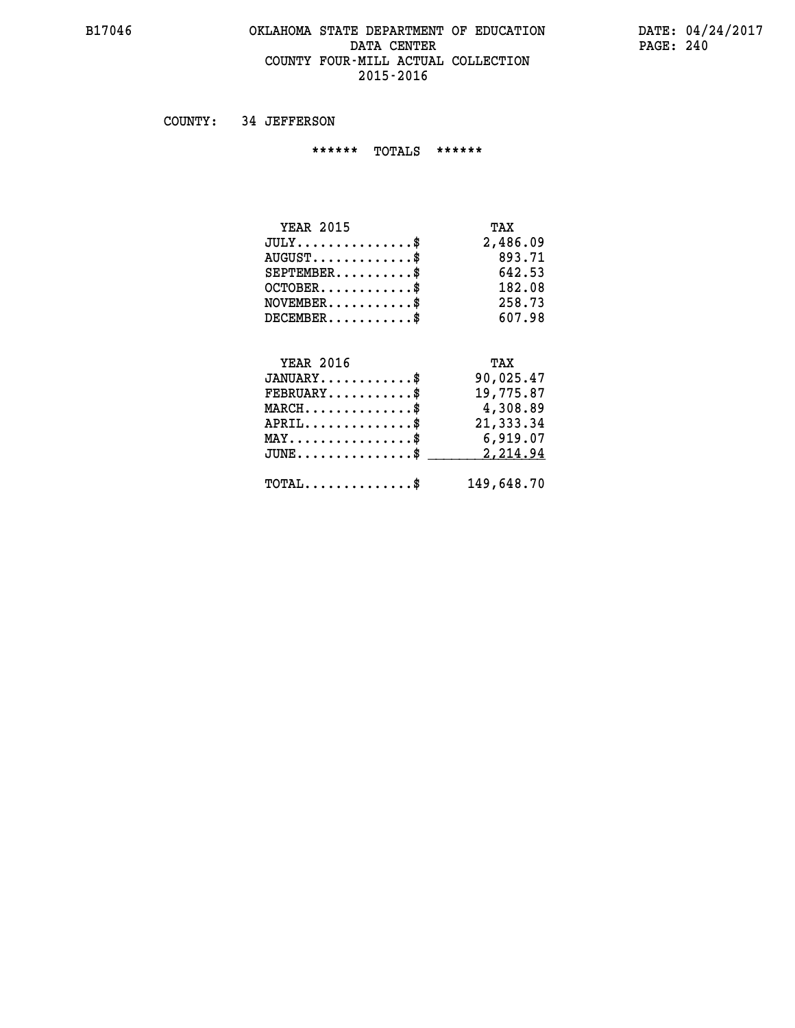# OKLAHOMA STATE DEPARTMENT OF EDUCATION
## DATA CENTER
## COUNTY FOUR-MILL ACTUAL COLLECTION
## 2015-2016

COUNTY: 34 JEFFERSON

****** TOTALS ******

| YEAR 2015 | TAX |
|---|---|
| JULY...............$ | 2,486.09 |
| AUGUST.............$ | 893.71 |
| SEPTEMBER..........$ | 642.53 |
| OCTOBER............$ | 182.08 |
| NOVEMBER...........$ | 258.73 |
| DECEMBER...........$ | 607.98 |

| YEAR 2016 | TAX |
|---|---|
| JANUARY............$ | 90,025.47 |
| FEBRUARY...........$ | 19,775.87 |
| MARCH..............$ | 4,308.89 |
| APRIL..............$ | 21,333.34 |
| MAY................$ | 6,919.07 |
| JUNE...............$ | 2,214.94 |
| TOTAL..............$ | 149,648.70 |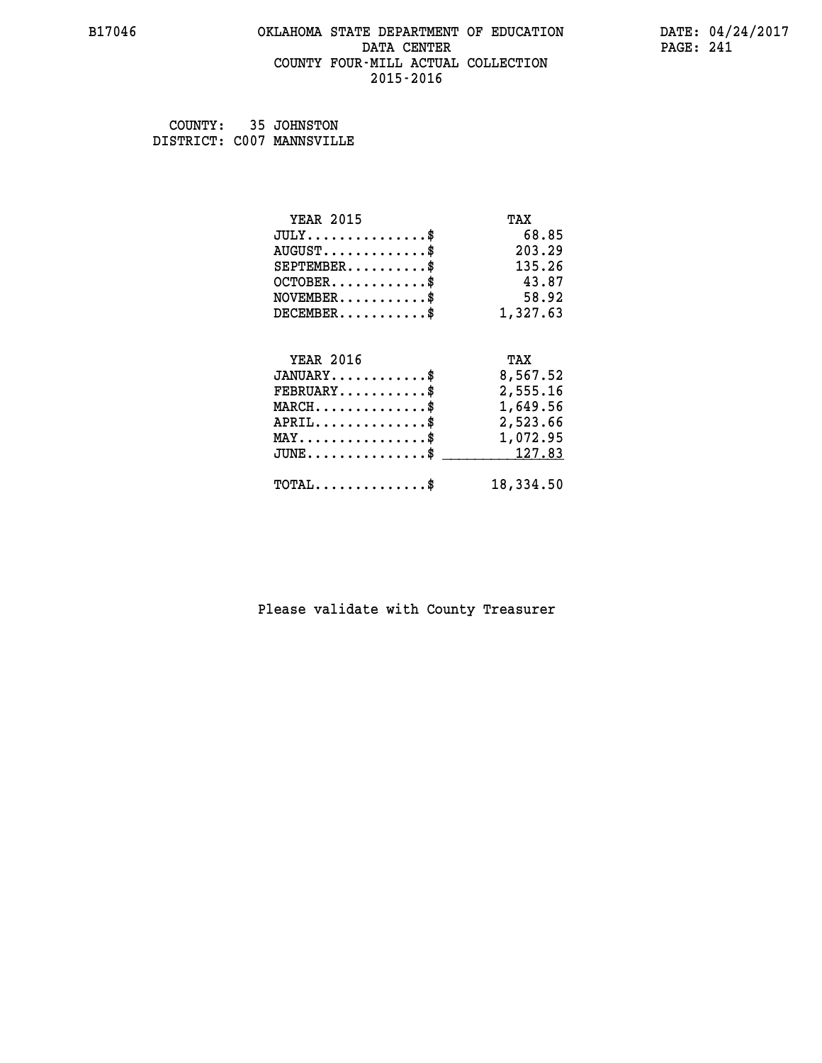B17046 OKLAHOMA STATE DEPARTMENT OF EDUCATION DATE: 04/24/2017
DATA CENTER PAGE: 241
COUNTY FOUR-MILL ACTUAL COLLECTION
2015-2016

COUNTY: 35 JOHNSTON
DISTRICT: C007 MANNSVILLE

| YEAR 2015 | TAX |
|---|---|
| JULY..............$ | 68.85 |
| AUGUST............$ | 203.29 |
| SEPTEMBER..........$ | 135.26 |
| OCTOBER............$ | 43.87 |
| NOVEMBER...........$ | 58.92 |
| DECEMBER...........$ | 1,327.63 |

| YEAR 2016 | TAX |
|---|---|
| JANUARY............$ | 8,567.52 |
| FEBRUARY...........$ | 2,555.16 |
| MARCH..............$ | 1,649.56 |
| APRIL..............$ | 2,523.66 |
| MAY................$ | 1,072.95 |
| JUNE...............$ | 127.83 |
| TOTAL..............$ | 18,334.50 |

Please validate with County Treasurer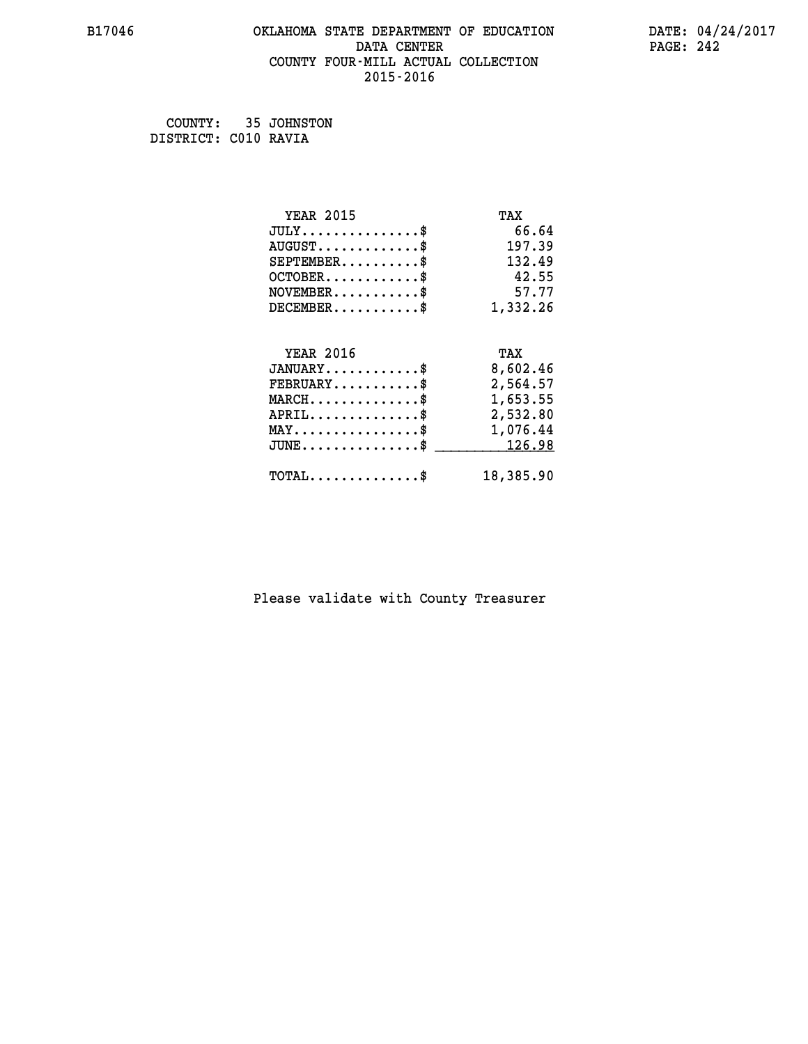B17046 OKLAHOMA STATE DEPARTMENT OF EDUCATION DATE: 04/24/2017
DATA CENTER PAGE: 242
COUNTY FOUR-MILL ACTUAL COLLECTION
2015-2016

COUNTY: 35 JOHNSTON
DISTRICT: C010 RAVIA

| YEAR 2015 | TAX |
|---|---|
| JULY...............$ | 66.64 |
| AUGUST.............$ | 197.39 |
| SEPTEMBER..........$ | 132.49 |
| OCTOBER............$ | 42.55 |
| NOVEMBER...........$ | 57.77 |
| DECEMBER...........$ | 1,332.26 |

| YEAR 2016 | TAX |
|---|---|
| JANUARY............$ | 8,602.46 |
| FEBRUARY...........$ | 2,564.57 |
| MARCH..............$ | 1,653.55 |
| APRIL..............$ | 2,532.80 |
| MAY................$ | 1,076.44 |
| JUNE...............$ | 126.98 |
| TOTAL..............$ | 18,385.90 |

Please validate with County Treasurer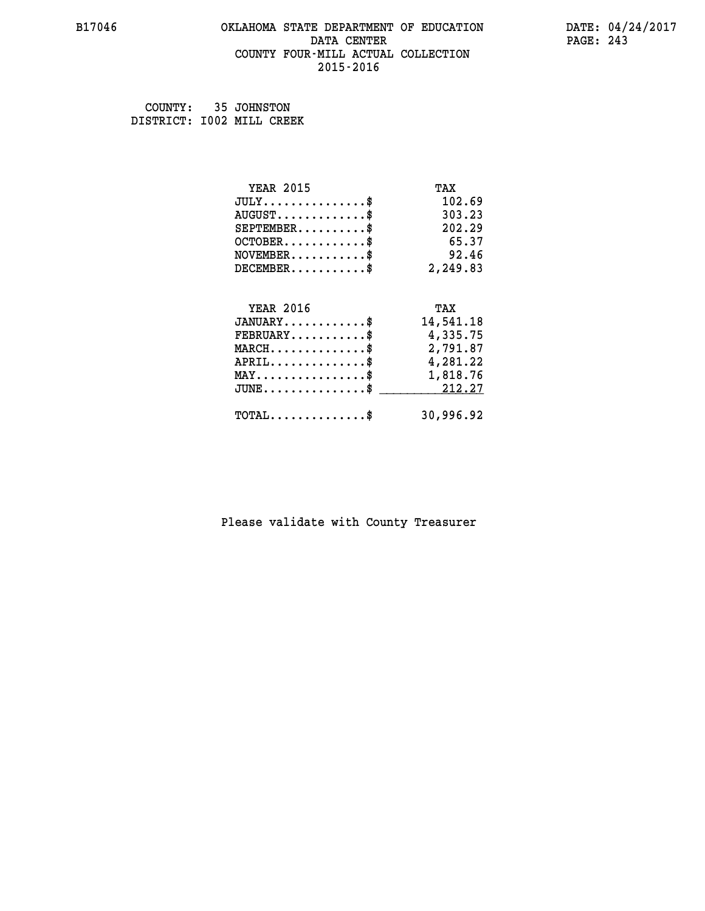B17046 OKLAHOMA STATE DEPARTMENT OF EDUCATION DATE: 04/24/2017
DATA CENTER PAGE: 243
COUNTY FOUR-MILL ACTUAL COLLECTION
2015-2016

COUNTY: 35 JOHNSTON
DISTRICT: I002 MILL CREEK

| YEAR 2015 | TAX |
|---|---|
| JULY...............$ | 102.69 |
| AUGUST.............$ | 303.23 |
| SEPTEMBER..........$ | 202.29 |
| OCTOBER............$ | 65.37 |
| NOVEMBER...........$ | 92.46 |
| DECEMBER...........$ | 2,249.83 |

| YEAR 2016 | TAX |
|---|---|
| JANUARY............$ | 14,541.18 |
| FEBRUARY...........$ | 4,335.75 |
| MARCH..............$ | 2,791.87 |
| APRIL..............$ | 4,281.22 |
| MAY................$ | 1,818.76 |
| JUNE...............$ | 212.27 |
| TOTAL..............$ | 30,996.92 |

Please validate with County Treasurer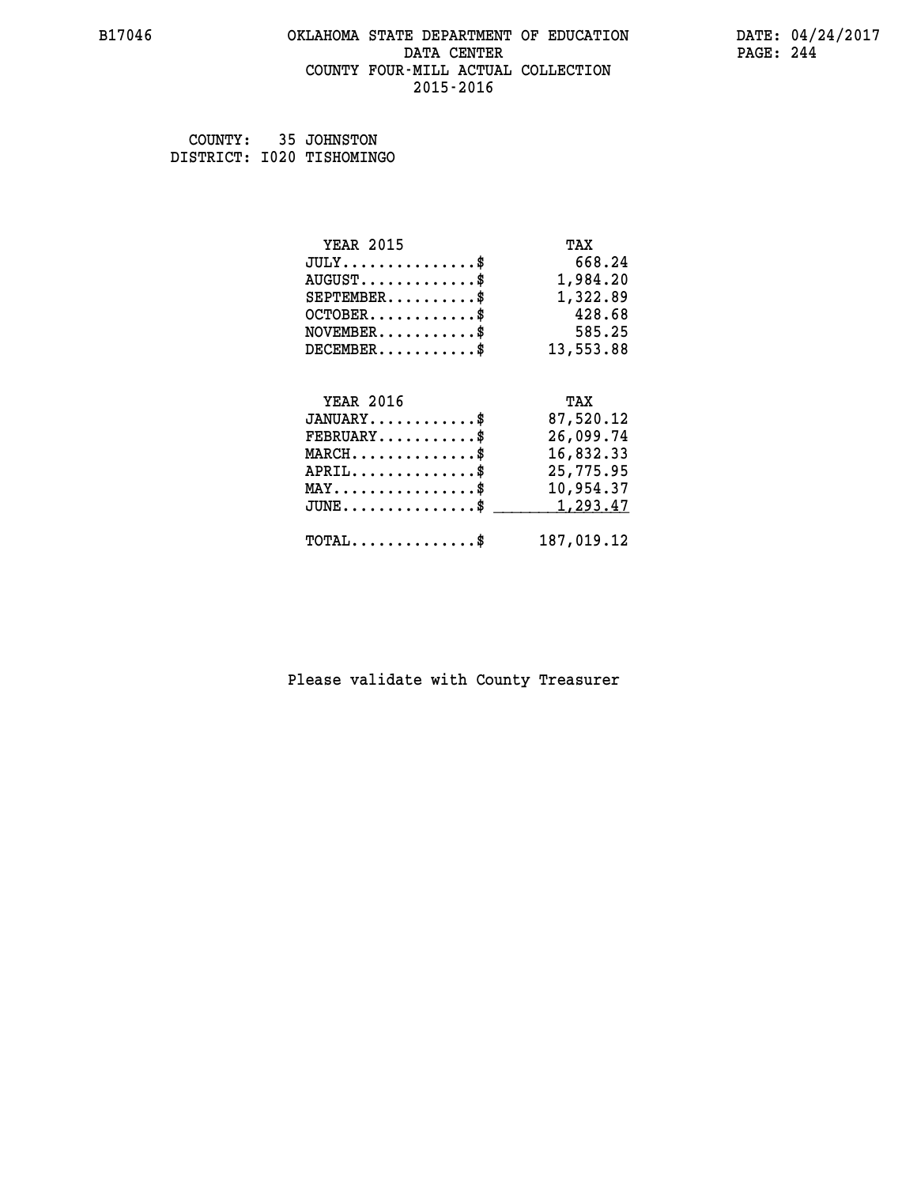B17046 OKLAHOMA STATE DEPARTMENT OF EDUCATION DATE: 04/24/2017

DATA CENTER PAGE: 244

COUNTY FOUR-MILL ACTUAL COLLECTION

2015-2016

COUNTY: 35 JOHNSTON
DISTRICT: I020 TISHOMINGO

| YEAR 2015 | TAX |
|---|---|
| JULY...............$ | 668.24 |
| AUGUST.............$ | 1,984.20 |
| SEPTEMBER..........$ | 1,322.89 |
| OCTOBER............$ | 428.68 |
| NOVEMBER...........$ | 585.25 |
| DECEMBER...........$ | 13,553.88 |

| YEAR 2016 | TAX |
|---|---|
| JANUARY............$ | 87,520.12 |
| FEBRUARY...........$ | 26,099.74 |
| MARCH..............$ | 16,832.33 |
| APRIL..............$ | 25,775.95 |
| MAY................$ | 10,954.37 |
| JUNE...............$ | 1,293.47 |
| TOTAL..............$ | 187,019.12 |

Please validate with County Treasurer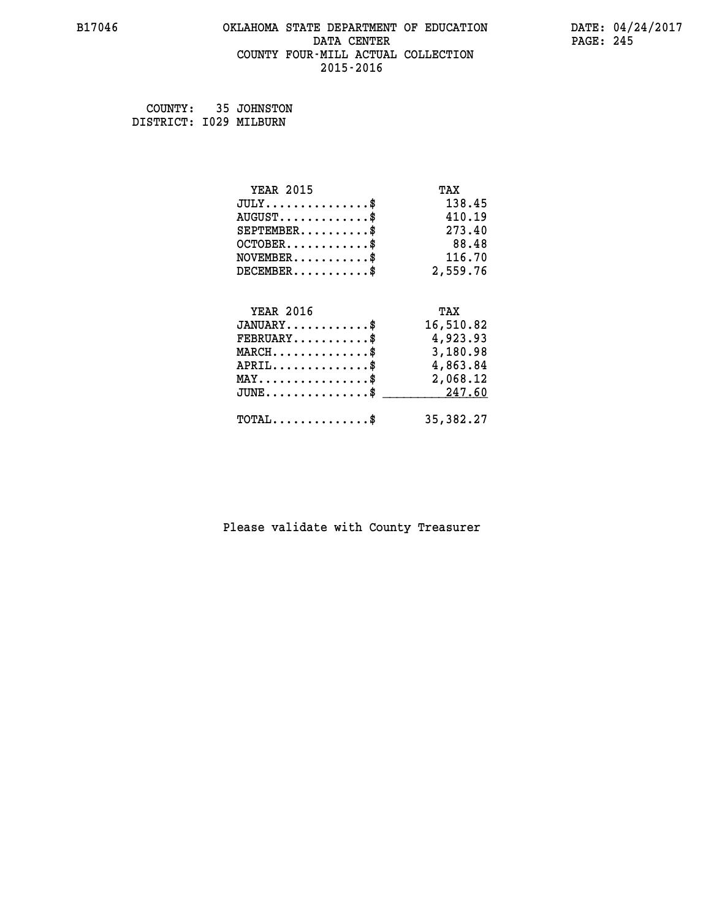OKLAHOMA STATE DEPARTMENT OF EDUCATION
DATA CENTER
COUNTY FOUR-MILL ACTUAL COLLECTION
2015-2016

COUNTY: 35 JOHNSTON
DISTRICT: I029 MILBURN

| YEAR 2015 | TAX |
|---|---|
| JULY..............$ | 138.45 |
| AUGUST............$ | 410.19 |
| SEPTEMBER.........$ | 273.40 |
| OCTOBER...........$ | 88.48 |
| NOVEMBER..........$ | 116.70 |
| DECEMBER..........$ | 2,559.76 |

| YEAR 2016 | TAX |
|---|---|
| JANUARY...........$ | 16,510.82 |
| FEBRUARY..........$ | 4,923.93 |
| MARCH.............$ | 3,180.98 |
| APRIL.............$ | 4,863.84 |
| MAY...............$ | 2,068.12 |
| JUNE..............$ | 247.60 |
| TOTAL.............$ | 35,382.27 |

Please validate with County Treasurer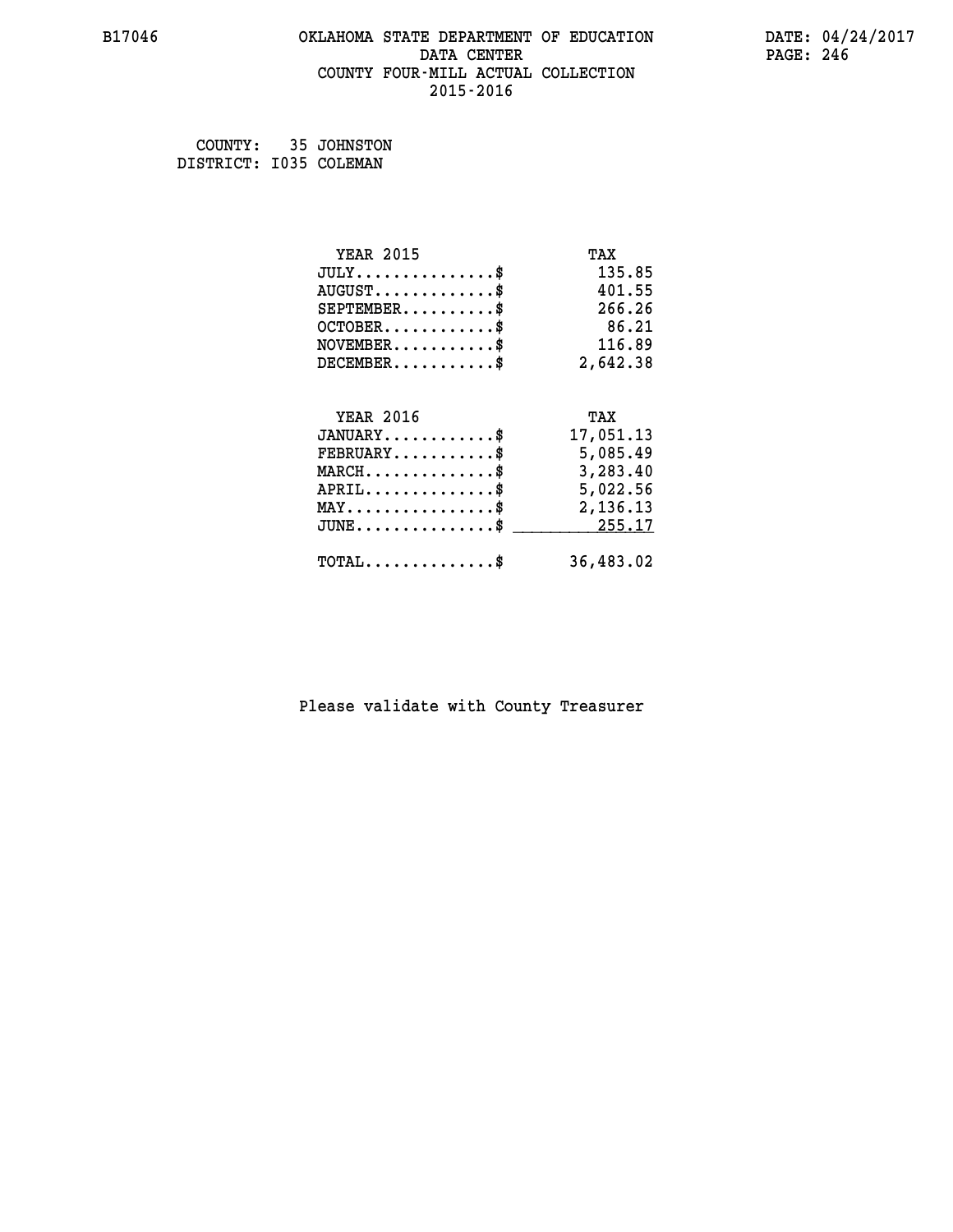B17046 OKLAHOMA STATE DEPARTMENT OF EDUCATION DATA CENTER COUNTY FOUR-MILL ACTUAL COLLECTION 2015-2016

DATE: 04/24/2017

COUNTY: 35 JOHNSTON
DISTRICT: I035 COLEMAN

| YEAR 2015 | TAX |
|---|---|
| JULY..............$ | 135.85 |
| AUGUST............$ | 401.55 |
| SEPTEMBER.........$ | 266.26 |
| OCTOBER...........$ | 86.21 |
| NOVEMBER..........$ | 116.89 |
| DECEMBER..........$ | 2,642.38 |

| YEAR 2016 | TAX |
|---|---|
| JANUARY...........$ | 17,051.13 |
| FEBRUARY..........$ | 5,085.49 |
| MARCH.............$ | 3,283.40 |
| APRIL.............$ | 5,022.56 |
| MAY...............$ | 2,136.13 |
| JUNE..............$ | 255.17 |
| TOTAL.............$ | 36,483.02 |

Please validate with County Treasurer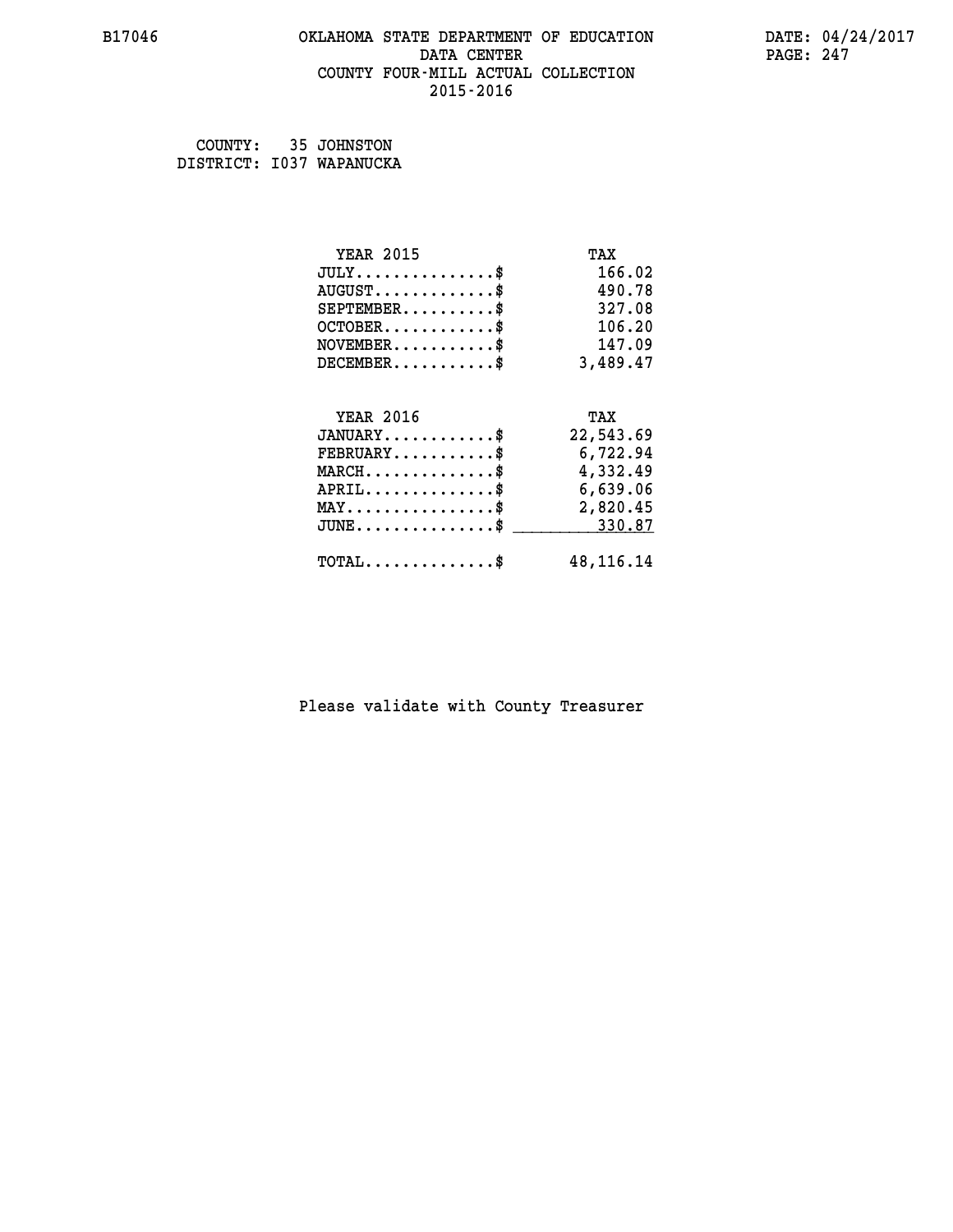B17046 OKLAHOMA STATE DEPARTMENT OF EDUCATION DATA CENTER COUNTY FOUR-MILL ACTUAL COLLECTION 2015-2016

DATE: 04/24/2017

COUNTY: 35 JOHNSTON
DISTRICT: I037 WAPANUCKA

| YEAR 2015 | TAX |
|---|---|
| JULY...............$ | 166.02 |
| AUGUST.............$ | 490.78 |
| SEPTEMBER..........$ | 327.08 |
| OCTOBER............$ | 106.20 |
| NOVEMBER...........$ | 147.09 |
| DECEMBER...........$ | 3,489.47 |

| YEAR 2016 | TAX |
|---|---|
| JANUARY............$ | 22,543.69 |
| FEBRUARY...........$ | 6,722.94 |
| MARCH..............$ | 4,332.49 |
| APRIL..............$ | 6,639.06 |
| MAY................$ | 2,820.45 |
| JUNE...............$ | 330.87 |
| TOTAL..............$ | 48,116.14 |

Please validate with County Treasurer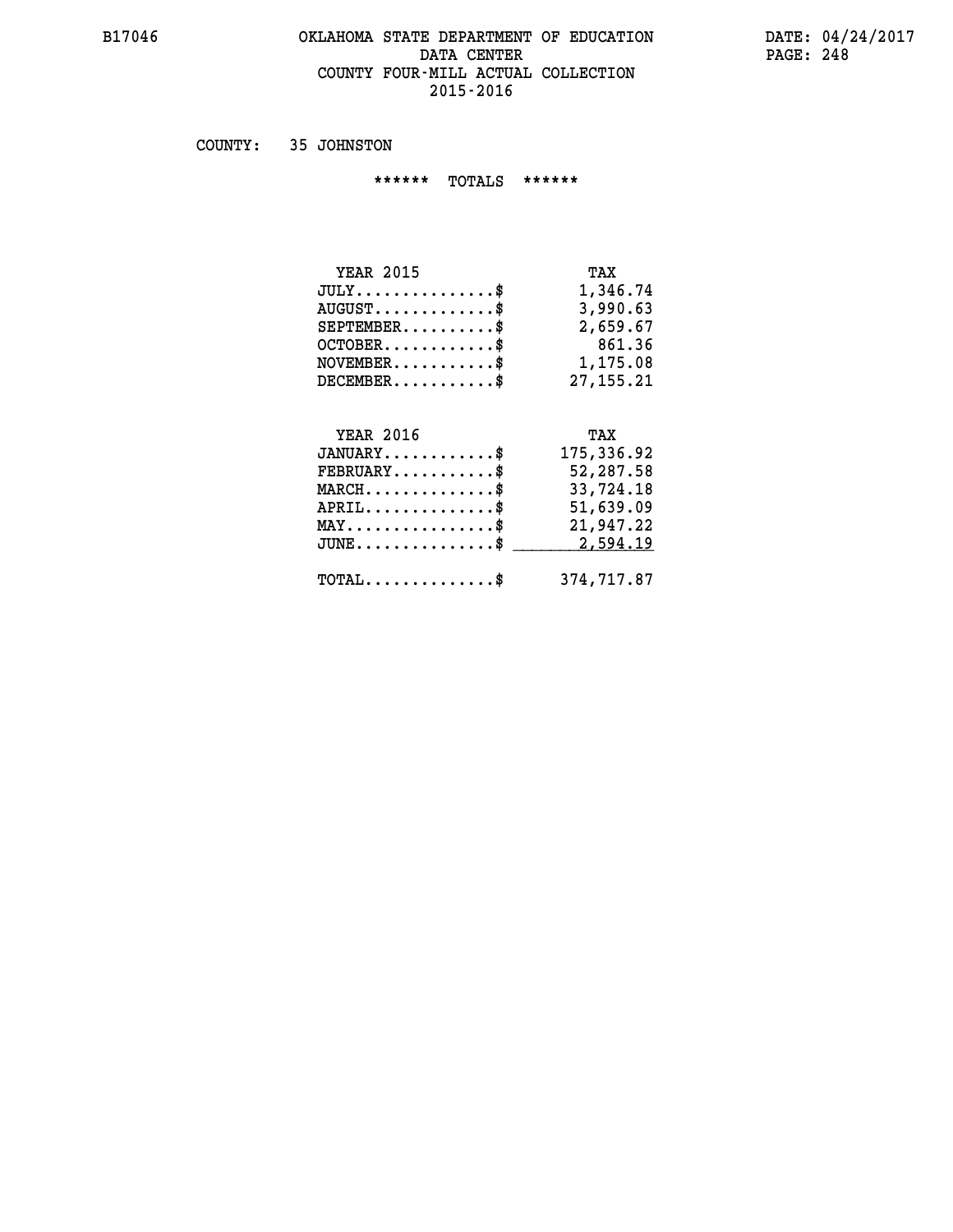B17046 OKLAHOMA STATE DEPARTMENT OF EDUCATION DATA CENTER COUNTY FOUR-MILL ACTUAL COLLECTION 2015-2016

DATE: 04/24/2017

COUNTY: 35 JOHNSTON

****** TOTALS ******

| YEAR 2015 | TAX |
|---|---|
| JULY..............$ | 1,346.74 |
| AUGUST............$ | 3,990.63 |
| SEPTEMBER.........$ | 2,659.67 |
| OCTOBER...........$ | 861.36 |
| NOVEMBER..........$ | 1,175.08 |
| DECEMBER..........$ | 27,155.21 |

| YEAR 2016 | TAX |
|---|---|
| JANUARY...........$ | 175,336.92 |
| FEBRUARY..........$ | 52,287.58 |
| MARCH.............$ | 33,724.18 |
| APRIL.............$ | 51,639.09 |
| MAY...............$ | 21,947.22 |
| JUNE..............$ | 2,594.19 |
| TOTAL.............$ | 374,717.87 |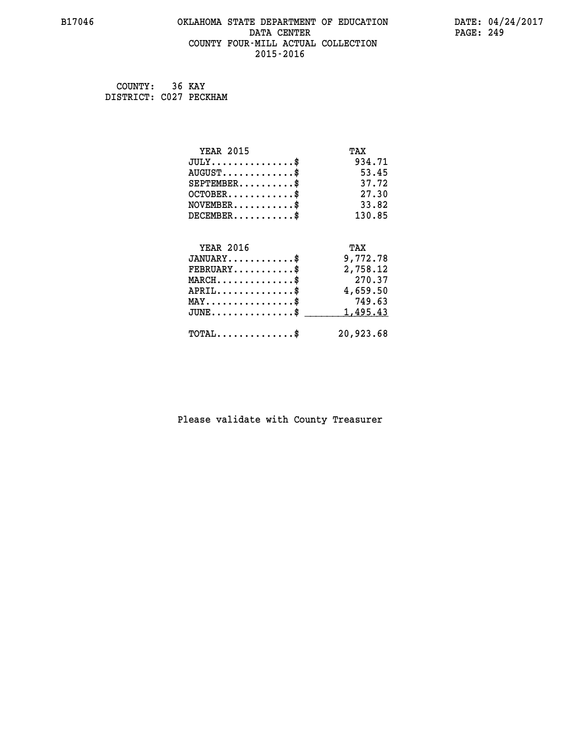B17046 OKLAHOMA STATE DEPARTMENT OF EDUCATION DATA CENTER COUNTY FOUR-MILL ACTUAL COLLECTION 2015-2016

DATE: 04/24/2017

COUNTY: 36 KAY
DISTRICT: C027 PECKHAM

| YEAR 2015 | TAX |
|---|---|
| JULY...............$ | 934.71 |
| AUGUST.............$ | 53.45 |
| SEPTEMBER..........$ | 37.72 |
| OCTOBER............$ | 27.30 |
| NOVEMBER...........$ | 33.82 |
| DECEMBER...........$ | 130.85 |

| YEAR 2016 | TAX |
|---|---|
| JANUARY............$ | 9,772.78 |
| FEBRUARY...........$ | 2,758.12 |
| MARCH..............$ | 270.37 |
| APRIL..............$ | 4,659.50 |
| MAY................$ | 749.63 |
| JUNE...............$ | 1,495.43 |
| TOTAL..............$ | 20,923.68 |

Please validate with County Treasurer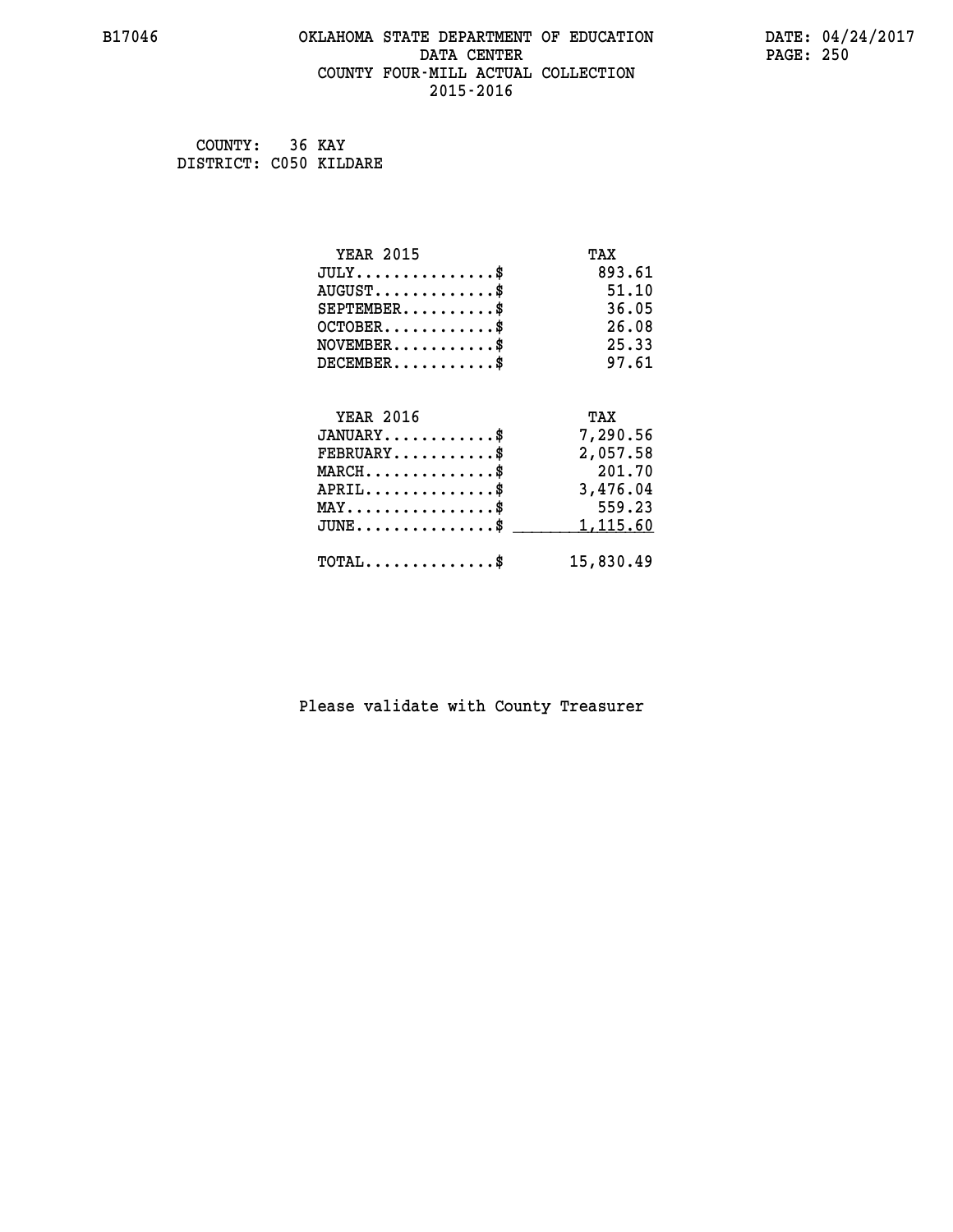B17046 OKLAHOMA STATE DEPARTMENT OF EDUCATION DATE: 04/24/2017

DATA CENTER

COUNTY FOUR-MILL ACTUAL COLLECTION

2015-2016

COUNTY: 36 KAY
DISTRICT: C050 KILDARE

| YEAR 2015 | TAX |
|---|---|
| JULY...............$ | 893.61 |
| AUGUST.............$ | 51.10 |
| SEPTEMBER..........$ | 36.05 |
| OCTOBER............$ | 26.08 |
| NOVEMBER...........$ | 25.33 |
| DECEMBER...........$ | 97.61 |

| YEAR 2016 | TAX |
|---|---|
| JANUARY............$ | 7,290.56 |
| FEBRUARY...........$ | 2,057.58 |
| MARCH..............$ | 201.70 |
| APRIL..............$ | 3,476.04 |
| MAY................$ | 559.23 |
| JUNE...............$ | 1,115.60 |
| TOTAL..............$ | 15,830.49 |

Please validate with County Treasurer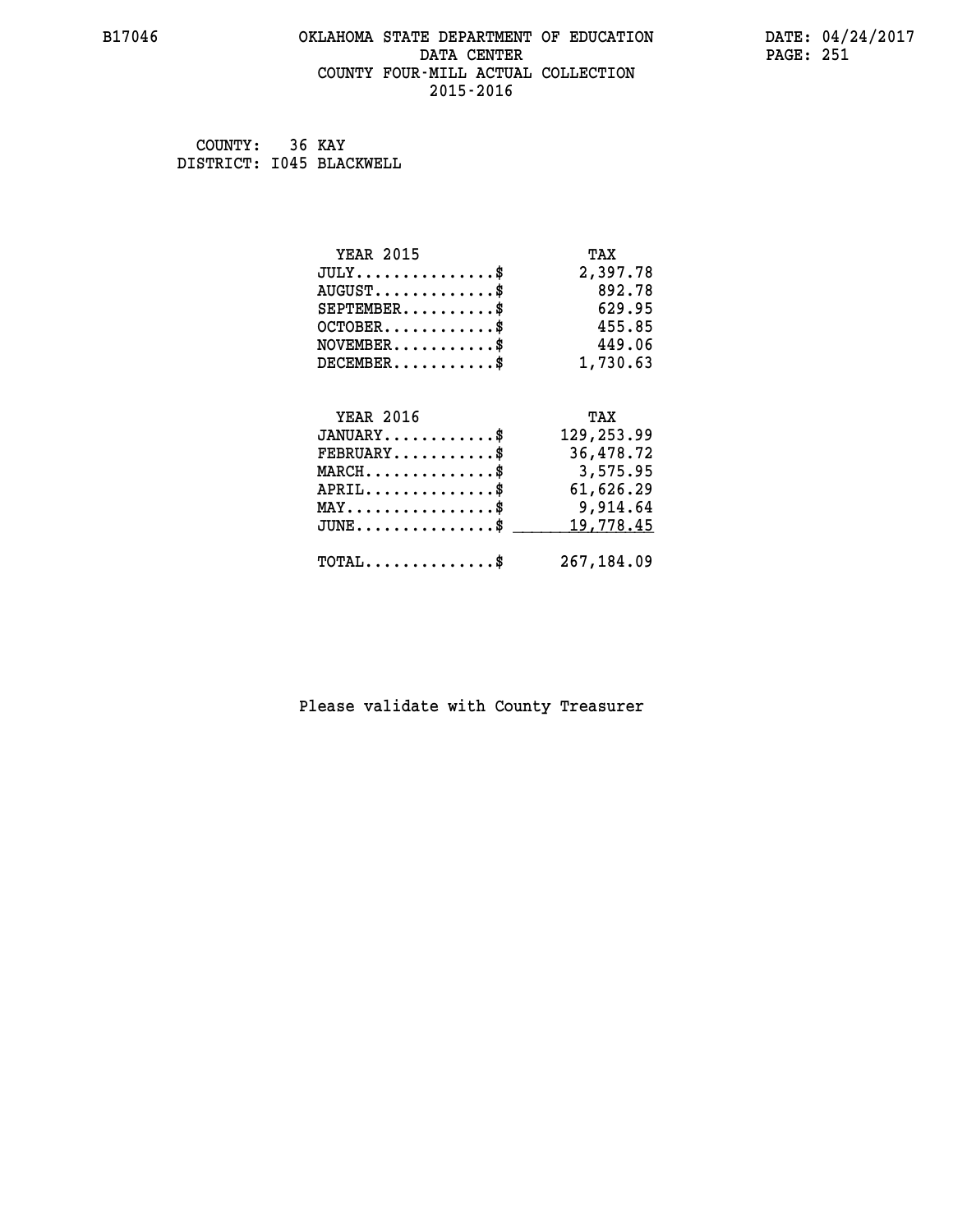B17046 OKLAHOMA STATE DEPARTMENT OF EDUCATION DATE: 04/24/2017

DATA CENTER

COUNTY FOUR-MILL ACTUAL COLLECTION

2015-2016

COUNTY: 36 KAY

DISTRICT: I045 BLACKWELL

| YEAR 2015 | TAX |
|---|---|
| JULY..............$ | 2,397.78 |
| AUGUST............$ | 892.78 |
| SEPTEMBER.........$ | 629.95 |
| OCTOBER...........$ | 455.85 |
| NOVEMBER..........$ | 449.06 |
| DECEMBER..........$ | 1,730.63 |

| YEAR 2016 | TAX |
|---|---|
| JANUARY...........$ | 129,253.99 |
| FEBRUARY..........$ | 36,478.72 |
| MARCH.............$ | 3,575.95 |
| APRIL.............$ | 61,626.29 |
| MAY...............$ | 9,914.64 |
| JUNE..............$ | 19,778.45 |
| TOTAL.............$ | 267,184.09 |

Please validate with County Treasurer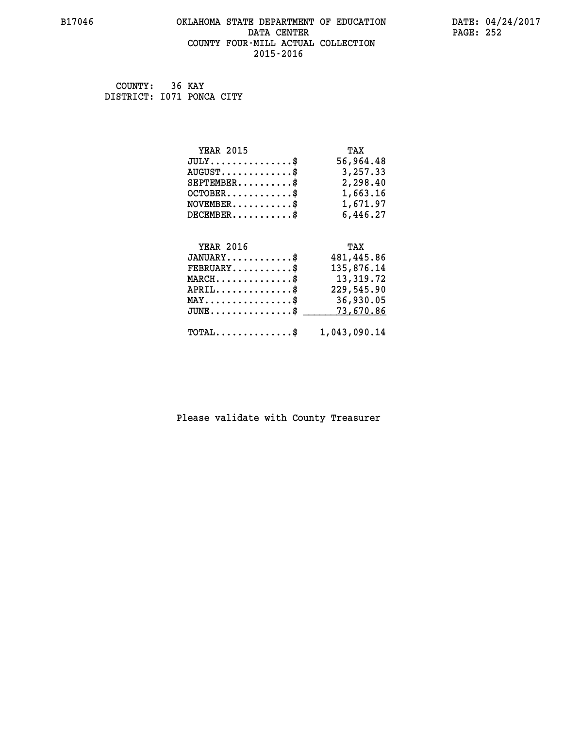# OKLAHOMA STATE DEPARTMENT OF EDUCATION
## DATA CENTER
## COUNTY FOUR-MILL ACTUAL COLLECTION
## 2015-2016

B17046

DATE: 04/24/2017

COUNTY: 36 KAY
DISTRICT: I071 PONCA CITY

| YEAR 2015 | TAX |
|---|---|
| JULY..............$ | 56,964.48 |
| AUGUST............$ | 3,257.33 |
| SEPTEMBER.........$ | 2,298.40 |
| OCTOBER...........$ | 1,663.16 |
| NOVEMBER..........$ | 1,671.97 |
| DECEMBER..........$ | 6,446.27 |

| YEAR 2016 | TAX |
|---|---|
| JANUARY...........$ | 481,445.86 |
| FEBRUARY..........$ | 135,876.14 |
| MARCH.............$ | 13,319.72 |
| APRIL.............$ | 229,545.90 |
| MAY...............$ | 36,930.05 |
| JUNE..............$ | 73,670.86 |
| TOTAL.............$ | 1,043,090.14 |

Please validate with County Treasurer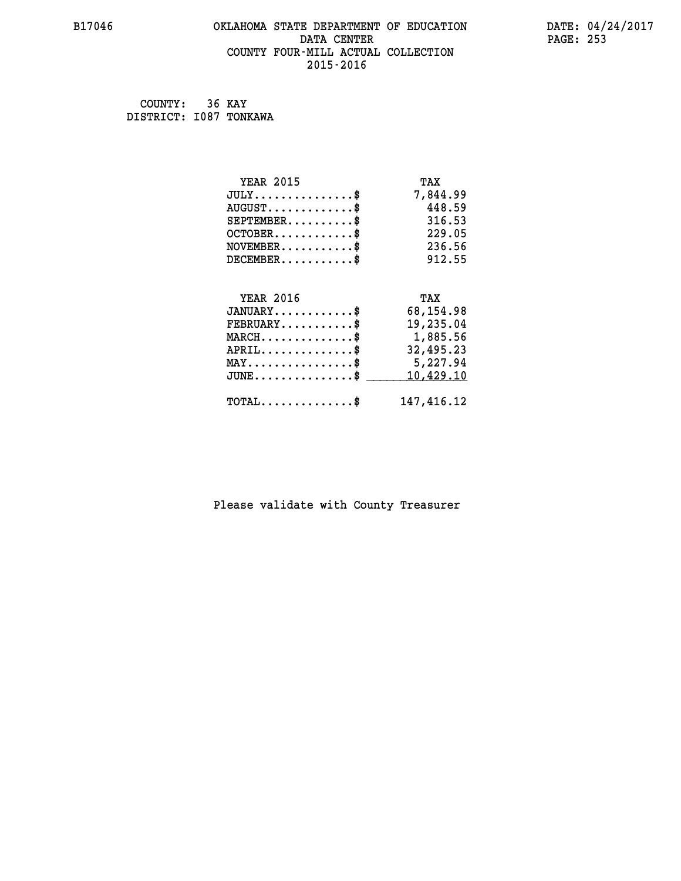# OKLAHOMA STATE DEPARTMENT OF EDUCATION
## DATA CENTER
## COUNTY FOUR-MILL ACTUAL COLLECTION
## 2015-2016

B17046 DATE: 04/24/2017

COUNTY: 36 KAY
DISTRICT: I087 TONKAWA

| YEAR 2015 | TAX |
|---|---|
| JULY..............$ | 7,844.99 |
| AUGUST............$ | 448.59 |
| SEPTEMBER.........$ | 316.53 |
| OCTOBER...........$ | 229.05 |
| NOVEMBER..........$ | 236.56 |
| DECEMBER..........$ | 912.55 |

| YEAR 2016 | TAX |
|---|---|
| JANUARY...........$ | 68,154.98 |
| FEBRUARY..........$ | 19,235.04 |
| MARCH.............$ | 1,885.56 |
| APRIL.............$ | 32,495.23 |
| MAY...............$ | 5,227.94 |
| JUNE..............$ | 10,429.10 |
| TOTAL.............$ | 147,416.12 |

Please validate with County Treasurer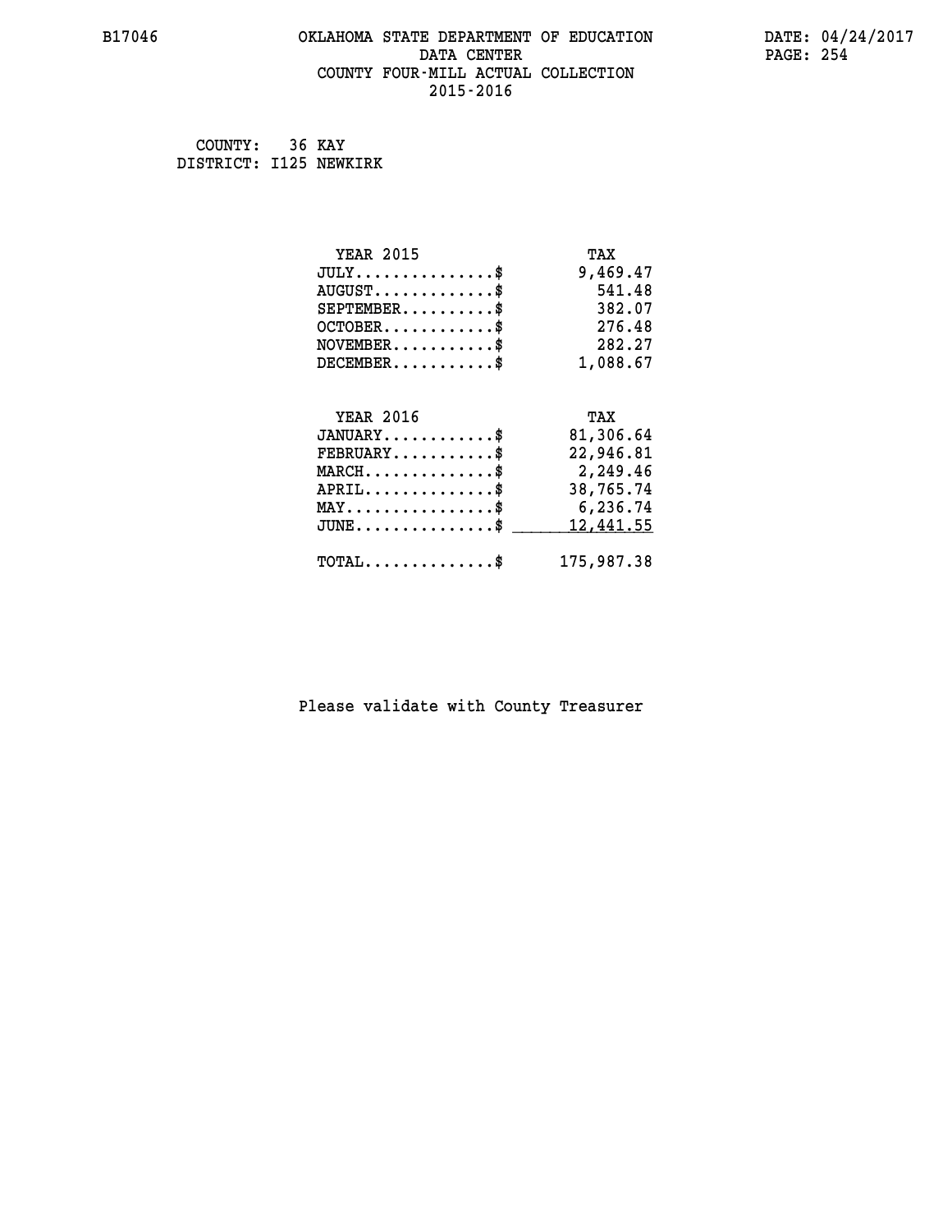B17046 OKLAHOMA STATE DEPARTMENT OF EDUCATION DATA CENTER COUNTY FOUR-MILL ACTUAL COLLECTION 2015-2016

DATE: 04/24/2017

COUNTY: 36 KAY
DISTRICT: I125 NEWKIRK

| YEAR 2015 | TAX |
|---|---|
| JULY...............$ | 9,469.47 |
| AUGUST.............$ | 541.48 |
| SEPTEMBER..........$ | 382.07 |
| OCTOBER............$ | 276.48 |
| NOVEMBER...........$ | 282.27 |
| DECEMBER...........$ | 1,088.67 |

| YEAR 2016 | TAX |
|---|---|
| JANUARY............$ | 81,306.64 |
| FEBRUARY...........$ | 22,946.81 |
| MARCH..............$ | 2,249.46 |
| APRIL..............$ | 38,765.74 |
| MAY................$ | 6,236.74 |
| JUNE...............$ | 12,441.55 |
| TOTAL..............$ | 175,987.38 |

Please validate with County Treasurer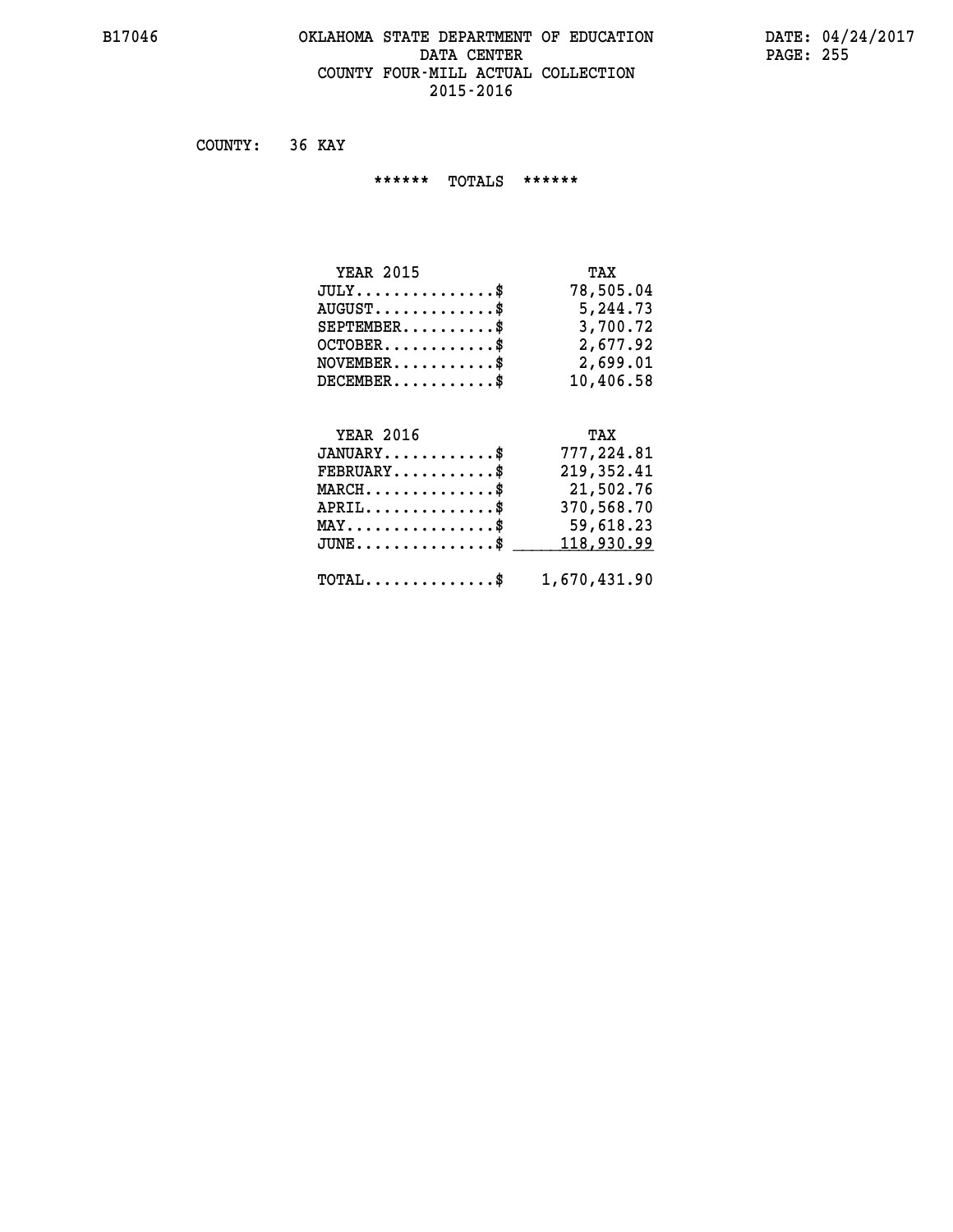COUNTY: 36 KAY

****** TOTALS ******

| YEAR 2015 | TAX |
| --- | --- |
| JULY...............$ | 78,505.04 |
| AUGUST.............$ | 5,244.73 |
| SEPTEMBER..........$ | 3,700.72 |
| OCTOBER............$ | 2,677.92 |
| NOVEMBER...........$ | 2,699.01 |
| DECEMBER...........$ | 10,406.58 |

| YEAR 2016 | TAX |
| --- | --- |
| JANUARY............$ | 777,224.81 |
| FEBRUARY...........$ | 219,352.41 |
| MARCH..............$ | 21,502.76 |
| APRIL..............$ | 370,568.70 |
| MAY................$ | 59,618.23 |
| JUNE...............$ | 118,930.99 |
| TOTAL..............$ | 1,670,431.90 |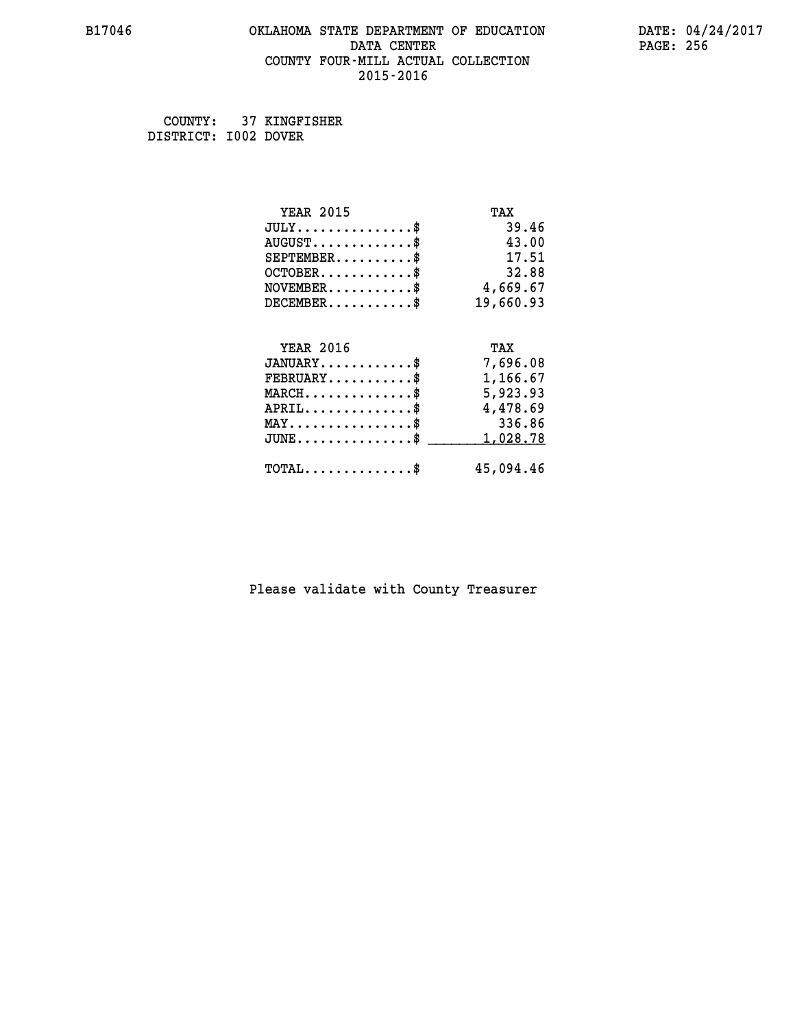B17046 OKLAHOMA STATE DEPARTMENT OF EDUCATION DATA CENTER COUNTY FOUR-MILL ACTUAL COLLECTION 2015-2016

DATE: 04/24/2017

COUNTY: 37 KINGFISHER
DISTRICT: I002 DOVER

| YEAR 2015 | TAX |
|---|---|
| JULY...............$ | 39.46 |
| AUGUST.............$ | 43.00 |
| SEPTEMBER..........$ | 17.51 |
| OCTOBER............$ | 32.88 |
| NOVEMBER...........$ | 4,669.67 |
| DECEMBER...........$ | 19,660.93 |

| YEAR 2016 | TAX |
|---|---|
| JANUARY............$ | 7,696.08 |
| FEBRUARY...........$ | 1,166.67 |
| MARCH..............$ | 5,923.93 |
| APRIL..............$ | 4,478.69 |
| MAY................$ | 336.86 |
| JUNE...............$ | 1,028.78 |
| TOTAL..............$ | 45,094.46 |

Please validate with County Treasurer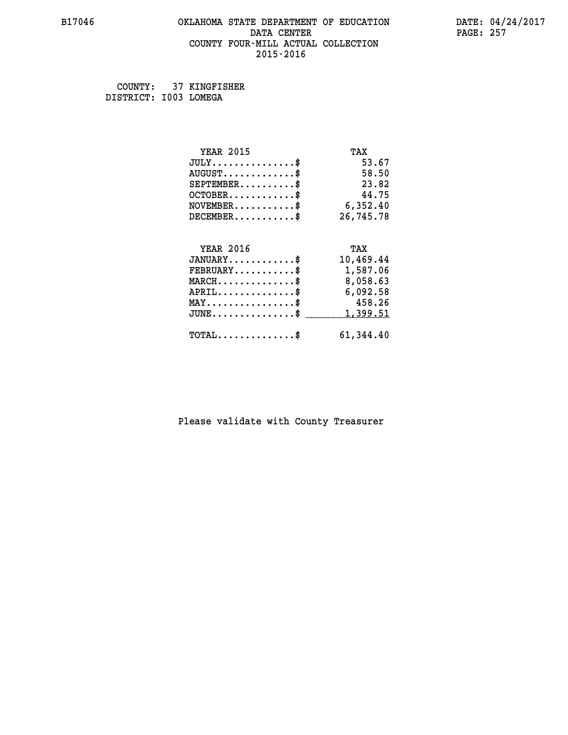B17046

# OKLAHOMA STATE DEPARTMENT OF EDUCATION
## DATA CENTER
## COUNTY FOUR-MILL ACTUAL COLLECTION
## 2015-2016

DATE: 04/24/2017

COUNTY: 37 KINGFISHER
DISTRICT: I003 LOMEGA

| YEAR 2015 | TAX |
|---|---|
| JULY...............$ | 53.67 |
| AUGUST.............$ | 58.50 |
| SEPTEMBER..........$ | 23.82 |
| OCTOBER............$ | 44.75 |
| NOVEMBER...........$ | 6,352.40 |
| DECEMBER...........$ | 26,745.78 |

| YEAR 2016 | TAX |
|---|---|
| JANUARY............$ | 10,469.44 |
| FEBRUARY...........$ | 1,587.06 |
| MARCH..............$ | 8,058.63 |
| APRIL..............$ | 6,092.58 |
| MAY................$ | 458.26 |
| JUNE...............$ | 1,399.51 |
| TOTAL..............$ | 61,344.40 |

Please validate with County Treasurer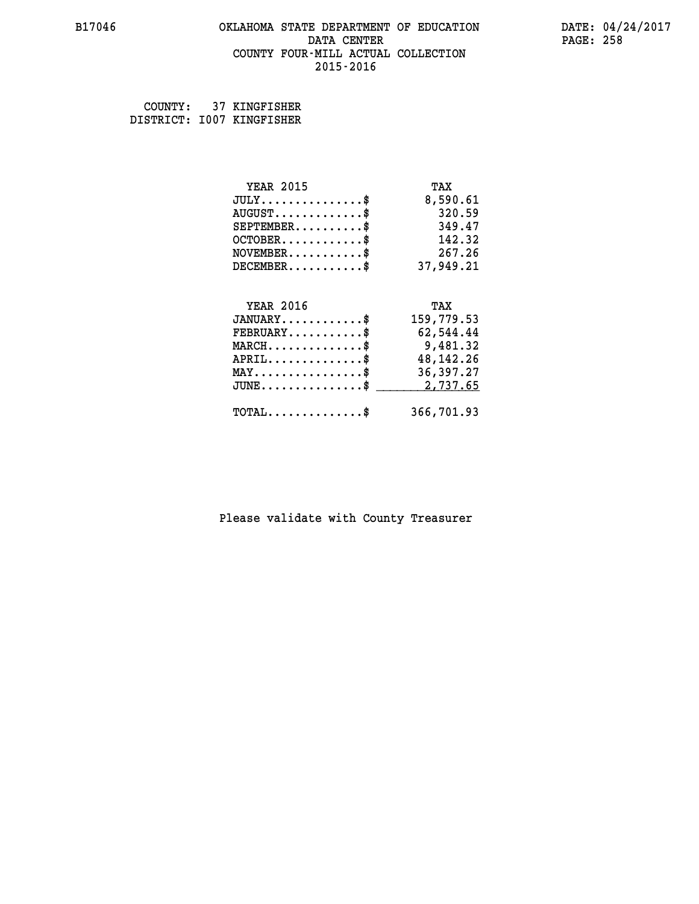B17046 OKLAHOMA STATE DEPARTMENT OF EDUCATION DATA CENTER COUNTY FOUR-MILL ACTUAL COLLECTION 2015-2016

DATE: 04/24/2017

COUNTY: 37 KINGFISHER
DISTRICT: I007 KINGFISHER

| YEAR 2015 | TAX |
|---|---|
| JULY..............$ | 8,590.61 |
| AUGUST............$ | 320.59 |
| SEPTEMBER.........$ | 349.47 |
| OCTOBER...........$ | 142.32 |
| NOVEMBER..........$ | 267.26 |
| DECEMBER..........$ | 37,949.21 |

| YEAR 2016 | TAX |
|---|---|
| JANUARY...........$ | 159,779.53 |
| FEBRUARY..........$ | 62,544.44 |
| MARCH.............$ | 9,481.32 |
| APRIL.............$ | 48,142.26 |
| MAY...............$ | 36,397.27 |
| JUNE..............$ | 2,737.65 |
| TOTAL.............$ | 366,701.93 |

Please validate with County Treasurer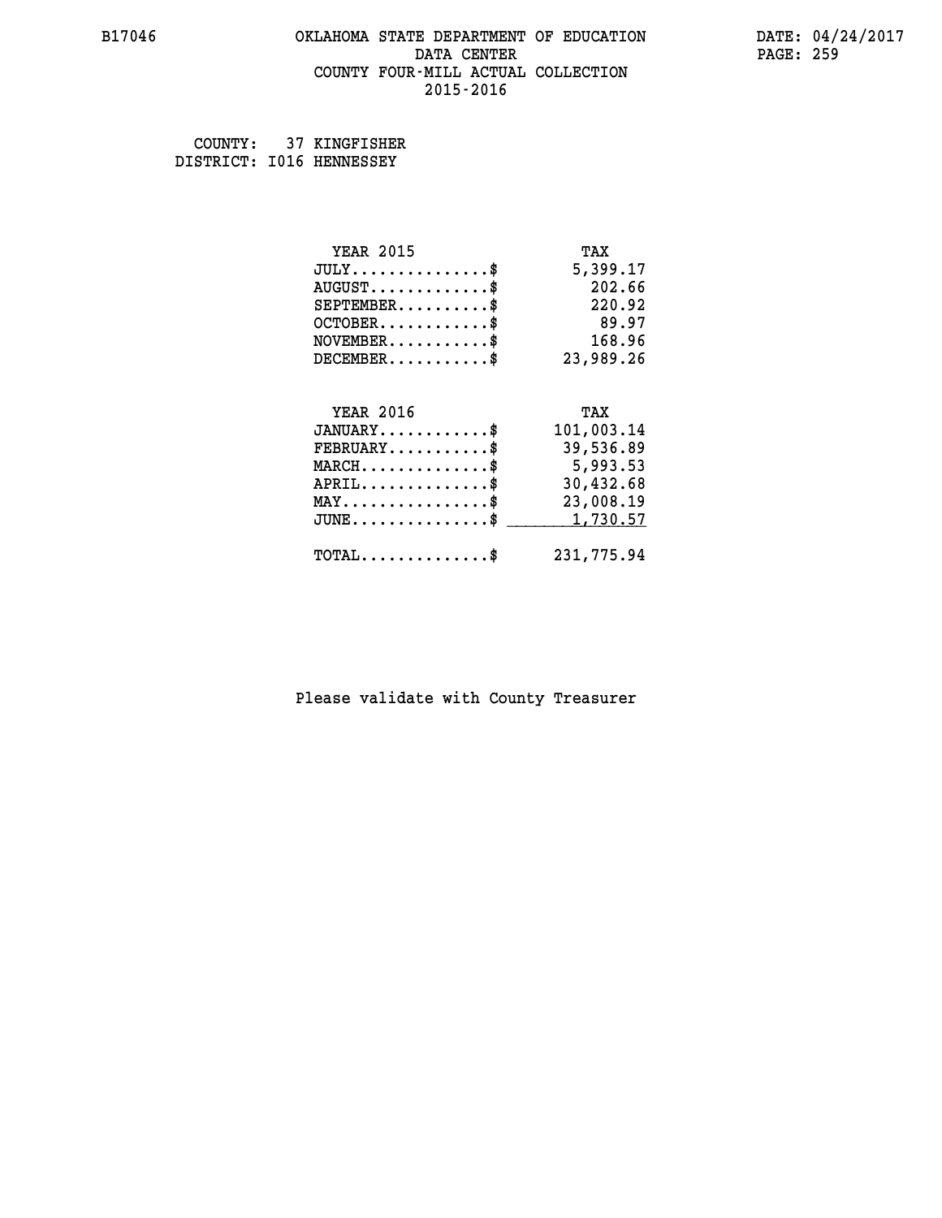B17046 OKLAHOMA STATE DEPARTMENT OF EDUCATION DATA CENTER COUNTY FOUR-MILL ACTUAL COLLECTION 2015-2016

DATE: 04/24/2017

COUNTY: 37 KINGFISHER
DISTRICT: I016 HENNESSEY

| YEAR 2015 | TAX |
|---|---|
| JULY...............$ | 5,399.17 |
| AUGUST.............$ | 202.66 |
| SEPTEMBER..........$ | 220.92 |
| OCTOBER............$ | 89.97 |
| NOVEMBER...........$ | 168.96 |
| DECEMBER...........$ | 23,989.26 |

| YEAR 2016 | TAX |
|---|---|
| JANUARY............$ | 101,003.14 |
| FEBRUARY...........$ | 39,536.89 |
| MARCH..............$ | 5,993.53 |
| APRIL..............$ | 30,432.68 |
| MAY................$ | 23,008.19 |
| JUNE...............$ | 1,730.57 |
| TOTAL..............$ | 231,775.94 |

Please validate with County Treasurer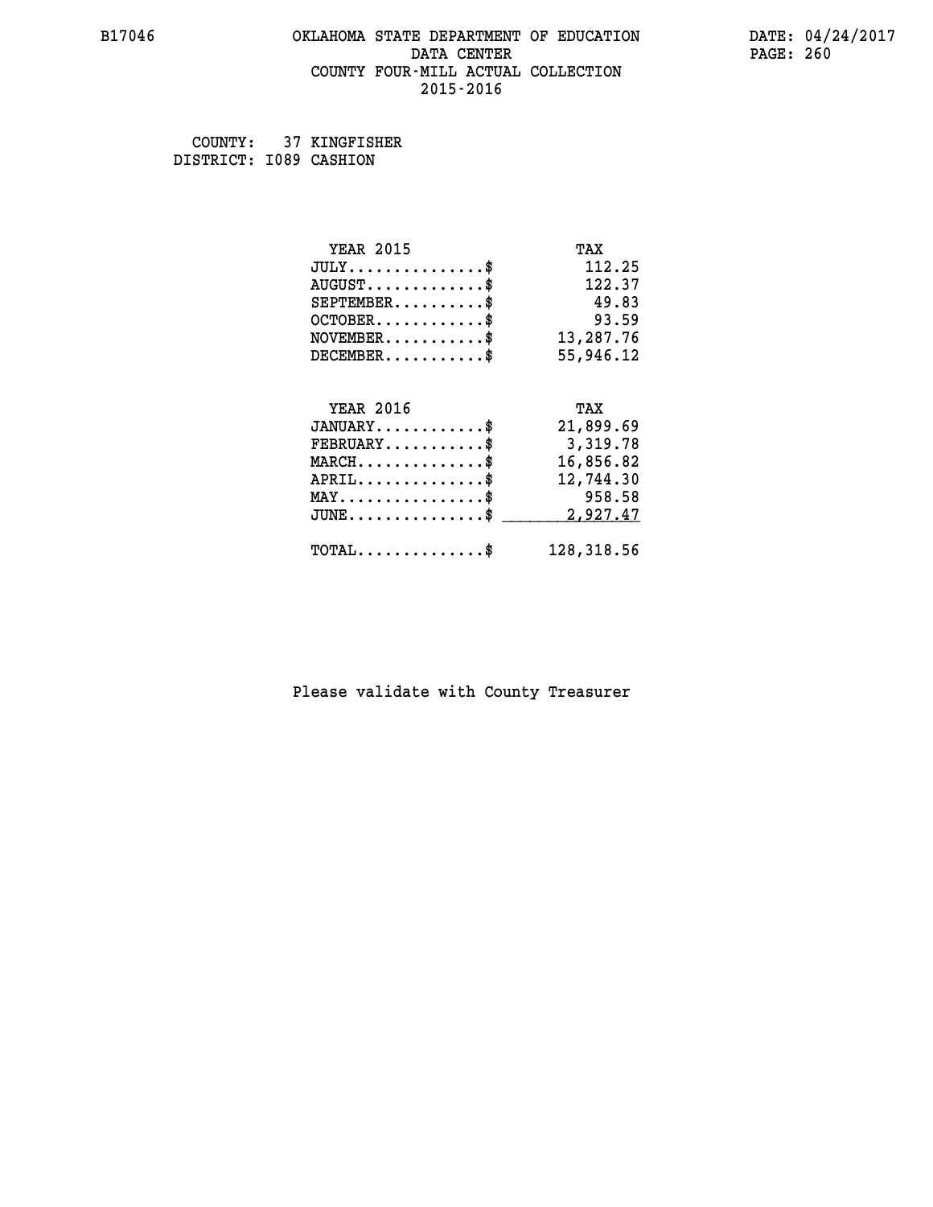B17046 OKLAHOMA STATE DEPARTMENT OF EDUCATION DATA CENTER COUNTY FOUR-MILL ACTUAL COLLECTION 2015-2016

DATE: 04/24/2017

COUNTY: 37 KINGFISHER
DISTRICT: I089 CASHION

| YEAR 2015 | TAX |
|---|---|
| JULY.............$ | 112.25 |
| AUGUST...........$ | 122.37 |
| SEPTEMBER........$ | 49.83 |
| OCTOBER..........$ | 93.59 |
| NOVEMBER.........$ | 13,287.76 |
| DECEMBER.........$ | 55,946.12 |

| YEAR 2016 | TAX |
|---|---|
| JANUARY..........$ | 21,899.69 |
| FEBRUARY.........$ | 3,319.78 |
| MARCH............$ | 16,856.82 |
| APRIL............$ | 12,744.30 |
| MAY..............$ | 958.58 |
| JUNE.............$ | 2,927.47 |
| TOTAL............$ | 128,318.56 |

Please validate with County Treasurer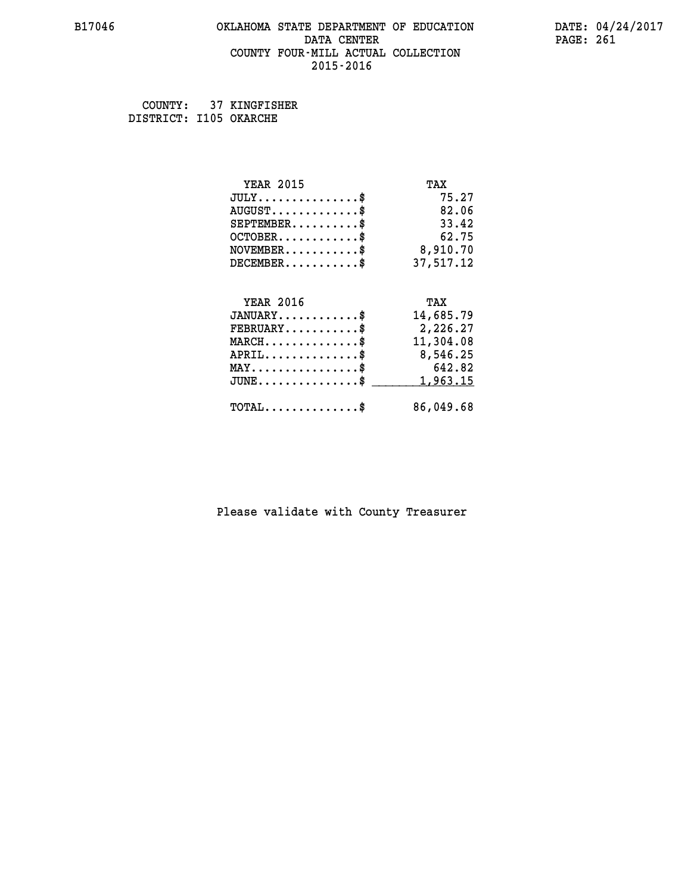B17046 OKLAHOMA STATE DEPARTMENT OF EDUCATION DATA CENTER COUNTY FOUR-MILL ACTUAL COLLECTION 2015-2016

DATE: 04/24/2017

COUNTY: 37 KINGFISHER
DISTRICT: I105 OKARCHE

| YEAR 2015 | TAX |
|---|---|
| JULY..............$ | 75.27 |
| AUGUST............$ | 82.06 |
| SEPTEMBER.........$ | 33.42 |
| OCTOBER...........$ | 62.75 |
| NOVEMBER..........$ | 8,910.70 |
| DECEMBER..........$ | 37,517.12 |

| YEAR 2016 | TAX |
|---|---|
| JANUARY...........$ | 14,685.79 |
| FEBRUARY..........$ | 2,226.27 |
| MARCH.............$ | 11,304.08 |
| APRIL.............$ | 8,546.25 |
| MAY...............$ | 642.82 |
| JUNE..............$ | 1,963.15 |
| TOTAL.............$ | 86,049.68 |

Please validate with County Treasurer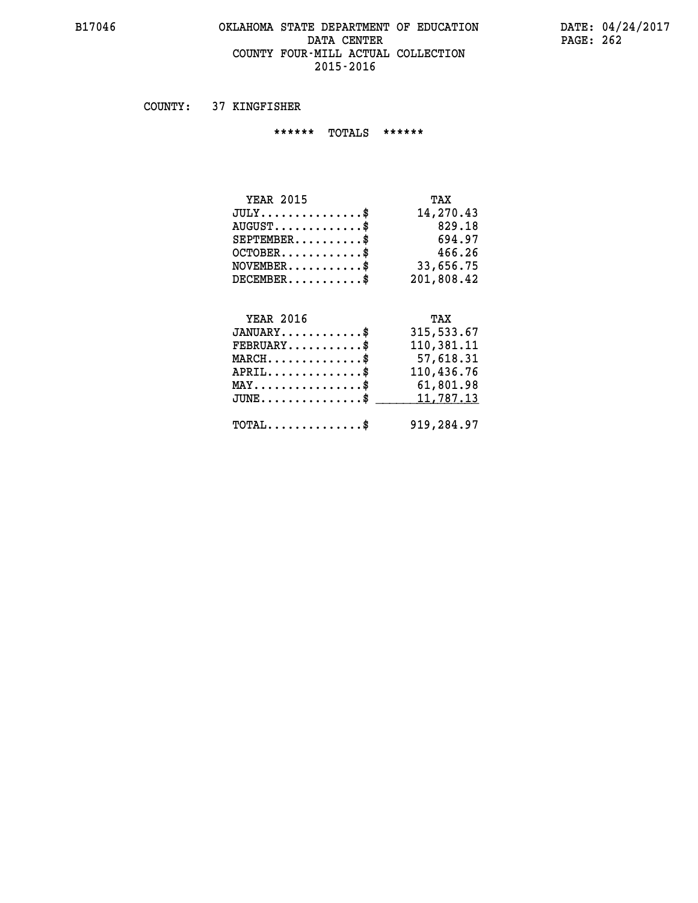# OKLAHOMA STATE DEPARTMENT OF EDUCATION
## DATA CENTER
## COUNTY FOUR-MILL ACTUAL COLLECTION
## 2015-2016

COUNTY: 37 KINGFISHER

****** TOTALS ******

| YEAR 2015 | TAX |
|---|---|
| JULY...............$ | 14,270.43 |
| AUGUST.............$ | 829.18 |
| SEPTEMBER..........$ | 694.97 |
| OCTOBER............$ | 466.26 |
| NOVEMBER...........$ | 33,656.75 |
| DECEMBER...........$ | 201,808.42 |

| YEAR 2016 | TAX |
|---|---|
| JANUARY............$ | 315,533.67 |
| FEBRUARY...........$ | 110,381.11 |
| MARCH..............$ | 57,618.31 |
| APRIL..............$ | 110,436.76 |
| MAY................$ | 61,801.98 |
| JUNE...............$ | 11,787.13 |
| TOTAL..............$ | 919,284.97 |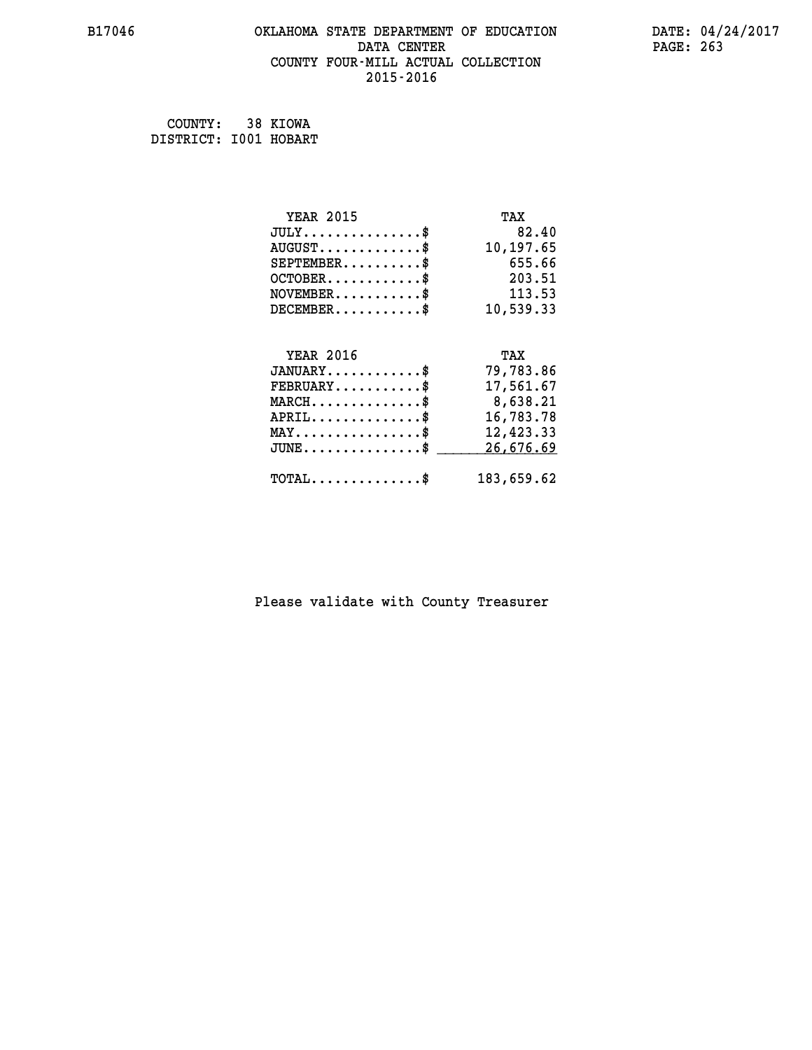B17046 OKLAHOMA STATE DEPARTMENT OF EDUCATION DATA CENTER COUNTY FOUR-MILL ACTUAL COLLECTION 2015-2016

DATE: 04/24/2017

COUNTY: 38 KIOWA
DISTRICT: I001 HOBART

| YEAR 2015 | TAX |
|---|---|
| JULY..............$ | 82.40 |
| AUGUST............$ | 10,197.65 |
| SEPTEMBER.........$ | 655.66 |
| OCTOBER...........$ | 203.51 |
| NOVEMBER..........$ | 113.53 |
| DECEMBER..........$ | 10,539.33 |

| YEAR 2016 | TAX |
|---|---|
| JANUARY...........$ | 79,783.86 |
| FEBRUARY..........$ | 17,561.67 |
| MARCH.............$ | 8,638.21 |
| APRIL.............$ | 16,783.78 |
| MAY...............$ | 12,423.33 |
| JUNE..............$ | 26,676.69 |
| TOTAL.............$ | 183,659.62 |

Please validate with County Treasurer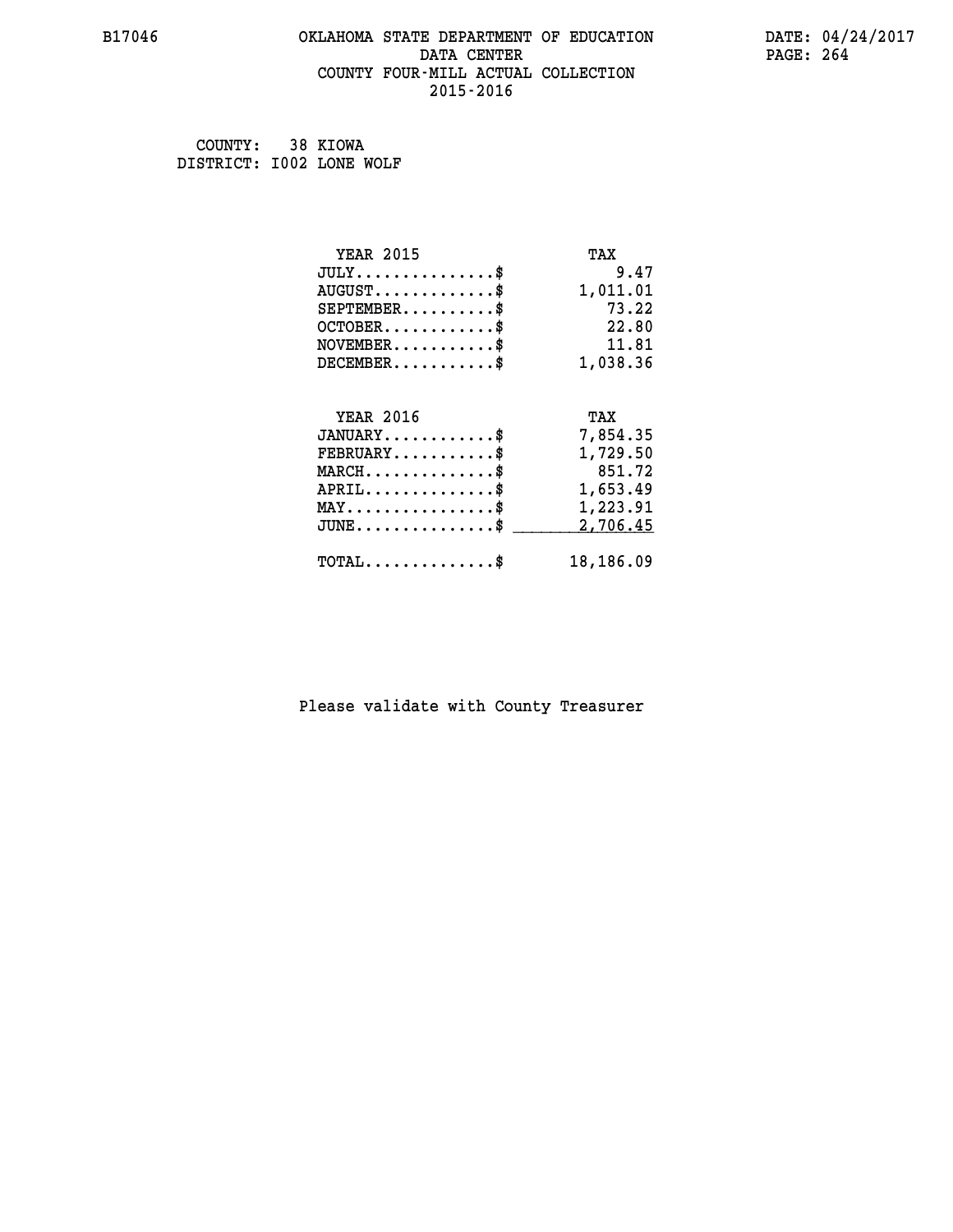B17046

# OKLAHOMA STATE DEPARTMENT OF EDUCATION
## DATA CENTER
## COUNTY FOUR-MILL ACTUAL COLLECTION
## 2015-2016

DATE: 04/24/2017

COUNTY: 38 KIOWA
DISTRICT: I002 LONE WOLF

| YEAR 2015 | TAX |
|---|---|
| JULY...............$ | 9.47 |
| AUGUST.............$ | 1,011.01 |
| SEPTEMBER..........$ | 73.22 |
| OCTOBER............$ | 22.80 |
| NOVEMBER...........$ | 11.81 |
| DECEMBER...........$ | 1,038.36 |

| YEAR 2016 | TAX |
|---|---|
| JANUARY............$ | 7,854.35 |
| FEBRUARY...........$ | 1,729.50 |
| MARCH..............$ | 851.72 |
| APRIL..............$ | 1,653.49 |
| MAY................$ | 1,223.91 |
| JUNE...............$ | 2,706.45 |
| TOTAL..............$ | 18,186.09 |

Please validate with County Treasurer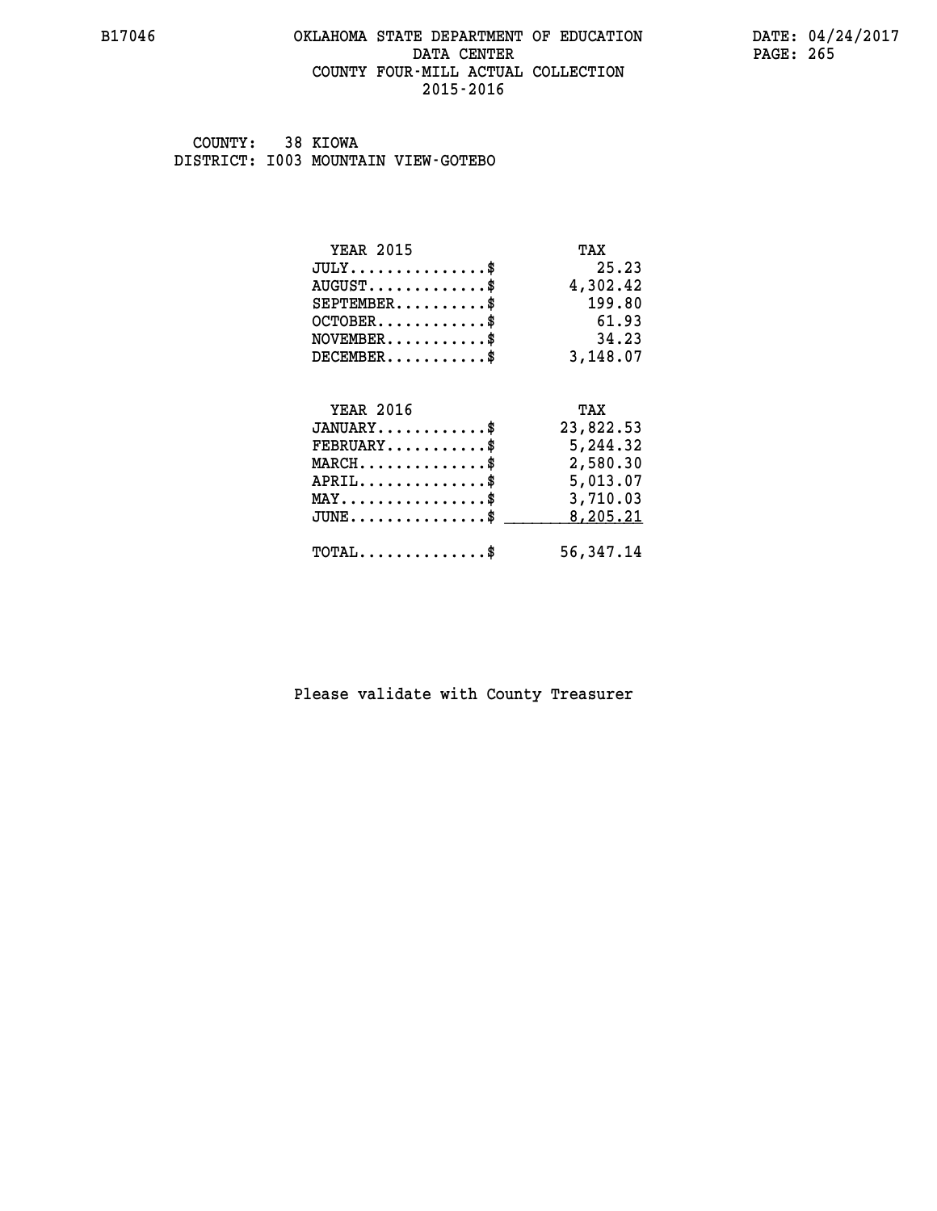B17046 OKLAHOMA STATE DEPARTMENT OF EDUCATION DATE: 04/24/2017
DATA CENTER
COUNTY FOUR-MILL ACTUAL COLLECTION
2015-2016

COUNTY: 38 KIOWA
DISTRICT: I003 MOUNTAIN VIEW-GOTEBO

| YEAR 2015 | TAX |
|---|---|
| JULY...............$ | 25.23 |
| AUGUST.............$ | 4,302.42 |
| SEPTEMBER..........$ | 199.80 |
| OCTOBER............$ | 61.93 |
| NOVEMBER...........$ | 34.23 |
| DECEMBER...........$ | 3,148.07 |

| YEAR 2016 | TAX |
|---|---|
| JANUARY............$ | 23,822.53 |
| FEBRUARY...........$ | 5,244.32 |
| MARCH..............$ | 2,580.30 |
| APRIL..............$ | 5,013.07 |
| MAY................$ | 3,710.03 |
| JUNE...............$ | 8,205.21 |
| TOTAL..............$ | 56,347.14 |

Please validate with County Treasurer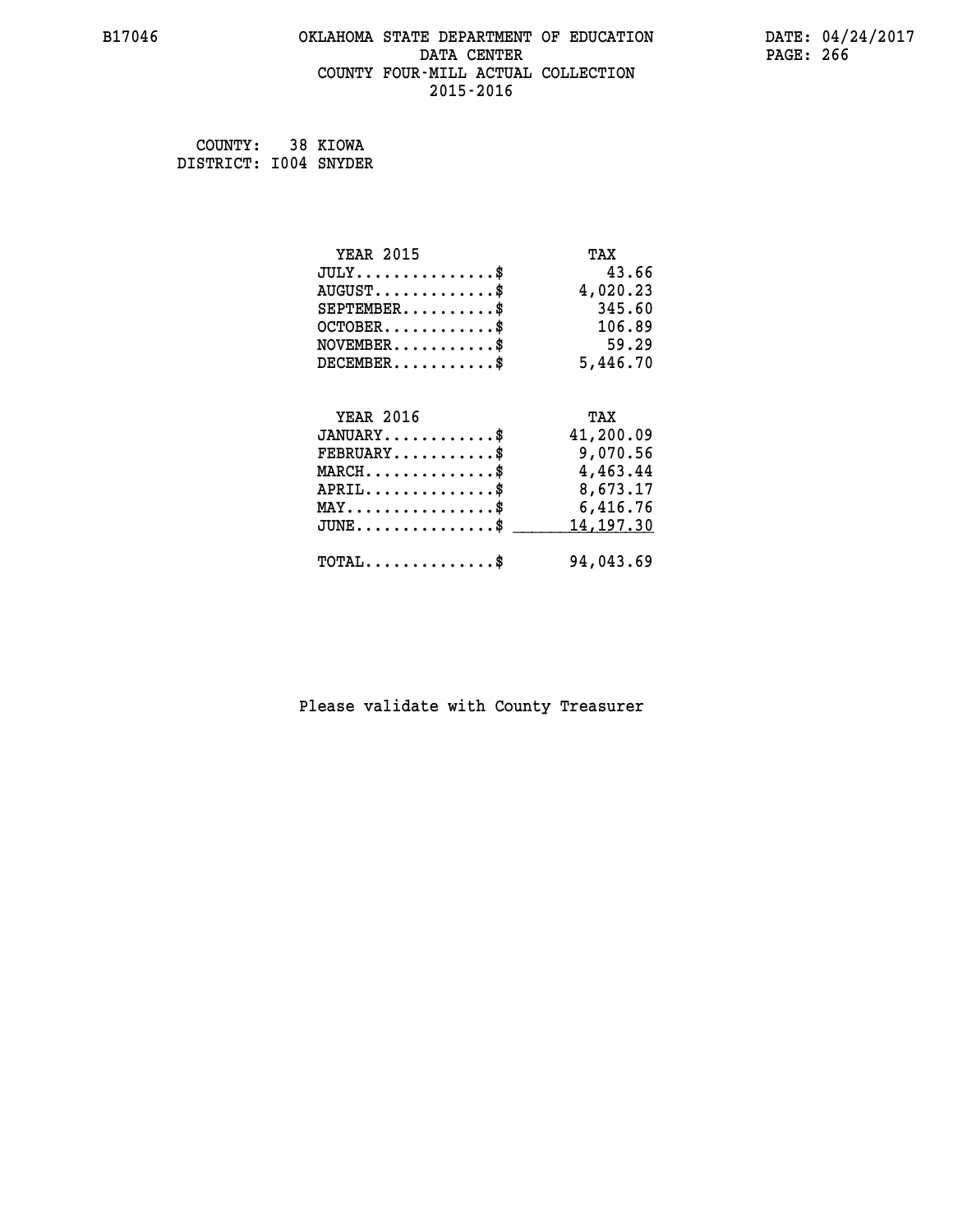# OKLAHOMA STATE DEPARTMENT OF EDUCATION
## DATA CENTER
## COUNTY FOUR-MILL ACTUAL COLLECTION
## 2015-2016

COUNTY: 38 KIOWA
DISTRICT: I004 SNYDER

| YEAR 2015 | TAX |
|---|---|
| JULY...............$ | 43.66 |
| AUGUST.............$ | 4,020.23 |
| SEPTEMBER..........$ | 345.60 |
| OCTOBER............$ | 106.89 |
| NOVEMBER...........$ | 59.29 |
| DECEMBER...........$ | 5,446.70 |

| YEAR 2016 | TAX |
|---|---|
| JANUARY............$ | 41,200.09 |
| FEBRUARY...........$ | 9,070.56 |
| MARCH..............$ | 4,463.44 |
| APRIL..............$ | 8,673.17 |
| MAY................$ | 6,416.76 |
| JUNE...............$ | 14,197.30 |
| TOTAL..............$ | 94,043.69 |

Please validate with County Treasurer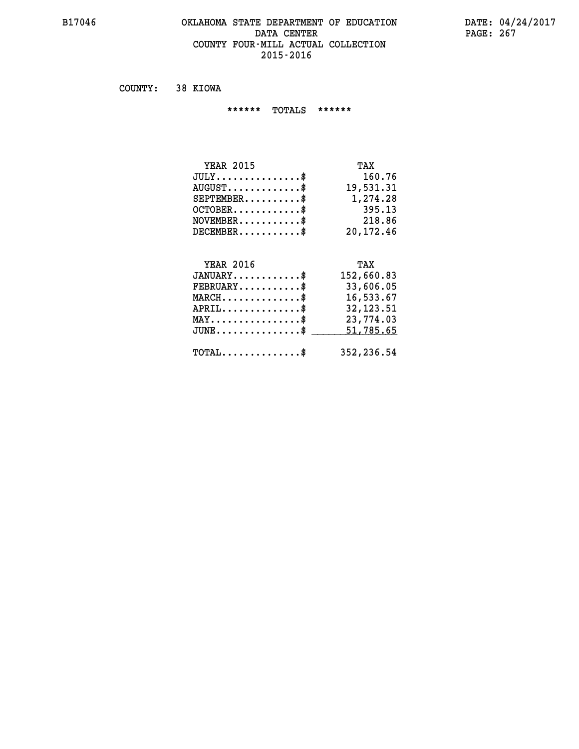# OKLAHOMA STATE DEPARTMENT OF EDUCATION
## DATA CENTER
## COUNTY FOUR-MILL ACTUAL COLLECTION
## 2015-2016

COUNTY: 38 KIOWA

****** TOTALS ******

| YEAR 2015 | TAX |
|---|---|
| JULY...............$ | 160.76 |
| AUGUST.............$ | 19,531.31 |
| SEPTEMBER..........$ | 1,274.28 |
| OCTOBER............$ | 395.13 |
| NOVEMBER...........$ | 218.86 |
| DECEMBER...........$ | 20,172.46 |

| YEAR 2016 | TAX |
|---|---|
| JANUARY............$ | 152,660.83 |
| FEBRUARY...........$ | 33,606.05 |
| MARCH..............$ | 16,533.67 |
| APRIL..............$ | 32,123.51 |
| MAY................$ | 23,774.03 |
| JUNE...............$ | 51,785.65 |
| TOTAL..............$ | 352,236.54 |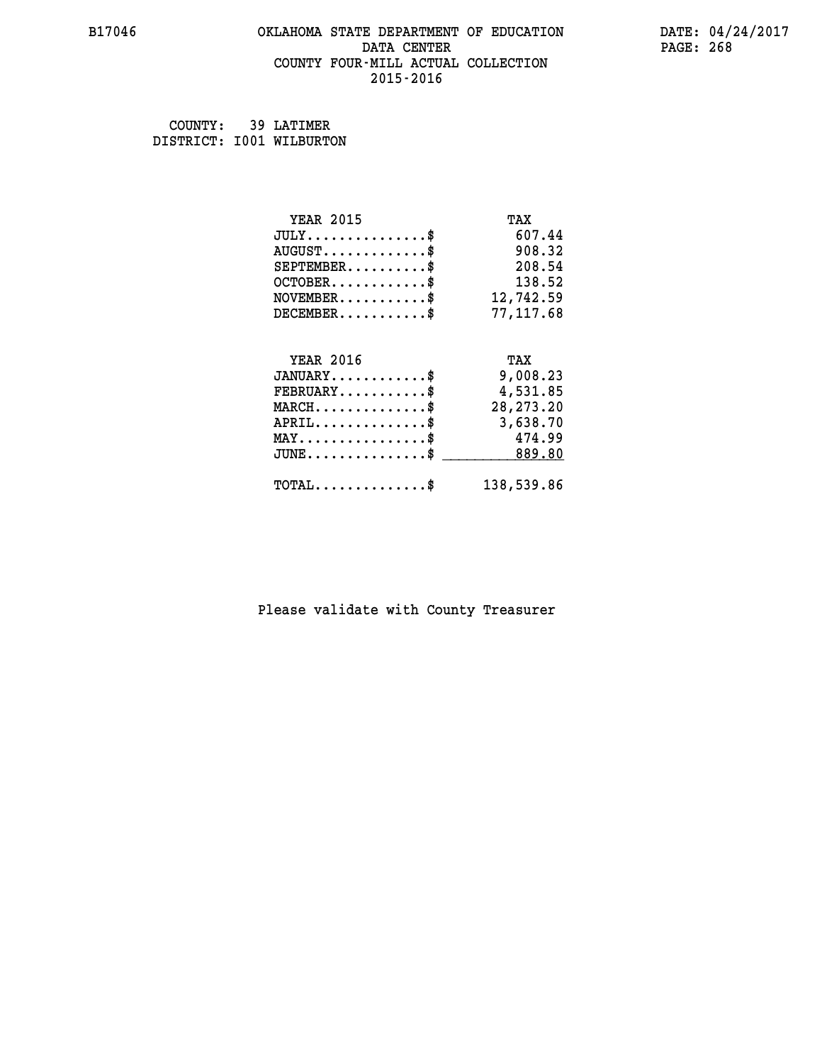B17046 OKLAHOMA STATE DEPARTMENT OF EDUCATION DATE: 04/24/2017
DATA CENTER
COUNTY FOUR-MILL ACTUAL COLLECTION
2015-2016

COUNTY: 39 LATIMER
DISTRICT: I001 WILBURTON

| YEAR 2015 | TAX |
|---|---|
| JULY...............$ | 607.44 |
| AUGUST.............$ | 908.32 |
| SEPTEMBER..........$ | 208.54 |
| OCTOBER............$ | 138.52 |
| NOVEMBER...........$ | 12,742.59 |
| DECEMBER...........$ | 77,117.68 |

| YEAR 2016 | TAX |
|---|---|
| JANUARY............$ | 9,008.23 |
| FEBRUARY...........$ | 4,531.85 |
| MARCH..............$ | 28,273.20 |
| APRIL..............$ | 3,638.70 |
| MAY................$ | 474.99 |
| JUNE...............$ | 889.80 |
| TOTAL..............$ | 138,539.86 |

Please validate with County Treasurer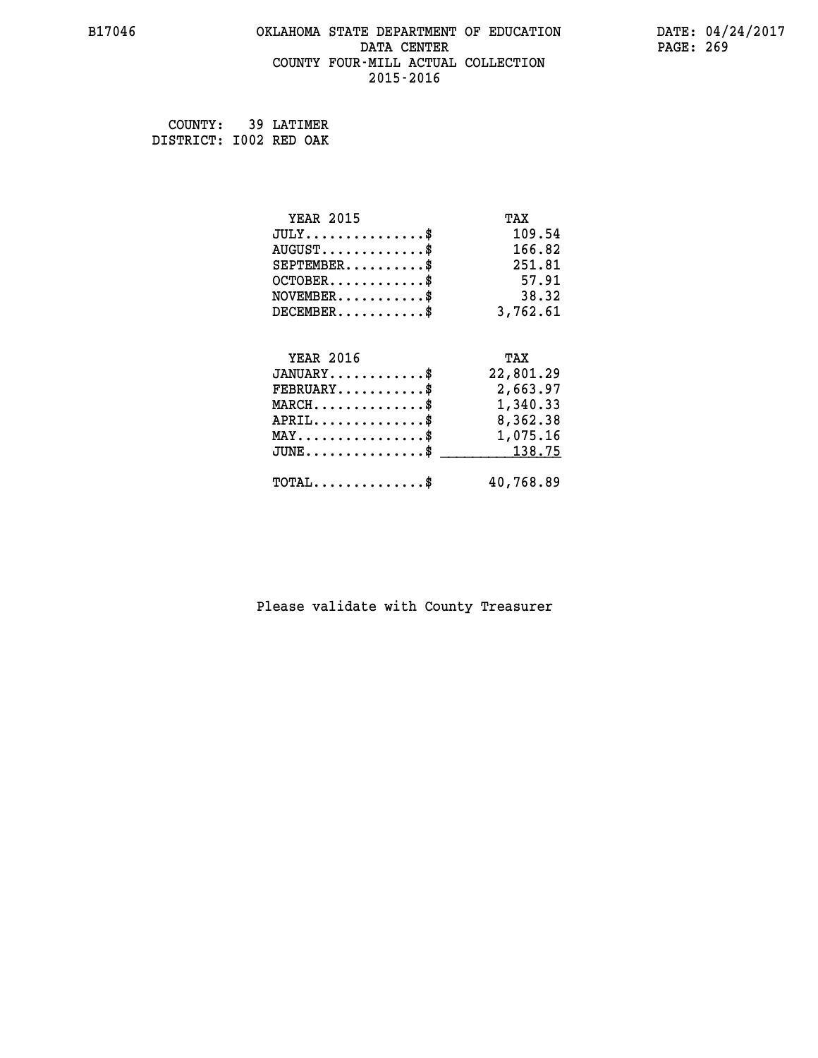B17046

# OKLAHOMA STATE DEPARTMENT OF EDUCATION
## DATA CENTER
## COUNTY FOUR-MILL ACTUAL COLLECTION
## 2015-2016

DATE: 04/24/2017

COUNTY: 39 LATIMER
DISTRICT: I002 RED OAK

| YEAR 2015 | TAX |
|---|---|
| JULY...............$ | 109.54 |
| AUGUST.............$ | 166.82 |
| SEPTEMBER..........$ | 251.81 |
| OCTOBER............$ | 57.91 |
| NOVEMBER...........$ | 38.32 |
| DECEMBER...........$ | 3,762.61 |

| YEAR 2016 | TAX |
|---|---|
| JANUARY............$ | 22,801.29 |
| FEBRUARY...........$ | 2,663.97 |
| MARCH..............$ | 1,340.33 |
| APRIL..............$ | 8,362.38 |
| MAY................$ | 1,075.16 |
| JUNE...............$ | 138.75 |
| TOTAL..............$ | 40,768.89 |

Please validate with County Treasurer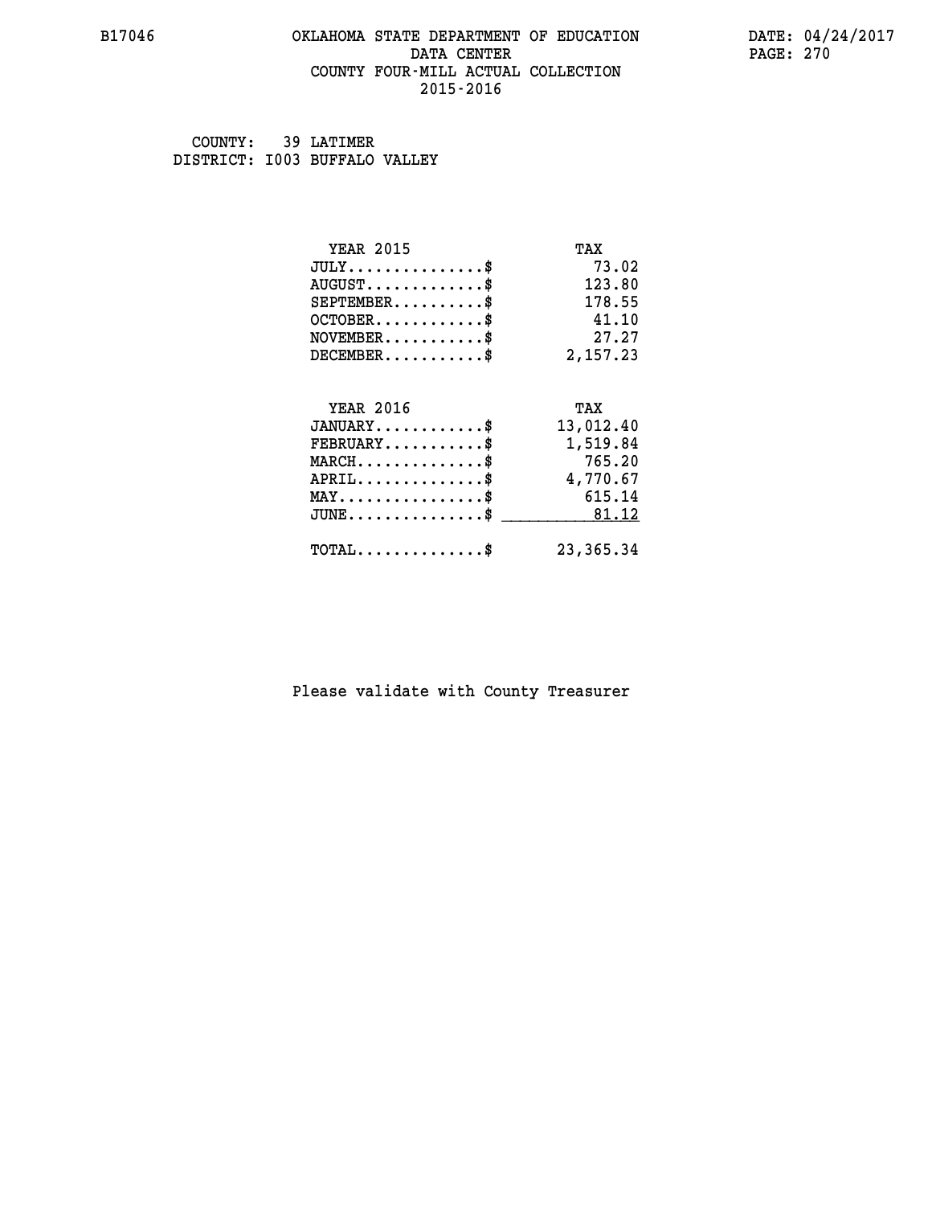B17046 OKLAHOMA STATE DEPARTMENT OF EDUCATION DATA CENTER COUNTY FOUR-MILL ACTUAL COLLECTION 2015-2016

DATE: 04/24/2017

COUNTY: 39 LATIMER
DISTRICT: I003 BUFFALO VALLEY

| YEAR 2015 | TAX |
|---|---|
| JULY...............$ | 73.02 |
| AUGUST.............$ | 123.80 |
| SEPTEMBER..........$ | 178.55 |
| OCTOBER............$ | 41.10 |
| NOVEMBER...........$ | 27.27 |
| DECEMBER...........$ | 2,157.23 |

| YEAR 2016 | TAX |
|---|---|
| JANUARY............$ | 13,012.40 |
| FEBRUARY...........$ | 1,519.84 |
| MARCH..............$ | 765.20 |
| APRIL..............$ | 4,770.67 |
| MAY................$ | 615.14 |
| JUNE...............$ | 81.12 |
| TOTAL..............$ | 23,365.34 |

Please validate with County Treasurer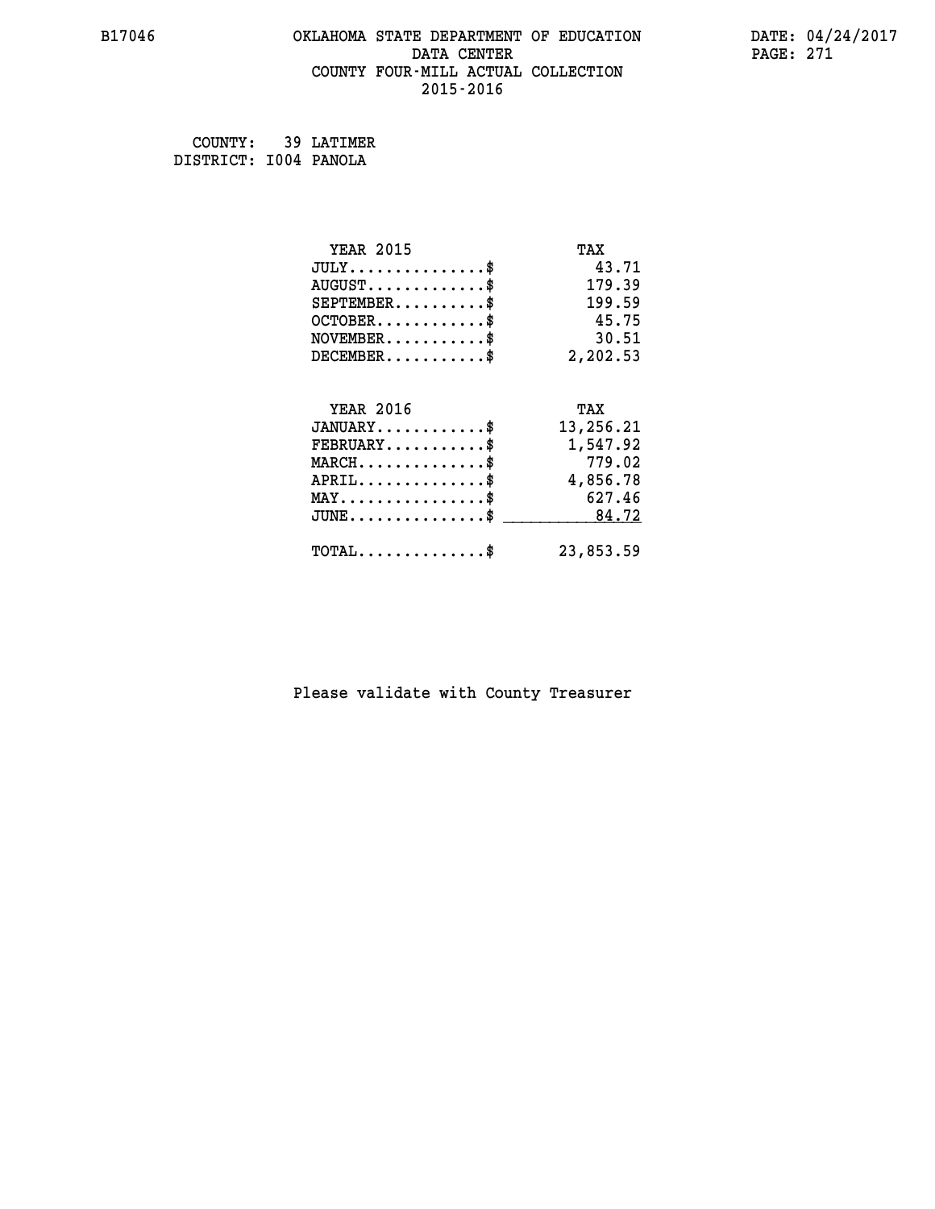OKLAHOMA STATE DEPARTMENT OF EDUCATION
DATA CENTER
COUNTY FOUR-MILL ACTUAL COLLECTION
2015-2016

COUNTY: 39 LATIMER
DISTRICT: I004 PANOLA

| YEAR 2015 | TAX |
|---|---|
| JULY...............$ | 43.71 |
| AUGUST.............$ | 179.39 |
| SEPTEMBER..........$ | 199.59 |
| OCTOBER............$ | 45.75 |
| NOVEMBER...........$ | 30.51 |
| DECEMBER...........$ | 2,202.53 |

| YEAR 2016 | TAX |
|---|---|
| JANUARY............$ | 13,256.21 |
| FEBRUARY...........$ | 1,547.92 |
| MARCH..............$ | 779.02 |
| APRIL..............$ | 4,856.78 |
| MAY................$ | 627.46 |
| JUNE...............$ | 84.72 |
| TOTAL..............$ | 23,853.59 |

Please validate with County Treasurer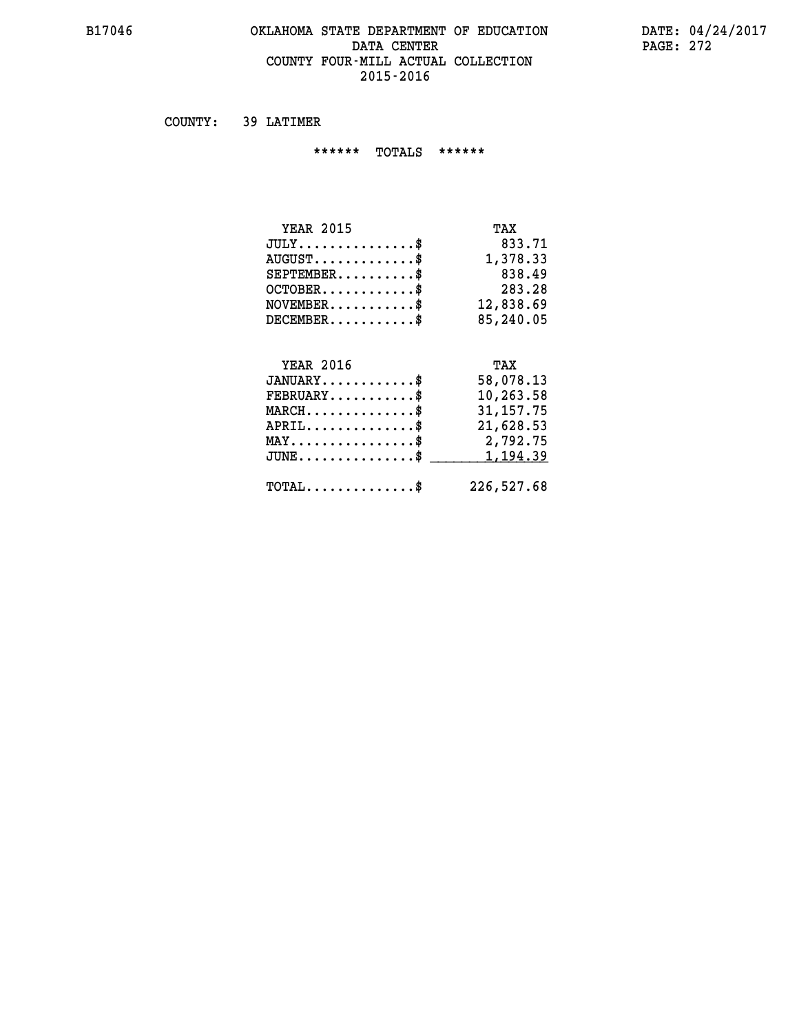# OKLAHOMA STATE DEPARTMENT OF EDUCATION
## DATA CENTER
## COUNTY FOUR-MILL ACTUAL COLLECTION
## 2015-2016

B17046

DATE: 04/24/2017

COUNTY: 39 LATIMER

****** TOTALS ******

| YEAR 2015 | TAX |
|---|---|
| JULY...............$ | 833.71 |
| AUGUST.............$ | 1,378.33 |
| SEPTEMBER..........$ | 838.49 |
| OCTOBER............$ | 283.28 |
| NOVEMBER...........$ | 12,838.69 |
| DECEMBER...........$ | 85,240.05 |

| YEAR 2016 | TAX |
|---|---|
| JANUARY............$ | 58,078.13 |
| FEBRUARY...........$ | 10,263.58 |
| MARCH..............$ | 31,157.75 |
| APRIL..............$ | 21,628.53 |
| MAY................$ | 2,792.75 |
| JUNE...............$ | 1,194.39 |
| TOTAL..............$ | 226,527.68 |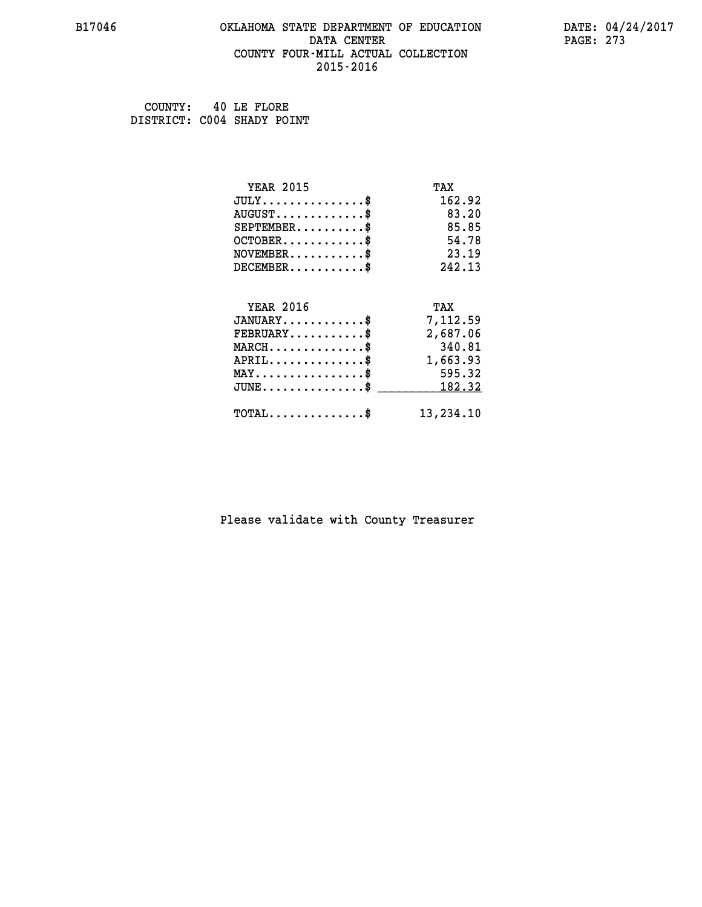B17046 OKLAHOMA STATE DEPARTMENT OF EDUCATION DATA CENTER COUNTY FOUR-MILL ACTUAL COLLECTION 2015-2016

DATE: 04/24/2017

COUNTY: 40 LE FLORE
DISTRICT: C004 SHADY POINT

| YEAR 2015 | TAX |
|---|---|
| JULY..............$ | 162.92 |
| AUGUST............$ | 83.20 |
| SEPTEMBER.........$ | 85.85 |
| OCTOBER...........$ | 54.78 |
| NOVEMBER..........$ | 23.19 |
| DECEMBER..........$ | 242.13 |

| YEAR 2016 | TAX |
|---|---|
| JANUARY...........$ | 7,112.59 |
| FEBRUARY..........$ | 2,687.06 |
| MARCH.............$ | 340.81 |
| APRIL.............$ | 1,663.93 |
| MAY...............$ | 595.32 |
| JUNE..............$ | 182.32 |
| TOTAL.............$ | 13,234.10 |

Please validate with County Treasurer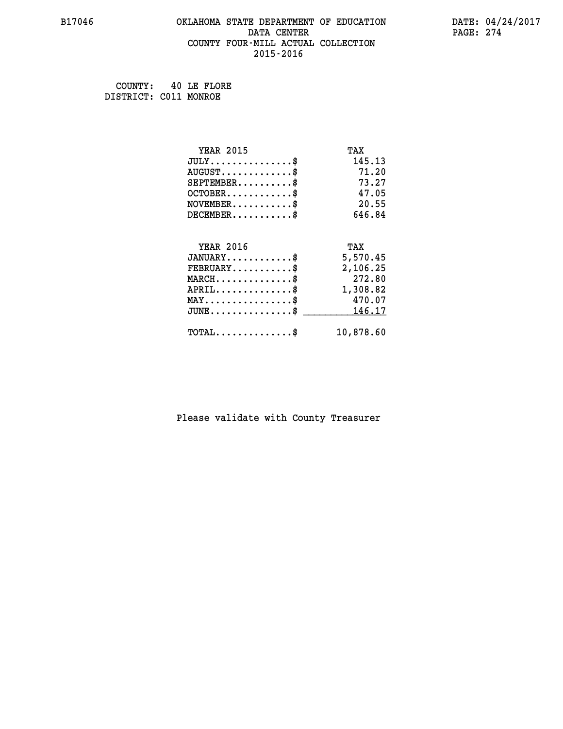B17046

# OKLAHOMA STATE DEPARTMENT OF EDUCATION
## DATA CENTER
## COUNTY FOUR-MILL ACTUAL COLLECTION
## 2015-2016

DATE: 04/24/2017

COUNTY: 40 LE FLORE
DISTRICT: C011 MONROE

| YEAR 2015 | TAX |
|---|---|
| JULY...............$ | 145.13 |
| AUGUST.............$ | 71.20 |
| SEPTEMBER..........$ | 73.27 |
| OCTOBER............$ | 47.05 |
| NOVEMBER...........$ | 20.55 |
| DECEMBER...........$ | 646.84 |

| YEAR 2016 | TAX |
|---|---|
| JANUARY............$ | 5,570.45 |
| FEBRUARY...........$ | 2,106.25 |
| MARCH..............$ | 272.80 |
| APRIL..............$ | 1,308.82 |
| MAY................$ | 470.07 |
| JUNE...............$ | 146.17 |
| TOTAL..............$ | 10,878.60 |

Please validate with County Treasurer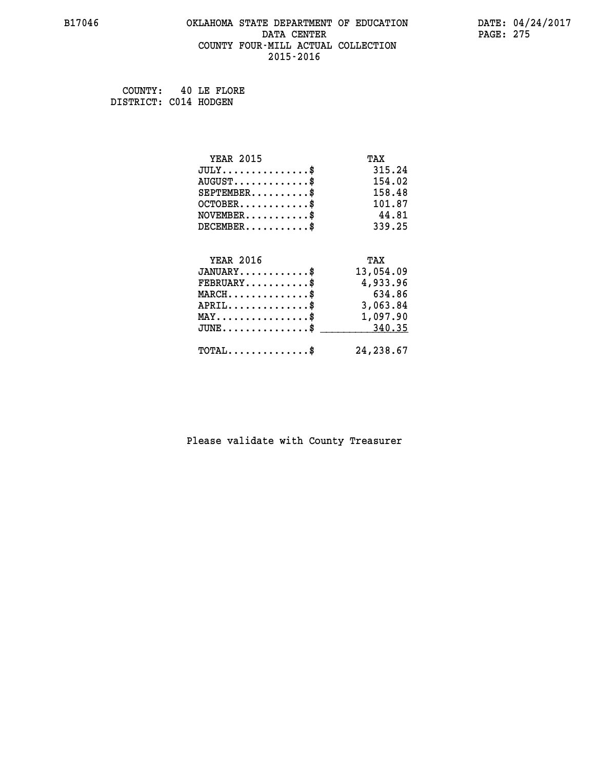B17046

# OKLAHOMA STATE DEPARTMENT OF EDUCATION
## DATA CENTER
## COUNTY FOUR-MILL ACTUAL COLLECTION
## 2015-2016

DATE: 04/24/2017

COUNTY: 40 LE FLORE
DISTRICT: C014 HODGEN

| YEAR 2015 | TAX |
|---|---|
| JULY..............$ | 315.24 |
| AUGUST............$ | 154.02 |
| SEPTEMBER..........$ | 158.48 |
| OCTOBER...........$ | 101.87 |
| NOVEMBER..........$ | 44.81 |
| DECEMBER..........$ | 339.25 |

| YEAR 2016 | TAX |
|---|---|
| JANUARY...........$ | 13,054.09 |
| FEBRUARY..........$ | 4,933.96 |
| MARCH.............$ | 634.86 |
| APRIL.............$ | 3,063.84 |
| MAY...............$ | 1,097.90 |
| JUNE..............$ | 340.35 |
| TOTAL.............$ | 24,238.67 |

Please validate with County Treasurer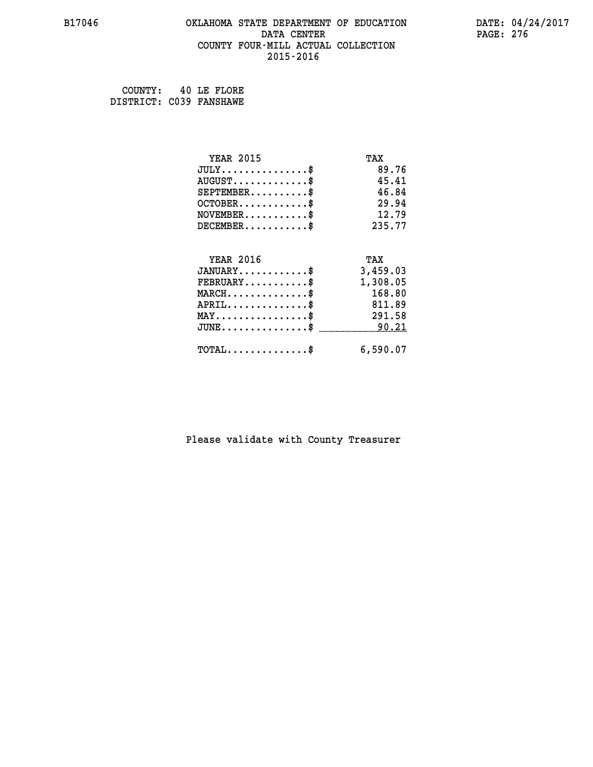B17046 OKLAHOMA STATE DEPARTMENT OF EDUCATION DATA CENTER COUNTY FOUR-MILL ACTUAL COLLECTION 2015-2016

DATE: 04/24/2017

COUNTY: 40 LE FLORE
DISTRICT: C039 FANSHAWE

| YEAR 2015 | TAX |
|---|---|
| JULY...............$ | 89.76 |
| AUGUST.............$ | 45.41 |
| SEPTEMBER..........$ | 46.84 |
| OCTOBER............$ | 29.94 |
| NOVEMBER...........$ | 12.79 |
| DECEMBER...........$ | 235.77 |

| YEAR 2016 | TAX |
|---|---|
| JANUARY............$ | 3,459.03 |
| FEBRUARY...........$ | 1,308.05 |
| MARCH..............$ | 168.80 |
| APRIL..............$ | 811.89 |
| MAY................$ | 291.58 |
| JUNE...............$ | 90.21 |
| TOTAL..............$ | 6,590.07 |

Please validate with County Treasurer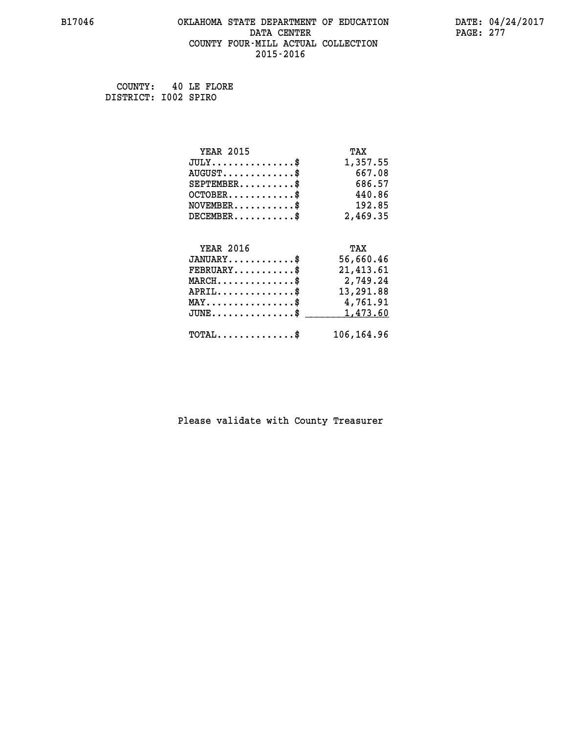B17046 OKLAHOMA STATE DEPARTMENT OF EDUCATION DATA CENTER COUNTY FOUR-MILL ACTUAL COLLECTION 2015-2016

DATE: 04/24/2017

COUNTY: 40 LE FLORE
DISTRICT: I002 SPIRO

| YEAR 2015 | TAX |
|---|---|
| JULY..............$ | 1,357.55 |
| AUGUST.............$ | 667.08 |
| SEPTEMBER..........$ | 686.57 |
| OCTOBER............$ | 440.86 |
| NOVEMBER...........$ | 192.85 |
| DECEMBER...........$ | 2,469.35 |

| YEAR 2016 | TAX |
|---|---|
| JANUARY............$ | 56,660.46 |
| FEBRUARY...........$ | 21,413.61 |
| MARCH..............$ | 2,749.24 |
| APRIL..............$ | 13,291.88 |
| MAY................$ | 4,761.91 |
| JUNE...............$ | 1,473.60 |
| TOTAL..............$ | 106,164.96 |

Please validate with County Treasurer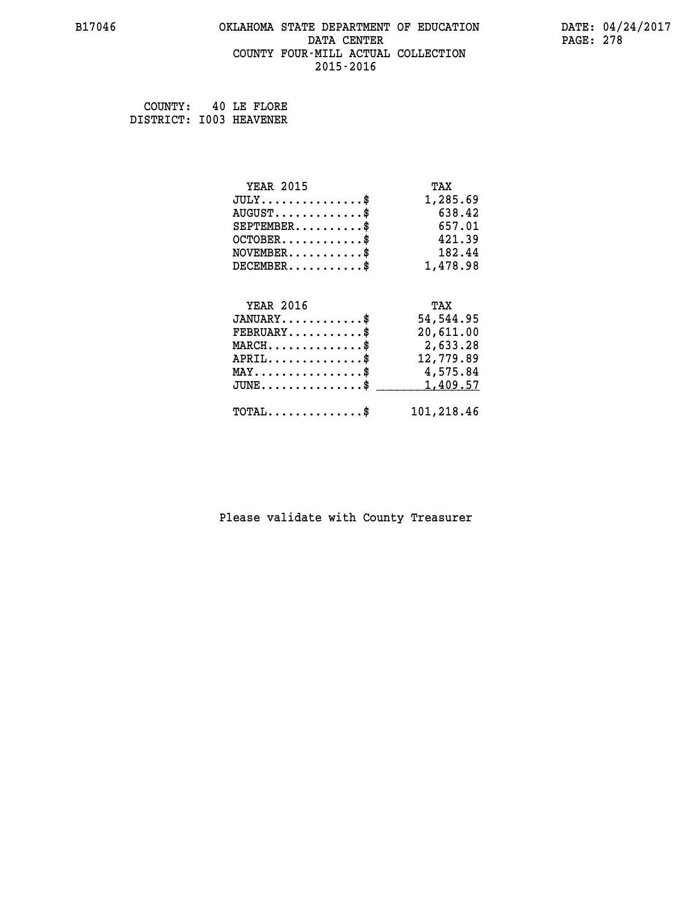B17046

# OKLAHOMA STATE DEPARTMENT OF EDUCATION
## DATA CENTER
## COUNTY FOUR-MILL ACTUAL COLLECTION
## 2015-2016

DATE: 04/24/2017

COUNTY: 40 LE FLORE
DISTRICT: I003 HEAVENER

| YEAR 2015 | TAX |
|---|---|
| JULY...............$ | 1,285.69 |
| AUGUST.............$ | 638.42 |
| SEPTEMBER..........$ | 657.01 |
| OCTOBER............$ | 421.39 |
| NOVEMBER...........$ | 182.44 |
| DECEMBER...........$ | 1,478.98 |

| YEAR 2016 | TAX |
|---|---|
| JANUARY............$ | 54,544.95 |
| FEBRUARY...........$ | 20,611.00 |
| MARCH..............$ | 2,633.28 |
| APRIL..............$ | 12,779.89 |
| MAY................$ | 4,575.84 |
| JUNE...............$ | 1,409.57 |
| TOTAL..............$ | 101,218.46 |

Please validate with County Treasurer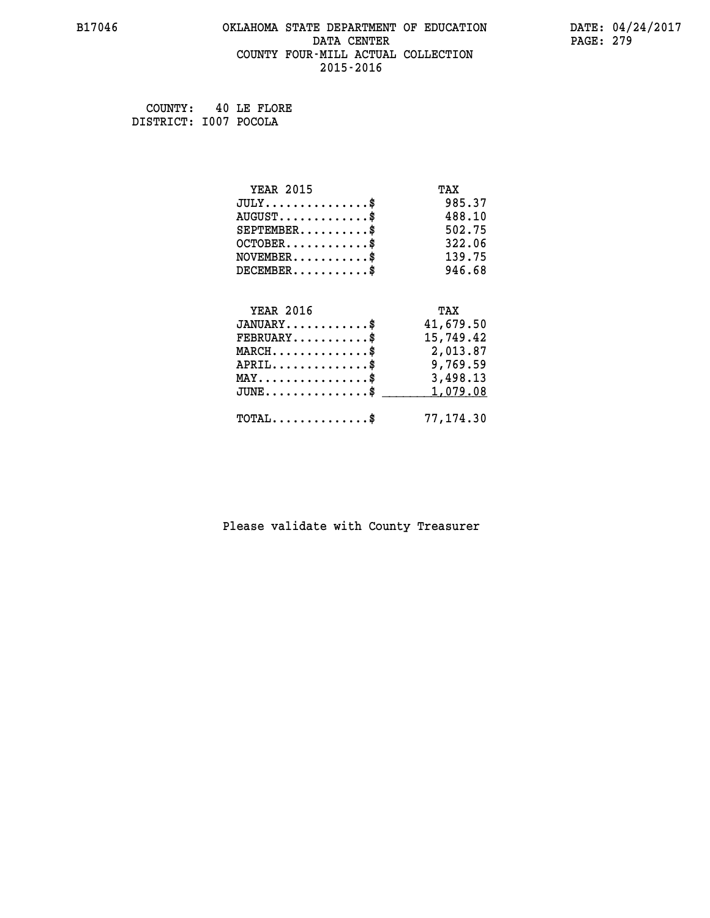B17046 OKLAHOMA STATE DEPARTMENT OF EDUCATION DATA CENTER COUNTY FOUR-MILL ACTUAL COLLECTION 2015-2016

DATE: 04/24/2017

COUNTY: 40 LE FLORE
DISTRICT: I007 POCOLA

| YEAR 2015 | TAX |
|---|---|
| JULY...............$ | 985.37 |
| AUGUST.............$ | 488.10 |
| SEPTEMBER..........$ | 502.75 |
| OCTOBER............$ | 322.06 |
| NOVEMBER...........$ | 139.75 |
| DECEMBER...........$ | 946.68 |

| YEAR 2016 | TAX |
|---|---|
| JANUARY............$ | 41,679.50 |
| FEBRUARY...........$ | 15,749.42 |
| MARCH..............$ | 2,013.87 |
| APRIL..............$ | 9,769.59 |
| MAY................$ | 3,498.13 |
| JUNE...............$ | 1,079.08 |
| TOTAL..............$ | 77,174.30 |

Please validate with County Treasurer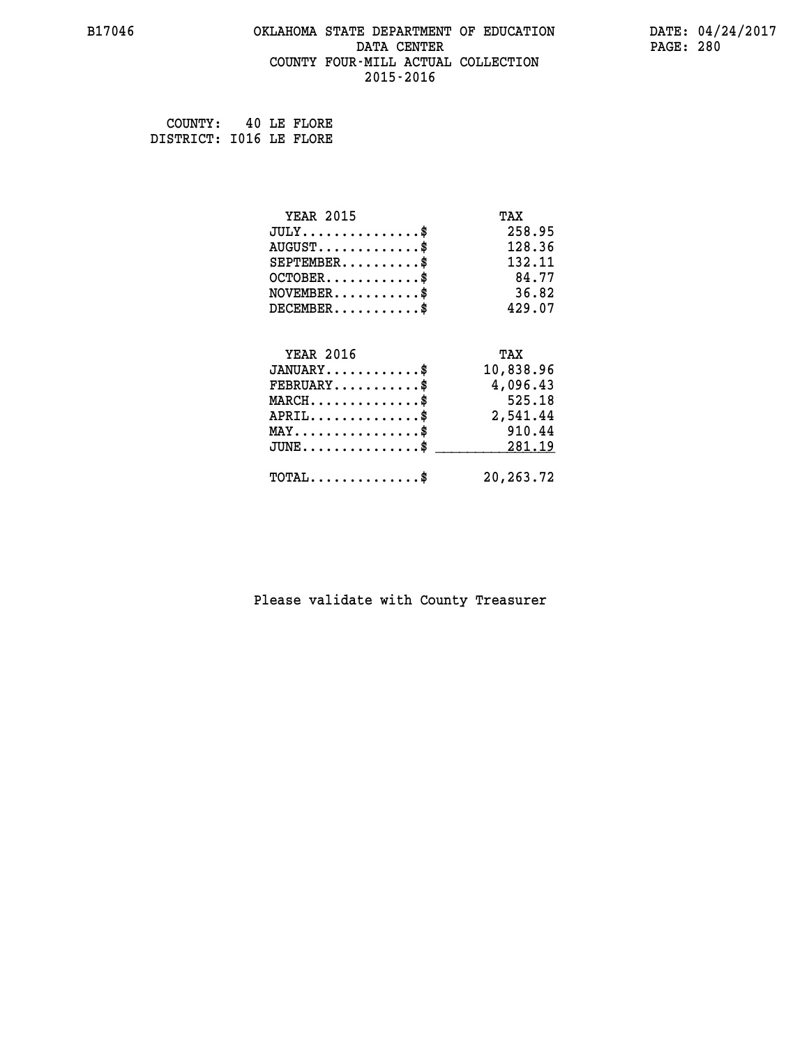B17046

# OKLAHOMA STATE DEPARTMENT OF EDUCATION
## DATA CENTER
## COUNTY FOUR-MILL ACTUAL COLLECTION
## 2015-2016

DATE: 04/24/2017

COUNTY: 40 LE FLORE
DISTRICT: I016 LE FLORE

| YEAR 2015 | TAX |
|---|---|
| JULY...............$ | 258.95 |
| AUGUST.............$ | 128.36 |
| SEPTEMBER..........$ | 132.11 |
| OCTOBER............$ | 84.77 |
| NOVEMBER...........$ | 36.82 |
| DECEMBER...........$ | 429.07 |

| YEAR 2016 | TAX |
|---|---|
| JANUARY............$ | 10,838.96 |
| FEBRUARY...........$ | 4,096.43 |
| MARCH..............$ | 525.18 |
| APRIL..............$ | 2,541.44 |
| MAY................$ | 910.44 |
| JUNE...............$ | 281.19 |
| TOTAL..............$ | 20,263.72 |

Please validate with County Treasurer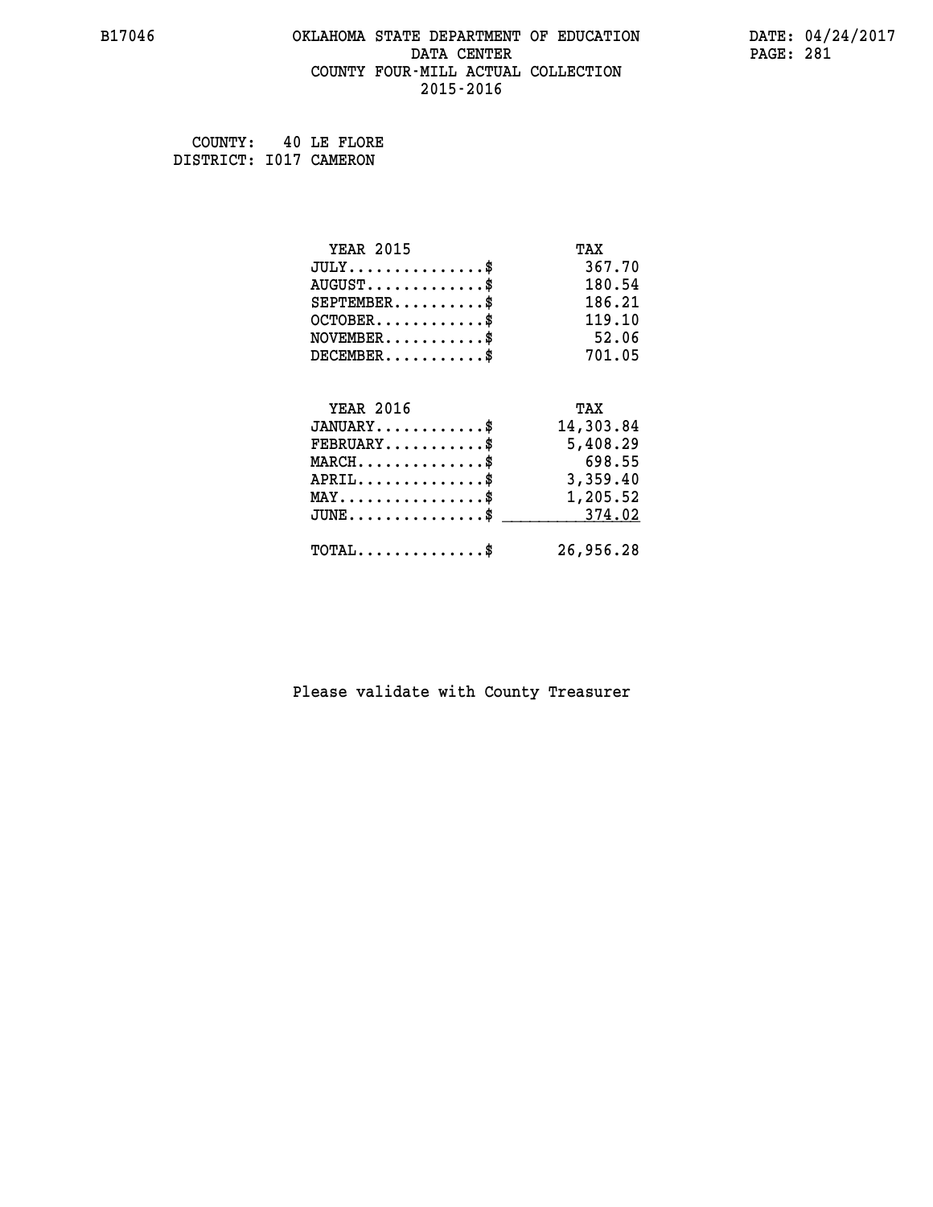# OKLAHOMA STATE DEPARTMENT OF EDUCATION
## DATA CENTER
## COUNTY FOUR-MILL ACTUAL COLLECTION
## 2015-2016

B17046

DATE: 04/24/2017

COUNTY: 40 LE FLORE
DISTRICT: I017 CAMERON

| YEAR 2015 | TAX |
|---|---|
| JULY...............$ | 367.70 |
| AUGUST.............$ | 180.54 |
| SEPTEMBER..........$ | 186.21 |
| OCTOBER............$ | 119.10 |
| NOVEMBER...........$ | 52.06 |
| DECEMBER...........$ | 701.05 |

| YEAR 2016 | TAX |
|---|---|
| JANUARY............$ | 14,303.84 |
| FEBRUARY...........$ | 5,408.29 |
| MARCH..............$ | 698.55 |
| APRIL..............$ | 3,359.40 |
| MAY................$ | 1,205.52 |
| JUNE...............$ | 374.02 |
| TOTAL..............$ | 26,956.28 |

Please validate with County Treasurer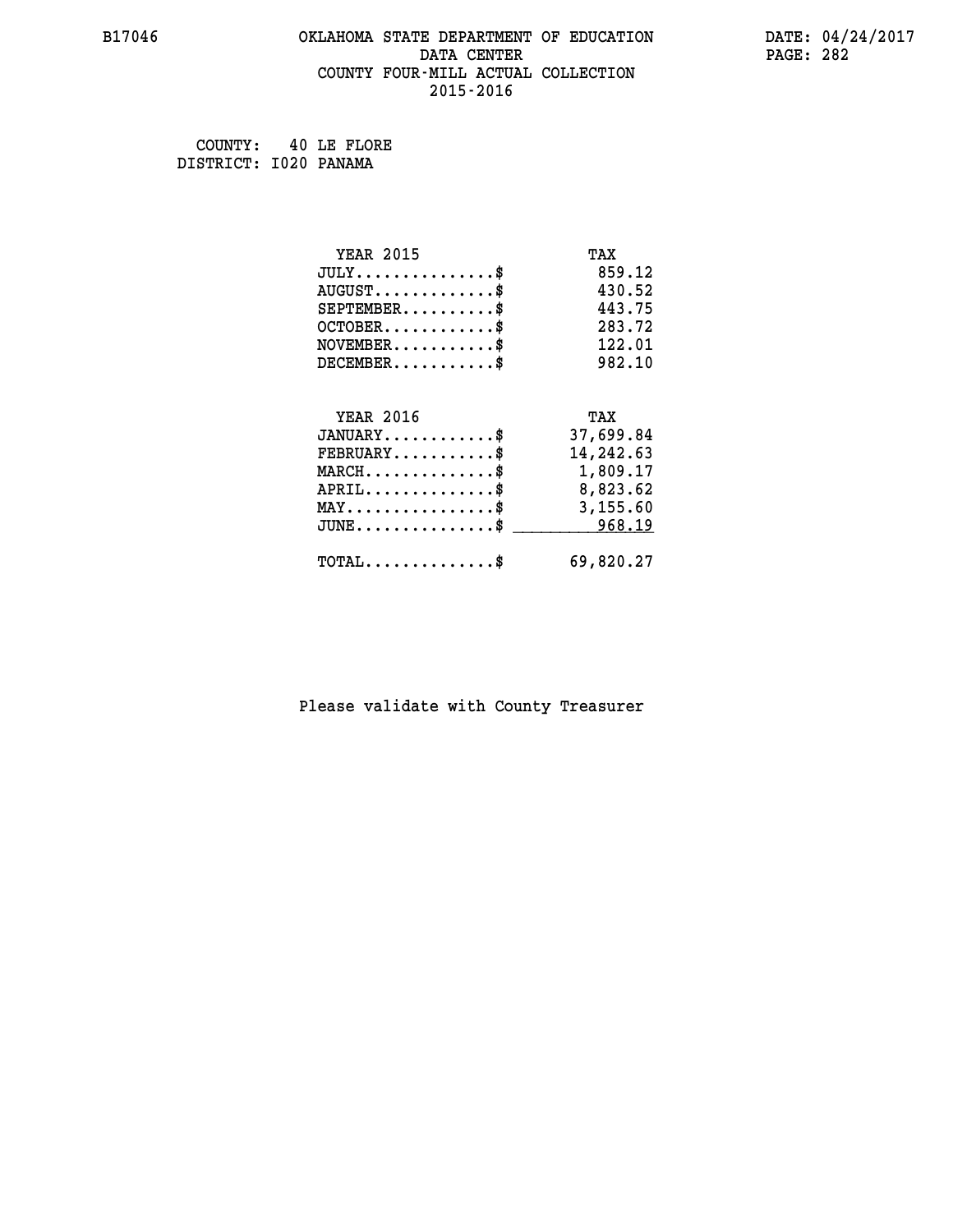B17046 OKLAHOMA STATE DEPARTMENT OF EDUCATION DATE: 04/24/2017

DATA CENTER

COUNTY FOUR-MILL ACTUAL COLLECTION

2015-2016

COUNTY: 40 LE FLORE
DISTRICT: I020 PANAMA

| YEAR 2015 | TAX |
|---|---|
| JULY...............$ | 859.12 |
| AUGUST.............$ | 430.52 |
| SEPTEMBER..........$ | 443.75 |
| OCTOBER............$ | 283.72 |
| NOVEMBER...........$ | 122.01 |
| DECEMBER...........$ | 982.10 |

| YEAR 2016 | TAX |
|---|---|
| JANUARY............$ | 37,699.84 |
| FEBRUARY...........$ | 14,242.63 |
| MARCH..............$ | 1,809.17 |
| APRIL..............$ | 8,823.62 |
| MAY................$ | 3,155.60 |
| JUNE...............$ | 968.19 |
| TOTAL..............$ | 69,820.27 |

Please validate with County Treasurer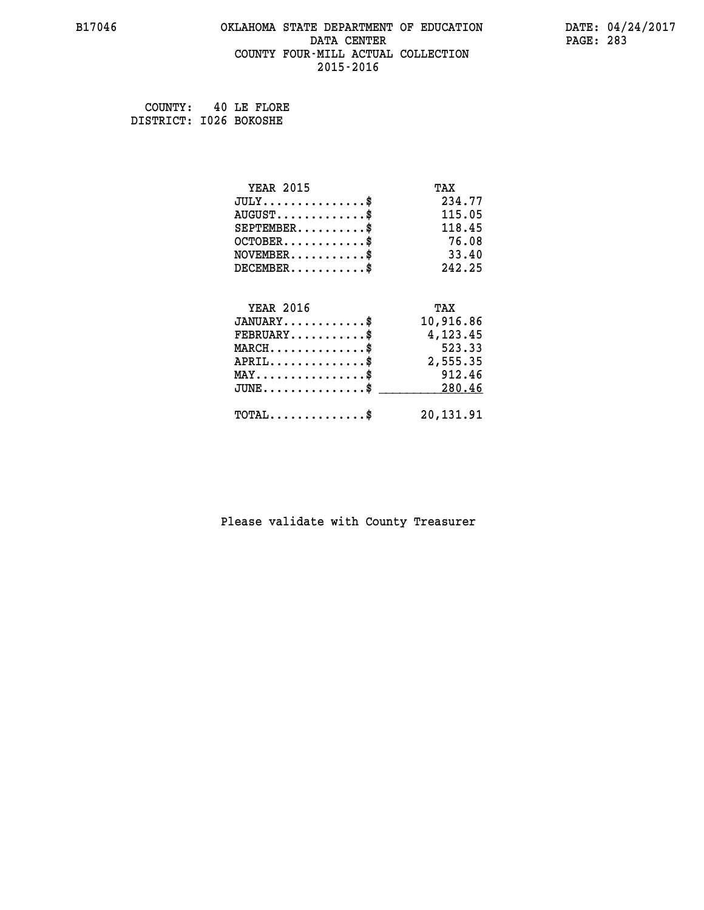B17046 OKLAHOMA STATE DEPARTMENT OF EDUCATION DATE: 04/24/2017

DATA CENTER

COUNTY FOUR-MILL ACTUAL COLLECTION

2015-2016

COUNTY: 40 LE FLORE
DISTRICT: I026 BOKOSHE

| YEAR 2015 | TAX |
|---|---|
| JULY..............$ | 234.77 |
| AUGUST............$ | 115.05 |
| SEPTEMBER.........$ | 118.45 |
| OCTOBER...........$ | 76.08 |
| NOVEMBER..........$ | 33.40 |
| DECEMBER..........$ | 242.25 |

| YEAR 2016 | TAX |
|---|---|
| JANUARY...........$ | 10,916.86 |
| FEBRUARY..........$ | 4,123.45 |
| MARCH.............$ | 523.33 |
| APRIL.............$ | 2,555.35 |
| MAY...............$ | 912.46 |
| JUNE..............$ | 280.46 |
| TOTAL.............$ | 20,131.91 |

Please validate with County Treasurer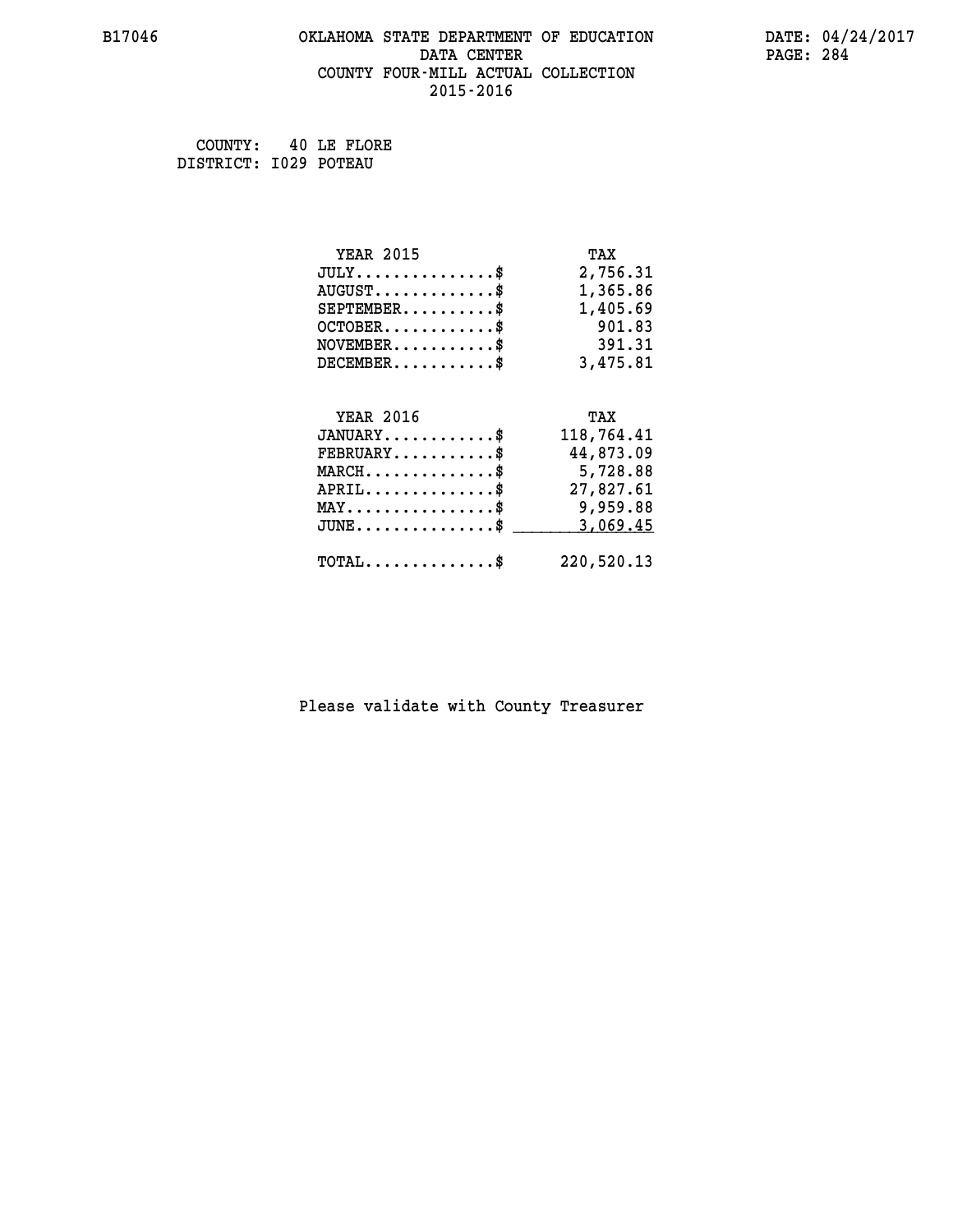B17046 OKLAHOMA STATE DEPARTMENT OF EDUCATION DATA CENTER COUNTY FOUR-MILL ACTUAL COLLECTION 2015-2016

DATE: 04/24/2017
PAGE: 284

COUNTY: 40 LE FLORE
DISTRICT: I029 POTEAU

| YEAR 2015 | TAX |
|---|---|
| JULY...............$ | 2,756.31 |
| AUGUST.............$ | 1,365.86 |
| SEPTEMBER..........$ | 1,405.69 |
| OCTOBER............$ | 901.83 |
| NOVEMBER...........$ | 391.31 |
| DECEMBER...........$ | 3,475.81 |

| YEAR 2016 | TAX |
|---|---|
| JANUARY............$ | 118,764.41 |
| FEBRUARY...........$ | 44,873.09 |
| MARCH..............$ | 5,728.88 |
| APRIL..............$ | 27,827.61 |
| MAY................$ | 9,959.88 |
| JUNE...............$ | 3,069.45 |
| TOTAL..............$ | 220,520.13 |

Please validate with County Treasurer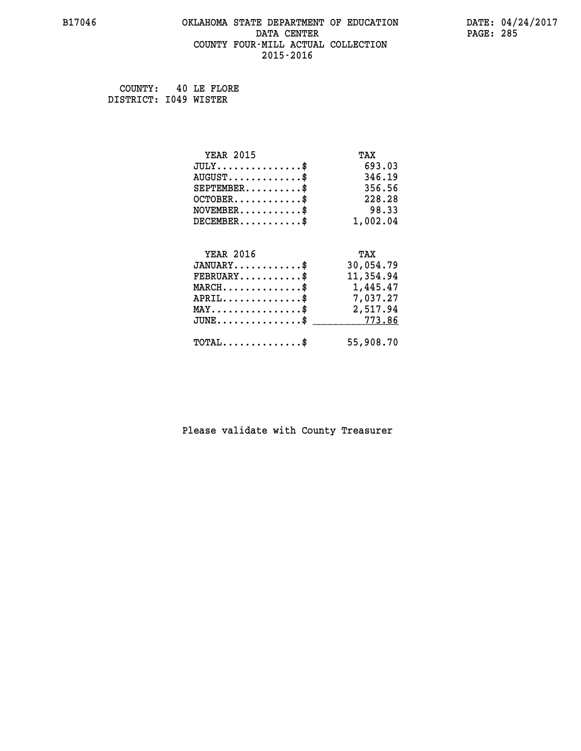# OKLAHOMA STATE DEPARTMENT OF EDUCATION
## DATA CENTER
## COUNTY FOUR-MILL ACTUAL COLLECTION
## 2015-2016

B17046

DATE: 04/24/2017

COUNTY: 40 LE FLORE
DISTRICT: I049 WISTER

| YEAR 2015 | TAX |
|---|---|
| JULY...............$ | 693.03 |
| AUGUST.............$ | 346.19 |
| SEPTEMBER..........$ | 356.56 |
| OCTOBER............$ | 228.28 |
| NOVEMBER...........$ | 98.33 |
| DECEMBER...........$ | 1,002.04 |

| YEAR 2016 | TAX |
|---|---|
| JANUARY............$ | 30,054.79 |
| FEBRUARY...........$ | 11,354.94 |
| MARCH..............$ | 1,445.47 |
| APRIL..............$ | 7,037.27 |
| MAY................$ | 2,517.94 |
| JUNE...............$ | 773.86 |
| TOTAL..............$ | 55,908.70 |

Please validate with County Treasurer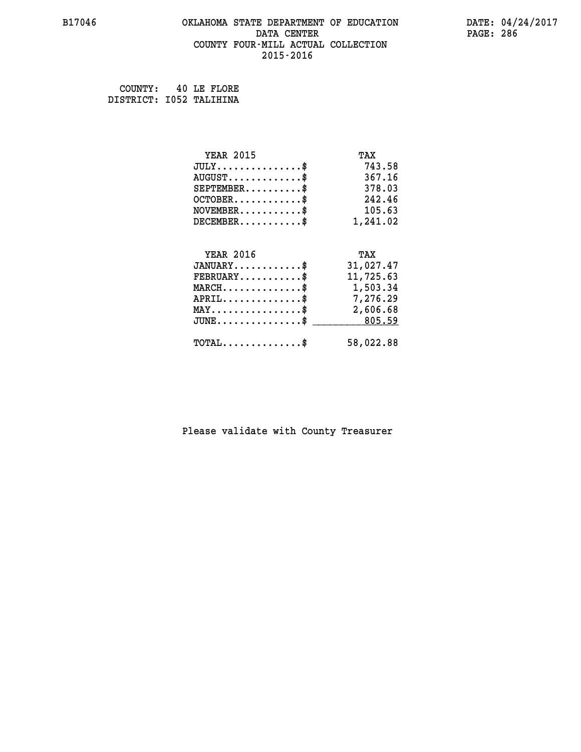B17046 OKLAHOMA STATE DEPARTMENT OF EDUCATION DATA CENTER COUNTY FOUR-MILL ACTUAL COLLECTION 2015-2016

DATE: 04/24/2017

COUNTY: 40 LE FLORE
DISTRICT: I052 TALIHINA

| YEAR 2015 | TAX |
|---|---|
| JULY...............$ | 743.58 |
| AUGUST.............$ | 367.16 |
| SEPTEMBER..........$ | 378.03 |
| OCTOBER............$ | 242.46 |
| NOVEMBER...........$ | 105.63 |
| DECEMBER...........$ | 1,241.02 |

| YEAR 2016 | TAX |
|---|---|
| JANUARY............$ | 31,027.47 |
| FEBRUARY...........$ | 11,725.63 |
| MARCH..............$ | 1,503.34 |
| APRIL..............$ | 7,276.29 |
| MAY................$ | 2,606.68 |
| JUNE...............$ | 805.59 |
| TOTAL..............$ | 58,022.88 |

Please validate with County Treasurer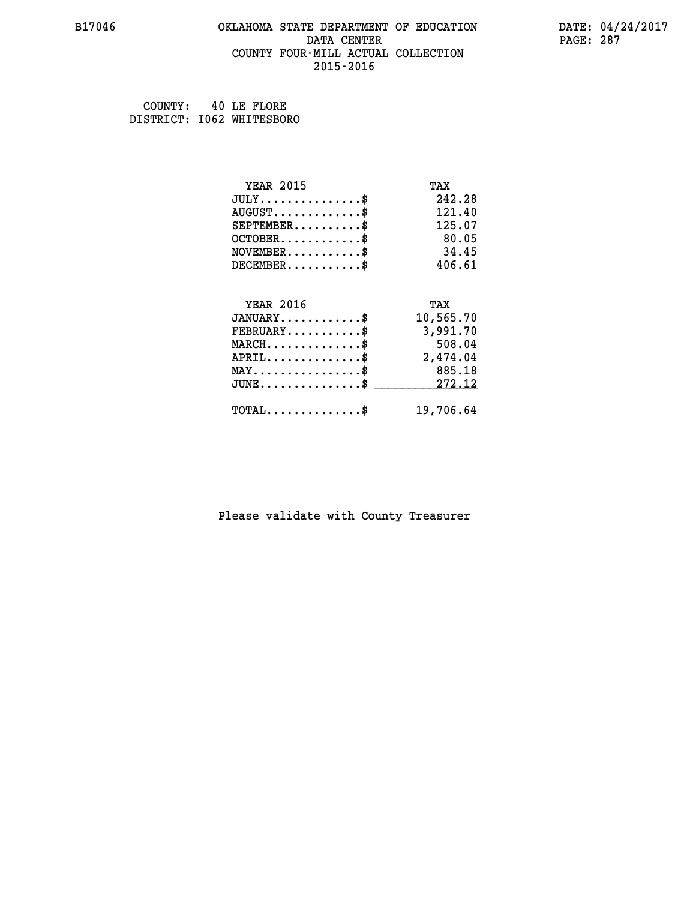B17046 OKLAHOMA STATE DEPARTMENT OF EDUCATION DATA CENTER COUNTY FOUR-MILL ACTUAL COLLECTION 2015-2016

DATE: 04/24/2017

COUNTY: 40 LE FLORE
DISTRICT: I062 WHITESBORO

| YEAR 2015 | TAX |
|---|---|
| JULY..............$ | 242.28 |
| AUGUST............$ | 121.40 |
| SEPTEMBER.........$ | 125.07 |
| OCTOBER...........$ | 80.05 |
| NOVEMBER..........$ | 34.45 |
| DECEMBER..........$ | 406.61 |

| YEAR 2016 | TAX |
|---|---|
| JANUARY...........$ | 10,565.70 |
| FEBRUARY..........$ | 3,991.70 |
| MARCH.............$ | 508.04 |
| APRIL.............$ | 2,474.04 |
| MAY...............$ | 885.18 |
| JUNE..............$ | 272.12 |
| TOTAL.............$ | 19,706.64 |

Please validate with County Treasurer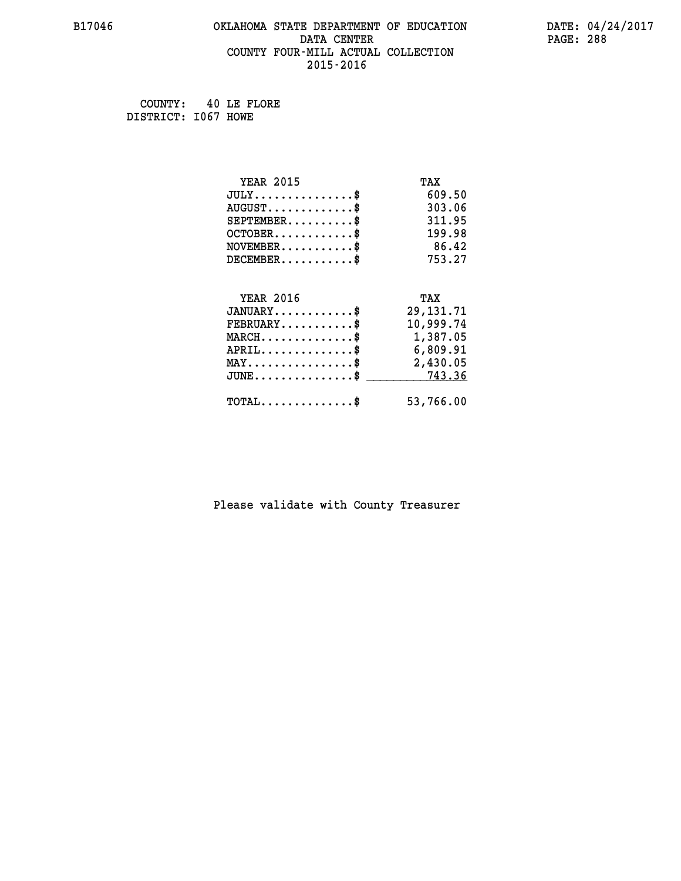B17046 OKLAHOMA STATE DEPARTMENT OF EDUCATION DATE: 04/24/2017
DATA CENTER PAGE: 288
COUNTY FOUR-MILL ACTUAL COLLECTION
2015-2016

COUNTY: 40 LE FLORE
DISTRICT: I067 HOWE

| YEAR 2015 | TAX |
|---|---|
| JULY...............$ | 609.50 |
| AUGUST.............$ | 303.06 |
| SEPTEMBER..........$ | 311.95 |
| OCTOBER............$ | 199.98 |
| NOVEMBER...........$ | 86.42 |
| DECEMBER...........$ | 753.27 |

| YEAR 2016 | TAX |
|---|---|
| JANUARY............$ | 29,131.71 |
| FEBRUARY...........$ | 10,999.74 |
| MARCH..............$ | 1,387.05 |
| APRIL..............$ | 6,809.91 |
| MAY................$ | 2,430.05 |
| JUNE...............$ | 743.36 |
| TOTAL..............$ | 53,766.00 |

Please validate with County Treasurer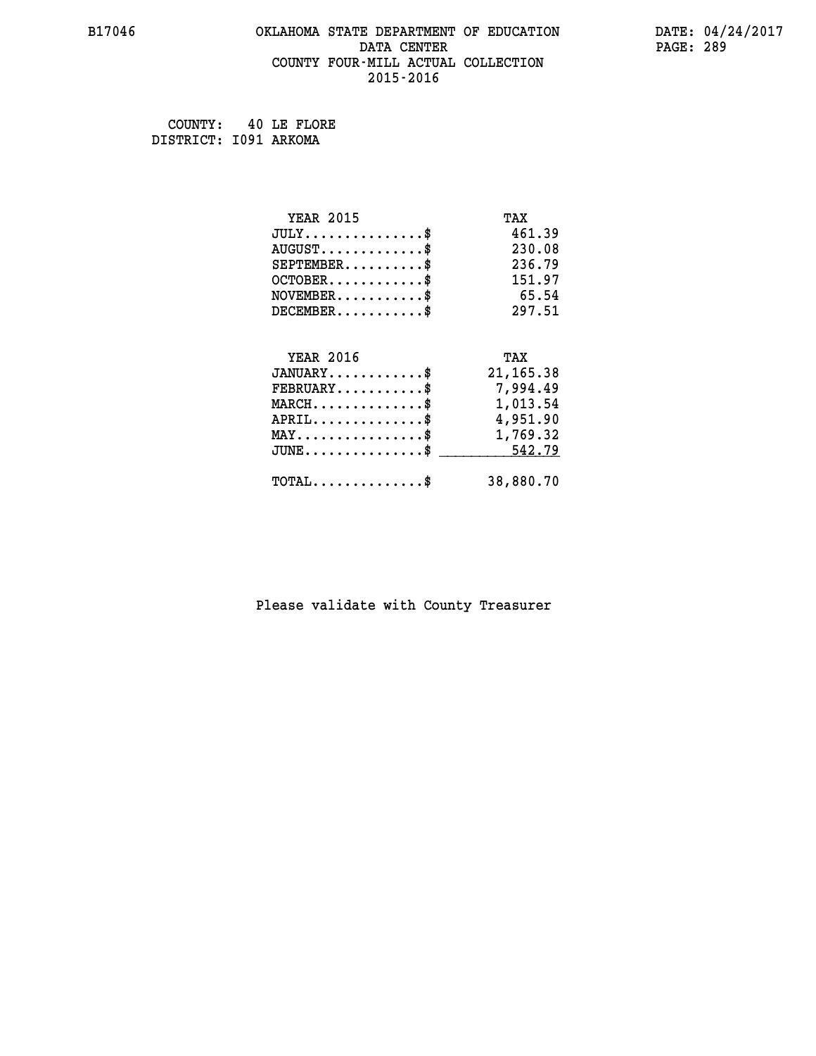B17046

# OKLAHOMA STATE DEPARTMENT OF EDUCATION
## DATA CENTER
## COUNTY FOUR-MILL ACTUAL COLLECTION
## 2015-2016

DATE: 04/24/2017

COUNTY: 40 LE FLORE
DISTRICT: I091 ARKOMA

| YEAR 2015 | TAX |
|---|---|
| JULY...............$ | 461.39 |
| AUGUST.............$ | 230.08 |
| SEPTEMBER..........$ | 236.79 |
| OCTOBER............$ | 151.97 |
| NOVEMBER...........$ | 65.54 |
| DECEMBER...........$ | 297.51 |

| YEAR 2016 | TAX |
|---|---|
| JANUARY............$ | 21,165.38 |
| FEBRUARY...........$ | 7,994.49 |
| MARCH..............$ | 1,013.54 |
| APRIL..............$ | 4,951.90 |
| MAY................$ | 1,769.32 |
| JUNE...............$ | 542.79 |
| TOTAL..............$ | 38,880.70 |

Please validate with County Treasurer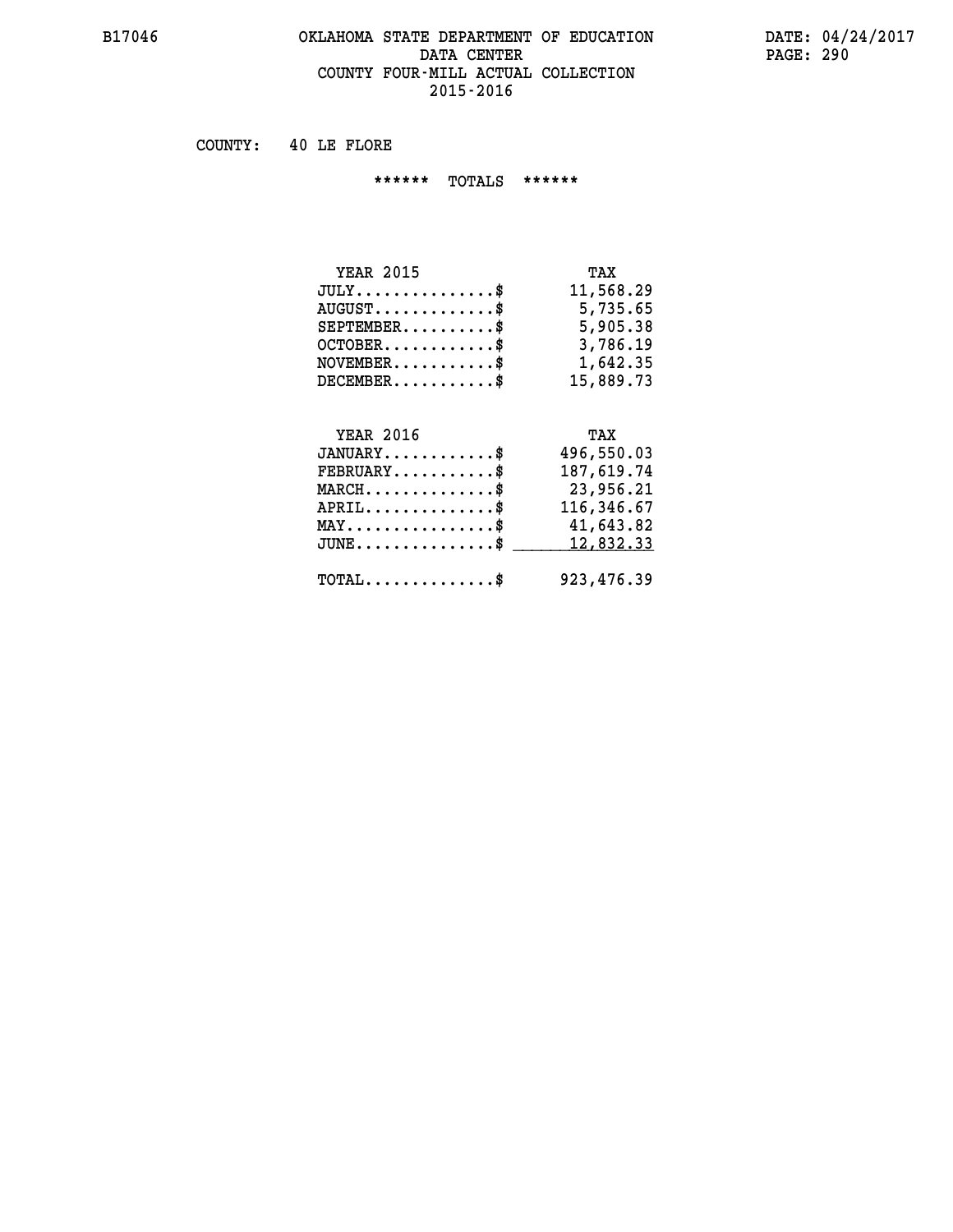COUNTY: 40 LE FLORE

****** TOTALS ******

| YEAR 2015 | TAX |
|---|---|
| JULY...............$ | 11,568.29 |
| AUGUST.............$ | 5,735.65 |
| SEPTEMBER..........$ | 5,905.38 |
| OCTOBER............$ | 3,786.19 |
| NOVEMBER...........$ | 1,642.35 |
| DECEMBER...........$ | 15,889.73 |

| YEAR 2016 | TAX |
|---|---|
| JANUARY............$ | 496,550.03 |
| FEBRUARY...........$ | 187,619.74 |
| MARCH..............$ | 23,956.21 |
| APRIL..............$ | 116,346.67 |
| MAY................$ | 41,643.82 |
| JUNE...............$ | 12,832.33 |
| TOTAL..............$ | 923,476.39 |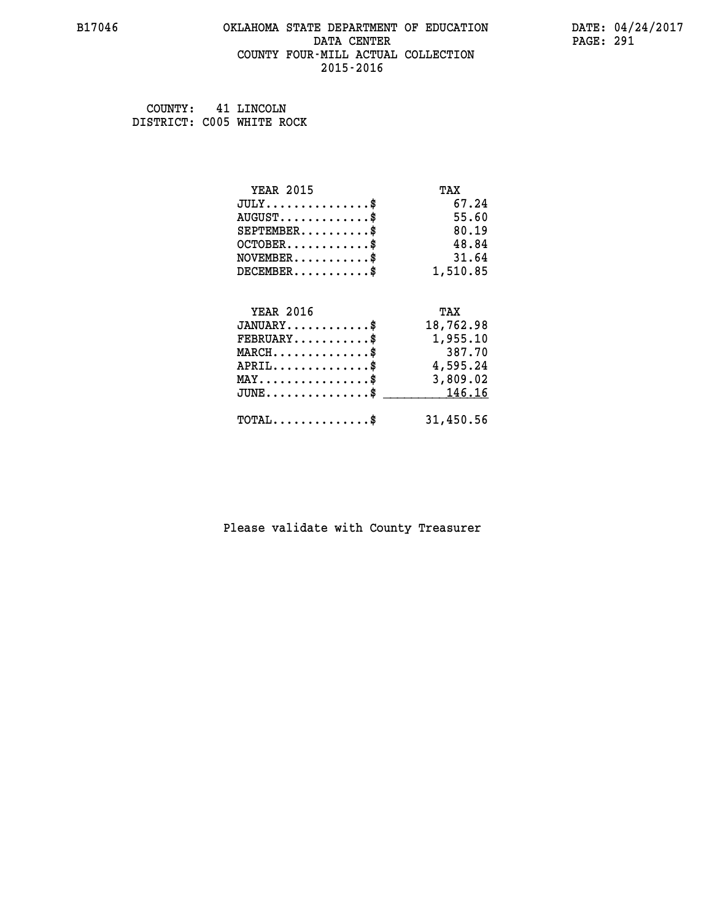B17046 OKLAHOMA STATE DEPARTMENT OF EDUCATION DATA CENTER COUNTY FOUR-MILL ACTUAL COLLECTION 2015-2016

DATE: 04/24/2017

COUNTY: 41 LINCOLN
DISTRICT: C005 WHITE ROCK

| YEAR 2015 | TAX |
|---|---|
| JULY...............$ | 67.24 |
| AUGUST.............$ | 55.60 |
| SEPTEMBER..........$ | 80.19 |
| OCTOBER............$ | 48.84 |
| NOVEMBER...........$ | 31.64 |
| DECEMBER...........$ | 1,510.85 |

| YEAR 2016 | TAX |
|---|---|
| JANUARY............$ | 18,762.98 |
| FEBRUARY...........$ | 1,955.10 |
| MARCH..............$ | 387.70 |
| APRIL..............$ | 4,595.24 |
| MAY................$ | 3,809.02 |
| JUNE...............$ | 146.16 |
| TOTAL..............$ | 31,450.56 |

Please validate with County Treasurer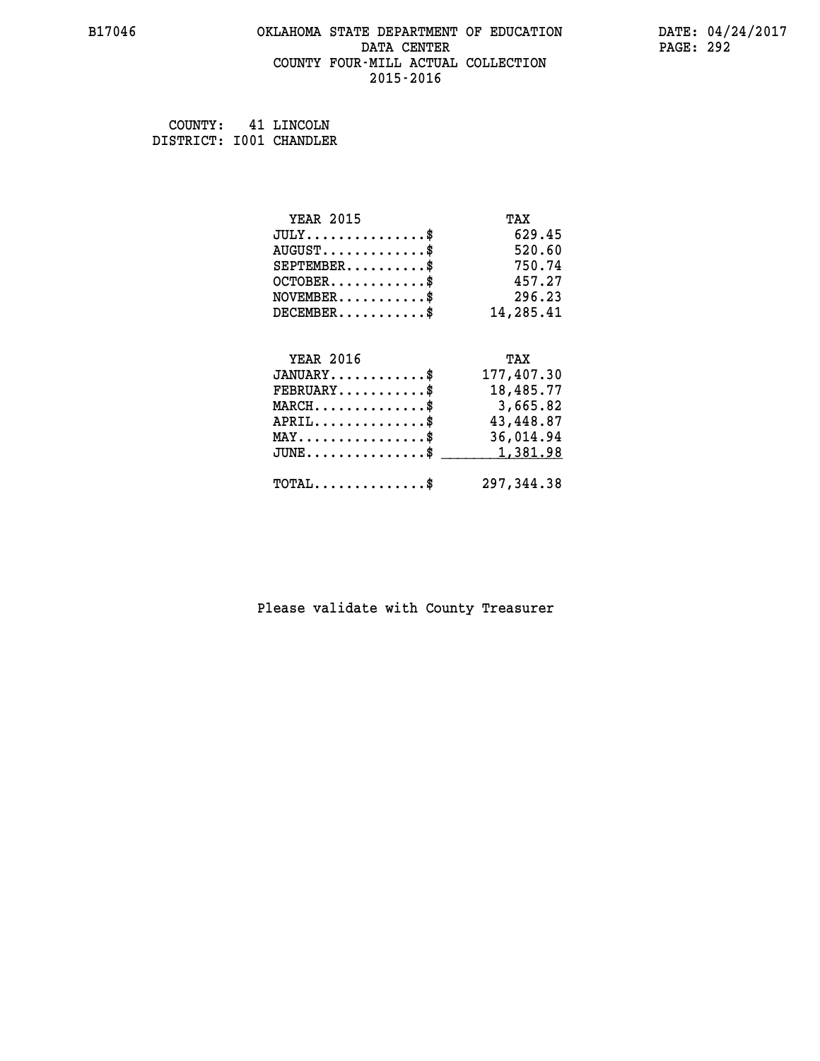# OKLAHOMA STATE DEPARTMENT OF EDUCATION
## DATA CENTER
## COUNTY FOUR-MILL ACTUAL COLLECTION
## 2015-2016

B17046

DATE: 04/24/2017

COUNTY: 41 LINCOLN
DISTRICT: I001 CHANDLER

| YEAR 2015 | TAX |
|---|---|
| JULY...............$ | 629.45 |
| AUGUST.............$ | 520.60 |
| SEPTEMBER..........$ | 750.74 |
| OCTOBER............$ | 457.27 |
| NOVEMBER...........$ | 296.23 |
| DECEMBER...........$ | 14,285.41 |

| YEAR 2016 | TAX |
|---|---|
| JANUARY............$ | 177,407.30 |
| FEBRUARY...........$ | 18,485.77 |
| MARCH..............$ | 3,665.82 |
| APRIL..............$ | 43,448.87 |
| MAY................$ | 36,014.94 |
| JUNE...............$ | 1,381.98 |
| TOTAL..............$ | 297,344.38 |

Please validate with County Treasurer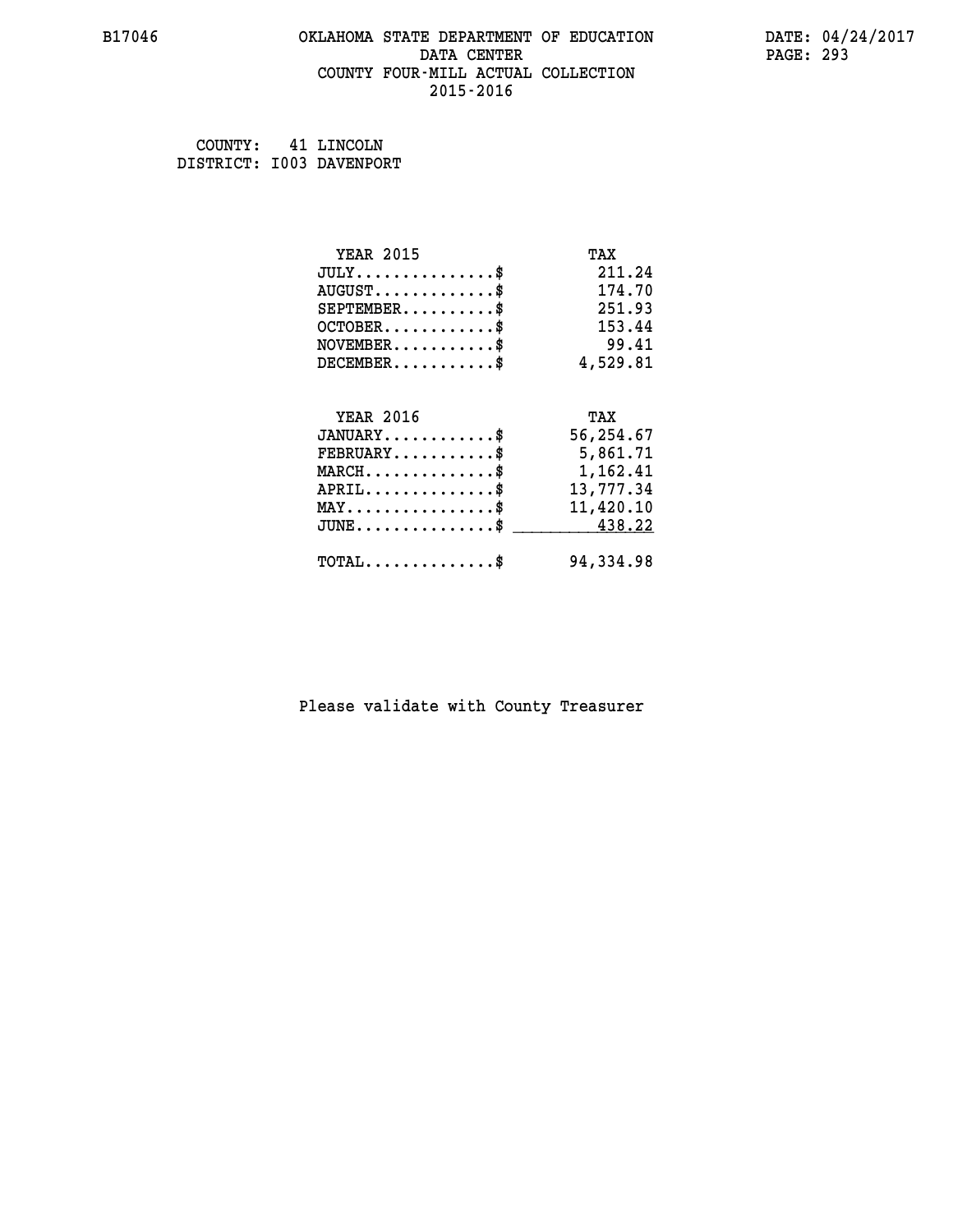B17046 OKLAHOMA STATE DEPARTMENT OF EDUCATION DATA CENTER COUNTY FOUR-MILL ACTUAL COLLECTION 2015-2016

DATE: 04/24/2017

COUNTY: 41 LINCOLN
DISTRICT: I003 DAVENPORT

| YEAR 2015 | TAX |
|---|---|
| JULY..............$ | 211.24 |
| AUGUST............$ | 174.70 |
| SEPTEMBER.........$ | 251.93 |
| OCTOBER...........$ | 153.44 |
| NOVEMBER..........$ | 99.41 |
| DECEMBER..........$ | 4,529.81 |

| YEAR 2016 | TAX |
|---|---|
| JANUARY...........$ | 56,254.67 |
| FEBRUARY..........$ | 5,861.71 |
| MARCH.............$ | 1,162.41 |
| APRIL.............$ | 13,777.34 |
| MAY...............$ | 11,420.10 |
| JUNE..............$ | 438.22 |
| TOTAL.............$ | 94,334.98 |

Please validate with County Treasurer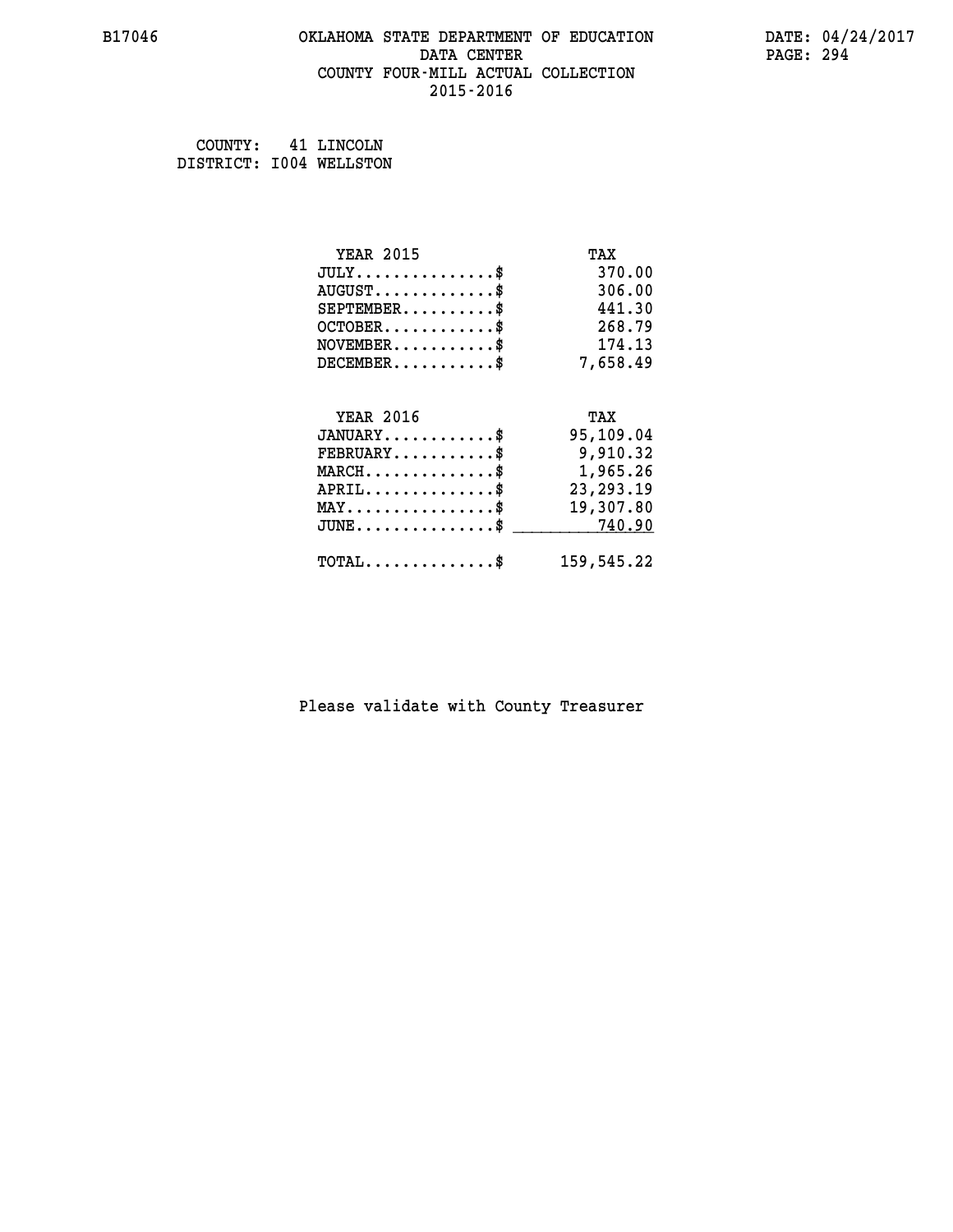B17046 OKLAHOMA STATE DEPARTMENT OF EDUCATION DATA CENTER COUNTY FOUR-MILL ACTUAL COLLECTION 2015-2016

DATE: 04/24/2017

COUNTY: 41 LINCOLN
DISTRICT: I004 WELLSTON

| YEAR 2015 | TAX |
|---|---|
| JULY...............$ | 370.00 |
| AUGUST.............$ | 306.00 |
| SEPTEMBER..........$ | 441.30 |
| OCTOBER............$ | 268.79 |
| NOVEMBER...........$ | 174.13 |
| DECEMBER...........$ | 7,658.49 |

| YEAR 2016 | TAX |
|---|---|
| JANUARY............$ | 95,109.04 |
| FEBRUARY...........$ | 9,910.32 |
| MARCH..............$ | 1,965.26 |
| APRIL..............$ | 23,293.19 |
| MAY................$ | 19,307.80 |
| JUNE...............$ | 740.90 |
| TOTAL..............$ | 159,545.22 |

Please validate with County Treasurer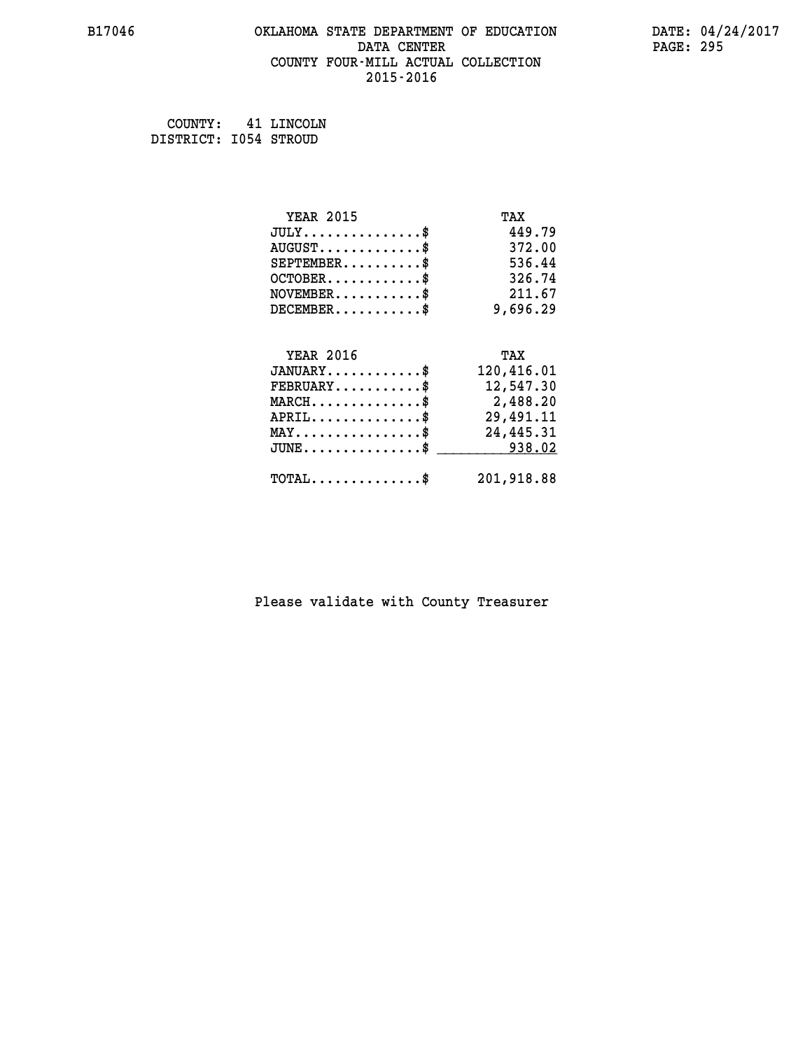B17046 OKLAHOMA STATE DEPARTMENT OF EDUCATION DATE: 04/24/2017
DATA CENTER
COUNTY FOUR-MILL ACTUAL COLLECTION
2015-2016

COUNTY: 41 LINCOLN
DISTRICT: I054 STROUD

| YEAR 2015 | TAX |
|---|---|
| JULY..............$ | 449.79 |
| AUGUST............$ | 372.00 |
| SEPTEMBER.........$ | 536.44 |
| OCTOBER...........$ | 326.74 |
| NOVEMBER..........$ | 211.67 |
| DECEMBER..........$ | 9,696.29 |

| YEAR 2016 | TAX |
|---|---|
| JANUARY...........$ | 120,416.01 |
| FEBRUARY..........$ | 12,547.30 |
| MARCH.............$ | 2,488.20 |
| APRIL.............$ | 29,491.11 |
| MAY...............$ | 24,445.31 |
| JUNE..............$ | 938.02 |
| TOTAL.............$ | 201,918.88 |

Please validate with County Treasurer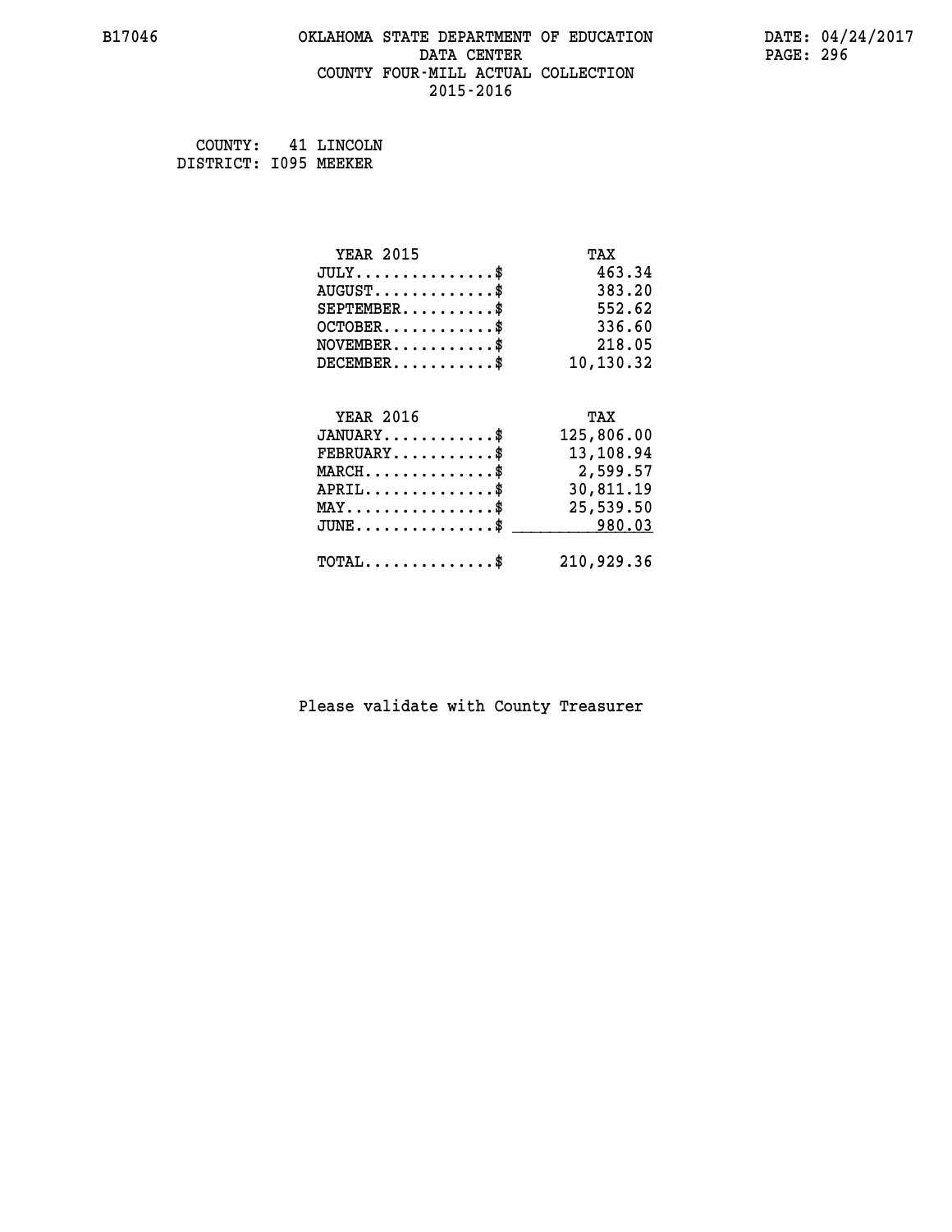B17046 OKLAHOMA STATE DEPARTMENT OF EDUCATION DATE: 04/24/2017
DATA CENTER
COUNTY FOUR-MILL ACTUAL COLLECTION
2015-2016

COUNTY: 41 LINCOLN
DISTRICT: I095 MEEKER

| YEAR 2015 | TAX |
|---|---|
| JULY...............$ | 463.34 |
| AUGUST.............$ | 383.20 |
| SEPTEMBER..........$ | 552.62 |
| OCTOBER............$ | 336.60 |
| NOVEMBER...........$ | 218.05 |
| DECEMBER...........$ | 10,130.32 |

| YEAR 2016 | TAX |
|---|---|
| JANUARY............$ | 125,806.00 |
| FEBRUARY...........$ | 13,108.94 |
| MARCH..............$ | 2,599.57 |
| APRIL..............$ | 30,811.19 |
| MAY................$ | 25,539.50 |
| JUNE...............$ | 980.03 |
| TOTAL..............$ | 210,929.36 |

Please validate with County Treasurer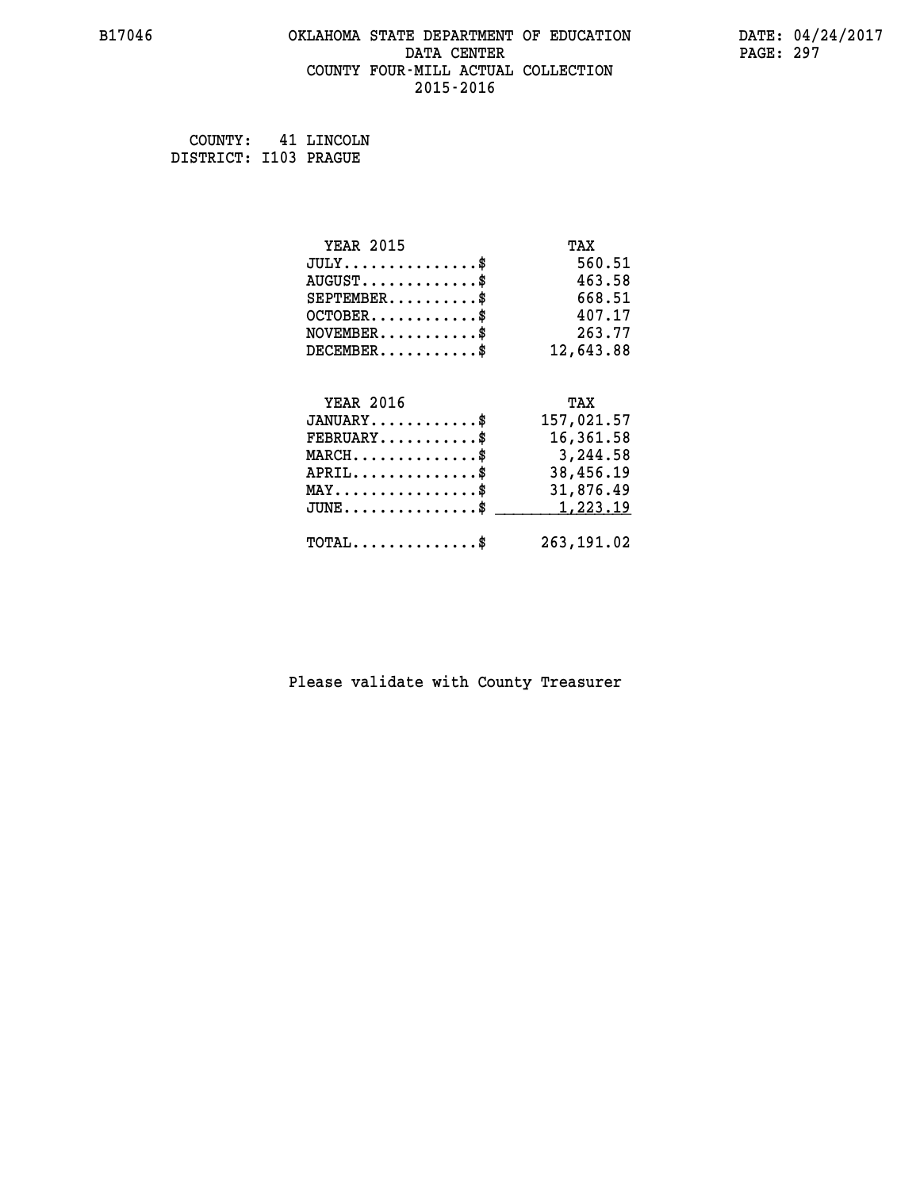# OKLAHOMA STATE DEPARTMENT OF EDUCATION
## DATA CENTER
## COUNTY FOUR-MILL ACTUAL COLLECTION
## 2015-2016

B17046

DATE: 04/24/2017

COUNTY: 41 LINCOLN
DISTRICT: I103 PRAGUE

| YEAR 2015 | TAX |
|---|---|
| JULY..............$ | 560.51 |
| AUGUST............$ | 463.58 |
| SEPTEMBER.........$ | 668.51 |
| OCTOBER...........$ | 407.17 |
| NOVEMBER..........$ | 263.77 |
| DECEMBER..........$ | 12,643.88 |

| YEAR 2016 | TAX |
|---|---|
| JANUARY...........$ | 157,021.57 |
| FEBRUARY..........$ | 16,361.58 |
| MARCH.............$ | 3,244.58 |
| APRIL.............$ | 38,456.19 |
| MAY...............$ | 31,876.49 |
| JUNE..............$ | 1,223.19 |
| TOTAL.............$ | 263,191.02 |

Please validate with County Treasurer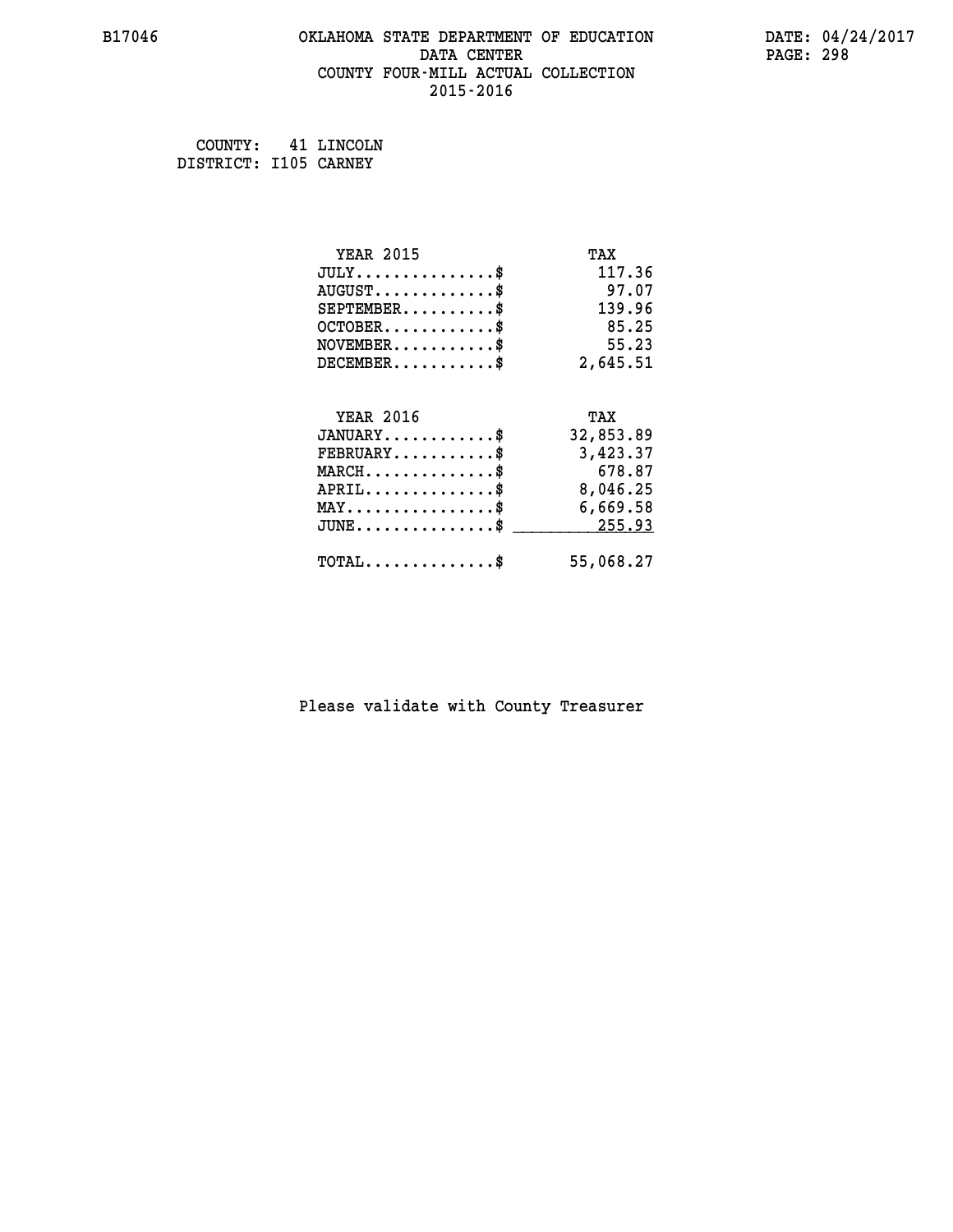B17046 OKLAHOMA STATE DEPARTMENT OF EDUCATION DATE: 04/24/2017
DATA CENTER
COUNTY FOUR-MILL ACTUAL COLLECTION
2015-2016

COUNTY: 41 LINCOLN
DISTRICT: I105 CARNEY

| YEAR 2015 | TAX |
|---|---|
| JULY...............$ | 117.36 |
| AUGUST.............$ | 97.07 |
| SEPTEMBER..........$ | 139.96 |
| OCTOBER............$ | 85.25 |
| NOVEMBER...........$ | 55.23 |
| DECEMBER...........$ | 2,645.51 |

| YEAR 2016 | TAX |
|---|---|
| JANUARY............$ | 32,853.89 |
| FEBRUARY...........$ | 3,423.37 |
| MARCH..............$ | 678.87 |
| APRIL..............$ | 8,046.25 |
| MAY................$ | 6,669.58 |
| JUNE...............$ | 255.93 |
| TOTAL..............$ | 55,068.27 |

Please validate with County Treasurer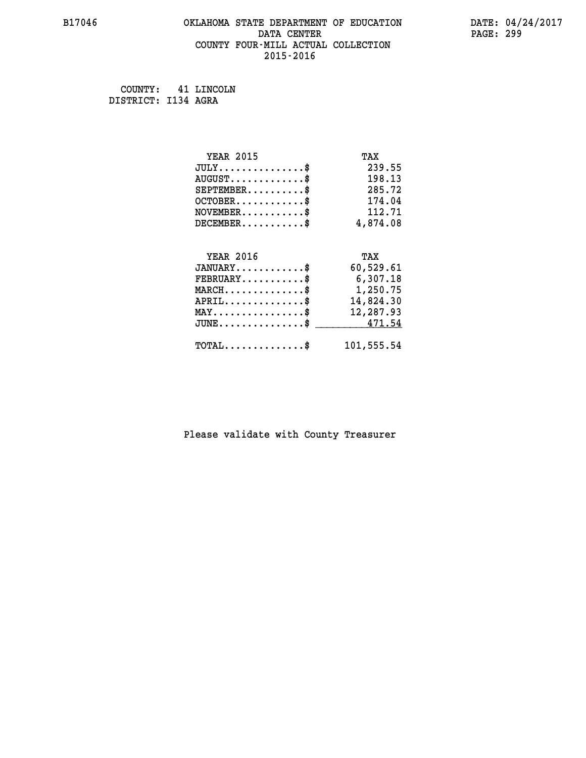B17046 OKLAHOMA STATE DEPARTMENT OF EDUCATION DATA CENTER COUNTY FOUR-MILL ACTUAL COLLECTION 2015-2016

DATE: 04/24/2017

COUNTY: 41 LINCOLN
DISTRICT: I134 AGRA

| YEAR 2015 | TAX |
|---|---|
| JULY...............$ | 239.55 |
| AUGUST.............$ | 198.13 |
| SEPTEMBER..........$ | 285.72 |
| OCTOBER............$ | 174.04 |
| NOVEMBER...........$ | 112.71 |
| DECEMBER...........$ | 4,874.08 |

| YEAR 2016 | TAX |
|---|---|
| JANUARY............$ | 60,529.61 |
| FEBRUARY...........$ | 6,307.18 |
| MARCH..............$ | 1,250.75 |
| APRIL..............$ | 14,824.30 |
| MAY................$ | 12,287.93 |
| JUNE...............$ | 471.54 |
| TOTAL..............$ | 101,555.54 |

Please validate with County Treasurer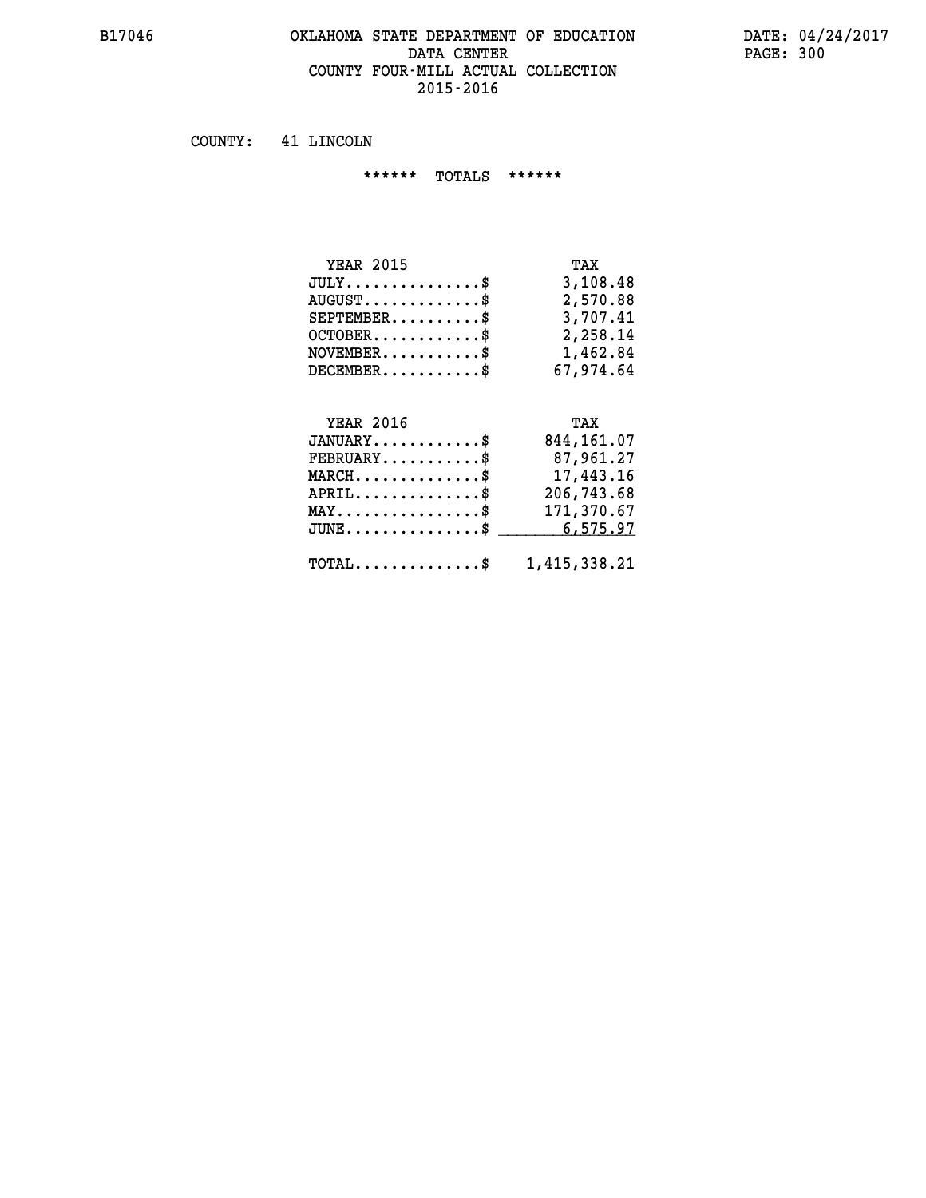# OKLAHOMA STATE DEPARTMENT OF EDUCATION
## DATA CENTER
## COUNTY FOUR-MILL ACTUAL COLLECTION
## 2015-2016

B17046

DATE: 04/24/2017

COUNTY: 41 LINCOLN

****** TOTALS ******

| YEAR 2015 | TAX |
|---|---|
| JULY..............$ | 3,108.48 |
| AUGUST............$ | 2,570.88 |
| SEPTEMBER.........$ | 3,707.41 |
| OCTOBER...........$ | 2,258.14 |
| NOVEMBER..........$ | 1,462.84 |
| DECEMBER..........$ | 67,974.64 |

| YEAR 2016 | TAX |
|---|---|
| JANUARY...........$ | 844,161.07 |
| FEBRUARY..........$ | 87,961.27 |
| MARCH.............$ | 17,443.16 |
| APRIL.............$ | 206,743.68 |
| MAY...............$ | 171,370.67 |
| JUNE..............$ | 6,575.97 |
| TOTAL.............$ | 1,415,338.21 |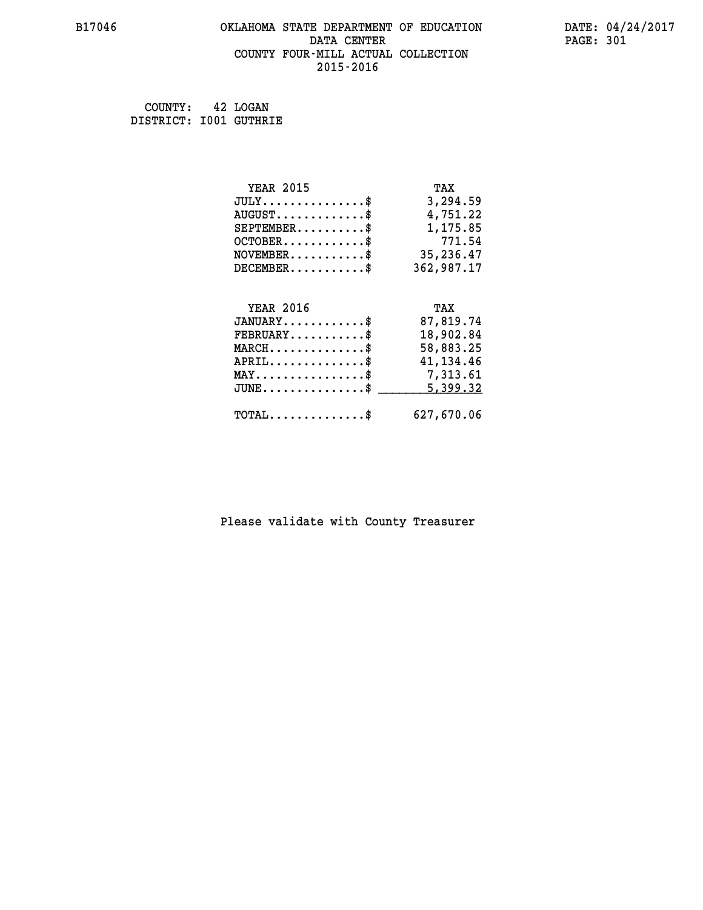B17046 OKLAHOMA STATE DEPARTMENT OF EDUCATION DATA CENTER COUNTY FOUR-MILL ACTUAL COLLECTION 2015-2016

DATE: 04/24/2017

COUNTY: 42 LOGAN
DISTRICT: I001 GUTHRIE

| YEAR 2015 | TAX |
|---|---|
| JULY..............$ | 3,294.59 |
| AUGUST............$ | 4,751.22 |
| SEPTEMBER.........$ | 1,175.85 |
| OCTOBER...........$ | 771.54 |
| NOVEMBER..........$ | 35,236.47 |
| DECEMBER..........$ | 362,987.17 |

| YEAR 2016 | TAX |
|---|---|
| JANUARY...........$ | 87,819.74 |
| FEBRUARY..........$ | 18,902.84 |
| MARCH.............$ | 58,883.25 |
| APRIL.............$ | 41,134.46 |
| MAY...............$ | 7,313.61 |
| JUNE..............$ | 5,399.32 |
| TOTAL.............$ | 627,670.06 |

Please validate with County Treasurer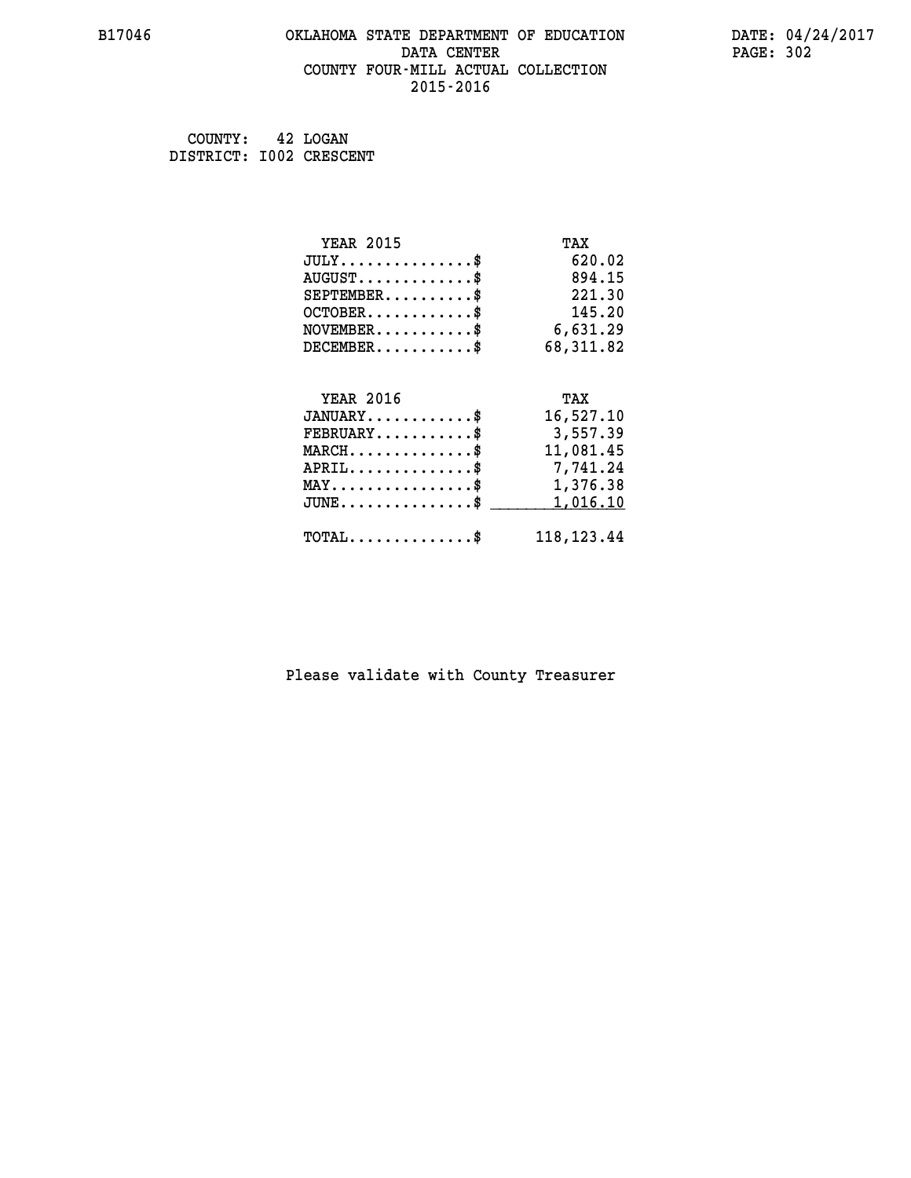B17046

# OKLAHOMA STATE DEPARTMENT OF EDUCATION
## DATA CENTER
## COUNTY FOUR-MILL ACTUAL COLLECTION
## 2015-2016

DATE: 04/24/2017

COUNTY: 42 LOGAN
DISTRICT: I002 CRESCENT

| YEAR 2015 | TAX |
|---|---|
| JULY...............$ | 620.02 |
| AUGUST.............$ | 894.15 |
| SEPTEMBER..........$ | 221.30 |
| OCTOBER............$ | 145.20 |
| NOVEMBER...........$ | 6,631.29 |
| DECEMBER...........$ | 68,311.82 |

| YEAR 2016 | TAX |
|---|---|
| JANUARY............$ | 16,527.10 |
| FEBRUARY...........$ | 3,557.39 |
| MARCH..............$ | 11,081.45 |
| APRIL..............$ | 7,741.24 |
| MAY................$ | 1,376.38 |
| JUNE...............$ | 1,016.10 |
| TOTAL..............$ | 118,123.44 |

Please validate with County Treasurer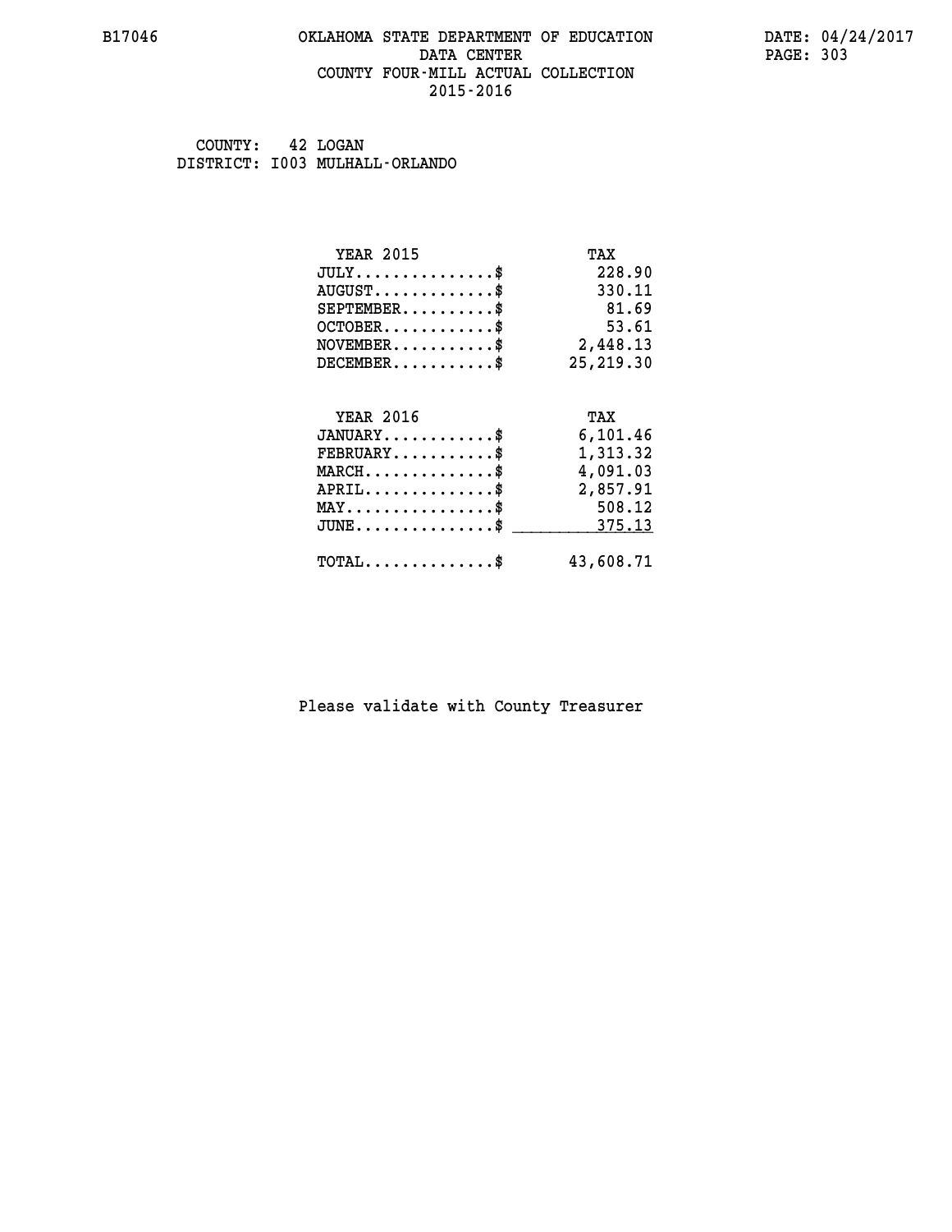B17046 OKLAHOMA STATE DEPARTMENT OF EDUCATION DATA CENTER COUNTY FOUR-MILL ACTUAL COLLECTION 2015-2016

DATE: 04/24/2017

COUNTY: 42 LOGAN
DISTRICT: I003 MULHALL-ORLANDO

| YEAR 2015 | TAX |
|---|---|
| JULY..............$ | 228.90 |
| AUGUST............$ | 330.11 |
| SEPTEMBER.........$ | 81.69 |
| OCTOBER...........$ | 53.61 |
| NOVEMBER..........$ | 2,448.13 |
| DECEMBER..........$ | 25,219.30 |

| YEAR 2016 | TAX |
|---|---|
| JANUARY...........$ | 6,101.46 |
| FEBRUARY..........$ | 1,313.32 |
| MARCH.............$ | 4,091.03 |
| APRIL.............$ | 2,857.91 |
| MAY...............$ | 508.12 |
| JUNE..............$ | 375.13 |
| TOTAL.............$ | 43,608.71 |

Please validate with County Treasurer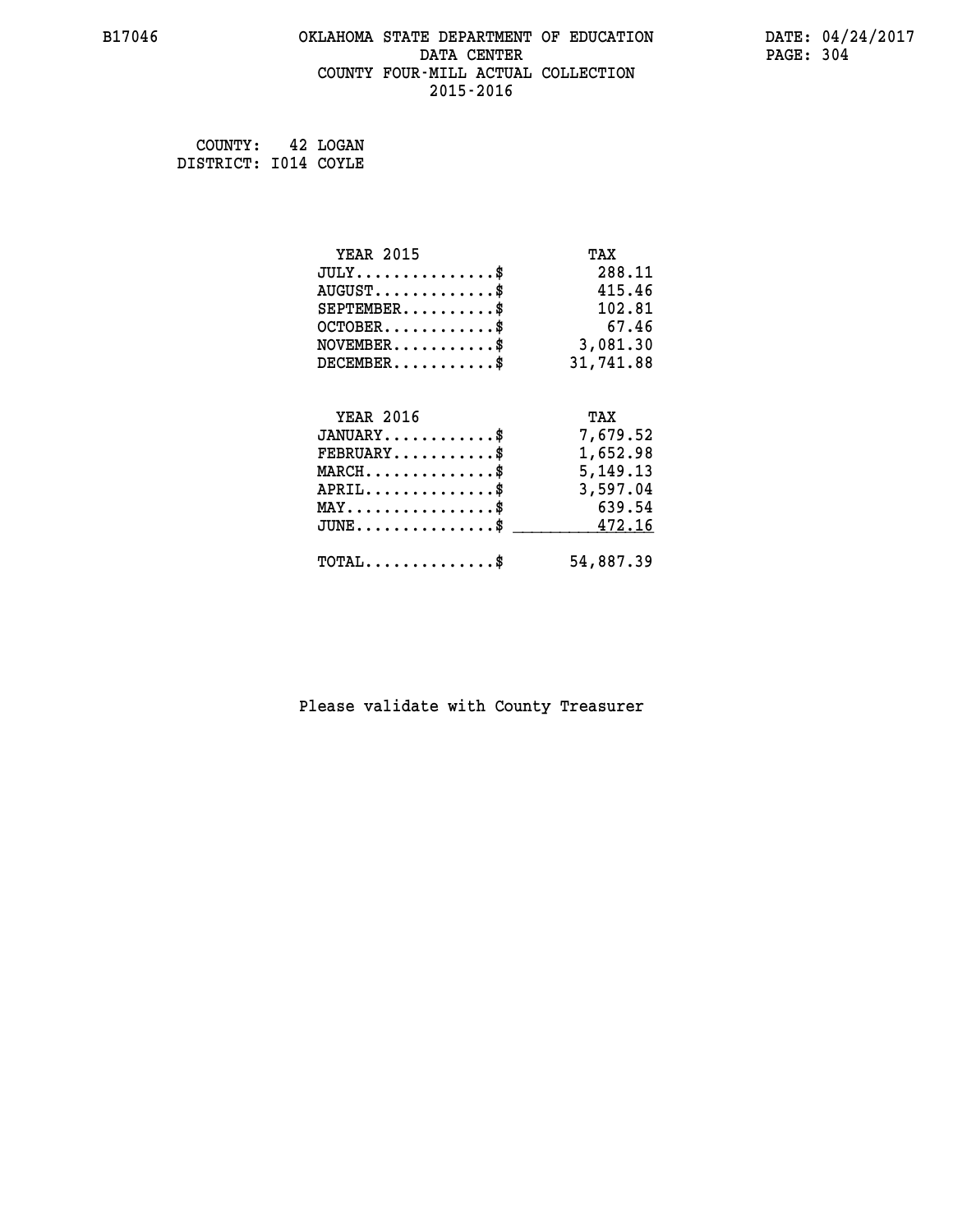B17046

# OKLAHOMA STATE DEPARTMENT OF EDUCATION
## DATA CENTER
## COUNTY FOUR-MILL ACTUAL COLLECTION
## 2015-2016

DATE: 04/24/2017

COUNTY: 42 LOGAN
DISTRICT: I014 COYLE

| YEAR 2015 | TAX |
|---|---|
| JULY...............$ | 288.11 |
| AUGUST.............$ | 415.46 |
| SEPTEMBER..........$ | 102.81 |
| OCTOBER............$ | 67.46 |
| NOVEMBER...........$ | 3,081.30 |
| DECEMBER...........$ | 31,741.88 |

| YEAR 2016 | TAX |
|---|---|
| JANUARY............$ | 7,679.52 |
| FEBRUARY...........$ | 1,652.98 |
| MARCH..............$ | 5,149.13 |
| APRIL..............$ | 3,597.04 |
| MAY................$ | 639.54 |
| JUNE...............$ | 472.16 |
| TOTAL..............$ | 54,887.39 |

Please validate with County Treasurer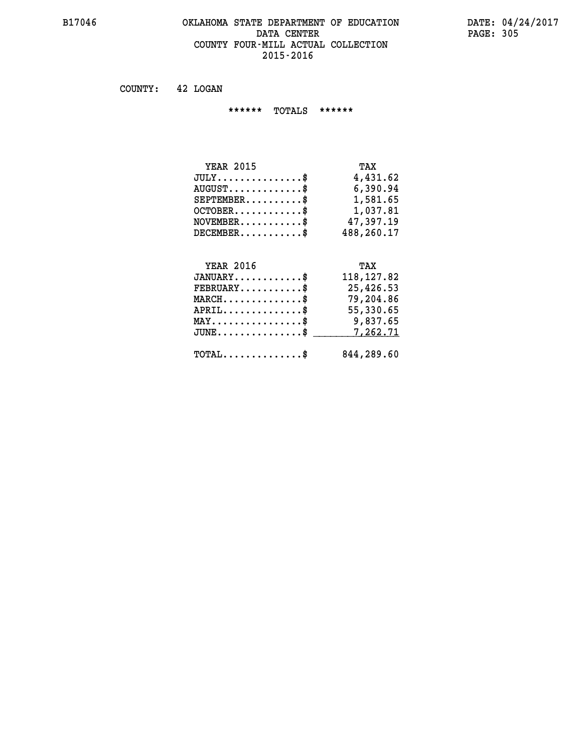OKLAHOMA STATE DEPARTMENT OF EDUCATION
DATA CENTER
COUNTY FOUR-MILL ACTUAL COLLECTION
2015-2016

COUNTY: 42 LOGAN

****** TOTALS ******

| YEAR 2015 | TAX |
|---|---|
| JULY...............$ | 4,431.62 |
| AUGUST.............$ | 6,390.94 |
| SEPTEMBER..........$ | 1,581.65 |
| OCTOBER............$ | 1,037.81 |
| NOVEMBER...........$ | 47,397.19 |
| DECEMBER...........$ | 488,260.17 |

| YEAR 2016 | TAX |
|---|---|
| JANUARY............$ | 118,127.82 |
| FEBRUARY...........$ | 25,426.53 |
| MARCH..............$ | 79,204.86 |
| APRIL..............$ | 55,330.65 |
| MAY................$ | 9,837.65 |
| JUNE...............$ | 7,262.71 |
| TOTAL..............$ | 844,289.60 |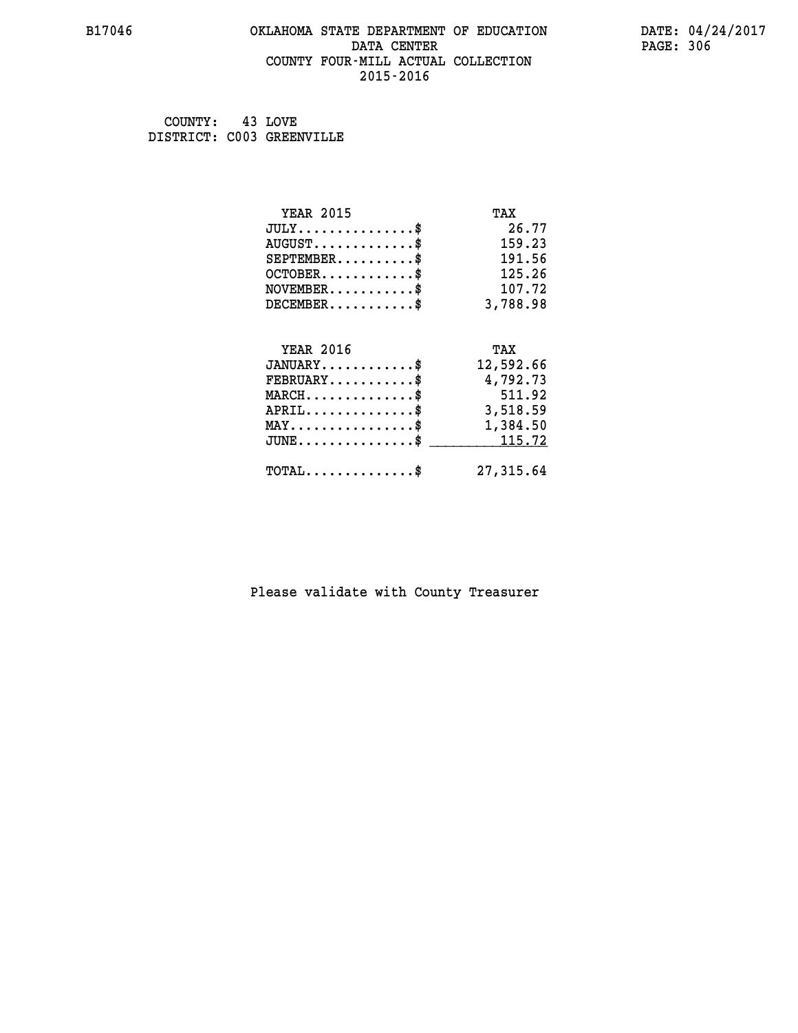OKLAHOMA STATE DEPARTMENT OF EDUCATION
DATA CENTER
COUNTY FOUR-MILL ACTUAL COLLECTION
2015-2016

COUNTY: 43 LOVE
DISTRICT: C003 GREENVILLE

| YEAR 2015 | TAX |
|---|---|
| JULY...............$ | 26.77 |
| AUGUST.............$ | 159.23 |
| SEPTEMBER..........$ | 191.56 |
| OCTOBER............$ | 125.26 |
| NOVEMBER...........$ | 107.72 |
| DECEMBER...........$ | 3,788.98 |

| YEAR 2016 | TAX |
|---|---|
| JANUARY............$ | 12,592.66 |
| FEBRUARY...........$ | 4,792.73 |
| MARCH..............$ | 511.92 |
| APRIL..............$ | 3,518.59 |
| MAY................$ | 1,384.50 |
| JUNE...............$ | 115.72 |
| TOTAL..............$ | 27,315.64 |

Please validate with County Treasurer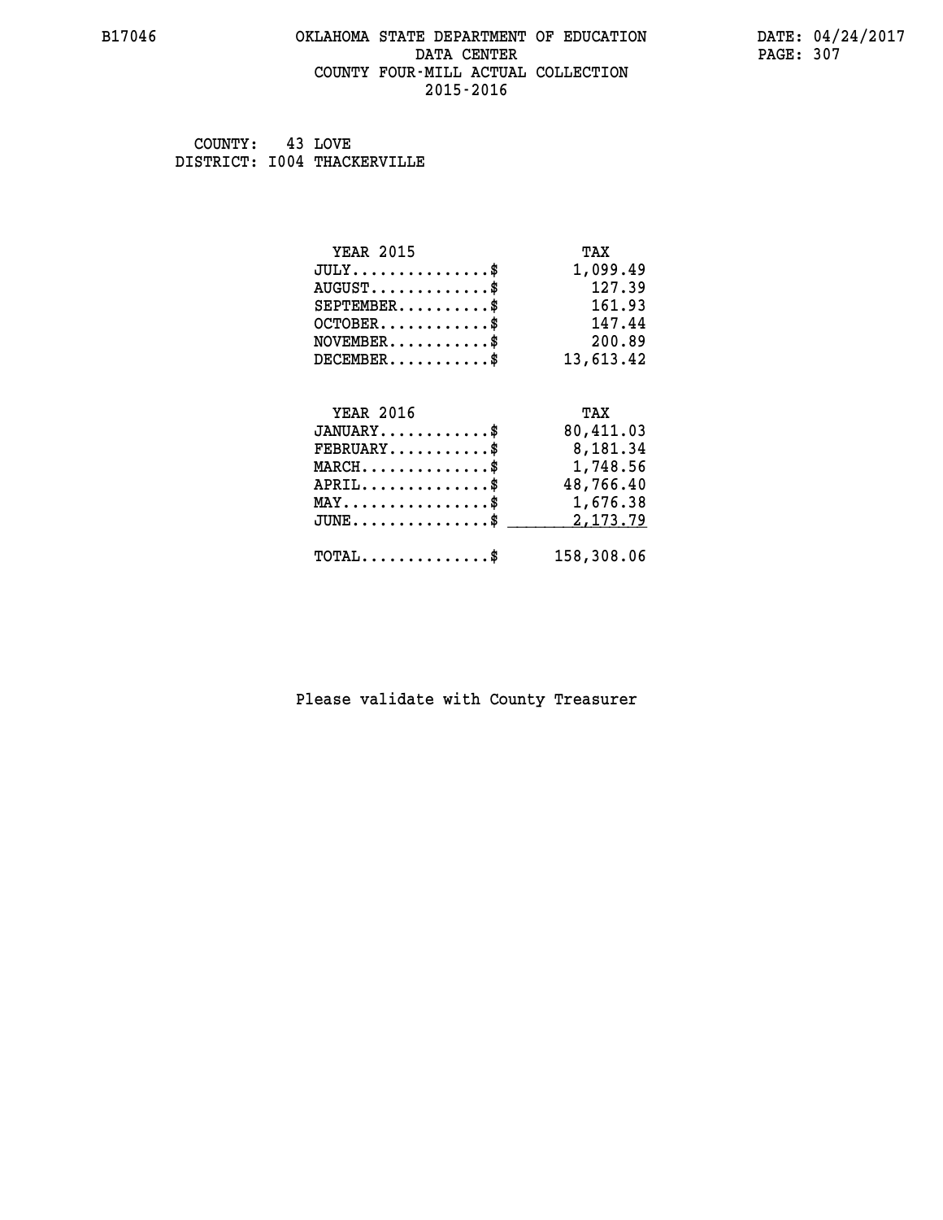B17046 OKLAHOMA STATE DEPARTMENT OF EDUCATION DATA CENTER COUNTY FOUR-MILL ACTUAL COLLECTION 2015-2016

DATE: 04/24/2017

COUNTY: 43 LOVE
DISTRICT: I004 THACKERVILLE

| YEAR 2015 | TAX |
|---|---|
| JULY..............$ | 1,099.49 |
| AUGUST............$ | 127.39 |
| SEPTEMBER..........$ | 161.93 |
| OCTOBER............$ | 147.44 |
| NOVEMBER...........$ | 200.89 |
| DECEMBER...........$ | 13,613.42 |

| YEAR 2016 | TAX |
|---|---|
| JANUARY............$ | 80,411.03 |
| FEBRUARY...........$ | 8,181.34 |
| MARCH..............$ | 1,748.56 |
| APRIL..............$ | 48,766.40 |
| MAY................$ | 1,676.38 |
| JUNE...............$ | 2,173.79 |
| TOTAL..............$ | 158,308.06 |

Please validate with County Treasurer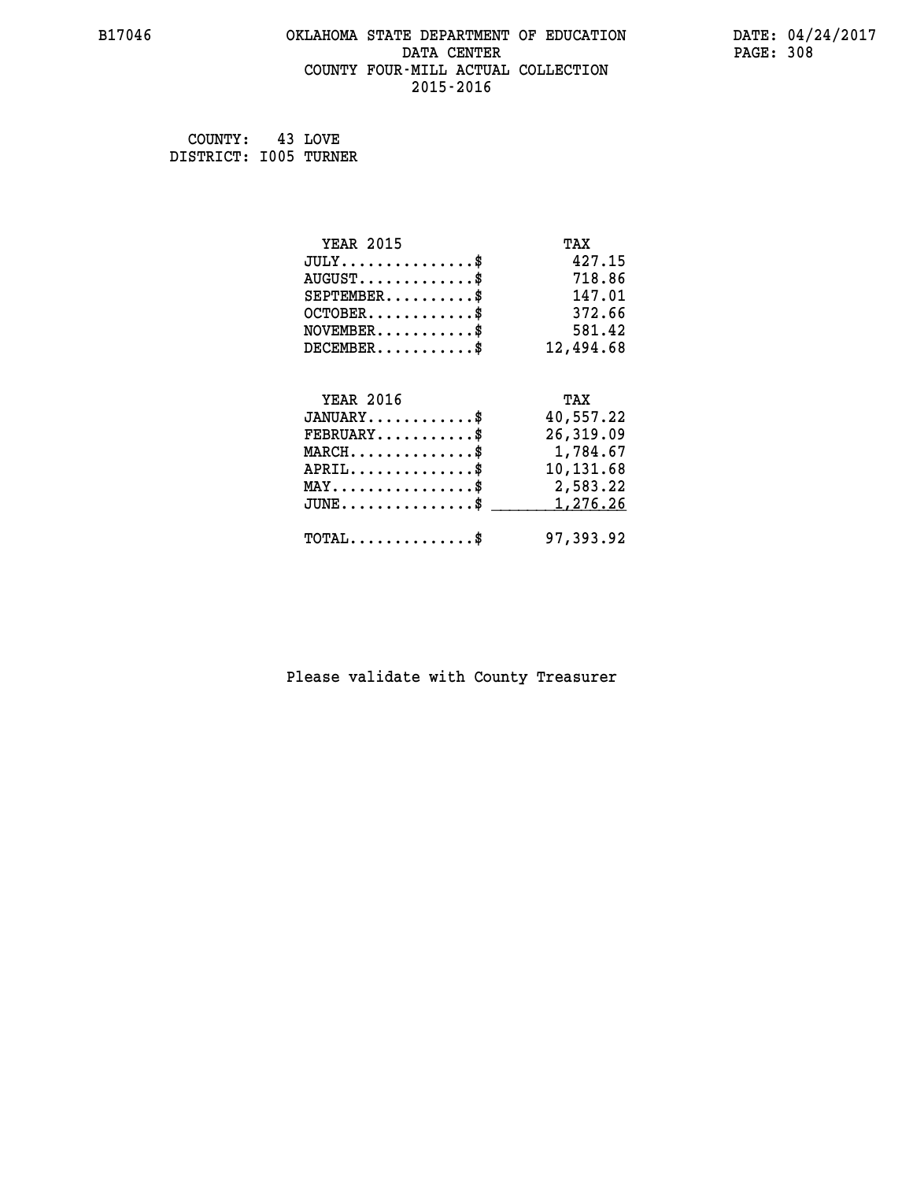B17046

# OKLAHOMA STATE DEPARTMENT OF EDUCATION
## DATA CENTER
## COUNTY FOUR-MILL ACTUAL COLLECTION
## 2015-2016

DATE: 04/24/2017

COUNTY: 43 LOVE
DISTRICT: I005 TURNER

| YEAR 2015 | TAX |
|---|---|
| JULY...............$ | 427.15 |
| AUGUST.............$ | 718.86 |
| SEPTEMBER..........$ | 147.01 |
| OCTOBER............$ | 372.66 |
| NOVEMBER...........$ | 581.42 |
| DECEMBER...........$ | 12,494.68 |

| YEAR 2016 | TAX |
|---|---|
| JANUARY............$ | 40,557.22 |
| FEBRUARY...........$ | 26,319.09 |
| MARCH..............$ | 1,784.67 |
| APRIL..............$ | 10,131.68 |
| MAY................$ | 2,583.22 |
| JUNE...............$ | 1,276.26 |
| TOTAL..............$ | 97,393.92 |

Please validate with County Treasurer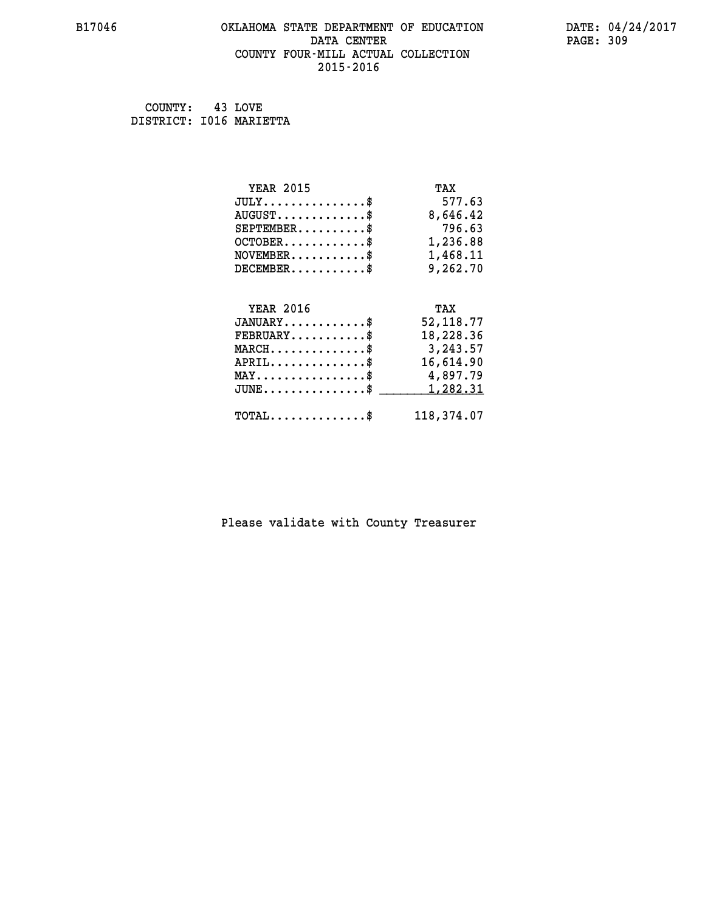# OKLAHOMA STATE DEPARTMENT OF EDUCATION
## DATA CENTER
## COUNTY FOUR-MILL ACTUAL COLLECTION
## 2015-2016

B17046

DATE: 04/24/2017

COUNTY: 43 LOVE
DISTRICT: I016 MARIETTA

| YEAR 2015 | TAX |
|---|---|
| JULY...............$ | 577.63 |
| AUGUST.............$ | 8,646.42 |
| SEPTEMBER..........$ | 796.63 |
| OCTOBER............$ | 1,236.88 |
| NOVEMBER...........$ | 1,468.11 |
| DECEMBER...........$ | 9,262.70 |

| YEAR 2016 | TAX |
|---|---|
| JANUARY............$ | 52,118.77 |
| FEBRUARY...........$ | 18,228.36 |
| MARCH..............$ | 3,243.57 |
| APRIL..............$ | 16,614.90 |
| MAY................$ | 4,897.79 |
| JUNE...............$ | 1,282.31 |
| TOTAL..............$ | 118,374.07 |

Please validate with County Treasurer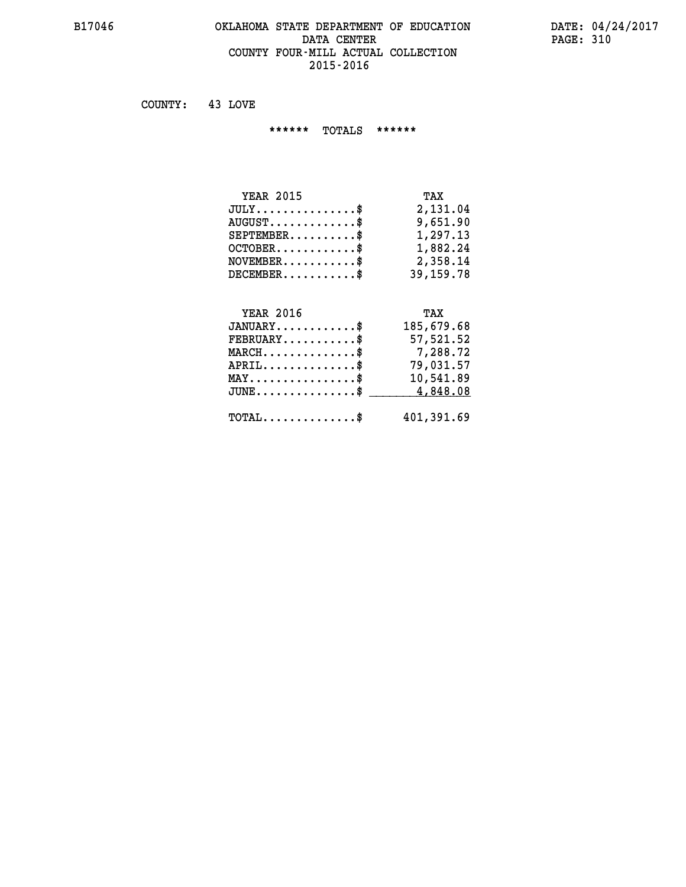# OKLAHOMA STATE DEPARTMENT OF EDUCATION
## DATA CENTER
## COUNTY FOUR-MILL ACTUAL COLLECTION
## 2015-2016

COUNTY: 43 LOVE

****** TOTALS ******

| YEAR 2015 | TAX |
|---|---|
| JULY...............$ | 2,131.04 |
| AUGUST.............$ | 9,651.90 |
| SEPTEMBER..........$ | 1,297.13 |
| OCTOBER............$ | 1,882.24 |
| NOVEMBER...........$ | 2,358.14 |
| DECEMBER...........$ | 39,159.78 |

| YEAR 2016 | TAX |
|---|---|
| JANUARY............$ | 185,679.68 |
| FEBRUARY...........$ | 57,521.52 |
| MARCH..............$ | 7,288.72 |
| APRIL..............$ | 79,031.57 |
| MAY................$ | 10,541.89 |
| JUNE...............$ | 4,848.08 |
| TOTAL..............$ | 401,391.69 |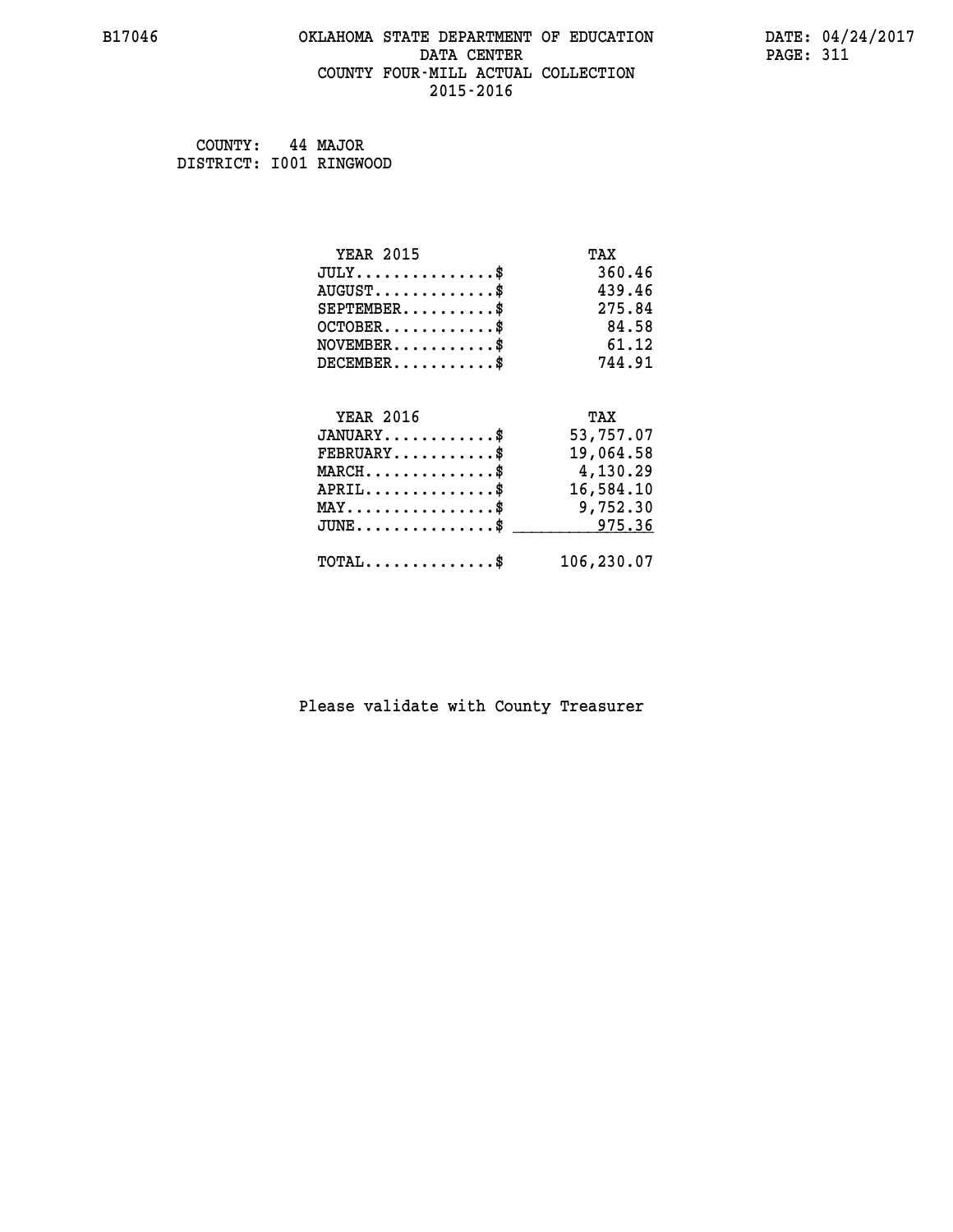B17046 OKLAHOMA STATE DEPARTMENT OF EDUCATION DATA CENTER COUNTY FOUR-MILL ACTUAL COLLECTION 2015-2016

DATE: 04/24/2017

COUNTY: 44 MAJOR
DISTRICT: I001 RINGWOOD

| YEAR 2015 | TAX |
|---|---|
| JULY...............$ | 360.46 |
| AUGUST.............$ | 439.46 |
| SEPTEMBER..........$ | 275.84 |
| OCTOBER............$ | 84.58 |
| NOVEMBER...........$ | 61.12 |
| DECEMBER...........$ | 744.91 |

| YEAR 2016 | TAX |
|---|---|
| JANUARY............$ | 53,757.07 |
| FEBRUARY...........$ | 19,064.58 |
| MARCH..............$ | 4,130.29 |
| APRIL..............$ | 16,584.10 |
| MAY................$ | 9,752.30 |
| JUNE...............$ | 975.36 |
| TOTAL..............$ | 106,230.07 |

Please validate with County Treasurer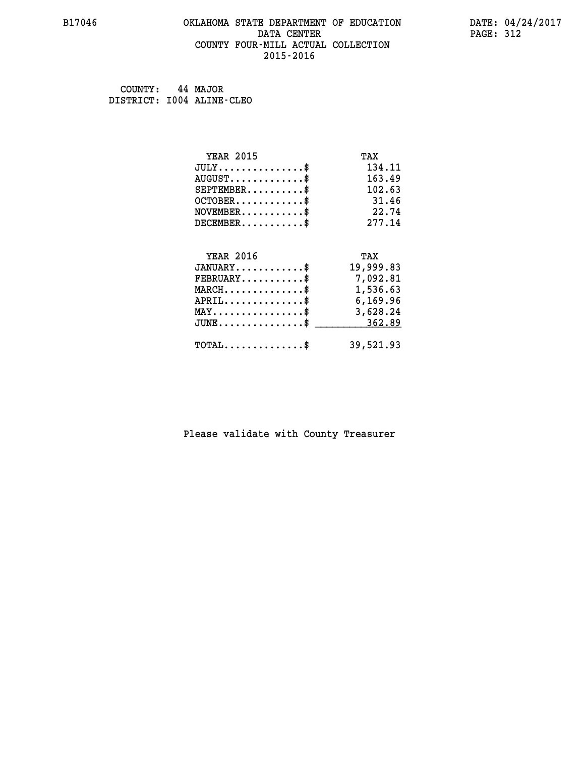B17046 OKLAHOMA STATE DEPARTMENT OF EDUCATION DATE: 04/24/2017
DATA CENTER PAGE: 312
COUNTY FOUR-MILL ACTUAL COLLECTION
2015-2016

COUNTY: 44 MAJOR
DISTRICT: I004 ALINE-CLEO

| YEAR 2015 | TAX |
|---|---|
| JULY...............$ | 134.11 |
| AUGUST.............$ | 163.49 |
| SEPTEMBER..........$ | 102.63 |
| OCTOBER............$ | 31.46 |
| NOVEMBER...........$ | 22.74 |
| DECEMBER...........$ | 277.14 |

| YEAR 2016 | TAX |
|---|---|
| JANUARY............$ | 19,999.83 |
| FEBRUARY...........$ | 7,092.81 |
| MARCH..............$ | 1,536.63 |
| APRIL..............$ | 6,169.96 |
| MAY................$ | 3,628.24 |
| JUNE...............$ | 362.89 |
| TOTAL..............$ | 39,521.93 |

Please validate with County Treasurer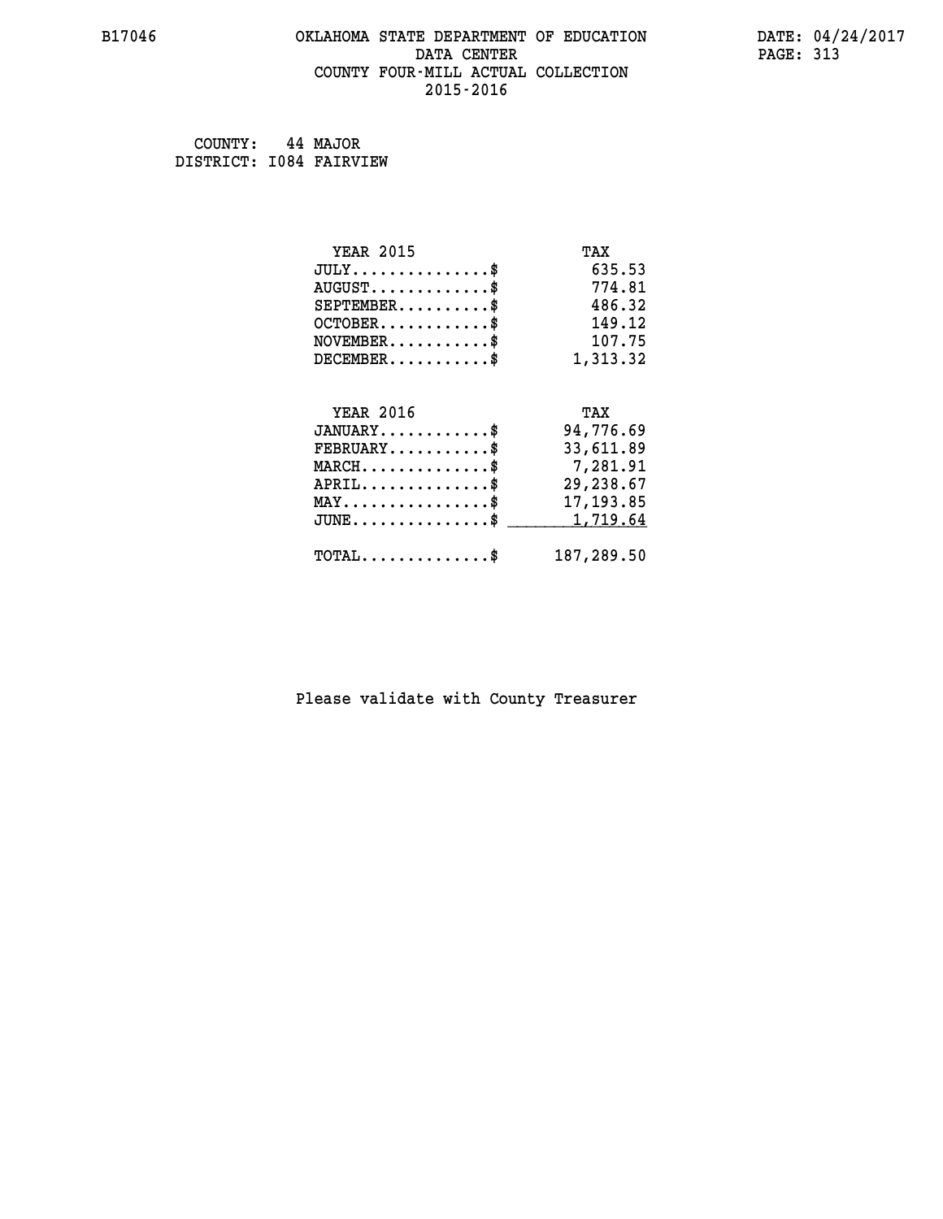B17046

# OKLAHOMA STATE DEPARTMENT OF EDUCATION
## DATA CENTER
## COUNTY FOUR-MILL ACTUAL COLLECTION
## 2015-2016

DATE: 04/24/2017

COUNTY: 44 MAJOR
DISTRICT: I084 FAIRVIEW

| YEAR 2015 | TAX |
|---|---|
| JULY..............$ | 635.53 |
| AUGUST............$ | 774.81 |
| SEPTEMBER.........$ | 486.32 |
| OCTOBER...........$ | 149.12 |
| NOVEMBER..........$ | 107.75 |
| DECEMBER..........$ | 1,313.32 |

| YEAR 2016 | TAX |
|---|---|
| JANUARY...........$ | 94,776.69 |
| FEBRUARY..........$ | 33,611.89 |
| MARCH.............$ | 7,281.91 |
| APRIL.............$ | 29,238.67 |
| MAY...............$ | 17,193.85 |
| JUNE..............$ | 1,719.64 |
| TOTAL.............$ | 187,289.50 |

Please validate with County Treasurer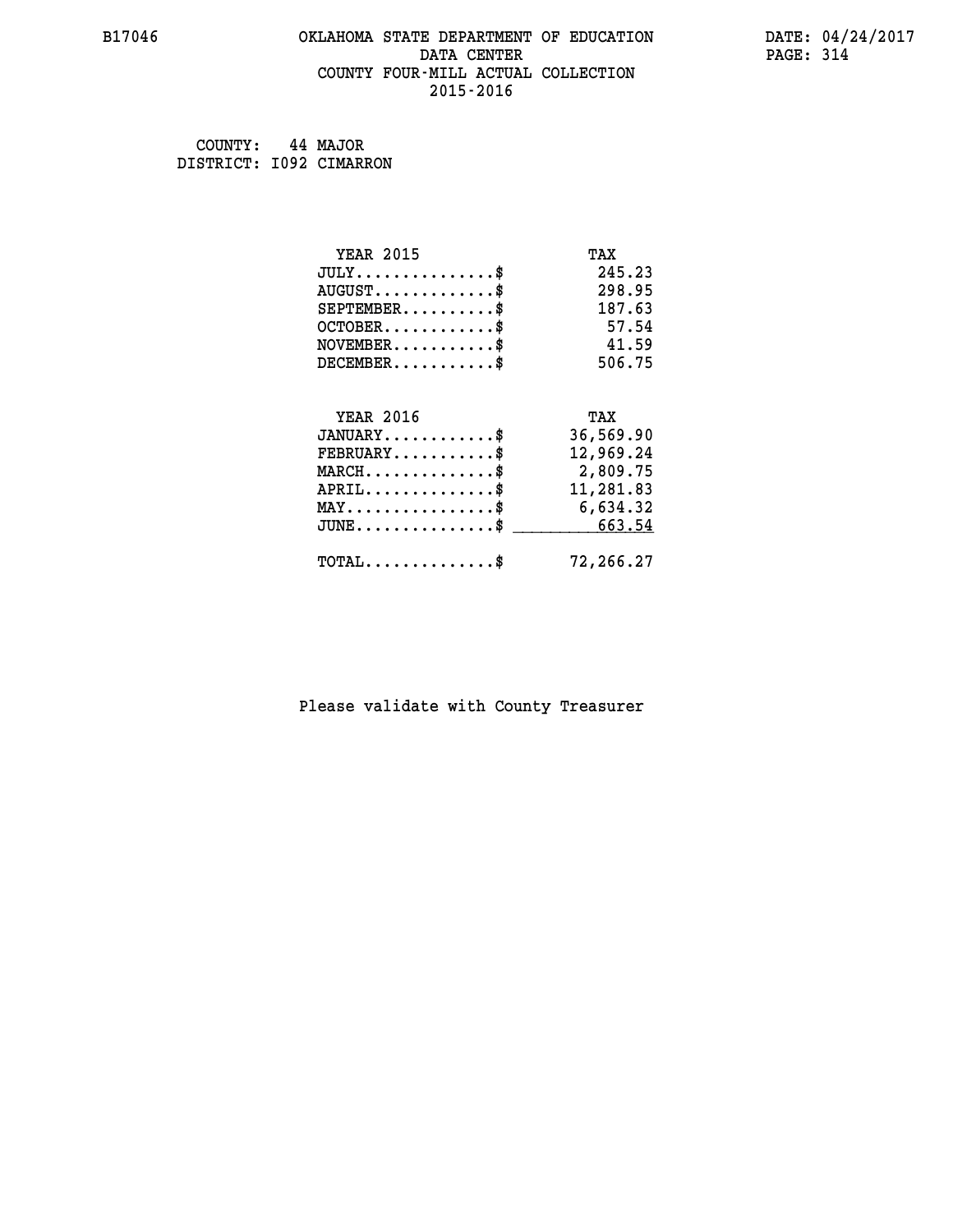# OKLAHOMA STATE DEPARTMENT OF EDUCATION
## DATA CENTER
## COUNTY FOUR-MILL ACTUAL COLLECTION
## 2015-2016

COUNTY: 44 MAJOR
DISTRICT: I092 CIMARRON

| YEAR 2015 | TAX |
|---|---|
| JULY...............$ | 245.23 |
| AUGUST.............$ | 298.95 |
| SEPTEMBER..........$ | 187.63 |
| OCTOBER............$ | 57.54 |
| NOVEMBER...........$ | 41.59 |
| DECEMBER...........$ | 506.75 |

| YEAR 2016 | TAX |
|---|---|
| JANUARY............$ | 36,569.90 |
| FEBRUARY...........$ | 12,969.24 |
| MARCH..............$ | 2,809.75 |
| APRIL..............$ | 11,281.83 |
| MAY................$ | 6,634.32 |
| JUNE...............$ | 663.54 |
| TOTAL..............$ | 72,266.27 |

Please validate with County Treasurer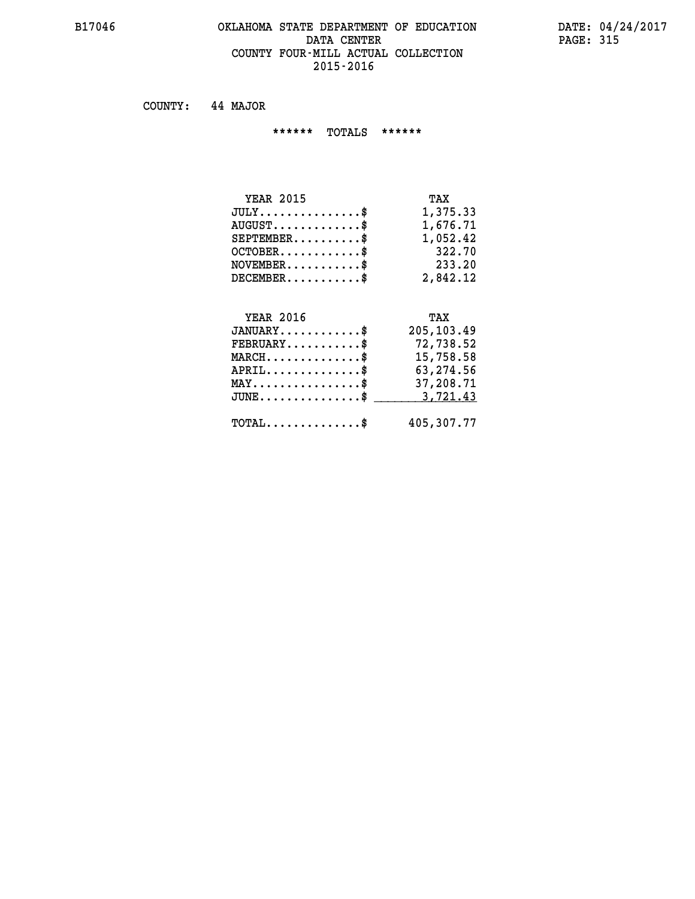OKLAHOMA STATE DEPARTMENT OF EDUCATION
DATA CENTER
COUNTY FOUR-MILL ACTUAL COLLECTION
2015-2016

COUNTY: 44 MAJOR

****** TOTALS ******

| YEAR 2015 | TAX |
|---|---|
| JULY...............$ | 1,375.33 |
| AUGUST.............$ | 1,676.71 |
| SEPTEMBER..........$ | 1,052.42 |
| OCTOBER............$ | 322.70 |
| NOVEMBER...........$ | 233.20 |
| DECEMBER...........$ | 2,842.12 |

| YEAR 2016 | TAX |
|---|---|
| JANUARY............$ | 205,103.49 |
| FEBRUARY...........$ | 72,738.52 |
| MARCH..............$ | 15,758.58 |
| APRIL..............$ | 63,274.56 |
| MAY................$ | 37,208.71 |
| JUNE...............$ | 3,721.43 |
| TOTAL..............$ | 405,307.77 |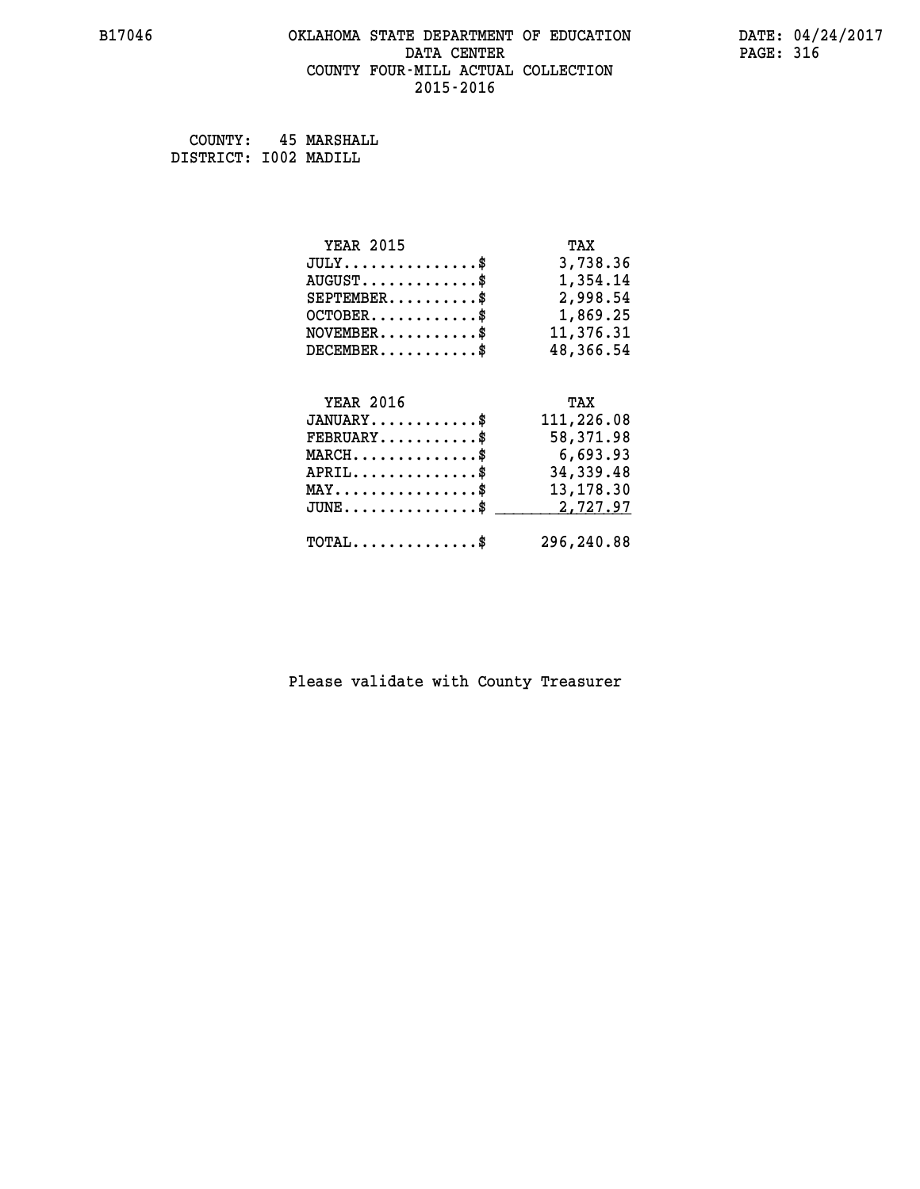B17046 OKLAHOMA STATE DEPARTMENT OF EDUCATION DATA CENTER COUNTY FOUR-MILL ACTUAL COLLECTION 2015-2016

DATE: 04/24/2017

COUNTY: 45 MARSHALL
DISTRICT: I002 MADILL

| YEAR 2015 | TAX |
|---|---|
| JULY...............$ | 3,738.36 |
| AUGUST.............$ | 1,354.14 |
| SEPTEMBER..........$ | 2,998.54 |
| OCTOBER............$ | 1,869.25 |
| NOVEMBER...........$ | 11,376.31 |
| DECEMBER...........$ | 48,366.54 |

| YEAR 2016 | TAX |
|---|---|
| JANUARY............$ | 111,226.08 |
| FEBRUARY...........$ | 58,371.98 |
| MARCH..............$ | 6,693.93 |
| APRIL..............$ | 34,339.48 |
| MAY................$ | 13,178.30 |
| JUNE...............$ | 2,727.97 |
| TOTAL..............$ | 296,240.88 |

Please validate with County Treasurer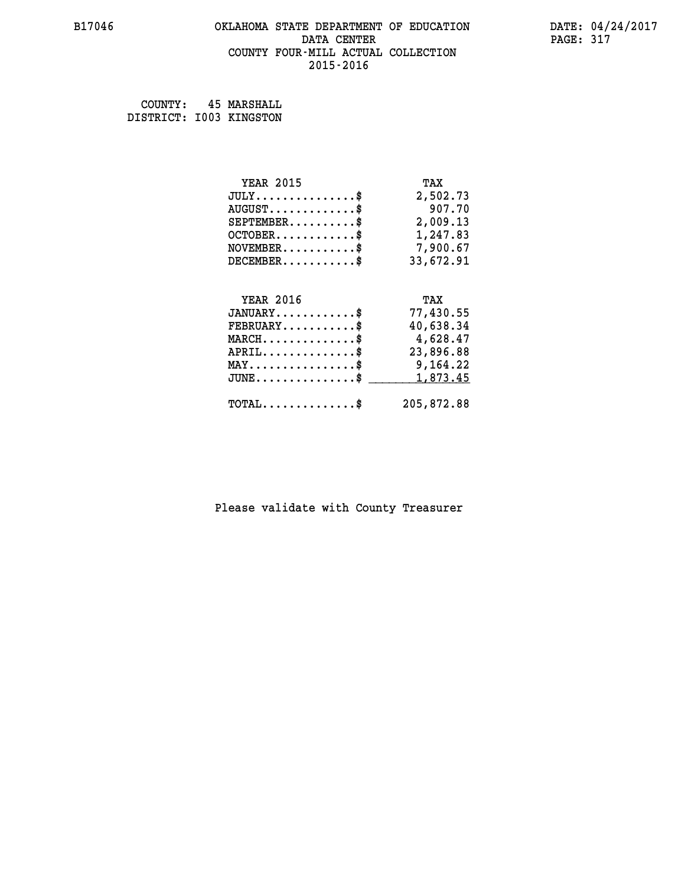B17046

# OKLAHOMA STATE DEPARTMENT OF EDUCATION
## DATA CENTER
## COUNTY FOUR-MILL ACTUAL COLLECTION
## 2015-2016

DATE: 04/24/2017

COUNTY: 45 MARSHALL
DISTRICT: I003 KINGSTON

| YEAR 2015 | TAX |
|---|---|
| JULY...............$ | 2,502.73 |
| AUGUST.............$ | 907.70 |
| SEPTEMBER..........$ | 2,009.13 |
| OCTOBER............$ | 1,247.83 |
| NOVEMBER...........$ | 7,900.67 |
| DECEMBER...........$ | 33,672.91 |

| YEAR 2016 | TAX |
|---|---|
| JANUARY............$ | 77,430.55 |
| FEBRUARY...........$ | 40,638.34 |
| MARCH..............$ | 4,628.47 |
| APRIL..............$ | 23,896.88 |
| MAY................$ | 9,164.22 |
| JUNE...............$ | 1,873.45 |
| TOTAL..............$ | 205,872.88 |

Please validate with County Treasurer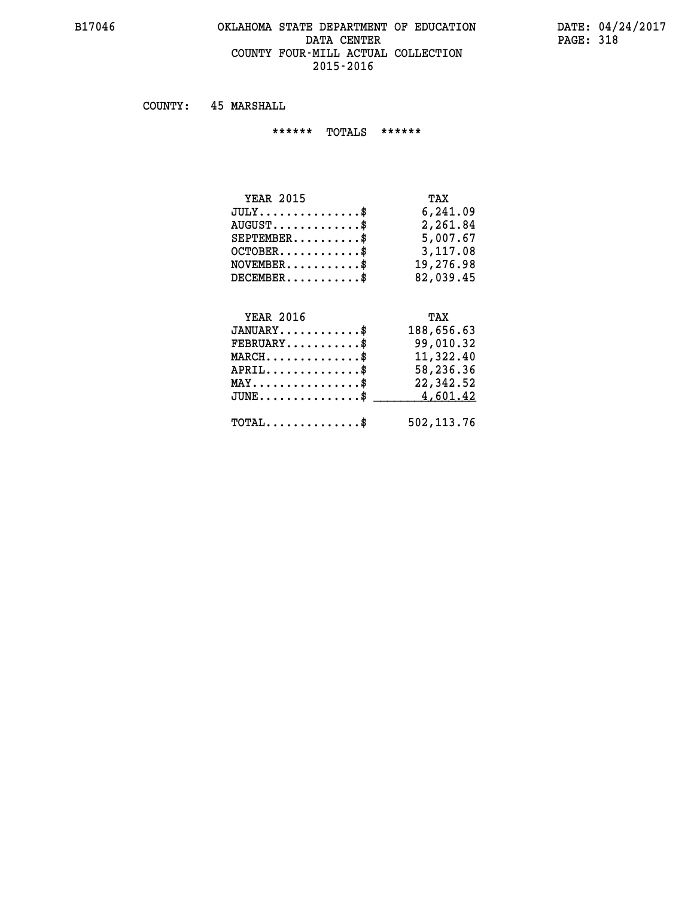B17046 OKLAHOMA STATE DEPARTMENT OF EDUCATION DATE: 04/24/2017
DATA CENTER
COUNTY FOUR-MILL ACTUAL COLLECTION
2015-2016

COUNTY: 45 MARSHALL

****** TOTALS ******

| YEAR 2015 | TAX |
|---|---|
| JULY...............$ | 6,241.09 |
| AUGUST.............$ | 2,261.84 |
| SEPTEMBER..........$ | 5,007.67 |
| OCTOBER............$ | 3,117.08 |
| NOVEMBER...........$ | 19,276.98 |
| DECEMBER...........$ | 82,039.45 |

| YEAR 2016 | TAX |
|---|---|
| JANUARY............$ | 188,656.63 |
| FEBRUARY...........$ | 99,010.32 |
| MARCH..............$ | 11,322.40 |
| APRIL..............$ | 58,236.36 |
| MAY................$ | 22,342.52 |
| JUNE...............$ | 4,601.42 |
| TOTAL..............$ | 502,113.76 |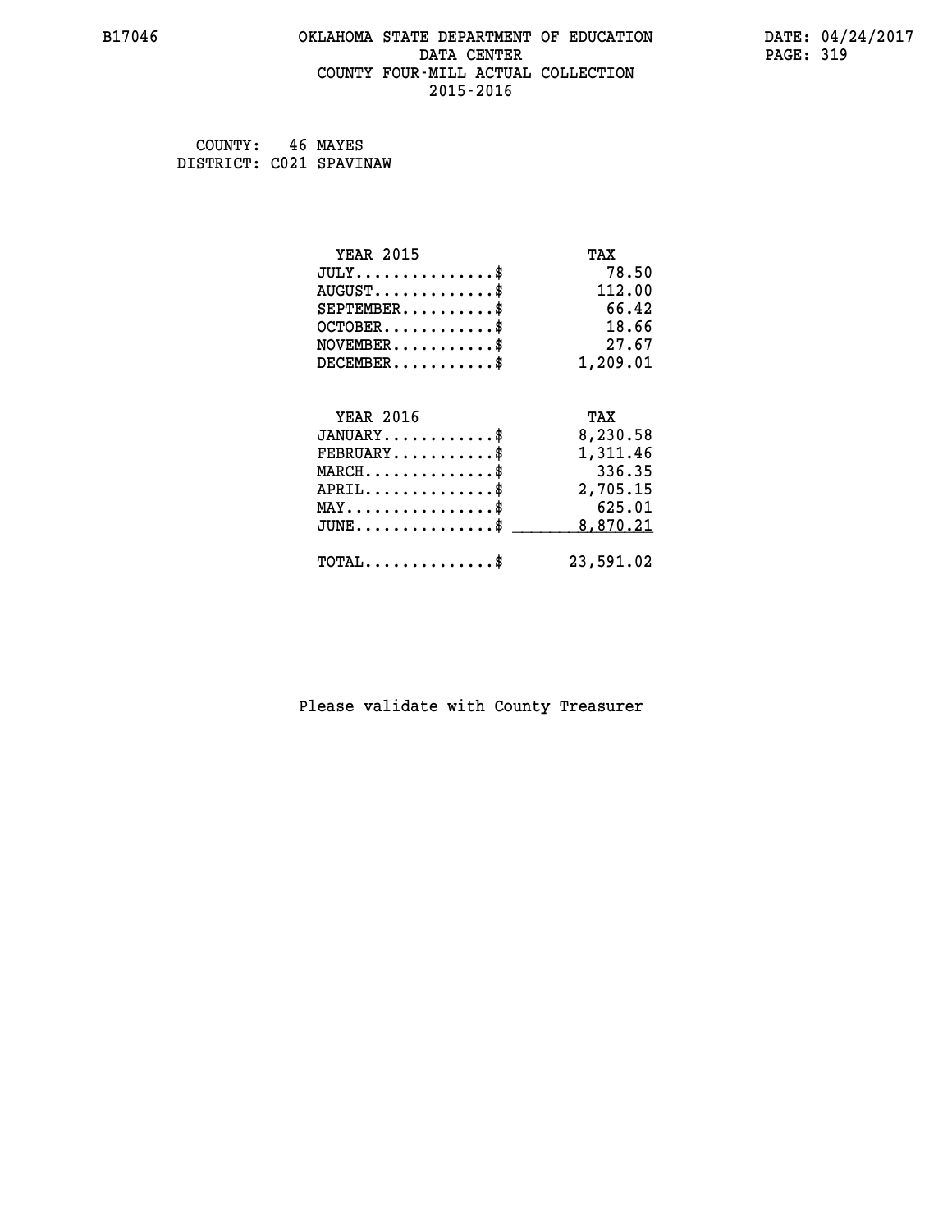B17046 OKLAHOMA STATE DEPARTMENT OF EDUCATION DATE: 04/24/2017

DATA CENTER

COUNTY FOUR-MILL ACTUAL COLLECTION

2015-2016

COUNTY: 46 MAYES

DISTRICT: C021 SPAVINAW

| YEAR 2015 | TAX |
|---|---|
| JULY..............$ | 78.50 |
| AUGUST............$ | 112.00 |
| SEPTEMBER.........$ | 66.42 |
| OCTOBER...........$ | 18.66 |
| NOVEMBER..........$ | 27.67 |
| DECEMBER..........$ | 1,209.01 |

| YEAR 2016 | TAX |
|---|---|
| JANUARY...........$ | 8,230.58 |
| FEBRUARY..........$ | 1,311.46 |
| MARCH.............$ | 336.35 |
| APRIL.............$ | 2,705.15 |
| MAY...............$ | 625.01 |
| JUNE..............$ | 8,870.21 |
| TOTAL.............$ | 23,591.02 |

Please validate with County Treasurer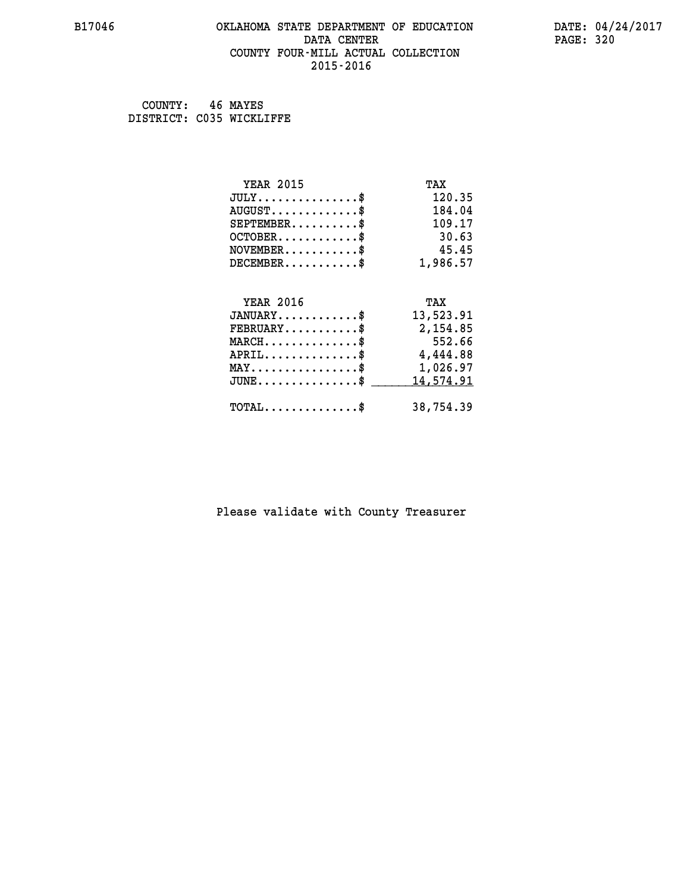B17046 OKLAHOMA STATE DEPARTMENT OF EDUCATION DATE: 04/24/2017
DATA CENTER
COUNTY FOUR-MILL ACTUAL COLLECTION
2015-2016

COUNTY: 46 MAYES
DISTRICT: C035 WICKLIFFE

| YEAR 2015 | TAX |
|---|---|
| JULY...............$ | 120.35 |
| AUGUST.............$ | 184.04 |
| SEPTEMBER..........$ | 109.17 |
| OCTOBER............$ | 30.63 |
| NOVEMBER...........$ | 45.45 |
| DECEMBER...........$ | 1,986.57 |

| YEAR 2016 | TAX |
|---|---|
| JANUARY............$ | 13,523.91 |
| FEBRUARY...........$ | 2,154.85 |
| MARCH..............$ | 552.66 |
| APRIL..............$ | 4,444.88 |
| MAY................$ | 1,026.97 |
| JUNE...............$ | 14,574.91 |
| TOTAL..............$ | 38,754.39 |

Please validate with County Treasurer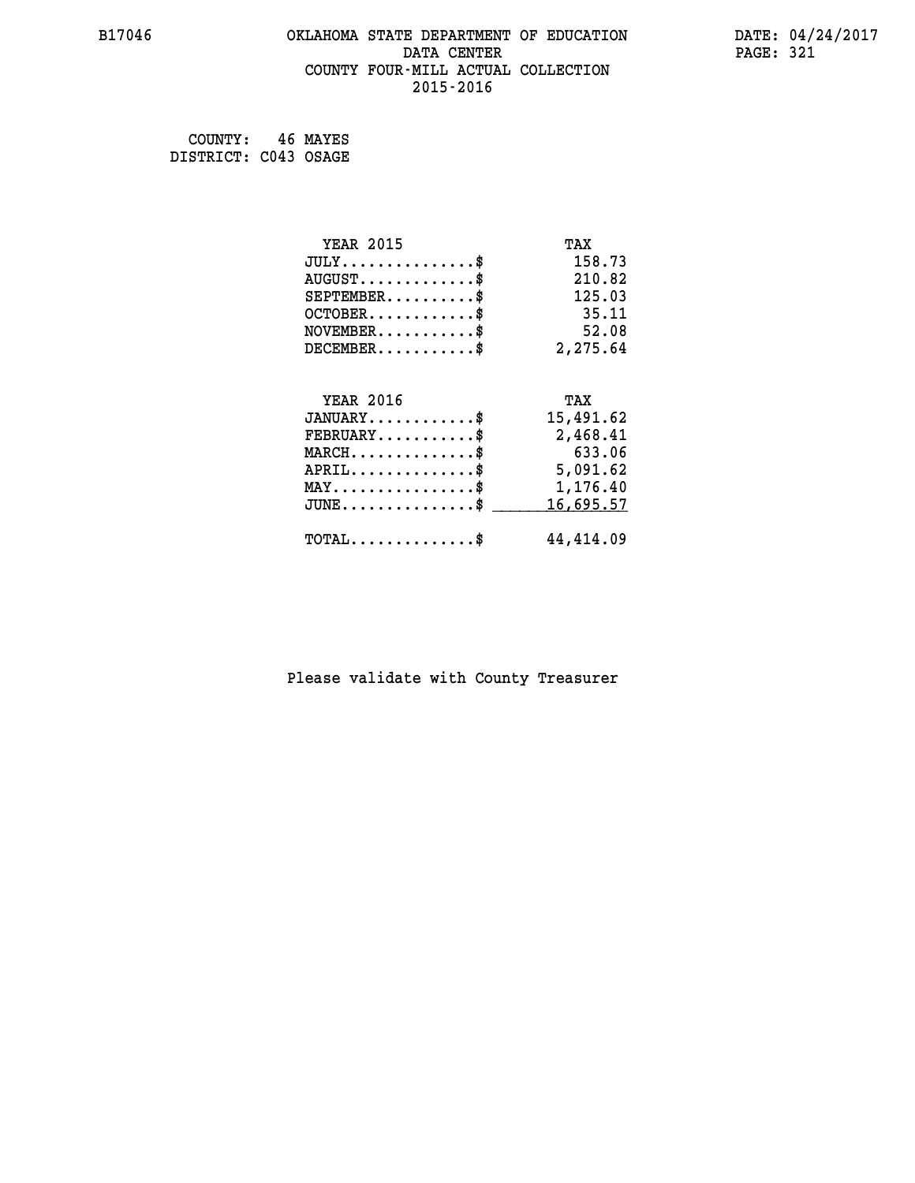B17046 OKLAHOMA STATE DEPARTMENT OF EDUCATION DATA CENTER COUNTY FOUR-MILL ACTUAL COLLECTION 2015-2016

DATE: 04/24/2017

COUNTY: 46 MAYES
DISTRICT: C043 OSAGE

| YEAR 2015 | TAX |
|---|---|
| JULY..............$ | 158.73 |
| AUGUST............$ | 210.82 |
| SEPTEMBER..........$ | 125.03 |
| OCTOBER...........$ | 35.11 |
| NOVEMBER..........$ | 52.08 |
| DECEMBER..........$ | 2,275.64 |

| YEAR 2016 | TAX |
|---|---|
| JANUARY...........$ | 15,491.62 |
| FEBRUARY..........$ | 2,468.41 |
| MARCH.............$ | 633.06 |
| APRIL.............$ | 5,091.62 |
| MAY...............$ | 1,176.40 |
| JUNE..............$ | 16,695.57 |
| TOTAL.............$ | 44,414.09 |

Please validate with County Treasurer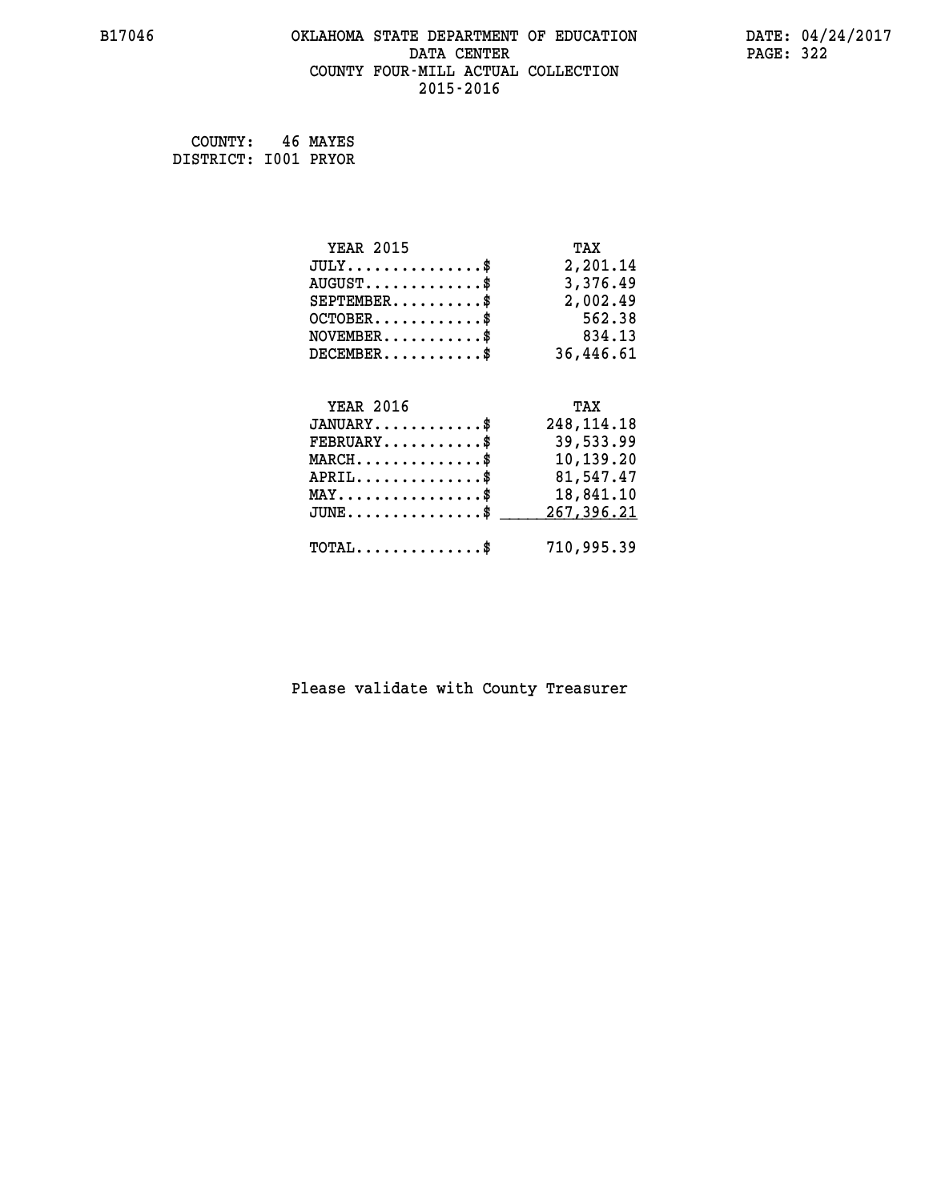B17046 OKLAHOMA STATE DEPARTMENT OF EDUCATION DATA CENTER COUNTY FOUR-MILL ACTUAL COLLECTION 2015-2016

DATE: 04/24/2017

COUNTY: 46 MAYES
DISTRICT: I001 PRYOR

| YEAR 2015 | TAX |
|---|---|
| JULY..............$ | 2,201.14 |
| AUGUST............$ | 3,376.49 |
| SEPTEMBER.........$ | 2,002.49 |
| OCTOBER...........$ | 562.38 |
| NOVEMBER..........$ | 834.13 |
| DECEMBER..........$ | 36,446.61 |

| YEAR 2016 | TAX |
|---|---|
| JANUARY...........$ | 248,114.18 |
| FEBRUARY..........$ | 39,533.99 |
| MARCH.............$ | 10,139.20 |
| APRIL.............$ | 81,547.47 |
| MAY...............$ | 18,841.10 |
| JUNE..............$ | 267,396.21 |
| TOTAL.............$ | 710,995.39 |

Please validate with County Treasurer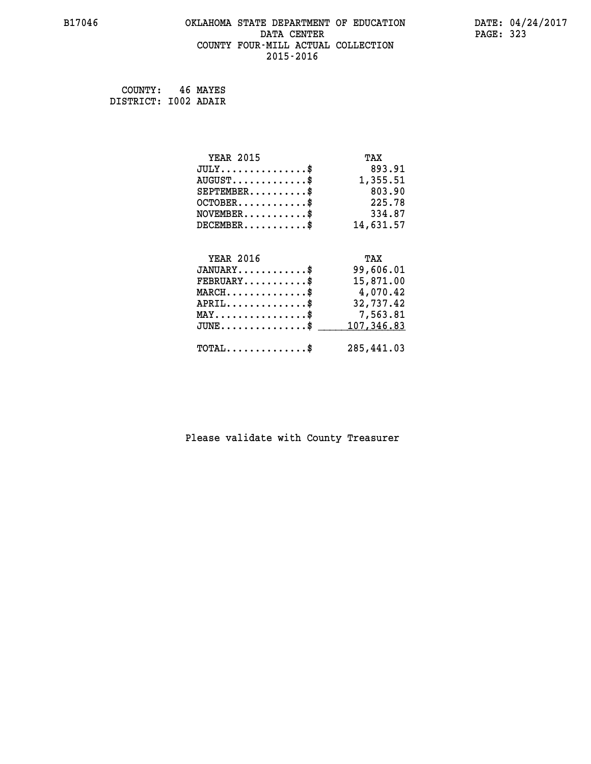OKLAHOMA STATE DEPARTMENT OF EDUCATION
DATA CENTER
COUNTY FOUR-MILL ACTUAL COLLECTION
2015-2016

COUNTY: 46 MAYES
DISTRICT: I002 ADAIR

| YEAR 2015 | TAX |
|---|---|
| JULY..............$ | 893.91 |
| AUGUST............$ | 1,355.51 |
| SEPTEMBER.........$ | 803.90 |
| OCTOBER...........$ | 225.78 |
| NOVEMBER..........$ | 334.87 |
| DECEMBER..........$ | 14,631.57 |

| YEAR 2016 | TAX |
|---|---|
| JANUARY...........$ | 99,606.01 |
| FEBRUARY..........$ | 15,871.00 |
| MARCH.............$ | 4,070.42 |
| APRIL.............$ | 32,737.42 |
| MAY...............$ | 7,563.81 |
| JUNE..............$ | 107,346.83 |
| TOTAL.............$ | 285,441.03 |

Please validate with County Treasurer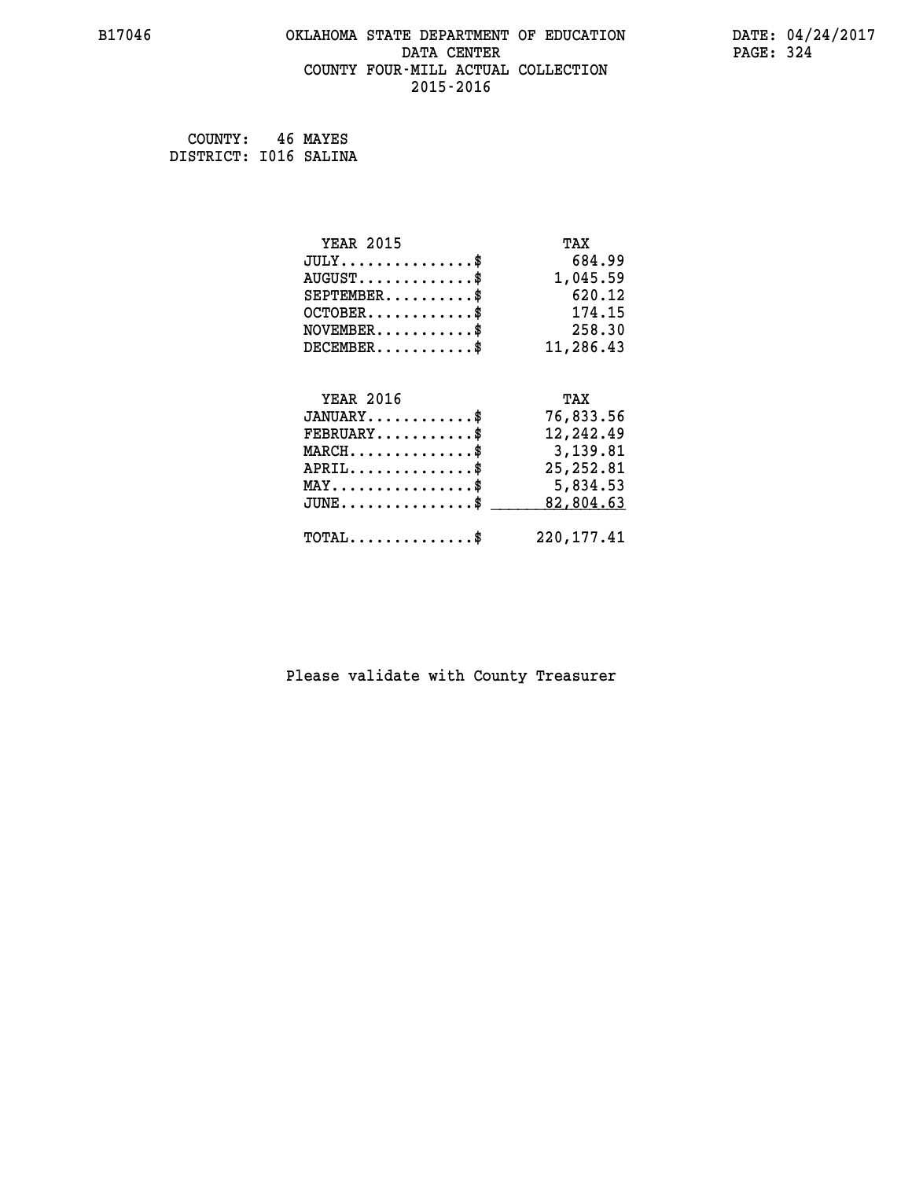B17046 OKLAHOMA STATE DEPARTMENT OF EDUCATION DATA CENTER COUNTY FOUR-MILL ACTUAL COLLECTION 2015-2016

DATE: 04/24/2017

COUNTY: 46 MAYES
DISTRICT: I016 SALINA

| YEAR 2015 | TAX |
|---|---|
| JULY...............$ | 684.99 |
| AUGUST.............$ | 1,045.59 |
| SEPTEMBER..........$ | 620.12 |
| OCTOBER............$ | 174.15 |
| NOVEMBER...........$ | 258.30 |
| DECEMBER...........$ | 11,286.43 |

| YEAR 2016 | TAX |
|---|---|
| JANUARY............$ | 76,833.56 |
| FEBRUARY...........$ | 12,242.49 |
| MARCH..............$ | 3,139.81 |
| APRIL..............$ | 25,252.81 |
| MAY................$ | 5,834.53 |
| JUNE...............$ | 82,804.63 |
| TOTAL..............$ | 220,177.41 |

Please validate with County Treasurer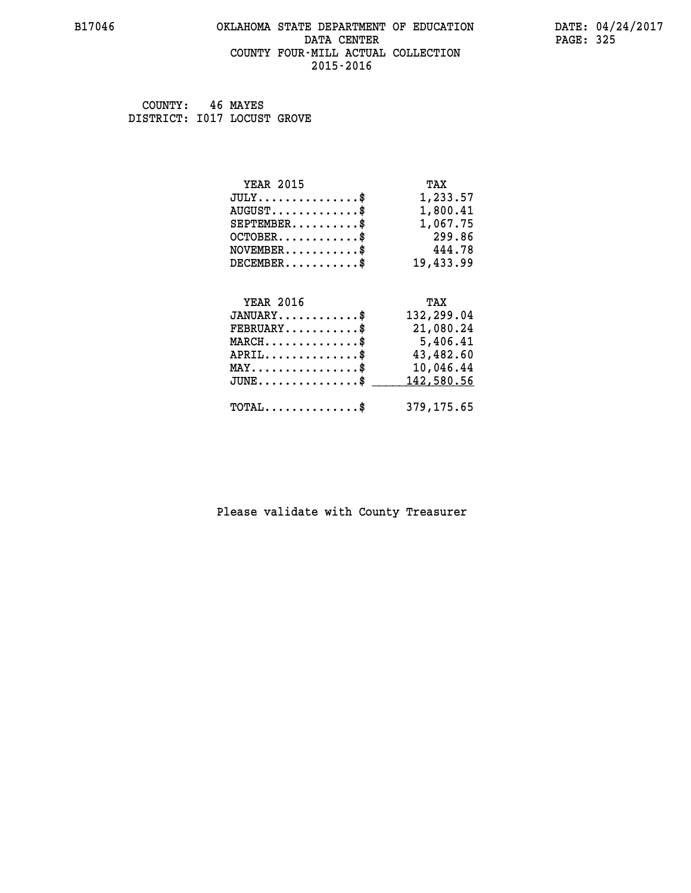B17046 OKLAHOMA STATE DEPARTMENT OF EDUCATION DATA CENTER COUNTY FOUR-MILL ACTUAL COLLECTION 2015-2016

DATE: 04/24/2017

COUNTY: 46 MAYES
DISTRICT: I017 LOCUST GROVE

| YEAR 2015 | TAX |
|---|---|
| JULY..............$ | 1,233.57 |
| AUGUST............$ | 1,800.41 |
| SEPTEMBER..........$ | 1,067.75 |
| OCTOBER...........$ | 299.86 |
| NOVEMBER...........$ | 444.78 |
| DECEMBER...........$ | 19,433.99 |

| YEAR 2016 | TAX |
|---|---|
| JANUARY............$ | 132,299.04 |
| FEBRUARY...........$ | 21,080.24 |
| MARCH..............$ | 5,406.41 |
| APRIL..............$ | 43,482.60 |
| MAY................$ | 10,046.44 |
| JUNE...............$ | 142,580.56 |
| TOTAL..............$ | 379,175.65 |

Please validate with County Treasurer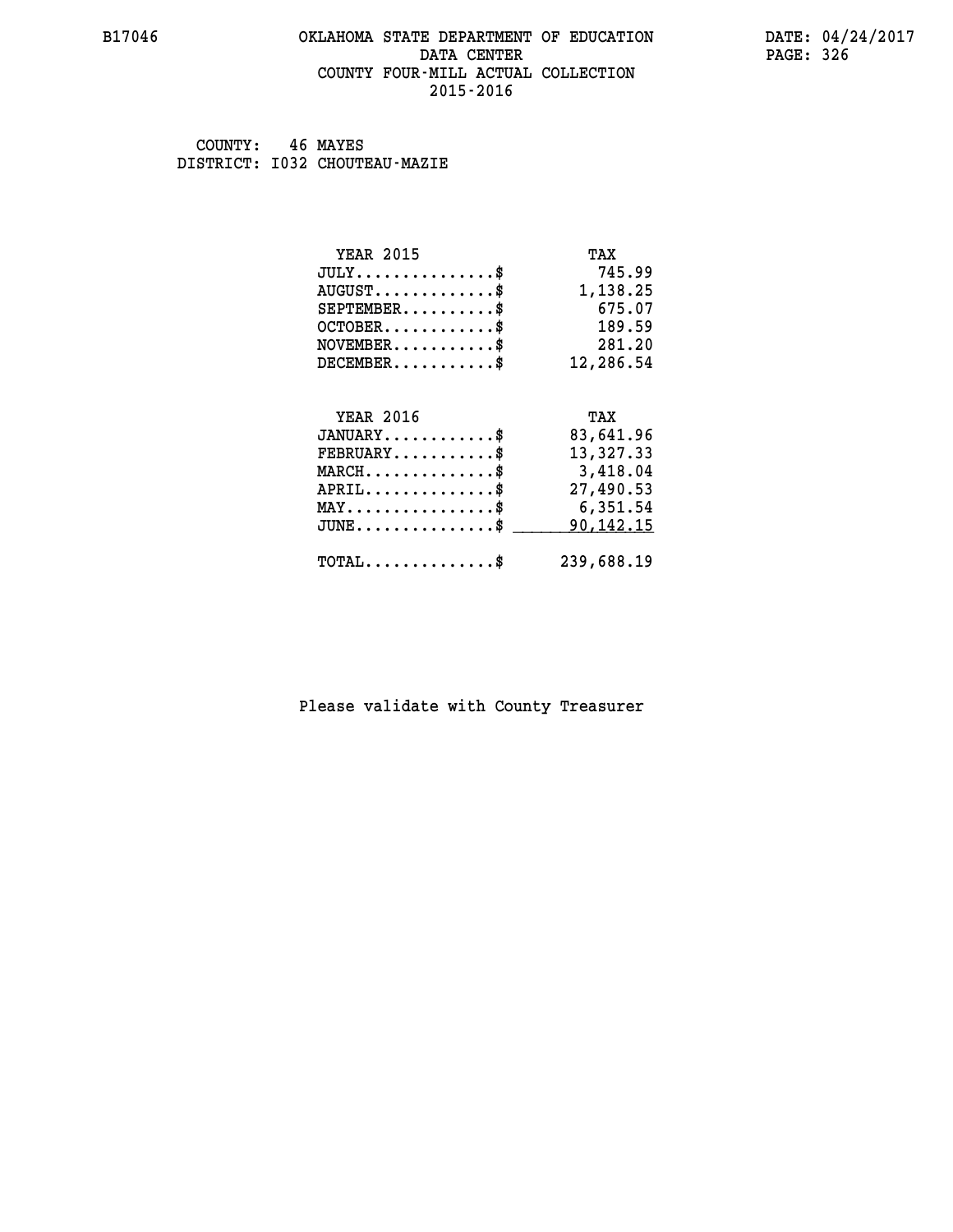COUNTY: 46 MAYES
DISTRICT: I032 CHOUTEAU-MAZIE

| YEAR 2015 | TAX |
|---|---|
| JULY..............$ | 745.99 |
| AUGUST.............$ | 1,138.25 |
| SEPTEMBER..........$ | 675.07 |
| OCTOBER............$ | 189.59 |
| NOVEMBER...........$ | 281.20 |
| DECEMBER...........$ | 12,286.54 |

| YEAR 2016 | TAX |
|---|---|
| JANUARY............$ | 83,641.96 |
| FEBRUARY...........$ | 13,327.33 |
| MARCH..............$ | 3,418.04 |
| APRIL..............$ | 27,490.53 |
| MAY................$ | 6,351.54 |
| JUNE...............$ | 90,142.15 |
| TOTAL..............$ | 239,688.19 |

Please validate with County Treasurer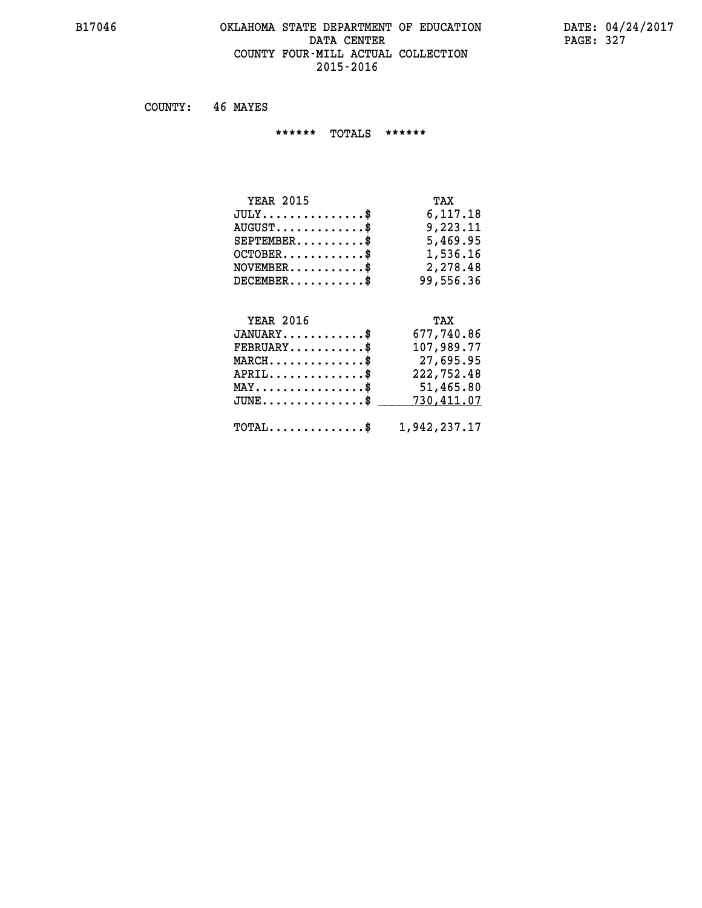B17046

# OKLAHOMA STATE DEPARTMENT OF EDUCATION
## DATA CENTER
## COUNTY FOUR-MILL ACTUAL COLLECTION
## 2015-2016

DATE: 04/24/2017

COUNTY: 46 MAYES

****** TOTALS ******

| YEAR 2015 | TAX |
|---|---|
| JULY...............$ | 6,117.18 |
| AUGUST.............$ | 9,223.11 |
| SEPTEMBER..........$ | 5,469.95 |
| OCTOBER............$ | 1,536.16 |
| NOVEMBER...........$ | 2,278.48 |
| DECEMBER...........$ | 99,556.36 |

| YEAR 2016 | TAX |
|---|---|
| JANUARY............$ | 677,740.86 |
| FEBRUARY...........$ | 107,989.77 |
| MARCH..............$ | 27,695.95 |
| APRIL..............$ | 222,752.48 |
| MAY................$ | 51,465.80 |
| JUNE...............$ | 730,411.07 |
| TOTAL..............$ | 1,942,237.17 |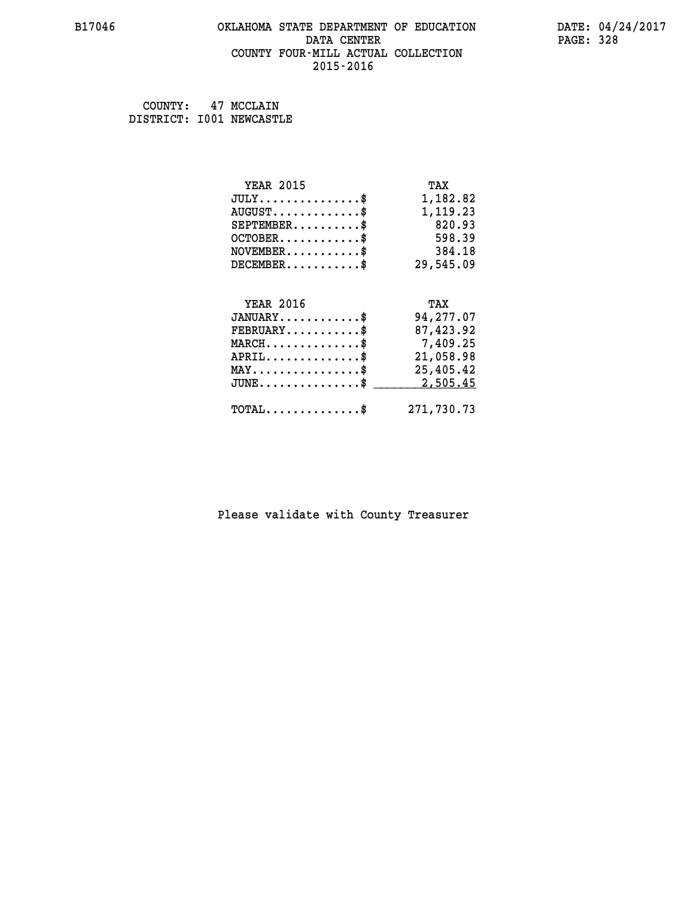B17046

# OKLAHOMA STATE DEPARTMENT OF EDUCATION
## DATA CENTER
## COUNTY FOUR-MILL ACTUAL COLLECTION
## 2015-2016

DATE: 04/24/2017

COUNTY: 47 MCCLAIN
DISTRICT: I001 NEWCASTLE

| YEAR 2015 | TAX |
|---|---|
| JULY..............$ | 1,182.82 |
| AUGUST............$ | 1,119.23 |
| SEPTEMBER.........$ | 820.93 |
| OCTOBER...........$ | 598.39 |
| NOVEMBER..........$ | 384.18 |
| DECEMBER..........$ | 29,545.09 |

| YEAR 2016 | TAX |
|---|---|
| JANUARY...........$ | 94,277.07 |
| FEBRUARY..........$ | 87,423.92 |
| MARCH.............$ | 7,409.25 |
| APRIL.............$ | 21,058.98 |
| MAY...............$ | 25,405.42 |
| JUNE..............$ | 2,505.45 |
| TOTAL.............$ | 271,730.73 |

Please validate with County Treasurer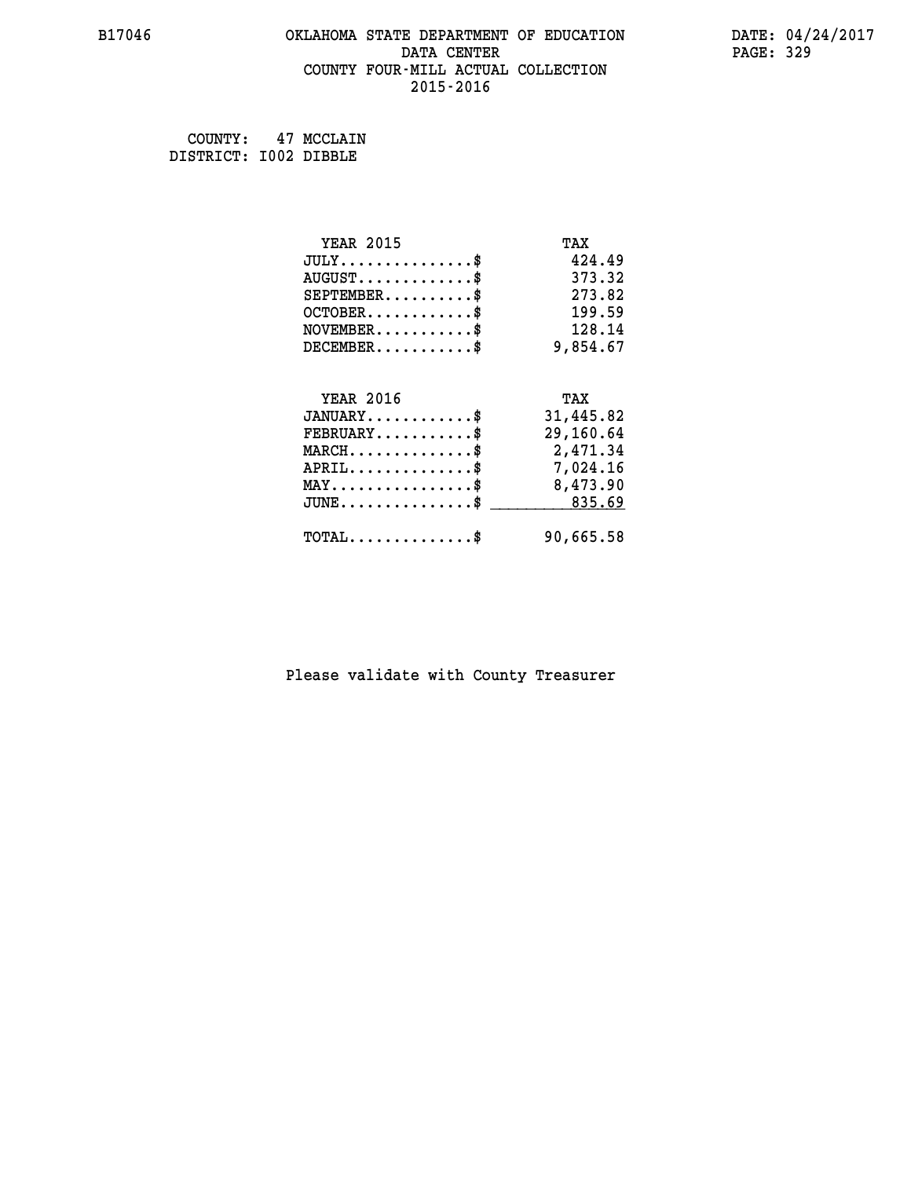B17046 OKLAHOMA STATE DEPARTMENT OF EDUCATION DATE: 04/24/2017
DATA CENTER PAGE: 329
COUNTY FOUR-MILL ACTUAL COLLECTION
2015-2016

COUNTY: 47 MCCLAIN
DISTRICT: I002 DIBBLE

| YEAR 2015 | TAX |
|---|---|
| JULY...............$ | 424.49 |
| AUGUST.............$ | 373.32 |
| SEPTEMBER..........$ | 273.82 |
| OCTOBER............$ | 199.59 |
| NOVEMBER...........$ | 128.14 |
| DECEMBER...........$ | 9,854.67 |

| YEAR 2016 | TAX |
|---|---|
| JANUARY............$ | 31,445.82 |
| FEBRUARY...........$ | 29,160.64 |
| MARCH..............$ | 2,471.34 |
| APRIL..............$ | 7,024.16 |
| MAY................$ | 8,473.90 |
| JUNE...............$ | 835.69 |
| TOTAL..............$ | 90,665.58 |

Please validate with County Treasurer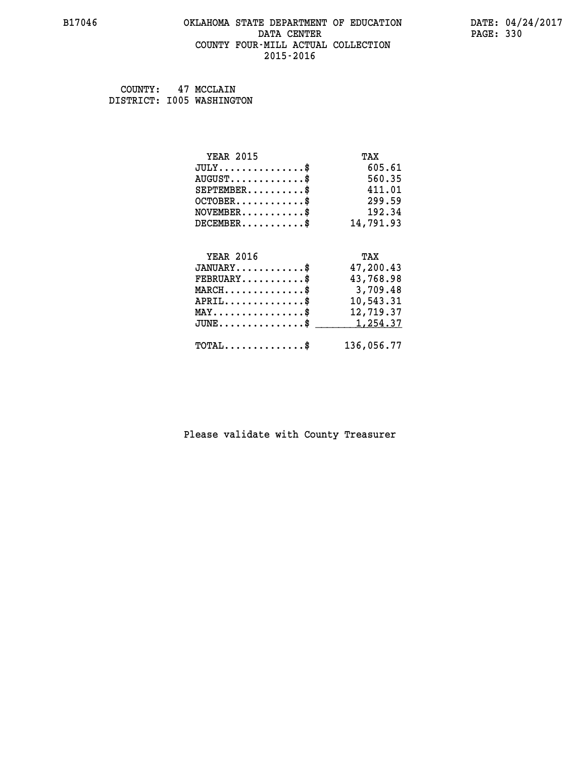B17046 OKLAHOMA STATE DEPARTMENT OF EDUCATION DATA CENTER COUNTY FOUR-MILL ACTUAL COLLECTION 2015-2016

DATE: 04/24/2017

COUNTY: 47 MCCLAIN
DISTRICT: I005 WASHINGTON

| YEAR 2015 | TAX |
|---|---|
| JULY...............$ | 605.61 |
| AUGUST.............$ | 560.35 |
| SEPTEMBER..........$ | 411.01 |
| OCTOBER............$ | 299.59 |
| NOVEMBER...........$ | 192.34 |
| DECEMBER...........$ | 14,791.93 |

| YEAR 2016 | TAX |
|---|---|
| JANUARY............$ | 47,200.43 |
| FEBRUARY...........$ | 43,768.98 |
| MARCH..............$ | 3,709.48 |
| APRIL..............$ | 10,543.31 |
| MAY................$ | 12,719.37 |
| JUNE...............$ | 1,254.37 |
| TOTAL..............$ | 136,056.77 |

Please validate with County Treasurer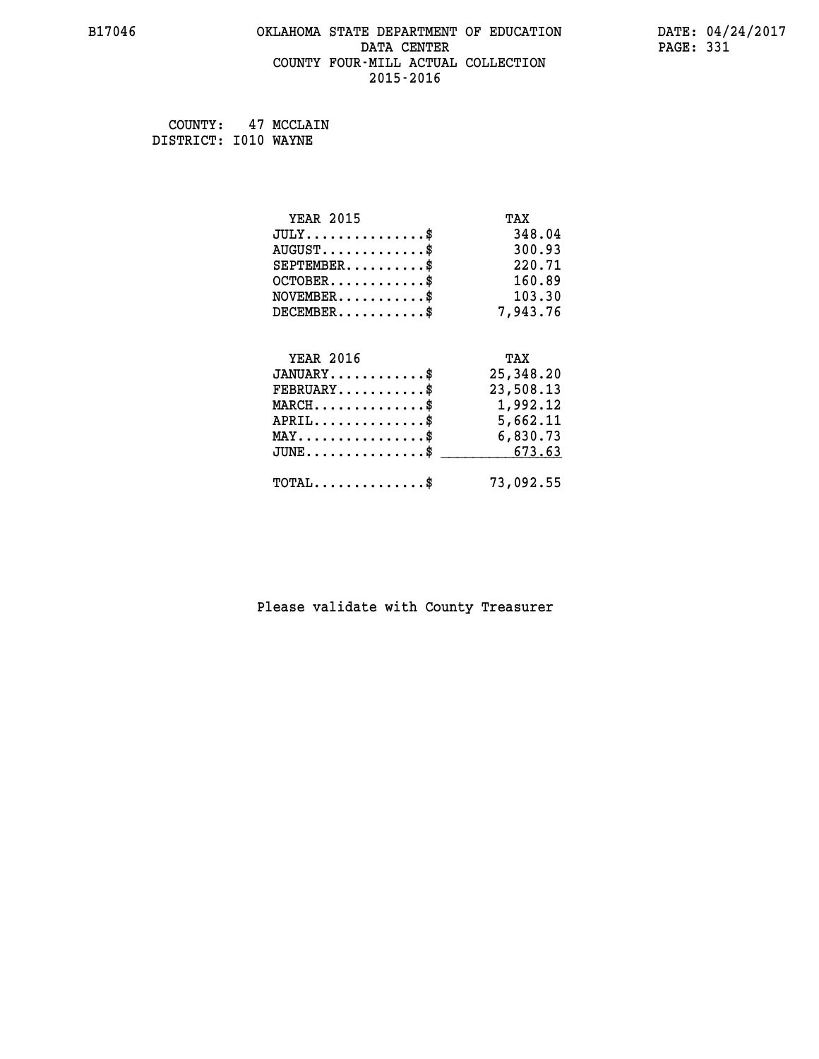B17046 OKLAHOMA STATE DEPARTMENT OF EDUCATION DATA CENTER COUNTY FOUR-MILL ACTUAL COLLECTION 2015-2016

DATE: 04/24/2017

COUNTY: 47 MCCLAIN
DISTRICT: I010 WAYNE

| YEAR 2015 | TAX |
|---|---|
| JULY...............$ | 348.04 |
| AUGUST.............$ | 300.93 |
| SEPTEMBER..........$ | 220.71 |
| OCTOBER............$ | 160.89 |
| NOVEMBER...........$ | 103.30 |
| DECEMBER...........$ | 7,943.76 |

| YEAR 2016 | TAX |
|---|---|
| JANUARY............$ | 25,348.20 |
| FEBRUARY...........$ | 23,508.13 |
| MARCH..............$ | 1,992.12 |
| APRIL..............$ | 5,662.11 |
| MAY................$ | 6,830.73 |
| JUNE...............$ | 673.63 |
| TOTAL..............$ | 73,092.55 |

Please validate with County Treasurer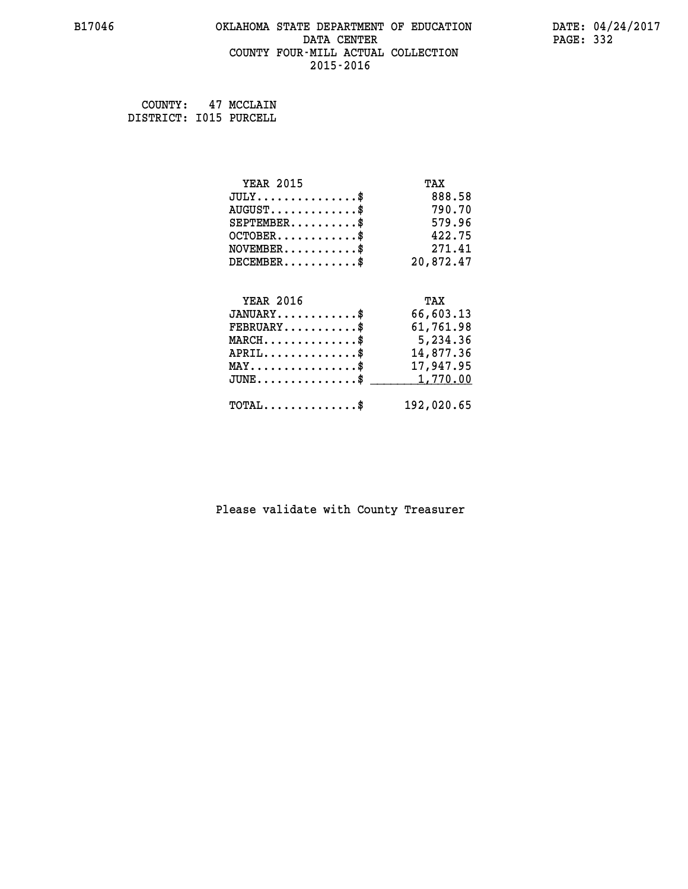B17046 OKLAHOMA STATE DEPARTMENT OF EDUCATION DATA CENTER COUNTY FOUR-MILL ACTUAL COLLECTION 2015-2016

DATE: 04/24/2017

COUNTY: 47 MCCLAIN
DISTRICT: I015 PURCELL

| YEAR 2015 | TAX |
|---|---|
| JULY..............$ | 888.58 |
| AUGUST............$ | 790.70 |
| SEPTEMBER.........$ | 579.96 |
| OCTOBER...........$ | 422.75 |
| NOVEMBER..........$ | 271.41 |
| DECEMBER..........$ | 20,872.47 |

| YEAR 2016 | TAX |
|---|---|
| JANUARY...........$ | 66,603.13 |
| FEBRUARY..........$ | 61,761.98 |
| MARCH.............$ | 5,234.36 |
| APRIL.............$ | 14,877.36 |
| MAY...............$ | 17,947.95 |
| JUNE..............$ | 1,770.00 |
| TOTAL.............$ | 192,020.65 |

Please validate with County Treasurer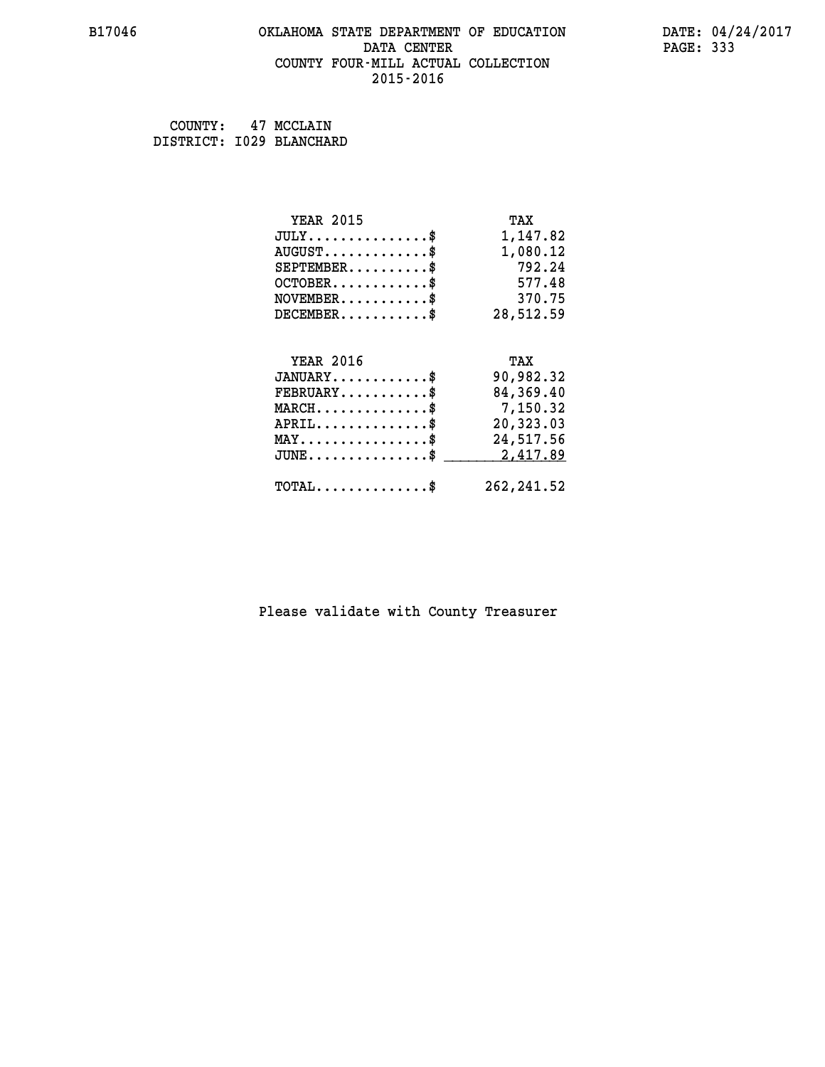B17046 OKLAHOMA STATE DEPARTMENT OF EDUCATION DATA CENTER COUNTY FOUR-MILL ACTUAL COLLECTION 2015-2016

DATE: 04/24/2017

COUNTY: 47 MCCLAIN
DISTRICT: I029 BLANCHARD

| YEAR 2015 | TAX |
|---|---|
| JULY..............$ | 1,147.82 |
| AUGUST............$ | 1,080.12 |
| SEPTEMBER.........$ | 792.24 |
| OCTOBER...........$ | 577.48 |
| NOVEMBER..........$ | 370.75 |
| DECEMBER..........$ | 28,512.59 |

| YEAR 2016 | TAX |
|---|---|
| JANUARY...........$ | 90,982.32 |
| FEBRUARY..........$ | 84,369.40 |
| MARCH.............$ | 7,150.32 |
| APRIL.............$ | 20,323.03 |
| MAY...............$ | 24,517.56 |
| JUNE..............$ | 2,417.89 |
| TOTAL.............$ | 262,241.52 |

Please validate with County Treasurer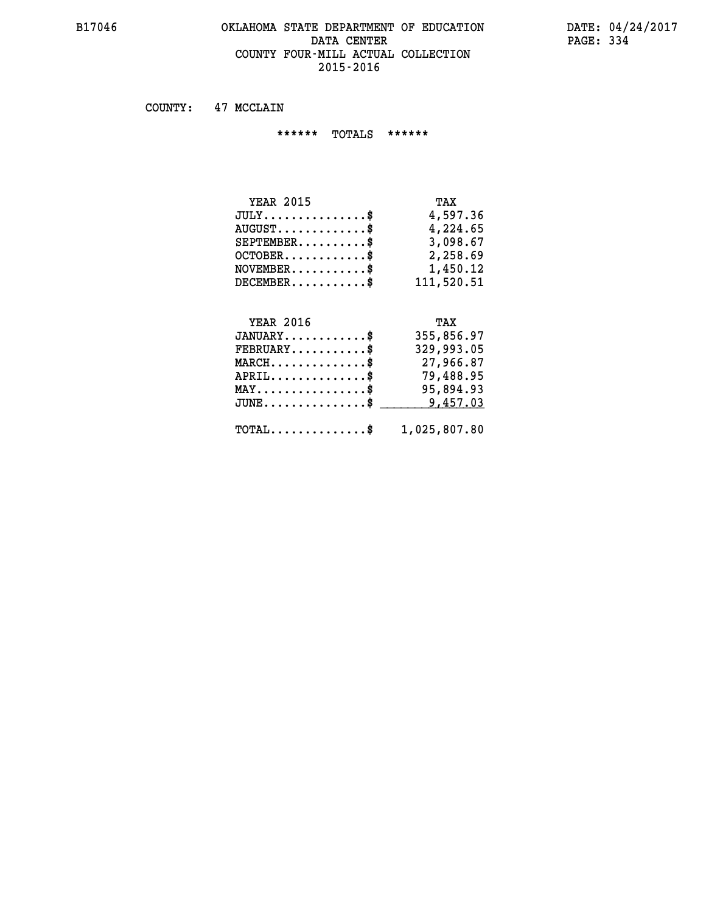# OKLAHOMA STATE DEPARTMENT OF EDUCATION
## DATA CENTER
## COUNTY FOUR-MILL ACTUAL COLLECTION
## 2015-2016

B17046 DATE: 04/24/2017

COUNTY: 47 MCCLAIN

****** TOTALS ******

| YEAR 2015 | TAX |
|---|---|
| JULY...............$ | 4,597.36 |
| AUGUST.............$ | 4,224.65 |
| SEPTEMBER..........$ | 3,098.67 |
| OCTOBER............$ | 2,258.69 |
| NOVEMBER...........$ | 1,450.12 |
| DECEMBER...........$ | 111,520.51 |

| YEAR 2016 | TAX |
|---|---|
| JANUARY............$ | 355,856.97 |
| FEBRUARY...........$ | 329,993.05 |
| MARCH..............$ | 27,966.87 |
| APRIL..............$ | 79,488.95 |
| MAY................$ | 95,894.93 |
| JUNE...............$ | 9,457.03 |
| TOTAL..............$ | 1,025,807.80 |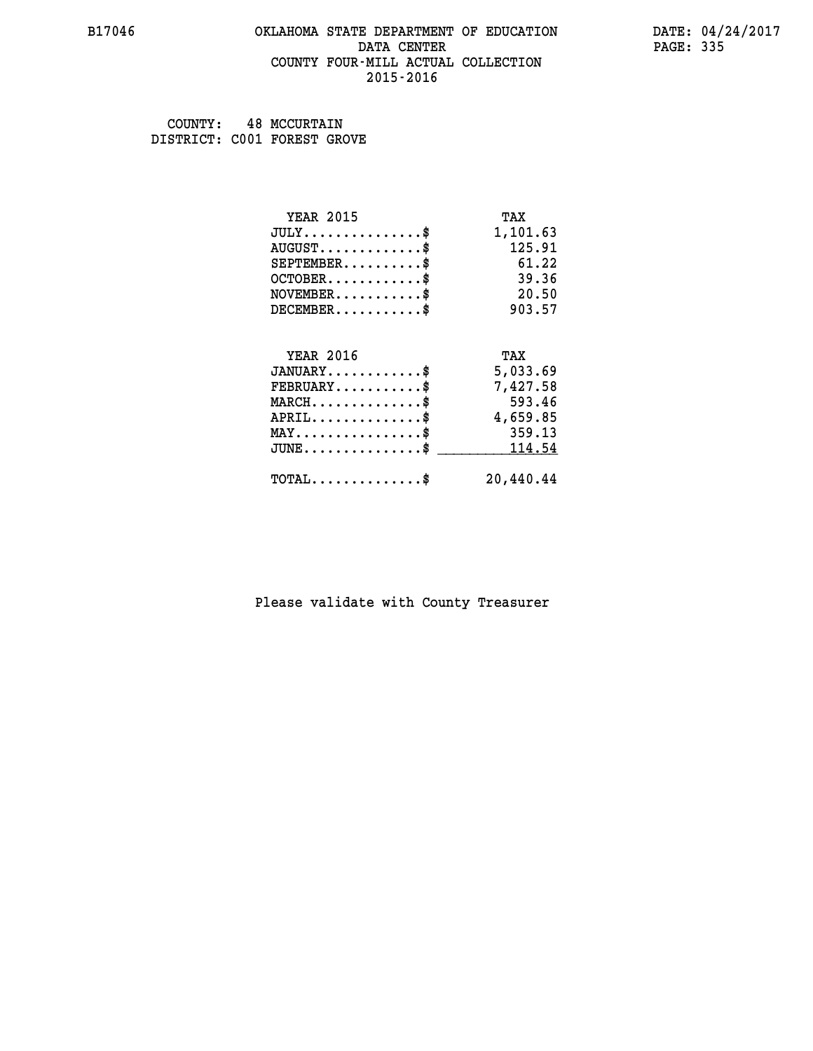B17046 OKLAHOMA STATE DEPARTMENT OF EDUCATION DATA CENTER COUNTY FOUR-MILL ACTUAL COLLECTION 2015-2016

DATE: 04/24/2017

COUNTY: 48 MCCURTAIN
DISTRICT: C001 FOREST GROVE

| YEAR 2015 | TAX |
|---|---|
| JULY...............$ | 1,101.63 |
| AUGUST.............$ | 125.91 |
| SEPTEMBER..........$ | 61.22 |
| OCTOBER............$ | 39.36 |
| NOVEMBER...........$ | 20.50 |
| DECEMBER...........$ | 903.57 |

| YEAR 2016 | TAX |
|---|---|
| JANUARY............$ | 5,033.69 |
| FEBRUARY...........$ | 7,427.58 |
| MARCH..............$ | 593.46 |
| APRIL..............$ | 4,659.85 |
| MAY................$ | 359.13 |
| JUNE...............$ | 114.54 |
| TOTAL..............$ | 20,440.44 |

Please validate with County Treasurer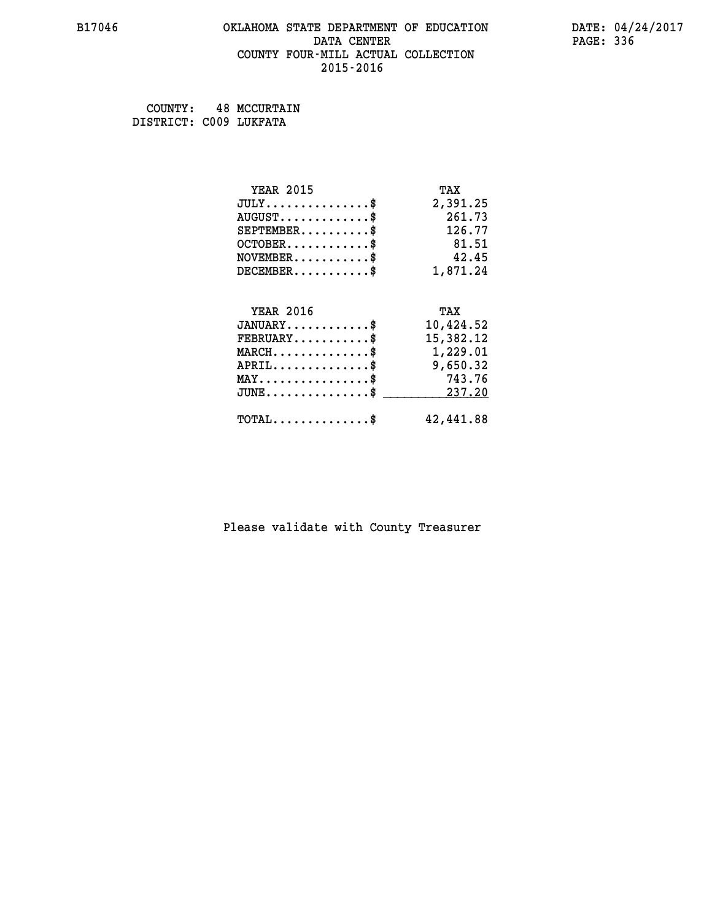# OKLAHOMA STATE DEPARTMENT OF EDUCATION
## DATA CENTER
## COUNTY FOUR-MILL ACTUAL COLLECTION
## 2015-2016

B17046 DATE: 04/24/2017

COUNTY: 48 MCCURTAIN
DISTRICT: C009 LUKFATA

| YEAR 2015 | TAX |
|---|---|
| JULY...............$ | 2,391.25 |
| AUGUST.............$ | 261.73 |
| SEPTEMBER..........$ | 126.77 |
| OCTOBER............$ | 81.51 |
| NOVEMBER...........$ | 42.45 |
| DECEMBER...........$ | 1,871.24 |

| YEAR 2016 | TAX |
|---|---|
| JANUARY............$ | 10,424.52 |
| FEBRUARY...........$ | 15,382.12 |
| MARCH..............$ | 1,229.01 |
| APRIL..............$ | 9,650.32 |
| MAY................$ | 743.76 |
| JUNE...............$ | 237.20 |
| TOTAL..............$ | 42,441.88 |

Please validate with County Treasurer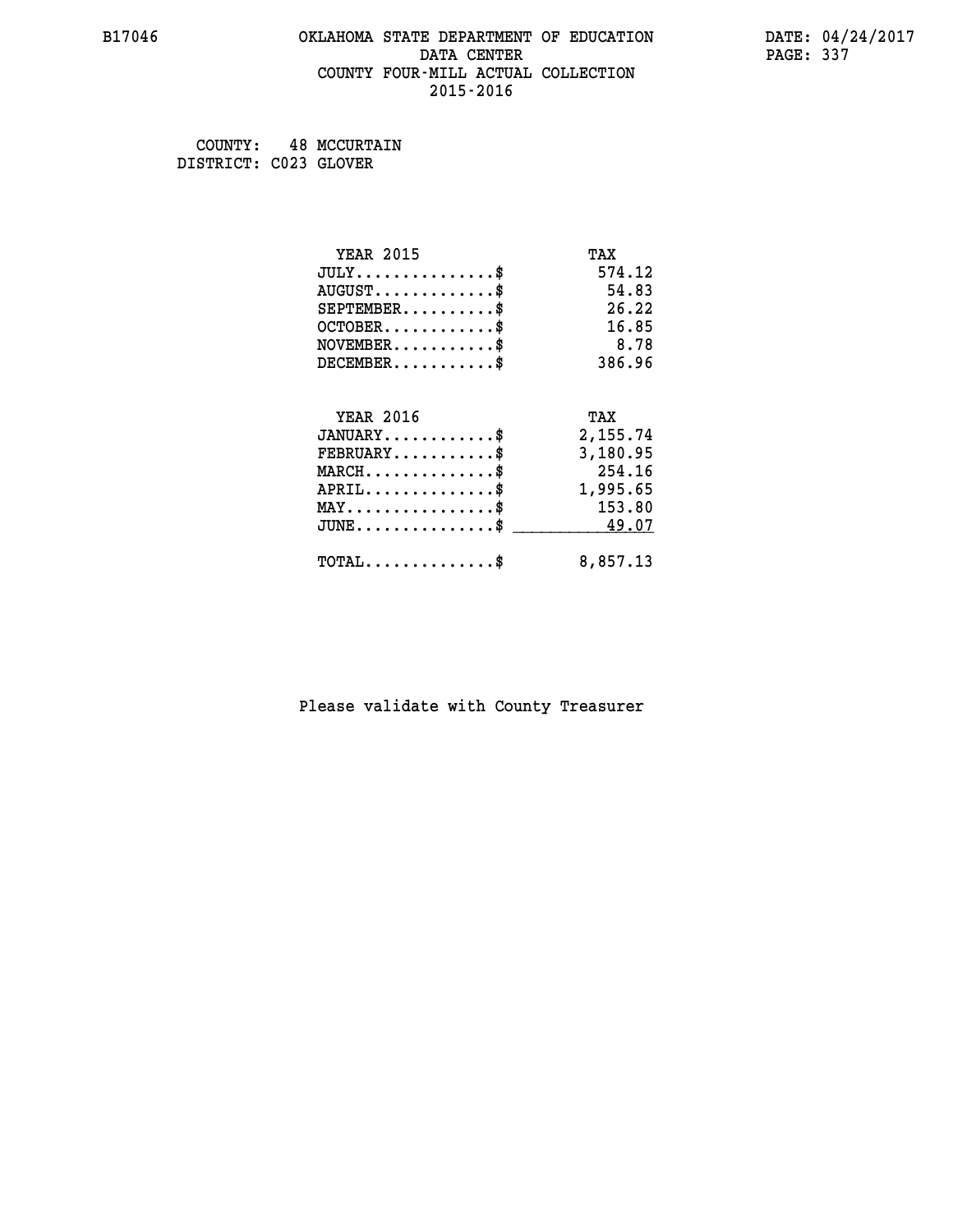B17046 OKLAHOMA STATE DEPARTMENT OF EDUCATION DATA CENTER COUNTY FOUR-MILL ACTUAL COLLECTION 2015-2016

DATE: 04/24/2017

COUNTY: 48 MCCURTAIN
DISTRICT: C023 GLOVER

| YEAR 2015 | TAX |
|---|---|
| JULY...............$ | 574.12 |
| AUGUST.............$ | 54.83 |
| SEPTEMBER..........$ | 26.22 |
| OCTOBER............$ | 16.85 |
| NOVEMBER...........$ | 8.78 |
| DECEMBER...........$ | 386.96 |

| YEAR 2016 | TAX |
|---|---|
| JANUARY............$ | 2,155.74 |
| FEBRUARY...........$ | 3,180.95 |
| MARCH..............$ | 254.16 |
| APRIL..............$ | 1,995.65 |
| MAY................$ | 153.80 |
| JUNE...............$ | 49.07 |
| TOTAL..............$ | 8,857.13 |

Please validate with County Treasurer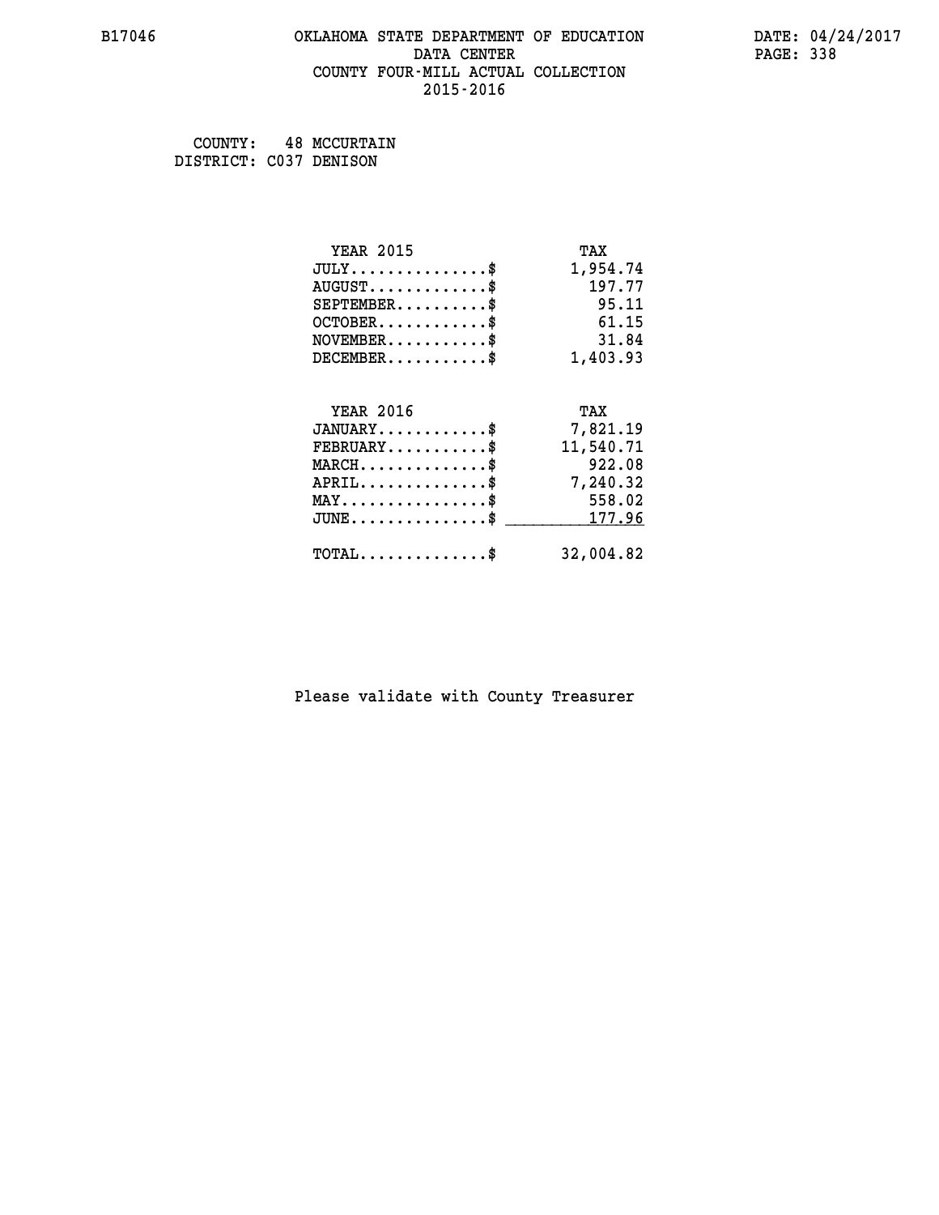B17046 OKLAHOMA STATE DEPARTMENT OF EDUCATION DATE: 04/24/2017
DATA CENTER PAGE: 338
COUNTY FOUR-MILL ACTUAL COLLECTION
2015-2016

COUNTY: 48 MCCURTAIN
DISTRICT: C037 DENISON

| YEAR 2015 | TAX |
|---|---|
| JULY...............$ | 1,954.74 |
| AUGUST.............$ | 197.77 |
| SEPTEMBER..........$ | 95.11 |
| OCTOBER............$ | 61.15 |
| NOVEMBER...........$ | 31.84 |
| DECEMBER...........$ | 1,403.93 |

| YEAR 2016 | TAX |
|---|---|
| JANUARY............$ | 7,821.19 |
| FEBRUARY...........$ | 11,540.71 |
| MARCH..............$ | 922.08 |
| APRIL..............$ | 7,240.32 |
| MAY................$ | 558.02 |
| JUNE...............$ | 177.96 |
| TOTAL..............$ | 32,004.82 |

Please validate with County Treasurer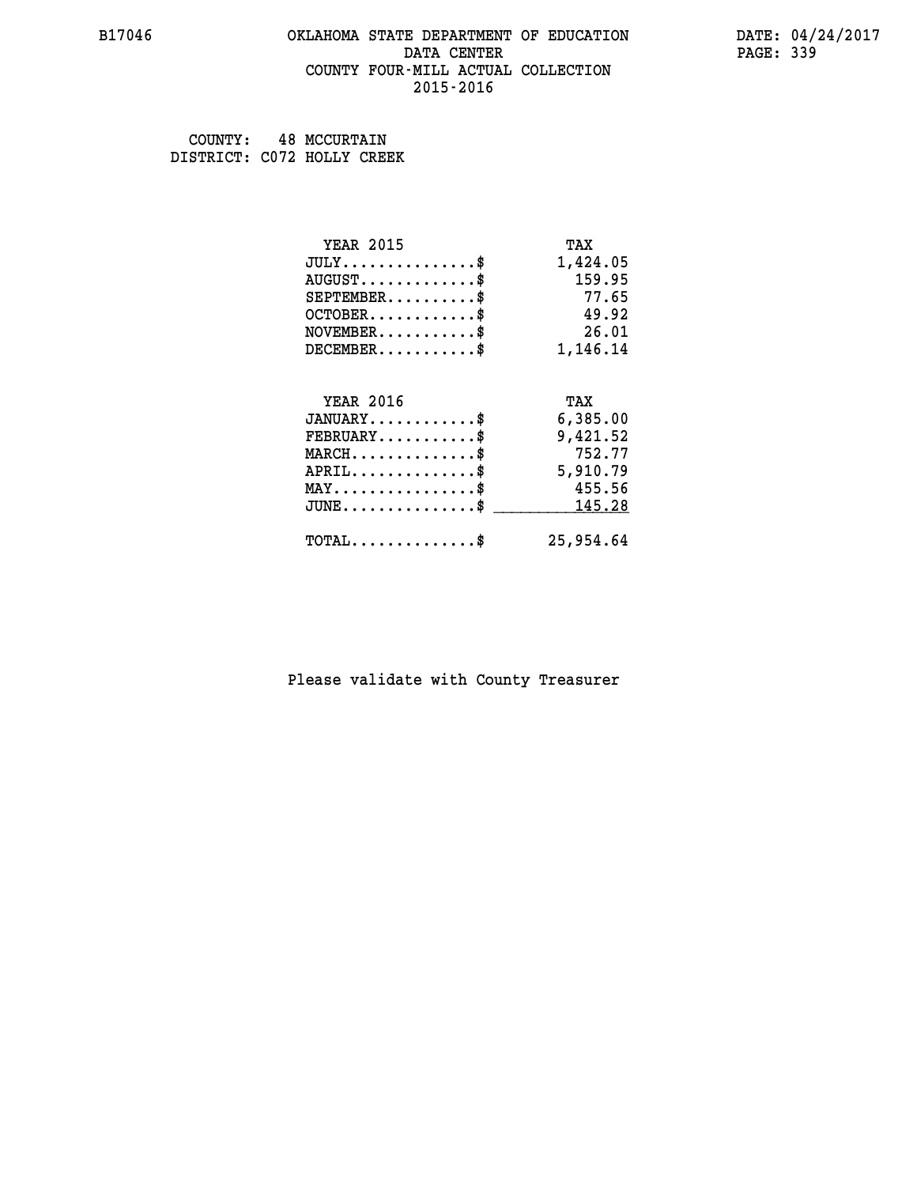B17046 OKLAHOMA STATE DEPARTMENT OF EDUCATION DATA CENTER COUNTY FOUR-MILL ACTUAL COLLECTION 2015-2016

DATE: 04/24/2017

COUNTY: 48 MCCURTAIN
DISTRICT: C072 HOLLY CREEK

| YEAR 2015 | TAX |
|---|---|
| JULY..............$ | 1,424.05 |
| AUGUST............$ | 159.95 |
| SEPTEMBER.........$ | 77.65 |
| OCTOBER...........$ | 49.92 |
| NOVEMBER..........$ | 26.01 |
| DECEMBER..........$ | 1,146.14 |

| YEAR 2016 | TAX |
|---|---|
| JANUARY...........$ | 6,385.00 |
| FEBRUARY..........$ | 9,421.52 |
| MARCH.............$ | 752.77 |
| APRIL.............$ | 5,910.79 |
| MAY...............$ | 455.56 |
| JUNE..............$ | 145.28 |
| TOTAL.............$ | 25,954.64 |

Please validate with County Treasurer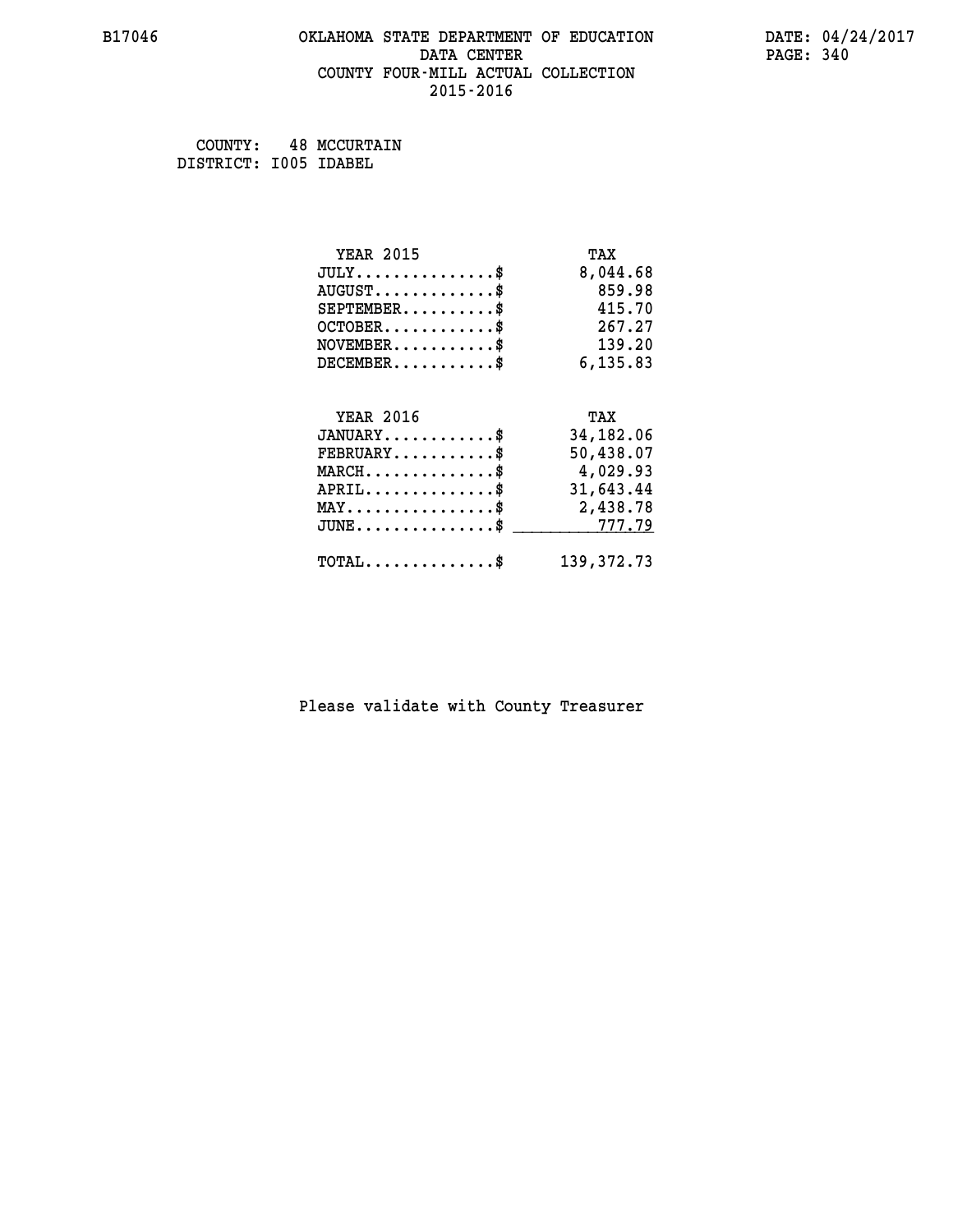B17046 OKLAHOMA STATE DEPARTMENT OF EDUCATION DATA CENTER COUNTY FOUR-MILL ACTUAL COLLECTION 2015-2016

DATE: 04/24/2017

COUNTY: 48 MCCURTAIN
DISTRICT: I005 IDABEL

| YEAR 2015 | TAX |
|---|---|
| JULY...............$ | 8,044.68 |
| AUGUST.............$ | 859.98 |
| SEPTEMBER..........$ | 415.70 |
| OCTOBER............$ | 267.27 |
| NOVEMBER...........$ | 139.20 |
| DECEMBER...........$ | 6,135.83 |

| YEAR 2016 | TAX |
|---|---|
| JANUARY............$ | 34,182.06 |
| FEBRUARY...........$ | 50,438.07 |
| MARCH..............$ | 4,029.93 |
| APRIL..............$ | 31,643.44 |
| MAY................$ | 2,438.78 |
| JUNE...............$ | 777.79 |
| TOTAL..............$ | 139,372.73 |

Please validate with County Treasurer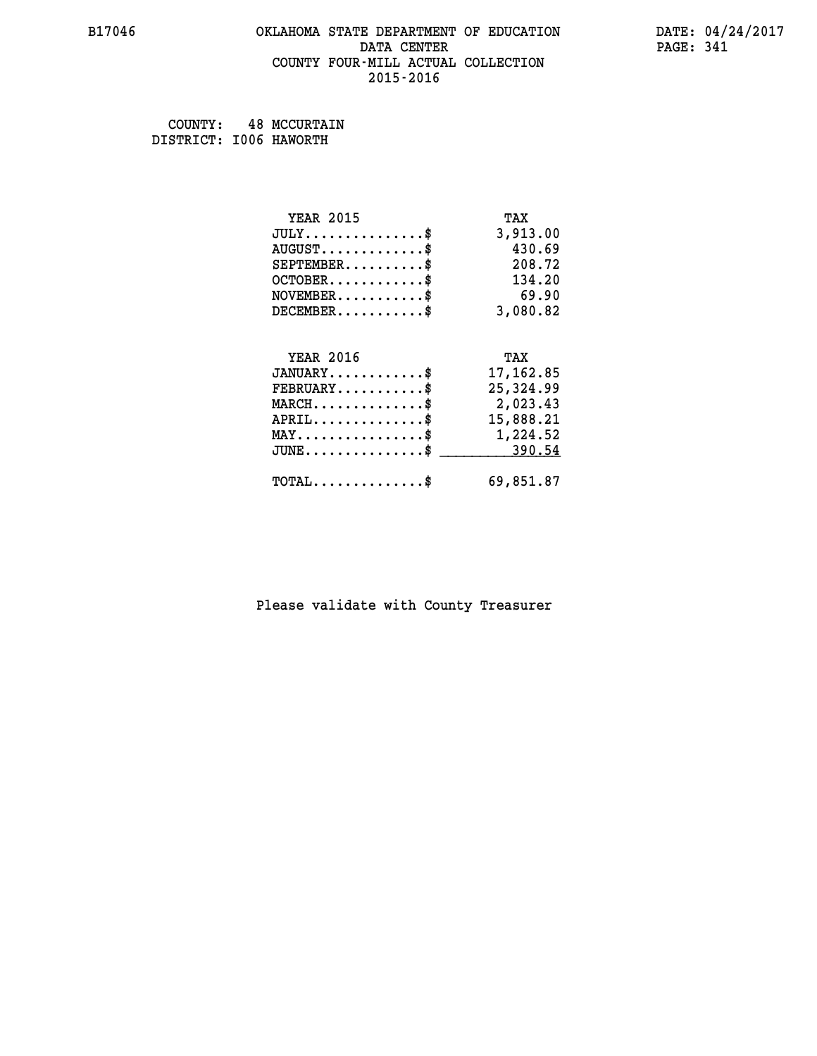B17046 OKLAHOMA STATE DEPARTMENT OF EDUCATION DATE: 04/24/2017
DATA CENTER PAGE: 341
COUNTY FOUR-MILL ACTUAL COLLECTION
2015-2016

COUNTY: 48 MCCURTAIN
DISTRICT: I006 HAWORTH

| YEAR 2015 | TAX |
|---|---|
| JULY...............$ | 3,913.00 |
| AUGUST.............$ | 430.69 |
| SEPTEMBER..........$ | 208.72 |
| OCTOBER............$ | 134.20 |
| NOVEMBER...........$ | 69.90 |
| DECEMBER...........$ | 3,080.82 |

| YEAR 2016 | TAX |
|---|---|
| JANUARY............$ | 17,162.85 |
| FEBRUARY...........$ | 25,324.99 |
| MARCH..............$ | 2,023.43 |
| APRIL..............$ | 15,888.21 |
| MAY................$ | 1,224.52 |
| JUNE...............$ | 390.54 |
| TOTAL..............$ | 69,851.87 |

Please validate with County Treasurer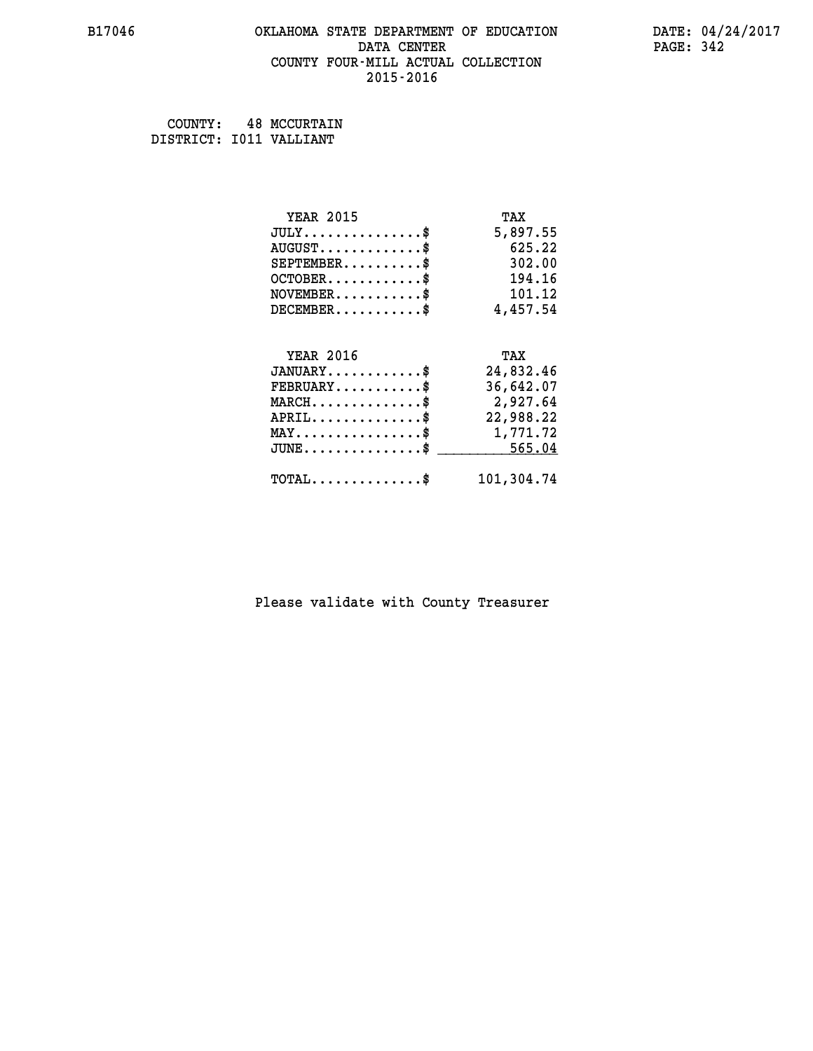B17046 OKLAHOMA STATE DEPARTMENT OF EDUCATION DATA CENTER COUNTY FOUR-MILL ACTUAL COLLECTION 2015-2016

DATE: 04/24/2017

COUNTY: 48 MCCURTAIN
DISTRICT: I011 VALLIANT

| YEAR 2015 | TAX |
|---|---|
| JULY...............$ | 5,897.55 |
| AUGUST.............$ | 625.22 |
| SEPTEMBER..........$ | 302.00 |
| OCTOBER............$ | 194.16 |
| NOVEMBER...........$ | 101.12 |
| DECEMBER...........$ | 4,457.54 |

| YEAR 2016 | TAX |
|---|---|
| JANUARY............$ | 24,832.46 |
| FEBRUARY...........$ | 36,642.07 |
| MARCH..............$ | 2,927.64 |
| APRIL..............$ | 22,988.22 |
| MAY................$ | 1,771.72 |
| JUNE...............$ | 565.04 |
| TOTAL..............$ | 101,304.74 |

Please validate with County Treasurer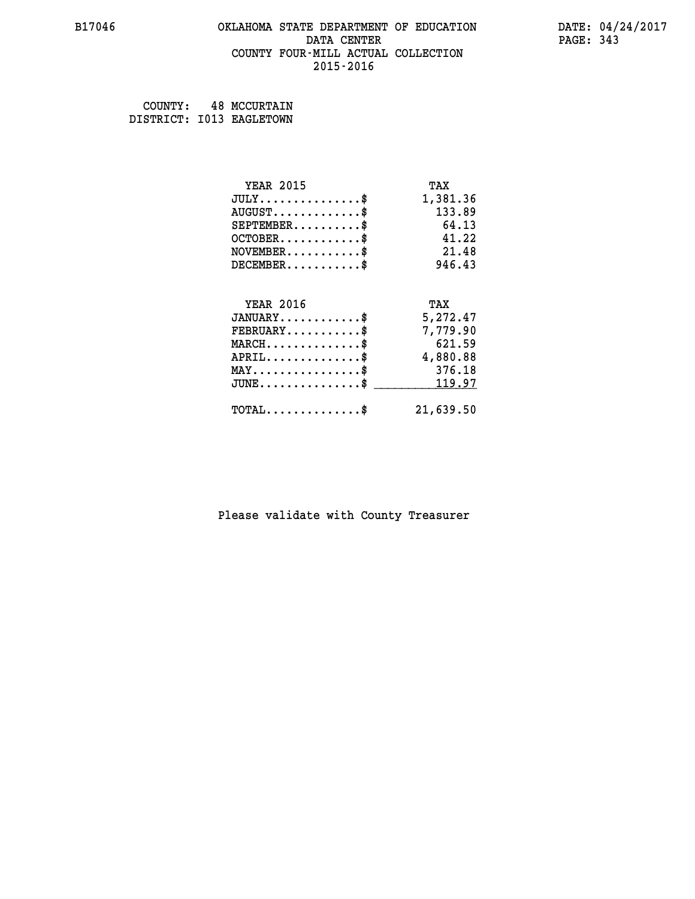B17046 OKLAHOMA STATE DEPARTMENT OF EDUCATION DATA CENTER COUNTY FOUR-MILL ACTUAL COLLECTION 2015-2016

DATE: 04/24/2017

COUNTY: 48 MCCURTAIN
DISTRICT: I013 EAGLETOWN

| YEAR 2015 | TAX |
|---|---|
| JULY...............$ | 1,381.36 |
| AUGUST.............$ | 133.89 |
| SEPTEMBER..........$ | 64.13 |
| OCTOBER............$ | 41.22 |
| NOVEMBER...........$ | 21.48 |
| DECEMBER...........$ | 946.43 |

| YEAR 2016 | TAX |
|---|---|
| JANUARY............$ | 5,272.47 |
| FEBRUARY...........$ | 7,779.90 |
| MARCH..............$ | 621.59 |
| APRIL..............$ | 4,880.88 |
| MAY................$ | 376.18 |
| JUNE...............$ | 119.97 |
| TOTAL..............$ | 21,639.50 |

Please validate with County Treasurer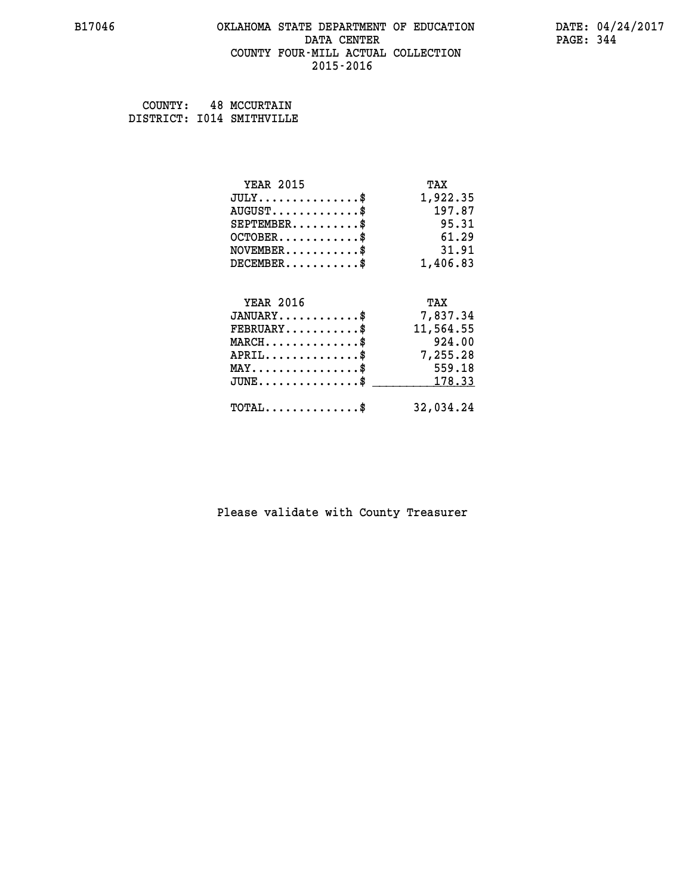# OKLAHOMA STATE DEPARTMENT OF EDUCATION
## DATA CENTER
## COUNTY FOUR-MILL ACTUAL COLLECTION
## 2015-2016

B17046

DATE: 04/24/2017

COUNTY: 48 MCCURTAIN
DISTRICT: I014 SMITHVILLE

| YEAR 2015 | TAX |
|---|---|
| JULY..............$ | 1,922.35 |
| AUGUST............$ | 197.87 |
| SEPTEMBER.........$ | 95.31 |
| OCTOBER...........$ | 61.29 |
| NOVEMBER..........$ | 31.91 |
| DECEMBER..........$ | 1,406.83 |

| YEAR 2016 | TAX |
|---|---|
| JANUARY...........$ | 7,837.34 |
| FEBRUARY..........$ | 11,564.55 |
| MARCH.............$ | 924.00 |
| APRIL.............$ | 7,255.28 |
| MAY...............$ | 559.18 |
| JUNE..............$ | 178.33 |
| TOTAL.............$ | 32,034.24 |

Please validate with County Treasurer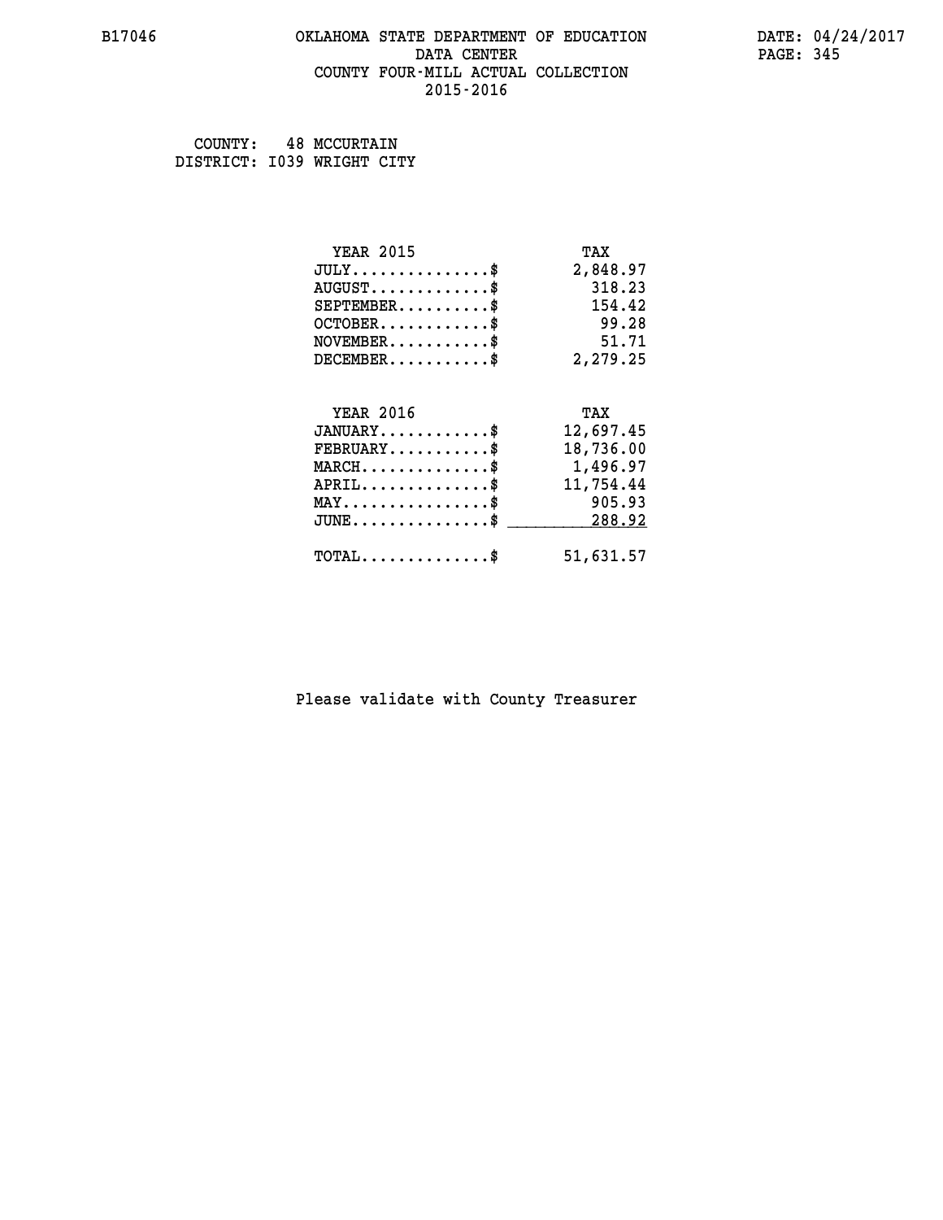# OKLAHOMA STATE DEPARTMENT OF EDUCATION
## DATA CENTER
## COUNTY FOUR-MILL ACTUAL COLLECTION
## 2015-2016

B17046

DATE: 04/24/2017

COUNTY: 48 MCCURTAIN
DISTRICT: I039 WRIGHT CITY

| YEAR 2015 | TAX |
|---|---|
| JULY...............$ | 2,848.97 |
| AUGUST.............$ | 318.23 |
| SEPTEMBER..........$ | 154.42 |
| OCTOBER............$ | 99.28 |
| NOVEMBER...........$ | 51.71 |
| DECEMBER...........$ | 2,279.25 |

| YEAR 2016 | TAX |
|---|---|
| JANUARY............$ | 12,697.45 |
| FEBRUARY...........$ | 18,736.00 |
| MARCH..............$ | 1,496.97 |
| APRIL..............$ | 11,754.44 |
| MAY................$ | 905.93 |
| JUNE...............$ | 288.92 |
| TOTAL..............$ | 51,631.57 |

Please validate with County Treasurer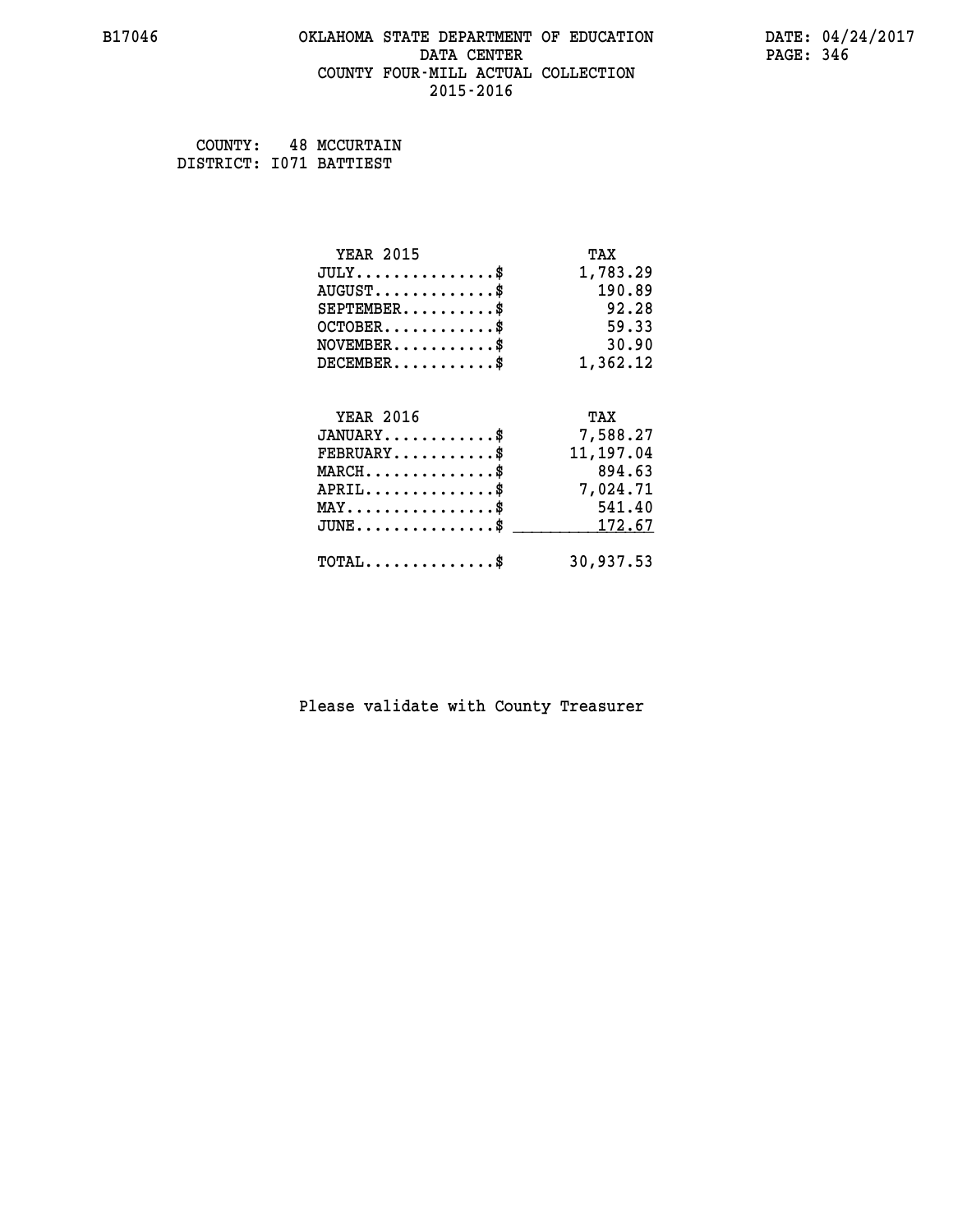COUNTY: 48 MCCURTAIN
DISTRICT: I071 BATTIEST

| YEAR 2015 | TAX |
| --- | --- |
| JULY...............$ | 1,783.29 |
| AUGUST.............$ | 190.89 |
| SEPTEMBER..........$ | 92.28 |
| OCTOBER............$ | 59.33 |
| NOVEMBER...........$ | 30.90 |
| DECEMBER...........$ | 1,362.12 |

| YEAR 2016 | TAX |
| --- | --- |
| JANUARY............$ | 7,588.27 |
| FEBRUARY...........$ | 11,197.04 |
| MARCH..............$ | 894.63 |
| APRIL..............$ | 7,024.71 |
| MAY................$ | 541.40 |
| JUNE...............$ | 172.67 |
| TOTAL..............$ | 30,937.53 |

Please validate with County Treasurer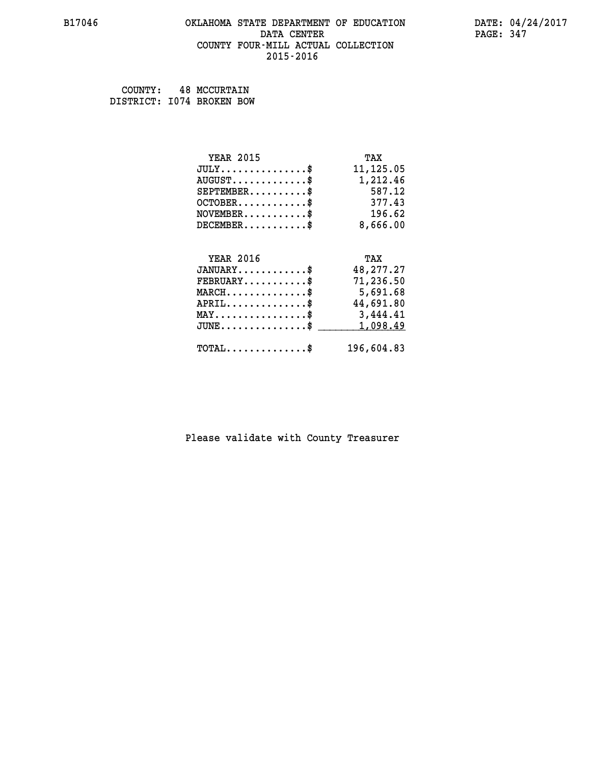B17046 OKLAHOMA STATE DEPARTMENT OF EDUCATION DATA CENTER COUNTY FOUR-MILL ACTUAL COLLECTION 2015-2016

DATE: 04/24/2017

COUNTY: 48 MCCURTAIN
DISTRICT: I074 BROKEN BOW

| YEAR 2015 | TAX |
|---|---|
| JULY..............$ | 11,125.05 |
| AUGUST............$ | 1,212.46 |
| SEPTEMBER.........$ | 587.12 |
| OCTOBER...........$ | 377.43 |
| NOVEMBER..........$ | 196.62 |
| DECEMBER..........$ | 8,666.00 |

| YEAR 2016 | TAX |
|---|---|
| JANUARY...........$ | 48,277.27 |
| FEBRUARY..........$ | 71,236.50 |
| MARCH.............$ | 5,691.68 |
| APRIL.............$ | 44,691.80 |
| MAY...............$ | 3,444.41 |
| JUNE..............$ | 1,098.49 |
| TOTAL.............$ | 196,604.83 |

Please validate with County Treasurer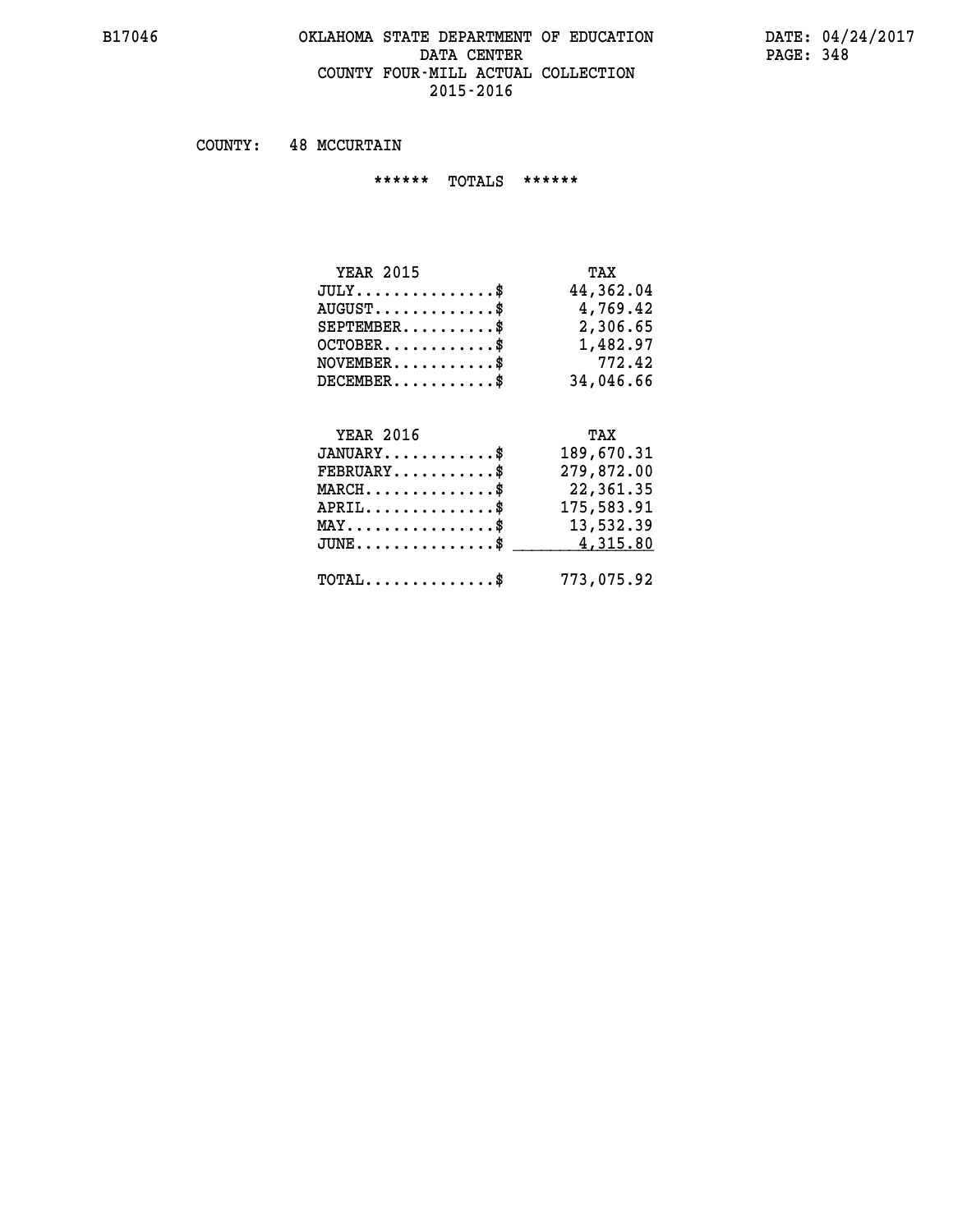B17046 OKLAHOMA STATE DEPARTMENT OF EDUCATION DATA CENTER COUNTY FOUR-MILL ACTUAL COLLECTION 2015-2016

DATE: 04/24/2017

COUNTY: 48 MCCURTAIN

****** TOTALS ******

| YEAR 2015 | TAX |
|---|---|
| JULY...............$ | 44,362.04 |
| AUGUST.............$ | 4,769.42 |
| SEPTEMBER..........$ | 2,306.65 |
| OCTOBER............$ | 1,482.97 |
| NOVEMBER...........$ | 772.42 |
| DECEMBER...........$ | 34,046.66 |

| YEAR 2016 | TAX |
|---|---|
| JANUARY............$ | 189,670.31 |
| FEBRUARY...........$ | 279,872.00 |
| MARCH..............$ | 22,361.35 |
| APRIL..............$ | 175,583.91 |
| MAY................$ | 13,532.39 |
| JUNE...............$ | 4,315.80 |
| TOTAL..............$ | 773,075.92 |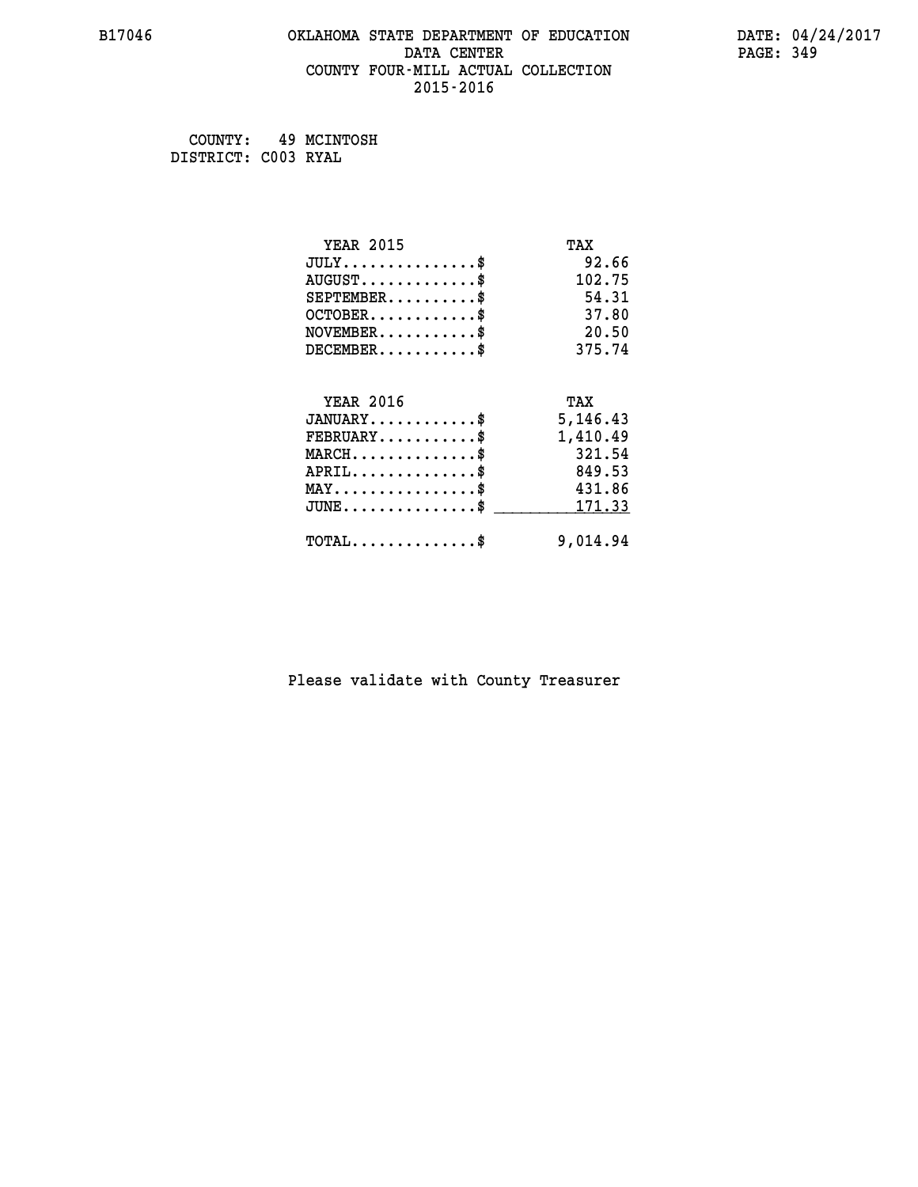B17046

# OKLAHOMA STATE DEPARTMENT OF EDUCATION
## DATA CENTER
## COUNTY FOUR-MILL ACTUAL COLLECTION
## 2015-2016

DATE: 04/24/2017

COUNTY: 49 MCINTOSH
DISTRICT: C003 RYAL

| YEAR 2015 | TAX |
|---|---|
| JULY...............$ | 92.66 |
| AUGUST.............$ | 102.75 |
| SEPTEMBER..........$ | 54.31 |
| OCTOBER............$ | 37.80 |
| NOVEMBER...........$ | 20.50 |
| DECEMBER...........$ | 375.74 |

| YEAR 2016 | TAX |
|---|---|
| JANUARY............$ | 5,146.43 |
| FEBRUARY...........$ | 1,410.49 |
| MARCH..............$ | 321.54 |
| APRIL..............$ | 849.53 |
| MAY................$ | 431.86 |
| JUNE...............$ | 171.33 |
| TOTAL..............$ | 9,014.94 |

Please validate with County Treasurer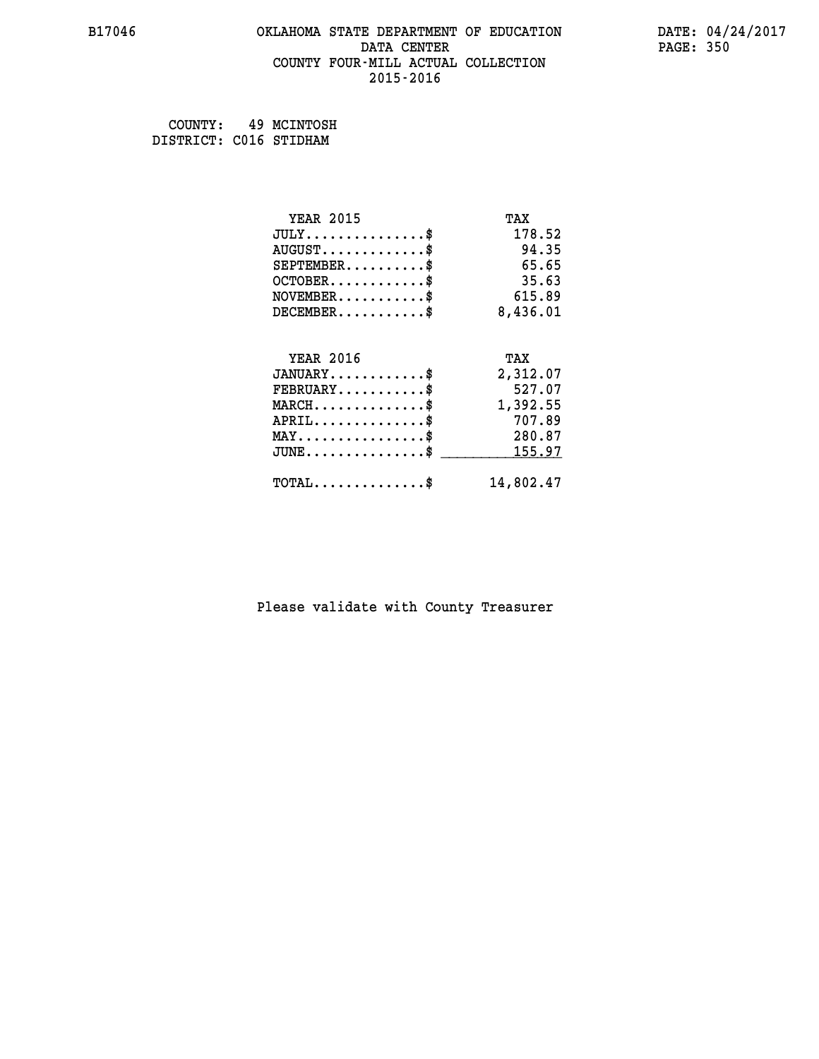B17046 OKLAHOMA STATE DEPARTMENT OF EDUCATION DATA CENTER COUNTY FOUR-MILL ACTUAL COLLECTION 2015-2016

DATE: 04/24/2017

COUNTY: 49 MCINTOSH
DISTRICT: C016 STIDHAM

| YEAR 2015 | TAX |
|---|---|
| JULY...............$ | 178.52 |
| AUGUST.............$ | 94.35 |
| SEPTEMBER..........$ | 65.65 |
| OCTOBER............$ | 35.63 |
| NOVEMBER...........$ | 615.89 |
| DECEMBER...........$ | 8,436.01 |

| YEAR 2016 | TAX |
|---|---|
| JANUARY............$ | 2,312.07 |
| FEBRUARY...........$ | 527.07 |
| MARCH..............$ | 1,392.55 |
| APRIL..............$ | 707.89 |
| MAY................$ | 280.87 |
| JUNE...............$ | 155.97 |
| TOTAL..............$ | 14,802.47 |

Please validate with County Treasurer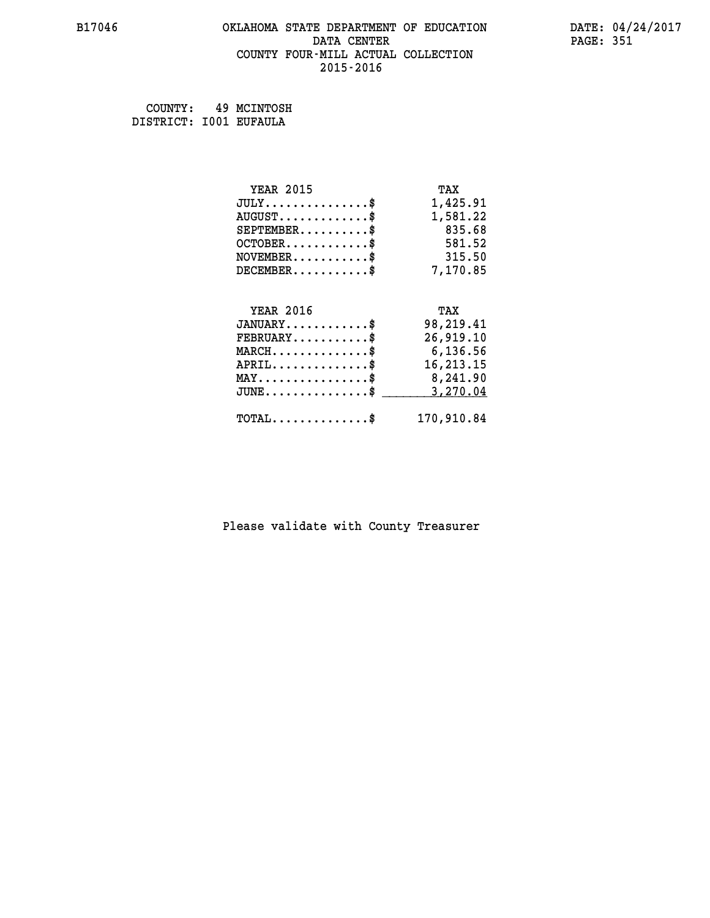B17046 OKLAHOMA STATE DEPARTMENT OF EDUCATION DATA CENTER COUNTY FOUR-MILL ACTUAL COLLECTION 2015-2016

DATE: 04/24/2017

COUNTY: 49 MCINTOSH
DISTRICT: I001 EUFAULA

| YEAR 2015 | TAX |
|---|---|
| JULY..............$ | 1,425.91 |
| AUGUST............$ | 1,581.22 |
| SEPTEMBER.........$ | 835.68 |
| OCTOBER...........$ | 581.52 |
| NOVEMBER..........$ | 315.50 |
| DECEMBER..........$ | 7,170.85 |

| YEAR 2016 | TAX |
|---|---|
| JANUARY...........$ | 98,219.41 |
| FEBRUARY..........$ | 26,919.10 |
| MARCH.............$ | 6,136.56 |
| APRIL.............$ | 16,213.15 |
| MAY...............$ | 8,241.90 |
| JUNE..............$ | 3,270.04 |
| TOTAL.............$ | 170,910.84 |

Please validate with County Treasurer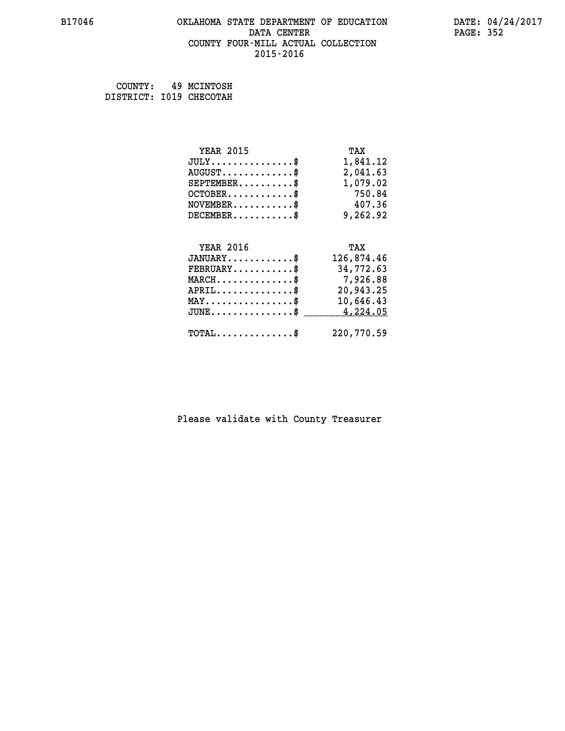B17046 OKLAHOMA STATE DEPARTMENT OF EDUCATION DATA CENTER COUNTY FOUR-MILL ACTUAL COLLECTION 2015-2016

DATE: 04/24/2017

COUNTY: 49 MCINTOSH
DISTRICT: I019 CHECOTAH

| YEAR 2015 | TAX |
|---|---|
| JULY...............$ | 1,841.12 |
| AUGUST.............$ | 2,041.63 |
| SEPTEMBER..........$ | 1,079.02 |
| OCTOBER............$ | 750.84 |
| NOVEMBER...........$ | 407.36 |
| DECEMBER...........$ | 9,262.92 |

| YEAR 2016 | TAX |
|---|---|
| JANUARY............$ | 126,874.46 |
| FEBRUARY...........$ | 34,772.63 |
| MARCH..............$ | 7,926.88 |
| APRIL..............$ | 20,943.25 |
| MAY................$ | 10,646.43 |
| JUNE...............$ | 4,224.05 |
| TOTAL..............$ | 220,770.59 |

Please validate with County Treasurer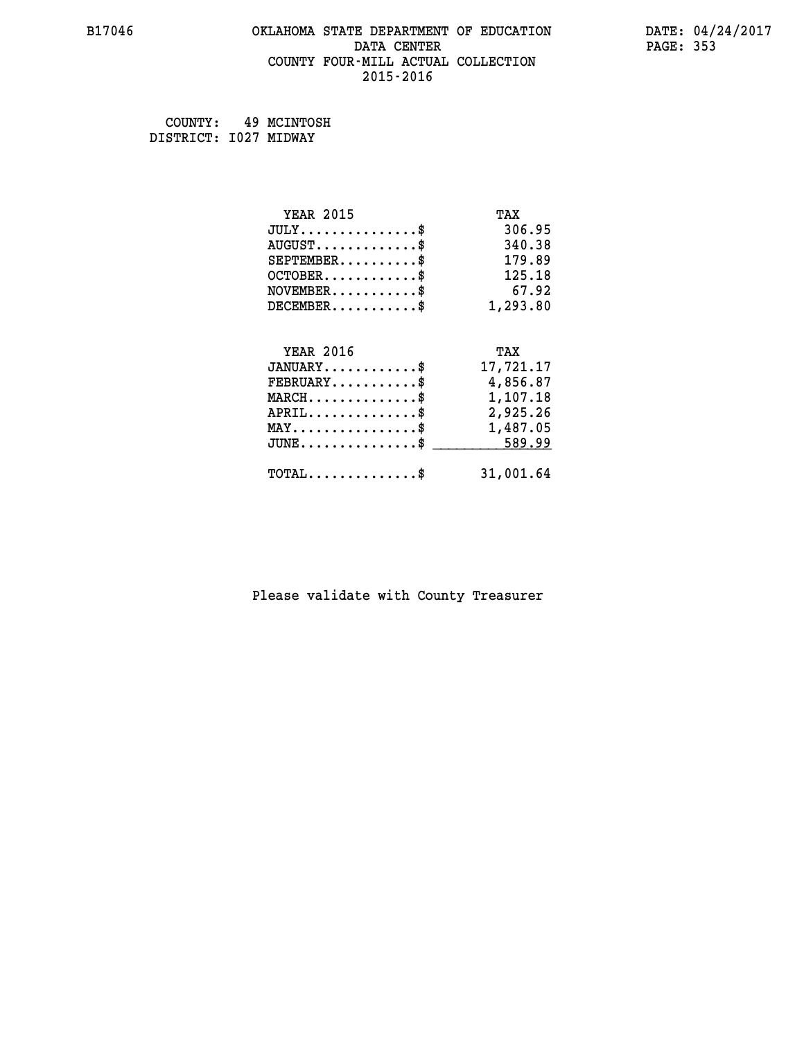B17046 OKLAHOMA STATE DEPARTMENT OF EDUCATION DATA CENTER COUNTY FOUR-MILL ACTUAL COLLECTION 2015-2016

DATE: 04/24/2017

COUNTY: 49 MCINTOSH
DISTRICT: I027 MIDWAY

| YEAR 2015 | TAX |
|---|---|
| JULY...............$ | 306.95 |
| AUGUST.............$ | 340.38 |
| SEPTEMBER..........$ | 179.89 |
| OCTOBER............$ | 125.18 |
| NOVEMBER...........$ | 67.92 |
| DECEMBER...........$ | 1,293.80 |

| YEAR 2016 | TAX |
|---|---|
| JANUARY............$ | 17,721.17 |
| FEBRUARY...........$ | 4,856.87 |
| MARCH..............$ | 1,107.18 |
| APRIL..............$ | 2,925.26 |
| MAY................$ | 1,487.05 |
| JUNE...............$ | 589.99 |
| TOTAL..............$ | 31,001.64 |

Please validate with County Treasurer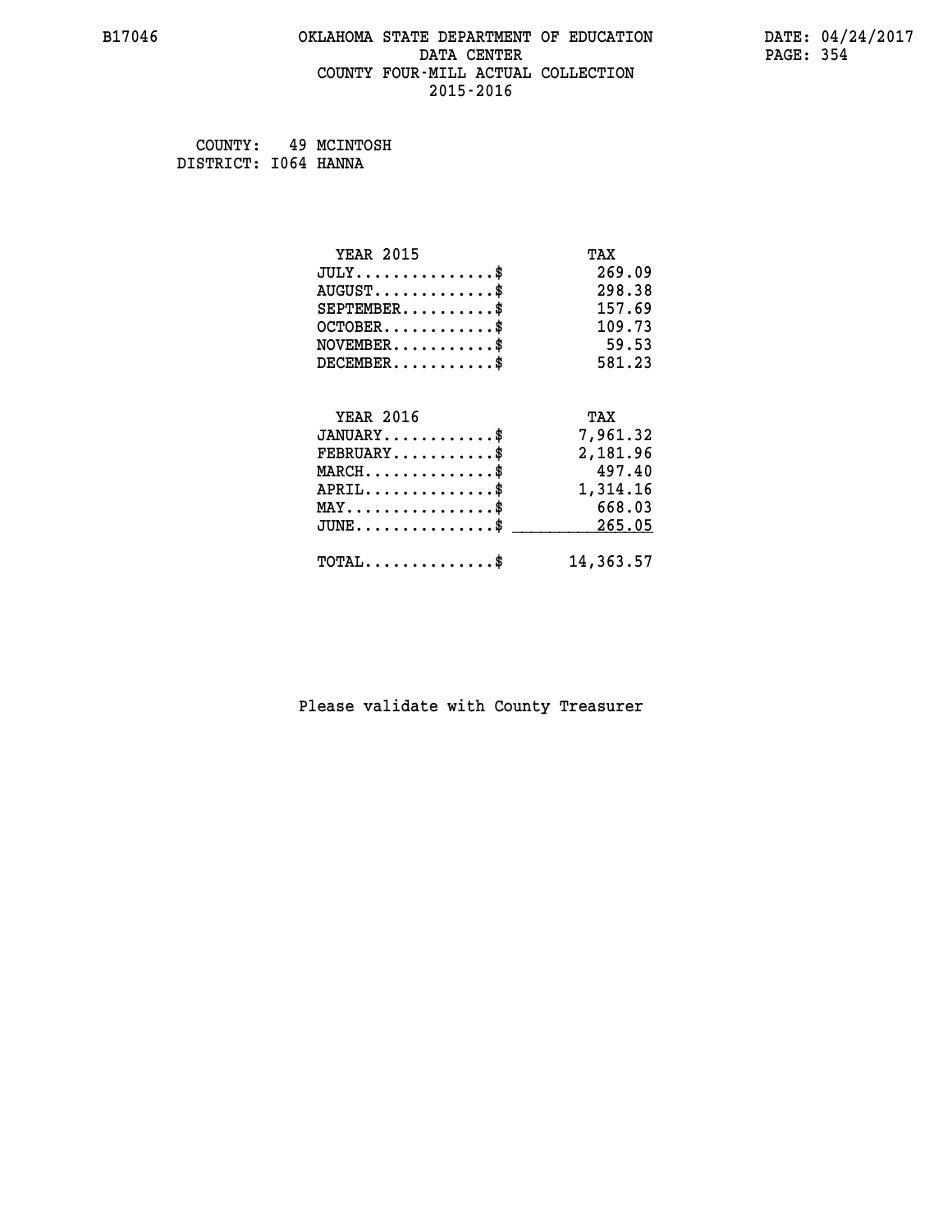OKLAHOMA STATE DEPARTMENT OF EDUCATION
DATA CENTER
COUNTY FOUR-MILL ACTUAL COLLECTION
2015-2016

COUNTY: 49 MCINTOSH
DISTRICT: I064 HANNA

| YEAR 2015 | TAX |
|---|---|
| JULY...............$ | 269.09 |
| AUGUST.............$ | 298.38 |
| SEPTEMBER..........$ | 157.69 |
| OCTOBER............$ | 109.73 |
| NOVEMBER...........$ | 59.53 |
| DECEMBER...........$ | 581.23 |

| YEAR 2016 | TAX |
|---|---|
| JANUARY............$ | 7,961.32 |
| FEBRUARY...........$ | 2,181.96 |
| MARCH..............$ | 497.40 |
| APRIL..............$ | 1,314.16 |
| MAY................$ | 668.03 |
| JUNE...............$ | 265.05 |
| TOTAL..............$ | 14,363.57 |

Please validate with County Treasurer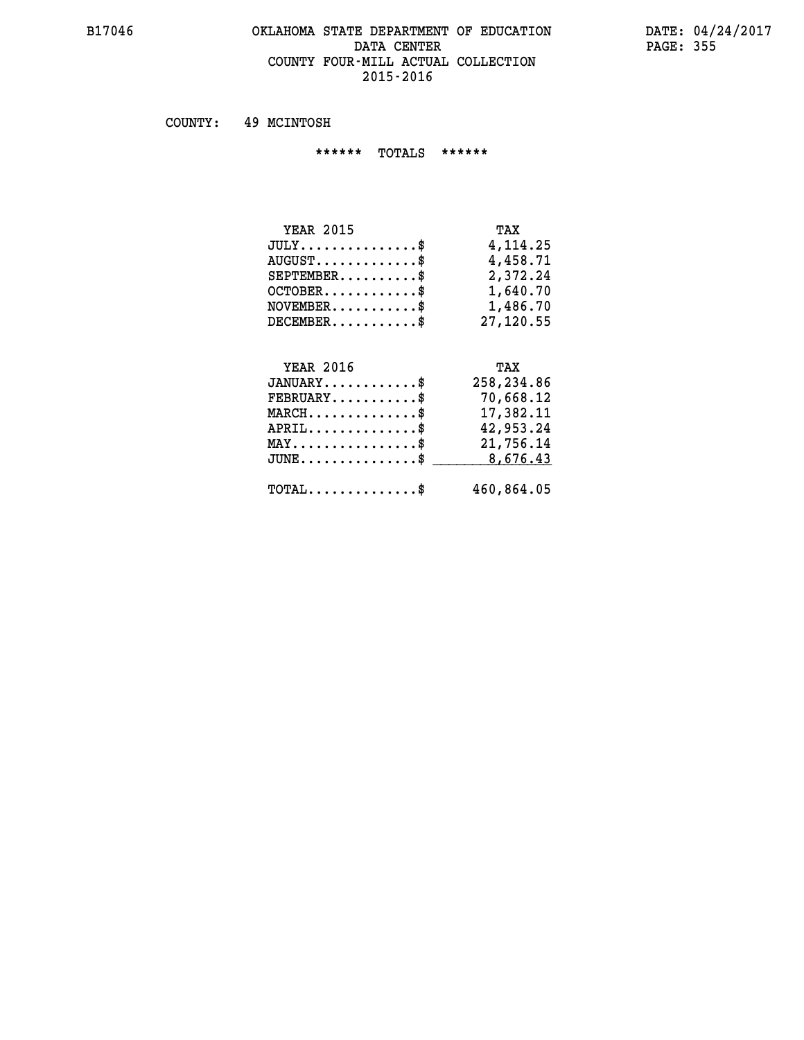B17046 OKLAHOMA STATE DEPARTMENT OF EDUCATION DATA CENTER COUNTY FOUR-MILL ACTUAL COLLECTION 2015-2016

DATE: 04/24/2017

COUNTY: 49 MCINTOSH

****** TOTALS ******

| YEAR 2015 | TAX |
|---|---|
| JULY...............$ | 4,114.25 |
| AUGUST.............$ | 4,458.71 |
| SEPTEMBER..........$ | 2,372.24 |
| OCTOBER............$ | 1,640.70 |
| NOVEMBER...........$ | 1,486.70 |
| DECEMBER...........$ | 27,120.55 |

| YEAR 2016 | TAX |
|---|---|
| JANUARY............$ | 258,234.86 |
| FEBRUARY...........$ | 70,668.12 |
| MARCH..............$ | 17,382.11 |
| APRIL..............$ | 42,953.24 |
| MAY................$ | 21,756.14 |
| JUNE...............$ | 8,676.43 |
| TOTAL..............$ | 460,864.05 |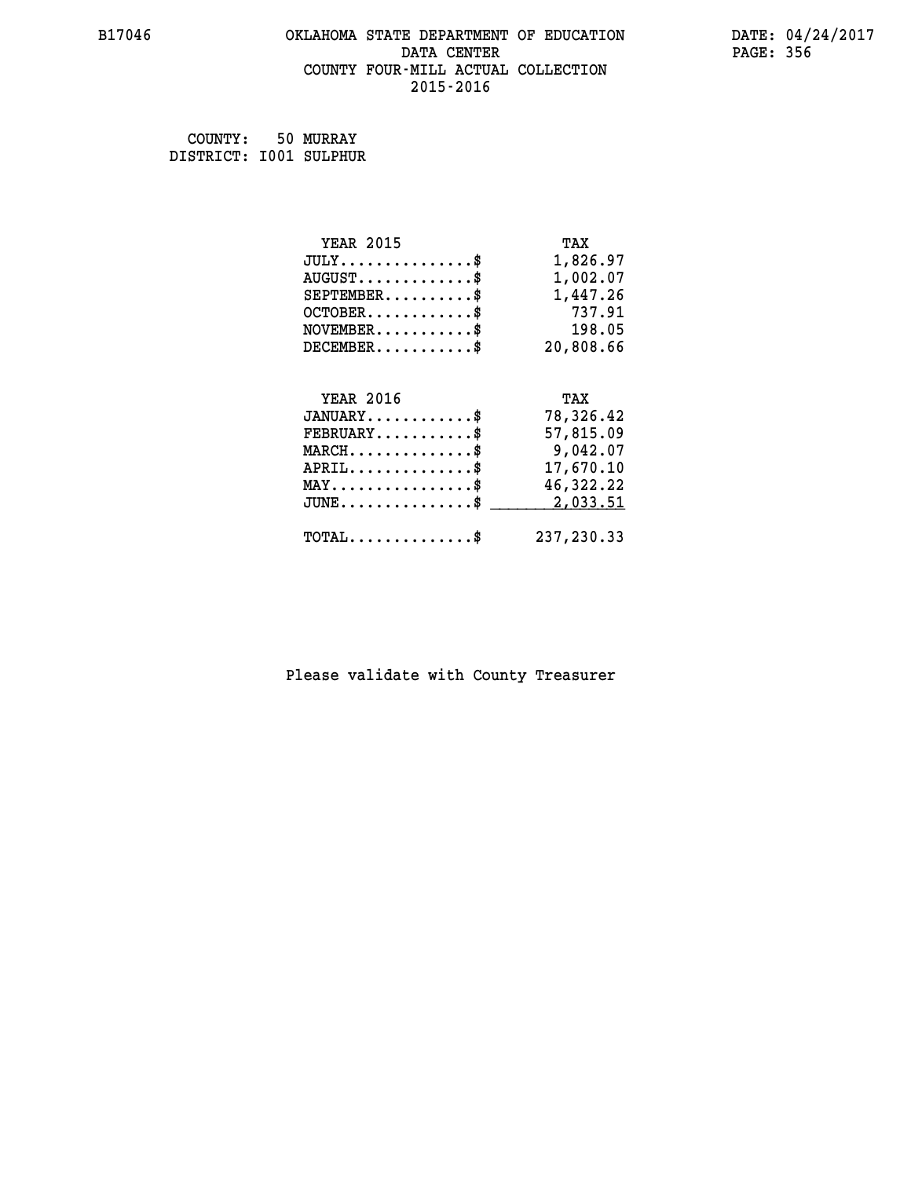B17046 OKLAHOMA STATE DEPARTMENT OF EDUCATION DATA CENTER COUNTY FOUR-MILL ACTUAL COLLECTION 2015-2016

DATE: 04/24/2017

COUNTY: 50 MURRAY
DISTRICT: I001 SULPHUR

| YEAR 2015 | TAX |
|---|---|
| JULY...............$ | 1,826.97 |
| AUGUST.............$ | 1,002.07 |
| SEPTEMBER..........$ | 1,447.26 |
| OCTOBER............$ | 737.91 |
| NOVEMBER...........$ | 198.05 |
| DECEMBER...........$ | 20,808.66 |

| YEAR 2016 | TAX |
|---|---|
| JANUARY............$ | 78,326.42 |
| FEBRUARY...........$ | 57,815.09 |
| MARCH..............$ | 9,042.07 |
| APRIL..............$ | 17,670.10 |
| MAY................$ | 46,322.22 |
| JUNE...............$ | 2,033.51 |
| TOTAL..............$ | 237,230.33 |

Please validate with County Treasurer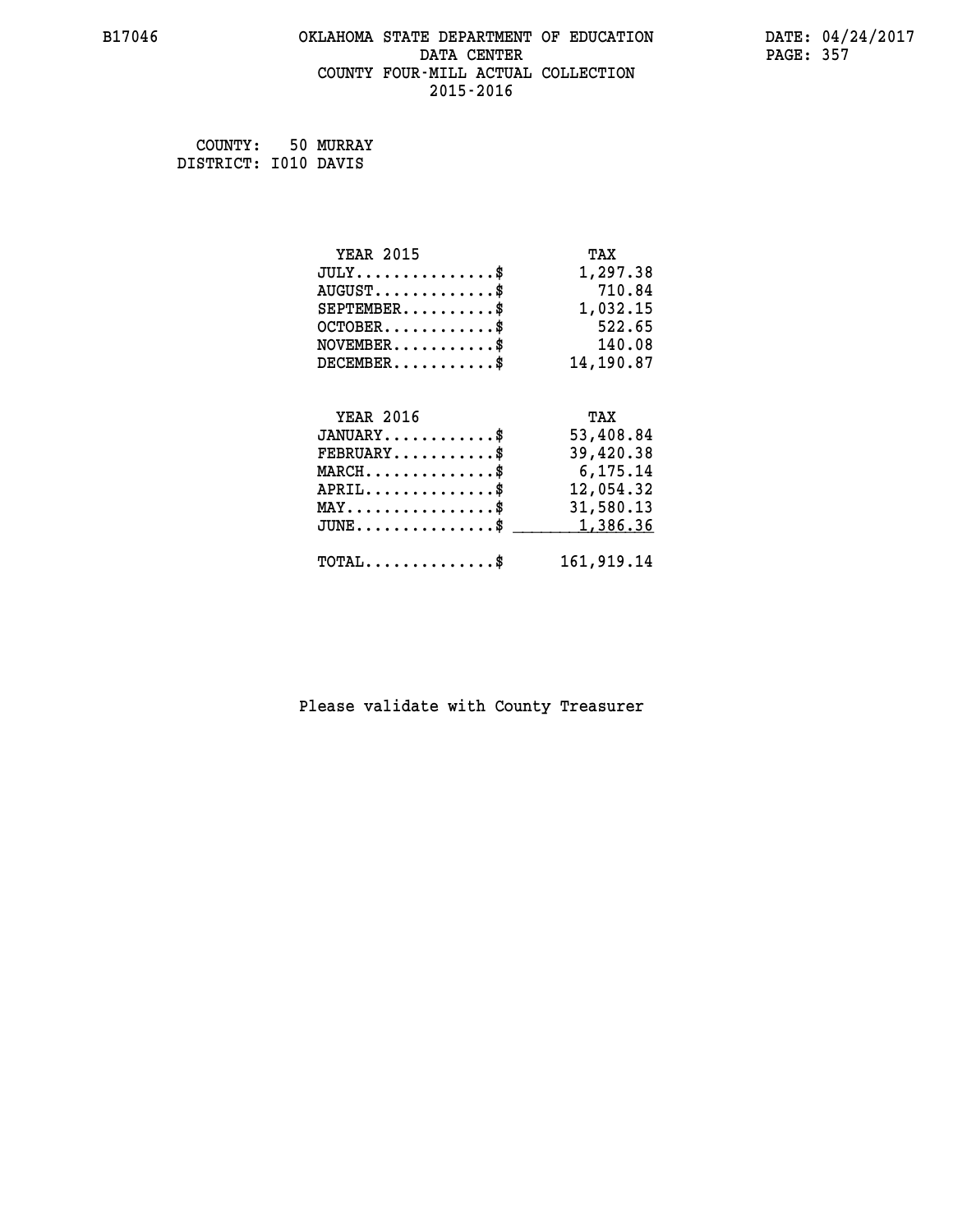B17046 OKLAHOMA STATE DEPARTMENT OF EDUCATION DATA CENTER COUNTY FOUR-MILL ACTUAL COLLECTION 2015-2016

DATE: 04/24/2017

COUNTY: 50 MURRAY
DISTRICT: I010 DAVIS

| YEAR 2015 | TAX |
|---|---|
| JULY...............$ | 1,297.38 |
| AUGUST.............$ | 710.84 |
| SEPTEMBER..........$ | 1,032.15 |
| OCTOBER............$ | 522.65 |
| NOVEMBER...........$ | 140.08 |
| DECEMBER...........$ | 14,190.87 |

| YEAR 2016 | TAX |
|---|---|
| JANUARY............$ | 53,408.84 |
| FEBRUARY...........$ | 39,420.38 |
| MARCH..............$ | 6,175.14 |
| APRIL..............$ | 12,054.32 |
| MAY................$ | 31,580.13 |
| JUNE...............$ | 1,386.36 |
| TOTAL..............$ | 161,919.14 |

Please validate with County Treasurer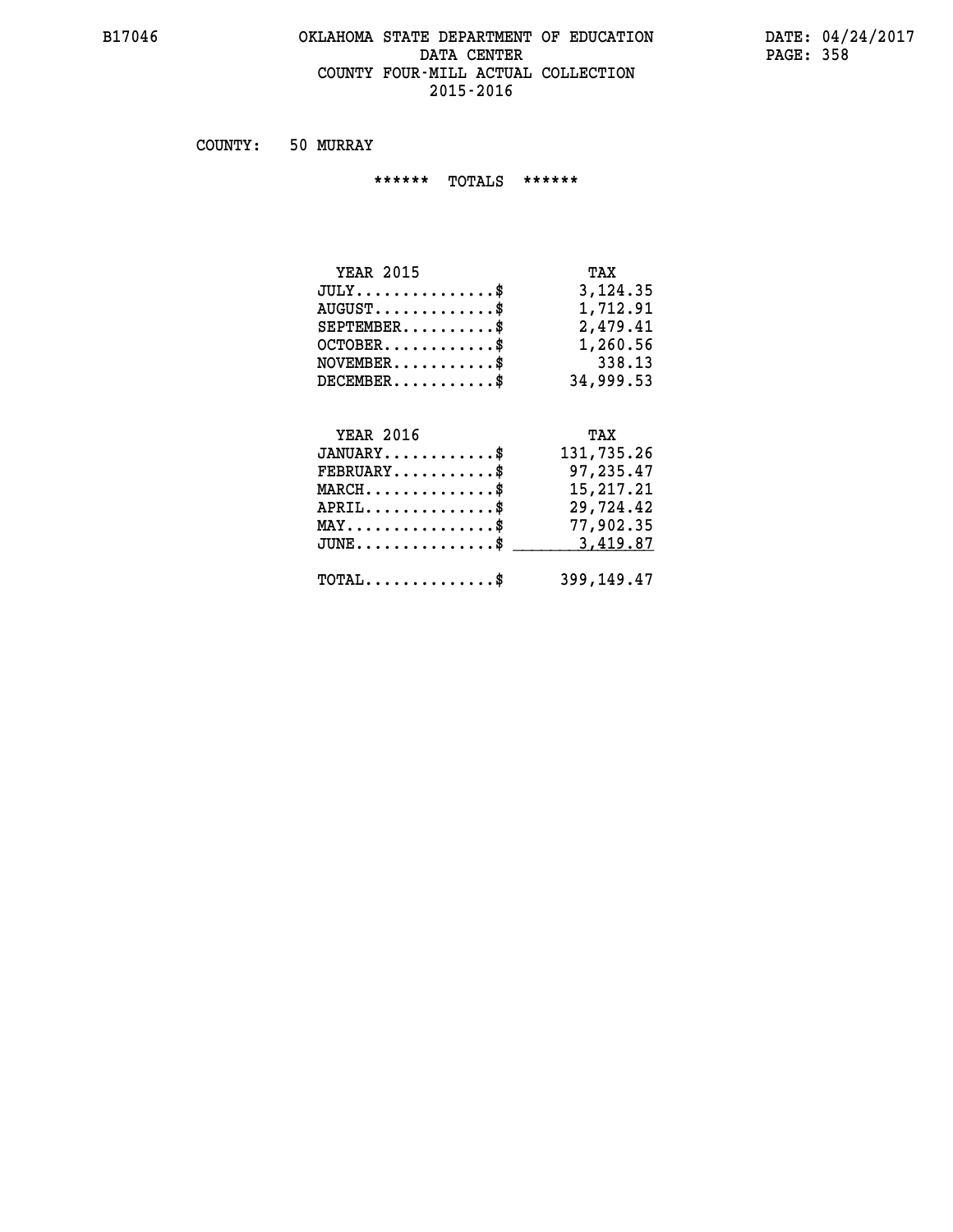COUNTY: 50 MURRAY

****** TOTALS ******

| YEAR 2015 | TAX |
| --- | --- |
| JULY...............$ | 3,124.35 |
| AUGUST.............$ | 1,712.91 |
| SEPTEMBER..........$ | 2,479.41 |
| OCTOBER............$ | 1,260.56 |
| NOVEMBER...........$ | 338.13 |
| DECEMBER...........$ | 34,999.53 |

| YEAR 2016 | TAX |
| --- | --- |
| JANUARY............$ | 131,735.26 |
| FEBRUARY...........$ | 97,235.47 |
| MARCH..............$ | 15,217.21 |
| APRIL..............$ | 29,724.42 |
| MAY................$ | 77,902.35 |
| JUNE...............$ | 3,419.87 |
| TOTAL..............$ | 399,149.47 |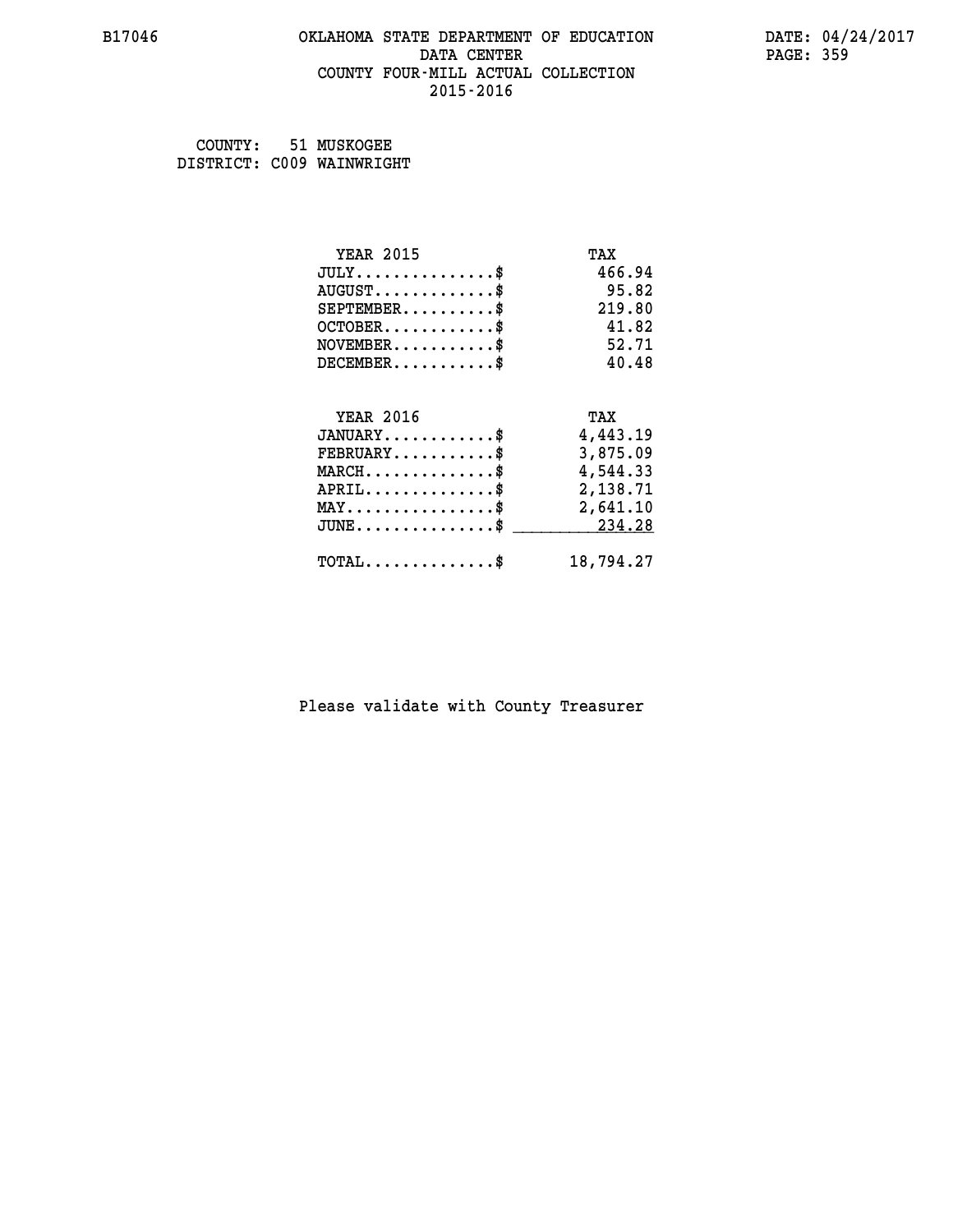B17046

# OKLAHOMA STATE DEPARTMENT OF EDUCATION
## DATA CENTER
## COUNTY FOUR-MILL ACTUAL COLLECTION
## 2015-2016

DATE: 04/24/2017

COUNTY: 51 MUSKOGEE
DISTRICT: C009 WAINWRIGHT

| YEAR 2015 | TAX |
|---|---|
| JULY...............$ | 466.94 |
| AUGUST.............$ | 95.82 |
| SEPTEMBER..........$ | 219.80 |
| OCTOBER............$ | 41.82 |
| NOVEMBER...........$ | 52.71 |
| DECEMBER...........$ | 40.48 |

| YEAR 2016 | TAX |
|---|---|
| JANUARY............$ | 4,443.19 |
| FEBRUARY...........$ | 3,875.09 |
| MARCH..............$ | 4,544.33 |
| APRIL..............$ | 2,138.71 |
| MAY................$ | 2,641.10 |
| JUNE...............$ | 234.28 |
| TOTAL..............$ | 18,794.27 |

Please validate with County Treasurer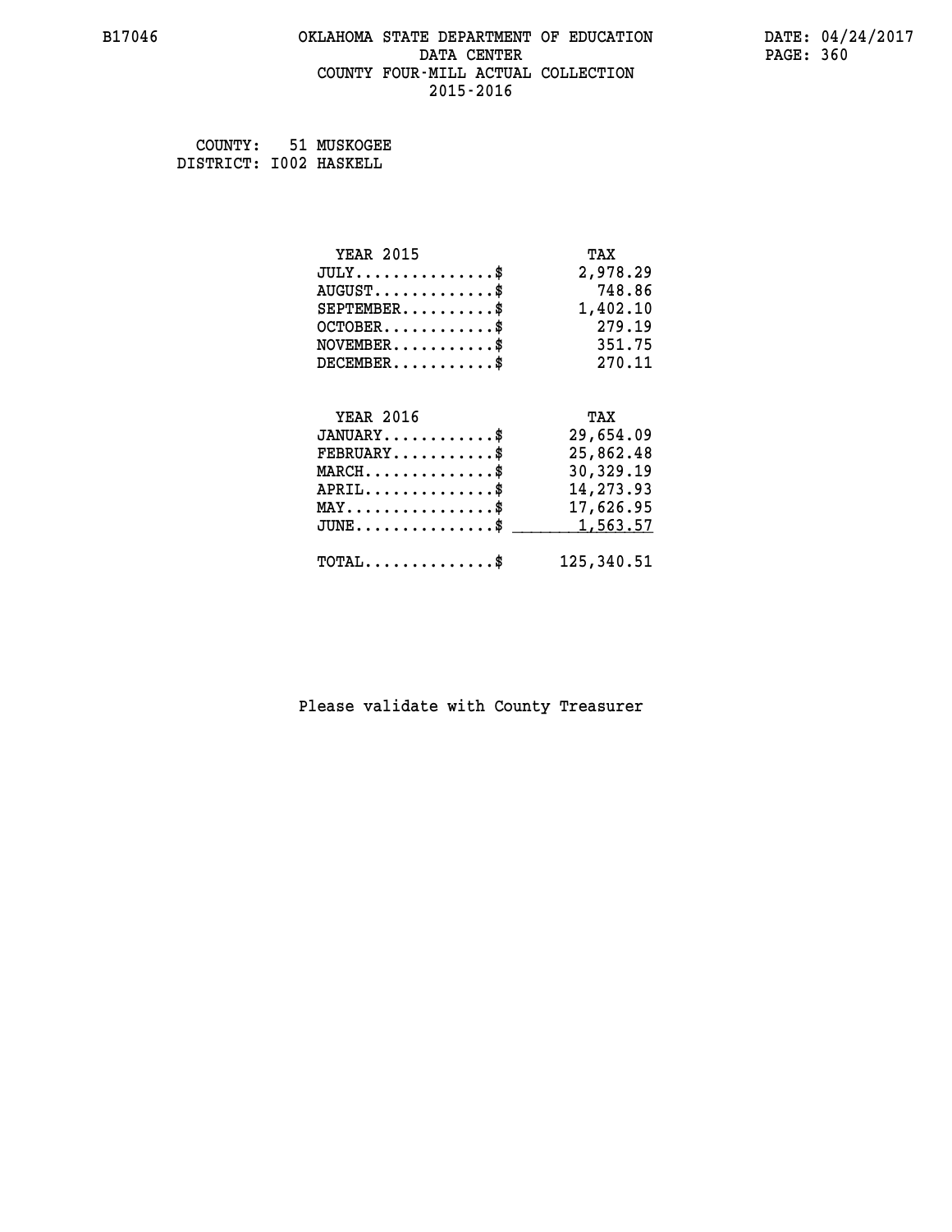COUNTY: 51 MUSKOGEE
DISTRICT: I002 HASKELL

| YEAR 2015 | TAX |
| --- | --- |
| JULY...............$ | 2,978.29 |
| AUGUST.............$ | 748.86 |
| SEPTEMBER..........$ | 1,402.10 |
| OCTOBER............$ | 279.19 |
| NOVEMBER...........$ | 351.75 |
| DECEMBER...........$ | 270.11 |

| YEAR 2016 | TAX |
| --- | --- |
| JANUARY............$ | 29,654.09 |
| FEBRUARY...........$ | 25,862.48 |
| MARCH..............$ | 30,329.19 |
| APRIL..............$ | 14,273.93 |
| MAY................$ | 17,626.95 |
| JUNE...............$ | 1,563.57 |
| TOTAL..............$ | 125,340.51 |

Please validate with County Treasurer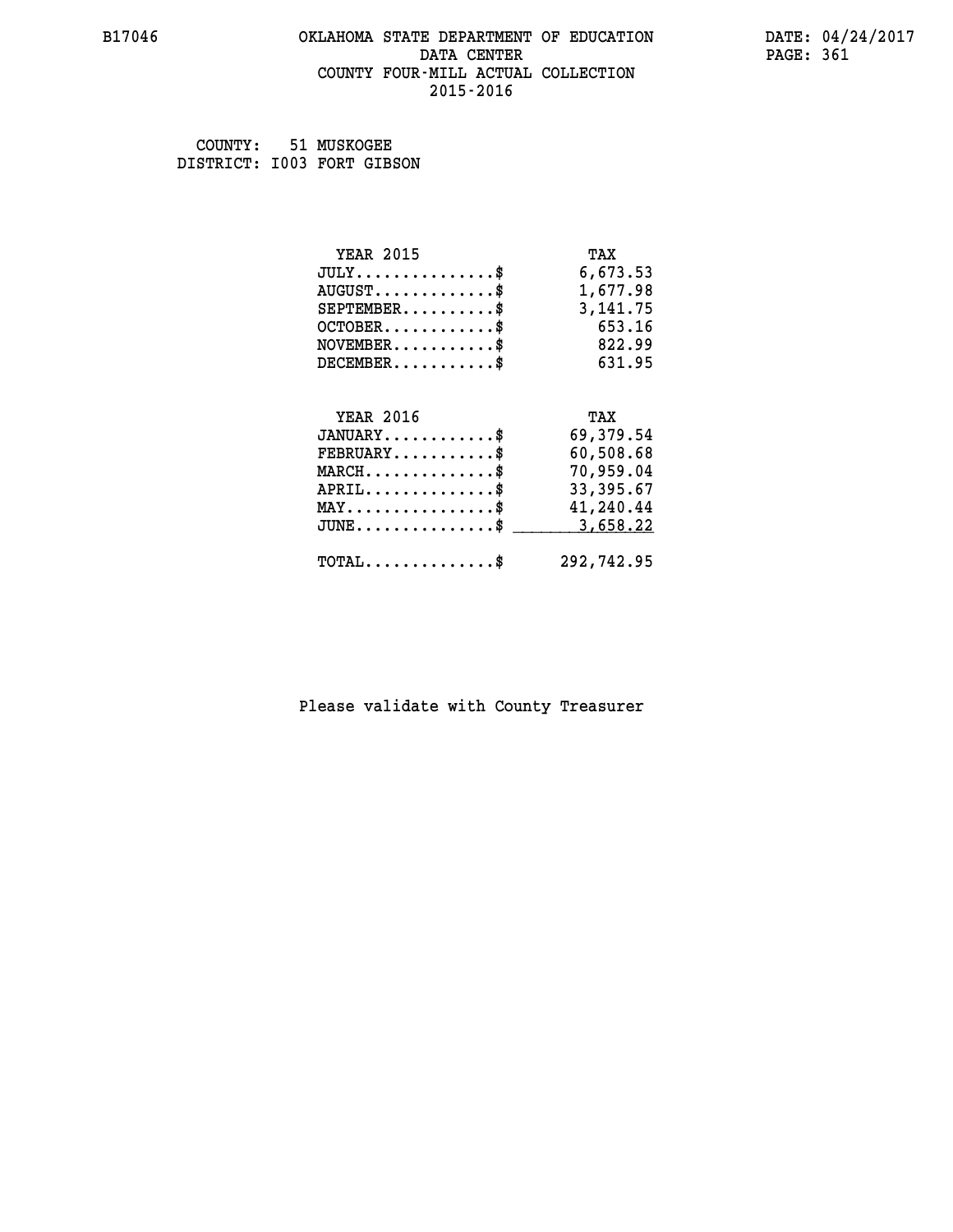B17046 OKLAHOMA STATE DEPARTMENT OF EDUCATION DATA CENTER COUNTY FOUR-MILL ACTUAL COLLECTION 2015-2016

DATE: 04/24/2017

COUNTY: 51 MUSKOGEE
DISTRICT: I003 FORT GIBSON

| YEAR 2015 | TAX |
|---|---|
| JULY...............$ | 6,673.53 |
| AUGUST.............$ | 1,677.98 |
| SEPTEMBER..........$ | 3,141.75 |
| OCTOBER............$ | 653.16 |
| NOVEMBER...........$ | 822.99 |
| DECEMBER...........$ | 631.95 |

| YEAR 2016 | TAX |
|---|---|
| JANUARY............$ | 69,379.54 |
| FEBRUARY...........$ | 60,508.68 |
| MARCH..............$ | 70,959.04 |
| APRIL..............$ | 33,395.67 |
| MAY................$ | 41,240.44 |
| JUNE...............$ | 3,658.22 |
| TOTAL..............$ | 292,742.95 |

Please validate with County Treasurer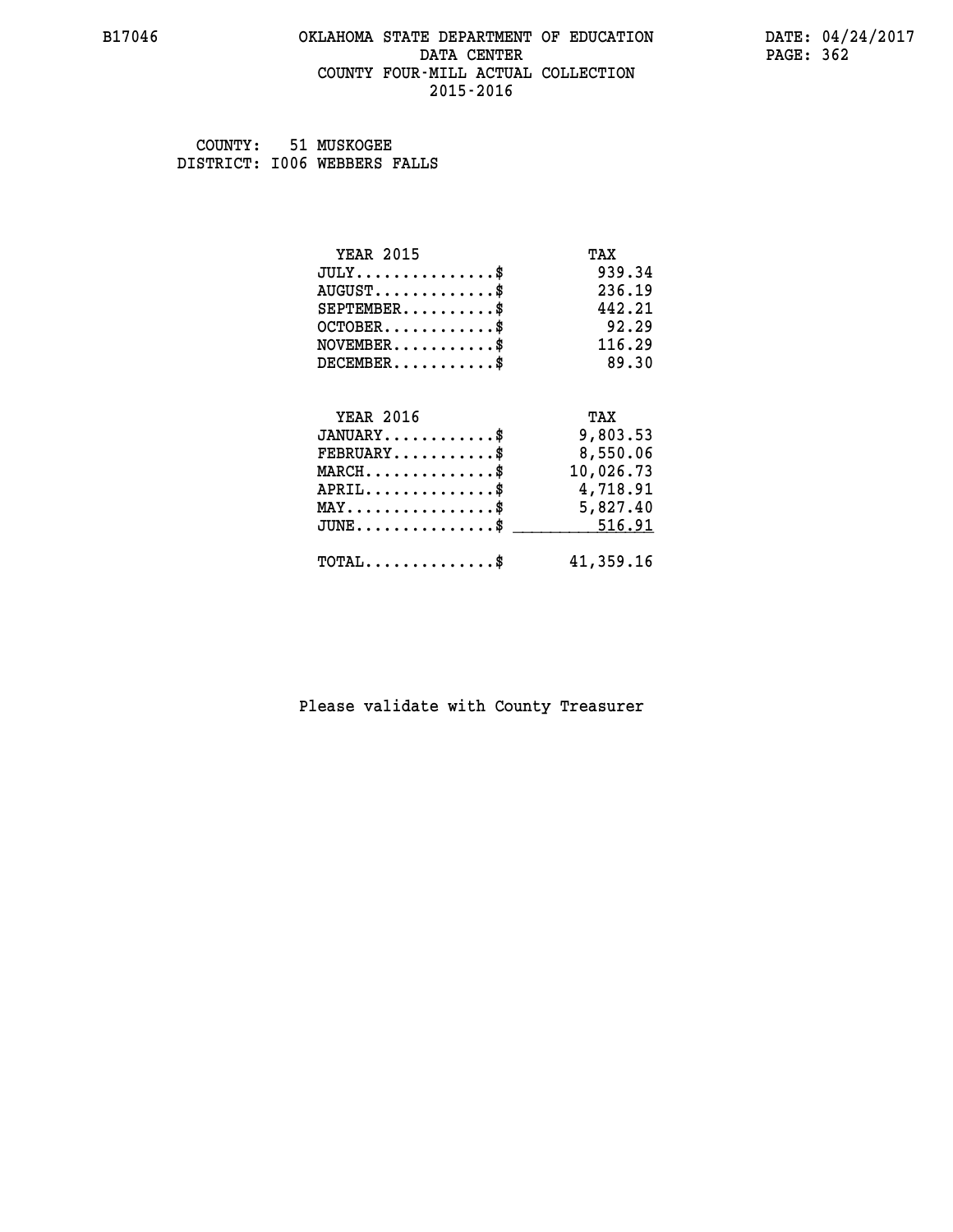B17046 OKLAHOMA STATE DEPARTMENT OF EDUCATION DATE: 04/24/2017
DATA CENTER
COUNTY FOUR-MILL ACTUAL COLLECTION
2015-2016

COUNTY: 51 MUSKOGEE
DISTRICT: I006 WEBBERS FALLS

| YEAR 2015 | TAX |
|---|---|
| JULY...............$ | 939.34 |
| AUGUST.............$ | 236.19 |
| SEPTEMBER..........$ | 442.21 |
| OCTOBER............$ | 92.29 |
| NOVEMBER...........$ | 116.29 |
| DECEMBER...........$ | 89.30 |

| YEAR 2016 | TAX |
|---|---|
| JANUARY............$ | 9,803.53 |
| FEBRUARY...........$ | 8,550.06 |
| MARCH..............$ | 10,026.73 |
| APRIL..............$ | 4,718.91 |
| MAY................$ | 5,827.40 |
| JUNE...............$ | 516.91 |
| TOTAL..............$ | 41,359.16 |

Please validate with County Treasurer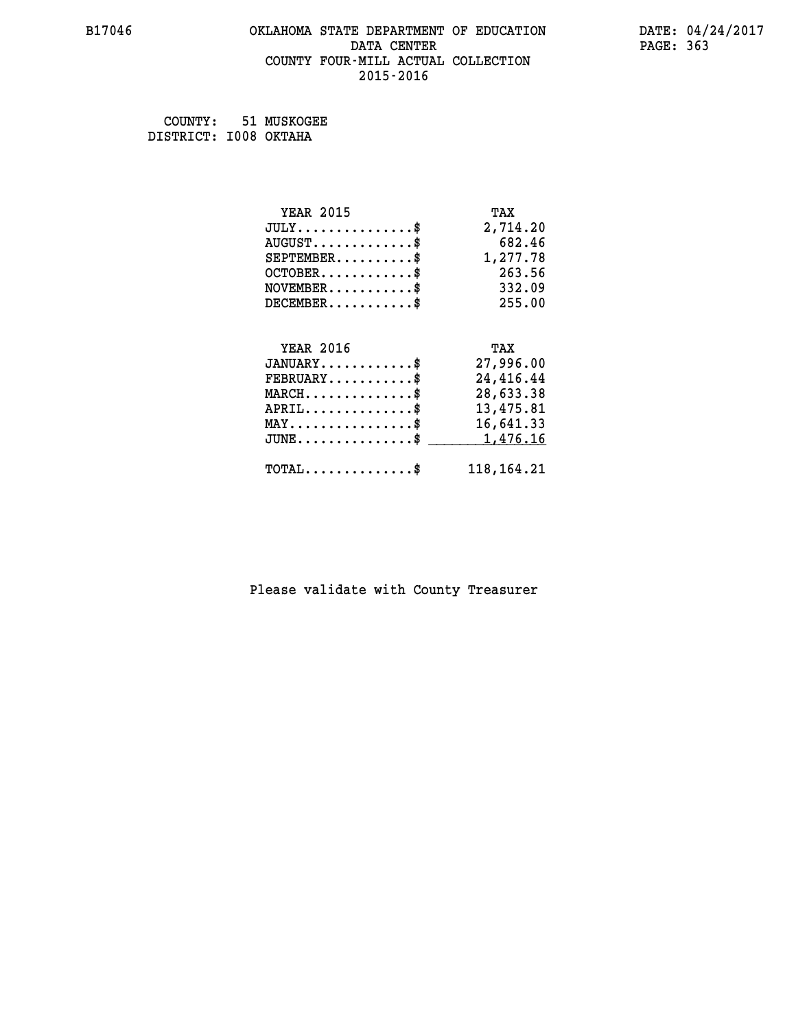B17046 OKLAHOMA STATE DEPARTMENT OF EDUCATION DATA CENTER COUNTY FOUR-MILL ACTUAL COLLECTION 2015-2016

DATE: 04/24/2017

COUNTY: 51 MUSKOGEE
DISTRICT: I008 OKTAHA

| YEAR 2015 | TAX |
|---|---|
| JULY..............$ | 2,714.20 |
| AUGUST............$ | 682.46 |
| SEPTEMBER.........$ | 1,277.78 |
| OCTOBER...........$ | 263.56 |
| NOVEMBER..........$ | 332.09 |
| DECEMBER..........$ | 255.00 |

| YEAR 2016 | TAX |
|---|---|
| JANUARY...........$ | 27,996.00 |
| FEBRUARY..........$ | 24,416.44 |
| MARCH.............$ | 28,633.38 |
| APRIL.............$ | 13,475.81 |
| MAY...............$ | 16,641.33 |
| JUNE..............$ | 1,476.16 |
| TOTAL.............$ | 118,164.21 |

Please validate with County Treasurer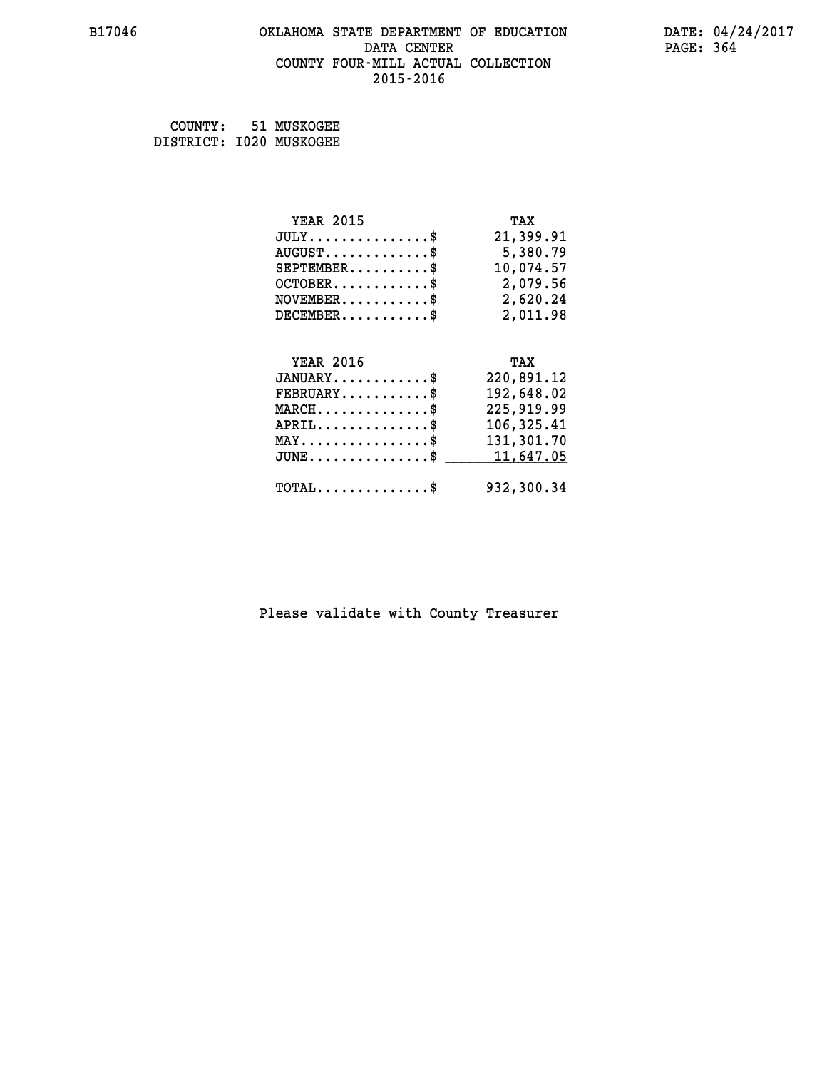# OKLAHOMA STATE DEPARTMENT OF EDUCATION
## DATA CENTER
## COUNTY FOUR-MILL ACTUAL COLLECTION
## 2015-2016

B17046

DATE: 04/24/2017

COUNTY: 51 MUSKOGEE
DISTRICT: I020 MUSKOGEE

| YEAR 2015 | TAX |
|---|---|
| JULY..............$ | 21,399.91 |
| AUGUST............$ | 5,380.79 |
| SEPTEMBER.........$ | 10,074.57 |
| OCTOBER...........$ | 2,079.56 |
| NOVEMBER..........$ | 2,620.24 |
| DECEMBER..........$ | 2,011.98 |

| YEAR 2016 | TAX |
|---|---|
| JANUARY...........$ | 220,891.12 |
| FEBRUARY..........$ | 192,648.02 |
| MARCH.............$ | 225,919.99 |
| APRIL.............$ | 106,325.41 |
| MAY...............$ | 131,301.70 |
| JUNE..............$ | 11,647.05 |
| TOTAL.............$ | 932,300.34 |

Please validate with County Treasurer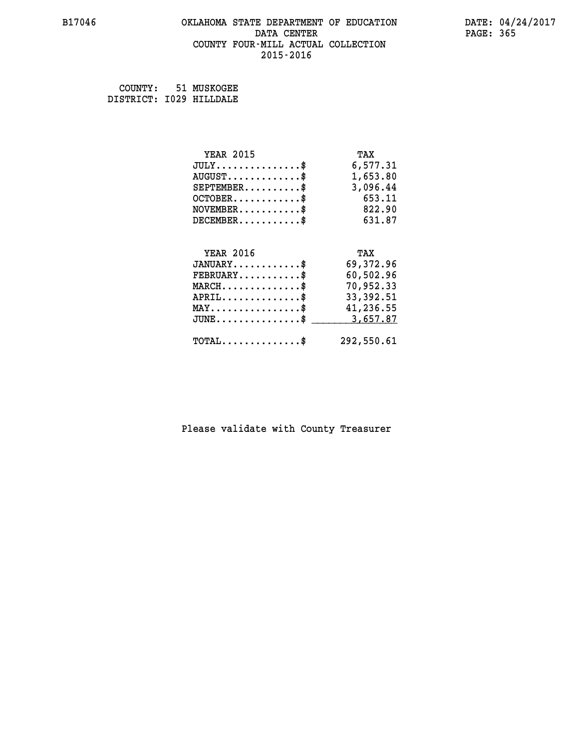B17046

# OKLAHOMA STATE DEPARTMENT OF EDUCATION
## DATA CENTER
## COUNTY FOUR-MILL ACTUAL COLLECTION
## 2015-2016

DATE: 04/24/2017

COUNTY: 51 MUSKOGEE
DISTRICT: I029 HILLDALE

| YEAR 2015 | TAX |
|---|---|
| JULY...............$ | 6,577.31 |
| AUGUST.............$ | 1,653.80 |
| SEPTEMBER..........$ | 3,096.44 |
| OCTOBER............$ | 653.11 |
| NOVEMBER...........$ | 822.90 |
| DECEMBER...........$ | 631.87 |

| YEAR 2016 | TAX |
|---|---|
| JANUARY............$ | 69,372.96 |
| FEBRUARY...........$ | 60,502.96 |
| MARCH..............$ | 70,952.33 |
| APRIL..............$ | 33,392.51 |
| MAY................$ | 41,236.55 |
| JUNE...............$ | 3,657.87 |
| TOTAL..............$ | 292,550.61 |

Please validate with County Treasurer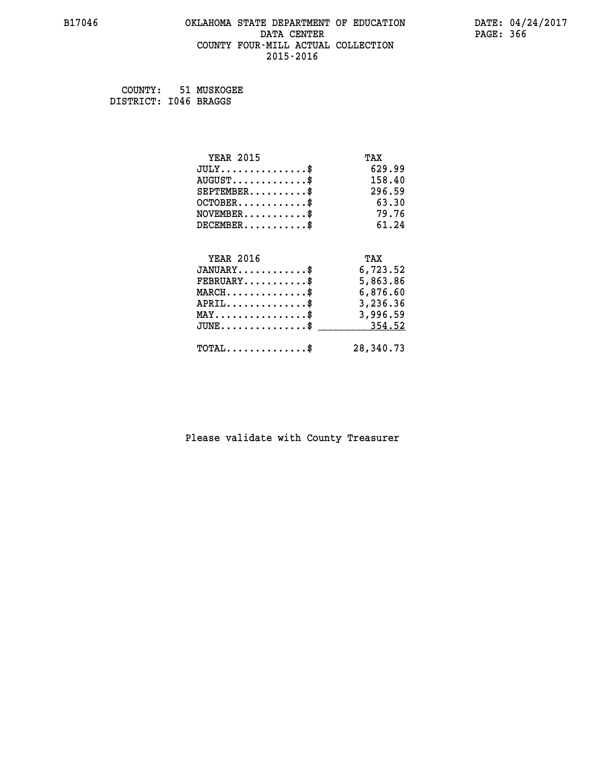B17046

# OKLAHOMA STATE DEPARTMENT OF EDUCATION
## DATA CENTER
## COUNTY FOUR-MILL ACTUAL COLLECTION
## 2015-2016

DATE: 04/24/2017
PAGE: 366

COUNTY: 51 MUSKOGEE
DISTRICT: I046 BRAGGS

| YEAR 2015 | TAX |
|---|---|
| JULY...............$ | 629.99 |
| AUGUST.............$ | 158.40 |
| SEPTEMBER..........$ | 296.59 |
| OCTOBER............$ | 63.30 |
| NOVEMBER...........$ | 79.76 |
| DECEMBER...........$ | 61.24 |

| YEAR 2016 | TAX |
|---|---|
| JANUARY............$ | 6,723.52 |
| FEBRUARY...........$ | 5,863.86 |
| MARCH..............$ | 6,876.60 |
| APRIL..............$ | 3,236.36 |
| MAY................$ | 3,996.59 |
| JUNE...............$ | 354.52 |
| TOTAL..............$ | 28,340.73 |

Please validate with County Treasurer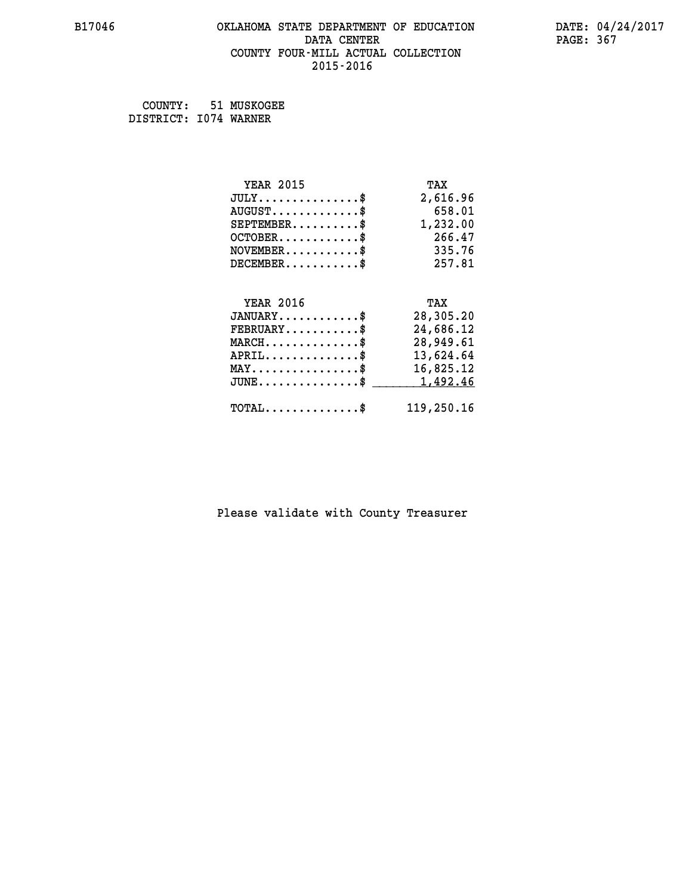B17046 OKLAHOMA STATE DEPARTMENT OF EDUCATION DATE: 04/24/2017
DATA CENTER
COUNTY FOUR-MILL ACTUAL COLLECTION
2015-2016

COUNTY: 51 MUSKOGEE
DISTRICT: I074 WARNER

| YEAR 2015 | TAX |
|---|---|
| JULY...............$ | 2,616.96 |
| AUGUST.............$ | 658.01 |
| SEPTEMBER..........$ | 1,232.00 |
| OCTOBER............$ | 266.47 |
| NOVEMBER...........$ | 335.76 |
| DECEMBER...........$ | 257.81 |

| YEAR 2016 | TAX |
|---|---|
| JANUARY............$ | 28,305.20 |
| FEBRUARY...........$ | 24,686.12 |
| MARCH..............$ | 28,949.61 |
| APRIL..............$ | 13,624.64 |
| MAY................$ | 16,825.12 |
| JUNE...............$ | 1,492.46 |
| TOTAL..............$ | 119,250.16 |

Please validate with County Treasurer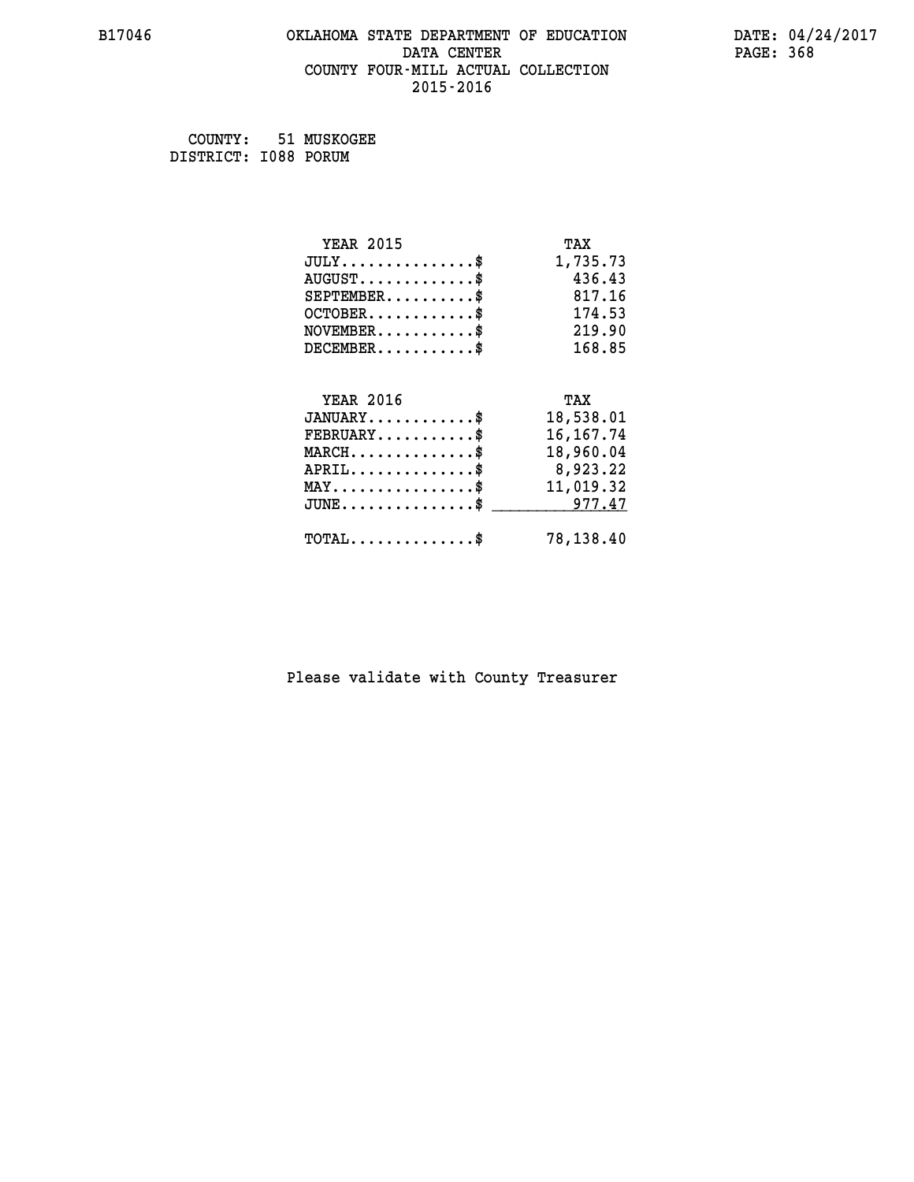B17046 OKLAHOMA STATE DEPARTMENT OF EDUCATION DATA CENTER COUNTY FOUR-MILL ACTUAL COLLECTION 2015-2016

DATE: 04/24/2017

COUNTY: 51 MUSKOGEE
DISTRICT: I088 PORUM

| YEAR 2015 | TAX |
|---|---|
| JULY..............$ | 1,735.73 |
| AUGUST............$ | 436.43 |
| SEPTEMBER.........$ | 817.16 |
| OCTOBER...........$ | 174.53 |
| NOVEMBER..........$ | 219.90 |
| DECEMBER..........$ | 168.85 |

| YEAR 2016 | TAX |
|---|---|
| JANUARY...........$ | 18,538.01 |
| FEBRUARY..........$ | 16,167.74 |
| MARCH.............$ | 18,960.04 |
| APRIL.............$ | 8,923.22 |
| MAY...............$ | 11,019.32 |
| JUNE..............$ | 977.47 |
| TOTAL.............$ | 78,138.40 |

Please validate with County Treasurer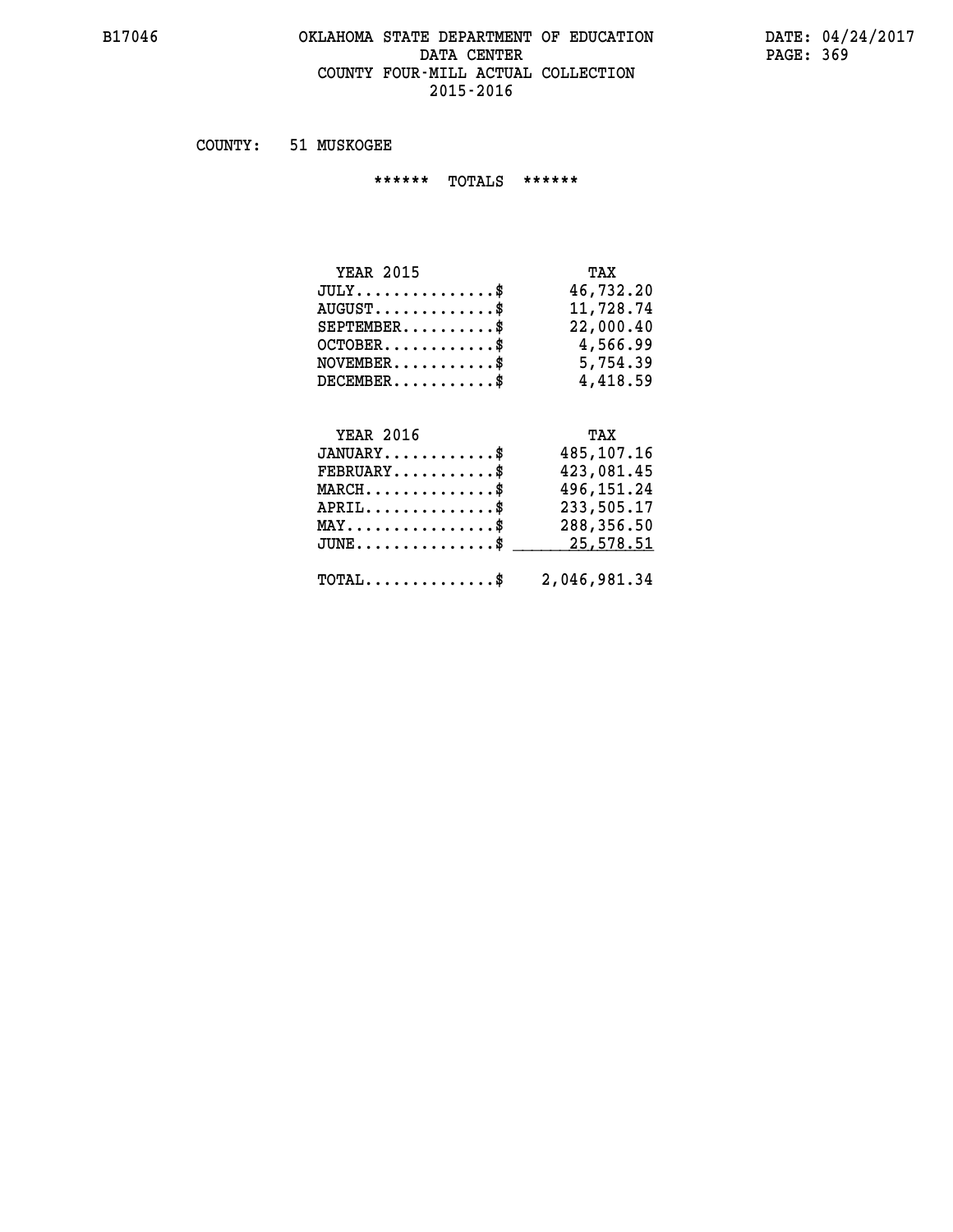# OKLAHOMA STATE DEPARTMENT OF EDUCATION
## DATA CENTER
## COUNTY FOUR-MILL ACTUAL COLLECTION
## 2015-2016

COUNTY: 51 MUSKOGEE

****** TOTALS ******

| YEAR 2015 | TAX |
|---|---|
| JULY...............$ | 46,732.20 |
| AUGUST.............$ | 11,728.74 |
| SEPTEMBER..........$ | 22,000.40 |
| OCTOBER............$ | 4,566.99 |
| NOVEMBER...........$ | 5,754.39 |
| DECEMBER...........$ | 4,418.59 |

| YEAR 2016 | TAX |
|---|---|
| JANUARY............$ | 485,107.16 |
| FEBRUARY...........$ | 423,081.45 |
| MARCH..............$ | 496,151.24 |
| APRIL..............$ | 233,505.17 |
| MAY................$ | 288,356.50 |
| JUNE...............$ | 25,578.51 |
| TOTAL..............$ | 2,046,981.34 |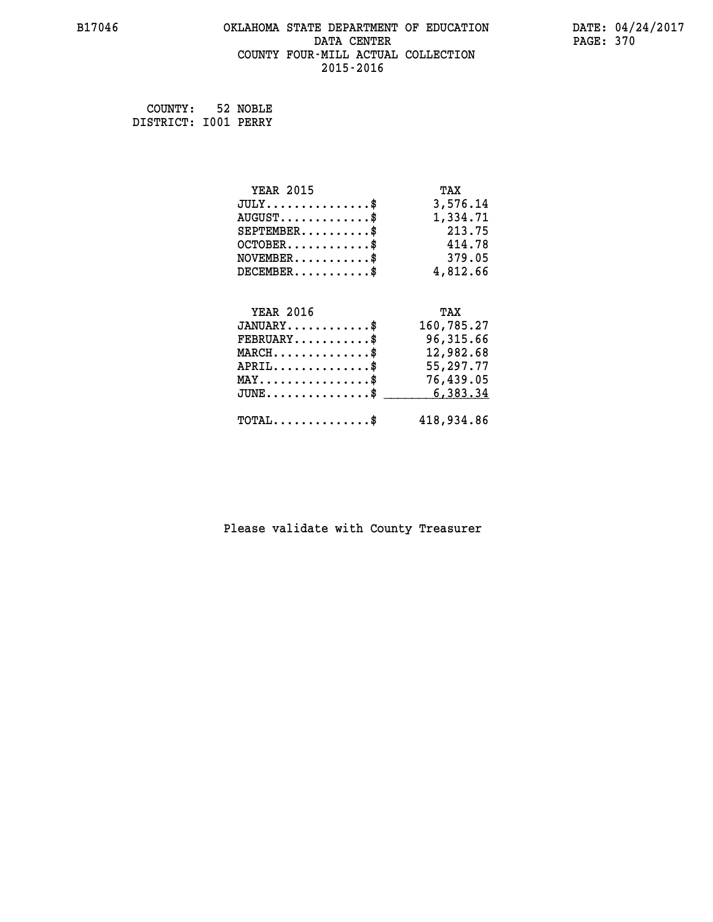# OKLAHOMA STATE DEPARTMENT OF EDUCATION
## DATA CENTER
## COUNTY FOUR-MILL ACTUAL COLLECTION
## 2015-2016

B17046

DATE: 04/24/2017

COUNTY: 52 NOBLE
DISTRICT: I001 PERRY

| YEAR 2015 | TAX |
|---|---|
| JULY...............$ | 3,576.14 |
| AUGUST.............$ | 1,334.71 |
| SEPTEMBER..........$ | 213.75 |
| OCTOBER............$ | 414.78 |
| NOVEMBER...........$ | 379.05 |
| DECEMBER...........$ | 4,812.66 |

| YEAR 2016 | TAX |
|---|---|
| JANUARY............$ | 160,785.27 |
| FEBRUARY...........$ | 96,315.66 |
| MARCH..............$ | 12,982.68 |
| APRIL..............$ | 55,297.77 |
| MAY................$ | 76,439.05 |
| JUNE...............$ | 6,383.34 |
| TOTAL..............$ | 418,934.86 |

Please validate with County Treasurer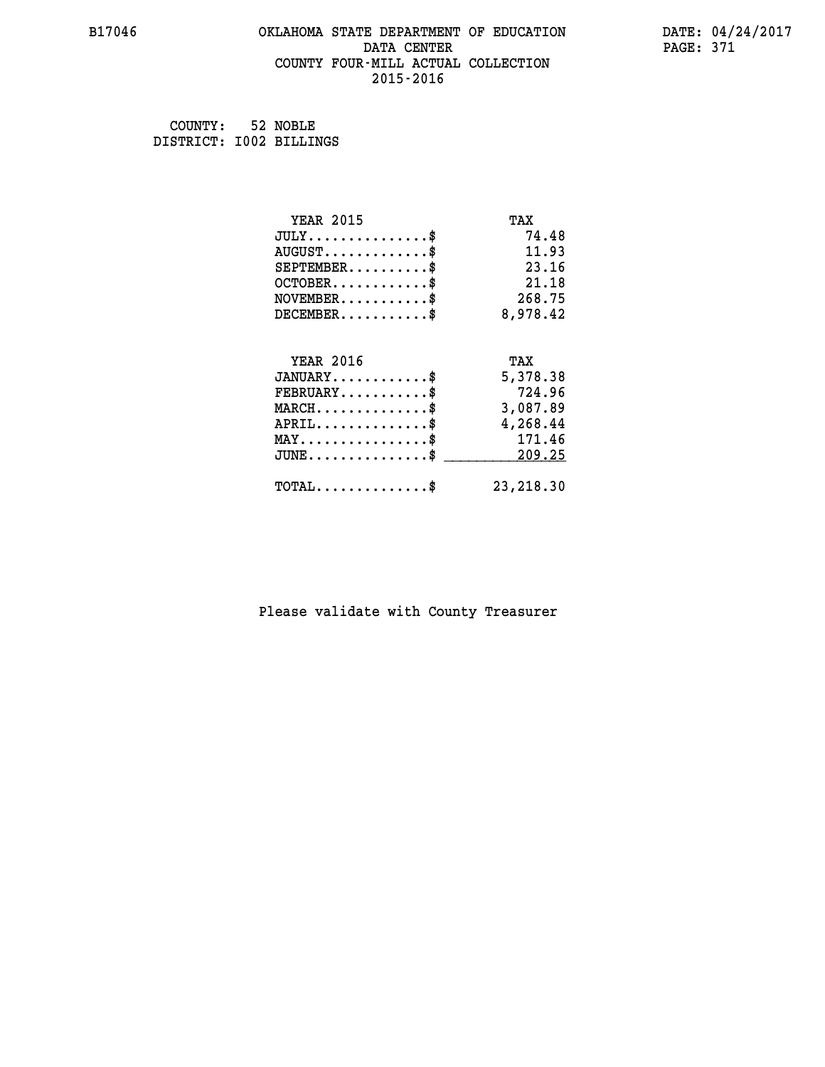B17046 OKLAHOMA STATE DEPARTMENT OF EDUCATION DATA CENTER COUNTY FOUR-MILL ACTUAL COLLECTION 2015-2016

DATE: 04/24/2017

COUNTY: 52 NOBLE
DISTRICT: I002 BILLINGS

| YEAR 2015 | TAX |
| --- | --- |
| JULY...............$ | 74.48 |
| AUGUST.............$ | 11.93 |
| SEPTEMBER..........$ | 23.16 |
| OCTOBER............$ | 21.18 |
| NOVEMBER...........$ | 268.75 |
| DECEMBER...........$ | 8,978.42 |

| YEAR 2016 | TAX |
| --- | --- |
| JANUARY............$ | 5,378.38 |
| FEBRUARY...........$ | 724.96 |
| MARCH..............$ | 3,087.89 |
| APRIL..............$ | 4,268.44 |
| MAY................$ | 171.46 |
| JUNE...............$ | 209.25 |
| TOTAL..............$ | 23,218.30 |

Please validate with County Treasurer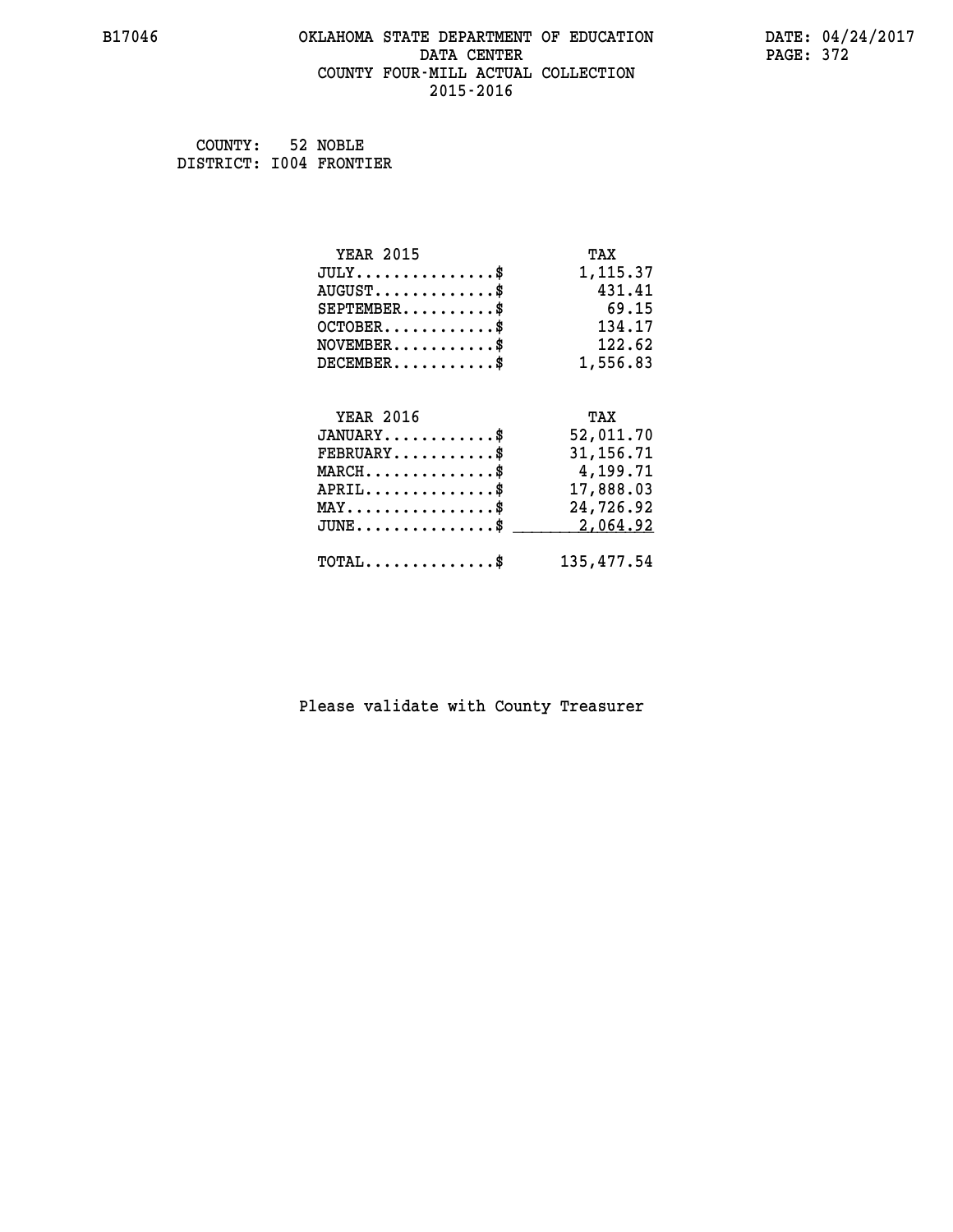B17046 OKLAHOMA STATE DEPARTMENT OF EDUCATION DATA CENTER COUNTY FOUR-MILL ACTUAL COLLECTION 2015-2016

DATE: 04/24/2017

COUNTY: 52 NOBLE
DISTRICT: I004 FRONTIER

| YEAR 2015 | TAX |
|---|---|
| JULY...............$ | 1,115.37 |
| AUGUST.............$ | 431.41 |
| SEPTEMBER..........$ | 69.15 |
| OCTOBER............$ | 134.17 |
| NOVEMBER...........$ | 122.62 |
| DECEMBER...........$ | 1,556.83 |

| YEAR 2016 | TAX |
|---|---|
| JANUARY............$ | 52,011.70 |
| FEBRUARY...........$ | 31,156.71 |
| MARCH..............$ | 4,199.71 |
| APRIL..............$ | 17,888.03 |
| MAY................$ | 24,726.92 |
| JUNE...............$ | 2,064.92 |
| TOTAL..............$ | 135,477.54 |

Please validate with County Treasurer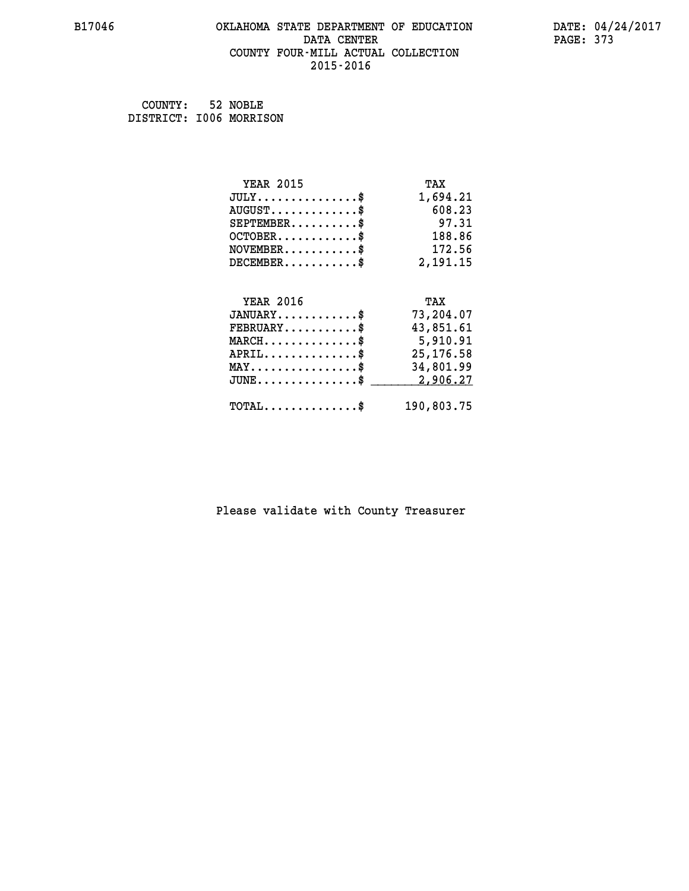B17046 OKLAHOMA STATE DEPARTMENT OF EDUCATION DATE: 04/24/2017

DATA CENTER

COUNTY FOUR-MILL ACTUAL COLLECTION

2015-2016

COUNTY: 52 NOBLE

DISTRICT: I006 MORRISON

| YEAR 2015 | TAX |
|---|---|
| JULY..............$ | 1,694.21 |
| AUGUST............$ | 608.23 |
| SEPTEMBER.........$ | 97.31 |
| OCTOBER...........$ | 188.86 |
| NOVEMBER..........$ | 172.56 |
| DECEMBER..........$ | 2,191.15 |

| YEAR 2016 | TAX |
|---|---|
| JANUARY...........$ | 73,204.07 |
| FEBRUARY..........$ | 43,851.61 |
| MARCH.............$ | 5,910.91 |
| APRIL.............$ | 25,176.58 |
| MAY...............$ | 34,801.99 |
| JUNE..............$ | 2,906.27 |
| TOTAL.............$ | 190,803.75 |

Please validate with County Treasurer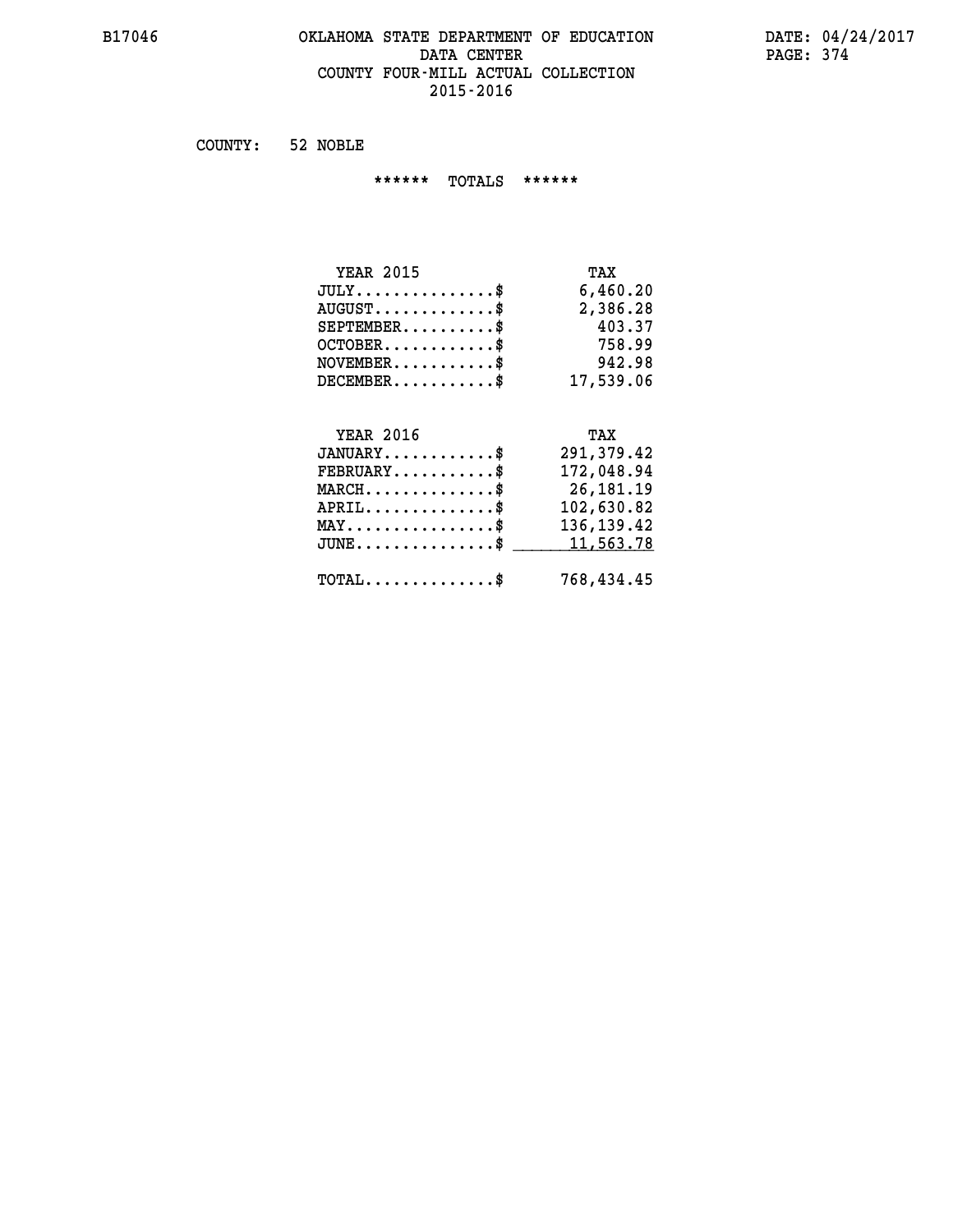B17046 OKLAHOMA STATE DEPARTMENT OF EDUCATION DATA CENTER COUNTY FOUR-MILL ACTUAL COLLECTION 2015-2016

DATE: 04/24/2017

COUNTY: 52 NOBLE

****** TOTALS ******

| YEAR 2015 | TAX |
|---|---|
| JULY...............$ | 6,460.20 |
| AUGUST.............$ | 2,386.28 |
| SEPTEMBER..........$ | 403.37 |
| OCTOBER............$ | 758.99 |
| NOVEMBER...........$ | 942.98 |
| DECEMBER...........$ | 17,539.06 |

| YEAR 2016 | TAX |
|---|---|
| JANUARY............$ | 291,379.42 |
| FEBRUARY...........$ | 172,048.94 |
| MARCH..............$ | 26,181.19 |
| APRIL..............$ | 102,630.82 |
| MAY................$ | 136,139.42 |
| JUNE...............$ | 11,563.78 |
| TOTAL..............$ | 768,434.45 |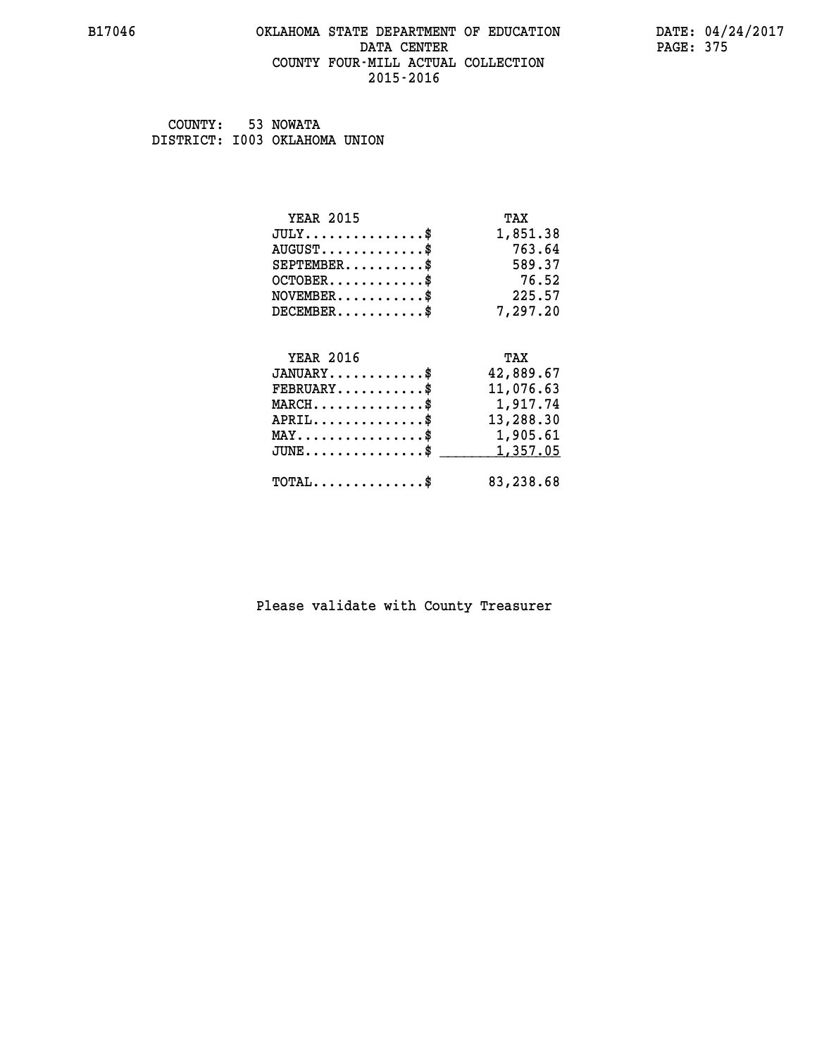# OKLAHOMA STATE DEPARTMENT OF EDUCATION
## DATA CENTER
## COUNTY FOUR-MILL ACTUAL COLLECTION
## 2015-2016

COUNTY: 53 NOWATA
DISTRICT: I003 OKLAHOMA UNION

| YEAR 2015 | TAX |
|---|---|
| JULY...............$ | 1,851.38 |
| AUGUST.............$ | 763.64 |
| SEPTEMBER..........$ | 589.37 |
| OCTOBER............$ | 76.52 |
| NOVEMBER...........$ | 225.57 |
| DECEMBER...........$ | 7,297.20 |

| YEAR 2016 | TAX |
|---|---|
| JANUARY............$ | 42,889.67 |
| FEBRUARY...........$ | 11,076.63 |
| MARCH..............$ | 1,917.74 |
| APRIL..............$ | 13,288.30 |
| MAY................$ | 1,905.61 |
| JUNE...............$ | 1,357.05 |
| TOTAL..............$ | 83,238.68 |

Please validate with County Treasurer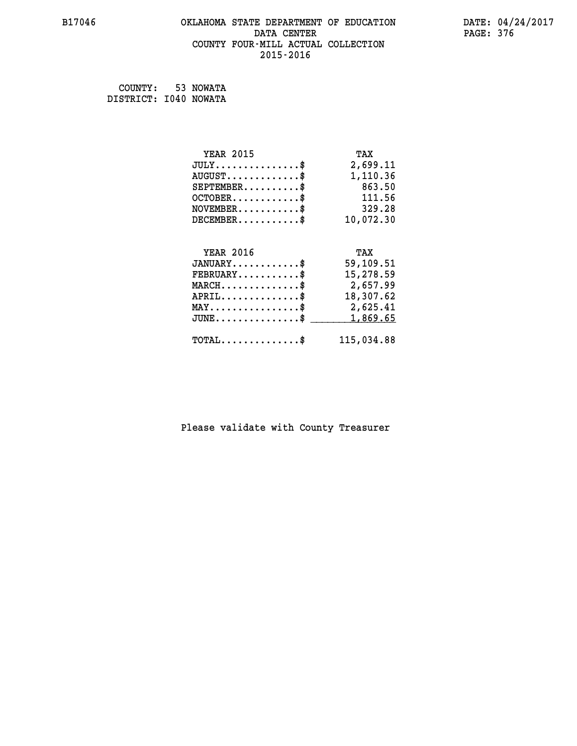B17046

# OKLAHOMA STATE DEPARTMENT OF EDUCATION
## DATA CENTER
## COUNTY FOUR-MILL ACTUAL COLLECTION
## 2015-2016

DATE: 04/24/2017

COUNTY: 53 NOWATA
DISTRICT: I040 NOWATA

| YEAR 2015 | TAX |
|---|---|
| JULY...............$ | 2,699.11 |
| AUGUST.............$ | 1,110.36 |
| SEPTEMBER..........$ | 863.50 |
| OCTOBER............$ | 111.56 |
| NOVEMBER...........$ | 329.28 |
| DECEMBER...........$ | 10,072.30 |

| YEAR 2016 | TAX |
|---|---|
| JANUARY............$ | 59,109.51 |
| FEBRUARY...........$ | 15,278.59 |
| MARCH..............$ | 2,657.99 |
| APRIL..............$ | 18,307.62 |
| MAY................$ | 2,625.41 |
| JUNE...............$ | 1,869.65 |
| TOTAL..............$ | 115,034.88 |

Please validate with County Treasurer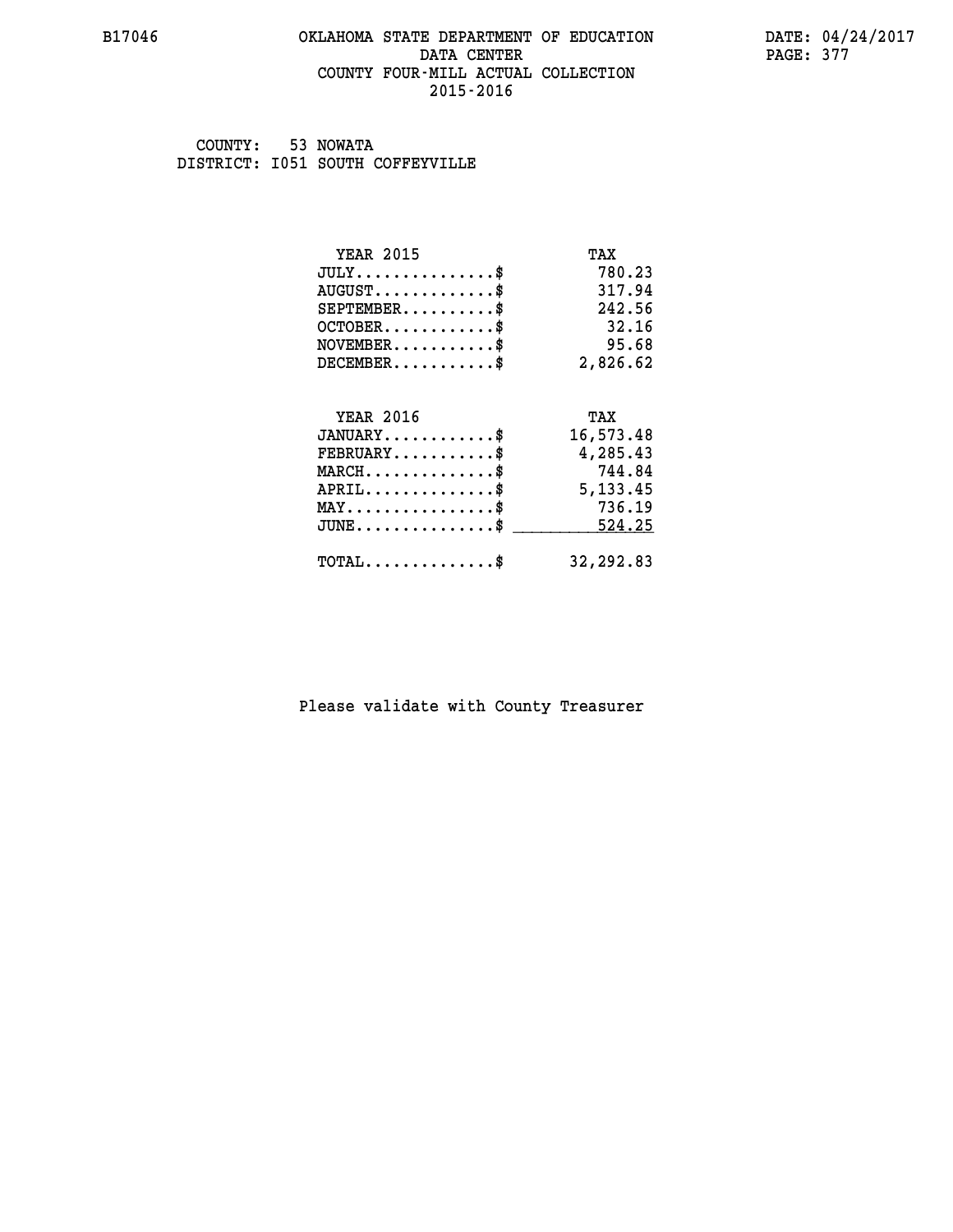B17046 OKLAHOMA STATE DEPARTMENT OF EDUCATION DATE: 04/24/2017
DATA CENTER PAGE: 377
COUNTY FOUR-MILL ACTUAL COLLECTION
2015-2016

COUNTY: 53 NOWATA
DISTRICT: I051 SOUTH COFFEYVILLE

| YEAR 2015 | TAX |
|---|---|
| JULY...............$ | 780.23 |
| AUGUST.............$ | 317.94 |
| SEPTEMBER..........$ | 242.56 |
| OCTOBER............$ | 32.16 |
| NOVEMBER...........$ | 95.68 |
| DECEMBER...........$ | 2,826.62 |

| YEAR 2016 | TAX |
|---|---|
| JANUARY............$ | 16,573.48 |
| FEBRUARY...........$ | 4,285.43 |
| MARCH..............$ | 744.84 |
| APRIL..............$ | 5,133.45 |
| MAY................$ | 736.19 |
| JUNE...............$ | 524.25 |
| TOTAL..............$ | 32,292.83 |

Please validate with County Treasurer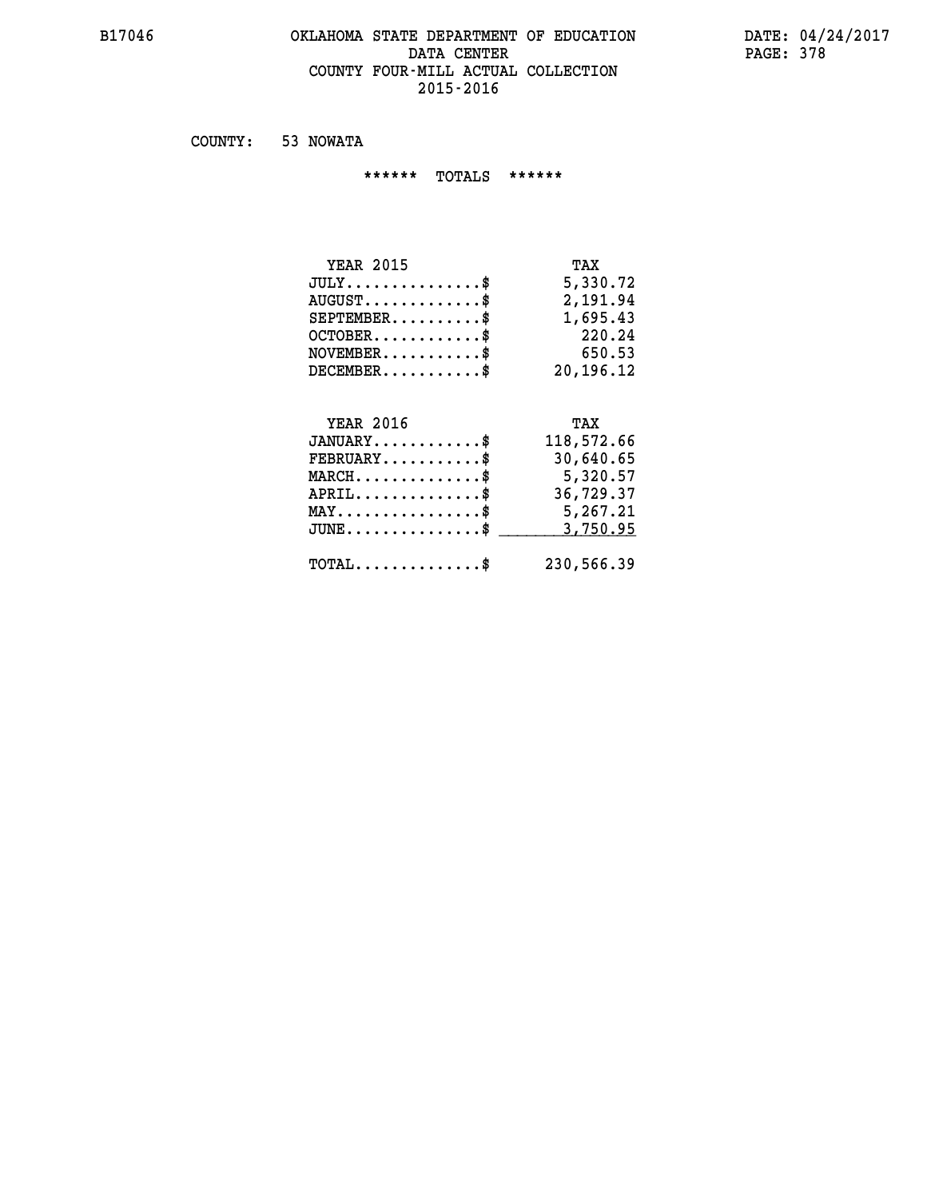B17046 OKLAHOMA STATE DEPARTMENT OF EDUCATION DATE: 04/24/2017
DATA CENTER
COUNTY FOUR-MILL ACTUAL COLLECTION
2015-2016

COUNTY: 53 NOWATA

****** TOTALS ******

| YEAR 2015 | TAX |
|---|---|
| JULY...............$ | 5,330.72 |
| AUGUST.............$ | 2,191.94 |
| SEPTEMBER..........$ | 1,695.43 |
| OCTOBER............$ | 220.24 |
| NOVEMBER...........$ | 650.53 |
| DECEMBER...........$ | 20,196.12 |

| YEAR 2016 | TAX |
|---|---|
| JANUARY............$ | 118,572.66 |
| FEBRUARY...........$ | 30,640.65 |
| MARCH..............$ | 5,320.57 |
| APRIL..............$ | 36,729.37 |
| MAY................$ | 5,267.21 |
| JUNE...............$ | 3,750.95 |
| TOTAL..............$ | 230,566.39 |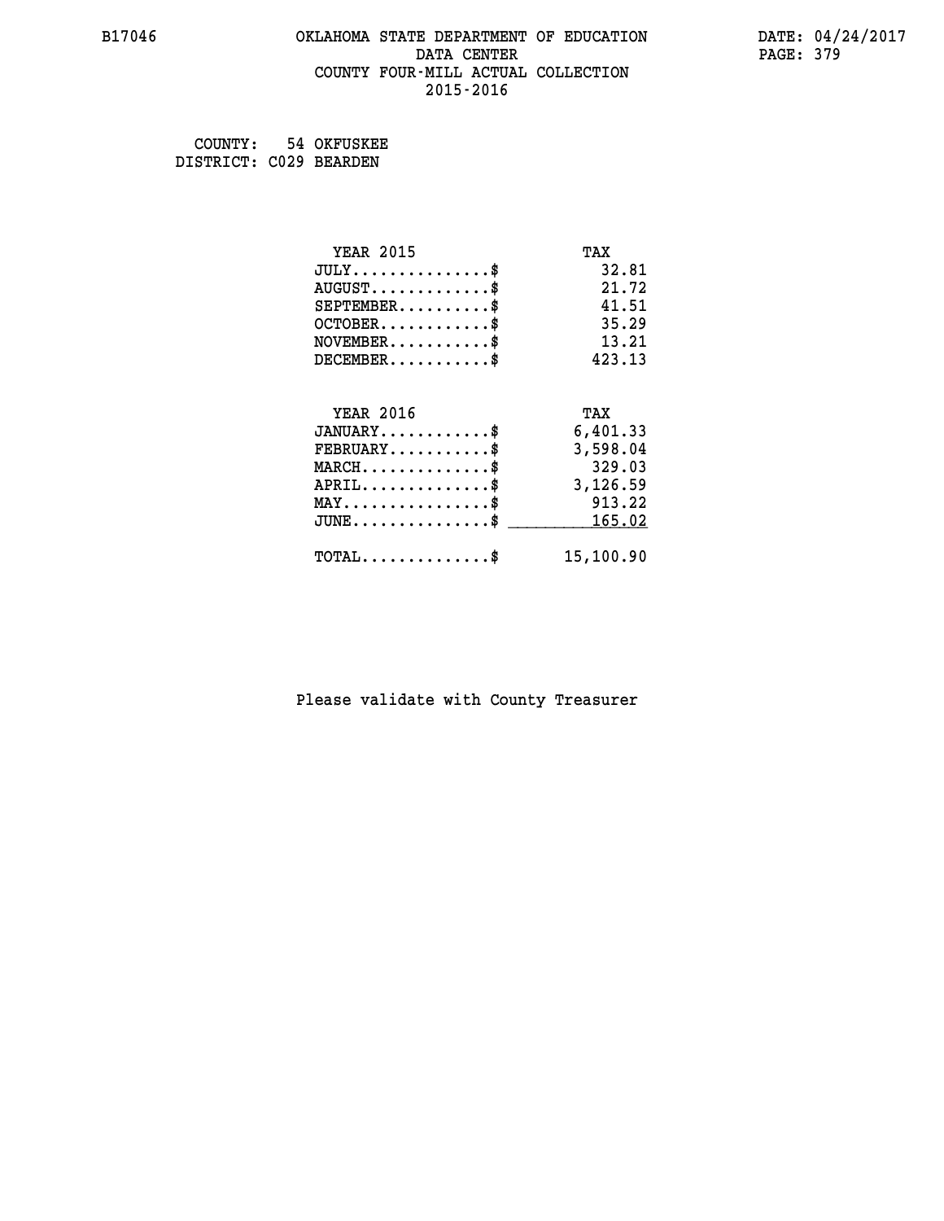B17046 OKLAHOMA STATE DEPARTMENT OF EDUCATION DATA CENTER COUNTY FOUR-MILL ACTUAL COLLECTION 2015-2016

DATE: 04/24/2017

COUNTY: 54 OKFUSKEE
DISTRICT: C029 BEARDEN

| YEAR 2015 | TAX |
|---|---|
| JULY...............$ | 32.81 |
| AUGUST.............$ | 21.72 |
| SEPTEMBER..........$ | 41.51 |
| OCTOBER............$ | 35.29 |
| NOVEMBER...........$ | 13.21 |
| DECEMBER...........$ | 423.13 |

| YEAR 2016 | TAX |
|---|---|
| JANUARY............$ | 6,401.33 |
| FEBRUARY...........$ | 3,598.04 |
| MARCH..............$ | 329.03 |
| APRIL..............$ | 3,126.59 |
| MAY................$ | 913.22 |
| JUNE...............$ | 165.02 |
| TOTAL..............$ | 15,100.90 |

Please validate with County Treasurer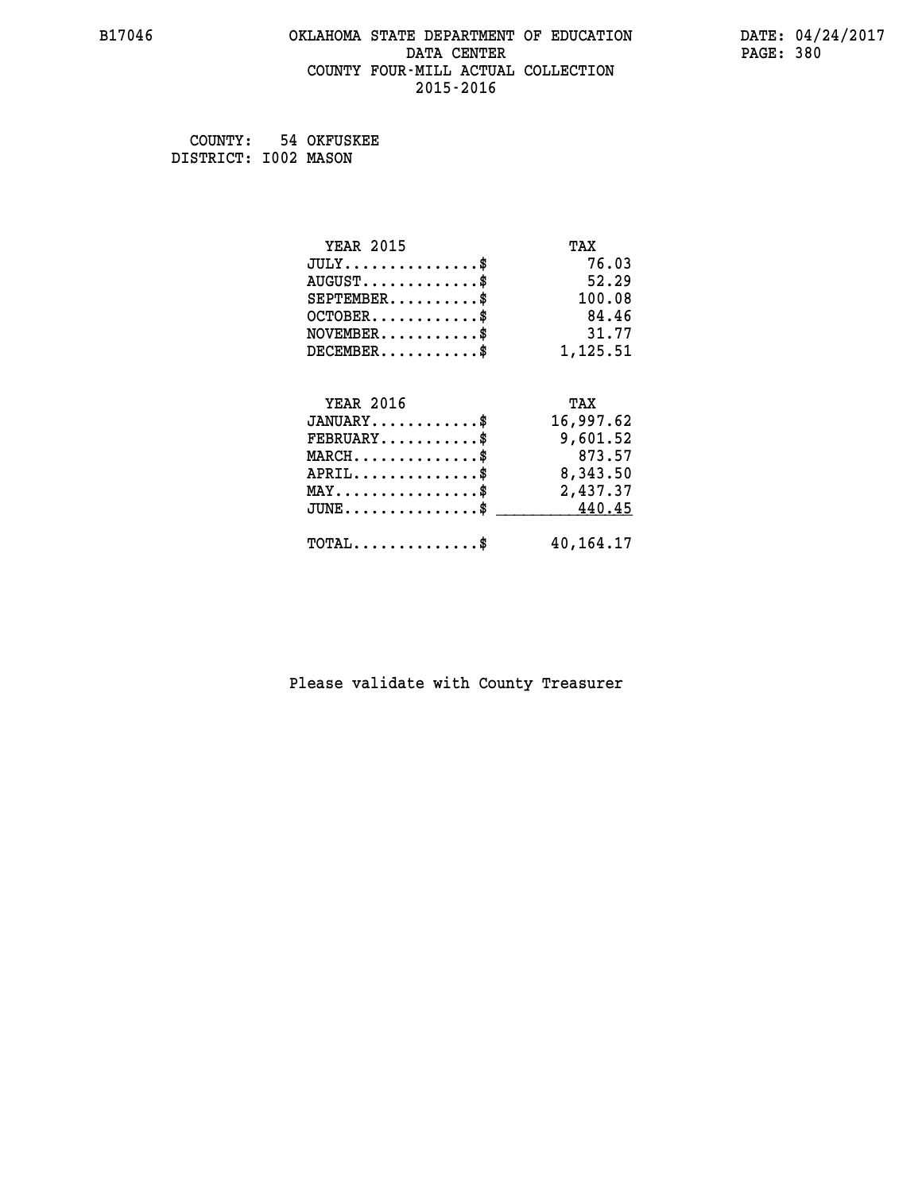# OKLAHOMA STATE DEPARTMENT OF EDUCATION
## DATA CENTER
## COUNTY FOUR-MILL ACTUAL COLLECTION
## 2015-2016

B17046

DATE: 04/24/2017

COUNTY: 54 OKFUSKEE
DISTRICT: I002 MASON

| YEAR 2015 | TAX |
|---|---|
| JULY...............$ | 76.03 |
| AUGUST.............$ | 52.29 |
| SEPTEMBER..........$ | 100.08 |
| OCTOBER............$ | 84.46 |
| NOVEMBER...........$ | 31.77 |
| DECEMBER...........$ | 1,125.51 |

| YEAR 2016 | TAX |
|---|---|
| JANUARY............$ | 16,997.62 |
| FEBRUARY...........$ | 9,601.52 |
| MARCH..............$ | 873.57 |
| APRIL..............$ | 8,343.50 |
| MAY................$ | 2,437.37 |
| JUNE...............$ | 440.45 |
| TOTAL..............$ | 40,164.17 |

Please validate with County Treasurer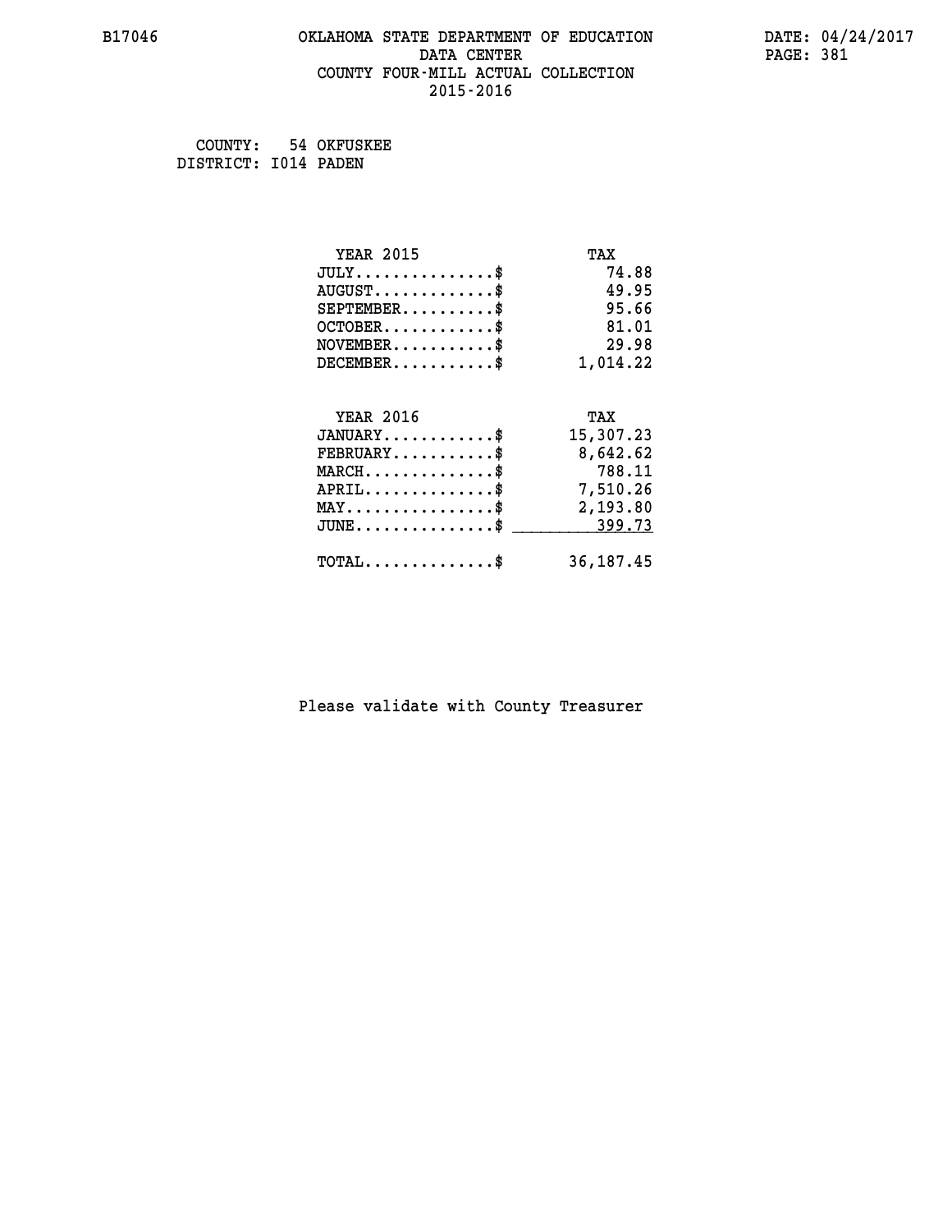# OKLAHOMA STATE DEPARTMENT OF EDUCATION
## DATA CENTER
## COUNTY FOUR-MILL ACTUAL COLLECTION
## 2015-2016

B17046

DATE: 04/24/2017

COUNTY: 54 OKFUSKEE
DISTRICT: I014 PADEN

| YEAR 2015 | TAX |
|---|---|
| JULY..............$ | 74.88 |
| AUGUST............$ | 49.95 |
| SEPTEMBER..........$ | 95.66 |
| OCTOBER...........$ | 81.01 |
| NOVEMBER..........$ | 29.98 |
| DECEMBER..........$ | 1,014.22 |

| YEAR 2016 | TAX |
|---|---|
| JANUARY...........$ | 15,307.23 |
| FEBRUARY..........$ | 8,642.62 |
| MARCH.............$ | 788.11 |
| APRIL.............$ | 7,510.26 |
| MAY...............$ | 2,193.80 |
| JUNE..............$ | 399.73 |
| TOTAL.............$ | 36,187.45 |

Please validate with County Treasurer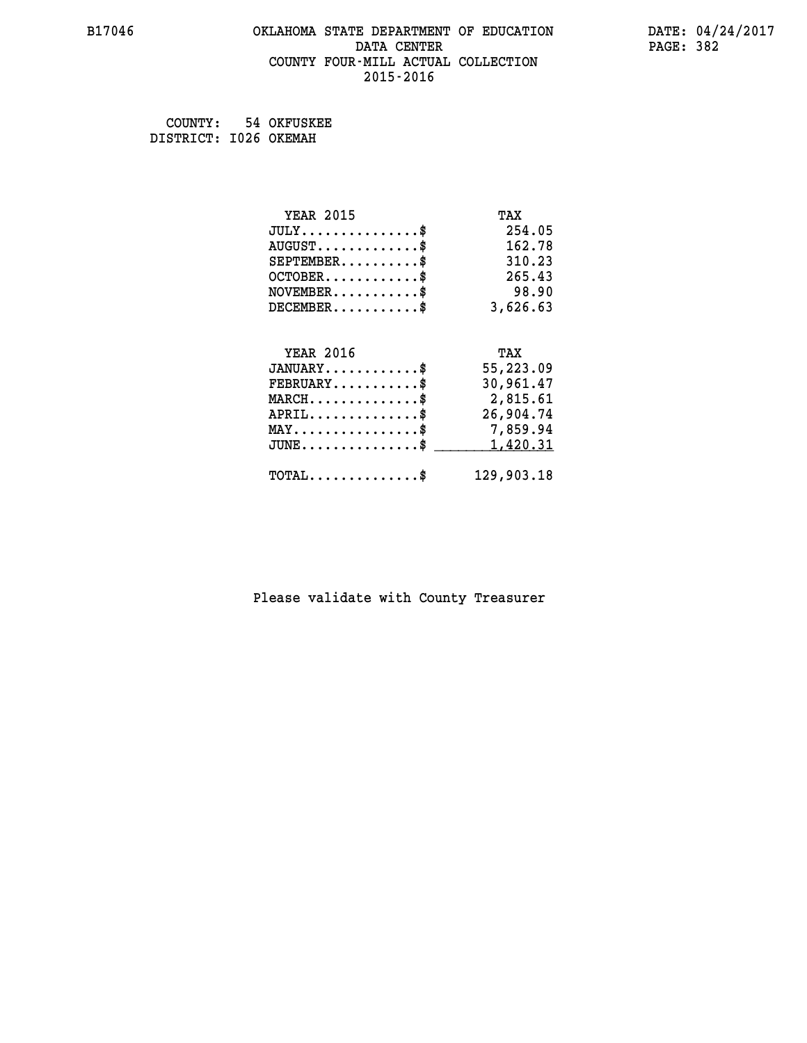B17046 OKLAHOMA STATE DEPARTMENT OF EDUCATION DATE: 04/24/2017
DATA CENTER PAGE: 382
COUNTY FOUR-MILL ACTUAL COLLECTION
2015-2016

COUNTY: 54 OKFUSKEE
DISTRICT: I026 OKEMAH

| YEAR 2015 | TAX |
|---|---|
| JULY..............$ | 254.05 |
| AUGUST............$ | 162.78 |
| SEPTEMBER.........$ | 310.23 |
| OCTOBER...........$ | 265.43 |
| NOVEMBER..........$ | 98.90 |
| DECEMBER..........$ | 3,626.63 |

| YEAR 2016 | TAX |
|---|---|
| JANUARY...........$ | 55,223.09 |
| FEBRUARY..........$ | 30,961.47 |
| MARCH.............$ | 2,815.61 |
| APRIL.............$ | 26,904.74 |
| MAY...............$ | 7,859.94 |
| JUNE..............$ | 1,420.31 |
| TOTAL.............$ | 129,903.18 |

Please validate with County Treasurer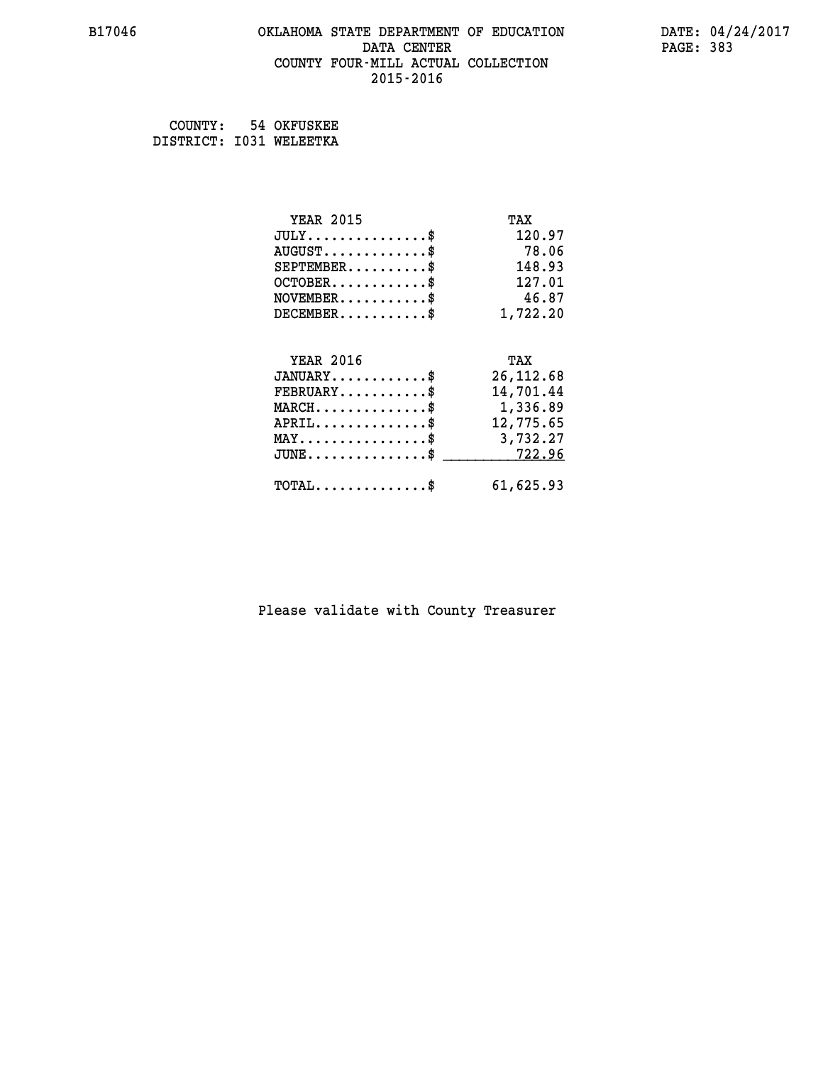B17046

# OKLAHOMA STATE DEPARTMENT OF EDUCATION
## DATA CENTER
## COUNTY FOUR-MILL ACTUAL COLLECTION
## 2015-2016

DATE: 04/24/2017

COUNTY: 54 OKFUSKEE
DISTRICT: I031 WELEETKA

| YEAR 2015 | TAX |
|---|---|
| JULY..............$ | 120.97 |
| AUGUST............$ | 78.06 |
| SEPTEMBER.........$ | 148.93 |
| OCTOBER...........$ | 127.01 |
| NOVEMBER..........$ | 46.87 |
| DECEMBER..........$ | 1,722.20 |

| YEAR 2016 | TAX |
|---|---|
| JANUARY...........$ | 26,112.68 |
| FEBRUARY..........$ | 14,701.44 |
| MARCH.............$ | 1,336.89 |
| APRIL.............$ | 12,775.65 |
| MAY...............$ | 3,732.27 |
| JUNE..............$ | 722.96 |
| TOTAL.............$ | 61,625.93 |

Please validate with County Treasurer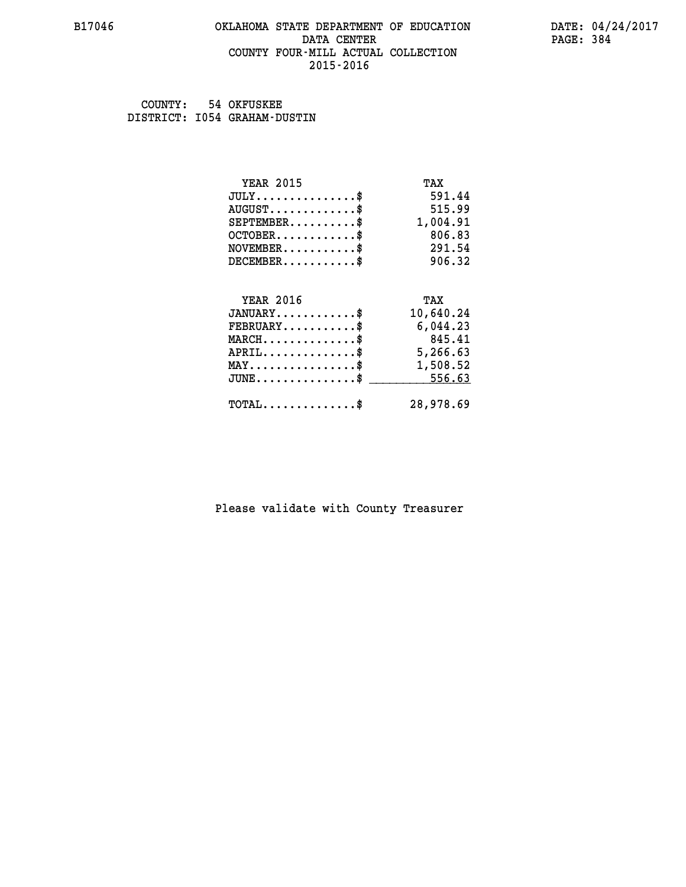B17046 OKLAHOMA STATE DEPARTMENT OF EDUCATION DATA CENTER COUNTY FOUR-MILL ACTUAL COLLECTION 2015-2016

DATE: 04/24/2017
PAGE: 384

COUNTY: 54 OKFUSKEE
DISTRICT: I054 GRAHAM-DUSTIN

| YEAR 2015 | TAX |
|---|---|
| JULY...............$ | 591.44 |
| AUGUST.............$ | 515.99 |
| SEPTEMBER..........$ | 1,004.91 |
| OCTOBER............$ | 806.83 |
| NOVEMBER...........$ | 291.54 |
| DECEMBER...........$ | 906.32 |

| YEAR 2016 | TAX |
|---|---|
| JANUARY............$ | 10,640.24 |
| FEBRUARY...........$ | 6,044.23 |
| MARCH..............$ | 845.41 |
| APRIL..............$ | 5,266.63 |
| MAY................$ | 1,508.52 |
| JUNE...............$ | 556.63 |
| TOTAL..............$ | 28,978.69 |

Please validate with County Treasurer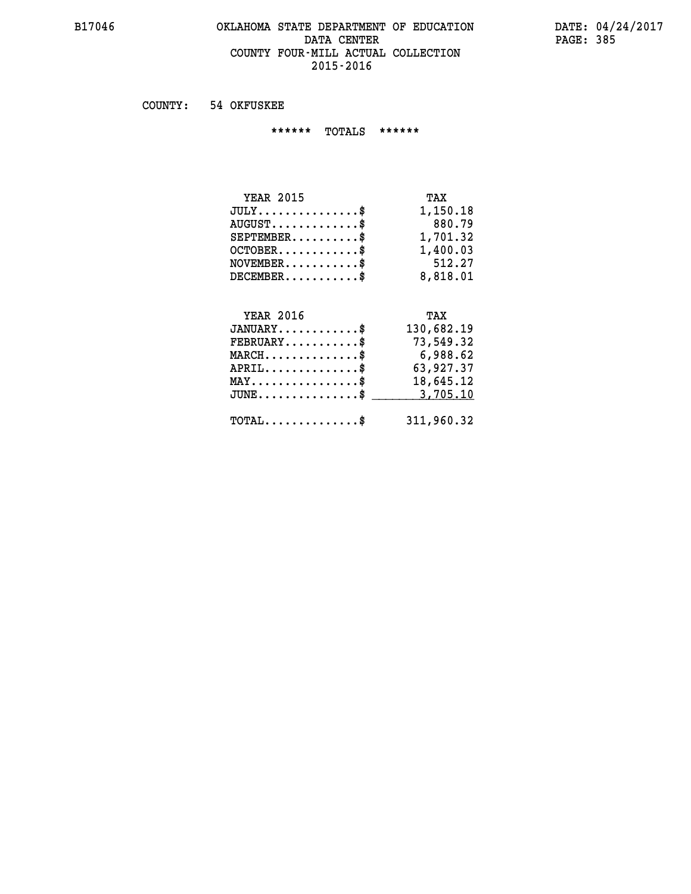COUNTY: 54 OKFUSKEE

****** TOTALS ******

| YEAR 2015 | TAX |
|---|---|
| JULY...............$ | 1,150.18 |
| AUGUST.............$ | 880.79 |
| SEPTEMBER..........$ | 1,701.32 |
| OCTOBER............$ | 1,400.03 |
| NOVEMBER...........$ | 512.27 |
| DECEMBER...........$ | 8,818.01 |

| YEAR 2016 | TAX |
|---|---|
| JANUARY............$ | 130,682.19 |
| FEBRUARY...........$ | 73,549.32 |
| MARCH..............$ | 6,988.62 |
| APRIL..............$ | 63,927.37 |
| MAY................$ | 18,645.12 |
| JUNE...............$ | 3,705.10 |
| TOTAL..............$ | 311,960.32 |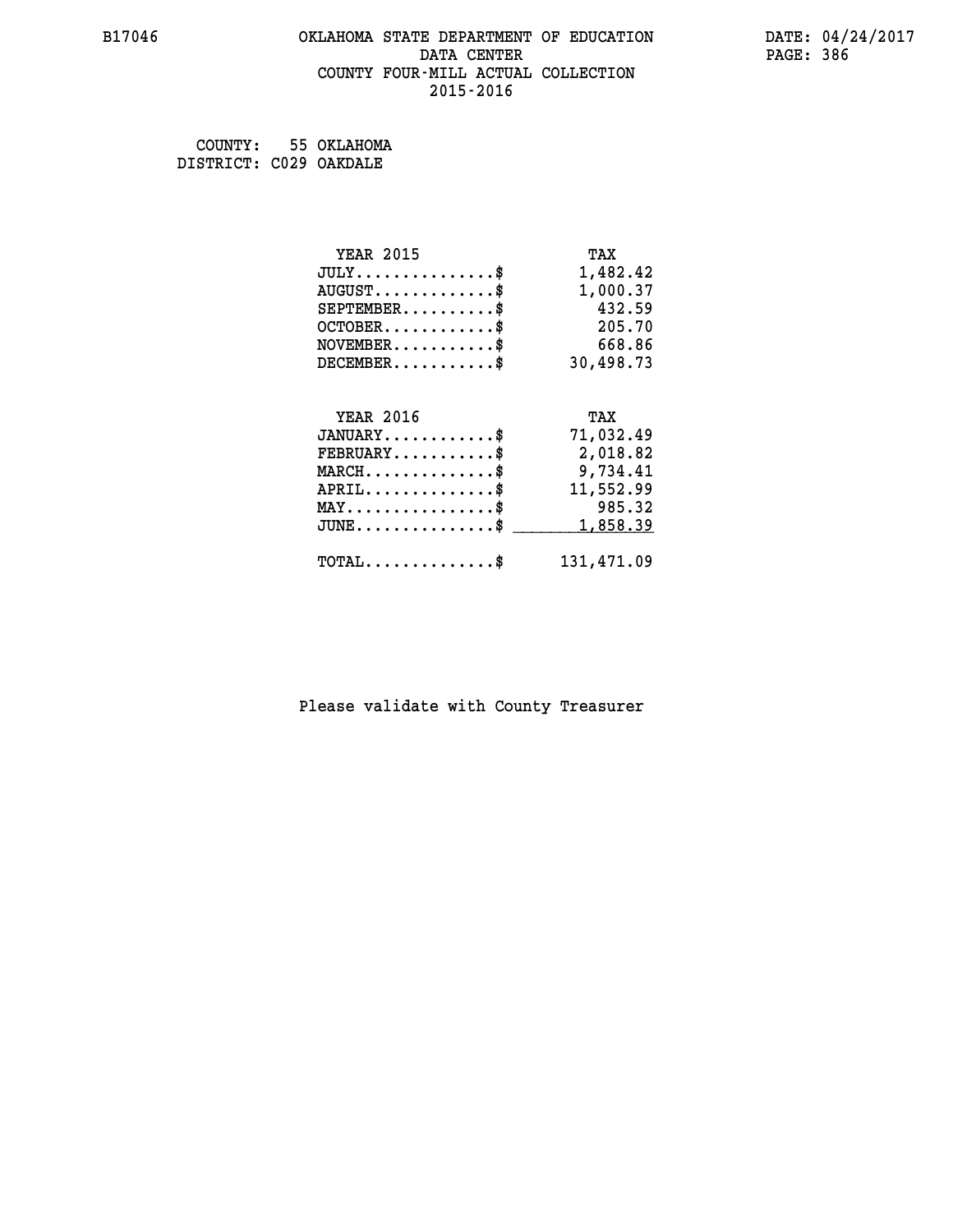B17046

# OKLAHOMA STATE DEPARTMENT OF EDUCATION
## DATA CENTER
## COUNTY FOUR-MILL ACTUAL COLLECTION
## 2015-2016

DATE: 04/24/2017

COUNTY: 55 OKLAHOMA
DISTRICT: C029 OAKDALE

| YEAR 2015 | TAX |
|---|---|
| JULY...............$ | 1,482.42 |
| AUGUST.............$ | 1,000.37 |
| SEPTEMBER..........$ | 432.59 |
| OCTOBER............$ | 205.70 |
| NOVEMBER...........$ | 668.86 |
| DECEMBER...........$ | 30,498.73 |

| YEAR 2016 | TAX |
|---|---|
| JANUARY............$ | 71,032.49 |
| FEBRUARY...........$ | 2,018.82 |
| MARCH..............$ | 9,734.41 |
| APRIL..............$ | 11,552.99 |
| MAY................$ | 985.32 |
| JUNE...............$ | 1,858.39 |
| TOTAL..............$ | 131,471.09 |

Please validate with County Treasurer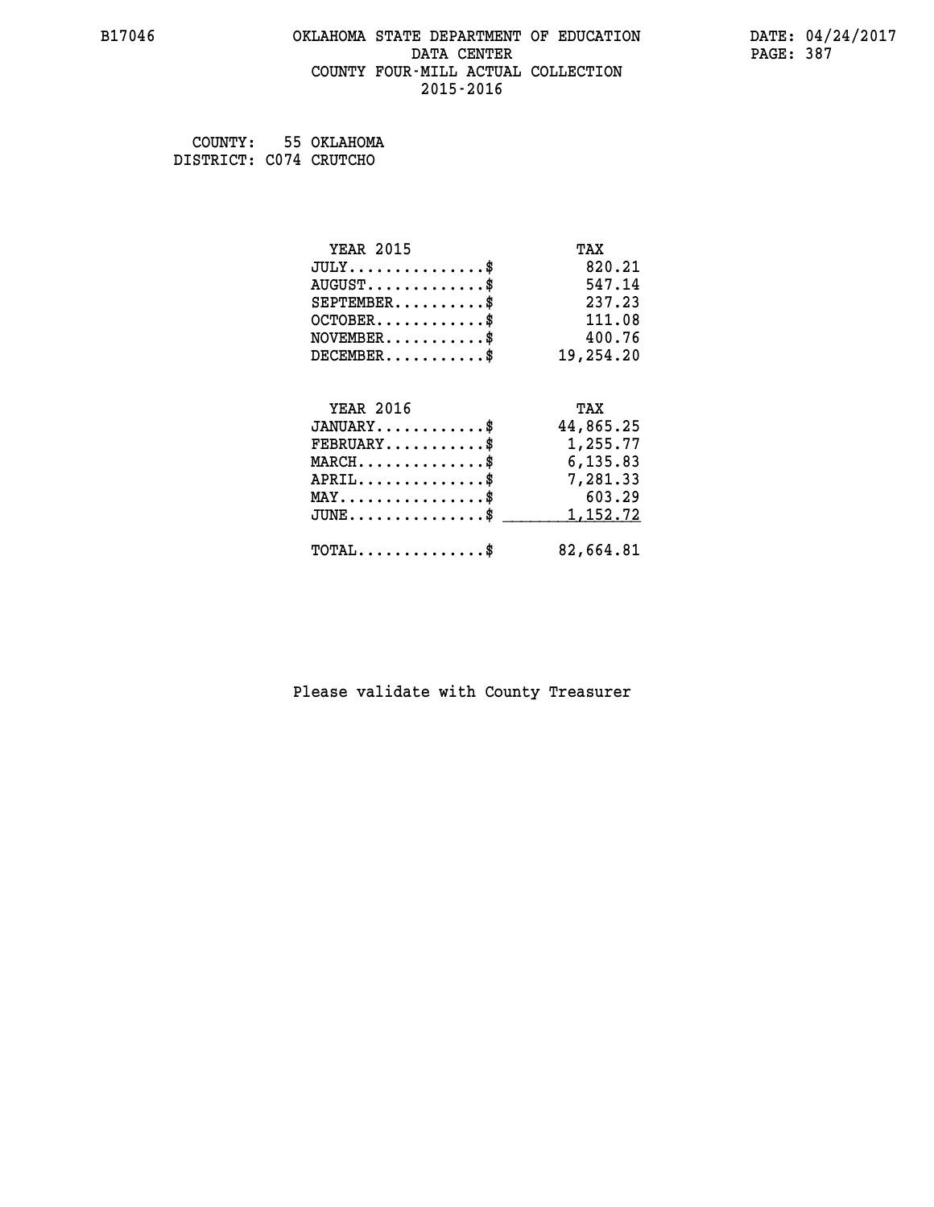B17046 OKLAHOMA STATE DEPARTMENT OF EDUCATION DATA CENTER COUNTY FOUR-MILL ACTUAL COLLECTION 2015-2016

DATE: 04/24/2017

COUNTY: 55 OKLAHOMA
DISTRICT: C074 CRUTCHO

| YEAR 2015 | TAX |
|---|---|
| JULY..............$ | 820.21 |
| AUGUST............$ | 547.14 |
| SEPTEMBER.........$ | 237.23 |
| OCTOBER...........$ | 111.08 |
| NOVEMBER..........$ | 400.76 |
| DECEMBER..........$ | 19,254.20 |

| YEAR 2016 | TAX |
|---|---|
| JANUARY...........$ | 44,865.25 |
| FEBRUARY..........$ | 1,255.77 |
| MARCH.............$ | 6,135.83 |
| APRIL.............$ | 7,281.33 |
| MAY...............$ | 603.29 |
| JUNE..............$ | 1,152.72 |
| TOTAL.............$ | 82,664.81 |

Please validate with County Treasurer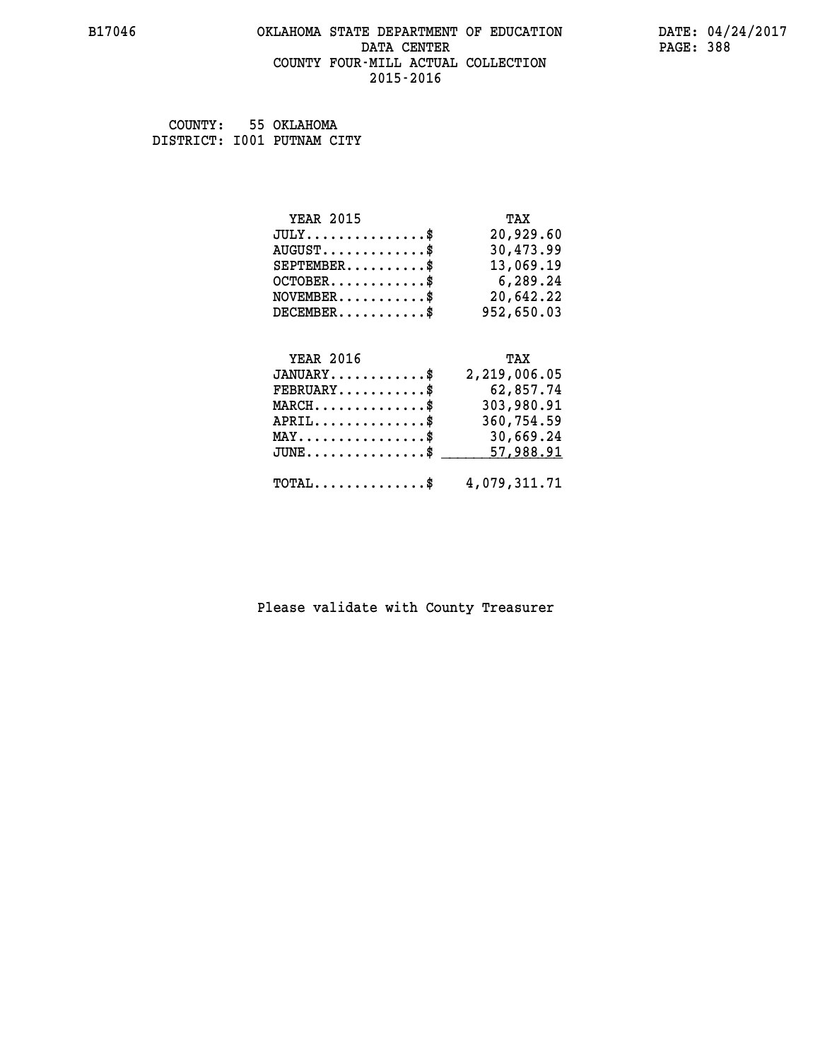B17046 OKLAHOMA STATE DEPARTMENT OF EDUCATION DATA CENTER COUNTY FOUR-MILL ACTUAL COLLECTION 2015-2016

DATE: 04/24/2017
PAGE: 388

COUNTY: 55 OKLAHOMA
DISTRICT: I001 PUTNAM CITY

| YEAR 2015 | TAX |
|---|---|
| JULY...............$ | 20,929.60 |
| AUGUST.............$ | 30,473.99 |
| SEPTEMBER..........$ | 13,069.19 |
| OCTOBER............$ | 6,289.24 |
| NOVEMBER...........$ | 20,642.22 |
| DECEMBER...........$ | 952,650.03 |

| YEAR 2016 | TAX |
|---|---|
| JANUARY............$ | 2,219,006.05 |
| FEBRUARY...........$ | 62,857.74 |
| MARCH..............$ | 303,980.91 |
| APRIL..............$ | 360,754.59 |
| MAY................$ | 30,669.24 |
| JUNE...............$ | 57,988.91 |
| TOTAL..............$ | 4,079,311.71 |

Please validate with County Treasurer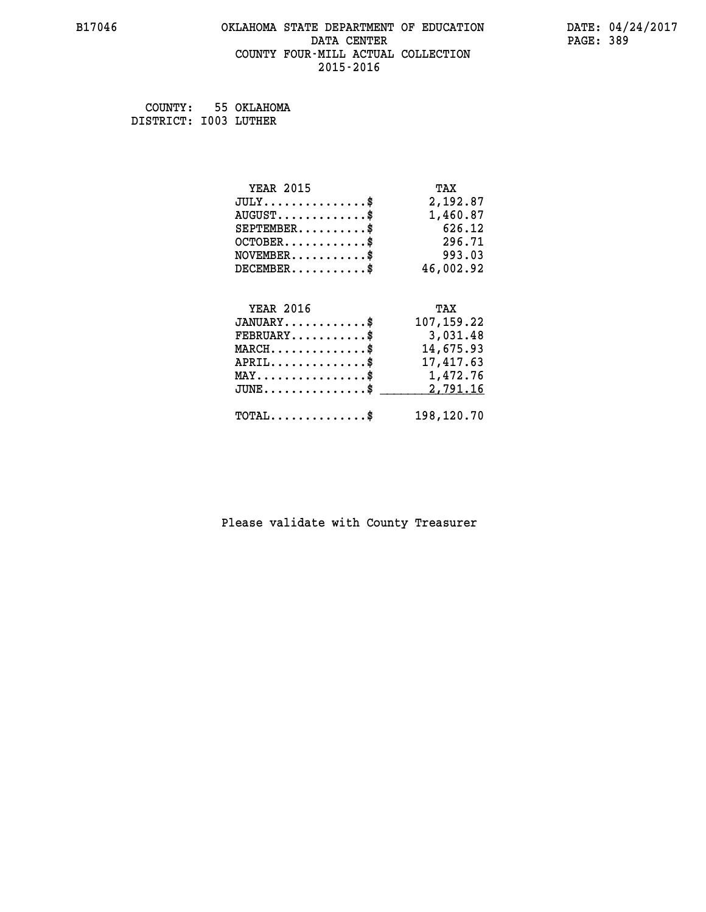OKLAHOMA STATE DEPARTMENT OF EDUCATION
DATA CENTER
COUNTY FOUR-MILL ACTUAL COLLECTION
2015-2016

COUNTY: 55 OKLAHOMA
DISTRICT: I003 LUTHER

| YEAR 2015 | TAX |
|---|---|
| JULY..............$ | 2,192.87 |
| AUGUST............$ | 1,460.87 |
| SEPTEMBER.........$ | 626.12 |
| OCTOBER...........$ | 296.71 |
| NOVEMBER..........$ | 993.03 |
| DECEMBER..........$ | 46,002.92 |

| YEAR 2016 | TAX |
|---|---|
| JANUARY...........$ | 107,159.22 |
| FEBRUARY..........$ | 3,031.48 |
| MARCH.............$ | 14,675.93 |
| APRIL.............$ | 17,417.63 |
| MAY...............$ | 1,472.76 |
| JUNE..............$ | 2,791.16 |
| TOTAL.............$ | 198,120.70 |

Please validate with County Treasurer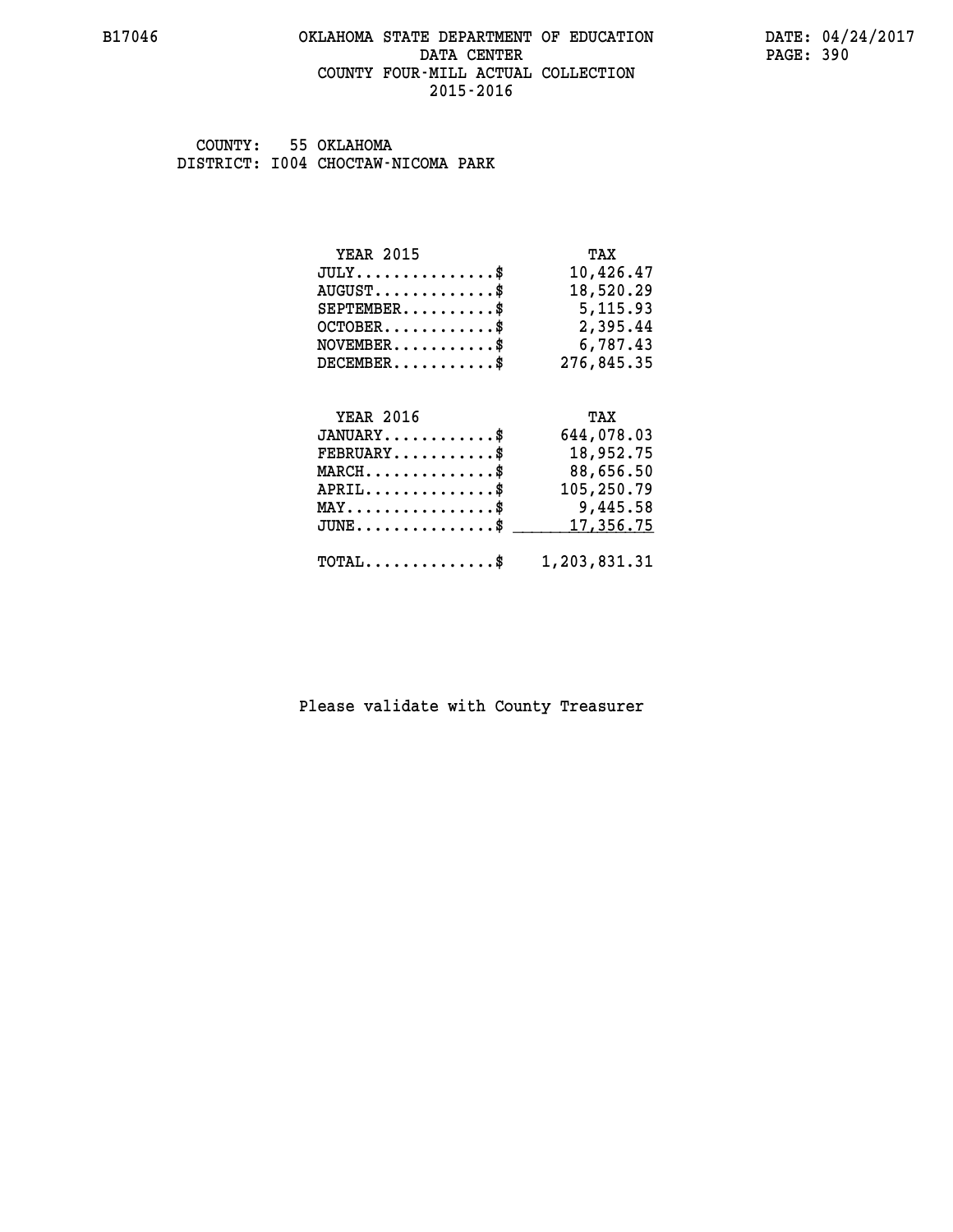B17046 OKLAHOMA STATE DEPARTMENT OF EDUCATION DATA CENTER COUNTY FOUR-MILL ACTUAL COLLECTION 2015-2016

DATE: 04/24/2017

COUNTY: 55 OKLAHOMA
DISTRICT: I004 CHOCTAW-NICOMA PARK

| YEAR 2015 | TAX |
|---|---|
| JULY...............$ | 10,426.47 |
| AUGUST.............$ | 18,520.29 |
| SEPTEMBER..........$ | 5,115.93 |
| OCTOBER............$ | 2,395.44 |
| NOVEMBER...........$ | 6,787.43 |
| DECEMBER...........$ | 276,845.35 |

| YEAR 2016 | TAX |
|---|---|
| JANUARY............$ | 644,078.03 |
| FEBRUARY...........$ | 18,952.75 |
| MARCH..............$ | 88,656.50 |
| APRIL..............$ | 105,250.79 |
| MAY................$ | 9,445.58 |
| JUNE...............$ | 17,356.75 |
| TOTAL..............$ | 1,203,831.31 |

Please validate with County Treasurer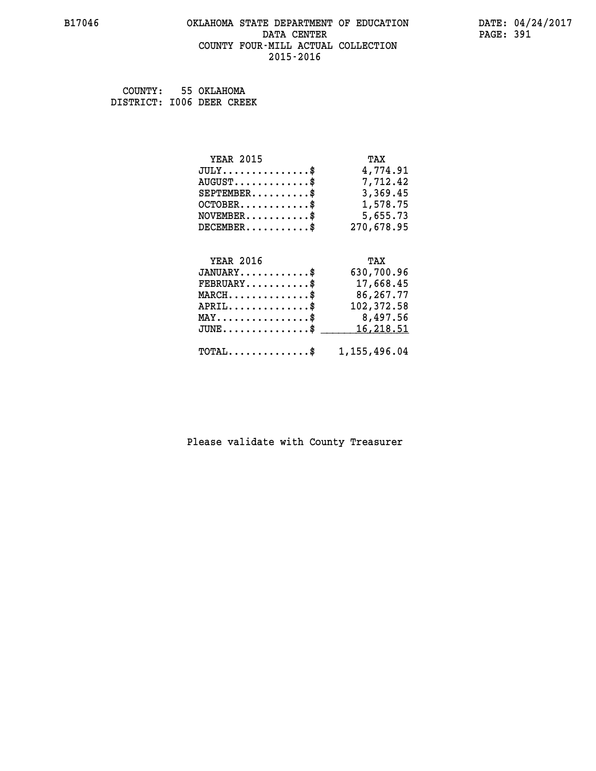B17046 OKLAHOMA STATE DEPARTMENT OF EDUCATION DATA CENTER COUNTY FOUR-MILL ACTUAL COLLECTION 2015-2016

DATE: 04/24/2017

COUNTY: 55 OKLAHOMA
DISTRICT: I006 DEER CREEK

| YEAR 2015 | TAX |
|---|---|
| JULY..............$ | 4,774.91 |
| AUGUST............$ | 7,712.42 |
| SEPTEMBER.........$ | 3,369.45 |
| OCTOBER...........$ | 1,578.75 |
| NOVEMBER..........$ | 5,655.73 |
| DECEMBER..........$ | 270,678.95 |

| YEAR 2016 | TAX |
|---|---|
| JANUARY...........$ | 630,700.96 |
| FEBRUARY..........$ | 17,668.45 |
| MARCH.............$ | 86,267.77 |
| APRIL.............$ | 102,372.58 |
| MAY...............$ | 8,497.56 |
| JUNE..............$ | 16,218.51 |
| TOTAL.............$ | 1,155,496.04 |

Please validate with County Treasurer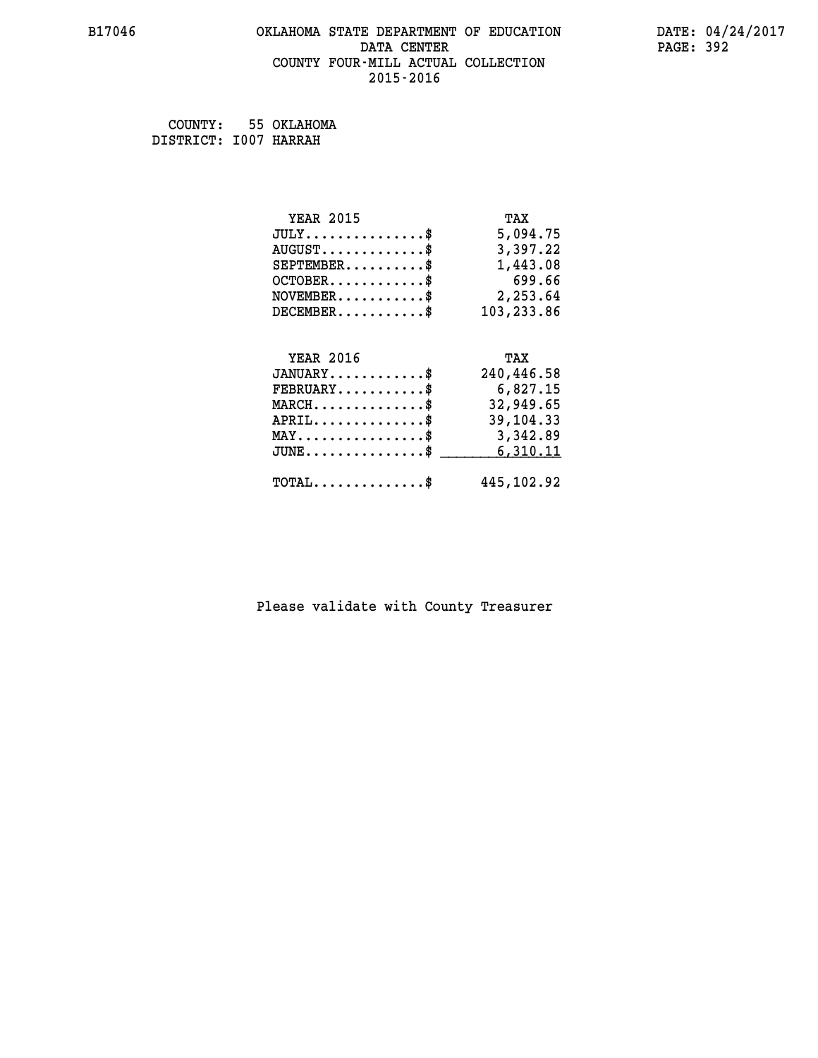B17046 OKLAHOMA STATE DEPARTMENT OF EDUCATION DATE: 04/24/2017
DATA CENTER PAGE: 392
COUNTY FOUR-MILL ACTUAL COLLECTION
2015-2016

COUNTY: 55 OKLAHOMA
DISTRICT: I007 HARRAH

| YEAR 2015 | TAX |
|---|---|
| JULY...............$ | 5,094.75 |
| AUGUST.............$ | 3,397.22 |
| SEPTEMBER..........$ | 1,443.08 |
| OCTOBER............$ | 699.66 |
| NOVEMBER...........$ | 2,253.64 |
| DECEMBER...........$ | 103,233.86 |

| YEAR 2016 | TAX |
|---|---|
| JANUARY............$ | 240,446.58 |
| FEBRUARY...........$ | 6,827.15 |
| MARCH..............$ | 32,949.65 |
| APRIL..............$ | 39,104.33 |
| MAY................$ | 3,342.89 |
| JUNE...............$ | 6,310.11 |
| TOTAL..............$ | 445,102.92 |

Please validate with County Treasurer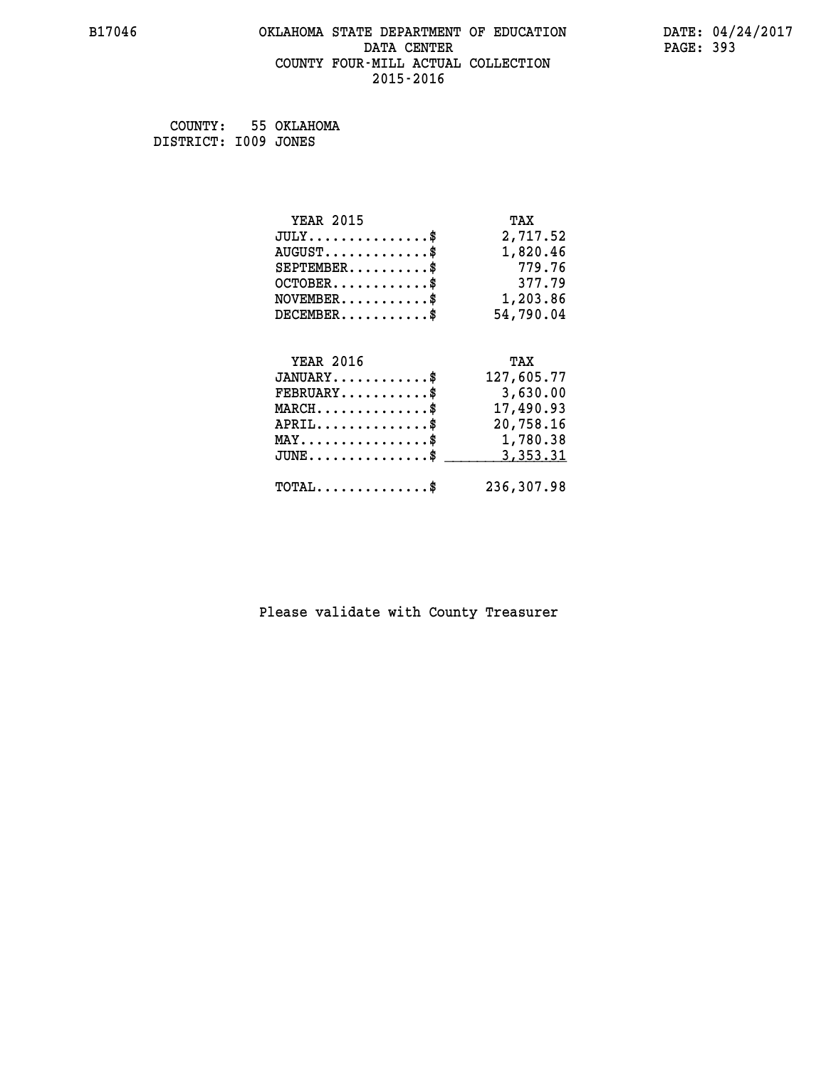# OKLAHOMA STATE DEPARTMENT OF EDUCATION
## DATA CENTER
## COUNTY FOUR-MILL ACTUAL COLLECTION
## 2015-2016

COUNTY: 55 OKLAHOMA
DISTRICT: I009 JONES

| YEAR 2015 | TAX |
|---|---|
| JULY..............$ | 2,717.52 |
| AUGUST............$ | 1,820.46 |
| SEPTEMBER.........$ | 779.76 |
| OCTOBER...........$ | 377.79 |
| NOVEMBER..........$ | 1,203.86 |
| DECEMBER..........$ | 54,790.04 |

| YEAR 2016 | TAX |
|---|---|
| JANUARY...........$ | 127,605.77 |
| FEBRUARY..........$ | 3,630.00 |
| MARCH.............$ | 17,490.93 |
| APRIL.............$ | 20,758.16 |
| MAY...............$ | 1,780.38 |
| JUNE..............$ | 3,353.31 |
| TOTAL.............$ | 236,307.98 |

Please validate with County Treasurer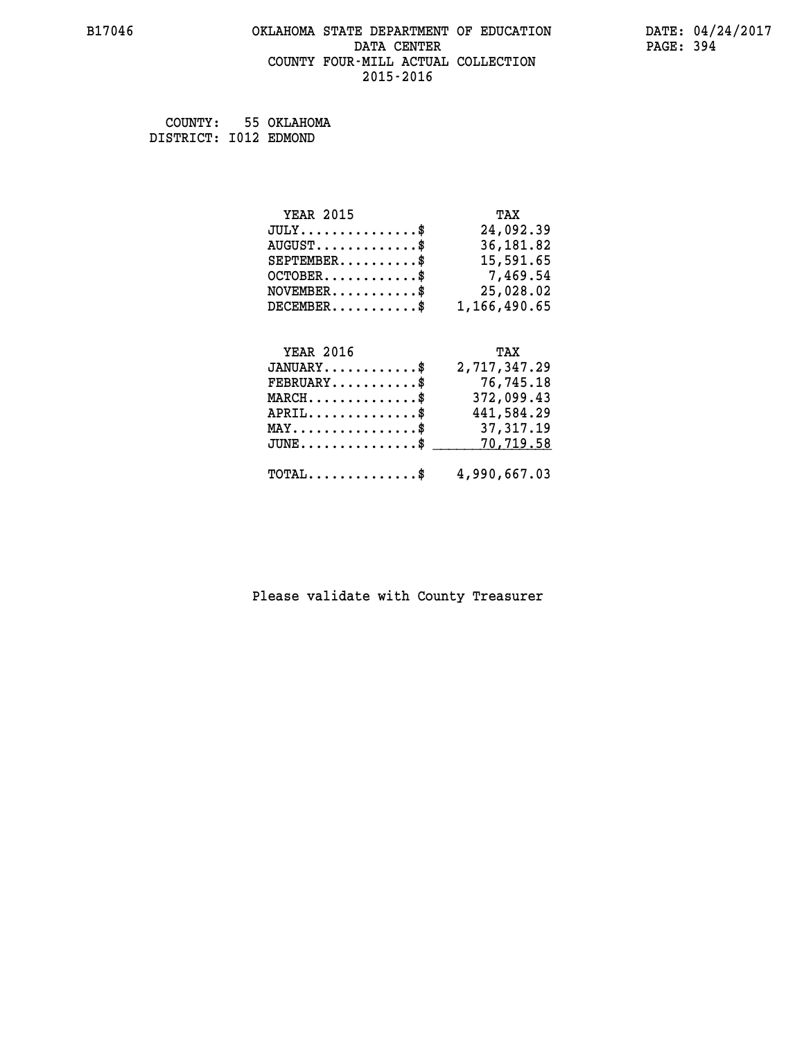B17046 OKLAHOMA STATE DEPARTMENT OF EDUCATION DATA CENTER COUNTY FOUR-MILL ACTUAL COLLECTION 2015-2016

DATE: 04/24/2017

COUNTY: 55 OKLAHOMA
DISTRICT: I012 EDMOND

| YEAR 2015 | TAX |
|---|---|
| JULY...............$ | 24,092.39 |
| AUGUST.............$ | 36,181.82 |
| SEPTEMBER..........$ | 15,591.65 |
| OCTOBER............$ | 7,469.54 |
| NOVEMBER...........$ | 25,028.02 |
| DECEMBER...........$ | 1,166,490.65 |

| YEAR 2016 | TAX |
|---|---|
| JANUARY............$ | 2,717,347.29 |
| FEBRUARY...........$ | 76,745.18 |
| MARCH..............$ | 372,099.43 |
| APRIL..............$ | 441,584.29 |
| MAY................$ | 37,317.19 |
| JUNE...............$ | 70,719.58 |
| TOTAL..............$ | 4,990,667.03 |

Please validate with County Treasurer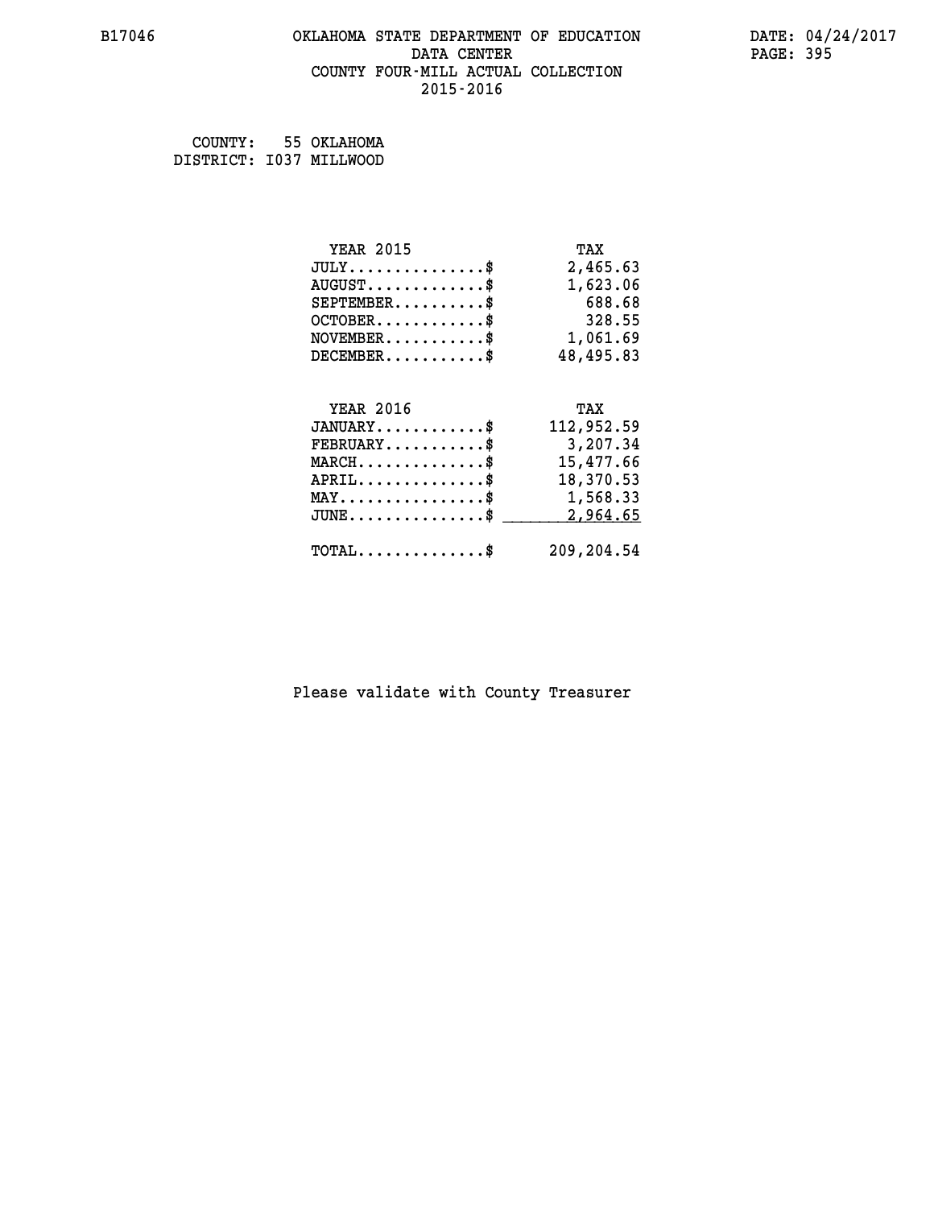B17046

# OKLAHOMA STATE DEPARTMENT OF EDUCATION
## DATA CENTER
## COUNTY FOUR-MILL ACTUAL COLLECTION
## 2015-2016

DATE: 04/24/2017

COUNTY: 55 OKLAHOMA
DISTRICT: I037 MILLWOOD

| YEAR 2015 | TAX |
|---|---|
| JULY..............$ | 2,465.63 |
| AUGUST............$ | 1,623.06 |
| SEPTEMBER.........$ | 688.68 |
| OCTOBER...........$ | 328.55 |
| NOVEMBER..........$ | 1,061.69 |
| DECEMBER..........$ | 48,495.83 |

| YEAR 2016 | TAX |
|---|---|
| JANUARY...........$ | 112,952.59 |
| FEBRUARY..........$ | 3,207.34 |
| MARCH.............$ | 15,477.66 |
| APRIL.............$ | 18,370.53 |
| MAY...............$ | 1,568.33 |
| JUNE..............$ | 2,964.65 |
| TOTAL.............$ | 209,204.54 |

Please validate with County Treasurer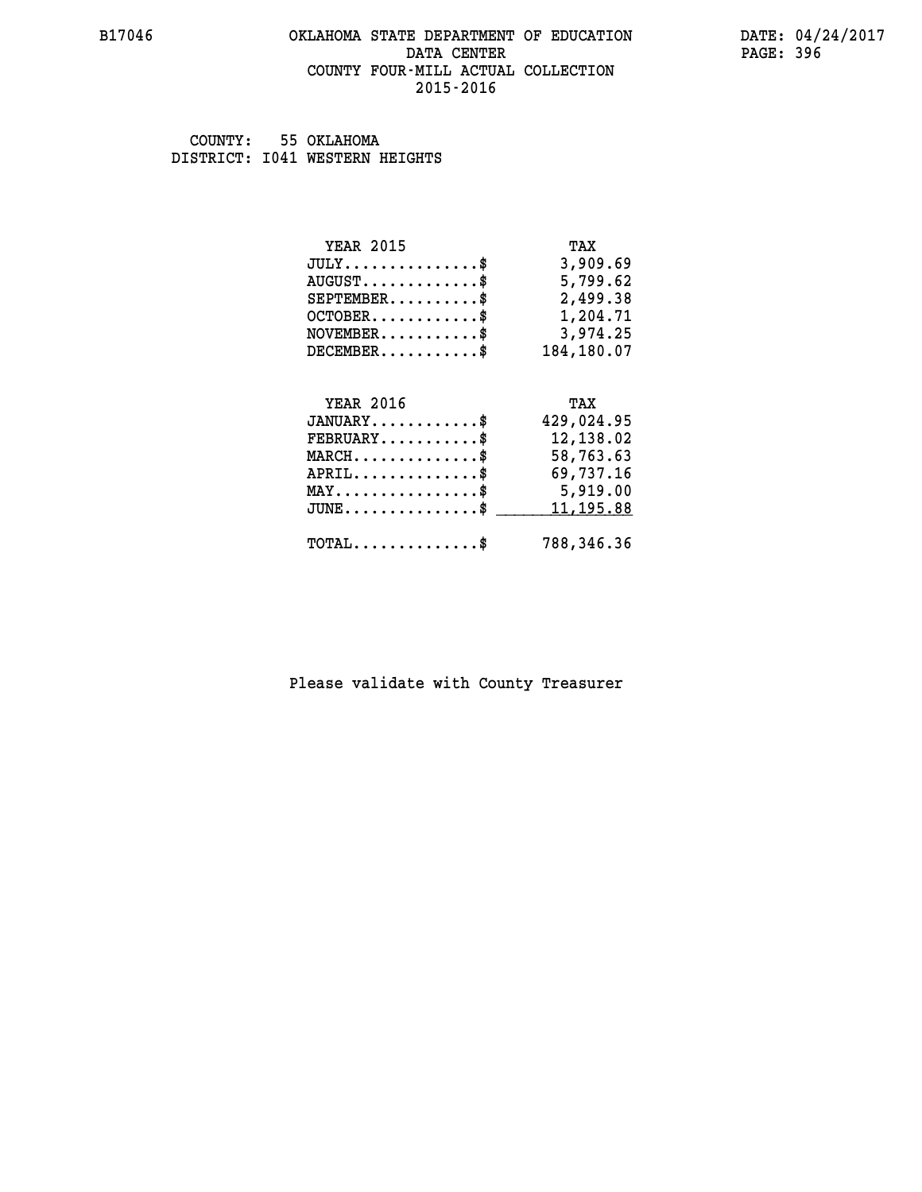B17046 OKLAHOMA STATE DEPARTMENT OF EDUCATION DATA CENTER COUNTY FOUR-MILL ACTUAL COLLECTION 2015-2016

DATE: 04/24/2017

COUNTY: 55 OKLAHOMA
DISTRICT: I041 WESTERN HEIGHTS

| YEAR 2015 | TAX |
|---|---|
| JULY..............$ | 3,909.69 |
| AUGUST............$ | 5,799.62 |
| SEPTEMBER.........$ | 2,499.38 |
| OCTOBER...........$ | 1,204.71 |
| NOVEMBER..........$ | 3,974.25 |
| DECEMBER..........$ | 184,180.07 |

| YEAR 2016 | TAX |
|---|---|
| JANUARY...........$ | 429,024.95 |
| FEBRUARY..........$ | 12,138.02 |
| MARCH.............$ | 58,763.63 |
| APRIL.............$ | 69,737.16 |
| MAY...............$ | 5,919.00 |
| JUNE..............$ | 11,195.88 |
| TOTAL.............$ | 788,346.36 |

Please validate with County Treasurer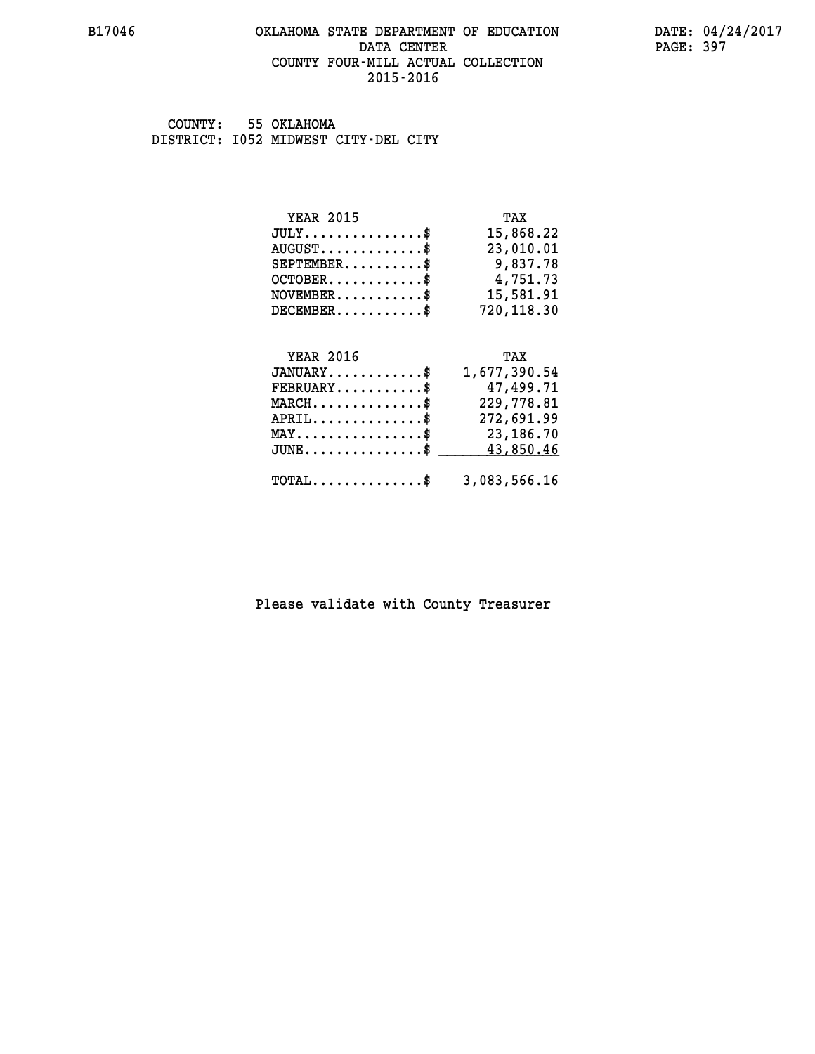B17046 OKLAHOMA STATE DEPARTMENT OF EDUCATION DATA CENTER COUNTY FOUR-MILL ACTUAL COLLECTION 2015-2016

DATE: 04/24/2017

COUNTY: 55 OKLAHOMA
DISTRICT: I052 MIDWEST CITY-DEL CITY

| YEAR 2015 | TAX |
|---|---|
| JULY...............$ | 15,868.22 |
| AUGUST.............$ | 23,010.01 |
| SEPTEMBER..........$ | 9,837.78 |
| OCTOBER............$ | 4,751.73 |
| NOVEMBER...........$ | 15,581.91 |
| DECEMBER...........$ | 720,118.30 |

| YEAR 2016 | TAX |
|---|---|
| JANUARY............$ | 1,677,390.54 |
| FEBRUARY...........$ | 47,499.71 |
| MARCH..............$ | 229,778.81 |
| APRIL..............$ | 272,691.99 |
| MAY................$ | 23,186.70 |
| JUNE...............$ | 43,850.46 |
| TOTAL..............$ | 3,083,566.16 |

Please validate with County Treasurer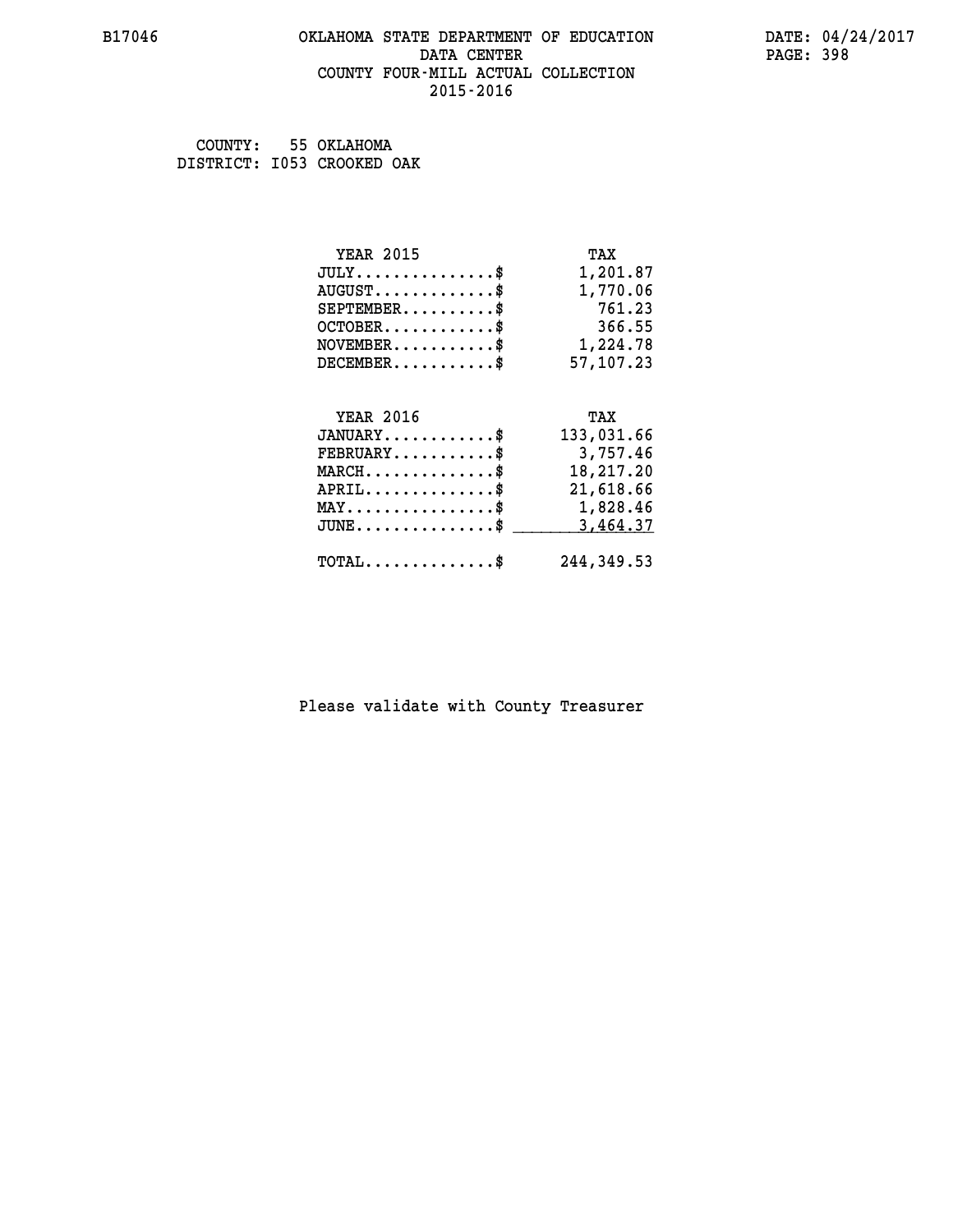B17046 OKLAHOMA STATE DEPARTMENT OF EDUCATION DATA CENTER COUNTY FOUR-MILL ACTUAL COLLECTION 2015-2016

DATE: 04/24/2017
PAGE: 398

COUNTY: 55 OKLAHOMA
DISTRICT: I053 CROOKED OAK

| YEAR 2015 | TAX |
|---|---|
| JULY...............$ | 1,201.87 |
| AUGUST.............$ | 1,770.06 |
| SEPTEMBER..........$ | 761.23 |
| OCTOBER............$ | 366.55 |
| NOVEMBER...........$ | 1,224.78 |
| DECEMBER...........$ | 57,107.23 |

| YEAR 2016 | TAX |
|---|---|
| JANUARY............$ | 133,031.66 |
| FEBRUARY...........$ | 3,757.46 |
| MARCH..............$ | 18,217.20 |
| APRIL..............$ | 21,618.66 |
| MAY................$ | 1,828.46 |
| JUNE...............$ | 3,464.37 |
| TOTAL..............$ | 244,349.53 |

Please validate with County Treasurer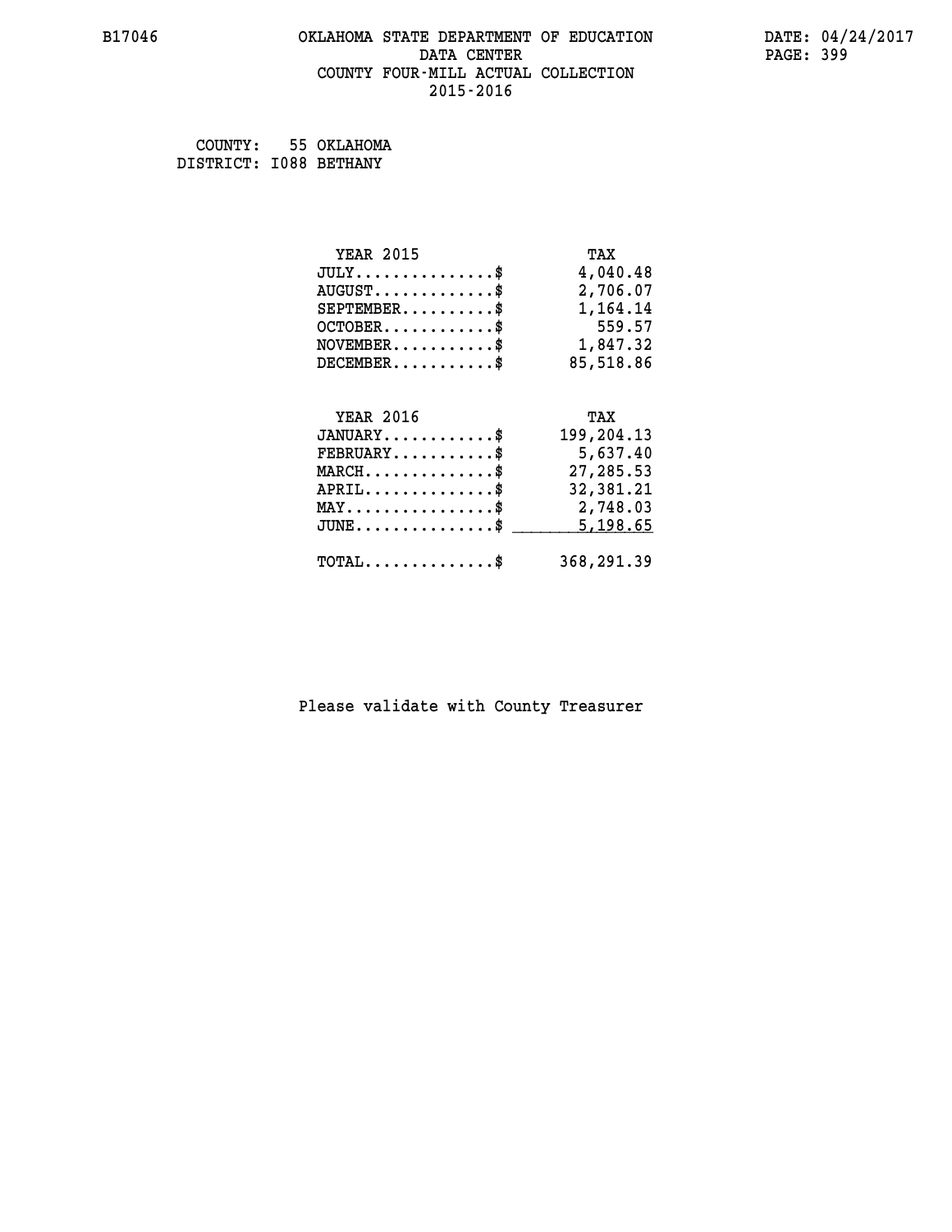B17046

# OKLAHOMA STATE DEPARTMENT OF EDUCATION
## DATA CENTER
## COUNTY FOUR-MILL ACTUAL COLLECTION
## 2015-2016

DATE: 04/24/2017

COUNTY: 55 OKLAHOMA
DISTRICT: I088 BETHANY

| YEAR 2015 | TAX |
|---|---|
| JULY...............$ | 4,040.48 |
| AUGUST.............$ | 2,706.07 |
| SEPTEMBER..........$ | 1,164.14 |
| OCTOBER............$ | 559.57 |
| NOVEMBER...........$ | 1,847.32 |
| DECEMBER...........$ | 85,518.86 |

| YEAR 2016 | TAX |
|---|---|
| JANUARY............$ | 199,204.13 |
| FEBRUARY...........$ | 5,637.40 |
| MARCH..............$ | 27,285.53 |
| APRIL..............$ | 32,381.21 |
| MAY................$ | 2,748.03 |
| JUNE...............$ | 5,198.65 |
| TOTAL..............$ | 368,291.39 |

Please validate with County Treasurer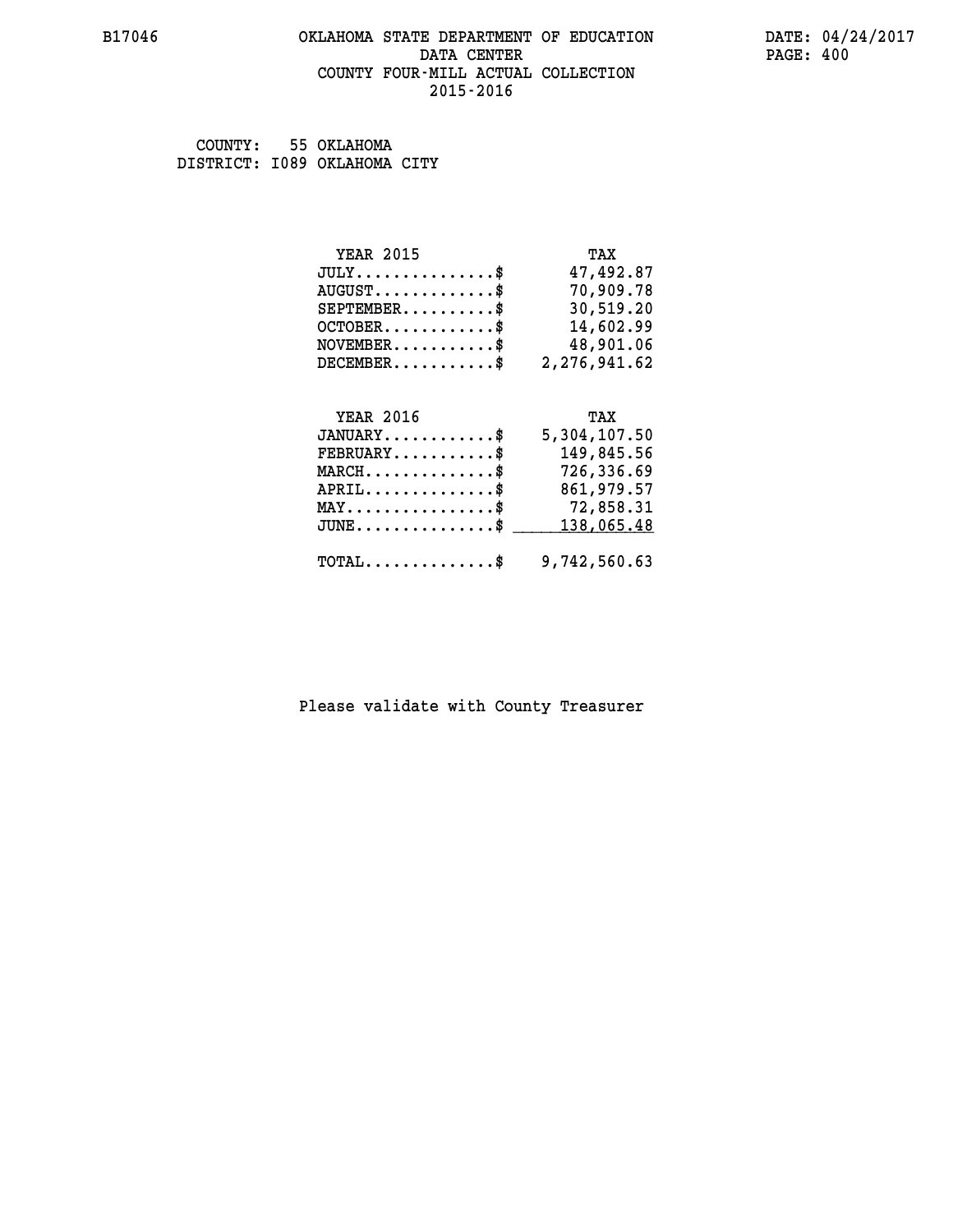B17046 OKLAHOMA STATE DEPARTMENT OF EDUCATION DATA CENTER COUNTY FOUR-MILL ACTUAL COLLECTION 2015-2016

DATE: 04/24/2017

COUNTY: 55 OKLAHOMA
DISTRICT: I089 OKLAHOMA CITY

| YEAR 2015 | TAX |
|---|---|
| JULY..............$ | 47,492.87 |
| AUGUST............$ | 70,909.78 |
| SEPTEMBER..........$ | 30,519.20 |
| OCTOBER............$ | 14,602.99 |
| NOVEMBER...........$ | 48,901.06 |
| DECEMBER...........$ | 2,276,941.62 |

| YEAR 2016 | TAX |
|---|---|
| JANUARY............$ | 5,304,107.50 |
| FEBRUARY...........$ | 149,845.56 |
| MARCH..............$ | 726,336.69 |
| APRIL..............$ | 861,979.57 |
| MAY................$ | 72,858.31 |
| JUNE...............$ | 138,065.48 |
| TOTAL..............$ | 9,742,560.63 |

Please validate with County Treasurer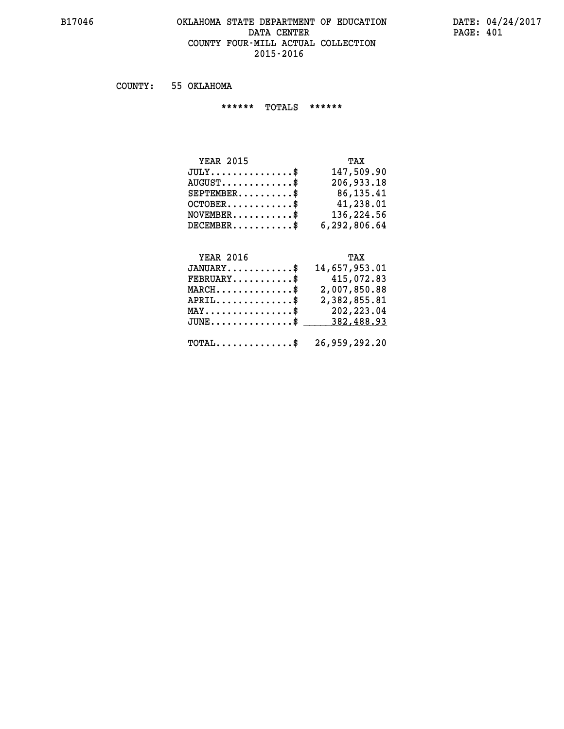# OKLAHOMA STATE DEPARTMENT OF EDUCATION
## DATA CENTER
## COUNTY FOUR-MILL ACTUAL COLLECTION
## 2015-2016

COUNTY: 55 OKLAHOMA

****** TOTALS ******

| YEAR 2015 | TAX |
|---|---|
| JULY...............$ | 147,509.90 |
| AUGUST.............$ | 206,933.18 |
| SEPTEMBER..........$ | 86,135.41 |
| OCTOBER............$ | 41,238.01 |
| NOVEMBER...........$ | 136,224.56 |
| DECEMBER...........$ | 6,292,806.64 |

| YEAR 2016 | TAX |
|---|---|
| JANUARY............$ | 14,657,953.01 |
| FEBRUARY...........$ | 415,072.83 |
| MARCH..............$ | 2,007,850.88 |
| APRIL..............$ | 2,382,855.81 |
| MAY................$ | 202,223.04 |
| JUNE...............$ | 382,488.93 |
| TOTAL..............$ | 26,959,292.20 |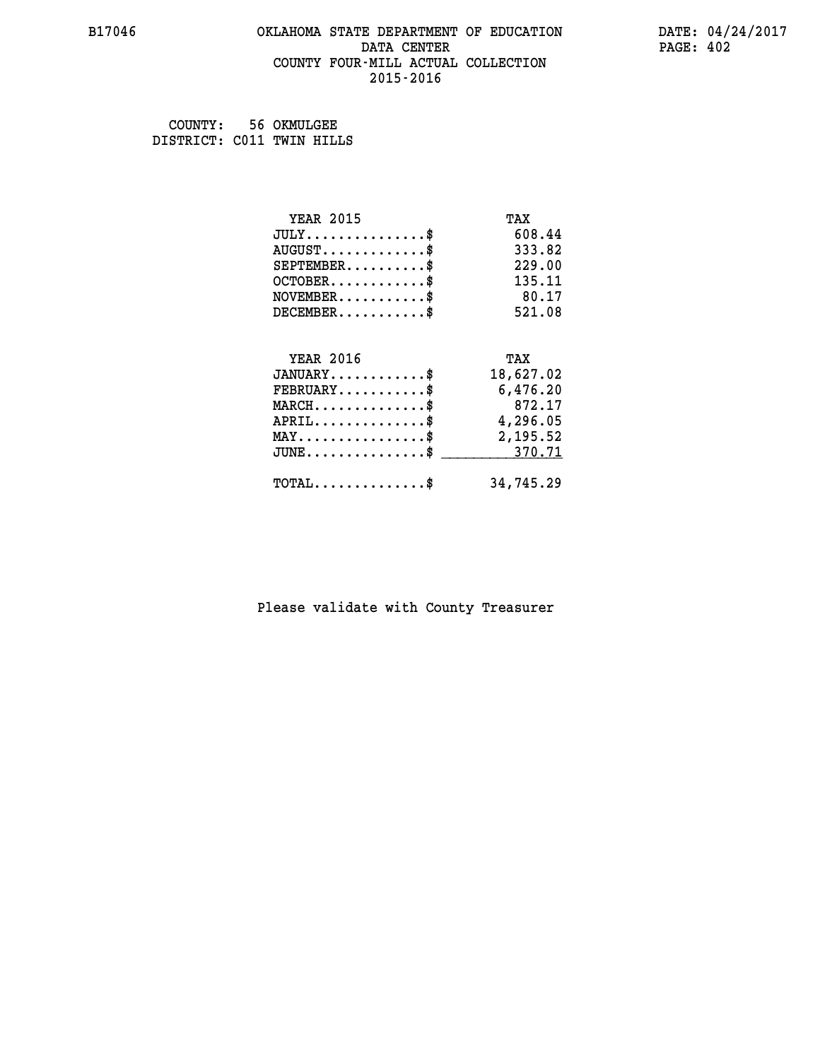B17046 OKLAHOMA STATE DEPARTMENT OF EDUCATION DATA CENTER COUNTY FOUR-MILL ACTUAL COLLECTION 2015-2016

DATE: 04/24/2017

COUNTY: 56 OKMULGEE
DISTRICT: C011 TWIN HILLS

| YEAR 2015 | TAX |
|---|---|
| JULY...............$ | 608.44 |
| AUGUST.............$ | 333.82 |
| SEPTEMBER..........$ | 229.00 |
| OCTOBER............$ | 135.11 |
| NOVEMBER...........$ | 80.17 |
| DECEMBER...........$ | 521.08 |

| YEAR 2016 | TAX |
|---|---|
| JANUARY............$ | 18,627.02 |
| FEBRUARY...........$ | 6,476.20 |
| MARCH..............$ | 872.17 |
| APRIL..............$ | 4,296.05 |
| MAY................$ | 2,195.52 |
| JUNE...............$ | 370.71 |
| TOTAL..............$ | 34,745.29 |

Please validate with County Treasurer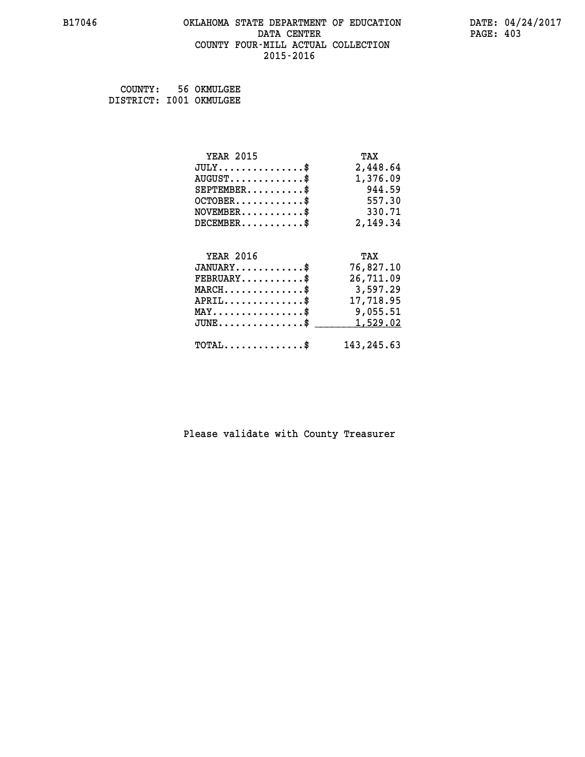B17046 OKLAHOMA STATE DEPARTMENT OF EDUCATION DATE: 04/24/2017

DATA CENTER PAGE: 403

COUNTY FOUR-MILL ACTUAL COLLECTION

2015-2016

COUNTY: 56 OKMULGEE
DISTRICT: I001 OKMULGEE

| YEAR 2015 | TAX |
|---|---|
| JULY..............$ | 2,448.64 |
| AUGUST............$ | 1,376.09 |
| SEPTEMBER..........$ | 944.59 |
| OCTOBER............$ | 557.30 |
| NOVEMBER...........$ | 330.71 |
| DECEMBER...........$ | 2,149.34 |

| YEAR 2016 | TAX |
|---|---|
| JANUARY............$ | 76,827.10 |
| FEBRUARY...........$ | 26,711.09 |
| MARCH..............$ | 3,597.29 |
| APRIL..............$ | 17,718.95 |
| MAY................$ | 9,055.51 |
| JUNE...............$ | 1,529.02 |
| TOTAL..............$ | 143,245.63 |

Please validate with County Treasurer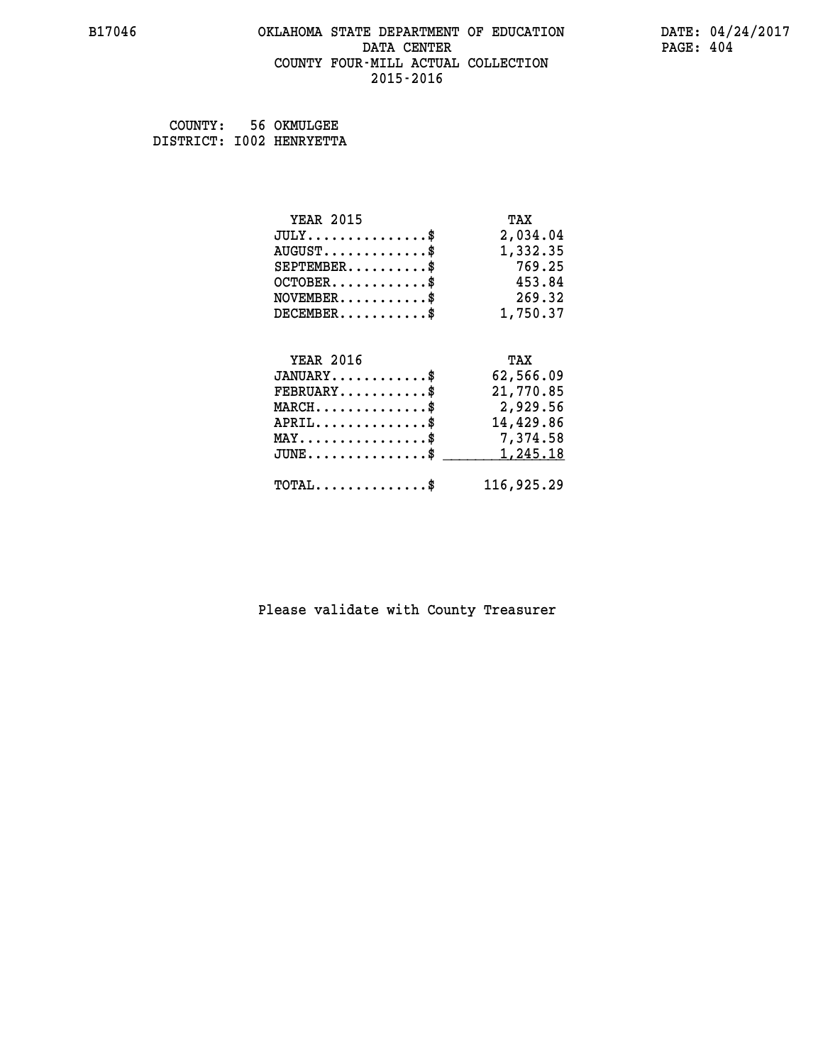B17046 OKLAHOMA STATE DEPARTMENT OF EDUCATION DATA CENTER COUNTY FOUR-MILL ACTUAL COLLECTION 2015-2016

DATE: 04/24/2017

COUNTY: 56 OKMULGEE
DISTRICT: I002 HENRYETTA

| YEAR 2015 | TAX |
|---|---|
| JULY...............$ | 2,034.04 |
| AUGUST.............$ | 1,332.35 |
| SEPTEMBER..........$ | 769.25 |
| OCTOBER............$ | 453.84 |
| NOVEMBER...........$ | 269.32 |
| DECEMBER...........$ | 1,750.37 |

| YEAR 2016 | TAX |
|---|---|
| JANUARY............$ | 62,566.09 |
| FEBRUARY...........$ | 21,770.85 |
| MARCH..............$ | 2,929.56 |
| APRIL..............$ | 14,429.86 |
| MAY................$ | 7,374.58 |
| JUNE...............$ | 1,245.18 |
| TOTAL..............$ | 116,925.29 |

Please validate with County Treasurer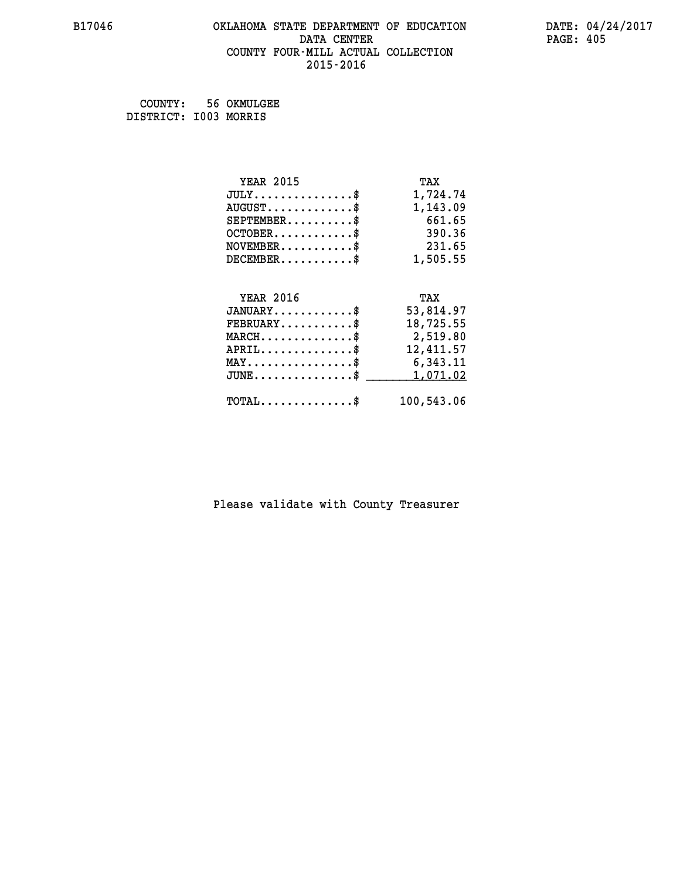B17046 OKLAHOMA STATE DEPARTMENT OF EDUCATION DATA CENTER COUNTY FOUR-MILL ACTUAL COLLECTION 2015-2016

DATE: 04/24/2017

COUNTY: 56 OKMULGEE
DISTRICT: I003 MORRIS

| YEAR 2015 | TAX |
|---|---|
| JULY..............$ | 1,724.74 |
| AUGUST.............$ | 1,143.09 |
| SEPTEMBER..........$ | 661.65 |
| OCTOBER............$ | 390.36 |
| NOVEMBER...........$ | 231.65 |
| DECEMBER...........$ | 1,505.55 |

| YEAR 2016 | TAX |
|---|---|
| JANUARY............$ | 53,814.97 |
| FEBRUARY...........$ | 18,725.55 |
| MARCH..............$ | 2,519.80 |
| APRIL..............$ | 12,411.57 |
| MAY................$ | 6,343.11 |
| JUNE...............$ | 1,071.02 |
| TOTAL..............$ | 100,543.06 |

Please validate with County Treasurer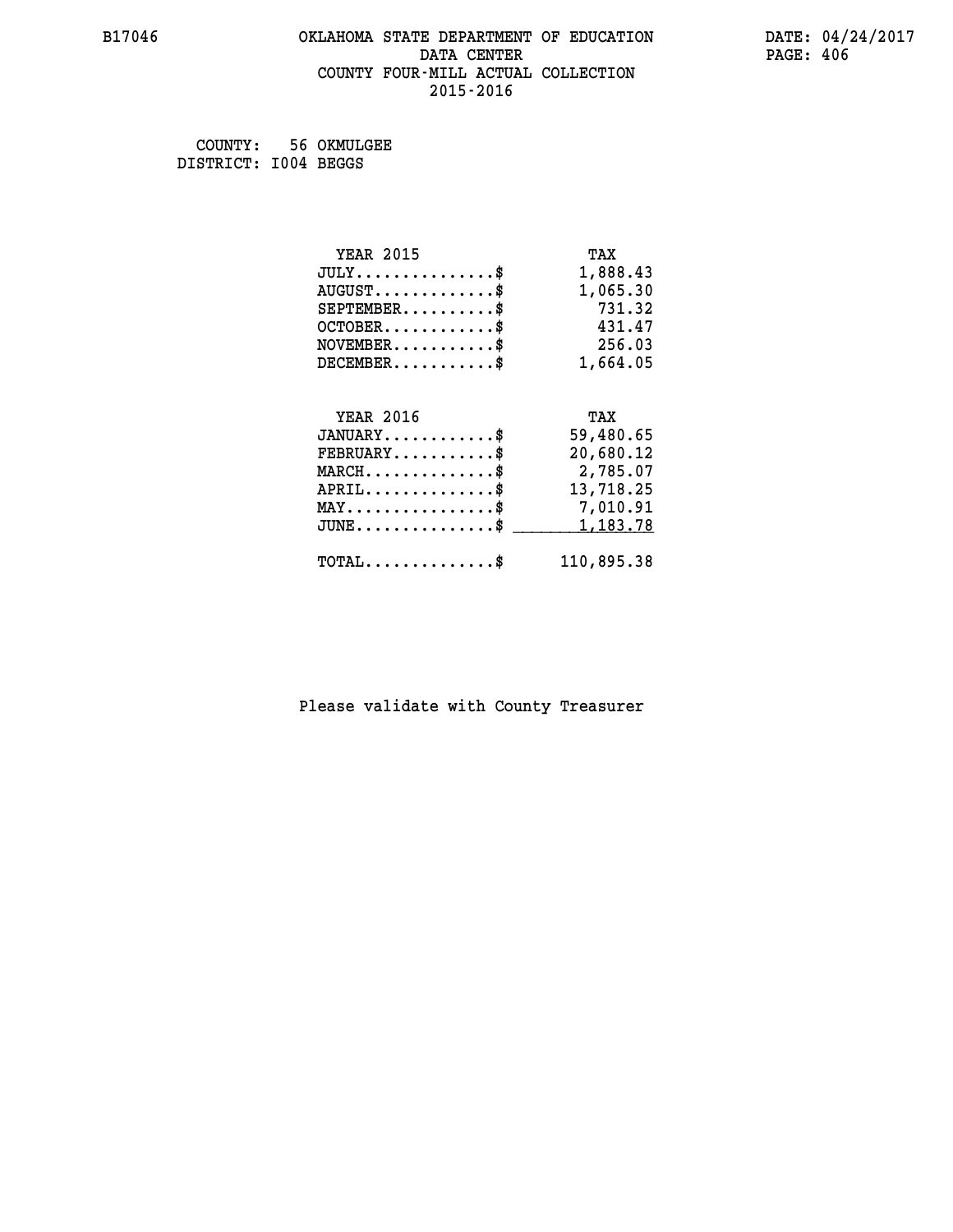# OKLAHOMA STATE DEPARTMENT OF EDUCATION
## DATA CENTER
## COUNTY FOUR-MILL ACTUAL COLLECTION
## 2015-2016

B17046

DATE: 04/24/2017

COUNTY: 56 OKMULGEE
DISTRICT: I004 BEGGS

| YEAR 2015 | TAX |
|---|---|
| JULY...............$ | 1,888.43 |
| AUGUST.............$ | 1,065.30 |
| SEPTEMBER..........$ | 731.32 |
| OCTOBER............$ | 431.47 |
| NOVEMBER...........$ | 256.03 |
| DECEMBER...........$ | 1,664.05 |

| YEAR 2016 | TAX |
|---|---|
| JANUARY............$ | 59,480.65 |
| FEBRUARY...........$ | 20,680.12 |
| MARCH..............$ | 2,785.07 |
| APRIL..............$ | 13,718.25 |
| MAY................$ | 7,010.91 |
| JUNE...............$ | 1,183.78 |
| TOTAL..............$ | 110,895.38 |

Please validate with County Treasurer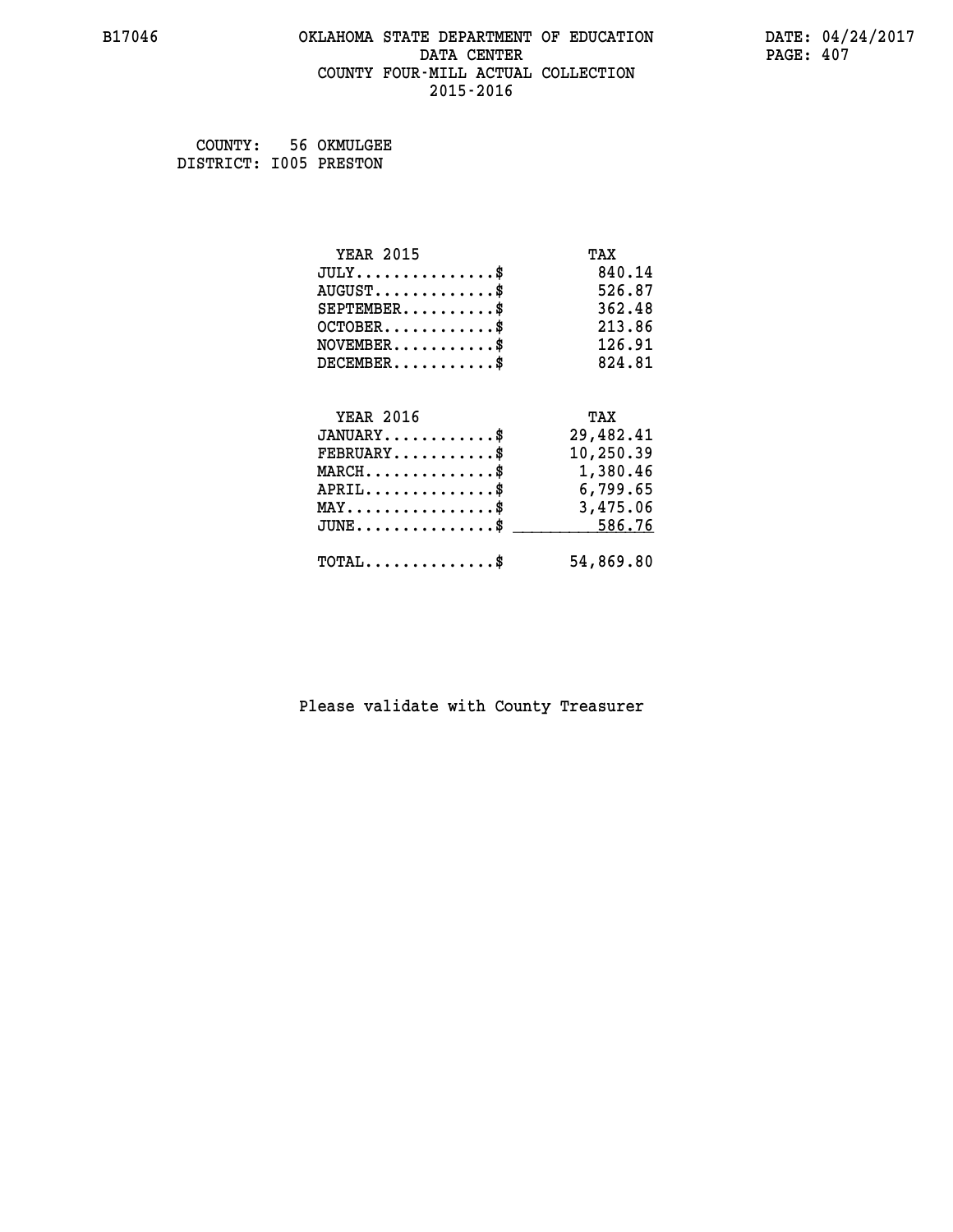COUNTY: 56 OKMULGEE
DISTRICT: I005 PRESTON

| YEAR 2015 | TAX |
|---|---|
| JULY..............$ | 840.14 |
| AUGUST............$ | 526.87 |
| SEPTEMBER.........$ | 362.48 |
| OCTOBER...........$ | 213.86 |
| NOVEMBER..........$ | 126.91 |
| DECEMBER..........$ | 824.81 |

| YEAR 2016 | TAX |
|---|---|
| JANUARY...........$ | 29,482.41 |
| FEBRUARY..........$ | 10,250.39 |
| MARCH.............$ | 1,380.46 |
| APRIL.............$ | 6,799.65 |
| MAY...............$ | 3,475.06 |
| JUNE..............$ | 586.76 |
| TOTAL.............$ | 54,869.80 |

Please validate with County Treasurer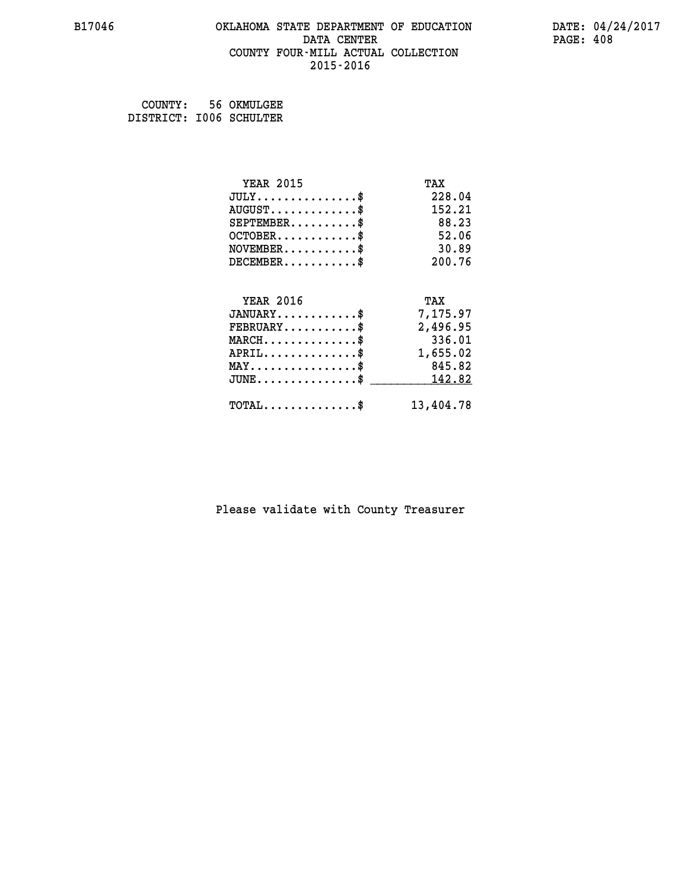B17046 OKLAHOMA STATE DEPARTMENT OF EDUCATION DATA CENTER COUNTY FOUR-MILL ACTUAL COLLECTION 2015-2016

DATE: 04/24/2017

COUNTY: 56 OKMULGEE
DISTRICT: I006 SCHULTER

| YEAR 2015 | TAX |
|---|---|
| JULY...............$ | 228.04 |
| AUGUST.............$ | 152.21 |
| SEPTEMBER..........$ | 88.23 |
| OCTOBER............$ | 52.06 |
| NOVEMBER...........$ | 30.89 |
| DECEMBER...........$ | 200.76 |

| YEAR 2016 | TAX |
|---|---|
| JANUARY............$ | 7,175.97 |
| FEBRUARY...........$ | 2,496.95 |
| MARCH..............$ | 336.01 |
| APRIL..............$ | 1,655.02 |
| MAY................$ | 845.82 |
| JUNE...............$ | 142.82 |
| TOTAL..............$ | 13,404.78 |

Please validate with County Treasurer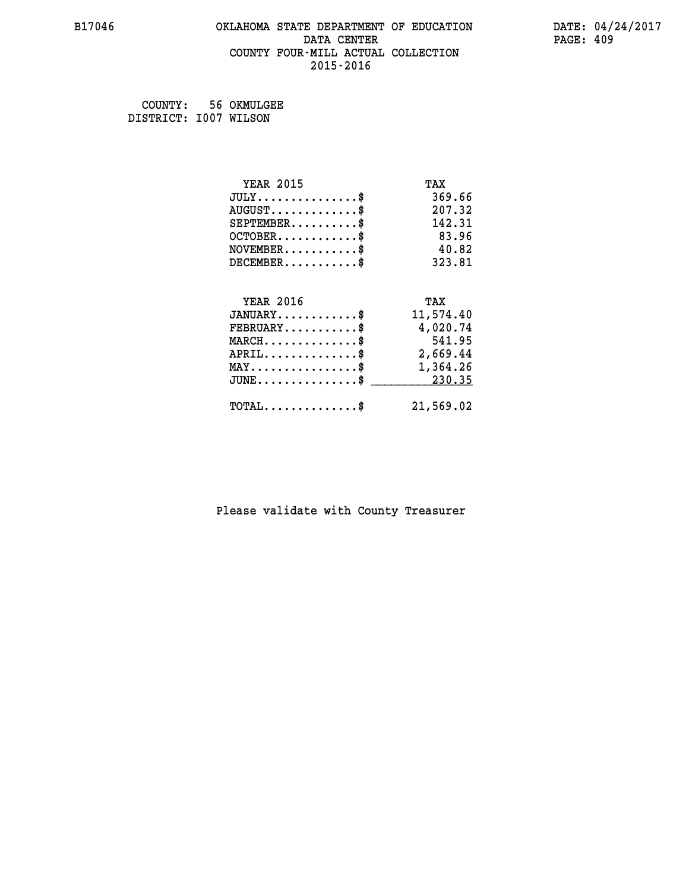B17046 OKLAHOMA STATE DEPARTMENT OF EDUCATION DATE: 04/24/2017

DATA CENTER

COUNTY FOUR-MILL ACTUAL COLLECTION

2015-2016

COUNTY: 56 OKMULGEE
DISTRICT: I007 WILSON

| YEAR 2015 | TAX |
|---|---|
| JULY...............$ | 369.66 |
| AUGUST.............$ | 207.32 |
| SEPTEMBER..........$ | 142.31 |
| OCTOBER............$ | 83.96 |
| NOVEMBER...........$ | 40.82 |
| DECEMBER...........$ | 323.81 |

| YEAR 2016 | TAX |
|---|---|
| JANUARY............$ | 11,574.40 |
| FEBRUARY...........$ | 4,020.74 |
| MARCH..............$ | 541.95 |
| APRIL..............$ | 2,669.44 |
| MAY................$ | 1,364.26 |
| JUNE...............$ | 230.35 |
| TOTAL..............$ | 21,569.02 |

Please validate with County Treasurer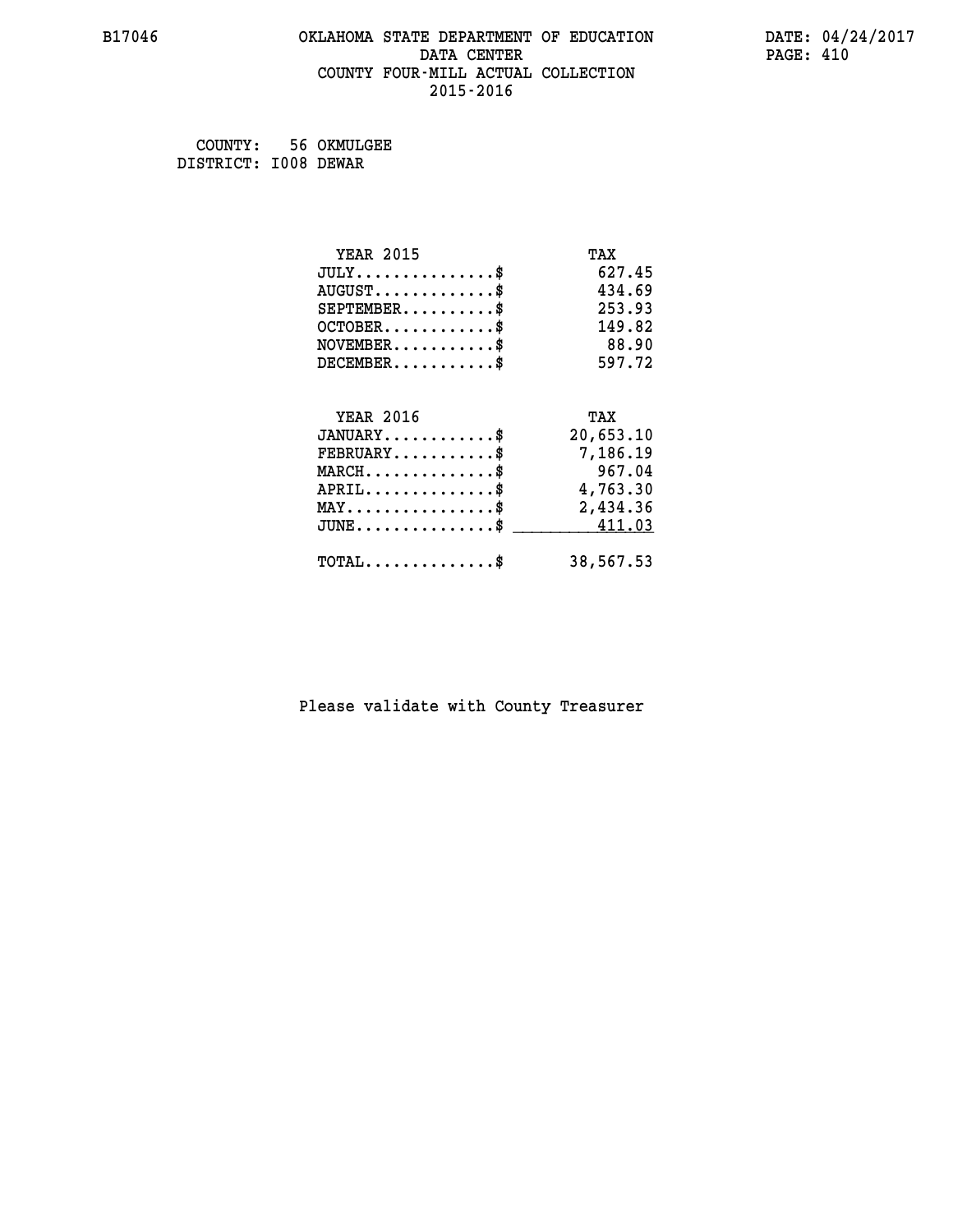B17046 OKLAHOMA STATE DEPARTMENT OF EDUCATION DATA CENTER COUNTY FOUR-MILL ACTUAL COLLECTION 2015-2016

DATE: 04/24/2017

COUNTY: 56 OKMULGEE
DISTRICT: I008 DEWAR

| YEAR 2015 | TAX |
|---|---|
| JULY...............$ | 627.45 |
| AUGUST.............$ | 434.69 |
| SEPTEMBER..........$ | 253.93 |
| OCTOBER............$ | 149.82 |
| NOVEMBER...........$ | 88.90 |
| DECEMBER...........$ | 597.72 |

| YEAR 2016 | TAX |
|---|---|
| JANUARY............$ | 20,653.10 |
| FEBRUARY...........$ | 7,186.19 |
| MARCH..............$ | 967.04 |
| APRIL..............$ | 4,763.30 |
| MAY................$ | 2,434.36 |
| JUNE...............$ | 411.03 |
| TOTAL..............$ | 38,567.53 |

Please validate with County Treasurer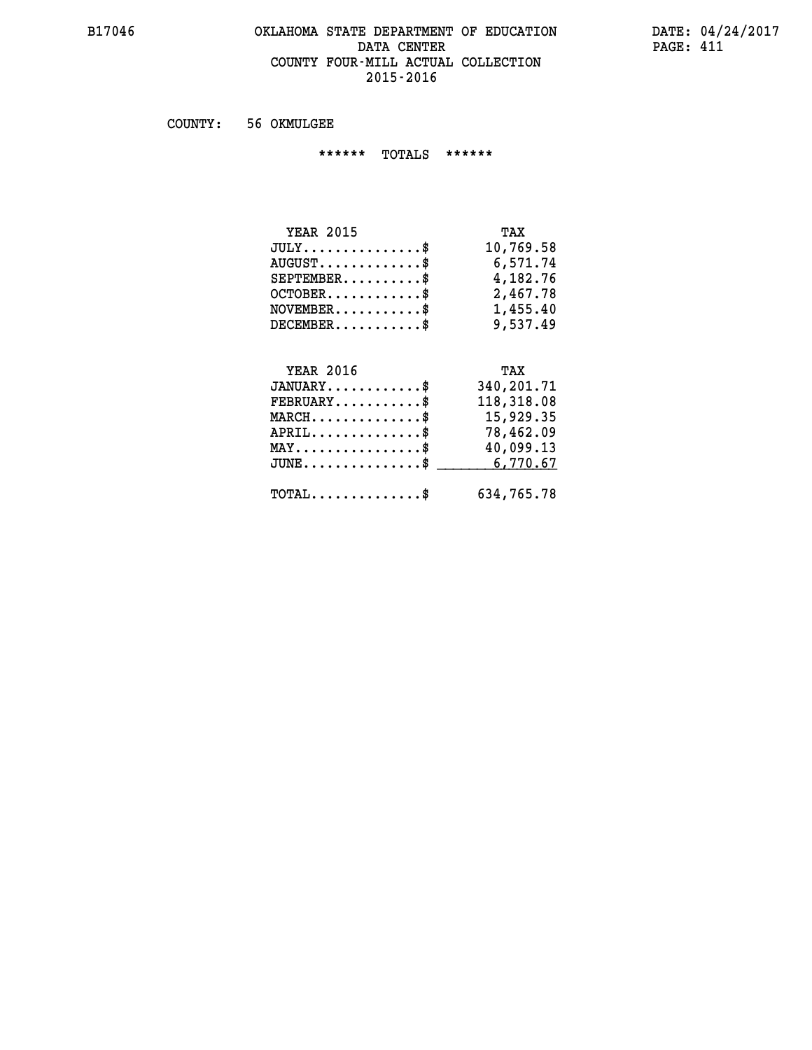COUNTY: 56 OKMULGEE

****** TOTALS ******

| YEAR 2015 | TAX |
|---|---|
| JULY...............$ | 10,769.58 |
| AUGUST.............$ | 6,571.74 |
| SEPTEMBER..........$ | 4,182.76 |
| OCTOBER............$ | 2,467.78 |
| NOVEMBER...........$ | 1,455.40 |
| DECEMBER...........$ | 9,537.49 |

| YEAR 2016 | TAX |
|---|---|
| JANUARY............$ | 340,201.71 |
| FEBRUARY...........$ | 118,318.08 |
| MARCH..............$ | 15,929.35 |
| APRIL..............$ | 78,462.09 |
| MAY................$ | 40,099.13 |
| JUNE...............$ | 6,770.67 |
| TOTAL..............$ | 634,765.78 |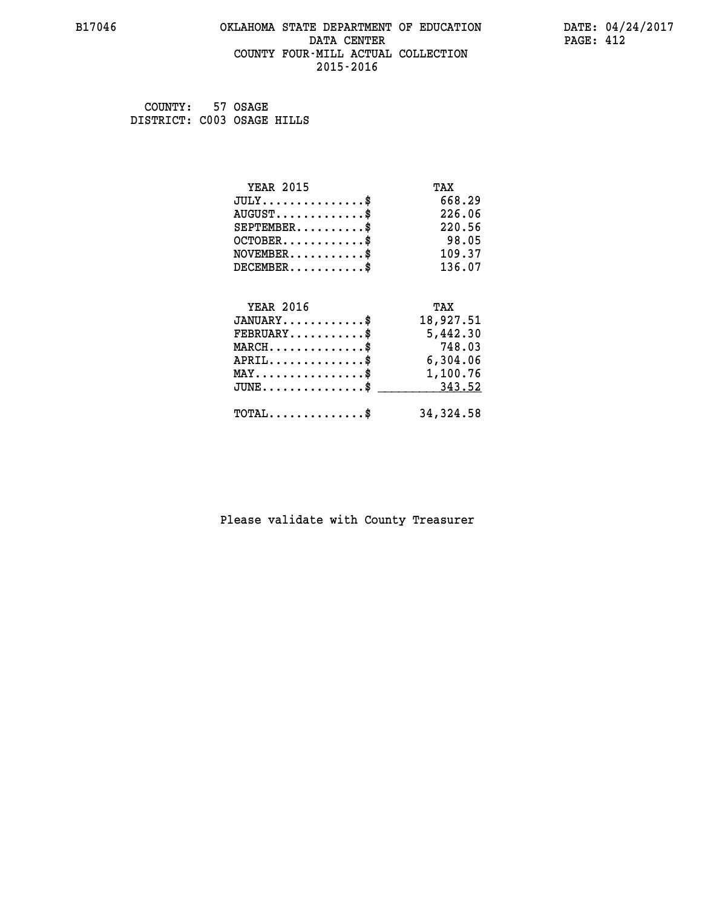B17046 OKLAHOMA STATE DEPARTMENT OF EDUCATION DATA CENTER COUNTY FOUR-MILL ACTUAL COLLECTION 2015-2016

DATE: 04/24/2017

COUNTY: 57 OSAGE
DISTRICT: C003 OSAGE HILLS

| YEAR 2015 | TAX |
|---|---|
| JULY...............$ | 668.29 |
| AUGUST.............$ | 226.06 |
| SEPTEMBER..........$ | 220.56 |
| OCTOBER............$ | 98.05 |
| NOVEMBER...........$ | 109.37 |
| DECEMBER...........$ | 136.07 |

| YEAR 2016 | TAX |
|---|---|
| JANUARY............$ | 18,927.51 |
| FEBRUARY...........$ | 5,442.30 |
| MARCH..............$ | 748.03 |
| APRIL..............$ | 6,304.06 |
| MAY................$ | 1,100.76 |
| JUNE...............$ | 343.52 |
| TOTAL..............$ | 34,324.58 |

Please validate with County Treasurer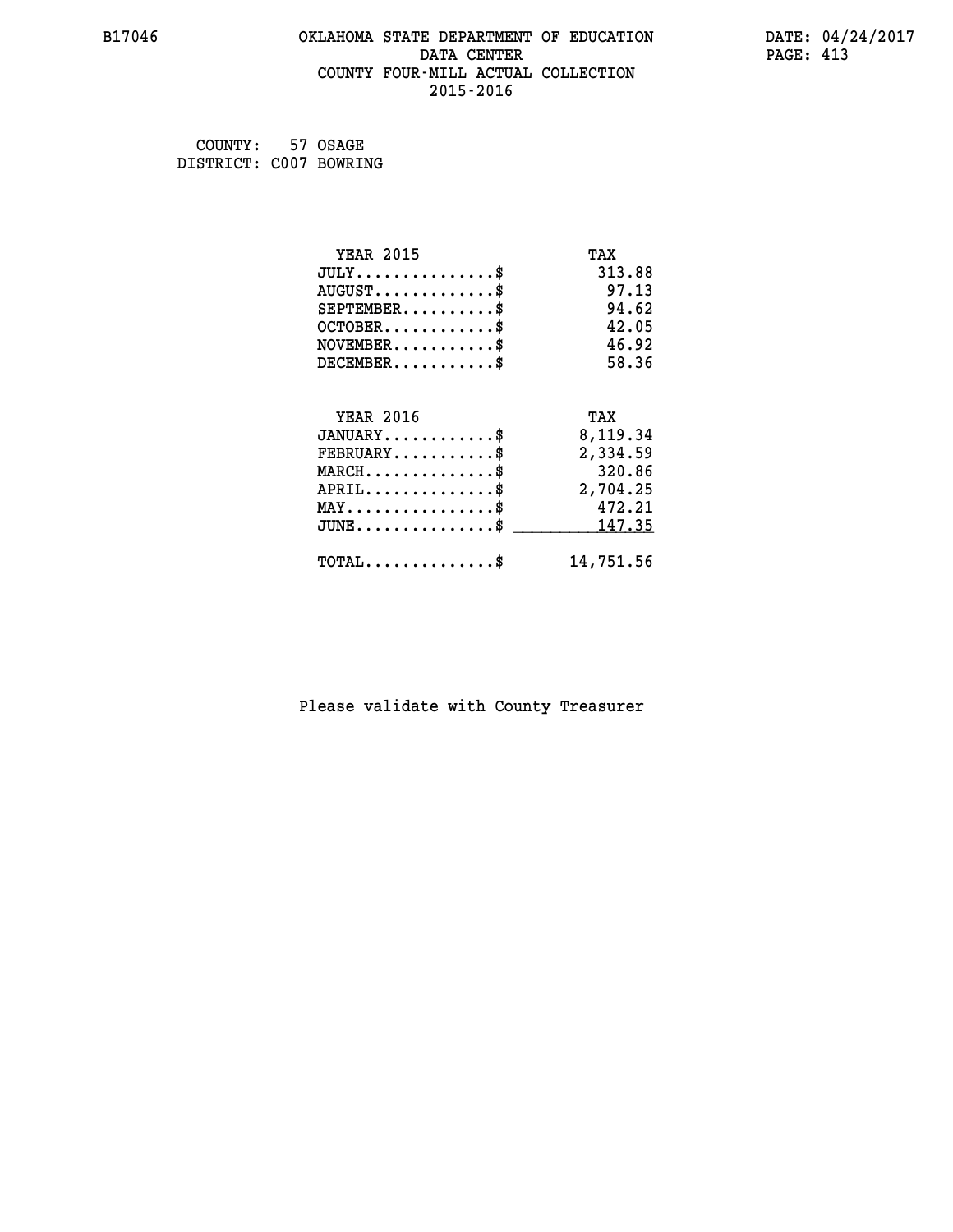B17046 OKLAHOMA STATE DEPARTMENT OF EDUCATION DATE: 04/24/2017
DATA CENTER
COUNTY FOUR-MILL ACTUAL COLLECTION
2015-2016

COUNTY: 57 OSAGE
DISTRICT: C007 BOWRING

| YEAR 2015 | TAX |
|---|---|
| JULY...............$ | 313.88 |
| AUGUST.............$ | 97.13 |
| SEPTEMBER..........$ | 94.62 |
| OCTOBER............$ | 42.05 |
| NOVEMBER...........$ | 46.92 |
| DECEMBER...........$ | 58.36 |

| YEAR 2016 | TAX |
|---|---|
| JANUARY............$ | 8,119.34 |
| FEBRUARY...........$ | 2,334.59 |
| MARCH..............$ | 320.86 |
| APRIL..............$ | 2,704.25 |
| MAY................$ | 472.21 |
| JUNE...............$ | 147.35 |
| TOTAL..............$ | 14,751.56 |

Please validate with County Treasurer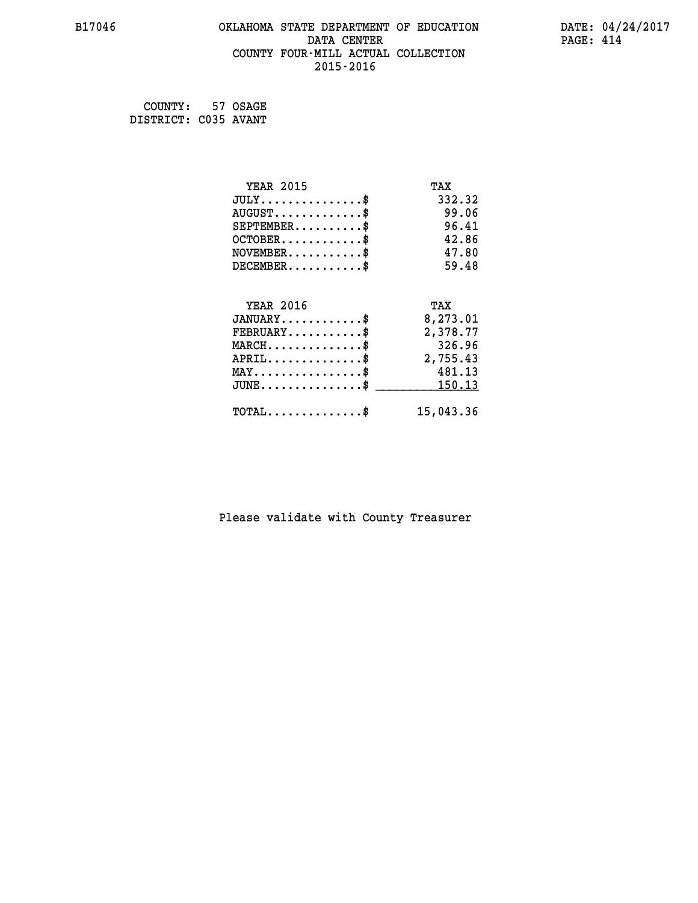B17046 OKLAHOMA STATE DEPARTMENT OF EDUCATION DATA CENTER COUNTY FOUR-MILL ACTUAL COLLECTION 2015-2016

DATE: 04/24/2017

COUNTY: 57 OSAGE
DISTRICT: C035 AVANT

| YEAR 2015 | TAX |
|---|---|
| JULY...............$ | 332.32 |
| AUGUST.............$ | 99.06 |
| SEPTEMBER..........$ | 96.41 |
| OCTOBER............$ | 42.86 |
| NOVEMBER...........$ | 47.80 |
| DECEMBER...........$ | 59.48 |

| YEAR 2016 | TAX |
|---|---|
| JANUARY............$ | 8,273.01 |
| FEBRUARY...........$ | 2,378.77 |
| MARCH..............$ | 326.96 |
| APRIL..............$ | 2,755.43 |
| MAY................$ | 481.13 |
| JUNE...............$ | 150.13 |
| TOTAL..............$ | 15,043.36 |

Please validate with County Treasurer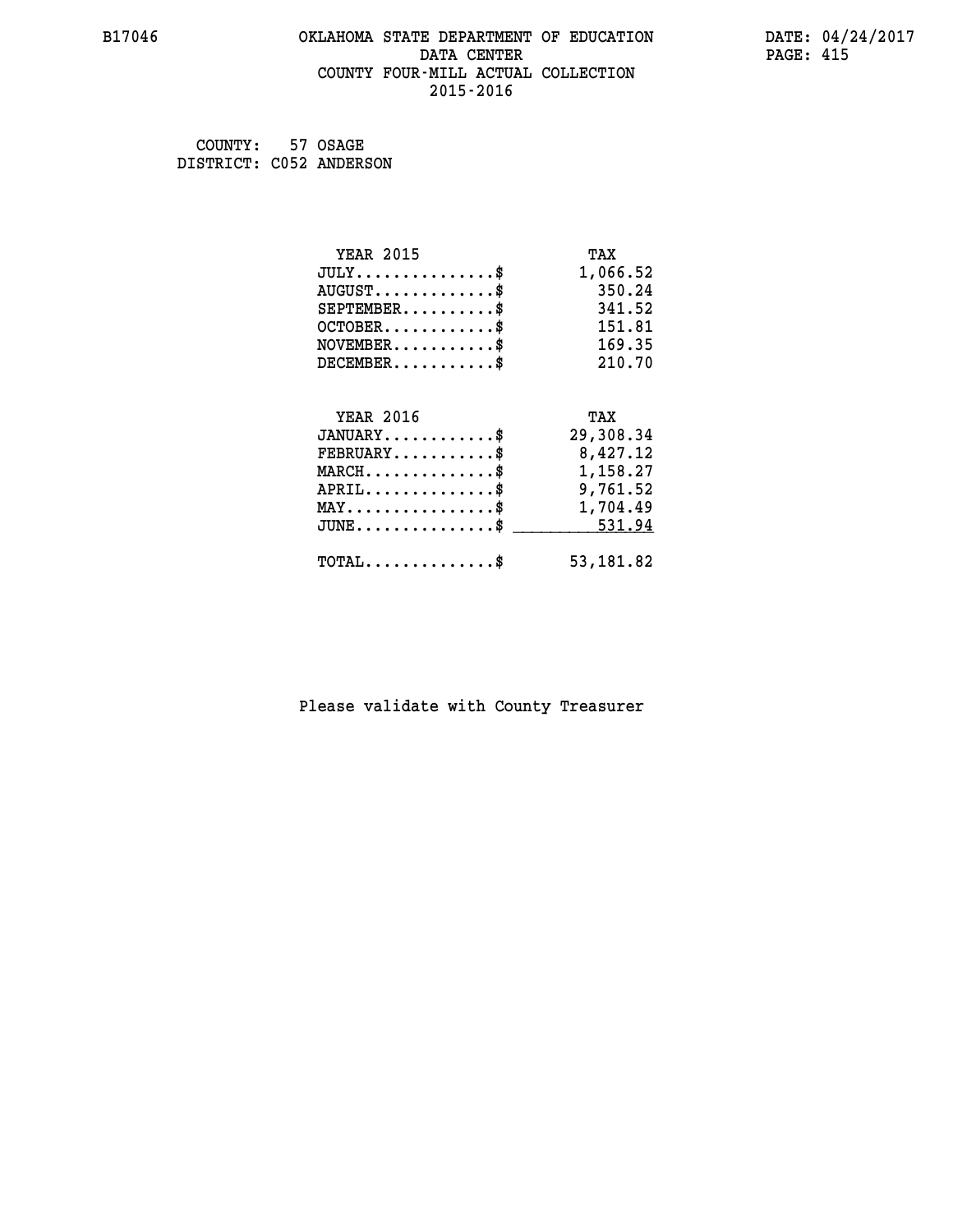B17046 OKLAHOMA STATE DEPARTMENT OF EDUCATION DATA CENTER COUNTY FOUR-MILL ACTUAL COLLECTION 2015-2016

DATE: 04/24/2017

COUNTY: 57 OSAGE
DISTRICT: C052 ANDERSON

| YEAR 2015 | TAX |
|---|---|
| JULY...............$ | 1,066.52 |
| AUGUST.............$ | 350.24 |
| SEPTEMBER..........$ | 341.52 |
| OCTOBER............$ | 151.81 |
| NOVEMBER...........$ | 169.35 |
| DECEMBER...........$ | 210.70 |

| YEAR 2016 | TAX |
|---|---|
| JANUARY............$ | 29,308.34 |
| FEBRUARY...........$ | 8,427.12 |
| MARCH..............$ | 1,158.27 |
| APRIL..............$ | 9,761.52 |
| MAY................$ | 1,704.49 |
| JUNE...............$ | 531.94 |
| TOTAL..............$ | 53,181.82 |

Please validate with County Treasurer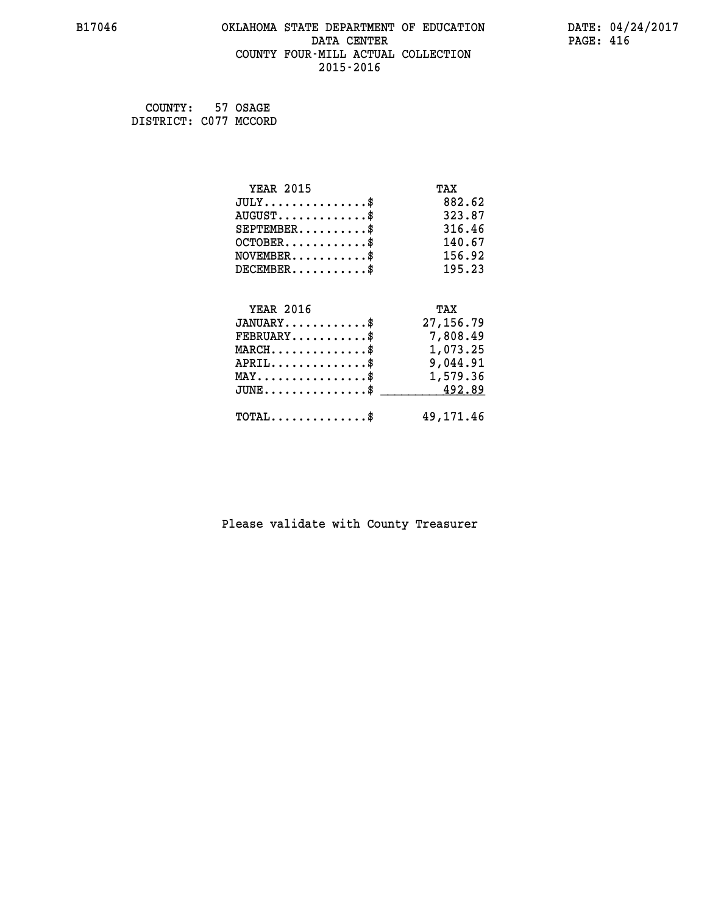B17046 OKLAHOMA STATE DEPARTMENT OF EDUCATION DATA CENTER COUNTY FOUR-MILL ACTUAL COLLECTION 2015-2016

DATE: 04/24/2017

COUNTY: 57 OSAGE
DISTRICT: C077 MCCORD

| YEAR 2015 | TAX |
|---|---|
| JULY...............$ | 882.62 |
| AUGUST.............$ | 323.87 |
| SEPTEMBER..........$ | 316.46 |
| OCTOBER............$ | 140.67 |
| NOVEMBER...........$ | 156.92 |
| DECEMBER...........$ | 195.23 |

| YEAR 2016 | TAX |
|---|---|
| JANUARY............$ | 27,156.79 |
| FEBRUARY...........$ | 7,808.49 |
| MARCH..............$ | 1,073.25 |
| APRIL..............$ | 9,044.91 |
| MAY................$ | 1,579.36 |
| JUNE...............$ | 492.89 |
| TOTAL..............$ | 49,171.46 |

Please validate with County Treasurer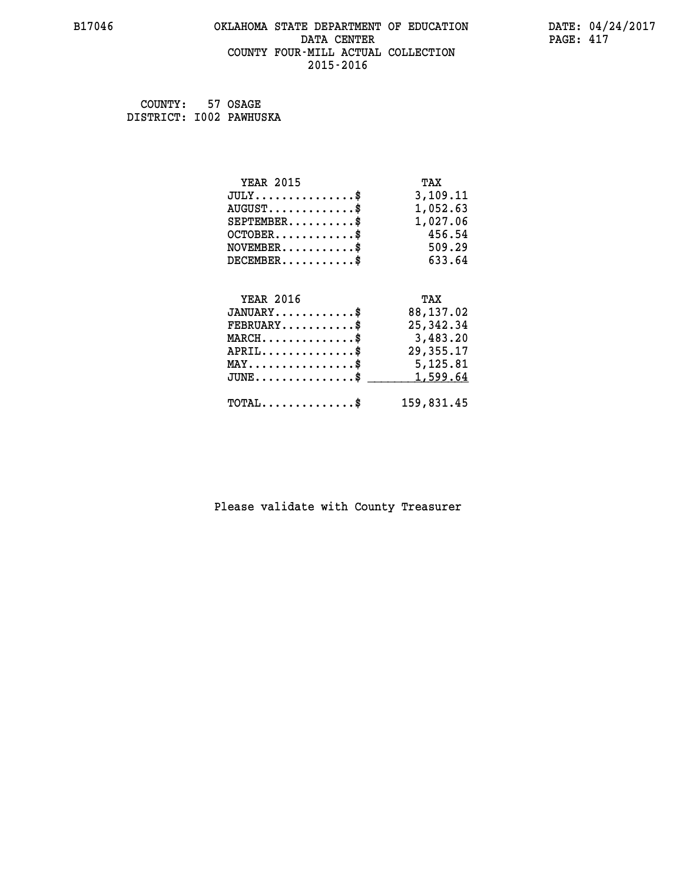B17046

# OKLAHOMA STATE DEPARTMENT OF EDUCATION
## DATA CENTER
## COUNTY FOUR-MILL ACTUAL COLLECTION
## 2015-2016

DATE: 04/24/2017

COUNTY: 57 OSAGE
DISTRICT: I002 PAWHUSKA

| YEAR 2015 | TAX |
|---|---|
| JULY...............$ | 3,109.11 |
| AUGUST.............$ | 1,052.63 |
| SEPTEMBER..........$ | 1,027.06 |
| OCTOBER............$ | 456.54 |
| NOVEMBER...........$ | 509.29 |
| DECEMBER...........$ | 633.64 |

| YEAR 2016 | TAX |
|---|---|
| JANUARY............$ | 88,137.02 |
| FEBRUARY...........$ | 25,342.34 |
| MARCH..............$ | 3,483.20 |
| APRIL..............$ | 29,355.17 |
| MAY................$ | 5,125.81 |
| JUNE...............$ | 1,599.64 |
| TOTAL..............$ | 159,831.45 |

Please validate with County Treasurer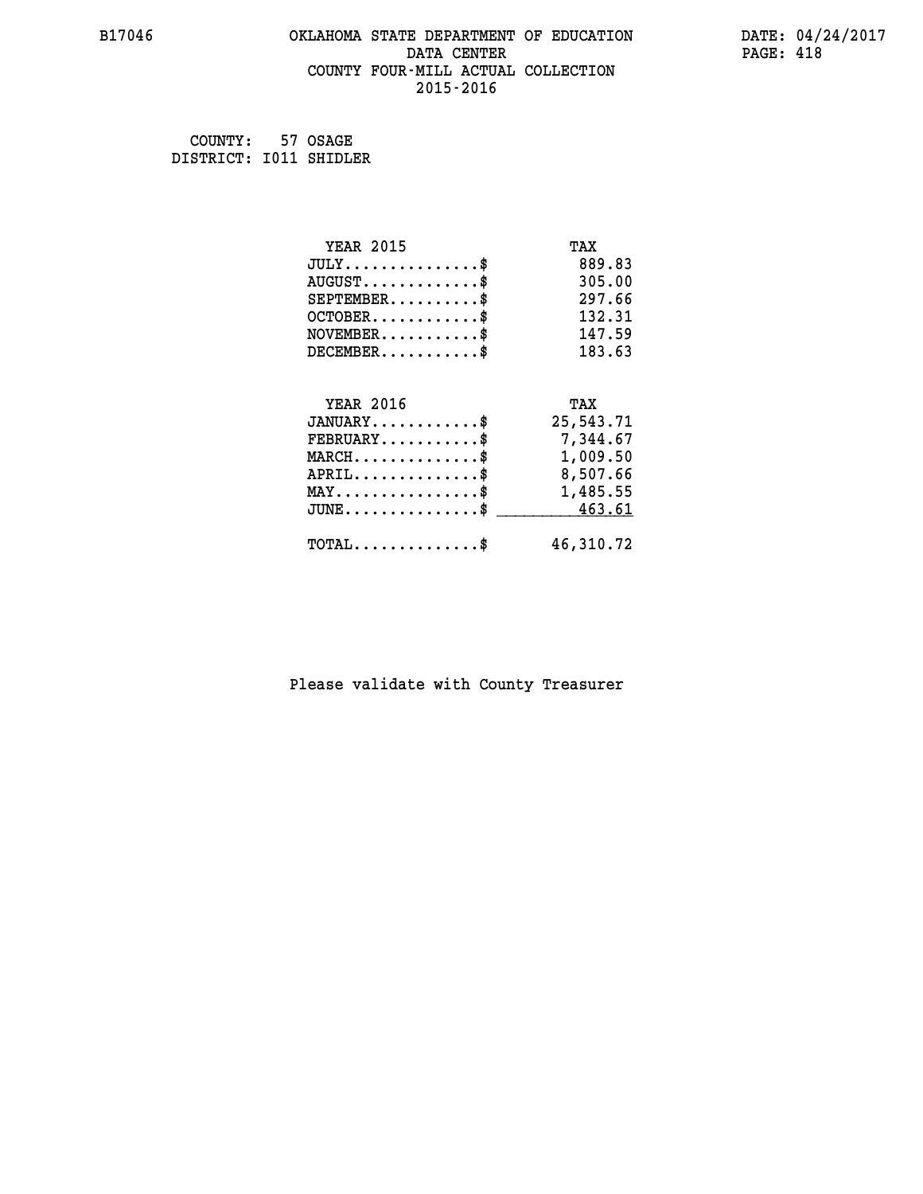B17046

# OKLAHOMA STATE DEPARTMENT OF EDUCATION
## DATA CENTER
## COUNTY FOUR-MILL ACTUAL COLLECTION
## 2015-2016

DATE: 04/24/2017

COUNTY: 57 OSAGE
DISTRICT: I011 SHIDLER

| YEAR 2015 | TAX |
|---|---|
| JULY...............$ | 889.83 |
| AUGUST.............$ | 305.00 |
| SEPTEMBER..........$ | 297.66 |
| OCTOBER............$ | 132.31 |
| NOVEMBER...........$ | 147.59 |
| DECEMBER...........$ | 183.63 |

| YEAR 2016 | TAX |
|---|---|
| JANUARY............$ | 25,543.71 |
| FEBRUARY...........$ | 7,344.67 |
| MARCH..............$ | 1,009.50 |
| APRIL..............$ | 8,507.66 |
| MAY................$ | 1,485.55 |
| JUNE...............$ | 463.61 |
| TOTAL..............$ | 46,310.72 |

Please validate with County Treasurer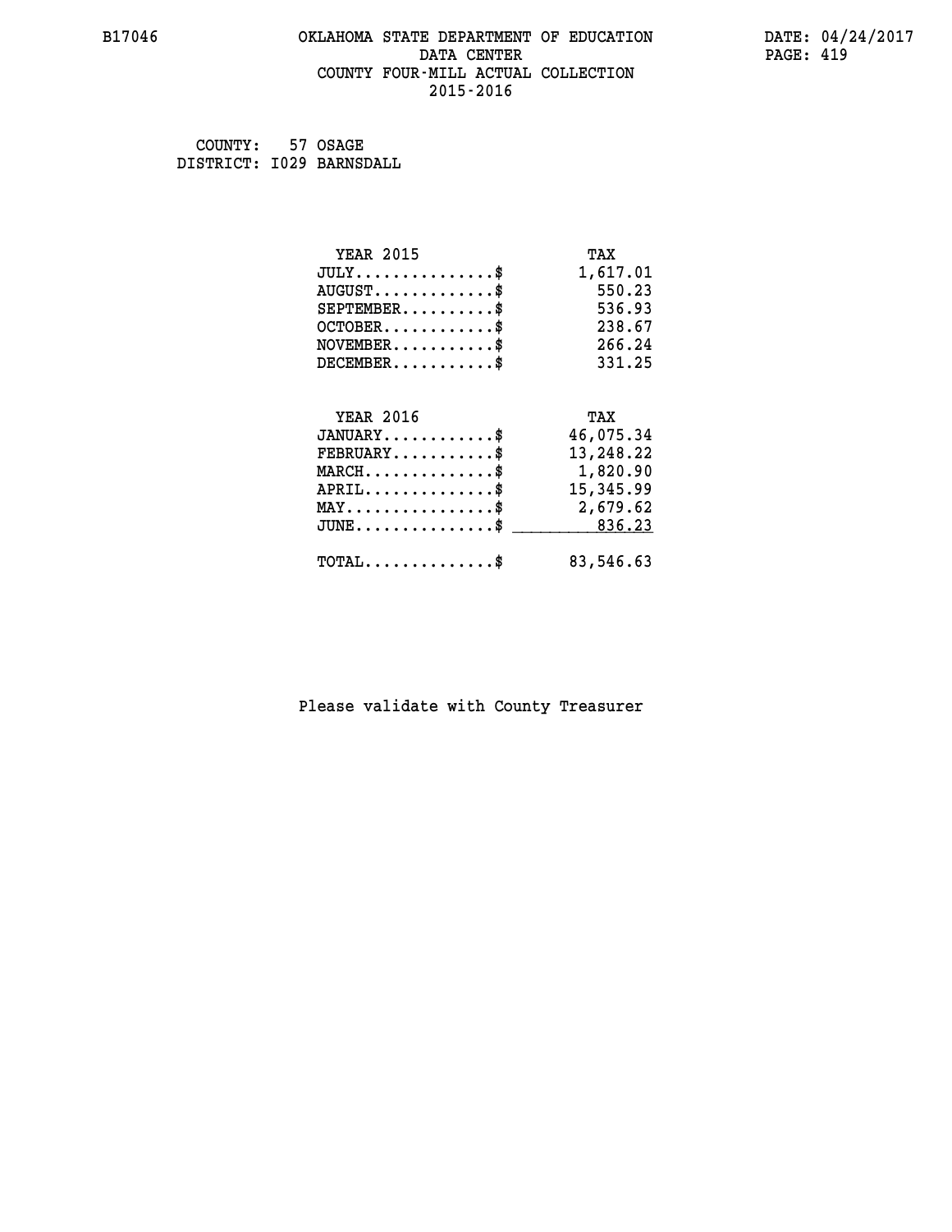B17046 OKLAHOMA STATE DEPARTMENT OF EDUCATION DATA CENTER COUNTY FOUR-MILL ACTUAL COLLECTION 2015-2016

DATE: 04/24/2017

COUNTY: 57 OSAGE
DISTRICT: I029 BARNSDALL

| YEAR 2015 | TAX |
|---|---|
| JULY..............$ | 1,617.01 |
| AUGUST............$ | 550.23 |
| SEPTEMBER.........$ | 536.93 |
| OCTOBER...........$ | 238.67 |
| NOVEMBER..........$ | 266.24 |
| DECEMBER..........$ | 331.25 |

| YEAR 2016 | TAX |
|---|---|
| JANUARY...........$ | 46,075.34 |
| FEBRUARY..........$ | 13,248.22 |
| MARCH.............$ | 1,820.90 |
| APRIL.............$ | 15,345.99 |
| MAY...............$ | 2,679.62 |
| JUNE..............$ | 836.23 |
| TOTAL.............$ | 83,546.63 |

Please validate with County Treasurer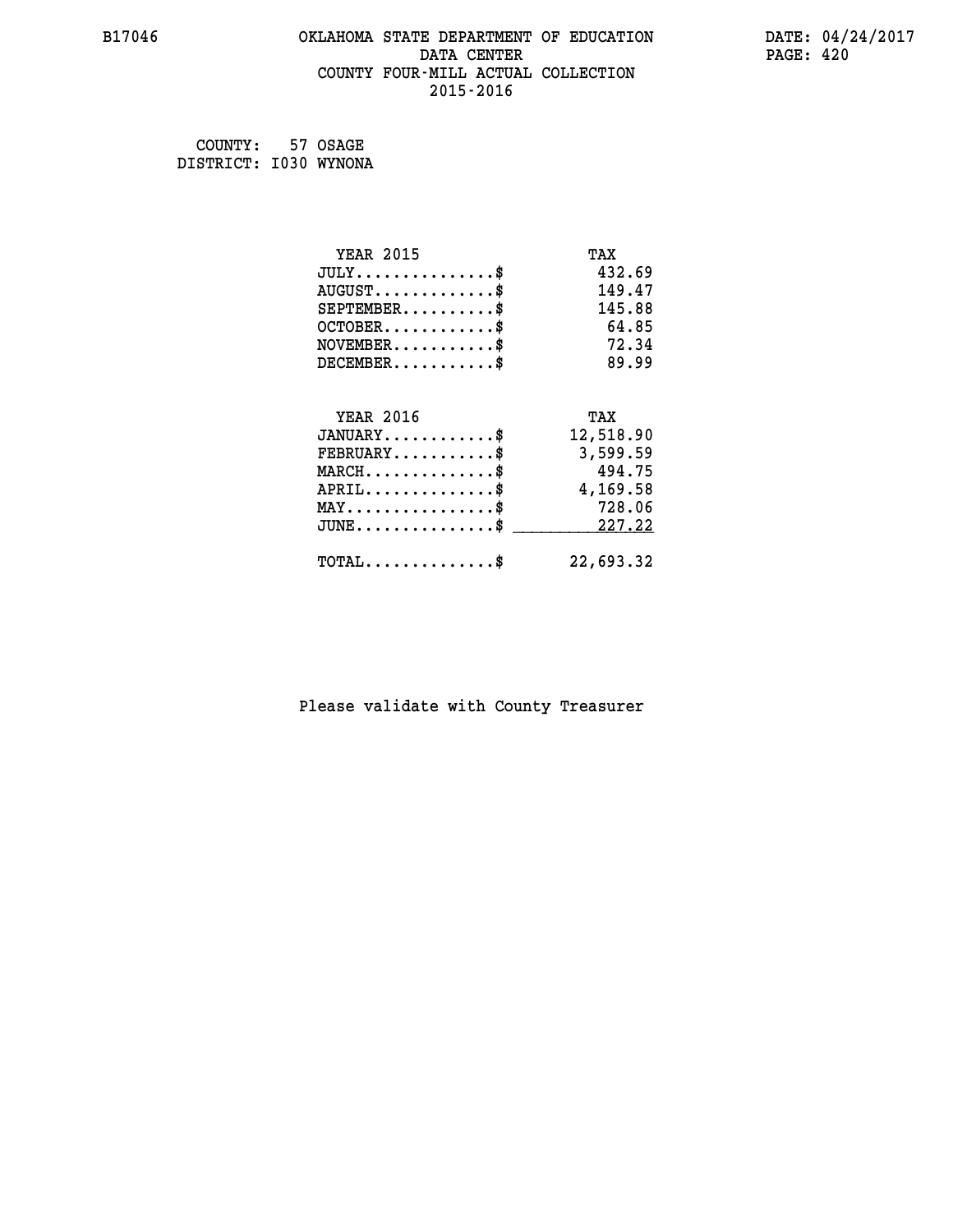B17046 OKLAHOMA STATE DEPARTMENT OF EDUCATION DATE: 04/24/2017
DATA CENTER
COUNTY FOUR-MILL ACTUAL COLLECTION
2015-2016

COUNTY: 57 OSAGE
DISTRICT: I030 WYNONA

| YEAR 2015 | TAX |
|---|---|
| JULY...............$ | 432.69 |
| AUGUST.............$ | 149.47 |
| SEPTEMBER..........$ | 145.88 |
| OCTOBER............$ | 64.85 |
| NOVEMBER...........$ | 72.34 |
| DECEMBER...........$ | 89.99 |

| YEAR 2016 | TAX |
|---|---|
| JANUARY............$ | 12,518.90 |
| FEBRUARY...........$ | 3,599.59 |
| MARCH..............$ | 494.75 |
| APRIL..............$ | 4,169.58 |
| MAY................$ | 728.06 |
| JUNE...............$ | 227.22 |
| TOTAL..............$ | 22,693.32 |

Please validate with County Treasurer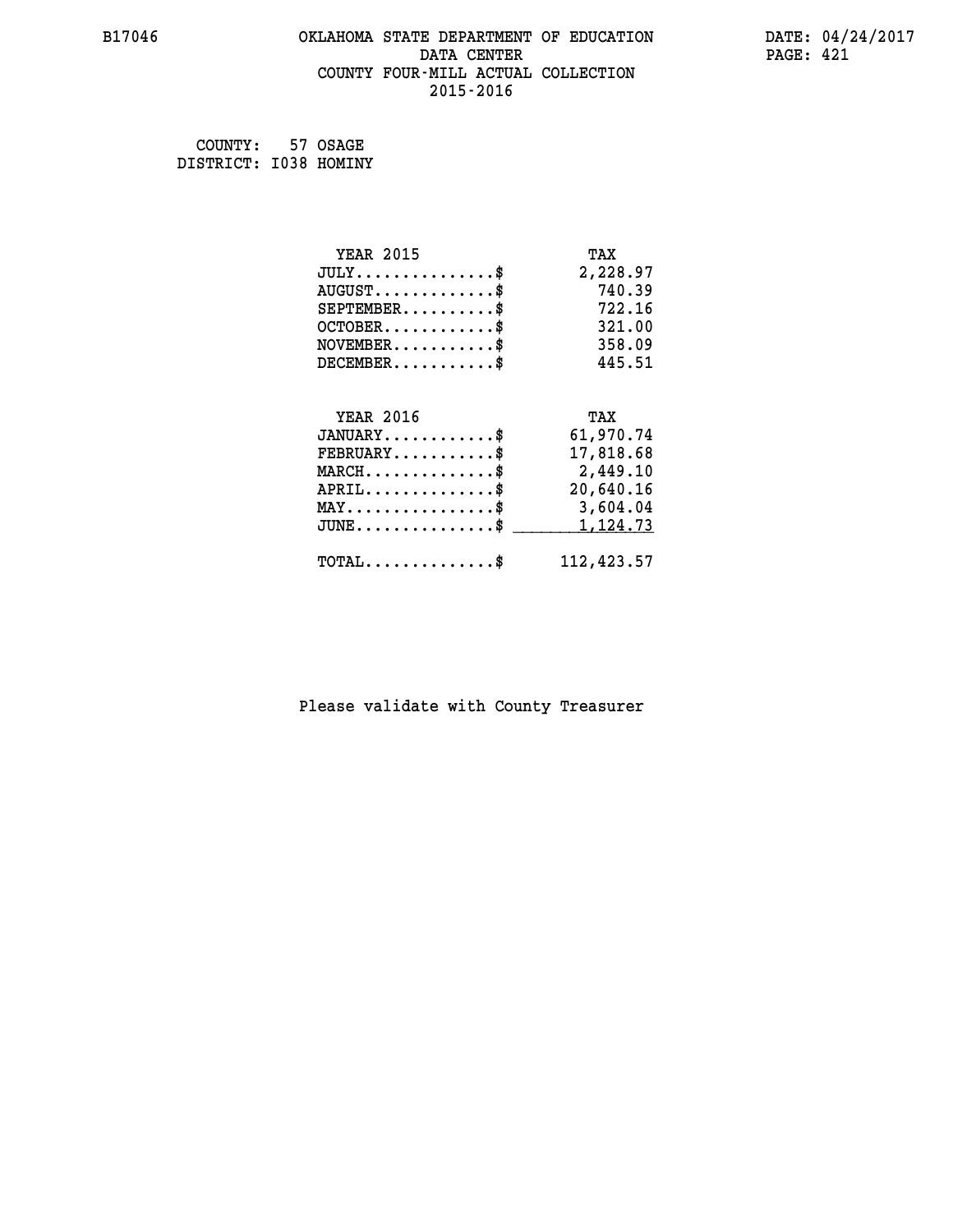B17046

# OKLAHOMA STATE DEPARTMENT OF EDUCATION
## DATA CENTER
## COUNTY FOUR-MILL ACTUAL COLLECTION
## 2015-2016

DATE: 04/24/2017

COUNTY: 57 OSAGE
DISTRICT: I038 HOMINY

| YEAR 2015 | TAX |
|---|---|
| JULY..............$ | 2,228.97 |
| AUGUST............$ | 740.39 |
| SEPTEMBER.........$ | 722.16 |
| OCTOBER...........$ | 321.00 |
| NOVEMBER..........$ | 358.09 |
| DECEMBER..........$ | 445.51 |

| YEAR 2016 | TAX |
|---|---|
| JANUARY...........$ | 61,970.74 |
| FEBRUARY..........$ | 17,818.68 |
| MARCH.............$ | 2,449.10 |
| APRIL.............$ | 20,640.16 |
| MAY...............$ | 3,604.04 |
| JUNE..............$ | 1,124.73 |
| TOTAL.............$ | 112,423.57 |

Please validate with County Treasurer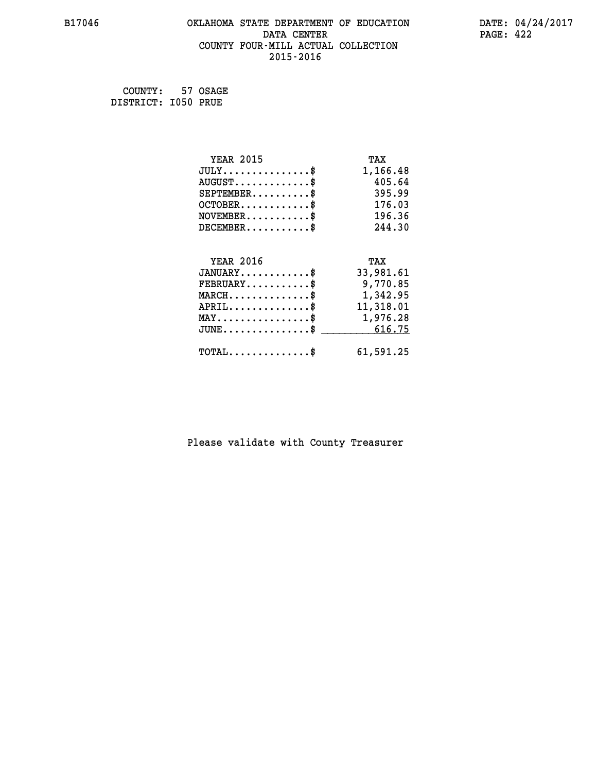B17046 OKLAHOMA STATE DEPARTMENT OF EDUCATION DATA CENTER COUNTY FOUR-MILL ACTUAL COLLECTION 2015-2016

DATE: 04/24/2017

COUNTY: 57 OSAGE
DISTRICT: I050 PRUE

| YEAR 2015 | TAX |
|---|---|
| JULY..............$ | 1,166.48 |
| AUGUST............$ | 405.64 |
| SEPTEMBER.........$ | 395.99 |
| OCTOBER...........$ | 176.03 |
| NOVEMBER..........$ | 196.36 |
| DECEMBER..........$ | 244.30 |

| YEAR 2016 | TAX |
|---|---|
| JANUARY...........$ | 33,981.61 |
| FEBRUARY..........$ | 9,770.85 |
| MARCH.............$ | 1,342.95 |
| APRIL.............$ | 11,318.01 |
| MAY...............$ | 1,976.28 |
| JUNE..............$ | 616.75 |
| TOTAL.............$ | 61,591.25 |

Please validate with County Treasurer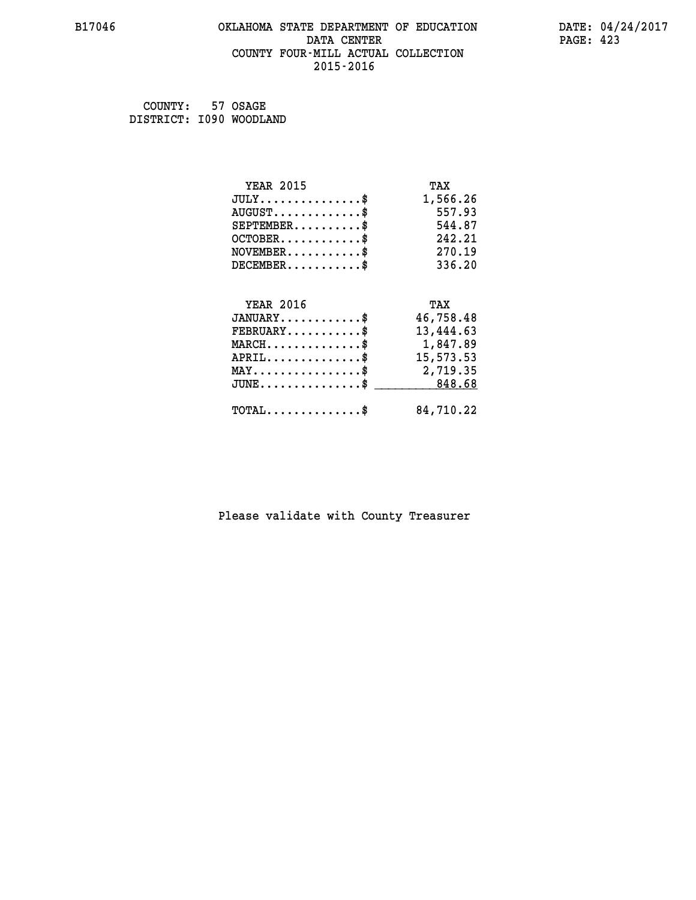B17046 OKLAHOMA STATE DEPARTMENT OF EDUCATION DATA CENTER COUNTY FOUR-MILL ACTUAL COLLECTION 2015-2016

DATE: 04/24/2017

COUNTY: 57 OSAGE
DISTRICT: I090 WOODLAND

| YEAR 2015 | TAX |
|---|---|
| JULY...............$ | 1,566.26 |
| AUGUST.............$ | 557.93 |
| SEPTEMBER..........$ | 544.87 |
| OCTOBER............$ | 242.21 |
| NOVEMBER...........$ | 270.19 |
| DECEMBER...........$ | 336.20 |

| YEAR 2016 | TAX |
|---|---|
| JANUARY............$ | 46,758.48 |
| FEBRUARY...........$ | 13,444.63 |
| MARCH..............$ | 1,847.89 |
| APRIL..............$ | 15,573.53 |
| MAY................$ | 2,719.35 |
| JUNE...............$ | 848.68 |
| TOTAL..............$ | 84,710.22 |

Please validate with County Treasurer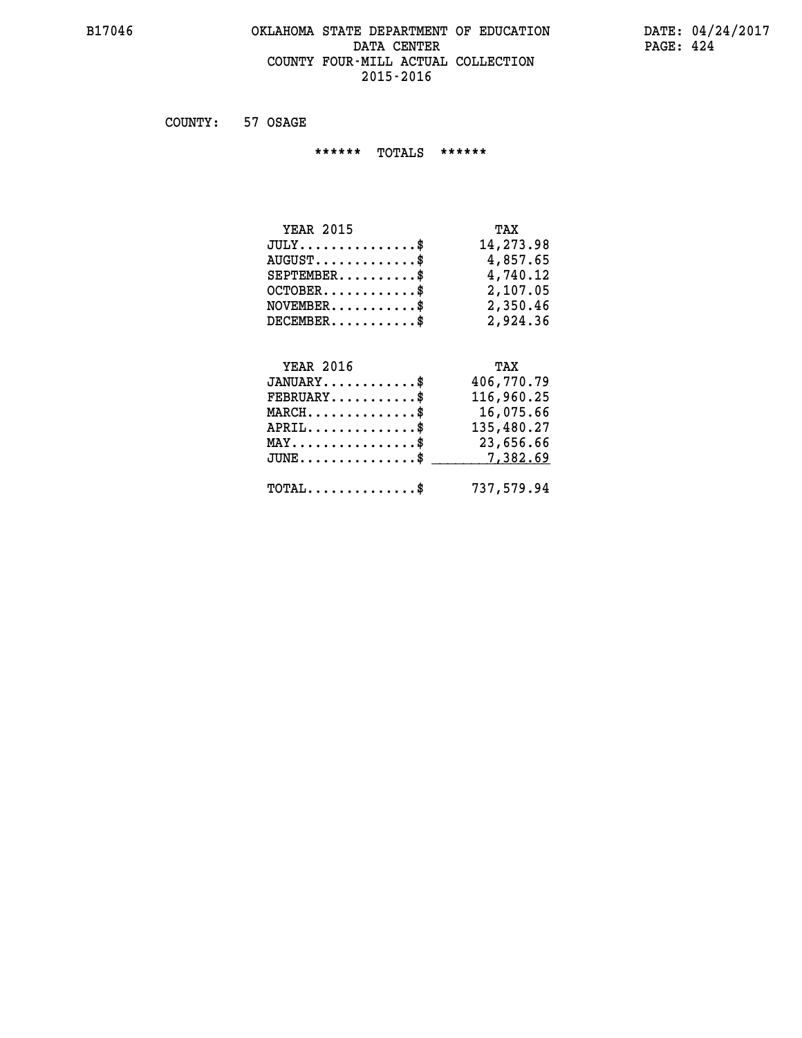# OKLAHOMA STATE DEPARTMENT OF EDUCATION
## DATA CENTER
## COUNTY FOUR-MILL ACTUAL COLLECTION
## 2015-2016

COUNTY: 57 OSAGE

****** TOTALS ******

| YEAR 2015 | TAX |
|---|---|
| JULY...............$ | 14,273.98 |
| AUGUST.............$ | 4,857.65 |
| SEPTEMBER..........$ | 4,740.12 |
| OCTOBER............$ | 2,107.05 |
| NOVEMBER...........$ | 2,350.46 |
| DECEMBER...........$ | 2,924.36 |

| YEAR 2016 | TAX |
|---|---|
| JANUARY............$ | 406,770.79 |
| FEBRUARY...........$ | 116,960.25 |
| MARCH..............$ | 16,075.66 |
| APRIL..............$ | 135,480.27 |
| MAY................$ | 23,656.66 |
| JUNE...............$ | 7,382.69 |
| TOTAL..............$ | 737,579.94 |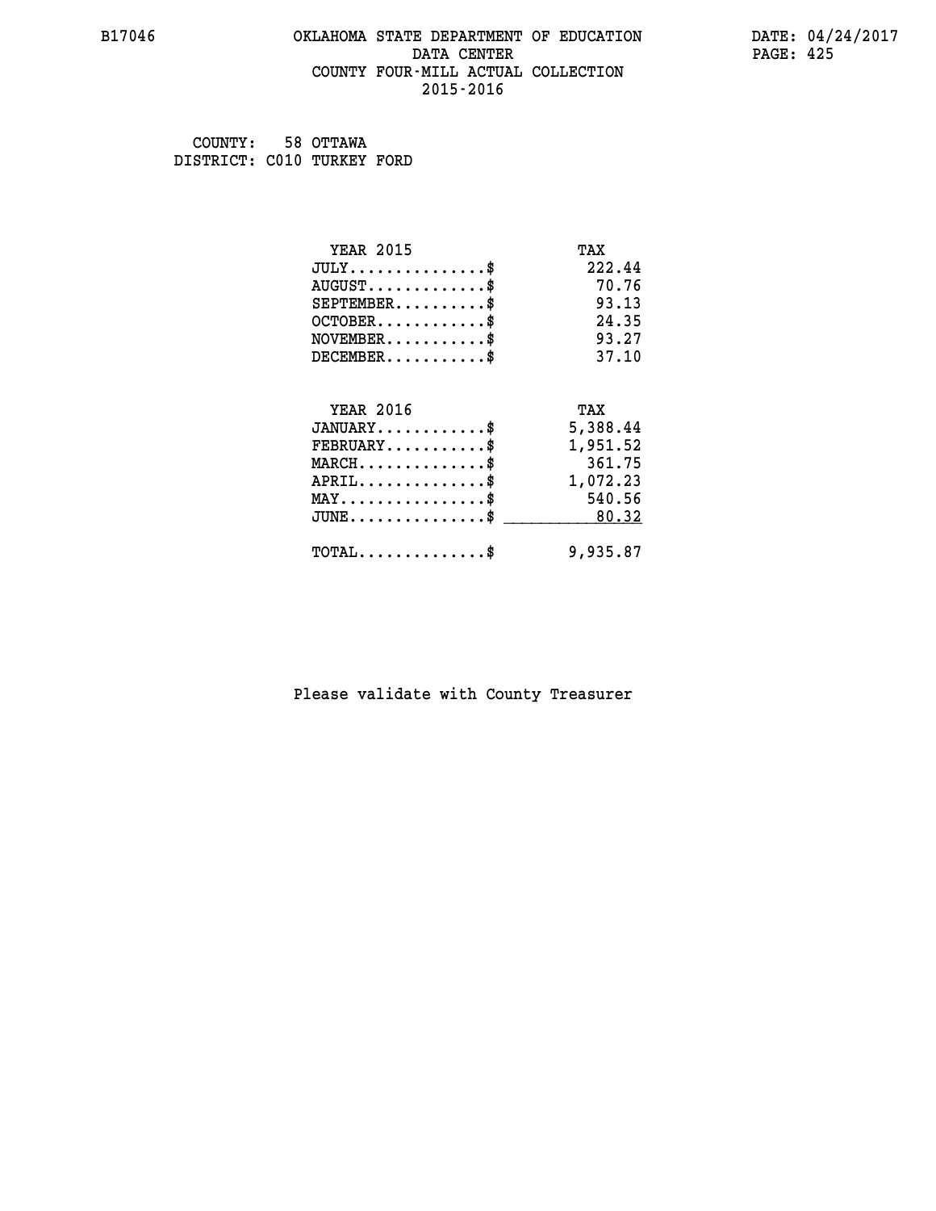B17046 OKLAHOMA STATE DEPARTMENT OF EDUCATION DATA CENTER COUNTY FOUR-MILL ACTUAL COLLECTION 2015-2016

DATE: 04/24/2017

COUNTY: 58 OTTAWA
DISTRICT: C010 TURKEY FORD

| YEAR 2015 | TAX |
|---|---|
| JULY...............$ | 222.44 |
| AUGUST.............$ | 70.76 |
| SEPTEMBER..........$ | 93.13 |
| OCTOBER............$ | 24.35 |
| NOVEMBER...........$ | 93.27 |
| DECEMBER...........$ | 37.10 |

| YEAR 2016 | TAX |
|---|---|
| JANUARY............$ | 5,388.44 |
| FEBRUARY...........$ | 1,951.52 |
| MARCH..............$ | 361.75 |
| APRIL..............$ | 1,072.23 |
| MAY................$ | 540.56 |
| JUNE...............$ | 80.32 |
| TOTAL..............$ | 9,935.87 |

Please validate with County Treasurer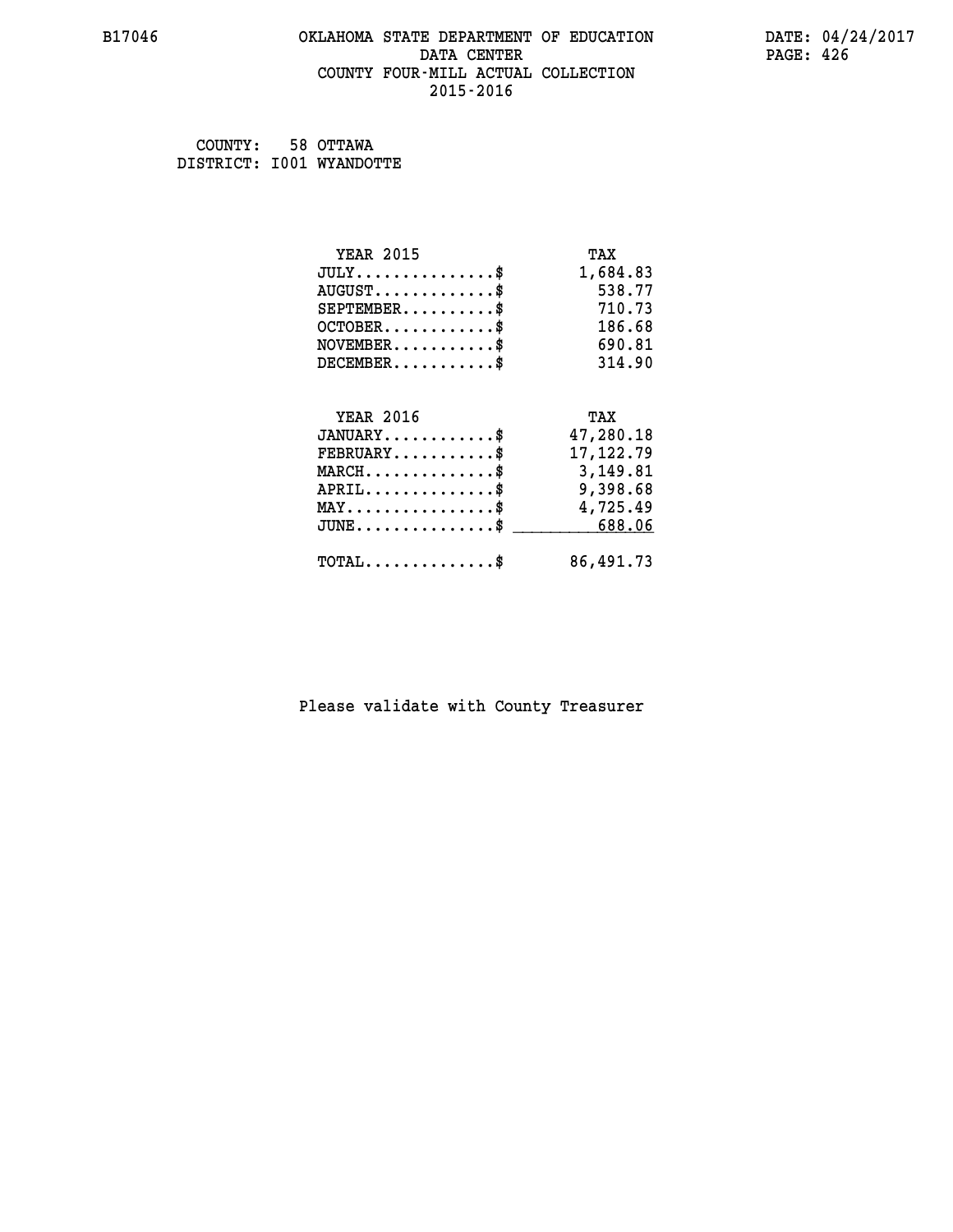B17046 OKLAHOMA STATE DEPARTMENT OF EDUCATION DATA CENTER COUNTY FOUR-MILL ACTUAL COLLECTION 2015-2016

DATE: 04/24/2017

COUNTY: 58 OTTAWA
DISTRICT: I001 WYANDOTTE

| YEAR 2015 | TAX |
|---|---|
| JULY...............$ | 1,684.83 |
| AUGUST.............$ | 538.77 |
| SEPTEMBER..........$ | 710.73 |
| OCTOBER............$ | 186.68 |
| NOVEMBER...........$ | 690.81 |
| DECEMBER...........$ | 314.90 |

| YEAR 2016 | TAX |
|---|---|
| JANUARY............$ | 47,280.18 |
| FEBRUARY...........$ | 17,122.79 |
| MARCH..............$ | 3,149.81 |
| APRIL..............$ | 9,398.68 |
| MAY................$ | 4,725.49 |
| JUNE...............$ | 688.06 |
| TOTAL..............$ | 86,491.73 |

Please validate with County Treasurer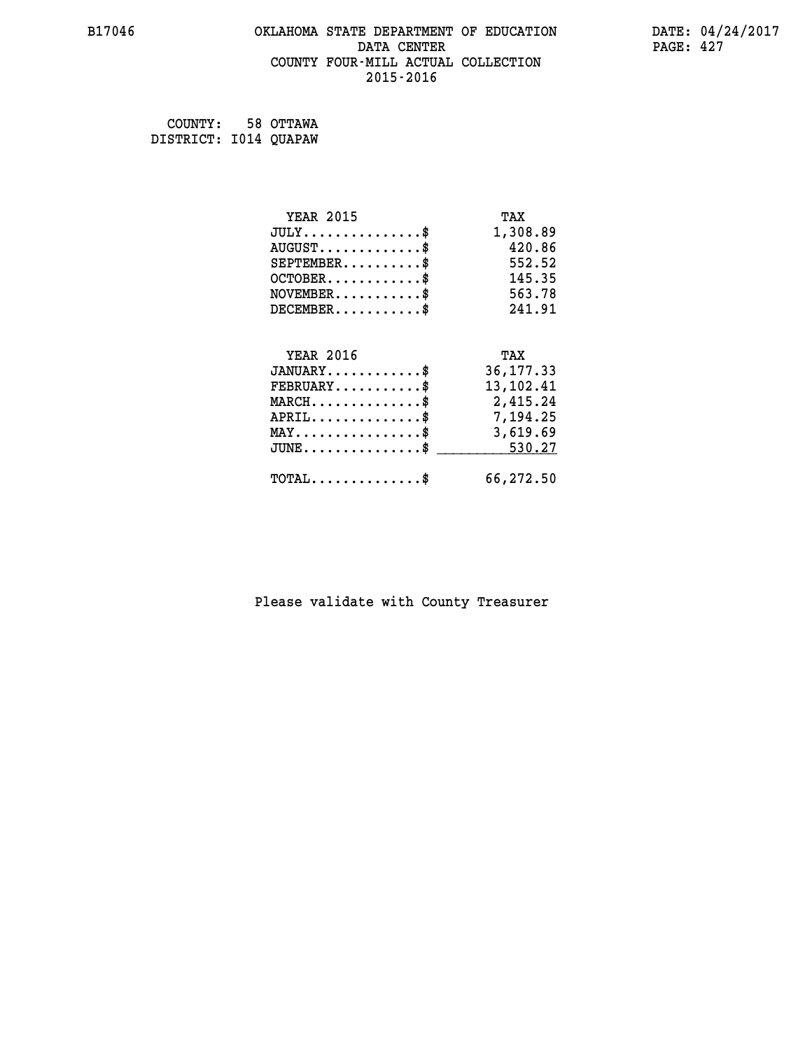B17046 OKLAHOMA STATE DEPARTMENT OF EDUCATION DATA CENTER COUNTY FOUR-MILL ACTUAL COLLECTION 2015-2016

DATE: 04/24/2017

COUNTY: 58 OTTAWA
DISTRICT: I014 QUAPAW

| YEAR 2015 | TAX |
|---|---|
| JULY..............$ | 1,308.89 |
| AUGUST............$ | 420.86 |
| SEPTEMBER.........$ | 552.52 |
| OCTOBER...........$ | 145.35 |
| NOVEMBER..........$ | 563.78 |
| DECEMBER..........$ | 241.91 |

| YEAR 2016 | TAX |
|---|---|
| JANUARY...........$ | 36,177.33 |
| FEBRUARY..........$ | 13,102.41 |
| MARCH.............$ | 2,415.24 |
| APRIL.............$ | 7,194.25 |
| MAY...............$ | 3,619.69 |
| JUNE..............$ | 530.27 |
| TOTAL.............$ | 66,272.50 |

Please validate with County Treasurer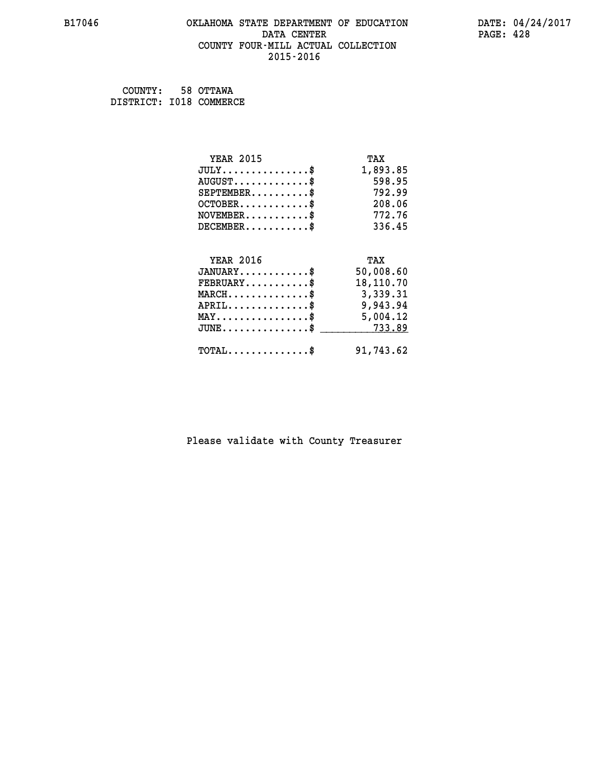B17046

# OKLAHOMA STATE DEPARTMENT OF EDUCATION
## DATA CENTER
## COUNTY FOUR-MILL ACTUAL COLLECTION
## 2015-2016

DATE: 04/24/2017

COUNTY: 58 OTTAWA
DISTRICT: I018 COMMERCE

| YEAR 2015 | TAX |
|---|---|
| JULY..............$ | 1,893.85 |
| AUGUST............$ | 598.95 |
| SEPTEMBER..........$ | 792.99 |
| OCTOBER............$ | 208.06 |
| NOVEMBER...........$ | 772.76 |
| DECEMBER...........$ | 336.45 |

| YEAR 2016 | TAX |
|---|---|
| JANUARY............$ | 50,008.60 |
| FEBRUARY...........$ | 18,110.70 |
| MARCH..............$ | 3,339.31 |
| APRIL..............$ | 9,943.94 |
| MAY................$ | 5,004.12 |
| JUNE...............$ | 733.89 |
| TOTAL..............$ | 91,743.62 |

Please validate with County Treasurer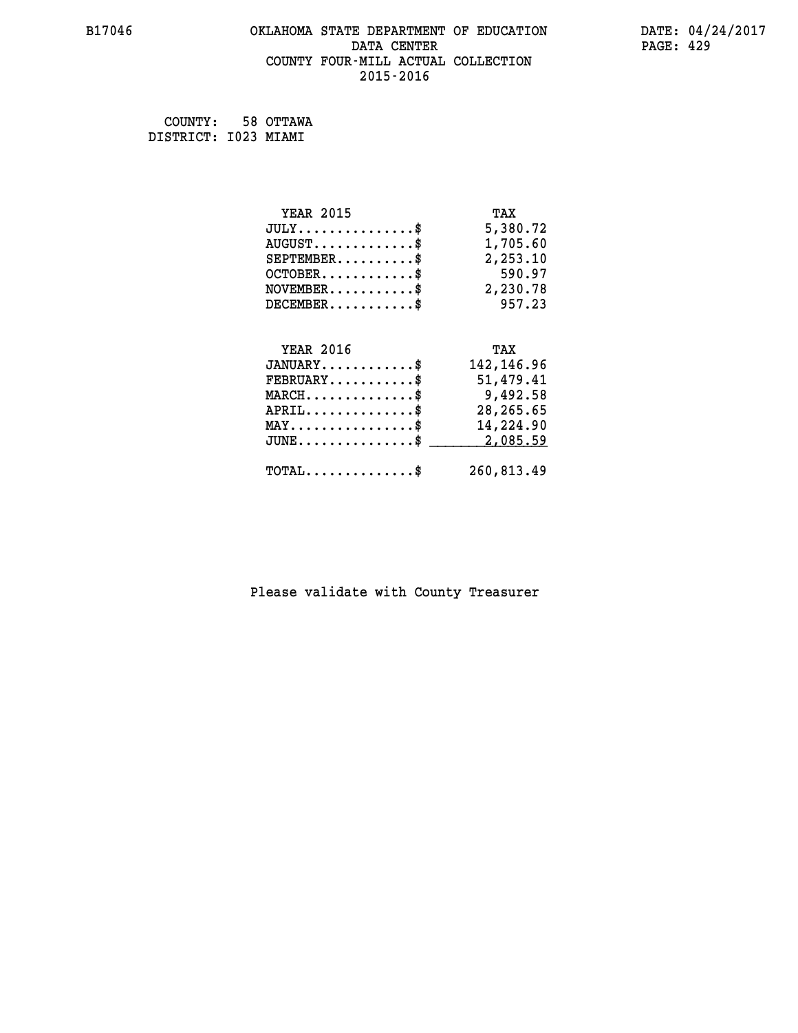B17046

# OKLAHOMA STATE DEPARTMENT OF EDUCATION
## DATA CENTER
## COUNTY FOUR-MILL ACTUAL COLLECTION
## 2015-2016

DATE: 04/24/2017

COUNTY: 58 OTTAWA
DISTRICT: I023 MIAMI

| YEAR 2015 | TAX |
|---|---|
| JULY..............$ | 5,380.72 |
| AUGUST............$ | 1,705.60 |
| SEPTEMBER.........$ | 2,253.10 |
| OCTOBER...........$ | 590.97 |
| NOVEMBER..........$ | 2,230.78 |
| DECEMBER..........$ | 957.23 |

| YEAR 2016 | TAX |
|---|---|
| JANUARY...........$ | 142,146.96 |
| FEBRUARY..........$ | 51,479.41 |
| MARCH.............$ | 9,492.58 |
| APRIL.............$ | 28,265.65 |
| MAY...............$ | 14,224.90 |
| JUNE..............$ | 2,085.59 |
| TOTAL.............$ | 260,813.49 |

Please validate with County Treasurer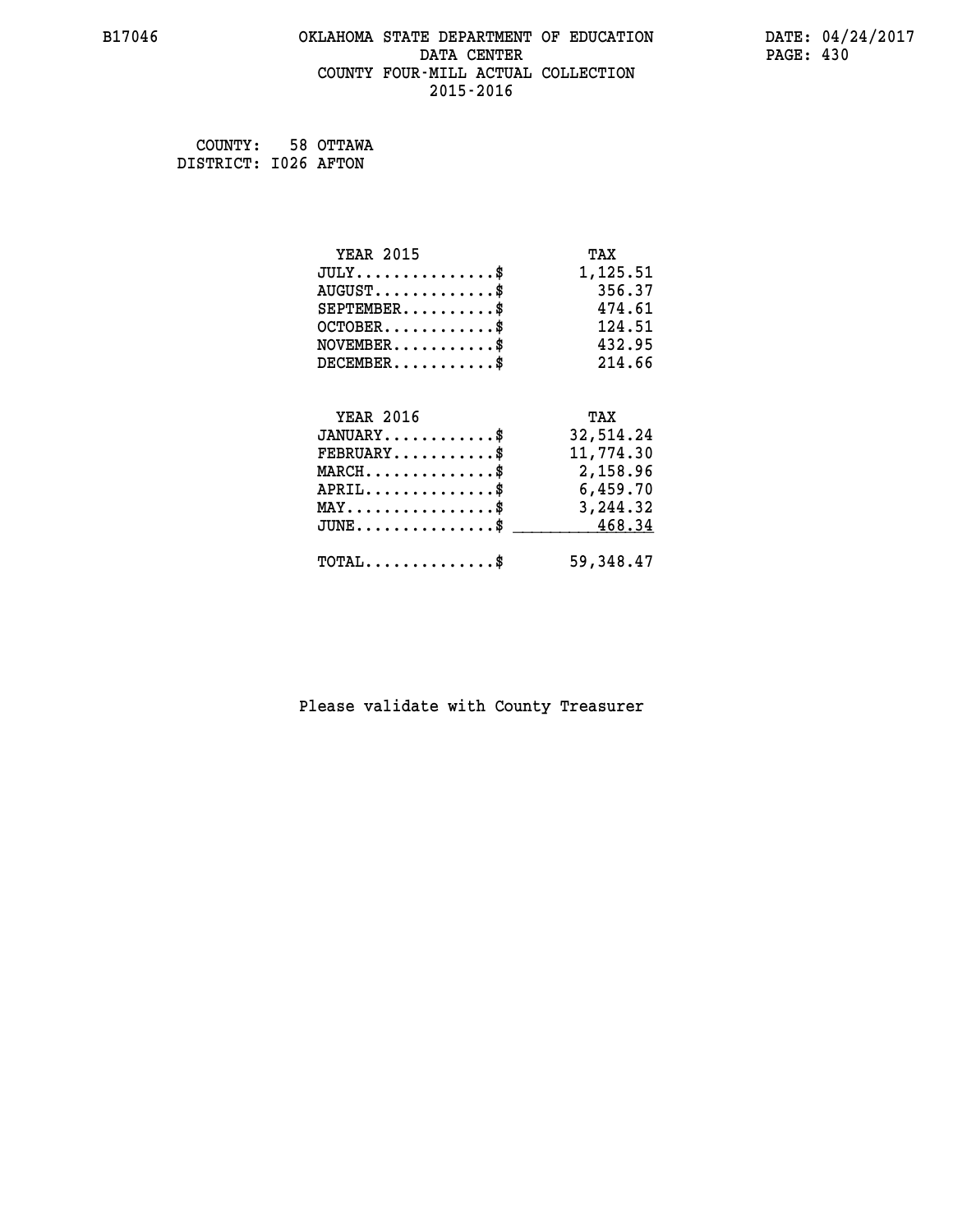B17046 OKLAHOMA STATE DEPARTMENT OF EDUCATION DATA CENTER COUNTY FOUR-MILL ACTUAL COLLECTION 2015-2016

DATE: 04/24/2017

COUNTY: 58 OTTAWA
DISTRICT: I026 AFTON

| YEAR 2015 | TAX |
|---|---|
| JULY...............$ | 1,125.51 |
| AUGUST.............$ | 356.37 |
| SEPTEMBER..........$ | 474.61 |
| OCTOBER............$ | 124.51 |
| NOVEMBER...........$ | 432.95 |
| DECEMBER...........$ | 214.66 |

| YEAR 2016 | TAX |
|---|---|
| JANUARY............$ | 32,514.24 |
| FEBRUARY...........$ | 11,774.30 |
| MARCH..............$ | 2,158.96 |
| APRIL..............$ | 6,459.70 |
| MAY................$ | 3,244.32 |
| JUNE...............$ | 468.34 |
| TOTAL..............$ | 59,348.47 |

Please validate with County Treasurer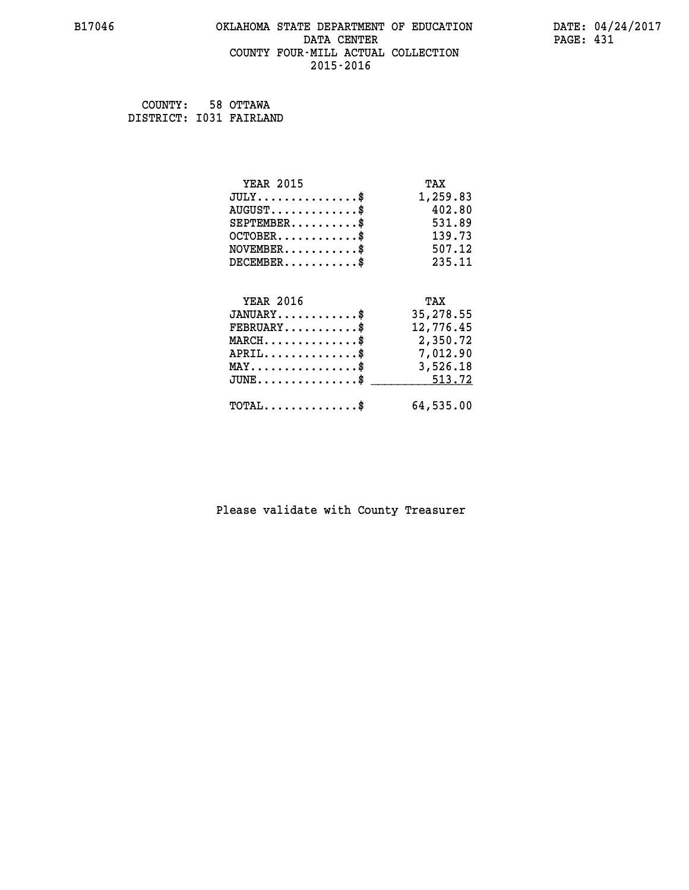B17046 OKLAHOMA STATE DEPARTMENT OF EDUCATION DATA CENTER COUNTY FOUR-MILL ACTUAL COLLECTION 2015-2016

DATE: 04/24/2017

COUNTY: 58 OTTAWA
DISTRICT: I031 FAIRLAND

| YEAR 2015 | TAX |
|---|---|
| JULY..............$ | 1,259.83 |
| AUGUST............$ | 402.80 |
| SEPTEMBER.........$ | 531.89 |
| OCTOBER...........$ | 139.73 |
| NOVEMBER..........$ | 507.12 |
| DECEMBER..........$ | 235.11 |

| YEAR 2016 | TAX |
|---|---|
| JANUARY...........$ | 35,278.55 |
| FEBRUARY..........$ | 12,776.45 |
| MARCH.............$ | 2,350.72 |
| APRIL.............$ | 7,012.90 |
| MAY...............$ | 3,526.18 |
| JUNE..............$ | 513.72 |
| TOTAL.............$ | 64,535.00 |

Please validate with County Treasurer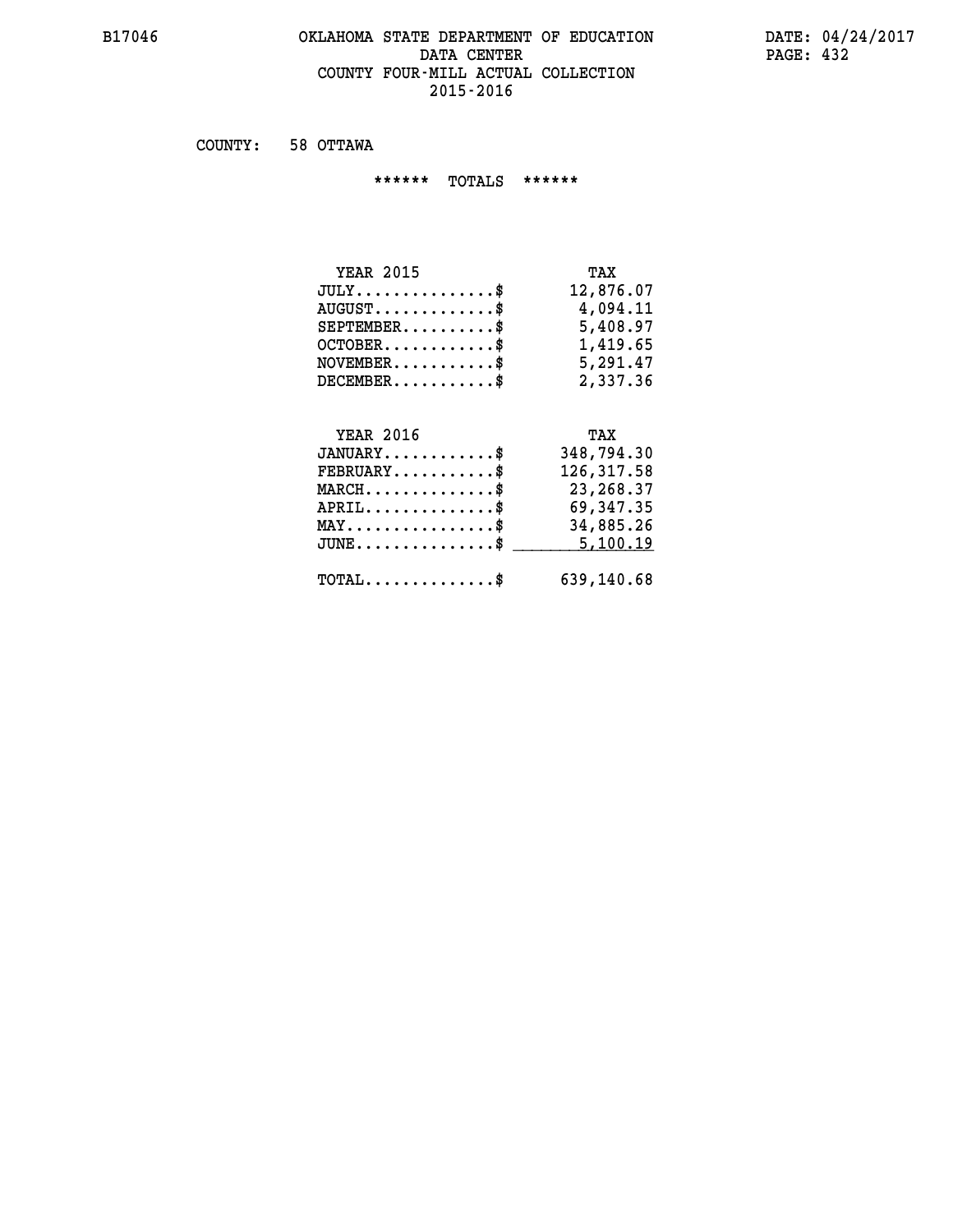COUNTY: 58 OTTAWA

****** TOTALS ******

| YEAR 2015 | TAX |
|---|---|
| JULY...............$ | 12,876.07 |
| AUGUST.............$ | 4,094.11 |
| SEPTEMBER..........$ | 5,408.97 |
| OCTOBER............$ | 1,419.65 |
| NOVEMBER...........$ | 5,291.47 |
| DECEMBER...........$ | 2,337.36 |

| YEAR 2016 | TAX |
|---|---|
| JANUARY............$ | 348,794.30 |
| FEBRUARY...........$ | 126,317.58 |
| MARCH..............$ | 23,268.37 |
| APRIL..............$ | 69,347.35 |
| MAY................$ | 34,885.26 |
| JUNE...............$ | 5,100.19 |
| TOTAL..............$ | 639,140.68 |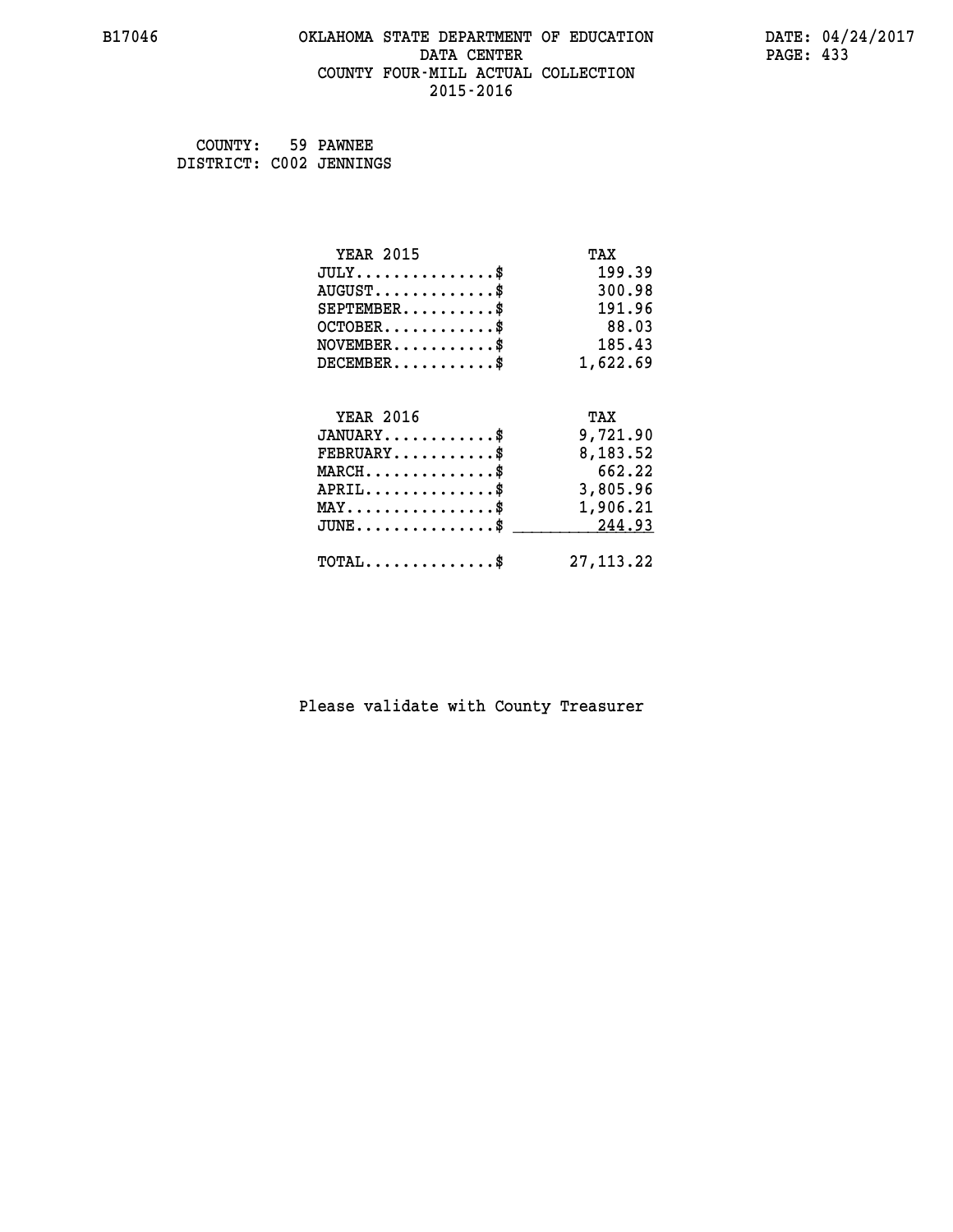B17046 OKLAHOMA STATE DEPARTMENT OF EDUCATION DATA CENTER COUNTY FOUR-MILL ACTUAL COLLECTION 2015-2016

DATE: 04/24/2017

COUNTY: 59 PAWNEE
DISTRICT: C002 JENNINGS

| YEAR 2015 | TAX |
|---|---|
| JULY...............$ | 199.39 |
| AUGUST.............$ | 300.98 |
| SEPTEMBER..........$ | 191.96 |
| OCTOBER............$ | 88.03 |
| NOVEMBER...........$ | 185.43 |
| DECEMBER...........$ | 1,622.69 |

| YEAR 2016 | TAX |
|---|---|
| JANUARY............$ | 9,721.90 |
| FEBRUARY...........$ | 8,183.52 |
| MARCH..............$ | 662.22 |
| APRIL..............$ | 3,805.96 |
| MAY................$ | 1,906.21 |
| JUNE...............$ | 244.93 |
| TOTAL..............$ | 27,113.22 |

Please validate with County Treasurer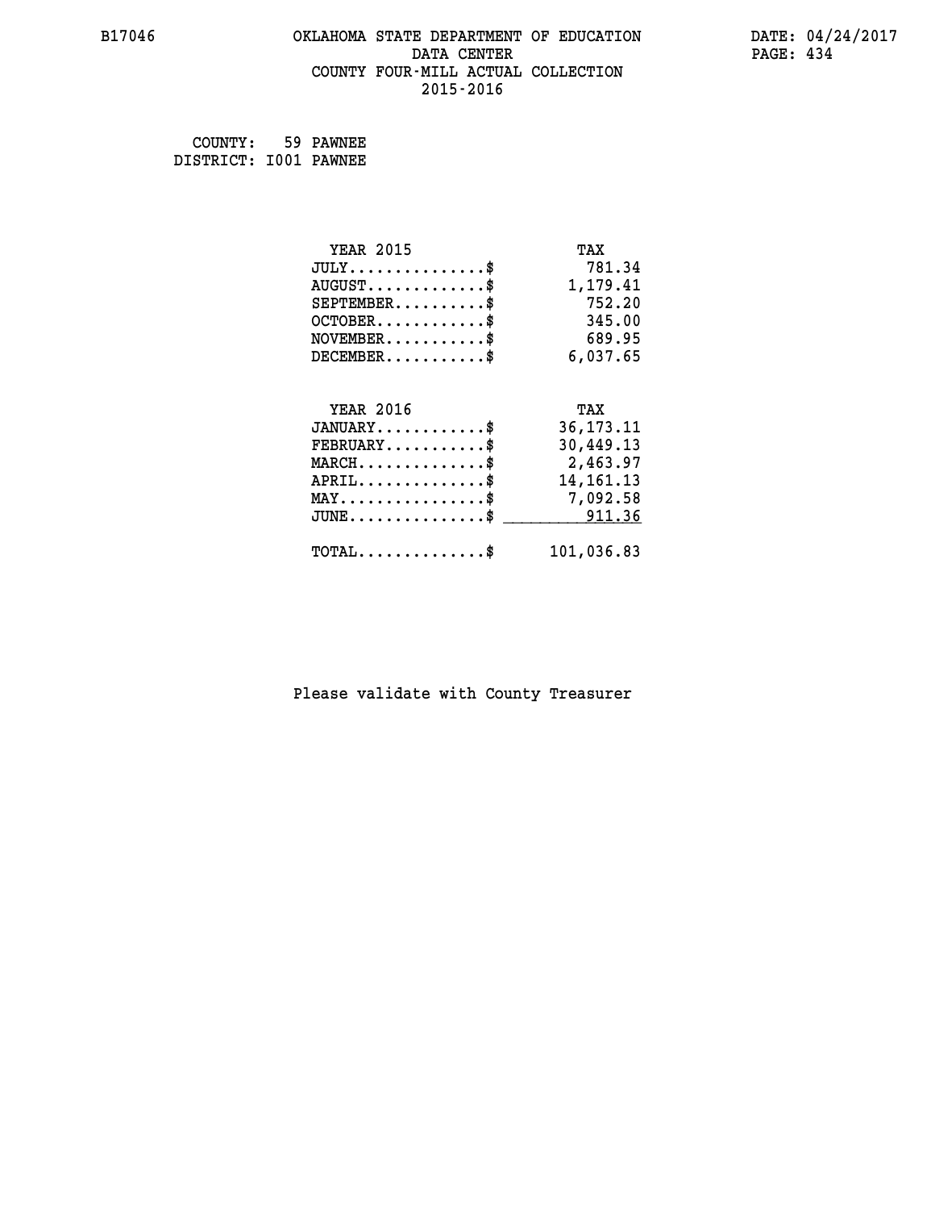COUNTY: 59 PAWNEE
DISTRICT: I001 PAWNEE

| YEAR 2015 | TAX |
|---|---|
| JULY..............$ | 781.34 |
| AUGUST............$ | 1,179.41 |
| SEPTEMBER.........$ | 752.20 |
| OCTOBER...........$ | 345.00 |
| NOVEMBER..........$ | 689.95 |
| DECEMBER..........$ | 6,037.65 |

| YEAR 2016 | TAX |
|---|---|
| JANUARY...........$ | 36,173.11 |
| FEBRUARY..........$ | 30,449.13 |
| MARCH.............$ | 2,463.97 |
| APRIL.............$ | 14,161.13 |
| MAY...............$ | 7,092.58 |
| JUNE..............$ | 911.36 |
| TOTAL.............$ | 101,036.83 |

Please validate with County Treasurer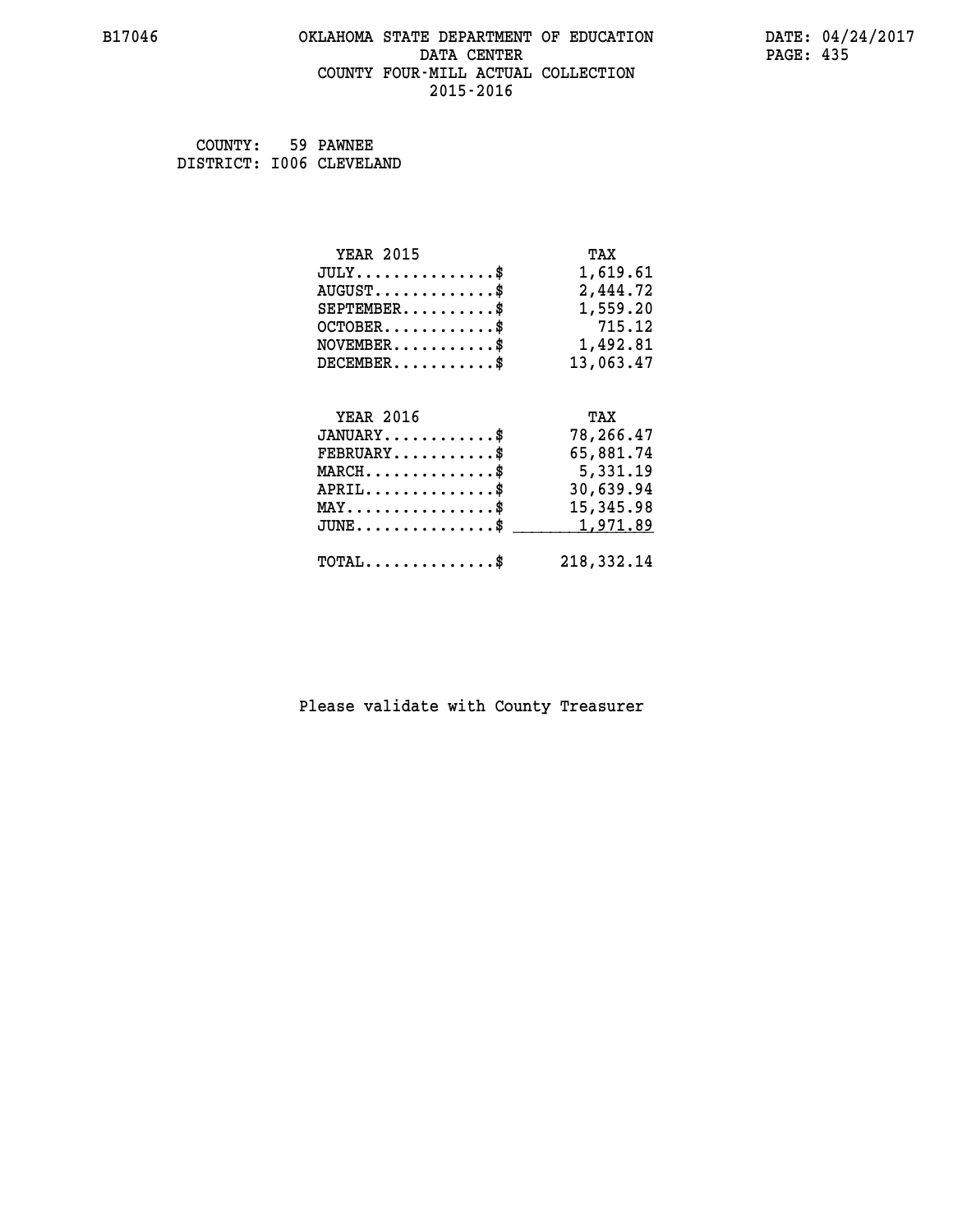B17046

# OKLAHOMA STATE DEPARTMENT OF EDUCATION
## DATA CENTER
## COUNTY FOUR-MILL ACTUAL COLLECTION
## 2015-2016

DATE: 04/24/2017

COUNTY: 59 PAWNEE
DISTRICT: I006 CLEVELAND

| YEAR 2015 | TAX |
|---|---|
| JULY...............$ | 1,619.61 |
| AUGUST.............$ | 2,444.72 |
| SEPTEMBER..........$ | 1,559.20 |
| OCTOBER............$ | 715.12 |
| NOVEMBER...........$ | 1,492.81 |
| DECEMBER...........$ | 13,063.47 |

| YEAR 2016 | TAX |
|---|---|
| JANUARY............$ | 78,266.47 |
| FEBRUARY...........$ | 65,881.74 |
| MARCH..............$ | 5,331.19 |
| APRIL..............$ | 30,639.94 |
| MAY................$ | 15,345.98 |
| JUNE...............$ | 1,971.89 |
| TOTAL..............$ | 218,332.14 |

Please validate with County Treasurer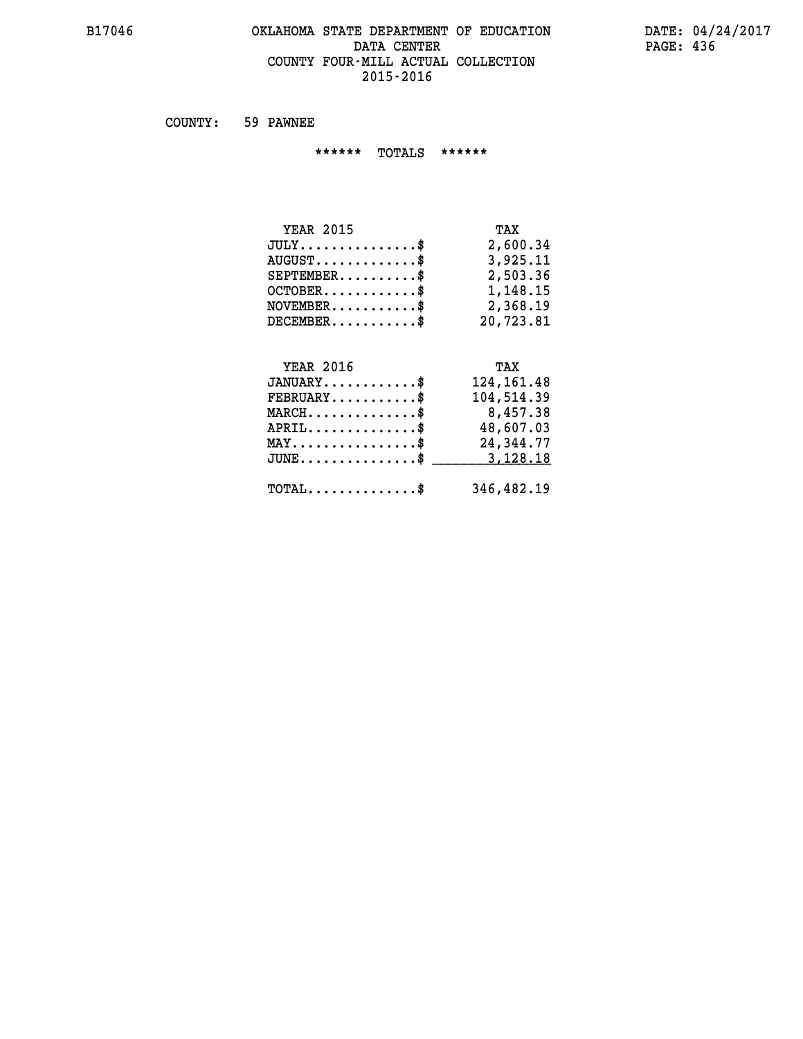B17046 OKLAHOMA STATE DEPARTMENT OF EDUCATION DATE: 04/24/2017
DATA CENTER
COUNTY FOUR-MILL ACTUAL COLLECTION
2015-2016

COUNTY: 59 PAWNEE

****** TOTALS ******

| YEAR 2015 | TAX |
|---|---|
| JULY...............$ | 2,600.34 |
| AUGUST.............$ | 3,925.11 |
| SEPTEMBER..........$ | 2,503.36 |
| OCTOBER............$ | 1,148.15 |
| NOVEMBER...........$ | 2,368.19 |
| DECEMBER...........$ | 20,723.81 |

| YEAR 2016 | TAX |
|---|---|
| JANUARY............$ | 124,161.48 |
| FEBRUARY...........$ | 104,514.39 |
| MARCH..............$ | 8,457.38 |
| APRIL..............$ | 48,607.03 |
| MAY................$ | 24,344.77 |
| JUNE...............$ | 3,128.18 |
| TOTAL..............$ | 346,482.19 |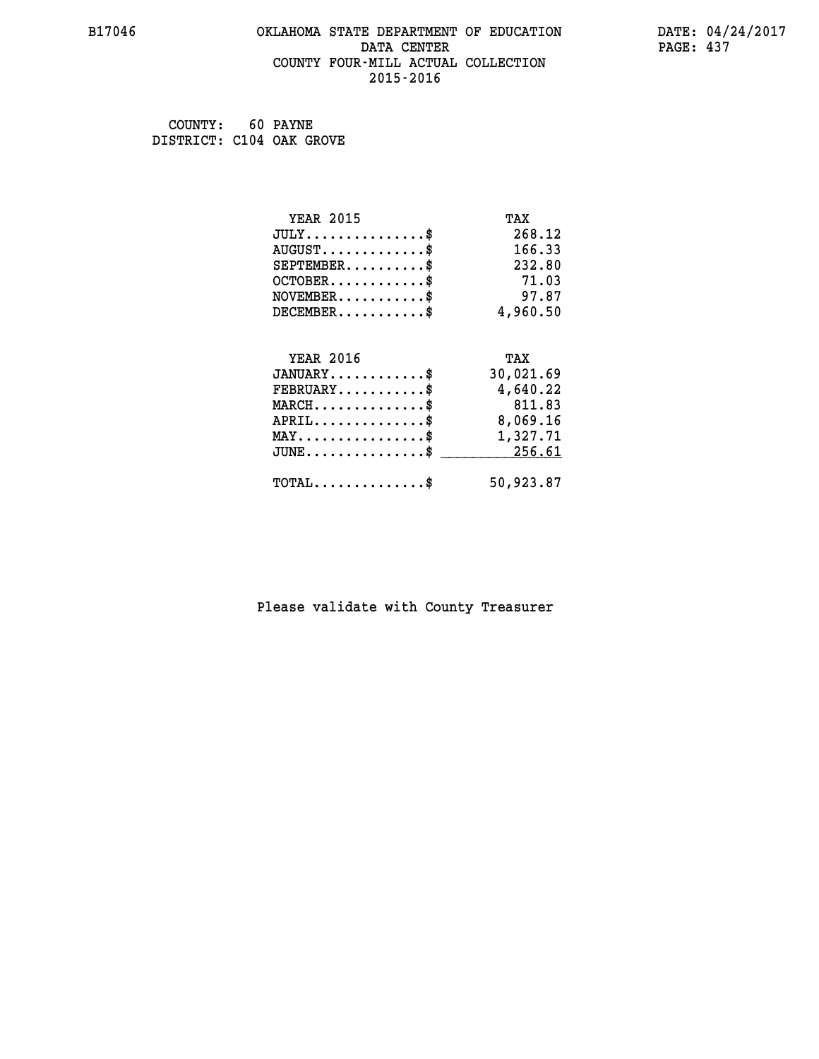B17046 OKLAHOMA STATE DEPARTMENT OF EDUCATION DATA CENTER COUNTY FOUR-MILL ACTUAL COLLECTION 2015-2016

DATE: 04/24/2017

COUNTY: 60 PAYNE
DISTRICT: C104 OAK GROVE

| YEAR 2015 | TAX |
|---|---|
| JULY..............$ | 268.12 |
| AUGUST............$ | 166.33 |
| SEPTEMBER.........$ | 232.80 |
| OCTOBER...........$ | 71.03 |
| NOVEMBER..........$ | 97.87 |
| DECEMBER..........$ | 4,960.50 |

| YEAR 2016 | TAX |
|---|---|
| JANUARY...........$ | 30,021.69 |
| FEBRUARY..........$ | 4,640.22 |
| MARCH.............$ | 811.83 |
| APRIL.............$ | 8,069.16 |
| MAY...............$ | 1,327.71 |
| JUNE..............$ | 256.61 |
| TOTAL.............$ | 50,923.87 |

Please validate with County Treasurer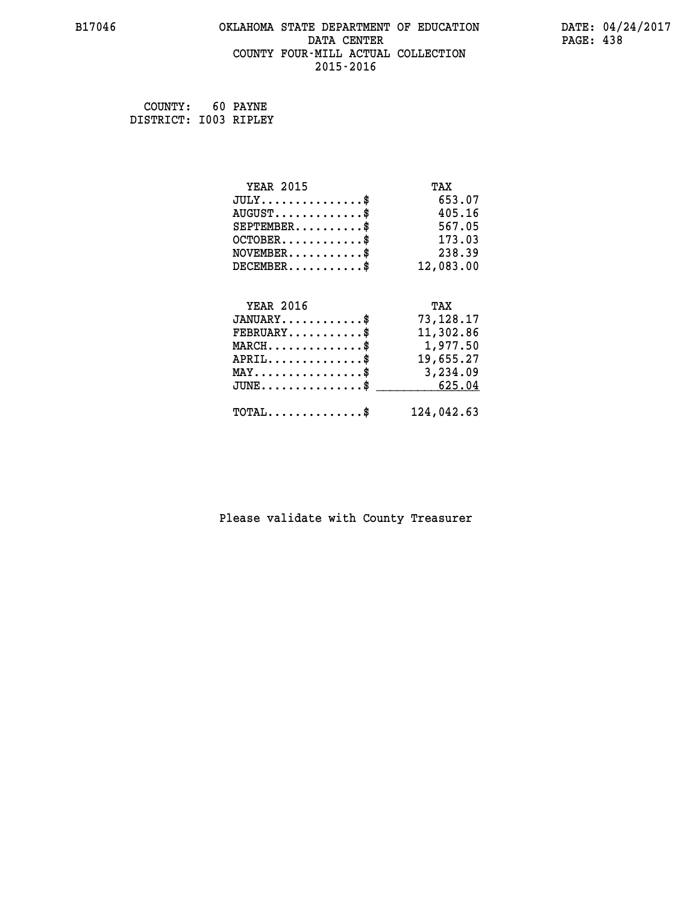B17046 OKLAHOMA STATE DEPARTMENT OF EDUCATION DATA CENTER COUNTY FOUR-MILL ACTUAL COLLECTION 2015-2016

DATE: 04/24/2017

COUNTY: 60 PAYNE
DISTRICT: I003 RIPLEY

| YEAR 2015 | TAX |
|---|---|
| JULY..............$ | 653.07 |
| AUGUST............$ | 405.16 |
| SEPTEMBER.........$ | 567.05 |
| OCTOBER...........$ | 173.03 |
| NOVEMBER..........$ | 238.39 |
| DECEMBER..........$ | 12,083.00 |

| YEAR 2016 | TAX |
|---|---|
| JANUARY...........$ | 73,128.17 |
| FEBRUARY..........$ | 11,302.86 |
| MARCH.............$ | 1,977.50 |
| APRIL.............$ | 19,655.27 |
| MAY...............$ | 3,234.09 |
| JUNE..............$ | 625.04 |
| TOTAL.............$ | 124,042.63 |

Please validate with County Treasurer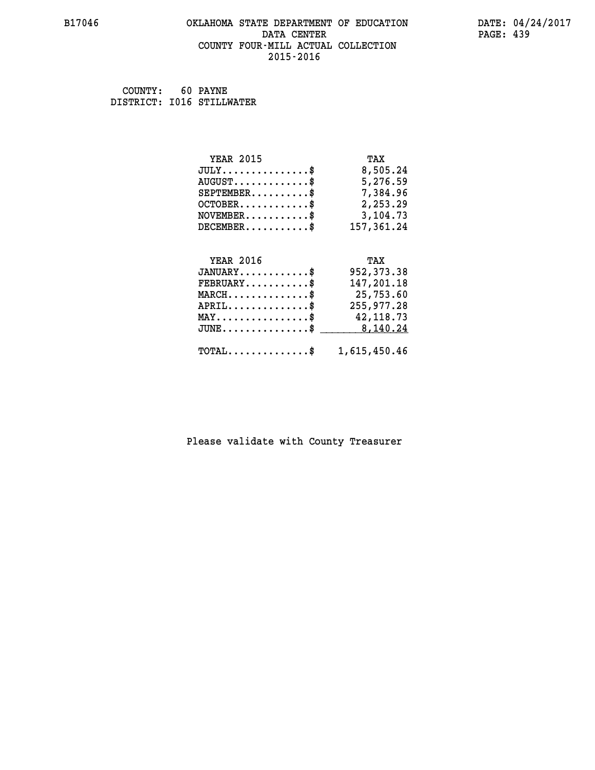B17046 OKLAHOMA STATE DEPARTMENT OF EDUCATION DATE: 04/24/2017
DATA CENTER
COUNTY FOUR-MILL ACTUAL COLLECTION
2015-2016

COUNTY: 60 PAYNE
DISTRICT: I016 STILLWATER

| YEAR 2015 | TAX |
|---|---|
| JULY..............$ | 8,505.24 |
| AUGUST............$ | 5,276.59 |
| SEPTEMBER.........$ | 7,384.96 |
| OCTOBER...........$ | 2,253.29 |
| NOVEMBER..........$ | 3,104.73 |
| DECEMBER..........$ | 157,361.24 |

| YEAR 2016 | TAX |
|---|---|
| JANUARY...........$ | 952,373.38 |
| FEBRUARY..........$ | 147,201.18 |
| MARCH.............$ | 25,753.60 |
| APRIL.............$ | 255,977.28 |
| MAY...............$ | 42,118.73 |
| JUNE..............$ | 8,140.24 |
| TOTAL.............$ | 1,615,450.46 |

Please validate with County Treasurer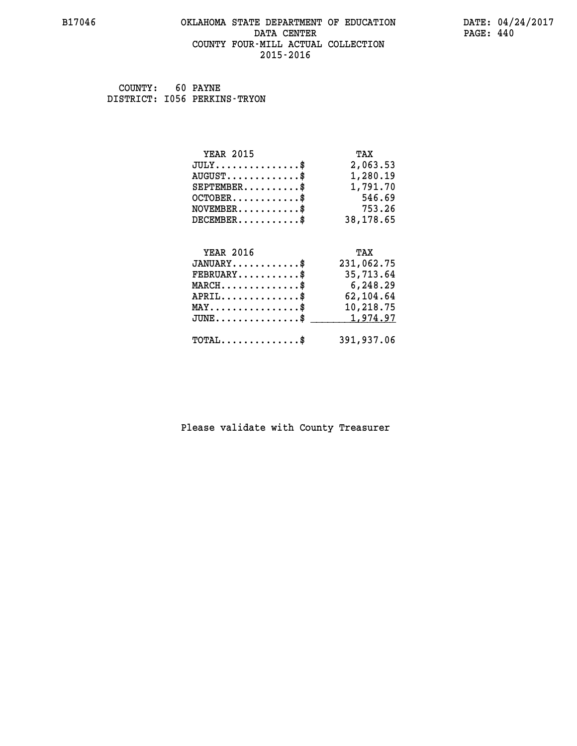B17046 OKLAHOMA STATE DEPARTMENT OF EDUCATION DATA CENTER COUNTY FOUR-MILL ACTUAL COLLECTION 2015-2016

DATE: 04/24/2017

COUNTY: 60 PAYNE
DISTRICT: I056 PERKINS-TRYON

| YEAR 2015 | TAX |
|---|---|
| JULY...............$ | 2,063.53 |
| AUGUST.............$ | 1,280.19 |
| SEPTEMBER..........$ | 1,791.70 |
| OCTOBER............$ | 546.69 |
| NOVEMBER...........$ | 753.26 |
| DECEMBER...........$ | 38,178.65 |

| YEAR 2016 | TAX |
|---|---|
| JANUARY............$ | 231,062.75 |
| FEBRUARY...........$ | 35,713.64 |
| MARCH..............$ | 6,248.29 |
| APRIL..............$ | 62,104.64 |
| MAY................$ | 10,218.75 |
| JUNE...............$ | 1,974.97 |
| TOTAL..............$ | 391,937.06 |

Please validate with County Treasurer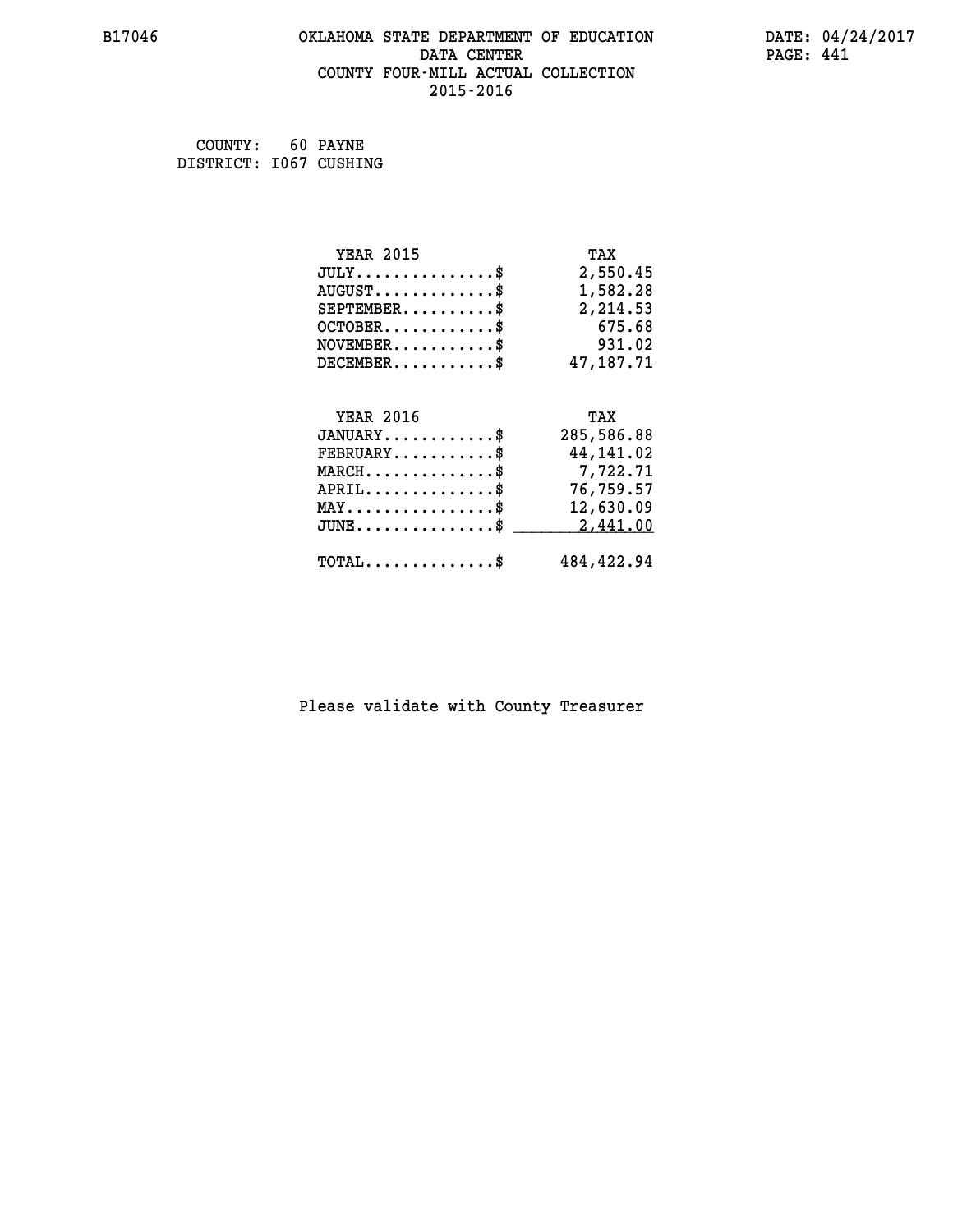B17046 OKLAHOMA STATE DEPARTMENT OF EDUCATION DATA CENTER COUNTY FOUR-MILL ACTUAL COLLECTION 2015-2016

DATE: 04/24/2017

COUNTY: 60 PAYNE
DISTRICT: I067 CUSHING

| YEAR 2015 | TAX |
|---|---|
| JULY..............$ | 2,550.45 |
| AUGUST............$ | 1,582.28 |
| SEPTEMBER.........$ | 2,214.53 |
| OCTOBER...........$ | 675.68 |
| NOVEMBER..........$ | 931.02 |
| DECEMBER..........$ | 47,187.71 |

| YEAR 2016 | TAX |
|---|---|
| JANUARY...........$ | 285,586.88 |
| FEBRUARY..........$ | 44,141.02 |
| MARCH.............$ | 7,722.71 |
| APRIL.............$ | 76,759.57 |
| MAY...............$ | 12,630.09 |
| JUNE..............$ | 2,441.00 |
| TOTAL.............$ | 484,422.94 |

Please validate with County Treasurer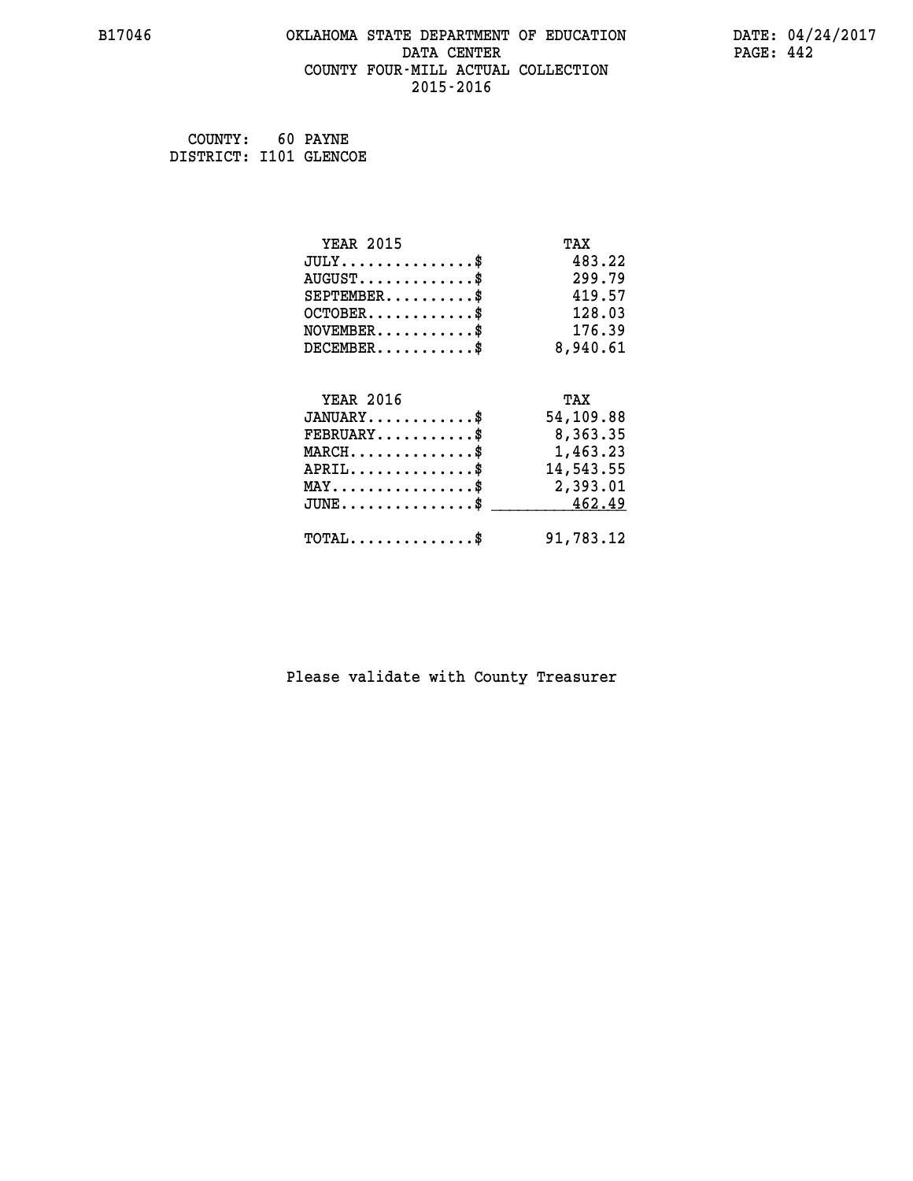B17046 OKLAHOMA STATE DEPARTMENT OF EDUCATION DATA CENTER COUNTY FOUR-MILL ACTUAL COLLECTION 2015-2016

DATE: 04/24/2017

COUNTY: 60 PAYNE
DISTRICT: I101 GLENCOE

| YEAR 2015 | TAX |
|---|---|
| JULY...............$ | 483.22 |
| AUGUST.............$ | 299.79 |
| SEPTEMBER..........$ | 419.57 |
| OCTOBER............$ | 128.03 |
| NOVEMBER...........$ | 176.39 |
| DECEMBER...........$ | 8,940.61 |

| YEAR 2016 | TAX |
|---|---|
| JANUARY............$ | 54,109.88 |
| FEBRUARY...........$ | 8,363.35 |
| MARCH..............$ | 1,463.23 |
| APRIL..............$ | 14,543.55 |
| MAY................$ | 2,393.01 |
| JUNE...............$ | 462.49 |
| TOTAL..............$ | 91,783.12 |

Please validate with County Treasurer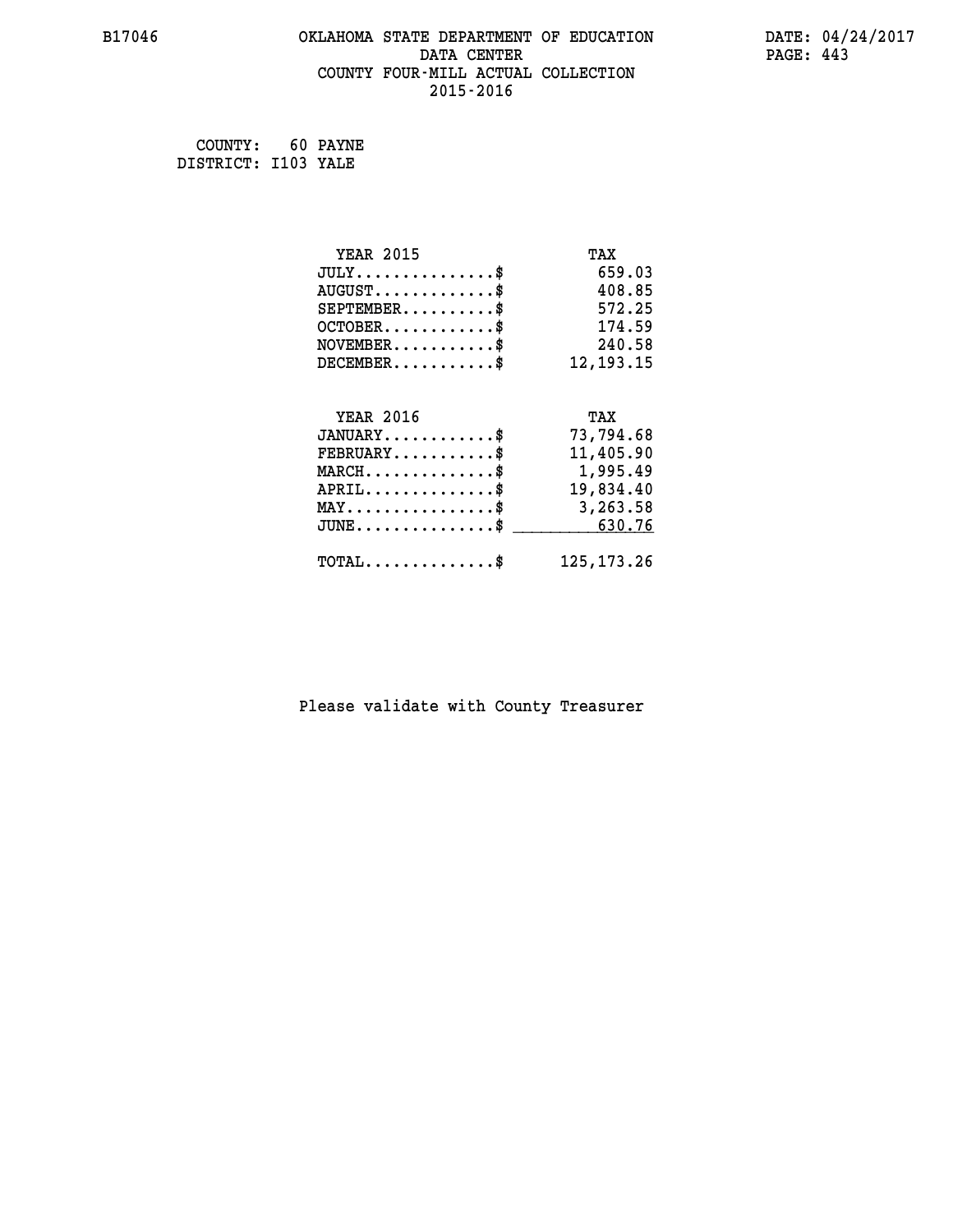B17046 OKLAHOMA STATE DEPARTMENT OF EDUCATION DATE: 04/24/2017

DATA CENTER

COUNTY FOUR-MILL ACTUAL COLLECTION

2015-2016

COUNTY: 60 PAYNE
DISTRICT: I103 YALE

| YEAR 2015 | TAX |
|---|---|
| JULY...............$ | 659.03 |
| AUGUST.............$ | 408.85 |
| SEPTEMBER..........$ | 572.25 |
| OCTOBER............$ | 174.59 |
| NOVEMBER...........$ | 240.58 |
| DECEMBER...........$ | 12,193.15 |

| YEAR 2016 | TAX |
|---|---|
| JANUARY............$ | 73,794.68 |
| FEBRUARY...........$ | 11,405.90 |
| MARCH..............$ | 1,995.49 |
| APRIL..............$ | 19,834.40 |
| MAY................$ | 3,263.58 |
| JUNE...............$ | 630.76 |
| TOTAL..............$ | 125,173.26 |

Please validate with County Treasurer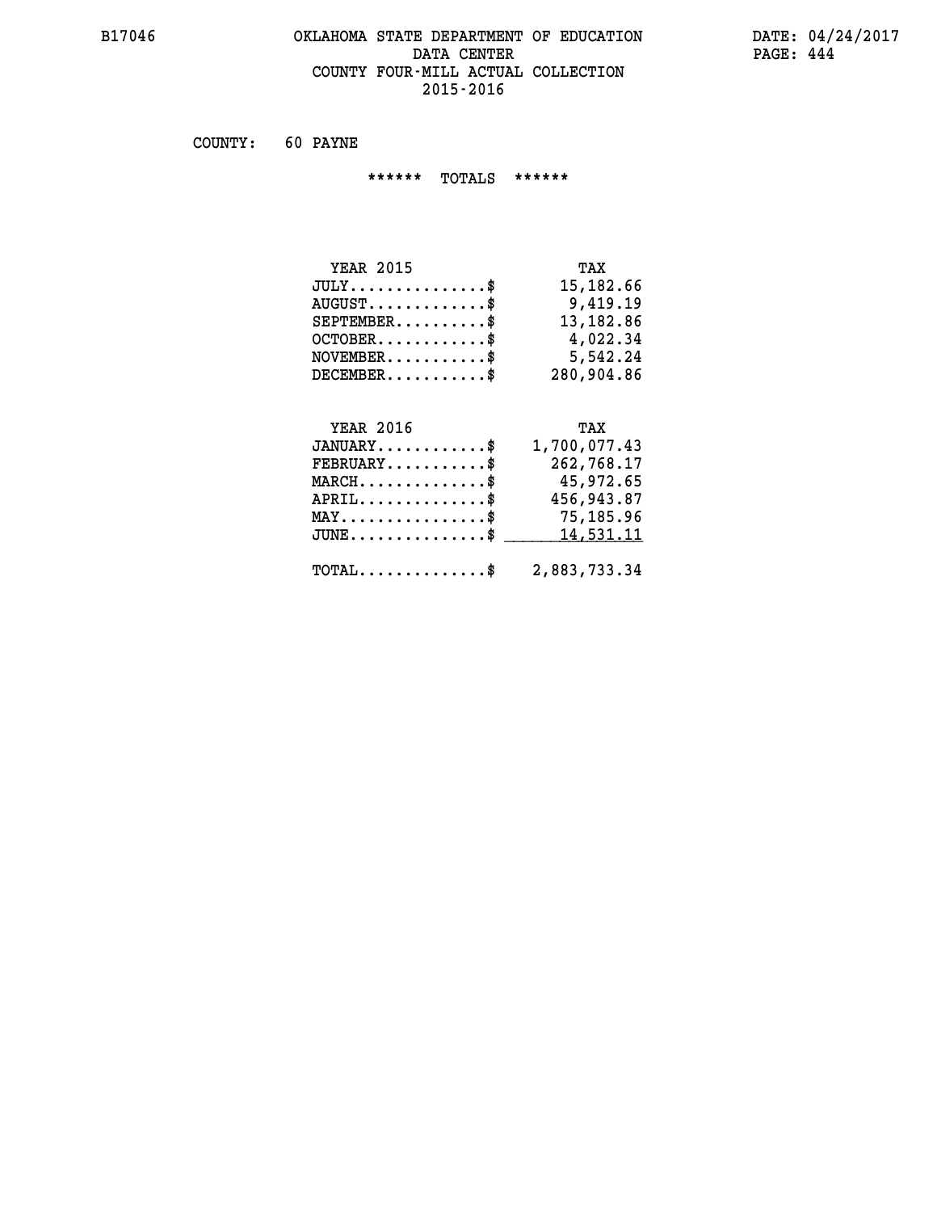B17046 OKLAHOMA STATE DEPARTMENT OF EDUCATION DATA CENTER COUNTY FOUR-MILL ACTUAL COLLECTION 2015-2016

DATE: 04/24/2017

COUNTY: 60 PAYNE

****** TOTALS ******

| YEAR 2015 | TAX |
|---|---|
| JULY...............$ | 15,182.66 |
| AUGUST.............$ | 9,419.19 |
| SEPTEMBER..........$ | 13,182.86 |
| OCTOBER............$ | 4,022.34 |
| NOVEMBER...........$ | 5,542.24 |
| DECEMBER...........$ | 280,904.86 |

| YEAR 2016 | TAX |
|---|---|
| JANUARY............$ | 1,700,077.43 |
| FEBRUARY...........$ | 262,768.17 |
| MARCH..............$ | 45,972.65 |
| APRIL..............$ | 456,943.87 |
| MAY................$ | 75,185.96 |
| JUNE...............$ | 14,531.11 |
| TOTAL..............$ | 2,883,733.34 |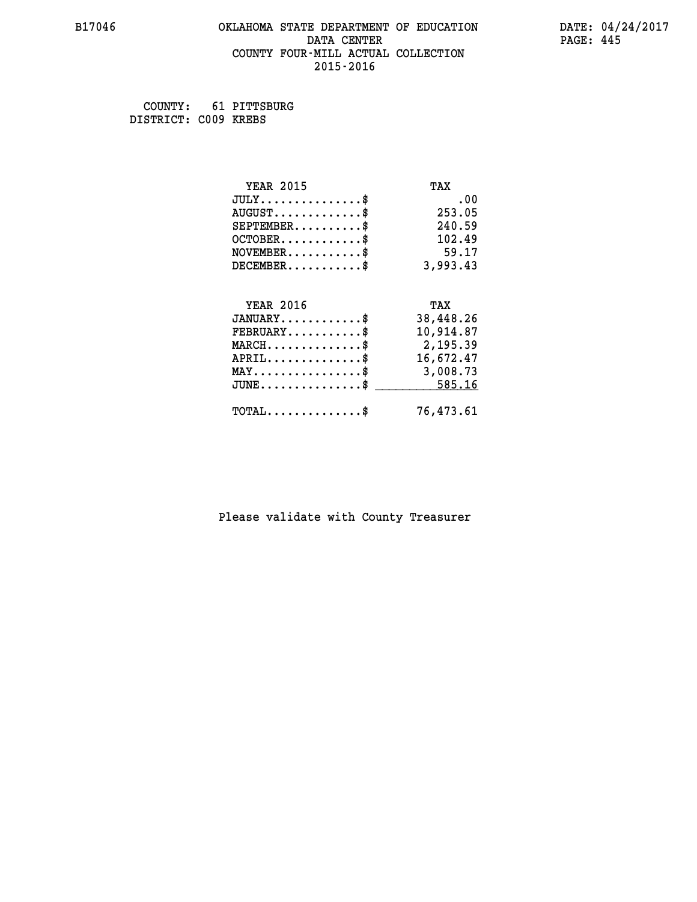B17046 OKLAHOMA STATE DEPARTMENT OF EDUCATION DATE: 04/24/2017
DATA CENTER PAGE: 445
COUNTY FOUR-MILL ACTUAL COLLECTION
2015-2016

COUNTY: 61 PITTSBURG
DISTRICT: C009 KREBS

| YEAR 2015 | TAX |
|---|---|
| JULY...............$ | .00 |
| AUGUST.............$ | 253.05 |
| SEPTEMBER..........$ | 240.59 |
| OCTOBER............$ | 102.49 |
| NOVEMBER...........$ | 59.17 |
| DECEMBER...........$ | 3,993.43 |

| YEAR 2016 | TAX |
|---|---|
| JANUARY............$ | 38,448.26 |
| FEBRUARY...........$ | 10,914.87 |
| MARCH..............$ | 2,195.39 |
| APRIL..............$ | 16,672.47 |
| MAY................$ | 3,008.73 |
| JUNE...............$ | 585.16 |
| TOTAL..............$ | 76,473.61 |

Please validate with County Treasurer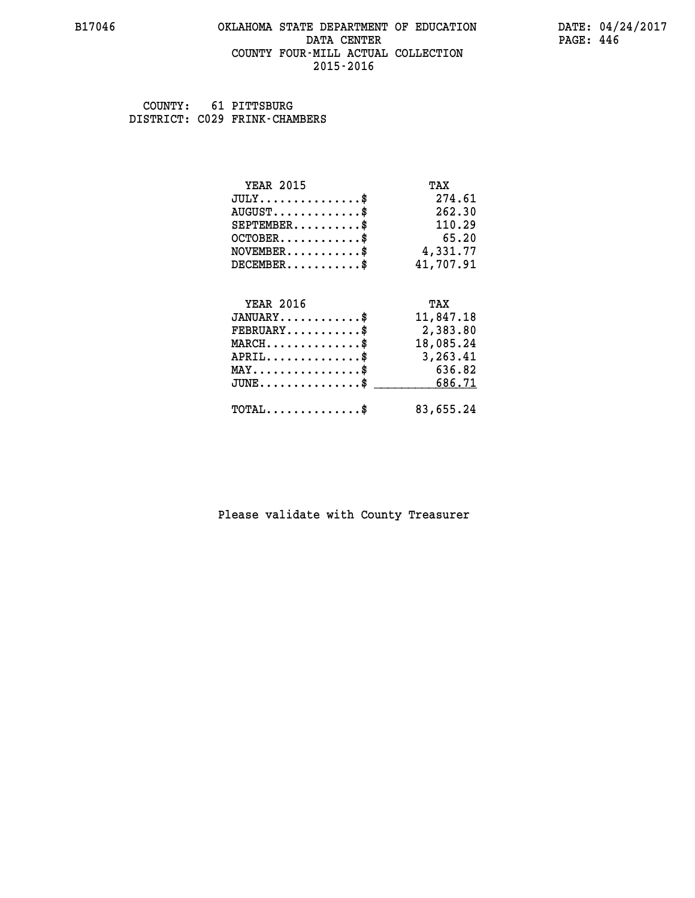B17046 OKLAHOMA STATE DEPARTMENT OF EDUCATION DATE: 04/24/2017
DATA CENTER
COUNTY FOUR-MILL ACTUAL COLLECTION
2015-2016

COUNTY: 61 PITTSBURG
DISTRICT: C029 FRINK-CHAMBERS

| YEAR 2015 | TAX |
|---|---|
| JULY..............$ | 274.61 |
| AUGUST............$ | 262.30 |
| SEPTEMBER.........$ | 110.29 |
| OCTOBER...........$ | 65.20 |
| NOVEMBER..........$ | 4,331.77 |
| DECEMBER..........$ | 41,707.91 |

| YEAR 2016 | TAX |
|---|---|
| JANUARY...........$ | 11,847.18 |
| FEBRUARY..........$ | 2,383.80 |
| MARCH.............$ | 18,085.24 |
| APRIL.............$ | 3,263.41 |
| MAY...............$ | 636.82 |
| JUNE..............$ | 686.71 |
| TOTAL.............$ | 83,655.24 |

Please validate with County Treasurer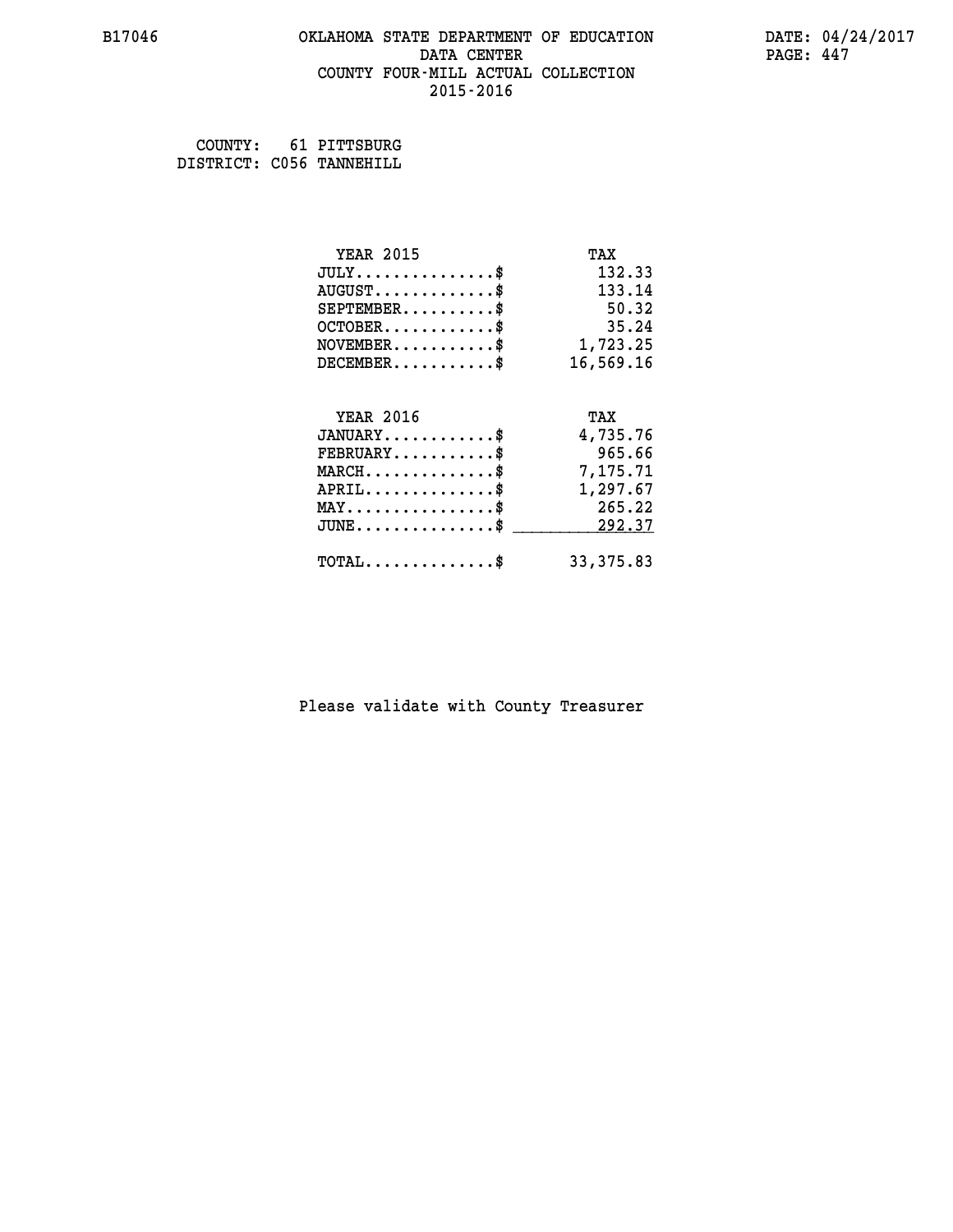COUNTY: 61 PITTSBURG
DISTRICT: C056 TANNEHILL

| YEAR 2015 | TAX |
|---|---|
| JULY..............$ | 132.33 |
| AUGUST............$ | 133.14 |
| SEPTEMBER.........$ | 50.32 |
| OCTOBER...........$ | 35.24 |
| NOVEMBER..........$ | 1,723.25 |
| DECEMBER..........$ | 16,569.16 |

| YEAR 2016 | TAX |
|---|---|
| JANUARY...........$ | 4,735.76 |
| FEBRUARY..........$ | 965.66 |
| MARCH.............$ | 7,175.71 |
| APRIL.............$ | 1,297.67 |
| MAY...............$ | 265.22 |
| JUNE..............$ | 292.37 |
| TOTAL.............$ | 33,375.83 |

Please validate with County Treasurer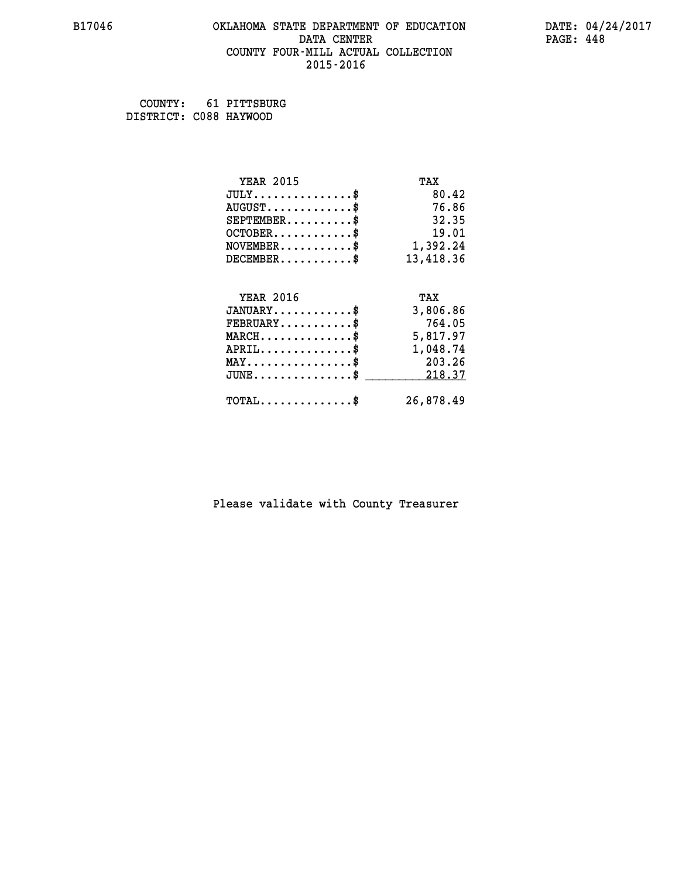B17046 OKLAHOMA STATE DEPARTMENT OF EDUCATION DATA CENTER COUNTY FOUR-MILL ACTUAL COLLECTION 2015-2016

DATE: 04/24/2017

COUNTY: 61 PITTSBURG
DISTRICT: C088 HAYWOOD

| YEAR 2015 | TAX |
|---|---|
| JULY...............$ | 80.42 |
| AUGUST.............$ | 76.86 |
| SEPTEMBER..........$ | 32.35 |
| OCTOBER............$ | 19.01 |
| NOVEMBER...........$ | 1,392.24 |
| DECEMBER...........$ | 13,418.36 |

| YEAR 2016 | TAX |
|---|---|
| JANUARY............$ | 3,806.86 |
| FEBRUARY...........$ | 764.05 |
| MARCH..............$ | 5,817.97 |
| APRIL..............$ | 1,048.74 |
| MAY................$ | 203.26 |
| JUNE...............$ | 218.37 |
| TOTAL..............$ | 26,878.49 |

Please validate with County Treasurer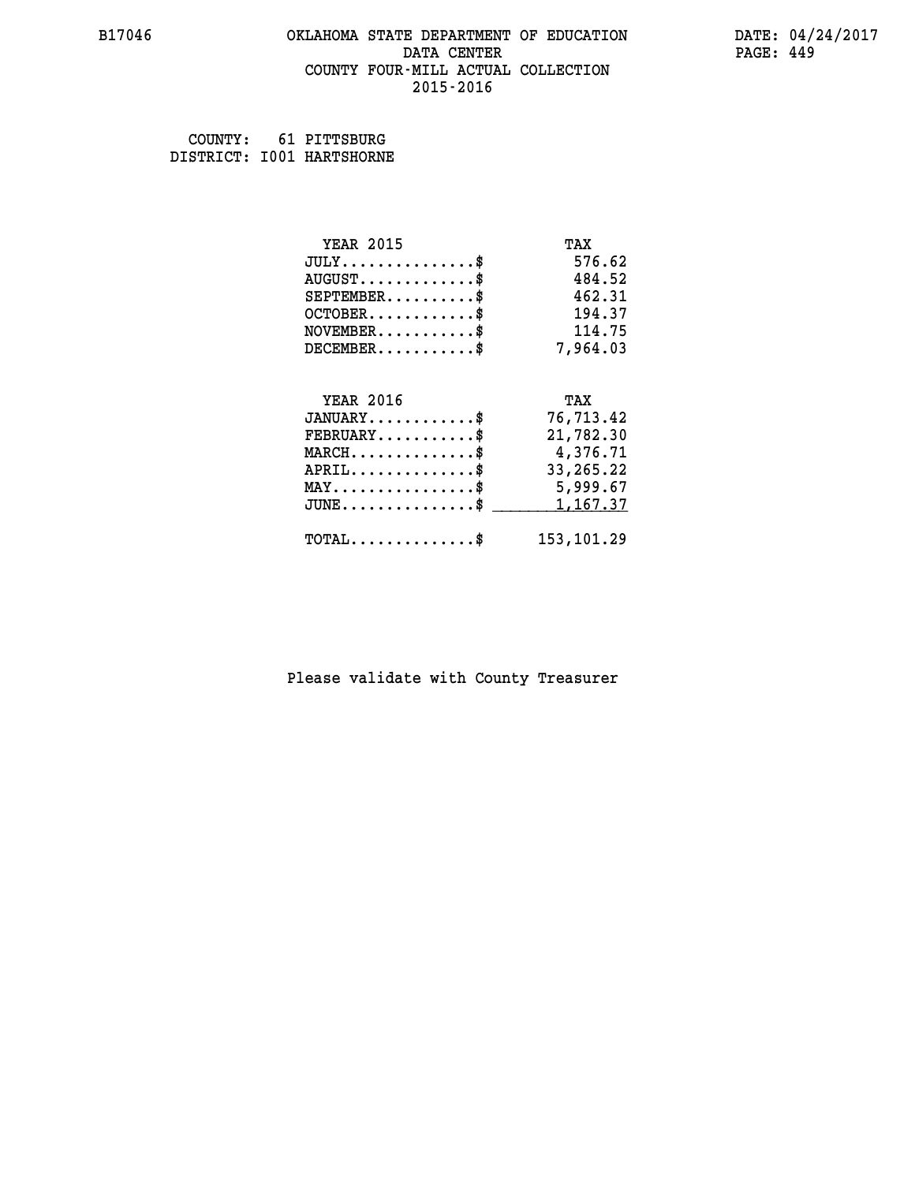B17046 OKLAHOMA STATE DEPARTMENT OF EDUCATION DATA CENTER COUNTY FOUR-MILL ACTUAL COLLECTION 2015-2016

DATE: 04/24/2017

COUNTY: 61 PITTSBURG
DISTRICT: I001 HARTSHORNE

| YEAR 2015 | TAX |
|---|---|
| JULY...............$ | 576.62 |
| AUGUST.............$ | 484.52 |
| SEPTEMBER..........$ | 462.31 |
| OCTOBER............$ | 194.37 |
| NOVEMBER...........$ | 114.75 |
| DECEMBER...........$ | 7,964.03 |

| YEAR 2016 | TAX |
|---|---|
| JANUARY............$ | 76,713.42 |
| FEBRUARY...........$ | 21,782.30 |
| MARCH..............$ | 4,376.71 |
| APRIL..............$ | 33,265.22 |
| MAY................$ | 5,999.67 |
| JUNE...............$ | 1,167.37 |
| TOTAL..............$ | 153,101.29 |

Please validate with County Treasurer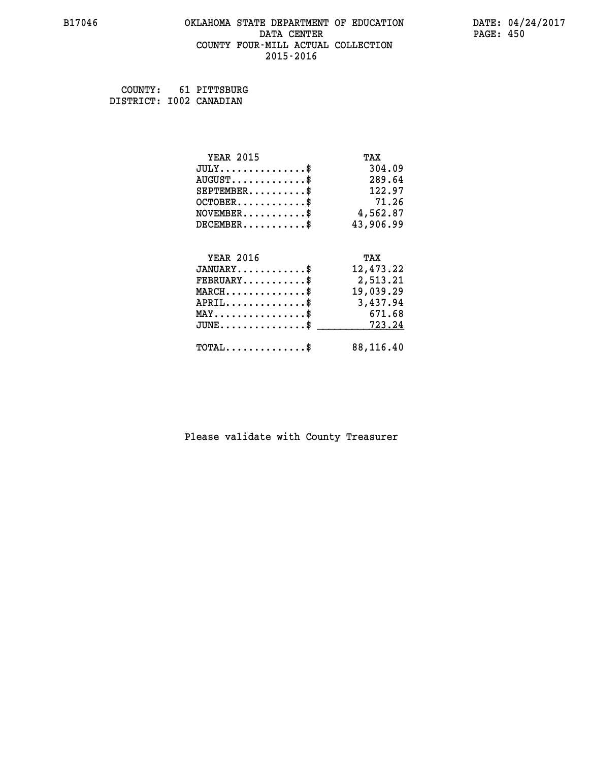B17046 OKLAHOMA STATE DEPARTMENT OF EDUCATION DATE: 04/24/2017

DATA CENTER PAGE: 450

COUNTY FOUR-MILL ACTUAL COLLECTION

2015-2016

COUNTY: 61 PITTSBURG
DISTRICT: I002 CANADIAN

| YEAR 2015 | TAX |
|---|---|
| JULY...............$ | 304.09 |
| AUGUST.............$ | 289.64 |
| SEPTEMBER..........$ | 122.97 |
| OCTOBER............$ | 71.26 |
| NOVEMBER...........$ | 4,562.87 |
| DECEMBER...........$ | 43,906.99 |

| YEAR 2016 | TAX |
|---|---|
| JANUARY............$ | 12,473.22 |
| FEBRUARY...........$ | 2,513.21 |
| MARCH..............$ | 19,039.29 |
| APRIL..............$ | 3,437.94 |
| MAY................$ | 671.68 |
| JUNE...............$ | 723.24 |
| TOTAL..............$ | 88,116.40 |

Please validate with County Treasurer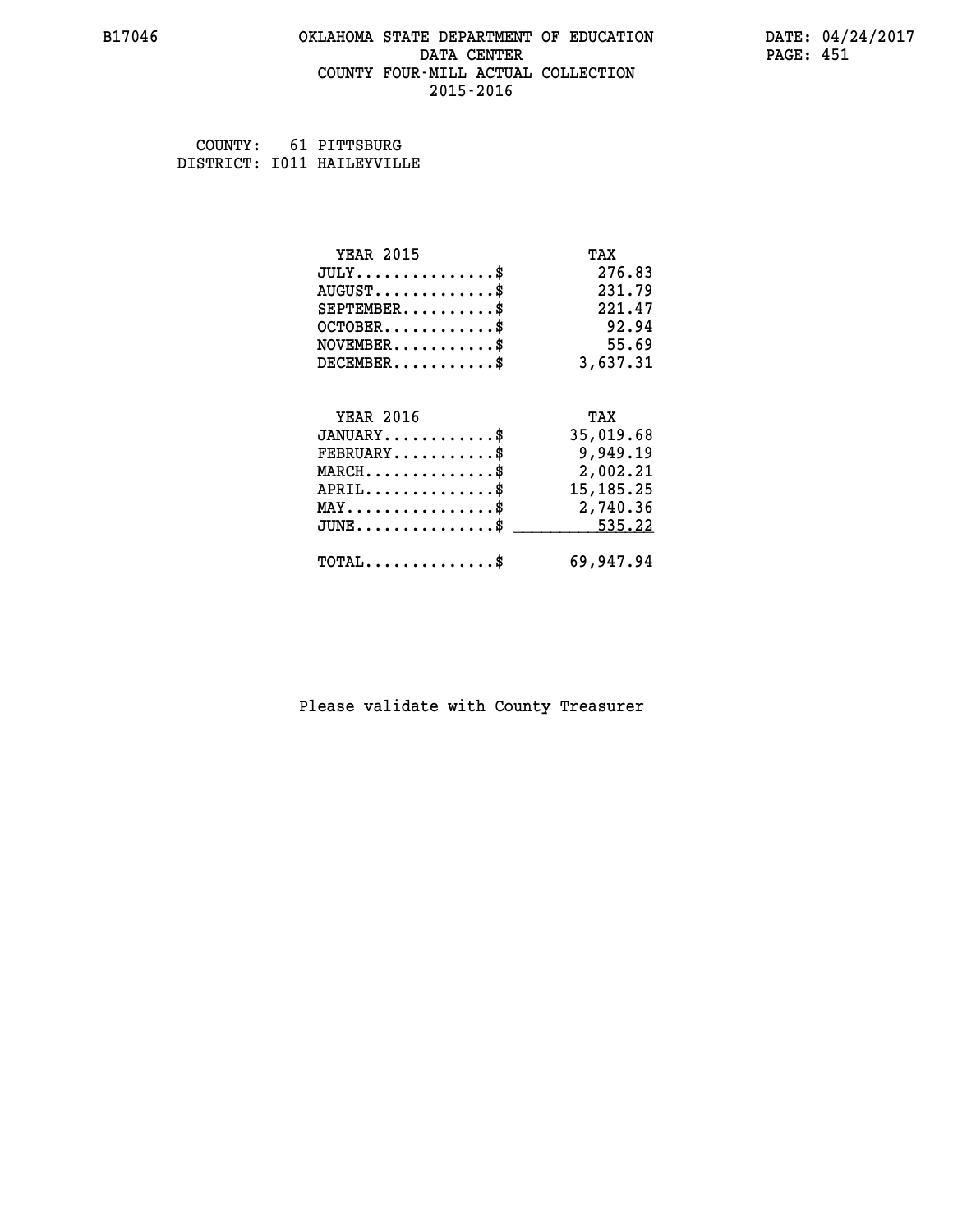B17046 OKLAHOMA STATE DEPARTMENT OF EDUCATION DATA CENTER COUNTY FOUR-MILL ACTUAL COLLECTION 2015-2016

DATE: 04/24/2017

COUNTY: 61 PITTSBURG
DISTRICT: I011 HAILEYVILLE

| YEAR 2015 | TAX |
|---|---|
| JULY..............$ | 276.83 |
| AUGUST............$ | 231.79 |
| SEPTEMBER.........$ | 221.47 |
| OCTOBER...........$ | 92.94 |
| NOVEMBER..........$ | 55.69 |
| DECEMBER..........$ | 3,637.31 |

| YEAR 2016 | TAX |
|---|---|
| JANUARY...........$ | 35,019.68 |
| FEBRUARY..........$ | 9,949.19 |
| MARCH.............$ | 2,002.21 |
| APRIL.............$ | 15,185.25 |
| MAY...............$ | 2,740.36 |
| JUNE..............$ | 535.22 |
| TOTAL.............$ | 69,947.94 |

Please validate with County Treasurer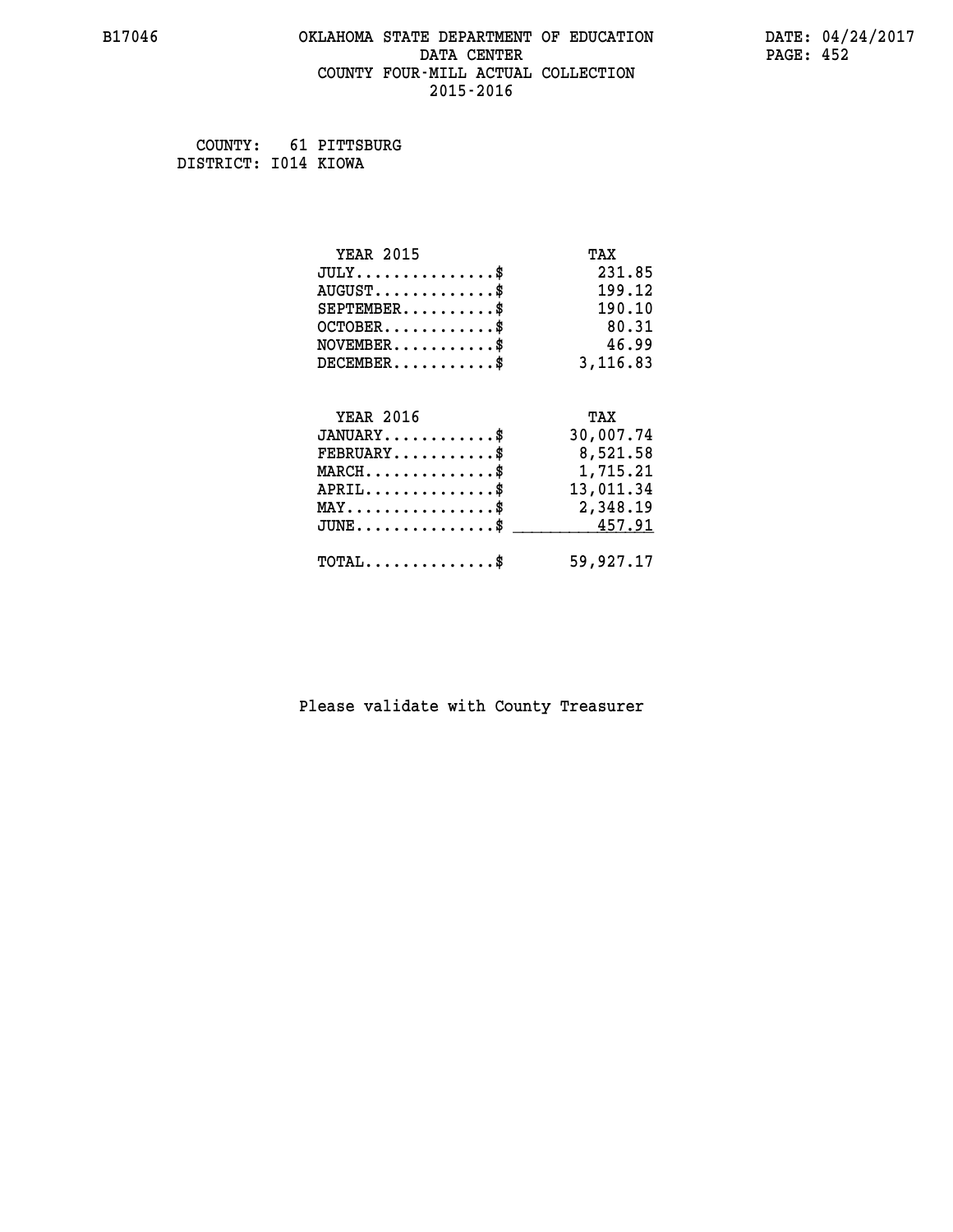B17046 OKLAHOMA STATE DEPARTMENT OF EDUCATION DATE: 04/24/2017
DATA CENTER PAGE: 452
COUNTY FOUR-MILL ACTUAL COLLECTION
2015-2016

COUNTY: 61 PITTSBURG
DISTRICT: I014 KIOWA

| YEAR 2015 | TAX |
|---|---|
| JULY...............$ | 231.85 |
| AUGUST.............$ | 199.12 |
| SEPTEMBER..........$ | 190.10 |
| OCTOBER............$ | 80.31 |
| NOVEMBER...........$ | 46.99 |
| DECEMBER...........$ | 3,116.83 |

| YEAR 2016 | TAX |
|---|---|
| JANUARY............$ | 30,007.74 |
| FEBRUARY...........$ | 8,521.58 |
| MARCH..............$ | 1,715.21 |
| APRIL..............$ | 13,011.34 |
| MAY................$ | 2,348.19 |
| JUNE...............$ | 457.91 |
| TOTAL..............$ | 59,927.17 |

Please validate with County Treasurer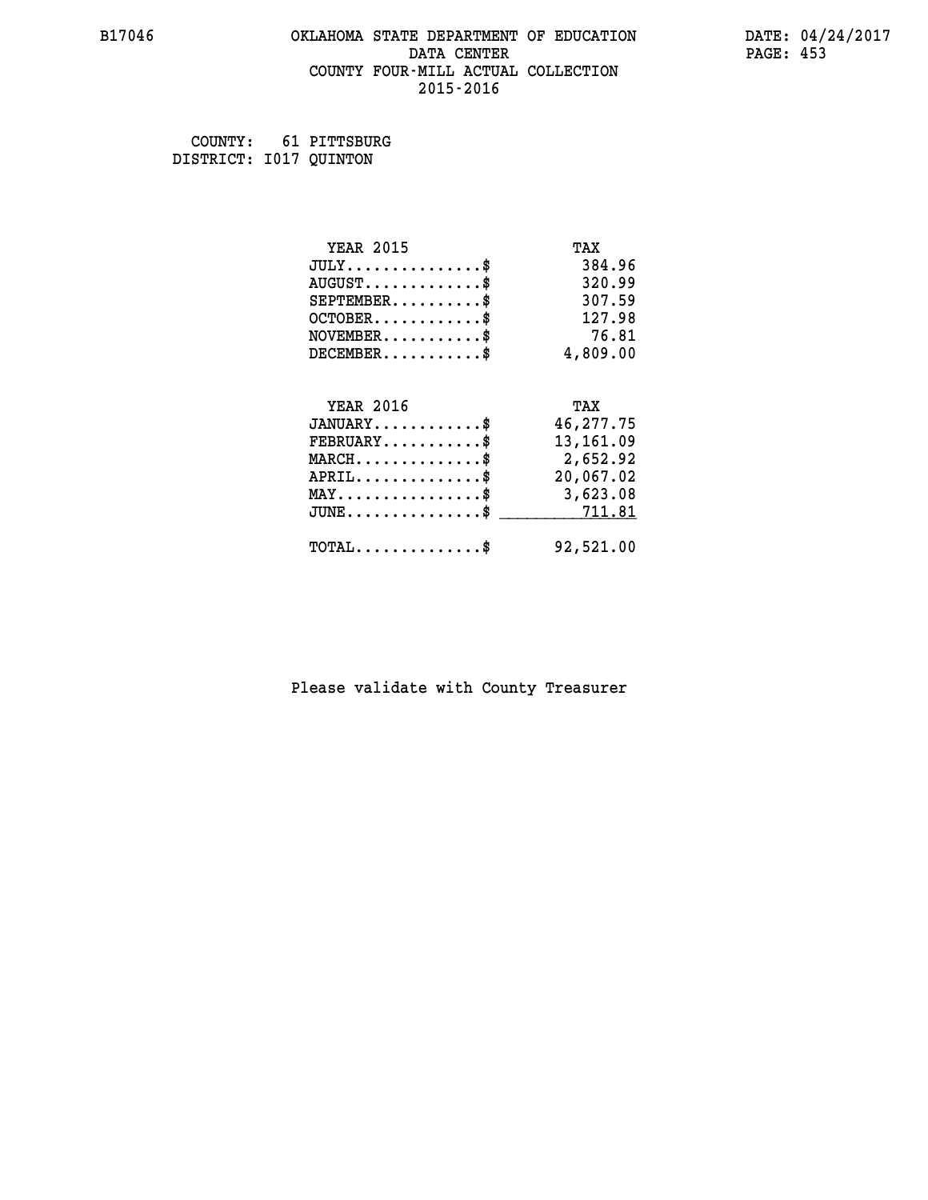B17046 OKLAHOMA STATE DEPARTMENT OF EDUCATION DATA CENTER COUNTY FOUR-MILL ACTUAL COLLECTION 2015-2016

DATE: 04/24/2017

COUNTY: 61 PITTSBURG
DISTRICT: I017 QUINTON

| YEAR 2015 | TAX |
|---|---|
| JULY...............$ | 384.96 |
| AUGUST.............$ | 320.99 |
| SEPTEMBER..........$ | 307.59 |
| OCTOBER............$ | 127.98 |
| NOVEMBER...........$ | 76.81 |
| DECEMBER...........$ | 4,809.00 |

| YEAR 2016 | TAX |
|---|---|
| JANUARY............$ | 46,277.75 |
| FEBRUARY...........$ | 13,161.09 |
| MARCH..............$ | 2,652.92 |
| APRIL..............$ | 20,067.02 |
| MAY................$ | 3,623.08 |
| JUNE...............$ | 711.81 |
| TOTAL..............$ | 92,521.00 |

Please validate with County Treasurer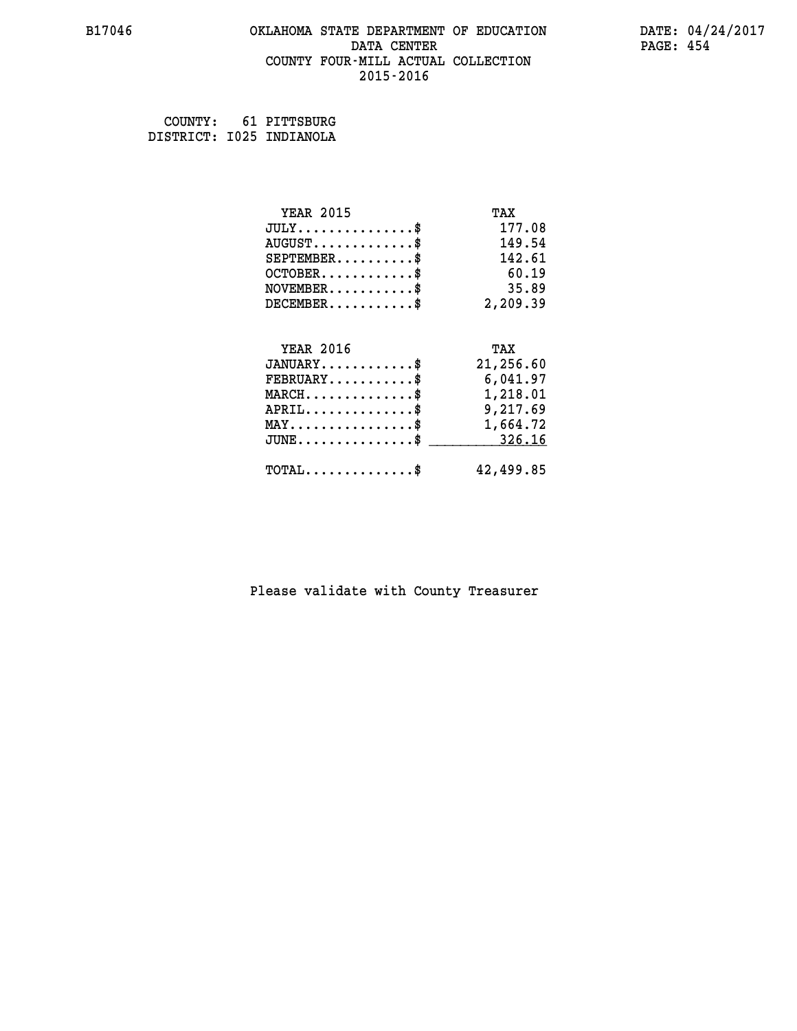B17046 OKLAHOMA STATE DEPARTMENT OF EDUCATION DATA CENTER COUNTY FOUR-MILL ACTUAL COLLECTION 2015-2016

DATE: 04/24/2017

COUNTY: 61 PITTSBURG
DISTRICT: I025 INDIANOLA

| YEAR 2015 | TAX |
|---|---|
| JULY...............$ | 177.08 |
| AUGUST.............$ | 149.54 |
| SEPTEMBER..........$ | 142.61 |
| OCTOBER............$ | 60.19 |
| NOVEMBER...........$ | 35.89 |
| DECEMBER...........$ | 2,209.39 |

| YEAR 2016 | TAX |
|---|---|
| JANUARY............$ | 21,256.60 |
| FEBRUARY...........$ | 6,041.97 |
| MARCH..............$ | 1,218.01 |
| APRIL..............$ | 9,217.69 |
| MAY................$ | 1,664.72 |
| JUNE...............$ | 326.16 |
| TOTAL..............$ | 42,499.85 |

Please validate with County Treasurer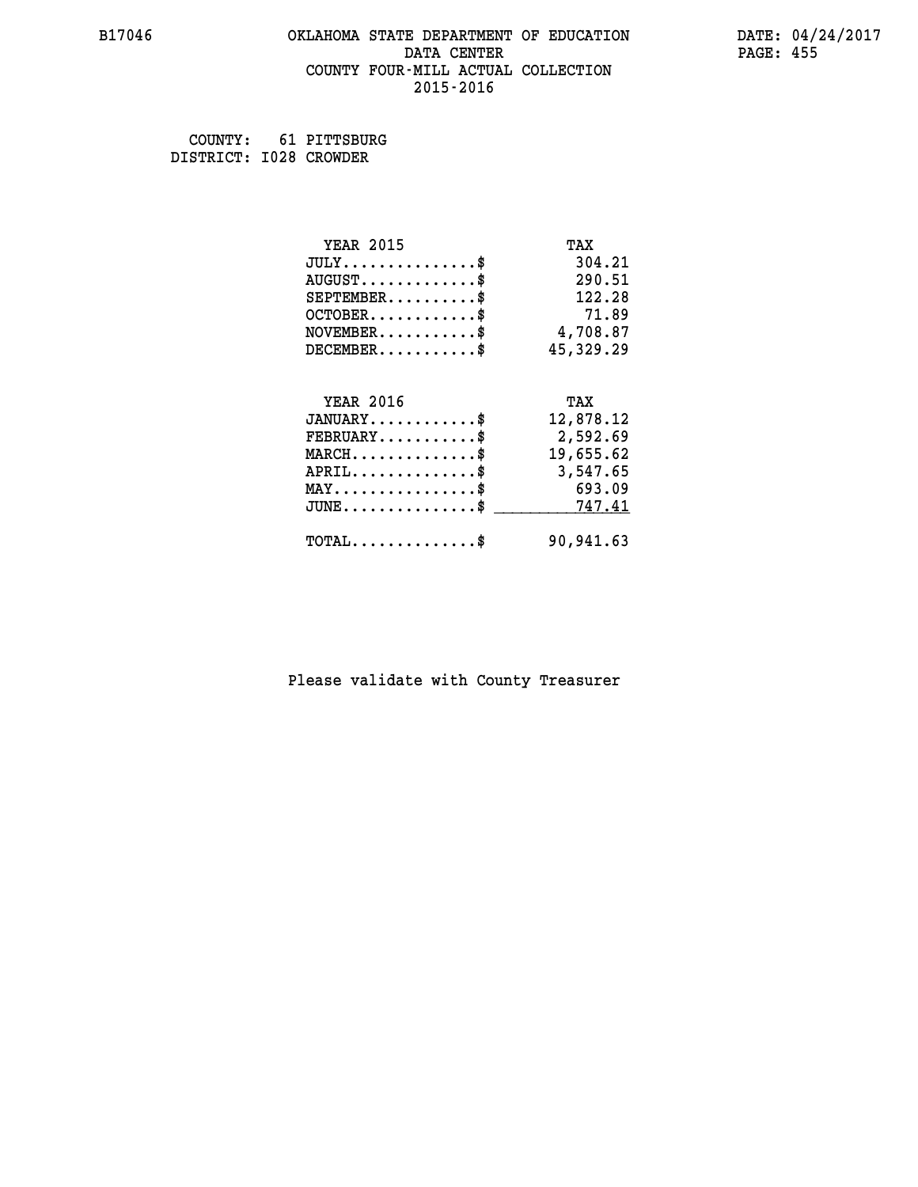B17046 OKLAHOMA STATE DEPARTMENT OF EDUCATION DATA CENTER COUNTY FOUR-MILL ACTUAL COLLECTION 2015-2016

DATE: 04/24/2017

COUNTY: 61 PITTSBURG
DISTRICT: I028 CROWDER

| YEAR 2015 | TAX |
|---|---|
| JULY...............$ | 304.21 |
| AUGUST.............$ | 290.51 |
| SEPTEMBER..........$ | 122.28 |
| OCTOBER............$ | 71.89 |
| NOVEMBER...........$ | 4,708.87 |
| DECEMBER...........$ | 45,329.29 |

| YEAR 2016 | TAX |
|---|---|
| JANUARY............$ | 12,878.12 |
| FEBRUARY...........$ | 2,592.69 |
| MARCH..............$ | 19,655.62 |
| APRIL..............$ | 3,547.65 |
| MAY................$ | 693.09 |
| JUNE...............$ | 747.41 |
| TOTAL..............$ | 90,941.63 |

Please validate with County Treasurer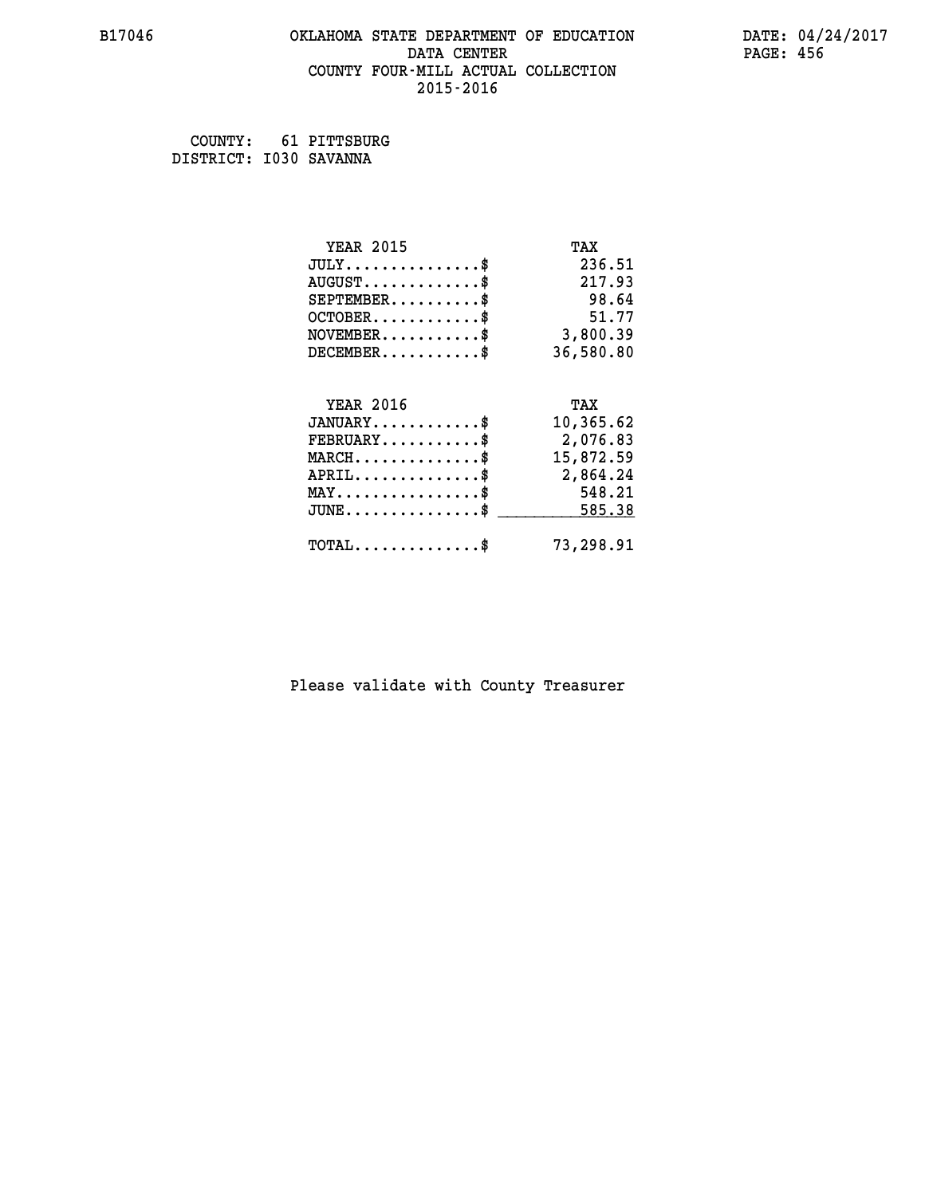B17046 OKLAHOMA STATE DEPARTMENT OF EDUCATION DATA CENTER COUNTY FOUR-MILL ACTUAL COLLECTION 2015-2016

DATE: 04/24/2017

COUNTY: 61 PITTSBURG
DISTRICT: I030 SAVANNA

| YEAR 2015 | TAX |
|---|---|
| JULY...............$ | 236.51 |
| AUGUST.............$ | 217.93 |
| SEPTEMBER..........$ | 98.64 |
| OCTOBER............$ | 51.77 |
| NOVEMBER...........$ | 3,800.39 |
| DECEMBER...........$ | 36,580.80 |

| YEAR 2016 | TAX |
|---|---|
| JANUARY............$ | 10,365.62 |
| FEBRUARY...........$ | 2,076.83 |
| MARCH..............$ | 15,872.59 |
| APRIL..............$ | 2,864.24 |
| MAY................$ | 548.21 |
| JUNE...............$ | 585.38 |
| TOTAL..............$ | 73,298.91 |

Please validate with County Treasurer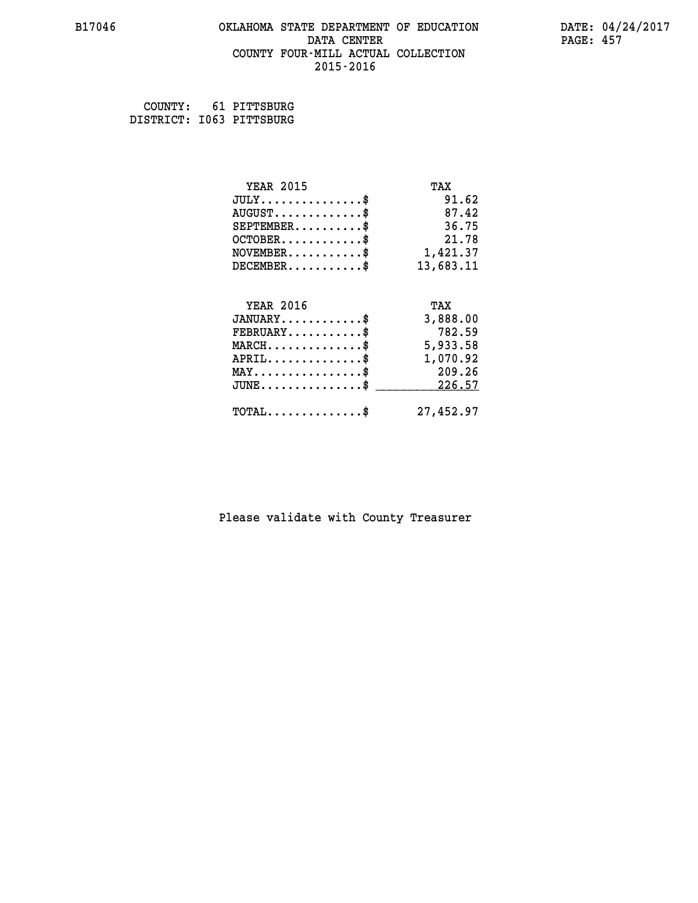B17046

# OKLAHOMA STATE DEPARTMENT OF EDUCATION
## DATA CENTER
## COUNTY FOUR-MILL ACTUAL COLLECTION
## 2015-2016

DATE: 04/24/2017

COUNTY: 61 PITTSBURG
DISTRICT: I063 PITTSBURG

| YEAR 2015 | TAX |
|---|---|
| JULY...............$ | 91.62 |
| AUGUST.............$ | 87.42 |
| SEPTEMBER..........$ | 36.75 |
| OCTOBER............$ | 21.78 |
| NOVEMBER...........$ | 1,421.37 |
| DECEMBER...........$ | 13,683.11 |

| YEAR 2016 | TAX |
|---|---|
| JANUARY............$ | 3,888.00 |
| FEBRUARY...........$ | 782.59 |
| MARCH..............$ | 5,933.58 |
| APRIL..............$ | 1,070.92 |
| MAY................$ | 209.26 |
| JUNE...............$ | 226.57 |
| TOTAL..............$ | 27,452.97 |

Please validate with County Treasurer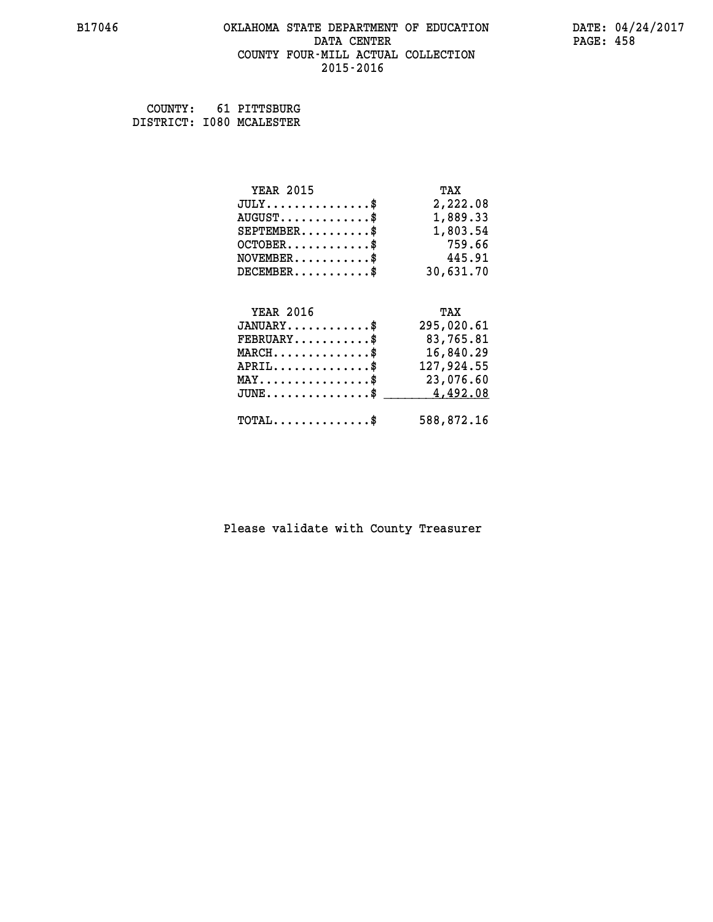B17046 OKLAHOMA STATE DEPARTMENT OF EDUCATION DATE: 04/24/2017

DATA CENTER

COUNTY FOUR-MILL ACTUAL COLLECTION

2015-2016

COUNTY: 61 PITTSBURG
DISTRICT: I080 MCALESTER

| YEAR 2015 | TAX |
|---|---|
| JULY...............$ | 2,222.08 |
| AUGUST.............$ | 1,889.33 |
| SEPTEMBER..........$ | 1,803.54 |
| OCTOBER............$ | 759.66 |
| NOVEMBER...........$ | 445.91 |
| DECEMBER...........$ | 30,631.70 |

| YEAR 2016 | TAX |
|---|---|
| JANUARY............$ | 295,020.61 |
| FEBRUARY...........$ | 83,765.81 |
| MARCH..............$ | 16,840.29 |
| APRIL..............$ | 127,924.55 |
| MAY................$ | 23,076.60 |
| JUNE...............$ | 4,492.08 |
| TOTAL..............$ | 588,872.16 |

Please validate with County Treasurer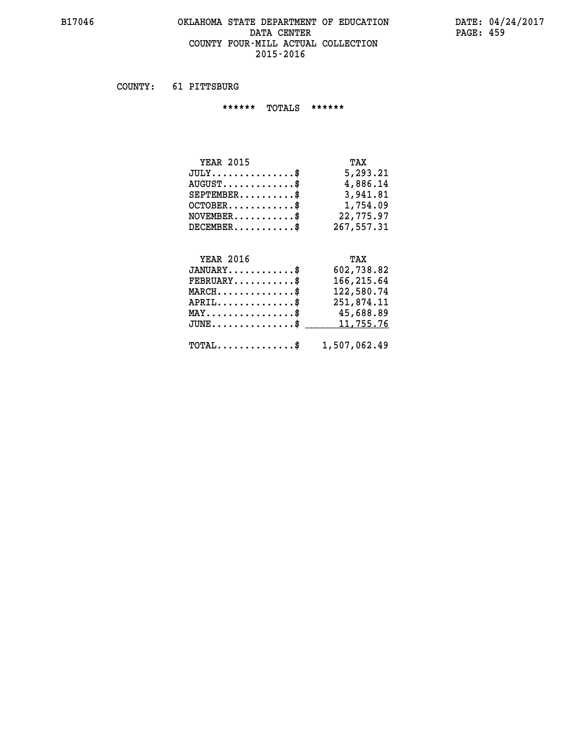B17046 OKLAHOMA STATE DEPARTMENT OF EDUCATION DATE: 04/24/2017
DATA CENTER
COUNTY FOUR-MILL ACTUAL COLLECTION
2015-2016

COUNTY: 61 PITTSBURG

****** TOTALS ******

| YEAR 2015 | TAX |
|---|---|
| JULY...............$ | 5,293.21 |
| AUGUST.............$ | 4,886.14 |
| SEPTEMBER..........$ | 3,941.81 |
| OCTOBER............$ | 1,754.09 |
| NOVEMBER...........$ | 22,775.97 |
| DECEMBER...........$ | 267,557.31 |

| YEAR 2016 | TAX |
|---|---|
| JANUARY............$ | 602,738.82 |
| FEBRUARY...........$ | 166,215.64 |
| MARCH..............$ | 122,580.74 |
| APRIL..............$ | 251,874.11 |
| MAY................$ | 45,688.89 |
| JUNE...............$ | 11,755.76 |
| TOTAL..............$ | 1,507,062.49 |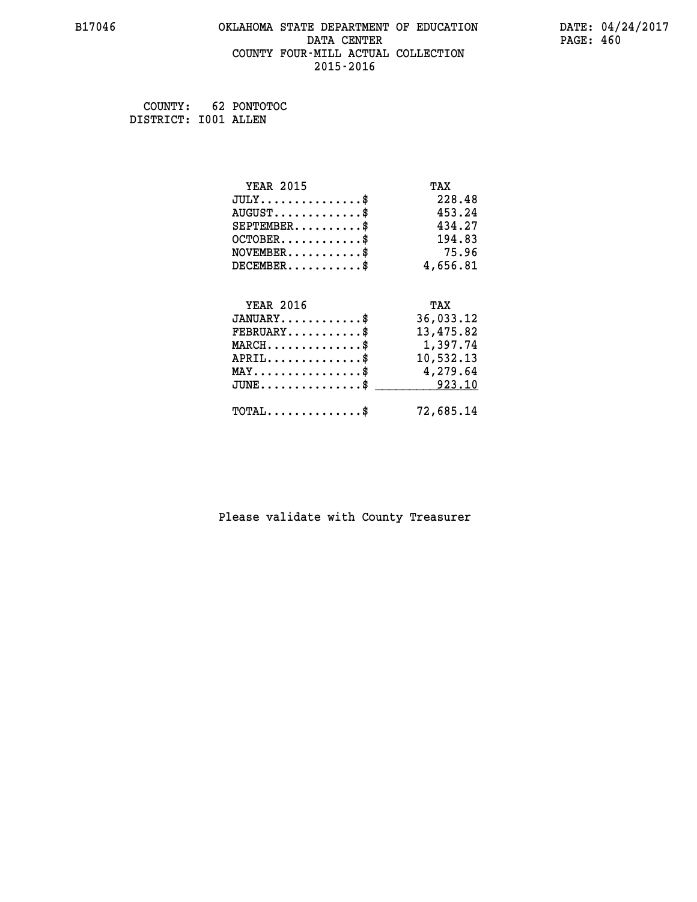B17046

# OKLAHOMA STATE DEPARTMENT OF EDUCATION
## DATA CENTER
## COUNTY FOUR-MILL ACTUAL COLLECTION
## 2015-2016

DATE: 04/24/2017

COUNTY: 62 PONTOTOC
DISTRICT: I001 ALLEN

| YEAR 2015 | TAX |
|---|---|
| JULY..............$ | 228.48 |
| AUGUST............$ | 453.24 |
| SEPTEMBER.........$ | 434.27 |
| OCTOBER...........$ | 194.83 |
| NOVEMBER..........$ | 75.96 |
| DECEMBER..........$ | 4,656.81 |

| YEAR 2016 | TAX |
|---|---|
| JANUARY...........$ | 36,033.12 |
| FEBRUARY..........$ | 13,475.82 |
| MARCH.............$ | 1,397.74 |
| APRIL.............$ | 10,532.13 |
| MAY...............$ | 4,279.64 |
| JUNE..............$ | 923.10 |
| TOTAL.............$ | 72,685.14 |

Please validate with County Treasurer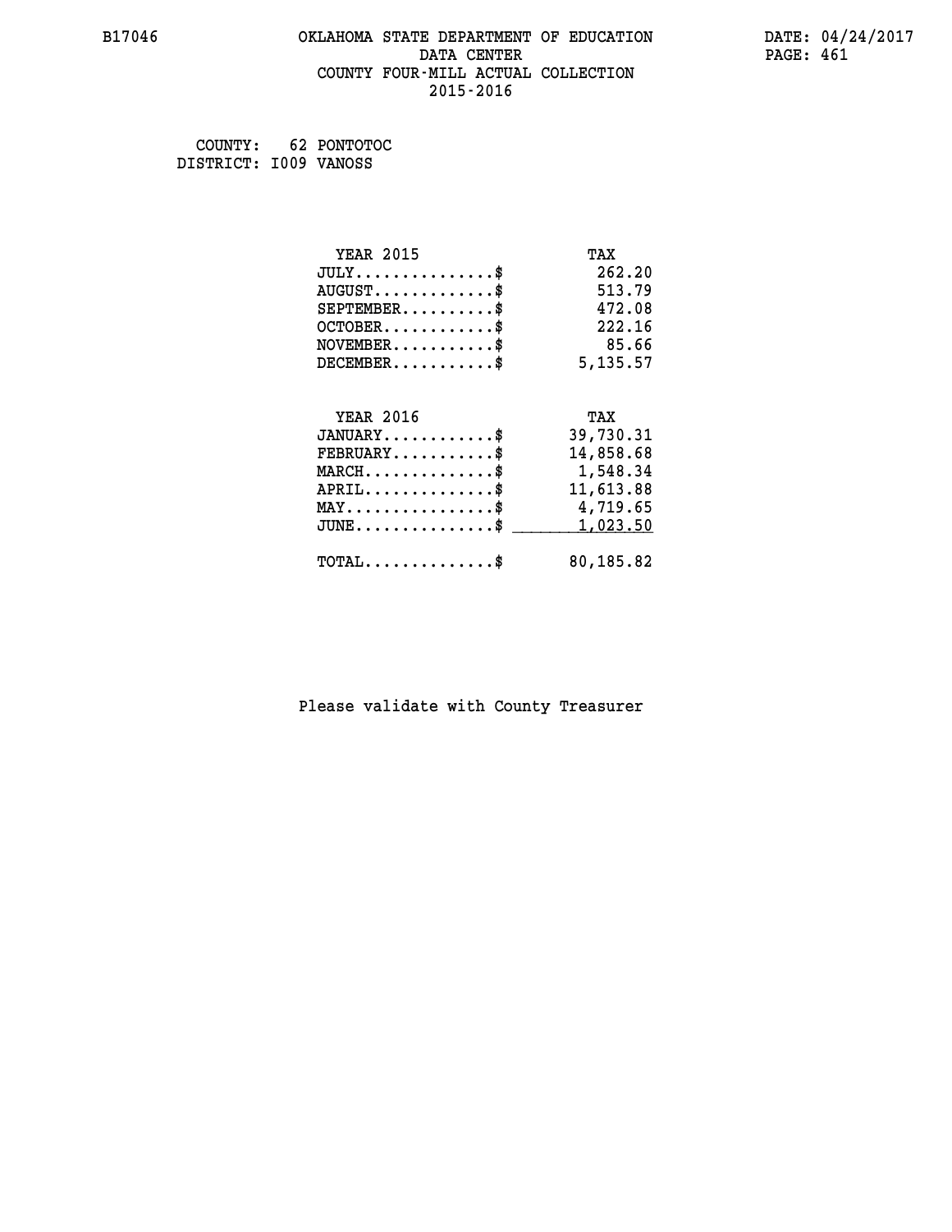B17046 OKLAHOMA STATE DEPARTMENT OF EDUCATION DATA CENTER COUNTY FOUR-MILL ACTUAL COLLECTION 2015-2016

DATE: 04/24/2017

COUNTY: 62 PONTOTOC
DISTRICT: I009 VANOSS

| YEAR 2015 | TAX |
|---|---|
| JULY..............$ | 262.20 |
| AUGUST............$ | 513.79 |
| SEPTEMBER.........$ | 472.08 |
| OCTOBER...........$ | 222.16 |
| NOVEMBER..........$ | 85.66 |
| DECEMBER..........$ | 5,135.57 |

| YEAR 2016 | TAX |
|---|---|
| JANUARY...........$ | 39,730.31 |
| FEBRUARY..........$ | 14,858.68 |
| MARCH.............$ | 1,548.34 |
| APRIL.............$ | 11,613.88 |
| MAY...............$ | 4,719.65 |
| JUNE..............$ | 1,023.50 |
| TOTAL.............$ | 80,185.82 |

Please validate with County Treasurer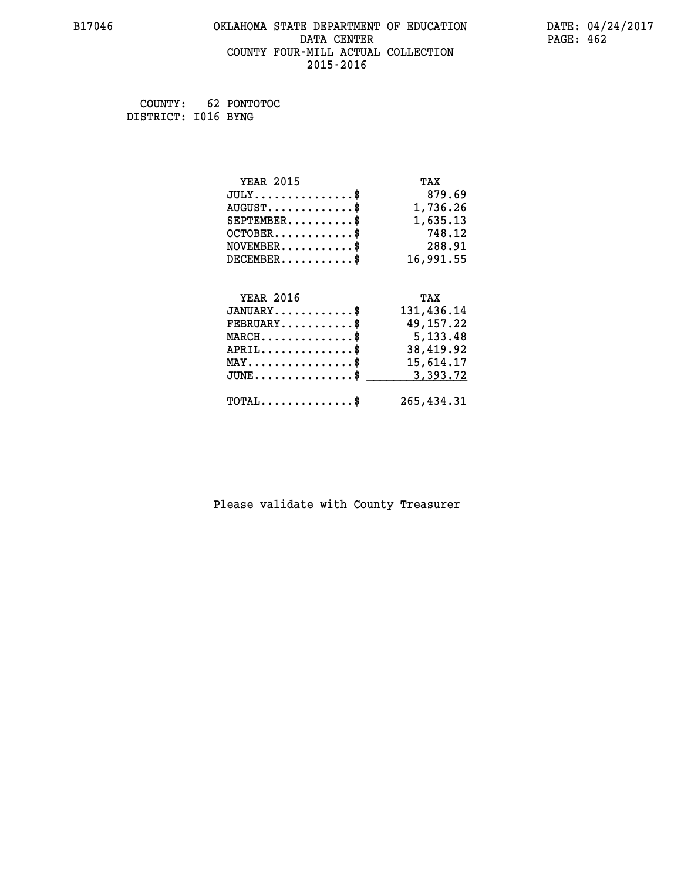# OKLAHOMA STATE DEPARTMENT OF EDUCATION
## DATA CENTER
## COUNTY FOUR-MILL ACTUAL COLLECTION
## 2015-2016

B17046

DATE: 04/24/2017

COUNTY: 62 PONTOTOC
DISTRICT: I016 BYNG

| YEAR 2015 | TAX |
|---|---|
| JULY...............$ | 879.69 |
| AUGUST.............$ | 1,736.26 |
| SEPTEMBER..........$ | 1,635.13 |
| OCTOBER............$ | 748.12 |
| NOVEMBER...........$ | 288.91 |
| DECEMBER...........$ | 16,991.55 |

| YEAR 2016 | TAX |
|---|---|
| JANUARY............$ | 131,436.14 |
| FEBRUARY...........$ | 49,157.22 |
| MARCH..............$ | 5,133.48 |
| APRIL..............$ | 38,419.92 |
| MAY................$ | 15,614.17 |
| JUNE...............$ | 3,393.72 |
| TOTAL..............$ | 265,434.31 |

Please validate with County Treasurer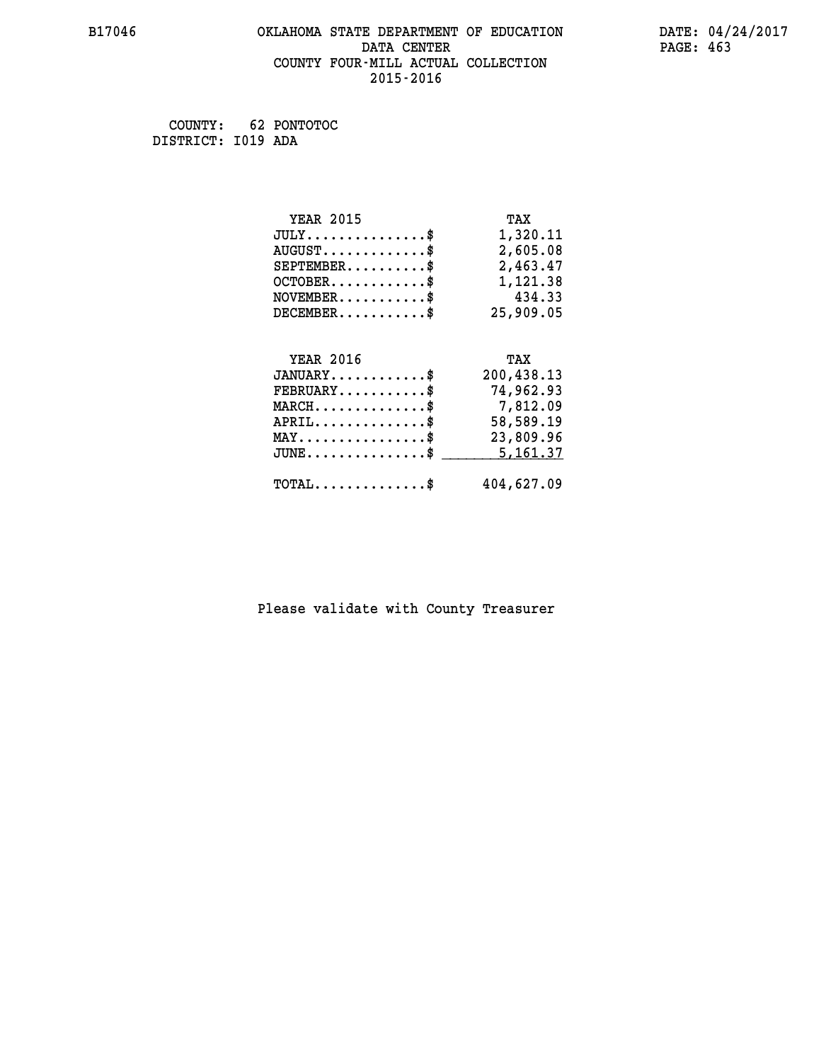B17046

# OKLAHOMA STATE DEPARTMENT OF EDUCATION
## DATA CENTER
## COUNTY FOUR-MILL ACTUAL COLLECTION
## 2015-2016

DATE: 04/24/2017

COUNTY: 62 PONTOTOC
DISTRICT: I019 ADA

| YEAR 2015 | TAX |
|---|---|
| JULY..............$ | 1,320.11 |
| AUGUST............$ | 2,605.08 |
| SEPTEMBER.........$ | 2,463.47 |
| OCTOBER...........$ | 1,121.38 |
| NOVEMBER..........$ | 434.33 |
| DECEMBER..........$ | 25,909.05 |

| YEAR 2016 | TAX |
|---|---|
| JANUARY...........$ | 200,438.13 |
| FEBRUARY..........$ | 74,962.93 |
| MARCH.............$ | 7,812.09 |
| APRIL.............$ | 58,589.19 |
| MAY...............$ | 23,809.96 |
| JUNE..............$ | 5,161.37 |
| TOTAL.............$ | 404,627.09 |

Please validate with County Treasurer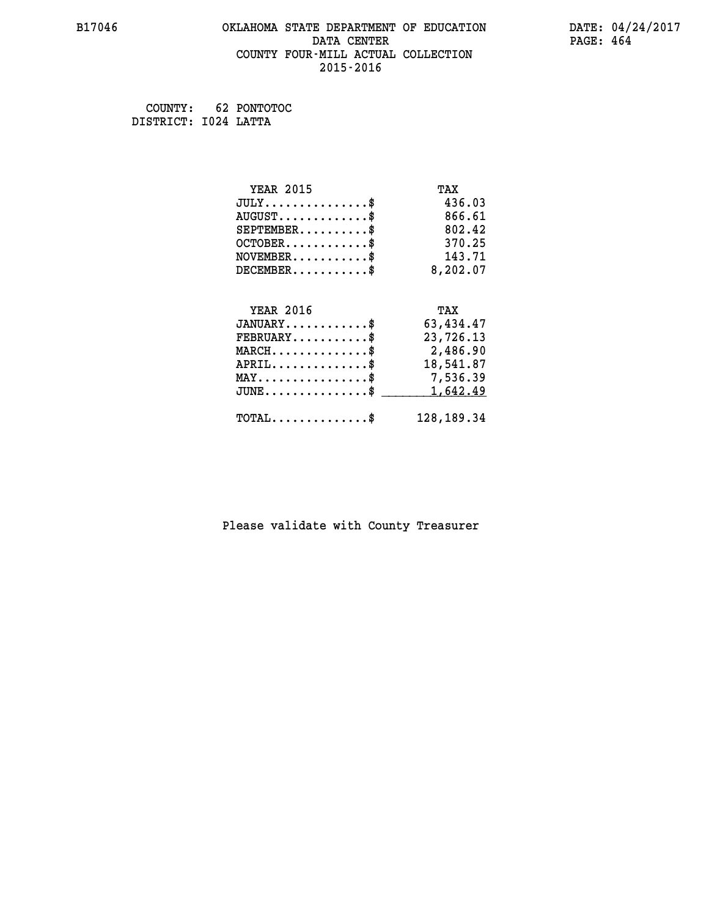# OKLAHOMA STATE DEPARTMENT OF EDUCATION
## DATA CENTER
## COUNTY FOUR-MILL ACTUAL COLLECTION
## 2015-2016

B17046

DATE: 04/24/2017

COUNTY: 62 PONTOTOC
DISTRICT: I024 LATTA

| YEAR 2015 | TAX |
|---|---|
| JULY..............$ | 436.03 |
| AUGUST............$ | 866.61 |
| SEPTEMBER.........$ | 802.42 |
| OCTOBER...........$ | 370.25 |
| NOVEMBER..........$ | 143.71 |
| DECEMBER..........$ | 8,202.07 |

| YEAR 2016 | TAX |
|---|---|
| JANUARY...........$ | 63,434.47 |
| FEBRUARY..........$ | 23,726.13 |
| MARCH.............$ | 2,486.90 |
| APRIL.............$ | 18,541.87 |
| MAY...............$ | 7,536.39 |
| JUNE..............$ | 1,642.49 |
| TOTAL.............$ | 128,189.34 |

Please validate with County Treasurer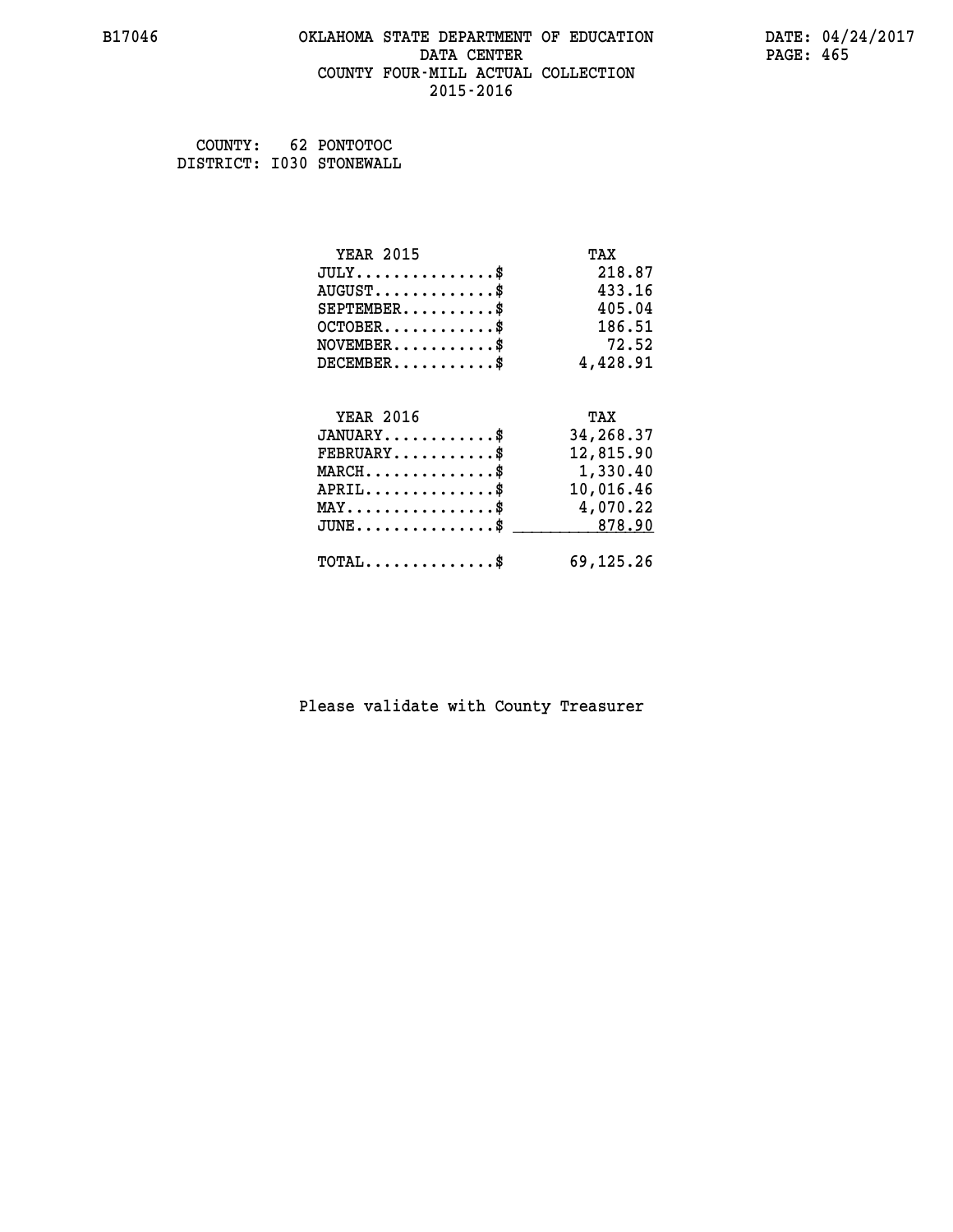B17046 OKLAHOMA STATE DEPARTMENT OF EDUCATION DATA CENTER COUNTY FOUR-MILL ACTUAL COLLECTION 2015-2016

DATE: 04/24/2017

COUNTY: 62 PONTOTOC
DISTRICT: I030 STONEWALL

| YEAR 2015 | TAX |
|---|---|
| JULY..............$ | 218.87 |
| AUGUST............$ | 433.16 |
| SEPTEMBER.........$ | 405.04 |
| OCTOBER...........$ | 186.51 |
| NOVEMBER..........$ | 72.52 |
| DECEMBER..........$ | 4,428.91 |

| YEAR 2016 | TAX |
|---|---|
| JANUARY...........$ | 34,268.37 |
| FEBRUARY..........$ | 12,815.90 |
| MARCH.............$ | 1,330.40 |
| APRIL.............$ | 10,016.46 |
| MAY...............$ | 4,070.22 |
| JUNE..............$ | 878.90 |
| TOTAL.............$ | 69,125.26 |

Please validate with County Treasurer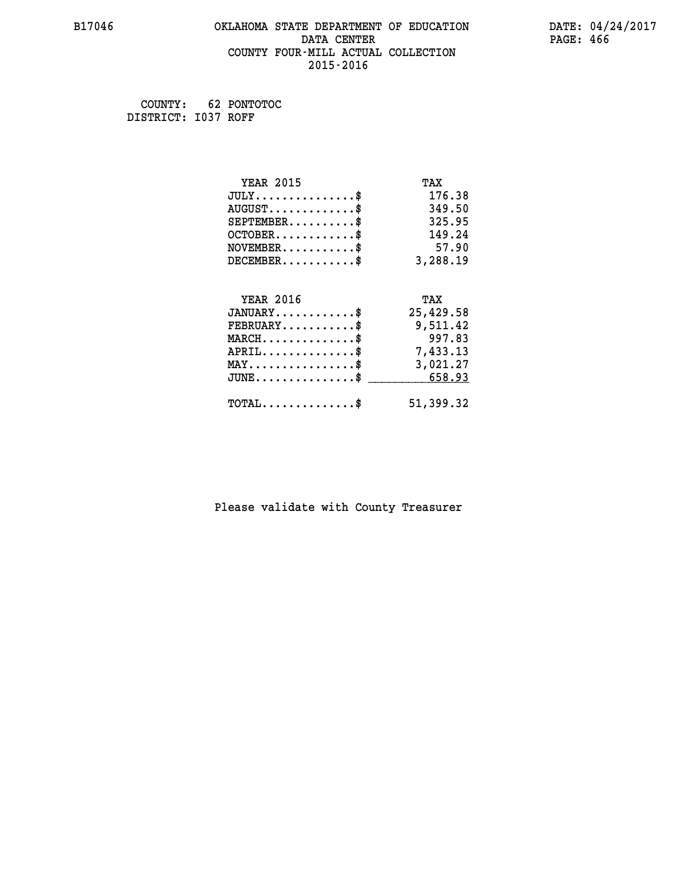B17046 OKLAHOMA STATE DEPARTMENT OF EDUCATION DATE: 04/24/2017
DATA CENTER PAGE: 466
COUNTY FOUR-MILL ACTUAL COLLECTION
2015-2016

COUNTY: 62 PONTOTOC
DISTRICT: I037 ROFF

| YEAR 2015 | TAX |
|---|---|
| JULY...............$ | 176.38 |
| AUGUST.............$ | 349.50 |
| SEPTEMBER..........$ | 325.95 |
| OCTOBER............$ | 149.24 |
| NOVEMBER...........$ | 57.90 |
| DECEMBER...........$ | 3,288.19 |

| YEAR 2016 | TAX |
|---|---|
| JANUARY............$ | 25,429.58 |
| FEBRUARY...........$ | 9,511.42 |
| MARCH..............$ | 997.83 |
| APRIL..............$ | 7,433.13 |
| MAY................$ | 3,021.27 |
| JUNE...............$ | 658.93 |
| TOTAL..............$ | 51,399.32 |

Please validate with County Treasurer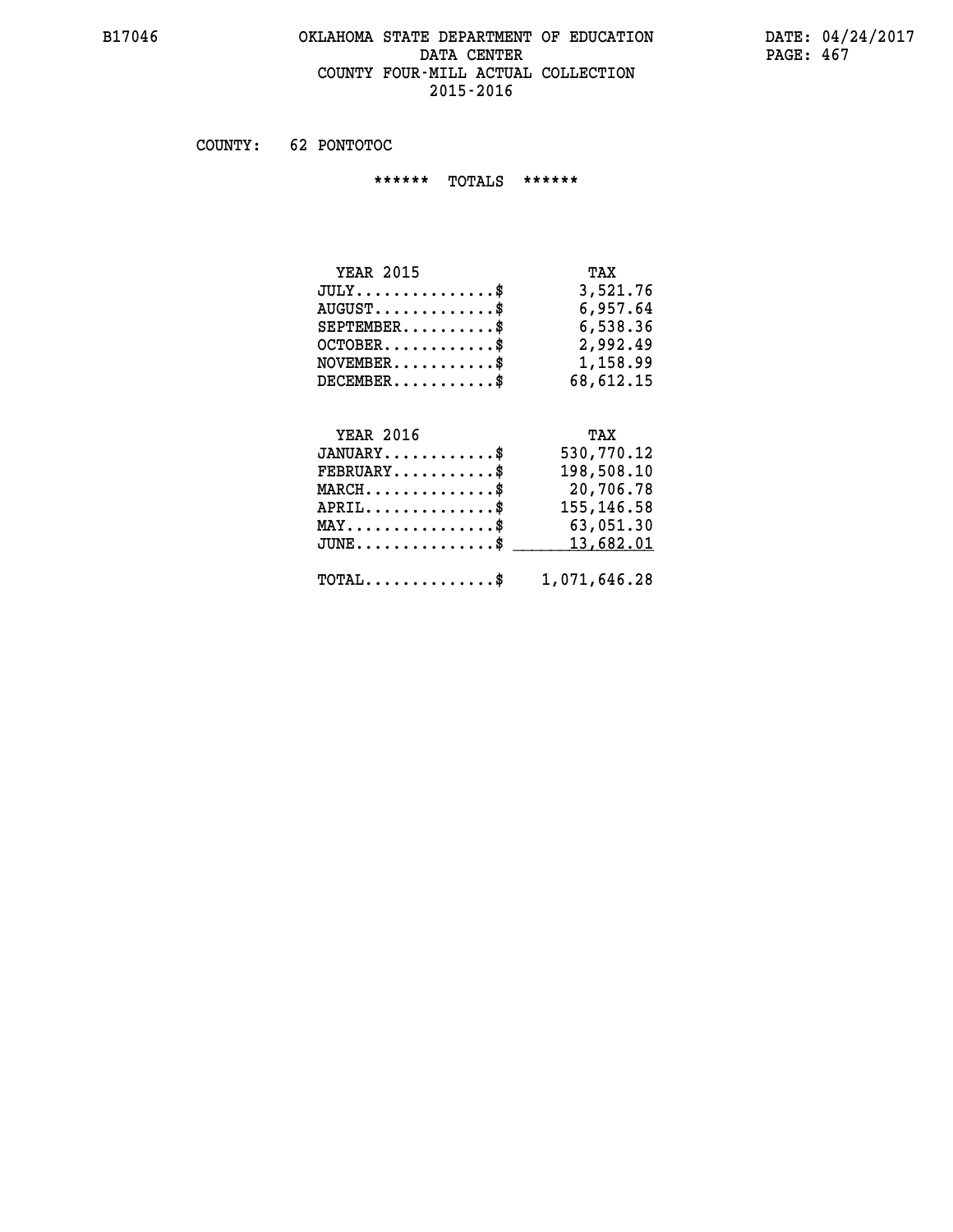B17046 OKLAHOMA STATE DEPARTMENT OF EDUCATION DATE: 04/24/2017
DATA CENTER
COUNTY FOUR-MILL ACTUAL COLLECTION
2015-2016

COUNTY: 62 PONTOTOC

****** TOTALS ******

| YEAR 2015 | TAX |
|---|---|
| JULY...............$ | 3,521.76 |
| AUGUST.............$ | 6,957.64 |
| SEPTEMBER..........$ | 6,538.36 |
| OCTOBER............$ | 2,992.49 |
| NOVEMBER...........$ | 1,158.99 |
| DECEMBER...........$ | 68,612.15 |

| YEAR 2016 | TAX |
|---|---|
| JANUARY............$ | 530,770.12 |
| FEBRUARY...........$ | 198,508.10 |
| MARCH..............$ | 20,706.78 |
| APRIL..............$ | 155,146.58 |
| MAY................$ | 63,051.30 |
| JUNE...............$ | 13,682.01 |
| TOTAL..............$ | 1,071,646.28 |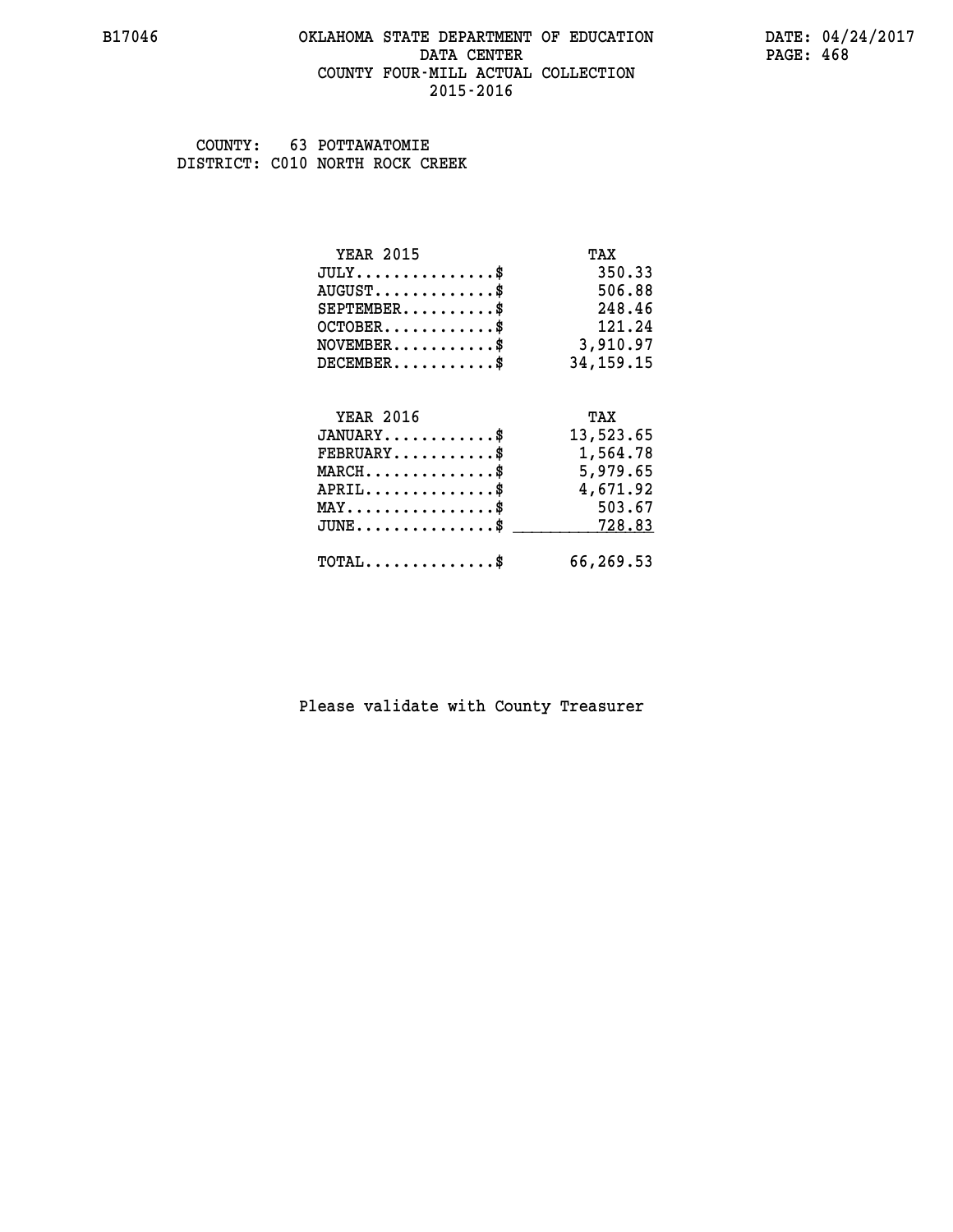B17046 OKLAHOMA STATE DEPARTMENT OF EDUCATION DATA CENTER COUNTY FOUR-MILL ACTUAL COLLECTION 2015-2016

DATE: 04/24/2017

COUNTY: 63 POTTAWATOMIE
DISTRICT: C010 NORTH ROCK CREEK

| YEAR 2015 | TAX |
|---|---|
| JULY...............$ | 350.33 |
| AUGUST.............$ | 506.88 |
| SEPTEMBER..........$ | 248.46 |
| OCTOBER............$ | 121.24 |
| NOVEMBER...........$ | 3,910.97 |
| DECEMBER...........$ | 34,159.15 |

| YEAR 2016 | TAX |
|---|---|
| JANUARY............$ | 13,523.65 |
| FEBRUARY...........$ | 1,564.78 |
| MARCH..............$ | 5,979.65 |
| APRIL..............$ | 4,671.92 |
| MAY................$ | 503.67 |
| JUNE...............$ | 728.83 |
| TOTAL..............$ | 66,269.53 |

Please validate with County Treasurer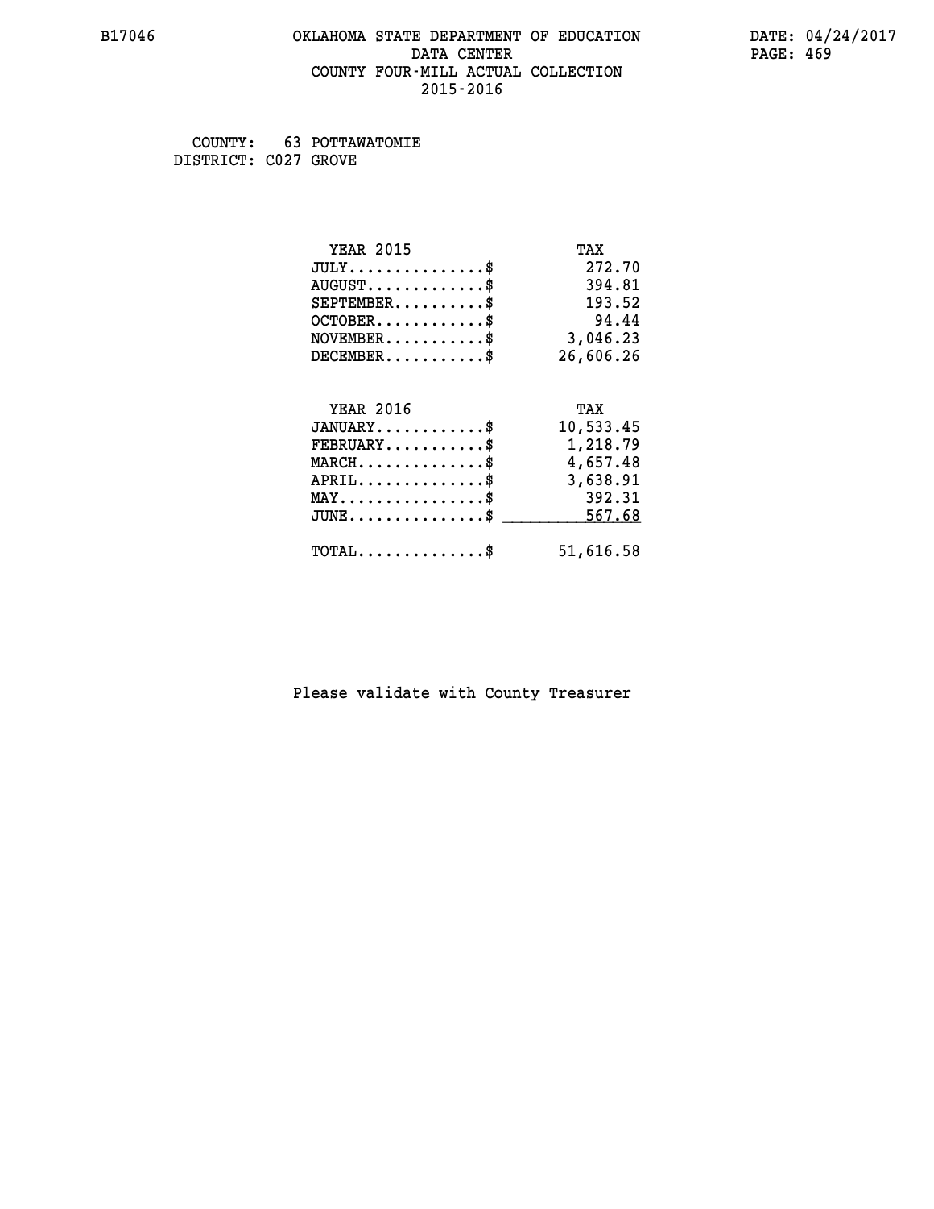B17046 OKLAHOMA STATE DEPARTMENT OF EDUCATION DATE: 04/24/2017
DATA CENTER PAGE: 469
COUNTY FOUR-MILL ACTUAL COLLECTION
2015-2016

COUNTY: 63 POTTAWATOMIE
DISTRICT: C027 GROVE

| YEAR 2015 | TAX |
|---|---|
| JULY...............$ | 272.70 |
| AUGUST.............$ | 394.81 |
| SEPTEMBER..........$ | 193.52 |
| OCTOBER............$ | 94.44 |
| NOVEMBER...........$ | 3,046.23 |
| DECEMBER...........$ | 26,606.26 |

| YEAR 2016 | TAX |
|---|---|
| JANUARY............$ | 10,533.45 |
| FEBRUARY...........$ | 1,218.79 |
| MARCH..............$ | 4,657.48 |
| APRIL..............$ | 3,638.91 |
| MAY................$ | 392.31 |
| JUNE...............$ | 567.68 |
| TOTAL..............$ | 51,616.58 |

Please validate with County Treasurer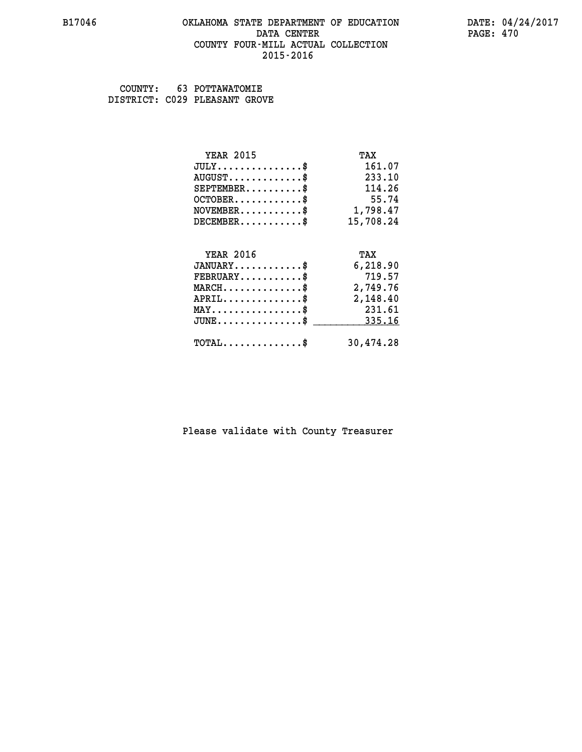B17046 OKLAHOMA STATE DEPARTMENT OF EDUCATION DATE: 04/24/2017

DATA CENTER

COUNTY FOUR-MILL ACTUAL COLLECTION

2015-2016

COUNTY: 63 POTTAWATOMIE
DISTRICT: C029 PLEASANT GROVE

| YEAR 2015 | TAX |
|---|---|
| JULY..............$ | 161.07 |
| AUGUST............$ | 233.10 |
| SEPTEMBER.........$ | 114.26 |
| OCTOBER...........$ | 55.74 |
| NOVEMBER..........$ | 1,798.47 |
| DECEMBER..........$ | 15,708.24 |

| YEAR 2016 | TAX |
|---|---|
| JANUARY...........$ | 6,218.90 |
| FEBRUARY..........$ | 719.57 |
| MARCH.............$ | 2,749.76 |
| APRIL.............$ | 2,148.40 |
| MAY...............$ | 231.61 |
| JUNE..............$ | 335.16 |
| TOTAL.............$ | 30,474.28 |

Please validate with County Treasurer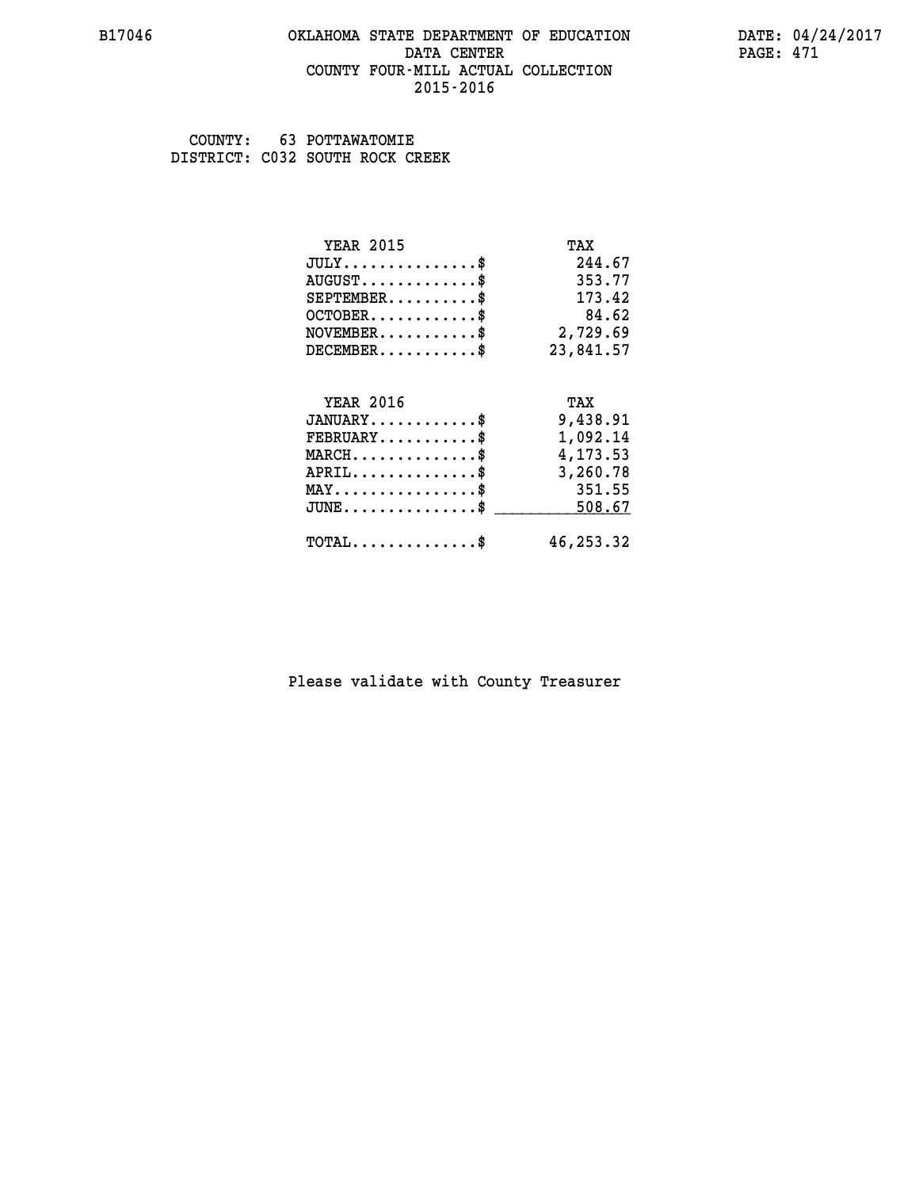B17046 OKLAHOMA STATE DEPARTMENT OF EDUCATION DATE: 04/24/2017
DATA CENTER PAGE: 471
COUNTY FOUR-MILL ACTUAL COLLECTION
2015-2016

COUNTY: 63 POTTAWATOMIE
DISTRICT: C032 SOUTH ROCK CREEK

| YEAR 2015 | TAX |
|---|---|
| JULY...............$ | 244.67 |
| AUGUST.............$ | 353.77 |
| SEPTEMBER..........$ | 173.42 |
| OCTOBER............$ | 84.62 |
| NOVEMBER...........$ | 2,729.69 |
| DECEMBER...........$ | 23,841.57 |

| YEAR 2016 | TAX |
|---|---|
| JANUARY............$ | 9,438.91 |
| FEBRUARY...........$ | 1,092.14 |
| MARCH..............$ | 4,173.53 |
| APRIL..............$ | 3,260.78 |
| MAY................$ | 351.55 |
| JUNE...............$ | 508.67 |
| TOTAL..............$ | 46,253.32 |

Please validate with County Treasurer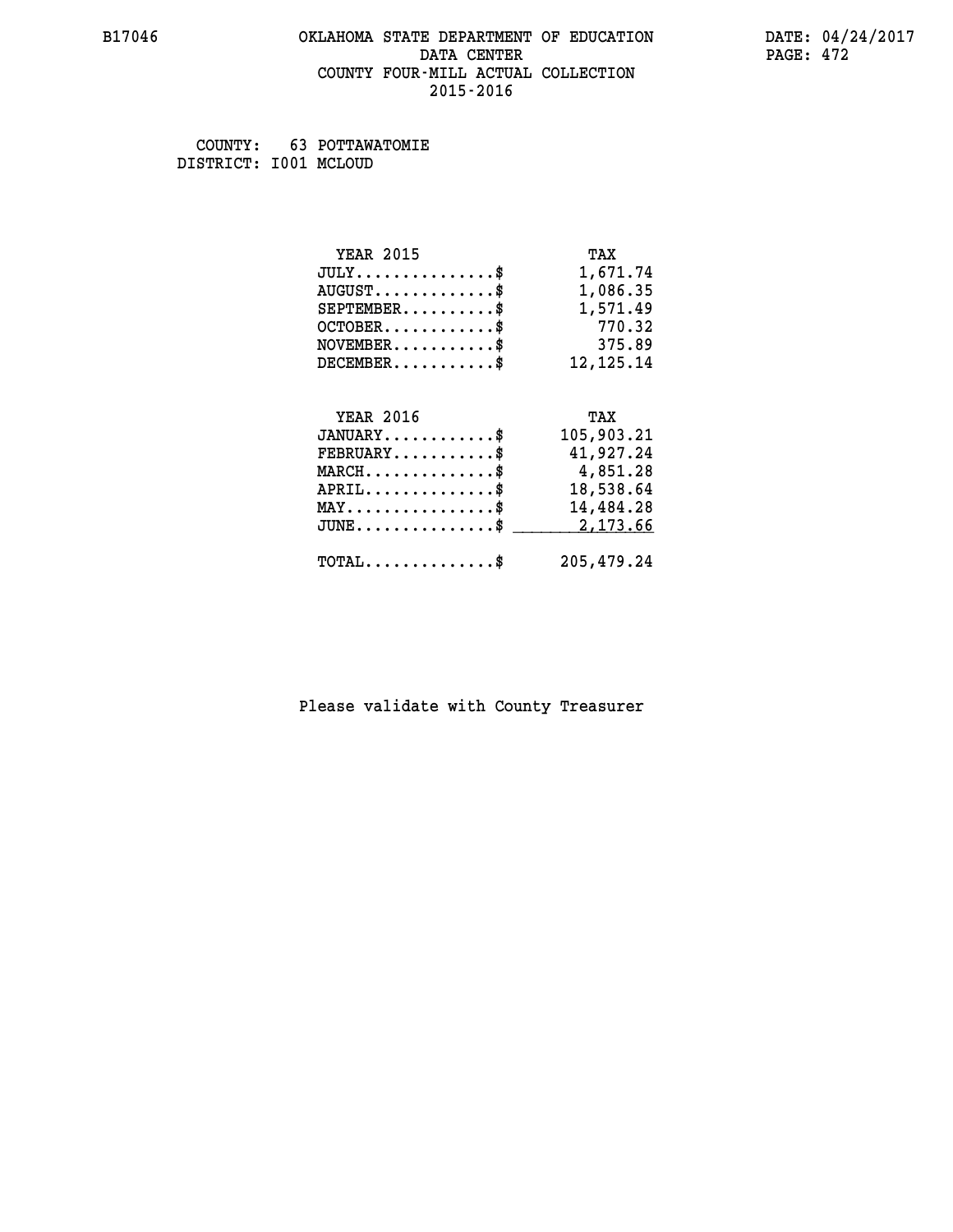B17046 OKLAHOMA STATE DEPARTMENT OF EDUCATION DATA CENTER COUNTY FOUR-MILL ACTUAL COLLECTION 2015-2016

DATE: 04/24/2017

COUNTY: 63 POTTAWATOMIE
DISTRICT: I001 MCLOUD

| YEAR 2015 | TAX |
|---|---|
| JULY..............$ | 1,671.74 |
| AUGUST............$ | 1,086.35 |
| SEPTEMBER.........$ | 1,571.49 |
| OCTOBER...........$ | 770.32 |
| NOVEMBER..........$ | 375.89 |
| DECEMBER..........$ | 12,125.14 |

| YEAR 2016 | TAX |
|---|---|
| JANUARY...........$ | 105,903.21 |
| FEBRUARY..........$ | 41,927.24 |
| MARCH.............$ | 4,851.28 |
| APRIL.............$ | 18,538.64 |
| MAY...............$ | 14,484.28 |
| JUNE..............$ | 2,173.66 |
| TOTAL.............$ | 205,479.24 |

Please validate with County Treasurer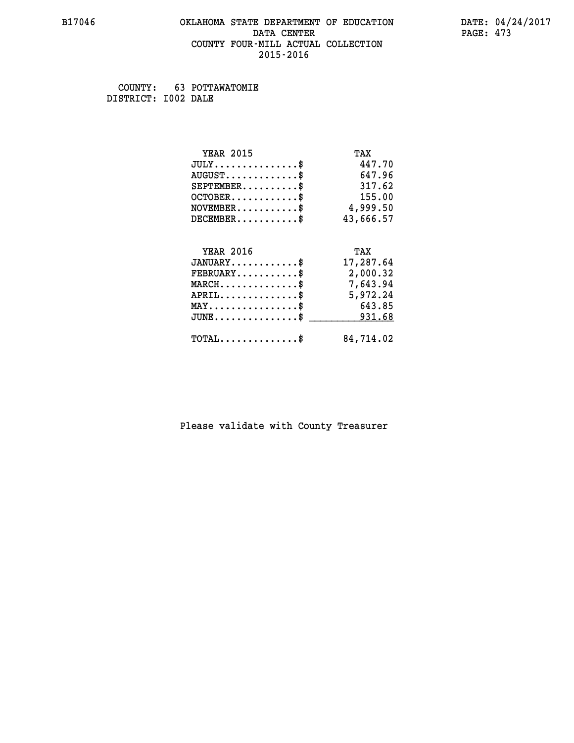B17046 OKLAHOMA STATE DEPARTMENT OF EDUCATION DATA CENTER COUNTY FOUR-MILL ACTUAL COLLECTION 2015-2016

DATE: 04/24/2017
PAGE: 473

COUNTY: 63 POTTAWATOMIE
DISTRICT: I002 DALE

| YEAR 2015 | TAX |
|---|---|
| JULY...............$ | 447.70 |
| AUGUST.............$ | 647.96 |
| SEPTEMBER..........$ | 317.62 |
| OCTOBER............$ | 155.00 |
| NOVEMBER...........$ | 4,999.50 |
| DECEMBER...........$ | 43,666.57 |

| YEAR 2016 | TAX |
|---|---|
| JANUARY............$ | 17,287.64 |
| FEBRUARY...........$ | 2,000.32 |
| MARCH..............$ | 7,643.94 |
| APRIL..............$ | 5,972.24 |
| MAY................$ | 643.85 |
| JUNE...............$ | 931.68 |
| TOTAL..............$ | 84,714.02 |

Please validate with County Treasurer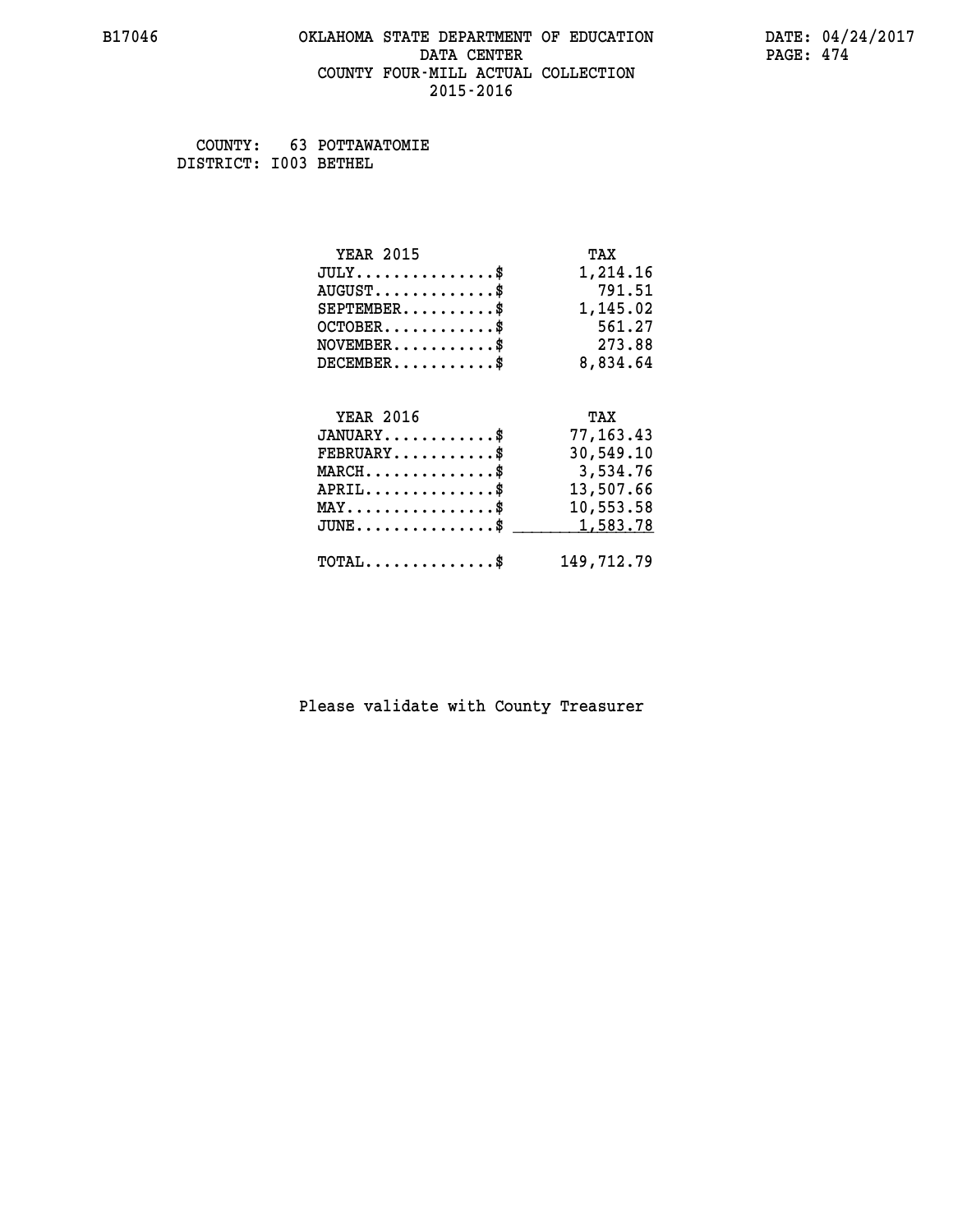# OKLAHOMA STATE DEPARTMENT OF EDUCATION
## DATA CENTER
## COUNTY FOUR-MILL ACTUAL COLLECTION
## 2015-2016

B17046 DATE: 04/24/2017

COUNTY: 63 POTTAWATOMIE
DISTRICT: I003 BETHEL

| YEAR 2015 | TAX |
|---|---|
| JULY..............$ | 1,214.16 |
| AUGUST............$ | 791.51 |
| SEPTEMBER.........$ | 1,145.02 |
| OCTOBER...........$ | 561.27 |
| NOVEMBER..........$ | 273.88 |
| DECEMBER..........$ | 8,834.64 |

| YEAR 2016 | TAX |
|---|---|
| JANUARY...........$ | 77,163.43 |
| FEBRUARY..........$ | 30,549.10 |
| MARCH.............$ | 3,534.76 |
| APRIL.............$ | 13,507.66 |
| MAY...............$ | 10,553.58 |
| JUNE..............$ | 1,583.78 |
| TOTAL.............$ | 149,712.79 |

Please validate with County Treasurer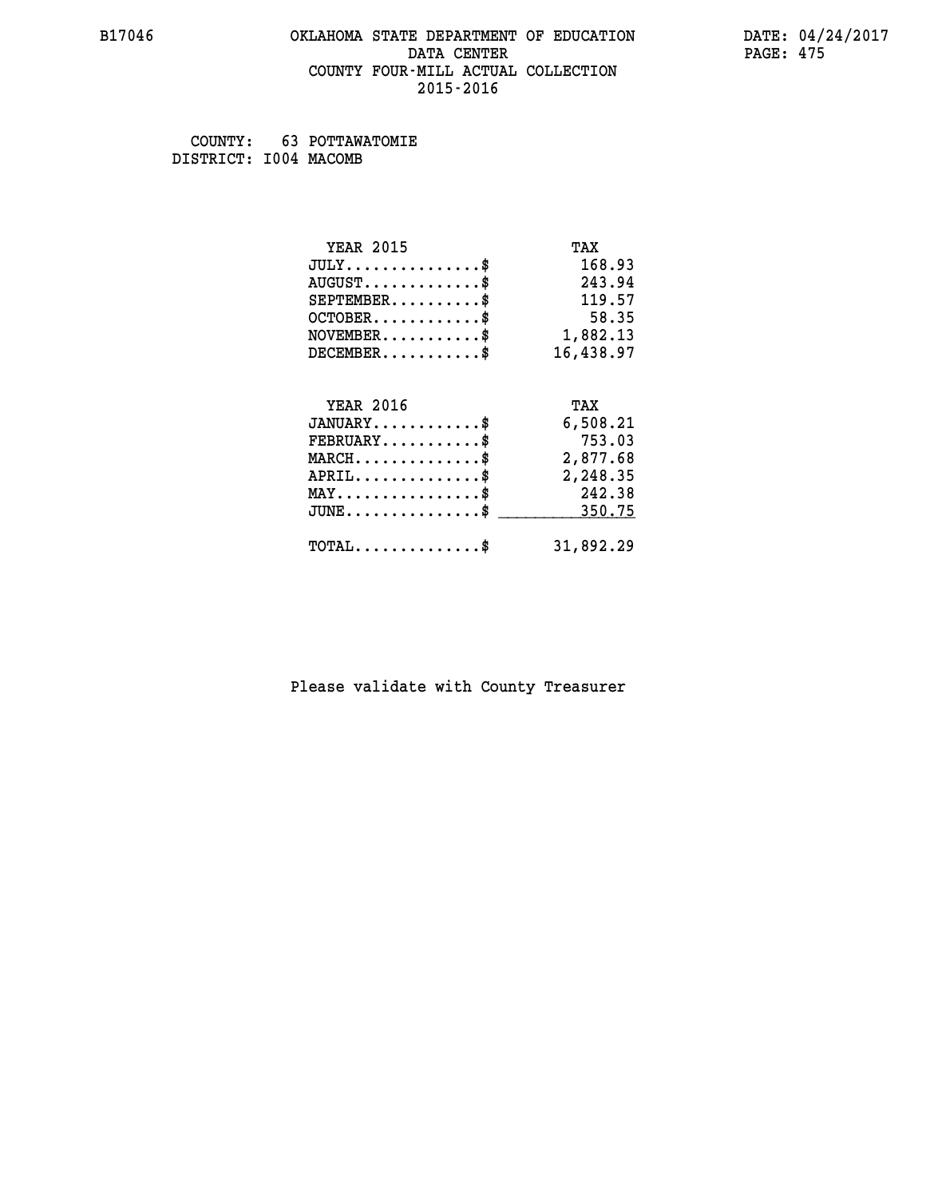COUNTY: 63 POTTAWATOMIE
DISTRICT: I004 MACOMB

| YEAR 2015 | TAX |
| --- | --- |
| JULY...............$ | 168.93 |
| AUGUST.............$ | 243.94 |
| SEPTEMBER..........$ | 119.57 |
| OCTOBER............$ | 58.35 |
| NOVEMBER...........$ | 1,882.13 |
| DECEMBER...........$ | 16,438.97 |

| YEAR 2016 | TAX |
| --- | --- |
| JANUARY............$ | 6,508.21 |
| FEBRUARY...........$ | 753.03 |
| MARCH..............$ | 2,877.68 |
| APRIL..............$ | 2,248.35 |
| MAY................$ | 242.38 |
| JUNE...............$ | 350.75 |
| TOTAL..............$ | 31,892.29 |

Please validate with County Treasurer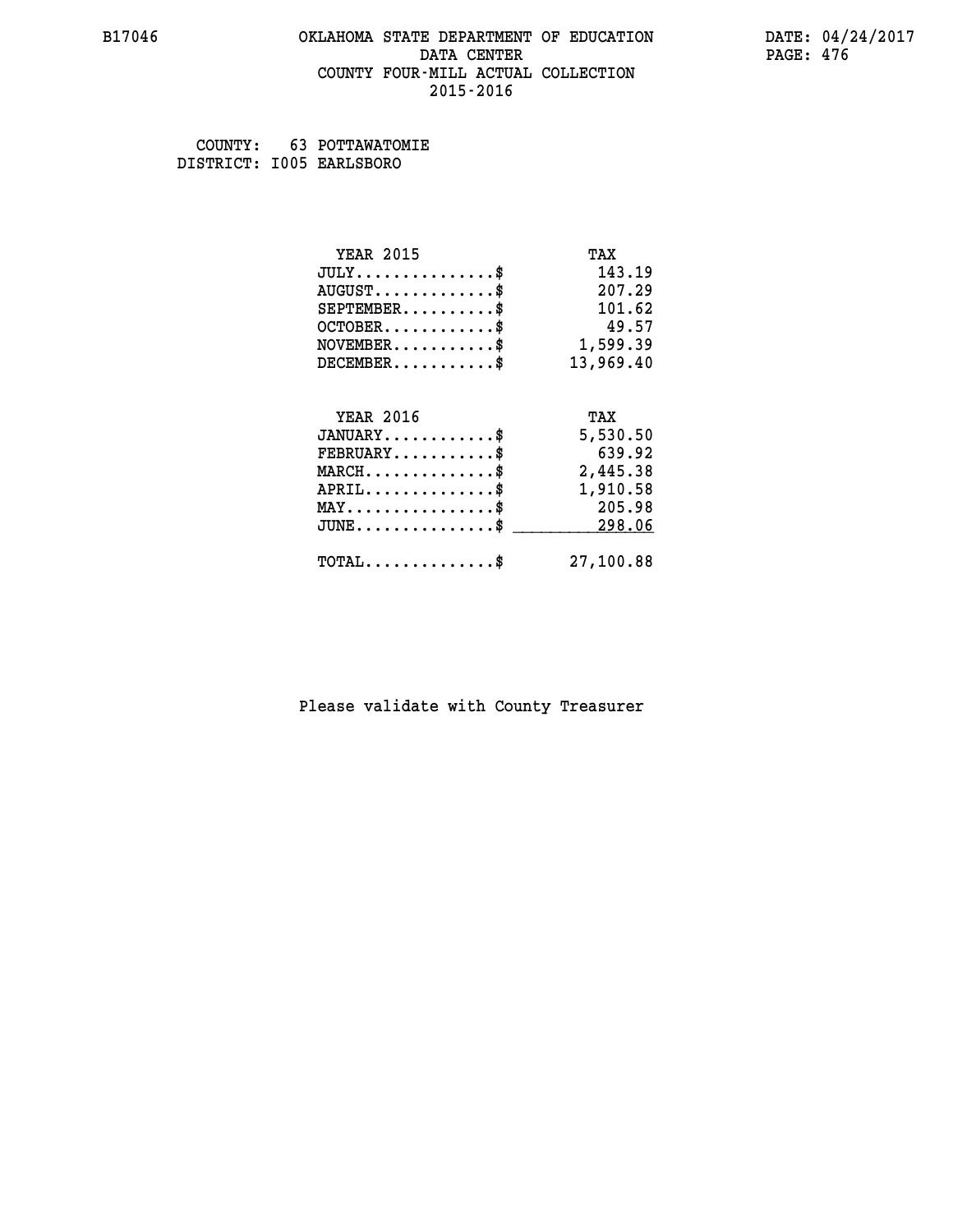# OKLAHOMA STATE DEPARTMENT OF EDUCATION
## DATA CENTER
## COUNTY FOUR-MILL ACTUAL COLLECTION
## 2015-2016

COUNTY: 63 POTTAWATOMIE
DISTRICT: I005 EARLSBORO

| YEAR 2015 | TAX |
|---|---|
| JULY..............$ | 143.19 |
| AUGUST............$ | 207.29 |
| SEPTEMBER.........$ | 101.62 |
| OCTOBER...........$ | 49.57 |
| NOVEMBER..........$ | 1,599.39 |
| DECEMBER..........$ | 13,969.40 |

| YEAR 2016 | TAX |
|---|---|
| JANUARY...........$ | 5,530.50 |
| FEBRUARY..........$ | 639.92 |
| MARCH.............$ | 2,445.38 |
| APRIL.............$ | 1,910.58 |
| MAY...............$ | 205.98 |
| JUNE..............$ | 298.06 |
| TOTAL.............$ | 27,100.88 |

Please validate with County Treasurer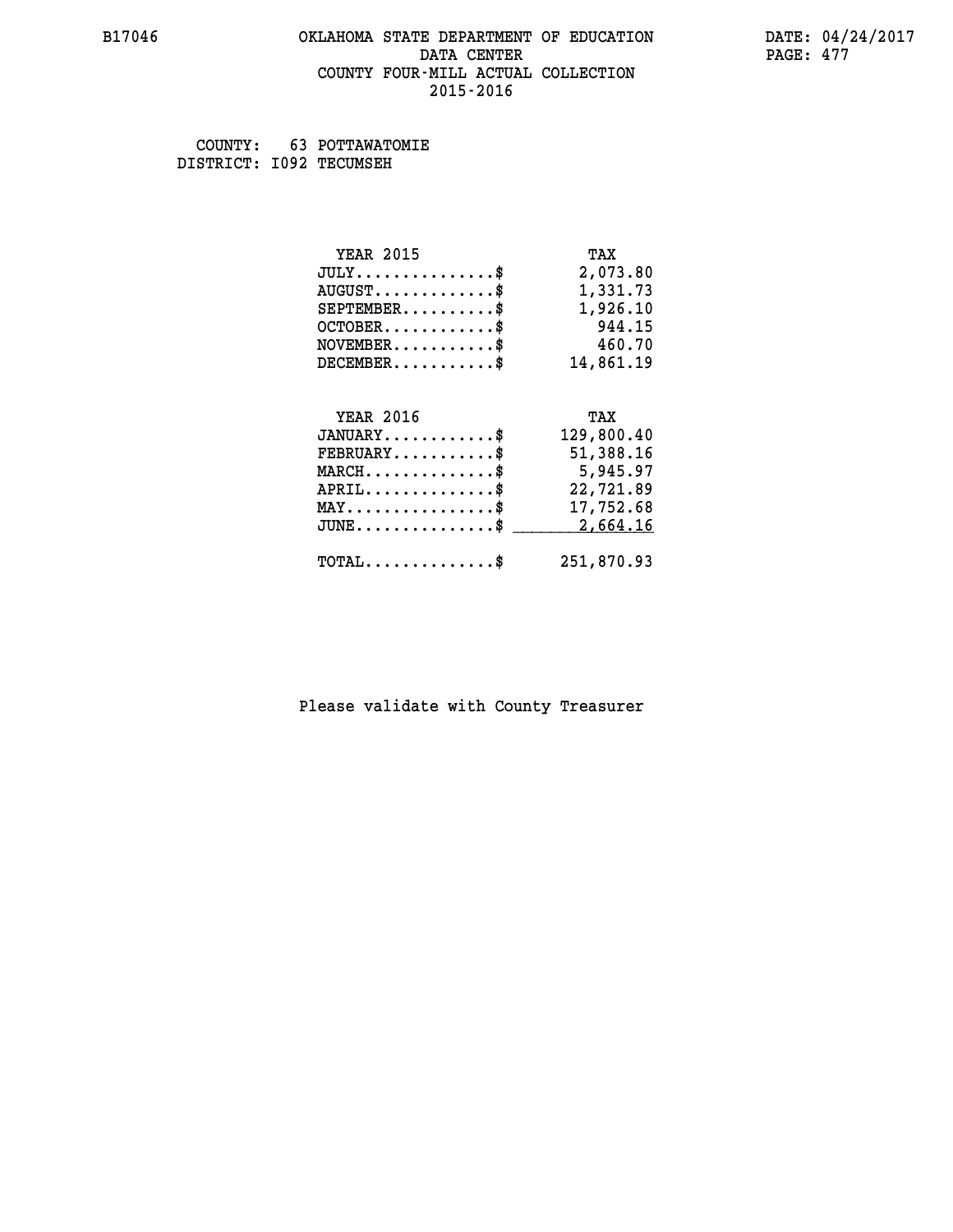B17046 OKLAHOMA STATE DEPARTMENT OF EDUCATION DATE: 04/24/2017
DATA CENTER PAGE: 477
COUNTY FOUR-MILL ACTUAL COLLECTION
2015-2016

COUNTY: 63 POTTAWATOMIE
DISTRICT: I092 TECUMSEH

| YEAR 2015 | TAX |
|---|---|
| JULY..............$ | 2,073.80 |
| AUGUST............$ | 1,331.73 |
| SEPTEMBER.........$ | 1,926.10 |
| OCTOBER...........$ | 944.15 |
| NOVEMBER..........$ | 460.70 |
| DECEMBER..........$ | 14,861.19 |

| YEAR 2016 | TAX |
|---|---|
| JANUARY...........$ | 129,800.40 |
| FEBRUARY..........$ | 51,388.16 |
| MARCH.............$ | 5,945.97 |
| APRIL.............$ | 22,721.89 |
| MAY...............$ | 17,752.68 |
| JUNE..............$ | 2,664.16 |
| TOTAL.............$ | 251,870.93 |

Please validate with County Treasurer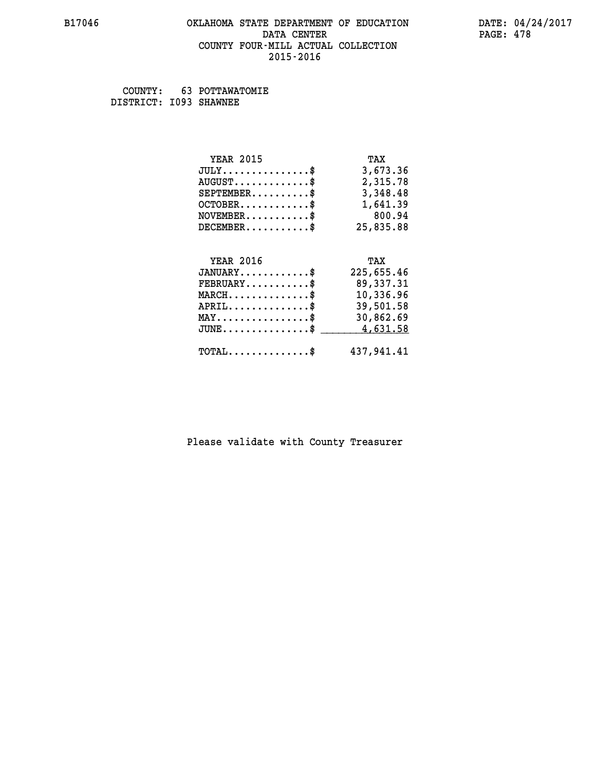B17046 OKLAHOMA STATE DEPARTMENT OF EDUCATION DATA CENTER COUNTY FOUR-MILL ACTUAL COLLECTION 2015-2016

DATE: 04/24/2017

COUNTY: 63 POTTAWATOMIE
DISTRICT: I093 SHAWNEE

| YEAR 2015 | TAX |
|---|---|
| JULY...............$ | 3,673.36 |
| AUGUST.............$ | 2,315.78 |
| SEPTEMBER..........$ | 3,348.48 |
| OCTOBER............$ | 1,641.39 |
| NOVEMBER...........$ | 800.94 |
| DECEMBER...........$ | 25,835.88 |

| YEAR 2016 | TAX |
|---|---|
| JANUARY............$ | 225,655.46 |
| FEBRUARY...........$ | 89,337.31 |
| MARCH..............$ | 10,336.96 |
| APRIL..............$ | 39,501.58 |
| MAY................$ | 30,862.69 |
| JUNE...............$ | 4,631.58 |
| TOTAL..............$ | 437,941.41 |

Please validate with County Treasurer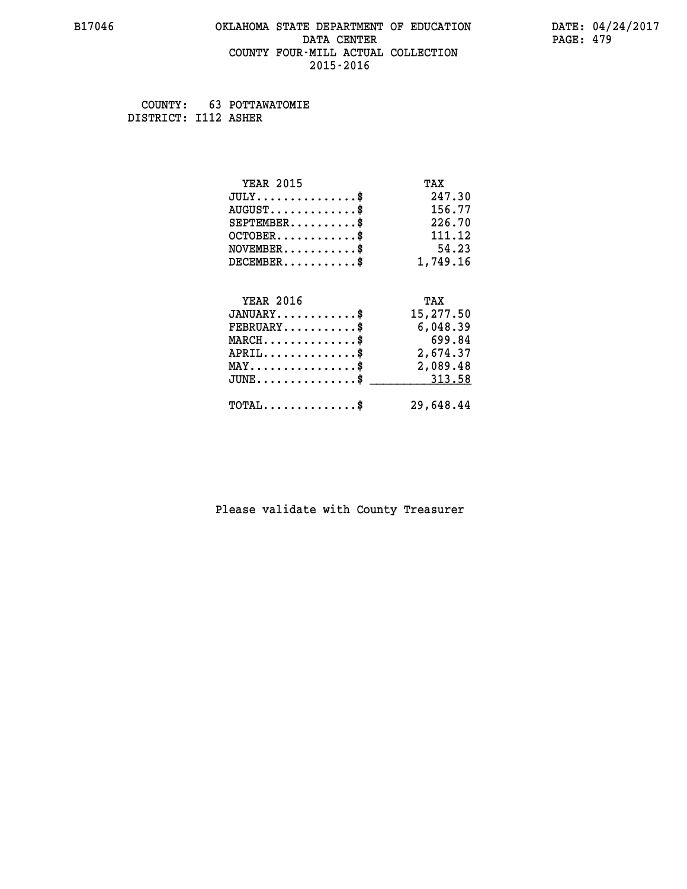COUNTY: 63 POTTAWATOMIE
DISTRICT: I112 ASHER

| YEAR 2015 | TAX |
|---|---|
| JULY..............$ | 247.30 |
| AUGUST............$ | 156.77 |
| SEPTEMBER.........$ | 226.70 |
| OCTOBER...........$ | 111.12 |
| NOVEMBER..........$ | 54.23 |
| DECEMBER..........$ | 1,749.16 |

| YEAR 2016 | TAX |
|---|---|
| JANUARY...........$ | 15,277.50 |
| FEBRUARY..........$ | 6,048.39 |
| MARCH.............$ | 699.84 |
| APRIL.............$ | 2,674.37 |
| MAY...............$ | 2,089.48 |
| JUNE..............$ | 313.58 |
| TOTAL.............$ | 29,648.44 |

Please validate with County Treasurer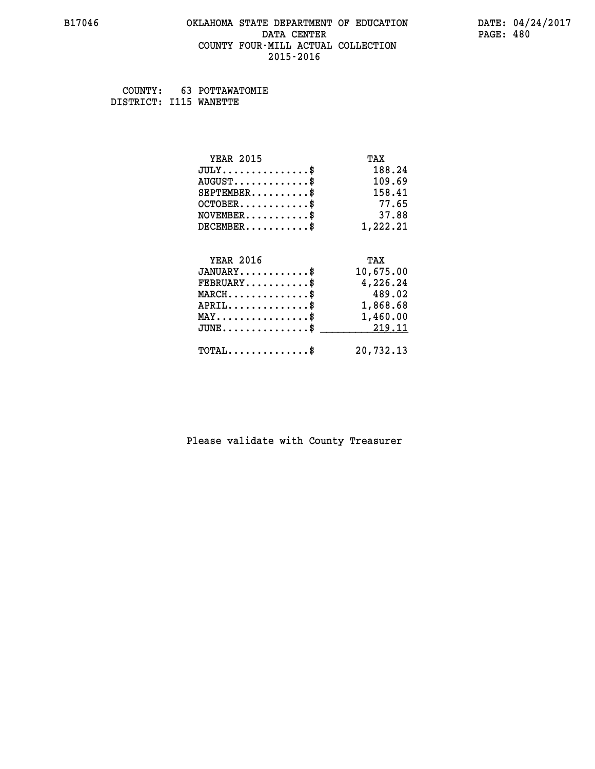B17046 OKLAHOMA STATE DEPARTMENT OF EDUCATION DATE: 04/24/2017
DATA CENTER
COUNTY FOUR-MILL ACTUAL COLLECTION
2015-2016

COUNTY: 63 POTTAWATOMIE
DISTRICT: I115 WANETTE

| YEAR 2015 | TAX |
|---|---|
| JULY..............$ | 188.24 |
| AUGUST............$ | 109.69 |
| SEPTEMBER.........$ | 158.41 |
| OCTOBER...........$ | 77.65 |
| NOVEMBER..........$ | 37.88 |
| DECEMBER..........$ | 1,222.21 |

| YEAR 2016 | TAX |
|---|---|
| JANUARY...........$ | 10,675.00 |
| FEBRUARY..........$ | 4,226.24 |
| MARCH.............$ | 489.02 |
| APRIL.............$ | 1,868.68 |
| MAY...............$ | 1,460.00 |
| JUNE..............$ | 219.11 |
| TOTAL.............$ | 20,732.13 |

Please validate with County Treasurer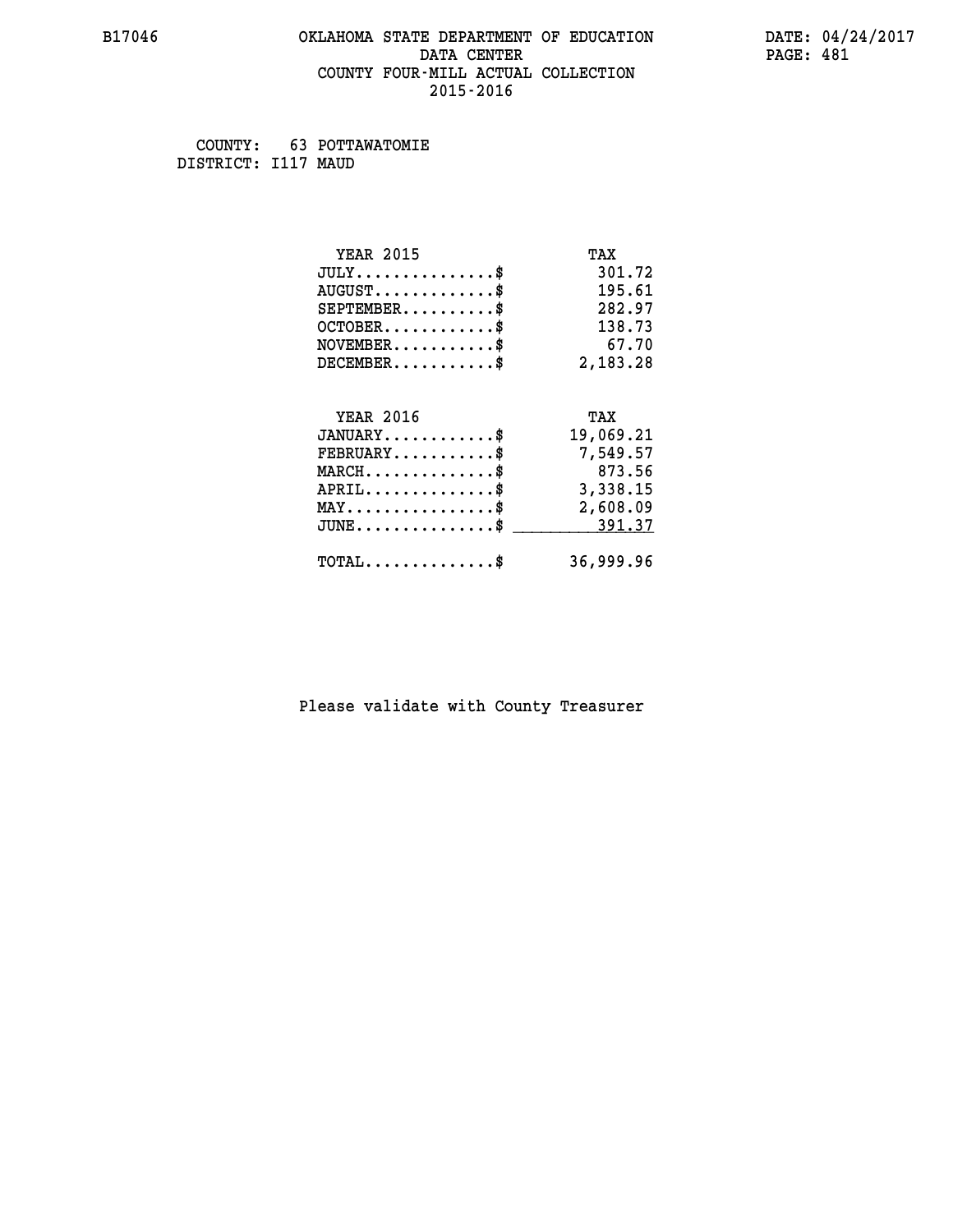B17046 OKLAHOMA STATE DEPARTMENT OF EDUCATION DATA CENTER COUNTY FOUR-MILL ACTUAL COLLECTION 2015-2016

DATE: 04/24/2017

COUNTY: 63 POTTAWATOMIE
DISTRICT: I117 MAUD

| YEAR 2015 | TAX |
|---|---|
| JULY...............$ | 301.72 |
| AUGUST.............$ | 195.61 |
| SEPTEMBER..........$ | 282.97 |
| OCTOBER............$ | 138.73 |
| NOVEMBER...........$ | 67.70 |
| DECEMBER...........$ | 2,183.28 |

| YEAR 2016 | TAX |
|---|---|
| JANUARY............$ | 19,069.21 |
| FEBRUARY...........$ | 7,549.57 |
| MARCH..............$ | 873.56 |
| APRIL..............$ | 3,338.15 |
| MAY................$ | 2,608.09 |
| JUNE...............$ | 391.37 |
| TOTAL..............$ | 36,999.96 |

Please validate with County Treasurer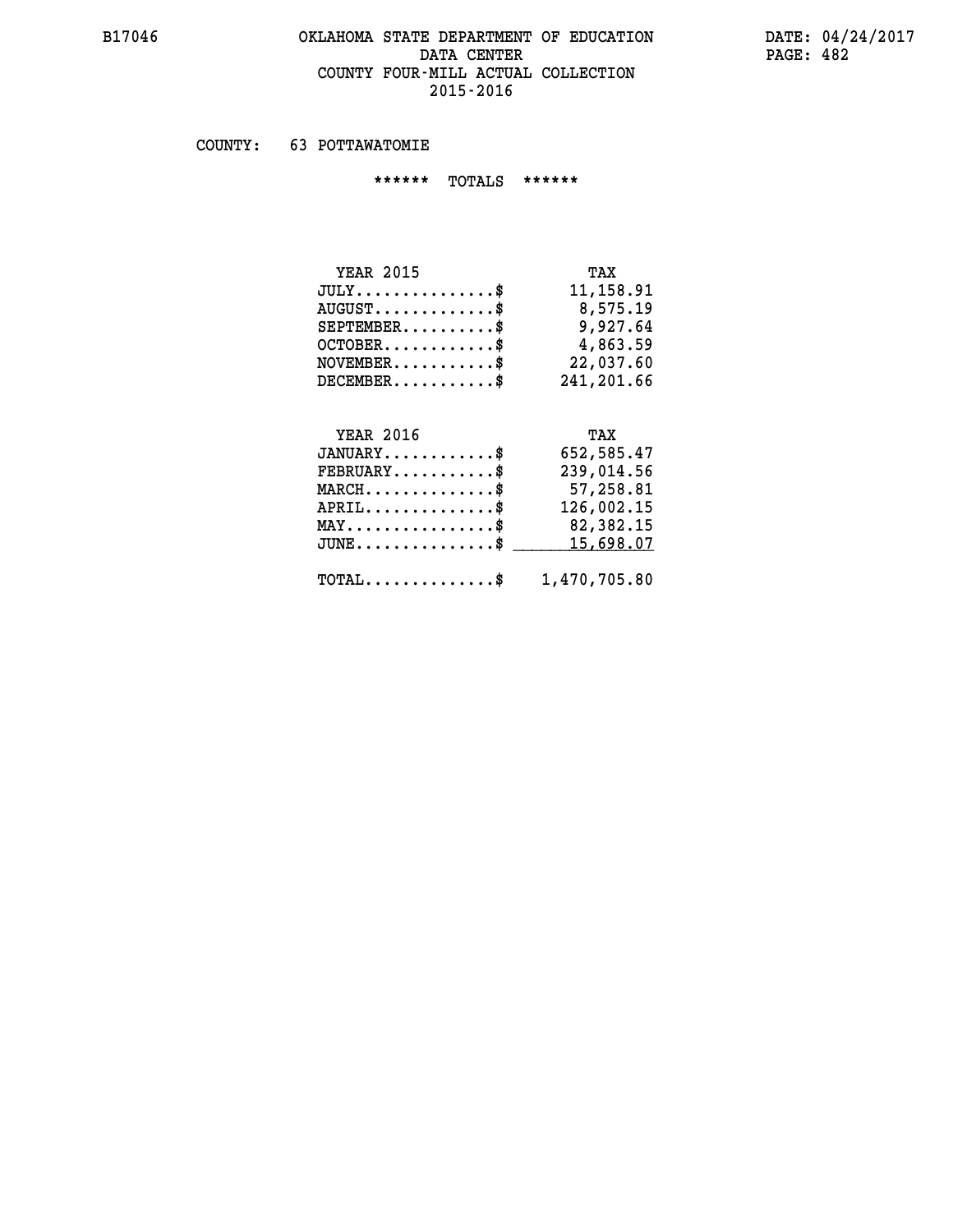COUNTY: 63 POTTAWATOMIE

****** TOTALS ******

| YEAR 2015 | TAX |
|---|---|
| JULY..............$ | 11,158.91 |
| AUGUST.............$ | 8,575.19 |
| SEPTEMBER..........$ | 9,927.64 |
| OCTOBER............$ | 4,863.59 |
| NOVEMBER...........$ | 22,037.60 |
| DECEMBER...........$ | 241,201.66 |

| YEAR 2016 | TAX |
|---|---|
| JANUARY............$ | 652,585.47 |
| FEBRUARY...........$ | 239,014.56 |
| MARCH..............$ | 57,258.81 |
| APRIL..............$ | 126,002.15 |
| MAY................$ | 82,382.15 |
| JUNE...............$ | 15,698.07 |
| TOTAL..............$ | 1,470,705.80 |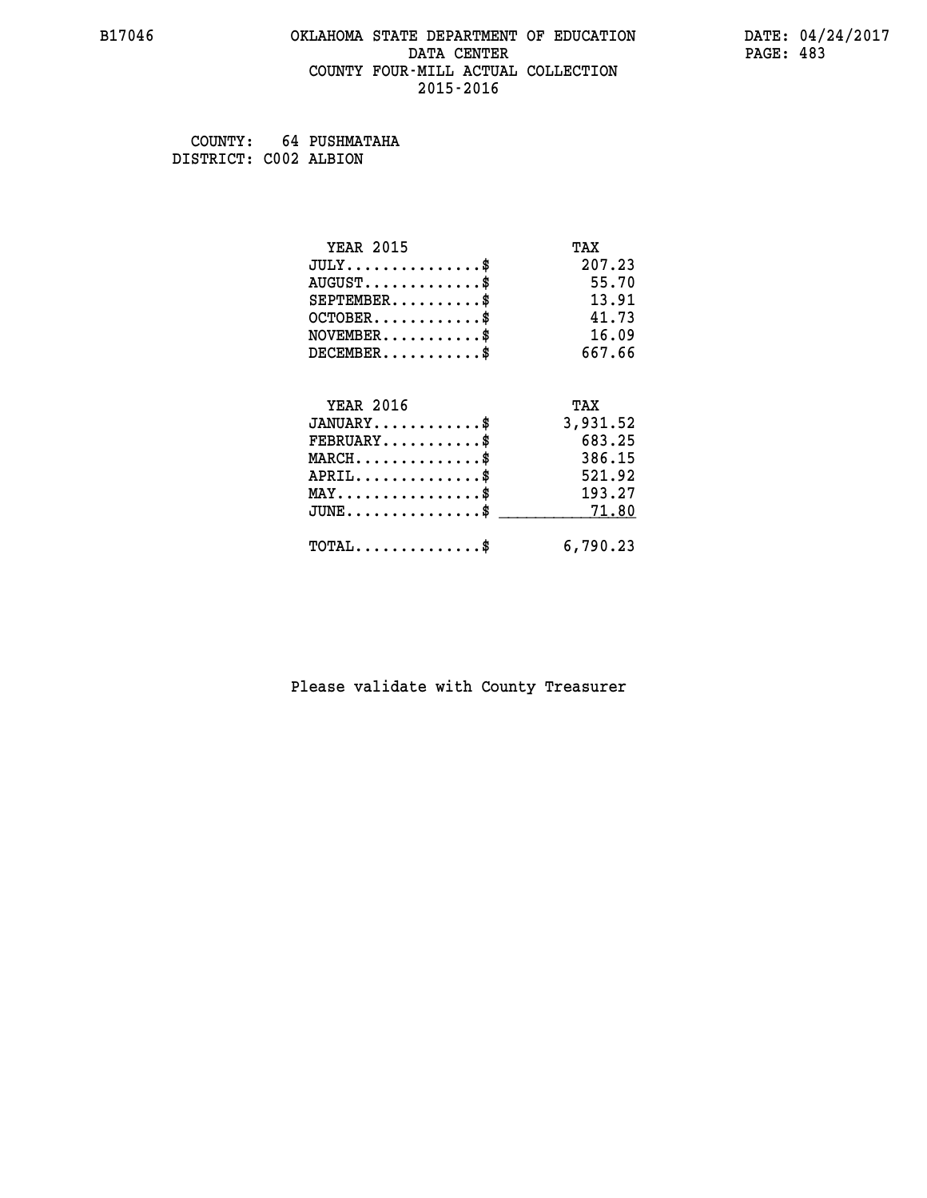# OKLAHOMA STATE DEPARTMENT OF EDUCATION
## DATA CENTER
## COUNTY FOUR-MILL ACTUAL COLLECTION
## 2015-2016

B17046

DATE: 04/24/2017

COUNTY: 64 PUSHMATAHA
DISTRICT: C002 ALBION

| YEAR 2015 | TAX |
|---|---|
| JULY..............$ | 207.23 |
| AUGUST............$ | 55.70 |
| SEPTEMBER.........$ | 13.91 |
| OCTOBER...........$ | 41.73 |
| NOVEMBER..........$ | 16.09 |
| DECEMBER..........$ | 667.66 |

| YEAR 2016 | TAX |
|---|---|
| JANUARY...........$ | 3,931.52 |
| FEBRUARY..........$ | 683.25 |
| MARCH.............$ | 386.15 |
| APRIL.............$ | 521.92 |
| MAY...............$ | 193.27 |
| JUNE..............$ | 71.80 |
| TOTAL.............$ | 6,790.23 |

Please validate with County Treasurer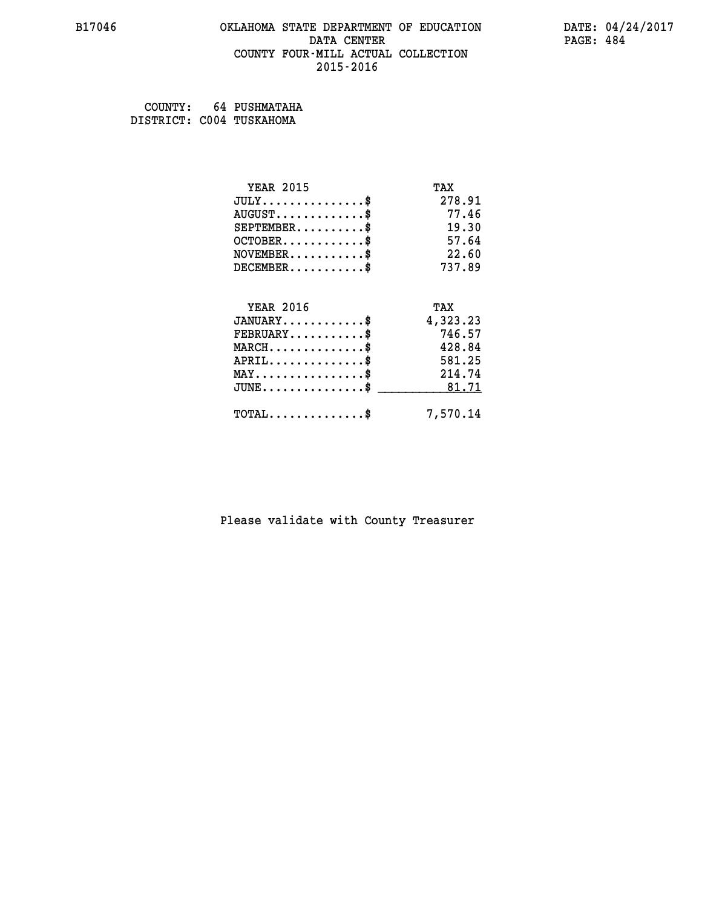B17046 OKLAHOMA STATE DEPARTMENT OF EDUCATION DATA CENTER COUNTY FOUR-MILL ACTUAL COLLECTION 2015-2016

DATE: 04/24/2017

COUNTY: 64 PUSHMATAHA
DISTRICT: C004 TUSKAHOMA

| YEAR 2015 | TAX |
|---|---|
| JULY...............$ | 278.91 |
| AUGUST.............$ | 77.46 |
| SEPTEMBER..........$ | 19.30 |
| OCTOBER............$ | 57.64 |
| NOVEMBER...........$ | 22.60 |
| DECEMBER...........$ | 737.89 |

| YEAR 2016 | TAX |
|---|---|
| JANUARY............$ | 4,323.23 |
| FEBRUARY...........$ | 746.57 |
| MARCH..............$ | 428.84 |
| APRIL..............$ | 581.25 |
| MAY................$ | 214.74 |
| JUNE...............$ | 81.71 |
| TOTAL..............$ | 7,570.14 |

Please validate with County Treasurer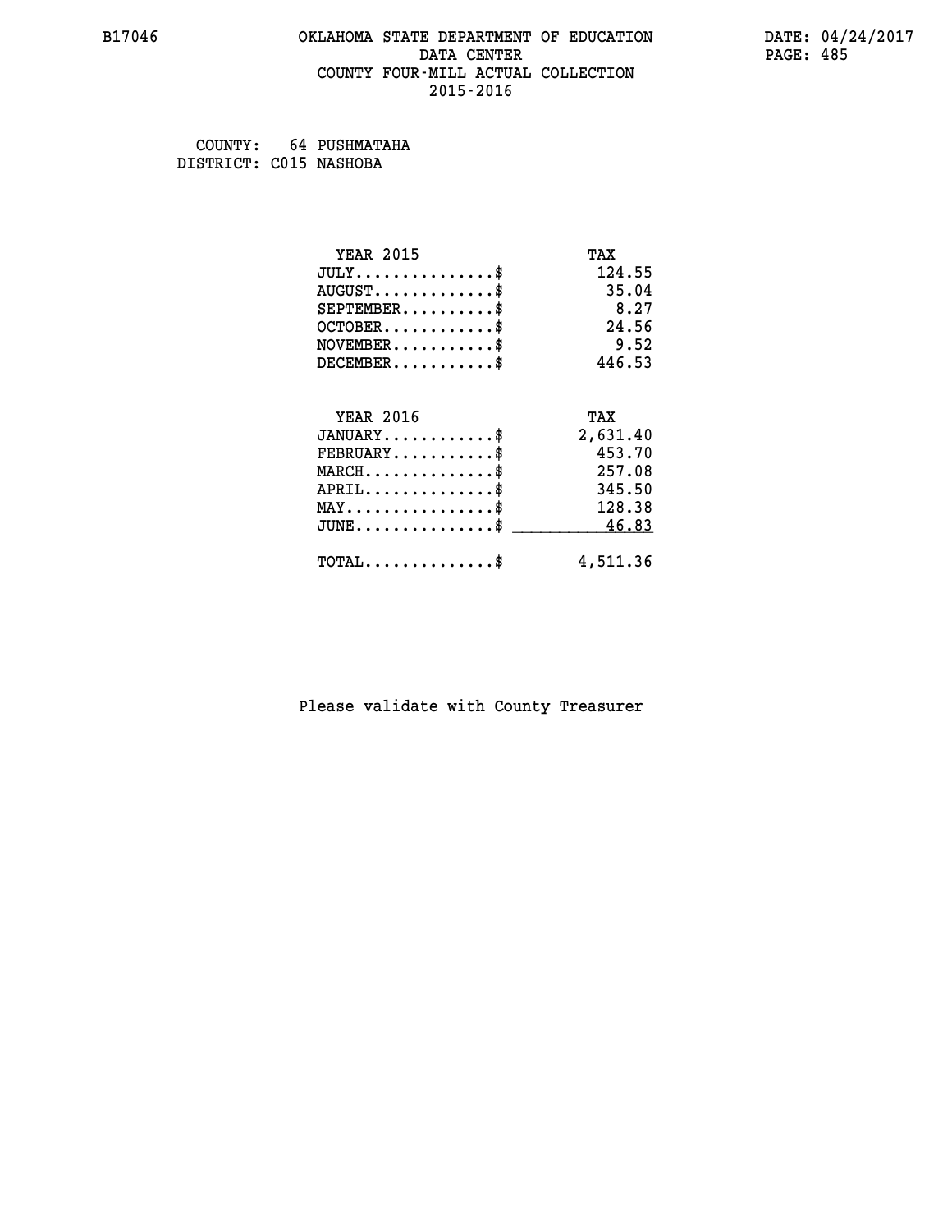B17046 OKLAHOMA STATE DEPARTMENT OF EDUCATION DATA CENTER COUNTY FOUR-MILL ACTUAL COLLECTION 2015-2016

DATE: 04/24/2017

COUNTY: 64 PUSHMATAHA
DISTRICT: C015 NASHOBA

| YEAR 2015 | TAX |
|---|---|
| JULY...............$ | 124.55 |
| AUGUST.............$ | 35.04 |
| SEPTEMBER..........$ | 8.27 |
| OCTOBER............$ | 24.56 |
| NOVEMBER...........$ | 9.52 |
| DECEMBER...........$ | 446.53 |

| YEAR 2016 | TAX |
|---|---|
| JANUARY............$ | 2,631.40 |
| FEBRUARY...........$ | 453.70 |
| MARCH..............$ | 257.08 |
| APRIL..............$ | 345.50 |
| MAY................$ | 128.38 |
| JUNE...............$ | 46.83 |
| TOTAL..............$ | 4,511.36 |

Please validate with County Treasurer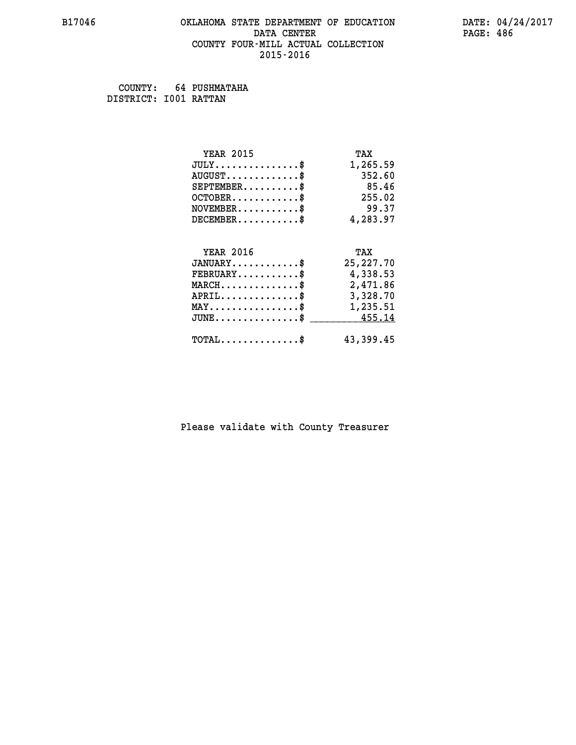B17046

# OKLAHOMA STATE DEPARTMENT OF EDUCATION
## DATA CENTER
## COUNTY FOUR-MILL ACTUAL COLLECTION
## 2015-2016

DATE: 04/24/2017

COUNTY: 64 PUSHMATAHA
DISTRICT: I001 RATTAN

| YEAR 2015 | TAX |
|---|---|
| JULY...............$ | 1,265.59 |
| AUGUST.............$ | 352.60 |
| SEPTEMBER..........$ | 85.46 |
| OCTOBER............$ | 255.02 |
| NOVEMBER...........$ | 99.37 |
| DECEMBER...........$ | 4,283.97 |

| YEAR 2016 | TAX |
|---|---|
| JANUARY............$ | 25,227.70 |
| FEBRUARY...........$ | 4,338.53 |
| MARCH..............$ | 2,471.86 |
| APRIL..............$ | 3,328.70 |
| MAY................$ | 1,235.51 |
| JUNE...............$ | 455.14 |
| TOTAL..............$ | 43,399.45 |

Please validate with County Treasurer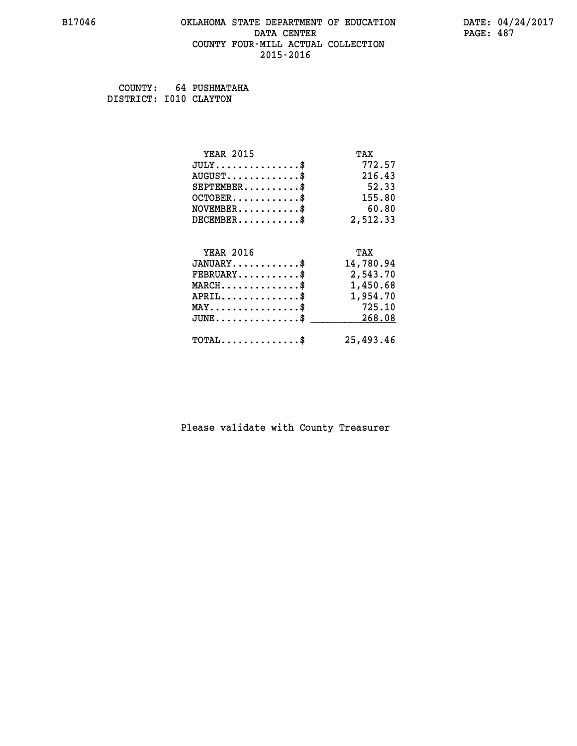B17046 OKLAHOMA STATE DEPARTMENT OF EDUCATION DATA CENTER COUNTY FOUR-MILL ACTUAL COLLECTION 2015-2016

DATE: 04/24/2017

COUNTY: 64 PUSHMATAHA
DISTRICT: I010 CLAYTON

| YEAR 2015 | TAX |
|---|---|
| JULY...............$ | 772.57 |
| AUGUST.............$ | 216.43 |
| SEPTEMBER..........$ | 52.33 |
| OCTOBER............$ | 155.80 |
| NOVEMBER...........$ | 60.80 |
| DECEMBER...........$ | 2,512.33 |

| YEAR 2016 | TAX |
|---|---|
| JANUARY............$ | 14,780.94 |
| FEBRUARY...........$ | 2,543.70 |
| MARCH..............$ | 1,450.68 |
| APRIL..............$ | 1,954.70 |
| MAY................$ | 725.10 |
| JUNE...............$ | 268.08 |
| TOTAL..............$ | 25,493.46 |

Please validate with County Treasurer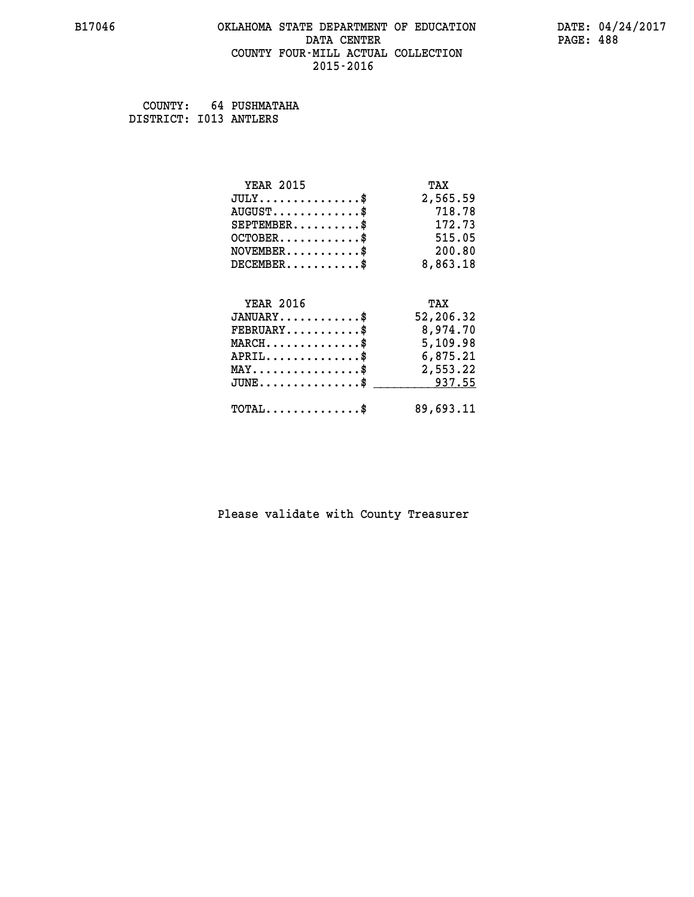B17046 OKLAHOMA STATE DEPARTMENT OF EDUCATION DATA CENTER COUNTY FOUR-MILL ACTUAL COLLECTION 2015-2016

DATE: 04/24/2017

COUNTY: 64 PUSHMATAHA
DISTRICT: I013 ANTLERS

| YEAR 2015 | TAX |
|---|---|
| JULY...............$ | 2,565.59 |
| AUGUST.............$ | 718.78 |
| SEPTEMBER..........$ | 172.73 |
| OCTOBER............$ | 515.05 |
| NOVEMBER...........$ | 200.80 |
| DECEMBER...........$ | 8,863.18 |

| YEAR 2016 | TAX |
|---|---|
| JANUARY............$ | 52,206.32 |
| FEBRUARY...........$ | 8,974.70 |
| MARCH..............$ | 5,109.98 |
| APRIL..............$ | 6,875.21 |
| MAY................$ | 2,553.22 |
| JUNE...............$ | 937.55 |
| TOTAL..............$ | 89,693.11 |

Please validate with County Treasurer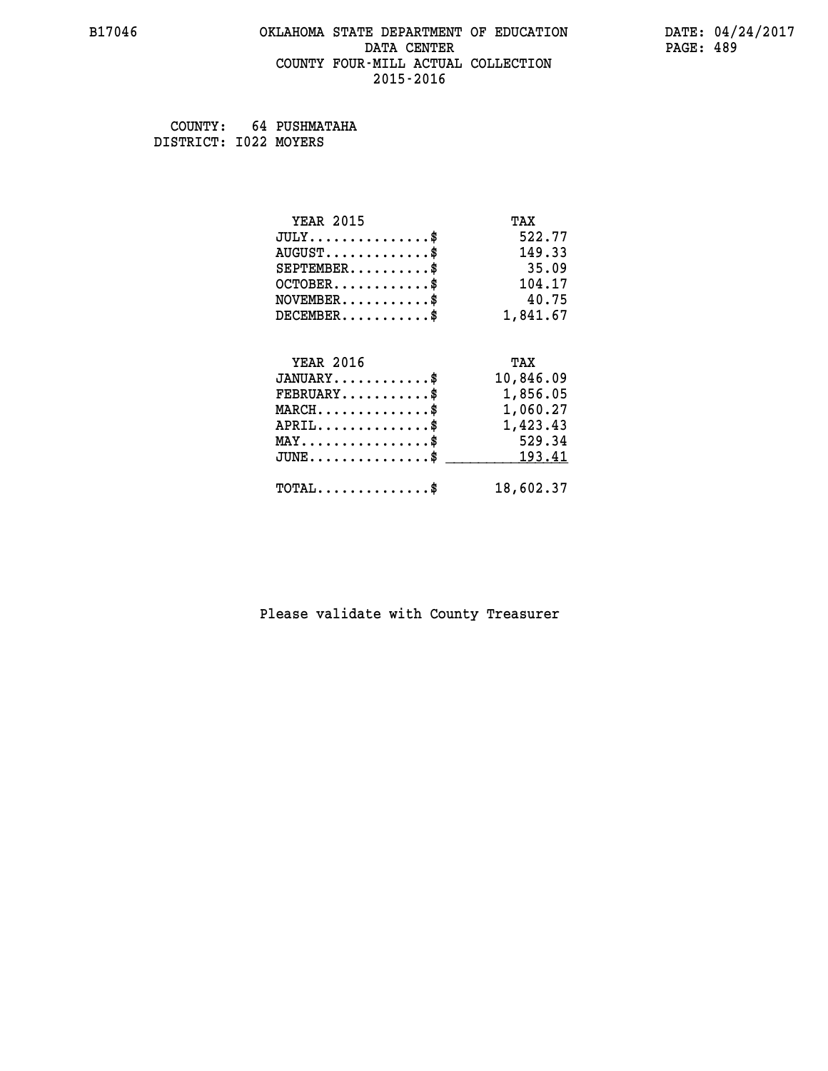B17046 OKLAHOMA STATE DEPARTMENT OF EDUCATION DATE: 04/24/2017

DATA CENTER

COUNTY FOUR-MILL ACTUAL COLLECTION

2015-2016

COUNTY: 64 PUSHMATAHA
DISTRICT: I022 MOYERS

| YEAR 2015 | TAX |
|---|---|
| JULY...............$ | 522.77 |
| AUGUST.............$ | 149.33 |
| SEPTEMBER..........$ | 35.09 |
| OCTOBER............$ | 104.17 |
| NOVEMBER...........$ | 40.75 |
| DECEMBER...........$ | 1,841.67 |

| YEAR 2016 | TAX |
|---|---|
| JANUARY............$ | 10,846.09 |
| FEBRUARY...........$ | 1,856.05 |
| MARCH..............$ | 1,060.27 |
| APRIL..............$ | 1,423.43 |
| MAY................$ | 529.34 |
| JUNE...............$ | 193.41 |
| TOTAL..............$ | 18,602.37 |

Please validate with County Treasurer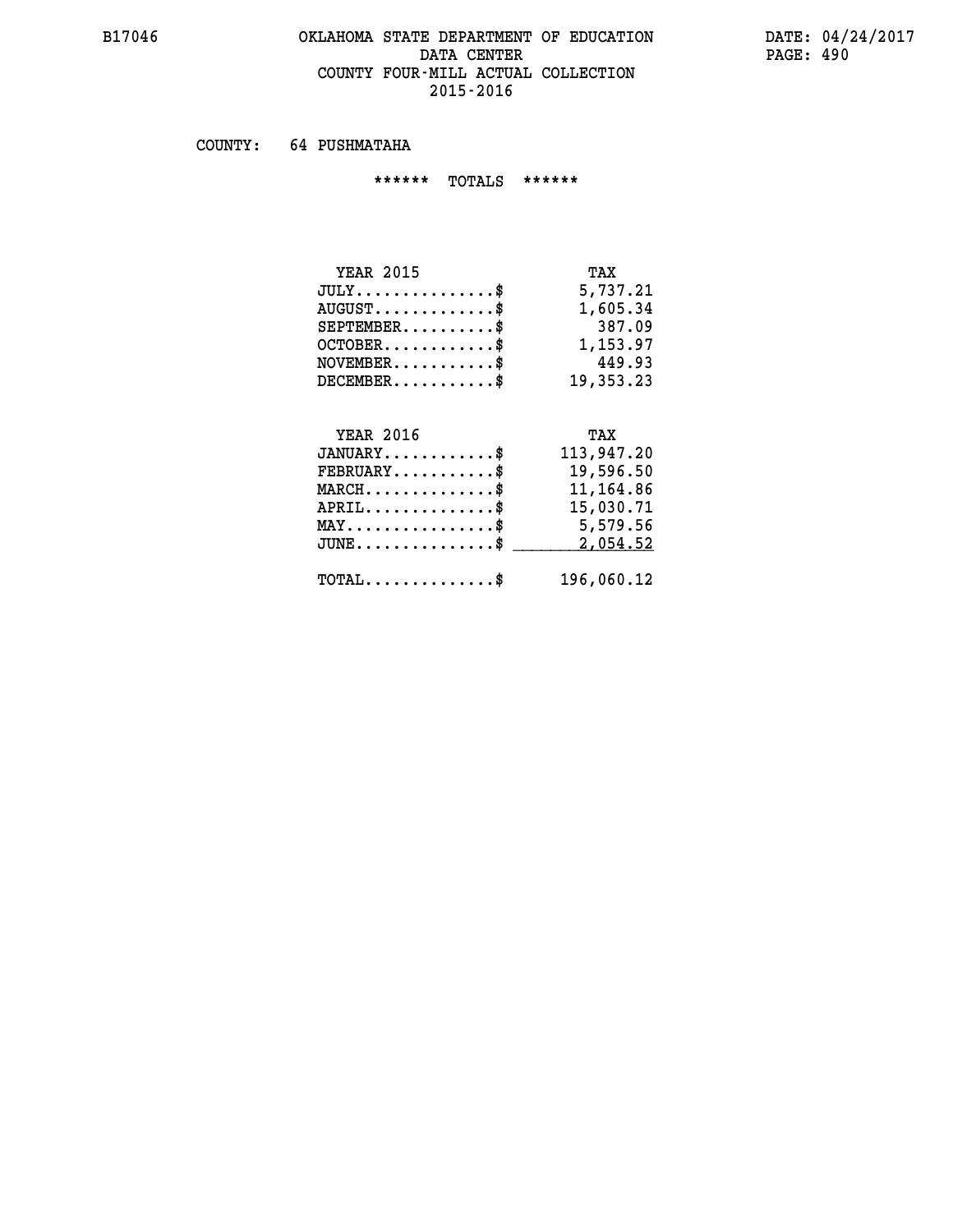B17046 OKLAHOMA STATE DEPARTMENT OF EDUCATION DATA CENTER COUNTY FOUR-MILL ACTUAL COLLECTION 2015-2016

DATE: 04/24/2017

COUNTY: 64 PUSHMATAHA

****** TOTALS ******

| YEAR 2015 | TAX |
|---|---|
| JULY...............$ | 5,737.21 |
| AUGUST.............$ | 1,605.34 |
| SEPTEMBER..........$ | 387.09 |
| OCTOBER............$ | 1,153.97 |
| NOVEMBER...........$ | 449.93 |
| DECEMBER...........$ | 19,353.23 |

| YEAR 2016 | TAX |
|---|---|
| JANUARY............$ | 113,947.20 |
| FEBRUARY...........$ | 19,596.50 |
| MARCH..............$ | 11,164.86 |
| APRIL..............$ | 15,030.71 |
| MAY................$ | 5,579.56 |
| JUNE...............$ | 2,054.52 |
| TOTAL..............$ | 196,060.12 |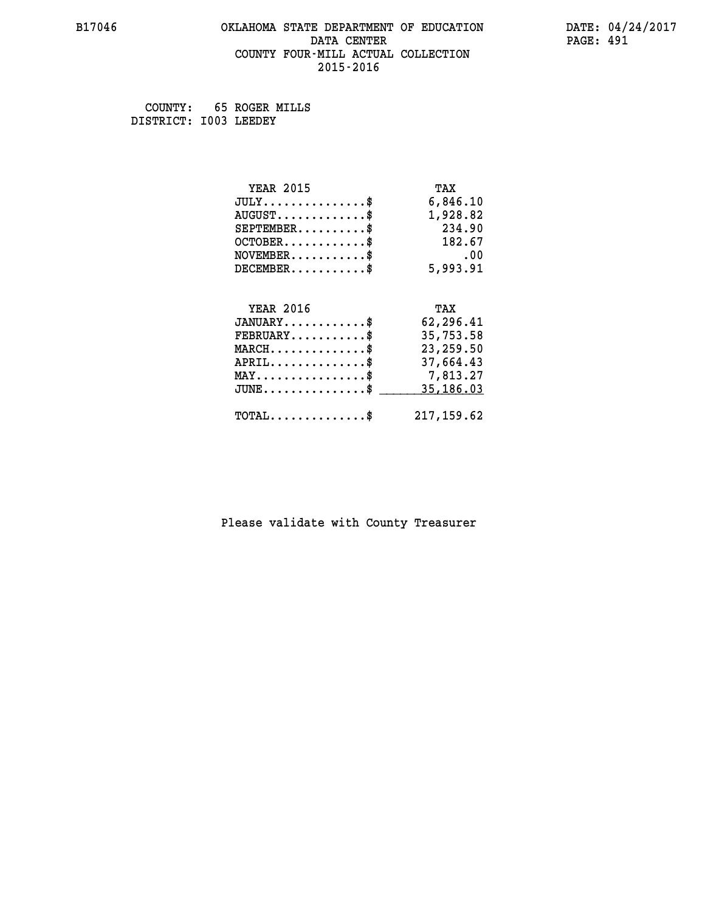B17046 OKLAHOMA STATE DEPARTMENT OF EDUCATION DATA CENTER COUNTY FOUR-MILL ACTUAL COLLECTION 2015-2016

DATE: 04/24/2017

COUNTY: 65 ROGER MILLS
DISTRICT: I003 LEEDEY

| YEAR 2015 | TAX |
|---|---|
| JULY...............$ | 6,846.10 |
| AUGUST.............$ | 1,928.82 |
| SEPTEMBER..........$ | 234.90 |
| OCTOBER............$ | 182.67 |
| NOVEMBER...........$ | .00 |
| DECEMBER...........$ | 5,993.91 |

| YEAR 2016 | TAX |
|---|---|
| JANUARY............$ | 62,296.41 |
| FEBRUARY...........$ | 35,753.58 |
| MARCH..............$ | 23,259.50 |
| APRIL..............$ | 37,664.43 |
| MAY................$ | 7,813.27 |
| JUNE...............$ | 35,186.03 |
| TOTAL..............$ | 217,159.62 |

Please validate with County Treasurer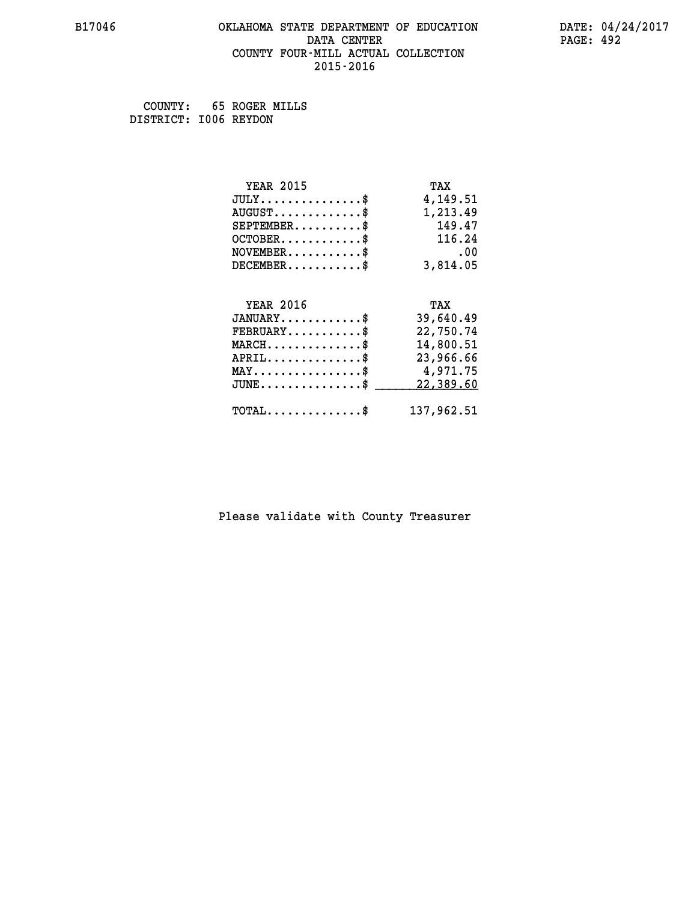B17046 OKLAHOMA STATE DEPARTMENT OF EDUCATION DATE: 04/24/2017

DATA CENTER

COUNTY FOUR-MILL ACTUAL COLLECTION

2015-2016

COUNTY: 65 ROGER MILLS
DISTRICT: I006 REYDON

| YEAR 2015 | TAX |
|---|---|
| JULY..............$ | 4,149.51 |
| AUGUST............$ | 1,213.49 |
| SEPTEMBER..........$ | 149.47 |
| OCTOBER...........$ | 116.24 |
| NOVEMBER..........$ | .00 |
| DECEMBER..........$ | 3,814.05 |

| YEAR 2016 | TAX |
|---|---|
| JANUARY...........$ | 39,640.49 |
| FEBRUARY..........$ | 22,750.74 |
| MARCH.............$ | 14,800.51 |
| APRIL.............$ | 23,966.66 |
| MAY...............$ | 4,971.75 |
| JUNE..............$ | 22,389.60 |
| TOTAL.............$ | 137,962.51 |

Please validate with County Treasurer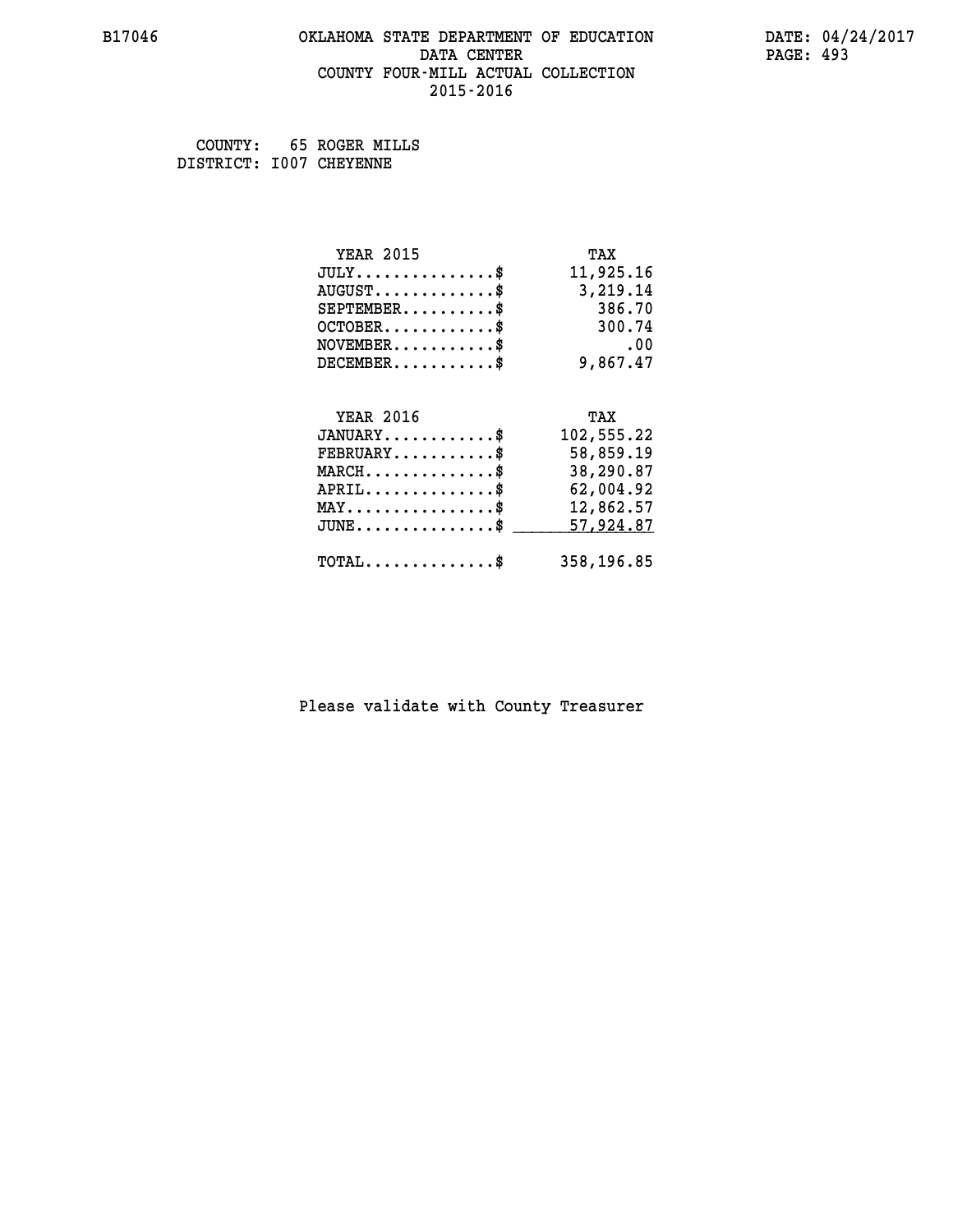B17046 OKLAHOMA STATE DEPARTMENT OF EDUCATION DATE: 04/24/2017

DATA CENTER

COUNTY FOUR-MILL ACTUAL COLLECTION

2015-2016

COUNTY: 65 ROGER MILLS
DISTRICT: I007 CHEYENNE

| YEAR 2015 | TAX |
|---|---|
| JULY..............$ | 11,925.16 |
| AUGUST............$ | 3,219.14 |
| SEPTEMBER.........$ | 386.70 |
| OCTOBER...........$ | 300.74 |
| NOVEMBER..........$ | .00 |
| DECEMBER..........$ | 9,867.47 |

| YEAR 2016 | TAX |
|---|---|
| JANUARY...........$ | 102,555.22 |
| FEBRUARY..........$ | 58,859.19 |
| MARCH.............$ | 38,290.87 |
| APRIL.............$ | 62,004.92 |
| MAY...............$ | 12,862.57 |
| JUNE..............$ | 57,924.87 |
| TOTAL.............$ | 358,196.85 |

Please validate with County Treasurer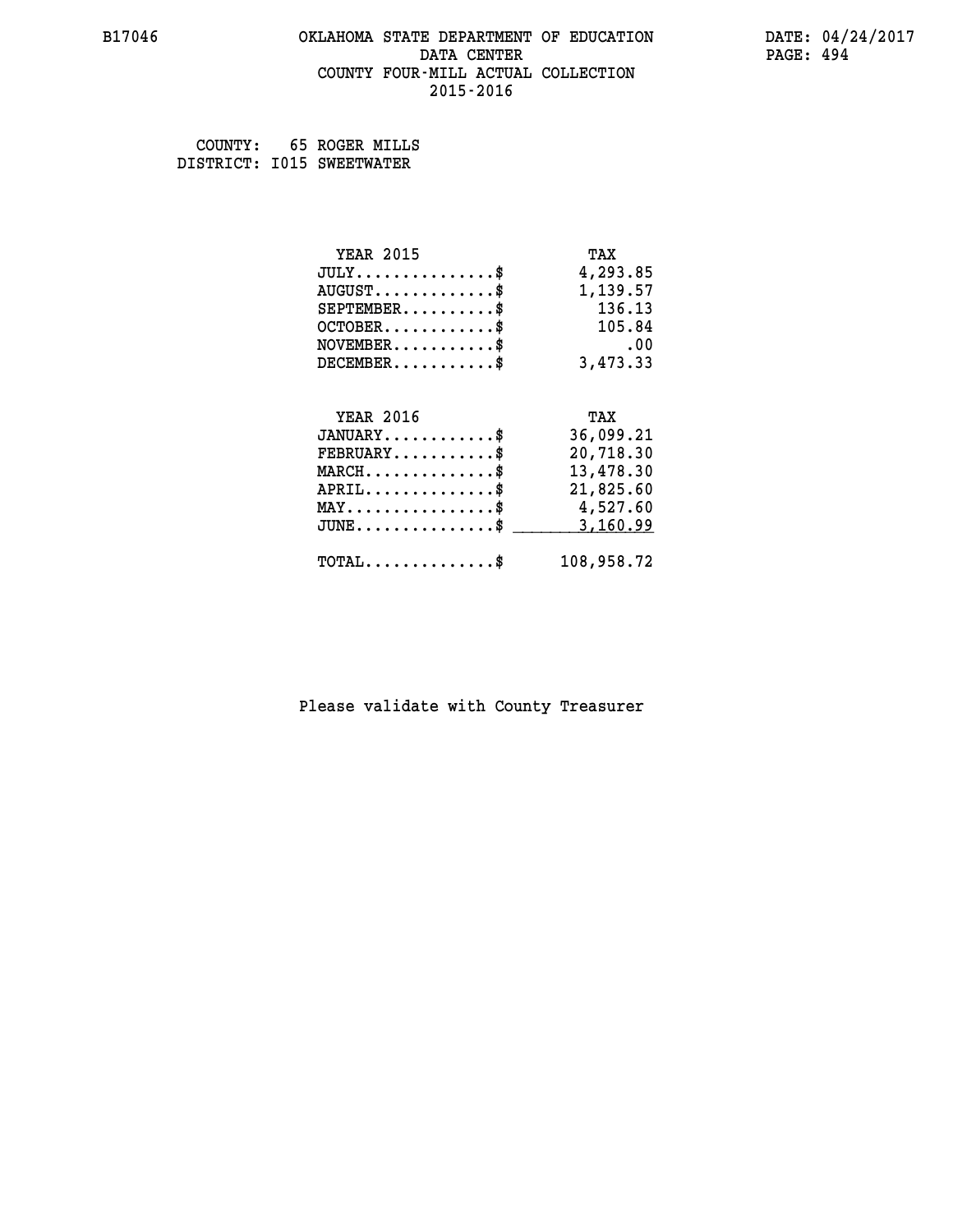B17046 OKLAHOMA STATE DEPARTMENT OF EDUCATION DATA CENTER COUNTY FOUR-MILL ACTUAL COLLECTION 2015-2016

DATE: 04/24/2017

COUNTY: 65 ROGER MILLS
DISTRICT: I015 SWEETWATER

| YEAR 2015 | TAX |
|---|---|
| JULY..............$ | 4,293.85 |
| AUGUST............$ | 1,139.57 |
| SEPTEMBER.........$ | 136.13 |
| OCTOBER...........$ | 105.84 |
| NOVEMBER..........$ | .00 |
| DECEMBER..........$ | 3,473.33 |

| YEAR 2016 | TAX |
|---|---|
| JANUARY...........$ | 36,099.21 |
| FEBRUARY..........$ | 20,718.30 |
| MARCH.............$ | 13,478.30 |
| APRIL.............$ | 21,825.60 |
| MAY...............$ | 4,527.60 |
| JUNE..............$ | 3,160.99 |
| TOTAL.............$ | 108,958.72 |

Please validate with County Treasurer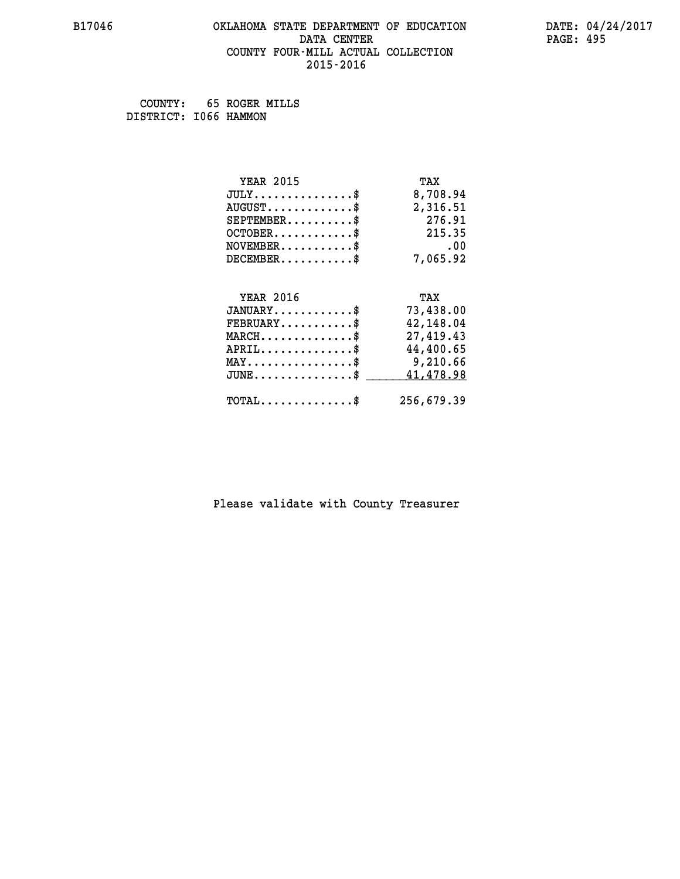B17046 OKLAHOMA STATE DEPARTMENT OF EDUCATION DATA CENTER COUNTY FOUR-MILL ACTUAL COLLECTION 2015-2016

DATE: 04/24/2017

COUNTY: 65 ROGER MILLS
DISTRICT: I066 HAMMON

| YEAR 2015 | TAX |
|---|---|
| JULY..............$ | 8,708.94 |
| AUGUST............$ | 2,316.51 |
| SEPTEMBER.........$ | 276.91 |
| OCTOBER...........$ | 215.35 |
| NOVEMBER..........$ | .00 |
| DECEMBER..........$ | 7,065.92 |

| YEAR 2016 | TAX |
|---|---|
| JANUARY...........$ | 73,438.00 |
| FEBRUARY..........$ | 42,148.04 |
| MARCH.............$ | 27,419.43 |
| APRIL.............$ | 44,400.65 |
| MAY...............$ | 9,210.66 |
| JUNE..............$ | 41,478.98 |
| TOTAL.............$ | 256,679.39 |

Please validate with County Treasurer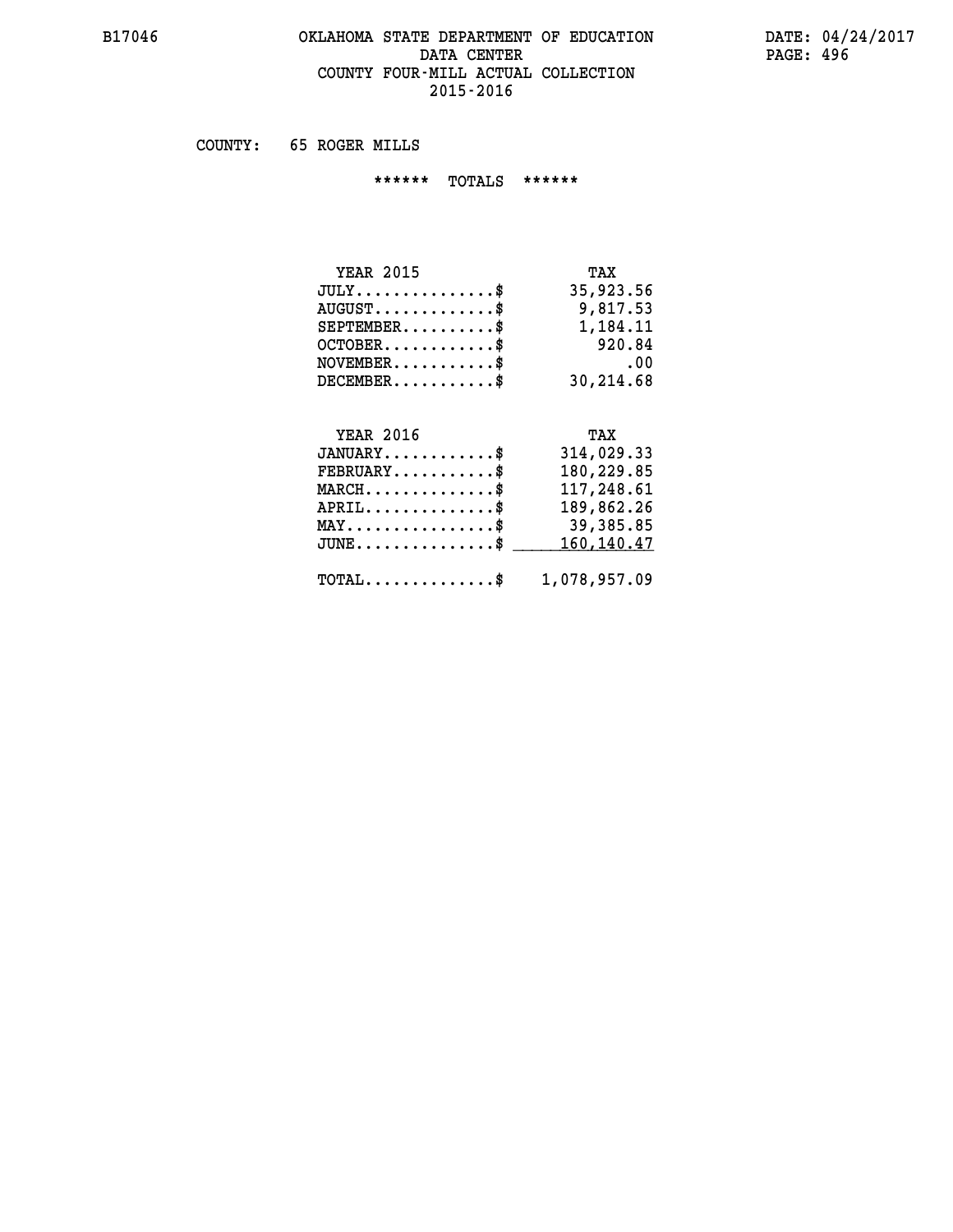# OKLAHOMA STATE DEPARTMENT OF EDUCATION
## DATA CENTER
## COUNTY FOUR-MILL ACTUAL COLLECTION
## 2015-2016

B17046

DATE: 04/24/2017

COUNTY: 65 ROGER MILLS

****** TOTALS ******

| YEAR 2015 | TAX |
|---|---|
| JULY...............$ | 35,923.56 |
| AUGUST.............$ | 9,817.53 |
| SEPTEMBER..........$ | 1,184.11 |
| OCTOBER............$ | 920.84 |
| NOVEMBER...........$ | .00 |
| DECEMBER...........$ | 30,214.68 |

| YEAR 2016 | TAX |
|---|---|
| JANUARY............$ | 314,029.33 |
| FEBRUARY...........$ | 180,229.85 |
| MARCH..............$ | 117,248.61 |
| APRIL..............$ | 189,862.26 |
| MAY................$ | 39,385.85 |
| JUNE...............$ | 160,140.47 |
| TOTAL..............$ | 1,078,957.09 |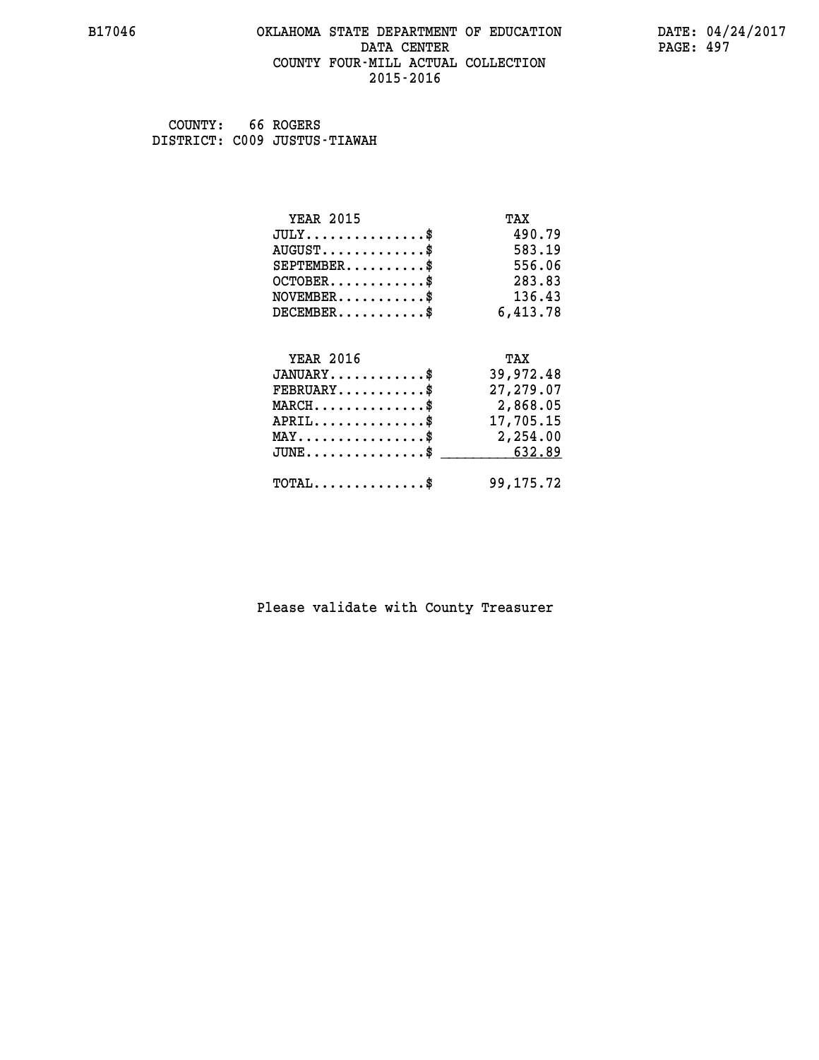B17046 OKLAHOMA STATE DEPARTMENT OF EDUCATION DATE: 04/24/2017
DATA CENTER PAGE: 497
COUNTY FOUR-MILL ACTUAL COLLECTION
2015-2016

COUNTY: 66 ROGERS
DISTRICT: C009 JUSTUS-TIAWAH

| YEAR 2015 | TAX |
|---|---|
| JULY...............$ | 490.79 |
| AUGUST.............$ | 583.19 |
| SEPTEMBER..........$ | 556.06 |
| OCTOBER............$ | 283.83 |
| NOVEMBER...........$ | 136.43 |
| DECEMBER...........$ | 6,413.78 |

| YEAR 2016 | TAX |
|---|---|
| JANUARY............$ | 39,972.48 |
| FEBRUARY...........$ | 27,279.07 |
| MARCH..............$ | 2,868.05 |
| APRIL..............$ | 17,705.15 |
| MAY................$ | 2,254.00 |
| JUNE...............$ | 632.89 |
| TOTAL..............$ | 99,175.72 |

Please validate with County Treasurer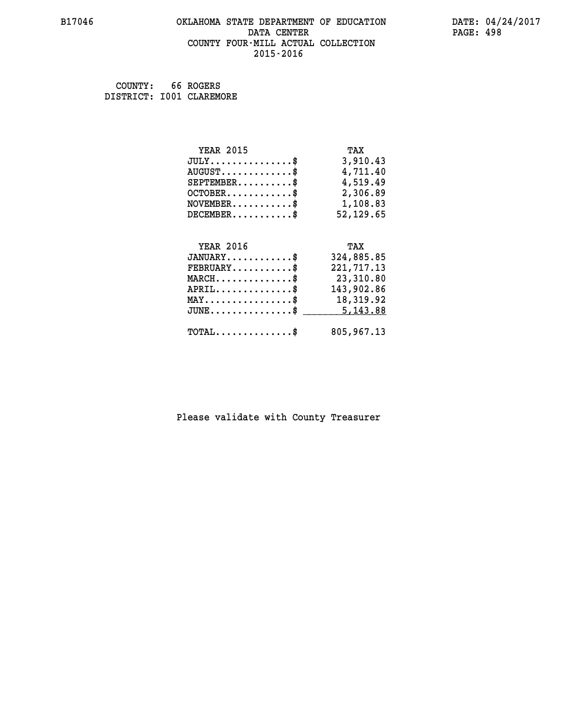B17046 OKLAHOMA STATE DEPARTMENT OF EDUCATION DATA CENTER COUNTY FOUR-MILL ACTUAL COLLECTION 2015-2016

DATE: 04/24/2017

COUNTY: 66 ROGERS
DISTRICT: I001 CLAREMORE

| YEAR 2015 | TAX |
|---|---|
| JULY..............$ | 3,910.43 |
| AUGUST............$ | 4,711.40 |
| SEPTEMBER.........$ | 4,519.49 |
| OCTOBER...........$ | 2,306.89 |
| NOVEMBER..........$ | 1,108.83 |
| DECEMBER..........$ | 52,129.65 |

| YEAR 2016 | TAX |
|---|---|
| JANUARY...........$ | 324,885.85 |
| FEBRUARY..........$ | 221,717.13 |
| MARCH.............$ | 23,310.80 |
| APRIL.............$ | 143,902.86 |
| MAY...............$ | 18,319.92 |
| JUNE..............$ | 5,143.88 |
| TOTAL.............$ | 805,967.13 |

Please validate with County Treasurer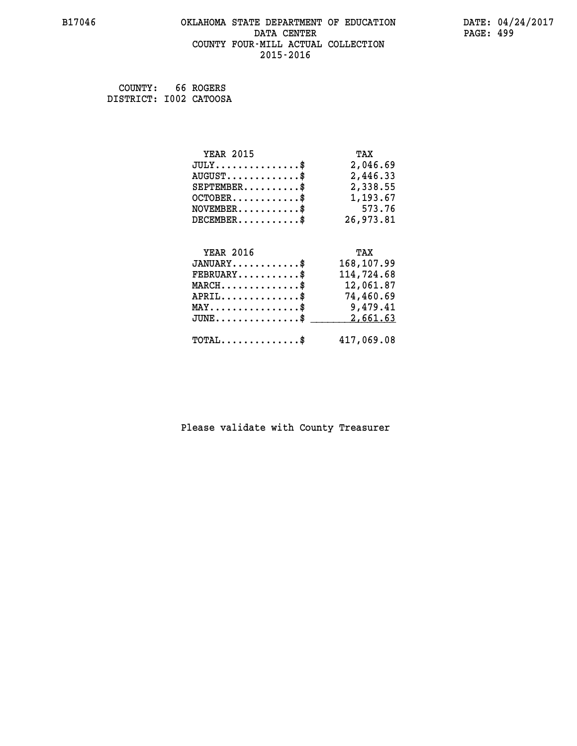B17046 OKLAHOMA STATE DEPARTMENT OF EDUCATION DATE: 04/24/2017
DATA CENTER PAGE: 499
COUNTY FOUR-MILL ACTUAL COLLECTION
2015-2016

COUNTY: 66 ROGERS
DISTRICT: I002 CATOOSA

| YEAR 2015 | TAX |
| --- | --- |
| JULY...............$ | 2,046.69 |
| AUGUST.............$ | 2,446.33 |
| SEPTEMBER..........$ | 2,338.55 |
| OCTOBER............$ | 1,193.67 |
| NOVEMBER...........$ | 573.76 |
| DECEMBER...........$ | 26,973.81 |

| YEAR 2016 | TAX |
| --- | --- |
| JANUARY............$ | 168,107.99 |
| FEBRUARY...........$ | 114,724.68 |
| MARCH..............$ | 12,061.87 |
| APRIL..............$ | 74,460.69 |
| MAY................$ | 9,479.41 |
| JUNE...............$ | 2,661.63 |
| TOTAL..............$ | 417,069.08 |

Please validate with County Treasurer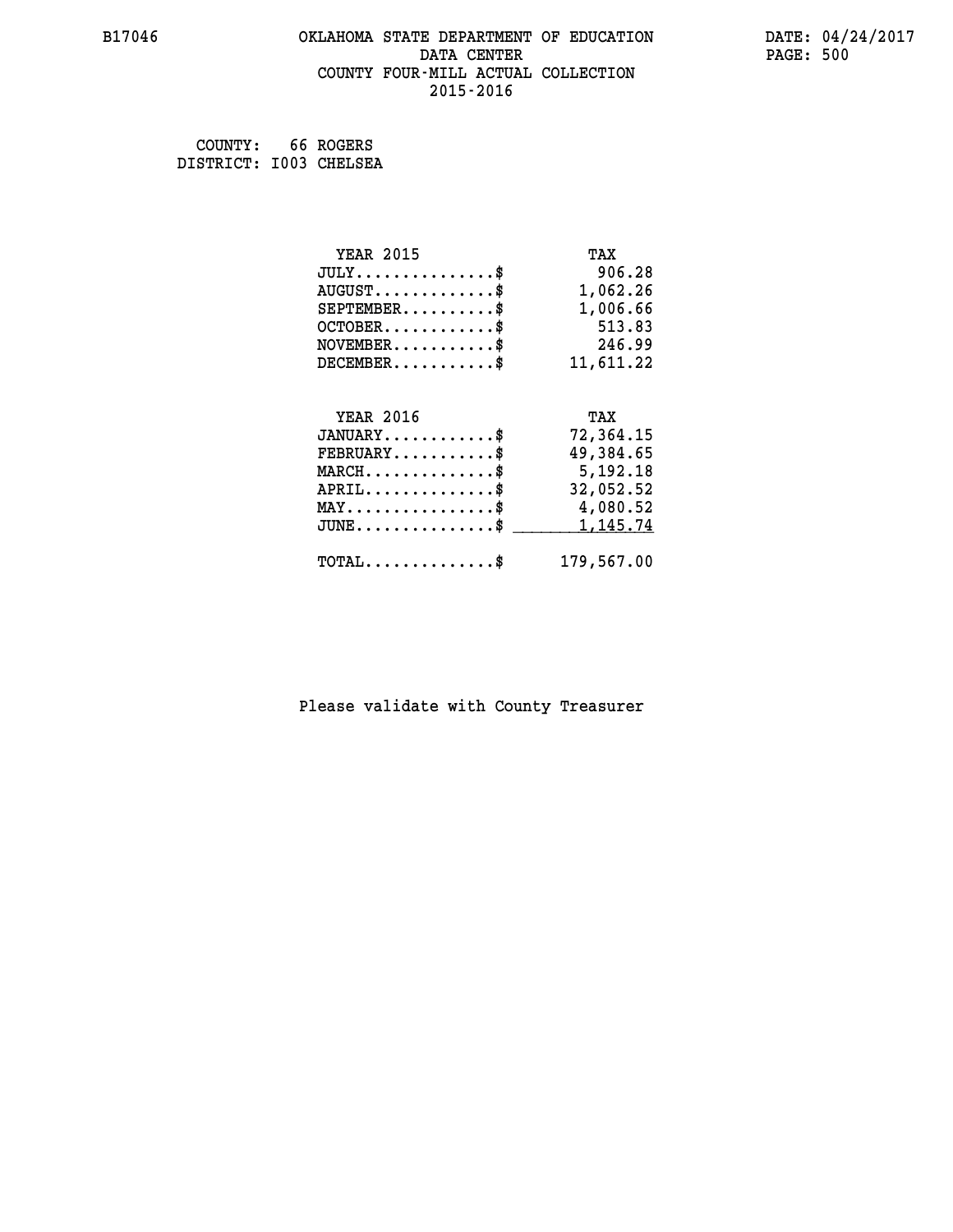B17046 OKLAHOMA STATE DEPARTMENT OF EDUCATION DATA CENTER COUNTY FOUR-MILL ACTUAL COLLECTION 2015-2016

DATE: 04/24/2017

COUNTY: 66 ROGERS
DISTRICT: I003 CHELSEA

| YEAR 2015 | TAX |
|---|---|
| JULY..............$ | 906.28 |
| AUGUST............$ | 1,062.26 |
| SEPTEMBER.........$ | 1,006.66 |
| OCTOBER...........$ | 513.83 |
| NOVEMBER..........$ | 246.99 |
| DECEMBER..........$ | 11,611.22 |

| YEAR 2016 | TAX |
|---|---|
| JANUARY...........$ | 72,364.15 |
| FEBRUARY..........$ | 49,384.65 |
| MARCH.............$ | 5,192.18 |
| APRIL.............$ | 32,052.52 |
| MAY...............$ | 4,080.52 |
| JUNE..............$ | 1,145.74 |
| TOTAL.............$ | 179,567.00 |

Please validate with County Treasurer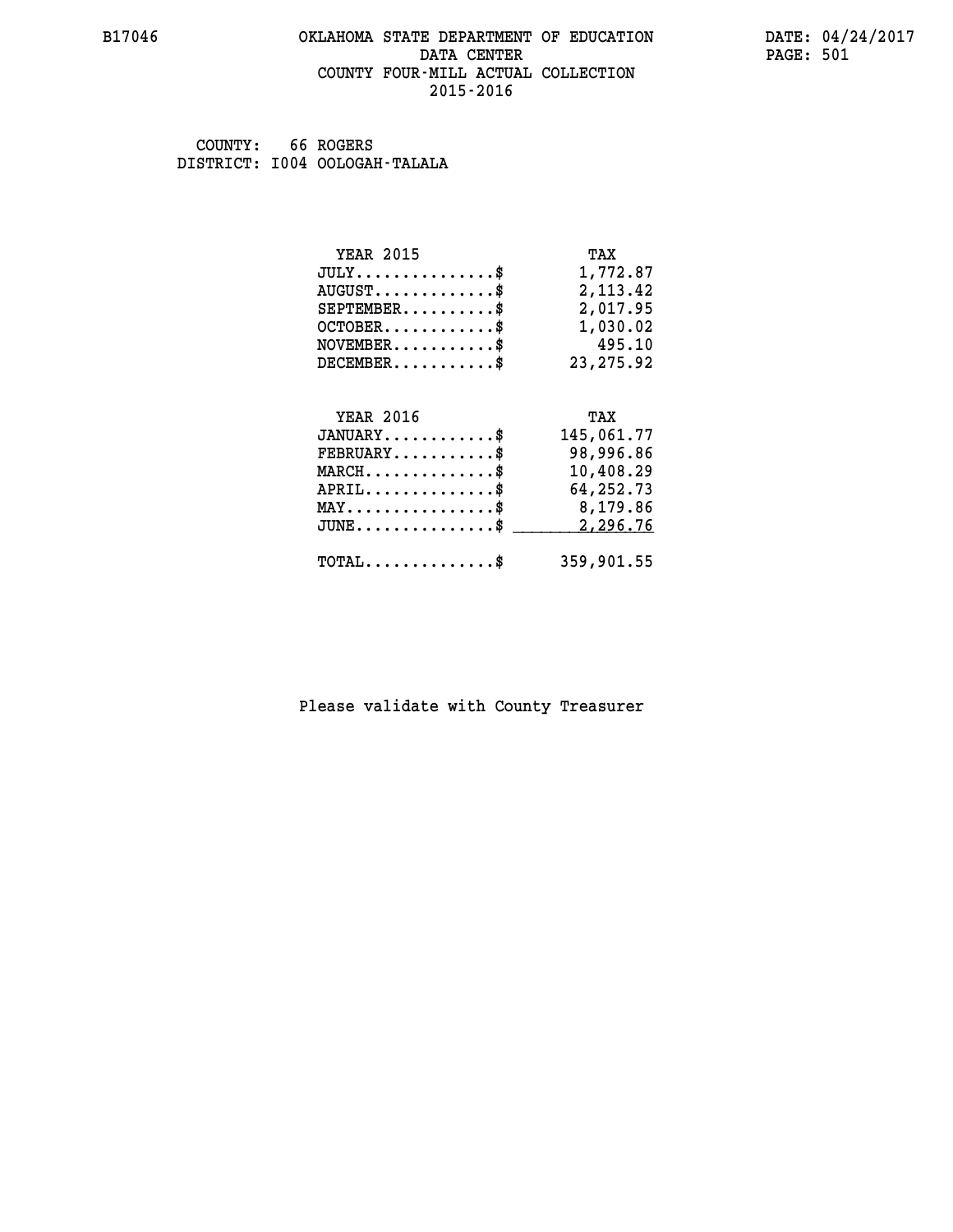B17046 OKLAHOMA STATE DEPARTMENT OF EDUCATION DATE: 04/24/2017
DATA CENTER
COUNTY FOUR-MILL ACTUAL COLLECTION
2015-2016

COUNTY: 66 ROGERS
DISTRICT: I004 OOLOGAH-TALALA

| YEAR 2015 | TAX |
|---|---|
| JULY..............$ | 1,772.87 |
| AUGUST............$ | 2,113.42 |
| SEPTEMBER.........$ | 2,017.95 |
| OCTOBER...........$ | 1,030.02 |
| NOVEMBER..........$ | 495.10 |
| DECEMBER..........$ | 23,275.92 |

| YEAR 2016 | TAX |
|---|---|
| JANUARY...........$ | 145,061.77 |
| FEBRUARY..........$ | 98,996.86 |
| MARCH.............$ | 10,408.29 |
| APRIL.............$ | 64,252.73 |
| MAY...............$ | 8,179.86 |
| JUNE..............$ | 2,296.76 |
| TOTAL.............$ | 359,901.55 |

Please validate with County Treasurer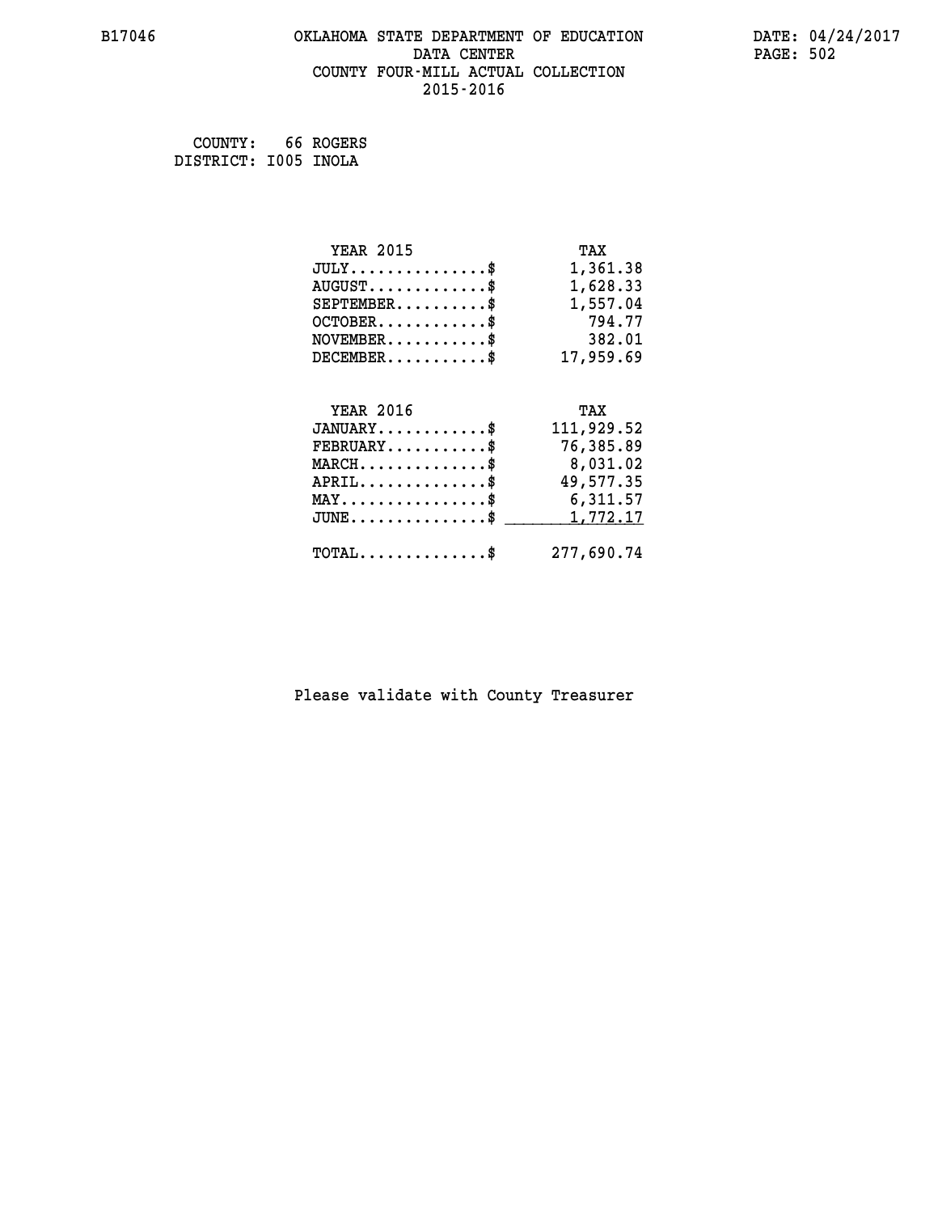B17046

# OKLAHOMA STATE DEPARTMENT OF EDUCATION
## DATA CENTER
## COUNTY FOUR-MILL ACTUAL COLLECTION
## 2015-2016

DATE: 04/24/2017

COUNTY: 66 ROGERS
DISTRICT: I005 INOLA

| YEAR 2015 | TAX |
|---|---|
| JULY...............$ | 1,361.38 |
| AUGUST.............$ | 1,628.33 |
| SEPTEMBER..........$ | 1,557.04 |
| OCTOBER............$ | 794.77 |
| NOVEMBER...........$ | 382.01 |
| DECEMBER...........$ | 17,959.69 |

| YEAR 2016 | TAX |
|---|---|
| JANUARY............$ | 111,929.52 |
| FEBRUARY...........$ | 76,385.89 |
| MARCH..............$ | 8,031.02 |
| APRIL..............$ | 49,577.35 |
| MAY................$ | 6,311.57 |
| JUNE...............$ | 1,772.17 |
| TOTAL..............$ | 277,690.74 |

Please validate with County Treasurer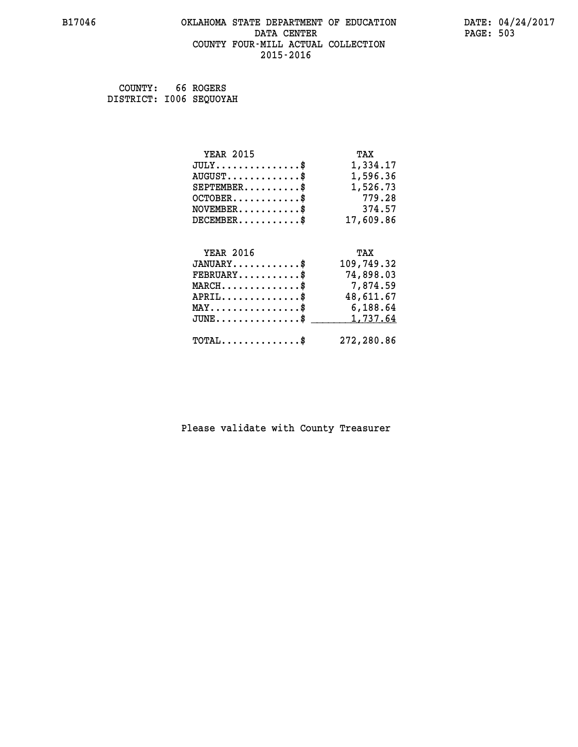# OKLAHOMA STATE DEPARTMENT OF EDUCATION
## DATA CENTER
## COUNTY FOUR-MILL ACTUAL COLLECTION
## 2015-2016

B17046

DATE: 04/24/2017

COUNTY: 66 ROGERS
DISTRICT: I006 SEQUOYAH

| YEAR 2015 | TAX |
|---|---|
| JULY...............$ | 1,334.17 |
| AUGUST.............$ | 1,596.36 |
| SEPTEMBER..........$ | 1,526.73 |
| OCTOBER............$ | 779.28 |
| NOVEMBER...........$ | 374.57 |
| DECEMBER...........$ | 17,609.86 |

| YEAR 2016 | TAX |
|---|---|
| JANUARY............$ | 109,749.32 |
| FEBRUARY...........$ | 74,898.03 |
| MARCH..............$ | 7,874.59 |
| APRIL..............$ | 48,611.67 |
| MAY................$ | 6,188.64 |
| JUNE...............$ | 1,737.64 |
| TOTAL..............$ | 272,280.86 |

Please validate with County Treasurer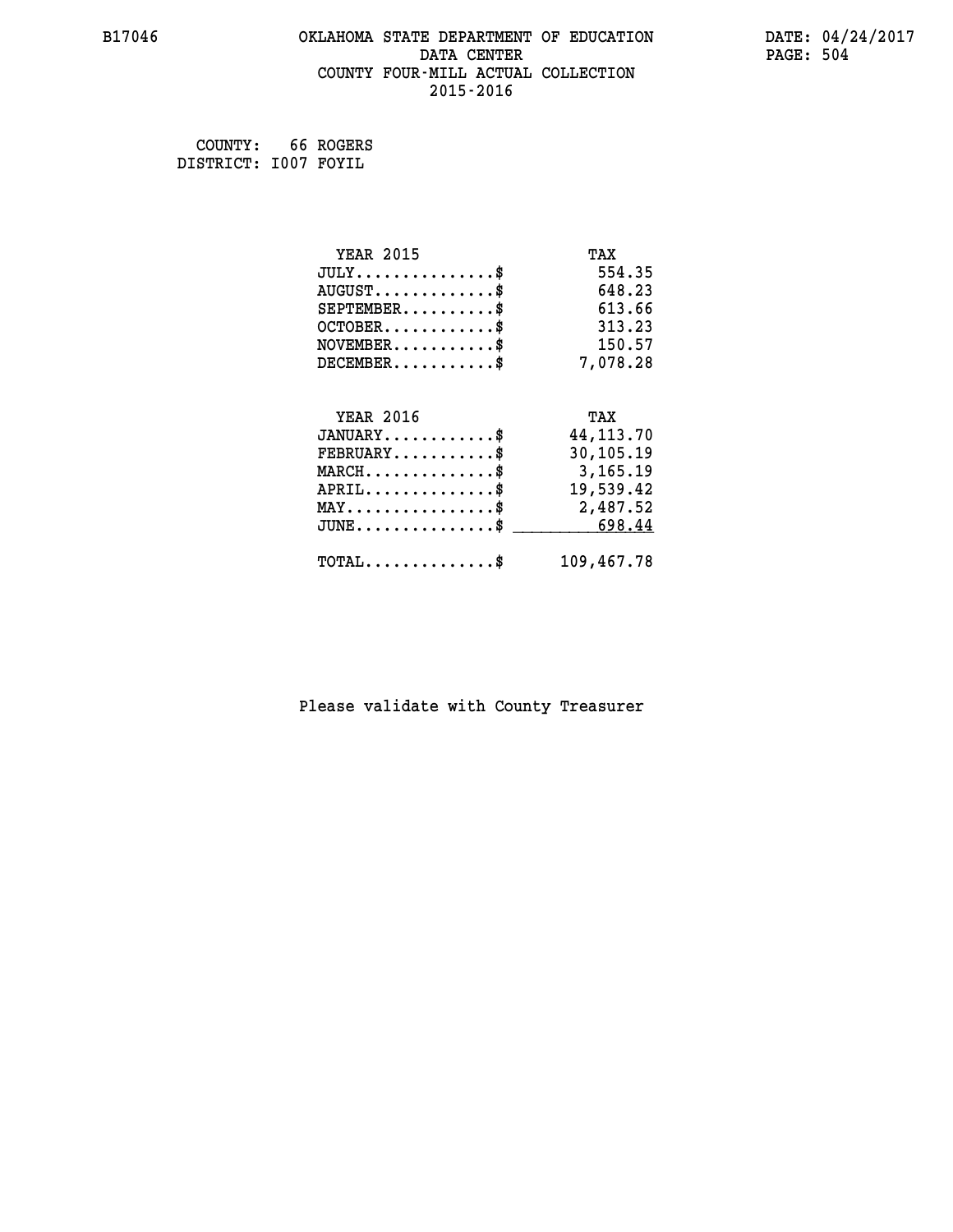B17046 OKLAHOMA STATE DEPARTMENT OF EDUCATION DATA CENTER COUNTY FOUR-MILL ACTUAL COLLECTION 2015-2016

DATE: 04/24/2017

COUNTY: 66 ROGERS
DISTRICT: I007 FOYIL

| YEAR 2015 | TAX |
| --- | --- |
| JULY...............$ | 554.35 |
| AUGUST.............$ | 648.23 |
| SEPTEMBER..........$ | 613.66 |
| OCTOBER............$ | 313.23 |
| NOVEMBER...........$ | 150.57 |
| DECEMBER...........$ | 7,078.28 |

| YEAR 2016 | TAX |
| --- | --- |
| JANUARY............$ | 44,113.70 |
| FEBRUARY...........$ | 30,105.19 |
| MARCH..............$ | 3,165.19 |
| APRIL..............$ | 19,539.42 |
| MAY................$ | 2,487.52 |
| JUNE...............$ | 698.44 |
| TOTAL..............$ | 109,467.78 |

Please validate with County Treasurer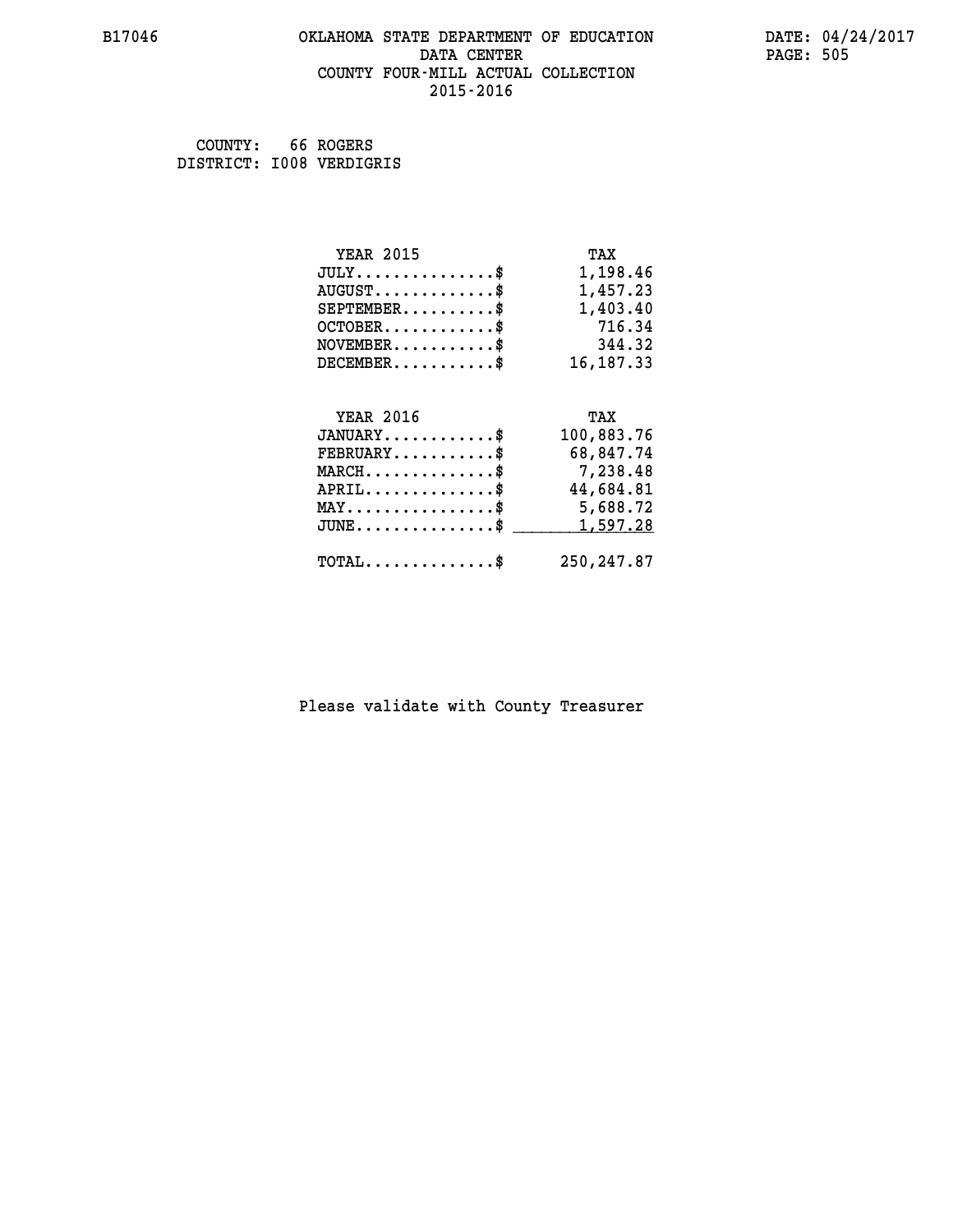B17046 OKLAHOMA STATE DEPARTMENT OF EDUCATION DATA CENTER COUNTY FOUR-MILL ACTUAL COLLECTION 2015-2016

DATE: 04/24/2017

COUNTY: 66 ROGERS
DISTRICT: I008 VERDIGRIS

| YEAR 2015 | TAX |
|---|---|
| JULY...............$ | 1,198.46 |
| AUGUST.............$ | 1,457.23 |
| SEPTEMBER..........$ | 1,403.40 |
| OCTOBER............$ | 716.34 |
| NOVEMBER...........$ | 344.32 |
| DECEMBER...........$ | 16,187.33 |

| YEAR 2016 | TAX |
|---|---|
| JANUARY............$ | 100,883.76 |
| FEBRUARY...........$ | 68,847.74 |
| MARCH..............$ | 7,238.48 |
| APRIL..............$ | 44,684.81 |
| MAY................$ | 5,688.72 |
| JUNE...............$ | 1,597.28 |
| TOTAL..............$ | 250,247.87 |

Please validate with County Treasurer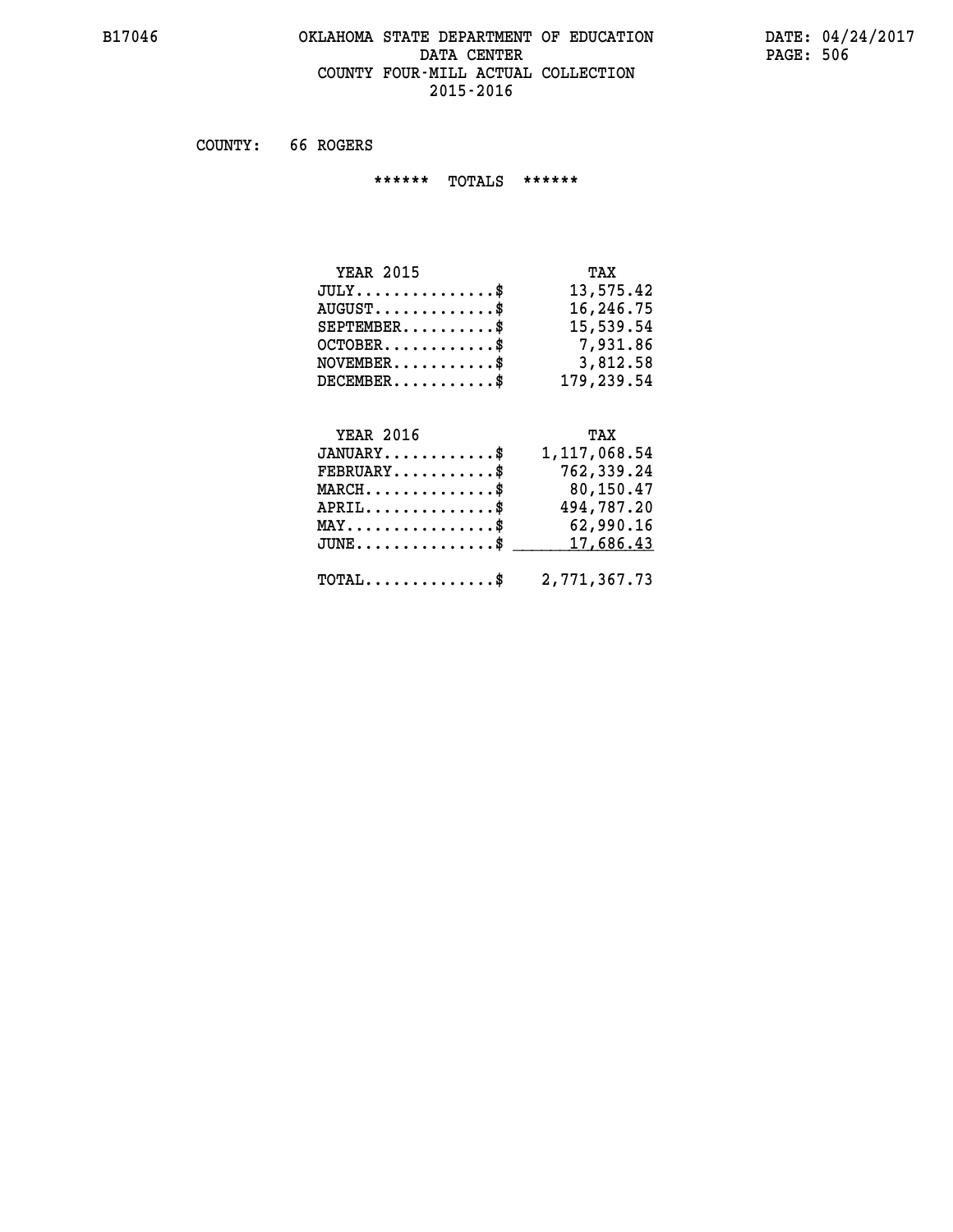B17046 OKLAHOMA STATE DEPARTMENT OF EDUCATION DATA CENTER COUNTY FOUR-MILL ACTUAL COLLECTION 2015-2016

DATE: 04/24/2017

COUNTY: 66 ROGERS

****** TOTALS ******

| YEAR 2015 | TAX |
|---|---|
| JULY...............$ | 13,575.42 |
| AUGUST.............$ | 16,246.75 |
| SEPTEMBER..........$ | 15,539.54 |
| OCTOBER............$ | 7,931.86 |
| NOVEMBER...........$ | 3,812.58 |
| DECEMBER...........$ | 179,239.54 |

| YEAR 2016 | TAX |
|---|---|
| JANUARY............$ | 1,117,068.54 |
| FEBRUARY...........$ | 762,339.24 |
| MARCH..............$ | 80,150.47 |
| APRIL..............$ | 494,787.20 |
| MAY................$ | 62,990.16 |
| JUNE...............$ | 17,686.43 |
| TOTAL..............$ | 2,771,367.73 |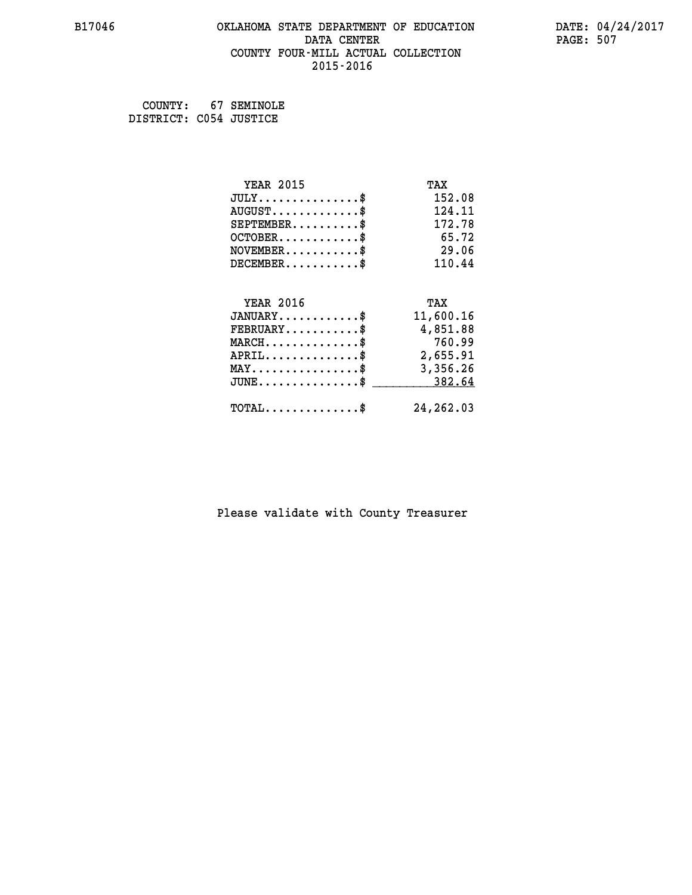B17046 OKLAHOMA STATE DEPARTMENT OF EDUCATION DATA CENTER COUNTY FOUR-MILL ACTUAL COLLECTION 2015-2016

DATE: 04/24/2017

COUNTY: 67 SEMINOLE
DISTRICT: C054 JUSTICE

| YEAR 2015 | TAX |
|---|---|
| JULY...............$ | 152.08 |
| AUGUST.............$ | 124.11 |
| SEPTEMBER..........$ | 172.78 |
| OCTOBER............$ | 65.72 |
| NOVEMBER...........$ | 29.06 |
| DECEMBER...........$ | 110.44 |

| YEAR 2016 | TAX |
|---|---|
| JANUARY............$ | 11,600.16 |
| FEBRUARY...........$ | 4,851.88 |
| MARCH..............$ | 760.99 |
| APRIL..............$ | 2,655.91 |
| MAY................$ | 3,356.26 |
| JUNE...............$ | 382.64 |
| TOTAL..............$ | 24,262.03 |

Please validate with County Treasurer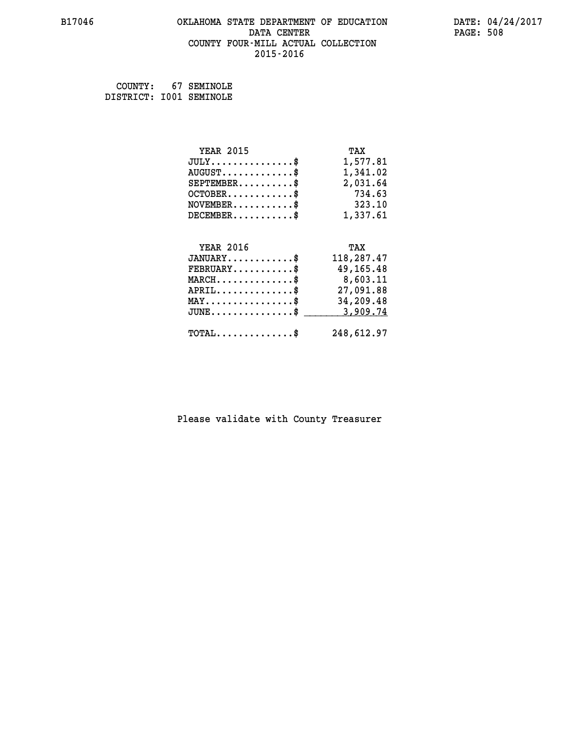B17046 OKLAHOMA STATE DEPARTMENT OF EDUCATION DATA CENTER COUNTY FOUR-MILL ACTUAL COLLECTION 2015-2016

DATE: 04/24/2017

COUNTY: 67 SEMINOLE
DISTRICT: I001 SEMINOLE

| YEAR 2015 | TAX |
|---|---|
| JULY...............$ | 1,577.81 |
| AUGUST.............$ | 1,341.02 |
| SEPTEMBER..........$ | 2,031.64 |
| OCTOBER............$ | 734.63 |
| NOVEMBER...........$ | 323.10 |
| DECEMBER...........$ | 1,337.61 |

| YEAR 2016 | TAX |
|---|---|
| JANUARY............$ | 118,287.47 |
| FEBRUARY...........$ | 49,165.48 |
| MARCH..............$ | 8,603.11 |
| APRIL..............$ | 27,091.88 |
| MAY................$ | 34,209.48 |
| JUNE...............$ | 3,909.74 |
| TOTAL..............$ | 248,612.97 |

Please validate with County Treasurer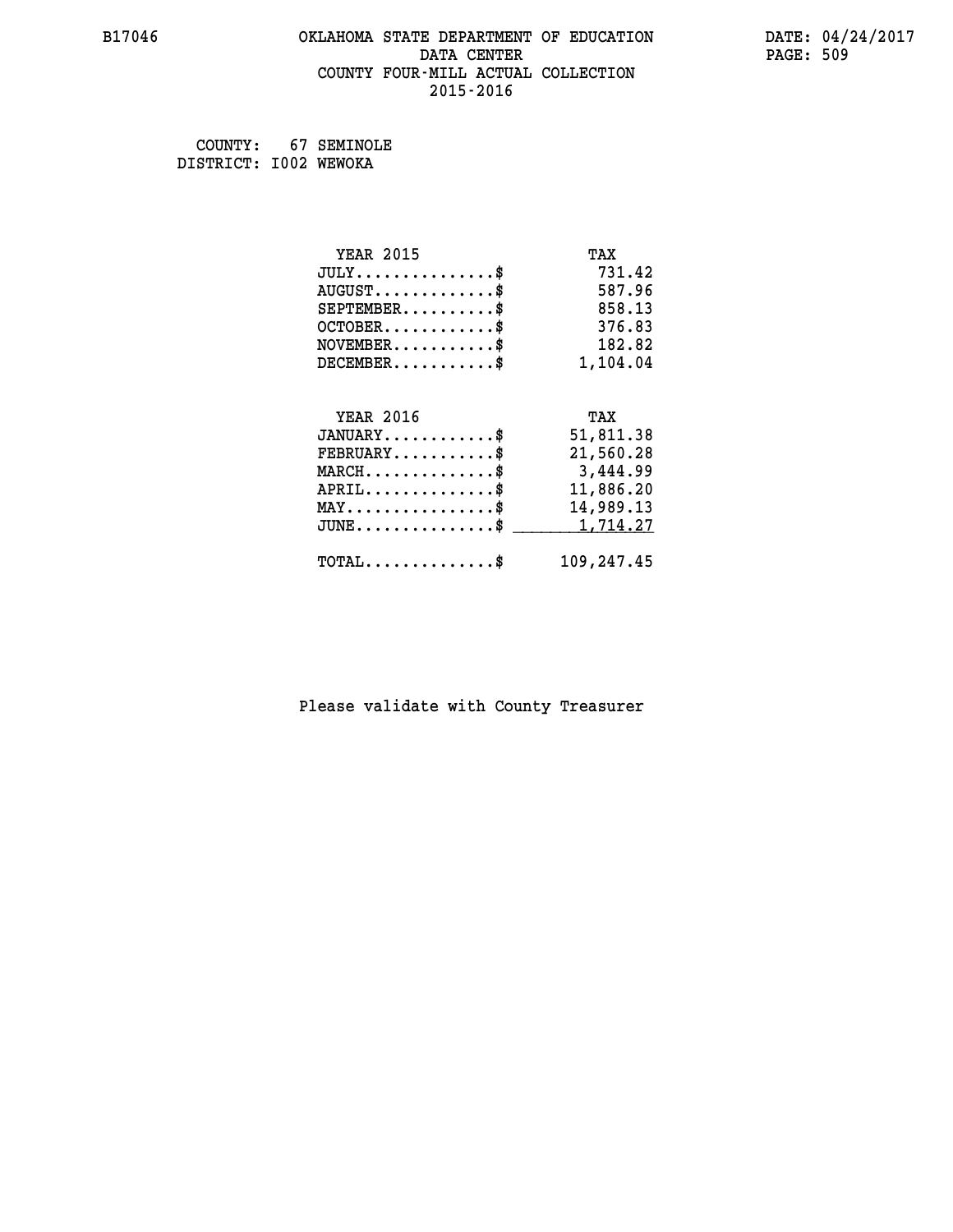B17046 OKLAHOMA STATE DEPARTMENT OF EDUCATION DATE: 04/24/2017
DATA CENTER
COUNTY FOUR-MILL ACTUAL COLLECTION
2015-2016

COUNTY: 67 SEMINOLE
DISTRICT: I002 WEWOKA

| YEAR 2015 | TAX |
|---|---|
| JULY..............$ | 731.42 |
| AUGUST............$ | 587.96 |
| SEPTEMBER.........$ | 858.13 |
| OCTOBER...........$ | 376.83 |
| NOVEMBER..........$ | 182.82 |
| DECEMBER..........$ | 1,104.04 |

| YEAR 2016 | TAX |
|---|---|
| JANUARY...........$ | 51,811.38 |
| FEBRUARY..........$ | 21,560.28 |
| MARCH.............$ | 3,444.99 |
| APRIL.............$ | 11,886.20 |
| MAY...............$ | 14,989.13 |
| JUNE..............$ | 1,714.27 |
| TOTAL.............$ | 109,247.45 |

Please validate with County Treasurer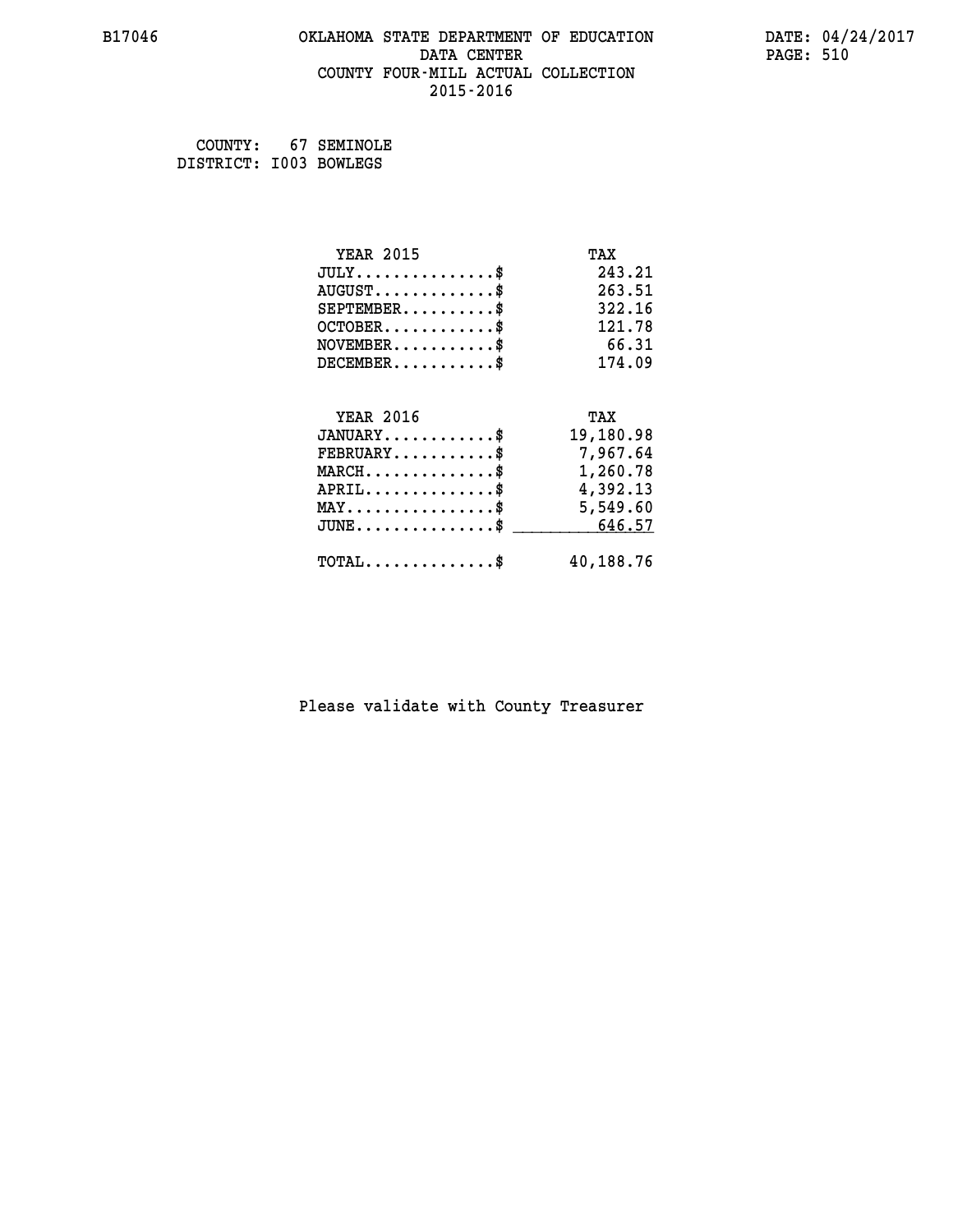B17046 OKLAHOMA STATE DEPARTMENT OF EDUCATION DATE: 04/24/2017
DATA CENTER PAGE: 510
COUNTY FOUR-MILL ACTUAL COLLECTION
2015-2016

COUNTY: 67 SEMINOLE
DISTRICT: I003 BOWLEGS

| YEAR 2015 | TAX |
|---|---|
| JULY..............$ | 243.21 |
| AUGUST............$ | 263.51 |
| SEPTEMBER.........$ | 322.16 |
| OCTOBER...........$ | 121.78 |
| NOVEMBER..........$ | 66.31 |
| DECEMBER..........$ | 174.09 |

| YEAR 2016 | TAX |
|---|---|
| JANUARY...........$ | 19,180.98 |
| FEBRUARY..........$ | 7,967.64 |
| MARCH.............$ | 1,260.78 |
| APRIL.............$ | 4,392.13 |
| MAY...............$ | 5,549.60 |
| JUNE..............$ | 646.57 |
| TOTAL.............$ | 40,188.76 |

Please validate with County Treasurer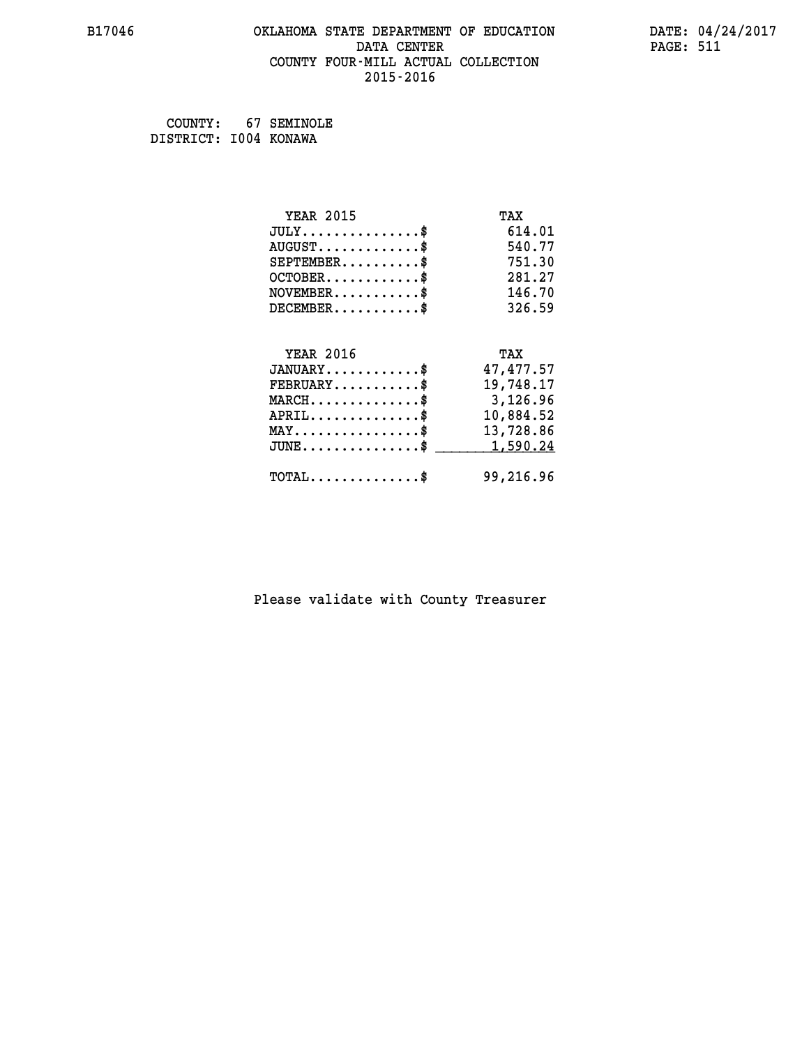B17046 OKLAHOMA STATE DEPARTMENT OF EDUCATION DATA CENTER COUNTY FOUR-MILL ACTUAL COLLECTION 2015-2016

DATE: 04/24/2017

COUNTY: 67 SEMINOLE
DISTRICT: I004 KONAWA

| YEAR 2015 | TAX |
|---|---|
| JULY..............$ | 614.01 |
| AUGUST............$ | 540.77 |
| SEPTEMBER..........$ | 751.30 |
| OCTOBER............$ | 281.27 |
| NOVEMBER...........$ | 146.70 |
| DECEMBER...........$ | 326.59 |

| YEAR 2016 | TAX |
|---|---|
| JANUARY............$ | 47,477.57 |
| FEBRUARY...........$ | 19,748.17 |
| MARCH..............$ | 3,126.96 |
| APRIL..............$ | 10,884.52 |
| MAY................$ | 13,728.86 |
| JUNE...............$ | 1,590.24 |
| TOTAL..............$ | 99,216.96 |

Please validate with County Treasurer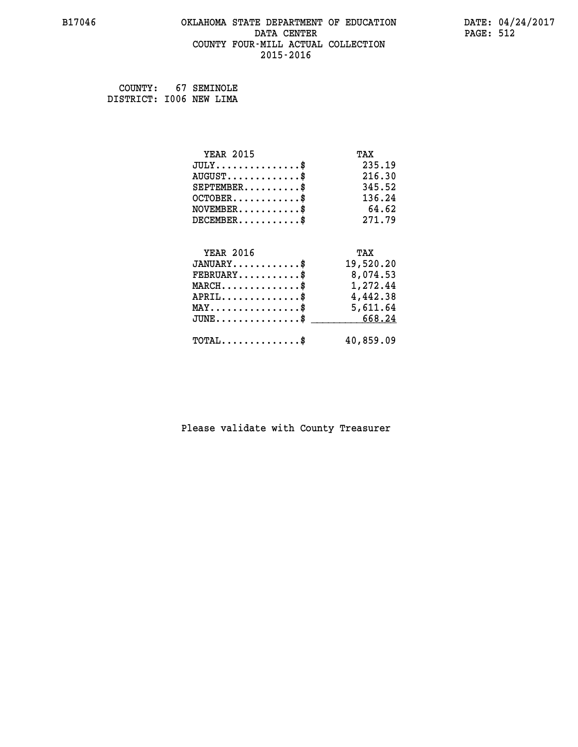B17046 OKLAHOMA STATE DEPARTMENT OF EDUCATION DATE: 04/24/2017
DATA CENTER
COUNTY FOUR-MILL ACTUAL COLLECTION
2015-2016

COUNTY: 67 SEMINOLE
DISTRICT: I006 NEW LIMA

| YEAR 2015 | TAX |
|---|---|
| JULY...............$ | 235.19 |
| AUGUST.............$ | 216.30 |
| SEPTEMBER..........$ | 345.52 |
| OCTOBER............$ | 136.24 |
| NOVEMBER...........$ | 64.62 |
| DECEMBER...........$ | 271.79 |

| YEAR 2016 | TAX |
|---|---|
| JANUARY............$ | 19,520.20 |
| FEBRUARY...........$ | 8,074.53 |
| MARCH..............$ | 1,272.44 |
| APRIL..............$ | 4,442.38 |
| MAY................$ | 5,611.64 |
| JUNE...............$ | 668.24 |
| TOTAL..............$ | 40,859.09 |

Please validate with County Treasurer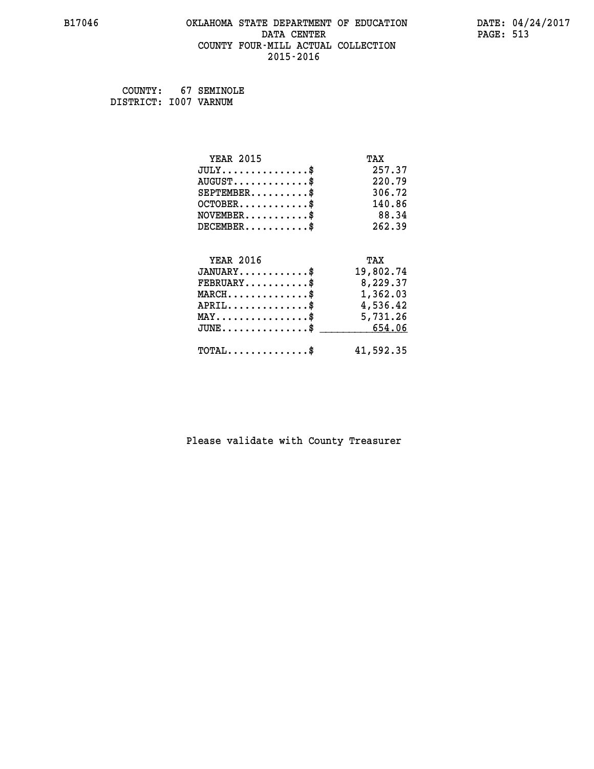B17046 OKLAHOMA STATE DEPARTMENT OF EDUCATION DATA CENTER COUNTY FOUR-MILL ACTUAL COLLECTION 2015-2016

DATE: 04/24/2017

COUNTY: 67 SEMINOLE
DISTRICT: I007 VARNUM

| YEAR 2015 | TAX |
|---|---|
| JULY...............$ | 257.37 |
| AUGUST.............$ | 220.79 |
| SEPTEMBER..........$ | 306.72 |
| OCTOBER............$ | 140.86 |
| NOVEMBER...........$ | 88.34 |
| DECEMBER...........$ | 262.39 |

| YEAR 2016 | TAX |
|---|---|
| JANUARY............$ | 19,802.74 |
| FEBRUARY...........$ | 8,229.37 |
| MARCH..............$ | 1,362.03 |
| APRIL..............$ | 4,536.42 |
| MAY................$ | 5,731.26 |
| JUNE...............$ | 654.06 |
| TOTAL..............$ | 41,592.35 |

Please validate with County Treasurer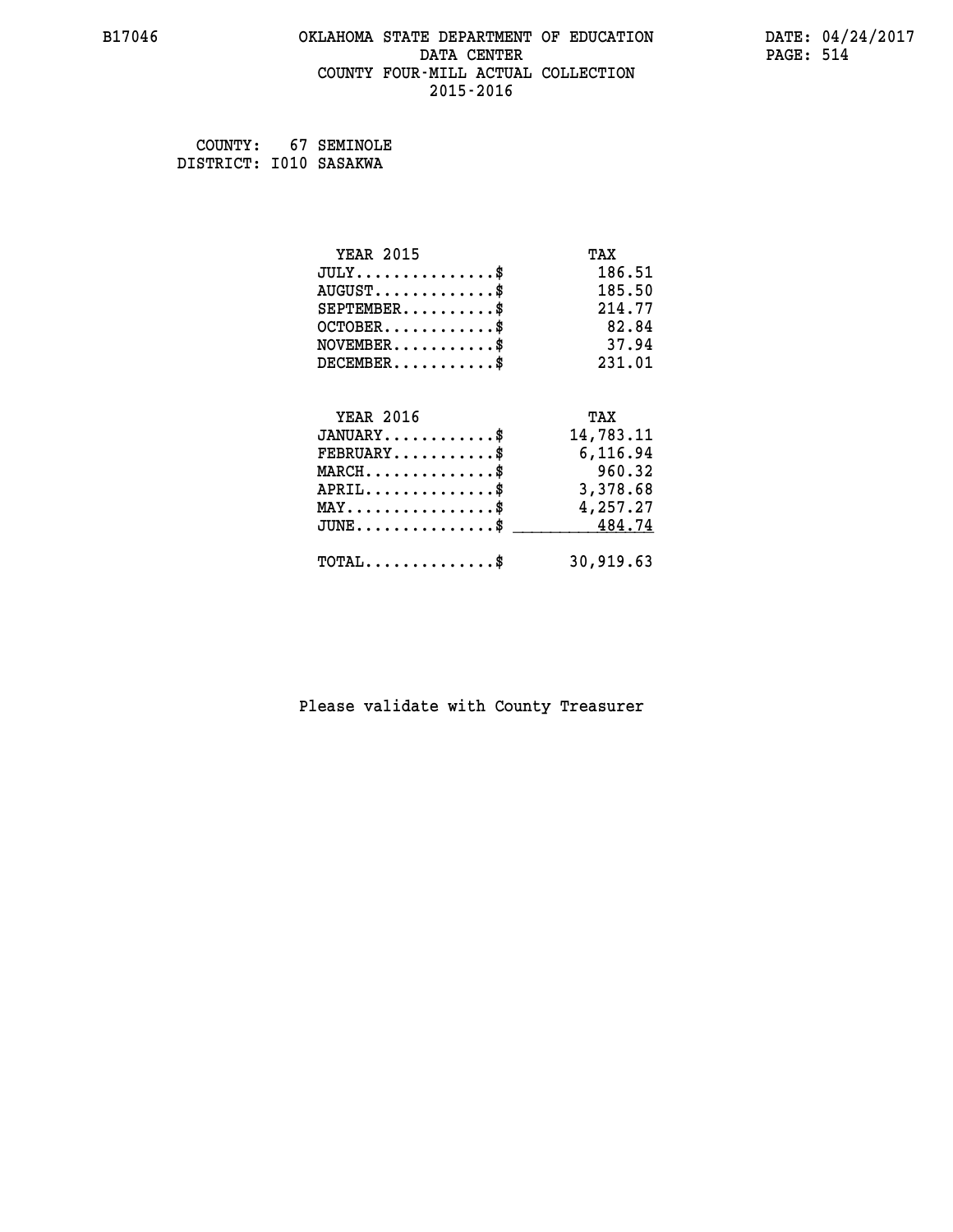B17046 OKLAHOMA STATE DEPARTMENT OF EDUCATION DATA CENTER COUNTY FOUR-MILL ACTUAL COLLECTION 2015-2016

DATE: 04/24/2017

COUNTY: 67 SEMINOLE
DISTRICT: I010 SASAKWA

| YEAR 2015 | TAX |
|---|---|
| JULY...............$ | 186.51 |
| AUGUST.............$ | 185.50 |
| SEPTEMBER..........$ | 214.77 |
| OCTOBER............$ | 82.84 |
| NOVEMBER...........$ | 37.94 |
| DECEMBER...........$ | 231.01 |

| YEAR 2016 | TAX |
|---|---|
| JANUARY............$ | 14,783.11 |
| FEBRUARY...........$ | 6,116.94 |
| MARCH..............$ | 960.32 |
| APRIL..............$ | 3,378.68 |
| MAY................$ | 4,257.27 |
| JUNE...............$ | 484.74 |
| TOTAL..............$ | 30,919.63 |

Please validate with County Treasurer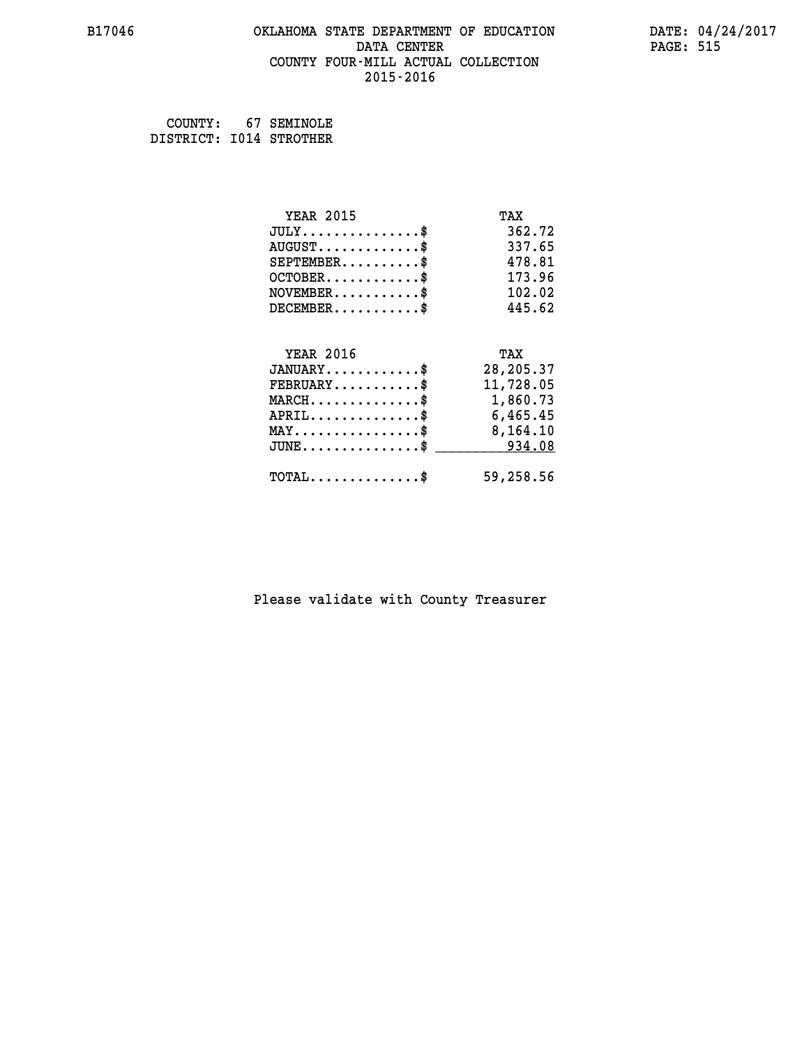B17046 OKLAHOMA STATE DEPARTMENT OF EDUCATION DATA CENTER COUNTY FOUR-MILL ACTUAL COLLECTION 2015-2016

DATE: 04/24/2017

COUNTY: 67 SEMINOLE
DISTRICT: I014 STROTHER

| YEAR 2015 | TAX |
|---|---|
| JULY..............$ | 362.72 |
| AUGUST............$ | 337.65 |
| SEPTEMBER.........$ | 478.81 |
| OCTOBER...........$ | 173.96 |
| NOVEMBER..........$ | 102.02 |
| DECEMBER..........$ | 445.62 |

| YEAR 2016 | TAX |
|---|---|
| JANUARY...........$ | 28,205.37 |
| FEBRUARY..........$ | 11,728.05 |
| MARCH.............$ | 1,860.73 |
| APRIL.............$ | 6,465.45 |
| MAY...............$ | 8,164.10 |
| JUNE..............$ | 934.08 |
| TOTAL.............$ | 59,258.56 |

Please validate with County Treasurer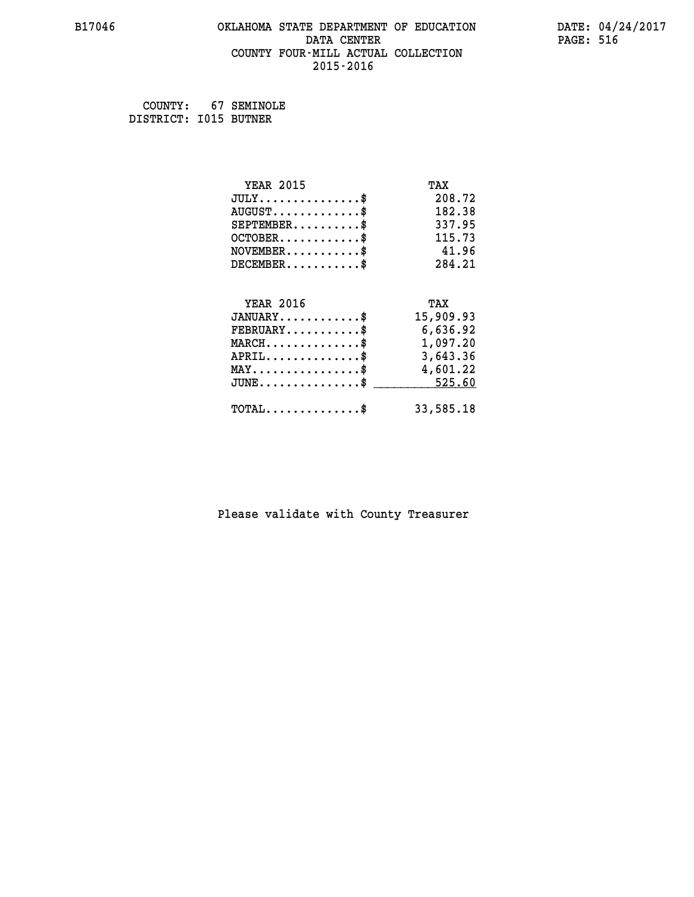B17046 OKLAHOMA STATE DEPARTMENT OF EDUCATION DATA CENTER COUNTY FOUR-MILL ACTUAL COLLECTION 2015-2016

DATE: 04/24/2017

COUNTY: 67 SEMINOLE
DISTRICT: I015 BUTNER

| YEAR 2015 | TAX |
|---|---|
| JULY..............$ | 208.72 |
| AUGUST............$ | 182.38 |
| SEPTEMBER.........$ | 337.95 |
| OCTOBER...........$ | 115.73 |
| NOVEMBER..........$ | 41.96 |
| DECEMBER..........$ | 284.21 |

| YEAR 2016 | TAX |
|---|---|
| JANUARY...........$ | 15,909.93 |
| FEBRUARY..........$ | 6,636.92 |
| MARCH.............$ | 1,097.20 |
| APRIL.............$ | 3,643.36 |
| MAY...............$ | 4,601.22 |
| JUNE..............$ | 525.60 |
| TOTAL.............$ | 33,585.18 |

Please validate with County Treasurer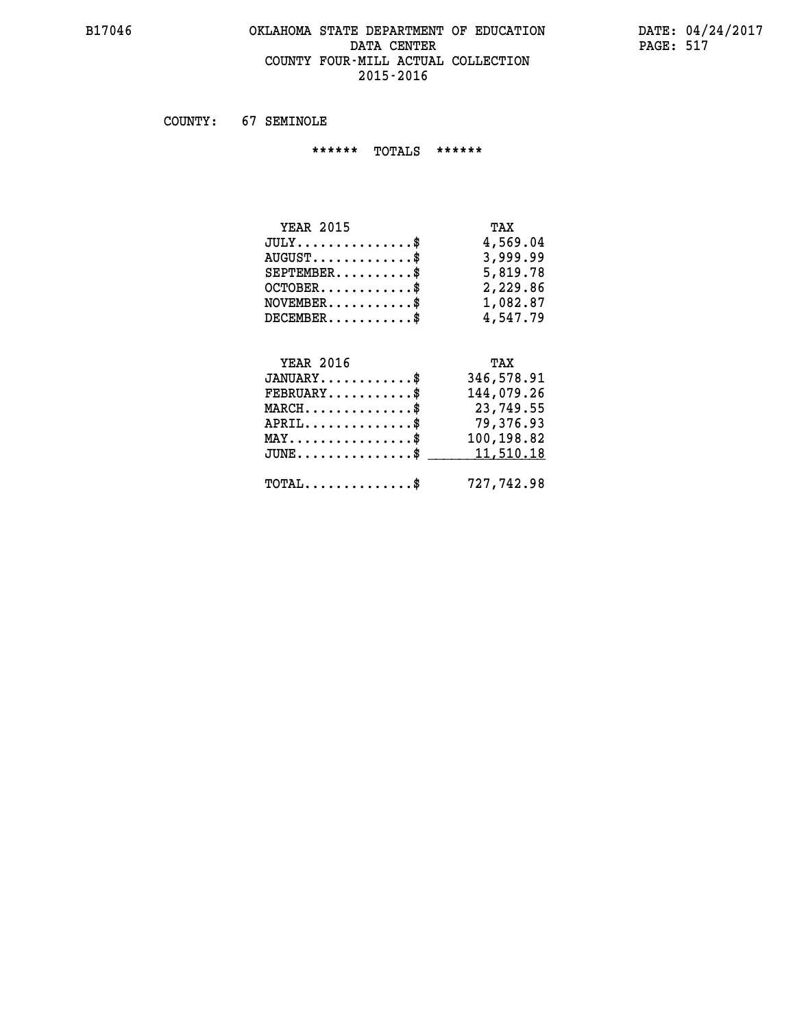COUNTY: 67 SEMINOLE

****** TOTALS ******

| YEAR 2015 | TAX |
|---|---|
| JULY..............$ | 4,569.04 |
| AUGUST............$ | 3,999.99 |
| SEPTEMBER.........$ | 5,819.78 |
| OCTOBER...........$ | 2,229.86 |
| NOVEMBER..........$ | 1,082.87 |
| DECEMBER..........$ | 4,547.79 |

| YEAR 2016 | TAX |
|---|---|
| JANUARY...........$ | 346,578.91 |
| FEBRUARY..........$ | 144,079.26 |
| MARCH.............$ | 23,749.55 |
| APRIL.............$ | 79,376.93 |
| MAY...............$ | 100,198.82 |
| JUNE..............$ | 11,510.18 |
| TOTAL.............$ | 727,742.98 |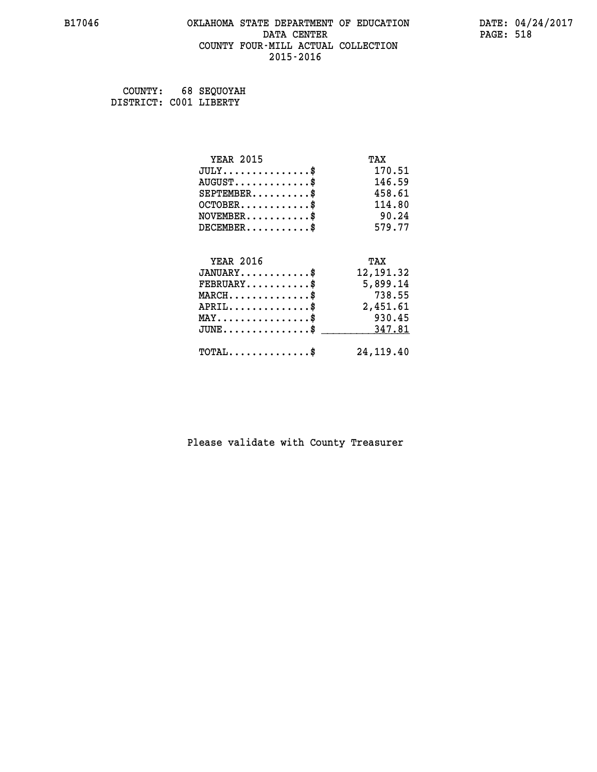B17046 OKLAHOMA STATE DEPARTMENT OF EDUCATION DATE: 04/24/2017

DATA CENTER

COUNTY FOUR-MILL ACTUAL COLLECTION

2015-2016

COUNTY: 68 SEQUOYAH

DISTRICT: C001 LIBERTY

| YEAR 2015 | TAX |
|---|---|
| JULY...............$ | 170.51 |
| AUGUST.............$ | 146.59 |
| SEPTEMBER..........$ | 458.61 |
| OCTOBER............$ | 114.80 |
| NOVEMBER...........$ | 90.24 |
| DECEMBER...........$ | 579.77 |

| YEAR 2016 | TAX |
|---|---|
| JANUARY............$ | 12,191.32 |
| FEBRUARY...........$ | 5,899.14 |
| MARCH..............$ | 738.55 |
| APRIL..............$ | 2,451.61 |
| MAY................$ | 930.45 |
| JUNE...............$ | 347.81 |
| TOTAL..............$ | 24,119.40 |

Please validate with County Treasurer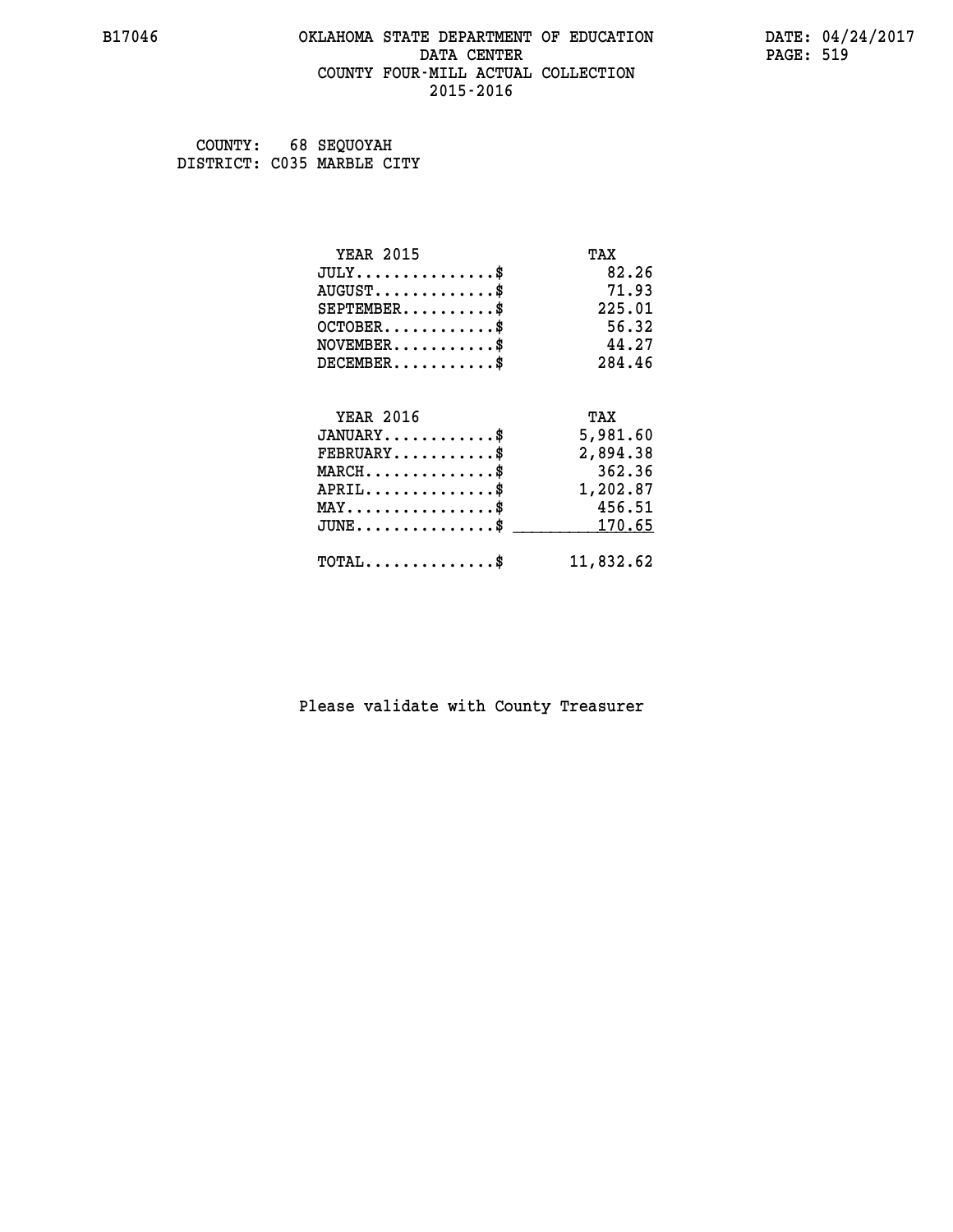B17046 OKLAHOMA STATE DEPARTMENT OF EDUCATION DATA CENTER COUNTY FOUR-MILL ACTUAL COLLECTION 2015-2016

DATE: 04/24/2017

COUNTY: 68 SEQUOYAH
DISTRICT: C035 MARBLE CITY

| YEAR 2015 | TAX |
|---|---|
| JULY...............$ | 82.26 |
| AUGUST.............$ | 71.93 |
| SEPTEMBER..........$ | 225.01 |
| OCTOBER............$ | 56.32 |
| NOVEMBER...........$ | 44.27 |
| DECEMBER...........$ | 284.46 |

| YEAR 2016 | TAX |
|---|---|
| JANUARY............$ | 5,981.60 |
| FEBRUARY...........$ | 2,894.38 |
| MARCH..............$ | 362.36 |
| APRIL..............$ | 1,202.87 |
| MAY................$ | 456.51 |
| JUNE...............$ | 170.65 |
| TOTAL..............$ | 11,832.62 |

Please validate with County Treasurer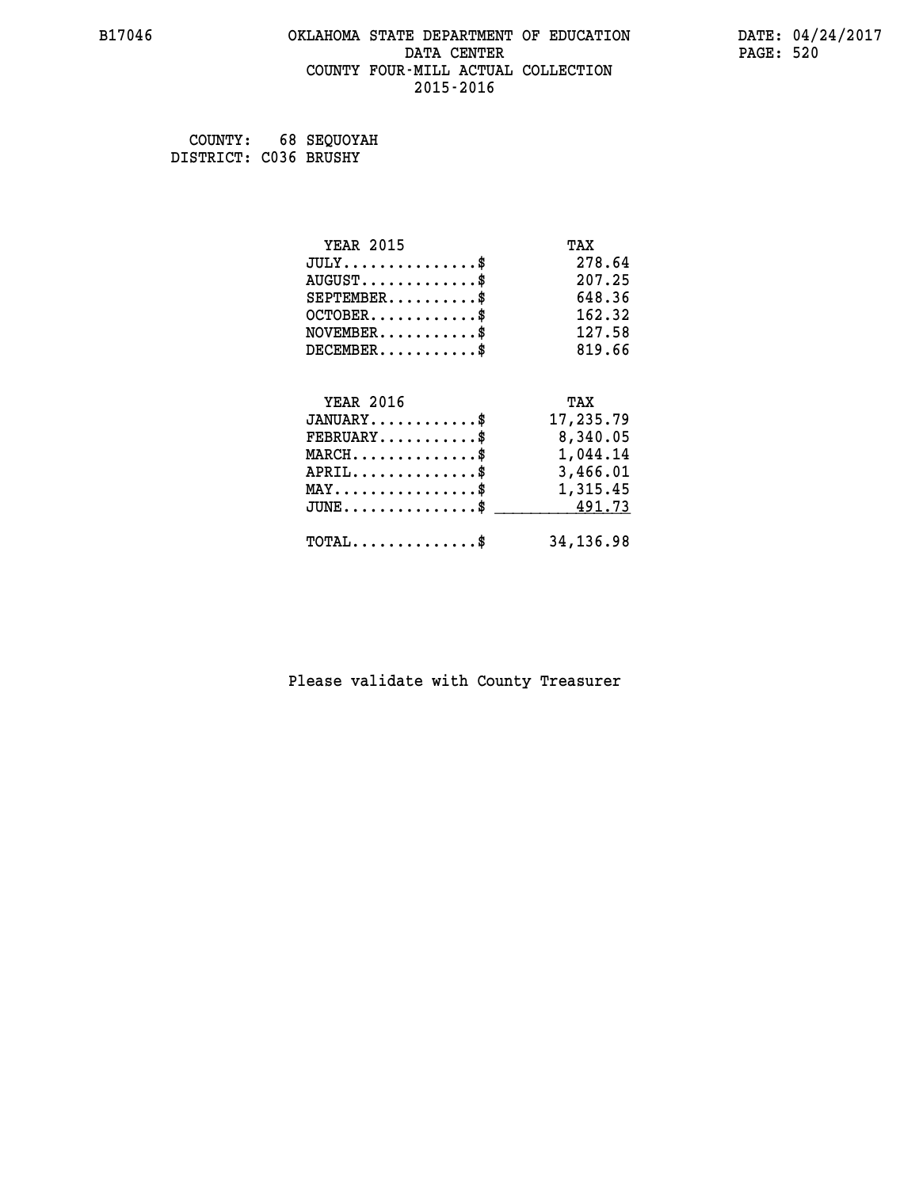B17046 OKLAHOMA STATE DEPARTMENT OF EDUCATION DATA CENTER COUNTY FOUR-MILL ACTUAL COLLECTION 2015-2016

DATE: 04/24/2017

COUNTY: 68 SEQUOYAH
DISTRICT: C036 BRUSHY

| YEAR 2015 | TAX |
| --- | --- |
| JULY...............$ | 278.64 |
| AUGUST.............$ | 207.25 |
| SEPTEMBER..........$ | 648.36 |
| OCTOBER............$ | 162.32 |
| NOVEMBER...........$ | 127.58 |
| DECEMBER...........$ | 819.66 |

| YEAR 2016 | TAX |
| --- | --- |
| JANUARY............$ | 17,235.79 |
| FEBRUARY...........$ | 8,340.05 |
| MARCH..............$ | 1,044.14 |
| APRIL..............$ | 3,466.01 |
| MAY................$ | 1,315.45 |
| JUNE...............$ | 491.73 |
| TOTAL..............$ | 34,136.98 |

Please validate with County Treasurer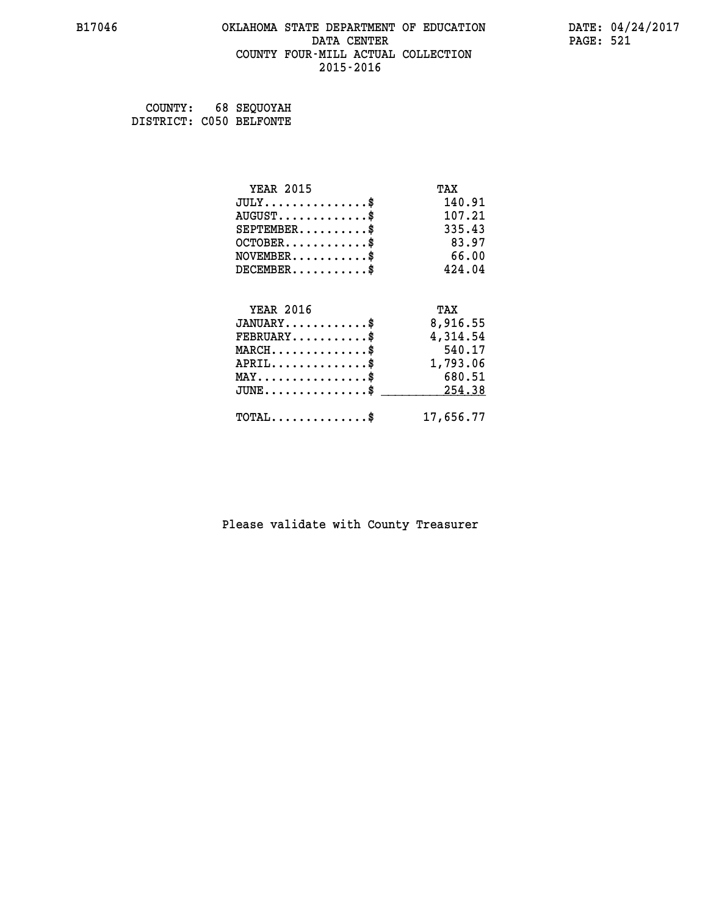B17046 OKLAHOMA STATE DEPARTMENT OF EDUCATION DATA CENTER COUNTY FOUR-MILL ACTUAL COLLECTION 2015-2016

DATE: 04/24/2017

COUNTY: 68 SEQUOYAH
DISTRICT: C050 BELFONTE

| YEAR 2015 | TAX |
| --- | --- |
| JULY...............$ | 140.91 |
| AUGUST.............$ | 107.21 |
| SEPTEMBER..........$ | 335.43 |
| OCTOBER............$ | 83.97 |
| NOVEMBER...........$ | 66.00 |
| DECEMBER...........$ | 424.04 |

| YEAR 2016 | TAX |
| --- | --- |
| JANUARY............$ | 8,916.55 |
| FEBRUARY...........$ | 4,314.54 |
| MARCH..............$ | 540.17 |
| APRIL..............$ | 1,793.06 |
| MAY................$ | 680.51 |
| JUNE...............$ | 254.38 |
| TOTAL..............$ | 17,656.77 |

Please validate with County Treasurer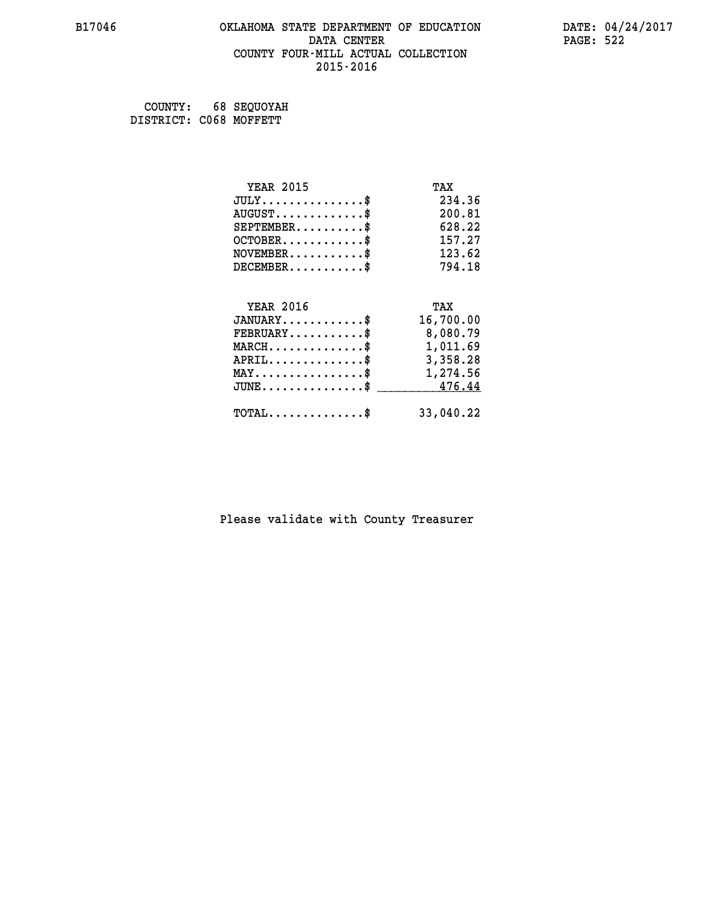B17046

# OKLAHOMA STATE DEPARTMENT OF EDUCATION
## DATA CENTER
## COUNTY FOUR-MILL ACTUAL COLLECTION
## 2015-2016

DATE: 04/24/2017

COUNTY: 68 SEQUOYAH
DISTRICT: C068 MOFFETT

| YEAR 2015 | TAX |
|---|---|
| JULY...............$ | 234.36 |
| AUGUST.............$ | 200.81 |
| SEPTEMBER..........$ | 628.22 |
| OCTOBER............$ | 157.27 |
| NOVEMBER...........$ | 123.62 |
| DECEMBER...........$ | 794.18 |

| YEAR 2016 | TAX |
|---|---|
| JANUARY............$ | 16,700.00 |
| FEBRUARY...........$ | 8,080.79 |
| MARCH..............$ | 1,011.69 |
| APRIL..............$ | 3,358.28 |
| MAY................$ | 1,274.56 |
| JUNE...............$ | 476.44 |
| TOTAL..............$ | 33,040.22 |

Please validate with County Treasurer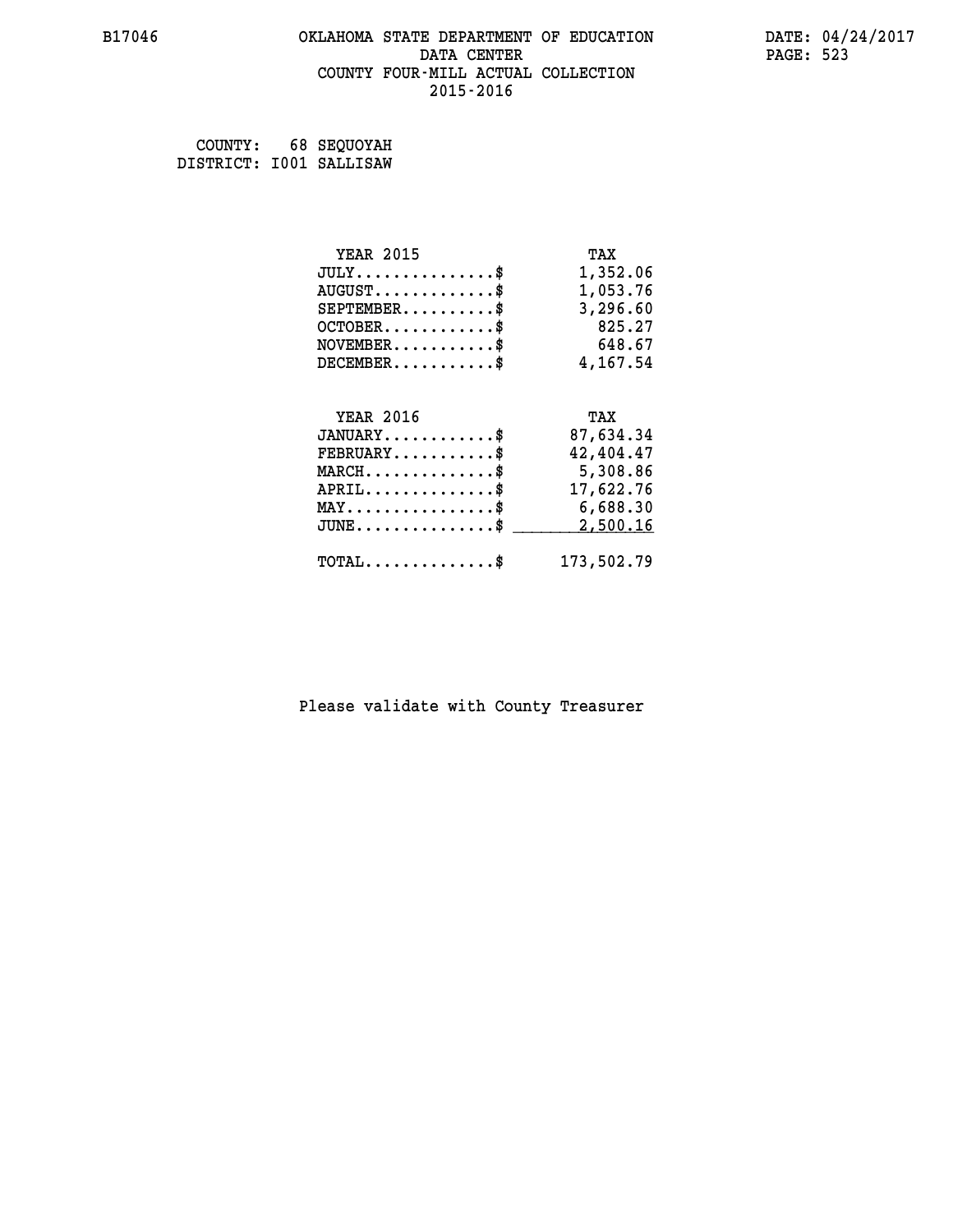B17046 OKLAHOMA STATE DEPARTMENT OF EDUCATION DATA CENTER COUNTY FOUR-MILL ACTUAL COLLECTION 2015-2016

DATE: 04/24/2017

COUNTY: 68 SEQUOYAH
DISTRICT: I001 SALLISAW

| YEAR 2015 | TAX |
|---|---|
| JULY...............$ | 1,352.06 |
| AUGUST.............$ | 1,053.76 |
| SEPTEMBER..........$ | 3,296.60 |
| OCTOBER............$ | 825.27 |
| NOVEMBER...........$ | 648.67 |
| DECEMBER...........$ | 4,167.54 |

| YEAR 2016 | TAX |
|---|---|
| JANUARY............$ | 87,634.34 |
| FEBRUARY...........$ | 42,404.47 |
| MARCH..............$ | 5,308.86 |
| APRIL..............$ | 17,622.76 |
| MAY................$ | 6,688.30 |
| JUNE...............$ | 2,500.16 |
| TOTAL..............$ | 173,502.79 |

Please validate with County Treasurer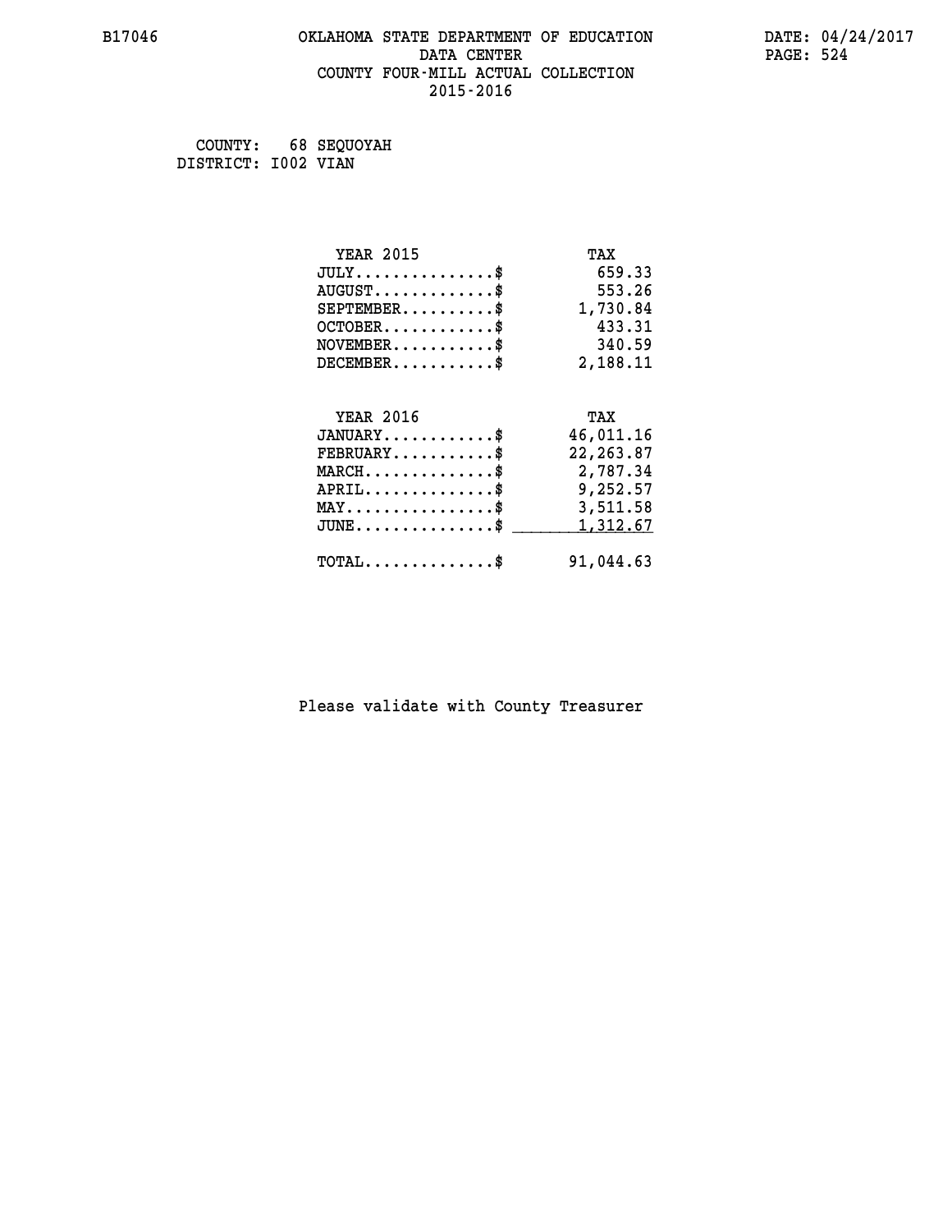B17046

# OKLAHOMA STATE DEPARTMENT OF EDUCATION
## DATA CENTER
## COUNTY FOUR-MILL ACTUAL COLLECTION
## 2015-2016

DATE: 04/24/2017

COUNTY: 68 SEQUOYAH
DISTRICT: I002 VIAN

| YEAR 2015 | TAX |
|---|---|
| JULY...............$ | 659.33 |
| AUGUST.............$ | 553.26 |
| SEPTEMBER..........$ | 1,730.84 |
| OCTOBER............$ | 433.31 |
| NOVEMBER...........$ | 340.59 |
| DECEMBER...........$ | 2,188.11 |

| YEAR 2016 | TAX |
|---|---|
| JANUARY............$ | 46,011.16 |
| FEBRUARY...........$ | 22,263.87 |
| MARCH..............$ | 2,787.34 |
| APRIL..............$ | 9,252.57 |
| MAY................$ | 3,511.58 |
| JUNE...............$ | 1,312.67 |
| TOTAL..............$ | 91,044.63 |

Please validate with County Treasurer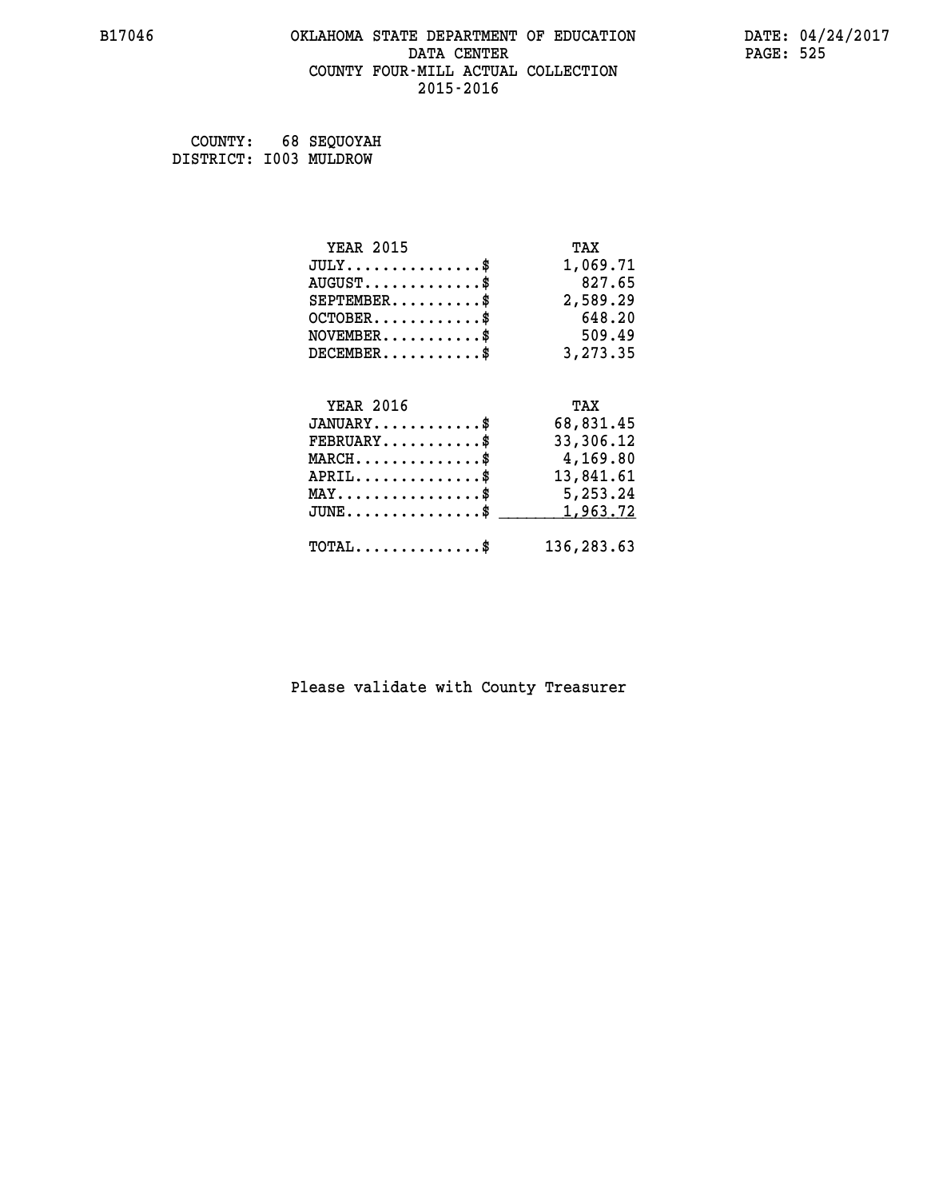B17046 OKLAHOMA STATE DEPARTMENT OF EDUCATION DATA CENTER COUNTY FOUR-MILL ACTUAL COLLECTION 2015-2016

DATE: 04/24/2017

COUNTY: 68 SEQUOYAH
DISTRICT: I003 MULDROW

| YEAR 2015 | TAX |
|---|---|
| JULY...............$ | 1,069.71 |
| AUGUST.............$ | 827.65 |
| SEPTEMBER..........$ | 2,589.29 |
| OCTOBER............$ | 648.20 |
| NOVEMBER...........$ | 509.49 |
| DECEMBER...........$ | 3,273.35 |

| YEAR 2016 | TAX |
|---|---|
| JANUARY............$ | 68,831.45 |
| FEBRUARY...........$ | 33,306.12 |
| MARCH..............$ | 4,169.80 |
| APRIL..............$ | 13,841.61 |
| MAY................$ | 5,253.24 |
| JUNE...............$ | 1,963.72 |
| TOTAL..............$ | 136,283.63 |

Please validate with County Treasurer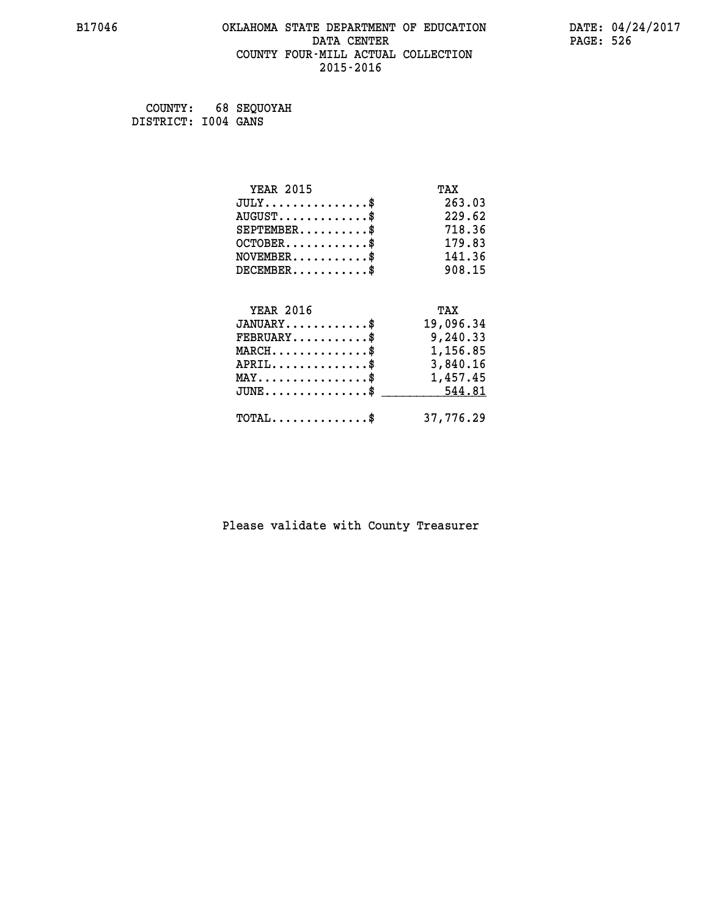B17046 OKLAHOMA STATE DEPARTMENT OF EDUCATION DATE: 04/24/2017

DATA CENTER

COUNTY FOUR-MILL ACTUAL COLLECTION

2015-2016

COUNTY: 68 SEQUOYAH
DISTRICT: I004 GANS

| YEAR 2015 | TAX |
|---|---|
| JULY..............$ | 263.03 |
| AUGUST............$ | 229.62 |
| SEPTEMBER.........$ | 718.36 |
| OCTOBER...........$ | 179.83 |
| NOVEMBER..........$ | 141.36 |
| DECEMBER..........$ | 908.15 |

| YEAR 2016 | TAX |
|---|---|
| JANUARY...........$ | 19,096.34 |
| FEBRUARY..........$ | 9,240.33 |
| MARCH.............$ | 1,156.85 |
| APRIL.............$ | 3,840.16 |
| MAY...............$ | 1,457.45 |
| JUNE..............$ | 544.81 |
| TOTAL.............$ | 37,776.29 |

Please validate with County Treasurer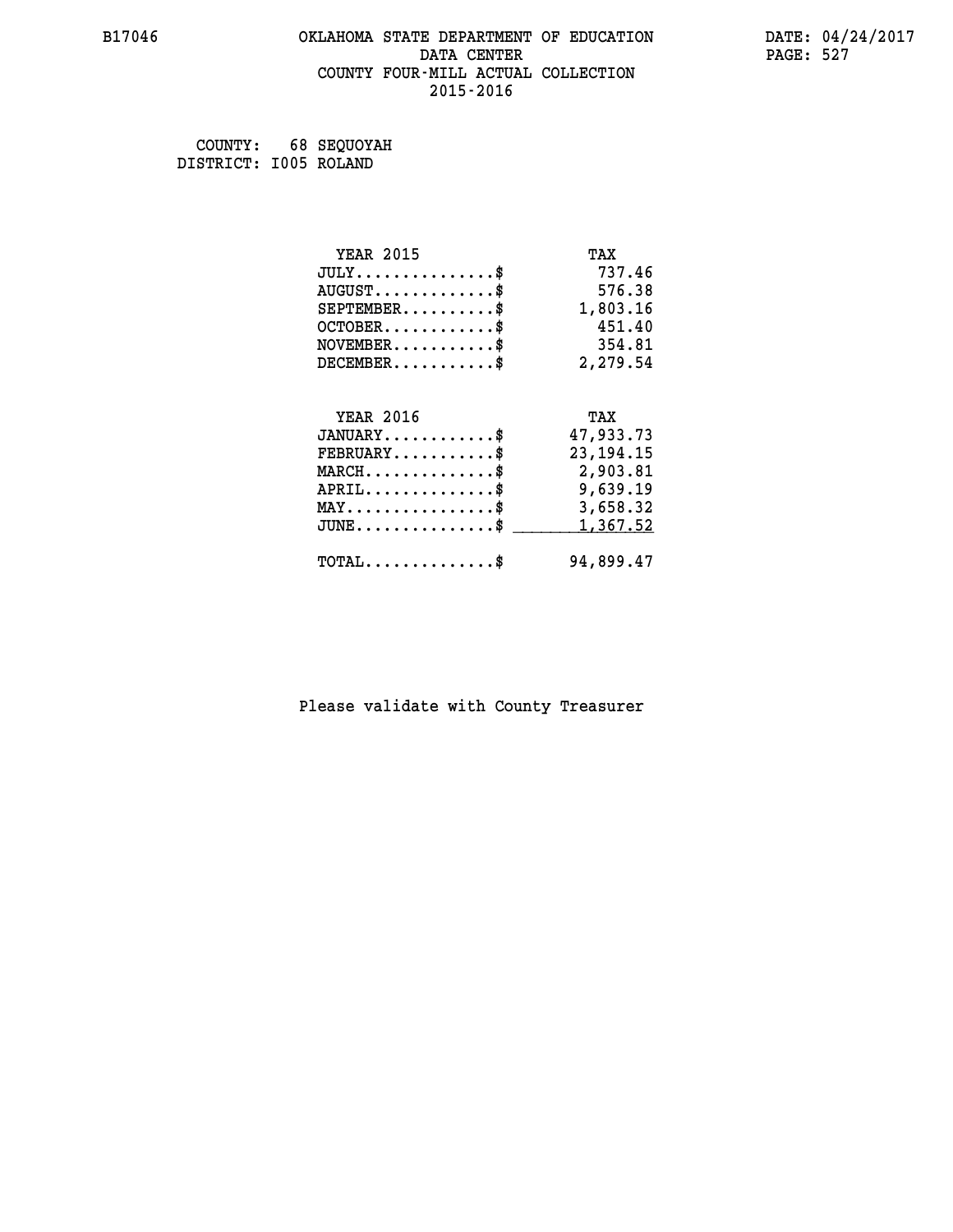B17046

# OKLAHOMA STATE DEPARTMENT OF EDUCATION
## DATA CENTER
## COUNTY FOUR-MILL ACTUAL COLLECTION
## 2015-2016

DATE: 04/24/2017

COUNTY: 68 SEQUOYAH
DISTRICT: I005 ROLAND

| YEAR 2015 | TAX |
|---|---|
| JULY..............$ | 737.46 |
| AUGUST............$ | 576.38 |
| SEPTEMBER.........$ | 1,803.16 |
| OCTOBER...........$ | 451.40 |
| NOVEMBER..........$ | 354.81 |
| DECEMBER..........$ | 2,279.54 |

| YEAR 2016 | TAX |
|---|---|
| JANUARY...........$ | 47,933.73 |
| FEBRUARY..........$ | 23,194.15 |
| MARCH.............$ | 2,903.81 |
| APRIL.............$ | 9,639.19 |
| MAY...............$ | 3,658.32 |
| JUNE..............$ | 1,367.52 |
| TOTAL.............$ | 94,899.47 |

Please validate with County Treasurer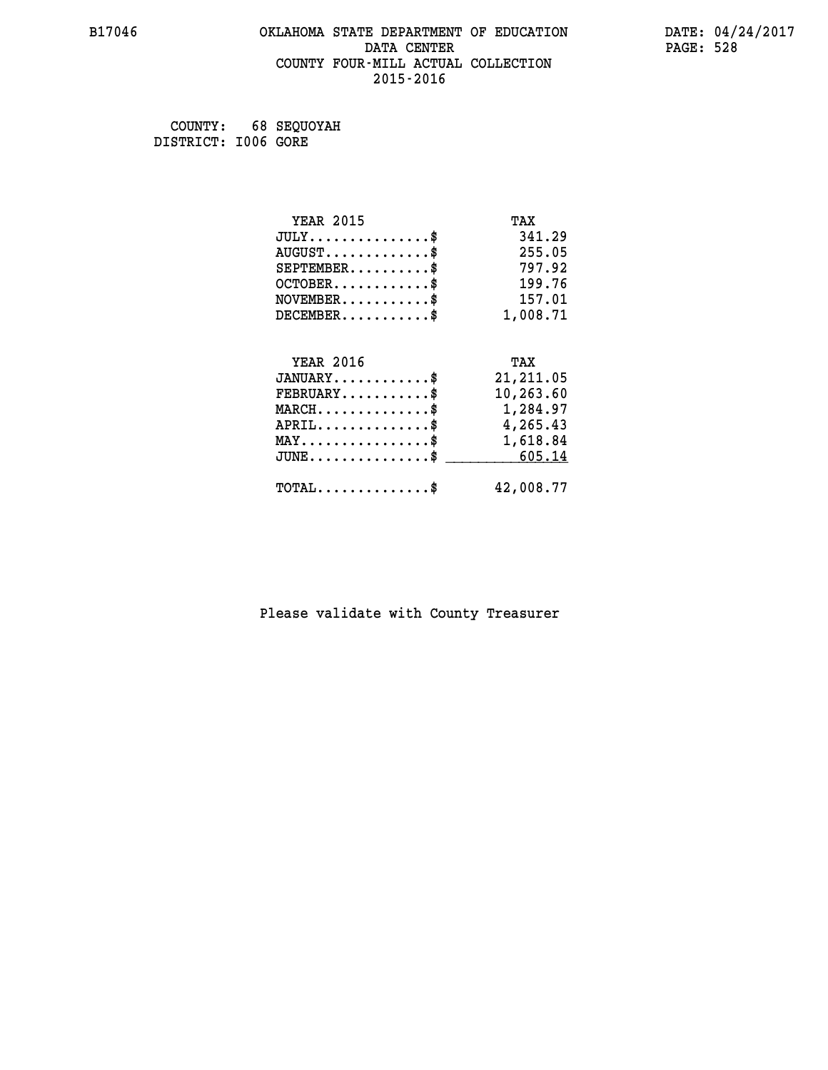B17046 OKLAHOMA STATE DEPARTMENT OF EDUCATION DATA CENTER COUNTY FOUR-MILL ACTUAL COLLECTION 2015-2016

DATE: 04/24/2017

COUNTY: 68 SEQUOYAH
DISTRICT: I006 GORE

| YEAR 2015 | TAX |
|---|---|
| JULY...............$ | 341.29 |
| AUGUST.............$ | 255.05 |
| SEPTEMBER..........$ | 797.92 |
| OCTOBER............$ | 199.76 |
| NOVEMBER...........$ | 157.01 |
| DECEMBER...........$ | 1,008.71 |

| YEAR 2016 | TAX |
|---|---|
| JANUARY............$ | 21,211.05 |
| FEBRUARY...........$ | 10,263.60 |
| MARCH..............$ | 1,284.97 |
| APRIL..............$ | 4,265.43 |
| MAY................$ | 1,618.84 |
| JUNE...............$ | 605.14 |
| TOTAL..............$ | 42,008.77 |

Please validate with County Treasurer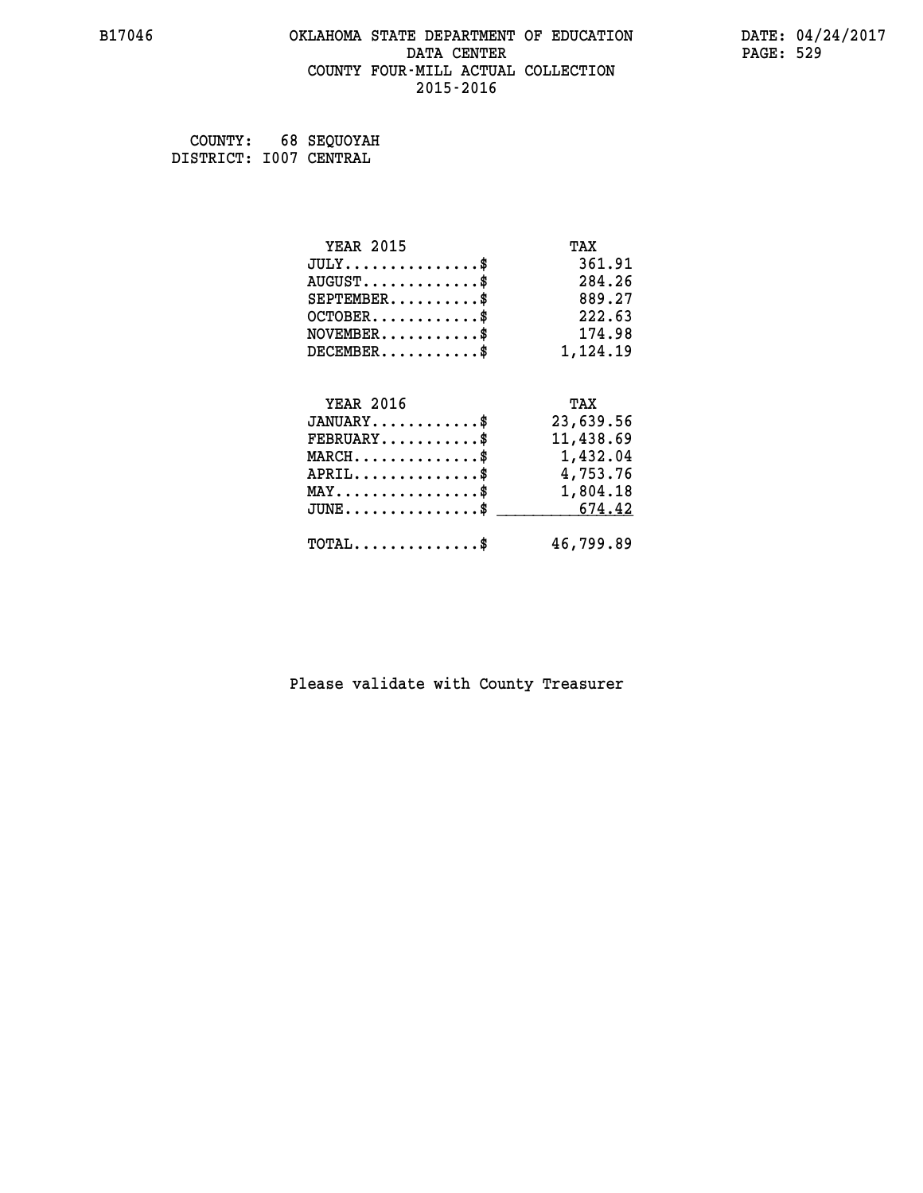# OKLAHOMA STATE DEPARTMENT OF EDUCATION
## DATA CENTER
## COUNTY FOUR-MILL ACTUAL COLLECTION
## 2015-2016

B17046

DATE: 04/24/2017

COUNTY: 68 SEQUOYAH
DISTRICT: I007 CENTRAL

| YEAR 2015 | TAX |
|---|---|
| JULY...............$ | 361.91 |
| AUGUST.............$ | 284.26 |
| SEPTEMBER..........$ | 889.27 |
| OCTOBER............$ | 222.63 |
| NOVEMBER...........$ | 174.98 |
| DECEMBER...........$ | 1,124.19 |

| YEAR 2016 | TAX |
|---|---|
| JANUARY............$ | 23,639.56 |
| FEBRUARY...........$ | 11,438.69 |
| MARCH..............$ | 1,432.04 |
| APRIL..............$ | 4,753.76 |
| MAY................$ | 1,804.18 |
| JUNE...............$ | 674.42 |
| TOTAL..............$ | 46,799.89 |

Please validate with County Treasurer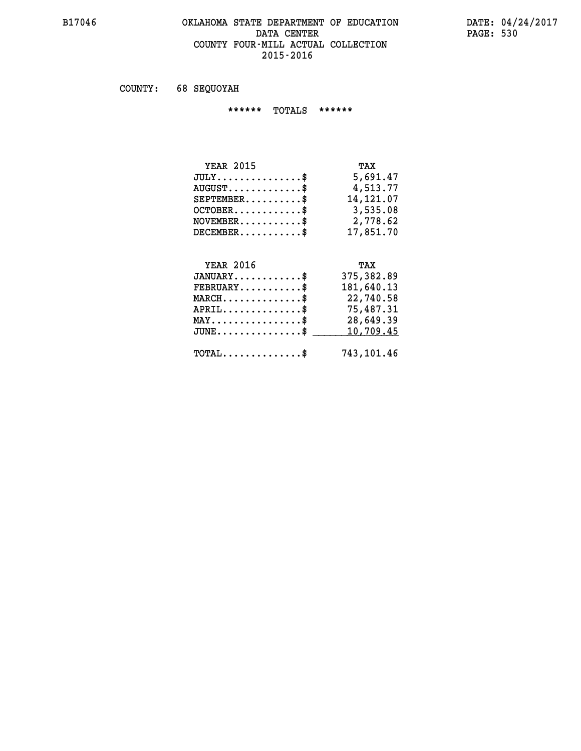B17046

# OKLAHOMA STATE DEPARTMENT OF EDUCATION
## DATA CENTER
## COUNTY FOUR-MILL ACTUAL COLLECTION
## 2015-2016

DATE: 04/24/2017

COUNTY: 68 SEQUOYAH

****** TOTALS ******

| YEAR 2015 | TAX |
|---|---|
| JULY...............$ | 5,691.47 |
| AUGUST.............$ | 4,513.77 |
| SEPTEMBER..........$ | 14,121.07 |
| OCTOBER............$ | 3,535.08 |
| NOVEMBER...........$ | 2,778.62 |
| DECEMBER...........$ | 17,851.70 |

| YEAR 2016 | TAX |
|---|---|
| JANUARY............$ | 375,382.89 |
| FEBRUARY...........$ | 181,640.13 |
| MARCH..............$ | 22,740.58 |
| APRIL..............$ | 75,487.31 |
| MAY................$ | 28,649.39 |
| JUNE...............$ | 10,709.45 |
| TOTAL..............$ | 743,101.46 |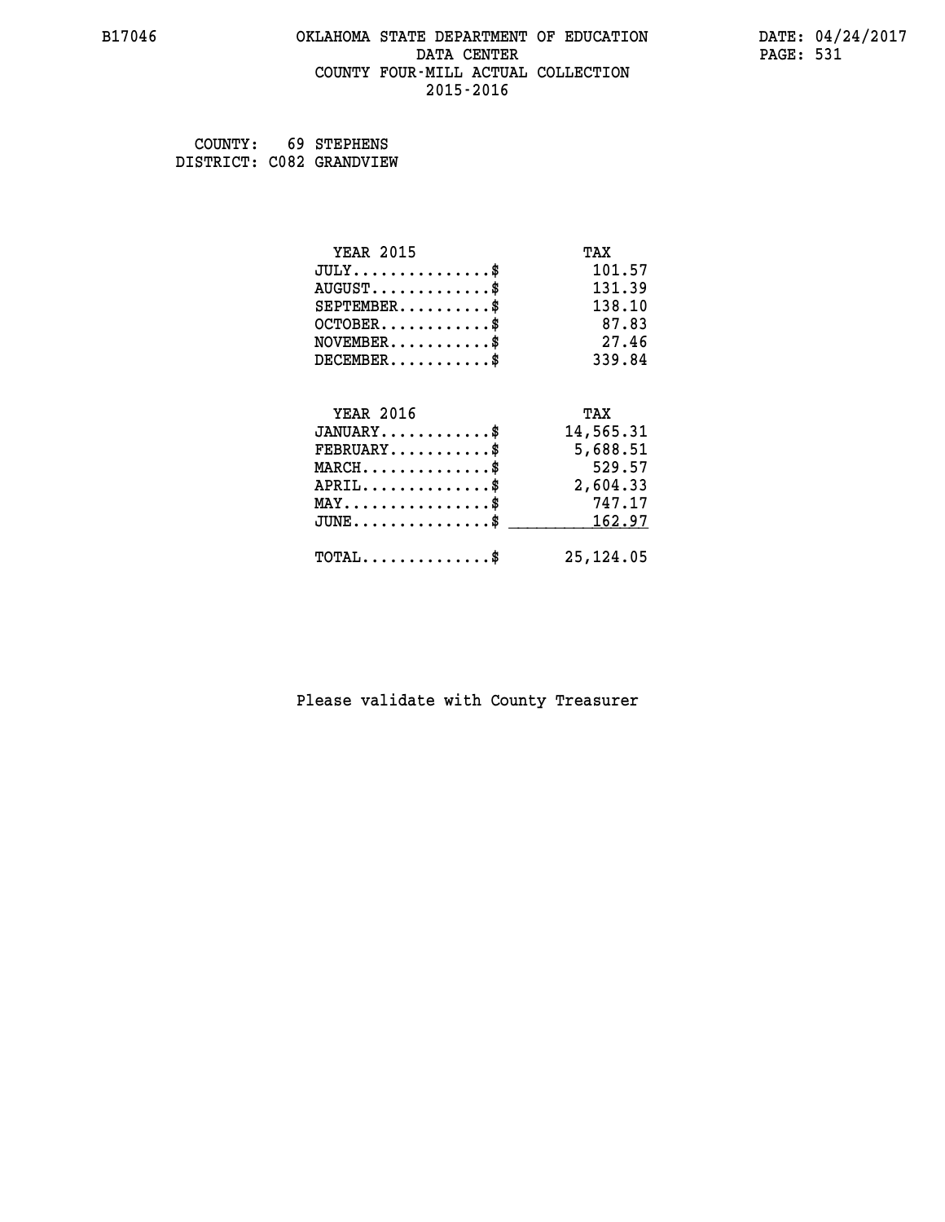B17046 OKLAHOMA STATE DEPARTMENT OF EDUCATION DATA CENTER COUNTY FOUR-MILL ACTUAL COLLECTION 2015-2016

DATE: 04/24/2017

COUNTY: 69 STEPHENS
DISTRICT: C082 GRANDVIEW

| YEAR 2015 | TAX |
|---|---|
| JULY...............$ | 101.57 |
| AUGUST.............$ | 131.39 |
| SEPTEMBER..........$ | 138.10 |
| OCTOBER............$ | 87.83 |
| NOVEMBER...........$ | 27.46 |
| DECEMBER...........$ | 339.84 |

| YEAR 2016 | TAX |
|---|---|
| JANUARY............$ | 14,565.31 |
| FEBRUARY...........$ | 5,688.51 |
| MARCH..............$ | 529.57 |
| APRIL..............$ | 2,604.33 |
| MAY................$ | 747.17 |
| JUNE...............$ | 162.97 |
| TOTAL..............$ | 25,124.05 |

Please validate with County Treasurer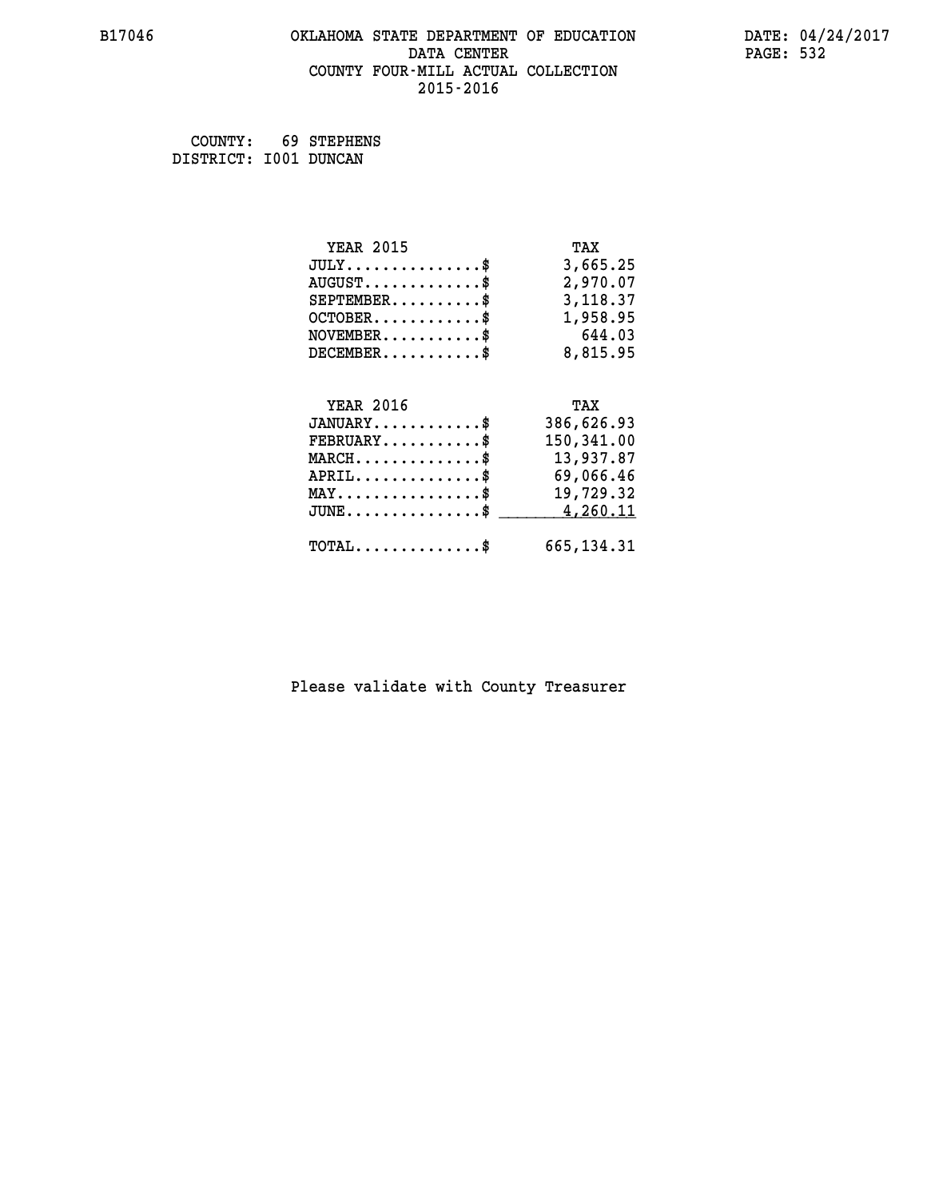B17046 OKLAHOMA STATE DEPARTMENT OF EDUCATION DATA CENTER COUNTY FOUR-MILL ACTUAL COLLECTION 2015-2016

DATE: 04/24/2017

COUNTY: 69 STEPHENS
DISTRICT: I001 DUNCAN

| YEAR 2015 | TAX |
|---|---|
| JULY..............$ | 3,665.25 |
| AUGUST............$ | 2,970.07 |
| SEPTEMBER.........$ | 3,118.37 |
| OCTOBER...........$ | 1,958.95 |
| NOVEMBER..........$ | 644.03 |
| DECEMBER..........$ | 8,815.95 |

| YEAR 2016 | TAX |
|---|---|
| JANUARY...........$ | 386,626.93 |
| FEBRUARY..........$ | 150,341.00 |
| MARCH.............$ | 13,937.87 |
| APRIL.............$ | 69,066.46 |
| MAY...............$ | 19,729.32 |
| JUNE..............$ | 4,260.11 |
| TOTAL.............$ | 665,134.31 |

Please validate with County Treasurer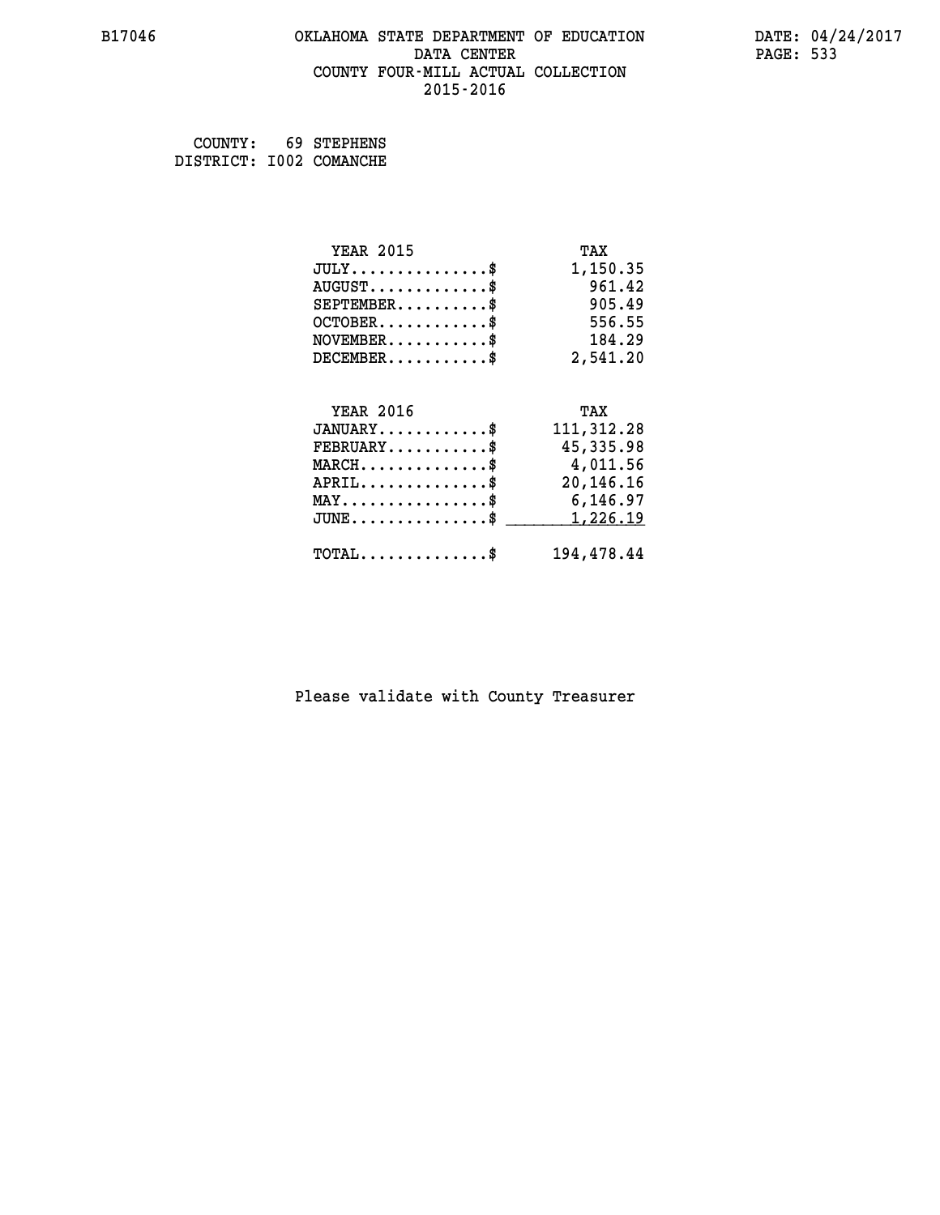B17046

# OKLAHOMA STATE DEPARTMENT OF EDUCATION
## DATA CENTER
## COUNTY FOUR-MILL ACTUAL COLLECTION
## 2015-2016

DATE: 04/24/2017

COUNTY: 69 STEPHENS
DISTRICT: I002 COMANCHE

| YEAR 2015 | TAX |
|---|---|
| JULY...............$ | 1,150.35 |
| AUGUST.............$ | 961.42 |
| SEPTEMBER..........$ | 905.49 |
| OCTOBER............$ | 556.55 |
| NOVEMBER...........$ | 184.29 |
| DECEMBER...........$ | 2,541.20 |

| YEAR 2016 | TAX |
|---|---|
| JANUARY............$ | 111,312.28 |
| FEBRUARY...........$ | 45,335.98 |
| MARCH..............$ | 4,011.56 |
| APRIL..............$ | 20,146.16 |
| MAY................$ | 6,146.97 |
| JUNE...............$ | 1,226.19 |
| TOTAL..............$ | 194,478.44 |

Please validate with County Treasurer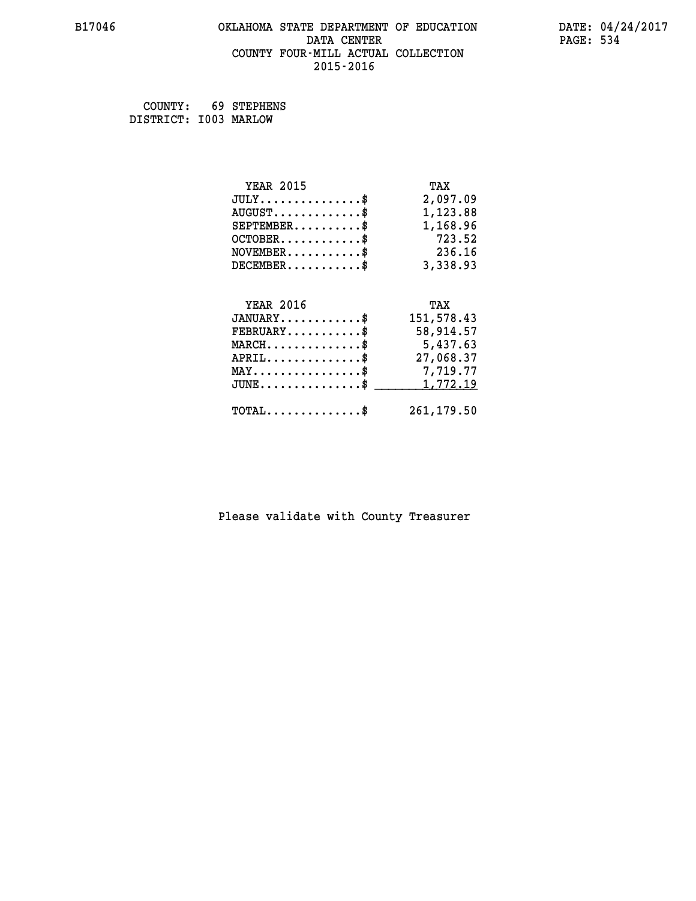B17046 OKLAHOMA STATE DEPARTMENT OF EDUCATION DATA CENTER COUNTY FOUR-MILL ACTUAL COLLECTION 2015-2016

DATE: 04/24/2017

COUNTY: 69 STEPHENS
DISTRICT: I003 MARLOW

| YEAR 2015 | TAX |
|---|---|
| JULY.............$ | 2,097.09 |
| AUGUST...........$ | 1,123.88 |
| SEPTEMBER........$ | 1,168.96 |
| OCTOBER..........$ | 723.52 |
| NOVEMBER.........$ | 236.16 |
| DECEMBER.........$ | 3,338.93 |

| YEAR 2016 | TAX |
|---|---|
| JANUARY..........$ | 151,578.43 |
| FEBRUARY.........$ | 58,914.57 |
| MARCH............$ | 5,437.63 |
| APRIL............$ | 27,068.37 |
| MAY..............$ | 7,719.77 |
| JUNE.............$ | 1,772.19 |
| TOTAL............$ | 261,179.50 |

Please validate with County Treasurer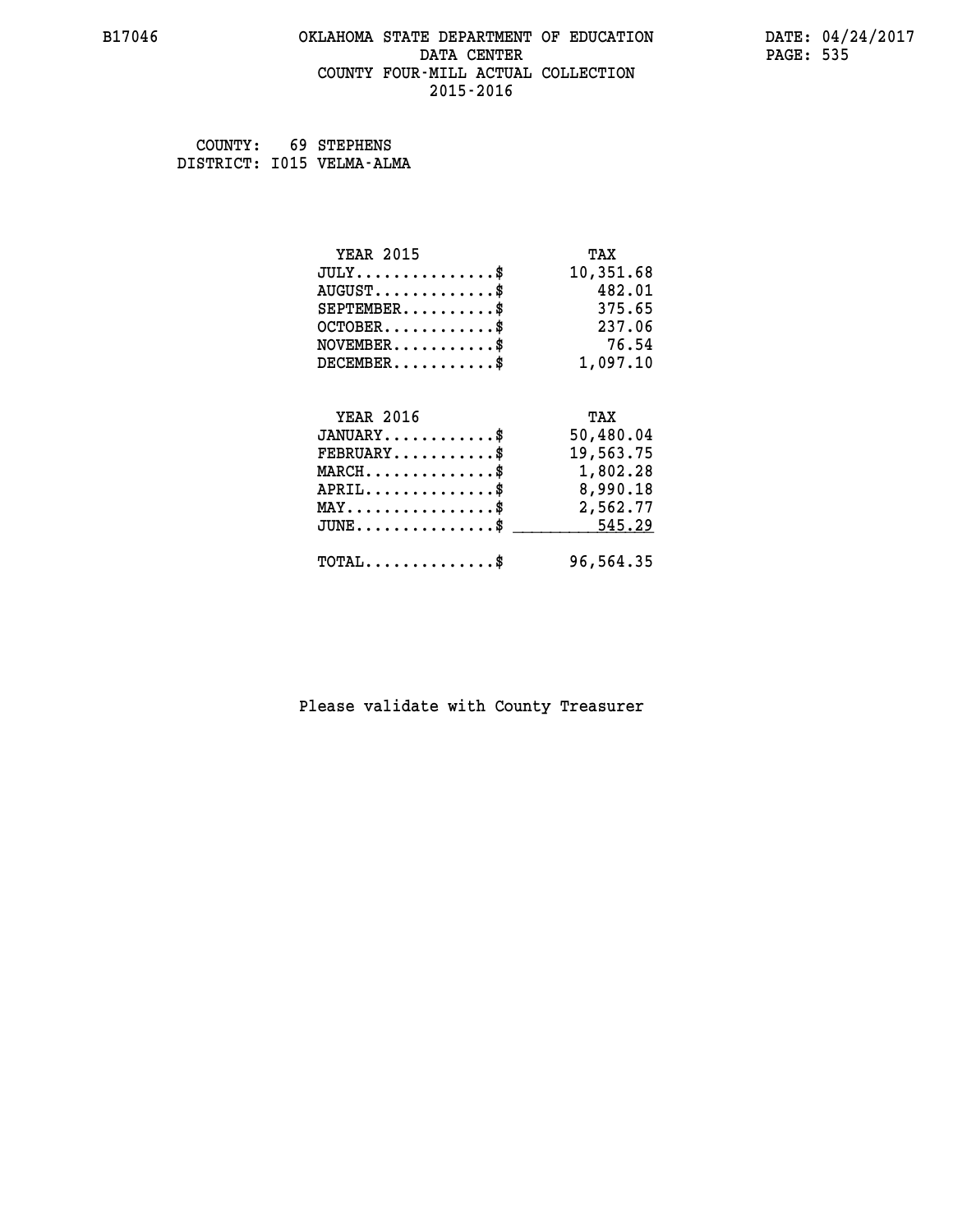B17046 OKLAHOMA STATE DEPARTMENT OF EDUCATION DATE: 04/24/2017

DATA CENTER

COUNTY FOUR-MILL ACTUAL COLLECTION

2015-2016

COUNTY: 69 STEPHENS
DISTRICT: I015 VELMA-ALMA

| YEAR 2015 | TAX |
|---|---|
| JULY..............$ | 10,351.68 |
| AUGUST............$ | 482.01 |
| SEPTEMBER.........$ | 375.65 |
| OCTOBER...........$ | 237.06 |
| NOVEMBER..........$ | 76.54 |
| DECEMBER..........$ | 1,097.10 |

| YEAR 2016 | TAX |
|---|---|
| JANUARY...........$ | 50,480.04 |
| FEBRUARY..........$ | 19,563.75 |
| MARCH.............$ | 1,802.28 |
| APRIL.............$ | 8,990.18 |
| MAY...............$ | 2,562.77 |
| JUNE..............$ | 545.29 |
| TOTAL.............$ | 96,564.35 |

Please validate with County Treasurer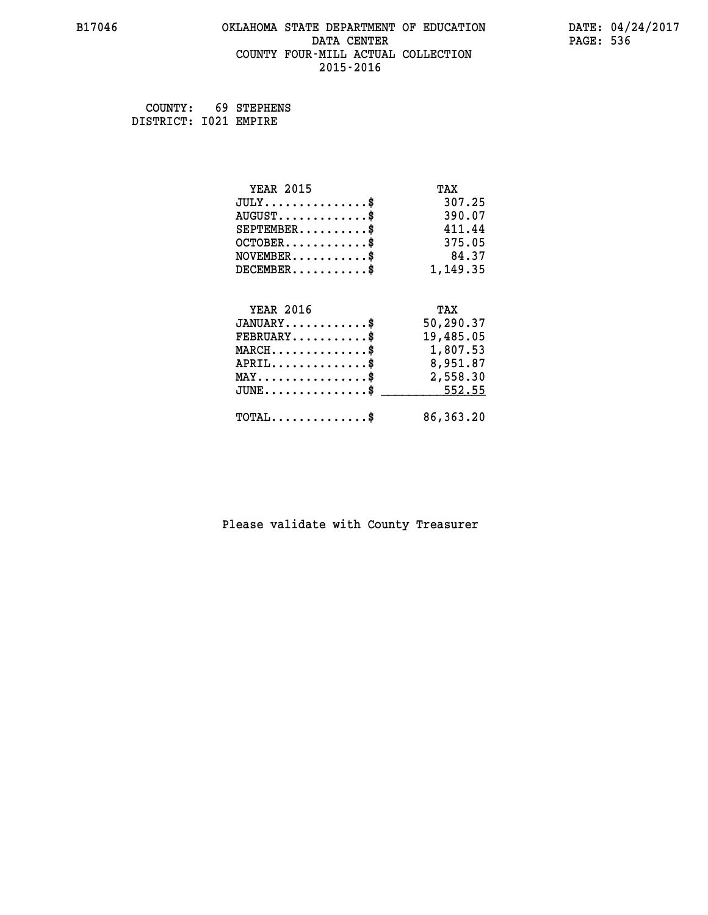B17046 OKLAHOMA STATE DEPARTMENT OF EDUCATION DATE: 04/24/2017

DATA CENTER PAGE: 536

COUNTY FOUR-MILL ACTUAL COLLECTION

2015-2016

COUNTY: 69 STEPHENS
DISTRICT: I021 EMPIRE

| YEAR 2015 | TAX |
|---|---|
| JULY...............$ | 307.25 |
| AUGUST.............$ | 390.07 |
| SEPTEMBER..........$ | 411.44 |
| OCTOBER............$ | 375.05 |
| NOVEMBER...........$ | 84.37 |
| DECEMBER...........$ | 1,149.35 |

| YEAR 2016 | TAX |
|---|---|
| JANUARY............$ | 50,290.37 |
| FEBRUARY...........$ | 19,485.05 |
| MARCH..............$ | 1,807.53 |
| APRIL..............$ | 8,951.87 |
| MAY................$ | 2,558.30 |
| JUNE...............$ | 552.55 |
| TOTAL..............$ | 86,363.20 |

Please validate with County Treasurer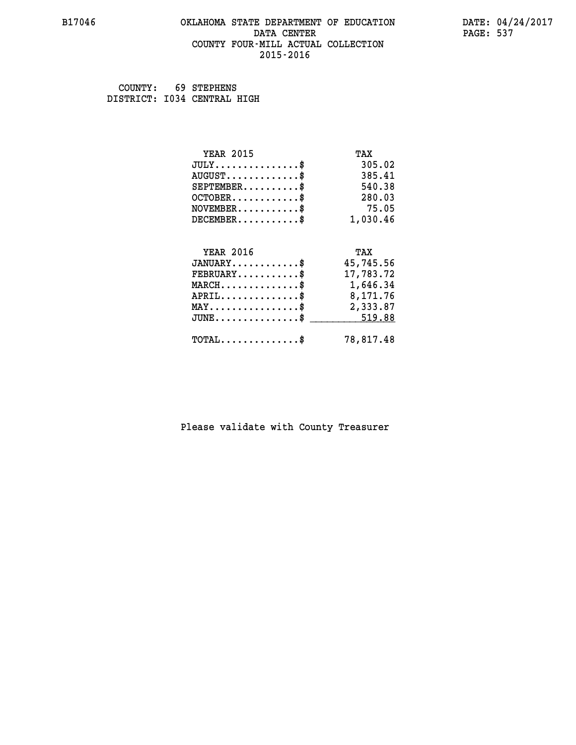B17046 OKLAHOMA STATE DEPARTMENT OF EDUCATION DATA CENTER COUNTY FOUR-MILL ACTUAL COLLECTION 2015-2016

DATE: 04/24/2017

COUNTY: 69 STEPHENS
DISTRICT: I034 CENTRAL HIGH

| YEAR 2015 | TAX |
|---|---|
| JULY...............$ | 305.02 |
| AUGUST.............$ | 385.41 |
| SEPTEMBER..........$ | 540.38 |
| OCTOBER............$ | 280.03 |
| NOVEMBER...........$ | 75.05 |
| DECEMBER...........$ | 1,030.46 |

| YEAR 2016 | TAX |
|---|---|
| JANUARY............$ | 45,745.56 |
| FEBRUARY...........$ | 17,783.72 |
| MARCH..............$ | 1,646.34 |
| APRIL..............$ | 8,171.76 |
| MAY................$ | 2,333.87 |
| JUNE...............$ | 519.88 |
| TOTAL..............$ | 78,817.48 |

Please validate with County Treasurer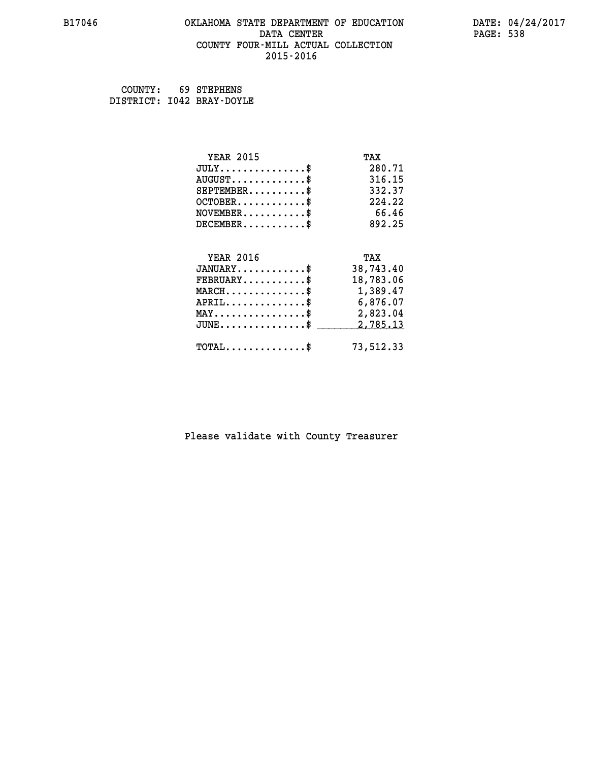B17046

# OKLAHOMA STATE DEPARTMENT OF EDUCATION
## DATA CENTER
## COUNTY FOUR-MILL ACTUAL COLLECTION
## 2015-2016

DATE: 04/24/2017

COUNTY: 69 STEPHENS
DISTRICT: I042 BRAY-DOYLE

| YEAR 2015 | TAX |
|---|---|
| JULY...............$ | 280.71 |
| AUGUST.............$ | 316.15 |
| SEPTEMBER..........$ | 332.37 |
| OCTOBER............$ | 224.22 |
| NOVEMBER...........$ | 66.46 |
| DECEMBER...........$ | 892.25 |

| YEAR 2016 | TAX |
|---|---|
| JANUARY............$ | 38,743.40 |
| FEBRUARY...........$ | 18,783.06 |
| MARCH..............$ | 1,389.47 |
| APRIL..............$ | 6,876.07 |
| MAY................$ | 2,823.04 |
| JUNE...............$ | 2,785.13 |
| TOTAL..............$ | 73,512.33 |

Please validate with County Treasurer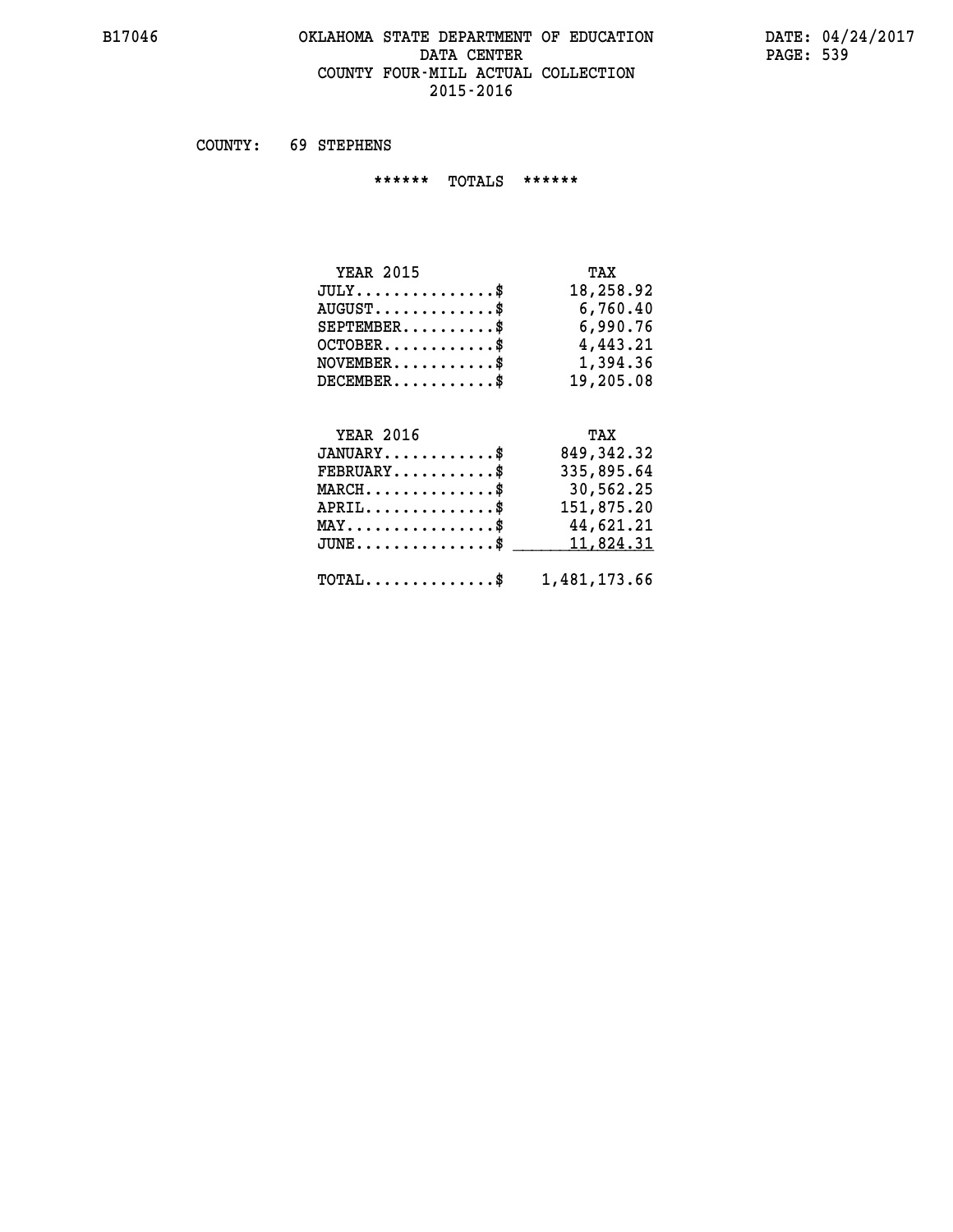# OKLAHOMA STATE DEPARTMENT OF EDUCATION
## DATA CENTER
## COUNTY FOUR-MILL ACTUAL COLLECTION
## 2015-2016

COUNTY: 69 STEPHENS

****** TOTALS ******

| YEAR 2015 | TAX |
|---|---|
| JULY...............$ | 18,258.92 |
| AUGUST.............$ | 6,760.40 |
| SEPTEMBER..........$ | 6,990.76 |
| OCTOBER............$ | 4,443.21 |
| NOVEMBER...........$ | 1,394.36 |
| DECEMBER...........$ | 19,205.08 |

| YEAR 2016 | TAX |
|---|---|
| JANUARY............$ | 849,342.32 |
| FEBRUARY...........$ | 335,895.64 |
| MARCH..............$ | 30,562.25 |
| APRIL..............$ | 151,875.20 |
| MAY................$ | 44,621.21 |
| JUNE...............$ | 11,824.31 |
| TOTAL..............$ | 1,481,173.66 |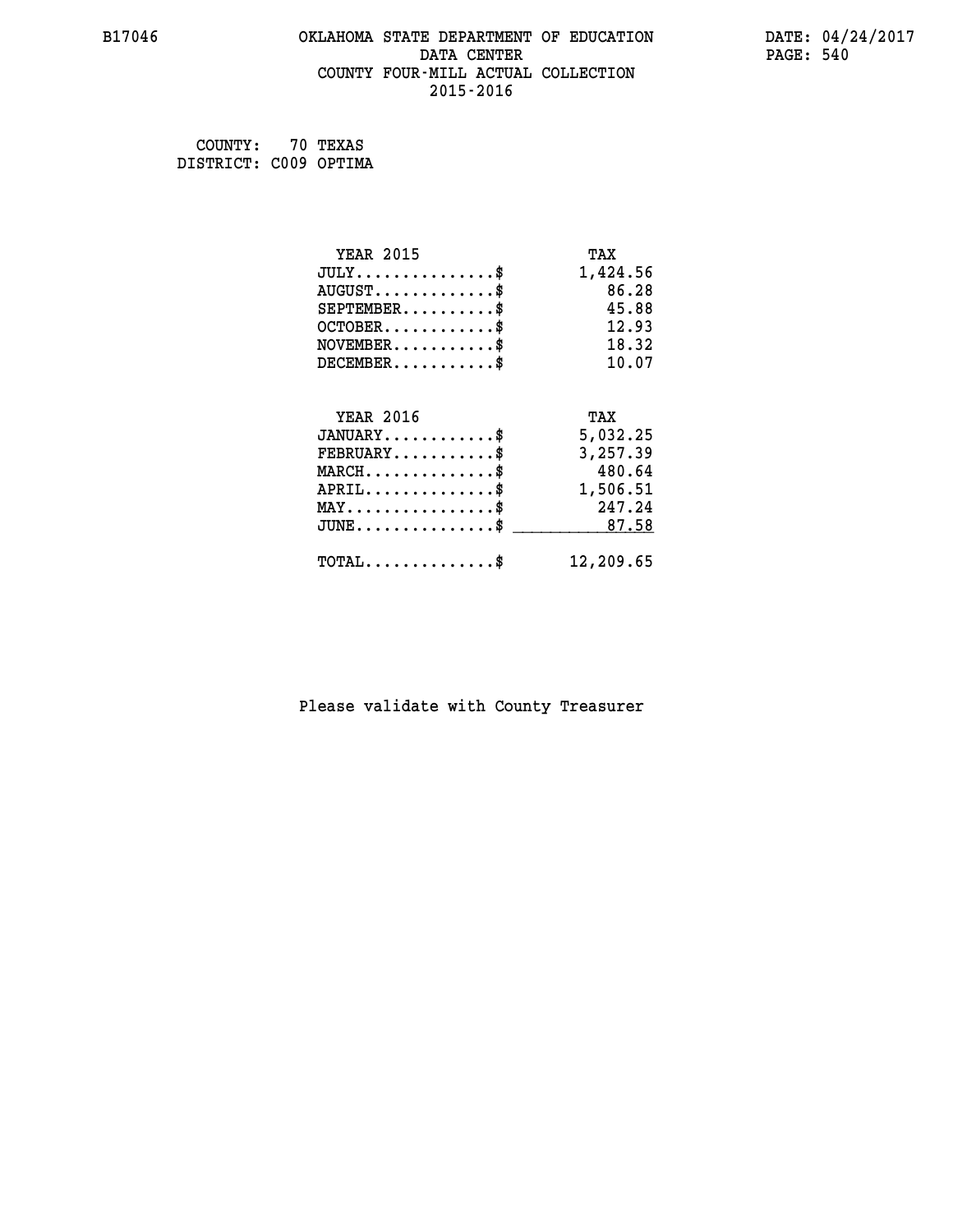B17046 OKLAHOMA STATE DEPARTMENT OF EDUCATION DATA CENTER COUNTY FOUR-MILL ACTUAL COLLECTION 2015-2016

DATE: 04/24/2017

COUNTY: 70 TEXAS
DISTRICT: C009 OPTIMA

| YEAR 2015 | TAX |
|---|---|
| JULY...............$ | 1,424.56 |
| AUGUST.............$ | 86.28 |
| SEPTEMBER..........$ | 45.88 |
| OCTOBER............$ | 12.93 |
| NOVEMBER...........$ | 18.32 |
| DECEMBER...........$ | 10.07 |

| YEAR 2016 | TAX |
|---|---|
| JANUARY............$ | 5,032.25 |
| FEBRUARY...........$ | 3,257.39 |
| MARCH..............$ | 480.64 |
| APRIL..............$ | 1,506.51 |
| MAY................$ | 247.24 |
| JUNE...............$ | 87.58 |
| TOTAL..............$ | 12,209.65 |

Please validate with County Treasurer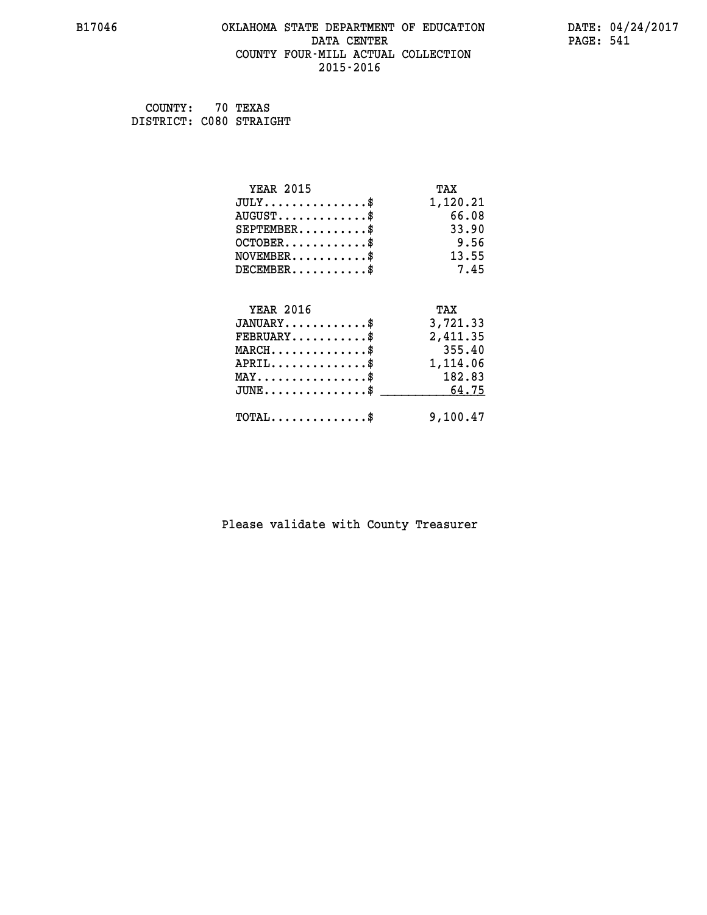B17046 OKLAHOMA STATE DEPARTMENT OF EDUCATION DATA CENTER COUNTY FOUR-MILL ACTUAL COLLECTION 2015-2016

DATE: 04/24/2017

COUNTY: 70 TEXAS
DISTRICT: C080 STRAIGHT

| YEAR 2015 | TAX |
|---|---|
| JULY..............$ | 1,120.21 |
| AUGUST............$ | 66.08 |
| SEPTEMBER.........$ | 33.90 |
| OCTOBER...........$ | 9.56 |
| NOVEMBER..........$ | 13.55 |
| DECEMBER..........$ | 7.45 |

| YEAR 2016 | TAX |
|---|---|
| JANUARY...........$ | 3,721.33 |
| FEBRUARY..........$ | 2,411.35 |
| MARCH.............$ | 355.40 |
| APRIL.............$ | 1,114.06 |
| MAY...............$ | 182.83 |
| JUNE..............$ | 64.75 |
| TOTAL.............$ | 9,100.47 |

Please validate with County Treasurer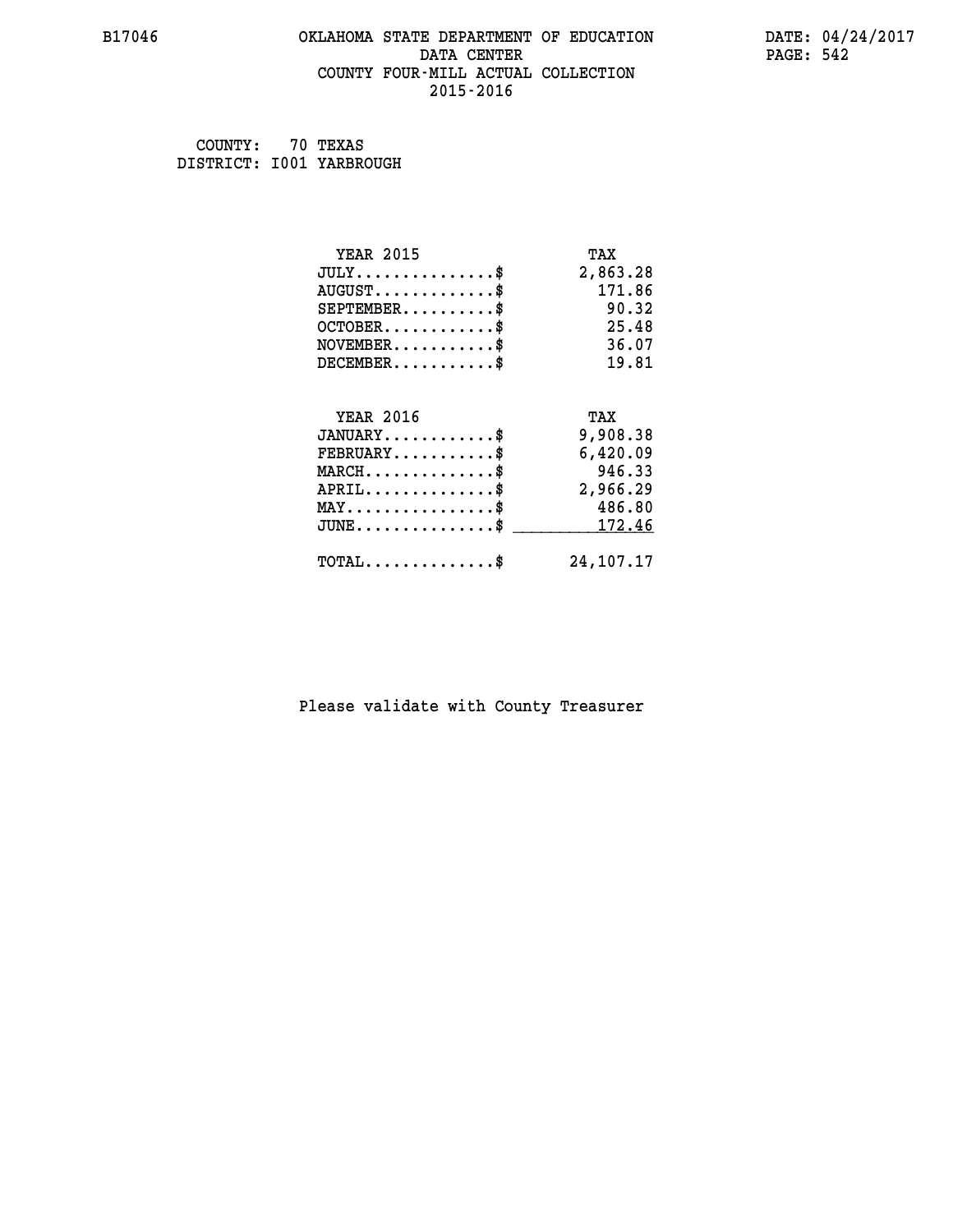B17046 OKLAHOMA STATE DEPARTMENT OF EDUCATION DATE: 04/24/2017
DATA CENTER PAGE: 542
COUNTY FOUR-MILL ACTUAL COLLECTION
2015-2016

COUNTY: 70 TEXAS
DISTRICT: I001 YARBROUGH

| YEAR 2015 | TAX |
|---|---|
| JULY..............$ | 2,863.28 |
| AUGUST............$ | 171.86 |
| SEPTEMBER.........$ | 90.32 |
| OCTOBER...........$ | 25.48 |
| NOVEMBER..........$ | 36.07 |
| DECEMBER..........$ | 19.81 |

| YEAR 2016 | TAX |
|---|---|
| JANUARY...........$ | 9,908.38 |
| FEBRUARY..........$ | 6,420.09 |
| MARCH.............$ | 946.33 |
| APRIL.............$ | 2,966.29 |
| MAY...............$ | 486.80 |
| JUNE..............$ | 172.46 |
| TOTAL.............$ | 24,107.17 |

Please validate with County Treasurer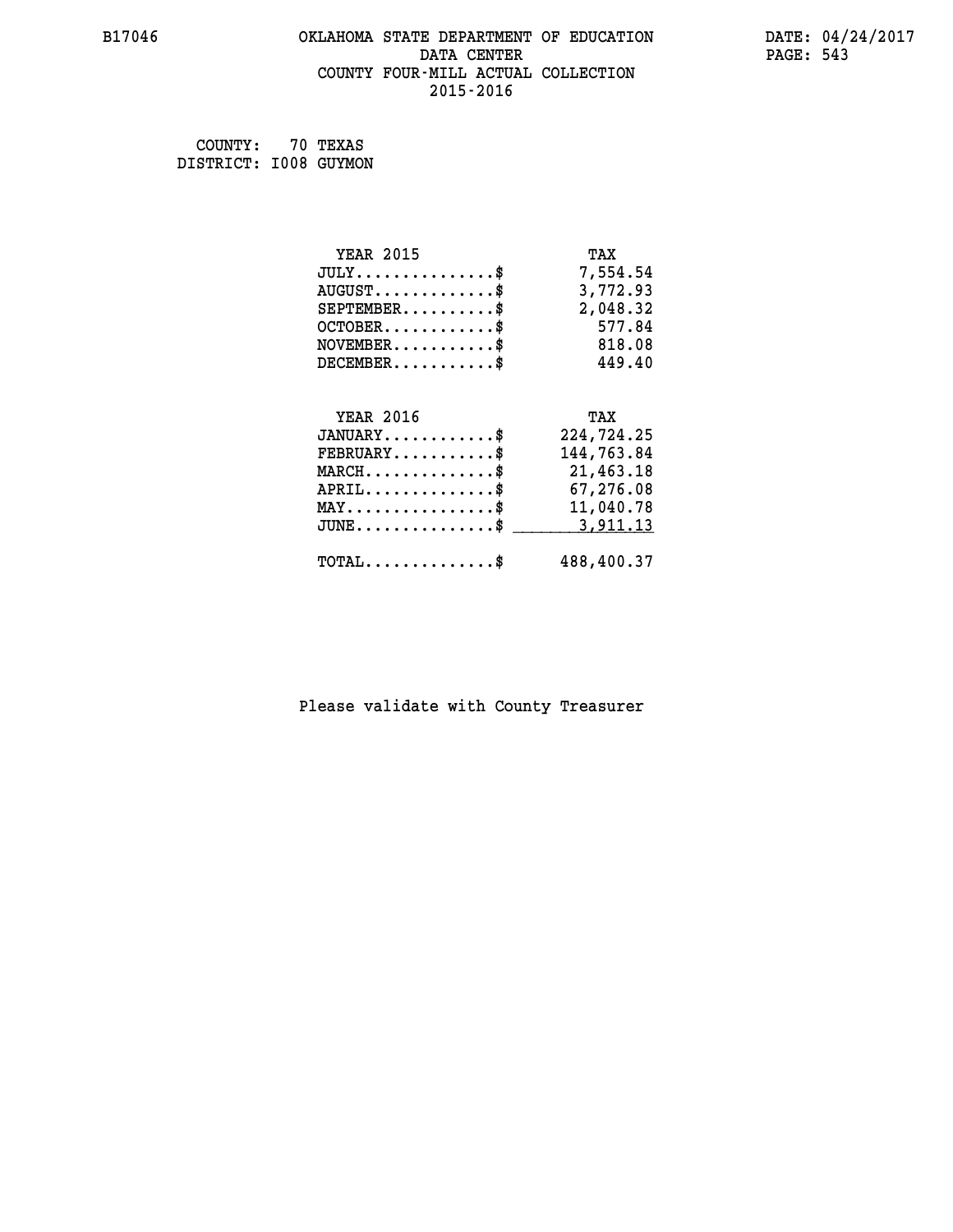# OKLAHOMA STATE DEPARTMENT OF EDUCATION
## DATA CENTER
## COUNTY FOUR-MILL ACTUAL COLLECTION
## 2015-2016

B17046 DATE: 04/24/2017

COUNTY: 70 TEXAS
DISTRICT: I008 GUYMON

| YEAR 2015 | TAX |
|---|---|
| JULY...............$ | 7,554.54 |
| AUGUST.............$ | 3,772.93 |
| SEPTEMBER..........$ | 2,048.32 |
| OCTOBER............$ | 577.84 |
| NOVEMBER...........$ | 818.08 |
| DECEMBER...........$ | 449.40 |

| YEAR 2016 | TAX |
|---|---|
| JANUARY............$ | 224,724.25 |
| FEBRUARY...........$ | 144,763.84 |
| MARCH..............$ | 21,463.18 |
| APRIL..............$ | 67,276.08 |
| MAY................$ | 11,040.78 |
| JUNE...............$ | 3,911.13 |
| TOTAL..............$ | 488,400.37 |

Please validate with County Treasurer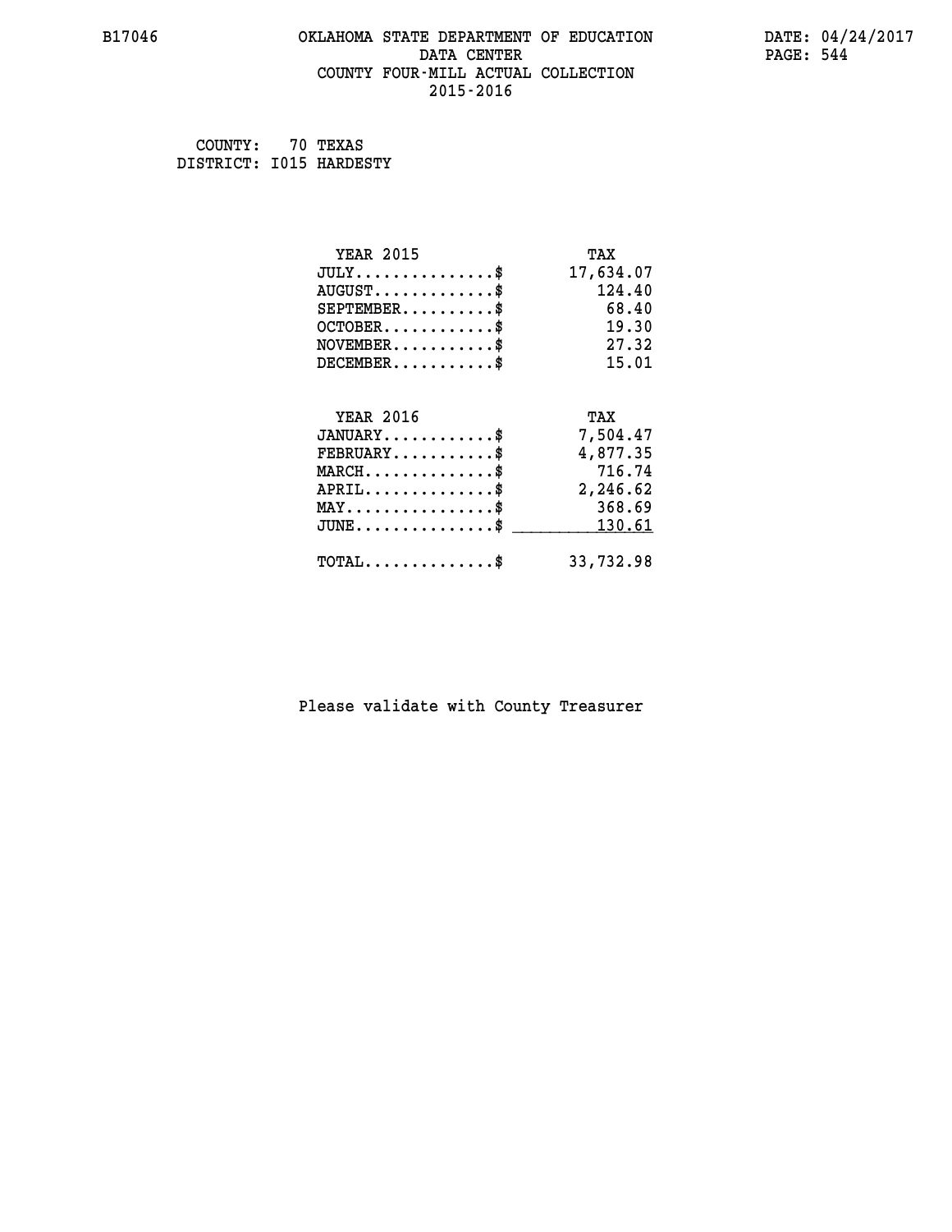B17046 OKLAHOMA STATE DEPARTMENT OF EDUCATION DATA CENTER COUNTY FOUR-MILL ACTUAL COLLECTION 2015-2016

DATE: 04/24/2017

COUNTY: 70 TEXAS
DISTRICT: I015 HARDESTY

| YEAR 2015 | TAX |
|---|---|
| JULY..............$ | 17,634.07 |
| AUGUST.............$ | 124.40 |
| SEPTEMBER..........$ | 68.40 |
| OCTOBER............$ | 19.30 |
| NOVEMBER...........$ | 27.32 |
| DECEMBER...........$ | 15.01 |

| YEAR 2016 | TAX |
|---|---|
| JANUARY............$ | 7,504.47 |
| FEBRUARY...........$ | 4,877.35 |
| MARCH..............$ | 716.74 |
| APRIL..............$ | 2,246.62 |
| MAY................$ | 368.69 |
| JUNE...............$ | 130.61 |
| TOTAL..............$ | 33,732.98 |

Please validate with County Treasurer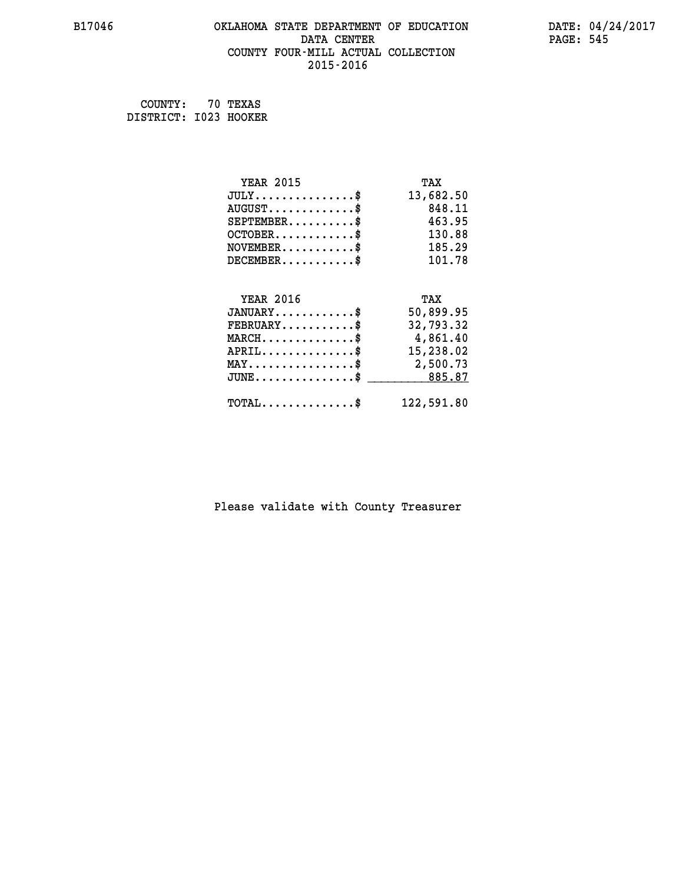B17046 OKLAHOMA STATE DEPARTMENT OF EDUCATION DATA CENTER COUNTY FOUR-MILL ACTUAL COLLECTION 2015-2016

DATE: 04/24/2017

COUNTY: 70 TEXAS
DISTRICT: I023 HOOKER

| YEAR 2015 | TAX |
|---|---|
| JULY..............$ | 13,682.50 |
| AUGUST............$ | 848.11 |
| SEPTEMBER.........$ | 463.95 |
| OCTOBER...........$ | 130.88 |
| NOVEMBER..........$ | 185.29 |
| DECEMBER..........$ | 101.78 |

| YEAR 2016 | TAX |
|---|---|
| JANUARY...........$ | 50,899.95 |
| FEBRUARY..........$ | 32,793.32 |
| MARCH.............$ | 4,861.40 |
| APRIL.............$ | 15,238.02 |
| MAY...............$ | 2,500.73 |
| JUNE..............$ | 885.87 |
| TOTAL.............$ | 122,591.80 |

Please validate with County Treasurer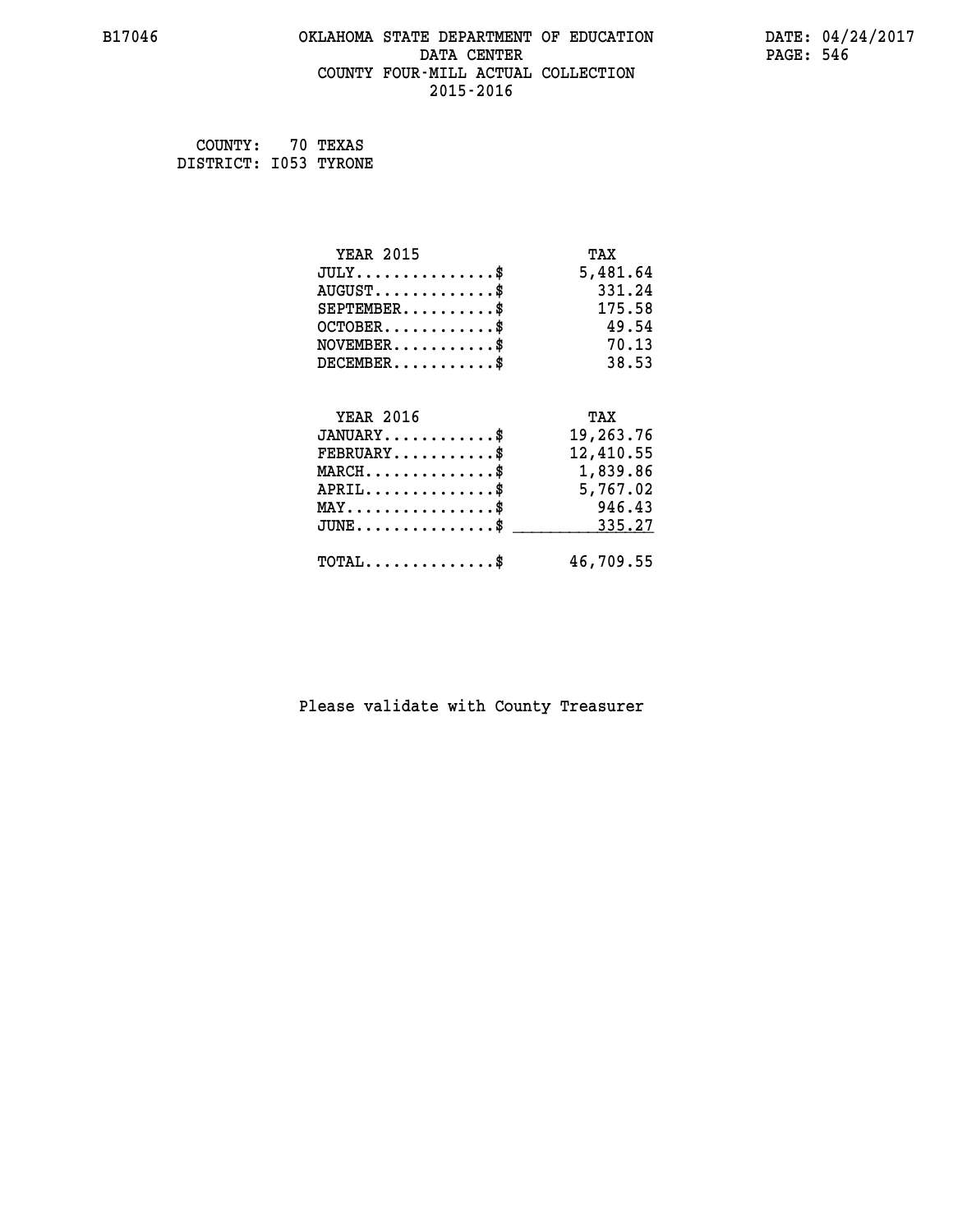B17046 OKLAHOMA STATE DEPARTMENT OF EDUCATION DATA CENTER COUNTY FOUR-MILL ACTUAL COLLECTION 2015-2016

DATE: 04/24/2017

COUNTY: 70 TEXAS
DISTRICT: I053 TYRONE

| YEAR 2015 | TAX |
|---|---|
| JULY..............$ | 5,481.64 |
| AUGUST............$ | 331.24 |
| SEPTEMBER.........$ | 175.58 |
| OCTOBER...........$ | 49.54 |
| NOVEMBER..........$ | 70.13 |
| DECEMBER..........$ | 38.53 |

| YEAR 2016 | TAX |
|---|---|
| JANUARY...........$ | 19,263.76 |
| FEBRUARY..........$ | 12,410.55 |
| MARCH.............$ | 1,839.86 |
| APRIL.............$ | 5,767.02 |
| MAY...............$ | 946.43 |
| JUNE..............$ | 335.27 |
| TOTAL.............$ | 46,709.55 |

Please validate with County Treasurer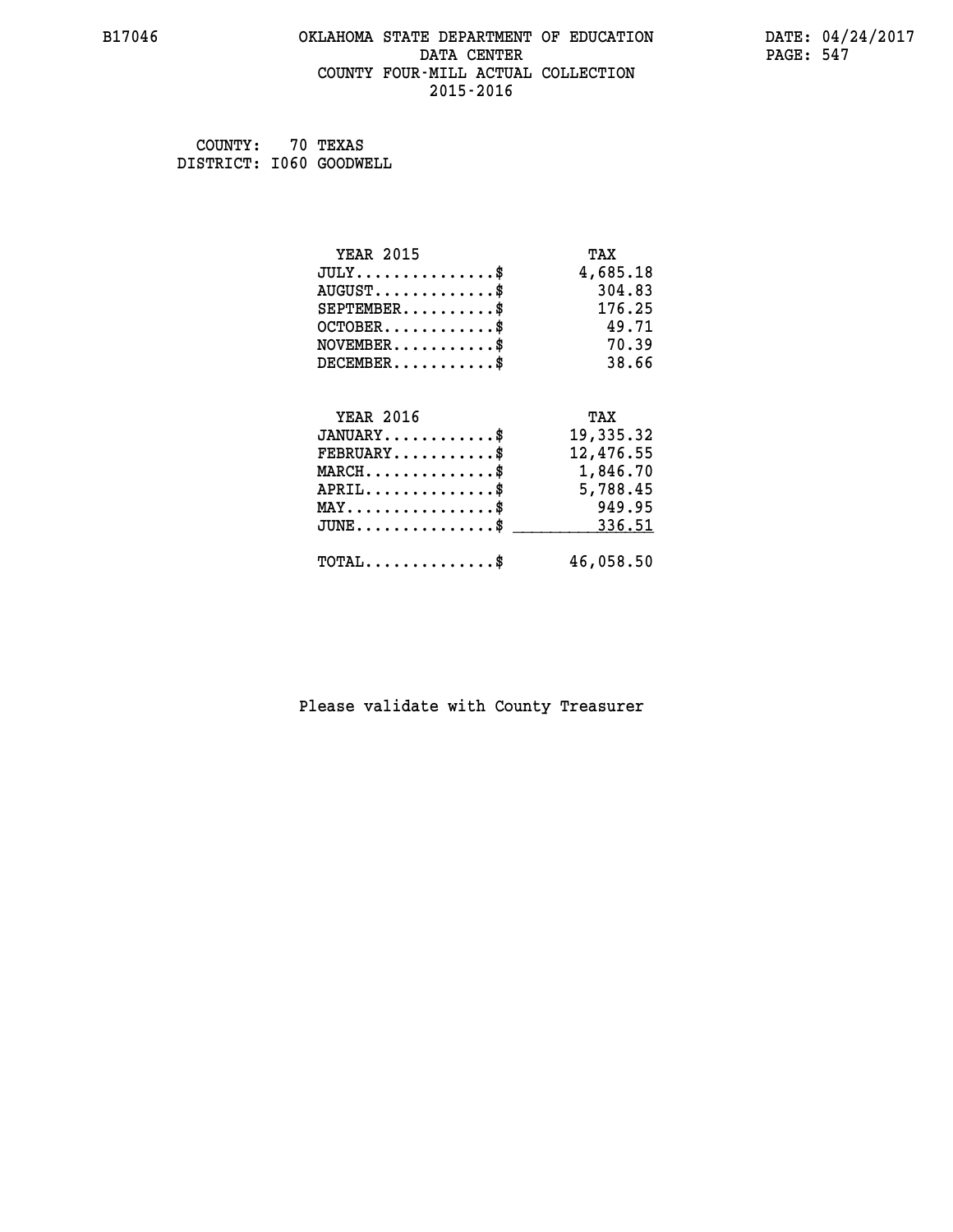B17046 OKLAHOMA STATE DEPARTMENT OF EDUCATION DATE: 04/24/2017

DATA CENTER

COUNTY FOUR-MILL ACTUAL COLLECTION

2015-2016

COUNTY: 70 TEXAS

DISTRICT: I060 GOODWELL

| YEAR 2015 | TAX |
|---|---|
| JULY...............$ | 4,685.18 |
| AUGUST.............$ | 304.83 |
| SEPTEMBER..........$ | 176.25 |
| OCTOBER............$ | 49.71 |
| NOVEMBER...........$ | 70.39 |
| DECEMBER...........$ | 38.66 |

| YEAR 2016 | TAX |
|---|---|
| JANUARY............$ | 19,335.32 |
| FEBRUARY...........$ | 12,476.55 |
| MARCH..............$ | 1,846.70 |
| APRIL..............$ | 5,788.45 |
| MAY................$ | 949.95 |
| JUNE...............$ | 336.51 |
| TOTAL..............$ | 46,058.50 |

Please validate with County Treasurer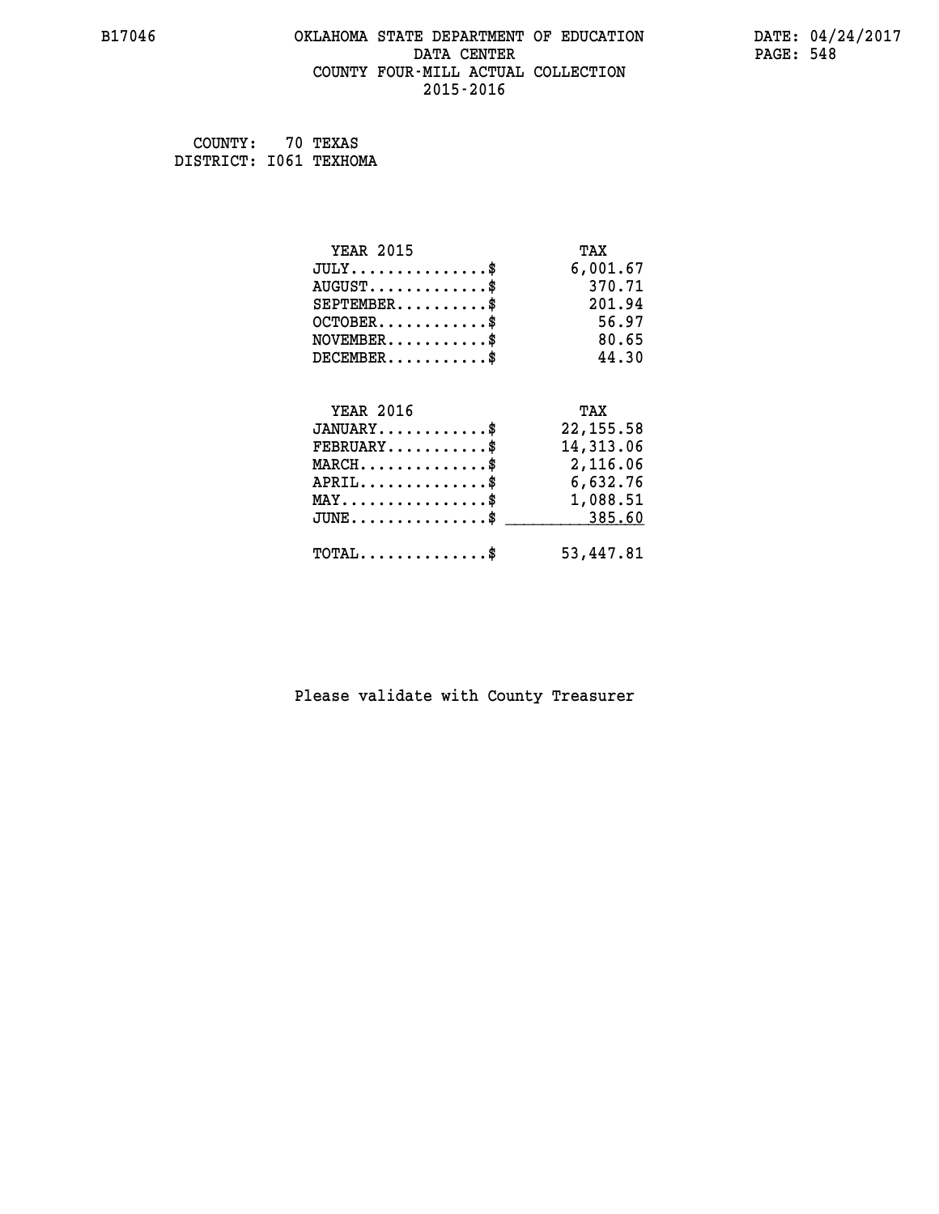B17046 OKLAHOMA STATE DEPARTMENT OF EDUCATION DATA CENTER COUNTY FOUR-MILL ACTUAL COLLECTION 2015-2016

DATE: 04/24/2017

COUNTY: 70 TEXAS
DISTRICT: I061 TEXHOMA

| YEAR 2015 | TAX |
|---|---|
| JULY...............$ | 6,001.67 |
| AUGUST.............$ | 370.71 |
| SEPTEMBER..........$ | 201.94 |
| OCTOBER............$ | 56.97 |
| NOVEMBER...........$ | 80.65 |
| DECEMBER...........$ | 44.30 |

| YEAR 2016 | TAX |
|---|---|
| JANUARY............$ | 22,155.58 |
| FEBRUARY...........$ | 14,313.06 |
| MARCH..............$ | 2,116.06 |
| APRIL..............$ | 6,632.76 |
| MAY................$ | 1,088.51 |
| JUNE...............$ | 385.60 |
| TOTAL..............$ | 53,447.81 |

Please validate with County Treasurer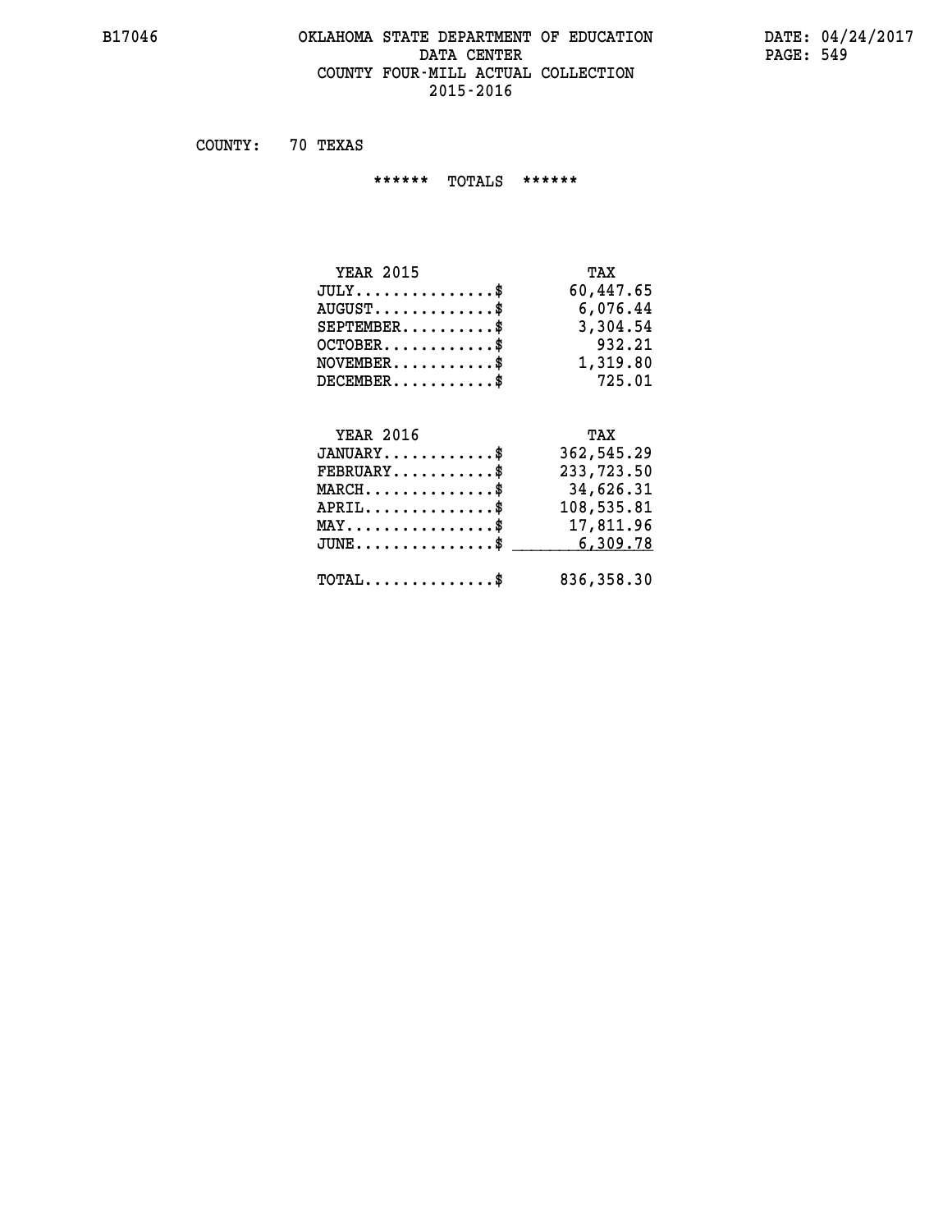# OKLAHOMA STATE DEPARTMENT OF EDUCATION
## DATA CENTER
## COUNTY FOUR-MILL ACTUAL COLLECTION
## 2015-2016

COUNTY: 70 TEXAS

****** TOTALS ******

| YEAR 2015 | TAX |
|---|---|
| JULY...............$ | 60,447.65 |
| AUGUST.............$ | 6,076.44 |
| SEPTEMBER..........$ | 3,304.54 |
| OCTOBER............$ | 932.21 |
| NOVEMBER...........$ | 1,319.80 |
| DECEMBER...........$ | 725.01 |

| YEAR 2016 | TAX |
|---|---|
| JANUARY............$ | 362,545.29 |
| FEBRUARY...........$ | 233,723.50 |
| MARCH..............$ | 34,626.31 |
| APRIL..............$ | 108,535.81 |
| MAY................$ | 17,811.96 |
| JUNE...............$ | 6,309.78 |
| TOTAL..............$ | 836,358.30 |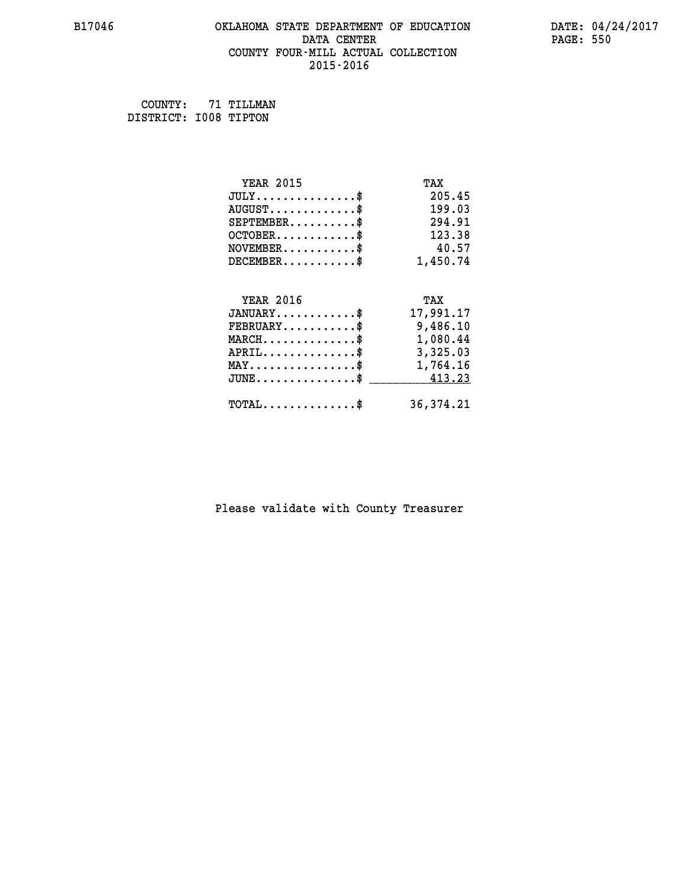B17046 OKLAHOMA STATE DEPARTMENT OF EDUCATION DATA CENTER COUNTY FOUR-MILL ACTUAL COLLECTION 2015-2016

DATE: 04/24/2017

COUNTY: 71 TILLMAN
DISTRICT: I008 TIPTON

| YEAR 2015 | TAX |
|---|---|
| JULY...............$ | 205.45 |
| AUGUST.............$ | 199.03 |
| SEPTEMBER..........$ | 294.91 |
| OCTOBER............$ | 123.38 |
| NOVEMBER...........$ | 40.57 |
| DECEMBER...........$ | 1,450.74 |

| YEAR 2016 | TAX |
|---|---|
| JANUARY............$ | 17,991.17 |
| FEBRUARY...........$ | 9,486.10 |
| MARCH..............$ | 1,080.44 |
| APRIL..............$ | 3,325.03 |
| MAY................$ | 1,764.16 |
| JUNE...............$ | 413.23 |
| TOTAL..............$ | 36,374.21 |

Please validate with County Treasurer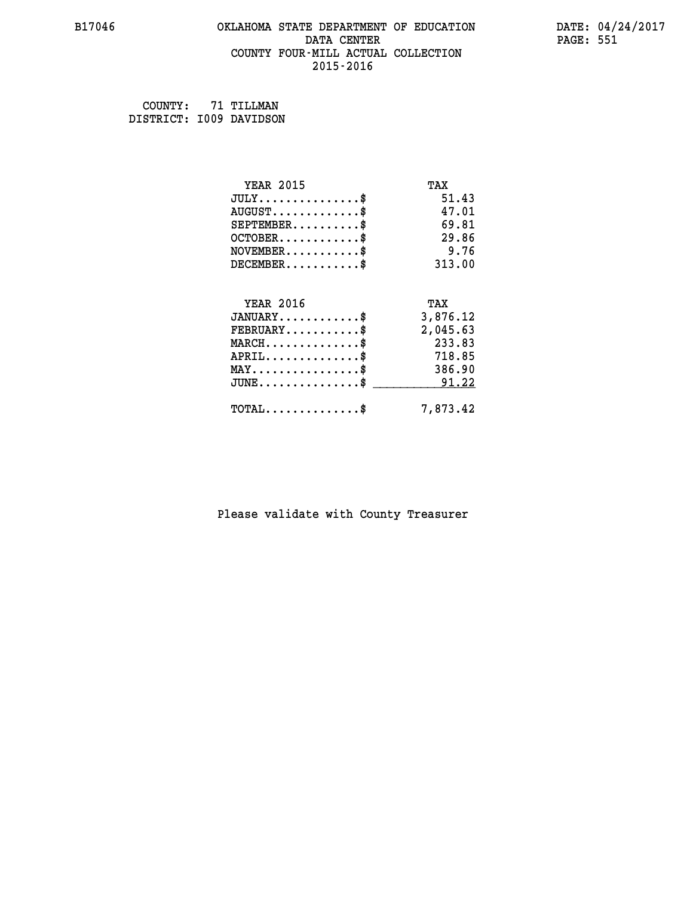B17046 OKLAHOMA STATE DEPARTMENT OF EDUCATION DATA CENTER COUNTY FOUR-MILL ACTUAL COLLECTION 2015-2016

DATE: 04/24/2017

COUNTY: 71 TILLMAN
DISTRICT: I009 DAVIDSON

| YEAR 2015 | TAX |
|---|---|
| JULY...............$ | 51.43 |
| AUGUST.............$ | 47.01 |
| SEPTEMBER..........$ | 69.81 |
| OCTOBER............$ | 29.86 |
| NOVEMBER...........$ | 9.76 |
| DECEMBER...........$ | 313.00 |

| YEAR 2016 | TAX |
|---|---|
| JANUARY............$ | 3,876.12 |
| FEBRUARY...........$ | 2,045.63 |
| MARCH..............$ | 233.83 |
| APRIL..............$ | 718.85 |
| MAY................$ | 386.90 |
| JUNE...............$ | 91.22 |
| TOTAL..............$ | 7,873.42 |

Please validate with County Treasurer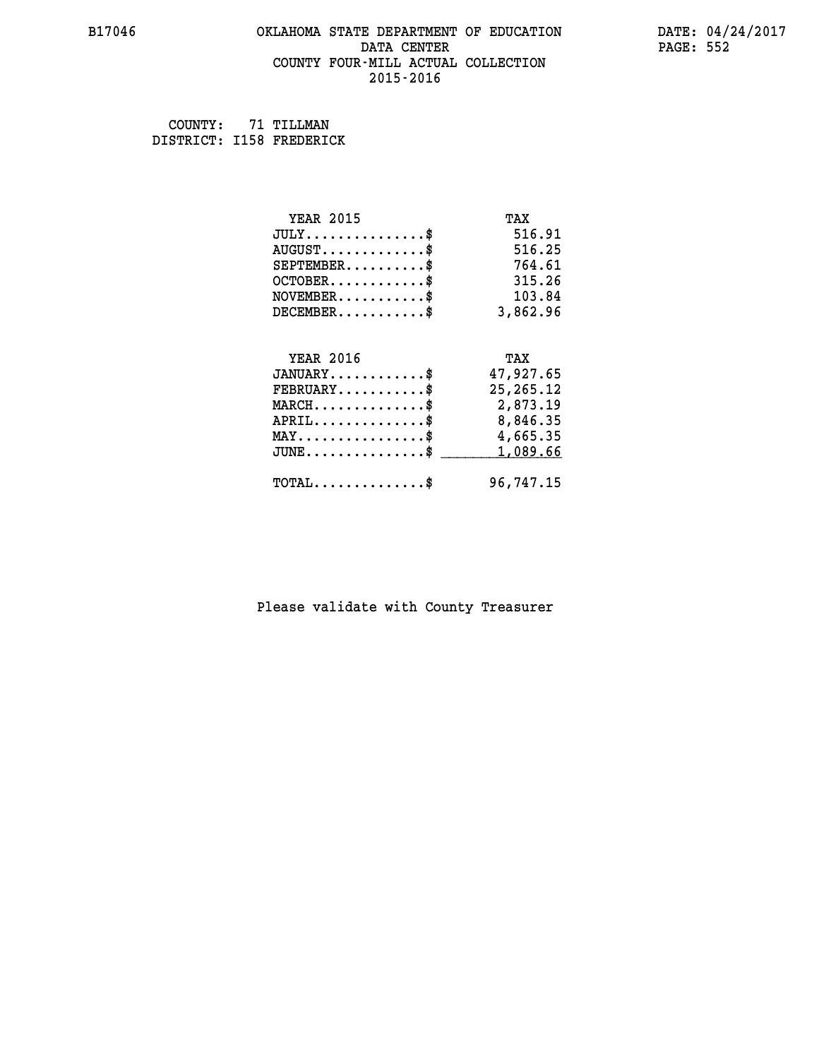COUNTY: 71 TILLMAN
DISTRICT: I158 FREDERICK

| YEAR 2015 | TAX |
| --- | --- |
| JULY..............$ | 516.91 |
| AUGUST.............$ | 516.25 |
| SEPTEMBER..........$ | 764.61 |
| OCTOBER............$ | 315.26 |
| NOVEMBER...........$ | 103.84 |
| DECEMBER...........$ | 3,862.96 |

| YEAR 2016 | TAX |
| --- | --- |
| JANUARY............$ | 47,927.65 |
| FEBRUARY...........$ | 25,265.12 |
| MARCH..............$ | 2,873.19 |
| APRIL..............$ | 8,846.35 |
| MAY................$ | 4,665.35 |
| JUNE...............$ | 1,089.66 |
| TOTAL..............$ | 96,747.15 |

Please validate with County Treasurer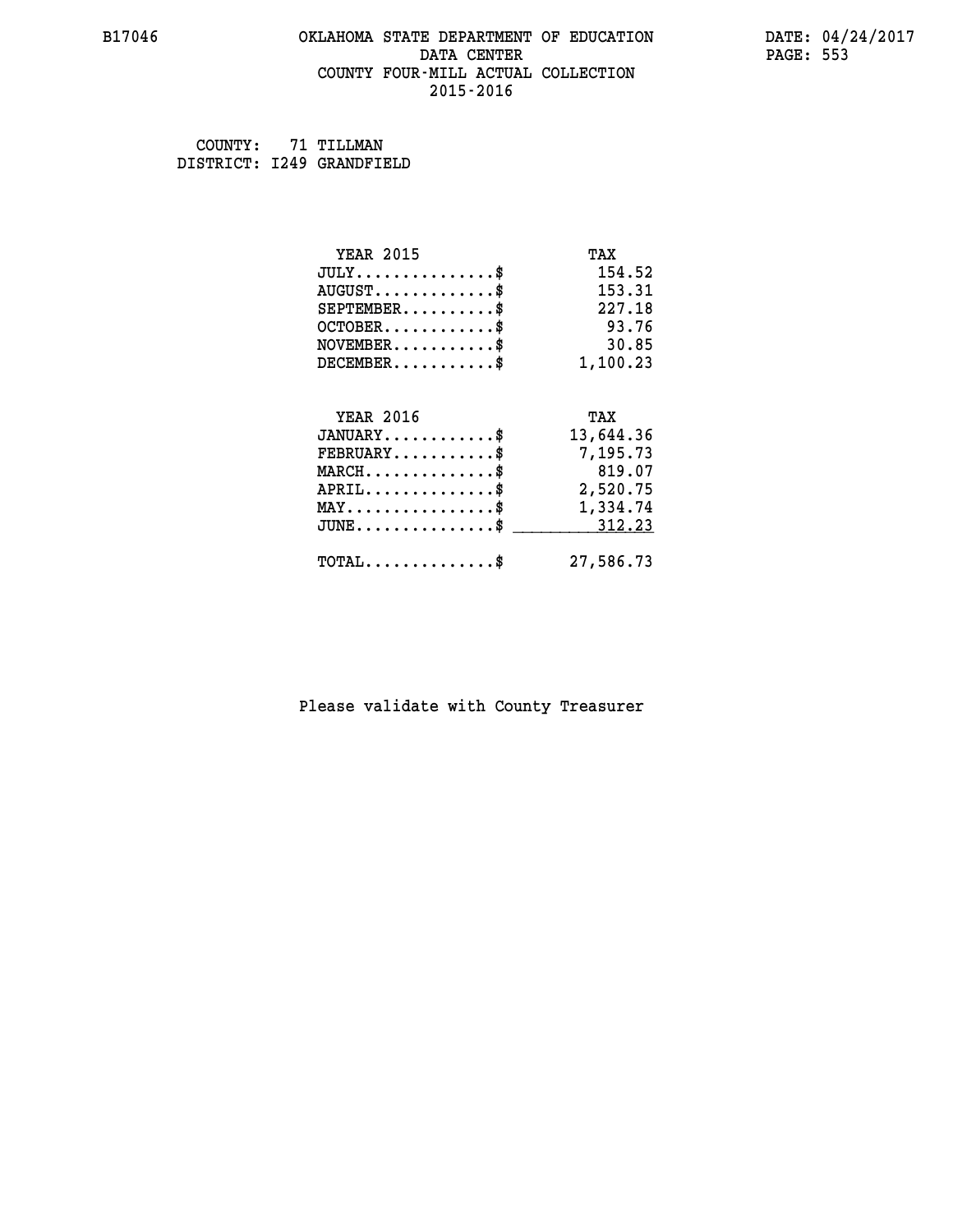B17046 OKLAHOMA STATE DEPARTMENT OF EDUCATION DATA CENTER COUNTY FOUR-MILL ACTUAL COLLECTION 2015-2016

DATE: 04/24/2017

COUNTY: 71 TILLMAN
DISTRICT: I249 GRANDFIELD

| YEAR 2015 | TAX |
|---|---|
| JULY..............$ | 154.52 |
| AUGUST............$ | 153.31 |
| SEPTEMBER.........$ | 227.18 |
| OCTOBER...........$ | 93.76 |
| NOVEMBER..........$ | 30.85 |
| DECEMBER..........$ | 1,100.23 |

| YEAR 2016 | TAX |
|---|---|
| JANUARY...........$ | 13,644.36 |
| FEBRUARY..........$ | 7,195.73 |
| MARCH.............$ | 819.07 |
| APRIL.............$ | 2,520.75 |
| MAY...............$ | 1,334.74 |
| JUNE..............$ | 312.23 |
| TOTAL.............$ | 27,586.73 |

Please validate with County Treasurer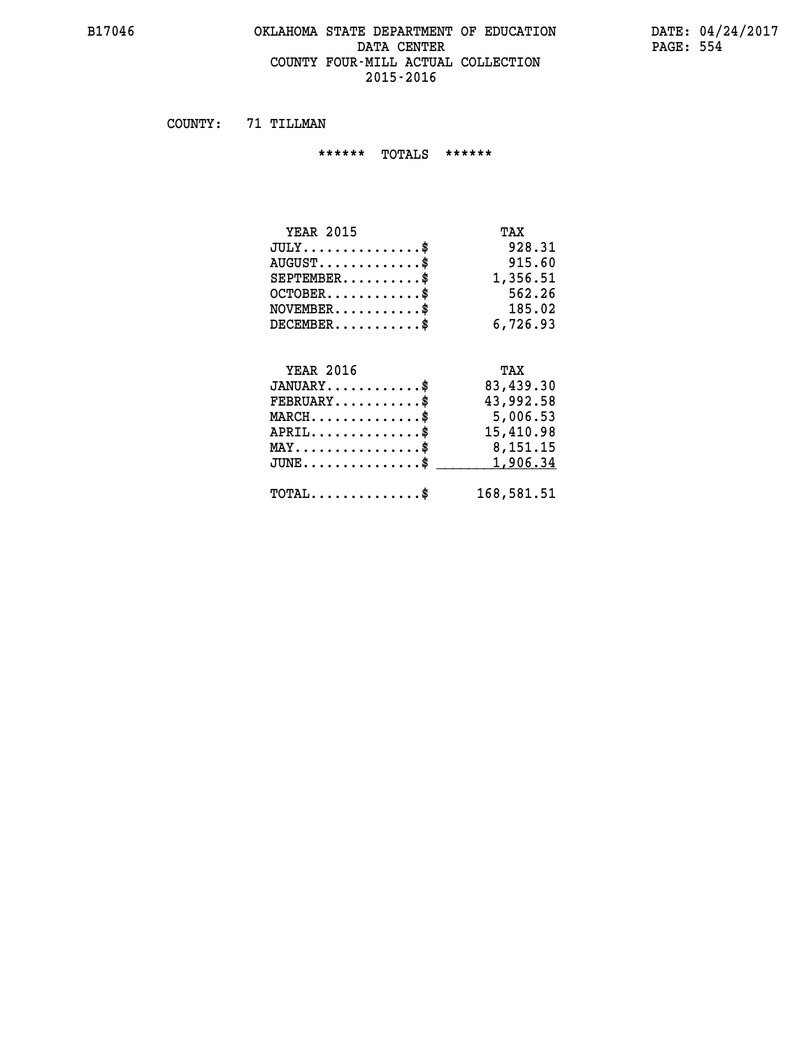COUNTY: 71 TILLMAN

****** TOTALS ******

| YEAR 2015 | TAX |
|---|---|
| JULY...............$ | 928.31 |
| AUGUST.............$ | 915.60 |
| SEPTEMBER..........$ | 1,356.51 |
| OCTOBER............$ | 562.26 |
| NOVEMBER...........$ | 185.02 |
| DECEMBER...........$ | 6,726.93 |

| YEAR 2016 | TAX |
|---|---|
| JANUARY............$ | 83,439.30 |
| FEBRUARY...........$ | 43,992.58 |
| MARCH..............$ | 5,006.53 |
| APRIL..............$ | 15,410.98 |
| MAY................$ | 8,151.15 |
| JUNE...............$ | 1,906.34 |
| TOTAL..............$ | 168,581.51 |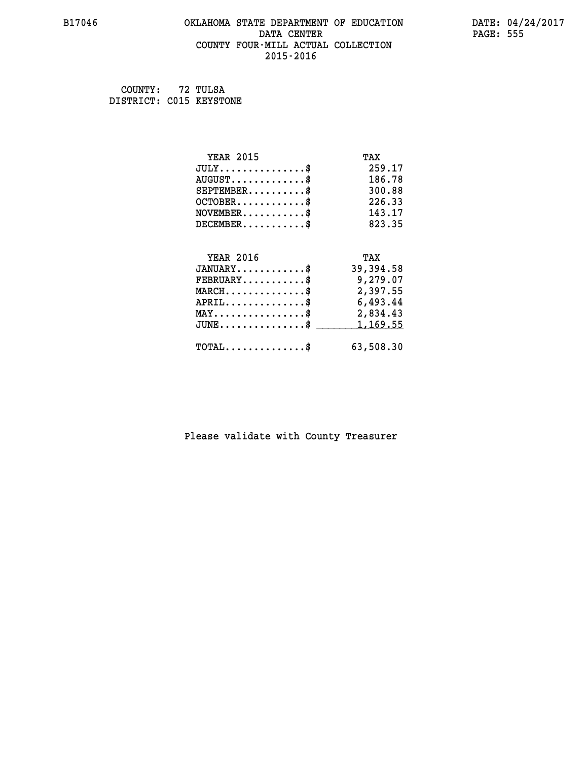B17046 OKLAHOMA STATE DEPARTMENT OF EDUCATION DATA CENTER COUNTY FOUR-MILL ACTUAL COLLECTION 2015-2016

DATE: 04/24/2017

COUNTY: 72 TULSA
DISTRICT: C015 KEYSTONE

| YEAR 2015 | TAX |
|---|---|
| JULY...............$ | 259.17 |
| AUGUST.............$ | 186.78 |
| SEPTEMBER..........$ | 300.88 |
| OCTOBER............$ | 226.33 |
| NOVEMBER...........$ | 143.17 |
| DECEMBER...........$ | 823.35 |

| YEAR 2016 | TAX |
|---|---|
| JANUARY............$ | 39,394.58 |
| FEBRUARY...........$ | 9,279.07 |
| MARCH..............$ | 2,397.55 |
| APRIL..............$ | 6,493.44 |
| MAY................$ | 2,834.43 |
| JUNE...............$ | 1,169.55 |
| TOTAL..............$ | 63,508.30 |

Please validate with County Treasurer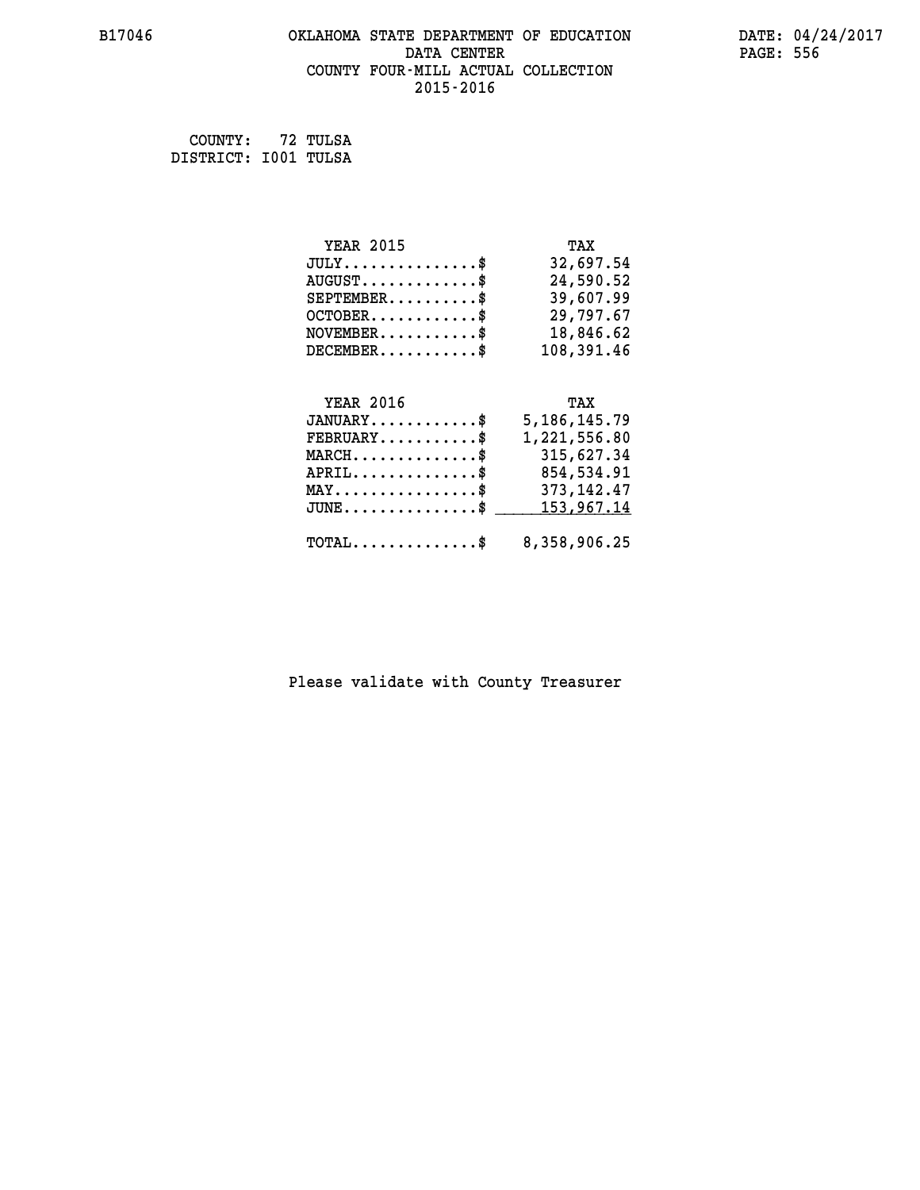B17046 OKLAHOMA STATE DEPARTMENT OF EDUCATION DATA CENTER COUNTY FOUR-MILL ACTUAL COLLECTION 2015-2016

DATE: 04/24/2017

COUNTY: 72 TULSA
DISTRICT: I001 TULSA

| YEAR 2015 | TAX |
|---|---|
| JULY..............$ | 32,697.54 |
| AUGUST............$ | 24,590.52 |
| SEPTEMBER..........$ | 39,607.99 |
| OCTOBER...........$ | 29,797.67 |
| NOVEMBER..........$ | 18,846.62 |
| DECEMBER..........$ | 108,391.46 |

| YEAR 2016 | TAX |
|---|---|
| JANUARY...........$ | 5,186,145.79 |
| FEBRUARY..........$ | 1,221,556.80 |
| MARCH.............$ | 315,627.34 |
| APRIL.............$ | 854,534.91 |
| MAY...............$ | 373,142.47 |
| JUNE..............$ | 153,967.14 |
| TOTAL.............$ | 8,358,906.25 |

Please validate with County Treasurer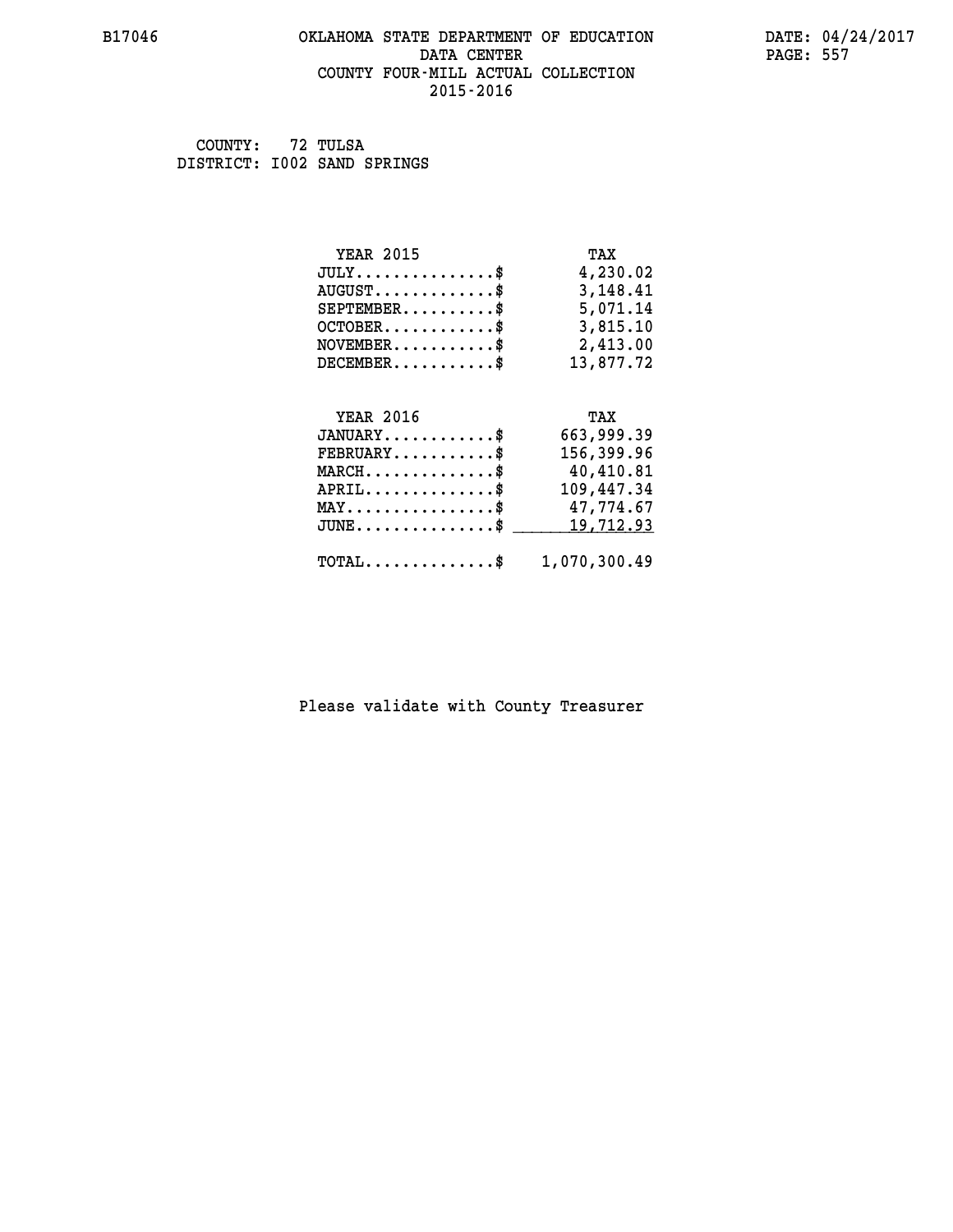B17046 OKLAHOMA STATE DEPARTMENT OF EDUCATION DATA CENTER COUNTY FOUR-MILL ACTUAL COLLECTION 2015-2016

DATE: 04/24/2017

COUNTY: 72 TULSA
DISTRICT: I002 SAND SPRINGS

| YEAR 2015 | TAX |
|---|---|
| JULY...............$ | 4,230.02 |
| AUGUST.............$ | 3,148.41 |
| SEPTEMBER..........$ | 5,071.14 |
| OCTOBER............$ | 3,815.10 |
| NOVEMBER...........$ | 2,413.00 |
| DECEMBER...........$ | 13,877.72 |

| YEAR 2016 | TAX |
|---|---|
| JANUARY............$ | 663,999.39 |
| FEBRUARY...........$ | 156,399.96 |
| MARCH..............$ | 40,410.81 |
| APRIL..............$ | 109,447.34 |
| MAY................$ | 47,774.67 |
| JUNE...............$ | 19,712.93 |
| TOTAL..............$ | 1,070,300.49 |

Please validate with County Treasurer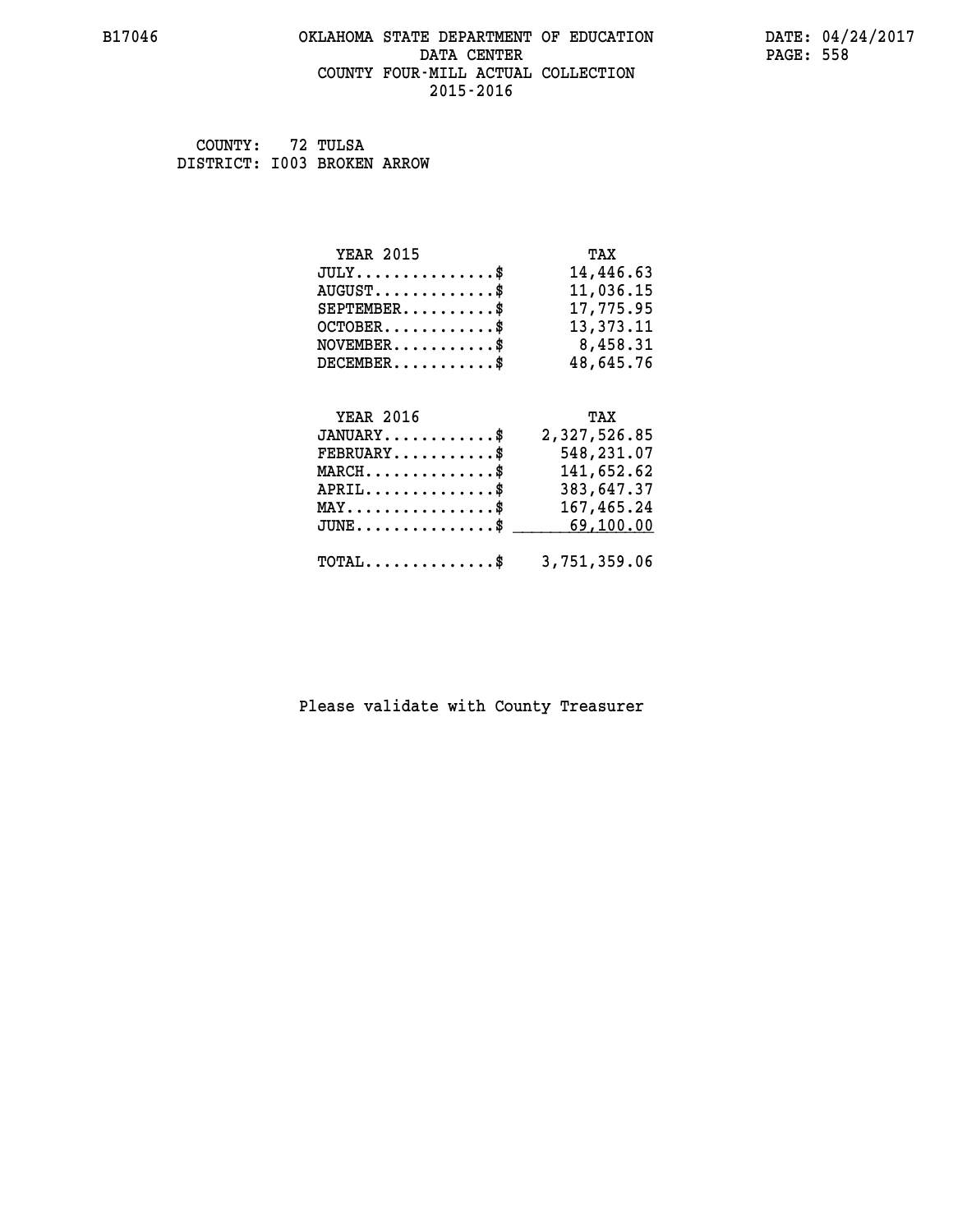B17046 OKLAHOMA STATE DEPARTMENT OF EDUCATION DATA CENTER COUNTY FOUR-MILL ACTUAL COLLECTION 2015-2016

DATE: 04/24/2017

COUNTY: 72 TULSA
DISTRICT: I003 BROKEN ARROW

| YEAR 2015 | TAX |
|---|---|
| JULY...............$ | 14,446.63 |
| AUGUST.............$ | 11,036.15 |
| SEPTEMBER..........$ | 17,775.95 |
| OCTOBER............$ | 13,373.11 |
| NOVEMBER...........$ | 8,458.31 |
| DECEMBER...........$ | 48,645.76 |

| YEAR 2016 | TAX |
|---|---|
| JANUARY............$ | 2,327,526.85 |
| FEBRUARY...........$ | 548,231.07 |
| MARCH..............$ | 141,652.62 |
| APRIL..............$ | 383,647.37 |
| MAY................$ | 167,465.24 |
| JUNE...............$ | 69,100.00 |
| TOTAL..............$ | 3,751,359.06 |

Please validate with County Treasurer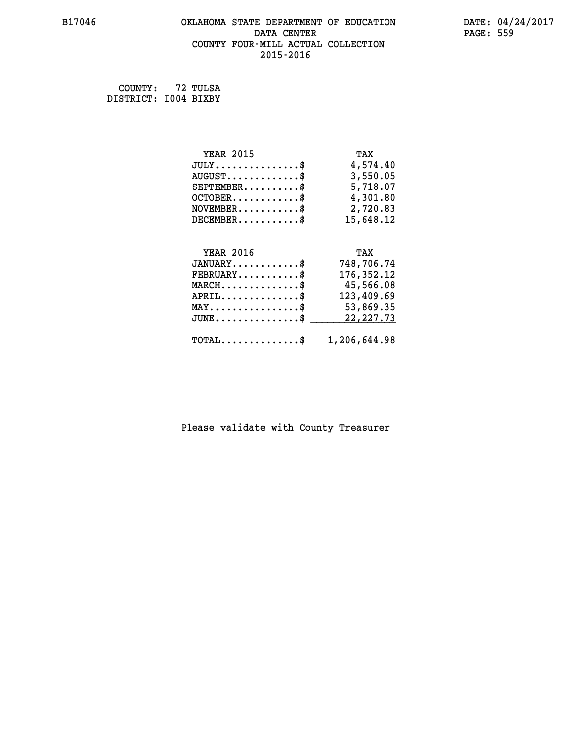# OKLAHOMA STATE DEPARTMENT OF EDUCATION
## DATA CENTER
## COUNTY FOUR-MILL ACTUAL COLLECTION
## 2015-2016

B17046

DATE: 04/24/2017

COUNTY: 72 TULSA
DISTRICT: I004 BIXBY

| YEAR 2015 | TAX |
|---|---|
| JULY..............$ | 4,574.40 |
| AUGUST............$ | 3,550.05 |
| SEPTEMBER.........$ | 5,718.07 |
| OCTOBER...........$ | 4,301.80 |
| NOVEMBER..........$ | 2,720.83 |
| DECEMBER..........$ | 15,648.12 |

| YEAR 2016 | TAX |
|---|---|
| JANUARY...........$ | 748,706.74 |
| FEBRUARY..........$ | 176,352.12 |
| MARCH.............$ | 45,566.08 |
| APRIL.............$ | 123,409.69 |
| MAY...............$ | 53,869.35 |
| JUNE..............$ | 22,227.73 |
| TOTAL.............$ | 1,206,644.98 |

Please validate with County Treasurer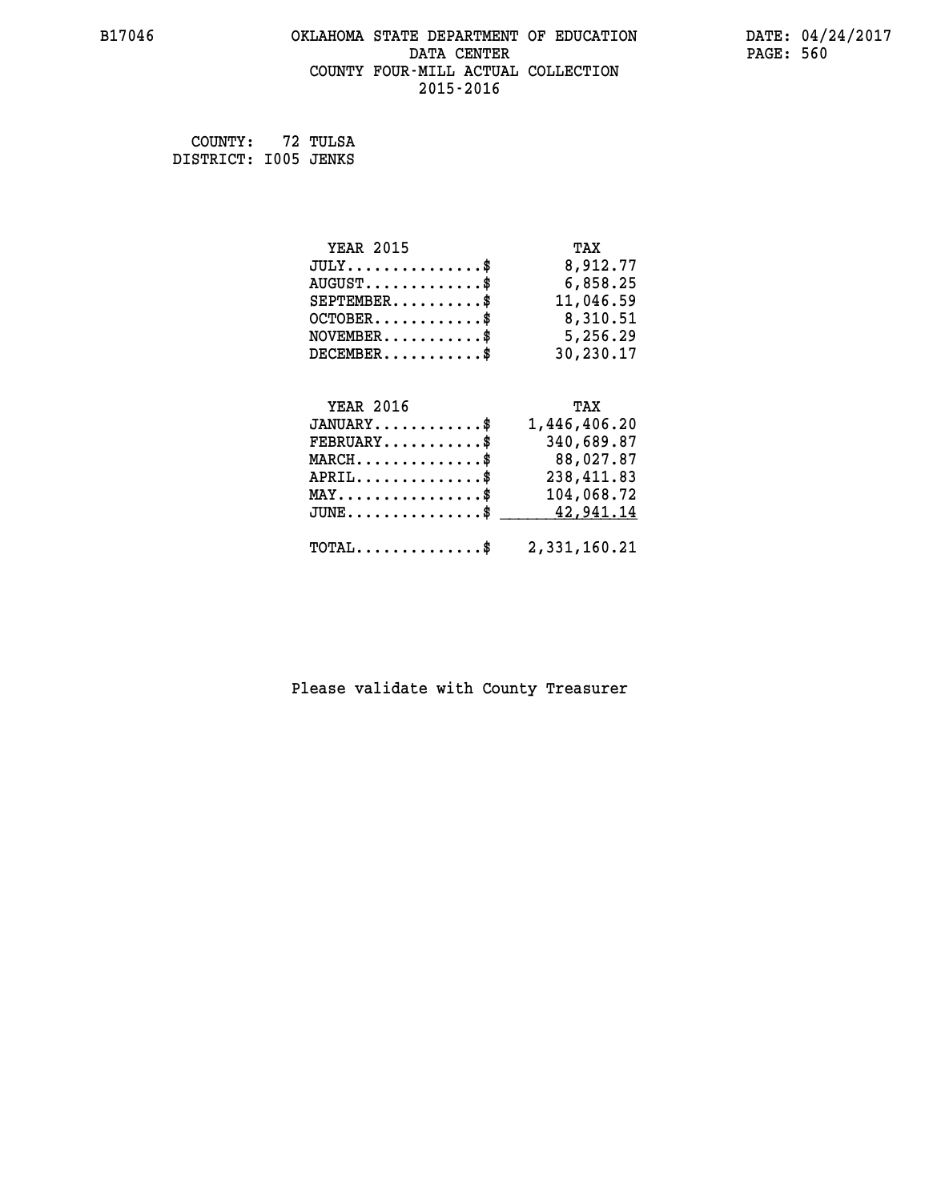B17046 OKLAHOMA STATE DEPARTMENT OF EDUCATION DATA CENTER COUNTY FOUR-MILL ACTUAL COLLECTION 2015-2016

DATE: 04/24/2017

COUNTY: 72 TULSA
DISTRICT: I005 JENKS

| YEAR 2015 | TAX |
|---|---|
| JULY...............$ | 8,912.77 |
| AUGUST.............$ | 6,858.25 |
| SEPTEMBER..........$ | 11,046.59 |
| OCTOBER............$ | 8,310.51 |
| NOVEMBER...........$ | 5,256.29 |
| DECEMBER...........$ | 30,230.17 |

| YEAR 2016 | TAX |
|---|---|
| JANUARY............$ | 1,446,406.20 |
| FEBRUARY...........$ | 340,689.87 |
| MARCH..............$ | 88,027.87 |
| APRIL..............$ | 238,411.83 |
| MAY................$ | 104,068.72 |
| JUNE...............$ | 42,941.14 |
| TOTAL..............$ | 2,331,160.21 |

Please validate with County Treasurer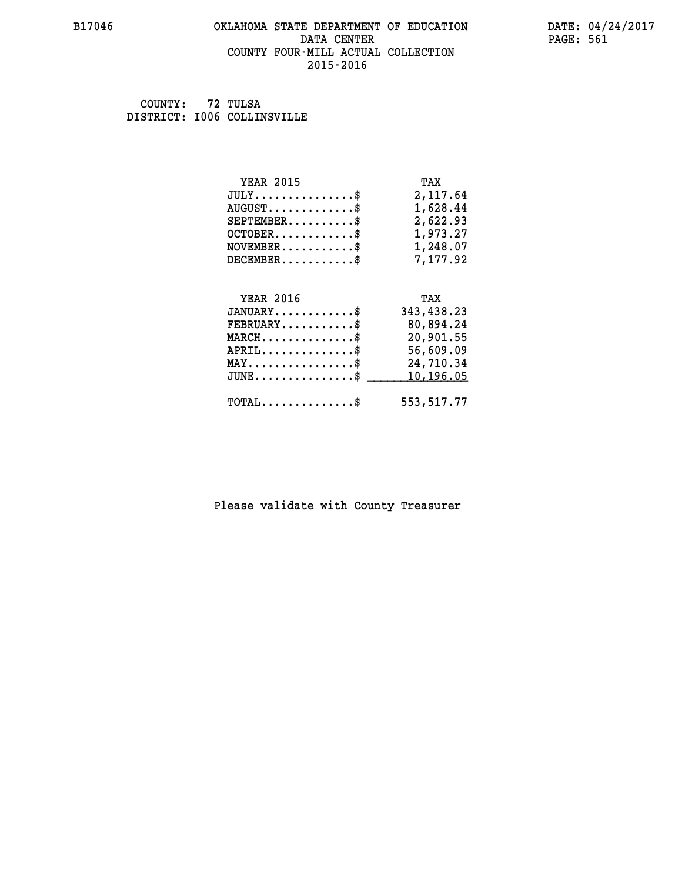B17046 OKLAHOMA STATE DEPARTMENT OF EDUCATION DATE: 04/24/2017

DATA CENTER

COUNTY FOUR-MILL ACTUAL COLLECTION

2015-2016

COUNTY: 72 TULSA
DISTRICT: I006 COLLINSVILLE

| YEAR 2015 | TAX |
|---|---|
| JULY..............$ | 2,117.64 |
| AUGUST............$ | 1,628.44 |
| SEPTEMBER..........$ | 2,622.93 |
| OCTOBER...........$ | 1,973.27 |
| NOVEMBER..........$ | 1,248.07 |
| DECEMBER..........$ | 7,177.92 |

| YEAR 2016 | TAX |
|---|---|
| JANUARY...........$ | 343,438.23 |
| FEBRUARY..........$ | 80,894.24 |
| MARCH.............$ | 20,901.55 |
| APRIL.............$ | 56,609.09 |
| MAY...............$ | 24,710.34 |
| JUNE..............$ | 10,196.05 |
| TOTAL.............$ | 553,517.77 |

Please validate with County Treasurer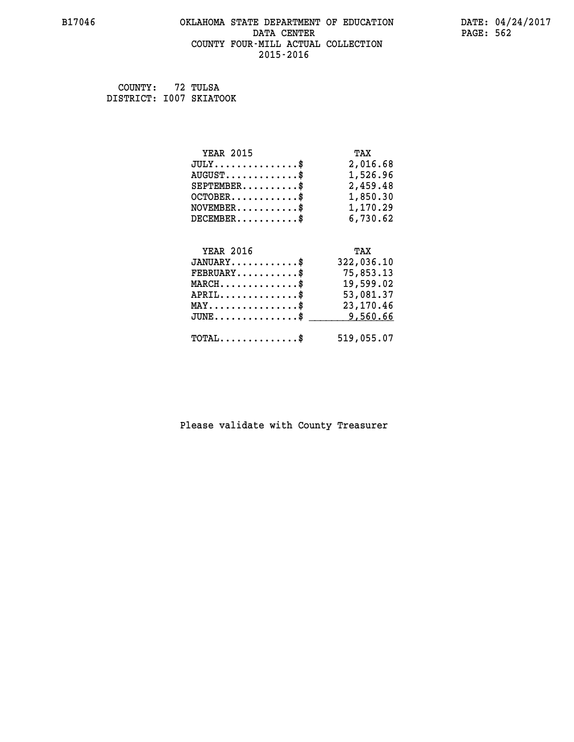B17046

# OKLAHOMA STATE DEPARTMENT OF EDUCATION
## DATA CENTER
## COUNTY FOUR-MILL ACTUAL COLLECTION
## 2015-2016

DATE: 04/24/2017

COUNTY: 72 TULSA
DISTRICT: I007 SKIATOOK

| YEAR 2015 | TAX |
|---|---|
| JULY...............$ | 2,016.68 |
| AUGUST.............$ | 1,526.96 |
| SEPTEMBER..........$ | 2,459.48 |
| OCTOBER............$ | 1,850.30 |
| NOVEMBER...........$ | 1,170.29 |
| DECEMBER...........$ | 6,730.62 |

| YEAR 2016 | TAX |
|---|---|
| JANUARY............$ | 322,036.10 |
| FEBRUARY...........$ | 75,853.13 |
| MARCH..............$ | 19,599.02 |
| APRIL..............$ | 53,081.37 |
| MAY................$ | 23,170.46 |
| JUNE...............$ | 9,560.66 |
| TOTAL..............$ | 519,055.07 |

Please validate with County Treasurer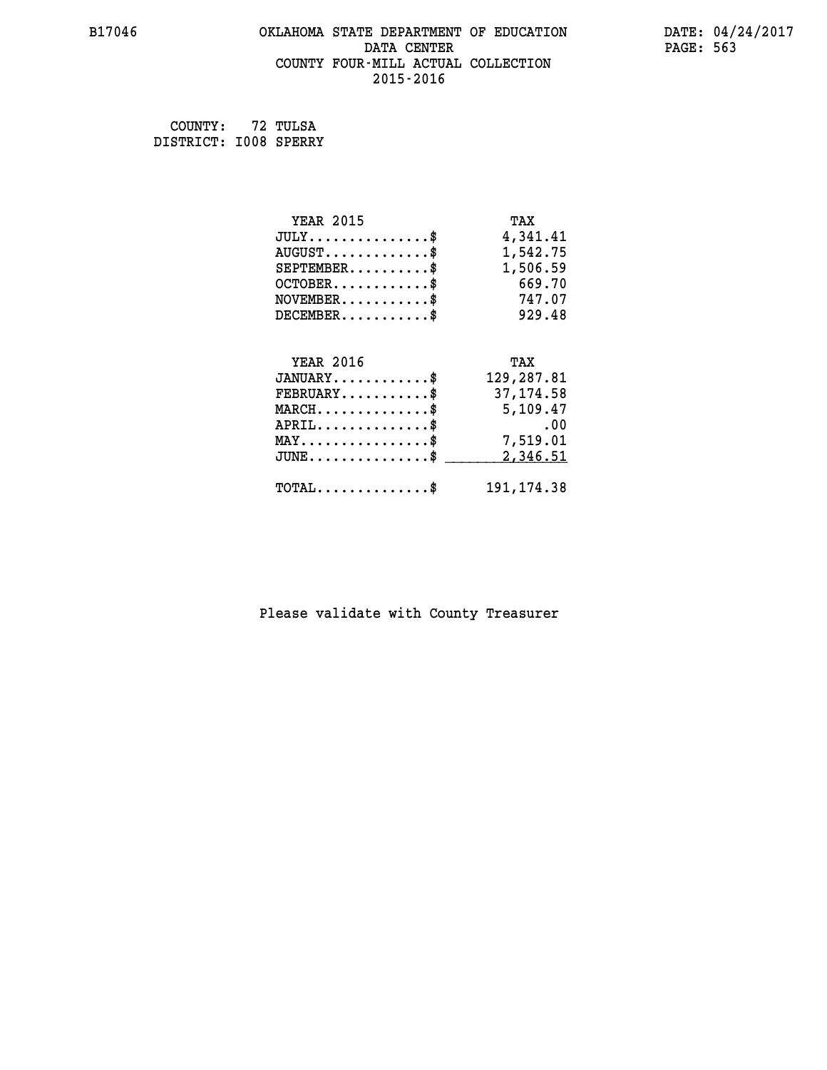B17046 OKLAHOMA STATE DEPARTMENT OF EDUCATION DATE: 04/24/2017
DATA CENTER PAGE: 563
COUNTY FOUR-MILL ACTUAL COLLECTION
2015-2016

COUNTY: 72 TULSA
DISTRICT: I008 SPERRY

| YEAR 2015 | TAX |
|---|---|
| JULY...............$ | 4,341.41 |
| AUGUST.............$ | 1,542.75 |
| SEPTEMBER..........$ | 1,506.59 |
| OCTOBER............$ | 669.70 |
| NOVEMBER...........$ | 747.07 |
| DECEMBER...........$ | 929.48 |

| YEAR 2016 | TAX |
|---|---|
| JANUARY............$ | 129,287.81 |
| FEBRUARY...........$ | 37,174.58 |
| MARCH..............$ | 5,109.47 |
| APRIL..............$ | .00 |
| MAY................$ | 7,519.01 |
| JUNE...............$ | 2,346.51 |
| TOTAL..............$ | 191,174.38 |

Please validate with County Treasurer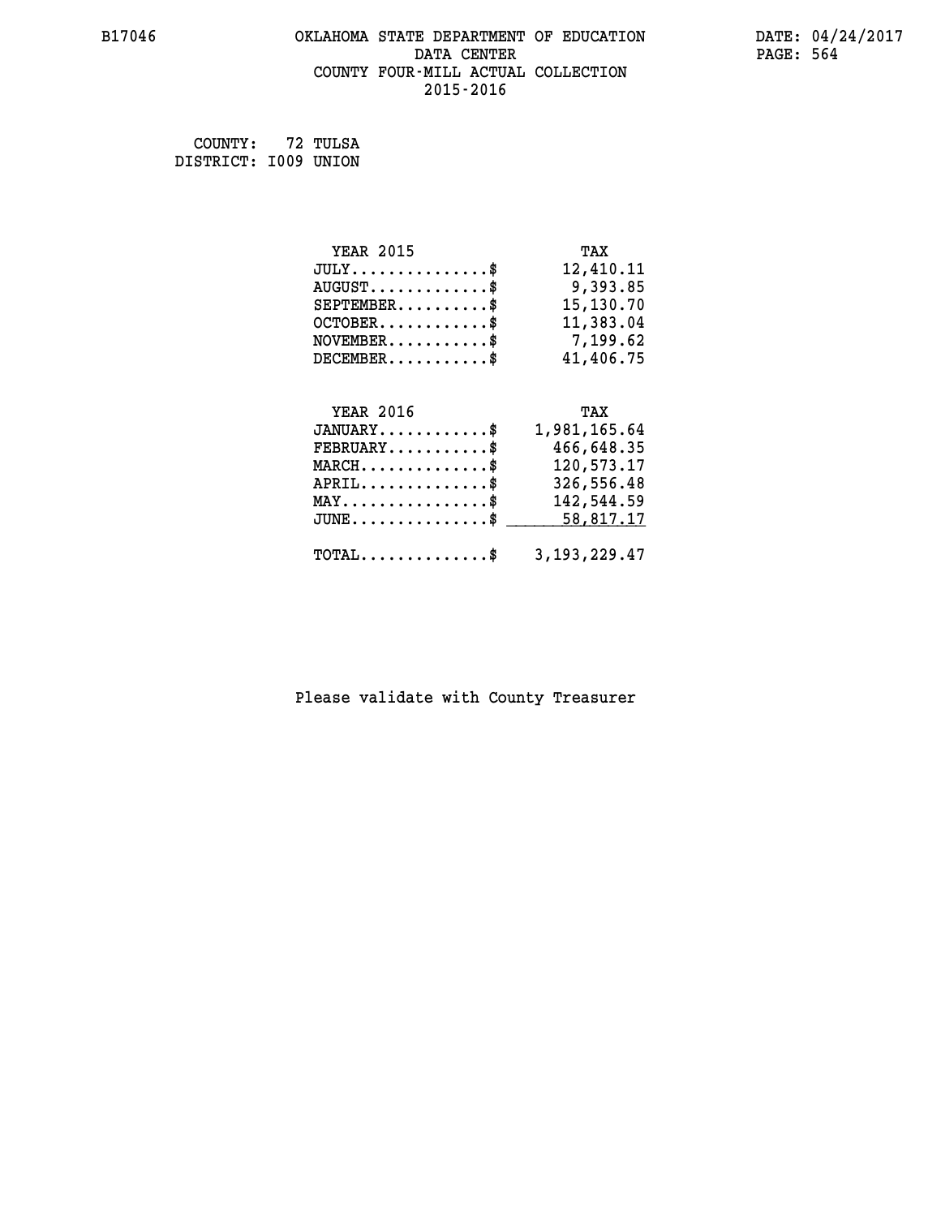B17046 OKLAHOMA STATE DEPARTMENT OF EDUCATION DATE: 04/24/2017

DATA CENTER

COUNTY FOUR-MILL ACTUAL COLLECTION

2015-2016

COUNTY: 72 TULSA
DISTRICT: I009 UNION

| YEAR 2015 | TAX |
|---|---|
| JULY...............$ | 12,410.11 |
| AUGUST.............$ | 9,393.85 |
| SEPTEMBER..........$ | 15,130.70 |
| OCTOBER............$ | 11,383.04 |
| NOVEMBER...........$ | 7,199.62 |
| DECEMBER...........$ | 41,406.75 |

| YEAR 2016 | TAX |
|---|---|
| JANUARY............$ | 1,981,165.64 |
| FEBRUARY...........$ | 466,648.35 |
| MARCH..............$ | 120,573.17 |
| APRIL..............$ | 326,556.48 |
| MAY................$ | 142,544.59 |
| JUNE...............$ | 58,817.17 |
| TOTAL..............$ | 3,193,229.47 |

Please validate with County Treasurer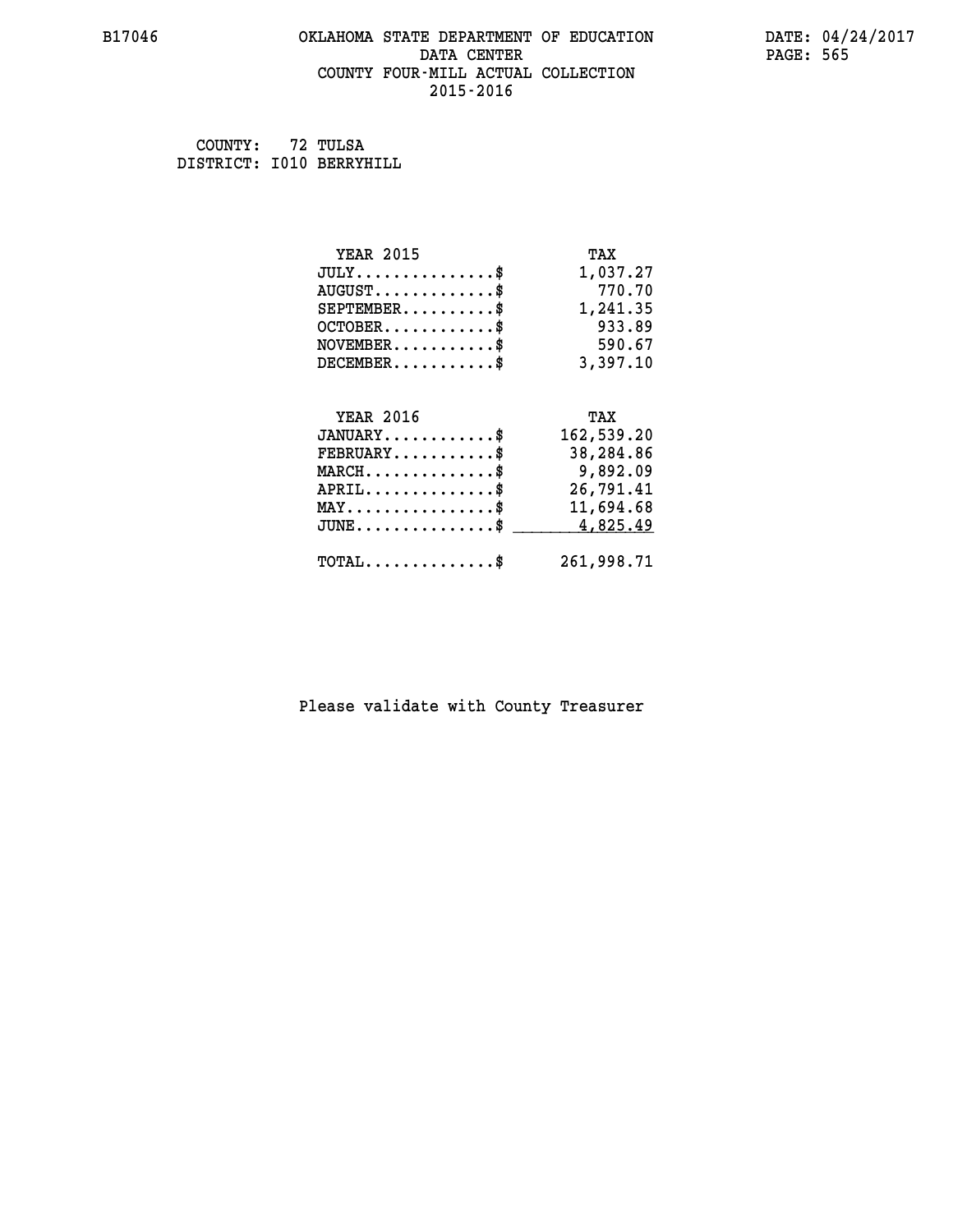B17046 OKLAHOMA STATE DEPARTMENT OF EDUCATION DATA CENTER COUNTY FOUR-MILL ACTUAL COLLECTION 2015-2016

DATE: 04/24/2017
PAGE: 565

COUNTY: 72 TULSA
DISTRICT: I010 BERRYHILL

| YEAR 2015 | TAX |
|---|---|
| JULY..............$ | 1,037.27 |
| AUGUST............$ | 770.70 |
| SEPTEMBER.........$ | 1,241.35 |
| OCTOBER...........$ | 933.89 |
| NOVEMBER..........$ | 590.67 |
| DECEMBER..........$ | 3,397.10 |

| YEAR 2016 | TAX |
|---|---|
| JANUARY...........$ | 162,539.20 |
| FEBRUARY..........$ | 38,284.86 |
| MARCH.............$ | 9,892.09 |
| APRIL.............$ | 26,791.41 |
| MAY...............$ | 11,694.68 |
| JUNE..............$ | 4,825.49 |
| TOTAL.............$ | 261,998.71 |

Please validate with County Treasurer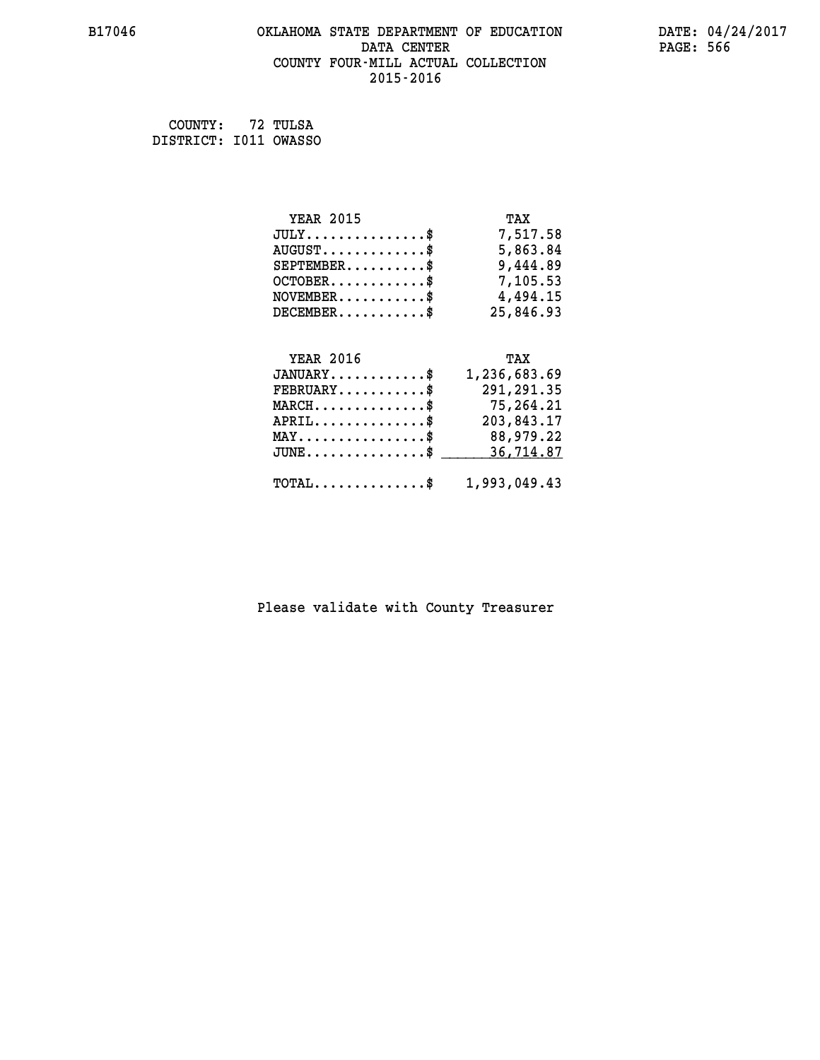B17046 OKLAHOMA STATE DEPARTMENT OF EDUCATION DATE: 04/24/2017
DATA CENTER PAGE: 566
COUNTY FOUR-MILL ACTUAL COLLECTION
2015-2016

COUNTY: 72 TULSA
DISTRICT: I011 OWASSO

| YEAR 2015 | TAX |
|---|---|
| JULY...............$ | 7,517.58 |
| AUGUST.............$ | 5,863.84 |
| SEPTEMBER..........$ | 9,444.89 |
| OCTOBER............$ | 7,105.53 |
| NOVEMBER...........$ | 4,494.15 |
| DECEMBER...........$ | 25,846.93 |

| YEAR 2016 | TAX |
|---|---|
| JANUARY............$ | 1,236,683.69 |
| FEBRUARY...........$ | 291,291.35 |
| MARCH..............$ | 75,264.21 |
| APRIL..............$ | 203,843.17 |
| MAY................$ | 88,979.22 |
| JUNE...............$ | 36,714.87 |
| TOTAL..............$ | 1,993,049.43 |

Please validate with County Treasurer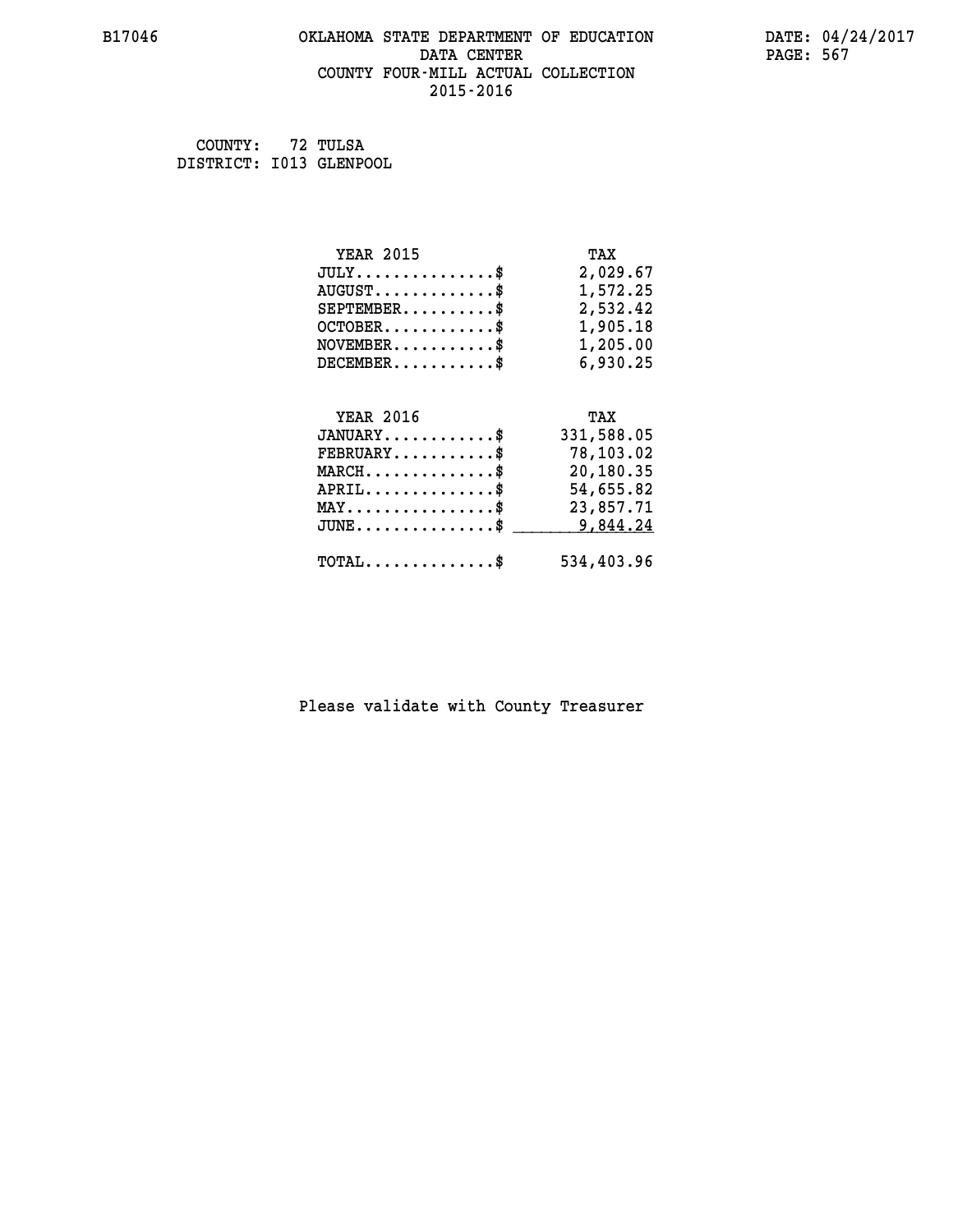B17046 OKLAHOMA STATE DEPARTMENT OF EDUCATION DATE: 04/24/2017
DATA CENTER PAGE: 567
COUNTY FOUR-MILL ACTUAL COLLECTION
2015-2016

COUNTY: 72 TULSA
DISTRICT: I013 GLENPOOL

| YEAR 2015 | TAX |
|---|---|
| JULY..............$ | 2,029.67 |
| AUGUST............$ | 1,572.25 |
| SEPTEMBER..........$ | 2,532.42 |
| OCTOBER...........$ | 1,905.18 |
| NOVEMBER..........$ | 1,205.00 |
| DECEMBER..........$ | 6,930.25 |

| YEAR 2016 | TAX |
|---|---|
| JANUARY...........$ | 331,588.05 |
| FEBRUARY..........$ | 78,103.02 |
| MARCH.............$ | 20,180.35 |
| APRIL.............$ | 54,655.82 |
| MAY...............$ | 23,857.71 |
| JUNE..............$ | 9,844.24 |
| TOTAL.............$ | 534,403.96 |

Please validate with County Treasurer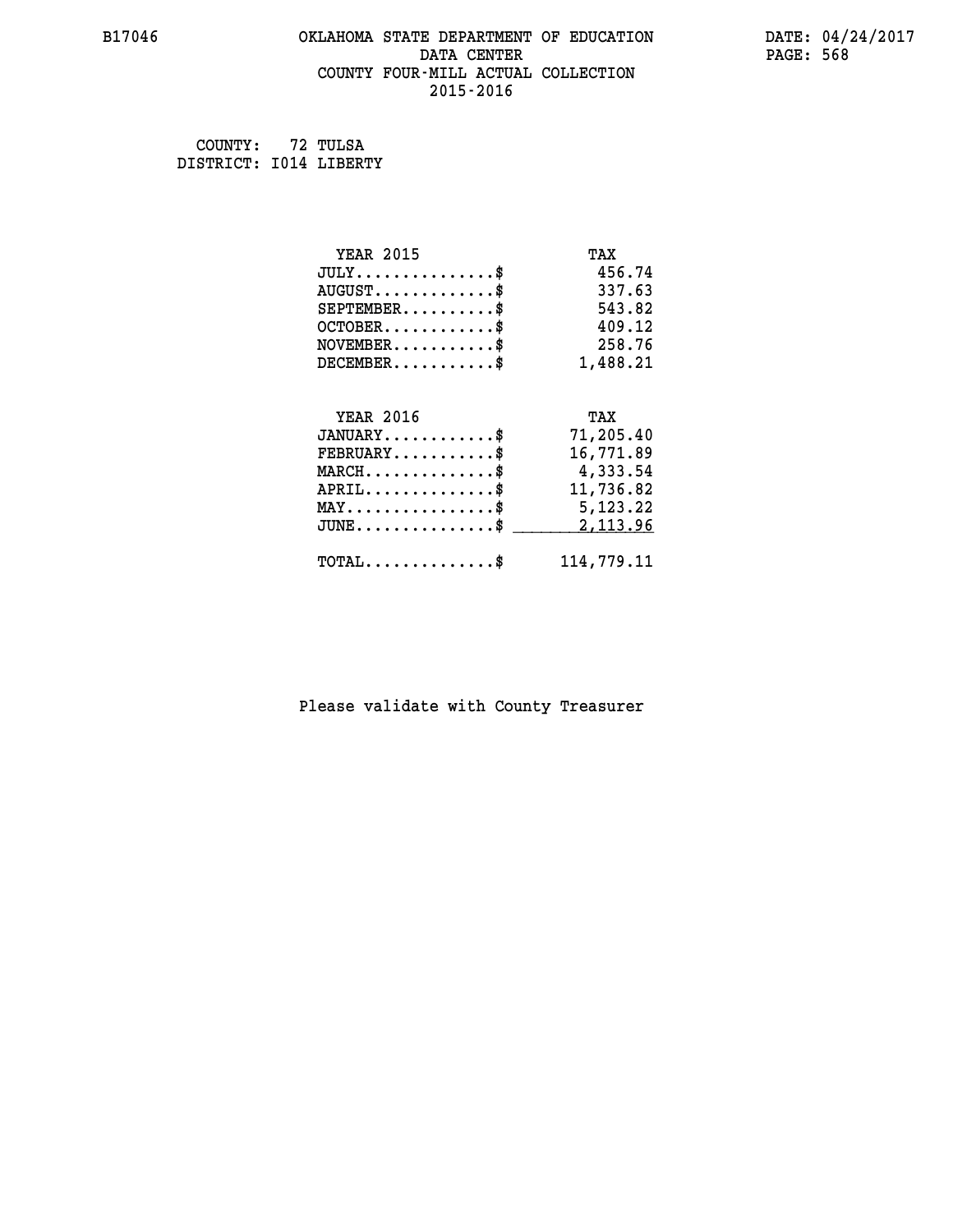B17046

# OKLAHOMA STATE DEPARTMENT OF EDUCATION
## DATA CENTER
## COUNTY FOUR-MILL ACTUAL COLLECTION
## 2015-2016

DATE: 04/24/2017

COUNTY: 72 TULSA
DISTRICT: I014 LIBERTY

| YEAR 2015 | TAX |
|---|---|
| JULY..............$ | 456.74 |
| AUGUST............$ | 337.63 |
| SEPTEMBER.........$ | 543.82 |
| OCTOBER...........$ | 409.12 |
| NOVEMBER..........$ | 258.76 |
| DECEMBER..........$ | 1,488.21 |

| YEAR 2016 | TAX |
|---|---|
| JANUARY...........$ | 71,205.40 |
| FEBRUARY..........$ | 16,771.89 |
| MARCH.............$ | 4,333.54 |
| APRIL.............$ | 11,736.82 |
| MAY...............$ | 5,123.22 |
| JUNE..............$ | 2,113.96 |
| TOTAL.............$ | 114,779.11 |

Please validate with County Treasurer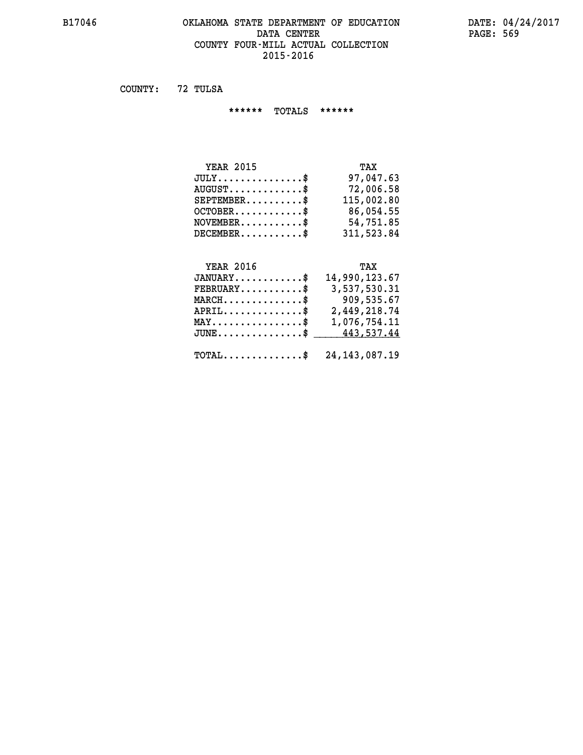# OKLAHOMA STATE DEPARTMENT OF EDUCATION
## DATA CENTER
## COUNTY FOUR-MILL ACTUAL COLLECTION
## 2015-2016

COUNTY: 72 TULSA

****** TOTALS ******

| YEAR 2015 | TAX |
|---|---|
| JULY...............$ | 97,047.63 |
| AUGUST.............$ | 72,006.58 |
| SEPTEMBER..........$ | 115,002.80 |
| OCTOBER............$ | 86,054.55 |
| NOVEMBER...........$ | 54,751.85 |
| DECEMBER...........$ | 311,523.84 |

| YEAR 2016 | TAX |
|---|---|
| JANUARY............$ | 14,990,123.67 |
| FEBRUARY...........$ | 3,537,530.31 |
| MARCH..............$ | 909,535.67 |
| APRIL..............$ | 2,449,218.74 |
| MAY................$ | 1,076,754.11 |
| JUNE...............$ | 443,537.44 |
| TOTAL..............$ | 24,143,087.19 |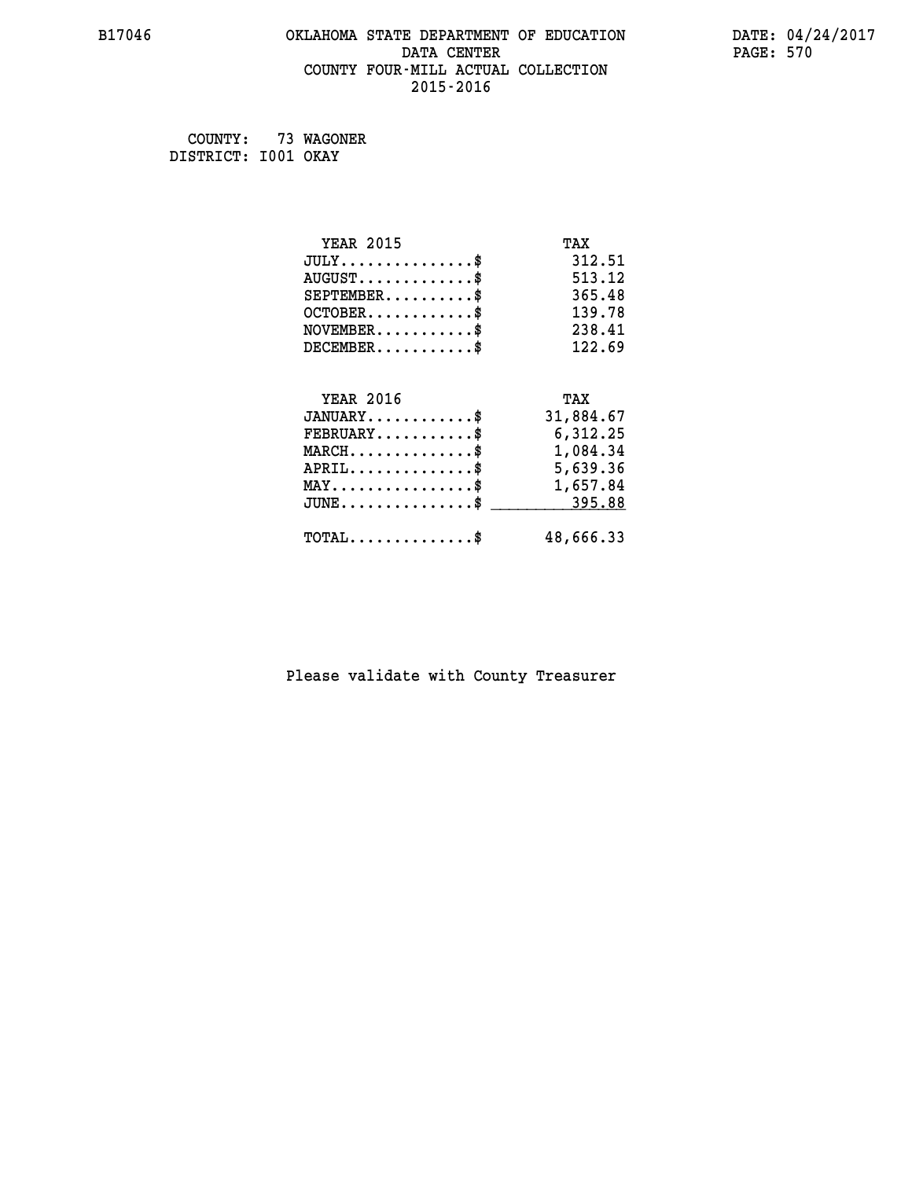B17046 OKLAHOMA STATE DEPARTMENT OF EDUCATION DATA CENTER COUNTY FOUR-MILL ACTUAL COLLECTION 2015-2016

DATE: 04/24/2017

COUNTY: 73 WAGONER
DISTRICT: I001 OKAY

| YEAR 2015 | TAX |
|---|---|
| JULY...............$ | 312.51 |
| AUGUST.............$ | 513.12 |
| SEPTEMBER..........$ | 365.48 |
| OCTOBER............$ | 139.78 |
| NOVEMBER...........$ | 238.41 |
| DECEMBER...........$ | 122.69 |

| YEAR 2016 | TAX |
|---|---|
| JANUARY............$ | 31,884.67 |
| FEBRUARY...........$ | 6,312.25 |
| MARCH..............$ | 1,084.34 |
| APRIL..............$ | 5,639.36 |
| MAY................$ | 1,657.84 |
| JUNE...............$ | 395.88 |
| TOTAL..............$ | 48,666.33 |

Please validate with County Treasurer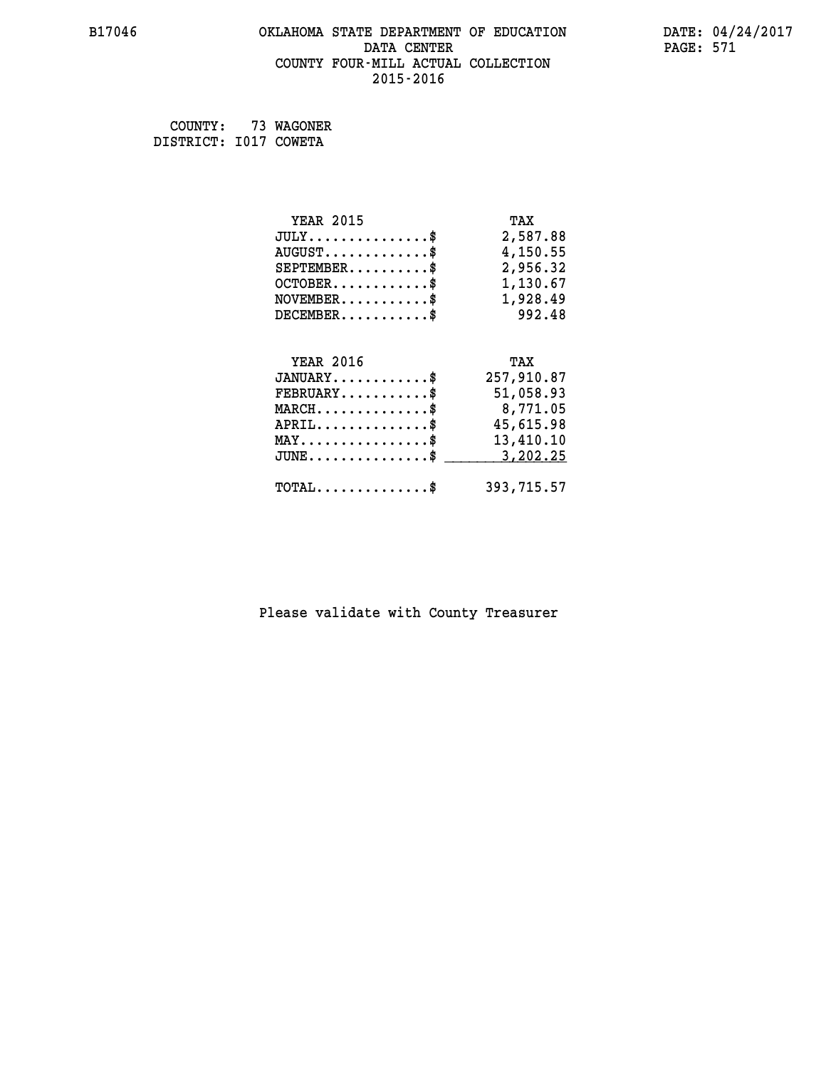# OKLAHOMA STATE DEPARTMENT OF EDUCATION
## DATA CENTER
## COUNTY FOUR-MILL ACTUAL COLLECTION
## 2015-2016

B17046

DATE: 04/24/2017

COUNTY: 73 WAGONER
DISTRICT: I017 COWETA

| YEAR 2015 | TAX |
|---|---|
| JULY...............$ | 2,587.88 |
| AUGUST.............$ | 4,150.55 |
| SEPTEMBER..........$ | 2,956.32 |
| OCTOBER............$ | 1,130.67 |
| NOVEMBER...........$ | 1,928.49 |
| DECEMBER...........$ | 992.48 |

| YEAR 2016 | TAX |
|---|---|
| JANUARY............$ | 257,910.87 |
| FEBRUARY...........$ | 51,058.93 |
| MARCH..............$ | 8,771.05 |
| APRIL..............$ | 45,615.98 |
| MAY................$ | 13,410.10 |
| JUNE...............$ | 3,202.25 |
| TOTAL..............$ | 393,715.57 |

Please validate with County Treasurer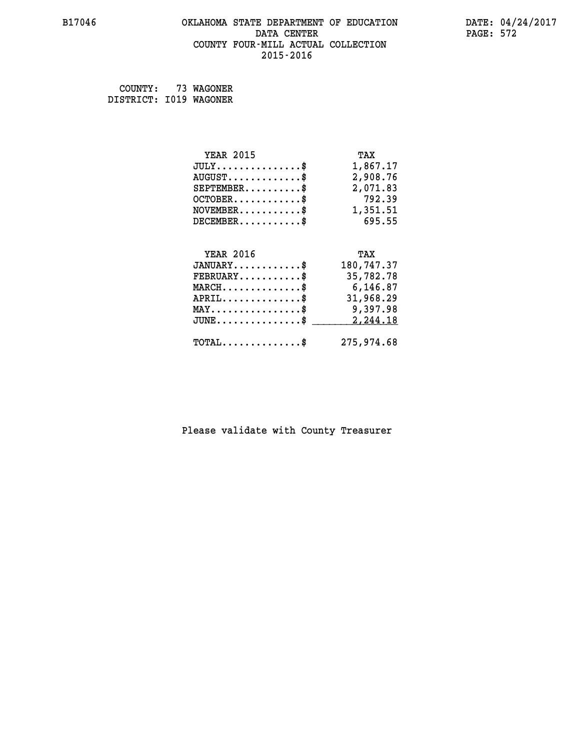B17046 OKLAHOMA STATE DEPARTMENT OF EDUCATION DATA CENTER COUNTY FOUR-MILL ACTUAL COLLECTION 2015-2016

DATE: 04/24/2017

COUNTY: 73 WAGONER
DISTRICT: I019 WAGONER

| YEAR 2015 | TAX |
|---|---|
| JULY..............$ | 1,867.17 |
| AUGUST.............$ | 2,908.76 |
| SEPTEMBER..........$ | 2,071.83 |
| OCTOBER............$ | 792.39 |
| NOVEMBER...........$ | 1,351.51 |
| DECEMBER...........$ | 695.55 |

| YEAR 2016 | TAX |
|---|---|
| JANUARY............$ | 180,747.37 |
| FEBRUARY...........$ | 35,782.78 |
| MARCH..............$ | 6,146.87 |
| APRIL..............$ | 31,968.29 |
| MAY................$ | 9,397.98 |
| JUNE...............$ | 2,244.18 |
| TOTAL..............$ | 275,974.68 |

Please validate with County Treasurer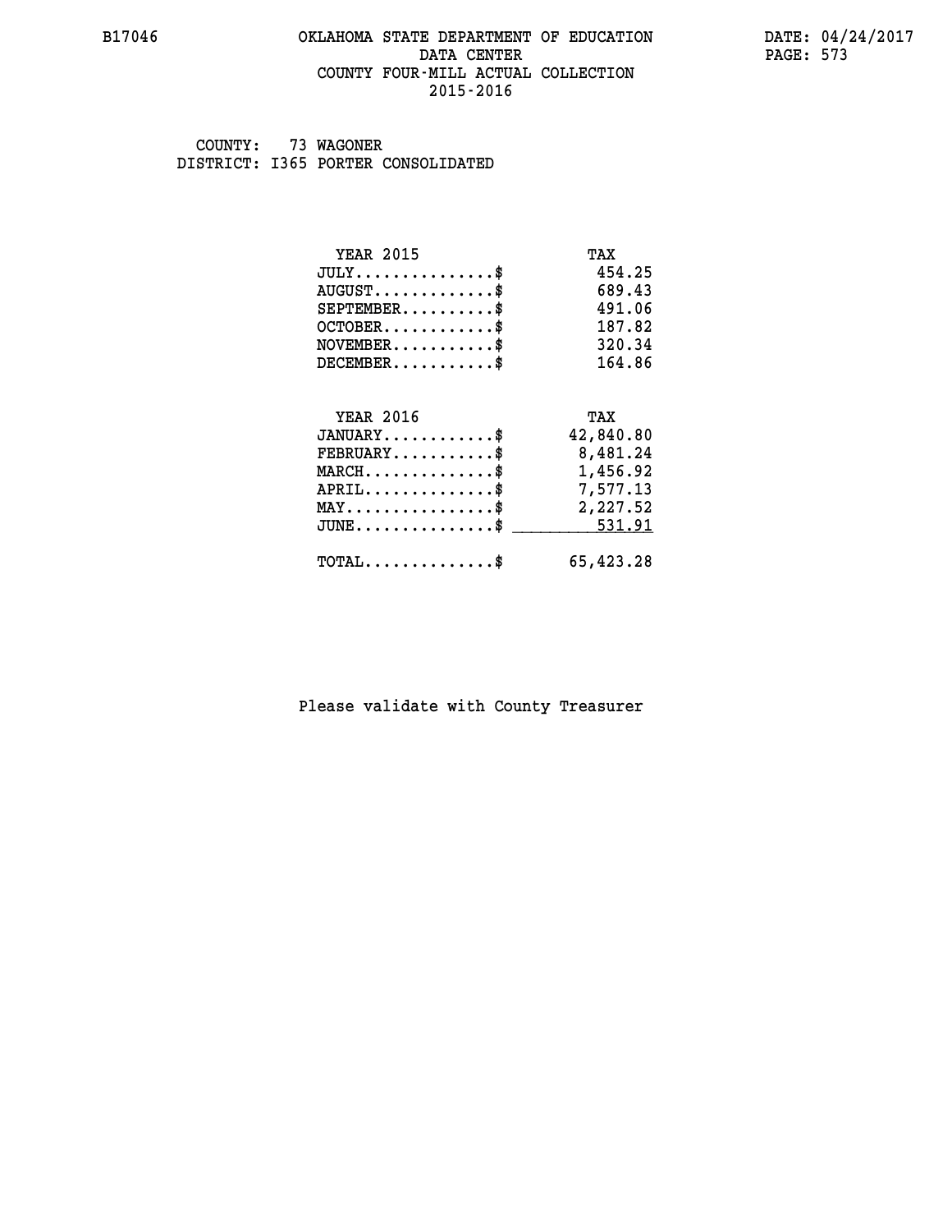B17046 OKLAHOMA STATE DEPARTMENT OF EDUCATION DATE: 04/24/2017

DATA CENTER

COUNTY FOUR-MILL ACTUAL COLLECTION

2015-2016

COUNTY: 73 WAGONER
DISTRICT: I365 PORTER CONSOLIDATED

| YEAR 2015 | TAX |
|---|---|
| JULY...............$ | 454.25 |
| AUGUST.............$ | 689.43 |
| SEPTEMBER..........$ | 491.06 |
| OCTOBER............$ | 187.82 |
| NOVEMBER...........$ | 320.34 |
| DECEMBER...........$ | 164.86 |

| YEAR 2016 | TAX |
|---|---|
| JANUARY............$ | 42,840.80 |
| FEBRUARY...........$ | 8,481.24 |
| MARCH..............$ | 1,456.92 |
| APRIL..............$ | 7,577.13 |
| MAY................$ | 2,227.52 |
| JUNE...............$ | 531.91 |
| TOTAL..............$ | 65,423.28 |

Please validate with County Treasurer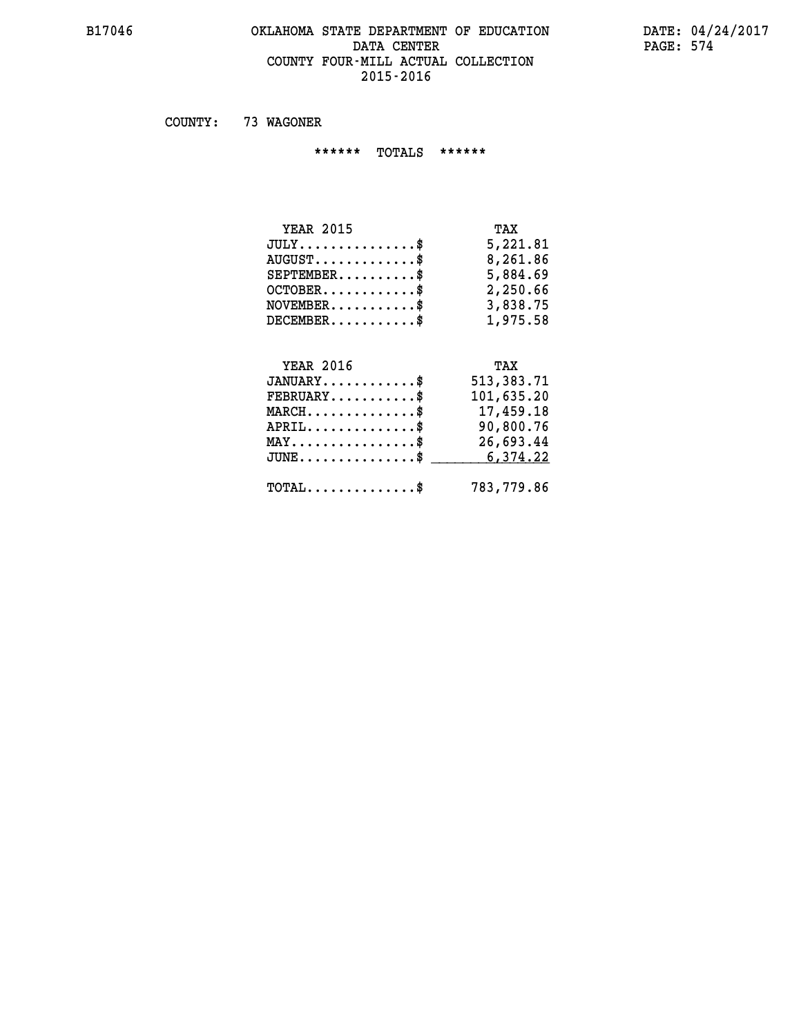# OKLAHOMA STATE DEPARTMENT OF EDUCATION
## DATA CENTER
## COUNTY FOUR-MILL ACTUAL COLLECTION
## 2015-2016

COUNTY: 73 WAGONER

****** TOTALS ******

| YEAR 2015 | TAX |
|---|---|
| JULY...............$ | 5,221.81 |
| AUGUST.............$ | 8,261.86 |
| SEPTEMBER..........$ | 5,884.69 |
| OCTOBER............$ | 2,250.66 |
| NOVEMBER...........$ | 3,838.75 |
| DECEMBER...........$ | 1,975.58 |

| YEAR 2016 | TAX |
|---|---|
| JANUARY............$ | 513,383.71 |
| FEBRUARY...........$ | 101,635.20 |
| MARCH..............$ | 17,459.18 |
| APRIL..............$ | 90,800.76 |
| MAY................$ | 26,693.44 |
| JUNE...............$ | 6,374.22 |
| TOTAL..............$ | 783,779.86 |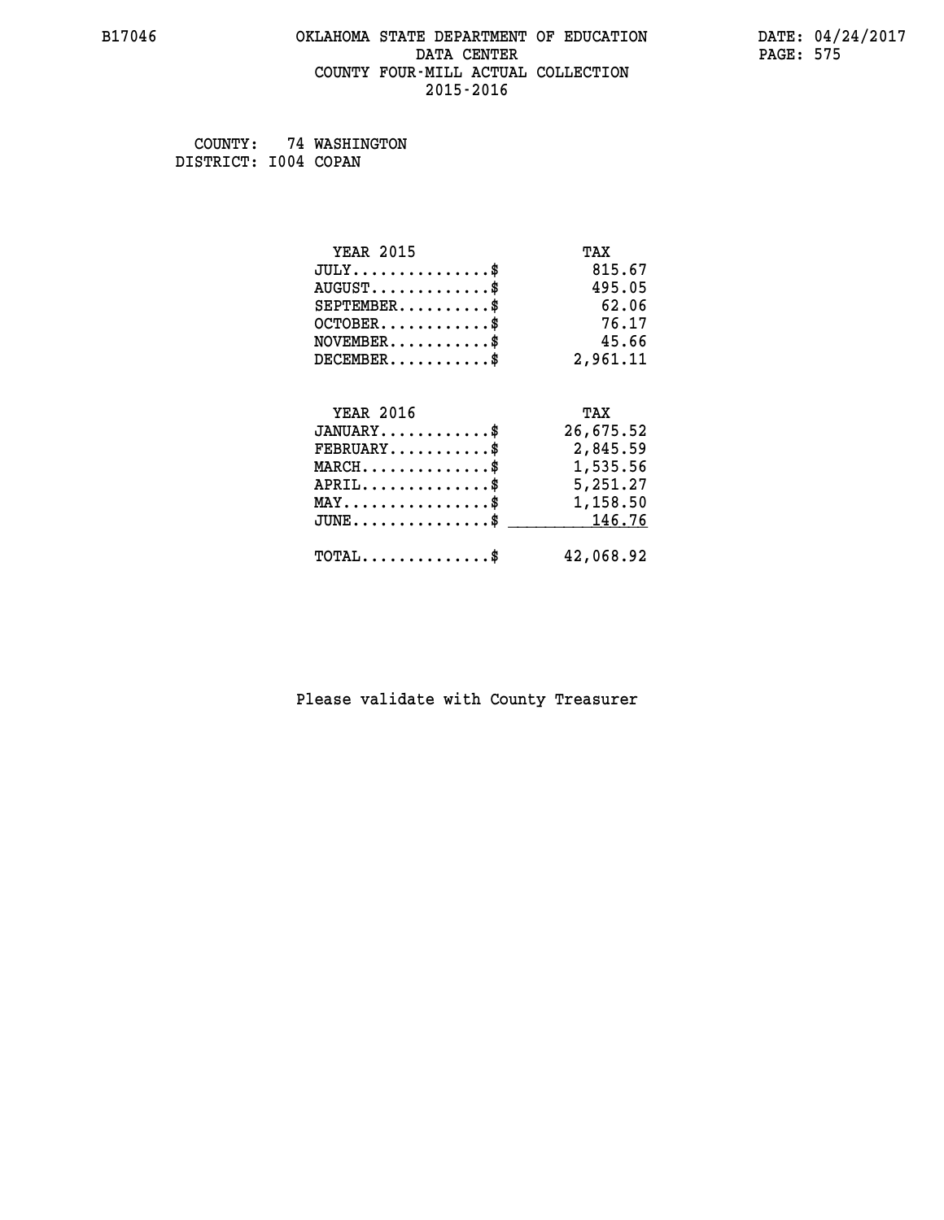B17046 OKLAHOMA STATE DEPARTMENT OF EDUCATION DATA CENTER COUNTY FOUR-MILL ACTUAL COLLECTION 2015-2016

DATE: 04/24/2017

COUNTY: 74 WASHINGTON
DISTRICT: I004 COPAN

| YEAR 2015 | TAX |
|---|---|
| JULY..............$ | 815.67 |
| AUGUST............$ | 495.05 |
| SEPTEMBER.........$ | 62.06 |
| OCTOBER...........$ | 76.17 |
| NOVEMBER..........$ | 45.66 |
| DECEMBER..........$ | 2,961.11 |

| YEAR 2016 | TAX |
|---|---|
| JANUARY...........$ | 26,675.52 |
| FEBRUARY..........$ | 2,845.59 |
| MARCH.............$ | 1,535.56 |
| APRIL.............$ | 5,251.27 |
| MAY...............$ | 1,158.50 |
| JUNE..............$ | 146.76 |
| TOTAL.............$ | 42,068.92 |

Please validate with County Treasurer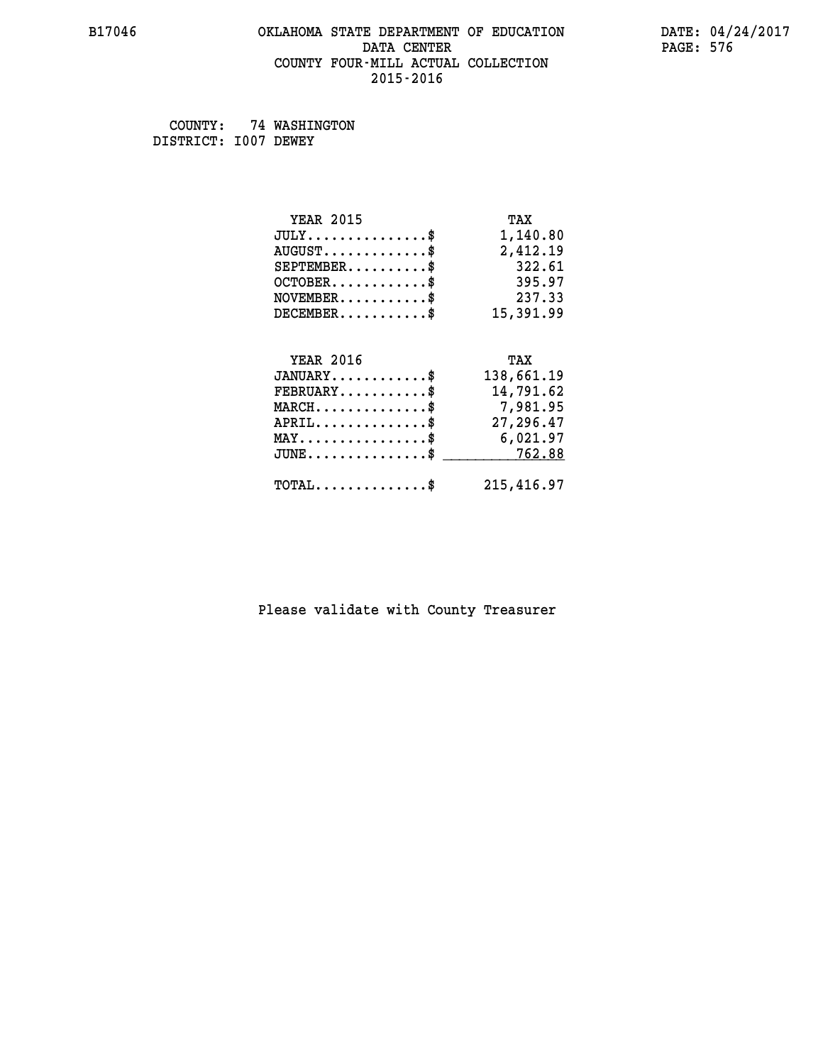B17046 OKLAHOMA STATE DEPARTMENT OF EDUCATION DATE: 04/24/2017

DATA CENTER

COUNTY FOUR-MILL ACTUAL COLLECTION

2015-2016

COUNTY: 74 WASHINGTON
DISTRICT: I007 DEWEY

| YEAR 2015 | TAX |
|---|---|
| JULY...............$ | 1,140.80 |
| AUGUST.............$ | 2,412.19 |
| SEPTEMBER..........$ | 322.61 |
| OCTOBER............$ | 395.97 |
| NOVEMBER...........$ | 237.33 |
| DECEMBER...........$ | 15,391.99 |

| YEAR 2016 | TAX |
|---|---|
| JANUARY............$ | 138,661.19 |
| FEBRUARY...........$ | 14,791.62 |
| MARCH..............$ | 7,981.95 |
| APRIL..............$ | 27,296.47 |
| MAY................$ | 6,021.97 |
| JUNE...............$ | 762.88 |
| TOTAL..............$ | 215,416.97 |

Please validate with County Treasurer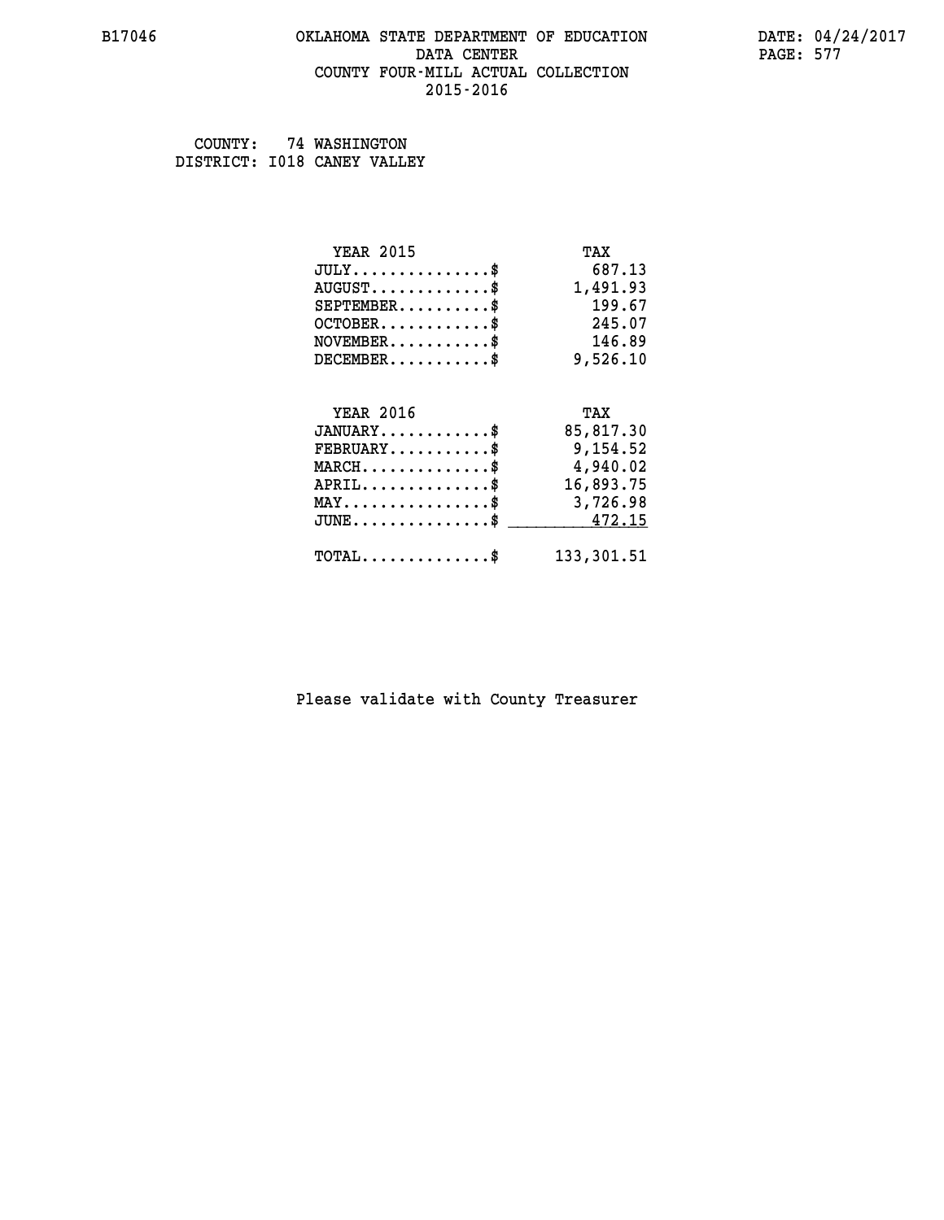B17046 OKLAHOMA STATE DEPARTMENT OF EDUCATION DATE: 04/24/2017
DATA CENTER PAGE: 577
COUNTY FOUR-MILL ACTUAL COLLECTION
2015-2016

COUNTY: 74 WASHINGTON
DISTRICT: I018 CANEY VALLEY

| YEAR 2015 | TAX |
|---|---|
| JULY...............$ | 687.13 |
| AUGUST.............$ | 1,491.93 |
| SEPTEMBER..........$ | 199.67 |
| OCTOBER............$ | 245.07 |
| NOVEMBER...........$ | 146.89 |
| DECEMBER...........$ | 9,526.10 |

| YEAR 2016 | TAX |
|---|---|
| JANUARY............$ | 85,817.30 |
| FEBRUARY...........$ | 9,154.52 |
| MARCH..............$ | 4,940.02 |
| APRIL..............$ | 16,893.75 |
| MAY................$ | 3,726.98 |
| JUNE...............$ | 472.15 |
| TOTAL..............$ | 133,301.51 |

Please validate with County Treasurer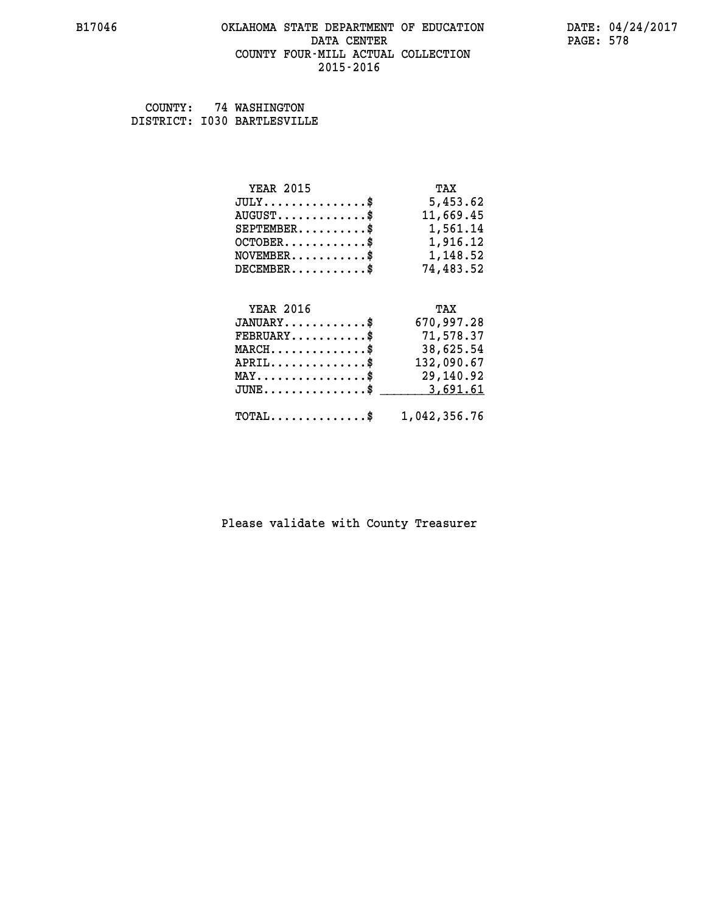B17046 OKLAHOMA STATE DEPARTMENT OF EDUCATION DATE: 04/24/2017

DATA CENTER

COUNTY FOUR-MILL ACTUAL COLLECTION

2015-2016

COUNTY: 74 WASHINGTON

DISTRICT: I030 BARTLESVILLE

| YEAR 2015 | TAX |
|---|---|
| JULY..............$ | 5,453.62 |
| AUGUST............$ | 11,669.45 |
| SEPTEMBER.........$ | 1,561.14 |
| OCTOBER...........$ | 1,916.12 |
| NOVEMBER..........$ | 1,148.52 |
| DECEMBER..........$ | 74,483.52 |

| YEAR 2016 | TAX |
|---|---|
| JANUARY...........$ | 670,997.28 |
| FEBRUARY..........$ | 71,578.37 |
| MARCH.............$ | 38,625.54 |
| APRIL.............$ | 132,090.67 |
| MAY...............$ | 29,140.92 |
| JUNE..............$ | 3,691.61 |
| TOTAL.............$ | 1,042,356.76 |

Please validate with County Treasurer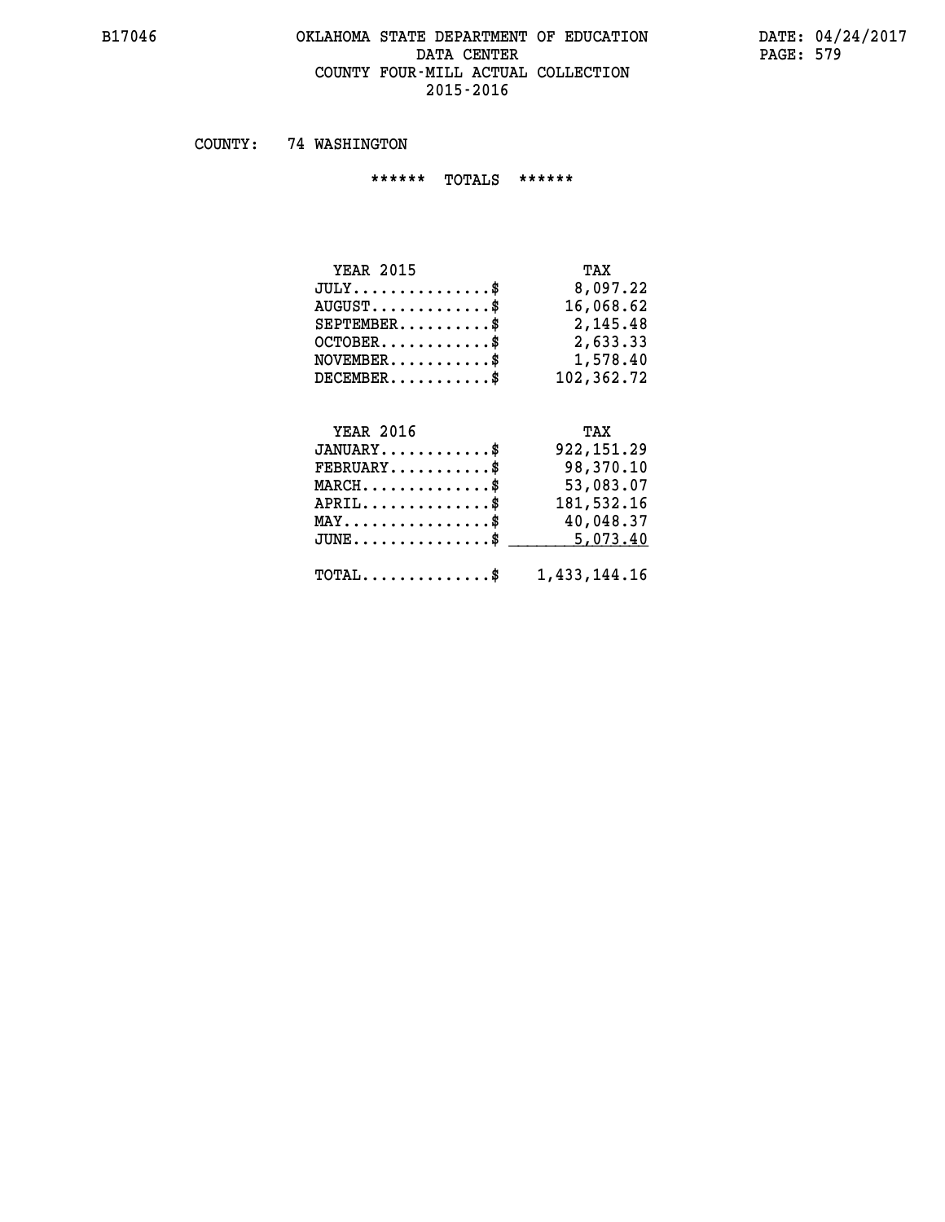# OKLAHOMA STATE DEPARTMENT OF EDUCATION
## DATA CENTER
## COUNTY FOUR-MILL ACTUAL COLLECTION
## 2015-2016

COUNTY: 74 WASHINGTON

****** TOTALS ******

| YEAR 2015 | TAX |
|---|---|
| JULY...............$ | 8,097.22 |
| AUGUST.............$ | 16,068.62 |
| SEPTEMBER..........$ | 2,145.48 |
| OCTOBER............$ | 2,633.33 |
| NOVEMBER...........$ | 1,578.40 |
| DECEMBER...........$ | 102,362.72 |

| YEAR 2016 | TAX |
|---|---|
| JANUARY............$ | 922,151.29 |
| FEBRUARY...........$ | 98,370.10 |
| MARCH..............$ | 53,083.07 |
| APRIL..............$ | 181,532.16 |
| MAY................$ | 40,048.37 |
| JUNE...............$ | 5,073.40 |
| TOTAL..............$ | 1,433,144.16 |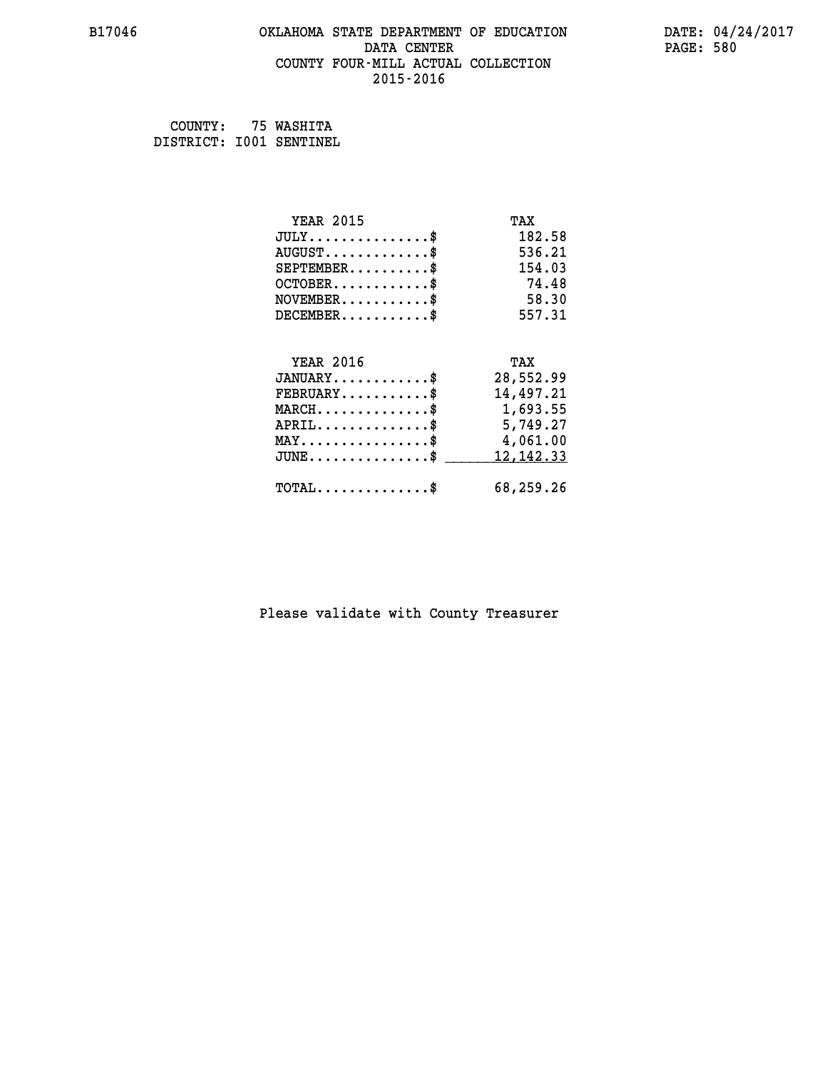B17046

# OKLAHOMA STATE DEPARTMENT OF EDUCATION
## DATA CENTER
## COUNTY FOUR-MILL ACTUAL COLLECTION
## 2015-2016

DATE: 04/24/2017

COUNTY: 75 WASHITA
DISTRICT: I001 SENTINEL

| YEAR 2015 | TAX |
|---|---|
| JULY...............$ | 182.58 |
| AUGUST.............$ | 536.21 |
| SEPTEMBER..........$ | 154.03 |
| OCTOBER............$ | 74.48 |
| NOVEMBER...........$ | 58.30 |
| DECEMBER...........$ | 557.31 |

| YEAR 2016 | TAX |
|---|---|
| JANUARY............$ | 28,552.99 |
| FEBRUARY...........$ | 14,497.21 |
| MARCH..............$ | 1,693.55 |
| APRIL..............$ | 5,749.27 |
| MAY................$ | 4,061.00 |
| JUNE...............$ | 12,142.33 |
| TOTAL..............$ | 68,259.26 |

Please validate with County Treasurer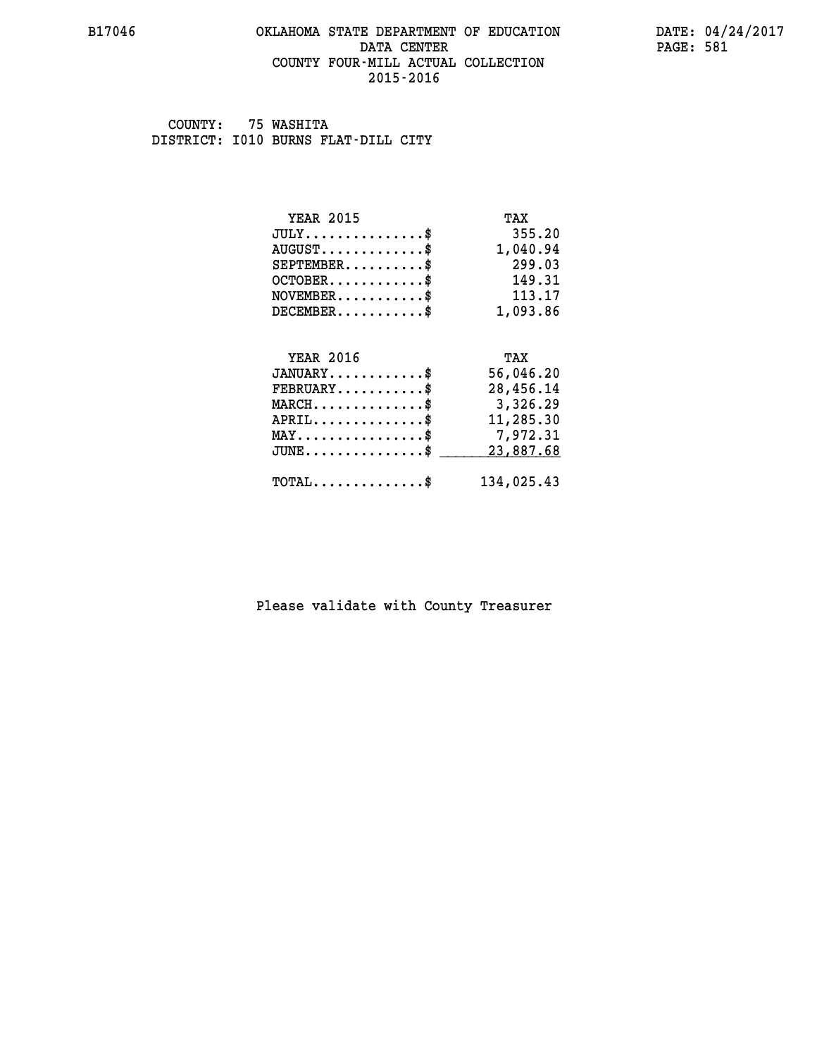B17046 OKLAHOMA STATE DEPARTMENT OF EDUCATION DATE: 04/24/2017
DATA CENTER PAGE: 581
COUNTY FOUR-MILL ACTUAL COLLECTION
2015-2016

COUNTY: 75 WASHITA
DISTRICT: I010 BURNS FLAT-DILL CITY

| YEAR 2015 | TAX |
|---|---|
| JULY...............$ | 355.20 |
| AUGUST.............$ | 1,040.94 |
| SEPTEMBER..........$ | 299.03 |
| OCTOBER............$ | 149.31 |
| NOVEMBER...........$ | 113.17 |
| DECEMBER...........$ | 1,093.86 |

| YEAR 2016 | TAX |
|---|---|
| JANUARY............$ | 56,046.20 |
| FEBRUARY...........$ | 28,456.14 |
| MARCH..............$ | 3,326.29 |
| APRIL..............$ | 11,285.30 |
| MAY................$ | 7,972.31 |
| JUNE...............$ | 23,887.68 |
| TOTAL..............$ | 134,025.43 |

Please validate with County Treasurer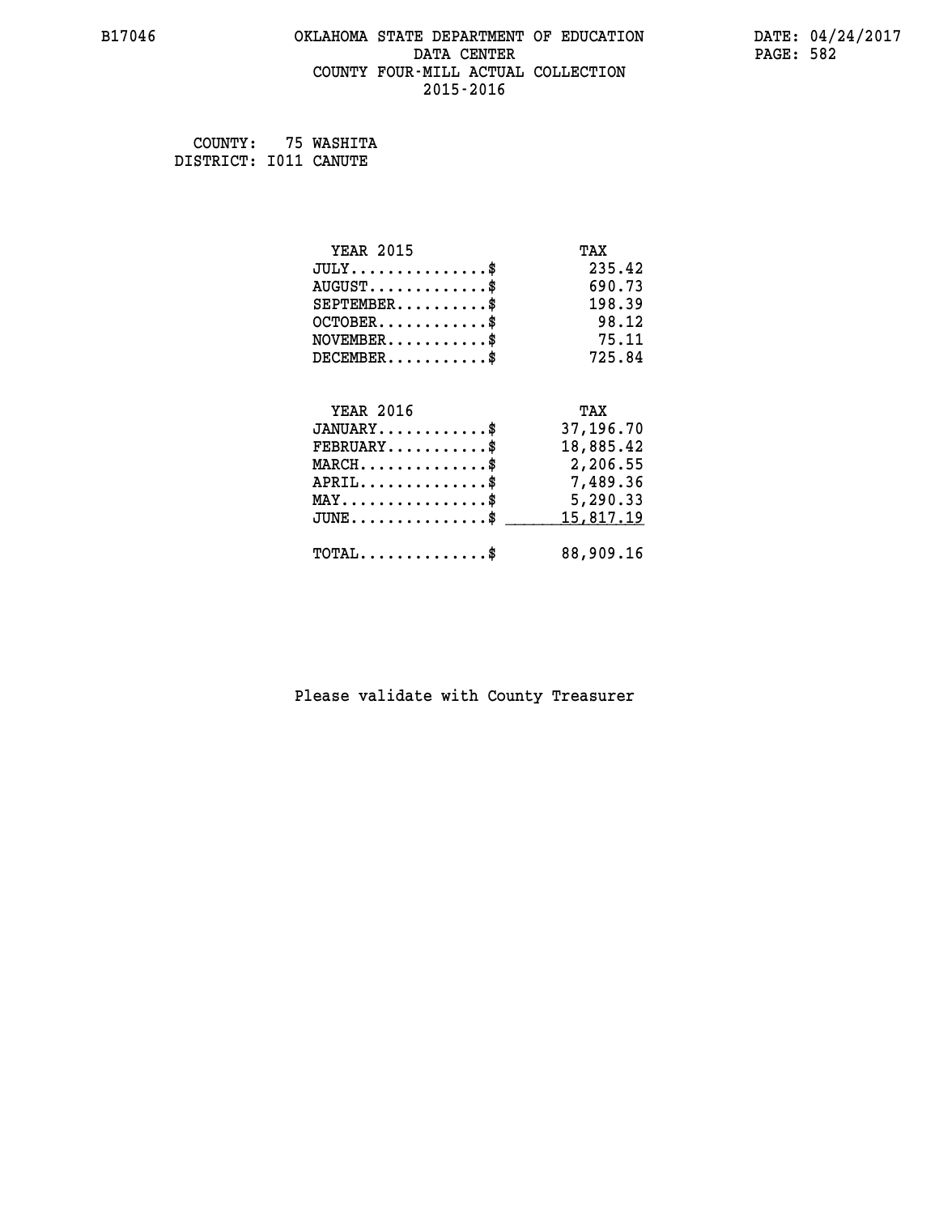B17046 OKLAHOMA STATE DEPARTMENT OF EDUCATION DATE: 04/24/2017
DATA CENTER PAGE: 582
COUNTY FOUR-MILL ACTUAL COLLECTION
2015-2016

COUNTY: 75 WASHITA
DISTRICT: I011 CANUTE

| YEAR 2015 | TAX |
|---|---|
| JULY...............$ | 235.42 |
| AUGUST.............$ | 690.73 |
| SEPTEMBER..........$ | 198.39 |
| OCTOBER............$ | 98.12 |
| NOVEMBER...........$ | 75.11 |
| DECEMBER...........$ | 725.84 |

| YEAR 2016 | TAX |
|---|---|
| JANUARY............$ | 37,196.70 |
| FEBRUARY...........$ | 18,885.42 |
| MARCH..............$ | 2,206.55 |
| APRIL..............$ | 7,489.36 |
| MAY................$ | 5,290.33 |
| JUNE...............$ | 15,817.19 |
| TOTAL..............$ | 88,909.16 |

Please validate with County Treasurer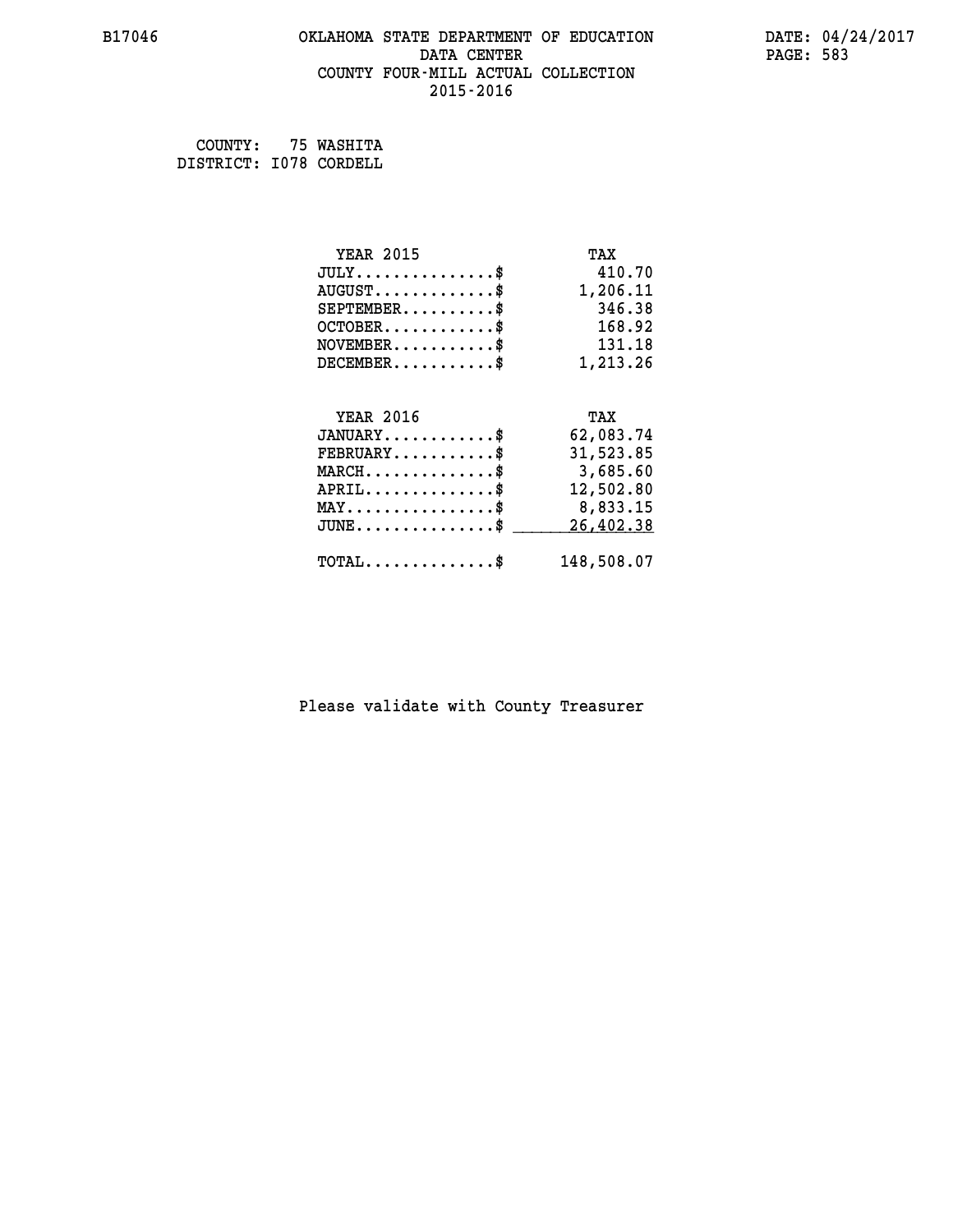B17046

# OKLAHOMA STATE DEPARTMENT OF EDUCATION
## DATA CENTER
## COUNTY FOUR-MILL ACTUAL COLLECTION
## 2015-2016

DATE: 04/24/2017

COUNTY: 75 WASHITA
DISTRICT: I078 CORDELL

| YEAR 2015 | TAX |
|---|---|
| JULY...............$ | 410.70 |
| AUGUST.............$ | 1,206.11 |
| SEPTEMBER..........$ | 346.38 |
| OCTOBER............$ | 168.92 |
| NOVEMBER...........$ | 131.18 |
| DECEMBER...........$ | 1,213.26 |

| YEAR 2016 | TAX |
|---|---|
| JANUARY............$ | 62,083.74 |
| FEBRUARY...........$ | 31,523.85 |
| MARCH..............$ | 3,685.60 |
| APRIL..............$ | 12,502.80 |
| MAY................$ | 8,833.15 |
| JUNE...............$ | 26,402.38 |
| TOTAL..............$ | 148,508.07 |

Please validate with County Treasurer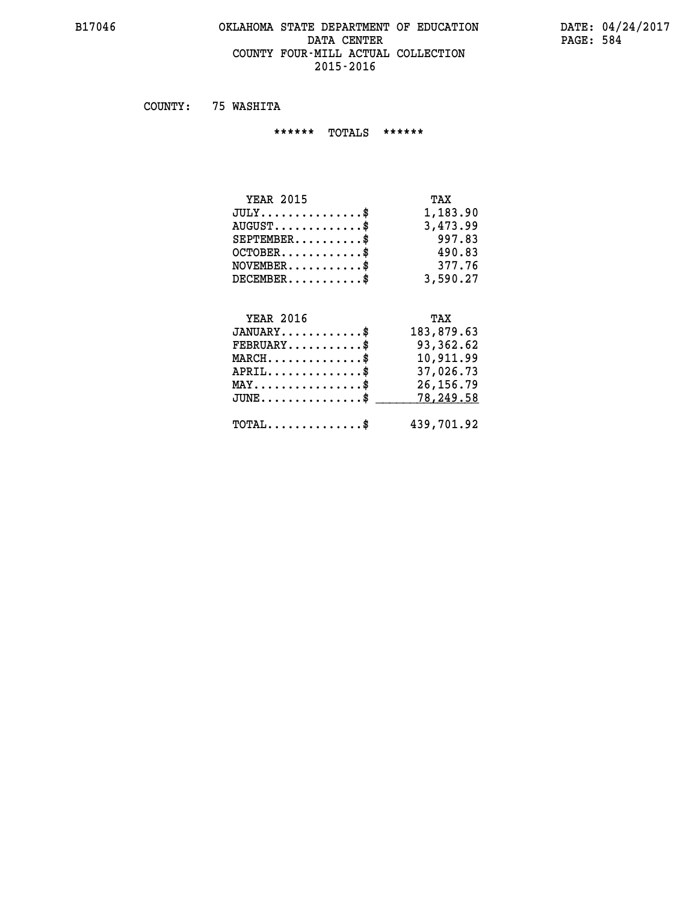# OKLAHOMA STATE DEPARTMENT OF EDUCATION
## DATA CENTER
## COUNTY FOUR-MILL ACTUAL COLLECTION
## 2015-2016

B17046 — DATE: 04/24/2017

COUNTY: 75 WASHITA

****** TOTALS ******

| YEAR 2015 | TAX |
|---|---|
| JULY...............$ | 1,183.90 |
| AUGUST.............$ | 3,473.99 |
| SEPTEMBER..........$ | 997.83 |
| OCTOBER............$ | 490.83 |
| NOVEMBER...........$ | 377.76 |
| DECEMBER...........$ | 3,590.27 |

| YEAR 2016 | TAX |
|---|---|
| JANUARY............$ | 183,879.63 |
| FEBRUARY...........$ | 93,362.62 |
| MARCH..............$ | 10,911.99 |
| APRIL..............$ | 37,026.73 |
| MAY................$ | 26,156.79 |
| JUNE...............$ | 78,249.58 |
| TOTAL..............$ | 439,701.92 |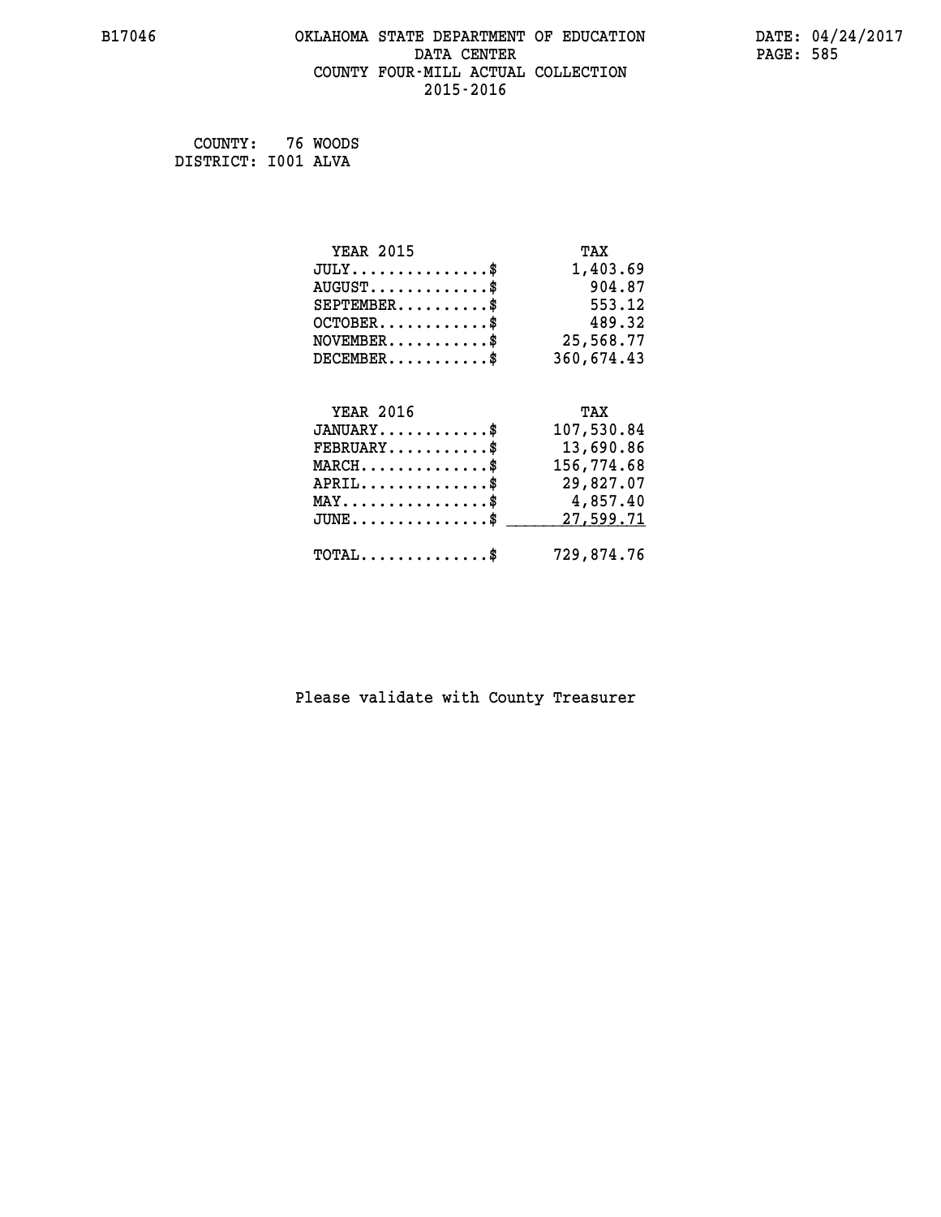OKLAHOMA STATE DEPARTMENT OF EDUCATION
DATA CENTER
COUNTY FOUR-MILL ACTUAL COLLECTION
2015-2016

B17046 DATE: 04/24/2017

COUNTY: 76 WOODS
DISTRICT: I001 ALVA

| YEAR 2015 | TAX |
|---|---|
| JULY...............$ | 1,403.69 |
| AUGUST.............$ | 904.87 |
| SEPTEMBER..........$ | 553.12 |
| OCTOBER............$ | 489.32 |
| NOVEMBER...........$ | 25,568.77 |
| DECEMBER...........$ | 360,674.43 |

| YEAR 2016 | TAX |
|---|---|
| JANUARY............$ | 107,530.84 |
| FEBRUARY...........$ | 13,690.86 |
| MARCH..............$ | 156,774.68 |
| APRIL..............$ | 29,827.07 |
| MAY................$ | 4,857.40 |
| JUNE...............$ | 27,599.71 |
| TOTAL..............$ | 729,874.76 |

Please validate with County Treasurer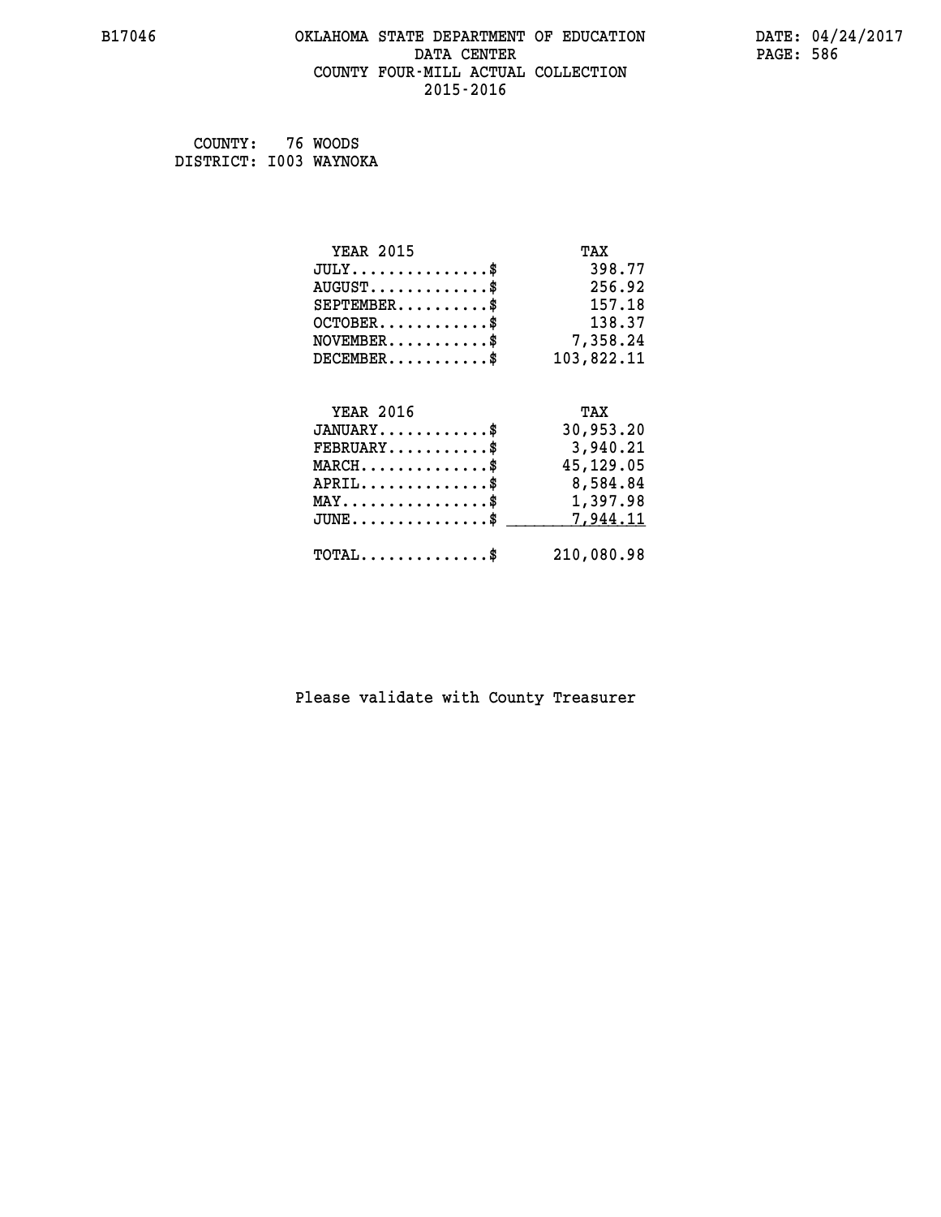B17046 OKLAHOMA STATE DEPARTMENT OF EDUCATION DATA CENTER COUNTY FOUR-MILL ACTUAL COLLECTION 2015-2016

DATE: 04/24/2017
PAGE: 586

COUNTY: 76 WOODS
DISTRICT: I003 WAYNOKA

| YEAR 2015 | TAX |
|---|---|
| JULY..............$ | 398.77 |
| AUGUST............$ | 256.92 |
| SEPTEMBER.........$ | 157.18 |
| OCTOBER...........$ | 138.37 |
| NOVEMBER..........$ | 7,358.24 |
| DECEMBER..........$ | 103,822.11 |

| YEAR 2016 | TAX |
|---|---|
| JANUARY...........$ | 30,953.20 |
| FEBRUARY..........$ | 3,940.21 |
| MARCH.............$ | 45,129.05 |
| APRIL.............$ | 8,584.84 |
| MAY...............$ | 1,397.98 |
| JUNE..............$ | 7,944.11 |
| TOTAL.............$ | 210,080.98 |

Please validate with County Treasurer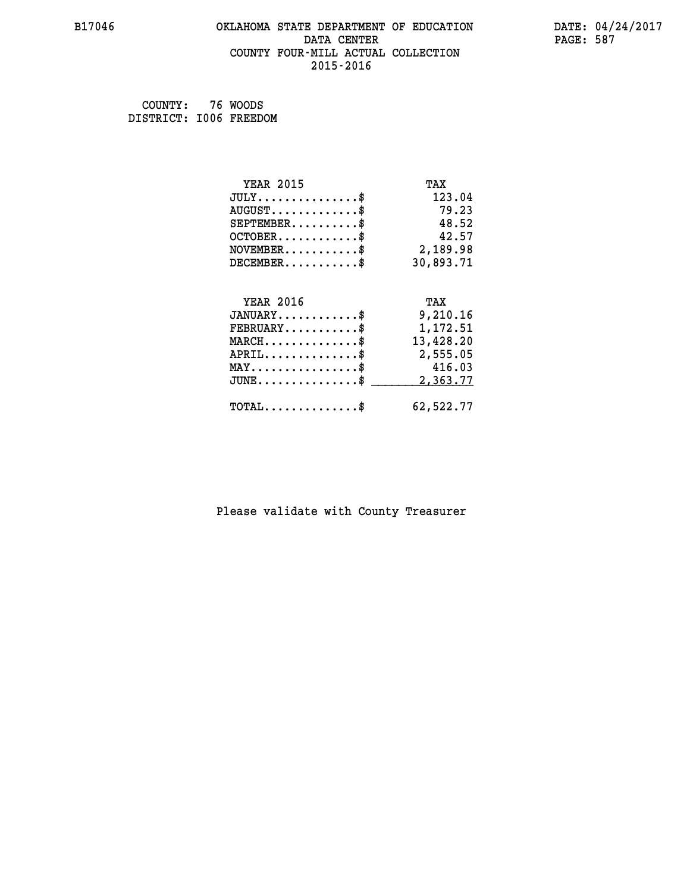B17046 OKLAHOMA STATE DEPARTMENT OF EDUCATION DATA CENTER COUNTY FOUR-MILL ACTUAL COLLECTION 2015-2016

DATE: 04/24/2017

COUNTY: 76 WOODS
DISTRICT: I006 FREEDOM

| YEAR 2015 | TAX |
|---|---|
| JULY...............$ | 123.04 |
| AUGUST.............$ | 79.23 |
| SEPTEMBER..........$ | 48.52 |
| OCTOBER............$ | 42.57 |
| NOVEMBER...........$ | 2,189.98 |
| DECEMBER...........$ | 30,893.71 |

| YEAR 2016 | TAX |
|---|---|
| JANUARY............$ | 9,210.16 |
| FEBRUARY...........$ | 1,172.51 |
| MARCH..............$ | 13,428.20 |
| APRIL..............$ | 2,555.05 |
| MAY................$ | 416.03 |
| JUNE...............$ | 2,363.77 |
| TOTAL..............$ | 62,522.77 |

Please validate with County Treasurer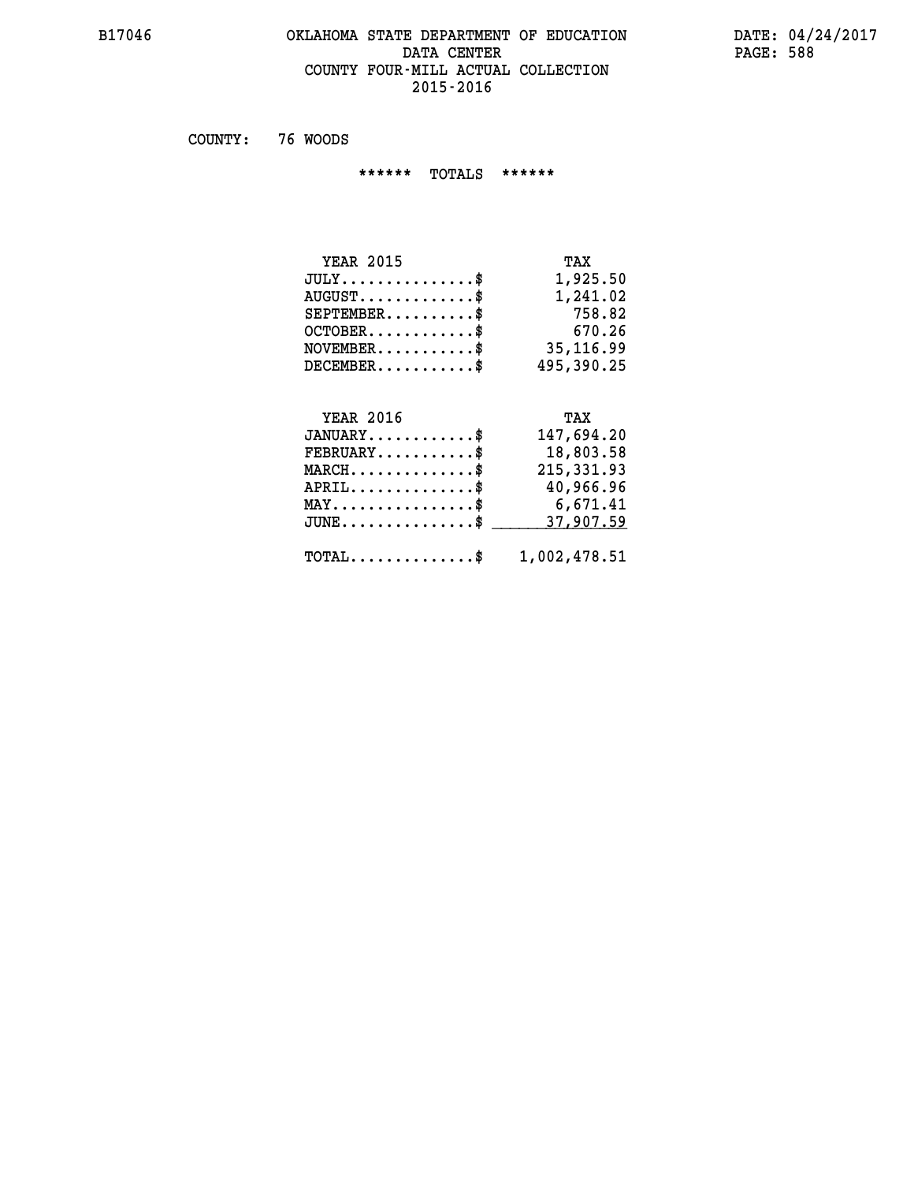# OKLAHOMA STATE DEPARTMENT OF EDUCATION
## DATA CENTER
## COUNTY FOUR-MILL ACTUAL COLLECTION
## 2015-2016

COUNTY: 76 WOODS

****** TOTALS ******

| YEAR 2015 | TAX |
|---|---|
| JULY...............$ | 1,925.50 |
| AUGUST.............$ | 1,241.02 |
| SEPTEMBER..........$ | 758.82 |
| OCTOBER............$ | 670.26 |
| NOVEMBER...........$ | 35,116.99 |
| DECEMBER...........$ | 495,390.25 |

| YEAR 2016 | TAX |
|---|---|
| JANUARY............$ | 147,694.20 |
| FEBRUARY...........$ | 18,803.58 |
| MARCH..............$ | 215,331.93 |
| APRIL..............$ | 40,966.96 |
| MAY................$ | 6,671.41 |
| JUNE...............$ | 37,907.59 |
| TOTAL..............$ | 1,002,478.51 |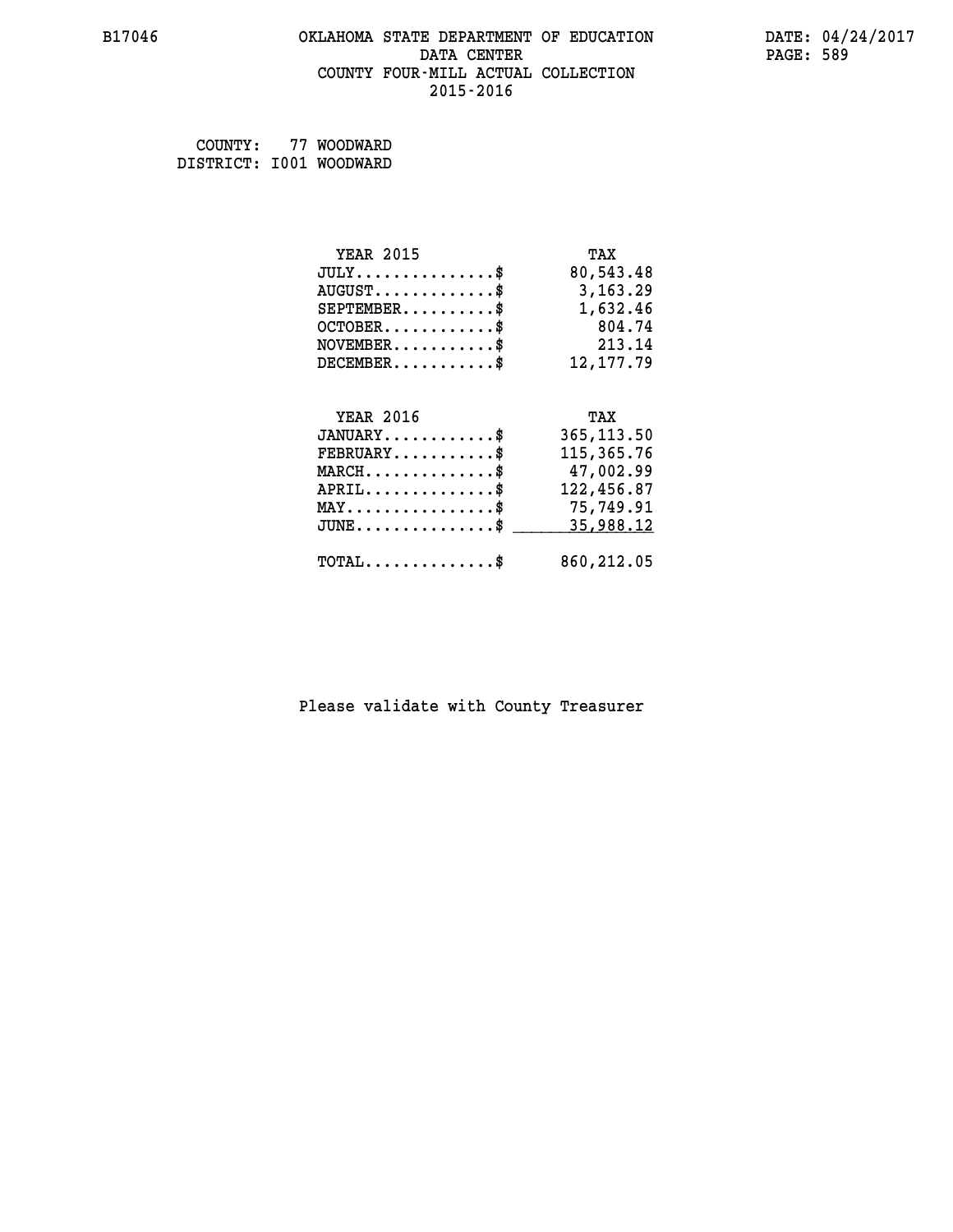B17046

# OKLAHOMA STATE DEPARTMENT OF EDUCATION
## DATA CENTER
## COUNTY FOUR-MILL ACTUAL COLLECTION
## 2015-2016

DATE: 04/24/2017

COUNTY: 77 WOODWARD
DISTRICT: I001 WOODWARD

| YEAR 2015 | TAX |
|---|---|
| JULY..............$ | 80,543.48 |
| AUGUST............$ | 3,163.29 |
| SEPTEMBER.........$ | 1,632.46 |
| OCTOBER...........$ | 804.74 |
| NOVEMBER..........$ | 213.14 |
| DECEMBER..........$ | 12,177.79 |

| YEAR 2016 | TAX |
|---|---|
| JANUARY...........$ | 365,113.50 |
| FEBRUARY..........$ | 115,365.76 |
| MARCH.............$ | 47,002.99 |
| APRIL.............$ | 122,456.87 |
| MAY...............$ | 75,749.91 |
| JUNE..............$ | 35,988.12 |
| TOTAL.............$ | 860,212.05 |

Please validate with County Treasurer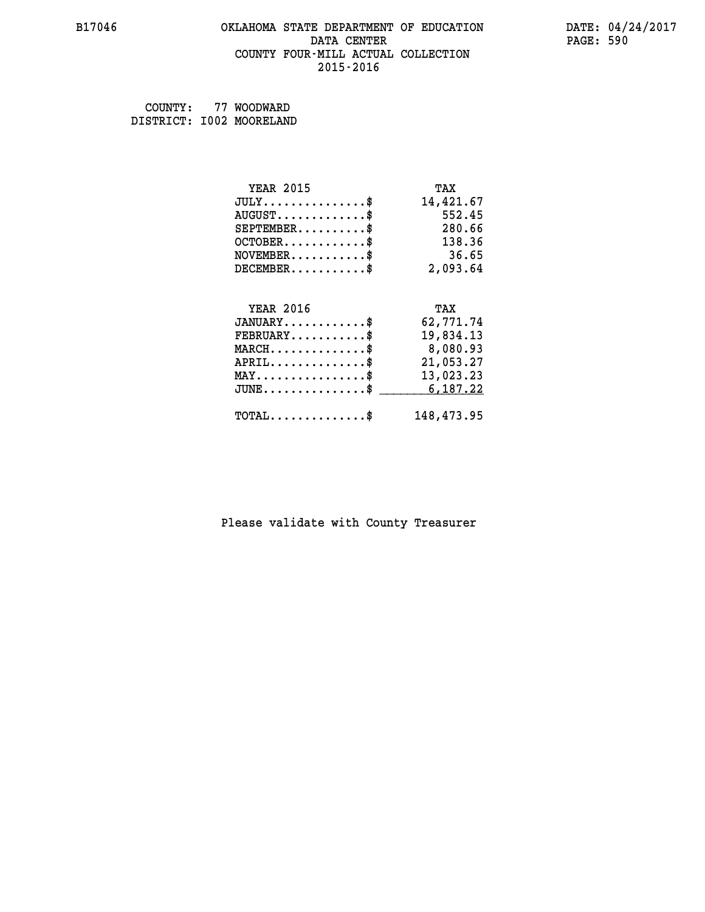B17046 OKLAHOMA STATE DEPARTMENT OF EDUCATION DATA CENTER COUNTY FOUR-MILL ACTUAL COLLECTION 2015-2016

DATE: 04/24/2017

COUNTY: 77 WOODWARD
DISTRICT: I002 MOORELAND

| YEAR 2015 | TAX |
|---|---|
| JULY..............$ | 14,421.67 |
| AUGUST............$ | 552.45 |
| SEPTEMBER.........$ | 280.66 |
| OCTOBER...........$ | 138.36 |
| NOVEMBER..........$ | 36.65 |
| DECEMBER..........$ | 2,093.64 |

| YEAR 2016 | TAX |
|---|---|
| JANUARY...........$ | 62,771.74 |
| FEBRUARY..........$ | 19,834.13 |
| MARCH.............$ | 8,080.93 |
| APRIL.............$ | 21,053.27 |
| MAY...............$ | 13,023.23 |
| JUNE..............$ | 6,187.22 |
| TOTAL.............$ | 148,473.95 |

Please validate with County Treasurer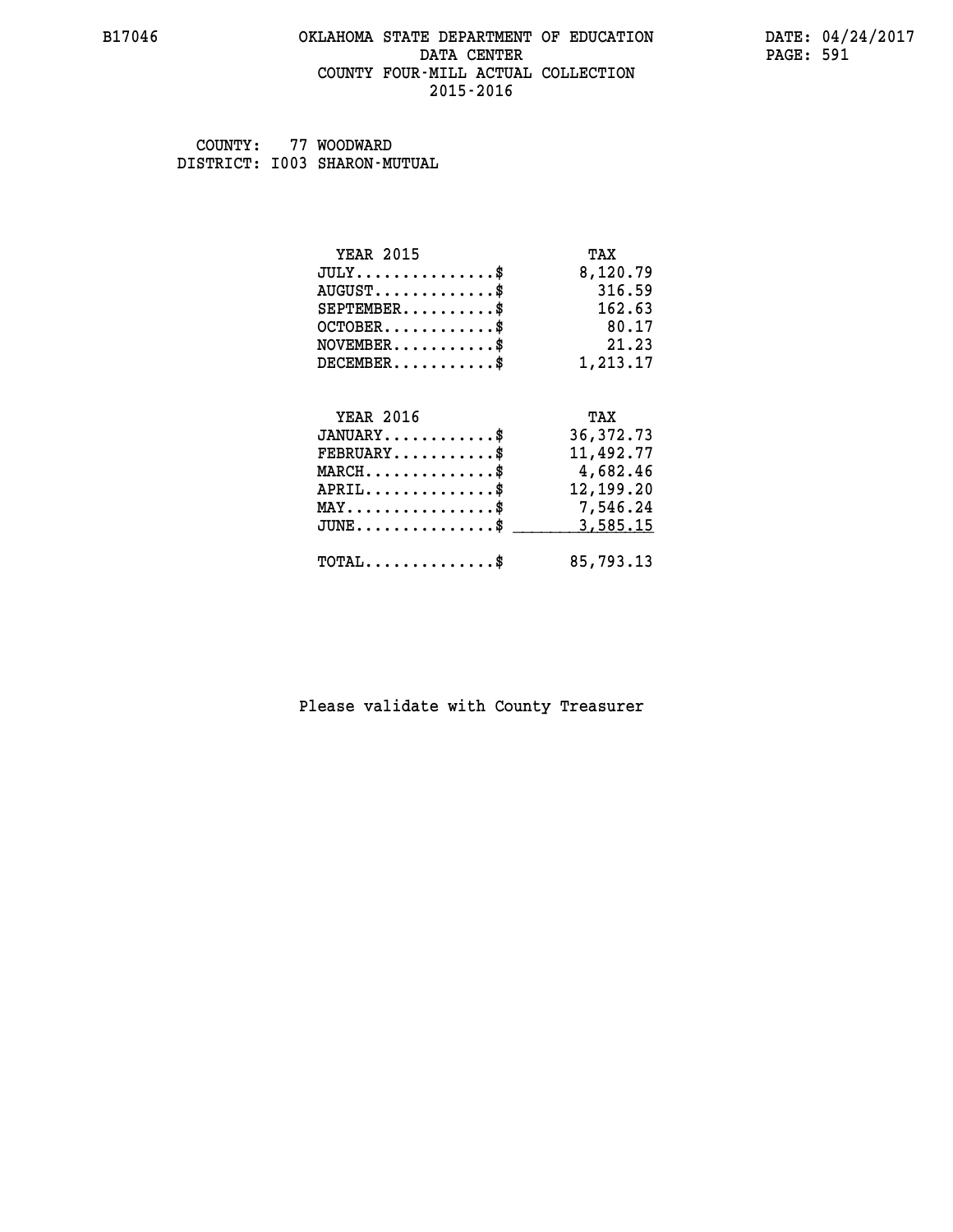B17046 OKLAHOMA STATE DEPARTMENT OF EDUCATION DATE: 04/24/2017
DATA CENTER PAGE: 591
COUNTY FOUR-MILL ACTUAL COLLECTION
2015-2016

COUNTY: 77 WOODWARD
DISTRICT: I003 SHARON-MUTUAL

| YEAR 2015 | TAX |
|---|---|
| JULY..............$ | 8,120.79 |
| AUGUST............$ | 316.59 |
| SEPTEMBER.........$ | 162.63 |
| OCTOBER...........$ | 80.17 |
| NOVEMBER..........$ | 21.23 |
| DECEMBER..........$ | 1,213.17 |

| YEAR 2016 | TAX |
|---|---|
| JANUARY...........$ | 36,372.73 |
| FEBRUARY..........$ | 11,492.77 |
| MARCH.............$ | 4,682.46 |
| APRIL.............$ | 12,199.20 |
| MAY...............$ | 7,546.24 |
| JUNE..............$ | 3,585.15 |
| TOTAL.............$ | 85,793.13 |

Please validate with County Treasurer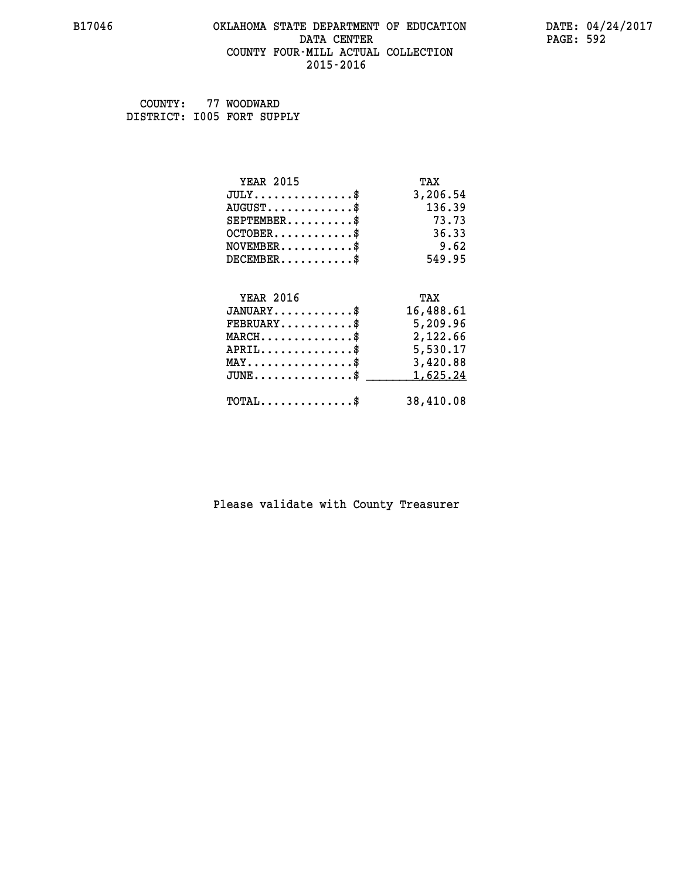# OKLAHOMA STATE DEPARTMENT OF EDUCATION
## DATA CENTER
## COUNTY FOUR-MILL ACTUAL COLLECTION
## 2015-2016

COUNTY: 77 WOODWARD
DISTRICT: I005 FORT SUPPLY

| YEAR 2015 | TAX |
|---|---|
| JULY...............$ | 3,206.54 |
| AUGUST.............$ | 136.39 |
| SEPTEMBER..........$ | 73.73 |
| OCTOBER............$ | 36.33 |
| NOVEMBER...........$ | 9.62 |
| DECEMBER...........$ | 549.95 |

| YEAR 2016 | TAX |
|---|---|
| JANUARY............$ | 16,488.61 |
| FEBRUARY...........$ | 5,209.96 |
| MARCH..............$ | 2,122.66 |
| APRIL..............$ | 5,530.17 |
| MAY................$ | 3,420.88 |
| JUNE...............$ | 1,625.24 |
| TOTAL..............$ | 38,410.08 |

Please validate with County Treasurer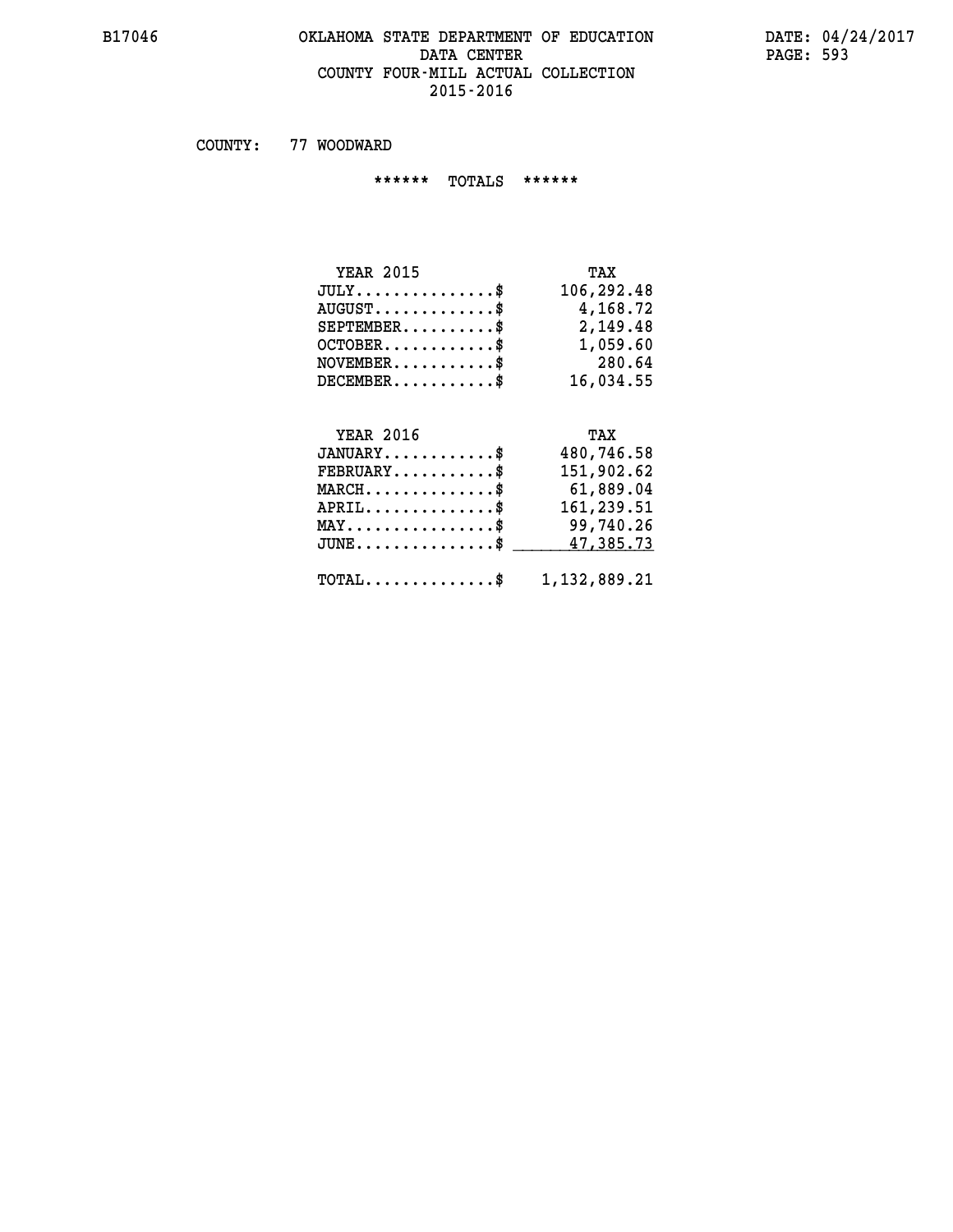B17046 OKLAHOMA STATE DEPARTMENT OF EDUCATION DATA CENTER COUNTY FOUR-MILL ACTUAL COLLECTION 2015-2016

DATE: 04/24/2017

COUNTY: 77 WOODWARD

****** TOTALS ******

| YEAR 2015 | TAX |
|---|---|
| JULY...............$ | 106,292.48 |
| AUGUST.............$ | 4,168.72 |
| SEPTEMBER..........$ | 2,149.48 |
| OCTOBER............$ | 1,059.60 |
| NOVEMBER...........$ | 280.64 |
| DECEMBER...........$ | 16,034.55 |

| YEAR 2016 | TAX |
|---|---|
| JANUARY............$ | 480,746.58 |
| FEBRUARY...........$ | 151,902.62 |
| MARCH..............$ | 61,889.04 |
| APRIL..............$ | 161,239.51 |
| MAY................$ | 99,740.26 |
| JUNE...............$ | 47,385.73 |
| TOTAL..............$ | 1,132,889.21 |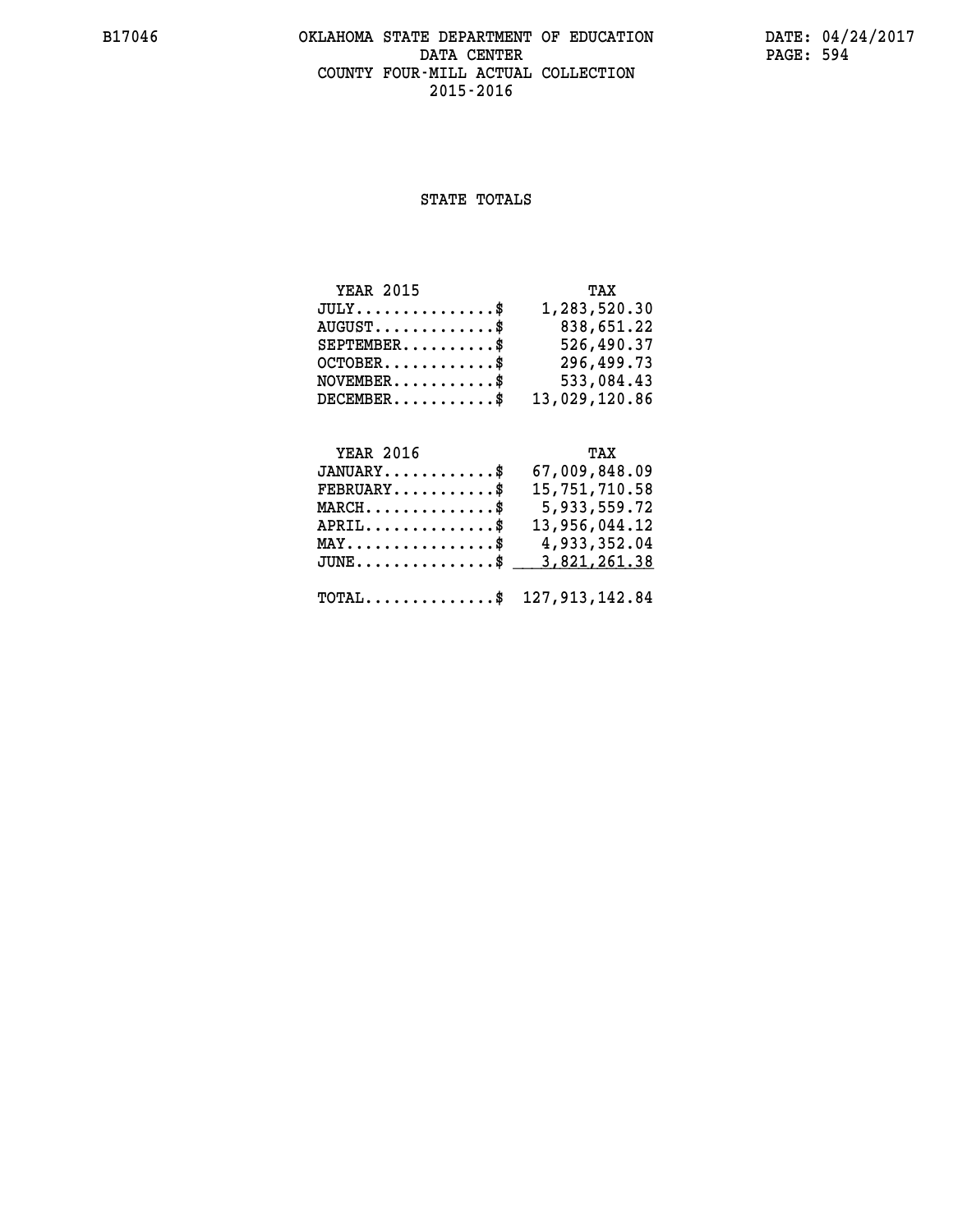# OKLAHOMA STATE DEPARTMENT OF EDUCATION
## DATA CENTER
## COUNTY FOUR-MILL ACTUAL COLLECTION
## 2015-2016

### STATE TOTALS

| YEAR 2015 | TAX |
|---|---|
| JULY...............$ | 1,283,520.30 |
| AUGUST.............$ | 838,651.22 |
| SEPTEMBER..........$ | 526,490.37 |
| OCTOBER............$ | 296,499.73 |
| NOVEMBER...........$ | 533,084.43 |
| DECEMBER...........$ | 13,029,120.86 |

| YEAR 2016 | TAX |
|---|---|
| JANUARY............$ | 67,009,848.09 |
| FEBRUARY...........$ | 15,751,710.58 |
| MARCH..............$ | 5,933,559.72 |
| APRIL..............$ | 13,956,044.12 |
| MAY................$ | 4,933,352.04 |
| JUNE...............$ | 3,821,261.38 |
| TOTAL..............$ | 127,913,142.84 |